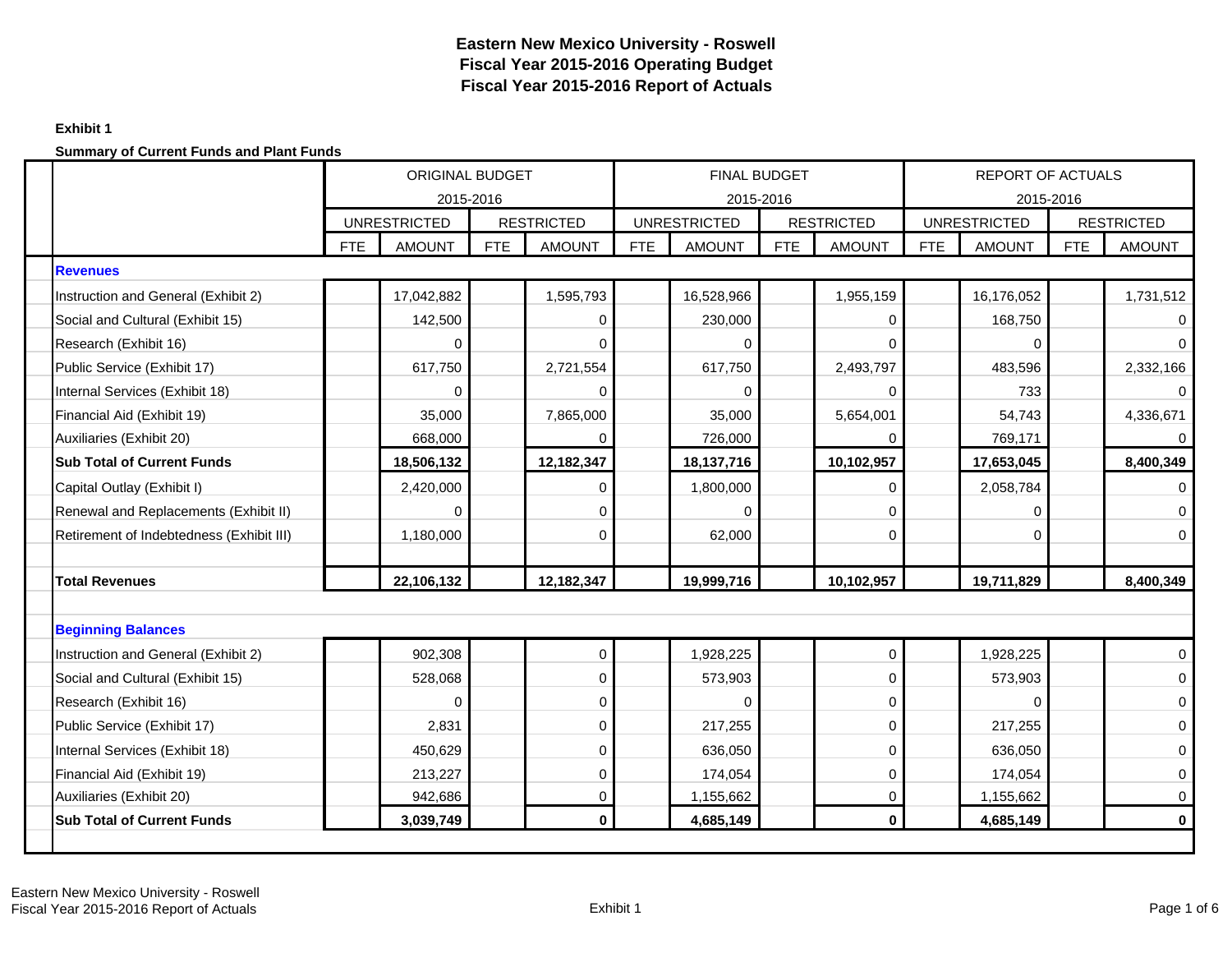# Eastern New Mexico University - Roswell
# Fiscal Year 2015-2016 Operating Budget
# Fiscal Year 2015-2016 Report of Actuals

**Exhibit 1**

**Summary of Current Funds and Plant Funds**

| | ORIGINAL BUDGET 2015-2016 | | | | FINAL BUDGET 2015-2016 | | | | REPORT OF ACTUALS 2015-2016 | | | |
|---|---|---|---|---|---|---|---|---|---|---|---|---|
| | UNRESTRICTED | | RESTRICTED | | UNRESTRICTED | | RESTRICTED | | UNRESTRICTED | | RESTRICTED | |
| | FTE | AMOUNT | FTE | AMOUNT | FTE | AMOUNT | FTE | AMOUNT | FTE | AMOUNT | FTE | AMOUNT |
| **Revenues** | | | | | | | | | | | | |
| Instruction and General (Exhibit 2) | | 17,042,882 | | 1,595,793 | | 16,528,966 | | 1,955,159 | | 16,176,052 | | 1,731,512 |
| Social and Cultural (Exhibit 15) | | 142,500 | | 0 | | 230,000 | | 0 | | 168,750 | | 0 |
| Research (Exhibit 16) | | 0 | | 0 | | 0 | | 0 | | 0 | | 0 |
| Public Service (Exhibit 17) | | 617,750 | | 2,721,554 | | 617,750 | | 2,493,797 | | 483,596 | | 2,332,166 |
| Internal Services (Exhibit 18) | | 0 | | 0 | | 0 | | 0 | | 733 | | 0 |
| Financial Aid (Exhibit 19) | | 35,000 | | 7,865,000 | | 35,000 | | 5,654,001 | | 54,743 | | 4,336,671 |
| Auxiliaries (Exhibit 20) | | 668,000 | | 0 | | 726,000 | | 0 | | 769,171 | | 0 |
| **Sub Total of Current Funds** | | **18,506,132** | | **12,182,347** | | **18,137,716** | | **10,102,957** | | **17,653,045** | | **8,400,349** |
| Capital Outlay (Exhibit I) | | 2,420,000 | | 0 | | 1,800,000 | | 0 | | 2,058,784 | | 0 |
| Renewal and Replacements (Exhibit II) | | 0 | | 0 | | 0 | | 0 | | 0 | | 0 |
| Retirement of Indebtedness (Exhibit III) | | 1,180,000 | | 0 | | 62,000 | | 0 | | 0 | | 0 |
| **Total Revenues** | | **22,106,132** | | **12,182,347** | | **19,999,716** | | **10,102,957** | | **19,711,829** | | **8,400,349** |
| **Beginning Balances** | | | | | | | | | | | | |
| Instruction and General (Exhibit 2) | | 902,308 | | 0 | | 1,928,225 | | 0 | | 1,928,225 | | 0 |
| Social and Cultural (Exhibit 15) | | 528,068 | | 0 | | 573,903 | | 0 | | 573,903 | | 0 |
| Research (Exhibit 16) | | 0 | | 0 | | 0 | | 0 | | 0 | | 0 |
| Public Service (Exhibit 17) | | 2,831 | | 0 | | 217,255 | | 0 | | 217,255 | | 0 |
| Internal Services (Exhibit 18) | | 450,629 | | 0 | | 636,050 | | 0 | | 636,050 | | 0 |
| Financial Aid (Exhibit 19) | | 213,227 | | 0 | | 174,054 | | 0 | | 174,054 | | 0 |
| Auxiliaries (Exhibit 20) | | 942,686 | | 0 | | 1,155,662 | | 0 | | 1,155,662 | | 0 |
| **Sub Total of Current Funds** | | **3,039,749** | | **0** | | **4,685,149** | | **0** | | **4,685,149** | | **0** |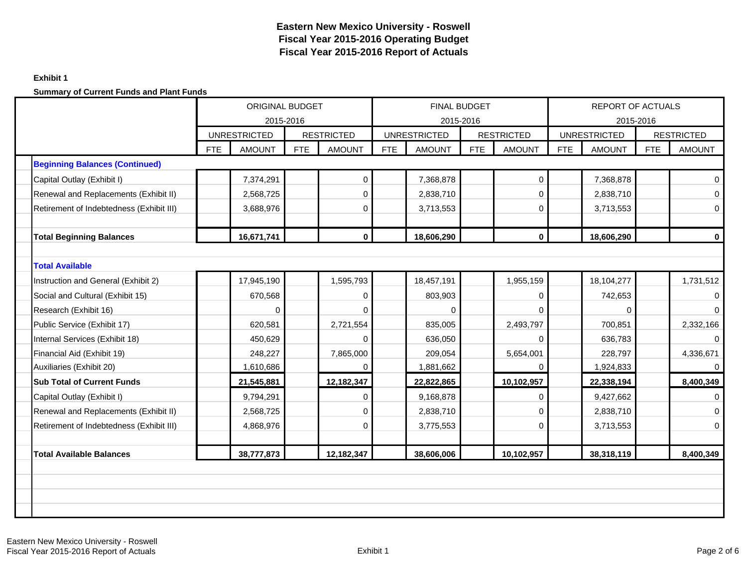# Eastern New Mexico University - Roswell
## Fiscal Year 2015-2016 Operating Budget
## Fiscal Year 2015-2016 Report of Actuals

**Exhibit 1**

**Summary of Current Funds and Plant Funds**

| | ORIGINAL BUDGET 2015-2016 | | | | FINAL BUDGET 2015-2016 | | | | REPORT OF ACTUALS 2015-2016 | | | |
|---|---|---|---|---|---|---|---|---|---|---|---|---|
| | UNRESTRICTED | | RESTRICTED | | UNRESTRICTED | | RESTRICTED | | UNRESTRICTED | | RESTRICTED | |
| | FTE | AMOUNT | FTE | AMOUNT | FTE | AMOUNT | FTE | AMOUNT | FTE | AMOUNT | FTE | AMOUNT |
| **Beginning Balances (Continued)** | | | | | | | | | | | | |
| Capital Outlay (Exhibit I) | | 7,374,291 | | 0 | | 7,368,878 | | 0 | | 7,368,878 | | 0 |
| Renewal and Replacements (Exhibit II) | | 2,568,725 | | 0 | | 2,838,710 | | 0 | | 2,838,710 | | 0 |
| Retirement of Indebtedness (Exhibit III) | | 3,688,976 | | 0 | | 3,713,553 | | 0 | | 3,713,553 | | 0 |
| **Total Beginning Balances** | | **16,671,741** | | **0** | | **18,606,290** | | **0** | | **18,606,290** | | **0** |
| **Total Available** | | | | | | | | | | | | |
| Instruction and General (Exhibit 2) | | 17,945,190 | | 1,595,793 | | 18,457,191 | | 1,955,159 | | 18,104,277 | | 1,731,512 |
| Social and Cultural (Exhibit 15) | | 670,568 | | 0 | | 803,903 | | 0 | | 742,653 | | 0 |
| Research (Exhibit 16) | | 0 | | 0 | | 0 | | 0 | | 0 | | 0 |
| Public Service (Exhibit 17) | | 620,581 | | 2,721,554 | | 835,005 | | 2,493,797 | | 700,851 | | 2,332,166 |
| Internal Services (Exhibit 18) | | 450,629 | | 0 | | 636,050 | | 0 | | 636,783 | | 0 |
| Financial Aid (Exhibit 19) | | 248,227 | | 7,865,000 | | 209,054 | | 5,654,001 | | 228,797 | | 4,336,671 |
| Auxiliaries (Exhibit 20) | | 1,610,686 | | 0 | | 1,881,662 | | 0 | | 1,924,833 | | 0 |
| **Sub Total of Current Funds** | | **21,545,881** | | **12,182,347** | | **22,822,865** | | **10,102,957** | | **22,338,194** | | **8,400,349** |
| Capital Outlay (Exhibit I) | | 9,794,291 | | 0 | | 9,168,878 | | 0 | | 9,427,662 | | 0 |
| Renewal and Replacements (Exhibit II) | | 2,568,725 | | 0 | | 2,838,710 | | 0 | | 2,838,710 | | 0 |
| Retirement of Indebtedness (Exhibit III) | | 4,868,976 | | 0 | | 3,775,553 | | 0 | | 3,713,553 | | 0 |
| **Total Available Balances** | | **38,777,873** | | **12,182,347** | | **38,606,006** | | **10,102,957** | | **38,318,119** | | **8,400,349** |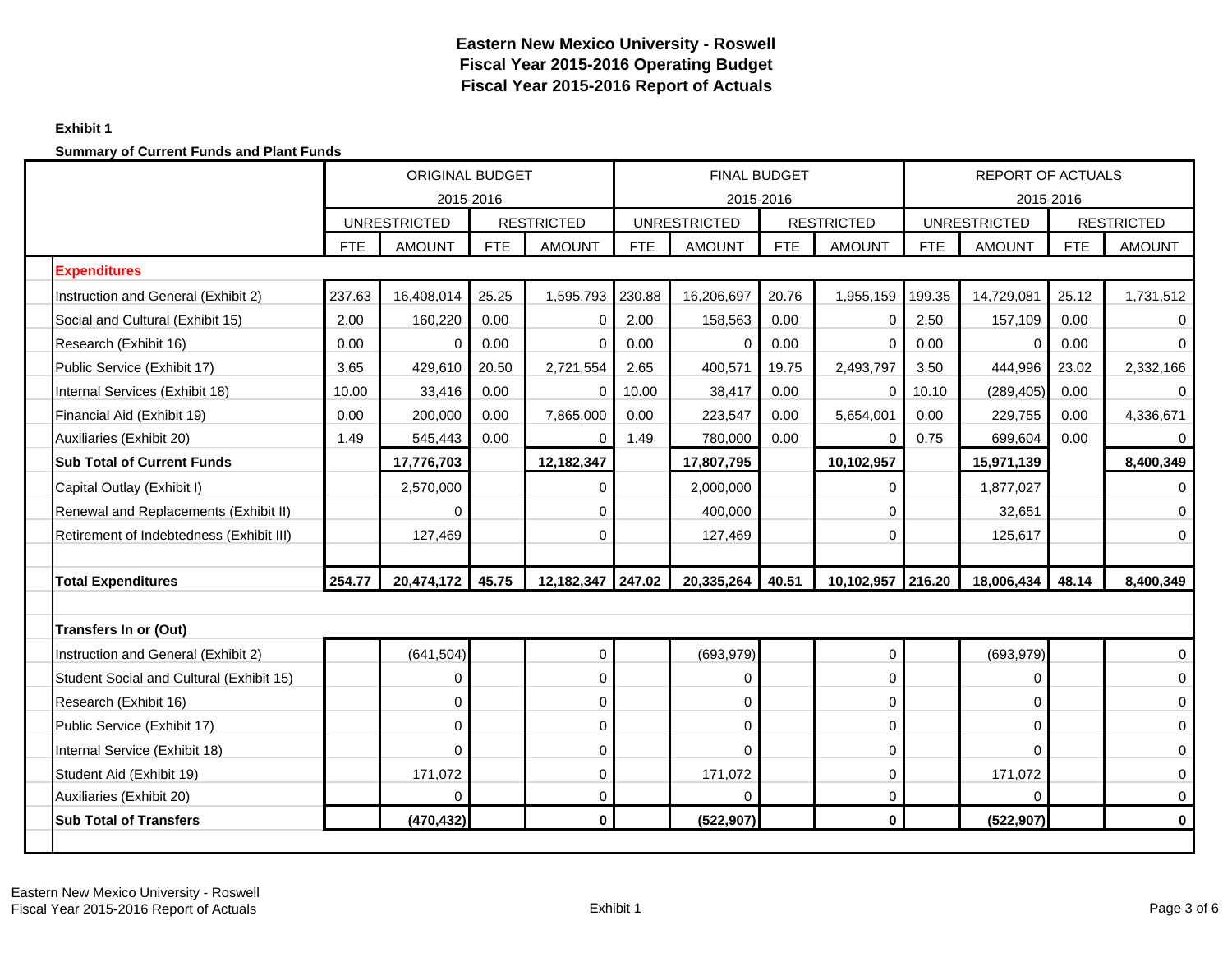# Eastern New Mexico University - Roswell
# Fiscal Year 2015-2016 Operating Budget
# Fiscal Year 2015-2016 Report of Actuals

**Exhibit 1**

**Summary of Current Funds and Plant Funds**

| | ORIGINAL BUDGET 2015-2016 | | | | FINAL BUDGET 2015-2016 | | | | REPORT OF ACTUALS 2015-2016 | | | |
|---|---|---|---|---|---|---|---|---|---|---|---|---|
| | UNRESTRICTED | | RESTRICTED | | UNRESTRICTED | | RESTRICTED | | UNRESTRICTED | | RESTRICTED | |
| | FTE | AMOUNT | FTE | AMOUNT | FTE | AMOUNT | FTE | AMOUNT | FTE | AMOUNT | FTE | AMOUNT |
| **Expenditures** | | | | | | | | | | | | |
| Instruction and General (Exhibit 2) | 237.63 | 16,408,014 | 25.25 | 1,595,793 | 230.88 | 16,206,697 | 20.76 | 1,955,159 | 199.35 | 14,729,081 | 25.12 | 1,731,512 |
| Social and Cultural (Exhibit 15) | 2.00 | 160,220 | 0.00 | 0 | 2.00 | 158,563 | 0.00 | 0 | 2.50 | 157,109 | 0.00 | 0 |
| Research (Exhibit 16) | 0.00 | 0 | 0.00 | 0 | 0.00 | 0 | 0.00 | 0 | 0.00 | 0 | 0.00 | 0 |
| Public Service (Exhibit 17) | 3.65 | 429,610 | 20.50 | 2,721,554 | 2.65 | 400,571 | 19.75 | 2,493,797 | 3.50 | 444,996 | 23.02 | 2,332,166 |
| Internal Services (Exhibit 18) | 10.00 | 33,416 | 0.00 | 0 | 10.00 | 38,417 | 0.00 | 0 | 10.10 | (289,405) | 0.00 | 0 |
| Financial Aid (Exhibit 19) | 0.00 | 200,000 | 0.00 | 7,865,000 | 0.00 | 223,547 | 0.00 | 5,654,001 | 0.00 | 229,755 | 0.00 | 4,336,671 |
| Auxiliaries (Exhibit 20) | 1.49 | 545,443 | 0.00 | 0 | 1.49 | 780,000 | 0.00 | 0 | 0.75 | 699,604 | 0.00 | 0 |
| **Sub Total of Current Funds** | | **17,776,703** | | **12,182,347** | | **17,807,795** | | **10,102,957** | | **15,971,139** | | **8,400,349** |
| Capital Outlay (Exhibit I) | | 2,570,000 | | 0 | | 2,000,000 | | 0 | | 1,877,027 | | 0 |
| Renewal and Replacements (Exhibit II) | | 0 | | 0 | | 400,000 | | 0 | | 32,651 | | 0 |
| Retirement of Indebtedness (Exhibit III) | | 127,469 | | 0 | | 127,469 | | 0 | | 125,617 | | 0 |
| | | | | | | | | | | | | |
| **Total Expenditures** | **254.77** | **20,474,172** | **45.75** | **12,182,347** | **247.02** | **20,335,264** | **40.51** | **10,102,957** | **216.20** | **18,006,434** | **48.14** | **8,400,349** |
| | | | | | | | | | | | | |
| **Transfers In or (Out)** | | | | | | | | | | | | |
| Instruction and General (Exhibit 2) | | (641,504) | | 0 | | (693,979) | | 0 | | (693,979) | | 0 |
| Student Social and Cultural (Exhibit 15) | | 0 | | 0 | | 0 | | 0 | | 0 | | 0 |
| Research (Exhibit 16) | | 0 | | 0 | | 0 | | 0 | | 0 | | 0 |
| Public Service (Exhibit 17) | | 0 | | 0 | | 0 | | 0 | | 0 | | 0 |
| Internal Service (Exhibit 18) | | 0 | | 0 | | 0 | | 0 | | 0 | | 0 |
| Student Aid (Exhibit 19) | | 171,072 | | 0 | | 171,072 | | 0 | | 171,072 | | 0 |
| Auxiliaries (Exhibit 20) | | 0 | | 0 | | 0 | | 0 | | 0 | | 0 |
| **Sub Total of Transfers** | | **(470,432)** | | **0** | | **(522,907)** | | **0** | | **(522,907)** | | **0** |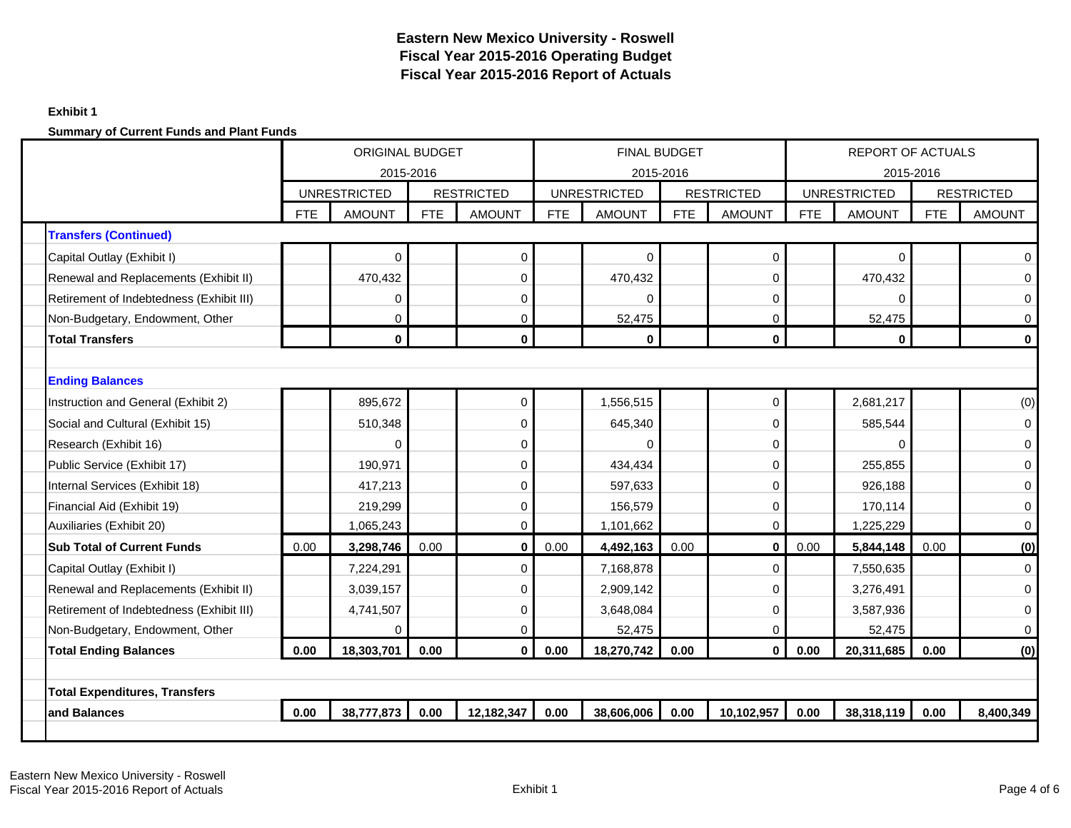# Eastern New Mexico University - Roswell
## Fiscal Year 2015-2016 Operating Budget
## Fiscal Year 2015-2016 Report of Actuals

**Exhibit 1**

**Summary of Current Funds and Plant Funds**

| | ORIGINAL BUDGET 2015-2016 | | | | FINAL BUDGET 2015-2016 | | | | REPORT OF ACTUALS 2015-2016 | | | |
|---|---|---|---|---|---|---|---|---|---|---|---|---|
| | UNRESTRICTED | | RESTRICTED | | UNRESTRICTED | | RESTRICTED | | UNRESTRICTED | | RESTRICTED | |
| | FTE | AMOUNT | FTE | AMOUNT | FTE | AMOUNT | FTE | AMOUNT | FTE | AMOUNT | FTE | AMOUNT |
| **Transfers (Continued)** | | | | | | | | | | | | |
| Capital Outlay (Exhibit I) | | 0 | | 0 | | 0 | | 0 | | 0 | | 0 |
| Renewal and Replacements (Exhibit II) | | 470,432 | | 0 | | 470,432 | | 0 | | 470,432 | | 0 |
| Retirement of Indebtedness (Exhibit III) | | 0 | | 0 | | 0 | | 0 | | 0 | | 0 |
| Non-Budgetary, Endowment, Other | | 0 | | 0 | | 52,475 | | 0 | | 52,475 | | 0 |
| **Total Transfers** | | **0** | | **0** | | **0** | | **0** | | **0** | | **0** |
| | | | | | | | | | | | | |
| **Ending Balances** | | | | | | | | | | | | |
| Instruction and General (Exhibit 2) | | 895,672 | | 0 | | 1,556,515 | | 0 | | 2,681,217 | | (0) |
| Social and Cultural (Exhibit 15) | | 510,348 | | 0 | | 645,340 | | 0 | | 585,544 | | 0 |
| Research (Exhibit 16) | | 0 | | 0 | | 0 | | 0 | | 0 | | 0 |
| Public Service (Exhibit 17) | | 190,971 | | 0 | | 434,434 | | 0 | | 255,855 | | 0 |
| Internal Services (Exhibit 18) | | 417,213 | | 0 | | 597,633 | | 0 | | 926,188 | | 0 |
| Financial Aid (Exhibit 19) | | 219,299 | | 0 | | 156,579 | | 0 | | 170,114 | | 0 |
| Auxiliaries (Exhibit 20) | | 1,065,243 | | 0 | | 1,101,662 | | 0 | | 1,225,229 | | 0 |
| **Sub Total of Current Funds** | 0.00 | **3,298,746** | 0.00 | **0** | 0.00 | **4,492,163** | 0.00 | **0** | 0.00 | **5,844,148** | 0.00 | **(0)** |
| Capital Outlay (Exhibit I) | | 7,224,291 | | 0 | | 7,168,878 | | 0 | | 7,550,635 | | 0 |
| Renewal and Replacements (Exhibit II) | | 3,039,157 | | 0 | | 2,909,142 | | 0 | | 3,276,491 | | 0 |
| Retirement of Indebtedness (Exhibit III) | | 4,741,507 | | 0 | | 3,648,084 | | 0 | | 3,587,936 | | 0 |
| Non-Budgetary, Endowment, Other | | 0 | | 0 | | 52,475 | | 0 | | 52,475 | | 0 |
| **Total Ending Balances** | **0.00** | **18,303,701** | **0.00** | **0** | **0.00** | **18,270,742** | **0.00** | **0** | **0.00** | **20,311,685** | **0.00** | **(0)** |
| | | | | | | | | | | | | |
| **Total Expenditures, Transfers and Balances** | **0.00** | **38,777,873** | **0.00** | **12,182,347** | **0.00** | **38,606,006** | **0.00** | **10,102,957** | **0.00** | **38,318,119** | **0.00** | **8,400,349** |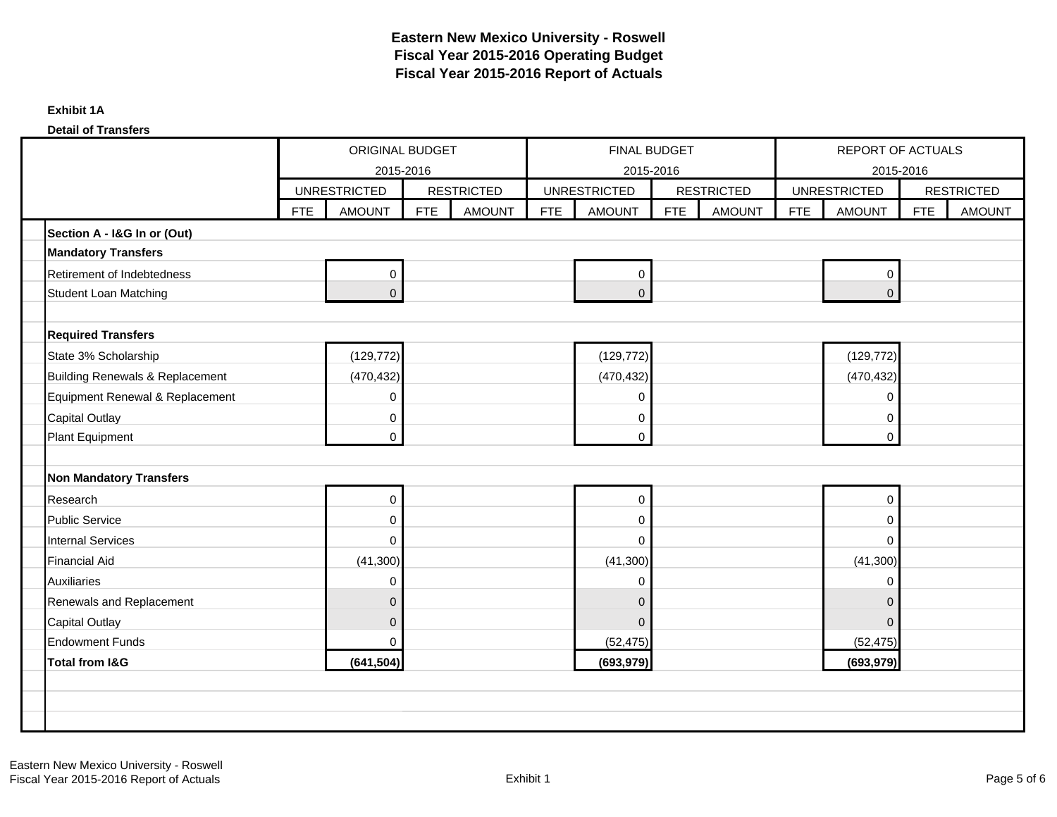# Eastern New Mexico University - Roswell
## Fiscal Year 2015-2016 Operating Budget
## Fiscal Year 2015-2016 Report of Actuals

**Exhibit 1A**

**Detail of Transfers**

| | ORIGINAL BUDGET 2015-2016 | | | | FINAL BUDGET 2015-2016 | | | | REPORT OF ACTUALS 2015-2016 | | | |
|---|---|---|---|---|---|---|---|---|---|---|---|---|
| | UNRESTRICTED | | RESTRICTED | | UNRESTRICTED | | RESTRICTED | | UNRESTRICTED | | RESTRICTED | |
| | FTE | AMOUNT | FTE | AMOUNT | FTE | AMOUNT | FTE | AMOUNT | FTE | AMOUNT | FTE | AMOUNT |
| **Section A - I&G In or (Out)** | | | | | | | | | | | | |
| **Mandatory Transfers** | | | | | | | | | | | | |
| Retirement of Indebtedness | | 0 | | | | 0 | | | | 0 | | |
| Student Loan Matching | | 0 | | | | 0 | | | | 0 | | |
| | | | | | | | | | | | | |
| **Required Transfers** | | | | | | | | | | | | |
| State 3% Scholarship | | (129,772) | | | | (129,772) | | | | (129,772) | | |
| Building Renewals & Replacement | | (470,432) | | | | (470,432) | | | | (470,432) | | |
| Equipment Renewal & Replacement | | 0 | | | | 0 | | | | 0 | | |
| Capital Outlay | | 0 | | | | 0 | | | | 0 | | |
| Plant Equipment | | 0 | | | | 0 | | | | 0 | | |
| | | | | | | | | | | | | |
| **Non Mandatory Transfers** | | | | | | | | | | | | |
| Research | | 0 | | | | 0 | | | | 0 | | |
| Public Service | | 0 | | | | 0 | | | | 0 | | |
| Internal Services | | 0 | | | | 0 | | | | 0 | | |
| Financial Aid | | (41,300) | | | | (41,300) | | | | (41,300) | | |
| Auxiliaries | | 0 | | | | 0 | | | | 0 | | |
| Renewals and Replacement | | 0 | | | | 0 | | | | 0 | | |
| Capital Outlay | | 0 | | | | 0 | | | | 0 | | |
| Endowment Funds | | 0 | | | | (52,475) | | | | (52,475) | | |
| **Total from I&G** | | **(641,504)** | | | | **(693,979)** | | | | **(693,979)** | | |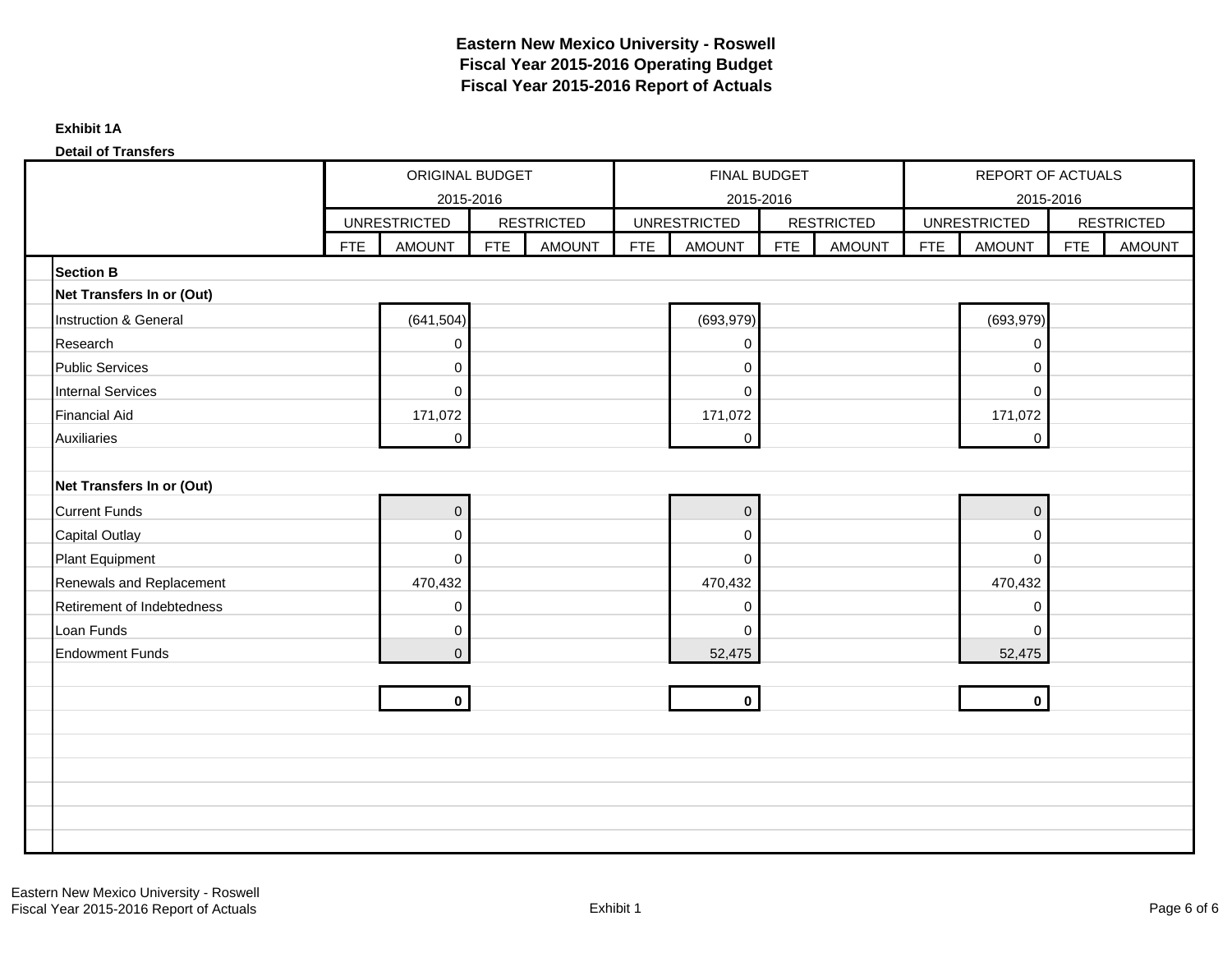# Eastern New Mexico University - Roswell
## Fiscal Year 2015-2016 Operating Budget
## Fiscal Year 2015-2016 Report of Actuals

**Exhibit 1A**

**Detail of Transfers**

| | ORIGINAL BUDGET 2015-2016 | | | | FINAL BUDGET 2015-2016 | | | | REPORT OF ACTUALS 2015-2016 | | | |
|---|---|---|---|---|---|---|---|---|---|---|---|---|
| | UNRESTRICTED | | RESTRICTED | | UNRESTRICTED | | RESTRICTED | | UNRESTRICTED | | RESTRICTED | |
| | FTE | AMOUNT | FTE | AMOUNT | FTE | AMOUNT | FTE | AMOUNT | FTE | AMOUNT | FTE | AMOUNT |
| **Section B** | | | | | | | | | | | | |
| **Net Transfers In or (Out)** | | | | | | | | | | | | |
| Instruction & General | | (641,504) | | | | (693,979) | | | | (693,979) | | |
| Research | | 0 | | | | 0 | | | | 0 | | |
| Public Services | | 0 | | | | 0 | | | | 0 | | |
| Internal Services | | 0 | | | | 0 | | | | 0 | | |
| Financial Aid | | 171,072 | | | | 171,072 | | | | 171,072 | | |
| Auxiliaries | | 0 | | | | 0 | | | | 0 | | |
| | | | | | | | | | | | | |
| **Net Transfers In or (Out)** | | | | | | | | | | | | |
| Current Funds | | 0 | | | | 0 | | | | 0 | | |
| Capital Outlay | | 0 | | | | 0 | | | | 0 | | |
| Plant Equipment | | 0 | | | | 0 | | | | 0 | | |
| Renewals and Replacement | | 470,432 | | | | 470,432 | | | | 470,432 | | |
| Retirement of Indebtedness | | 0 | | | | 0 | | | | 0 | | |
| Loan Funds | | 0 | | | | 0 | | | | 0 | | |
| Endowment Funds | | 0 | | | | 52,475 | | | | 52,475 | | |
| | | | | | | | | | | | | |
| | | **0** | | | | **0** | | | | **0** | | |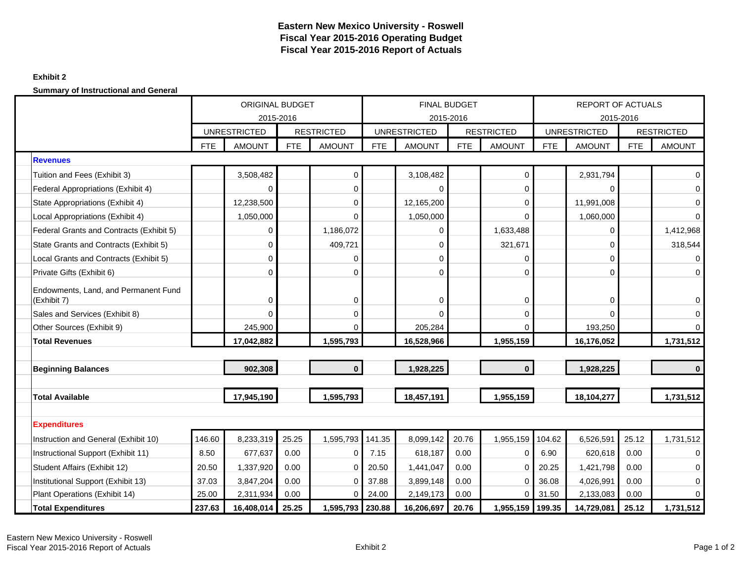# Eastern New Mexico University - Roswell
## Fiscal Year 2015-2016 Operating Budget
## Fiscal Year 2015-2016 Report of Actuals

**Exhibit 2**

**Summary of Instructional and General**

| | ORIGINAL BUDGET 2015-2016 | | | | FINAL BUDGET 2015-2016 | | | | REPORT OF ACTUALS 2015-2016 | | | |
|---|---|---|---|---|---|---|---|---|---|---|---|---|
| | UNRESTRICTED | | RESTRICTED | | UNRESTRICTED | | RESTRICTED | | UNRESTRICTED | | RESTRICTED | |
| | FTE | AMOUNT | FTE | AMOUNT | FTE | AMOUNT | FTE | AMOUNT | FTE | AMOUNT | FTE | AMOUNT |
| **Revenues** | | | | | | | | | | | | |
| Tuition and Fees (Exhibit 3) | | 3,508,482 | | 0 | | 3,108,482 | | 0 | | 2,931,794 | | 0 |
| Federal Appropriations (Exhibit 4) | | 0 | | 0 | | 0 | | 0 | | 0 | | 0 |
| State Appropriations (Exhibit 4) | | 12,238,500 | | 0 | | 12,165,200 | | 0 | | 11,991,008 | | 0 |
| Local Appropriations (Exhibit 4) | | 1,050,000 | | 0 | | 1,050,000 | | 0 | | 1,060,000 | | 0 |
| Federal Grants and Contracts (Exhibit 5) | | 0 | | 1,186,072 | | 0 | | 1,633,488 | | 0 | | 1,412,968 |
| State Grants and Contracts (Exhibit 5) | | 0 | | 409,721 | | 0 | | 321,671 | | 0 | | 318,544 |
| Local Grants and Contracts (Exhibit 5) | | 0 | | 0 | | 0 | | 0 | | 0 | | 0 |
| Private Gifts (Exhibit 6) | | 0 | | 0 | | 0 | | 0 | | 0 | | 0 |
| Endowments, Land, and Permanent Fund (Exhibit 7) | | 0 | | 0 | | 0 | | 0 | | 0 | | 0 |
| Sales and Services (Exhibit 8) | | 0 | | 0 | | 0 | | 0 | | 0 | | 0 |
| Other Sources (Exhibit 9) | | 245,900 | | 0 | | 205,284 | | 0 | | 193,250 | | 0 |
| **Total Revenues** | | **17,042,882** | | **1,595,793** | | **16,528,966** | | **1,955,159** | | **16,176,052** | | **1,731,512** |
| **Beginning Balances** | | **902,308** | | **0** | | **1,928,225** | | **0** | | **1,928,225** | | **0** |
| **Total Available** | | **17,945,190** | | **1,595,793** | | **18,457,191** | | **1,955,159** | | **18,104,277** | | **1,731,512** |
| **Expenditures** | | | | | | | | | | | | |
| Instruction and General (Exhibit 10) | 146.60 | 8,233,319 | 25.25 | 1,595,793 | 141.35 | 8,099,142 | 20.76 | 1,955,159 | 104.62 | 6,526,591 | 25.12 | 1,731,512 |
| Instructional Support (Exhibit 11) | 8.50 | 677,637 | 0.00 | 0 | 7.15 | 618,187 | 0.00 | 0 | 6.90 | 620,618 | 0.00 | 0 |
| Student Affairs (Exhibit 12) | 20.50 | 1,337,920 | 0.00 | 0 | 20.50 | 1,441,047 | 0.00 | 0 | 20.25 | 1,421,798 | 0.00 | 0 |
| Institutional Support (Exhibit 13) | 37.03 | 3,847,204 | 0.00 | 0 | 37.88 | 3,899,148 | 0.00 | 0 | 36.08 | 4,026,991 | 0.00 | 0 |
| Plant Operations (Exhibit 14) | 25.00 | 2,311,934 | 0.00 | 0 | 24.00 | 2,149,173 | 0.00 | 0 | 31.50 | 2,133,083 | 0.00 | 0 |
| **Total Expenditures** | **237.63** | **16,408,014** | **25.25** | **1,595,793** | **230.88** | **16,206,697** | **20.76** | **1,955,159** | **199.35** | **14,729,081** | **25.12** | **1,731,512** |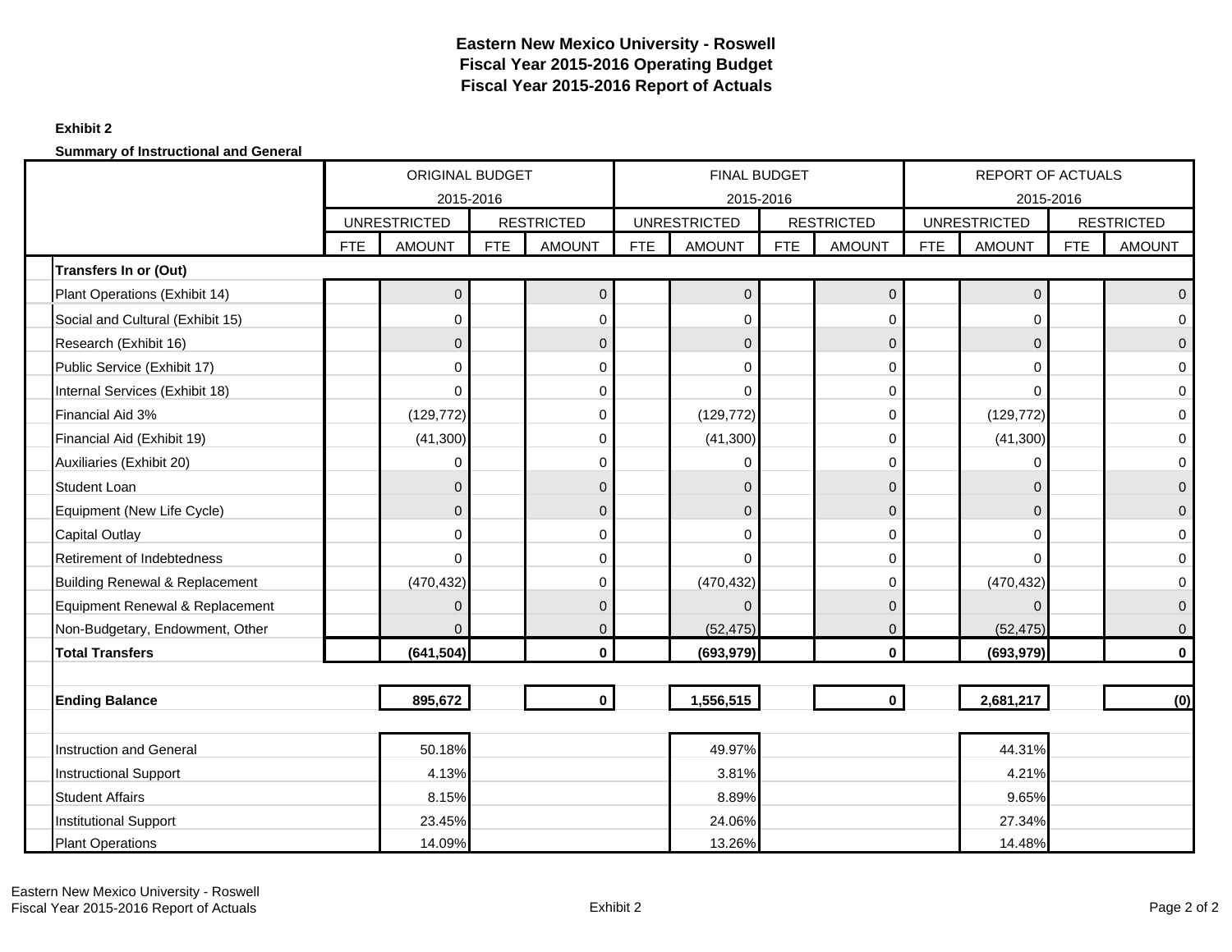# Eastern New Mexico University - Roswell
# Fiscal Year 2015-2016 Operating Budget
# Fiscal Year 2015-2016 Report of Actuals

**Exhibit 2**

**Summary of Instructional and General**

| | ORIGINAL BUDGET 2015-2016 | | | | FINAL BUDGET 2015-2016 | | | | REPORT OF ACTUALS 2015-2016 | | | |
|---|---|---|---|---|---|---|---|---|---|---|---|---|
| | UNRESTRICTED | | RESTRICTED | | UNRESTRICTED | | RESTRICTED | | UNRESTRICTED | | RESTRICTED | |
| | FTE | AMOUNT | FTE | AMOUNT | FTE | AMOUNT | FTE | AMOUNT | FTE | AMOUNT | FTE | AMOUNT |
| **Transfers In or (Out)** | | | | | | | | | | | | |
| Plant Operations (Exhibit 14) | | 0 | | 0 | | 0 | | 0 | | 0 | | 0 |
| Social and Cultural (Exhibit 15) | | 0 | | 0 | | 0 | | 0 | | 0 | | 0 |
| Research (Exhibit 16) | | 0 | | 0 | | 0 | | 0 | | 0 | | 0 |
| Public Service (Exhibit 17) | | 0 | | 0 | | 0 | | 0 | | 0 | | 0 |
| Internal Services (Exhibit 18) | | 0 | | 0 | | 0 | | 0 | | 0 | | 0 |
| Financial Aid 3% | | (129,772) | | 0 | | (129,772) | | 0 | | (129,772) | | 0 |
| Financial Aid (Exhibit 19) | | (41,300) | | 0 | | (41,300) | | 0 | | (41,300) | | 0 |
| Auxiliaries (Exhibit 20) | | 0 | | 0 | | 0 | | 0 | | 0 | | 0 |
| Student Loan | | 0 | | 0 | | 0 | | 0 | | 0 | | 0 |
| Equipment (New Life Cycle) | | 0 | | 0 | | 0 | | 0 | | 0 | | 0 |
| Capital Outlay | | 0 | | 0 | | 0 | | 0 | | 0 | | 0 |
| Retirement of Indebtedness | | 0 | | 0 | | 0 | | 0 | | 0 | | 0 |
| Building Renewal & Replacement | | (470,432) | | 0 | | (470,432) | | 0 | | (470,432) | | 0 |
| Equipment Renewal & Replacement | | 0 | | 0 | | 0 | | 0 | | 0 | | 0 |
| Non-Budgetary, Endowment, Other | | 0 | | 0 | | (52,475) | | 0 | | (52,475) | | 0 |
| **Total Transfers** | | **(641,504)** | | **0** | | **(693,979)** | | **0** | | **(693,979)** | | **0** |
| | | | | | | | | | | | | |
| **Ending Balance** | | **895,672** | | **0** | | **1,556,515** | | **0** | | **2,681,217** | | **(0)** |
| | | | | | | | | | | | | |
| Instruction and General | | 50.18% | | | | 49.97% | | | | 44.31% | | |
| Instructional Support | | 4.13% | | | | 3.81% | | | | 4.21% | | |
| Student Affairs | | 8.15% | | | | 8.89% | | | | 9.65% | | |
| Institutional Support | | 23.45% | | | | 24.06% | | | | 27.34% | | |
| Plant Operations | | 14.09% | | | | 13.26% | | | | 14.48% | | |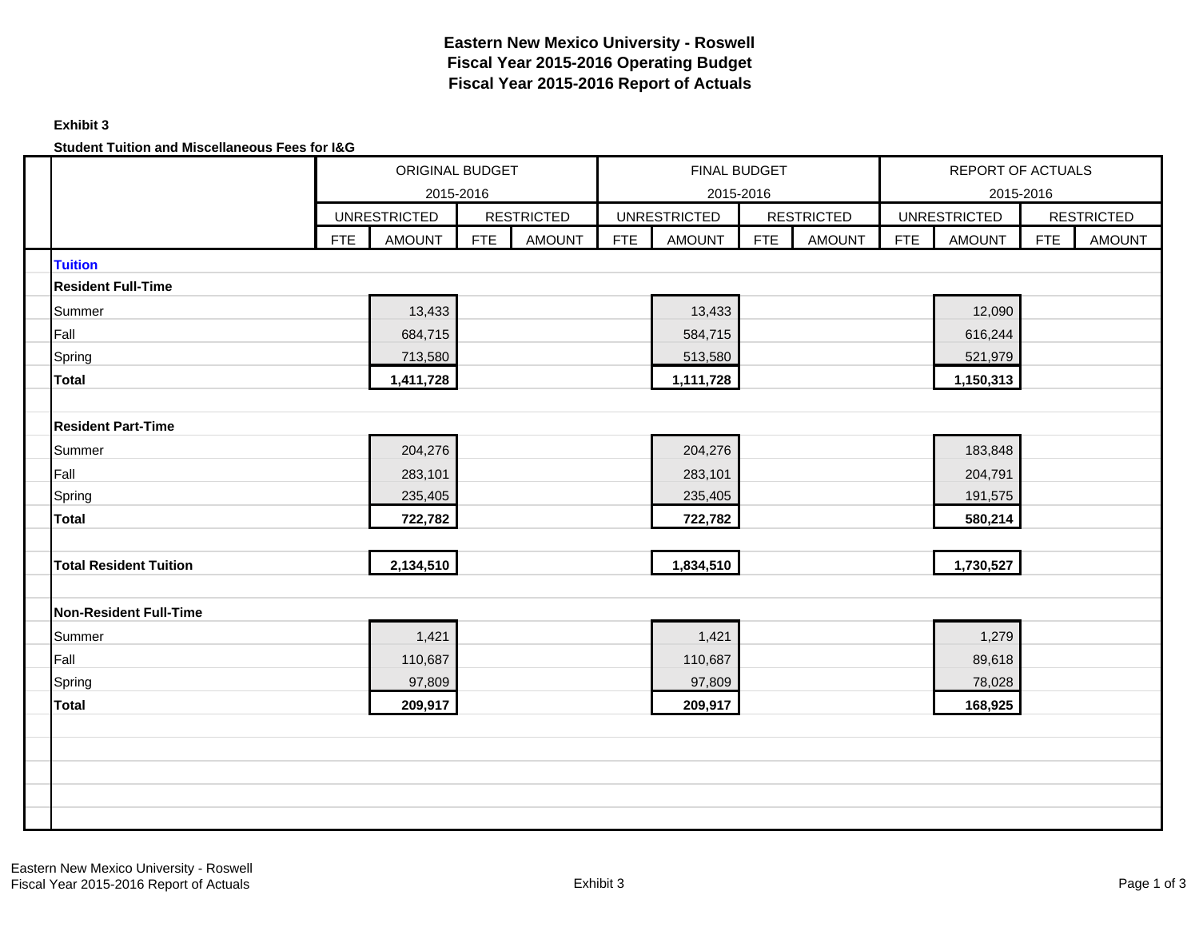# Eastern New Mexico University - Roswell
# Fiscal Year 2015-2016 Operating Budget
# Fiscal Year 2015-2016 Report of Actuals

**Exhibit 3**

**Student Tuition and Miscellaneous Fees for I&G**

| | ORIGINAL BUDGET 2015-2016 | | | | FINAL BUDGET 2015-2016 | | | | REPORT OF ACTUALS 2015-2016 | | | |
|---|---|---|---|---|---|---|---|---|---|---|---|---|
| | UNRESTRICTED | | RESTRICTED | | UNRESTRICTED | | RESTRICTED | | UNRESTRICTED | | RESTRICTED | |
| | FTE | AMOUNT | FTE | AMOUNT | FTE | AMOUNT | FTE | AMOUNT | FTE | AMOUNT | FTE | AMOUNT |
| **Tuition** | | | | | | | | | | | | |
| **Resident Full-Time** | | | | | | | | | | | | |
| Summer | | 13,433 | | | | 13,433 | | | | 12,090 | | |
| Fall | | 684,715 | | | | 584,715 | | | | 616,244 | | |
| Spring | | 713,580 | | | | 513,580 | | | | 521,979 | | |
| **Total** | | **1,411,728** | | | | **1,111,728** | | | | **1,150,313** | | |
| **Resident Part-Time** | | | | | | | | | | | | |
| Summer | | 204,276 | | | | 204,276 | | | | 183,848 | | |
| Fall | | 283,101 | | | | 283,101 | | | | 204,791 | | |
| Spring | | 235,405 | | | | 235,405 | | | | 191,575 | | |
| **Total** | | **722,782** | | | | **722,782** | | | | **580,214** | | |
| **Total Resident Tuition** | | **2,134,510** | | | | **1,834,510** | | | | **1,730,527** | | |
| **Non-Resident Full-Time** | | | | | | | | | | | | |
| Summer | | 1,421 | | | | 1,421 | | | | 1,279 | | |
| Fall | | 110,687 | | | | 110,687 | | | | 89,618 | | |
| Spring | | 97,809 | | | | 97,809 | | | | 78,028 | | |
| **Total** | | **209,917** | | | | **209,917** | | | | **168,925** | | |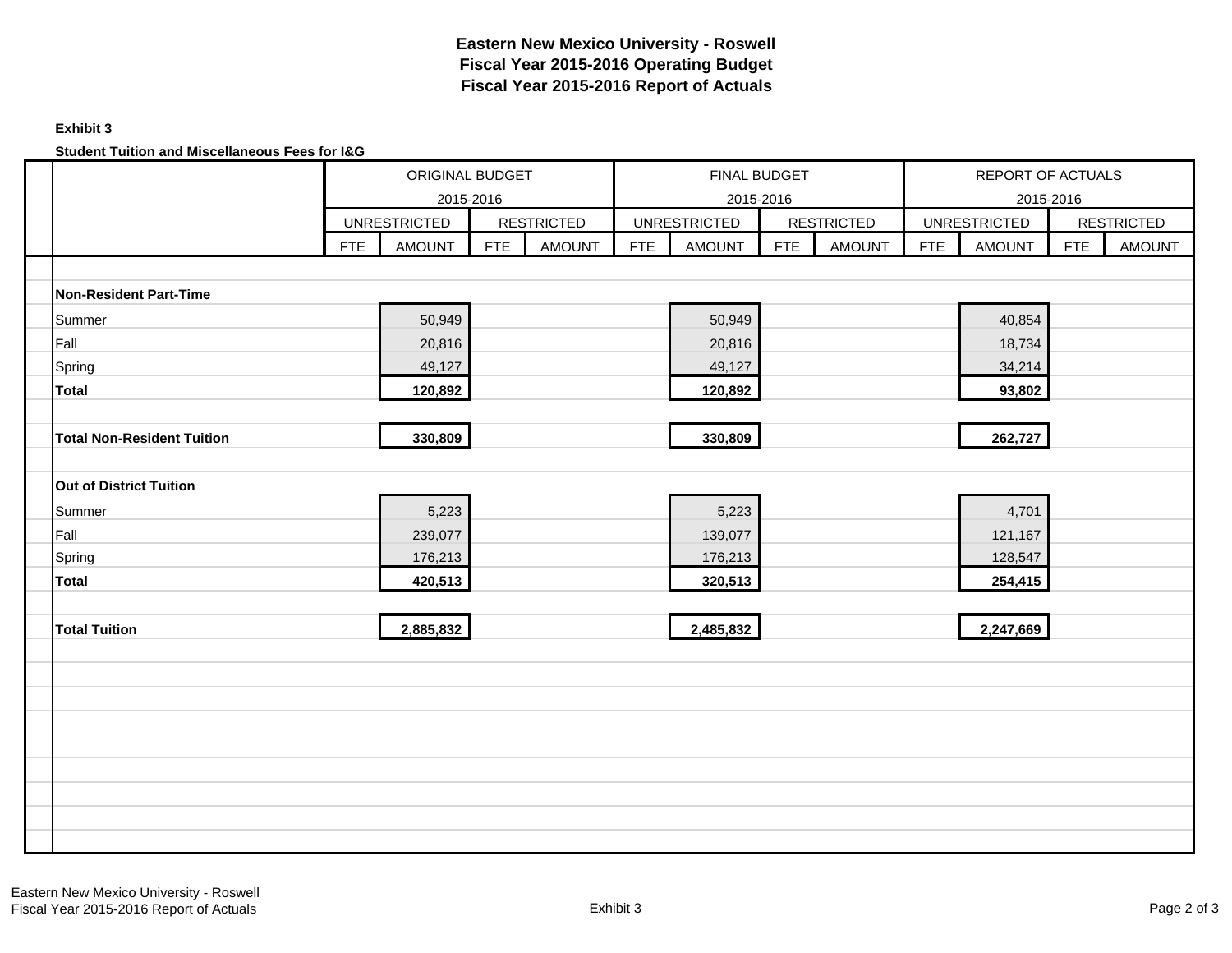# Eastern New Mexico University - Roswell
## Fiscal Year 2015-2016 Operating Budget
## Fiscal Year 2015-2016 Report of Actuals

**Exhibit 3**

**Student Tuition and Miscellaneous Fees for I&G**

| | ORIGINAL BUDGET 2015-2016 | | | | FINAL BUDGET 2015-2016 | | | | REPORT OF ACTUALS 2015-2016 | | | |
|---|---|---|---|---|---|---|---|---|---|---|---|---|
| | UNRESTRICTED | | RESTRICTED | | UNRESTRICTED | | RESTRICTED | | UNRESTRICTED | | RESTRICTED | |
| | FTE | AMOUNT | FTE | AMOUNT | FTE | AMOUNT | FTE | AMOUNT | FTE | AMOUNT | FTE | AMOUNT |
| **Non-Resident Part-Time** | | | | | | | | | | | | |
| Summer | | 50,949 | | | | 50,949 | | | | 40,854 | | |
| Fall | | 20,816 | | | | 20,816 | | | | 18,734 | | |
| Spring | | 49,127 | | | | 49,127 | | | | 34,214 | | |
| **Total** | | **120,892** | | | | **120,892** | | | | **93,802** | | |
| **Total Non-Resident Tuition** | | **330,809** | | | | **330,809** | | | | **262,727** | | |
| **Out of District Tuition** | | | | | | | | | | | | |
| Summer | | 5,223 | | | | 5,223 | | | | 4,701 | | |
| Fall | | 239,077 | | | | 139,077 | | | | 121,167 | | |
| Spring | | 176,213 | | | | 176,213 | | | | 128,547 | | |
| **Total** | | **420,513** | | | | **320,513** | | | | **254,415** | | |
| **Total Tuition** | | **2,885,832** | | | | **2,485,832** | | | | **2,247,669** | | |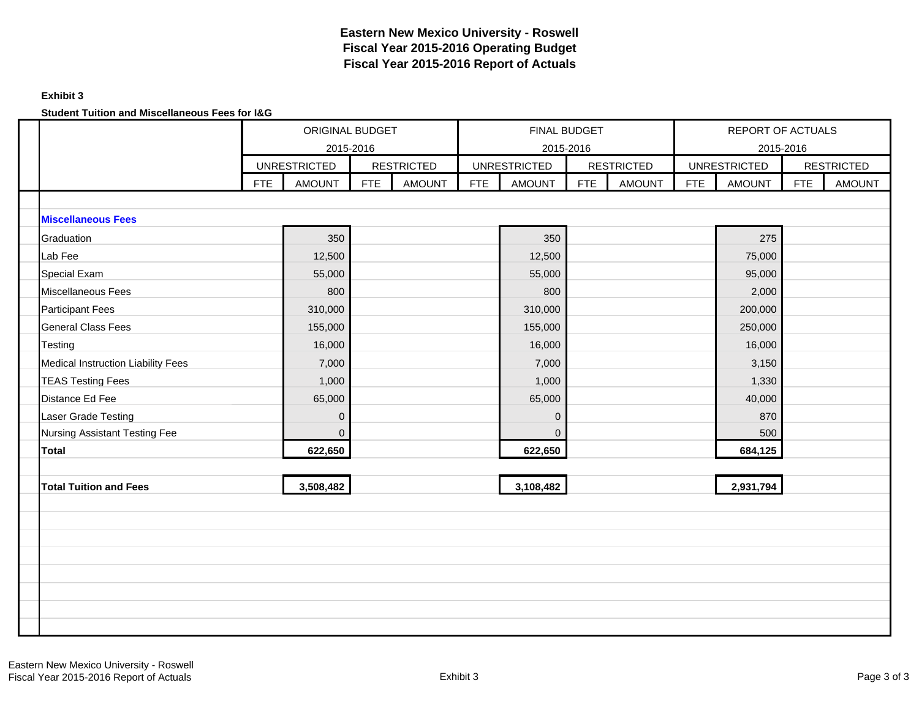# Eastern New Mexico University - Roswell
# Fiscal Year 2015-2016 Operating Budget
# Fiscal Year 2015-2016 Report of Actuals

**Exhibit 3**

**Student Tuition and Miscellaneous Fees for I&G**

| | ORIGINAL BUDGET 2015-2016 | | | | FINAL BUDGET 2015-2016 | | | | REPORT OF ACTUALS 2015-2016 | | | |
|---|---|---|---|---|---|---|---|---|---|---|---|---|
| | UNRESTRICTED | | RESTRICTED | | UNRESTRICTED | | RESTRICTED | | UNRESTRICTED | | RESTRICTED | |
| | FTE | AMOUNT | FTE | AMOUNT | FTE | AMOUNT | FTE | AMOUNT | FTE | AMOUNT | FTE | AMOUNT |
| **Miscellaneous Fees** | | | | | | | | | | | | |
| Graduation | | 350 | | | | 350 | | | | 275 | | |
| Lab Fee | | 12,500 | | | | 12,500 | | | | 75,000 | | |
| Special Exam | | 55,000 | | | | 55,000 | | | | 95,000 | | |
| Miscellaneous Fees | | 800 | | | | 800 | | | | 2,000 | | |
| Participant Fees | | 310,000 | | | | 310,000 | | | | 200,000 | | |
| General Class Fees | | 155,000 | | | | 155,000 | | | | 250,000 | | |
| Testing | | 16,000 | | | | 16,000 | | | | 16,000 | | |
| Medical Instruction Liability Fees | | 7,000 | | | | 7,000 | | | | 3,150 | | |
| TEAS Testing Fees | | 1,000 | | | | 1,000 | | | | 1,330 | | |
| Distance Ed Fee | | 65,000 | | | | 65,000 | | | | 40,000 | | |
| Laser Grade Testing | | 0 | | | | 0 | | | | 870 | | |
| Nursing Assistant Testing Fee | | 0 | | | | 0 | | | | 500 | | |
| **Total** | | **622,650** | | | | **622,650** | | | | **684,125** | | |
| **Total Tuition and Fees** | | **3,508,482** | | | | **3,108,482** | | | | **2,931,794** | | |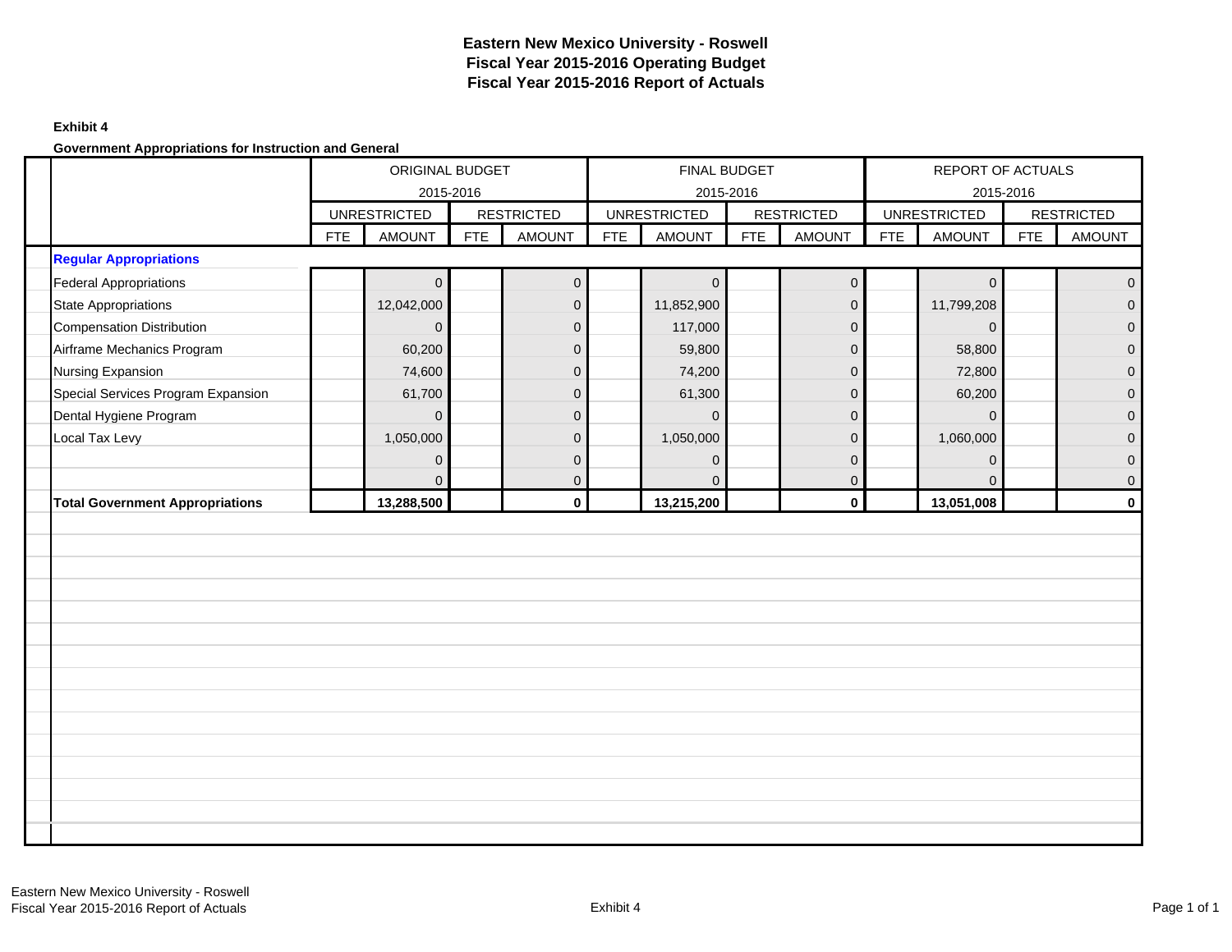# Eastern New Mexico University - Roswell
## Fiscal Year 2015-2016 Operating Budget
## Fiscal Year 2015-2016 Report of Actuals

**Exhibit 4**

**Government Appropriations for Instruction and General**

| | ORIGINAL BUDGET 2015-2016 | | | | FINAL BUDGET 2015-2016 | | | | REPORT OF ACTUALS 2015-2016 | | | |
|---|---|---|---|---|---|---|---|---|---|---|---|---|
| | UNRESTRICTED | | RESTRICTED | | UNRESTRICTED | | RESTRICTED | | UNRESTRICTED | | RESTRICTED | |
| | FTE | AMOUNT | FTE | AMOUNT | FTE | AMOUNT | FTE | AMOUNT | FTE | AMOUNT | FTE | AMOUNT |
| **Regular Appropriations** | | | | | | | | | | | | |
| Federal Appropriations | | 0 | | 0 | | 0 | | 0 | | 0 | | 0 |
| State Appropriations | | 12,042,000 | | 0 | | 11,852,900 | | 0 | | 11,799,208 | | 0 |
| Compensation Distribution | | 0 | | 0 | | 117,000 | | 0 | | 0 | | 0 |
| Airframe Mechanics Program | | 60,200 | | 0 | | 59,800 | | 0 | | 58,800 | | 0 |
| Nursing Expansion | | 74,600 | | 0 | | 74,200 | | 0 | | 72,800 | | 0 |
| Special Services Program Expansion | | 61,700 | | 0 | | 61,300 | | 0 | | 60,200 | | 0 |
| Dental Hygiene Program | | 0 | | 0 | | 0 | | 0 | | 0 | | 0 |
| Local Tax Levy | | 1,050,000 | | 0 | | 1,050,000 | | 0 | | 1,060,000 | | 0 |
| | | 0 | | 0 | | 0 | | 0 | | 0 | | 0 |
| | | 0 | | 0 | | 0 | | 0 | | 0 | | 0 |
| **Total Government Appropriations** | | **13,288,500** | | **0** | | **13,215,200** | | **0** | | **13,051,008** | | **0** |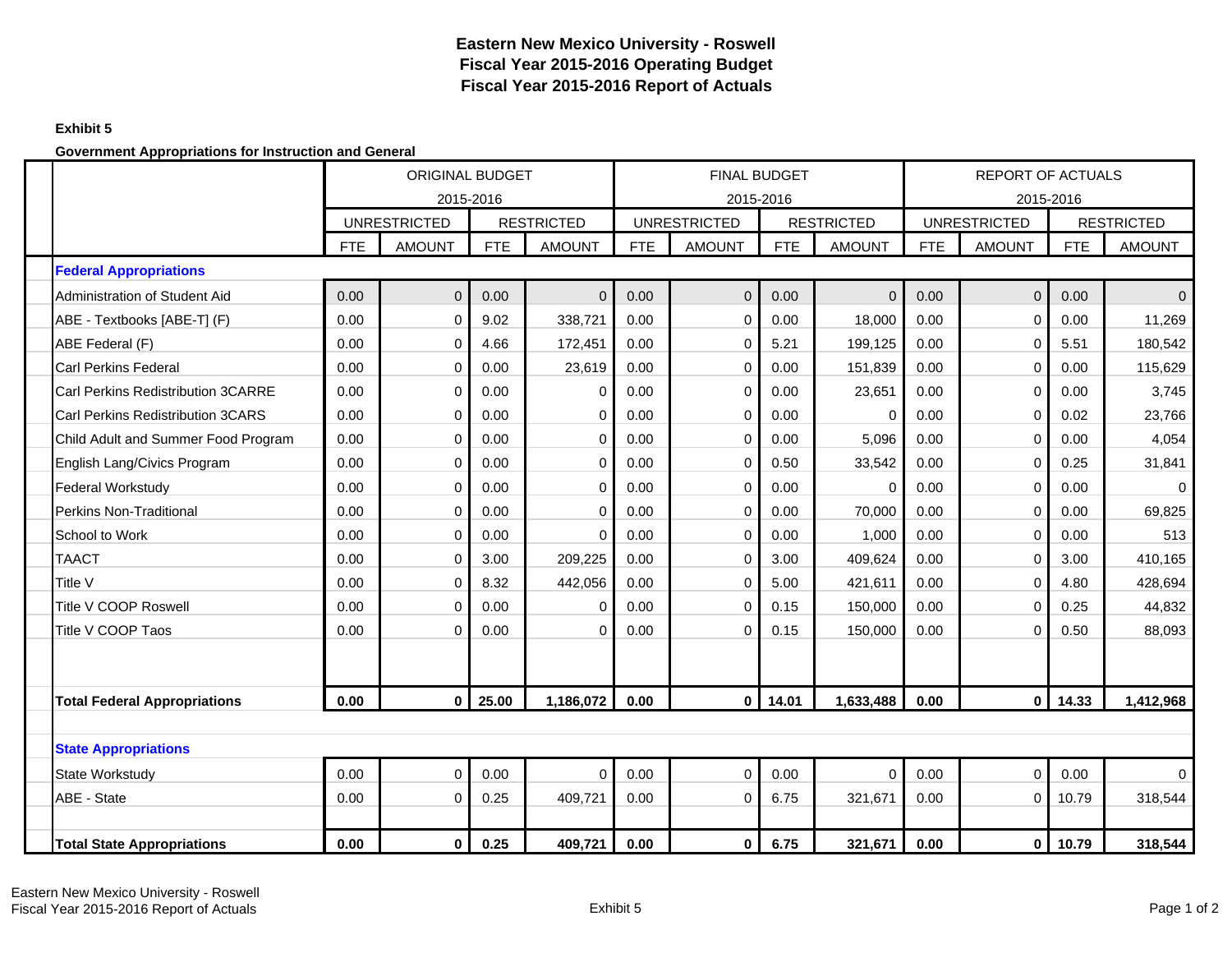**Eastern New Mexico University - Roswell**
**Fiscal Year 2015-2016 Operating Budget**
**Fiscal Year 2015-2016 Report of Actuals**

**Exhibit 5**

**Government Appropriations for Instruction and General**

| | ORIGINAL BUDGET 2015-2016 | | | | FINAL BUDGET 2015-2016 | | | | REPORT OF ACTUALS 2015-2016 | | | |
|---|---|---|---|---|---|---|---|---|---|---|---|---|
| | UNRESTRICTED | | RESTRICTED | | UNRESTRICTED | | RESTRICTED | | UNRESTRICTED | | RESTRICTED | |
| | FTE | AMOUNT | FTE | AMOUNT | FTE | AMOUNT | FTE | AMOUNT | FTE | AMOUNT | FTE | AMOUNT |
| **Federal Appropriations** | | | | | | | | | | | | |
| Administration of Student Aid | 0.00 | 0 | 0.00 | 0 | 0.00 | 0 | 0.00 | 0 | 0.00 | 0 | 0.00 | 0 |
| ABE - Textbooks [ABE-T] (F) | 0.00 | 0 | 9.02 | 338,721 | 0.00 | 0 | 0.00 | 18,000 | 0.00 | 0 | 0.00 | 11,269 |
| ABE Federal (F) | 0.00 | 0 | 4.66 | 172,451 | 0.00 | 0 | 5.21 | 199,125 | 0.00 | 0 | 5.51 | 180,542 |
| Carl Perkins Federal | 0.00 | 0 | 0.00 | 23,619 | 0.00 | 0 | 0.00 | 151,839 | 0.00 | 0 | 0.00 | 115,629 |
| Carl Perkins Redistribution 3CARRE | 0.00 | 0 | 0.00 | 0 | 0.00 | 0 | 0.00 | 23,651 | 0.00 | 0 | 0.00 | 3,745 |
| Carl Perkins Redistribution 3CARS | 0.00 | 0 | 0.00 | 0 | 0.00 | 0 | 0.00 | 0 | 0.00 | 0 | 0.02 | 23,766 |
| Child Adult and Summer Food Program | 0.00 | 0 | 0.00 | 0 | 0.00 | 0 | 0.00 | 5,096 | 0.00 | 0 | 0.00 | 4,054 |
| English Lang/Civics Program | 0.00 | 0 | 0.00 | 0 | 0.00 | 0 | 0.50 | 33,542 | 0.00 | 0 | 0.25 | 31,841 |
| Federal Workstudy | 0.00 | 0 | 0.00 | 0 | 0.00 | 0 | 0.00 | 0 | 0.00 | 0 | 0.00 | 0 |
| Perkins Non-Traditional | 0.00 | 0 | 0.00 | 0 | 0.00 | 0 | 0.00 | 70,000 | 0.00 | 0 | 0.00 | 69,825 |
| School to Work | 0.00 | 0 | 0.00 | 0 | 0.00 | 0 | 0.00 | 1,000 | 0.00 | 0 | 0.00 | 513 |
| TAACT | 0.00 | 0 | 3.00 | 209,225 | 0.00 | 0 | 3.00 | 409,624 | 0.00 | 0 | 3.00 | 410,165 |
| Title V | 0.00 | 0 | 8.32 | 442,056 | 0.00 | 0 | 5.00 | 421,611 | 0.00 | 0 | 4.80 | 428,694 |
| Title V COOP Roswell | 0.00 | 0 | 0.00 | 0 | 0.00 | 0 | 0.15 | 150,000 | 0.00 | 0 | 0.25 | 44,832 |
| Title V COOP Taos | 0.00 | 0 | 0.00 | 0 | 0.00 | 0 | 0.15 | 150,000 | 0.00 | 0 | 0.50 | 88,093 |
| **Total Federal Appropriations** | **0.00** | **0** | **25.00** | **1,186,072** | **0.00** | **0** | **14.01** | **1,633,488** | **0.00** | **0** | **14.33** | **1,412,968** |
| **State Appropriations** | | | | | | | | | | | | |
| State Workstudy | 0.00 | 0 | 0.00 | 0 | 0.00 | 0 | 0.00 | 0 | 0.00 | 0 | 0.00 | 0 |
| ABE - State | 0.00 | 0 | 0.25 | 409,721 | 0.00 | 0 | 6.75 | 321,671 | 0.00 | 0 | 10.79 | 318,544 |
| **Total State Appropriations** | **0.00** | **0** | **0.25** | **409,721** | **0.00** | **0** | **6.75** | **321,671** | **0.00** | **0** | **10.79** | **318,544** |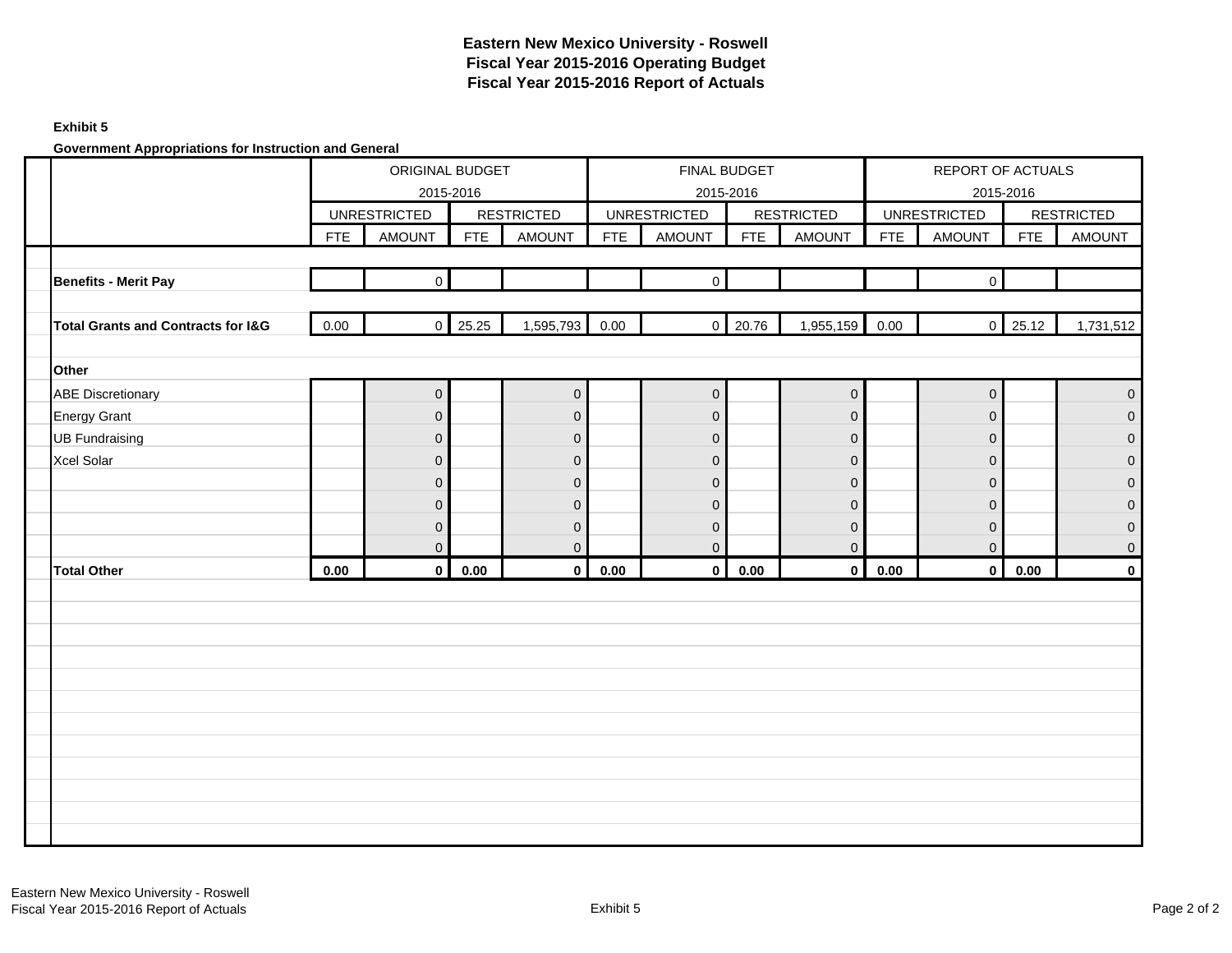# Eastern New Mexico University - Roswell
## Fiscal Year 2015-2016 Operating Budget
## Fiscal Year 2015-2016 Report of Actuals

**Exhibit 5**

**Government Appropriations for Instruction and General**

| | ORIGINAL BUDGET 2015-2016 | | | | FINAL BUDGET 2015-2016 | | | | REPORT OF ACTUALS 2015-2016 | | | |
|---|---|---|---|---|---|---|---|---|---|---|---|---|
| | UNRESTRICTED | | RESTRICTED | | UNRESTRICTED | | RESTRICTED | | UNRESTRICTED | | RESTRICTED | |
| | FTE | AMOUNT | FTE | AMOUNT | FTE | AMOUNT | FTE | AMOUNT | FTE | AMOUNT | FTE | AMOUNT |
| **Benefits - Merit Pay** | | 0 | | | | 0 | | | | 0 | | |
| **Total Grants and Contracts for I&G** | 0.00 | 0 | 25.25 | 1,595,793 | 0.00 | 0 | 20.76 | 1,955,159 | 0.00 | 0 | 25.12 | 1,731,512 |
| **Other** | | | | | | | | | | | | |
| ABE Discretionary | | 0 | | 0 | | 0 | | 0 | | 0 | | 0 |
| Energy Grant | | 0 | | 0 | | 0 | | 0 | | 0 | | 0 |
| UB Fundraising | | 0 | | 0 | | 0 | | 0 | | 0 | | 0 |
| Xcel Solar | | 0 | | 0 | | 0 | | 0 | | 0 | | 0 |
| | | 0 | | 0 | | 0 | | 0 | | 0 | | 0 |
| | | 0 | | 0 | | 0 | | 0 | | 0 | | 0 |
| | | 0 | | 0 | | 0 | | 0 | | 0 | | 0 |
| | | 0 | | 0 | | 0 | | 0 | | 0 | | 0 |
| **Total Other** | **0.00** | **0** | **0.00** | **0** | **0.00** | **0** | **0.00** | **0** | **0.00** | **0** | **0.00** | **0** |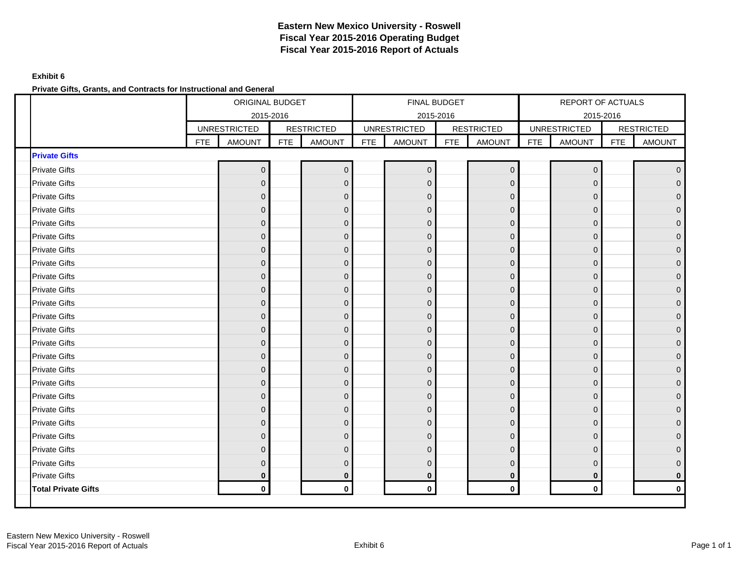# Eastern New Mexico University - Roswell
## Fiscal Year 2015-2016 Operating Budget
## Fiscal Year 2015-2016 Report of Actuals

**Exhibit 6**

**Private Gifts, Grants, and Contracts for Instructional and General**

| | ORIGINAL BUDGET 2015-2016 | | | | FINAL BUDGET 2015-2016 | | | | REPORT OF ACTUALS 2015-2016 | | | |
|---|---|---|---|---|---|---|---|---|---|---|---|---|
| | UNRESTRICTED | | RESTRICTED | | UNRESTRICTED | | RESTRICTED | | UNRESTRICTED | | RESTRICTED | |
| | FTE | AMOUNT | FTE | AMOUNT | FTE | AMOUNT | FTE | AMOUNT | FTE | AMOUNT | FTE | AMOUNT |
| **Private Gifts** | | | | | | | | | | | | |
| Private Gifts | | 0 | | 0 | | 0 | | 0 | | 0 | | 0 |
| Private Gifts | | 0 | | 0 | | 0 | | 0 | | 0 | | 0 |
| Private Gifts | | 0 | | 0 | | 0 | | 0 | | 0 | | 0 |
| Private Gifts | | 0 | | 0 | | 0 | | 0 | | 0 | | 0 |
| Private Gifts | | 0 | | 0 | | 0 | | 0 | | 0 | | 0 |
| Private Gifts | | 0 | | 0 | | 0 | | 0 | | 0 | | 0 |
| Private Gifts | | 0 | | 0 | | 0 | | 0 | | 0 | | 0 |
| Private Gifts | | 0 | | 0 | | 0 | | 0 | | 0 | | 0 |
| Private Gifts | | 0 | | 0 | | 0 | | 0 | | 0 | | 0 |
| Private Gifts | | 0 | | 0 | | 0 | | 0 | | 0 | | 0 |
| Private Gifts | | 0 | | 0 | | 0 | | 0 | | 0 | | 0 |
| Private Gifts | | 0 | | 0 | | 0 | | 0 | | 0 | | 0 |
| Private Gifts | | 0 | | 0 | | 0 | | 0 | | 0 | | 0 |
| Private Gifts | | 0 | | 0 | | 0 | | 0 | | 0 | | 0 |
| Private Gifts | | 0 | | 0 | | 0 | | 0 | | 0 | | 0 |
| Private Gifts | | 0 | | 0 | | 0 | | 0 | | 0 | | 0 |
| Private Gifts | | 0 | | 0 | | 0 | | 0 | | 0 | | 0 |
| Private Gifts | | 0 | | 0 | | 0 | | 0 | | 0 | | 0 |
| Private Gifts | | 0 | | 0 | | 0 | | 0 | | 0 | | 0 |
| Private Gifts | | 0 | | 0 | | 0 | | 0 | | 0 | | 0 |
| Private Gifts | | 0 | | 0 | | 0 | | 0 | | 0 | | 0 |
| Private Gifts | | 0 | | 0 | | 0 | | 0 | | 0 | | 0 |
| Private Gifts | | 0 | | 0 | | 0 | | 0 | | 0 | | 0 |
| Private Gifts | | **0** | | **0** | | **0** | | **0** | | **0** | | **0** |
| **Total Private Gifts** | | **0** | | **0** | | **0** | | **0** | | **0** | | **0** |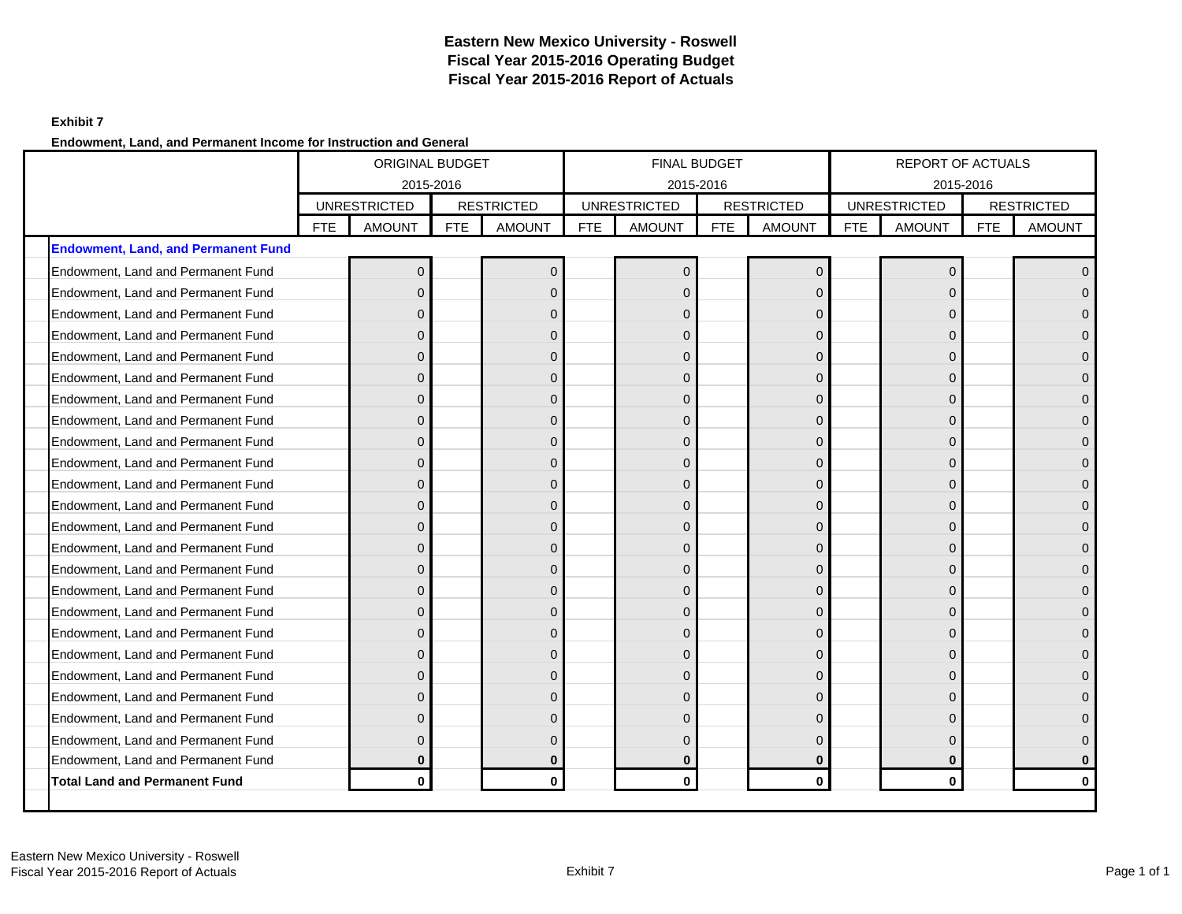# Eastern New Mexico University - Roswell
# Fiscal Year 2015-2016 Operating Budget
# Fiscal Year 2015-2016 Report of Actuals

**Exhibit 7**

**Endowment, Land, and Permanent Income for Instruction and General**

| | ORIGINAL BUDGET 2015-2016 | | | | FINAL BUDGET 2015-2016 | | | | REPORT OF ACTUALS 2015-2016 | | | |
|---|---|---|---|---|---|---|---|---|---|---|---|---|
| | UNRESTRICTED | | RESTRICTED | | UNRESTRICTED | | RESTRICTED | | UNRESTRICTED | | RESTRICTED | |
| | FTE | AMOUNT | FTE | AMOUNT | FTE | AMOUNT | FTE | AMOUNT | FTE | AMOUNT | FTE | AMOUNT |
| **Endowment, Land, and Permanent Fund** | | | | | | | | | | | | |
| Endowment, Land and Permanent Fund | | 0 | | 0 | | 0 | | 0 | | 0 | | 0 |
| Endowment, Land and Permanent Fund | | 0 | | 0 | | 0 | | 0 | | 0 | | 0 |
| Endowment, Land and Permanent Fund | | 0 | | 0 | | 0 | | 0 | | 0 | | 0 |
| Endowment, Land and Permanent Fund | | 0 | | 0 | | 0 | | 0 | | 0 | | 0 |
| Endowment, Land and Permanent Fund | | 0 | | 0 | | 0 | | 0 | | 0 | | 0 |
| Endowment, Land and Permanent Fund | | 0 | | 0 | | 0 | | 0 | | 0 | | 0 |
| Endowment, Land and Permanent Fund | | 0 | | 0 | | 0 | | 0 | | 0 | | 0 |
| Endowment, Land and Permanent Fund | | 0 | | 0 | | 0 | | 0 | | 0 | | 0 |
| Endowment, Land and Permanent Fund | | 0 | | 0 | | 0 | | 0 | | 0 | | 0 |
| Endowment, Land and Permanent Fund | | 0 | | 0 | | 0 | | 0 | | 0 | | 0 |
| Endowment, Land and Permanent Fund | | 0 | | 0 | | 0 | | 0 | | 0 | | 0 |
| Endowment, Land and Permanent Fund | | 0 | | 0 | | 0 | | 0 | | 0 | | 0 |
| Endowment, Land and Permanent Fund | | 0 | | 0 | | 0 | | 0 | | 0 | | 0 |
| Endowment, Land and Permanent Fund | | 0 | | 0 | | 0 | | 0 | | 0 | | 0 |
| Endowment, Land and Permanent Fund | | 0 | | 0 | | 0 | | 0 | | 0 | | 0 |
| Endowment, Land and Permanent Fund | | 0 | | 0 | | 0 | | 0 | | 0 | | 0 |
| Endowment, Land and Permanent Fund | | 0 | | 0 | | 0 | | 0 | | 0 | | 0 |
| Endowment, Land and Permanent Fund | | 0 | | 0 | | 0 | | 0 | | 0 | | 0 |
| Endowment, Land and Permanent Fund | | 0 | | 0 | | 0 | | 0 | | 0 | | 0 |
| Endowment, Land and Permanent Fund | | 0 | | 0 | | 0 | | 0 | | 0 | | 0 |
| Endowment, Land and Permanent Fund | | 0 | | 0 | | 0 | | 0 | | 0 | | 0 |
| Endowment, Land and Permanent Fund | | 0 | | 0 | | 0 | | 0 | | 0 | | 0 |
| Endowment, Land and Permanent Fund | | 0 | | 0 | | 0 | | 0 | | 0 | | 0 |
| Endowment, Land and Permanent Fund | | **0** | | **0** | | **0** | | **0** | | **0** | | **0** |
| **Total Land and Permanent Fund** | | **0** | | **0** | | **0** | | **0** | | **0** | | **0** |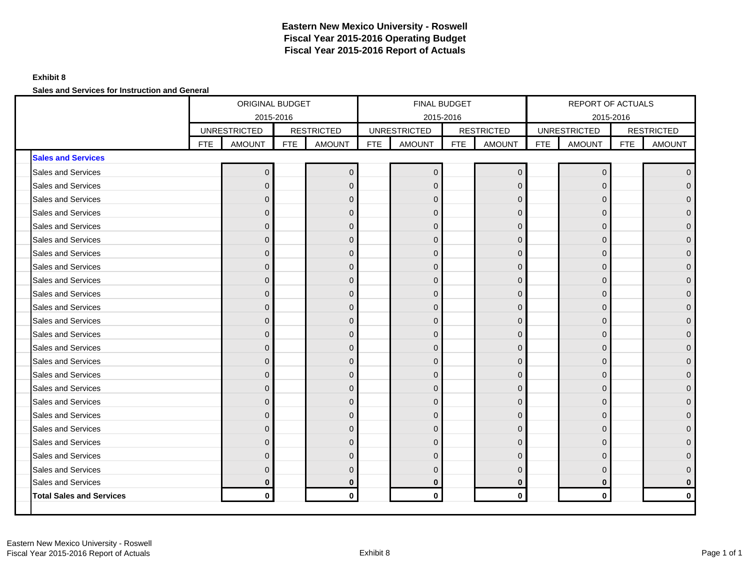# Eastern New Mexico University - Roswell
## Fiscal Year 2015-2016 Operating Budget
## Fiscal Year 2015-2016 Report of Actuals

**Exhibit 8**

**Sales and Services for Instruction and General**

| | ORIGINAL BUDGET 2015-2016 | | | | FINAL BUDGET 2015-2016 | | | | REPORT OF ACTUALS 2015-2016 | | | |
|---|---|---|---|---|---|---|---|---|---|---|---|---|
| | UNRESTRICTED | | RESTRICTED | | UNRESTRICTED | | RESTRICTED | | UNRESTRICTED | | RESTRICTED | |
| | FTE | AMOUNT | FTE | AMOUNT | FTE | AMOUNT | FTE | AMOUNT | FTE | AMOUNT | FTE | AMOUNT |
| **Sales and Services** | | | | | | | | | | | | |
| Sales and Services | | 0 | | 0 | | 0 | | 0 | | 0 | | 0 |
| Sales and Services | | 0 | | 0 | | 0 | | 0 | | 0 | | 0 |
| Sales and Services | | 0 | | 0 | | 0 | | 0 | | 0 | | 0 |
| Sales and Services | | 0 | | 0 | | 0 | | 0 | | 0 | | 0 |
| Sales and Services | | 0 | | 0 | | 0 | | 0 | | 0 | | 0 |
| Sales and Services | | 0 | | 0 | | 0 | | 0 | | 0 | | 0 |
| Sales and Services | | 0 | | 0 | | 0 | | 0 | | 0 | | 0 |
| Sales and Services | | 0 | | 0 | | 0 | | 0 | | 0 | | 0 |
| Sales and Services | | 0 | | 0 | | 0 | | 0 | | 0 | | 0 |
| Sales and Services | | 0 | | 0 | | 0 | | 0 | | 0 | | 0 |
| Sales and Services | | 0 | | 0 | | 0 | | 0 | | 0 | | 0 |
| Sales and Services | | 0 | | 0 | | 0 | | 0 | | 0 | | 0 |
| Sales and Services | | 0 | | 0 | | 0 | | 0 | | 0 | | 0 |
| Sales and Services | | 0 | | 0 | | 0 | | 0 | | 0 | | 0 |
| Sales and Services | | 0 | | 0 | | 0 | | 0 | | 0 | | 0 |
| Sales and Services | | 0 | | 0 | | 0 | | 0 | | 0 | | 0 |
| Sales and Services | | 0 | | 0 | | 0 | | 0 | | 0 | | 0 |
| Sales and Services | | 0 | | 0 | | 0 | | 0 | | 0 | | 0 |
| Sales and Services | | 0 | | 0 | | 0 | | 0 | | 0 | | 0 |
| Sales and Services | | 0 | | 0 | | 0 | | 0 | | 0 | | 0 |
| Sales and Services | | 0 | | 0 | | 0 | | 0 | | 0 | | 0 |
| Sales and Services | | 0 | | 0 | | 0 | | 0 | | 0 | | 0 |
| Sales and Services | | 0 | | 0 | | 0 | | 0 | | 0 | | 0 |
| Sales and Services | | **0** | | **0** | | **0** | | **0** | | **0** | | **0** |
| **Total Sales and Services** | | **0** | | **0** | | **0** | | **0** | | **0** | | **0** |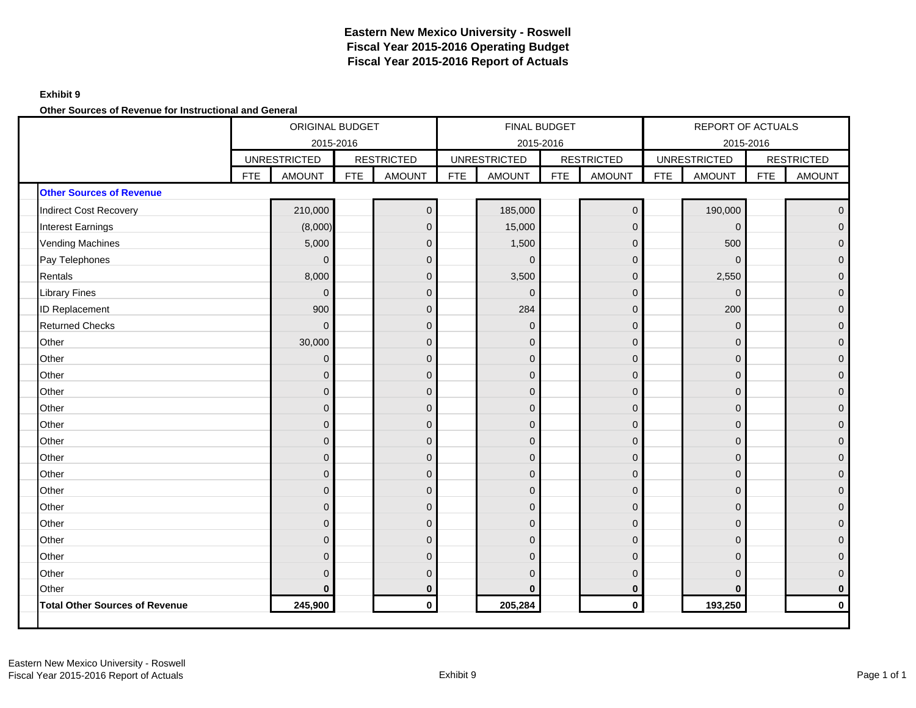# Eastern New Mexico University - Roswell
# Fiscal Year 2015-2016 Operating Budget
# Fiscal Year 2015-2016 Report of Actuals

**Exhibit 9**

**Other Sources of Revenue for Instructional and General**

| | ORIGINAL BUDGET 2015-2016 | | | | FINAL BUDGET 2015-2016 | | | | REPORT OF ACTUALS 2015-2016 | | | |
|---|---|---|---|---|---|---|---|---|---|---|---|---|
| | UNRESTRICTED | | RESTRICTED | | UNRESTRICTED | | RESTRICTED | | UNRESTRICTED | | RESTRICTED | |
| | FTE | AMOUNT | FTE | AMOUNT | FTE | AMOUNT | FTE | AMOUNT | FTE | AMOUNT | FTE | AMOUNT |
| **Other Sources of Revenue** | | | | | | | | | | | | |
| Indirect Cost Recovery | | 210,000 | | 0 | | 185,000 | | 0 | | 190,000 | | 0 |
| Interest Earnings | | (8,000) | | 0 | | 15,000 | | 0 | | 0 | | 0 |
| Vending Machines | | 5,000 | | 0 | | 1,500 | | 0 | | 500 | | 0 |
| Pay Telephones | | 0 | | 0 | | 0 | | 0 | | 0 | | 0 |
| Rentals | | 8,000 | | 0 | | 3,500 | | 0 | | 2,550 | | 0 |
| Library Fines | | 0 | | 0 | | 0 | | 0 | | 0 | | 0 |
| ID Replacement | | 900 | | 0 | | 284 | | 0 | | 200 | | 0 |
| Returned Checks | | 0 | | 0 | | 0 | | 0 | | 0 | | 0 |
| Other | | 30,000 | | 0 | | 0 | | 0 | | 0 | | 0 |
| Other | | 0 | | 0 | | 0 | | 0 | | 0 | | 0 |
| Other | | 0 | | 0 | | 0 | | 0 | | 0 | | 0 |
| Other | | 0 | | 0 | | 0 | | 0 | | 0 | | 0 |
| Other | | 0 | | 0 | | 0 | | 0 | | 0 | | 0 |
| Other | | 0 | | 0 | | 0 | | 0 | | 0 | | 0 |
| Other | | 0 | | 0 | | 0 | | 0 | | 0 | | 0 |
| Other | | 0 | | 0 | | 0 | | 0 | | 0 | | 0 |
| Other | | 0 | | 0 | | 0 | | 0 | | 0 | | 0 |
| Other | | 0 | | 0 | | 0 | | 0 | | 0 | | 0 |
| Other | | 0 | | 0 | | 0 | | 0 | | 0 | | 0 |
| Other | | 0 | | 0 | | 0 | | 0 | | 0 | | 0 |
| Other | | 0 | | 0 | | 0 | | 0 | | 0 | | 0 |
| Other | | 0 | | 0 | | 0 | | 0 | | 0 | | 0 |
| Other | | 0 | | 0 | | 0 | | 0 | | 0 | | 0 |
| Other | | **0** | | **0** | | **0** | | **0** | | **0** | | **0** |
| **Total Other Sources of Revenue** | | **245,900** | | **0** | | **205,284** | | **0** | | **193,250** | | **0** |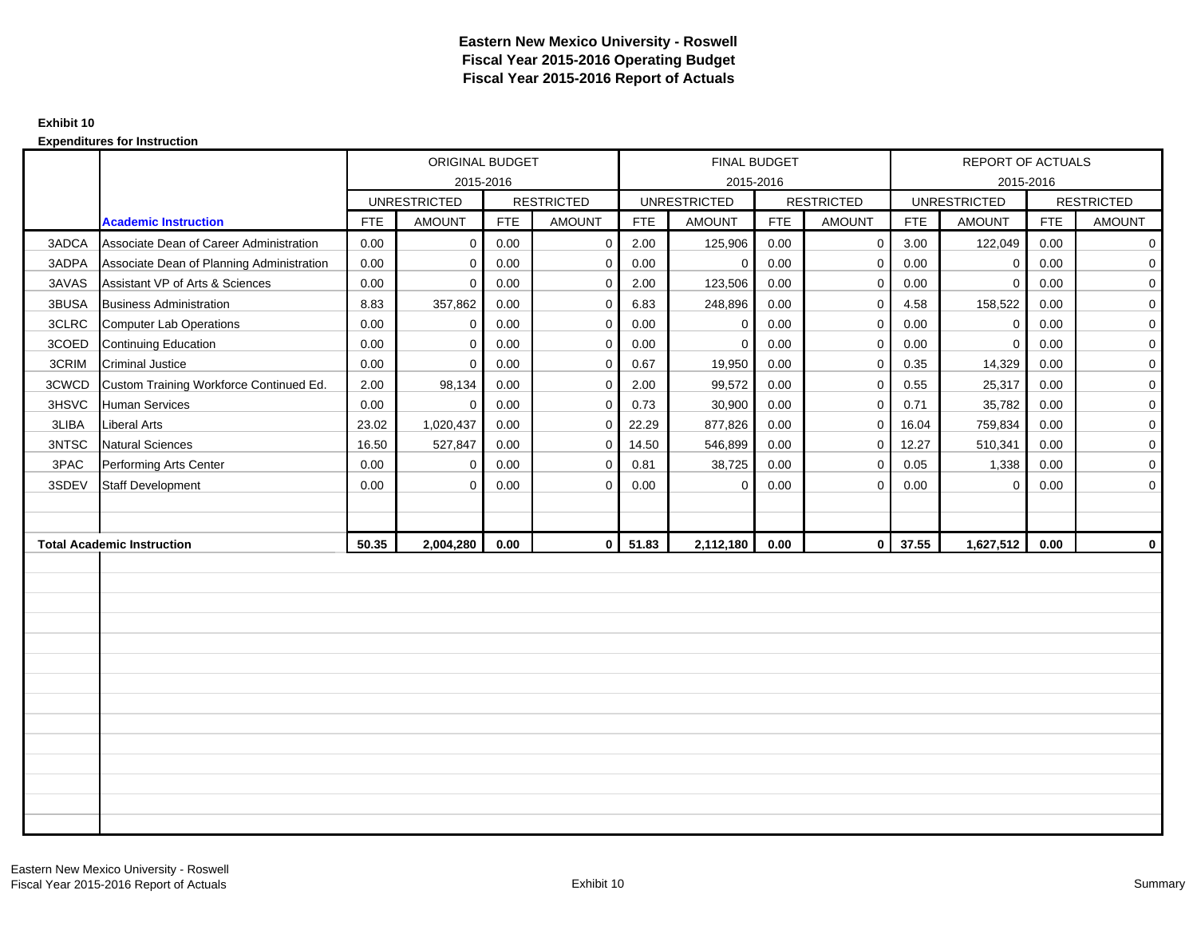# Eastern New Mexico University - Roswell
## Fiscal Year 2015-2016 Operating Budget
## Fiscal Year 2015-2016 Report of Actuals

**Exhibit 10**

**Expenditures for Instruction**

| | | ORIGINAL BUDGET 2015-2016 | | | | FINAL BUDGET 2015-2016 | | | | REPORT OF ACTUALS 2015-2016 | | | |
|---|---|---|---|---|---|---|---|---|---|---|---|---|---|
| | | UNRESTRICTED | | RESTRICTED | | UNRESTRICTED | | RESTRICTED | | UNRESTRICTED | | RESTRICTED | |
| | **Academic Instruction** | FTE | AMOUNT | FTE | AMOUNT | FTE | AMOUNT | FTE | AMOUNT | FTE | AMOUNT | FTE | AMOUNT |
| 3ADCA | Associate Dean of Career Administration | 0.00 | 0 | 0.00 | 0 | 2.00 | 125,906 | 0.00 | 0 | 3.00 | 122,049 | 0.00 | 0 |
| 3ADPA | Associate Dean of Planning Administration | 0.00 | 0 | 0.00 | 0 | 0.00 | 0 | 0.00 | 0 | 0.00 | 0 | 0.00 | 0 |
| 3AVAS | Assistant VP of Arts & Sciences | 0.00 | 0 | 0.00 | 0 | 2.00 | 123,506 | 0.00 | 0 | 0.00 | 0 | 0.00 | 0 |
| 3BUSA | Business Administration | 8.83 | 357,862 | 0.00 | 0 | 6.83 | 248,896 | 0.00 | 0 | 4.58 | 158,522 | 0.00 | 0 |
| 3CLRC | Computer Lab Operations | 0.00 | 0 | 0.00 | 0 | 0.00 | 0 | 0.00 | 0 | 0.00 | 0 | 0.00 | 0 |
| 3COED | Continuing Education | 0.00 | 0 | 0.00 | 0 | 0.00 | 0 | 0.00 | 0 | 0.00 | 0 | 0.00 | 0 |
| 3CRIM | Criminal Justice | 0.00 | 0 | 0.00 | 0 | 0.67 | 19,950 | 0.00 | 0 | 0.35 | 14,329 | 0.00 | 0 |
| 3CWCD | Custom Training Workforce Continued Ed. | 2.00 | 98,134 | 0.00 | 0 | 2.00 | 99,572 | 0.00 | 0 | 0.55 | 25,317 | 0.00 | 0 |
| 3HSVC | Human Services | 0.00 | 0 | 0.00 | 0 | 0.73 | 30,900 | 0.00 | 0 | 0.71 | 35,782 | 0.00 | 0 |
| 3LIBA | Liberal Arts | 23.02 | 1,020,437 | 0.00 | 0 | 22.29 | 877,826 | 0.00 | 0 | 16.04 | 759,834 | 0.00 | 0 |
| 3NTSC | Natural Sciences | 16.50 | 527,847 | 0.00 | 0 | 14.50 | 546,899 | 0.00 | 0 | 12.27 | 510,341 | 0.00 | 0 |
| 3PAC | Performing Arts Center | 0.00 | 0 | 0.00 | 0 | 0.81 | 38,725 | 0.00 | 0 | 0.05 | 1,338 | 0.00 | 0 |
| 3SDEV | Staff Development | 0.00 | 0 | 0.00 | 0 | 0.00 | 0 | 0.00 | 0 | 0.00 | 0 | 0.00 | 0 |
| **Total Academic Instruction** | | **50.35** | **2,004,280** | **0.00** | **0** | **51.83** | **2,112,180** | **0.00** | **0** | **37.55** | **1,627,512** | **0.00** | **0** |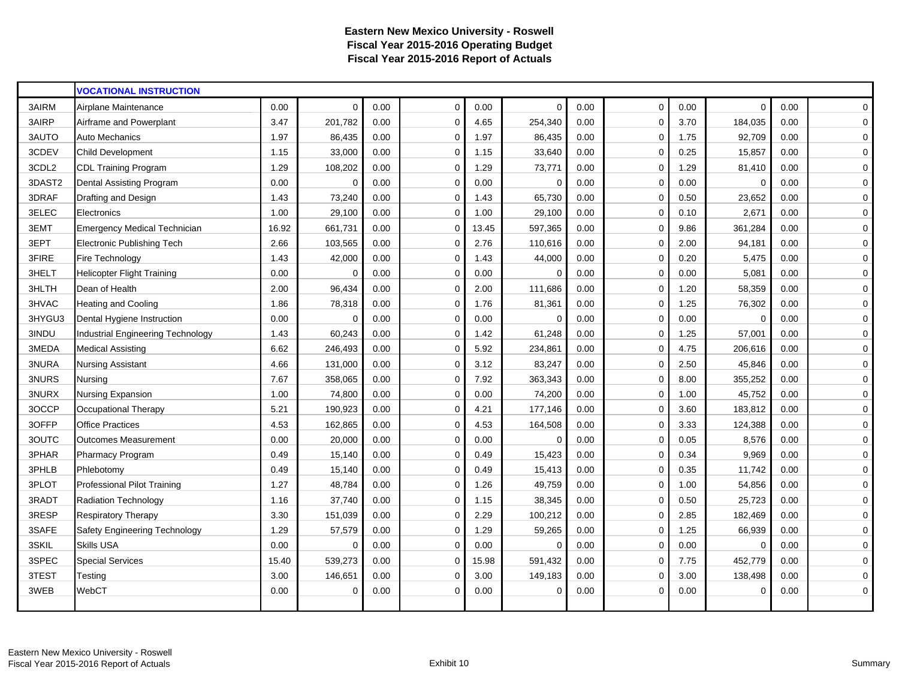# Eastern New Mexico University - Roswell
## Fiscal Year 2015-2016 Operating Budget
## Fiscal Year 2015-2016 Report of Actuals

| | VOCATIONAL INSTRUCTION | | | | | | | | | | | | |
|---|---|---|---|---|---|---|---|---|---|---|---|---|---|
| 3AIRM | Airplane Maintenance | 0.00 | 0 | 0.00 | 0 | 0.00 | 0 | 0.00 | 0 | 0.00 | 0 | 0.00 | 0 |
| 3AIRP | Airframe and Powerplant | 3.47 | 201,782 | 0.00 | 0 | 4.65 | 254,340 | 0.00 | 0 | 3.70 | 184,035 | 0.00 | 0 |
| 3AUTO | Auto Mechanics | 1.97 | 86,435 | 0.00 | 0 | 1.97 | 86,435 | 0.00 | 0 | 1.75 | 92,709 | 0.00 | 0 |
| 3CDEV | Child Development | 1.15 | 33,000 | 0.00 | 0 | 1.15 | 33,640 | 0.00 | 0 | 0.25 | 15,857 | 0.00 | 0 |
| 3CDL2 | CDL Training Program | 1.29 | 108,202 | 0.00 | 0 | 1.29 | 73,771 | 0.00 | 0 | 1.29 | 81,410 | 0.00 | 0 |
| 3DAST2 | Dental Assisting Program | 0.00 | 0 | 0.00 | 0 | 0.00 | 0 | 0.00 | 0 | 0.00 | 0 | 0.00 | 0 |
| 3DRAF | Drafting and Design | 1.43 | 73,240 | 0.00 | 0 | 1.43 | 65,730 | 0.00 | 0 | 0.50 | 23,652 | 0.00 | 0 |
| 3ELEC | Electronics | 1.00 | 29,100 | 0.00 | 0 | 1.00 | 29,100 | 0.00 | 0 | 0.10 | 2,671 | 0.00 | 0 |
| 3EMT | Emergency Medical Technician | 16.92 | 661,731 | 0.00 | 0 | 13.45 | 597,365 | 0.00 | 0 | 9.86 | 361,284 | 0.00 | 0 |
| 3EPT | Electronic Publishing Tech | 2.66 | 103,565 | 0.00 | 0 | 2.76 | 110,616 | 0.00 | 0 | 2.00 | 94,181 | 0.00 | 0 |
| 3FIRE | Fire Technology | 1.43 | 42,000 | 0.00 | 0 | 1.43 | 44,000 | 0.00 | 0 | 0.20 | 5,475 | 0.00 | 0 |
| 3HELT | Helicopter Flight Training | 0.00 | 0 | 0.00 | 0 | 0.00 | 0 | 0.00 | 0 | 0.00 | 5,081 | 0.00 | 0 |
| 3HLTH | Dean of Health | 2.00 | 96,434 | 0.00 | 0 | 2.00 | 111,686 | 0.00 | 0 | 1.20 | 58,359 | 0.00 | 0 |
| 3HVAC | Heating and Cooling | 1.86 | 78,318 | 0.00 | 0 | 1.76 | 81,361 | 0.00 | 0 | 1.25 | 76,302 | 0.00 | 0 |
| 3HYGU3 | Dental Hygiene Instruction | 0.00 | 0 | 0.00 | 0 | 0.00 | 0 | 0.00 | 0 | 0.00 | 0 | 0.00 | 0 |
| 3INDU | Industrial Engineering Technology | 1.43 | 60,243 | 0.00 | 0 | 1.42 | 61,248 | 0.00 | 0 | 1.25 | 57,001 | 0.00 | 0 |
| 3MEDA | Medical Assisting | 6.62 | 246,493 | 0.00 | 0 | 5.92 | 234,861 | 0.00 | 0 | 4.75 | 206,616 | 0.00 | 0 |
| 3NURA | Nursing Assistant | 4.66 | 131,000 | 0.00 | 0 | 3.12 | 83,247 | 0.00 | 0 | 2.50 | 45,846 | 0.00 | 0 |
| 3NURS | Nursing | 7.67 | 358,065 | 0.00 | 0 | 7.92 | 363,343 | 0.00 | 0 | 8.00 | 355,252 | 0.00 | 0 |
| 3NURX | Nursing Expansion | 1.00 | 74,800 | 0.00 | 0 | 0.00 | 74,200 | 0.00 | 0 | 1.00 | 45,752 | 0.00 | 0 |
| 3OCCP | Occupational Therapy | 5.21 | 190,923 | 0.00 | 0 | 4.21 | 177,146 | 0.00 | 0 | 3.60 | 183,812 | 0.00 | 0 |
| 3OFFP | Office Practices | 4.53 | 162,865 | 0.00 | 0 | 4.53 | 164,508 | 0.00 | 0 | 3.33 | 124,388 | 0.00 | 0 |
| 3OUTC | Outcomes Measurement | 0.00 | 20,000 | 0.00 | 0 | 0.00 | 0 | 0.00 | 0 | 0.05 | 8,576 | 0.00 | 0 |
| 3PHAR | Pharmacy Program | 0.49 | 15,140 | 0.00 | 0 | 0.49 | 15,423 | 0.00 | 0 | 0.34 | 9,969 | 0.00 | 0 |
| 3PHLB | Phlebotomy | 0.49 | 15,140 | 0.00 | 0 | 0.49 | 15,413 | 0.00 | 0 | 0.35 | 11,742 | 0.00 | 0 |
| 3PLOT | Professional Pilot Training | 1.27 | 48,784 | 0.00 | 0 | 1.26 | 49,759 | 0.00 | 0 | 1.00 | 54,856 | 0.00 | 0 |
| 3RADT | Radiation Technology | 1.16 | 37,740 | 0.00 | 0 | 1.15 | 38,345 | 0.00 | 0 | 0.50 | 25,723 | 0.00 | 0 |
| 3RESP | Respiratory Therapy | 3.30 | 151,039 | 0.00 | 0 | 2.29 | 100,212 | 0.00 | 0 | 2.85 | 182,469 | 0.00 | 0 |
| 3SAFE | Safety Engineering Technology | 1.29 | 57,579 | 0.00 | 0 | 1.29 | 59,265 | 0.00 | 0 | 1.25 | 66,939 | 0.00 | 0 |
| 3SKIL | Skills USA | 0.00 | 0 | 0.00 | 0 | 0.00 | 0 | 0.00 | 0 | 0.00 | 0 | 0.00 | 0 |
| 3SPEC | Special Services | 15.40 | 539,273 | 0.00 | 0 | 15.98 | 591,432 | 0.00 | 0 | 7.75 | 452,779 | 0.00 | 0 |
| 3TEST | Testing | 3.00 | 146,651 | 0.00 | 0 | 3.00 | 149,183 | 0.00 | 0 | 3.00 | 138,498 | 0.00 | 0 |
| 3WEB | WebCT | 0.00 | 0 | 0.00 | 0 | 0.00 | 0 | 0.00 | 0 | 0.00 | 0 | 0.00 | 0 |

Eastern New Mexico University - Roswell
Fiscal Year 2015-2016 Report of Actuals

Exhibit 10

Summary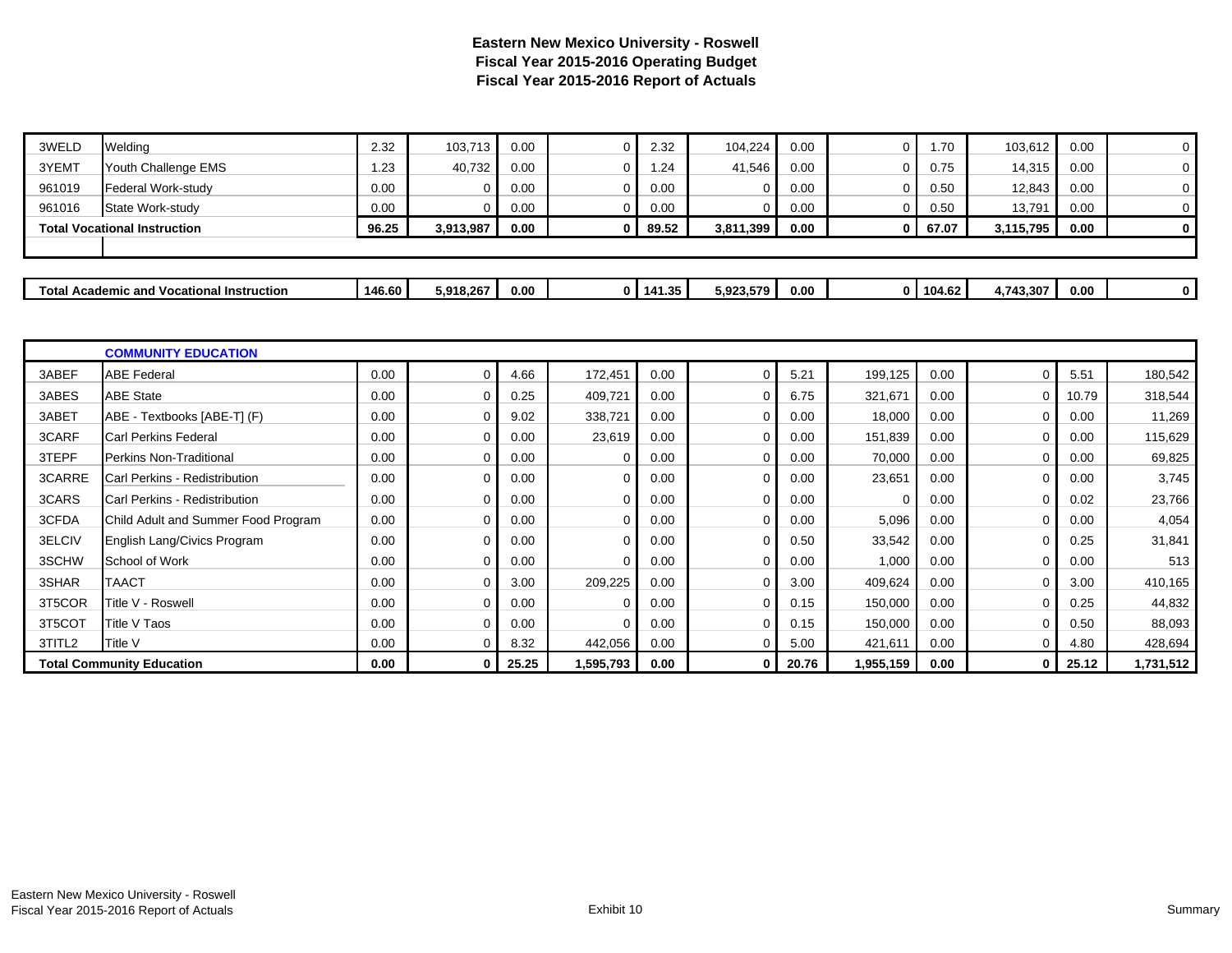# Eastern New Mexico University - Roswell
## Fiscal Year 2015-2016 Operating Budget
## Fiscal Year 2015-2016 Report of Actuals

| | | | | | | | | | | | | | |
|---|---|---|---|---|---|---|---|---|---|---|---|---|---|
| 3WELD | Welding | 2.32 | 103,713 | 0.00 | 0 | 2.32 | 104,224 | 0.00 | 0 | 1.70 | 103,612 | 0.00 | 0 |
| 3YEMT | Youth Challenge EMS | 1.23 | 40,732 | 0.00 | 0 | 1.24 | 41,546 | 0.00 | 0 | 0.75 | 14,315 | 0.00 | 0 |
| 961019 | Federal Work-study | 0.00 | 0 | 0.00 | 0 | 0.00 | 0 | 0.00 | 0 | 0.50 | 12,843 | 0.00 | 0 |
| 961016 | State Work-study | 0.00 | 0 | 0.00 | 0 | 0.00 | 0 | 0.00 | 0 | 0.50 | 13,791 | 0.00 | 0 |
| **Total Vocational Instruction** | | **96.25** | **3,913,987** | **0.00** | **0** | **89.52** | **3,811,399** | **0.00** | **0** | **67.07** | **3,115,795** | **0.00** | **0** |
| | | | | | | | | | | | | | |
| **Total Academic and Vocational Instruction** | | **146.60** | **5,918,267** | **0.00** | **0** | **141.35** | **5,923,579** | **0.00** | **0** | **104.62** | **4,743,307** | **0.00** | **0** |

| | | | | | | | | | | | | | |
|---|---|---|---|---|---|---|---|---|---|---|---|---|---|
| | **COMMUNITY EDUCATION** | | | | | | | | | | | | |
| 3ABEF | ABE Federal | 0.00 | 0 | 4.66 | 172,451 | 0.00 | 0 | 5.21 | 199,125 | 0.00 | 0 | 5.51 | 180,542 |
| 3ABES | ABE State | 0.00 | 0 | 0.25 | 409,721 | 0.00 | 0 | 6.75 | 321,671 | 0.00 | 0 | 10.79 | 318,544 |
| 3ABET | ABE - Textbooks [ABE-T] (F) | 0.00 | 0 | 9.02 | 338,721 | 0.00 | 0 | 0.00 | 18,000 | 0.00 | 0 | 0.00 | 11,269 |
| 3CARF | Carl Perkins Federal | 0.00 | 0 | 0.00 | 23,619 | 0.00 | 0 | 0.00 | 151,839 | 0.00 | 0 | 0.00 | 115,629 |
| 3TEPF | Perkins Non-Traditional | 0.00 | 0 | 0.00 | 0 | 0.00 | 0 | 0.00 | 70,000 | 0.00 | 0 | 0.00 | 69,825 |
| 3CARRE | Carl Perkins - Redistribution | 0.00 | 0 | 0.00 | 0 | 0.00 | 0 | 0.00 | 23,651 | 0.00 | 0 | 0.00 | 3,745 |
| 3CARS | Carl Perkins - Redistribution | 0.00 | 0 | 0.00 | 0 | 0.00 | 0 | 0.00 | 0 | 0.00 | 0 | 0.02 | 23,766 |
| 3CFDA | Child Adult and Summer Food Program | 0.00 | 0 | 0.00 | 0 | 0.00 | 0 | 0.00 | 5,096 | 0.00 | 0 | 0.00 | 4,054 |
| 3ELCIV | English Lang/Civics Program | 0.00 | 0 | 0.00 | 0 | 0.00 | 0 | 0.50 | 33,542 | 0.00 | 0 | 0.25 | 31,841 |
| 3SCHW | School of Work | 0.00 | 0 | 0.00 | 0 | 0.00 | 0 | 0.00 | 1,000 | 0.00 | 0 | 0.00 | 513 |
| 3SHAR | TAACT | 0.00 | 0 | 3.00 | 209,225 | 0.00 | 0 | 3.00 | 409,624 | 0.00 | 0 | 3.00 | 410,165 |
| 3T5COR | Title V - Roswell | 0.00 | 0 | 0.00 | 0 | 0.00 | 0 | 0.15 | 150,000 | 0.00 | 0 | 0.25 | 44,832 |
| 3T5COT | Title V Taos | 0.00 | 0 | 0.00 | 0 | 0.00 | 0 | 0.15 | 150,000 | 0.00 | 0 | 0.50 | 88,093 |
| 3TITL2 | Title V | 0.00 | 0 | 8.32 | 442,056 | 0.00 | 0 | 5.00 | 421,611 | 0.00 | 0 | 4.80 | 428,694 |
| **Total Community Education** | | **0.00** | **0** | **25.25** | **1,595,793** | **0.00** | **0** | **20.76** | **1,955,159** | **0.00** | **0** | **25.12** | **1,731,512** |

Exhibit 10 Summary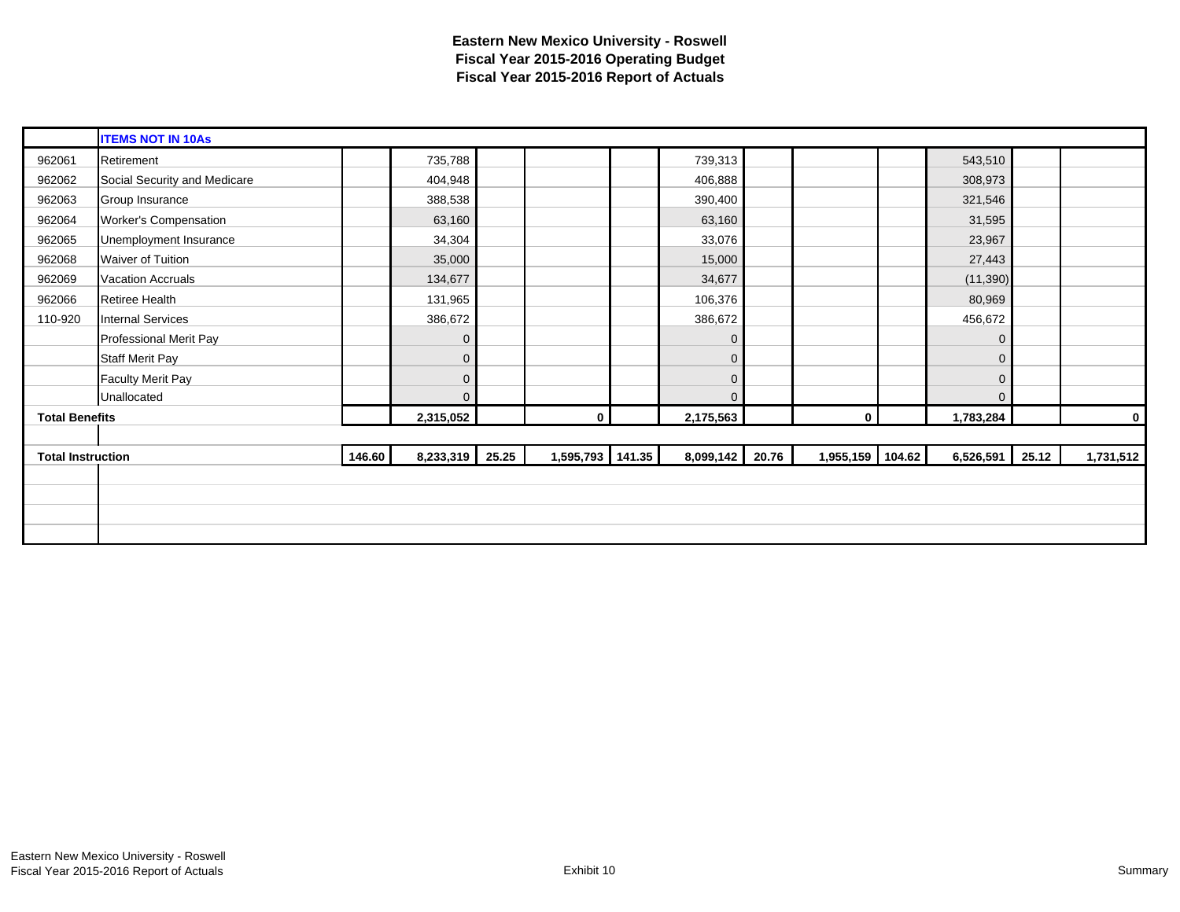**Eastern New Mexico University - Roswell**
**Fiscal Year 2015-2016 Operating Budget**
**Fiscal Year 2015-2016 Report of Actuals**

| | **ITEMS NOT IN 10As** | | | | | | | | | | | | |
|---|---|---|---|---|---|---|---|---|---|---|---|---|---|
| 962061 | Retirement | | 735,788 | | | | 739,313 | | | | 543,510 | | |
| 962062 | Social Security and Medicare | | 404,948 | | | | 406,888 | | | | 308,973 | | |
| 962063 | Group Insurance | | 388,538 | | | | 390,400 | | | | 321,546 | | |
| 962064 | Worker's Compensation | | 63,160 | | | | 63,160 | | | | 31,595 | | |
| 962065 | Unemployment Insurance | | 34,304 | | | | 33,076 | | | | 23,967 | | |
| 962068 | Waiver of Tuition | | 35,000 | | | | 15,000 | | | | 27,443 | | |
| 962069 | Vacation Accruals | | 134,677 | | | | 34,677 | | | | (11,390) | | |
| 962066 | Retiree Health | | 131,965 | | | | 106,376 | | | | 80,969 | | |
| 110-920 | Internal Services | | 386,672 | | | | 386,672 | | | | 456,672 | | |
| | Professional Merit Pay | | 0 | | | | 0 | | | | 0 | | |
| | Staff Merit Pay | | 0 | | | | 0 | | | | 0 | | |
| | Faculty Merit Pay | | 0 | | | | 0 | | | | 0 | | |
| | Unallocated | | 0 | | | | 0 | | | | 0 | | |
| **Total Benefits** | | | **2,315,052** | | **0** | | **2,175,563** | | **0** | | **1,783,284** | | **0** |
| | | | | | | | | | | | | | |
| **Total Instruction** | | **146.60** | **8,233,319** | **25.25** | **1,595,793** | **141.35** | **8,099,142** | **20.76** | **1,955,159** | **104.62** | **6,526,591** | **25.12** | **1,731,512** |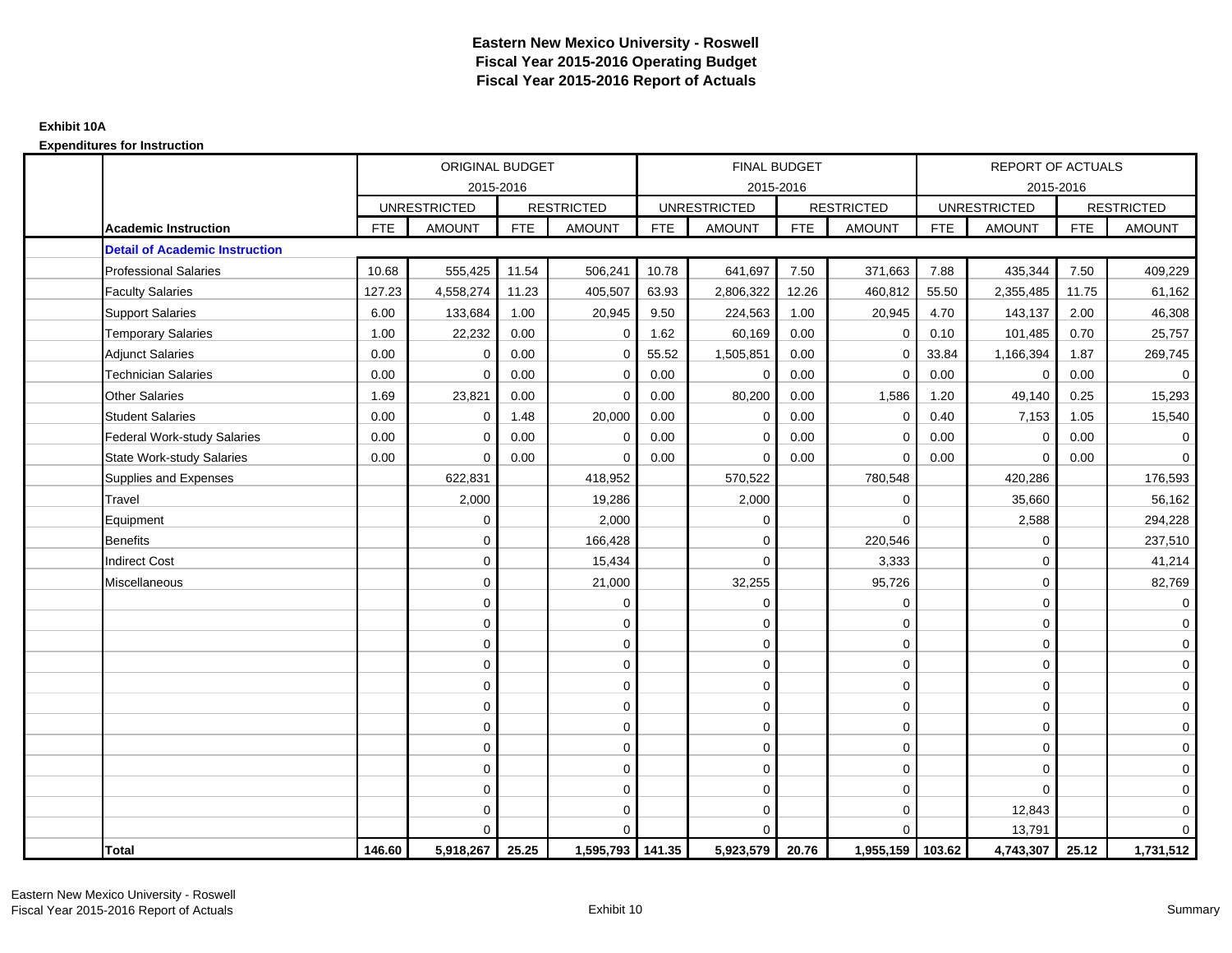# Eastern New Mexico University - Roswell
## Fiscal Year 2015-2016 Operating Budget
## Fiscal Year 2015-2016 Report of Actuals

**Exhibit 10A**

**Expenditures for Instruction**

| | ORIGINAL BUDGET 2015-2016 | | | | FINAL BUDGET 2015-2016 | | | | REPORT OF ACTUALS 2015-2016 | | | |
|---|---|---|---|---|---|---|---|---|---|---|---|---|
| | UNRESTRICTED | | RESTRICTED | | UNRESTRICTED | | RESTRICTED | | UNRESTRICTED | | RESTRICTED | |
| **Academic Instruction** | FTE | AMOUNT | FTE | AMOUNT | FTE | AMOUNT | FTE | AMOUNT | FTE | AMOUNT | FTE | AMOUNT |
| **Detail of Academic Instruction** | | | | | | | | | | | | |
| Professional Salaries | 10.68 | 555,425 | 11.54 | 506,241 | 10.78 | 641,697 | 7.50 | 371,663 | 7.88 | 435,344 | 7.50 | 409,229 |
| Faculty Salaries | 127.23 | 4,558,274 | 11.23 | 405,507 | 63.93 | 2,806,322 | 12.26 | 460,812 | 55.50 | 2,355,485 | 11.75 | 61,162 |
| Support Salaries | 6.00 | 133,684 | 1.00 | 20,945 | 9.50 | 224,563 | 1.00 | 20,945 | 4.70 | 143,137 | 2.00 | 46,308 |
| Temporary Salaries | 1.00 | 22,232 | 0.00 | 0 | 1.62 | 60,169 | 0.00 | 0 | 0.10 | 101,485 | 0.70 | 25,757 |
| Adjunct Salaries | 0.00 | 0 | 0.00 | 0 | 55.52 | 1,505,851 | 0.00 | 0 | 33.84 | 1,166,394 | 1.87 | 269,745 |
| Technician Salaries | 0.00 | 0 | 0.00 | 0 | 0.00 | 0 | 0.00 | 0 | 0.00 | 0 | 0.00 | 0 |
| Other Salaries | 1.69 | 23,821 | 0.00 | 0 | 0.00 | 80,200 | 0.00 | 1,586 | 1.20 | 49,140 | 0.25 | 15,293 |
| Student Salaries | 0.00 | 0 | 1.48 | 20,000 | 0.00 | 0 | 0.00 | 0 | 0.40 | 7,153 | 1.05 | 15,540 |
| Federal Work-study Salaries | 0.00 | 0 | 0.00 | 0 | 0.00 | 0 | 0.00 | 0 | 0.00 | 0 | 0.00 | 0 |
| State Work-study Salaries | 0.00 | 0 | 0.00 | 0 | 0.00 | 0 | 0.00 | 0 | 0.00 | 0 | 0.00 | 0 |
| Supplies and Expenses | | 622,831 | | 418,952 | | 570,522 | | 780,548 | | 420,286 | | 176,593 |
| Travel | | 2,000 | | 19,286 | | 2,000 | | 0 | | 35,660 | | 56,162 |
| Equipment | | 0 | | 2,000 | | 0 | | 0 | | 2,588 | | 294,228 |
| Benefits | | 0 | | 166,428 | | 0 | | 220,546 | | 0 | | 237,510 |
| Indirect Cost | | 0 | | 15,434 | | 0 | | 3,333 | | 0 | | 41,214 |
| Miscellaneous | | 0 | | 21,000 | | 32,255 | | 95,726 | | 0 | | 82,769 |
| | | 0 | | 0 | | 0 | | 0 | | 0 | | 0 |
| | | 0 | | 0 | | 0 | | 0 | | 0 | | 0 |
| | | 0 | | 0 | | 0 | | 0 | | 0 | | 0 |
| | | 0 | | 0 | | 0 | | 0 | | 0 | | 0 |
| | | 0 | | 0 | | 0 | | 0 | | 0 | | 0 |
| | | 0 | | 0 | | 0 | | 0 | | 0 | | 0 |
| | | 0 | | 0 | | 0 | | 0 | | 0 | | 0 |
| | | 0 | | 0 | | 0 | | 0 | | 0 | | 0 |
| | | 0 | | 0 | | 0 | | 0 | | 0 | | 0 |
| | | 0 | | 0 | | 0 | | 0 | | 0 | | 0 |
| | | 0 | | 0 | | 0 | | 0 | | 12,843 | | 0 |
| | | 0 | | 0 | | 0 | | 0 | | 13,791 | | 0 |
| **Total** | **146.60** | **5,918,267** | **25.25** | **1,595,793** | **141.35** | **5,923,579** | **20.76** | **1,955,159** | **103.62** | **4,743,307** | **25.12** | **1,731,512** |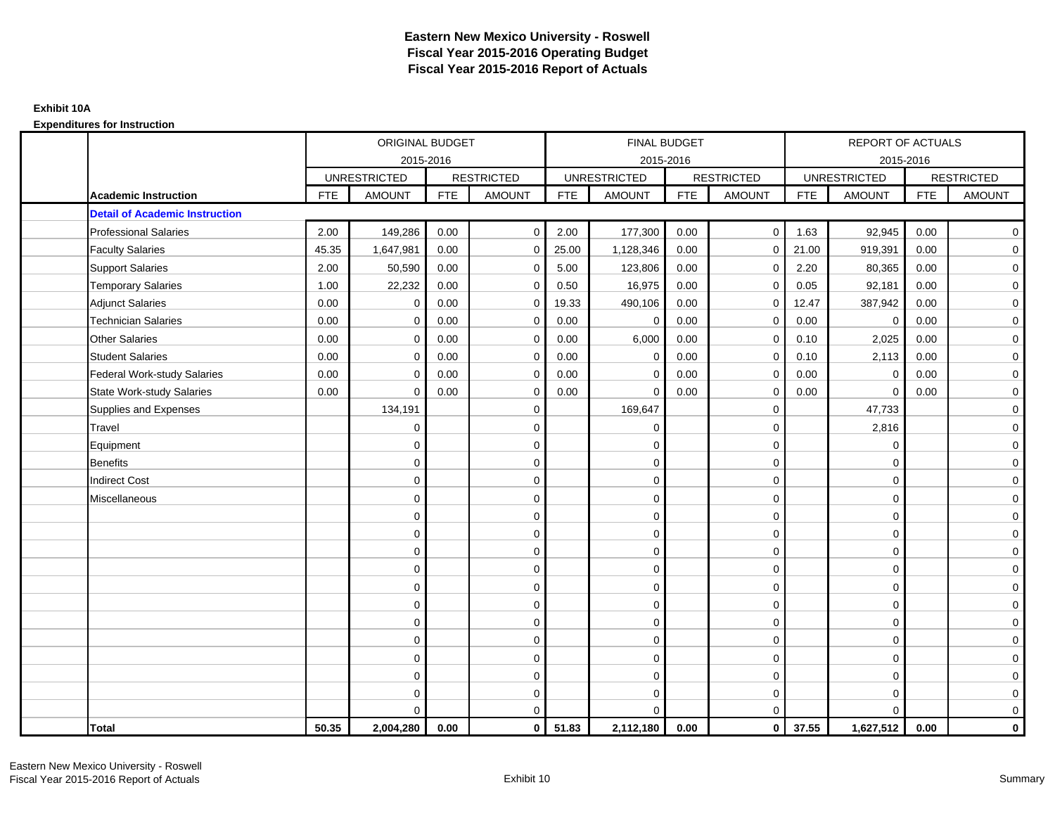# Eastern New Mexico University - Roswell
# Fiscal Year 2015-2016 Operating Budget
# Fiscal Year 2015-2016 Report of Actuals

**Exhibit 10A**

**Expenditures for Instruction**

| | ORIGINAL BUDGET 2015-2016 | | | | FINAL BUDGET 2015-2016 | | | | REPORT OF ACTUALS 2015-2016 | | | |
|---|---|---|---|---|---|---|---|---|---|---|---|---|
| | UNRESTRICTED | | RESTRICTED | | UNRESTRICTED | | RESTRICTED | | UNRESTRICTED | | RESTRICTED | |
| **Academic Instruction** | FTE | AMOUNT | FTE | AMOUNT | FTE | AMOUNT | FTE | AMOUNT | FTE | AMOUNT | FTE | AMOUNT |
| **Detail of Academic Instruction** | | | | | | | | | | | | |
| Professional Salaries | 2.00 | 149,286 | 0.00 | 0 | 2.00 | 177,300 | 0.00 | 0 | 1.63 | 92,945 | 0.00 | 0 |
| Faculty Salaries | 45.35 | 1,647,981 | 0.00 | 0 | 25.00 | 1,128,346 | 0.00 | 0 | 21.00 | 919,391 | 0.00 | 0 |
| Support Salaries | 2.00 | 50,590 | 0.00 | 0 | 5.00 | 123,806 | 0.00 | 0 | 2.20 | 80,365 | 0.00 | 0 |
| Temporary Salaries | 1.00 | 22,232 | 0.00 | 0 | 0.50 | 16,975 | 0.00 | 0 | 0.05 | 92,181 | 0.00 | 0 |
| Adjunct Salaries | 0.00 | 0 | 0.00 | 0 | 19.33 | 490,106 | 0.00 | 0 | 12.47 | 387,942 | 0.00 | 0 |
| Technician Salaries | 0.00 | 0 | 0.00 | 0 | 0.00 | 0 | 0.00 | 0 | 0.00 | 0 | 0.00 | 0 |
| Other Salaries | 0.00 | 0 | 0.00 | 0 | 0.00 | 6,000 | 0.00 | 0 | 0.10 | 2,025 | 0.00 | 0 |
| Student Salaries | 0.00 | 0 | 0.00 | 0 | 0.00 | 0 | 0.00 | 0 | 0.10 | 2,113 | 0.00 | 0 |
| Federal Work-study Salaries | 0.00 | 0 | 0.00 | 0 | 0.00 | 0 | 0.00 | 0 | 0.00 | 0 | 0.00 | 0 |
| State Work-study Salaries | 0.00 | 0 | 0.00 | 0 | 0.00 | 0 | 0.00 | 0 | 0.00 | 0 | 0.00 | 0 |
| Supplies and Expenses | | 134,191 | | 0 | | 169,647 | | 0 | | 47,733 | | 0 |
| Travel | | 0 | | 0 | | 0 | | 0 | | 2,816 | | 0 |
| Equipment | | 0 | | 0 | | 0 | | 0 | | 0 | | 0 |
| Benefits | | 0 | | 0 | | 0 | | 0 | | 0 | | 0 |
| Indirect Cost | | 0 | | 0 | | 0 | | 0 | | 0 | | 0 |
| Miscellaneous | | 0 | | 0 | | 0 | | 0 | | 0 | | 0 |
| | | 0 | | 0 | | 0 | | 0 | | 0 | | 0 |
| | | 0 | | 0 | | 0 | | 0 | | 0 | | 0 |
| | | 0 | | 0 | | 0 | | 0 | | 0 | | 0 |
| | | 0 | | 0 | | 0 | | 0 | | 0 | | 0 |
| | | 0 | | 0 | | 0 | | 0 | | 0 | | 0 |
| | | 0 | | 0 | | 0 | | 0 | | 0 | | 0 |
| | | 0 | | 0 | | 0 | | 0 | | 0 | | 0 |
| | | 0 | | 0 | | 0 | | 0 | | 0 | | 0 |
| | | 0 | | 0 | | 0 | | 0 | | 0 | | 0 |
| | | 0 | | 0 | | 0 | | 0 | | 0 | | 0 |
| | | 0 | | 0 | | 0 | | 0 | | 0 | | 0 |
| | | 0 | | 0 | | 0 | | 0 | | 0 | | 0 |
| **Total** | **50.35** | **2,004,280** | **0.00** | **0** | **51.83** | **2,112,180** | **0.00** | **0** | **37.55** | **1,627,512** | **0.00** | **0** |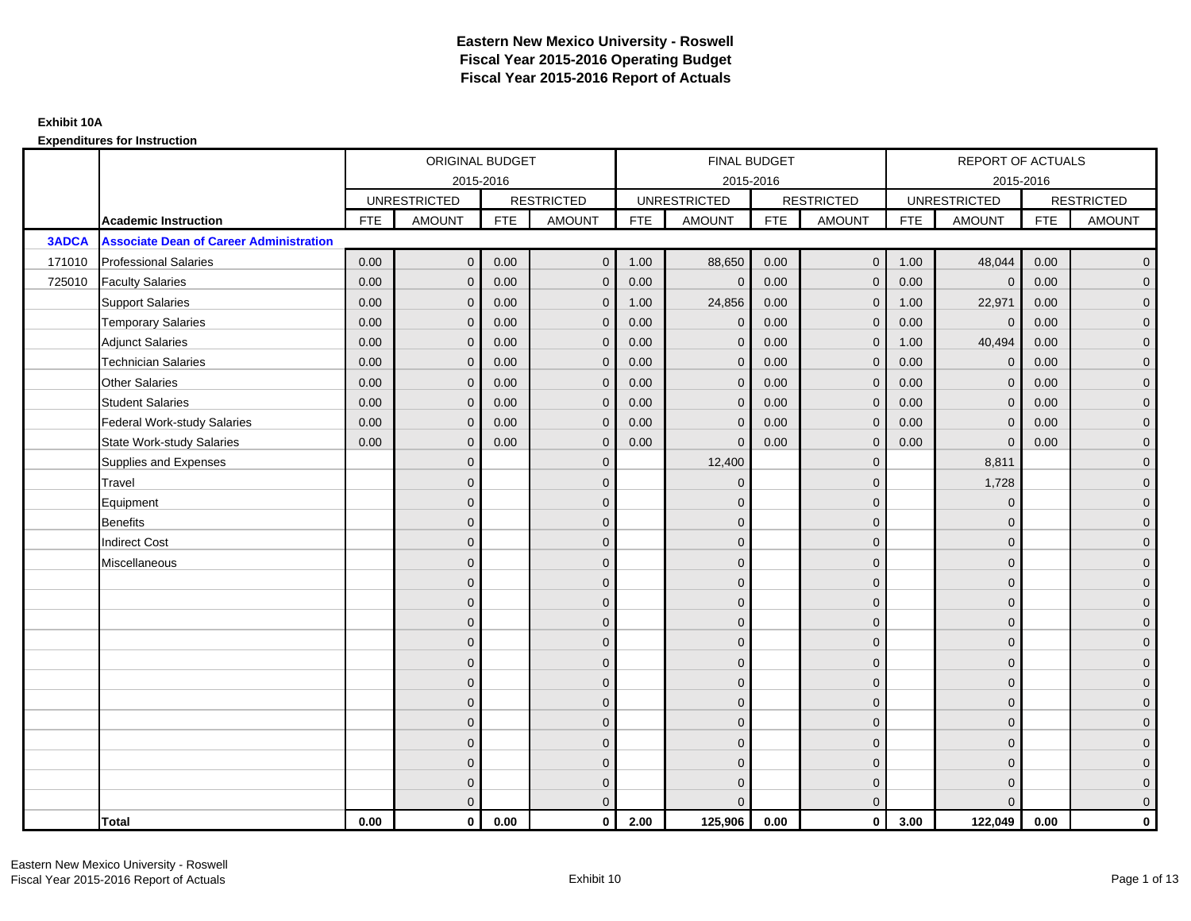# Eastern New Mexico University - Roswell
## Fiscal Year 2015-2016 Operating Budget
## Fiscal Year 2015-2016 Report of Actuals

**Exhibit 10A**

**Expenditures for Instruction**

| | | ORIGINAL BUDGET 2015-2016 | | | | FINAL BUDGET 2015-2016 | | | | REPORT OF ACTUALS 2015-2016 | | | |
|---|---|---|---|---|---|---|---|---|---|---|---|---|---|
| | | UNRESTRICTED | | RESTRICTED | | UNRESTRICTED | | RESTRICTED | | UNRESTRICTED | | RESTRICTED | |
| | **Academic Instruction** | FTE | AMOUNT | FTE | AMOUNT | FTE | AMOUNT | FTE | AMOUNT | FTE | AMOUNT | FTE | AMOUNT |
| **3ADCA** | **Associate Dean of Career Administration** | | | | | | | | | | | | |
| 171010 | Professional Salaries | 0.00 | 0 | 0.00 | 0 | 1.00 | 88,650 | 0.00 | 0 | 1.00 | 48,044 | 0.00 | 0 |
| 725010 | Faculty Salaries | 0.00 | 0 | 0.00 | 0 | 0.00 | 0 | 0.00 | 0 | 0.00 | 0 | 0.00 | 0 |
| | Support Salaries | 0.00 | 0 | 0.00 | 0 | 1.00 | 24,856 | 0.00 | 0 | 1.00 | 22,971 | 0.00 | 0 |
| | Temporary Salaries | 0.00 | 0 | 0.00 | 0 | 0.00 | 0 | 0.00 | 0 | 0.00 | 0 | 0.00 | 0 |
| | Adjunct Salaries | 0.00 | 0 | 0.00 | 0 | 0.00 | 0 | 0.00 | 0 | 1.00 | 40,494 | 0.00 | 0 |
| | Technician Salaries | 0.00 | 0 | 0.00 | 0 | 0.00 | 0 | 0.00 | 0 | 0.00 | 0 | 0.00 | 0 |
| | Other Salaries | 0.00 | 0 | 0.00 | 0 | 0.00 | 0 | 0.00 | 0 | 0.00 | 0 | 0.00 | 0 |
| | Student Salaries | 0.00 | 0 | 0.00 | 0 | 0.00 | 0 | 0.00 | 0 | 0.00 | 0 | 0.00 | 0 |
| | Federal Work-study Salaries | 0.00 | 0 | 0.00 | 0 | 0.00 | 0 | 0.00 | 0 | 0.00 | 0 | 0.00 | 0 |
| | State Work-study Salaries | 0.00 | 0 | 0.00 | 0 | 0.00 | 0 | 0.00 | 0 | 0.00 | 0 | 0.00 | 0 |
| | Supplies and Expenses | | 0 | | 0 | | 12,400 | | 0 | | 8,811 | | 0 |
| | Travel | | 0 | | 0 | | 0 | | 0 | | 1,728 | | 0 |
| | Equipment | | 0 | | 0 | | 0 | | 0 | | 0 | | 0 |
| | Benefits | | 0 | | 0 | | 0 | | 0 | | 0 | | 0 |
| | Indirect Cost | | 0 | | 0 | | 0 | | 0 | | 0 | | 0 |
| | Miscellaneous | | 0 | | 0 | | 0 | | 0 | | 0 | | 0 |
| | | | 0 | | 0 | | 0 | | 0 | | 0 | | 0 |
| | | | 0 | | 0 | | 0 | | 0 | | 0 | | 0 |
| | | | 0 | | 0 | | 0 | | 0 | | 0 | | 0 |
| | | | 0 | | 0 | | 0 | | 0 | | 0 | | 0 |
| | | | 0 | | 0 | | 0 | | 0 | | 0 | | 0 |
| | | | 0 | | 0 | | 0 | | 0 | | 0 | | 0 |
| | | | 0 | | 0 | | 0 | | 0 | | 0 | | 0 |
| | | | 0 | | 0 | | 0 | | 0 | | 0 | | 0 |
| | | | 0 | | 0 | | 0 | | 0 | | 0 | | 0 |
| | | | 0 | | 0 | | 0 | | 0 | | 0 | | 0 |
| | | | 0 | | 0 | | 0 | | 0 | | 0 | | 0 |
| | | | 0 | | 0 | | 0 | | 0 | | 0 | | 0 |
| | **Total** | **0.00** | **0** | **0.00** | **0** | **2.00** | **125,906** | **0.00** | **0** | **3.00** | **122,049** | **0.00** | **0** |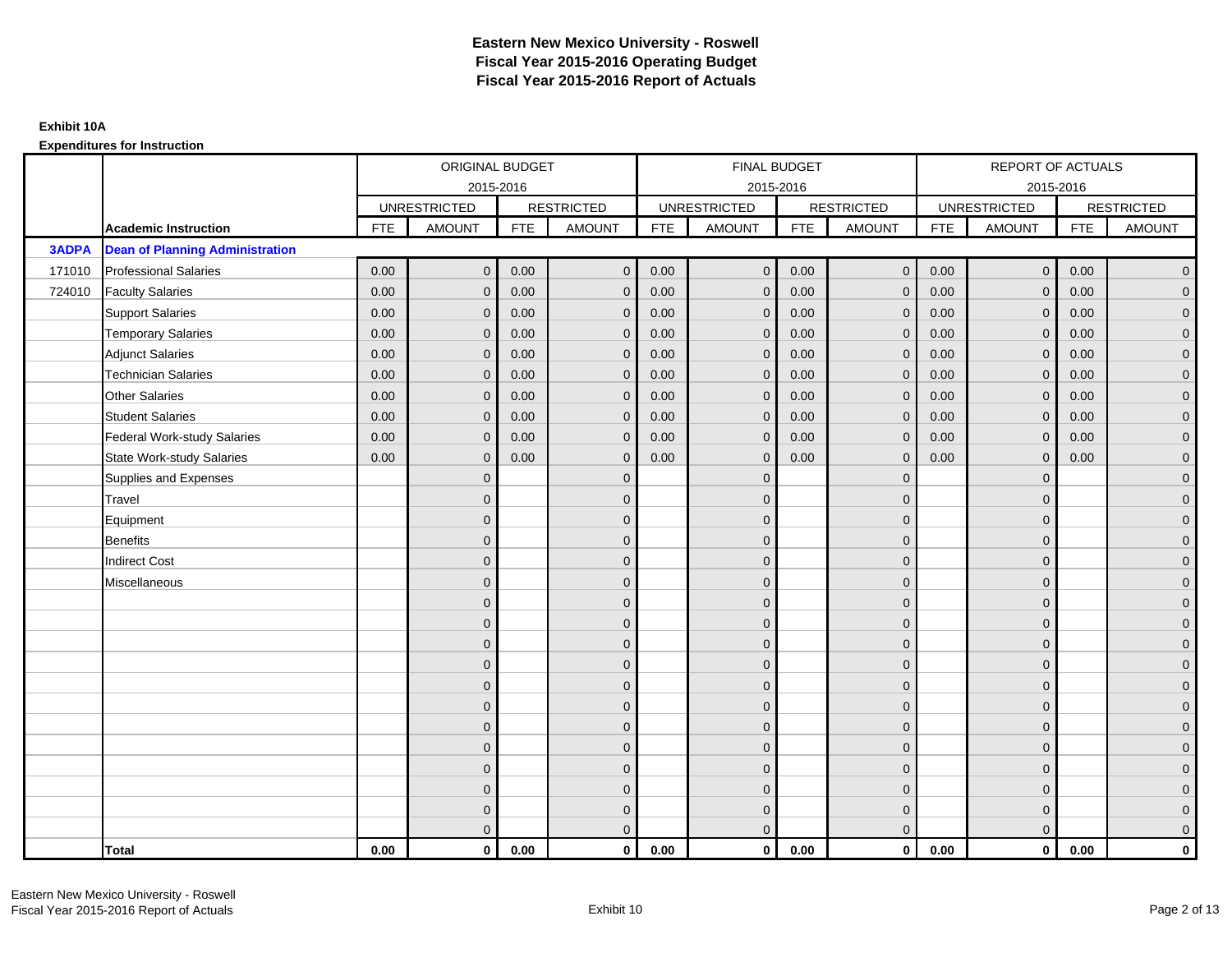# Eastern New Mexico University - Roswell
## Fiscal Year 2015-2016 Operating Budget
## Fiscal Year 2015-2016 Report of Actuals

**Exhibit 10A**

**Expenditures for Instruction**

| | | ORIGINAL BUDGET 2015-2016 | | | | FINAL BUDGET 2015-2016 | | | | REPORT OF ACTUALS 2015-2016 | | | |
|---|---|---|---|---|---|---|---|---|---|---|---|---|---|
| | | UNRESTRICTED | | RESTRICTED | | UNRESTRICTED | | RESTRICTED | | UNRESTRICTED | | RESTRICTED | |
| | **Academic Instruction** | FTE | AMOUNT | FTE | AMOUNT | FTE | AMOUNT | FTE | AMOUNT | FTE | AMOUNT | FTE | AMOUNT |
| **3ADPA** | **Dean of Planning Administration** | | | | | | | | | | | | |
| 171010 | Professional Salaries | 0.00 | 0 | 0.00 | 0 | 0.00 | 0 | 0.00 | 0 | 0.00 | 0 | 0.00 | 0 |
| 724010 | Faculty Salaries | 0.00 | 0 | 0.00 | 0 | 0.00 | 0 | 0.00 | 0 | 0.00 | 0 | 0.00 | 0 |
| | Support Salaries | 0.00 | 0 | 0.00 | 0 | 0.00 | 0 | 0.00 | 0 | 0.00 | 0 | 0.00 | 0 |
| | Temporary Salaries | 0.00 | 0 | 0.00 | 0 | 0.00 | 0 | 0.00 | 0 | 0.00 | 0 | 0.00 | 0 |
| | Adjunct Salaries | 0.00 | 0 | 0.00 | 0 | 0.00 | 0 | 0.00 | 0 | 0.00 | 0 | 0.00 | 0 |
| | Technician Salaries | 0.00 | 0 | 0.00 | 0 | 0.00 | 0 | 0.00 | 0 | 0.00 | 0 | 0.00 | 0 |
| | Other Salaries | 0.00 | 0 | 0.00 | 0 | 0.00 | 0 | 0.00 | 0 | 0.00 | 0 | 0.00 | 0 |
| | Student Salaries | 0.00 | 0 | 0.00 | 0 | 0.00 | 0 | 0.00 | 0 | 0.00 | 0 | 0.00 | 0 |
| | Federal Work-study Salaries | 0.00 | 0 | 0.00 | 0 | 0.00 | 0 | 0.00 | 0 | 0.00 | 0 | 0.00 | 0 |
| | State Work-study Salaries | 0.00 | 0 | 0.00 | 0 | 0.00 | 0 | 0.00 | 0 | 0.00 | 0 | 0.00 | 0 |
| | Supplies and Expenses | | 0 | | 0 | | 0 | | 0 | | 0 | | 0 |
| | Travel | | 0 | | 0 | | 0 | | 0 | | 0 | | 0 |
| | Equipment | | 0 | | 0 | | 0 | | 0 | | 0 | | 0 |
| | Benefits | | 0 | | 0 | | 0 | | 0 | | 0 | | 0 |
| | Indirect Cost | | 0 | | 0 | | 0 | | 0 | | 0 | | 0 |
| | Miscellaneous | | 0 | | 0 | | 0 | | 0 | | 0 | | 0 |
| | | | 0 | | 0 | | 0 | | 0 | | 0 | | 0 |
| | | | 0 | | 0 | | 0 | | 0 | | 0 | | 0 |
| | | | 0 | | 0 | | 0 | | 0 | | 0 | | 0 |
| | | | 0 | | 0 | | 0 | | 0 | | 0 | | 0 |
| | | | 0 | | 0 | | 0 | | 0 | | 0 | | 0 |
| | | | 0 | | 0 | | 0 | | 0 | | 0 | | 0 |
| | | | 0 | | 0 | | 0 | | 0 | | 0 | | 0 |
| | | | 0 | | 0 | | 0 | | 0 | | 0 | | 0 |
| | | | 0 | | 0 | | 0 | | 0 | | 0 | | 0 |
| | | | 0 | | 0 | | 0 | | 0 | | 0 | | 0 |
| | | | 0 | | 0 | | 0 | | 0 | | 0 | | 0 |
| | | | 0 | | 0 | | 0 | | 0 | | 0 | | 0 |
| | **Total** | **0.00** | **0** | **0.00** | **0** | **0.00** | **0** | **0.00** | **0** | **0.00** | **0** | **0.00** | **0** |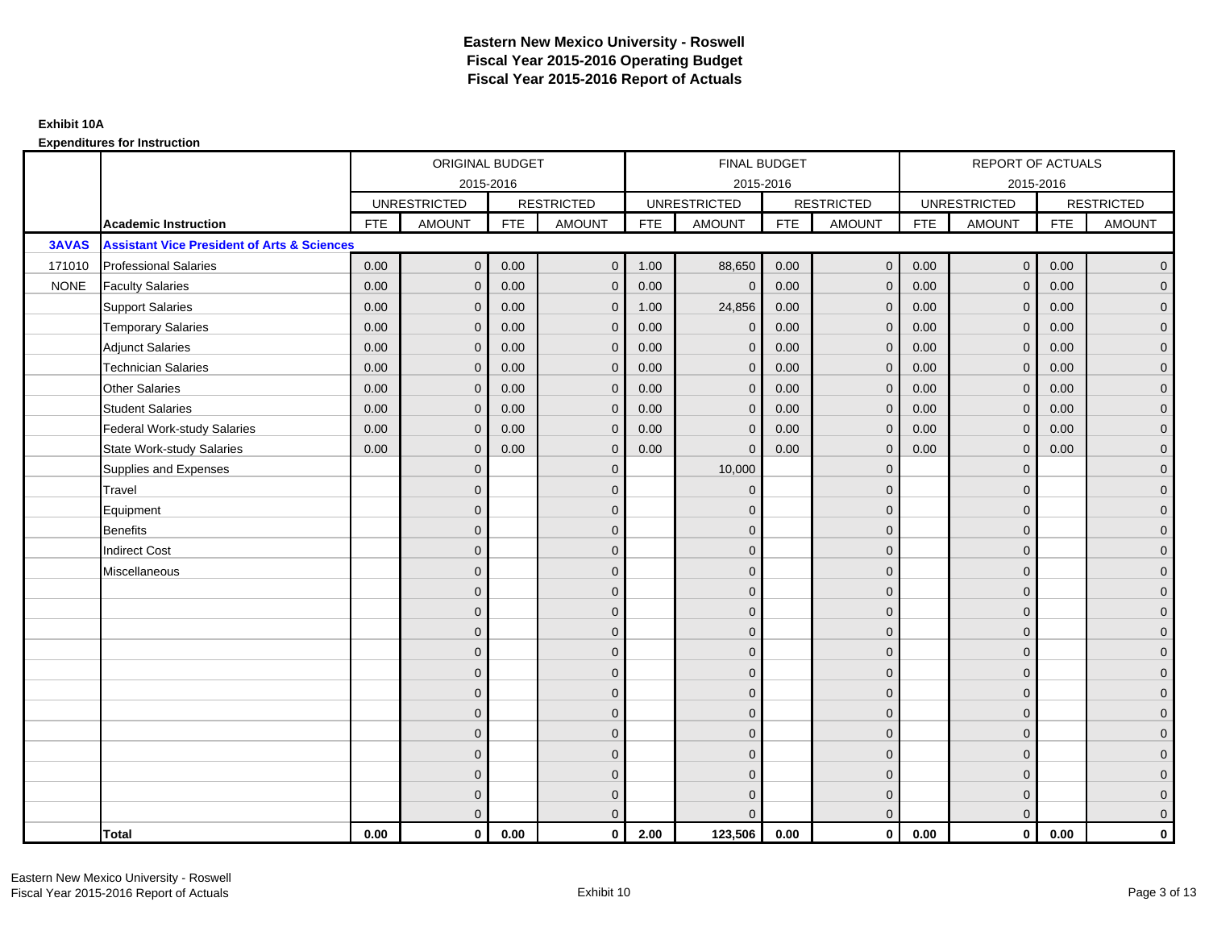# Eastern New Mexico University - Roswell
# Fiscal Year 2015-2016 Operating Budget
# Fiscal Year 2015-2016 Report of Actuals

**Exhibit 10A**

**Expenditures for Instruction**

| | | ORIGINAL BUDGET 2015-2016 | | | | FINAL BUDGET 2015-2016 | | | | REPORT OF ACTUALS 2015-2016 | | | |
|---|---|---|---|---|---|---|---|---|---|---|---|---|---|
| | | UNRESTRICTED | | RESTRICTED | | UNRESTRICTED | | RESTRICTED | | UNRESTRICTED | | RESTRICTED | |
| | **Academic Instruction** | FTE | AMOUNT | FTE | AMOUNT | FTE | AMOUNT | FTE | AMOUNT | FTE | AMOUNT | FTE | AMOUNT |
| **3AVAS** | **Assistant Vice President of Arts & Sciences** | | | | | | | | | | | | |
| 171010 | Professional Salaries | 0.00 | 0 | 0.00 | 0 | 1.00 | 88,650 | 0.00 | 0 | 0.00 | 0 | 0.00 | 0 |
| NONE | Faculty Salaries | 0.00 | 0 | 0.00 | 0 | 0.00 | 0 | 0.00 | 0 | 0.00 | 0 | 0.00 | 0 |
| | Support Salaries | 0.00 | 0 | 0.00 | 0 | 1.00 | 24,856 | 0.00 | 0 | 0.00 | 0 | 0.00 | 0 |
| | Temporary Salaries | 0.00 | 0 | 0.00 | 0 | 0.00 | 0 | 0.00 | 0 | 0.00 | 0 | 0.00 | 0 |
| | Adjunct Salaries | 0.00 | 0 | 0.00 | 0 | 0.00 | 0 | 0.00 | 0 | 0.00 | 0 | 0.00 | 0 |
| | Technician Salaries | 0.00 | 0 | 0.00 | 0 | 0.00 | 0 | 0.00 | 0 | 0.00 | 0 | 0.00 | 0 |
| | Other Salaries | 0.00 | 0 | 0.00 | 0 | 0.00 | 0 | 0.00 | 0 | 0.00 | 0 | 0.00 | 0 |
| | Student Salaries | 0.00 | 0 | 0.00 | 0 | 0.00 | 0 | 0.00 | 0 | 0.00 | 0 | 0.00 | 0 |
| | Federal Work-study Salaries | 0.00 | 0 | 0.00 | 0 | 0.00 | 0 | 0.00 | 0 | 0.00 | 0 | 0.00 | 0 |
| | State Work-study Salaries | 0.00 | 0 | 0.00 | 0 | 0.00 | 0 | 0.00 | 0 | 0.00 | 0 | 0.00 | 0 |
| | Supplies and Expenses | | 0 | | 0 | | 10,000 | | 0 | | 0 | | 0 |
| | Travel | | 0 | | 0 | | 0 | | 0 | | 0 | | 0 |
| | Equipment | | 0 | | 0 | | 0 | | 0 | | 0 | | 0 |
| | Benefits | | 0 | | 0 | | 0 | | 0 | | 0 | | 0 |
| | Indirect Cost | | 0 | | 0 | | 0 | | 0 | | 0 | | 0 |
| | Miscellaneous | | 0 | | 0 | | 0 | | 0 | | 0 | | 0 |
| | | | 0 | | 0 | | 0 | | 0 | | 0 | | 0 |
| | | | 0 | | 0 | | 0 | | 0 | | 0 | | 0 |
| | | | 0 | | 0 | | 0 | | 0 | | 0 | | 0 |
| | | | 0 | | 0 | | 0 | | 0 | | 0 | | 0 |
| | | | 0 | | 0 | | 0 | | 0 | | 0 | | 0 |
| | | | 0 | | 0 | | 0 | | 0 | | 0 | | 0 |
| | | | 0 | | 0 | | 0 | | 0 | | 0 | | 0 |
| | | | 0 | | 0 | | 0 | | 0 | | 0 | | 0 |
| | | | 0 | | 0 | | 0 | | 0 | | 0 | | 0 |
| | | | 0 | | 0 | | 0 | | 0 | | 0 | | 0 |
| | | | 0 | | 0 | | 0 | | 0 | | 0 | | 0 |
| | | | 0 | | 0 | | 0 | | 0 | | 0 | | 0 |
| | **Total** | **0.00** | **0** | **0.00** | **0** | **2.00** | **123,506** | **0.00** | **0** | **0.00** | **0** | **0.00** | **0** |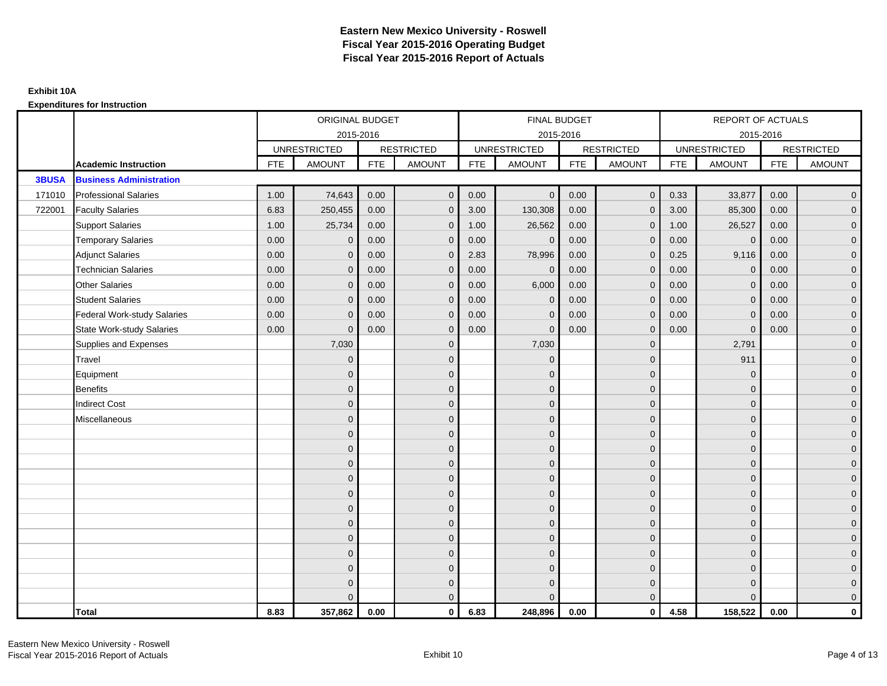# Eastern New Mexico University - Roswell
## Fiscal Year 2015-2016 Operating Budget
## Fiscal Year 2015-2016 Report of Actuals

**Exhibit 10A**

**Expenditures for Instruction**

| | | ORIGINAL BUDGET 2015-2016 | | | | FINAL BUDGET 2015-2016 | | | | REPORT OF ACTUALS 2015-2016 | | | |
|---|---|---|---|---|---|---|---|---|---|---|---|---|---|
| | | UNRESTRICTED | | RESTRICTED | | UNRESTRICTED | | RESTRICTED | | UNRESTRICTED | | RESTRICTED | |
| | **Academic Instruction** | FTE | AMOUNT | FTE | AMOUNT | FTE | AMOUNT | FTE | AMOUNT | FTE | AMOUNT | FTE | AMOUNT |
| **3BUSA** | **Business Administration** | | | | | | | | | | | | |
| 171010 | Professional Salaries | 1.00 | 74,643 | 0.00 | 0 | 0.00 | 0 | 0.00 | 0 | 0.33 | 33,877 | 0.00 | 0 |
| 722001 | Faculty Salaries | 6.83 | 250,455 | 0.00 | 0 | 3.00 | 130,308 | 0.00 | 0 | 3.00 | 85,300 | 0.00 | 0 |
| | Support Salaries | 1.00 | 25,734 | 0.00 | 0 | 1.00 | 26,562 | 0.00 | 0 | 1.00 | 26,527 | 0.00 | 0 |
| | Temporary Salaries | 0.00 | 0 | 0.00 | 0 | 0.00 | 0 | 0.00 | 0 | 0.00 | 0 | 0.00 | 0 |
| | Adjunct Salaries | 0.00 | 0 | 0.00 | 0 | 2.83 | 78,996 | 0.00 | 0 | 0.25 | 9,116 | 0.00 | 0 |
| | Technician Salaries | 0.00 | 0 | 0.00 | 0 | 0.00 | 0 | 0.00 | 0 | 0.00 | 0 | 0.00 | 0 |
| | Other Salaries | 0.00 | 0 | 0.00 | 0 | 0.00 | 6,000 | 0.00 | 0 | 0.00 | 0 | 0.00 | 0 |
| | Student Salaries | 0.00 | 0 | 0.00 | 0 | 0.00 | 0 | 0.00 | 0 | 0.00 | 0 | 0.00 | 0 |
| | Federal Work-study Salaries | 0.00 | 0 | 0.00 | 0 | 0.00 | 0 | 0.00 | 0 | 0.00 | 0 | 0.00 | 0 |
| | State Work-study Salaries | 0.00 | 0 | 0.00 | 0 | 0.00 | 0 | 0.00 | 0 | 0.00 | 0 | 0.00 | 0 |
| | Supplies and Expenses | | 7,030 | | 0 | | 7,030 | | 0 | | 2,791 | | 0 |
| | Travel | | 0 | | 0 | | 0 | | 0 | | 911 | | 0 |
| | Equipment | | 0 | | 0 | | 0 | | 0 | | 0 | | 0 |
| | Benefits | | 0 | | 0 | | 0 | | 0 | | 0 | | 0 |
| | Indirect Cost | | 0 | | 0 | | 0 | | 0 | | 0 | | 0 |
| | Miscellaneous | | 0 | | 0 | | 0 | | 0 | | 0 | | 0 |
| | | | 0 | | 0 | | 0 | | 0 | | 0 | | 0 |
| | | | 0 | | 0 | | 0 | | 0 | | 0 | | 0 |
| | | | 0 | | 0 | | 0 | | 0 | | 0 | | 0 |
| | | | 0 | | 0 | | 0 | | 0 | | 0 | | 0 |
| | | | 0 | | 0 | | 0 | | 0 | | 0 | | 0 |
| | | | 0 | | 0 | | 0 | | 0 | | 0 | | 0 |
| | | | 0 | | 0 | | 0 | | 0 | | 0 | | 0 |
| | | | 0 | | 0 | | 0 | | 0 | | 0 | | 0 |
| | | | 0 | | 0 | | 0 | | 0 | | 0 | | 0 |
| | | | 0 | | 0 | | 0 | | 0 | | 0 | | 0 |
| | | | 0 | | 0 | | 0 | | 0 | | 0 | | 0 |
| | | | 0 | | 0 | | 0 | | 0 | | 0 | | 0 |
| | **Total** | **8.83** | **357,862** | **0.00** | **0** | **6.83** | **248,896** | **0.00** | **0** | **4.58** | **158,522** | **0.00** | **0** |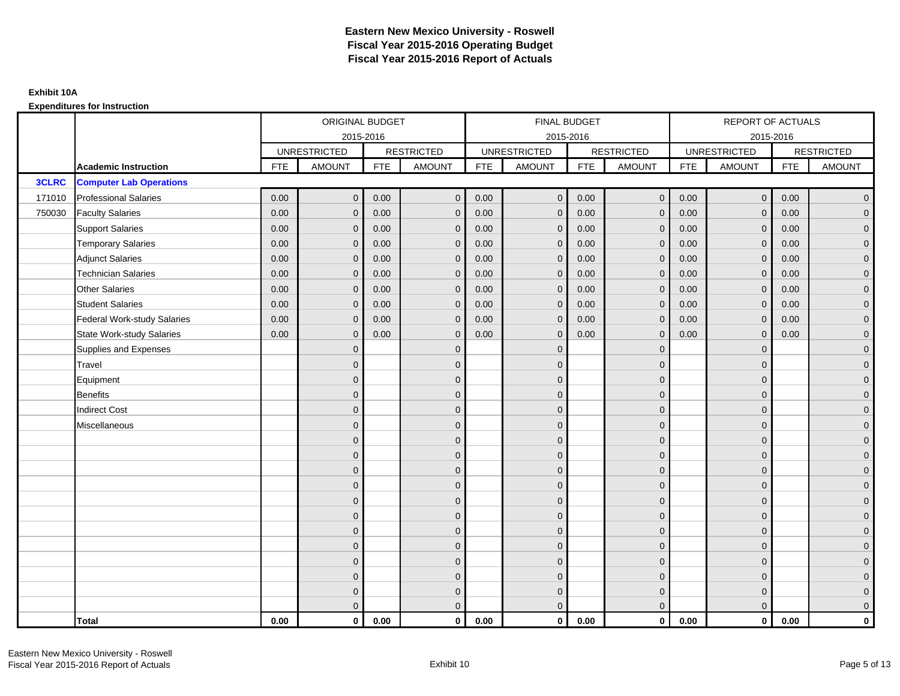# Eastern New Mexico University - Roswell
## Fiscal Year 2015-2016 Operating Budget
## Fiscal Year 2015-2016 Report of Actuals

**Exhibit 10A**

**Expenditures for Instruction**

| | | ORIGINAL BUDGET | | | | FINAL BUDGET | | | | REPORT OF ACTUALS | | | |
|---|---|---|---|---|---|---|---|---|---|---|---|---|---|
| | | 2015-2016 | | | | 2015-2016 | | | | 2015-2016 | | | |
| | | UNRESTRICTED | | RESTRICTED | | UNRESTRICTED | | RESTRICTED | | UNRESTRICTED | | RESTRICTED | |
| | **Academic Instruction** | FTE | AMOUNT | FTE | AMOUNT | FTE | AMOUNT | FTE | AMOUNT | FTE | AMOUNT | FTE | AMOUNT |
| **3CLRC** | **Computer Lab Operations** | | | | | | | | | | | | |
| 171010 | Professional Salaries | 0.00 | 0 | 0.00 | 0 | 0.00 | 0 | 0.00 | 0 | 0.00 | 0 | 0.00 | 0 |
| 750030 | Faculty Salaries | 0.00 | 0 | 0.00 | 0 | 0.00 | 0 | 0.00 | 0 | 0.00 | 0 | 0.00 | 0 |
| | Support Salaries | 0.00 | 0 | 0.00 | 0 | 0.00 | 0 | 0.00 | 0 | 0.00 | 0 | 0.00 | 0 |
| | Temporary Salaries | 0.00 | 0 | 0.00 | 0 | 0.00 | 0 | 0.00 | 0 | 0.00 | 0 | 0.00 | 0 |
| | Adjunct Salaries | 0.00 | 0 | 0.00 | 0 | 0.00 | 0 | 0.00 | 0 | 0.00 | 0 | 0.00 | 0 |
| | Technician Salaries | 0.00 | 0 | 0.00 | 0 | 0.00 | 0 | 0.00 | 0 | 0.00 | 0 | 0.00 | 0 |
| | Other Salaries | 0.00 | 0 | 0.00 | 0 | 0.00 | 0 | 0.00 | 0 | 0.00 | 0 | 0.00 | 0 |
| | Student Salaries | 0.00 | 0 | 0.00 | 0 | 0.00 | 0 | 0.00 | 0 | 0.00 | 0 | 0.00 | 0 |
| | Federal Work-study Salaries | 0.00 | 0 | 0.00 | 0 | 0.00 | 0 | 0.00 | 0 | 0.00 | 0 | 0.00 | 0 |
| | State Work-study Salaries | 0.00 | 0 | 0.00 | 0 | 0.00 | 0 | 0.00 | 0 | 0.00 | 0 | 0.00 | 0 |
| | Supplies and Expenses | | 0 | | 0 | | 0 | | 0 | | 0 | | 0 |
| | Travel | | 0 | | 0 | | 0 | | 0 | | 0 | | 0 |
| | Equipment | | 0 | | 0 | | 0 | | 0 | | 0 | | 0 |
| | Benefits | | 0 | | 0 | | 0 | | 0 | | 0 | | 0 |
| | Indirect Cost | | 0 | | 0 | | 0 | | 0 | | 0 | | 0 |
| | Miscellaneous | | 0 | | 0 | | 0 | | 0 | | 0 | | 0 |
| | | | 0 | | 0 | | 0 | | 0 | | 0 | | 0 |
| | | | 0 | | 0 | | 0 | | 0 | | 0 | | 0 |
| | | | 0 | | 0 | | 0 | | 0 | | 0 | | 0 |
| | | | 0 | | 0 | | 0 | | 0 | | 0 | | 0 |
| | | | 0 | | 0 | | 0 | | 0 | | 0 | | 0 |
| | | | 0 | | 0 | | 0 | | 0 | | 0 | | 0 |
| | | | 0 | | 0 | | 0 | | 0 | | 0 | | 0 |
| | | | 0 | | 0 | | 0 | | 0 | | 0 | | 0 |
| | | | 0 | | 0 | | 0 | | 0 | | 0 | | 0 |
| | | | 0 | | 0 | | 0 | | 0 | | 0 | | 0 |
| | | | 0 | | 0 | | 0 | | 0 | | 0 | | 0 |
| | | | 0 | | 0 | | 0 | | 0 | | 0 | | 0 |
| | **Total** | **0.00** | **0** | **0.00** | **0** | **0.00** | **0** | **0.00** | **0** | **0.00** | **0** | **0.00** | **0** |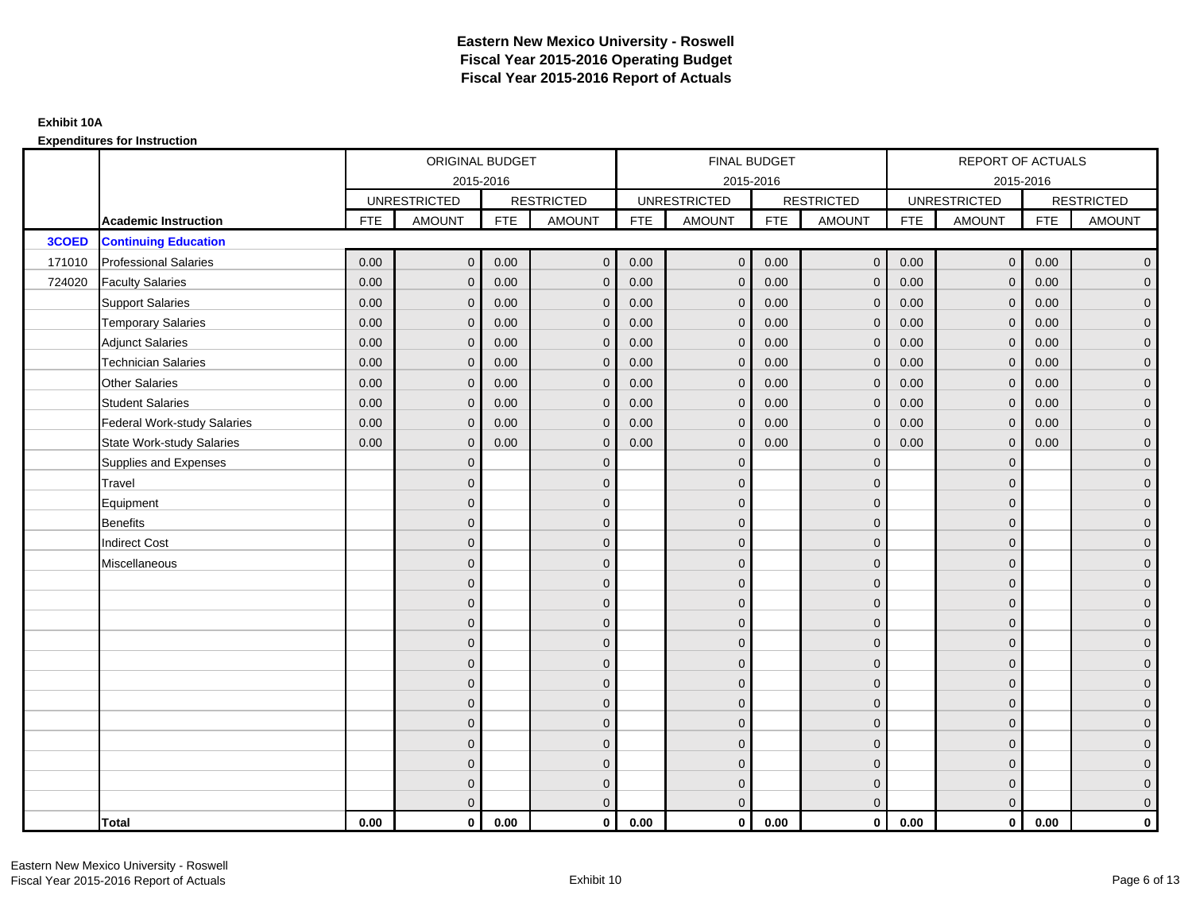# Eastern New Mexico University - Roswell
# Fiscal Year 2015-2016 Operating Budget
# Fiscal Year 2015-2016 Report of Actuals

**Exhibit 10A**

**Expenditures for Instruction**

| | | ORIGINAL BUDGET 2015-2016 | | | | FINAL BUDGET 2015-2016 | | | | REPORT OF ACTUALS 2015-2016 | | | |
|---|---|---|---|---|---|---|---|---|---|---|---|---|---|
| | | UNRESTRICTED | | RESTRICTED | | UNRESTRICTED | | RESTRICTED | | UNRESTRICTED | | RESTRICTED | |
| | **Academic Instruction** | FTE | AMOUNT | FTE | AMOUNT | FTE | AMOUNT | FTE | AMOUNT | FTE | AMOUNT | FTE | AMOUNT |
| **3COED** | **Continuing Education** | | | | | | | | | | | | |
| 171010 | Professional Salaries | 0.00 | 0 | 0.00 | 0 | 0.00 | 0 | 0.00 | 0 | 0.00 | 0 | 0.00 | 0 |
| 724020 | Faculty Salaries | 0.00 | 0 | 0.00 | 0 | 0.00 | 0 | 0.00 | 0 | 0.00 | 0 | 0.00 | 0 |
| | Support Salaries | 0.00 | 0 | 0.00 | 0 | 0.00 | 0 | 0.00 | 0 | 0.00 | 0 | 0.00 | 0 |
| | Temporary Salaries | 0.00 | 0 | 0.00 | 0 | 0.00 | 0 | 0.00 | 0 | 0.00 | 0 | 0.00 | 0 |
| | Adjunct Salaries | 0.00 | 0 | 0.00 | 0 | 0.00 | 0 | 0.00 | 0 | 0.00 | 0 | 0.00 | 0 |
| | Technician Salaries | 0.00 | 0 | 0.00 | 0 | 0.00 | 0 | 0.00 | 0 | 0.00 | 0 | 0.00 | 0 |
| | Other Salaries | 0.00 | 0 | 0.00 | 0 | 0.00 | 0 | 0.00 | 0 | 0.00 | 0 | 0.00 | 0 |
| | Student Salaries | 0.00 | 0 | 0.00 | 0 | 0.00 | 0 | 0.00 | 0 | 0.00 | 0 | 0.00 | 0 |
| | Federal Work-study Salaries | 0.00 | 0 | 0.00 | 0 | 0.00 | 0 | 0.00 | 0 | 0.00 | 0 | 0.00 | 0 |
| | State Work-study Salaries | 0.00 | 0 | 0.00 | 0 | 0.00 | 0 | 0.00 | 0 | 0.00 | 0 | 0.00 | 0 |
| | Supplies and Expenses | | 0 | | 0 | | 0 | | 0 | | 0 | | 0 |
| | Travel | | 0 | | 0 | | 0 | | 0 | | 0 | | 0 |
| | Equipment | | 0 | | 0 | | 0 | | 0 | | 0 | | 0 |
| | Benefits | | 0 | | 0 | | 0 | | 0 | | 0 | | 0 |
| | Indirect Cost | | 0 | | 0 | | 0 | | 0 | | 0 | | 0 |
| | Miscellaneous | | 0 | | 0 | | 0 | | 0 | | 0 | | 0 |
| | | | 0 | | 0 | | 0 | | 0 | | 0 | | 0 |
| | | | 0 | | 0 | | 0 | | 0 | | 0 | | 0 |
| | | | 0 | | 0 | | 0 | | 0 | | 0 | | 0 |
| | | | 0 | | 0 | | 0 | | 0 | | 0 | | 0 |
| | | | 0 | | 0 | | 0 | | 0 | | 0 | | 0 |
| | | | 0 | | 0 | | 0 | | 0 | | 0 | | 0 |
| | | | 0 | | 0 | | 0 | | 0 | | 0 | | 0 |
| | | | 0 | | 0 | | 0 | | 0 | | 0 | | 0 |
| | | | 0 | | 0 | | 0 | | 0 | | 0 | | 0 |
| | | | 0 | | 0 | | 0 | | 0 | | 0 | | 0 |
| | | | 0 | | 0 | | 0 | | 0 | | 0 | | 0 |
| | | | 0 | | 0 | | 0 | | 0 | | 0 | | 0 |
| | **Total** | **0.00** | **0** | **0.00** | **0** | **0.00** | **0** | **0.00** | **0** | **0.00** | **0** | **0.00** | **0** |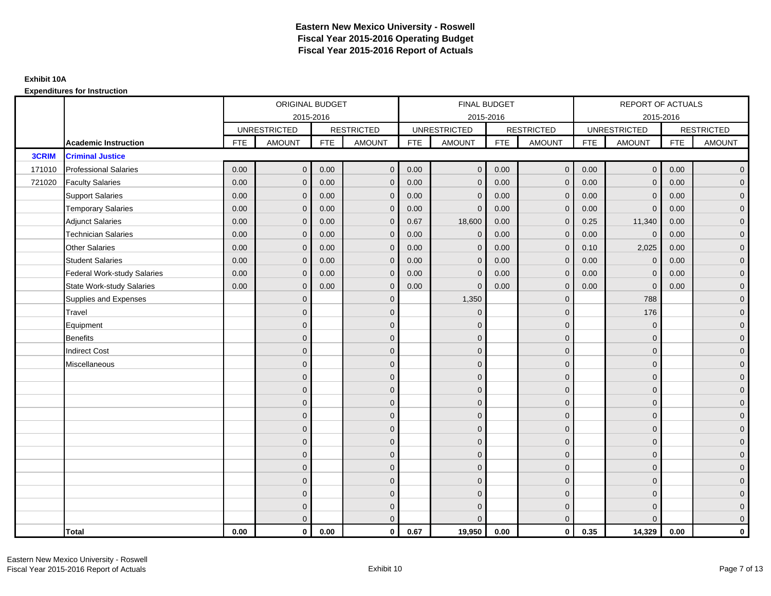# Eastern New Mexico University - Roswell
# Fiscal Year 2015-2016 Operating Budget
# Fiscal Year 2015-2016 Report of Actuals

**Exhibit 10A**

**Expenditures for Instruction**

| | | ORIGINAL BUDGET 2015-2016 | | | | FINAL BUDGET 2015-2016 | | | | REPORT OF ACTUALS 2015-2016 | | | |
|---|---|---|---|---|---|---|---|---|---|---|---|---|---|
| | | UNRESTRICTED | | RESTRICTED | | UNRESTRICTED | | RESTRICTED | | UNRESTRICTED | | RESTRICTED | |
| | **Academic Instruction** | FTE | AMOUNT | FTE | AMOUNT | FTE | AMOUNT | FTE | AMOUNT | FTE | AMOUNT | FTE | AMOUNT |
| **3CRIM** | **Criminal Justice** | | | | | | | | | | | | |
| 171010 | Professional Salaries | 0.00 | 0 | 0.00 | 0 | 0.00 | 0 | 0.00 | 0 | 0.00 | 0 | 0.00 | 0 |
| 721020 | Faculty Salaries | 0.00 | 0 | 0.00 | 0 | 0.00 | 0 | 0.00 | 0 | 0.00 | 0 | 0.00 | 0 |
| | Support Salaries | 0.00 | 0 | 0.00 | 0 | 0.00 | 0 | 0.00 | 0 | 0.00 | 0 | 0.00 | 0 |
| | Temporary Salaries | 0.00 | 0 | 0.00 | 0 | 0.00 | 0 | 0.00 | 0 | 0.00 | 0 | 0.00 | 0 |
| | Adjunct Salaries | 0.00 | 0 | 0.00 | 0 | 0.67 | 18,600 | 0.00 | 0 | 0.25 | 11,340 | 0.00 | 0 |
| | Technician Salaries | 0.00 | 0 | 0.00 | 0 | 0.00 | 0 | 0.00 | 0 | 0.00 | 0 | 0.00 | 0 |
| | Other Salaries | 0.00 | 0 | 0.00 | 0 | 0.00 | 0 | 0.00 | 0 | 0.10 | 2,025 | 0.00 | 0 |
| | Student Salaries | 0.00 | 0 | 0.00 | 0 | 0.00 | 0 | 0.00 | 0 | 0.00 | 0 | 0.00 | 0 |
| | Federal Work-study Salaries | 0.00 | 0 | 0.00 | 0 | 0.00 | 0 | 0.00 | 0 | 0.00 | 0 | 0.00 | 0 |
| | State Work-study Salaries | 0.00 | 0 | 0.00 | 0 | 0.00 | 0 | 0.00 | 0 | 0.00 | 0 | 0.00 | 0 |
| | Supplies and Expenses | | 0 | | 0 | | 1,350 | | 0 | | 788 | | 0 |
| | Travel | | 0 | | 0 | | 0 | | 0 | | 176 | | 0 |
| | Equipment | | 0 | | 0 | | 0 | | 0 | | 0 | | 0 |
| | Benefits | | 0 | | 0 | | 0 | | 0 | | 0 | | 0 |
| | Indirect Cost | | 0 | | 0 | | 0 | | 0 | | 0 | | 0 |
| | Miscellaneous | | 0 | | 0 | | 0 | | 0 | | 0 | | 0 |
| | | | 0 | | 0 | | 0 | | 0 | | 0 | | 0 |
| | | | 0 | | 0 | | 0 | | 0 | | 0 | | 0 |
| | | | 0 | | 0 | | 0 | | 0 | | 0 | | 0 |
| | | | 0 | | 0 | | 0 | | 0 | | 0 | | 0 |
| | | | 0 | | 0 | | 0 | | 0 | | 0 | | 0 |
| | | | 0 | | 0 | | 0 | | 0 | | 0 | | 0 |
| | | | 0 | | 0 | | 0 | | 0 | | 0 | | 0 |
| | | | 0 | | 0 | | 0 | | 0 | | 0 | | 0 |
| | | | 0 | | 0 | | 0 | | 0 | | 0 | | 0 |
| | | | 0 | | 0 | | 0 | | 0 | | 0 | | 0 |
| | | | 0 | | 0 | | 0 | | 0 | | 0 | | 0 |
| | | | 0 | | 0 | | 0 | | 0 | | 0 | | 0 |
| | **Total** | **0.00** | **0** | **0.00** | **0** | **0.67** | **19,950** | **0.00** | **0** | **0.35** | **14,329** | **0.00** | **0** |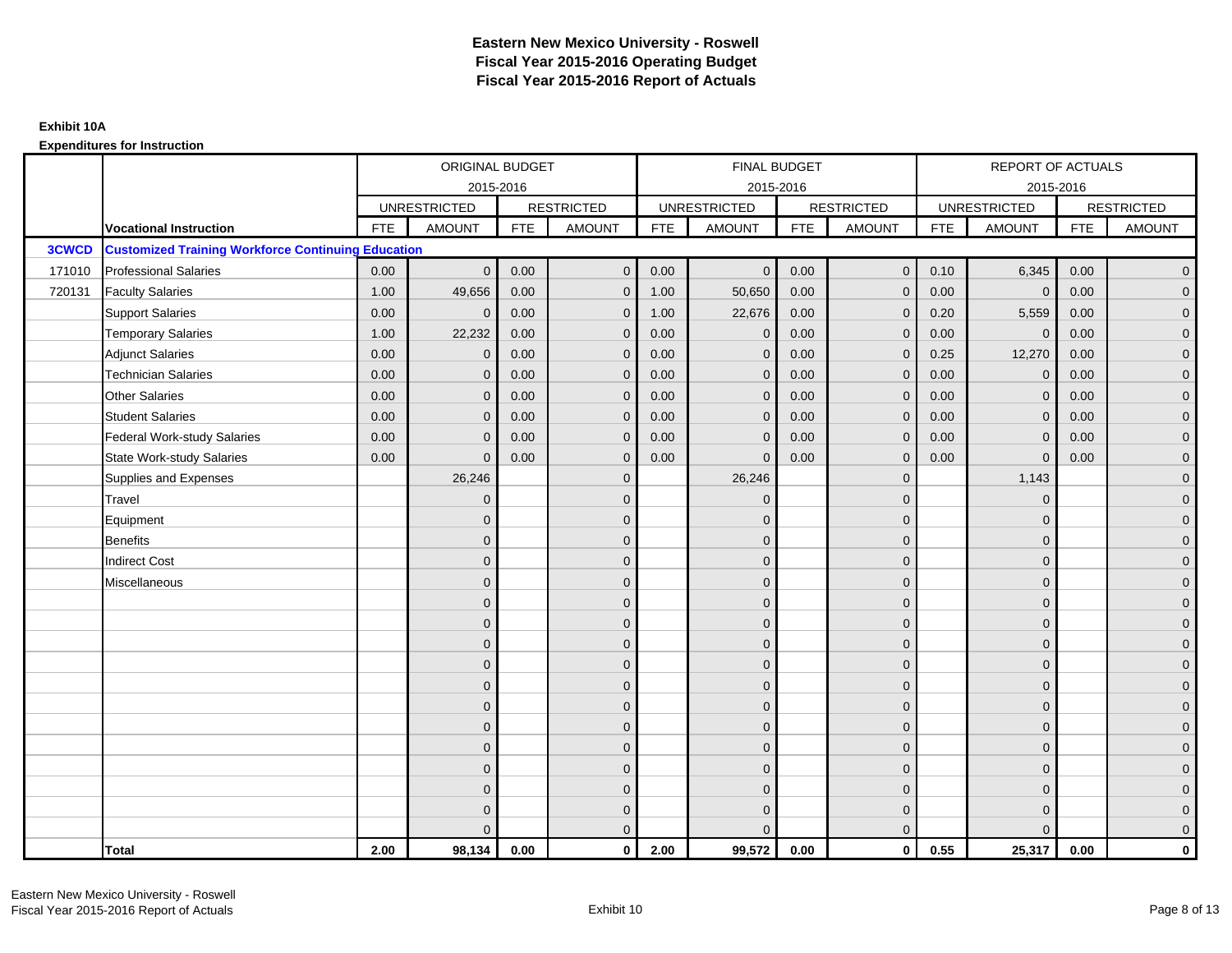# Eastern New Mexico University - Roswell
# Fiscal Year 2015-2016 Operating Budget
# Fiscal Year 2015-2016 Report of Actuals

**Exhibit 10A**

**Expenditures for Instruction**

| | | ORIGINAL BUDGET 2015-2016 | | | | FINAL BUDGET 2015-2016 | | | | REPORT OF ACTUALS 2015-2016 | | | |
|---|---|---|---|---|---|---|---|---|---|---|---|---|---|
| | | UNRESTRICTED | | RESTRICTED | | UNRESTRICTED | | RESTRICTED | | UNRESTRICTED | | RESTRICTED | |
| | **Vocational Instruction** | FTE | AMOUNT | FTE | AMOUNT | FTE | AMOUNT | FTE | AMOUNT | FTE | AMOUNT | FTE | AMOUNT |
| **3CWCD** | **Customized Training Workforce Continuing Education** | | | | | | | | | | | | |
| 171010 | Professional Salaries | 0.00 | 0 | 0.00 | 0 | 0.00 | 0 | 0.00 | 0 | 0.10 | 6,345 | 0.00 | 0 |
| 720131 | Faculty Salaries | 1.00 | 49,656 | 0.00 | 0 | 1.00 | 50,650 | 0.00 | 0 | 0.00 | 0 | 0.00 | 0 |
| | Support Salaries | 0.00 | 0 | 0.00 | 0 | 1.00 | 22,676 | 0.00 | 0 | 0.20 | 5,559 | 0.00 | 0 |
| | Temporary Salaries | 1.00 | 22,232 | 0.00 | 0 | 0.00 | 0 | 0.00 | 0 | 0.00 | 0 | 0.00 | 0 |
| | Adjunct Salaries | 0.00 | 0 | 0.00 | 0 | 0.00 | 0 | 0.00 | 0 | 0.25 | 12,270 | 0.00 | 0 |
| | Technician Salaries | 0.00 | 0 | 0.00 | 0 | 0.00 | 0 | 0.00 | 0 | 0.00 | 0 | 0.00 | 0 |
| | Other Salaries | 0.00 | 0 | 0.00 | 0 | 0.00 | 0 | 0.00 | 0 | 0.00 | 0 | 0.00 | 0 |
| | Student Salaries | 0.00 | 0 | 0.00 | 0 | 0.00 | 0 | 0.00 | 0 | 0.00 | 0 | 0.00 | 0 |
| | Federal Work-study Salaries | 0.00 | 0 | 0.00 | 0 | 0.00 | 0 | 0.00 | 0 | 0.00 | 0 | 0.00 | 0 |
| | State Work-study Salaries | 0.00 | 0 | 0.00 | 0 | 0.00 | 0 | 0.00 | 0 | 0.00 | 0 | 0.00 | 0 |
| | Supplies and Expenses | | 26,246 | | 0 | | 26,246 | | 0 | | 1,143 | | 0 |
| | Travel | | 0 | | 0 | | 0 | | 0 | | 0 | | 0 |
| | Equipment | | 0 | | 0 | | 0 | | 0 | | 0 | | 0 |
| | Benefits | | 0 | | 0 | | 0 | | 0 | | 0 | | 0 |
| | Indirect Cost | | 0 | | 0 | | 0 | | 0 | | 0 | | 0 |
| | Miscellaneous | | 0 | | 0 | | 0 | | 0 | | 0 | | 0 |
| | | | 0 | | 0 | | 0 | | 0 | | 0 | | 0 |
| | | | 0 | | 0 | | 0 | | 0 | | 0 | | 0 |
| | | | 0 | | 0 | | 0 | | 0 | | 0 | | 0 |
| | | | 0 | | 0 | | 0 | | 0 | | 0 | | 0 |
| | | | 0 | | 0 | | 0 | | 0 | | 0 | | 0 |
| | | | 0 | | 0 | | 0 | | 0 | | 0 | | 0 |
| | | | 0 | | 0 | | 0 | | 0 | | 0 | | 0 |
| | | | 0 | | 0 | | 0 | | 0 | | 0 | | 0 |
| | | | 0 | | 0 | | 0 | | 0 | | 0 | | 0 |
| | | | 0 | | 0 | | 0 | | 0 | | 0 | | 0 |
| | | | 0 | | 0 | | 0 | | 0 | | 0 | | 0 |
| | | | 0 | | 0 | | 0 | | 0 | | 0 | | 0 |
| | **Total** | **2.00** | **98,134** | **0.00** | **0** | **2.00** | **99,572** | **0.00** | **0** | **0.55** | **25,317** | **0.00** | **0** |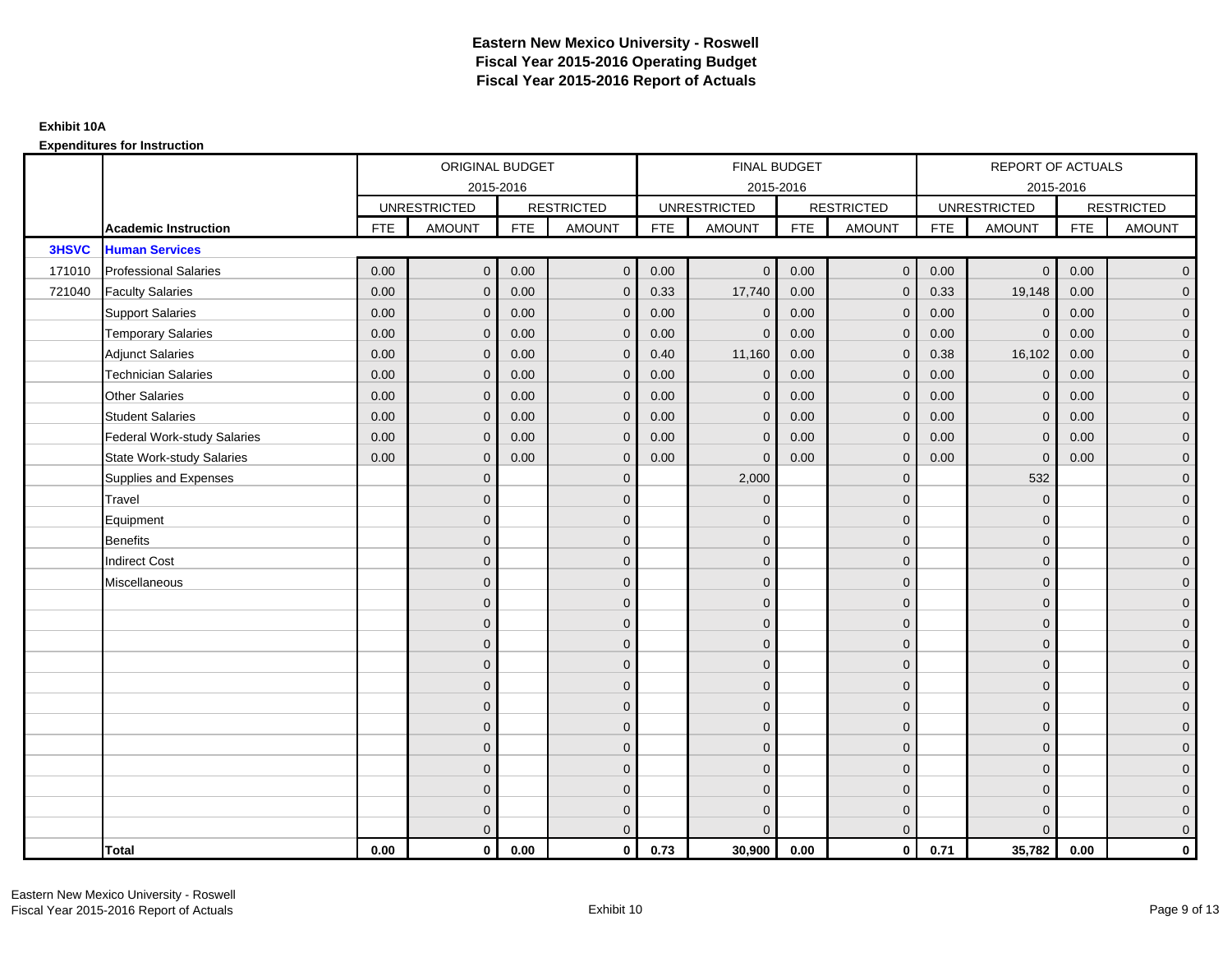# Eastern New Mexico University - Roswell
## Fiscal Year 2015-2016 Operating Budget
## Fiscal Year 2015-2016 Report of Actuals

**Exhibit 10A**

**Expenditures for Instruction**

| | | ORIGINAL BUDGET 2015-2016 | | | | FINAL BUDGET 2015-2016 | | | | REPORT OF ACTUALS 2015-2016 | | | |
|---|---|---|---|---|---|---|---|---|---|---|---|---|---|
| | | UNRESTRICTED | | RESTRICTED | | UNRESTRICTED | | RESTRICTED | | UNRESTRICTED | | RESTRICTED | |
| | **Academic Instruction** | FTE | AMOUNT | FTE | AMOUNT | FTE | AMOUNT | FTE | AMOUNT | FTE | AMOUNT | FTE | AMOUNT |
| **3HSVC** | **Human Services** | | | | | | | | | | | | |
| 171010 | Professional Salaries | 0.00 | 0 | 0.00 | 0 | 0.00 | 0 | 0.00 | 0 | 0.00 | 0 | 0.00 | 0 |
| 721040 | Faculty Salaries | 0.00 | 0 | 0.00 | 0 | 0.33 | 17,740 | 0.00 | 0 | 0.33 | 19,148 | 0.00 | 0 |
| | Support Salaries | 0.00 | 0 | 0.00 | 0 | 0.00 | 0 | 0.00 | 0 | 0.00 | 0 | 0.00 | 0 |
| | Temporary Salaries | 0.00 | 0 | 0.00 | 0 | 0.00 | 0 | 0.00 | 0 | 0.00 | 0 | 0.00 | 0 |
| | Adjunct Salaries | 0.00 | 0 | 0.00 | 0 | 0.40 | 11,160 | 0.00 | 0 | 0.38 | 16,102 | 0.00 | 0 |
| | Technician Salaries | 0.00 | 0 | 0.00 | 0 | 0.00 | 0 | 0.00 | 0 | 0.00 | 0 | 0.00 | 0 |
| | Other Salaries | 0.00 | 0 | 0.00 | 0 | 0.00 | 0 | 0.00 | 0 | 0.00 | 0 | 0.00 | 0 |
| | Student Salaries | 0.00 | 0 | 0.00 | 0 | 0.00 | 0 | 0.00 | 0 | 0.00 | 0 | 0.00 | 0 |
| | Federal Work-study Salaries | 0.00 | 0 | 0.00 | 0 | 0.00 | 0 | 0.00 | 0 | 0.00 | 0 | 0.00 | 0 |
| | State Work-study Salaries | 0.00 | 0 | 0.00 | 0 | 0.00 | 0 | 0.00 | 0 | 0.00 | 0 | 0.00 | 0 |
| | Supplies and Expenses | | 0 | | 0 | | 2,000 | | 0 | | 532 | | 0 |
| | Travel | | 0 | | 0 | | 0 | | 0 | | 0 | | 0 |
| | Equipment | | 0 | | 0 | | 0 | | 0 | | 0 | | 0 |
| | Benefits | | 0 | | 0 | | 0 | | 0 | | 0 | | 0 |
| | Indirect Cost | | 0 | | 0 | | 0 | | 0 | | 0 | | 0 |
| | Miscellaneous | | 0 | | 0 | | 0 | | 0 | | 0 | | 0 |
| | | | 0 | | 0 | | 0 | | 0 | | 0 | | 0 |
| | | | 0 | | 0 | | 0 | | 0 | | 0 | | 0 |
| | | | 0 | | 0 | | 0 | | 0 | | 0 | | 0 |
| | | | 0 | | 0 | | 0 | | 0 | | 0 | | 0 |
| | | | 0 | | 0 | | 0 | | 0 | | 0 | | 0 |
| | | | 0 | | 0 | | 0 | | 0 | | 0 | | 0 |
| | | | 0 | | 0 | | 0 | | 0 | | 0 | | 0 |
| | | | 0 | | 0 | | 0 | | 0 | | 0 | | 0 |
| | | | 0 | | 0 | | 0 | | 0 | | 0 | | 0 |
| | | | 0 | | 0 | | 0 | | 0 | | 0 | | 0 |
| | | | 0 | | 0 | | 0 | | 0 | | 0 | | 0 |
| | | | 0 | | 0 | | 0 | | 0 | | 0 | | 0 |
| | **Total** | **0.00** | **0** | **0.00** | **0** | **0.73** | **30,900** | **0.00** | **0** | **0.71** | **35,782** | **0.00** | **0** |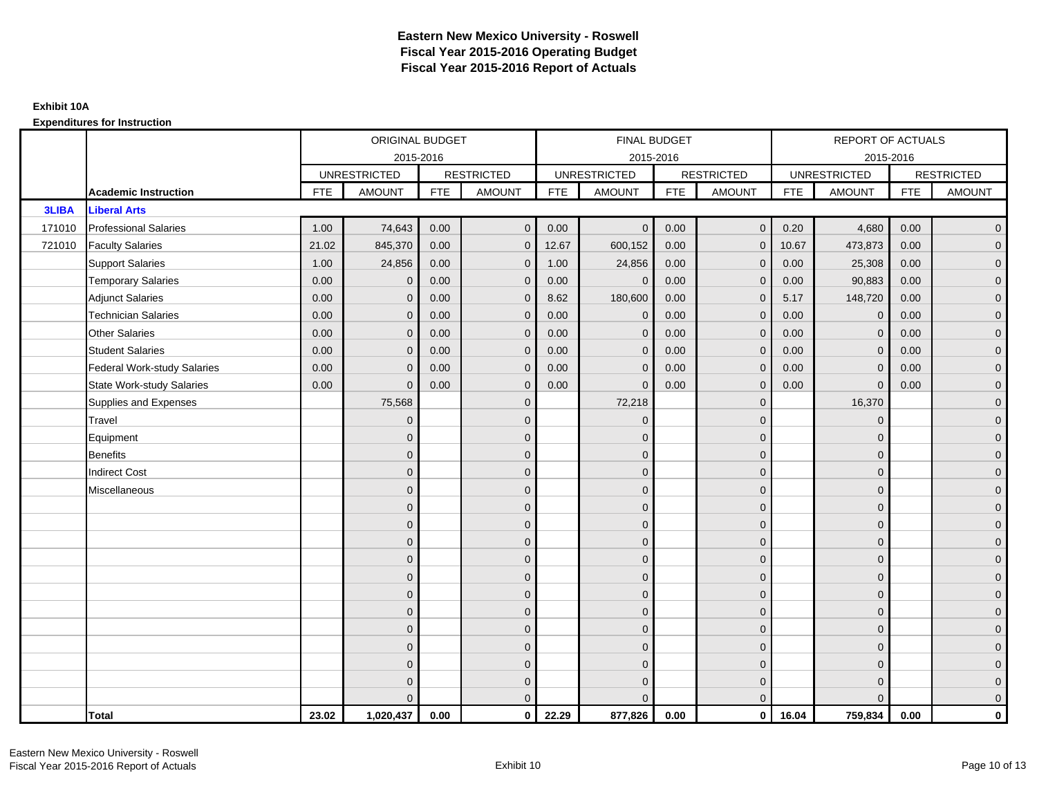# Eastern New Mexico University - Roswell
## Fiscal Year 2015-2016 Operating Budget
## Fiscal Year 2015-2016 Report of Actuals

**Exhibit 10A**

**Expenditures for Instruction**

| | | ORIGINAL BUDGET 2015-2016 | | | | FINAL BUDGET 2015-2016 | | | | REPORT OF ACTUALS 2015-2016 | | | |
|---|---|---|---|---|---|---|---|---|---|---|---|---|---|
| | | UNRESTRICTED | | RESTRICTED | | UNRESTRICTED | | RESTRICTED | | UNRESTRICTED | | RESTRICTED | |
| | **Academic Instruction** | FTE | AMOUNT | FTE | AMOUNT | FTE | AMOUNT | FTE | AMOUNT | FTE | AMOUNT | FTE | AMOUNT |
| **3LIBA** | **Liberal Arts** | | | | | | | | | | | | |
| 171010 | Professional Salaries | 1.00 | 74,643 | 0.00 | 0 | 0.00 | 0 | 0.00 | 0 | 0.20 | 4,680 | 0.00 | 0 |
| 721010 | Faculty Salaries | 21.02 | 845,370 | 0.00 | 0 | 12.67 | 600,152 | 0.00 | 0 | 10.67 | 473,873 | 0.00 | 0 |
| | Support Salaries | 1.00 | 24,856 | 0.00 | 0 | 1.00 | 24,856 | 0.00 | 0 | 0.00 | 25,308 | 0.00 | 0 |
| | Temporary Salaries | 0.00 | 0 | 0.00 | 0 | 0.00 | 0 | 0.00 | 0 | 0.00 | 90,883 | 0.00 | 0 |
| | Adjunct Salaries | 0.00 | 0 | 0.00 | 0 | 8.62 | 180,600 | 0.00 | 0 | 5.17 | 148,720 | 0.00 | 0 |
| | Technician Salaries | 0.00 | 0 | 0.00 | 0 | 0.00 | 0 | 0.00 | 0 | 0.00 | 0 | 0.00 | 0 |
| | Other Salaries | 0.00 | 0 | 0.00 | 0 | 0.00 | 0 | 0.00 | 0 | 0.00 | 0 | 0.00 | 0 |
| | Student Salaries | 0.00 | 0 | 0.00 | 0 | 0.00 | 0 | 0.00 | 0 | 0.00 | 0 | 0.00 | 0 |
| | Federal Work-study Salaries | 0.00 | 0 | 0.00 | 0 | 0.00 | 0 | 0.00 | 0 | 0.00 | 0 | 0.00 | 0 |
| | State Work-study Salaries | 0.00 | 0 | 0.00 | 0 | 0.00 | 0 | 0.00 | 0 | 0.00 | 0 | 0.00 | 0 |
| | Supplies and Expenses | | 75,568 | | 0 | | 72,218 | | 0 | | 16,370 | | 0 |
| | Travel | | 0 | | 0 | | 0 | | 0 | | 0 | | 0 |
| | Equipment | | 0 | | 0 | | 0 | | 0 | | 0 | | 0 |
| | Benefits | | 0 | | 0 | | 0 | | 0 | | 0 | | 0 |
| | Indirect Cost | | 0 | | 0 | | 0 | | 0 | | 0 | | 0 |
| | Miscellaneous | | 0 | | 0 | | 0 | | 0 | | 0 | | 0 |
| | | | 0 | | 0 | | 0 | | 0 | | 0 | | 0 |
| | | | 0 | | 0 | | 0 | | 0 | | 0 | | 0 |
| | | | 0 | | 0 | | 0 | | 0 | | 0 | | 0 |
| | | | 0 | | 0 | | 0 | | 0 | | 0 | | 0 |
| | | | 0 | | 0 | | 0 | | 0 | | 0 | | 0 |
| | | | 0 | | 0 | | 0 | | 0 | | 0 | | 0 |
| | | | 0 | | 0 | | 0 | | 0 | | 0 | | 0 |
| | | | 0 | | 0 | | 0 | | 0 | | 0 | | 0 |
| | | | 0 | | 0 | | 0 | | 0 | | 0 | | 0 |
| | | | 0 | | 0 | | 0 | | 0 | | 0 | | 0 |
| | | | 0 | | 0 | | 0 | | 0 | | 0 | | 0 |
| | | | 0 | | 0 | | 0 | | 0 | | 0 | | 0 |
| | **Total** | **23.02** | **1,020,437** | **0.00** | **0** | **22.29** | **877,826** | **0.00** | **0** | **16.04** | **759,834** | **0.00** | **0** |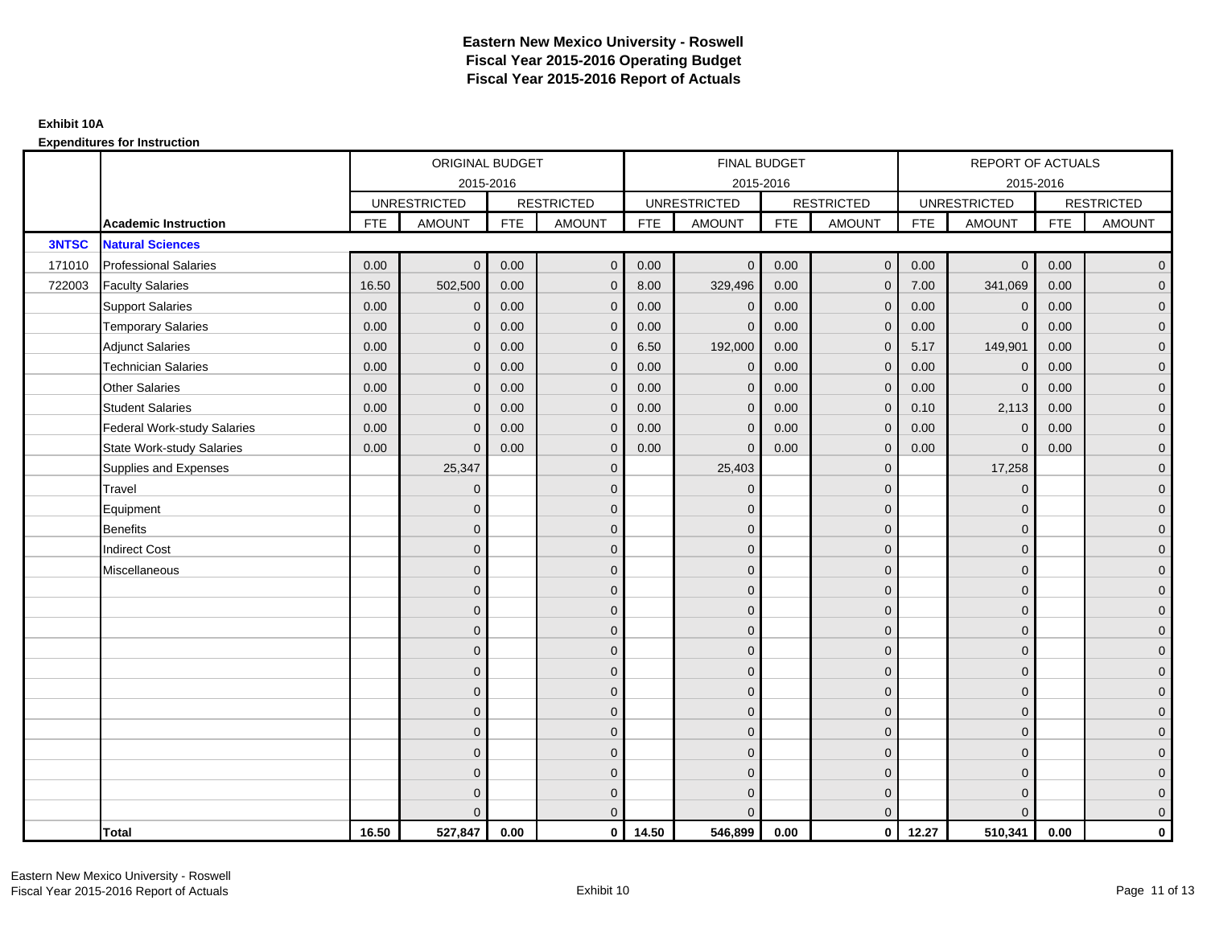# Eastern New Mexico University - Roswell
## Fiscal Year 2015-2016 Operating Budget
## Fiscal Year 2015-2016 Report of Actuals

**Exhibit 10A**

**Expenditures for Instruction**

| | | ORIGINAL BUDGET 2015-2016 | | | | FINAL BUDGET 2015-2016 | | | | REPORT OF ACTUALS 2015-2016 | | | |
|---|---|---|---|---|---|---|---|---|---|---|---|---|---|
| | | UNRESTRICTED | | RESTRICTED | | UNRESTRICTED | | RESTRICTED | | UNRESTRICTED | | RESTRICTED | |
| | **Academic Instruction** | FTE | AMOUNT | FTE | AMOUNT | FTE | AMOUNT | FTE | AMOUNT | FTE | AMOUNT | FTE | AMOUNT |
| **3NTSC** | **Natural Sciences** | | | | | | | | | | | | |
| 171010 | Professional Salaries | 0.00 | 0 | 0.00 | 0 | 0.00 | 0 | 0.00 | 0 | 0.00 | 0 | 0.00 | 0 |
| 722003 | Faculty Salaries | 16.50 | 502,500 | 0.00 | 0 | 8.00 | 329,496 | 0.00 | 0 | 7.00 | 341,069 | 0.00 | 0 |
| | Support Salaries | 0.00 | 0 | 0.00 | 0 | 0.00 | 0 | 0.00 | 0 | 0.00 | 0 | 0.00 | 0 |
| | Temporary Salaries | 0.00 | 0 | 0.00 | 0 | 0.00 | 0 | 0.00 | 0 | 0.00 | 0 | 0.00 | 0 |
| | Adjunct Salaries | 0.00 | 0 | 0.00 | 0 | 6.50 | 192,000 | 0.00 | 0 | 5.17 | 149,901 | 0.00 | 0 |
| | Technician Salaries | 0.00 | 0 | 0.00 | 0 | 0.00 | 0 | 0.00 | 0 | 0.00 | 0 | 0.00 | 0 |
| | Other Salaries | 0.00 | 0 | 0.00 | 0 | 0.00 | 0 | 0.00 | 0 | 0.00 | 0 | 0.00 | 0 |
| | Student Salaries | 0.00 | 0 | 0.00 | 0 | 0.00 | 0 | 0.00 | 0 | 0.10 | 2,113 | 0.00 | 0 |
| | Federal Work-study Salaries | 0.00 | 0 | 0.00 | 0 | 0.00 | 0 | 0.00 | 0 | 0.00 | 0 | 0.00 | 0 |
| | State Work-study Salaries | 0.00 | 0 | 0.00 | 0 | 0.00 | 0 | 0.00 | 0 | 0.00 | 0 | 0.00 | 0 |
| | Supplies and Expenses | | 25,347 | | 0 | | 25,403 | | 0 | | 17,258 | | 0 |
| | Travel | | 0 | | 0 | | 0 | | 0 | | 0 | | 0 |
| | Equipment | | 0 | | 0 | | 0 | | 0 | | 0 | | 0 |
| | Benefits | | 0 | | 0 | | 0 | | 0 | | 0 | | 0 |
| | Indirect Cost | | 0 | | 0 | | 0 | | 0 | | 0 | | 0 |
| | Miscellaneous | | 0 | | 0 | | 0 | | 0 | | 0 | | 0 |
| | | | 0 | | 0 | | 0 | | 0 | | 0 | | 0 |
| | | | 0 | | 0 | | 0 | | 0 | | 0 | | 0 |
| | | | 0 | | 0 | | 0 | | 0 | | 0 | | 0 |
| | | | 0 | | 0 | | 0 | | 0 | | 0 | | 0 |
| | | | 0 | | 0 | | 0 | | 0 | | 0 | | 0 |
| | | | 0 | | 0 | | 0 | | 0 | | 0 | | 0 |
| | | | 0 | | 0 | | 0 | | 0 | | 0 | | 0 |
| | | | 0 | | 0 | | 0 | | 0 | | 0 | | 0 |
| | | | 0 | | 0 | | 0 | | 0 | | 0 | | 0 |
| | | | 0 | | 0 | | 0 | | 0 | | 0 | | 0 |
| | | | 0 | | 0 | | 0 | | 0 | | 0 | | 0 |
| | | | 0 | | 0 | | 0 | | 0 | | 0 | | 0 |
| | **Total** | **16.50** | **527,847** | **0.00** | **0** | **14.50** | **546,899** | **0.00** | **0** | **12.27** | **510,341** | **0.00** | **0** |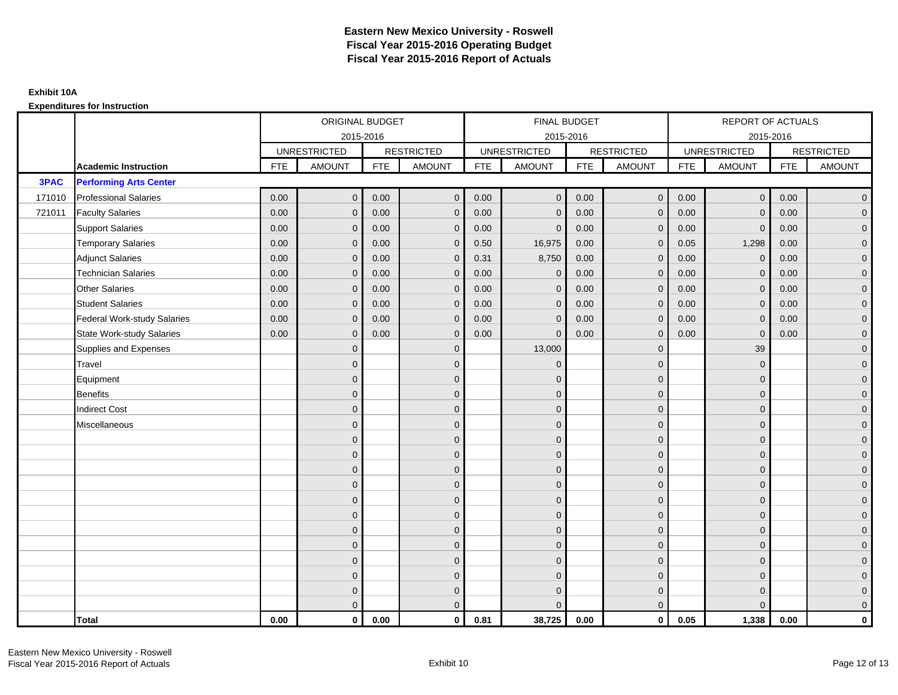# Eastern New Mexico University - Roswell
## Fiscal Year 2015-2016 Operating Budget
## Fiscal Year 2015-2016 Report of Actuals

**Exhibit 10A**

**Expenditures for Instruction**

| | | ORIGINAL BUDGET 2015-2016 | | | | FINAL BUDGET 2015-2016 | | | | REPORT OF ACTUALS 2015-2016 | | | |
|---|---|---|---|---|---|---|---|---|---|---|---|---|---|
| | | UNRESTRICTED | | RESTRICTED | | UNRESTRICTED | | RESTRICTED | | UNRESTRICTED | | RESTRICTED | |
| | **Academic Instruction** | FTE | AMOUNT | FTE | AMOUNT | FTE | AMOUNT | FTE | AMOUNT | FTE | AMOUNT | FTE | AMOUNT |
| **3PAC** | **Performing Arts Center** | | | | | | | | | | | | |
| 171010 | Professional Salaries | 0.00 | 0 | 0.00 | 0 | 0.00 | 0 | 0.00 | 0 | 0.00 | 0 | 0.00 | 0 |
| 721011 | Faculty Salaries | 0.00 | 0 | 0.00 | 0 | 0.00 | 0 | 0.00 | 0 | 0.00 | 0 | 0.00 | 0 |
| | Support Salaries | 0.00 | 0 | 0.00 | 0 | 0.00 | 0 | 0.00 | 0 | 0.00 | 0 | 0.00 | 0 |
| | Temporary Salaries | 0.00 | 0 | 0.00 | 0 | 0.50 | 16,975 | 0.00 | 0 | 0.05 | 1,298 | 0.00 | 0 |
| | Adjunct Salaries | 0.00 | 0 | 0.00 | 0 | 0.31 | 8,750 | 0.00 | 0 | 0.00 | 0 | 0.00 | 0 |
| | Technician Salaries | 0.00 | 0 | 0.00 | 0 | 0.00 | 0 | 0.00 | 0 | 0.00 | 0 | 0.00 | 0 |
| | Other Salaries | 0.00 | 0 | 0.00 | 0 | 0.00 | 0 | 0.00 | 0 | 0.00 | 0 | 0.00 | 0 |
| | Student Salaries | 0.00 | 0 | 0.00 | 0 | 0.00 | 0 | 0.00 | 0 | 0.00 | 0 | 0.00 | 0 |
| | Federal Work-study Salaries | 0.00 | 0 | 0.00 | 0 | 0.00 | 0 | 0.00 | 0 | 0.00 | 0 | 0.00 | 0 |
| | State Work-study Salaries | 0.00 | 0 | 0.00 | 0 | 0.00 | 0 | 0.00 | 0 | 0.00 | 0 | 0.00 | 0 |
| | Supplies and Expenses | | 0 | | 0 | | 13,000 | | 0 | | 39 | | 0 |
| | Travel | | 0 | | 0 | | 0 | | 0 | | 0 | | 0 |
| | Equipment | | 0 | | 0 | | 0 | | 0 | | 0 | | 0 |
| | Benefits | | 0 | | 0 | | 0 | | 0 | | 0 | | 0 |
| | Indirect Cost | | 0 | | 0 | | 0 | | 0 | | 0 | | 0 |
| | Miscellaneous | | 0 | | 0 | | 0 | | 0 | | 0 | | 0 |
| | | | 0 | | 0 | | 0 | | 0 | | 0 | | 0 |
| | | | 0 | | 0 | | 0 | | 0 | | 0 | | 0 |
| | | | 0 | | 0 | | 0 | | 0 | | 0 | | 0 |
| | | | 0 | | 0 | | 0 | | 0 | | 0 | | 0 |
| | | | 0 | | 0 | | 0 | | 0 | | 0 | | 0 |
| | | | 0 | | 0 | | 0 | | 0 | | 0 | | 0 |
| | | | 0 | | 0 | | 0 | | 0 | | 0 | | 0 |
| | | | 0 | | 0 | | 0 | | 0 | | 0 | | 0 |
| | | | 0 | | 0 | | 0 | | 0 | | 0 | | 0 |
| | | | 0 | | 0 | | 0 | | 0 | | 0 | | 0 |
| | | | 0 | | 0 | | 0 | | 0 | | 0 | | 0 |
| | | | 0 | | 0 | | 0 | | 0 | | 0 | | 0 |
| | **Total** | **0.00** | **0** | **0.00** | **0** | **0.81** | **38,725** | **0.00** | **0** | **0.05** | **1,338** | **0.00** | **0** |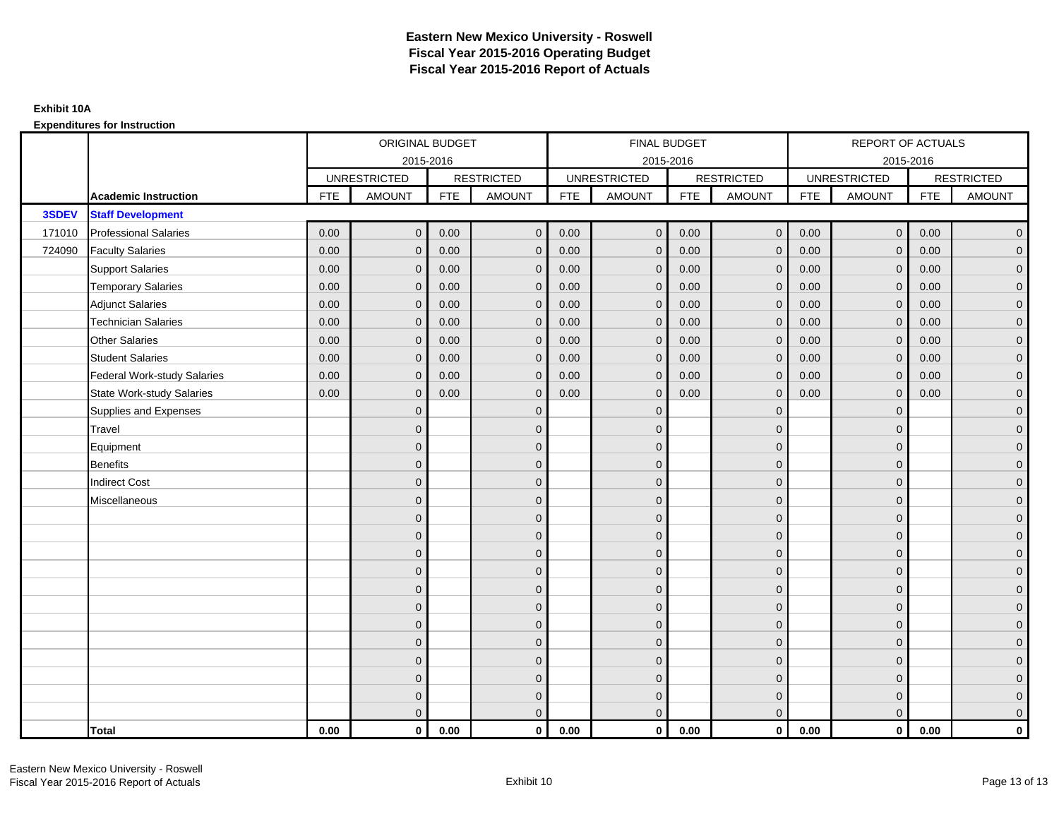# Eastern New Mexico University - Roswell
# Fiscal Year 2015-2016 Operating Budget
# Fiscal Year 2015-2016 Report of Actuals

**Exhibit 10A**

**Expenditures for Instruction**

| | | ORIGINAL BUDGET 2015-2016 | | | | FINAL BUDGET 2015-2016 | | | | REPORT OF ACTUALS 2015-2016 | | | |
|---|---|---|---|---|---|---|---|---|---|---|---|---|---|
| | | UNRESTRICTED | | RESTRICTED | | UNRESTRICTED | | RESTRICTED | | UNRESTRICTED | | RESTRICTED | |
| | **Academic Instruction** | FTE | AMOUNT | FTE | AMOUNT | FTE | AMOUNT | FTE | AMOUNT | FTE | AMOUNT | FTE | AMOUNT |
| **3SDEV** | **Staff Development** | | | | | | | | | | | | |
| 171010 | Professional Salaries | 0.00 | 0 | 0.00 | 0 | 0.00 | 0 | 0.00 | 0 | 0.00 | 0 | 0.00 | 0 |
| 724090 | Faculty Salaries | 0.00 | 0 | 0.00 | 0 | 0.00 | 0 | 0.00 | 0 | 0.00 | 0 | 0.00 | 0 |
| | Support Salaries | 0.00 | 0 | 0.00 | 0 | 0.00 | 0 | 0.00 | 0 | 0.00 | 0 | 0.00 | 0 |
| | Temporary Salaries | 0.00 | 0 | 0.00 | 0 | 0.00 | 0 | 0.00 | 0 | 0.00 | 0 | 0.00 | 0 |
| | Adjunct Salaries | 0.00 | 0 | 0.00 | 0 | 0.00 | 0 | 0.00 | 0 | 0.00 | 0 | 0.00 | 0 |
| | Technician Salaries | 0.00 | 0 | 0.00 | 0 | 0.00 | 0 | 0.00 | 0 | 0.00 | 0 | 0.00 | 0 |
| | Other Salaries | 0.00 | 0 | 0.00 | 0 | 0.00 | 0 | 0.00 | 0 | 0.00 | 0 | 0.00 | 0 |
| | Student Salaries | 0.00 | 0 | 0.00 | 0 | 0.00 | 0 | 0.00 | 0 | 0.00 | 0 | 0.00 | 0 |
| | Federal Work-study Salaries | 0.00 | 0 | 0.00 | 0 | 0.00 | 0 | 0.00 | 0 | 0.00 | 0 | 0.00 | 0 |
| | State Work-study Salaries | 0.00 | 0 | 0.00 | 0 | 0.00 | 0 | 0.00 | 0 | 0.00 | 0 | 0.00 | 0 |
| | Supplies and Expenses | | 0 | | 0 | | 0 | | 0 | | 0 | | 0 |
| | Travel | | 0 | | 0 | | 0 | | 0 | | 0 | | 0 |
| | Equipment | | 0 | | 0 | | 0 | | 0 | | 0 | | 0 |
| | Benefits | | 0 | | 0 | | 0 | | 0 | | 0 | | 0 |
| | Indirect Cost | | 0 | | 0 | | 0 | | 0 | | 0 | | 0 |
| | Miscellaneous | | 0 | | 0 | | 0 | | 0 | | 0 | | 0 |
| | | | 0 | | 0 | | 0 | | 0 | | 0 | | 0 |
| | | | 0 | | 0 | | 0 | | 0 | | 0 | | 0 |
| | | | 0 | | 0 | | 0 | | 0 | | 0 | | 0 |
| | | | 0 | | 0 | | 0 | | 0 | | 0 | | 0 |
| | | | 0 | | 0 | | 0 | | 0 | | 0 | | 0 |
| | | | 0 | | 0 | | 0 | | 0 | | 0 | | 0 |
| | | | 0 | | 0 | | 0 | | 0 | | 0 | | 0 |
| | | | 0 | | 0 | | 0 | | 0 | | 0 | | 0 |
| | | | 0 | | 0 | | 0 | | 0 | | 0 | | 0 |
| | | | 0 | | 0 | | 0 | | 0 | | 0 | | 0 |
| | | | 0 | | 0 | | 0 | | 0 | | 0 | | 0 |
| | | | 0 | | 0 | | 0 | | 0 | | 0 | | 0 |
| | **Total** | **0.00** | **0** | **0.00** | **0** | **0.00** | **0** | **0.00** | **0** | **0.00** | **0** | **0.00** | **0** |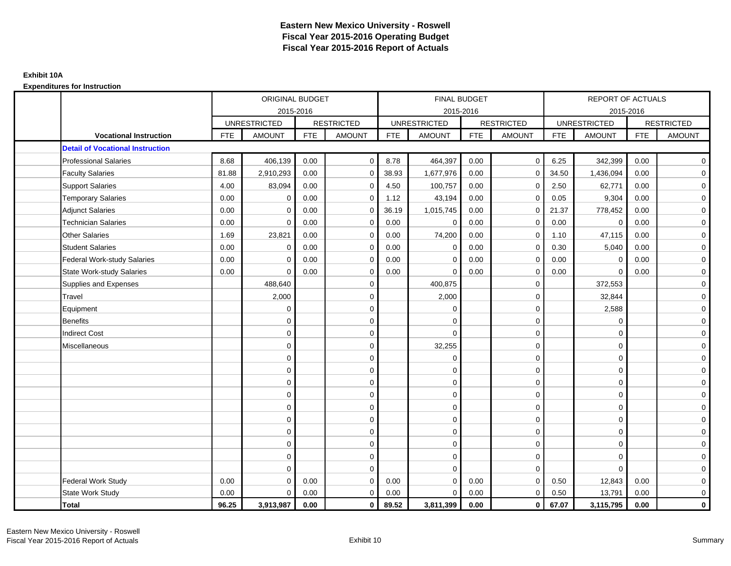# Eastern New Mexico University - Roswell
## Fiscal Year 2015-2016 Operating Budget
## Fiscal Year 2015-2016 Report of Actuals

**Exhibit 10A**

**Expenditures for Instruction**

| | | ORIGINAL BUDGET 2015-2016 | | | | FINAL BUDGET 2015-2016 | | | | REPORT OF ACTUALS 2015-2016 | | | |
|---|---|---|---|---|---|---|---|---|---|---|---|---|---|
| | | UNRESTRICTED | | RESTRICTED | | UNRESTRICTED | | RESTRICTED | | UNRESTRICTED | | RESTRICTED | |
| | **Vocational Instruction** | FTE | AMOUNT | FTE | AMOUNT | FTE | AMOUNT | FTE | AMOUNT | FTE | AMOUNT | FTE | AMOUNT |
| | **Detail of Vocational Instruction** | | | | | | | | | | | | |
| | Professional Salaries | 8.68 | 406,139 | 0.00 | 0 | 8.78 | 464,397 | 0.00 | 0 | 6.25 | 342,399 | 0.00 | 0 |
| | Faculty Salaries | 81.88 | 2,910,293 | 0.00 | 0 | 38.93 | 1,677,976 | 0.00 | 0 | 34.50 | 1,436,094 | 0.00 | 0 |
| | Support Salaries | 4.00 | 83,094 | 0.00 | 0 | 4.50 | 100,757 | 0.00 | 0 | 2.50 | 62,771 | 0.00 | 0 |
| | Temporary Salaries | 0.00 | 0 | 0.00 | 0 | 1.12 | 43,194 | 0.00 | 0 | 0.05 | 9,304 | 0.00 | 0 |
| | Adjunct Salaries | 0.00 | 0 | 0.00 | 0 | 36.19 | 1,015,745 | 0.00 | 0 | 21.37 | 778,452 | 0.00 | 0 |
| | Technician Salaries | 0.00 | 0 | 0.00 | 0 | 0.00 | 0 | 0.00 | 0 | 0.00 | 0 | 0.00 | 0 |
| | Other Salaries | 1.69 | 23,821 | 0.00 | 0 | 0.00 | 74,200 | 0.00 | 0 | 1.10 | 47,115 | 0.00 | 0 |
| | Student Salaries | 0.00 | 0 | 0.00 | 0 | 0.00 | 0 | 0.00 | 0 | 0.30 | 5,040 | 0.00 | 0 |
| | Federal Work-study Salaries | 0.00 | 0 | 0.00 | 0 | 0.00 | 0 | 0.00 | 0 | 0.00 | 0 | 0.00 | 0 |
| | State Work-study Salaries | 0.00 | 0 | 0.00 | 0 | 0.00 | 0 | 0.00 | 0 | 0.00 | 0 | 0.00 | 0 |
| | Supplies and Expenses | | 488,640 | | 0 | | 400,875 | | 0 | | 372,553 | | 0 |
| | Travel | | 2,000 | | 0 | | 2,000 | | 0 | | 32,844 | | 0 |
| | Equipment | | 0 | | 0 | | 0 | | 0 | | 2,588 | | 0 |
| | Benefits | | 0 | | 0 | | 0 | | 0 | | 0 | | 0 |
| | Indirect Cost | | 0 | | 0 | | 0 | | 0 | | 0 | | 0 |
| | Miscellaneous | | 0 | | 0 | | 32,255 | | 0 | | 0 | | 0 |
| | | | 0 | | 0 | | 0 | | 0 | | 0 | | 0 |
| | | | 0 | | 0 | | 0 | | 0 | | 0 | | 0 |
| | | | 0 | | 0 | | 0 | | 0 | | 0 | | 0 |
| | | | 0 | | 0 | | 0 | | 0 | | 0 | | 0 |
| | | | 0 | | 0 | | 0 | | 0 | | 0 | | 0 |
| | | | 0 | | 0 | | 0 | | 0 | | 0 | | 0 |
| | | | 0 | | 0 | | 0 | | 0 | | 0 | | 0 |
| | | | 0 | | 0 | | 0 | | 0 | | 0 | | 0 |
| | | | 0 | | 0 | | 0 | | 0 | | 0 | | 0 |
| | | | 0 | | 0 | | 0 | | 0 | | 0 | | 0 |
| | Federal Work Study | 0.00 | 0 | 0.00 | 0 | 0.00 | 0 | 0.00 | 0 | 0.50 | 12,843 | 0.00 | 0 |
| | State Work Study | 0.00 | 0 | 0.00 | 0 | 0.00 | 0 | 0.00 | 0 | 0.50 | 13,791 | 0.00 | 0 |
| | **Total** | **96.25** | **3,913,987** | **0.00** | **0** | **89.52** | **3,811,399** | **0.00** | **0** | **67.07** | **3,115,795** | **0.00** | **0** |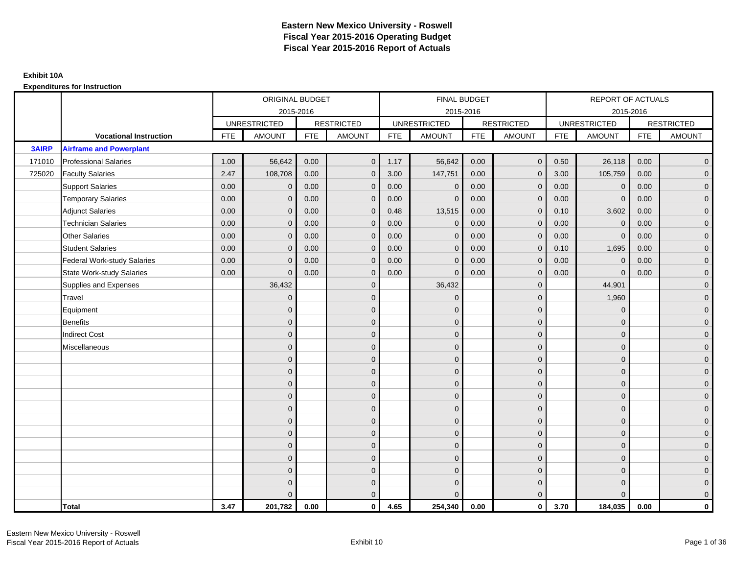# Eastern New Mexico University - Roswell
# Fiscal Year 2015-2016 Operating Budget
# Fiscal Year 2015-2016 Report of Actuals

**Exhibit 10A**

**Expenditures for Instruction**

| | | ORIGINAL BUDGET 2015-2016 | | | | FINAL BUDGET 2015-2016 | | | | REPORT OF ACTUALS 2015-2016 | | | |
|---|---|---|---|---|---|---|---|---|---|---|---|---|---|
| | | UNRESTRICTED | | RESTRICTED | | UNRESTRICTED | | RESTRICTED | | UNRESTRICTED | | RESTRICTED | |
| | **Vocational Instruction** | FTE | AMOUNT | FTE | AMOUNT | FTE | AMOUNT | FTE | AMOUNT | FTE | AMOUNT | FTE | AMOUNT |
| **3AIRP** | **Airframe and Powerplant** | | | | | | | | | | | | |
| 171010 | Professional Salaries | 1.00 | 56,642 | 0.00 | 0 | 1.17 | 56,642 | 0.00 | 0 | 0.50 | 26,118 | 0.00 | 0 |
| 725020 | Faculty Salaries | 2.47 | 108,708 | 0.00 | 0 | 3.00 | 147,751 | 0.00 | 0 | 3.00 | 105,759 | 0.00 | 0 |
| | Support Salaries | 0.00 | 0 | 0.00 | 0 | 0.00 | 0 | 0.00 | 0 | 0.00 | 0 | 0.00 | 0 |
| | Temporary Salaries | 0.00 | 0 | 0.00 | 0 | 0.00 | 0 | 0.00 | 0 | 0.00 | 0 | 0.00 | 0 |
| | Adjunct Salaries | 0.00 | 0 | 0.00 | 0 | 0.48 | 13,515 | 0.00 | 0 | 0.10 | 3,602 | 0.00 | 0 |
| | Technician Salaries | 0.00 | 0 | 0.00 | 0 | 0.00 | 0 | 0.00 | 0 | 0.00 | 0 | 0.00 | 0 |
| | Other Salaries | 0.00 | 0 | 0.00 | 0 | 0.00 | 0 | 0.00 | 0 | 0.00 | 0 | 0.00 | 0 |
| | Student Salaries | 0.00 | 0 | 0.00 | 0 | 0.00 | 0 | 0.00 | 0 | 0.10 | 1,695 | 0.00 | 0 |
| | Federal Work-study Salaries | 0.00 | 0 | 0.00 | 0 | 0.00 | 0 | 0.00 | 0 | 0.00 | 0 | 0.00 | 0 |
| | State Work-study Salaries | 0.00 | 0 | 0.00 | 0 | 0.00 | 0 | 0.00 | 0 | 0.00 | 0 | 0.00 | 0 |
| | Supplies and Expenses | | 36,432 | | 0 | | 36,432 | | 0 | | 44,901 | | 0 |
| | Travel | | 0 | | 0 | | 0 | | 0 | | 1,960 | | 0 |
| | Equipment | | 0 | | 0 | | 0 | | 0 | | 0 | | 0 |
| | Benefits | | 0 | | 0 | | 0 | | 0 | | 0 | | 0 |
| | Indirect Cost | | 0 | | 0 | | 0 | | 0 | | 0 | | 0 |
| | Miscellaneous | | 0 | | 0 | | 0 | | 0 | | 0 | | 0 |
| | | | 0 | | 0 | | 0 | | 0 | | 0 | | 0 |
| | | | 0 | | 0 | | 0 | | 0 | | 0 | | 0 |
| | | | 0 | | 0 | | 0 | | 0 | | 0 | | 0 |
| | | | 0 | | 0 | | 0 | | 0 | | 0 | | 0 |
| | | | 0 | | 0 | | 0 | | 0 | | 0 | | 0 |
| | | | 0 | | 0 | | 0 | | 0 | | 0 | | 0 |
| | | | 0 | | 0 | | 0 | | 0 | | 0 | | 0 |
| | | | 0 | | 0 | | 0 | | 0 | | 0 | | 0 |
| | | | 0 | | 0 | | 0 | | 0 | | 0 | | 0 |
| | | | 0 | | 0 | | 0 | | 0 | | 0 | | 0 |
| | | | 0 | | 0 | | 0 | | 0 | | 0 | | 0 |
| | | | 0 | | 0 | | 0 | | 0 | | 0 | | 0 |
| | **Total** | **3.47** | **201,782** | **0.00** | **0** | **4.65** | **254,340** | **0.00** | **0** | **3.70** | **184,035** | **0.00** | **0** |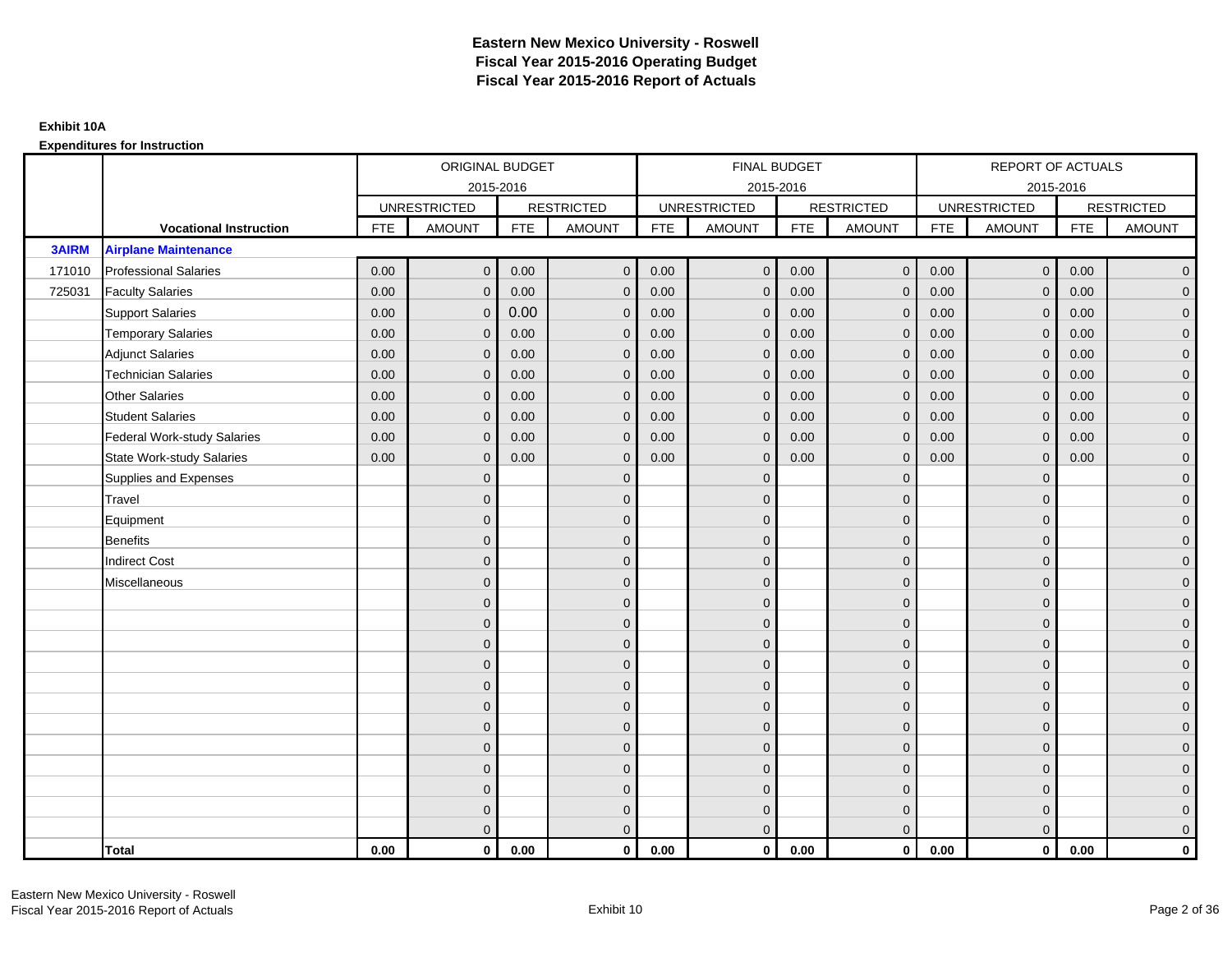# Eastern New Mexico University - Roswell
## Fiscal Year 2015-2016 Operating Budget
## Fiscal Year 2015-2016 Report of Actuals

**Exhibit 10A**

**Expenditures for Instruction**

| | | ORIGINAL BUDGET 2015-2016 | | | | FINAL BUDGET 2015-2016 | | | | REPORT OF ACTUALS 2015-2016 | | | |
|---|---|---|---|---|---|---|---|---|---|---|---|---|---|
| | | UNRESTRICTED | | RESTRICTED | | UNRESTRICTED | | RESTRICTED | | UNRESTRICTED | | RESTRICTED | |
| | **Vocational Instruction** | FTE | AMOUNT | FTE | AMOUNT | FTE | AMOUNT | FTE | AMOUNT | FTE | AMOUNT | FTE | AMOUNT |
| **3AIRM** | **Airplane Maintenance** | | | | | | | | | | | | |
| 171010 | Professional Salaries | 0.00 | 0 | 0.00 | 0 | 0.00 | 0 | 0.00 | 0 | 0.00 | 0 | 0.00 | 0 |
| 725031 | Faculty Salaries | 0.00 | 0 | 0.00 | 0 | 0.00 | 0 | 0.00 | 0 | 0.00 | 0 | 0.00 | 0 |
| | Support Salaries | 0.00 | 0 | 0.00 | 0 | 0.00 | 0 | 0.00 | 0 | 0.00 | 0 | 0.00 | 0 |
| | Temporary Salaries | 0.00 | 0 | 0.00 | 0 | 0.00 | 0 | 0.00 | 0 | 0.00 | 0 | 0.00 | 0 |
| | Adjunct Salaries | 0.00 | 0 | 0.00 | 0 | 0.00 | 0 | 0.00 | 0 | 0.00 | 0 | 0.00 | 0 |
| | Technician Salaries | 0.00 | 0 | 0.00 | 0 | 0.00 | 0 | 0.00 | 0 | 0.00 | 0 | 0.00 | 0 |
| | Other Salaries | 0.00 | 0 | 0.00 | 0 | 0.00 | 0 | 0.00 | 0 | 0.00 | 0 | 0.00 | 0 |
| | Student Salaries | 0.00 | 0 | 0.00 | 0 | 0.00 | 0 | 0.00 | 0 | 0.00 | 0 | 0.00 | 0 |
| | Federal Work-study Salaries | 0.00 | 0 | 0.00 | 0 | 0.00 | 0 | 0.00 | 0 | 0.00 | 0 | 0.00 | 0 |
| | State Work-study Salaries | 0.00 | 0 | 0.00 | 0 | 0.00 | 0 | 0.00 | 0 | 0.00 | 0 | 0.00 | 0 |
| | Supplies and Expenses | | 0 | | 0 | | 0 | | 0 | | 0 | | 0 |
| | Travel | | 0 | | 0 | | 0 | | 0 | | 0 | | 0 |
| | Equipment | | 0 | | 0 | | 0 | | 0 | | 0 | | 0 |
| | Benefits | | 0 | | 0 | | 0 | | 0 | | 0 | | 0 |
| | Indirect Cost | | 0 | | 0 | | 0 | | 0 | | 0 | | 0 |
| | Miscellaneous | | 0 | | 0 | | 0 | | 0 | | 0 | | 0 |
| | | | 0 | | 0 | | 0 | | 0 | | 0 | | 0 |
| | | | 0 | | 0 | | 0 | | 0 | | 0 | | 0 |
| | | | 0 | | 0 | | 0 | | 0 | | 0 | | 0 |
| | | | 0 | | 0 | | 0 | | 0 | | 0 | | 0 |
| | | | 0 | | 0 | | 0 | | 0 | | 0 | | 0 |
| | | | 0 | | 0 | | 0 | | 0 | | 0 | | 0 |
| | | | 0 | | 0 | | 0 | | 0 | | 0 | | 0 |
| | | | 0 | | 0 | | 0 | | 0 | | 0 | | 0 |
| | | | 0 | | 0 | | 0 | | 0 | | 0 | | 0 |
| | | | 0 | | 0 | | 0 | | 0 | | 0 | | 0 |
| | | | 0 | | 0 | | 0 | | 0 | | 0 | | 0 |
| | | | 0 | | 0 | | 0 | | 0 | | 0 | | 0 |
| | **Total** | **0.00** | **0** | **0.00** | **0** | **0.00** | **0** | **0.00** | **0** | **0.00** | **0** | **0.00** | **0** |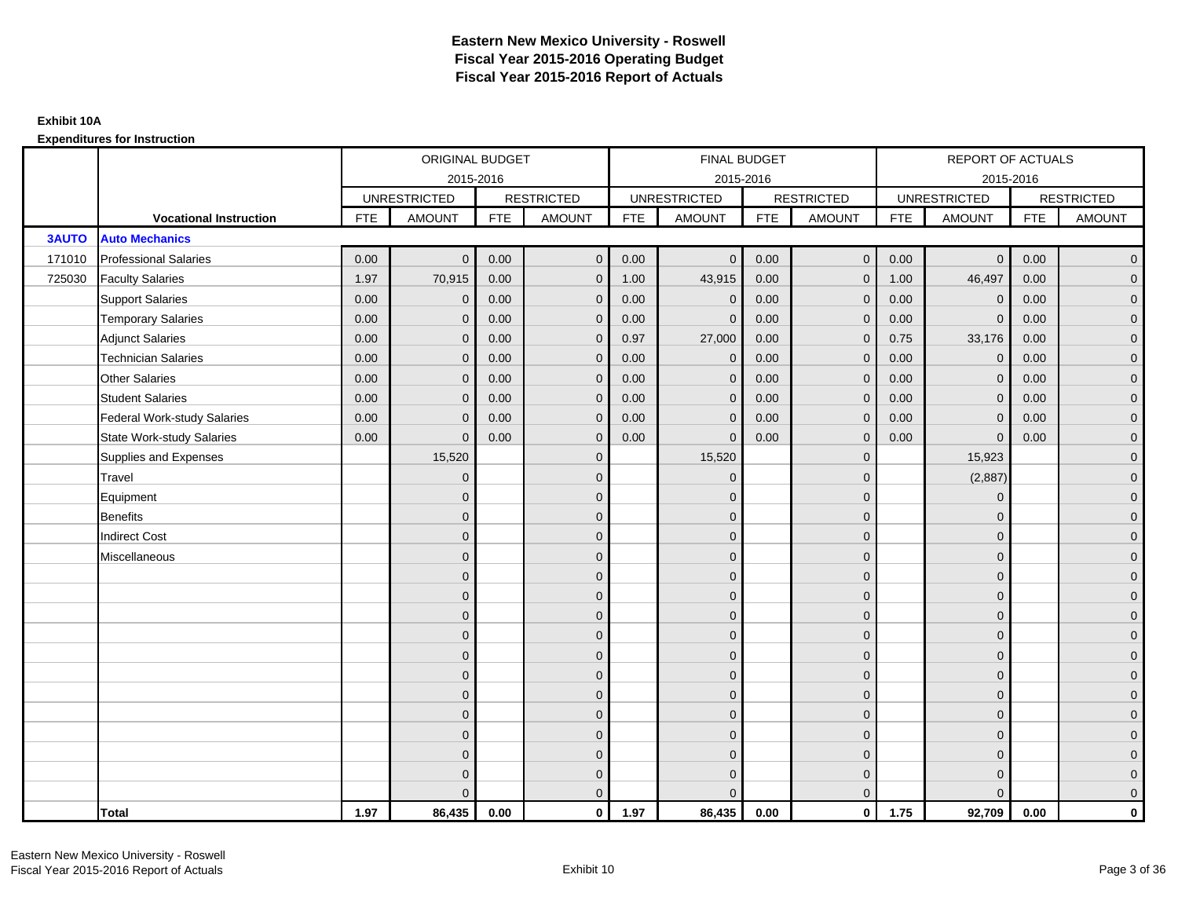# Eastern New Mexico University - Roswell
## Fiscal Year 2015-2016 Operating Budget
## Fiscal Year 2015-2016 Report of Actuals

**Exhibit 10A**

**Expenditures for Instruction**

| | | ORIGINAL BUDGET 2015-2016 | | | | FINAL BUDGET 2015-2016 | | | | REPORT OF ACTUALS 2015-2016 | | | |
|---|---|---|---|---|---|---|---|---|---|---|---|---|---|
| | | UNRESTRICTED | | RESTRICTED | | UNRESTRICTED | | RESTRICTED | | UNRESTRICTED | | RESTRICTED | |
| | **Vocational Instruction** | FTE | AMOUNT | FTE | AMOUNT | FTE | AMOUNT | FTE | AMOUNT | FTE | AMOUNT | FTE | AMOUNT |
| **3AUTO** | **Auto Mechanics** | | | | | | | | | | | | |
| 171010 | Professional Salaries | 0.00 | 0 | 0.00 | 0 | 0.00 | 0 | 0.00 | 0 | 0.00 | 0 | 0.00 | 0 |
| 725030 | Faculty Salaries | 1.97 | 70,915 | 0.00 | 0 | 1.00 | 43,915 | 0.00 | 0 | 1.00 | 46,497 | 0.00 | 0 |
| | Support Salaries | 0.00 | 0 | 0.00 | 0 | 0.00 | 0 | 0.00 | 0 | 0.00 | 0 | 0.00 | 0 |
| | Temporary Salaries | 0.00 | 0 | 0.00 | 0 | 0.00 | 0 | 0.00 | 0 | 0.00 | 0 | 0.00 | 0 |
| | Adjunct Salaries | 0.00 | 0 | 0.00 | 0 | 0.97 | 27,000 | 0.00 | 0 | 0.75 | 33,176 | 0.00 | 0 |
| | Technician Salaries | 0.00 | 0 | 0.00 | 0 | 0.00 | 0 | 0.00 | 0 | 0.00 | 0 | 0.00 | 0 |
| | Other Salaries | 0.00 | 0 | 0.00 | 0 | 0.00 | 0 | 0.00 | 0 | 0.00 | 0 | 0.00 | 0 |
| | Student Salaries | 0.00 | 0 | 0.00 | 0 | 0.00 | 0 | 0.00 | 0 | 0.00 | 0 | 0.00 | 0 |
| | Federal Work-study Salaries | 0.00 | 0 | 0.00 | 0 | 0.00 | 0 | 0.00 | 0 | 0.00 | 0 | 0.00 | 0 |
| | State Work-study Salaries | 0.00 | 0 | 0.00 | 0 | 0.00 | 0 | 0.00 | 0 | 0.00 | 0 | 0.00 | 0 |
| | Supplies and Expenses | | 15,520 | | 0 | | 15,520 | | 0 | | 15,923 | | 0 |
| | Travel | | 0 | | 0 | | 0 | | 0 | | (2,887) | | 0 |
| | Equipment | | 0 | | 0 | | 0 | | 0 | | 0 | | 0 |
| | Benefits | | 0 | | 0 | | 0 | | 0 | | 0 | | 0 |
| | Indirect Cost | | 0 | | 0 | | 0 | | 0 | | 0 | | 0 |
| | Miscellaneous | | 0 | | 0 | | 0 | | 0 | | 0 | | 0 |
| | | | 0 | | 0 | | 0 | | 0 | | 0 | | 0 |
| | | | 0 | | 0 | | 0 | | 0 | | 0 | | 0 |
| | | | 0 | | 0 | | 0 | | 0 | | 0 | | 0 |
| | | | 0 | | 0 | | 0 | | 0 | | 0 | | 0 |
| | | | 0 | | 0 | | 0 | | 0 | | 0 | | 0 |
| | | | 0 | | 0 | | 0 | | 0 | | 0 | | 0 |
| | | | 0 | | 0 | | 0 | | 0 | | 0 | | 0 |
| | | | 0 | | 0 | | 0 | | 0 | | 0 | | 0 |
| | | | 0 | | 0 | | 0 | | 0 | | 0 | | 0 |
| | | | 0 | | 0 | | 0 | | 0 | | 0 | | 0 |
| | | | 0 | | 0 | | 0 | | 0 | | 0 | | 0 |
| | | | 0 | | 0 | | 0 | | 0 | | 0 | | 0 |
| | **Total** | **1.97** | **86,435** | **0.00** | **0** | **1.97** | **86,435** | **0.00** | **0** | **1.75** | **92,709** | **0.00** | **0** |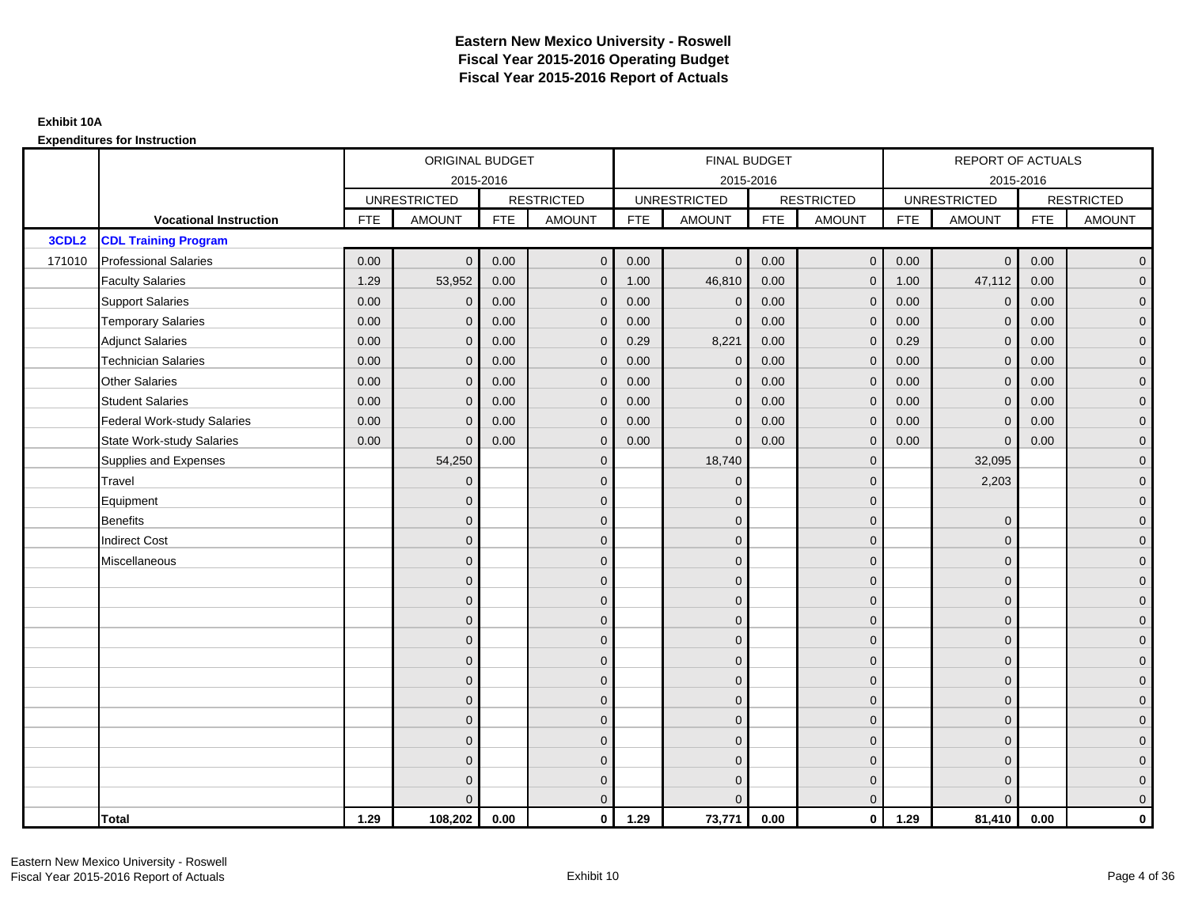# Eastern New Mexico University - Roswell
# Fiscal Year 2015-2016 Operating Budget
# Fiscal Year 2015-2016 Report of Actuals

**Exhibit 10A**

**Expenditures for Instruction**

| | | ORIGINAL BUDGET 2015-2016 | | | | FINAL BUDGET 2015-2016 | | | | REPORT OF ACTUALS 2015-2016 | | | |
|---|---|---|---|---|---|---|---|---|---|---|---|---|---|
| | | UNRESTRICTED | | RESTRICTED | | UNRESTRICTED | | RESTRICTED | | UNRESTRICTED | | RESTRICTED | |
| | **Vocational Instruction** | FTE | AMOUNT | FTE | AMOUNT | FTE | AMOUNT | FTE | AMOUNT | FTE | AMOUNT | FTE | AMOUNT |
| **3CDL2** | **CDL Training Program** | | | | | | | | | | | | |
| 171010 | Professional Salaries | 0.00 | 0 | 0.00 | 0 | 0.00 | 0 | 0.00 | 0 | 0.00 | 0 | 0.00 | 0 |
| | Faculty Salaries | 1.29 | 53,952 | 0.00 | 0 | 1.00 | 46,810 | 0.00 | 0 | 1.00 | 47,112 | 0.00 | 0 |
| | Support Salaries | 0.00 | 0 | 0.00 | 0 | 0.00 | 0 | 0.00 | 0 | 0.00 | 0 | 0.00 | 0 |
| | Temporary Salaries | 0.00 | 0 | 0.00 | 0 | 0.00 | 0 | 0.00 | 0 | 0.00 | 0 | 0.00 | 0 |
| | Adjunct Salaries | 0.00 | 0 | 0.00 | 0 | 0.29 | 8,221 | 0.00 | 0 | 0.29 | 0 | 0.00 | 0 |
| | Technician Salaries | 0.00 | 0 | 0.00 | 0 | 0.00 | 0 | 0.00 | 0 | 0.00 | 0 | 0.00 | 0 |
| | Other Salaries | 0.00 | 0 | 0.00 | 0 | 0.00 | 0 | 0.00 | 0 | 0.00 | 0 | 0.00 | 0 |
| | Student Salaries | 0.00 | 0 | 0.00 | 0 | 0.00 | 0 | 0.00 | 0 | 0.00 | 0 | 0.00 | 0 |
| | Federal Work-study Salaries | 0.00 | 0 | 0.00 | 0 | 0.00 | 0 | 0.00 | 0 | 0.00 | 0 | 0.00 | 0 |
| | State Work-study Salaries | 0.00 | 0 | 0.00 | 0 | 0.00 | 0 | 0.00 | 0 | 0.00 | 0 | 0.00 | 0 |
| | Supplies and Expenses | | 54,250 | | 0 | | 18,740 | | 0 | | 32,095 | | 0 |
| | Travel | | 0 | | 0 | | 0 | | 0 | | 2,203 | | 0 |
| | Equipment | | 0 | | 0 | | 0 | | 0 | | | | 0 |
| | Benefits | | 0 | | 0 | | 0 | | 0 | | 0 | | 0 |
| | Indirect Cost | | 0 | | 0 | | 0 | | 0 | | 0 | | 0 |
| | Miscellaneous | | 0 | | 0 | | 0 | | 0 | | 0 | | 0 |
| | | | 0 | | 0 | | 0 | | 0 | | 0 | | 0 |
| | | | 0 | | 0 | | 0 | | 0 | | 0 | | 0 |
| | | | 0 | | 0 | | 0 | | 0 | | 0 | | 0 |
| | | | 0 | | 0 | | 0 | | 0 | | 0 | | 0 |
| | | | 0 | | 0 | | 0 | | 0 | | 0 | | 0 |
| | | | 0 | | 0 | | 0 | | 0 | | 0 | | 0 |
| | | | 0 | | 0 | | 0 | | 0 | | 0 | | 0 |
| | | | 0 | | 0 | | 0 | | 0 | | 0 | | 0 |
| | | | 0 | | 0 | | 0 | | 0 | | 0 | | 0 |
| | | | 0 | | 0 | | 0 | | 0 | | 0 | | 0 |
| | | | 0 | | 0 | | 0 | | 0 | | 0 | | 0 |
| | | | 0 | | 0 | | 0 | | 0 | | 0 | | 0 |
| | **Total** | **1.29** | **108,202** | **0.00** | **0** | **1.29** | **73,771** | **0.00** | **0** | **1.29** | **81,410** | **0.00** | **0** |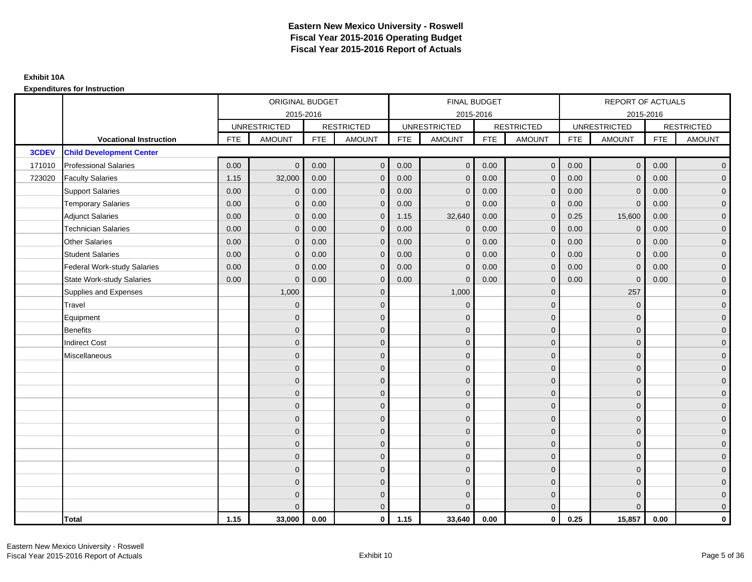# Eastern New Mexico University - Roswell
## Fiscal Year 2015-2016 Operating Budget
## Fiscal Year 2015-2016 Report of Actuals

**Exhibit 10A**

**Expenditures for Instruction**

| | | ORIGINAL BUDGET 2015-2016 | | | | FINAL BUDGET 2015-2016 | | | | REPORT OF ACTUALS 2015-2016 | | | |
|---|---|---|---|---|---|---|---|---|---|---|---|---|---|
| | | UNRESTRICTED | | RESTRICTED | | UNRESTRICTED | | RESTRICTED | | UNRESTRICTED | | RESTRICTED | |
| | **Vocational Instruction** | FTE | AMOUNT | FTE | AMOUNT | FTE | AMOUNT | FTE | AMOUNT | FTE | AMOUNT | FTE | AMOUNT |
| **3CDEV** | **Child Development Center** | | | | | | | | | | | | |
| 171010 | Professional Salaries | 0.00 | 0 | 0.00 | 0 | 0.00 | 0 | 0.00 | 0 | 0.00 | 0 | 0.00 | 0 |
| 723020 | Faculty Salaries | 1.15 | 32,000 | 0.00 | 0 | 0.00 | 0 | 0.00 | 0 | 0.00 | 0 | 0.00 | 0 |
| | Support Salaries | 0.00 | 0 | 0.00 | 0 | 0.00 | 0 | 0.00 | 0 | 0.00 | 0 | 0.00 | 0 |
| | Temporary Salaries | 0.00 | 0 | 0.00 | 0 | 0.00 | 0 | 0.00 | 0 | 0.00 | 0 | 0.00 | 0 |
| | Adjunct Salaries | 0.00 | 0 | 0.00 | 0 | 1.15 | 32,640 | 0.00 | 0 | 0.25 | 15,600 | 0.00 | 0 |
| | Technician Salaries | 0.00 | 0 | 0.00 | 0 | 0.00 | 0 | 0.00 | 0 | 0.00 | 0 | 0.00 | 0 |
| | Other Salaries | 0.00 | 0 | 0.00 | 0 | 0.00 | 0 | 0.00 | 0 | 0.00 | 0 | 0.00 | 0 |
| | Student Salaries | 0.00 | 0 | 0.00 | 0 | 0.00 | 0 | 0.00 | 0 | 0.00 | 0 | 0.00 | 0 |
| | Federal Work-study Salaries | 0.00 | 0 | 0.00 | 0 | 0.00 | 0 | 0.00 | 0 | 0.00 | 0 | 0.00 | 0 |
| | State Work-study Salaries | 0.00 | 0 | 0.00 | 0 | 0.00 | 0 | 0.00 | 0 | 0.00 | 0 | 0.00 | 0 |
| | Supplies and Expenses | | 1,000 | | 0 | | 1,000 | | 0 | | 257 | | 0 |
| | Travel | | 0 | | 0 | | 0 | | 0 | | 0 | | 0 |
| | Equipment | | 0 | | 0 | | 0 | | 0 | | 0 | | 0 |
| | Benefits | | 0 | | 0 | | 0 | | 0 | | 0 | | 0 |
| | Indirect Cost | | 0 | | 0 | | 0 | | 0 | | 0 | | 0 |
| | Miscellaneous | | 0 | | 0 | | 0 | | 0 | | 0 | | 0 |
| | | | 0 | | 0 | | 0 | | 0 | | 0 | | 0 |
| | | | 0 | | 0 | | 0 | | 0 | | 0 | | 0 |
| | | | 0 | | 0 | | 0 | | 0 | | 0 | | 0 |
| | | | 0 | | 0 | | 0 | | 0 | | 0 | | 0 |
| | | | 0 | | 0 | | 0 | | 0 | | 0 | | 0 |
| | | | 0 | | 0 | | 0 | | 0 | | 0 | | 0 |
| | | | 0 | | 0 | | 0 | | 0 | | 0 | | 0 |
| | | | 0 | | 0 | | 0 | | 0 | | 0 | | 0 |
| | | | 0 | | 0 | | 0 | | 0 | | 0 | | 0 |
| | | | 0 | | 0 | | 0 | | 0 | | 0 | | 0 |
| | | | 0 | | 0 | | 0 | | 0 | | 0 | | 0 |
| | | | 0 | | 0 | | 0 | | 0 | | 0 | | 0 |
| | **Total** | **1.15** | **33,000** | **0.00** | **0** | **1.15** | **33,640** | **0.00** | **0** | **0.25** | **15,857** | **0.00** | **0** |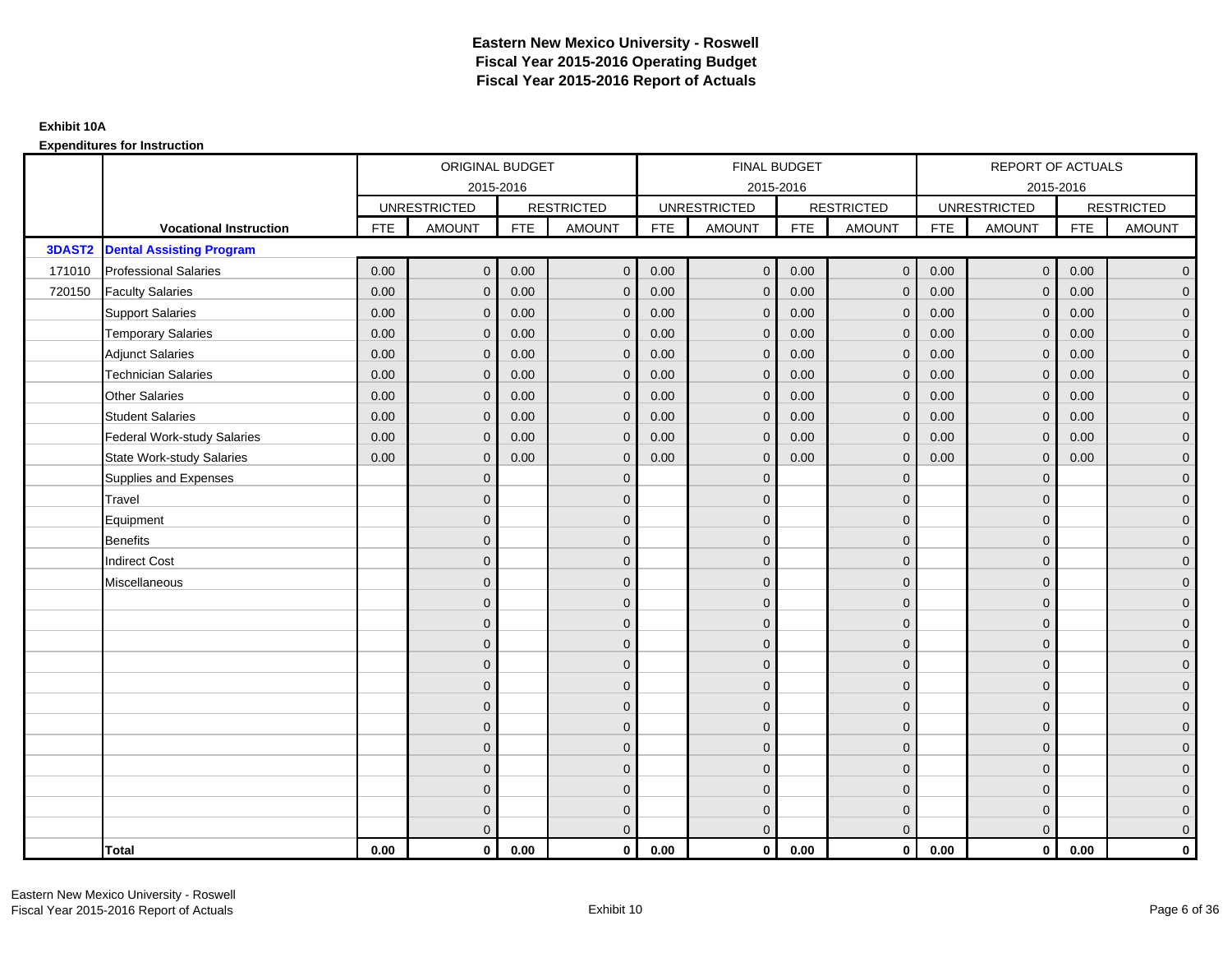# Eastern New Mexico University - Roswell
## Fiscal Year 2015-2016 Operating Budget
## Fiscal Year 2015-2016 Report of Actuals

**Exhibit 10A**

**Expenditures for Instruction**

| | | ORIGINAL BUDGET 2015-2016 | | | | FINAL BUDGET 2015-2016 | | | | REPORT OF ACTUALS 2015-2016 | | | |
|---|---|---|---|---|---|---|---|---|---|---|---|---|---|
| | | UNRESTRICTED | | RESTRICTED | | UNRESTRICTED | | RESTRICTED | | UNRESTRICTED | | RESTRICTED | |
| | **Vocational Instruction** | FTE | AMOUNT | FTE | AMOUNT | FTE | AMOUNT | FTE | AMOUNT | FTE | AMOUNT | FTE | AMOUNT |
| **3DAST2** | **Dental Assisting Program** | | | | | | | | | | | | |
| 171010 | Professional Salaries | 0.00 | 0 | 0.00 | 0 | 0.00 | 0 | 0.00 | 0 | 0.00 | 0 | 0.00 | 0 |
| 720150 | Faculty Salaries | 0.00 | 0 | 0.00 | 0 | 0.00 | 0 | 0.00 | 0 | 0.00 | 0 | 0.00 | 0 |
| | Support Salaries | 0.00 | 0 | 0.00 | 0 | 0.00 | 0 | 0.00 | 0 | 0.00 | 0 | 0.00 | 0 |
| | Temporary Salaries | 0.00 | 0 | 0.00 | 0 | 0.00 | 0 | 0.00 | 0 | 0.00 | 0 | 0.00 | 0 |
| | Adjunct Salaries | 0.00 | 0 | 0.00 | 0 | 0.00 | 0 | 0.00 | 0 | 0.00 | 0 | 0.00 | 0 |
| | Technician Salaries | 0.00 | 0 | 0.00 | 0 | 0.00 | 0 | 0.00 | 0 | 0.00 | 0 | 0.00 | 0 |
| | Other Salaries | 0.00 | 0 | 0.00 | 0 | 0.00 | 0 | 0.00 | 0 | 0.00 | 0 | 0.00 | 0 |
| | Student Salaries | 0.00 | 0 | 0.00 | 0 | 0.00 | 0 | 0.00 | 0 | 0.00 | 0 | 0.00 | 0 |
| | Federal Work-study Salaries | 0.00 | 0 | 0.00 | 0 | 0.00 | 0 | 0.00 | 0 | 0.00 | 0 | 0.00 | 0 |
| | State Work-study Salaries | 0.00 | 0 | 0.00 | 0 | 0.00 | 0 | 0.00 | 0 | 0.00 | 0 | 0.00 | 0 |
| | Supplies and Expenses | | 0 | | 0 | | 0 | | 0 | | 0 | | 0 |
| | Travel | | 0 | | 0 | | 0 | | 0 | | 0 | | 0 |
| | Equipment | | 0 | | 0 | | 0 | | 0 | | 0 | | 0 |
| | Benefits | | 0 | | 0 | | 0 | | 0 | | 0 | | 0 |
| | Indirect Cost | | 0 | | 0 | | 0 | | 0 | | 0 | | 0 |
| | Miscellaneous | | 0 | | 0 | | 0 | | 0 | | 0 | | 0 |
| | | | 0 | | 0 | | 0 | | 0 | | 0 | | 0 |
| | | | 0 | | 0 | | 0 | | 0 | | 0 | | 0 |
| | | | 0 | | 0 | | 0 | | 0 | | 0 | | 0 |
| | | | 0 | | 0 | | 0 | | 0 | | 0 | | 0 |
| | | | 0 | | 0 | | 0 | | 0 | | 0 | | 0 |
| | | | 0 | | 0 | | 0 | | 0 | | 0 | | 0 |
| | | | 0 | | 0 | | 0 | | 0 | | 0 | | 0 |
| | | | 0 | | 0 | | 0 | | 0 | | 0 | | 0 |
| | | | 0 | | 0 | | 0 | | 0 | | 0 | | 0 |
| | | | 0 | | 0 | | 0 | | 0 | | 0 | | 0 |
| | | | 0 | | 0 | | 0 | | 0 | | 0 | | 0 |
| | | | 0 | | 0 | | 0 | | 0 | | 0 | | 0 |
| | **Total** | **0.00** | **0** | **0.00** | **0** | **0.00** | **0** | **0.00** | **0** | **0.00** | **0** | **0.00** | **0** |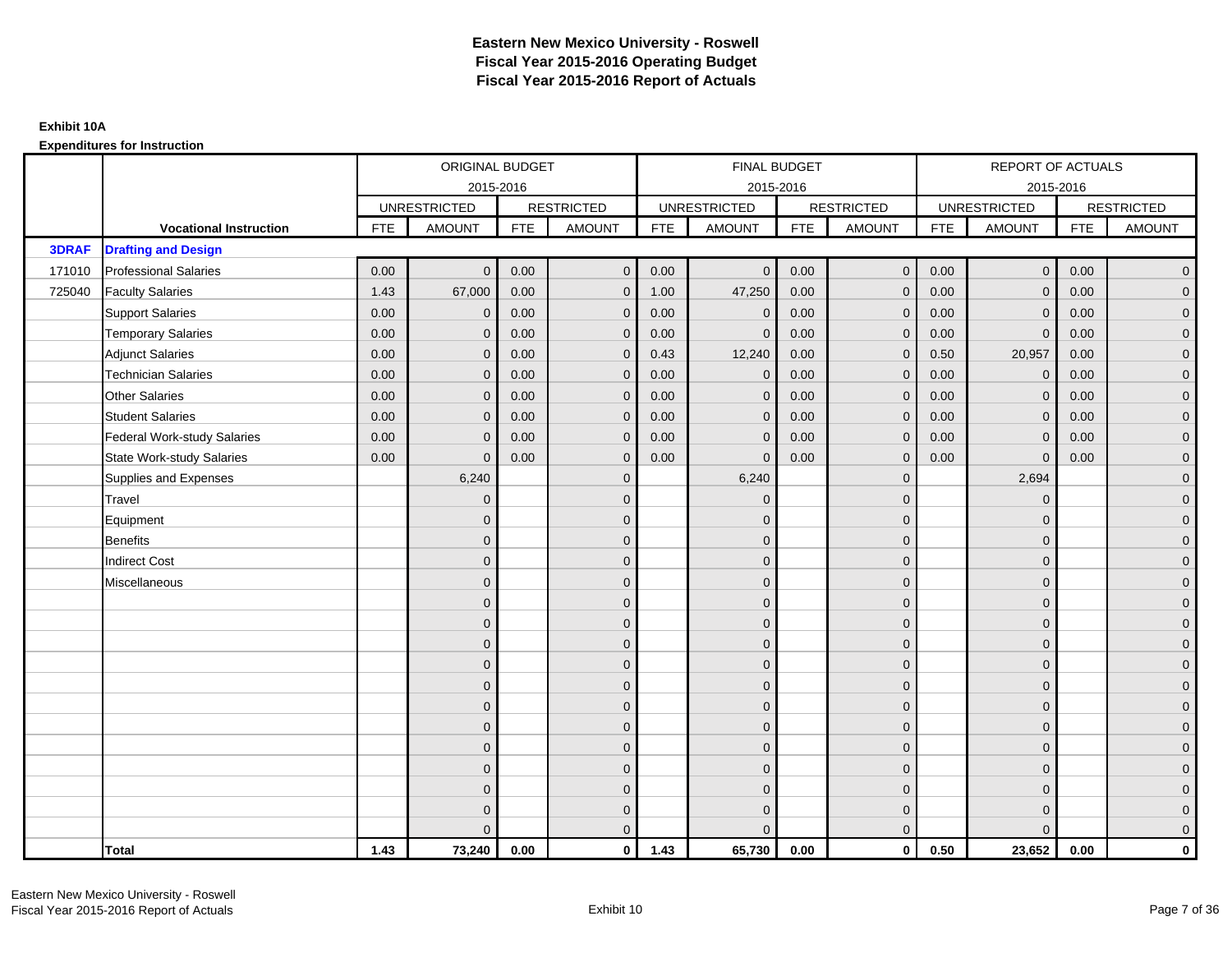# Eastern New Mexico University - Roswell
## Fiscal Year 2015-2016 Operating Budget
## Fiscal Year 2015-2016 Report of Actuals

**Exhibit 10A**

**Expenditures for Instruction**

| | | ORIGINAL BUDGET 2015-2016 | | | | FINAL BUDGET 2015-2016 | | | | REPORT OF ACTUALS 2015-2016 | | | |
|---|---|---|---|---|---|---|---|---|---|---|---|---|---|
| | | UNRESTRICTED | | RESTRICTED | | UNRESTRICTED | | RESTRICTED | | UNRESTRICTED | | RESTRICTED | |
| | **Vocational Instruction** | FTE | AMOUNT | FTE | AMOUNT | FTE | AMOUNT | FTE | AMOUNT | FTE | AMOUNT | FTE | AMOUNT |
| **3DRAF** | **Drafting and Design** | | | | | | | | | | | | |
| 171010 | Professional Salaries | 0.00 | 0 | 0.00 | 0 | 0.00 | 0 | 0.00 | 0 | 0.00 | 0 | 0.00 | 0 |
| 725040 | Faculty Salaries | 1.43 | 67,000 | 0.00 | 0 | 1.00 | 47,250 | 0.00 | 0 | 0.00 | 0 | 0.00 | 0 |
| | Support Salaries | 0.00 | 0 | 0.00 | 0 | 0.00 | 0 | 0.00 | 0 | 0.00 | 0 | 0.00 | 0 |
| | Temporary Salaries | 0.00 | 0 | 0.00 | 0 | 0.00 | 0 | 0.00 | 0 | 0.00 | 0 | 0.00 | 0 |
| | Adjunct Salaries | 0.00 | 0 | 0.00 | 0 | 0.43 | 12,240 | 0.00 | 0 | 0.50 | 20,957 | 0.00 | 0 |
| | Technician Salaries | 0.00 | 0 | 0.00 | 0 | 0.00 | 0 | 0.00 | 0 | 0.00 | 0 | 0.00 | 0 |
| | Other Salaries | 0.00 | 0 | 0.00 | 0 | 0.00 | 0 | 0.00 | 0 | 0.00 | 0 | 0.00 | 0 |
| | Student Salaries | 0.00 | 0 | 0.00 | 0 | 0.00 | 0 | 0.00 | 0 | 0.00 | 0 | 0.00 | 0 |
| | Federal Work-study Salaries | 0.00 | 0 | 0.00 | 0 | 0.00 | 0 | 0.00 | 0 | 0.00 | 0 | 0.00 | 0 |
| | State Work-study Salaries | 0.00 | 0 | 0.00 | 0 | 0.00 | 0 | 0.00 | 0 | 0.00 | 0 | 0.00 | 0 |
| | Supplies and Expenses | | 6,240 | | 0 | | 6,240 | | 0 | | 2,694 | | 0 |
| | Travel | | 0 | | 0 | | 0 | | 0 | | 0 | | 0 |
| | Equipment | | 0 | | 0 | | 0 | | 0 | | 0 | | 0 |
| | Benefits | | 0 | | 0 | | 0 | | 0 | | 0 | | 0 |
| | Indirect Cost | | 0 | | 0 | | 0 | | 0 | | 0 | | 0 |
| | Miscellaneous | | 0 | | 0 | | 0 | | 0 | | 0 | | 0 |
| | | | 0 | | 0 | | 0 | | 0 | | 0 | | 0 |
| | | | 0 | | 0 | | 0 | | 0 | | 0 | | 0 |
| | | | 0 | | 0 | | 0 | | 0 | | 0 | | 0 |
| | | | 0 | | 0 | | 0 | | 0 | | 0 | | 0 |
| | | | 0 | | 0 | | 0 | | 0 | | 0 | | 0 |
| | | | 0 | | 0 | | 0 | | 0 | | 0 | | 0 |
| | | | 0 | | 0 | | 0 | | 0 | | 0 | | 0 |
| | | | 0 | | 0 | | 0 | | 0 | | 0 | | 0 |
| | | | 0 | | 0 | | 0 | | 0 | | 0 | | 0 |
| | | | 0 | | 0 | | 0 | | 0 | | 0 | | 0 |
| | | | 0 | | 0 | | 0 | | 0 | | 0 | | 0 |
| | | | 0 | | 0 | | 0 | | 0 | | 0 | | 0 |
| | **Total** | **1.43** | **73,240** | **0.00** | **0** | **1.43** | **65,730** | **0.00** | **0** | **0.50** | **23,652** | **0.00** | **0** |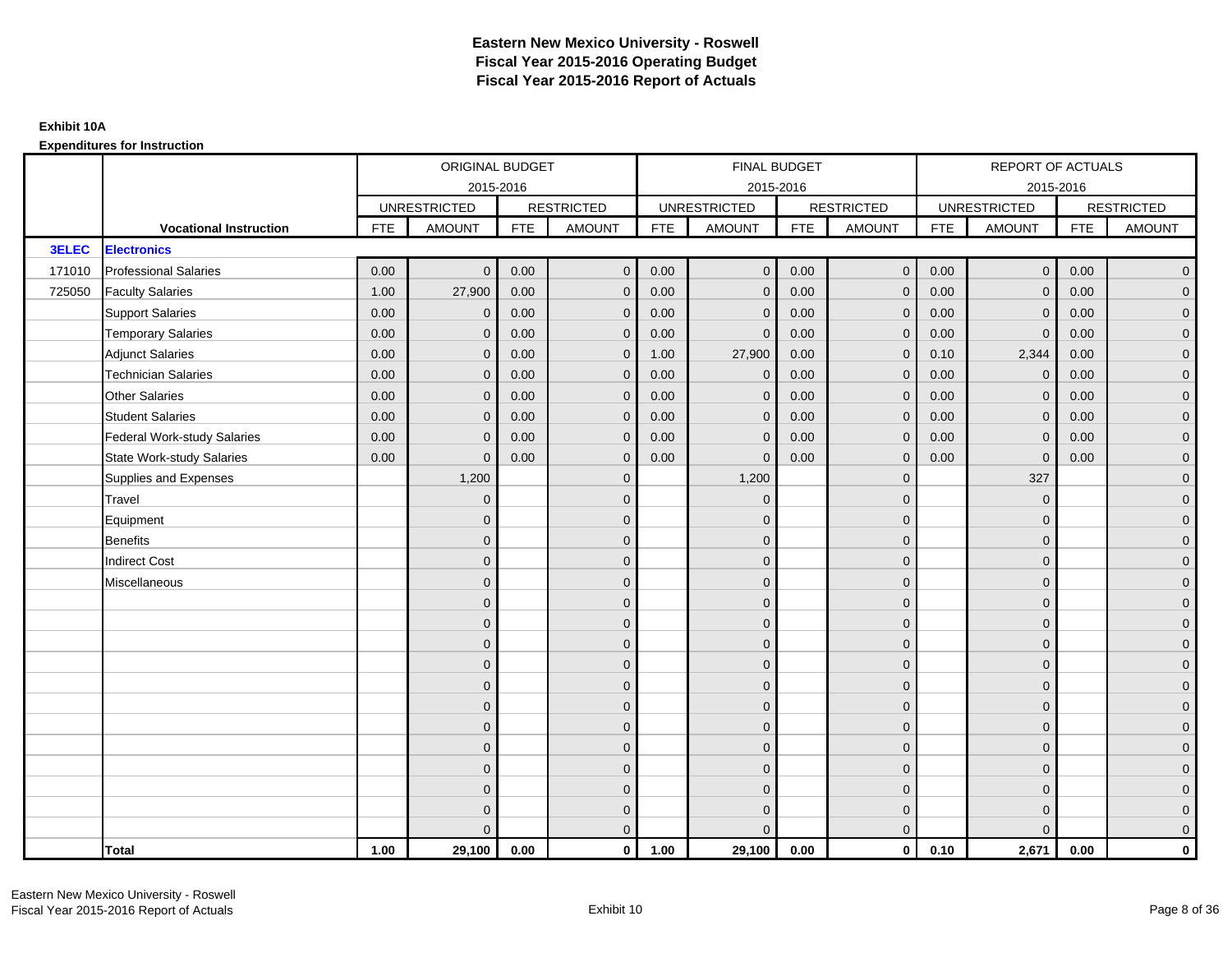# Eastern New Mexico University - Roswell
# Fiscal Year 2015-2016 Operating Budget
# Fiscal Year 2015-2016 Report of Actuals

**Exhibit 10A**

**Expenditures for Instruction**

| | | ORIGINAL BUDGET | | | | FINAL BUDGET | | | | REPORT OF ACTUALS | | | |
|---|---|---|---|---|---|---|---|---|---|---|---|---|---|
| | | 2015-2016 | | | | 2015-2016 | | | | 2015-2016 | | | |
| | | UNRESTRICTED | | RESTRICTED | | UNRESTRICTED | | RESTRICTED | | UNRESTRICTED | | RESTRICTED | |
| | **Vocational Instruction** | FTE | AMOUNT | FTE | AMOUNT | FTE | AMOUNT | FTE | AMOUNT | FTE | AMOUNT | FTE | AMOUNT |
| **3ELEC** | **Electronics** | | | | | | | | | | | | |
| 171010 | Professional Salaries | 0.00 | 0 | 0.00 | 0 | 0.00 | 0 | 0.00 | 0 | 0.00 | 0 | 0.00 | 0 |
| 725050 | Faculty Salaries | 1.00 | 27,900 | 0.00 | 0 | 0.00 | 0 | 0.00 | 0 | 0.00 | 0 | 0.00 | 0 |
| | Support Salaries | 0.00 | 0 | 0.00 | 0 | 0.00 | 0 | 0.00 | 0 | 0.00 | 0 | 0.00 | 0 |
| | Temporary Salaries | 0.00 | 0 | 0.00 | 0 | 0.00 | 0 | 0.00 | 0 | 0.00 | 0 | 0.00 | 0 |
| | Adjunct Salaries | 0.00 | 0 | 0.00 | 0 | 1.00 | 27,900 | 0.00 | 0 | 0.10 | 2,344 | 0.00 | 0 |
| | Technician Salaries | 0.00 | 0 | 0.00 | 0 | 0.00 | 0 | 0.00 | 0 | 0.00 | 0 | 0.00 | 0 |
| | Other Salaries | 0.00 | 0 | 0.00 | 0 | 0.00 | 0 | 0.00 | 0 | 0.00 | 0 | 0.00 | 0 |
| | Student Salaries | 0.00 | 0 | 0.00 | 0 | 0.00 | 0 | 0.00 | 0 | 0.00 | 0 | 0.00 | 0 |
| | Federal Work-study Salaries | 0.00 | 0 | 0.00 | 0 | 0.00 | 0 | 0.00 | 0 | 0.00 | 0 | 0.00 | 0 |
| | State Work-study Salaries | 0.00 | 0 | 0.00 | 0 | 0.00 | 0 | 0.00 | 0 | 0.00 | 0 | 0.00 | 0 |
| | Supplies and Expenses | | 1,200 | | 0 | | 1,200 | | 0 | | 327 | | 0 |
| | Travel | | 0 | | 0 | | 0 | | 0 | | 0 | | 0 |
| | Equipment | | 0 | | 0 | | 0 | | 0 | | 0 | | 0 |
| | Benefits | | 0 | | 0 | | 0 | | 0 | | 0 | | 0 |
| | Indirect Cost | | 0 | | 0 | | 0 | | 0 | | 0 | | 0 |
| | Miscellaneous | | 0 | | 0 | | 0 | | 0 | | 0 | | 0 |
| | | | 0 | | 0 | | 0 | | 0 | | 0 | | 0 |
| | | | 0 | | 0 | | 0 | | 0 | | 0 | | 0 |
| | | | 0 | | 0 | | 0 | | 0 | | 0 | | 0 |
| | | | 0 | | 0 | | 0 | | 0 | | 0 | | 0 |
| | | | 0 | | 0 | | 0 | | 0 | | 0 | | 0 |
| | | | 0 | | 0 | | 0 | | 0 | | 0 | | 0 |
| | | | 0 | | 0 | | 0 | | 0 | | 0 | | 0 |
| | | | 0 | | 0 | | 0 | | 0 | | 0 | | 0 |
| | | | 0 | | 0 | | 0 | | 0 | | 0 | | 0 |
| | | | 0 | | 0 | | 0 | | 0 | | 0 | | 0 |
| | | | 0 | | 0 | | 0 | | 0 | | 0 | | 0 |
| | | | 0 | | 0 | | 0 | | 0 | | 0 | | 0 |
| | **Total** | **1.00** | **29,100** | **0.00** | **0** | **1.00** | **29,100** | **0.00** | **0** | **0.10** | **2,671** | **0.00** | **0** |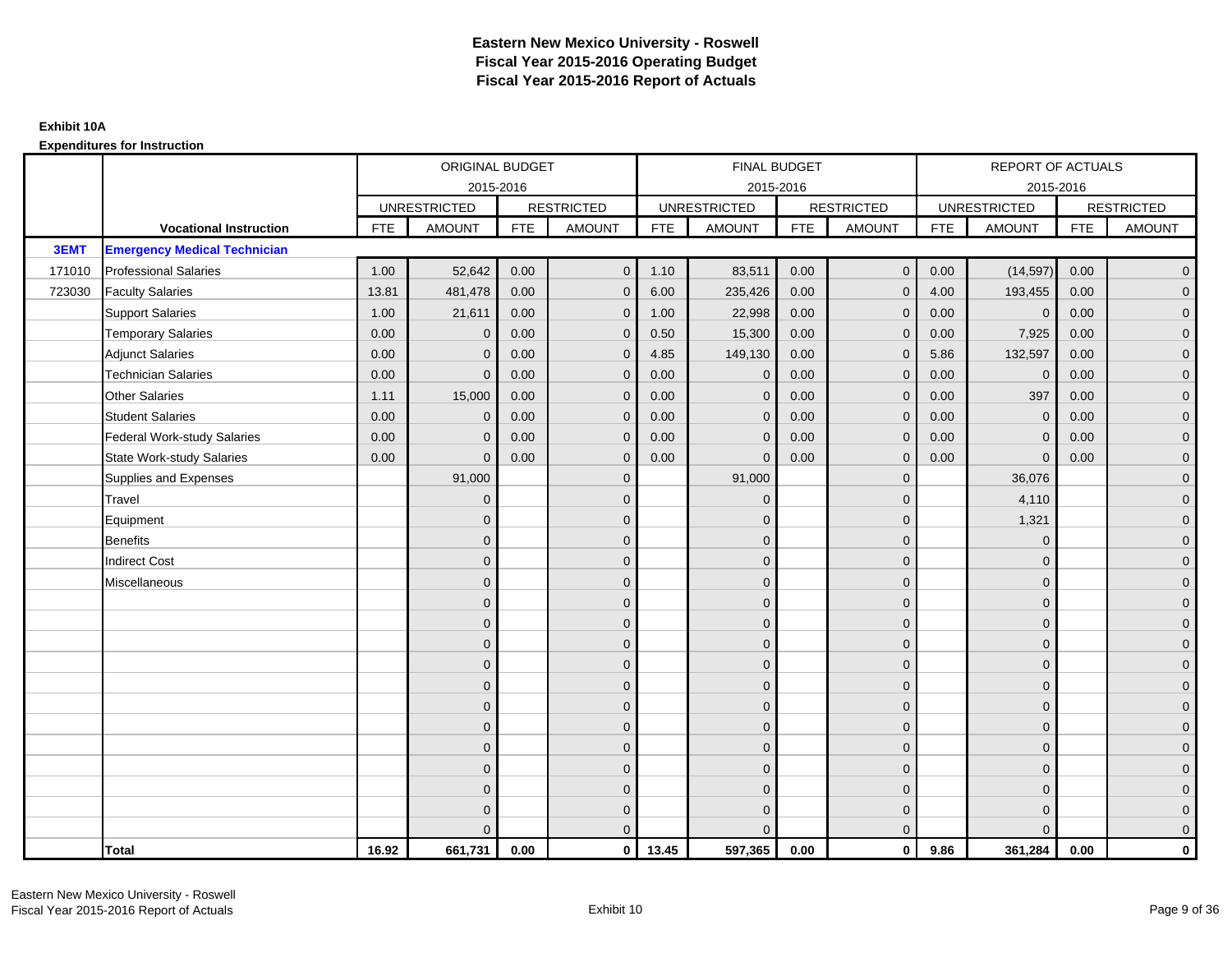# Eastern New Mexico University - Roswell
# Fiscal Year 2015-2016 Operating Budget
# Fiscal Year 2015-2016 Report of Actuals

**Exhibit 10A**

**Expenditures for Instruction**

| | | ORIGINAL BUDGET 2015-2016 | | | | FINAL BUDGET 2015-2016 | | | | REPORT OF ACTUALS 2015-2016 | | | |
|---|---|---|---|---|---|---|---|---|---|---|---|---|---|
| | | UNRESTRICTED | | RESTRICTED | | UNRESTRICTED | | RESTRICTED | | UNRESTRICTED | | RESTRICTED | |
| | **Vocational Instruction** | FTE | AMOUNT | FTE | AMOUNT | FTE | AMOUNT | FTE | AMOUNT | FTE | AMOUNT | FTE | AMOUNT |
| **3EMT** | **Emergency Medical Technician** | | | | | | | | | | | | |
| 171010 | Professional Salaries | 1.00 | 52,642 | 0.00 | 0 | 1.10 | 83,511 | 0.00 | 0 | 0.00 | (14,597) | 0.00 | 0 |
| 723030 | Faculty Salaries | 13.81 | 481,478 | 0.00 | 0 | 6.00 | 235,426 | 0.00 | 0 | 4.00 | 193,455 | 0.00 | 0 |
| | Support Salaries | 1.00 | 21,611 | 0.00 | 0 | 1.00 | 22,998 | 0.00 | 0 | 0.00 | 0 | 0.00 | 0 |
| | Temporary Salaries | 0.00 | 0 | 0.00 | 0 | 0.50 | 15,300 | 0.00 | 0 | 0.00 | 7,925 | 0.00 | 0 |
| | Adjunct Salaries | 0.00 | 0 | 0.00 | 0 | 4.85 | 149,130 | 0.00 | 0 | 5.86 | 132,597 | 0.00 | 0 |
| | Technician Salaries | 0.00 | 0 | 0.00 | 0 | 0.00 | 0 | 0.00 | 0 | 0.00 | 0 | 0.00 | 0 |
| | Other Salaries | 1.11 | 15,000 | 0.00 | 0 | 0.00 | 0 | 0.00 | 0 | 0.00 | 397 | 0.00 | 0 |
| | Student Salaries | 0.00 | 0 | 0.00 | 0 | 0.00 | 0 | 0.00 | 0 | 0.00 | 0 | 0.00 | 0 |
| | Federal Work-study Salaries | 0.00 | 0 | 0.00 | 0 | 0.00 | 0 | 0.00 | 0 | 0.00 | 0 | 0.00 | 0 |
| | State Work-study Salaries | 0.00 | 0 | 0.00 | 0 | 0.00 | 0 | 0.00 | 0 | 0.00 | 0 | 0.00 | 0 |
| | Supplies and Expenses | | 91,000 | | 0 | | 91,000 | | 0 | | 36,076 | | 0 |
| | Travel | | 0 | | 0 | | 0 | | 0 | | 4,110 | | 0 |
| | Equipment | | 0 | | 0 | | 0 | | 0 | | 1,321 | | 0 |
| | Benefits | | 0 | | 0 | | 0 | | 0 | | 0 | | 0 |
| | Indirect Cost | | 0 | | 0 | | 0 | | 0 | | 0 | | 0 |
| | Miscellaneous | | 0 | | 0 | | 0 | | 0 | | 0 | | 0 |
| | | | 0 | | 0 | | 0 | | 0 | | 0 | | 0 |
| | | | 0 | | 0 | | 0 | | 0 | | 0 | | 0 |
| | | | 0 | | 0 | | 0 | | 0 | | 0 | | 0 |
| | | | 0 | | 0 | | 0 | | 0 | | 0 | | 0 |
| | | | 0 | | 0 | | 0 | | 0 | | 0 | | 0 |
| | | | 0 | | 0 | | 0 | | 0 | | 0 | | 0 |
| | | | 0 | | 0 | | 0 | | 0 | | 0 | | 0 |
| | | | 0 | | 0 | | 0 | | 0 | | 0 | | 0 |
| | | | 0 | | 0 | | 0 | | 0 | | 0 | | 0 |
| | | | 0 | | 0 | | 0 | | 0 | | 0 | | 0 |
| | | | 0 | | 0 | | 0 | | 0 | | 0 | | 0 |
| | | | 0 | | 0 | | 0 | | 0 | | 0 | | 0 |
| | **Total** | **16.92** | **661,731** | **0.00** | **0** | **13.45** | **597,365** | **0.00** | **0** | **9.86** | **361,284** | **0.00** | **0** |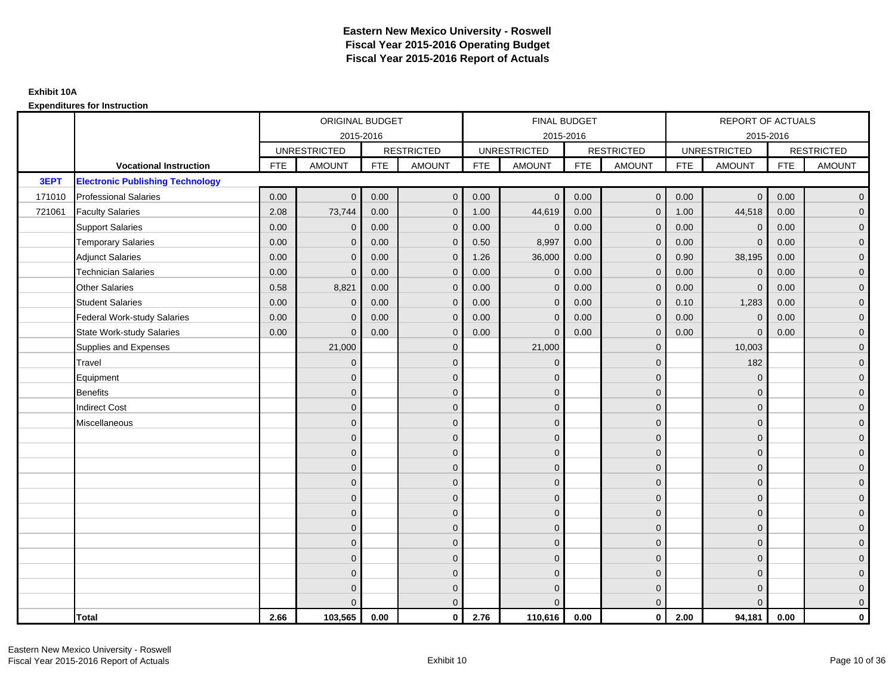# Eastern New Mexico University - Roswell
# Fiscal Year 2015-2016 Operating Budget
# Fiscal Year 2015-2016 Report of Actuals

**Exhibit 10A**

**Expenditures for Instruction**

| | | ORIGINAL BUDGET 2015-2016 | | | | FINAL BUDGET 2015-2016 | | | | REPORT OF ACTUALS 2015-2016 | | | |
|---|---|---|---|---|---|---|---|---|---|---|---|---|---|
| | | UNRESTRICTED | | RESTRICTED | | UNRESTRICTED | | RESTRICTED | | UNRESTRICTED | | RESTRICTED | |
| | **Vocational Instruction** | FTE | AMOUNT | FTE | AMOUNT | FTE | AMOUNT | FTE | AMOUNT | FTE | AMOUNT | FTE | AMOUNT |
| **3EPT** | **Electronic Publishing Technology** | | | | | | | | | | | | |
| 171010 | Professional Salaries | 0.00 | 0 | 0.00 | 0 | 0.00 | 0 | 0.00 | 0 | 0.00 | 0 | 0.00 | 0 |
| 721061 | Faculty Salaries | 2.08 | 73,744 | 0.00 | 0 | 1.00 | 44,619 | 0.00 | 0 | 1.00 | 44,518 | 0.00 | 0 |
| | Support Salaries | 0.00 | 0 | 0.00 | 0 | 0.00 | 0 | 0.00 | 0 | 0.00 | 0 | 0.00 | 0 |
| | Temporary Salaries | 0.00 | 0 | 0.00 | 0 | 0.50 | 8,997 | 0.00 | 0 | 0.00 | 0 | 0.00 | 0 |
| | Adjunct Salaries | 0.00 | 0 | 0.00 | 0 | 1.26 | 36,000 | 0.00 | 0 | 0.90 | 38,195 | 0.00 | 0 |
| | Technician Salaries | 0.00 | 0 | 0.00 | 0 | 0.00 | 0 | 0.00 | 0 | 0.00 | 0 | 0.00 | 0 |
| | Other Salaries | 0.58 | 8,821 | 0.00 | 0 | 0.00 | 0 | 0.00 | 0 | 0.00 | 0 | 0.00 | 0 |
| | Student Salaries | 0.00 | 0 | 0.00 | 0 | 0.00 | 0 | 0.00 | 0 | 0.10 | 1,283 | 0.00 | 0 |
| | Federal Work-study Salaries | 0.00 | 0 | 0.00 | 0 | 0.00 | 0 | 0.00 | 0 | 0.00 | 0 | 0.00 | 0 |
| | State Work-study Salaries | 0.00 | 0 | 0.00 | 0 | 0.00 | 0 | 0.00 | 0 | 0.00 | 0 | 0.00 | 0 |
| | Supplies and Expenses | | 21,000 | | 0 | | 21,000 | | 0 | | 10,003 | | 0 |
| | Travel | | 0 | | 0 | | 0 | | 0 | | 182 | | 0 |
| | Equipment | | 0 | | 0 | | 0 | | 0 | | 0 | | 0 |
| | Benefits | | 0 | | 0 | | 0 | | 0 | | 0 | | 0 |
| | Indirect Cost | | 0 | | 0 | | 0 | | 0 | | 0 | | 0 |
| | Miscellaneous | | 0 | | 0 | | 0 | | 0 | | 0 | | 0 |
| | | | 0 | | 0 | | 0 | | 0 | | 0 | | 0 |
| | | | 0 | | 0 | | 0 | | 0 | | 0 | | 0 |
| | | | 0 | | 0 | | 0 | | 0 | | 0 | | 0 |
| | | | 0 | | 0 | | 0 | | 0 | | 0 | | 0 |
| | | | 0 | | 0 | | 0 | | 0 | | 0 | | 0 |
| | | | 0 | | 0 | | 0 | | 0 | | 0 | | 0 |
| | | | 0 | | 0 | | 0 | | 0 | | 0 | | 0 |
| | | | 0 | | 0 | | 0 | | 0 | | 0 | | 0 |
| | | | 0 | | 0 | | 0 | | 0 | | 0 | | 0 |
| | | | 0 | | 0 | | 0 | | 0 | | 0 | | 0 |
| | | | 0 | | 0 | | 0 | | 0 | | 0 | | 0 |
| | | | 0 | | 0 | | 0 | | 0 | | 0 | | 0 |
| | **Total** | **2.66** | **103,565** | **0.00** | **0** | **2.76** | **110,616** | **0.00** | **0** | **2.00** | **94,181** | **0.00** | **0** |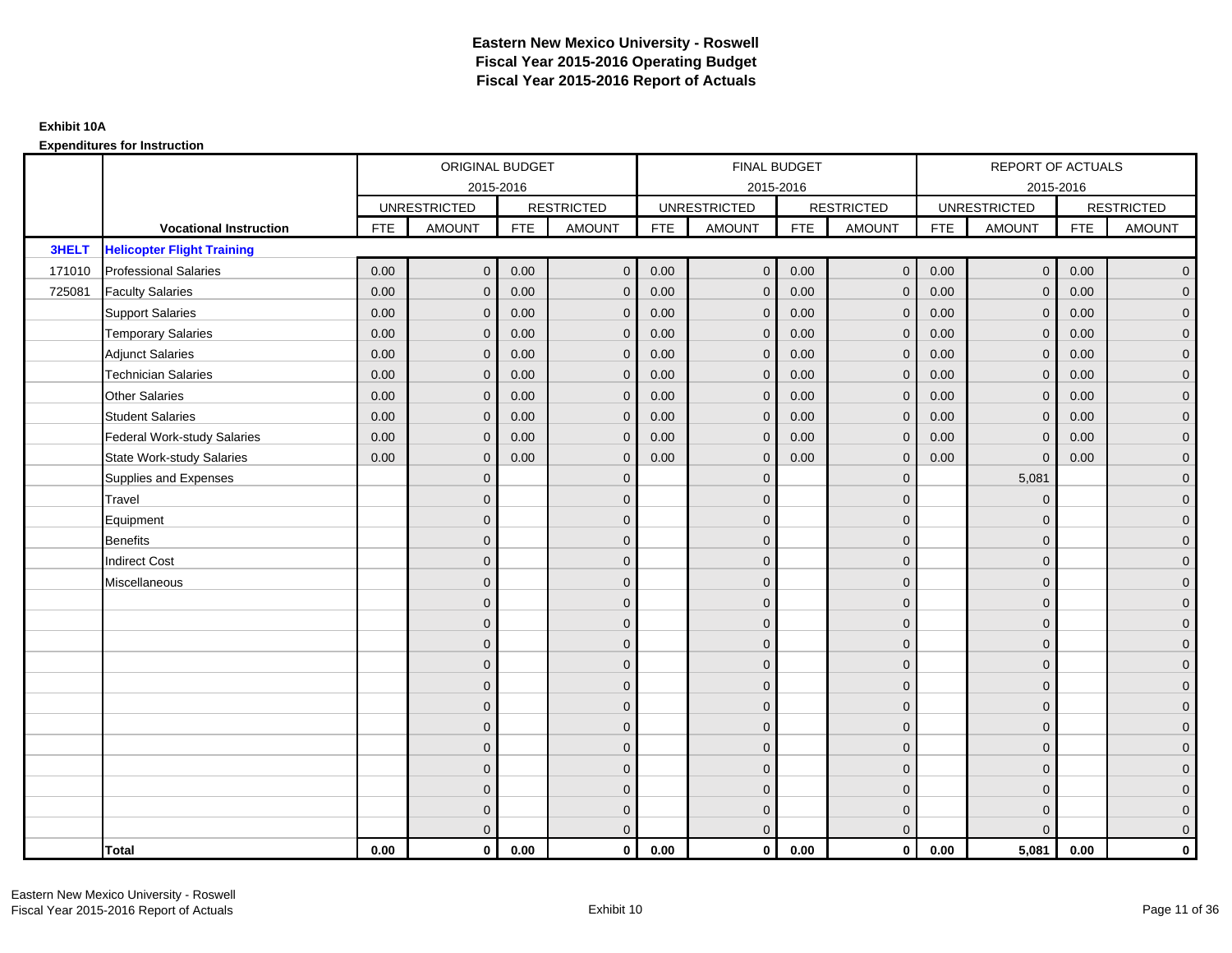# Eastern New Mexico University - Roswell
## Fiscal Year 2015-2016 Operating Budget
## Fiscal Year 2015-2016 Report of Actuals

**Exhibit 10A**

**Expenditures for Instruction**

| | | ORIGINAL BUDGET 2015-2016 | | | | FINAL BUDGET 2015-2016 | | | | REPORT OF ACTUALS 2015-2016 | | | |
|---|---|---|---|---|---|---|---|---|---|---|---|---|---|
| | | UNRESTRICTED | | RESTRICTED | | UNRESTRICTED | | RESTRICTED | | UNRESTRICTED | | RESTRICTED | |
| | **Vocational Instruction** | FTE | AMOUNT | FTE | AMOUNT | FTE | AMOUNT | FTE | AMOUNT | FTE | AMOUNT | FTE | AMOUNT |
| **3HELT** | **Helicopter Flight Training** | | | | | | | | | | | | |
| 171010 | Professional Salaries | 0.00 | 0 | 0.00 | 0 | 0.00 | 0 | 0.00 | 0 | 0.00 | 0 | 0.00 | 0 |
| 725081 | Faculty Salaries | 0.00 | 0 | 0.00 | 0 | 0.00 | 0 | 0.00 | 0 | 0.00 | 0 | 0.00 | 0 |
| | Support Salaries | 0.00 | 0 | 0.00 | 0 | 0.00 | 0 | 0.00 | 0 | 0.00 | 0 | 0.00 | 0 |
| | Temporary Salaries | 0.00 | 0 | 0.00 | 0 | 0.00 | 0 | 0.00 | 0 | 0.00 | 0 | 0.00 | 0 |
| | Adjunct Salaries | 0.00 | 0 | 0.00 | 0 | 0.00 | 0 | 0.00 | 0 | 0.00 | 0 | 0.00 | 0 |
| | Technician Salaries | 0.00 | 0 | 0.00 | 0 | 0.00 | 0 | 0.00 | 0 | 0.00 | 0 | 0.00 | 0 |
| | Other Salaries | 0.00 | 0 | 0.00 | 0 | 0.00 | 0 | 0.00 | 0 | 0.00 | 0 | 0.00 | 0 |
| | Student Salaries | 0.00 | 0 | 0.00 | 0 | 0.00 | 0 | 0.00 | 0 | 0.00 | 0 | 0.00 | 0 |
| | Federal Work-study Salaries | 0.00 | 0 | 0.00 | 0 | 0.00 | 0 | 0.00 | 0 | 0.00 | 0 | 0.00 | 0 |
| | State Work-study Salaries | 0.00 | 0 | 0.00 | 0 | 0.00 | 0 | 0.00 | 0 | 0.00 | 0 | 0.00 | 0 |
| | Supplies and Expenses | | 0 | | 0 | | 0 | | 0 | | 5,081 | | 0 |
| | Travel | | 0 | | 0 | | 0 | | 0 | | 0 | | 0 |
| | Equipment | | 0 | | 0 | | 0 | | 0 | | 0 | | 0 |
| | Benefits | | 0 | | 0 | | 0 | | 0 | | 0 | | 0 |
| | Indirect Cost | | 0 | | 0 | | 0 | | 0 | | 0 | | 0 |
| | Miscellaneous | | 0 | | 0 | | 0 | | 0 | | 0 | | 0 |
| | | | 0 | | 0 | | 0 | | 0 | | 0 | | 0 |
| | | | 0 | | 0 | | 0 | | 0 | | 0 | | 0 |
| | | | 0 | | 0 | | 0 | | 0 | | 0 | | 0 |
| | | | 0 | | 0 | | 0 | | 0 | | 0 | | 0 |
| | | | 0 | | 0 | | 0 | | 0 | | 0 | | 0 |
| | | | 0 | | 0 | | 0 | | 0 | | 0 | | 0 |
| | | | 0 | | 0 | | 0 | | 0 | | 0 | | 0 |
| | | | 0 | | 0 | | 0 | | 0 | | 0 | | 0 |
| | | | 0 | | 0 | | 0 | | 0 | | 0 | | 0 |
| | | | 0 | | 0 | | 0 | | 0 | | 0 | | 0 |
| | | | 0 | | 0 | | 0 | | 0 | | 0 | | 0 |
| | | | 0 | | 0 | | 0 | | 0 | | 0 | | 0 |
| | **Total** | **0.00** | **0** | **0.00** | **0** | **0.00** | **0** | **0.00** | **0** | **0.00** | **5,081** | **0.00** | **0** |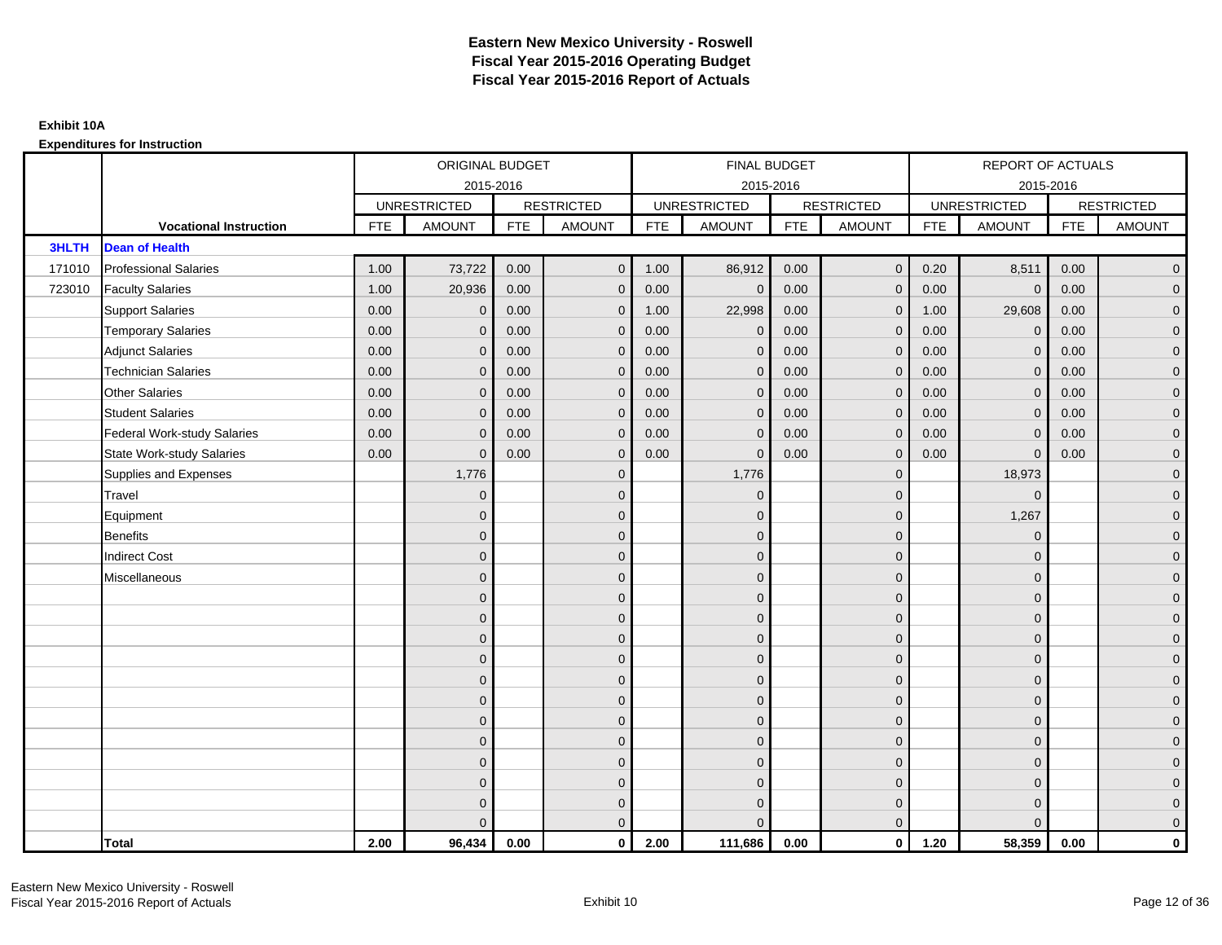# Eastern New Mexico University - Roswell
# Fiscal Year 2015-2016 Operating Budget
# Fiscal Year 2015-2016 Report of Actuals

**Exhibit 10A**

**Expenditures for Instruction**

| | | ORIGINAL BUDGET 2015-2016 | | | | FINAL BUDGET 2015-2016 | | | | REPORT OF ACTUALS 2015-2016 | | | |
|---|---|---|---|---|---|---|---|---|---|---|---|---|---|
| | | UNRESTRICTED | | RESTRICTED | | UNRESTRICTED | | RESTRICTED | | UNRESTRICTED | | RESTRICTED | |
| | **Vocational Instruction** | FTE | AMOUNT | FTE | AMOUNT | FTE | AMOUNT | FTE | AMOUNT | FTE | AMOUNT | FTE | AMOUNT |
| **3HLTH** | **Dean of Health** | | | | | | | | | | | | |
| 171010 | Professional Salaries | 1.00 | 73,722 | 0.00 | 0 | 1.00 | 86,912 | 0.00 | 0 | 0.20 | 8,511 | 0.00 | 0 |
| 723010 | Faculty Salaries | 1.00 | 20,936 | 0.00 | 0 | 0.00 | 0 | 0.00 | 0 | 0.00 | 0 | 0.00 | 0 |
| | Support Salaries | 0.00 | 0 | 0.00 | 0 | 1.00 | 22,998 | 0.00 | 0 | 1.00 | 29,608 | 0.00 | 0 |
| | Temporary Salaries | 0.00 | 0 | 0.00 | 0 | 0.00 | 0 | 0.00 | 0 | 0.00 | 0 | 0.00 | 0 |
| | Adjunct Salaries | 0.00 | 0 | 0.00 | 0 | 0.00 | 0 | 0.00 | 0 | 0.00 | 0 | 0.00 | 0 |
| | Technician Salaries | 0.00 | 0 | 0.00 | 0 | 0.00 | 0 | 0.00 | 0 | 0.00 | 0 | 0.00 | 0 |
| | Other Salaries | 0.00 | 0 | 0.00 | 0 | 0.00 | 0 | 0.00 | 0 | 0.00 | 0 | 0.00 | 0 |
| | Student Salaries | 0.00 | 0 | 0.00 | 0 | 0.00 | 0 | 0.00 | 0 | 0.00 | 0 | 0.00 | 0 |
| | Federal Work-study Salaries | 0.00 | 0 | 0.00 | 0 | 0.00 | 0 | 0.00 | 0 | 0.00 | 0 | 0.00 | 0 |
| | State Work-study Salaries | 0.00 | 0 | 0.00 | 0 | 0.00 | 0 | 0.00 | 0 | 0.00 | 0 | 0.00 | 0 |
| | Supplies and Expenses | | 1,776 | | 0 | | 1,776 | | 0 | | 18,973 | | 0 |
| | Travel | | 0 | | 0 | | 0 | | 0 | | 0 | | 0 |
| | Equipment | | 0 | | 0 | | 0 | | 0 | | 1,267 | | 0 |
| | Benefits | | 0 | | 0 | | 0 | | 0 | | 0 | | 0 |
| | Indirect Cost | | 0 | | 0 | | 0 | | 0 | | 0 | | 0 |
| | Miscellaneous | | 0 | | 0 | | 0 | | 0 | | 0 | | 0 |
| | | | 0 | | 0 | | 0 | | 0 | | 0 | | 0 |
| | | | 0 | | 0 | | 0 | | 0 | | 0 | | 0 |
| | | | 0 | | 0 | | 0 | | 0 | | 0 | | 0 |
| | | | 0 | | 0 | | 0 | | 0 | | 0 | | 0 |
| | | | 0 | | 0 | | 0 | | 0 | | 0 | | 0 |
| | | | 0 | | 0 | | 0 | | 0 | | 0 | | 0 |
| | | | 0 | | 0 | | 0 | | 0 | | 0 | | 0 |
| | | | 0 | | 0 | | 0 | | 0 | | 0 | | 0 |
| | | | 0 | | 0 | | 0 | | 0 | | 0 | | 0 |
| | | | 0 | | 0 | | 0 | | 0 | | 0 | | 0 |
| | | | 0 | | 0 | | 0 | | 0 | | 0 | | 0 |
| | | | 0 | | 0 | | 0 | | 0 | | 0 | | 0 |
| | **Total** | **2.00** | **96,434** | **0.00** | **0** | **2.00** | **111,686** | **0.00** | **0** | **1.20** | **58,359** | **0.00** | **0** |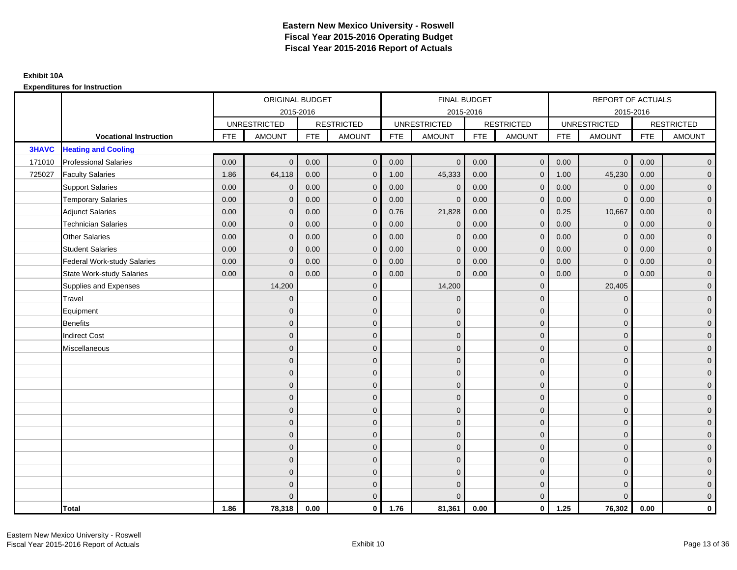# Eastern New Mexico University - Roswell
## Fiscal Year 2015-2016 Operating Budget
## Fiscal Year 2015-2016 Report of Actuals

**Exhibit 10A**

**Expenditures for Instruction**

| | | ORIGINAL BUDGET 2015-2016 | | | | FINAL BUDGET 2015-2016 | | | | REPORT OF ACTUALS 2015-2016 | | | |
|---|---|---|---|---|---|---|---|---|---|---|---|---|---|
| | | UNRESTRICTED | | RESTRICTED | | UNRESTRICTED | | RESTRICTED | | UNRESTRICTED | | RESTRICTED | |
| | **Vocational Instruction** | FTE | AMOUNT | FTE | AMOUNT | FTE | AMOUNT | FTE | AMOUNT | FTE | AMOUNT | FTE | AMOUNT |
| **3HAVC** | **Heating and Cooling** | | | | | | | | | | | | |
| 171010 | Professional Salaries | 0.00 | 0 | 0.00 | 0 | 0.00 | 0 | 0.00 | 0 | 0.00 | 0 | 0.00 | 0 |
| 725027 | Faculty Salaries | 1.86 | 64,118 | 0.00 | 0 | 1.00 | 45,333 | 0.00 | 0 | 1.00 | 45,230 | 0.00 | 0 |
| | Support Salaries | 0.00 | 0 | 0.00 | 0 | 0.00 | 0 | 0.00 | 0 | 0.00 | 0 | 0.00 | 0 |
| | Temporary Salaries | 0.00 | 0 | 0.00 | 0 | 0.00 | 0 | 0.00 | 0 | 0.00 | 0 | 0.00 | 0 |
| | Adjunct Salaries | 0.00 | 0 | 0.00 | 0 | 0.76 | 21,828 | 0.00 | 0 | 0.25 | 10,667 | 0.00 | 0 |
| | Technician Salaries | 0.00 | 0 | 0.00 | 0 | 0.00 | 0 | 0.00 | 0 | 0.00 | 0 | 0.00 | 0 |
| | Other Salaries | 0.00 | 0 | 0.00 | 0 | 0.00 | 0 | 0.00 | 0 | 0.00 | 0 | 0.00 | 0 |
| | Student Salaries | 0.00 | 0 | 0.00 | 0 | 0.00 | 0 | 0.00 | 0 | 0.00 | 0 | 0.00 | 0 |
| | Federal Work-study Salaries | 0.00 | 0 | 0.00 | 0 | 0.00 | 0 | 0.00 | 0 | 0.00 | 0 | 0.00 | 0 |
| | State Work-study Salaries | 0.00 | 0 | 0.00 | 0 | 0.00 | 0 | 0.00 | 0 | 0.00 | 0 | 0.00 | 0 |
| | Supplies and Expenses | | 14,200 | | 0 | | 14,200 | | 0 | | 20,405 | | 0 |
| | Travel | | 0 | | 0 | | 0 | | 0 | | 0 | | 0 |
| | Equipment | | 0 | | 0 | | 0 | | 0 | | 0 | | 0 |
| | Benefits | | 0 | | 0 | | 0 | | 0 | | 0 | | 0 |
| | Indirect Cost | | 0 | | 0 | | 0 | | 0 | | 0 | | 0 |
| | Miscellaneous | | 0 | | 0 | | 0 | | 0 | | 0 | | 0 |
| | | | 0 | | 0 | | 0 | | 0 | | 0 | | 0 |
| | | | 0 | | 0 | | 0 | | 0 | | 0 | | 0 |
| | | | 0 | | 0 | | 0 | | 0 | | 0 | | 0 |
| | | | 0 | | 0 | | 0 | | 0 | | 0 | | 0 |
| | | | 0 | | 0 | | 0 | | 0 | | 0 | | 0 |
| | | | 0 | | 0 | | 0 | | 0 | | 0 | | 0 |
| | | | 0 | | 0 | | 0 | | 0 | | 0 | | 0 |
| | | | 0 | | 0 | | 0 | | 0 | | 0 | | 0 |
| | | | 0 | | 0 | | 0 | | 0 | | 0 | | 0 |
| | | | 0 | | 0 | | 0 | | 0 | | 0 | | 0 |
| | | | 0 | | 0 | | 0 | | 0 | | 0 | | 0 |
| | | | 0 | | 0 | | 0 | | 0 | | 0 | | 0 |
| | **Total** | **1.86** | **78,318** | **0.00** | **0** | **1.76** | **81,361** | **0.00** | **0** | **1.25** | **76,302** | **0.00** | **0** |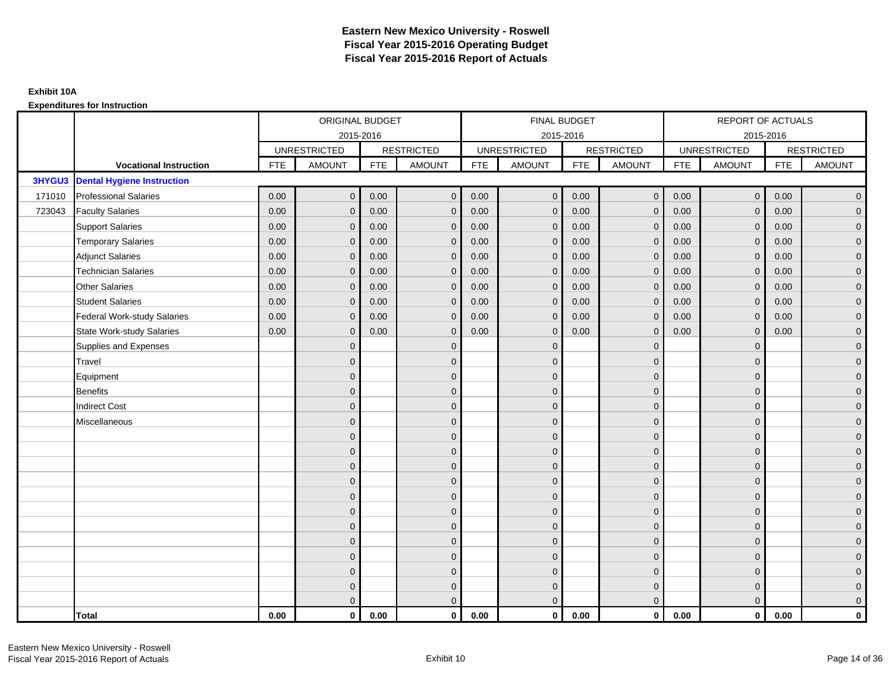# Eastern New Mexico University - Roswell
## Fiscal Year 2015-2016 Operating Budget
## Fiscal Year 2015-2016 Report of Actuals

**Exhibit 10A**

**Expenditures for Instruction**

| | | ORIGINAL BUDGET 2015-2016 | | | | FINAL BUDGET 2015-2016 | | | | REPORT OF ACTUALS 2015-2016 | | | |
|---|---|---|---|---|---|---|---|---|---|---|---|---|---|
| | | UNRESTRICTED | | RESTRICTED | | UNRESTRICTED | | RESTRICTED | | UNRESTRICTED | | RESTRICTED | |
| | **Vocational Instruction** | FTE | AMOUNT | FTE | AMOUNT | FTE | AMOUNT | FTE | AMOUNT | FTE | AMOUNT | FTE | AMOUNT |
| **3HYGU3** | **Dental Hygiene Instruction** | | | | | | | | | | | | |
| 171010 | Professional Salaries | 0.00 | 0 | 0.00 | 0 | 0.00 | 0 | 0.00 | 0 | 0.00 | 0 | 0.00 | 0 |
| 723043 | Faculty Salaries | 0.00 | 0 | 0.00 | 0 | 0.00 | 0 | 0.00 | 0 | 0.00 | 0 | 0.00 | 0 |
| | Support Salaries | 0.00 | 0 | 0.00 | 0 | 0.00 | 0 | 0.00 | 0 | 0.00 | 0 | 0.00 | 0 |
| | Temporary Salaries | 0.00 | 0 | 0.00 | 0 | 0.00 | 0 | 0.00 | 0 | 0.00 | 0 | 0.00 | 0 |
| | Adjunct Salaries | 0.00 | 0 | 0.00 | 0 | 0.00 | 0 | 0.00 | 0 | 0.00 | 0 | 0.00 | 0 |
| | Technician Salaries | 0.00 | 0 | 0.00 | 0 | 0.00 | 0 | 0.00 | 0 | 0.00 | 0 | 0.00 | 0 |
| | Other Salaries | 0.00 | 0 | 0.00 | 0 | 0.00 | 0 | 0.00 | 0 | 0.00 | 0 | 0.00 | 0 |
| | Student Salaries | 0.00 | 0 | 0.00 | 0 | 0.00 | 0 | 0.00 | 0 | 0.00 | 0 | 0.00 | 0 |
| | Federal Work-study Salaries | 0.00 | 0 | 0.00 | 0 | 0.00 | 0 | 0.00 | 0 | 0.00 | 0 | 0.00 | 0 |
| | State Work-study Salaries | 0.00 | 0 | 0.00 | 0 | 0.00 | 0 | 0.00 | 0 | 0.00 | 0 | 0.00 | 0 |
| | Supplies and Expenses | | 0 | | 0 | | 0 | | 0 | | 0 | | 0 |
| | Travel | | 0 | | 0 | | 0 | | 0 | | 0 | | 0 |
| | Equipment | | 0 | | 0 | | 0 | | 0 | | 0 | | 0 |
| | Benefits | | 0 | | 0 | | 0 | | 0 | | 0 | | 0 |
| | Indirect Cost | | 0 | | 0 | | 0 | | 0 | | 0 | | 0 |
| | Miscellaneous | | 0 | | 0 | | 0 | | 0 | | 0 | | 0 |
| | | | 0 | | 0 | | 0 | | 0 | | 0 | | 0 |
| | | | 0 | | 0 | | 0 | | 0 | | 0 | | 0 |
| | | | 0 | | 0 | | 0 | | 0 | | 0 | | 0 |
| | | | 0 | | 0 | | 0 | | 0 | | 0 | | 0 |
| | | | 0 | | 0 | | 0 | | 0 | | 0 | | 0 |
| | | | 0 | | 0 | | 0 | | 0 | | 0 | | 0 |
| | | | 0 | | 0 | | 0 | | 0 | | 0 | | 0 |
| | | | 0 | | 0 | | 0 | | 0 | | 0 | | 0 |
| | | | 0 | | 0 | | 0 | | 0 | | 0 | | 0 |
| | | | 0 | | 0 | | 0 | | 0 | | 0 | | 0 |
| | | | 0 | | 0 | | 0 | | 0 | | 0 | | 0 |
| | | | 0 | | 0 | | 0 | | 0 | | 0 | | 0 |
| | **Total** | **0.00** | **0** | **0.00** | **0** | **0.00** | **0** | **0.00** | **0** | **0.00** | **0** | **0.00** | **0** |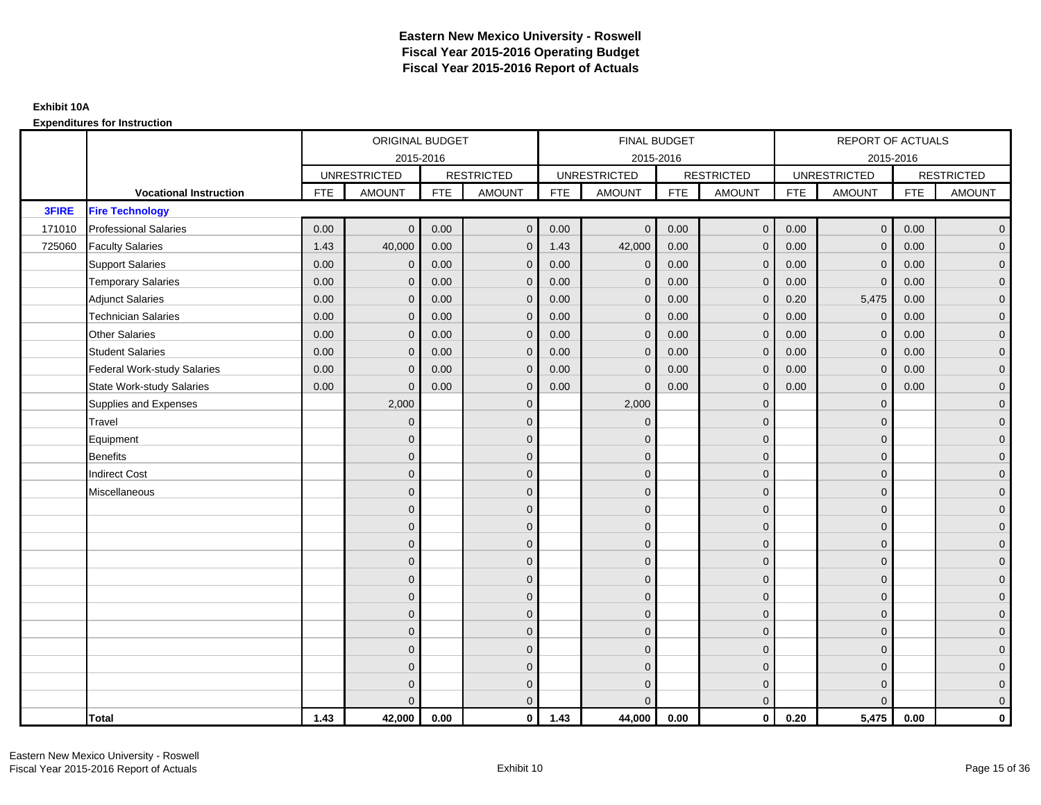# Eastern New Mexico University - Roswell
# Fiscal Year 2015-2016 Operating Budget
# Fiscal Year 2015-2016 Report of Actuals

**Exhibit 10A**

**Expenditures for Instruction**

| | | ORIGINAL BUDGET 2015-2016 | | | | FINAL BUDGET 2015-2016 | | | | REPORT OF ACTUALS 2015-2016 | | | |
|---|---|---|---|---|---|---|---|---|---|---|---|---|---|
| | | UNRESTRICTED | | RESTRICTED | | UNRESTRICTED | | RESTRICTED | | UNRESTRICTED | | RESTRICTED | |
| | **Vocational Instruction** | FTE | AMOUNT | FTE | AMOUNT | FTE | AMOUNT | FTE | AMOUNT | FTE | AMOUNT | FTE | AMOUNT |
| **3FIRE** | **Fire Technology** | | | | | | | | | | | | |
| 171010 | Professional Salaries | 0.00 | 0 | 0.00 | 0 | 0.00 | 0 | 0.00 | 0 | 0.00 | 0 | 0.00 | 0 |
| 725060 | Faculty Salaries | 1.43 | 40,000 | 0.00 | 0 | 1.43 | 42,000 | 0.00 | 0 | 0.00 | 0 | 0.00 | 0 |
| | Support Salaries | 0.00 | 0 | 0.00 | 0 | 0.00 | 0 | 0.00 | 0 | 0.00 | 0 | 0.00 | 0 |
| | Temporary Salaries | 0.00 | 0 | 0.00 | 0 | 0.00 | 0 | 0.00 | 0 | 0.00 | 0 | 0.00 | 0 |
| | Adjunct Salaries | 0.00 | 0 | 0.00 | 0 | 0.00 | 0 | 0.00 | 0 | 0.20 | 5,475 | 0.00 | 0 |
| | Technician Salaries | 0.00 | 0 | 0.00 | 0 | 0.00 | 0 | 0.00 | 0 | 0.00 | 0 | 0.00 | 0 |
| | Other Salaries | 0.00 | 0 | 0.00 | 0 | 0.00 | 0 | 0.00 | 0 | 0.00 | 0 | 0.00 | 0 |
| | Student Salaries | 0.00 | 0 | 0.00 | 0 | 0.00 | 0 | 0.00 | 0 | 0.00 | 0 | 0.00 | 0 |
| | Federal Work-study Salaries | 0.00 | 0 | 0.00 | 0 | 0.00 | 0 | 0.00 | 0 | 0.00 | 0 | 0.00 | 0 |
| | State Work-study Salaries | 0.00 | 0 | 0.00 | 0 | 0.00 | 0 | 0.00 | 0 | 0.00 | 0 | 0.00 | 0 |
| | Supplies and Expenses | | 2,000 | | 0 | | 2,000 | | 0 | | 0 | | 0 |
| | Travel | | 0 | | 0 | | 0 | | 0 | | 0 | | 0 |
| | Equipment | | 0 | | 0 | | 0 | | 0 | | 0 | | 0 |
| | Benefits | | 0 | | 0 | | 0 | | 0 | | 0 | | 0 |
| | Indirect Cost | | 0 | | 0 | | 0 | | 0 | | 0 | | 0 |
| | Miscellaneous | | 0 | | 0 | | 0 | | 0 | | 0 | | 0 |
| | | | 0 | | 0 | | 0 | | 0 | | 0 | | 0 |
| | | | 0 | | 0 | | 0 | | 0 | | 0 | | 0 |
| | | | 0 | | 0 | | 0 | | 0 | | 0 | | 0 |
| | | | 0 | | 0 | | 0 | | 0 | | 0 | | 0 |
| | | | 0 | | 0 | | 0 | | 0 | | 0 | | 0 |
| | | | 0 | | 0 | | 0 | | 0 | | 0 | | 0 |
| | | | 0 | | 0 | | 0 | | 0 | | 0 | | 0 |
| | | | 0 | | 0 | | 0 | | 0 | | 0 | | 0 |
| | | | 0 | | 0 | | 0 | | 0 | | 0 | | 0 |
| | | | 0 | | 0 | | 0 | | 0 | | 0 | | 0 |
| | | | 0 | | 0 | | 0 | | 0 | | 0 | | 0 |
| | | | 0 | | 0 | | 0 | | 0 | | 0 | | 0 |
| | **Total** | **1.43** | **42,000** | **0.00** | **0** | **1.43** | **44,000** | **0.00** | **0** | **0.20** | **5,475** | **0.00** | **0** |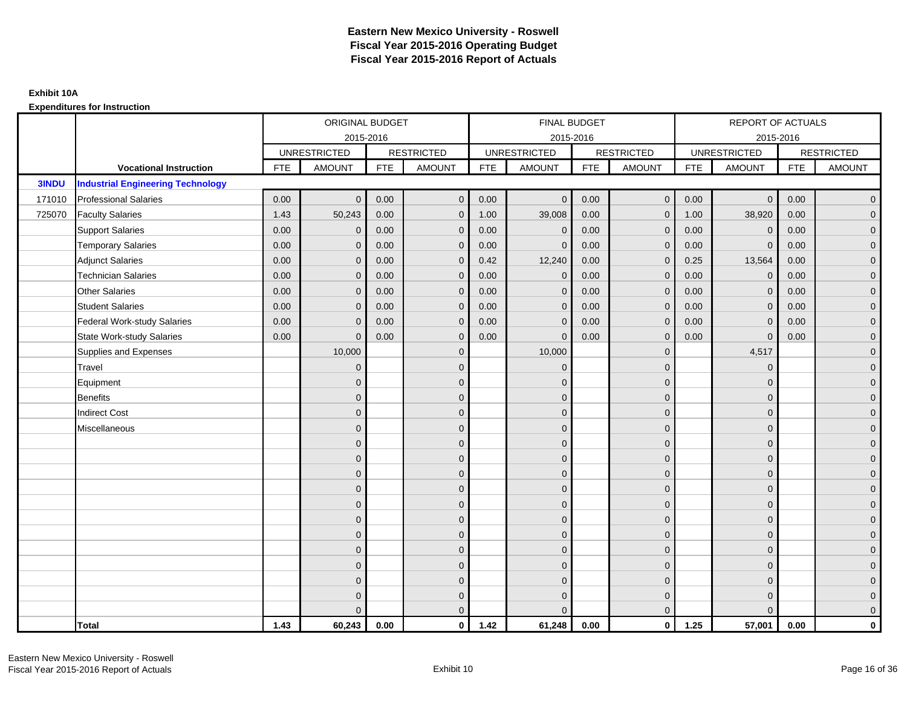# Eastern New Mexico University - Roswell
# Fiscal Year 2015-2016 Operating Budget
# Fiscal Year 2015-2016 Report of Actuals

**Exhibit 10A**

**Expenditures for Instruction**

| | | ORIGINAL BUDGET 2015-2016 | | | | FINAL BUDGET 2015-2016 | | | | REPORT OF ACTUALS 2015-2016 | | | |
|---|---|---|---|---|---|---|---|---|---|---|---|---|---|
| | | UNRESTRICTED | | RESTRICTED | | UNRESTRICTED | | RESTRICTED | | UNRESTRICTED | | RESTRICTED | |
| | **Vocational Instruction** | FTE | AMOUNT | FTE | AMOUNT | FTE | AMOUNT | FTE | AMOUNT | FTE | AMOUNT | FTE | AMOUNT |
| **3INDU** | **Industrial Engineering Technology** | | | | | | | | | | | | |
| 171010 | Professional Salaries | 0.00 | 0 | 0.00 | 0 | 0.00 | 0 | 0.00 | 0 | 0.00 | 0 | 0.00 | 0 |
| 725070 | Faculty Salaries | 1.43 | 50,243 | 0.00 | 0 | 1.00 | 39,008 | 0.00 | 0 | 1.00 | 38,920 | 0.00 | 0 |
| | Support Salaries | 0.00 | 0 | 0.00 | 0 | 0.00 | 0 | 0.00 | 0 | 0.00 | 0 | 0.00 | 0 |
| | Temporary Salaries | 0.00 | 0 | 0.00 | 0 | 0.00 | 0 | 0.00 | 0 | 0.00 | 0 | 0.00 | 0 |
| | Adjunct Salaries | 0.00 | 0 | 0.00 | 0 | 0.42 | 12,240 | 0.00 | 0 | 0.25 | 13,564 | 0.00 | 0 |
| | Technician Salaries | 0.00 | 0 | 0.00 | 0 | 0.00 | 0 | 0.00 | 0 | 0.00 | 0 | 0.00 | 0 |
| | Other Salaries | 0.00 | 0 | 0.00 | 0 | 0.00 | 0 | 0.00 | 0 | 0.00 | 0 | 0.00 | 0 |
| | Student Salaries | 0.00 | 0 | 0.00 | 0 | 0.00 | 0 | 0.00 | 0 | 0.00 | 0 | 0.00 | 0 |
| | Federal Work-study Salaries | 0.00 | 0 | 0.00 | 0 | 0.00 | 0 | 0.00 | 0 | 0.00 | 0 | 0.00 | 0 |
| | State Work-study Salaries | 0.00 | 0 | 0.00 | 0 | 0.00 | 0 | 0.00 | 0 | 0.00 | 0 | 0.00 | 0 |
| | Supplies and Expenses | | 10,000 | | 0 | | 10,000 | | 0 | | 4,517 | | 0 |
| | Travel | | 0 | | 0 | | 0 | | 0 | | 0 | | 0 |
| | Equipment | | 0 | | 0 | | 0 | | 0 | | 0 | | 0 |
| | Benefits | | 0 | | 0 | | 0 | | 0 | | 0 | | 0 |
| | Indirect Cost | | 0 | | 0 | | 0 | | 0 | | 0 | | 0 |
| | Miscellaneous | | 0 | | 0 | | 0 | | 0 | | 0 | | 0 |
| | | | 0 | | 0 | | 0 | | 0 | | 0 | | 0 |
| | | | 0 | | 0 | | 0 | | 0 | | 0 | | 0 |
| | | | 0 | | 0 | | 0 | | 0 | | 0 | | 0 |
| | | | 0 | | 0 | | 0 | | 0 | | 0 | | 0 |
| | | | 0 | | 0 | | 0 | | 0 | | 0 | | 0 |
| | | | 0 | | 0 | | 0 | | 0 | | 0 | | 0 |
| | | | 0 | | 0 | | 0 | | 0 | | 0 | | 0 |
| | | | 0 | | 0 | | 0 | | 0 | | 0 | | 0 |
| | | | 0 | | 0 | | 0 | | 0 | | 0 | | 0 |
| | | | 0 | | 0 | | 0 | | 0 | | 0 | | 0 |
| | | | 0 | | 0 | | 0 | | 0 | | 0 | | 0 |
| | | | 0 | | 0 | | 0 | | 0 | | 0 | | 0 |
| | **Total** | **1.43** | **60,243** | **0.00** | **0** | **1.42** | **61,248** | **0.00** | **0** | **1.25** | **57,001** | **0.00** | **0** |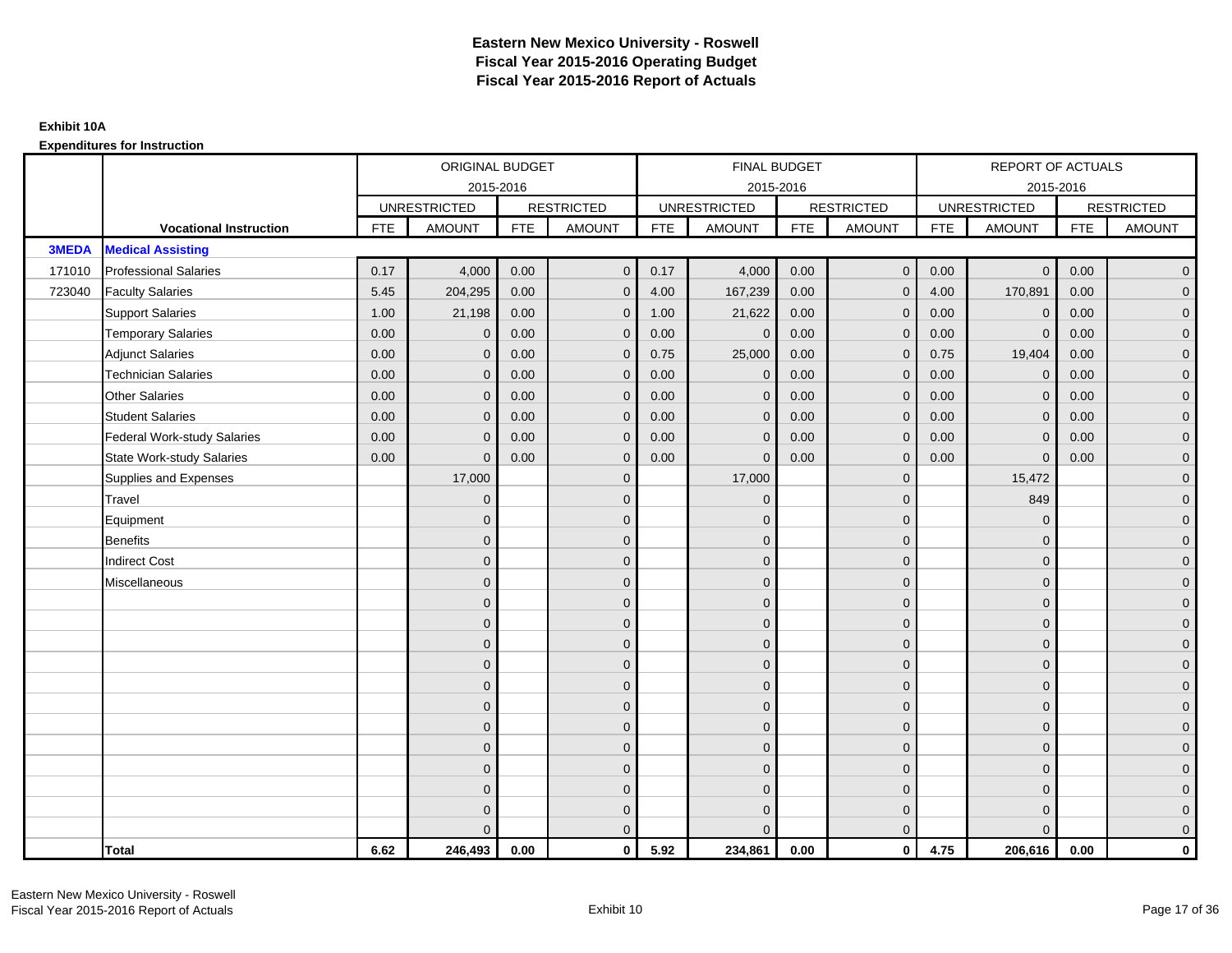# Eastern New Mexico University - Roswell
## Fiscal Year 2015-2016 Operating Budget
## Fiscal Year 2015-2016 Report of Actuals

**Exhibit 10A**

**Expenditures for Instruction**

| | | ORIGINAL BUDGET 2015-2016 | | | | FINAL BUDGET 2015-2016 | | | | REPORT OF ACTUALS 2015-2016 | | | |
|---|---|---|---|---|---|---|---|---|---|---|---|---|---|
| | | UNRESTRICTED | | RESTRICTED | | UNRESTRICTED | | RESTRICTED | | UNRESTRICTED | | RESTRICTED | |
| | **Vocational Instruction** | FTE | AMOUNT | FTE | AMOUNT | FTE | AMOUNT | FTE | AMOUNT | FTE | AMOUNT | FTE | AMOUNT |
| **3MEDA** | **Medical Assisting** | | | | | | | | | | | | |
| 171010 | Professional Salaries | 0.17 | 4,000 | 0.00 | 0 | 0.17 | 4,000 | 0.00 | 0 | 0.00 | 0 | 0.00 | 0 |
| 723040 | Faculty Salaries | 5.45 | 204,295 | 0.00 | 0 | 4.00 | 167,239 | 0.00 | 0 | 4.00 | 170,891 | 0.00 | 0 |
| | Support Salaries | 1.00 | 21,198 | 0.00 | 0 | 1.00 | 21,622 | 0.00 | 0 | 0.00 | 0 | 0.00 | 0 |
| | Temporary Salaries | 0.00 | 0 | 0.00 | 0 | 0.00 | 0 | 0.00 | 0 | 0.00 | 0 | 0.00 | 0 |
| | Adjunct Salaries | 0.00 | 0 | 0.00 | 0 | 0.75 | 25,000 | 0.00 | 0 | 0.75 | 19,404 | 0.00 | 0 |
| | Technician Salaries | 0.00 | 0 | 0.00 | 0 | 0.00 | 0 | 0.00 | 0 | 0.00 | 0 | 0.00 | 0 |
| | Other Salaries | 0.00 | 0 | 0.00 | 0 | 0.00 | 0 | 0.00 | 0 | 0.00 | 0 | 0.00 | 0 |
| | Student Salaries | 0.00 | 0 | 0.00 | 0 | 0.00 | 0 | 0.00 | 0 | 0.00 | 0 | 0.00 | 0 |
| | Federal Work-study Salaries | 0.00 | 0 | 0.00 | 0 | 0.00 | 0 | 0.00 | 0 | 0.00 | 0 | 0.00 | 0 |
| | State Work-study Salaries | 0.00 | 0 | 0.00 | 0 | 0.00 | 0 | 0.00 | 0 | 0.00 | 0 | 0.00 | 0 |
| | Supplies and Expenses | | 17,000 | | 0 | | 17,000 | | 0 | | 15,472 | | 0 |
| | Travel | | 0 | | 0 | | 0 | | 0 | | 849 | | 0 |
| | Equipment | | 0 | | 0 | | 0 | | 0 | | 0 | | 0 |
| | Benefits | | 0 | | 0 | | 0 | | 0 | | 0 | | 0 |
| | Indirect Cost | | 0 | | 0 | | 0 | | 0 | | 0 | | 0 |
| | Miscellaneous | | 0 | | 0 | | 0 | | 0 | | 0 | | 0 |
| | | | 0 | | 0 | | 0 | | 0 | | 0 | | 0 |
| | | | 0 | | 0 | | 0 | | 0 | | 0 | | 0 |
| | | | 0 | | 0 | | 0 | | 0 | | 0 | | 0 |
| | | | 0 | | 0 | | 0 | | 0 | | 0 | | 0 |
| | | | 0 | | 0 | | 0 | | 0 | | 0 | | 0 |
| | | | 0 | | 0 | | 0 | | 0 | | 0 | | 0 |
| | | | 0 | | 0 | | 0 | | 0 | | 0 | | 0 |
| | | | 0 | | 0 | | 0 | | 0 | | 0 | | 0 |
| | | | 0 | | 0 | | 0 | | 0 | | 0 | | 0 |
| | | | 0 | | 0 | | 0 | | 0 | | 0 | | 0 |
| | | | 0 | | 0 | | 0 | | 0 | | 0 | | 0 |
| | | | 0 | | 0 | | 0 | | 0 | | 0 | | 0 |
| | **Total** | **6.62** | **246,493** | **0.00** | **0** | **5.92** | **234,861** | **0.00** | **0** | **4.75** | **206,616** | **0.00** | **0** |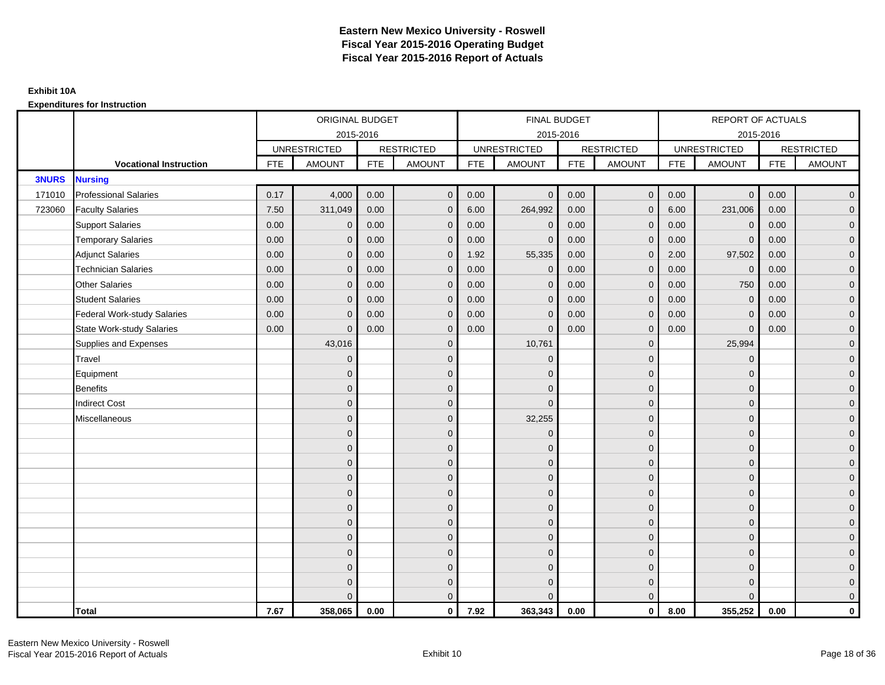# Eastern New Mexico University - Roswell
# Fiscal Year 2015-2016 Operating Budget
# Fiscal Year 2015-2016 Report of Actuals

**Exhibit 10A**

**Expenditures for Instruction**

| | | ORIGINAL BUDGET 2015-2016 | | | | FINAL BUDGET 2015-2016 | | | | REPORT OF ACTUALS 2015-2016 | | | |
|---|---|---|---|---|---|---|---|---|---|---|---|---|---|
| | | UNRESTRICTED | | RESTRICTED | | UNRESTRICTED | | RESTRICTED | | UNRESTRICTED | | RESTRICTED | |
| | **Vocational Instruction** | FTE | AMOUNT | FTE | AMOUNT | FTE | AMOUNT | FTE | AMOUNT | FTE | AMOUNT | FTE | AMOUNT |
| **3NURS** | **Nursing** | | | | | | | | | | | | |
| 171010 | Professional Salaries | 0.17 | 4,000 | 0.00 | 0 | 0.00 | 0 | 0.00 | 0 | 0.00 | 0 | 0.00 | 0 |
| 723060 | Faculty Salaries | 7.50 | 311,049 | 0.00 | 0 | 6.00 | 264,992 | 0.00 | 0 | 6.00 | 231,006 | 0.00 | 0 |
| | Support Salaries | 0.00 | 0 | 0.00 | 0 | 0.00 | 0 | 0.00 | 0 | 0.00 | 0 | 0.00 | 0 |
| | Temporary Salaries | 0.00 | 0 | 0.00 | 0 | 0.00 | 0 | 0.00 | 0 | 0.00 | 0 | 0.00 | 0 |
| | Adjunct Salaries | 0.00 | 0 | 0.00 | 0 | 1.92 | 55,335 | 0.00 | 0 | 2.00 | 97,502 | 0.00 | 0 |
| | Technician Salaries | 0.00 | 0 | 0.00 | 0 | 0.00 | 0 | 0.00 | 0 | 0.00 | 0 | 0.00 | 0 |
| | Other Salaries | 0.00 | 0 | 0.00 | 0 | 0.00 | 0 | 0.00 | 0 | 0.00 | 750 | 0.00 | 0 |
| | Student Salaries | 0.00 | 0 | 0.00 | 0 | 0.00 | 0 | 0.00 | 0 | 0.00 | 0 | 0.00 | 0 |
| | Federal Work-study Salaries | 0.00 | 0 | 0.00 | 0 | 0.00 | 0 | 0.00 | 0 | 0.00 | 0 | 0.00 | 0 |
| | State Work-study Salaries | 0.00 | 0 | 0.00 | 0 | 0.00 | 0 | 0.00 | 0 | 0.00 | 0 | 0.00 | 0 |
| | Supplies and Expenses | | 43,016 | | 0 | | 10,761 | | 0 | | 25,994 | | 0 |
| | Travel | | 0 | | 0 | | 0 | | 0 | | 0 | | 0 |
| | Equipment | | 0 | | 0 | | 0 | | 0 | | 0 | | 0 |
| | Benefits | | 0 | | 0 | | 0 | | 0 | | 0 | | 0 |
| | Indirect Cost | | 0 | | 0 | | 0 | | 0 | | 0 | | 0 |
| | Miscellaneous | | 0 | | 0 | | 32,255 | | 0 | | 0 | | 0 |
| | | | 0 | | 0 | | 0 | | 0 | | 0 | | 0 |
| | | | 0 | | 0 | | 0 | | 0 | | 0 | | 0 |
| | | | 0 | | 0 | | 0 | | 0 | | 0 | | 0 |
| | | | 0 | | 0 | | 0 | | 0 | | 0 | | 0 |
| | | | 0 | | 0 | | 0 | | 0 | | 0 | | 0 |
| | | | 0 | | 0 | | 0 | | 0 | | 0 | | 0 |
| | | | 0 | | 0 | | 0 | | 0 | | 0 | | 0 |
| | | | 0 | | 0 | | 0 | | 0 | | 0 | | 0 |
| | | | 0 | | 0 | | 0 | | 0 | | 0 | | 0 |
| | | | 0 | | 0 | | 0 | | 0 | | 0 | | 0 |
| | | | 0 | | 0 | | 0 | | 0 | | 0 | | 0 |
| | | | 0 | | 0 | | 0 | | 0 | | 0 | | 0 |
| | **Total** | **7.67** | **358,065** | **0.00** | **0** | **7.92** | **363,343** | **0.00** | **0** | **8.00** | **355,252** | **0.00** | **0** |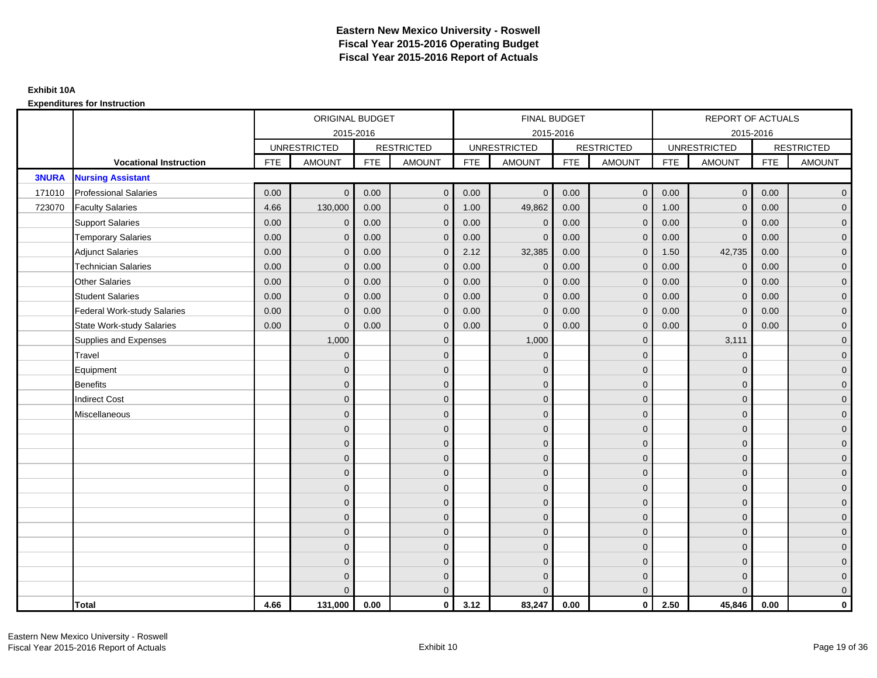# Eastern New Mexico University - Roswell
# Fiscal Year 2015-2016 Operating Budget
# Fiscal Year 2015-2016 Report of Actuals

**Exhibit 10A**

**Expenditures for Instruction**

| | | ORIGINAL BUDGET 2015-2016 | | | | FINAL BUDGET 2015-2016 | | | | REPORT OF ACTUALS 2015-2016 | | | |
|---|---|---|---|---|---|---|---|---|---|---|---|---|---|
| | | UNRESTRICTED | | RESTRICTED | | UNRESTRICTED | | RESTRICTED | | UNRESTRICTED | | RESTRICTED | |
| | **Vocational Instruction** | FTE | AMOUNT | FTE | AMOUNT | FTE | AMOUNT | FTE | AMOUNT | FTE | AMOUNT | FTE | AMOUNT |
| **3NURA** | **Nursing Assistant** | | | | | | | | | | | | |
| 171010 | Professional Salaries | 0.00 | 0 | 0.00 | 0 | 0.00 | 0 | 0.00 | 0 | 0.00 | 0 | 0.00 | 0 |
| 723070 | Faculty Salaries | 4.66 | 130,000 | 0.00 | 0 | 1.00 | 49,862 | 0.00 | 0 | 1.00 | 0 | 0.00 | 0 |
| | Support Salaries | 0.00 | 0 | 0.00 | 0 | 0.00 | 0 | 0.00 | 0 | 0.00 | 0 | 0.00 | 0 |
| | Temporary Salaries | 0.00 | 0 | 0.00 | 0 | 0.00 | 0 | 0.00 | 0 | 0.00 | 0 | 0.00 | 0 |
| | Adjunct Salaries | 0.00 | 0 | 0.00 | 0 | 2.12 | 32,385 | 0.00 | 0 | 1.50 | 42,735 | 0.00 | 0 |
| | Technician Salaries | 0.00 | 0 | 0.00 | 0 | 0.00 | 0 | 0.00 | 0 | 0.00 | 0 | 0.00 | 0 |
| | Other Salaries | 0.00 | 0 | 0.00 | 0 | 0.00 | 0 | 0.00 | 0 | 0.00 | 0 | 0.00 | 0 |
| | Student Salaries | 0.00 | 0 | 0.00 | 0 | 0.00 | 0 | 0.00 | 0 | 0.00 | 0 | 0.00 | 0 |
| | Federal Work-study Salaries | 0.00 | 0 | 0.00 | 0 | 0.00 | 0 | 0.00 | 0 | 0.00 | 0 | 0.00 | 0 |
| | State Work-study Salaries | 0.00 | 0 | 0.00 | 0 | 0.00 | 0 | 0.00 | 0 | 0.00 | 0 | 0.00 | 0 |
| | Supplies and Expenses | | 1,000 | | 0 | | 1,000 | | 0 | | 3,111 | | 0 |
| | Travel | | 0 | | 0 | | 0 | | 0 | | 0 | | 0 |
| | Equipment | | 0 | | 0 | | 0 | | 0 | | 0 | | 0 |
| | Benefits | | 0 | | 0 | | 0 | | 0 | | 0 | | 0 |
| | Indirect Cost | | 0 | | 0 | | 0 | | 0 | | 0 | | 0 |
| | Miscellaneous | | 0 | | 0 | | 0 | | 0 | | 0 | | 0 |
| | | | 0 | | 0 | | 0 | | 0 | | 0 | | 0 |
| | | | 0 | | 0 | | 0 | | 0 | | 0 | | 0 |
| | | | 0 | | 0 | | 0 | | 0 | | 0 | | 0 |
| | | | 0 | | 0 | | 0 | | 0 | | 0 | | 0 |
| | | | 0 | | 0 | | 0 | | 0 | | 0 | | 0 |
| | | | 0 | | 0 | | 0 | | 0 | | 0 | | 0 |
| | | | 0 | | 0 | | 0 | | 0 | | 0 | | 0 |
| | | | 0 | | 0 | | 0 | | 0 | | 0 | | 0 |
| | | | 0 | | 0 | | 0 | | 0 | | 0 | | 0 |
| | | | 0 | | 0 | | 0 | | 0 | | 0 | | 0 |
| | | | 0 | | 0 | | 0 | | 0 | | 0 | | 0 |
| | | | 0 | | 0 | | 0 | | 0 | | 0 | | 0 |
| | **Total** | **4.66** | **131,000** | **0.00** | **0** | **3.12** | **83,247** | **0.00** | **0** | **2.50** | **45,846** | **0.00** | **0** |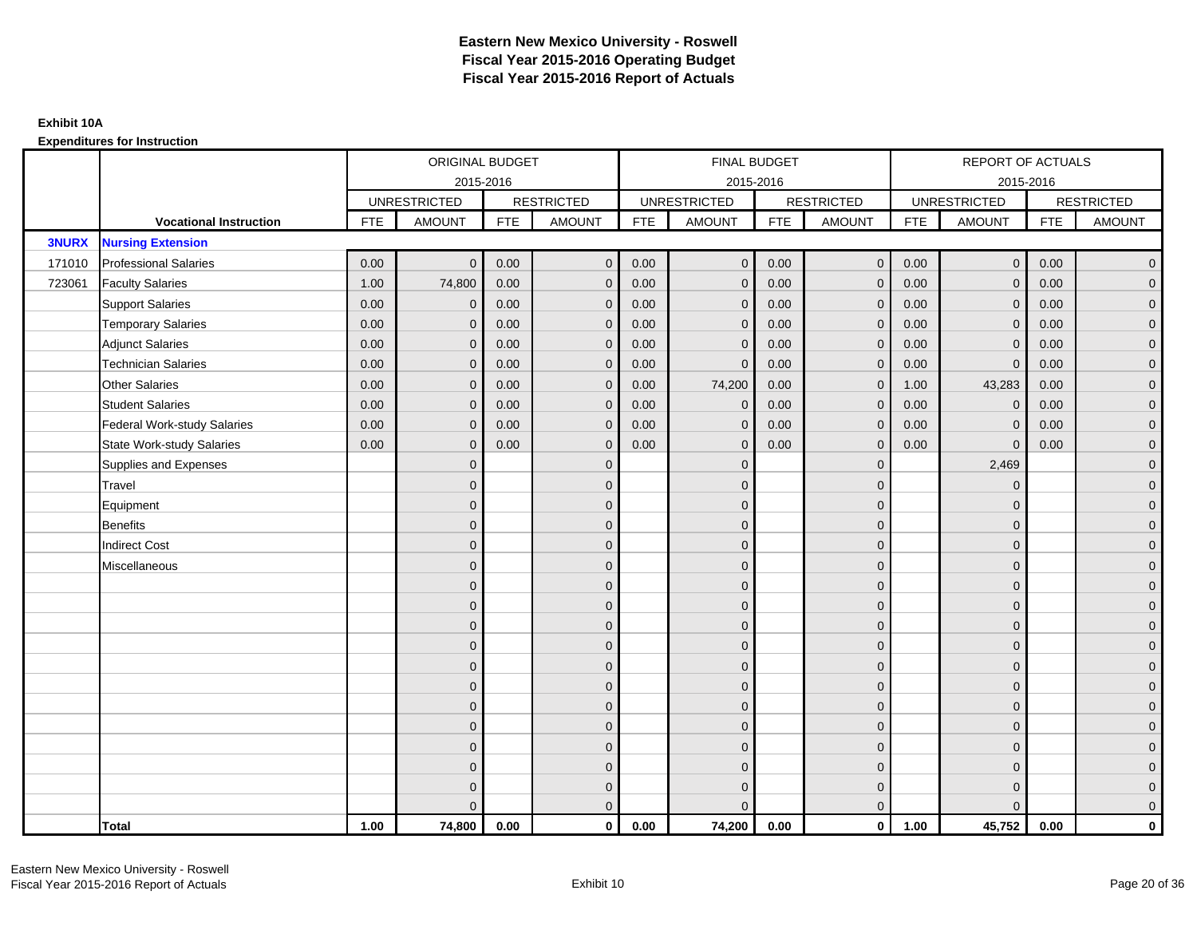# Eastern New Mexico University - Roswell
## Fiscal Year 2015-2016 Operating Budget
## Fiscal Year 2015-2016 Report of Actuals

**Exhibit 10A**

**Expenditures for Instruction**

| | | ORIGINAL BUDGET 2015-2016 | | | | FINAL BUDGET 2015-2016 | | | | REPORT OF ACTUALS 2015-2016 | | | |
|---|---|---|---|---|---|---|---|---|---|---|---|---|---|
| | | UNRESTRICTED | | RESTRICTED | | UNRESTRICTED | | RESTRICTED | | UNRESTRICTED | | RESTRICTED | |
| | **Vocational Instruction** | FTE | AMOUNT | FTE | AMOUNT | FTE | AMOUNT | FTE | AMOUNT | FTE | AMOUNT | FTE | AMOUNT |
| **3NURX** | **Nursing Extension** | | | | | | | | | | | | |
| 171010 | Professional Salaries | 0.00 | 0 | 0.00 | 0 | 0.00 | 0 | 0.00 | 0 | 0.00 | 0 | 0.00 | 0 |
| 723061 | Faculty Salaries | 1.00 | 74,800 | 0.00 | 0 | 0.00 | 0 | 0.00 | 0 | 0.00 | 0 | 0.00 | 0 |
| | Support Salaries | 0.00 | 0 | 0.00 | 0 | 0.00 | 0 | 0.00 | 0 | 0.00 | 0 | 0.00 | 0 |
| | Temporary Salaries | 0.00 | 0 | 0.00 | 0 | 0.00 | 0 | 0.00 | 0 | 0.00 | 0 | 0.00 | 0 |
| | Adjunct Salaries | 0.00 | 0 | 0.00 | 0 | 0.00 | 0 | 0.00 | 0 | 0.00 | 0 | 0.00 | 0 |
| | Technician Salaries | 0.00 | 0 | 0.00 | 0 | 0.00 | 0 | 0.00 | 0 | 0.00 | 0 | 0.00 | 0 |
| | Other Salaries | 0.00 | 0 | 0.00 | 0 | 0.00 | 74,200 | 0.00 | 0 | 1.00 | 43,283 | 0.00 | 0 |
| | Student Salaries | 0.00 | 0 | 0.00 | 0 | 0.00 | 0 | 0.00 | 0 | 0.00 | 0 | 0.00 | 0 |
| | Federal Work-study Salaries | 0.00 | 0 | 0.00 | 0 | 0.00 | 0 | 0.00 | 0 | 0.00 | 0 | 0.00 | 0 |
| | State Work-study Salaries | 0.00 | 0 | 0.00 | 0 | 0.00 | 0 | 0.00 | 0 | 0.00 | 0 | 0.00 | 0 |
| | Supplies and Expenses | | 0 | | 0 | | 0 | | 0 | | 2,469 | | 0 |
| | Travel | | 0 | | 0 | | 0 | | 0 | | 0 | | 0 |
| | Equipment | | 0 | | 0 | | 0 | | 0 | | 0 | | 0 |
| | Benefits | | 0 | | 0 | | 0 | | 0 | | 0 | | 0 |
| | Indirect Cost | | 0 | | 0 | | 0 | | 0 | | 0 | | 0 |
| | Miscellaneous | | 0 | | 0 | | 0 | | 0 | | 0 | | 0 |
| | | | 0 | | 0 | | 0 | | 0 | | 0 | | 0 |
| | | | 0 | | 0 | | 0 | | 0 | | 0 | | 0 |
| | | | 0 | | 0 | | 0 | | 0 | | 0 | | 0 |
| | | | 0 | | 0 | | 0 | | 0 | | 0 | | 0 |
| | | | 0 | | 0 | | 0 | | 0 | | 0 | | 0 |
| | | | 0 | | 0 | | 0 | | 0 | | 0 | | 0 |
| | | | 0 | | 0 | | 0 | | 0 | | 0 | | 0 |
| | | | 0 | | 0 | | 0 | | 0 | | 0 | | 0 |
| | | | 0 | | 0 | | 0 | | 0 | | 0 | | 0 |
| | | | 0 | | 0 | | 0 | | 0 | | 0 | | 0 |
| | | | 0 | | 0 | | 0 | | 0 | | 0 | | 0 |
| | | | 0 | | 0 | | 0 | | 0 | | 0 | | 0 |
| | **Total** | **1.00** | **74,800** | **0.00** | **0** | **0.00** | **74,200** | **0.00** | **0** | **1.00** | **45,752** | **0.00** | **0** |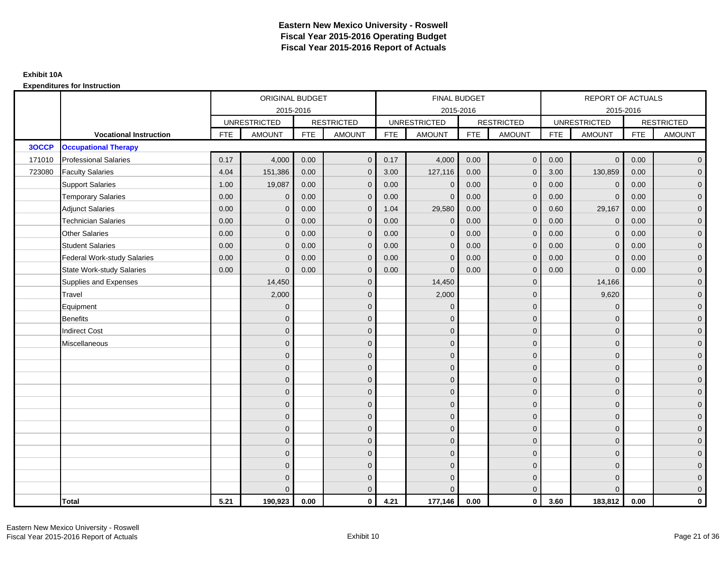# Eastern New Mexico University - Roswell
## Fiscal Year 2015-2016 Operating Budget
## Fiscal Year 2015-2016 Report of Actuals

**Exhibit 10A**

**Expenditures for Instruction**

| | | ORIGINAL BUDGET | | | | FINAL BUDGET | | | | REPORT OF ACTUALS | | | |
|---|---|---|---|---|---|---|---|---|---|---|---|---|---|
| | | 2015-2016 | | | | 2015-2016 | | | | 2015-2016 | | | |
| | | UNRESTRICTED | | RESTRICTED | | UNRESTRICTED | | RESTRICTED | | UNRESTRICTED | | RESTRICTED | |
| | **Vocational Instruction** | FTE | AMOUNT | FTE | AMOUNT | FTE | AMOUNT | FTE | AMOUNT | FTE | AMOUNT | FTE | AMOUNT |
| **3OCCP** | **Occupational Therapy** | | | | | | | | | | | | |
| 171010 | Professional Salaries | 0.17 | 4,000 | 0.00 | 0 | 0.17 | 4,000 | 0.00 | 0 | 0.00 | 0 | 0.00 | 0 |
| 723080 | Faculty Salaries | 4.04 | 151,386 | 0.00 | 0 | 3.00 | 127,116 | 0.00 | 0 | 3.00 | 130,859 | 0.00 | 0 |
| | Support Salaries | 1.00 | 19,087 | 0.00 | 0 | 0.00 | 0 | 0.00 | 0 | 0.00 | 0 | 0.00 | 0 |
| | Temporary Salaries | 0.00 | 0 | 0.00 | 0 | 0.00 | 0 | 0.00 | 0 | 0.00 | 0 | 0.00 | 0 |
| | Adjunct Salaries | 0.00 | 0 | 0.00 | 0 | 1.04 | 29,580 | 0.00 | 0 | 0.60 | 29,167 | 0.00 | 0 |
| | Technician Salaries | 0.00 | 0 | 0.00 | 0 | 0.00 | 0 | 0.00 | 0 | 0.00 | 0 | 0.00 | 0 |
| | Other Salaries | 0.00 | 0 | 0.00 | 0 | 0.00 | 0 | 0.00 | 0 | 0.00 | 0 | 0.00 | 0 |
| | Student Salaries | 0.00 | 0 | 0.00 | 0 | 0.00 | 0 | 0.00 | 0 | 0.00 | 0 | 0.00 | 0 |
| | Federal Work-study Salaries | 0.00 | 0 | 0.00 | 0 | 0.00 | 0 | 0.00 | 0 | 0.00 | 0 | 0.00 | 0 |
| | State Work-study Salaries | 0.00 | 0 | 0.00 | 0 | 0.00 | 0 | 0.00 | 0 | 0.00 | 0 | 0.00 | 0 |
| | Supplies and Expenses | | 14,450 | | 0 | | 14,450 | | 0 | | 14,166 | | 0 |
| | Travel | | 2,000 | | 0 | | 2,000 | | 0 | | 9,620 | | 0 |
| | Equipment | | 0 | | 0 | | 0 | | 0 | | 0 | | 0 |
| | Benefits | | 0 | | 0 | | 0 | | 0 | | 0 | | 0 |
| | Indirect Cost | | 0 | | 0 | | 0 | | 0 | | 0 | | 0 |
| | Miscellaneous | | 0 | | 0 | | 0 | | 0 | | 0 | | 0 |
| | | | 0 | | 0 | | 0 | | 0 | | 0 | | 0 |
| | | | 0 | | 0 | | 0 | | 0 | | 0 | | 0 |
| | | | 0 | | 0 | | 0 | | 0 | | 0 | | 0 |
| | | | 0 | | 0 | | 0 | | 0 | | 0 | | 0 |
| | | | 0 | | 0 | | 0 | | 0 | | 0 | | 0 |
| | | | 0 | | 0 | | 0 | | 0 | | 0 | | 0 |
| | | | 0 | | 0 | | 0 | | 0 | | 0 | | 0 |
| | | | 0 | | 0 | | 0 | | 0 | | 0 | | 0 |
| | | | 0 | | 0 | | 0 | | 0 | | 0 | | 0 |
| | | | 0 | | 0 | | 0 | | 0 | | 0 | | 0 |
| | | | 0 | | 0 | | 0 | | 0 | | 0 | | 0 |
| | | | 0 | | 0 | | 0 | | 0 | | 0 | | 0 |
| | **Total** | **5.21** | **190,923** | **0.00** | **0** | **4.21** | **177,146** | **0.00** | **0** | **3.60** | **183,812** | **0.00** | **0** |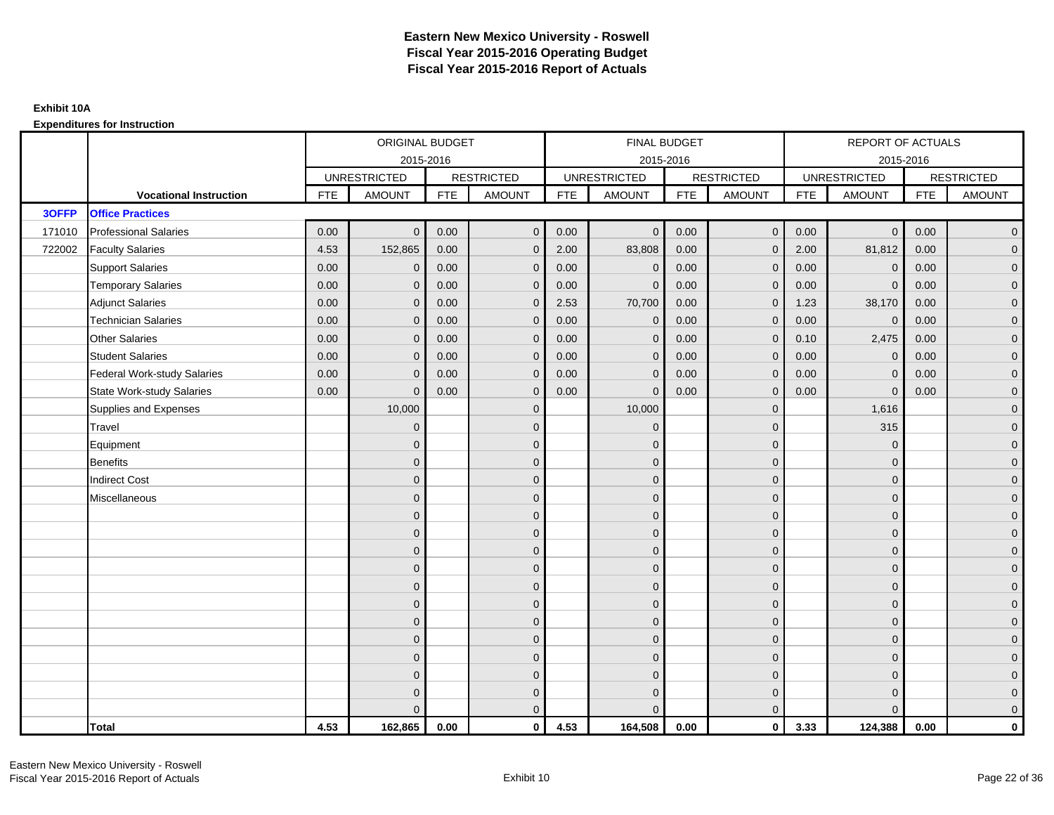# Eastern New Mexico University - Roswell
# Fiscal Year 2015-2016 Operating Budget
# Fiscal Year 2015-2016 Report of Actuals

**Exhibit 10A**

**Expenditures for Instruction**

| | | ORIGINAL BUDGET | | | | FINAL BUDGET | | | | REPORT OF ACTUALS | | | |
|---|---|---|---|---|---|---|---|---|---|---|---|---|---|
| | | 2015-2016 | | | | 2015-2016 | | | | 2015-2016 | | | |
| | | UNRESTRICTED | | RESTRICTED | | UNRESTRICTED | | RESTRICTED | | UNRESTRICTED | | RESTRICTED | |
| | **Vocational Instruction** | FTE | AMOUNT | FTE | AMOUNT | FTE | AMOUNT | FTE | AMOUNT | FTE | AMOUNT | FTE | AMOUNT |
| **3OFFP** | **Office Practices** | | | | | | | | | | | | |
| 171010 | Professional Salaries | 0.00 | 0 | 0.00 | 0 | 0.00 | 0 | 0.00 | 0 | 0.00 | 0 | 0.00 | 0 |
| 722002 | Faculty Salaries | 4.53 | 152,865 | 0.00 | 0 | 2.00 | 83,808 | 0.00 | 0 | 2.00 | 81,812 | 0.00 | 0 |
| | Support Salaries | 0.00 | 0 | 0.00 | 0 | 0.00 | 0 | 0.00 | 0 | 0.00 | 0 | 0.00 | 0 |
| | Temporary Salaries | 0.00 | 0 | 0.00 | 0 | 0.00 | 0 | 0.00 | 0 | 0.00 | 0 | 0.00 | 0 |
| | Adjunct Salaries | 0.00 | 0 | 0.00 | 0 | 2.53 | 70,700 | 0.00 | 0 | 1.23 | 38,170 | 0.00 | 0 |
| | Technician Salaries | 0.00 | 0 | 0.00 | 0 | 0.00 | 0 | 0.00 | 0 | 0.00 | 0 | 0.00 | 0 |
| | Other Salaries | 0.00 | 0 | 0.00 | 0 | 0.00 | 0 | 0.00 | 0 | 0.10 | 2,475 | 0.00 | 0 |
| | Student Salaries | 0.00 | 0 | 0.00 | 0 | 0.00 | 0 | 0.00 | 0 | 0.00 | 0 | 0.00 | 0 |
| | Federal Work-study Salaries | 0.00 | 0 | 0.00 | 0 | 0.00 | 0 | 0.00 | 0 | 0.00 | 0 | 0.00 | 0 |
| | State Work-study Salaries | 0.00 | 0 | 0.00 | 0 | 0.00 | 0 | 0.00 | 0 | 0.00 | 0 | 0.00 | 0 |
| | Supplies and Expenses | | 10,000 | | 0 | | 10,000 | | 0 | | 1,616 | | 0 |
| | Travel | | 0 | | 0 | | 0 | | 0 | | 315 | | 0 |
| | Equipment | | 0 | | 0 | | 0 | | 0 | | 0 | | 0 |
| | Benefits | | 0 | | 0 | | 0 | | 0 | | 0 | | 0 |
| | Indirect Cost | | 0 | | 0 | | 0 | | 0 | | 0 | | 0 |
| | Miscellaneous | | 0 | | 0 | | 0 | | 0 | | 0 | | 0 |
| | | | 0 | | 0 | | 0 | | 0 | | 0 | | 0 |
| | | | 0 | | 0 | | 0 | | 0 | | 0 | | 0 |
| | | | 0 | | 0 | | 0 | | 0 | | 0 | | 0 |
| | | | 0 | | 0 | | 0 | | 0 | | 0 | | 0 |
| | | | 0 | | 0 | | 0 | | 0 | | 0 | | 0 |
| | | | 0 | | 0 | | 0 | | 0 | | 0 | | 0 |
| | | | 0 | | 0 | | 0 | | 0 | | 0 | | 0 |
| | | | 0 | | 0 | | 0 | | 0 | | 0 | | 0 |
| | | | 0 | | 0 | | 0 | | 0 | | 0 | | 0 |
| | | | 0 | | 0 | | 0 | | 0 | | 0 | | 0 |
| | | | 0 | | 0 | | 0 | | 0 | | 0 | | 0 |
| | | | 0 | | 0 | | 0 | | 0 | | 0 | | 0 |
| | **Total** | **4.53** | **162,865** | **0.00** | **0** | **4.53** | **164,508** | **0.00** | **0** | **3.33** | **124,388** | **0.00** | **0** |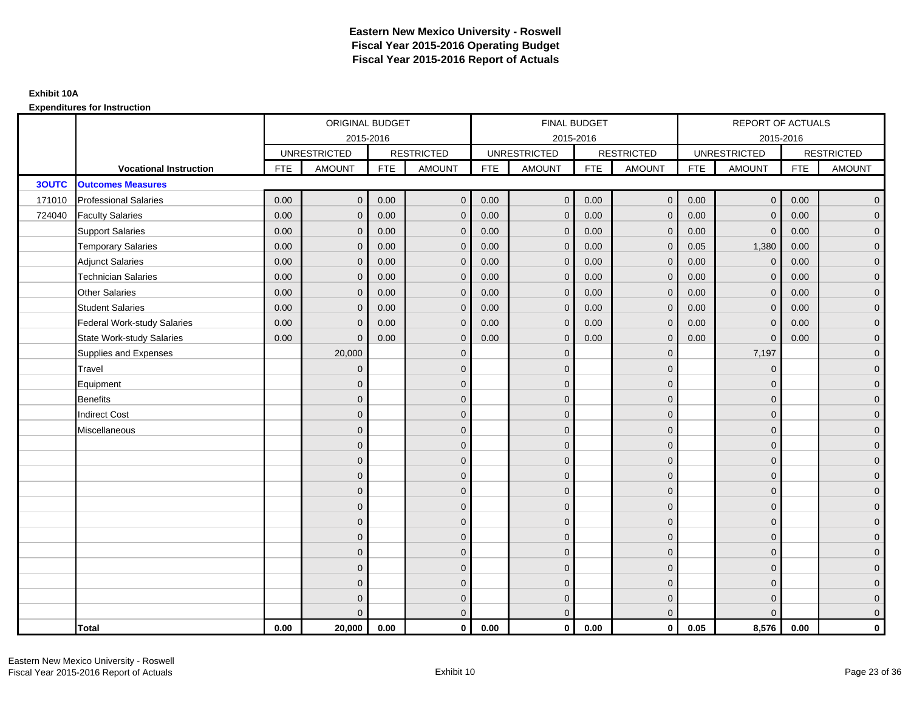# Eastern New Mexico University - Roswell
## Fiscal Year 2015-2016 Operating Budget
## Fiscal Year 2015-2016 Report of Actuals

**Exhibit 10A**

**Expenditures for Instruction**

| | | ORIGINAL BUDGET 2015-2016 | | | | FINAL BUDGET 2015-2016 | | | | REPORT OF ACTUALS 2015-2016 | | | |
|---|---|---|---|---|---|---|---|---|---|---|---|---|---|
| | | UNRESTRICTED | | RESTRICTED | | UNRESTRICTED | | RESTRICTED | | UNRESTRICTED | | RESTRICTED | |
| | **Vocational Instruction** | FTE | AMOUNT | FTE | AMOUNT | FTE | AMOUNT | FTE | AMOUNT | FTE | AMOUNT | FTE | AMOUNT |
| **3OUTC** | **Outcomes Measures** | | | | | | | | | | | | |
| 171010 | Professional Salaries | 0.00 | 0 | 0.00 | 0 | 0.00 | 0 | 0.00 | 0 | 0.00 | 0 | 0.00 | 0 |
| 724040 | Faculty Salaries | 0.00 | 0 | 0.00 | 0 | 0.00 | 0 | 0.00 | 0 | 0.00 | 0 | 0.00 | 0 |
| | Support Salaries | 0.00 | 0 | 0.00 | 0 | 0.00 | 0 | 0.00 | 0 | 0.00 | 0 | 0.00 | 0 |
| | Temporary Salaries | 0.00 | 0 | 0.00 | 0 | 0.00 | 0 | 0.00 | 0 | 0.05 | 1,380 | 0.00 | 0 |
| | Adjunct Salaries | 0.00 | 0 | 0.00 | 0 | 0.00 | 0 | 0.00 | 0 | 0.00 | 0 | 0.00 | 0 |
| | Technician Salaries | 0.00 | 0 | 0.00 | 0 | 0.00 | 0 | 0.00 | 0 | 0.00 | 0 | 0.00 | 0 |
| | Other Salaries | 0.00 | 0 | 0.00 | 0 | 0.00 | 0 | 0.00 | 0 | 0.00 | 0 | 0.00 | 0 |
| | Student Salaries | 0.00 | 0 | 0.00 | 0 | 0.00 | 0 | 0.00 | 0 | 0.00 | 0 | 0.00 | 0 |
| | Federal Work-study Salaries | 0.00 | 0 | 0.00 | 0 | 0.00 | 0 | 0.00 | 0 | 0.00 | 0 | 0.00 | 0 |
| | State Work-study Salaries | 0.00 | 0 | 0.00 | 0 | 0.00 | 0 | 0.00 | 0 | 0.00 | 0 | 0.00 | 0 |
| | Supplies and Expenses | | 20,000 | | 0 | | 0 | | 0 | | 7,197 | | 0 |
| | Travel | | 0 | | 0 | | 0 | | 0 | | 0 | | 0 |
| | Equipment | | 0 | | 0 | | 0 | | 0 | | 0 | | 0 |
| | Benefits | | 0 | | 0 | | 0 | | 0 | | 0 | | 0 |
| | Indirect Cost | | 0 | | 0 | | 0 | | 0 | | 0 | | 0 |
| | Miscellaneous | | 0 | | 0 | | 0 | | 0 | | 0 | | 0 |
| | | | 0 | | 0 | | 0 | | 0 | | 0 | | 0 |
| | | | 0 | | 0 | | 0 | | 0 | | 0 | | 0 |
| | | | 0 | | 0 | | 0 | | 0 | | 0 | | 0 |
| | | | 0 | | 0 | | 0 | | 0 | | 0 | | 0 |
| | | | 0 | | 0 | | 0 | | 0 | | 0 | | 0 |
| | | | 0 | | 0 | | 0 | | 0 | | 0 | | 0 |
| | | | 0 | | 0 | | 0 | | 0 | | 0 | | 0 |
| | | | 0 | | 0 | | 0 | | 0 | | 0 | | 0 |
| | | | 0 | | 0 | | 0 | | 0 | | 0 | | 0 |
| | | | 0 | | 0 | | 0 | | 0 | | 0 | | 0 |
| | | | 0 | | 0 | | 0 | | 0 | | 0 | | 0 |
| | | | 0 | | 0 | | 0 | | 0 | | 0 | | 0 |
| | **Total** | **0.00** | **20,000** | **0.00** | **0** | **0.00** | **0** | **0.00** | **0** | **0.05** | **8,576** | **0.00** | **0** |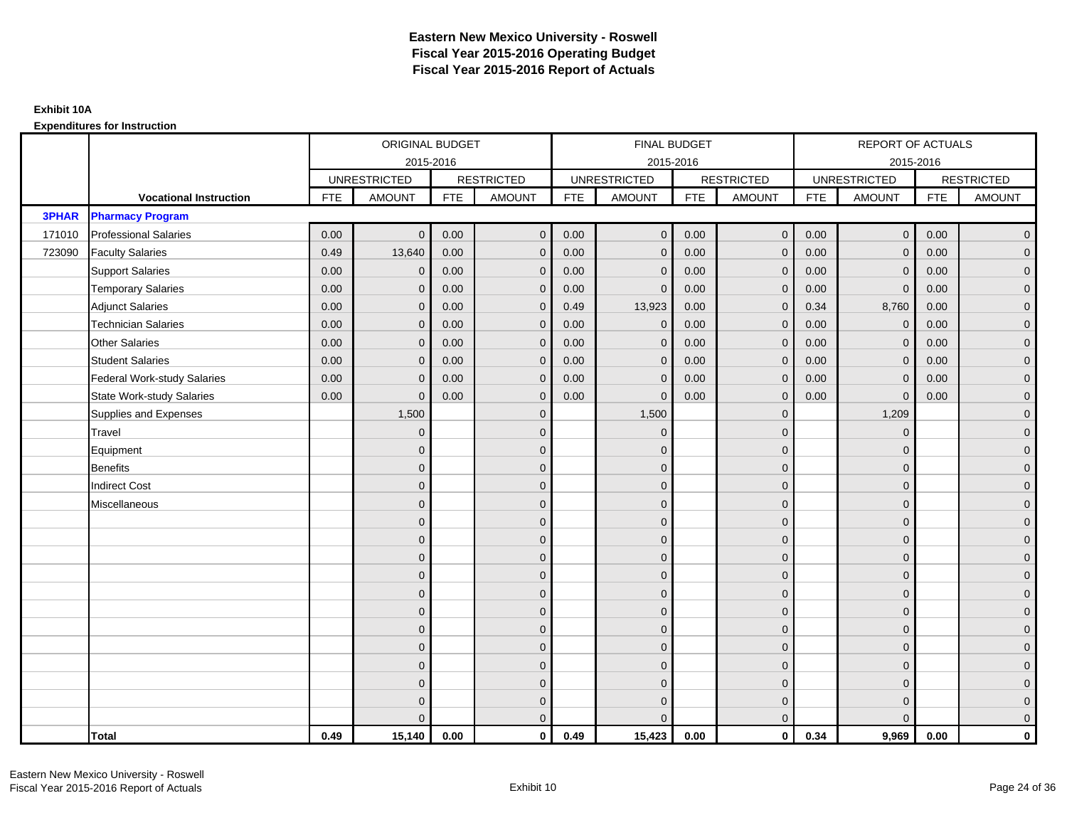# Eastern New Mexico University - Roswell
## Fiscal Year 2015-2016 Operating Budget
## Fiscal Year 2015-2016 Report of Actuals

**Exhibit 10A**

**Expenditures for Instruction**

| | | ORIGINAL BUDGET 2015-2016 | | | | FINAL BUDGET 2015-2016 | | | | REPORT OF ACTUALS 2015-2016 | | | |
|---|---|---|---|---|---|---|---|---|---|---|---|---|---|
| | | UNRESTRICTED | | RESTRICTED | | UNRESTRICTED | | RESTRICTED | | UNRESTRICTED | | RESTRICTED | |
| | **Vocational Instruction** | FTE | AMOUNT | FTE | AMOUNT | FTE | AMOUNT | FTE | AMOUNT | FTE | AMOUNT | FTE | AMOUNT |
| **3PHAR** | **Pharmacy Program** | | | | | | | | | | | | |
| 171010 | Professional Salaries | 0.00 | 0 | 0.00 | 0 | 0.00 | 0 | 0.00 | 0 | 0.00 | 0 | 0.00 | 0 |
| 723090 | Faculty Salaries | 0.49 | 13,640 | 0.00 | 0 | 0.00 | 0 | 0.00 | 0 | 0.00 | 0 | 0.00 | 0 |
| | Support Salaries | 0.00 | 0 | 0.00 | 0 | 0.00 | 0 | 0.00 | 0 | 0.00 | 0 | 0.00 | 0 |
| | Temporary Salaries | 0.00 | 0 | 0.00 | 0 | 0.00 | 0 | 0.00 | 0 | 0.00 | 0 | 0.00 | 0 |
| | Adjunct Salaries | 0.00 | 0 | 0.00 | 0 | 0.49 | 13,923 | 0.00 | 0 | 0.34 | 8,760 | 0.00 | 0 |
| | Technician Salaries | 0.00 | 0 | 0.00 | 0 | 0.00 | 0 | 0.00 | 0 | 0.00 | 0 | 0.00 | 0 |
| | Other Salaries | 0.00 | 0 | 0.00 | 0 | 0.00 | 0 | 0.00 | 0 | 0.00 | 0 | 0.00 | 0 |
| | Student Salaries | 0.00 | 0 | 0.00 | 0 | 0.00 | 0 | 0.00 | 0 | 0.00 | 0 | 0.00 | 0 |
| | Federal Work-study Salaries | 0.00 | 0 | 0.00 | 0 | 0.00 | 0 | 0.00 | 0 | 0.00 | 0 | 0.00 | 0 |
| | State Work-study Salaries | 0.00 | 0 | 0.00 | 0 | 0.00 | 0 | 0.00 | 0 | 0.00 | 0 | 0.00 | 0 |
| | Supplies and Expenses | | 1,500 | | 0 | | 1,500 | | 0 | | 1,209 | | 0 |
| | Travel | | 0 | | 0 | | 0 | | 0 | | 0 | | 0 |
| | Equipment | | 0 | | 0 | | 0 | | 0 | | 0 | | 0 |
| | Benefits | | 0 | | 0 | | 0 | | 0 | | 0 | | 0 |
| | Indirect Cost | | 0 | | 0 | | 0 | | 0 | | 0 | | 0 |
| | Miscellaneous | | 0 | | 0 | | 0 | | 0 | | 0 | | 0 |
| | | | 0 | | 0 | | 0 | | 0 | | 0 | | 0 |
| | | | 0 | | 0 | | 0 | | 0 | | 0 | | 0 |
| | | | 0 | | 0 | | 0 | | 0 | | 0 | | 0 |
| | | | 0 | | 0 | | 0 | | 0 | | 0 | | 0 |
| | | | 0 | | 0 | | 0 | | 0 | | 0 | | 0 |
| | | | 0 | | 0 | | 0 | | 0 | | 0 | | 0 |
| | | | 0 | | 0 | | 0 | | 0 | | 0 | | 0 |
| | | | 0 | | 0 | | 0 | | 0 | | 0 | | 0 |
| | | | 0 | | 0 | | 0 | | 0 | | 0 | | 0 |
| | | | 0 | | 0 | | 0 | | 0 | | 0 | | 0 |
| | | | 0 | | 0 | | 0 | | 0 | | 0 | | 0 |
| | | | 0 | | 0 | | 0 | | 0 | | 0 | | 0 |
| | **Total** | **0.49** | **15,140** | **0.00** | **0** | **0.49** | **15,423** | **0.00** | **0** | **0.34** | **9,969** | **0.00** | **0** |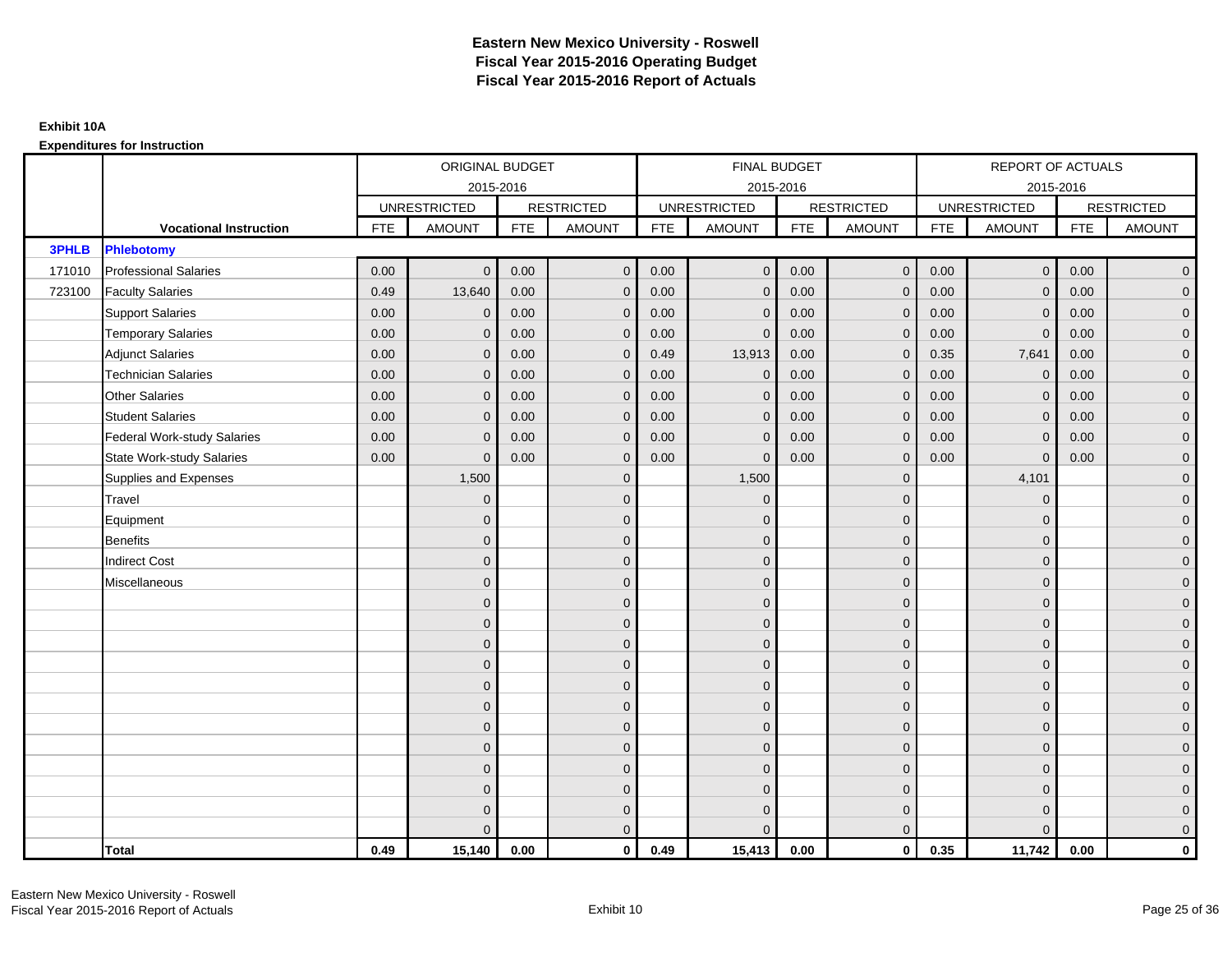# Eastern New Mexico University - Roswell
## Fiscal Year 2015-2016 Operating Budget
## Fiscal Year 2015-2016 Report of Actuals

**Exhibit 10A**

**Expenditures for Instruction**

| | | ORIGINAL BUDGET 2015-2016 | | | | FINAL BUDGET 2015-2016 | | | | REPORT OF ACTUALS 2015-2016 | | | |
|---|---|---|---|---|---|---|---|---|---|---|---|---|---|
| | | UNRESTRICTED | | RESTRICTED | | UNRESTRICTED | | RESTRICTED | | UNRESTRICTED | | RESTRICTED | |
| | **Vocational Instruction** | FTE | AMOUNT | FTE | AMOUNT | FTE | AMOUNT | FTE | AMOUNT | FTE | AMOUNT | FTE | AMOUNT |
| **3PHLB** | **Phlebotomy** | | | | | | | | | | | | |
| 171010 | Professional Salaries | 0.00 | 0 | 0.00 | 0 | 0.00 | 0 | 0.00 | 0 | 0.00 | 0 | 0.00 | 0 |
| 723100 | Faculty Salaries | 0.49 | 13,640 | 0.00 | 0 | 0.00 | 0 | 0.00 | 0 | 0.00 | 0 | 0.00 | 0 |
| | Support Salaries | 0.00 | 0 | 0.00 | 0 | 0.00 | 0 | 0.00 | 0 | 0.00 | 0 | 0.00 | 0 |
| | Temporary Salaries | 0.00 | 0 | 0.00 | 0 | 0.00 | 0 | 0.00 | 0 | 0.00 | 0 | 0.00 | 0 |
| | Adjunct Salaries | 0.00 | 0 | 0.00 | 0 | 0.49 | 13,913 | 0.00 | 0 | 0.35 | 7,641 | 0.00 | 0 |
| | Technician Salaries | 0.00 | 0 | 0.00 | 0 | 0.00 | 0 | 0.00 | 0 | 0.00 | 0 | 0.00 | 0 |
| | Other Salaries | 0.00 | 0 | 0.00 | 0 | 0.00 | 0 | 0.00 | 0 | 0.00 | 0 | 0.00 | 0 |
| | Student Salaries | 0.00 | 0 | 0.00 | 0 | 0.00 | 0 | 0.00 | 0 | 0.00 | 0 | 0.00 | 0 |
| | Federal Work-study Salaries | 0.00 | 0 | 0.00 | 0 | 0.00 | 0 | 0.00 | 0 | 0.00 | 0 | 0.00 | 0 |
| | State Work-study Salaries | 0.00 | 0 | 0.00 | 0 | 0.00 | 0 | 0.00 | 0 | 0.00 | 0 | 0.00 | 0 |
| | Supplies and Expenses | | 1,500 | | 0 | | 1,500 | | 0 | | 4,101 | | 0 |
| | Travel | | 0 | | 0 | | 0 | | 0 | | 0 | | 0 |
| | Equipment | | 0 | | 0 | | 0 | | 0 | | 0 | | 0 |
| | Benefits | | 0 | | 0 | | 0 | | 0 | | 0 | | 0 |
| | Indirect Cost | | 0 | | 0 | | 0 | | 0 | | 0 | | 0 |
| | Miscellaneous | | 0 | | 0 | | 0 | | 0 | | 0 | | 0 |
| | | | 0 | | 0 | | 0 | | 0 | | 0 | | 0 |
| | | | 0 | | 0 | | 0 | | 0 | | 0 | | 0 |
| | | | 0 | | 0 | | 0 | | 0 | | 0 | | 0 |
| | | | 0 | | 0 | | 0 | | 0 | | 0 | | 0 |
| | | | 0 | | 0 | | 0 | | 0 | | 0 | | 0 |
| | | | 0 | | 0 | | 0 | | 0 | | 0 | | 0 |
| | | | 0 | | 0 | | 0 | | 0 | | 0 | | 0 |
| | | | 0 | | 0 | | 0 | | 0 | | 0 | | 0 |
| | | | 0 | | 0 | | 0 | | 0 | | 0 | | 0 |
| | | | 0 | | 0 | | 0 | | 0 | | 0 | | 0 |
| | | | 0 | | 0 | | 0 | | 0 | | 0 | | 0 |
| | | | 0 | | 0 | | 0 | | 0 | | 0 | | 0 |
| | **Total** | **0.49** | **15,140** | **0.00** | **0** | **0.49** | **15,413** | **0.00** | **0** | **0.35** | **11,742** | **0.00** | **0** |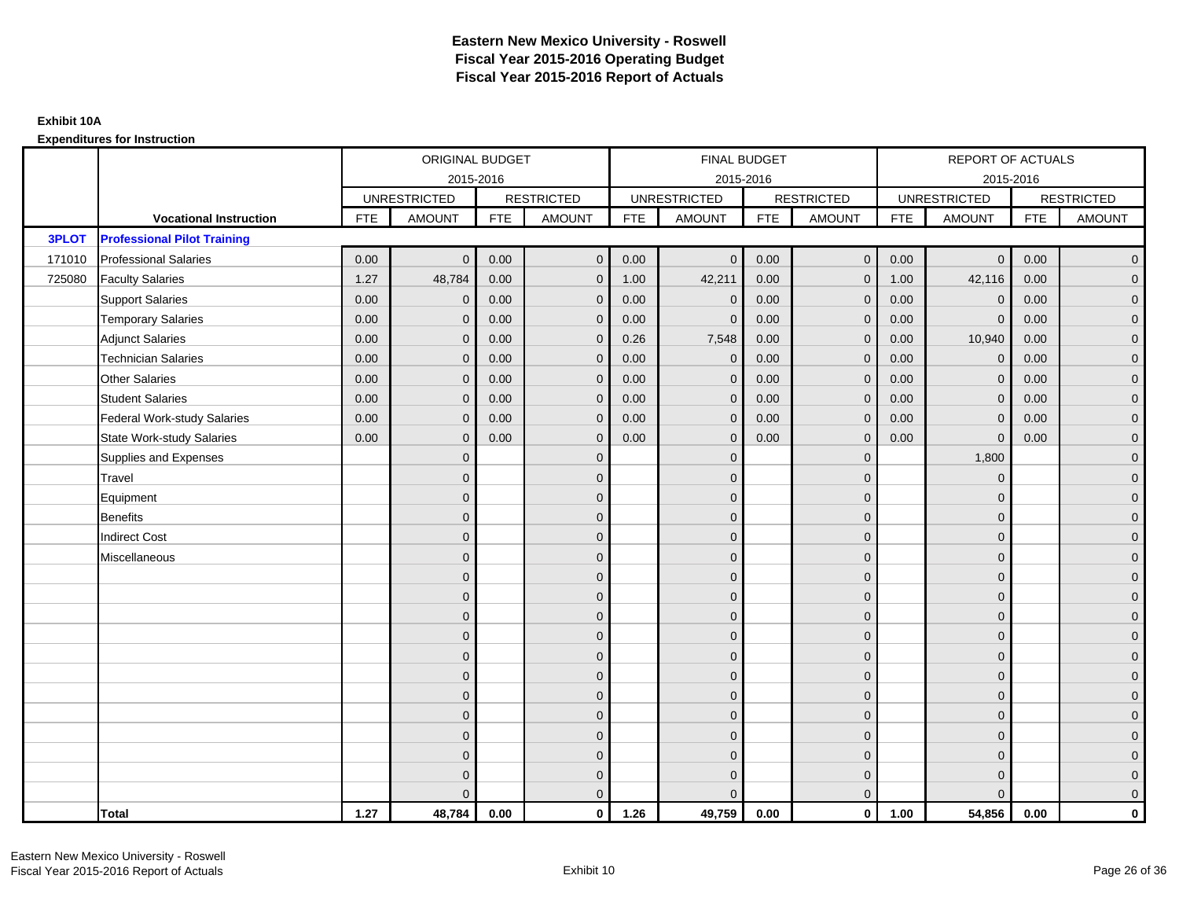# Eastern New Mexico University - Roswell
## Fiscal Year 2015-2016 Operating Budget
## Fiscal Year 2015-2016 Report of Actuals

**Exhibit 10A**

**Expenditures for Instruction**

| | | ORIGINAL BUDGET 2015-2016 | | | | FINAL BUDGET 2015-2016 | | | | REPORT OF ACTUALS 2015-2016 | | | |
|---|---|---|---|---|---|---|---|---|---|---|---|---|---|
| | | UNRESTRICTED | | RESTRICTED | | UNRESTRICTED | | RESTRICTED | | UNRESTRICTED | | RESTRICTED | |
| | **Vocational Instruction** | FTE | AMOUNT | FTE | AMOUNT | FTE | AMOUNT | FTE | AMOUNT | FTE | AMOUNT | FTE | AMOUNT |
| **3PLOT** | **Professional Pilot Training** | | | | | | | | | | | | |
| 171010 | Professional Salaries | 0.00 | 0 | 0.00 | 0 | 0.00 | 0 | 0.00 | 0 | 0.00 | 0 | 0.00 | 0 |
| 725080 | Faculty Salaries | 1.27 | 48,784 | 0.00 | 0 | 1.00 | 42,211 | 0.00 | 0 | 1.00 | 42,116 | 0.00 | 0 |
| | Support Salaries | 0.00 | 0 | 0.00 | 0 | 0.00 | 0 | 0.00 | 0 | 0.00 | 0 | 0.00 | 0 |
| | Temporary Salaries | 0.00 | 0 | 0.00 | 0 | 0.00 | 0 | 0.00 | 0 | 0.00 | 0 | 0.00 | 0 |
| | Adjunct Salaries | 0.00 | 0 | 0.00 | 0 | 0.26 | 7,548 | 0.00 | 0 | 0.00 | 10,940 | 0.00 | 0 |
| | Technician Salaries | 0.00 | 0 | 0.00 | 0 | 0.00 | 0 | 0.00 | 0 | 0.00 | 0 | 0.00 | 0 |
| | Other Salaries | 0.00 | 0 | 0.00 | 0 | 0.00 | 0 | 0.00 | 0 | 0.00 | 0 | 0.00 | 0 |
| | Student Salaries | 0.00 | 0 | 0.00 | 0 | 0.00 | 0 | 0.00 | 0 | 0.00 | 0 | 0.00 | 0 |
| | Federal Work-study Salaries | 0.00 | 0 | 0.00 | 0 | 0.00 | 0 | 0.00 | 0 | 0.00 | 0 | 0.00 | 0 |
| | State Work-study Salaries | 0.00 | 0 | 0.00 | 0 | 0.00 | 0 | 0.00 | 0 | 0.00 | 0 | 0.00 | 0 |
| | Supplies and Expenses | | 0 | | 0 | | 0 | | 0 | | 1,800 | | 0 |
| | Travel | | 0 | | 0 | | 0 | | 0 | | 0 | | 0 |
| | Equipment | | 0 | | 0 | | 0 | | 0 | | 0 | | 0 |
| | Benefits | | 0 | | 0 | | 0 | | 0 | | 0 | | 0 |
| | Indirect Cost | | 0 | | 0 | | 0 | | 0 | | 0 | | 0 |
| | Miscellaneous | | 0 | | 0 | | 0 | | 0 | | 0 | | 0 |
| | | | 0 | | 0 | | 0 | | 0 | | 0 | | 0 |
| | | | 0 | | 0 | | 0 | | 0 | | 0 | | 0 |
| | | | 0 | | 0 | | 0 | | 0 | | 0 | | 0 |
| | | | 0 | | 0 | | 0 | | 0 | | 0 | | 0 |
| | | | 0 | | 0 | | 0 | | 0 | | 0 | | 0 |
| | | | 0 | | 0 | | 0 | | 0 | | 0 | | 0 |
| | | | 0 | | 0 | | 0 | | 0 | | 0 | | 0 |
| | | | 0 | | 0 | | 0 | | 0 | | 0 | | 0 |
| | | | 0 | | 0 | | 0 | | 0 | | 0 | | 0 |
| | | | 0 | | 0 | | 0 | | 0 | | 0 | | 0 |
| | | | 0 | | 0 | | 0 | | 0 | | 0 | | 0 |
| | | | 0 | | 0 | | 0 | | 0 | | 0 | | 0 |
| | **Total** | **1.27** | **48,784** | **0.00** | **0** | **1.26** | **49,759** | **0.00** | **0** | **1.00** | **54,856** | **0.00** | **0** |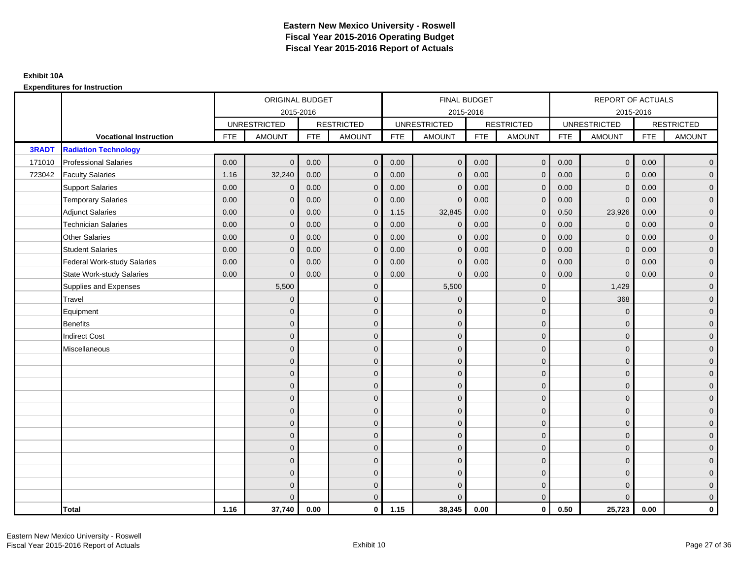# Eastern New Mexico University - Roswell
# Fiscal Year 2015-2016 Operating Budget
# Fiscal Year 2015-2016 Report of Actuals

**Exhibit 10A**

**Expenditures for Instruction**

| | | ORIGINAL BUDGET 2015-2016 | | | | FINAL BUDGET 2015-2016 | | | | REPORT OF ACTUALS 2015-2016 | | | |
|---|---|---|---|---|---|---|---|---|---|---|---|---|---|
| | | UNRESTRICTED | | RESTRICTED | | UNRESTRICTED | | RESTRICTED | | UNRESTRICTED | | RESTRICTED | |
| | **Vocational Instruction** | FTE | AMOUNT | FTE | AMOUNT | FTE | AMOUNT | FTE | AMOUNT | FTE | AMOUNT | FTE | AMOUNT |
| **3RADT** | **Radiation Technology** | | | | | | | | | | | | |
| 171010 | Professional Salaries | 0.00 | 0 | 0.00 | 0 | 0.00 | 0 | 0.00 | 0 | 0.00 | 0 | 0.00 | 0 |
| 723042 | Faculty Salaries | 1.16 | 32,240 | 0.00 | 0 | 0.00 | 0 | 0.00 | 0 | 0.00 | 0 | 0.00 | 0 |
| | Support Salaries | 0.00 | 0 | 0.00 | 0 | 0.00 | 0 | 0.00 | 0 | 0.00 | 0 | 0.00 | 0 |
| | Temporary Salaries | 0.00 | 0 | 0.00 | 0 | 0.00 | 0 | 0.00 | 0 | 0.00 | 0 | 0.00 | 0 |
| | Adjunct Salaries | 0.00 | 0 | 0.00 | 0 | 1.15 | 32,845 | 0.00 | 0 | 0.50 | 23,926 | 0.00 | 0 |
| | Technician Salaries | 0.00 | 0 | 0.00 | 0 | 0.00 | 0 | 0.00 | 0 | 0.00 | 0 | 0.00 | 0 |
| | Other Salaries | 0.00 | 0 | 0.00 | 0 | 0.00 | 0 | 0.00 | 0 | 0.00 | 0 | 0.00 | 0 |
| | Student Salaries | 0.00 | 0 | 0.00 | 0 | 0.00 | 0 | 0.00 | 0 | 0.00 | 0 | 0.00 | 0 |
| | Federal Work-study Salaries | 0.00 | 0 | 0.00 | 0 | 0.00 | 0 | 0.00 | 0 | 0.00 | 0 | 0.00 | 0 |
| | State Work-study Salaries | 0.00 | 0 | 0.00 | 0 | 0.00 | 0 | 0.00 | 0 | 0.00 | 0 | 0.00 | 0 |
| | Supplies and Expenses | | 5,500 | | 0 | | 5,500 | | 0 | | 1,429 | | 0 |
| | Travel | | 0 | | 0 | | 0 | | 0 | | 368 | | 0 |
| | Equipment | | 0 | | 0 | | 0 | | 0 | | 0 | | 0 |
| | Benefits | | 0 | | 0 | | 0 | | 0 | | 0 | | 0 |
| | Indirect Cost | | 0 | | 0 | | 0 | | 0 | | 0 | | 0 |
| | Miscellaneous | | 0 | | 0 | | 0 | | 0 | | 0 | | 0 |
| | | | 0 | | 0 | | 0 | | 0 | | 0 | | 0 |
| | | | 0 | | 0 | | 0 | | 0 | | 0 | | 0 |
| | | | 0 | | 0 | | 0 | | 0 | | 0 | | 0 |
| | | | 0 | | 0 | | 0 | | 0 | | 0 | | 0 |
| | | | 0 | | 0 | | 0 | | 0 | | 0 | | 0 |
| | | | 0 | | 0 | | 0 | | 0 | | 0 | | 0 |
| | | | 0 | | 0 | | 0 | | 0 | | 0 | | 0 |
| | | | 0 | | 0 | | 0 | | 0 | | 0 | | 0 |
| | | | 0 | | 0 | | 0 | | 0 | | 0 | | 0 |
| | | | 0 | | 0 | | 0 | | 0 | | 0 | | 0 |
| | | | 0 | | 0 | | 0 | | 0 | | 0 | | 0 |
| | | | 0 | | 0 | | 0 | | 0 | | 0 | | 0 |
| | **Total** | **1.16** | **37,740** | **0.00** | **0** | **1.15** | **38,345** | **0.00** | **0** | **0.50** | **25,723** | **0.00** | **0** |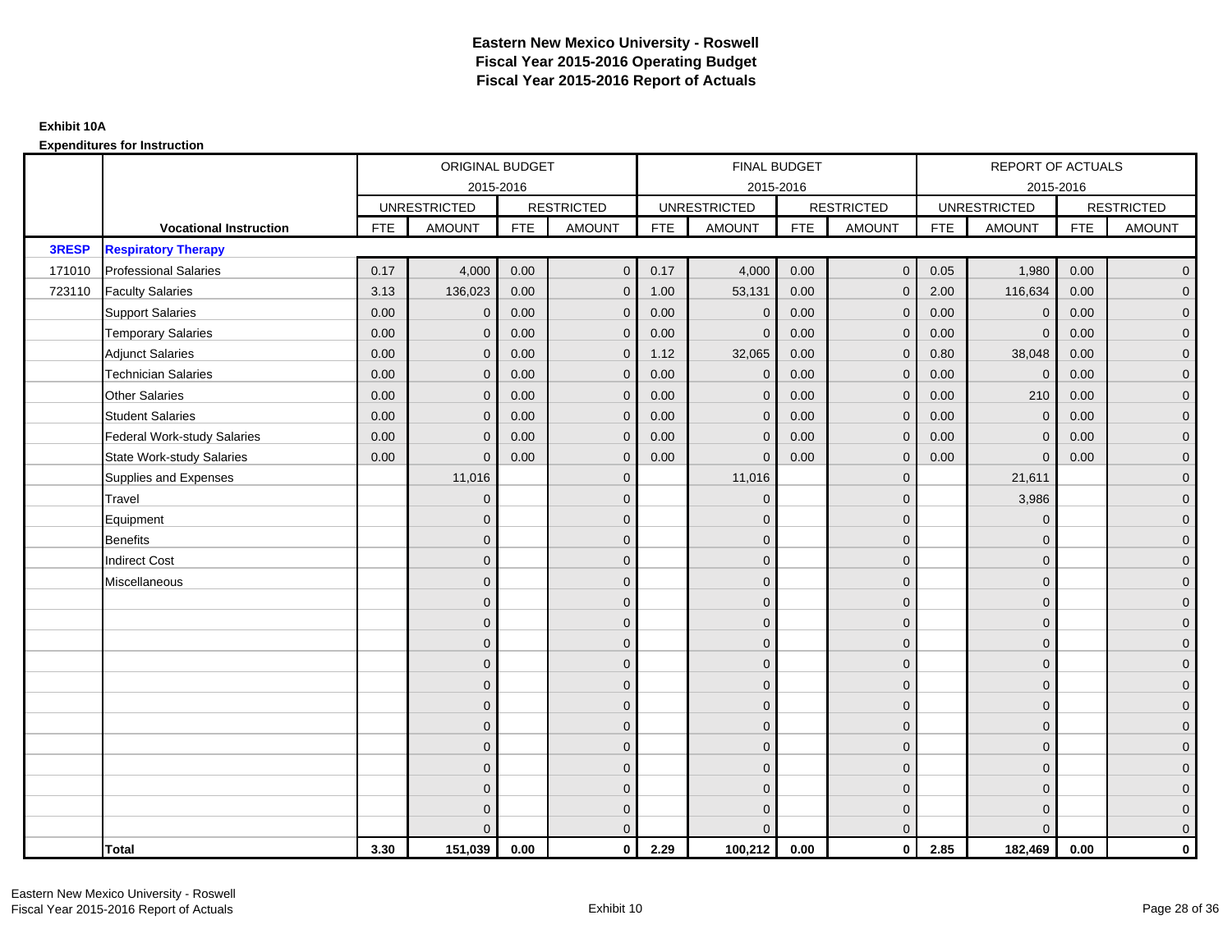# Eastern New Mexico University - Roswell
# Fiscal Year 2015-2016 Operating Budget
# Fiscal Year 2015-2016 Report of Actuals

**Exhibit 10A**

**Expenditures for Instruction**

| | | ORIGINAL BUDGET | | | | FINAL BUDGET | | | | REPORT OF ACTUALS | | | |
|---|---|---|---|---|---|---|---|---|---|---|---|---|---|
| | | 2015-2016 | | | | 2015-2016 | | | | 2015-2016 | | | |
| | | UNRESTRICTED | | RESTRICTED | | UNRESTRICTED | | RESTRICTED | | UNRESTRICTED | | RESTRICTED | |
| | **Vocational Instruction** | FTE | AMOUNT | FTE | AMOUNT | FTE | AMOUNT | FTE | AMOUNT | FTE | AMOUNT | FTE | AMOUNT |
| **3RESP** | **Respiratory Therapy** | | | | | | | | | | | | |
| 171010 | Professional Salaries | 0.17 | 4,000 | 0.00 | 0 | 0.17 | 4,000 | 0.00 | 0 | 0.05 | 1,980 | 0.00 | 0 |
| 723110 | Faculty Salaries | 3.13 | 136,023 | 0.00 | 0 | 1.00 | 53,131 | 0.00 | 0 | 2.00 | 116,634 | 0.00 | 0 |
| | Support Salaries | 0.00 | 0 | 0.00 | 0 | 0.00 | 0 | 0.00 | 0 | 0.00 | 0 | 0.00 | 0 |
| | Temporary Salaries | 0.00 | 0 | 0.00 | 0 | 0.00 | 0 | 0.00 | 0 | 0.00 | 0 | 0.00 | 0 |
| | Adjunct Salaries | 0.00 | 0 | 0.00 | 0 | 1.12 | 32,065 | 0.00 | 0 | 0.80 | 38,048 | 0.00 | 0 |
| | Technician Salaries | 0.00 | 0 | 0.00 | 0 | 0.00 | 0 | 0.00 | 0 | 0.00 | 0 | 0.00 | 0 |
| | Other Salaries | 0.00 | 0 | 0.00 | 0 | 0.00 | 0 | 0.00 | 0 | 0.00 | 210 | 0.00 | 0 |
| | Student Salaries | 0.00 | 0 | 0.00 | 0 | 0.00 | 0 | 0.00 | 0 | 0.00 | 0 | 0.00 | 0 |
| | Federal Work-study Salaries | 0.00 | 0 | 0.00 | 0 | 0.00 | 0 | 0.00 | 0 | 0.00 | 0 | 0.00 | 0 |
| | State Work-study Salaries | 0.00 | 0 | 0.00 | 0 | 0.00 | 0 | 0.00 | 0 | 0.00 | 0 | 0.00 | 0 |
| | Supplies and Expenses | | 11,016 | | 0 | | 11,016 | | 0 | | 21,611 | | 0 |
| | Travel | | 0 | | 0 | | 0 | | 0 | | 3,986 | | 0 |
| | Equipment | | 0 | | 0 | | 0 | | 0 | | 0 | | 0 |
| | Benefits | | 0 | | 0 | | 0 | | 0 | | 0 | | 0 |
| | Indirect Cost | | 0 | | 0 | | 0 | | 0 | | 0 | | 0 |
| | Miscellaneous | | 0 | | 0 | | 0 | | 0 | | 0 | | 0 |
| | | | 0 | | 0 | | 0 | | 0 | | 0 | | 0 |
| | | | 0 | | 0 | | 0 | | 0 | | 0 | | 0 |
| | | | 0 | | 0 | | 0 | | 0 | | 0 | | 0 |
| | | | 0 | | 0 | | 0 | | 0 | | 0 | | 0 |
| | | | 0 | | 0 | | 0 | | 0 | | 0 | | 0 |
| | | | 0 | | 0 | | 0 | | 0 | | 0 | | 0 |
| | | | 0 | | 0 | | 0 | | 0 | | 0 | | 0 |
| | | | 0 | | 0 | | 0 | | 0 | | 0 | | 0 |
| | | | 0 | | 0 | | 0 | | 0 | | 0 | | 0 |
| | | | 0 | | 0 | | 0 | | 0 | | 0 | | 0 |
| | | | 0 | | 0 | | 0 | | 0 | | 0 | | 0 |
| | | | 0 | | 0 | | 0 | | 0 | | 0 | | 0 |
| | **Total** | **3.30** | **151,039** | **0.00** | **0** | **2.29** | **100,212** | **0.00** | **0** | **2.85** | **182,469** | **0.00** | **0** |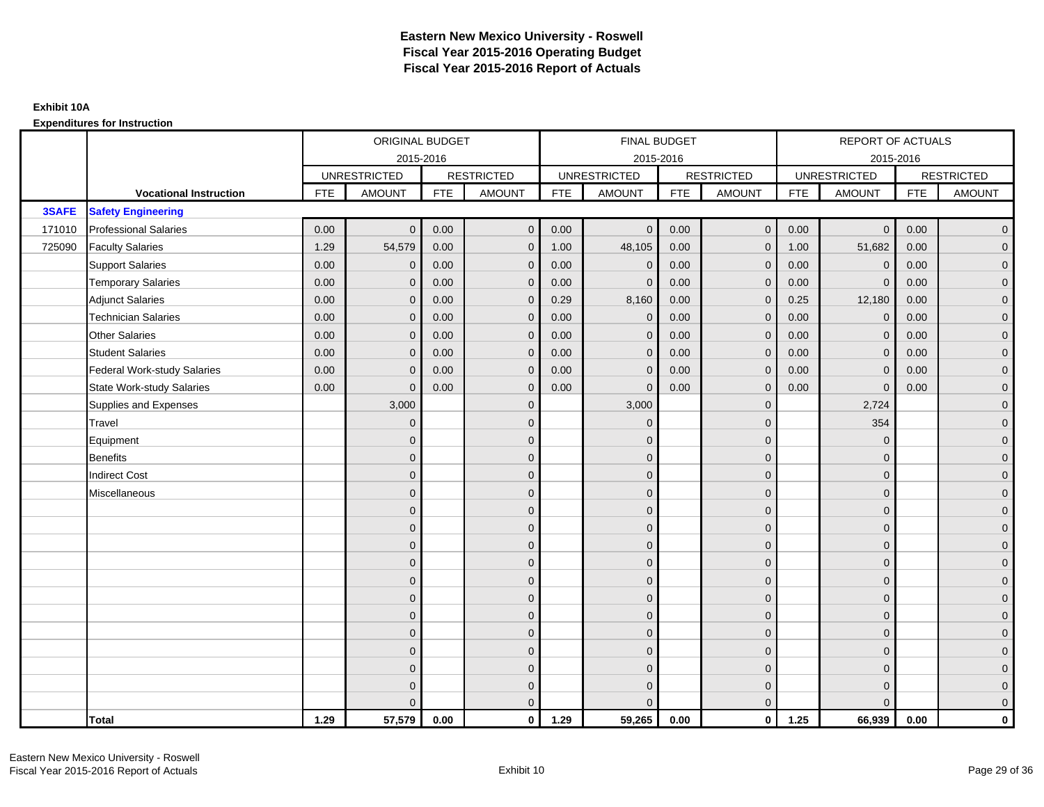# Eastern New Mexico University - Roswell
# Fiscal Year 2015-2016 Operating Budget
# Fiscal Year 2015-2016 Report of Actuals

**Exhibit 10A**

**Expenditures for Instruction**

| | | ORIGINAL BUDGET 2015-2016 | | | | FINAL BUDGET 2015-2016 | | | | REPORT OF ACTUALS 2015-2016 | | | |
|---|---|---|---|---|---|---|---|---|---|---|---|---|---|
| | | UNRESTRICTED | | RESTRICTED | | UNRESTRICTED | | RESTRICTED | | UNRESTRICTED | | RESTRICTED | |
| | **Vocational Instruction** | FTE | AMOUNT | FTE | AMOUNT | FTE | AMOUNT | FTE | AMOUNT | FTE | AMOUNT | FTE | AMOUNT |
| **3SAFE** | **Safety Engineering** | | | | | | | | | | | | |
| 171010 | Professional Salaries | 0.00 | 0 | 0.00 | 0 | 0.00 | 0 | 0.00 | 0 | 0.00 | 0 | 0.00 | 0 |
| 725090 | Faculty Salaries | 1.29 | 54,579 | 0.00 | 0 | 1.00 | 48,105 | 0.00 | 0 | 1.00 | 51,682 | 0.00 | 0 |
| | Support Salaries | 0.00 | 0 | 0.00 | 0 | 0.00 | 0 | 0.00 | 0 | 0.00 | 0 | 0.00 | 0 |
| | Temporary Salaries | 0.00 | 0 | 0.00 | 0 | 0.00 | 0 | 0.00 | 0 | 0.00 | 0 | 0.00 | 0 |
| | Adjunct Salaries | 0.00 | 0 | 0.00 | 0 | 0.29 | 8,160 | 0.00 | 0 | 0.25 | 12,180 | 0.00 | 0 |
| | Technician Salaries | 0.00 | 0 | 0.00 | 0 | 0.00 | 0 | 0.00 | 0 | 0.00 | 0 | 0.00 | 0 |
| | Other Salaries | 0.00 | 0 | 0.00 | 0 | 0.00 | 0 | 0.00 | 0 | 0.00 | 0 | 0.00 | 0 |
| | Student Salaries | 0.00 | 0 | 0.00 | 0 | 0.00 | 0 | 0.00 | 0 | 0.00 | 0 | 0.00 | 0 |
| | Federal Work-study Salaries | 0.00 | 0 | 0.00 | 0 | 0.00 | 0 | 0.00 | 0 | 0.00 | 0 | 0.00 | 0 |
| | State Work-study Salaries | 0.00 | 0 | 0.00 | 0 | 0.00 | 0 | 0.00 | 0 | 0.00 | 0 | 0.00 | 0 |
| | Supplies and Expenses | | 3,000 | | 0 | | 3,000 | | 0 | | 2,724 | | 0 |
| | Travel | | 0 | | 0 | | 0 | | 0 | | 354 | | 0 |
| | Equipment | | 0 | | 0 | | 0 | | 0 | | 0 | | 0 |
| | Benefits | | 0 | | 0 | | 0 | | 0 | | 0 | | 0 |
| | Indirect Cost | | 0 | | 0 | | 0 | | 0 | | 0 | | 0 |
| | Miscellaneous | | 0 | | 0 | | 0 | | 0 | | 0 | | 0 |
| | | | 0 | | 0 | | 0 | | 0 | | 0 | | 0 |
| | | | 0 | | 0 | | 0 | | 0 | | 0 | | 0 |
| | | | 0 | | 0 | | 0 | | 0 | | 0 | | 0 |
| | | | 0 | | 0 | | 0 | | 0 | | 0 | | 0 |
| | | | 0 | | 0 | | 0 | | 0 | | 0 | | 0 |
| | | | 0 | | 0 | | 0 | | 0 | | 0 | | 0 |
| | | | 0 | | 0 | | 0 | | 0 | | 0 | | 0 |
| | | | 0 | | 0 | | 0 | | 0 | | 0 | | 0 |
| | | | 0 | | 0 | | 0 | | 0 | | 0 | | 0 |
| | | | 0 | | 0 | | 0 | | 0 | | 0 | | 0 |
| | | | 0 | | 0 | | 0 | | 0 | | 0 | | 0 |
| | | | 0 | | 0 | | 0 | | 0 | | 0 | | 0 |
| | **Total** | **1.29** | **57,579** | **0.00** | **0** | **1.29** | **59,265** | **0.00** | **0** | **1.25** | **66,939** | **0.00** | **0** |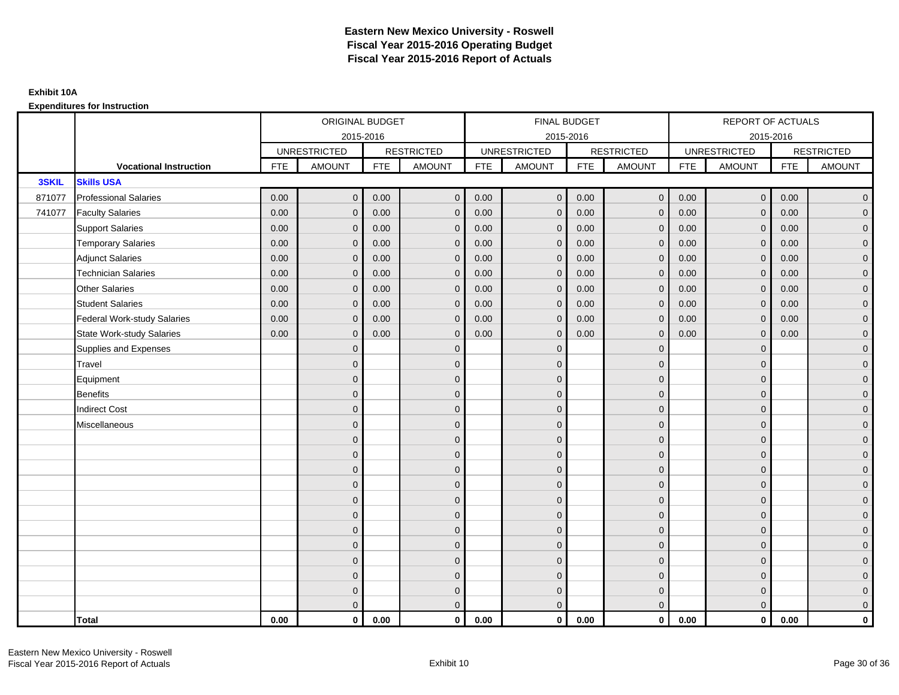# Eastern New Mexico University - Roswell
# Fiscal Year 2015-2016 Operating Budget
# Fiscal Year 2015-2016 Report of Actuals

**Exhibit 10A**

**Expenditures for Instruction**

| | | ORIGINAL BUDGET | | | | FINAL BUDGET | | | | REPORT OF ACTUALS | | | |
|---|---|---|---|---|---|---|---|---|---|---|---|---|---|
| | | 2015-2016 | | | | 2015-2016 | | | | 2015-2016 | | | |
| | | UNRESTRICTED | | RESTRICTED | | UNRESTRICTED | | RESTRICTED | | UNRESTRICTED | | RESTRICTED | |
| | **Vocational Instruction** | FTE | AMOUNT | FTE | AMOUNT | FTE | AMOUNT | FTE | AMOUNT | FTE | AMOUNT | FTE | AMOUNT |
| **3SKIL** | **Skills USA** | | | | | | | | | | | | |
| 871077 | Professional Salaries | 0.00 | 0 | 0.00 | 0 | 0.00 | 0 | 0.00 | 0 | 0.00 | 0 | 0.00 | 0 |
| 741077 | Faculty Salaries | 0.00 | 0 | 0.00 | 0 | 0.00 | 0 | 0.00 | 0 | 0.00 | 0 | 0.00 | 0 |
| | Support Salaries | 0.00 | 0 | 0.00 | 0 | 0.00 | 0 | 0.00 | 0 | 0.00 | 0 | 0.00 | 0 |
| | Temporary Salaries | 0.00 | 0 | 0.00 | 0 | 0.00 | 0 | 0.00 | 0 | 0.00 | 0 | 0.00 | 0 |
| | Adjunct Salaries | 0.00 | 0 | 0.00 | 0 | 0.00 | 0 | 0.00 | 0 | 0.00 | 0 | 0.00 | 0 |
| | Technician Salaries | 0.00 | 0 | 0.00 | 0 | 0.00 | 0 | 0.00 | 0 | 0.00 | 0 | 0.00 | 0 |
| | Other Salaries | 0.00 | 0 | 0.00 | 0 | 0.00 | 0 | 0.00 | 0 | 0.00 | 0 | 0.00 | 0 |
| | Student Salaries | 0.00 | 0 | 0.00 | 0 | 0.00 | 0 | 0.00 | 0 | 0.00 | 0 | 0.00 | 0 |
| | Federal Work-study Salaries | 0.00 | 0 | 0.00 | 0 | 0.00 | 0 | 0.00 | 0 | 0.00 | 0 | 0.00 | 0 |
| | State Work-study Salaries | 0.00 | 0 | 0.00 | 0 | 0.00 | 0 | 0.00 | 0 | 0.00 | 0 | 0.00 | 0 |
| | Supplies and Expenses | | 0 | | 0 | | 0 | | 0 | | 0 | | 0 |
| | Travel | | 0 | | 0 | | 0 | | 0 | | 0 | | 0 |
| | Equipment | | 0 | | 0 | | 0 | | 0 | | 0 | | 0 |
| | Benefits | | 0 | | 0 | | 0 | | 0 | | 0 | | 0 |
| | Indirect Cost | | 0 | | 0 | | 0 | | 0 | | 0 | | 0 |
| | Miscellaneous | | 0 | | 0 | | 0 | | 0 | | 0 | | 0 |
| | | | 0 | | 0 | | 0 | | 0 | | 0 | | 0 |
| | | | 0 | | 0 | | 0 | | 0 | | 0 | | 0 |
| | | | 0 | | 0 | | 0 | | 0 | | 0 | | 0 |
| | | | 0 | | 0 | | 0 | | 0 | | 0 | | 0 |
| | | | 0 | | 0 | | 0 | | 0 | | 0 | | 0 |
| | | | 0 | | 0 | | 0 | | 0 | | 0 | | 0 |
| | | | 0 | | 0 | | 0 | | 0 | | 0 | | 0 |
| | | | 0 | | 0 | | 0 | | 0 | | 0 | | 0 |
| | | | 0 | | 0 | | 0 | | 0 | | 0 | | 0 |
| | | | 0 | | 0 | | 0 | | 0 | | 0 | | 0 |
| | | | 0 | | 0 | | 0 | | 0 | | 0 | | 0 |
| | | | 0 | | 0 | | 0 | | 0 | | 0 | | 0 |
| | **Total** | **0.00** | **0** | **0.00** | **0** | **0.00** | **0** | **0.00** | **0** | **0.00** | **0** | **0.00** | **0** |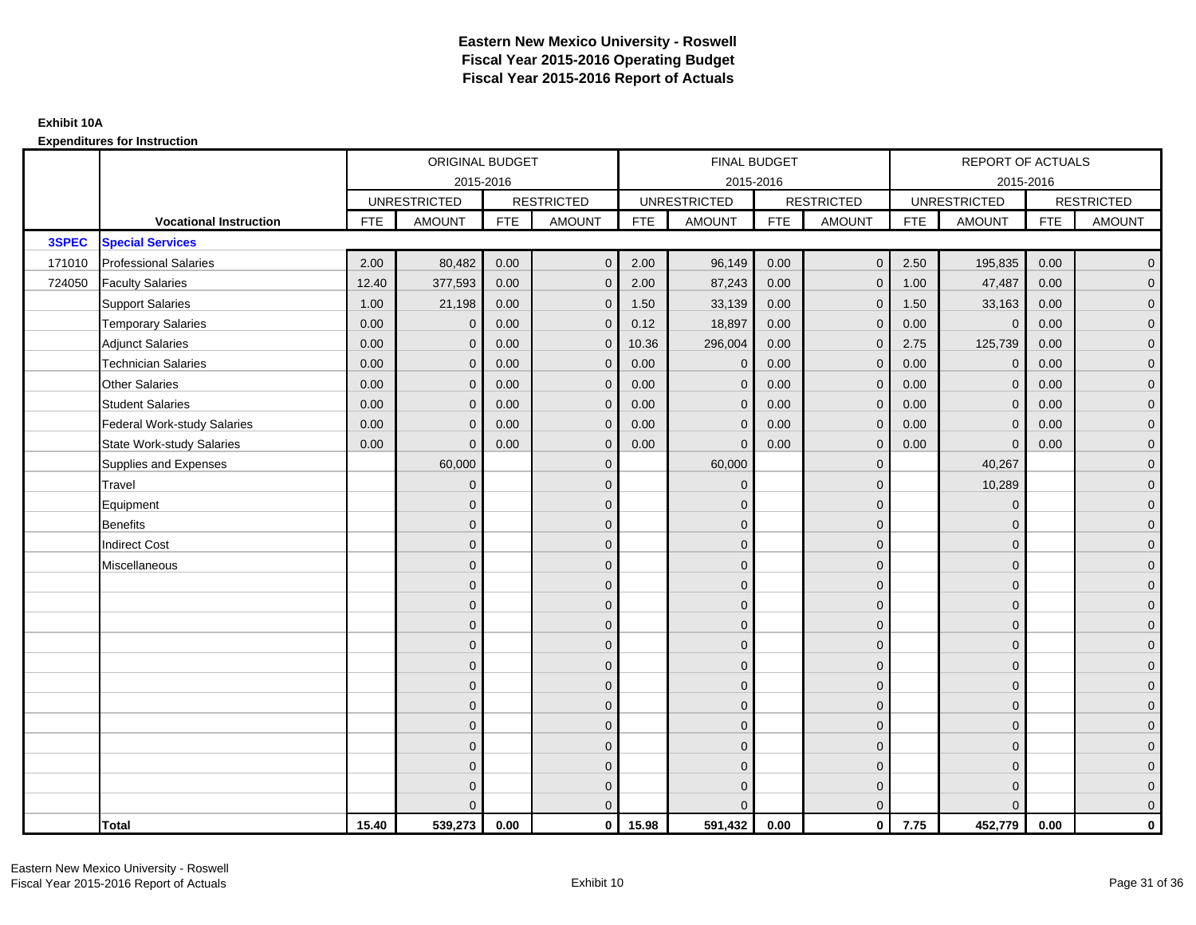# Eastern New Mexico University - Roswell
## Fiscal Year 2015-2016 Operating Budget
## Fiscal Year 2015-2016 Report of Actuals

**Exhibit 10A**

**Expenditures for Instruction**

| | | ORIGINAL BUDGET 2015-2016 | | | | FINAL BUDGET 2015-2016 | | | | REPORT OF ACTUALS 2015-2016 | | | |
|---|---|---|---|---|---|---|---|---|---|---|---|---|---|
| | | UNRESTRICTED | | RESTRICTED | | UNRESTRICTED | | RESTRICTED | | UNRESTRICTED | | RESTRICTED | |
| | **Vocational Instruction** | FTE | AMOUNT | FTE | AMOUNT | FTE | AMOUNT | FTE | AMOUNT | FTE | AMOUNT | FTE | AMOUNT |
| **3SPEC** | **Special Services** | | | | | | | | | | | | |
| 171010 | Professional Salaries | 2.00 | 80,482 | 0.00 | 0 | 2.00 | 96,149 | 0.00 | 0 | 2.50 | 195,835 | 0.00 | 0 |
| 724050 | Faculty Salaries | 12.40 | 377,593 | 0.00 | 0 | 2.00 | 87,243 | 0.00 | 0 | 1.00 | 47,487 | 0.00 | 0 |
| | Support Salaries | 1.00 | 21,198 | 0.00 | 0 | 1.50 | 33,139 | 0.00 | 0 | 1.50 | 33,163 | 0.00 | 0 |
| | Temporary Salaries | 0.00 | 0 | 0.00 | 0 | 0.12 | 18,897 | 0.00 | 0 | 0.00 | 0 | 0.00 | 0 |
| | Adjunct Salaries | 0.00 | 0 | 0.00 | 0 | 10.36 | 296,004 | 0.00 | 0 | 2.75 | 125,739 | 0.00 | 0 |
| | Technician Salaries | 0.00 | 0 | 0.00 | 0 | 0.00 | 0 | 0.00 | 0 | 0.00 | 0 | 0.00 | 0 |
| | Other Salaries | 0.00 | 0 | 0.00 | 0 | 0.00 | 0 | 0.00 | 0 | 0.00 | 0 | 0.00 | 0 |
| | Student Salaries | 0.00 | 0 | 0.00 | 0 | 0.00 | 0 | 0.00 | 0 | 0.00 | 0 | 0.00 | 0 |
| | Federal Work-study Salaries | 0.00 | 0 | 0.00 | 0 | 0.00 | 0 | 0.00 | 0 | 0.00 | 0 | 0.00 | 0 |
| | State Work-study Salaries | 0.00 | 0 | 0.00 | 0 | 0.00 | 0 | 0.00 | 0 | 0.00 | 0 | 0.00 | 0 |
| | Supplies and Expenses | | 60,000 | | 0 | | 60,000 | | 0 | | 40,267 | | 0 |
| | Travel | | 0 | | 0 | | 0 | | 0 | | 10,289 | | 0 |
| | Equipment | | 0 | | 0 | | 0 | | 0 | | 0 | | 0 |
| | Benefits | | 0 | | 0 | | 0 | | 0 | | 0 | | 0 |
| | Indirect Cost | | 0 | | 0 | | 0 | | 0 | | 0 | | 0 |
| | Miscellaneous | | 0 | | 0 | | 0 | | 0 | | 0 | | 0 |
| | | | 0 | | 0 | | 0 | | 0 | | 0 | | 0 |
| | | | 0 | | 0 | | 0 | | 0 | | 0 | | 0 |
| | | | 0 | | 0 | | 0 | | 0 | | 0 | | 0 |
| | | | 0 | | 0 | | 0 | | 0 | | 0 | | 0 |
| | | | 0 | | 0 | | 0 | | 0 | | 0 | | 0 |
| | | | 0 | | 0 | | 0 | | 0 | | 0 | | 0 |
| | | | 0 | | 0 | | 0 | | 0 | | 0 | | 0 |
| | | | 0 | | 0 | | 0 | | 0 | | 0 | | 0 |
| | | | 0 | | 0 | | 0 | | 0 | | 0 | | 0 |
| | | | 0 | | 0 | | 0 | | 0 | | 0 | | 0 |
| | | | 0 | | 0 | | 0 | | 0 | | 0 | | 0 |
| | | | 0 | | 0 | | 0 | | 0 | | 0 | | 0 |
| | **Total** | **15.40** | **539,273** | **0.00** | **0** | **15.98** | **591,432** | **0.00** | **0** | **7.75** | **452,779** | **0.00** | **0** |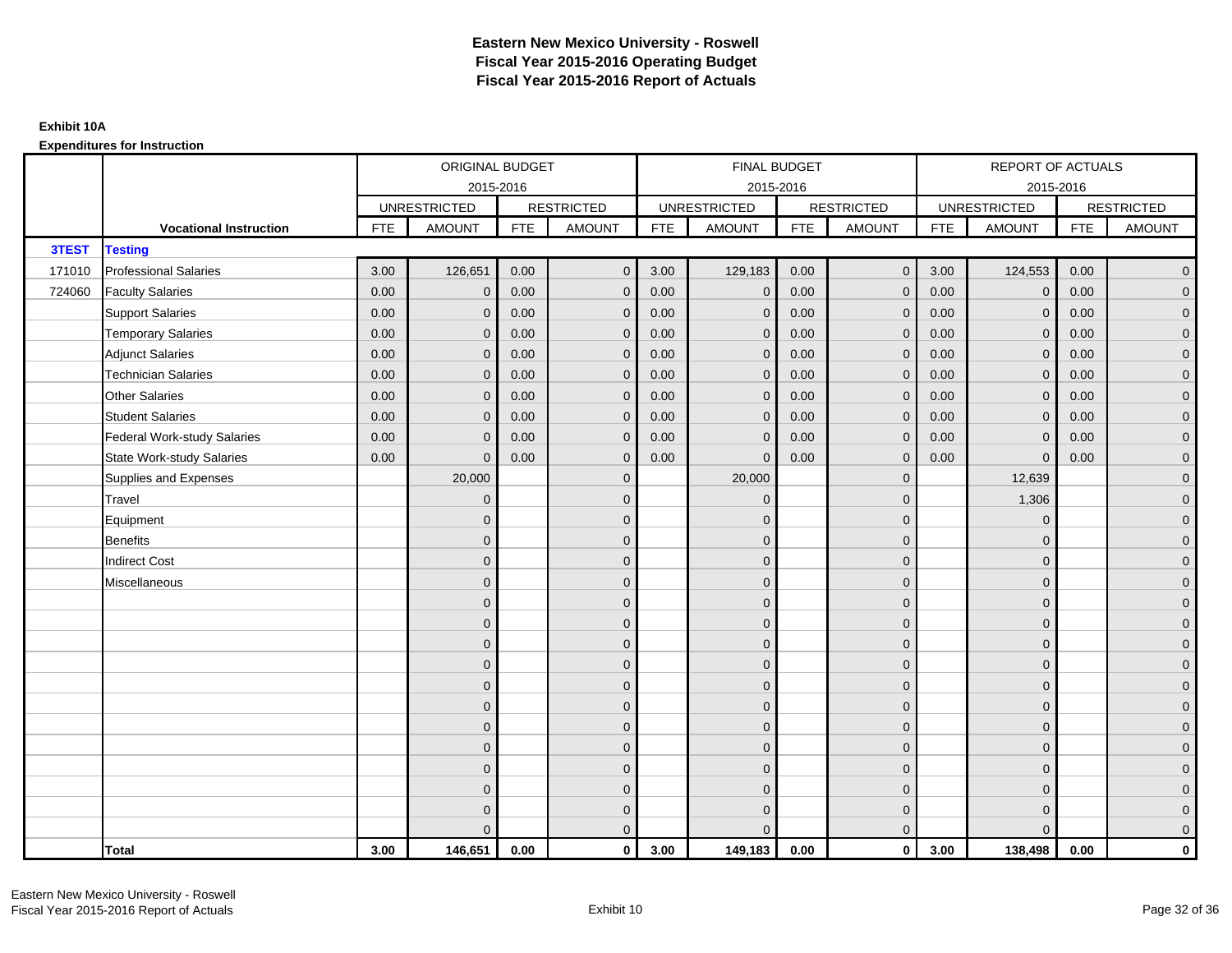# Eastern New Mexico University - Roswell
# Fiscal Year 2015-2016 Operating Budget
# Fiscal Year 2015-2016 Report of Actuals

**Exhibit 10A**

**Expenditures for Instruction**

| | | ORIGINAL BUDGET 2015-2016 | | | | FINAL BUDGET 2015-2016 | | | | REPORT OF ACTUALS 2015-2016 | | | |
|---|---|---|---|---|---|---|---|---|---|---|---|---|---|
| | | UNRESTRICTED | | RESTRICTED | | UNRESTRICTED | | RESTRICTED | | UNRESTRICTED | | RESTRICTED | |
| | **Vocational Instruction** | FTE | AMOUNT | FTE | AMOUNT | FTE | AMOUNT | FTE | AMOUNT | FTE | AMOUNT | FTE | AMOUNT |
| **3TEST** | **Testing** | | | | | | | | | | | | |
| 171010 | Professional Salaries | 3.00 | 126,651 | 0.00 | 0 | 3.00 | 129,183 | 0.00 | 0 | 3.00 | 124,553 | 0.00 | 0 |
| 724060 | Faculty Salaries | 0.00 | 0 | 0.00 | 0 | 0.00 | 0 | 0.00 | 0 | 0.00 | 0 | 0.00 | 0 |
| | Support Salaries | 0.00 | 0 | 0.00 | 0 | 0.00 | 0 | 0.00 | 0 | 0.00 | 0 | 0.00 | 0 |
| | Temporary Salaries | 0.00 | 0 | 0.00 | 0 | 0.00 | 0 | 0.00 | 0 | 0.00 | 0 | 0.00 | 0 |
| | Adjunct Salaries | 0.00 | 0 | 0.00 | 0 | 0.00 | 0 | 0.00 | 0 | 0.00 | 0 | 0.00 | 0 |
| | Technician Salaries | 0.00 | 0 | 0.00 | 0 | 0.00 | 0 | 0.00 | 0 | 0.00 | 0 | 0.00 | 0 |
| | Other Salaries | 0.00 | 0 | 0.00 | 0 | 0.00 | 0 | 0.00 | 0 | 0.00 | 0 | 0.00 | 0 |
| | Student Salaries | 0.00 | 0 | 0.00 | 0 | 0.00 | 0 | 0.00 | 0 | 0.00 | 0 | 0.00 | 0 |
| | Federal Work-study Salaries | 0.00 | 0 | 0.00 | 0 | 0.00 | 0 | 0.00 | 0 | 0.00 | 0 | 0.00 | 0 |
| | State Work-study Salaries | 0.00 | 0 | 0.00 | 0 | 0.00 | 0 | 0.00 | 0 | 0.00 | 0 | 0.00 | 0 |
| | Supplies and Expenses | | 20,000 | | 0 | | 20,000 | | 0 | | 12,639 | | 0 |
| | Travel | | 0 | | 0 | | 0 | | 0 | | 1,306 | | 0 |
| | Equipment | | 0 | | 0 | | 0 | | 0 | | 0 | | 0 |
| | Benefits | | 0 | | 0 | | 0 | | 0 | | 0 | | 0 |
| | Indirect Cost | | 0 | | 0 | | 0 | | 0 | | 0 | | 0 |
| | Miscellaneous | | 0 | | 0 | | 0 | | 0 | | 0 | | 0 |
| | | | 0 | | 0 | | 0 | | 0 | | 0 | | 0 |
| | | | 0 | | 0 | | 0 | | 0 | | 0 | | 0 |
| | | | 0 | | 0 | | 0 | | 0 | | 0 | | 0 |
| | | | 0 | | 0 | | 0 | | 0 | | 0 | | 0 |
| | | | 0 | | 0 | | 0 | | 0 | | 0 | | 0 |
| | | | 0 | | 0 | | 0 | | 0 | | 0 | | 0 |
| | | | 0 | | 0 | | 0 | | 0 | | 0 | | 0 |
| | | | 0 | | 0 | | 0 | | 0 | | 0 | | 0 |
| | | | 0 | | 0 | | 0 | | 0 | | 0 | | 0 |
| | | | 0 | | 0 | | 0 | | 0 | | 0 | | 0 |
| | | | 0 | | 0 | | 0 | | 0 | | 0 | | 0 |
| | | | 0 | | 0 | | 0 | | 0 | | 0 | | 0 |
| | **Total** | **3.00** | **146,651** | **0.00** | **0** | **3.00** | **149,183** | **0.00** | **0** | **3.00** | **138,498** | **0.00** | **0** |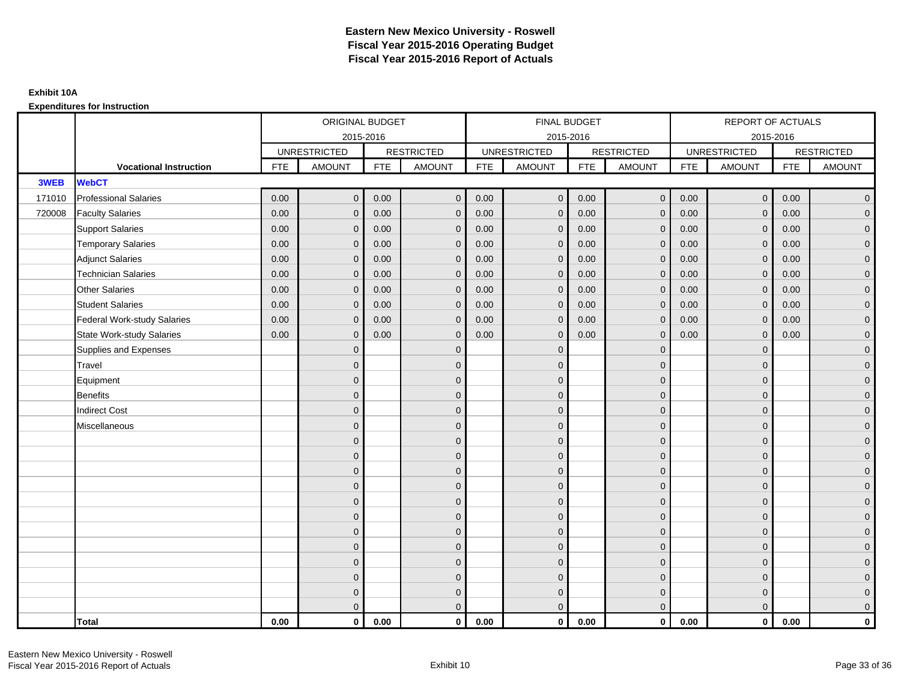# Eastern New Mexico University - Roswell
# Fiscal Year 2015-2016 Operating Budget
# Fiscal Year 2015-2016 Report of Actuals

**Exhibit 10A**

**Expenditures for Instruction**

| | | ORIGINAL BUDGET 2015-2016 | | | | FINAL BUDGET 2015-2016 | | | | REPORT OF ACTUALS 2015-2016 | | | |
|---|---|---|---|---|---|---|---|---|---|---|---|---|---|
| | | UNRESTRICTED | | RESTRICTED | | UNRESTRICTED | | RESTRICTED | | UNRESTRICTED | | RESTRICTED | |
| | **Vocational Instruction** | FTE | AMOUNT | FTE | AMOUNT | FTE | AMOUNT | FTE | AMOUNT | FTE | AMOUNT | FTE | AMOUNT |
| **3WEB** | **WebCT** | | | | | | | | | | | | |
| 171010 | Professional Salaries | 0.00 | 0 | 0.00 | 0 | 0.00 | 0 | 0.00 | 0 | 0.00 | 0 | 0.00 | 0 |
| 720008 | Faculty Salaries | 0.00 | 0 | 0.00 | 0 | 0.00 | 0 | 0.00 | 0 | 0.00 | 0 | 0.00 | 0 |
| | Support Salaries | 0.00 | 0 | 0.00 | 0 | 0.00 | 0 | 0.00 | 0 | 0.00 | 0 | 0.00 | 0 |
| | Temporary Salaries | 0.00 | 0 | 0.00 | 0 | 0.00 | 0 | 0.00 | 0 | 0.00 | 0 | 0.00 | 0 |
| | Adjunct Salaries | 0.00 | 0 | 0.00 | 0 | 0.00 | 0 | 0.00 | 0 | 0.00 | 0 | 0.00 | 0 |
| | Technician Salaries | 0.00 | 0 | 0.00 | 0 | 0.00 | 0 | 0.00 | 0 | 0.00 | 0 | 0.00 | 0 |
| | Other Salaries | 0.00 | 0 | 0.00 | 0 | 0.00 | 0 | 0.00 | 0 | 0.00 | 0 | 0.00 | 0 |
| | Student Salaries | 0.00 | 0 | 0.00 | 0 | 0.00 | 0 | 0.00 | 0 | 0.00 | 0 | 0.00 | 0 |
| | Federal Work-study Salaries | 0.00 | 0 | 0.00 | 0 | 0.00 | 0 | 0.00 | 0 | 0.00 | 0 | 0.00 | 0 |
| | State Work-study Salaries | 0.00 | 0 | 0.00 | 0 | 0.00 | 0 | 0.00 | 0 | 0.00 | 0 | 0.00 | 0 |
| | Supplies and Expenses | | 0 | | 0 | | 0 | | 0 | | 0 | | 0 |
| | Travel | | 0 | | 0 | | 0 | | 0 | | 0 | | 0 |
| | Equipment | | 0 | | 0 | | 0 | | 0 | | 0 | | 0 |
| | Benefits | | 0 | | 0 | | 0 | | 0 | | 0 | | 0 |
| | Indirect Cost | | 0 | | 0 | | 0 | | 0 | | 0 | | 0 |
| | Miscellaneous | | 0 | | 0 | | 0 | | 0 | | 0 | | 0 |
| | | | 0 | | 0 | | 0 | | 0 | | 0 | | 0 |
| | | | 0 | | 0 | | 0 | | 0 | | 0 | | 0 |
| | | | 0 | | 0 | | 0 | | 0 | | 0 | | 0 |
| | | | 0 | | 0 | | 0 | | 0 | | 0 | | 0 |
| | | | 0 | | 0 | | 0 | | 0 | | 0 | | 0 |
| | | | 0 | | 0 | | 0 | | 0 | | 0 | | 0 |
| | | | 0 | | 0 | | 0 | | 0 | | 0 | | 0 |
| | | | 0 | | 0 | | 0 | | 0 | | 0 | | 0 |
| | | | 0 | | 0 | | 0 | | 0 | | 0 | | 0 |
| | | | 0 | | 0 | | 0 | | 0 | | 0 | | 0 |
| | | | 0 | | 0 | | 0 | | 0 | | 0 | | 0 |
| | | | 0 | | 0 | | 0 | | 0 | | 0 | | 0 |
| | **Total** | **0.00** | **0** | **0.00** | **0** | **0.00** | **0** | **0.00** | **0** | **0.00** | **0** | **0.00** | **0** |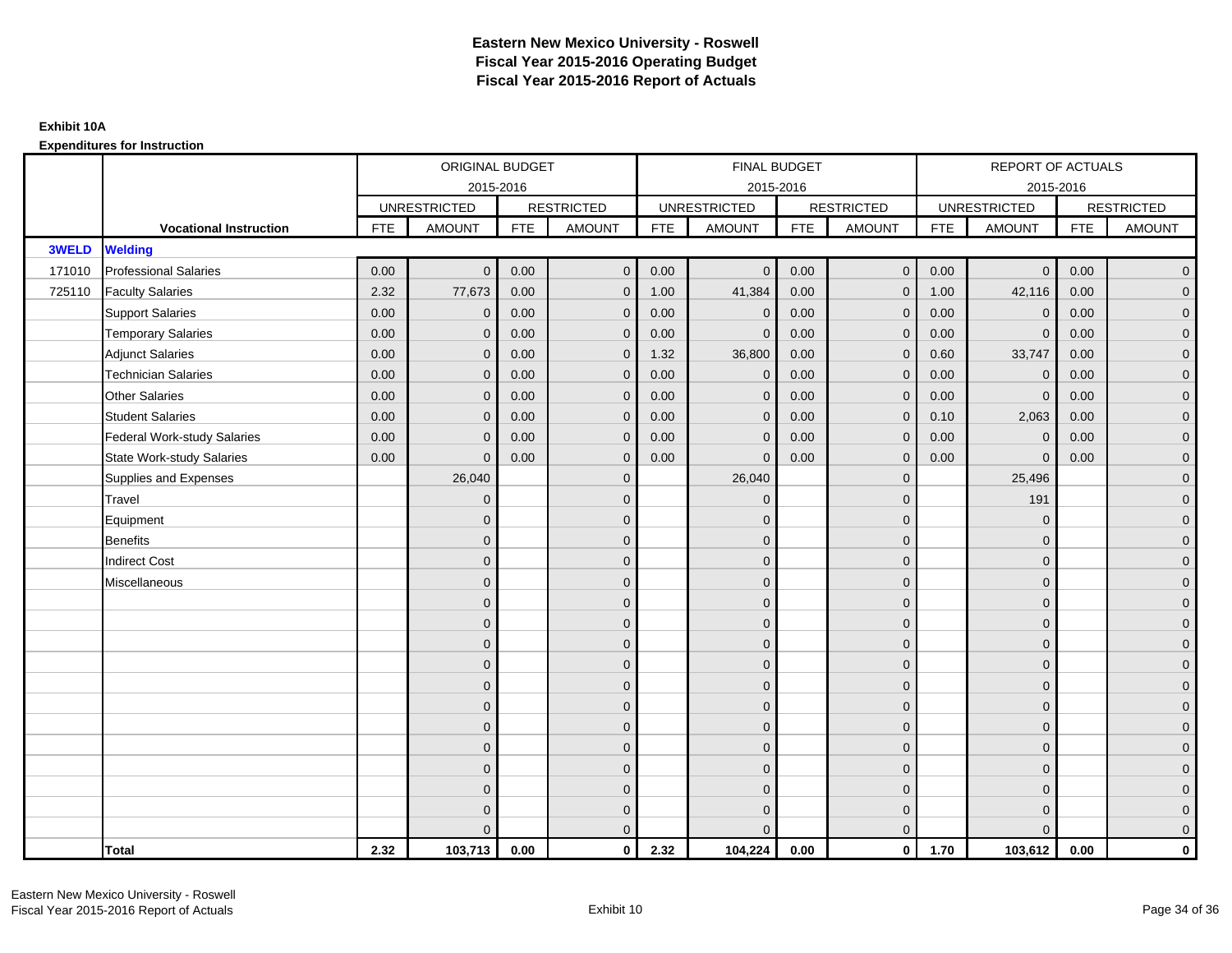# Eastern New Mexico University - Roswell
## Fiscal Year 2015-2016 Operating Budget
## Fiscal Year 2015-2016 Report of Actuals

**Exhibit 10A**

**Expenditures for Instruction**

| | | ORIGINAL BUDGET 2015-2016 | | | | FINAL BUDGET 2015-2016 | | | | REPORT OF ACTUALS 2015-2016 | | | |
|---|---|---|---|---|---|---|---|---|---|---|---|---|---|
| | | UNRESTRICTED | | RESTRICTED | | UNRESTRICTED | | RESTRICTED | | UNRESTRICTED | | RESTRICTED | |
| | **Vocational Instruction** | FTE | AMOUNT | FTE | AMOUNT | FTE | AMOUNT | FTE | AMOUNT | FTE | AMOUNT | FTE | AMOUNT |
| **3WELD** | **Welding** | | | | | | | | | | | | |
| 171010 | Professional Salaries | 0.00 | 0 | 0.00 | 0 | 0.00 | 0 | 0.00 | 0 | 0.00 | 0 | 0.00 | 0 |
| 725110 | Faculty Salaries | 2.32 | 77,673 | 0.00 | 0 | 1.00 | 41,384 | 0.00 | 0 | 1.00 | 42,116 | 0.00 | 0 |
| | Support Salaries | 0.00 | 0 | 0.00 | 0 | 0.00 | 0 | 0.00 | 0 | 0.00 | 0 | 0.00 | 0 |
| | Temporary Salaries | 0.00 | 0 | 0.00 | 0 | 0.00 | 0 | 0.00 | 0 | 0.00 | 0 | 0.00 | 0 |
| | Adjunct Salaries | 0.00 | 0 | 0.00 | 0 | 1.32 | 36,800 | 0.00 | 0 | 0.60 | 33,747 | 0.00 | 0 |
| | Technician Salaries | 0.00 | 0 | 0.00 | 0 | 0.00 | 0 | 0.00 | 0 | 0.00 | 0 | 0.00 | 0 |
| | Other Salaries | 0.00 | 0 | 0.00 | 0 | 0.00 | 0 | 0.00 | 0 | 0.00 | 0 | 0.00 | 0 |
| | Student Salaries | 0.00 | 0 | 0.00 | 0 | 0.00 | 0 | 0.00 | 0 | 0.10 | 2,063 | 0.00 | 0 |
| | Federal Work-study Salaries | 0.00 | 0 | 0.00 | 0 | 0.00 | 0 | 0.00 | 0 | 0.00 | 0 | 0.00 | 0 |
| | State Work-study Salaries | 0.00 | 0 | 0.00 | 0 | 0.00 | 0 | 0.00 | 0 | 0.00 | 0 | 0.00 | 0 |
| | Supplies and Expenses | | 26,040 | | 0 | | 26,040 | | 0 | | 25,496 | | 0 |
| | Travel | | 0 | | 0 | | 0 | | 0 | | 191 | | 0 |
| | Equipment | | 0 | | 0 | | 0 | | 0 | | 0 | | 0 |
| | Benefits | | 0 | | 0 | | 0 | | 0 | | 0 | | 0 |
| | Indirect Cost | | 0 | | 0 | | 0 | | 0 | | 0 | | 0 |
| | Miscellaneous | | 0 | | 0 | | 0 | | 0 | | 0 | | 0 |
| | | | 0 | | 0 | | 0 | | 0 | | 0 | | 0 |
| | | | 0 | | 0 | | 0 | | 0 | | 0 | | 0 |
| | | | 0 | | 0 | | 0 | | 0 | | 0 | | 0 |
| | | | 0 | | 0 | | 0 | | 0 | | 0 | | 0 |
| | | | 0 | | 0 | | 0 | | 0 | | 0 | | 0 |
| | | | 0 | | 0 | | 0 | | 0 | | 0 | | 0 |
| | | | 0 | | 0 | | 0 | | 0 | | 0 | | 0 |
| | | | 0 | | 0 | | 0 | | 0 | | 0 | | 0 |
| | | | 0 | | 0 | | 0 | | 0 | | 0 | | 0 |
| | | | 0 | | 0 | | 0 | | 0 | | 0 | | 0 |
| | | | 0 | | 0 | | 0 | | 0 | | 0 | | 0 |
| | | | 0 | | 0 | | 0 | | 0 | | 0 | | 0 |
| | **Total** | **2.32** | **103,713** | **0.00** | **0** | **2.32** | **104,224** | **0.00** | **0** | **1.70** | **103,612** | **0.00** | **0** |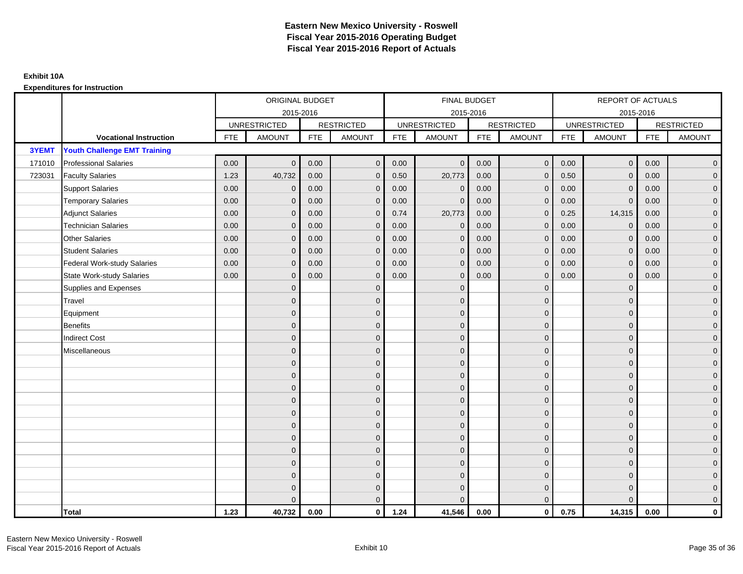# Eastern New Mexico University - Roswell
## Fiscal Year 2015-2016 Operating Budget
## Fiscal Year 2015-2016 Report of Actuals

**Exhibit 10A**

**Expenditures for Instruction**

| | | ORIGINAL BUDGET 2015-2016 | | | | FINAL BUDGET 2015-2016 | | | | REPORT OF ACTUALS 2015-2016 | | | |
|---|---|---|---|---|---|---|---|---|---|---|---|---|---|
| | | UNRESTRICTED | | RESTRICTED | | UNRESTRICTED | | RESTRICTED | | UNRESTRICTED | | RESTRICTED | |
| | **Vocational Instruction** | FTE | AMOUNT | FTE | AMOUNT | FTE | AMOUNT | FTE | AMOUNT | FTE | AMOUNT | FTE | AMOUNT |
| **3YEMT** | **Youth Challenge EMT Training** | | | | | | | | | | | | |
| 171010 | Professional Salaries | 0.00 | 0 | 0.00 | 0 | 0.00 | 0 | 0.00 | 0 | 0.00 | 0 | 0.00 | 0 |
| 723031 | Faculty Salaries | 1.23 | 40,732 | 0.00 | 0 | 0.50 | 20,773 | 0.00 | 0 | 0.50 | 0 | 0.00 | 0 |
| | Support Salaries | 0.00 | 0 | 0.00 | 0 | 0.00 | 0 | 0.00 | 0 | 0.00 | 0 | 0.00 | 0 |
| | Temporary Salaries | 0.00 | 0 | 0.00 | 0 | 0.00 | 0 | 0.00 | 0 | 0.00 | 0 | 0.00 | 0 |
| | Adjunct Salaries | 0.00 | 0 | 0.00 | 0 | 0.74 | 20,773 | 0.00 | 0 | 0.25 | 14,315 | 0.00 | 0 |
| | Technician Salaries | 0.00 | 0 | 0.00 | 0 | 0.00 | 0 | 0.00 | 0 | 0.00 | 0 | 0.00 | 0 |
| | Other Salaries | 0.00 | 0 | 0.00 | 0 | 0.00 | 0 | 0.00 | 0 | 0.00 | 0 | 0.00 | 0 |
| | Student Salaries | 0.00 | 0 | 0.00 | 0 | 0.00 | 0 | 0.00 | 0 | 0.00 | 0 | 0.00 | 0 |
| | Federal Work-study Salaries | 0.00 | 0 | 0.00 | 0 | 0.00 | 0 | 0.00 | 0 | 0.00 | 0 | 0.00 | 0 |
| | State Work-study Salaries | 0.00 | 0 | 0.00 | 0 | 0.00 | 0 | 0.00 | 0 | 0.00 | 0 | 0.00 | 0 |
| | Supplies and Expenses | | 0 | | 0 | | 0 | | 0 | | 0 | | 0 |
| | Travel | | 0 | | 0 | | 0 | | 0 | | 0 | | 0 |
| | Equipment | | 0 | | 0 | | 0 | | 0 | | 0 | | 0 |
| | Benefits | | 0 | | 0 | | 0 | | 0 | | 0 | | 0 |
| | Indirect Cost | | 0 | | 0 | | 0 | | 0 | | 0 | | 0 |
| | Miscellaneous | | 0 | | 0 | | 0 | | 0 | | 0 | | 0 |
| | | | 0 | | 0 | | 0 | | 0 | | 0 | | 0 |
| | | | 0 | | 0 | | 0 | | 0 | | 0 | | 0 |
| | | | 0 | | 0 | | 0 | | 0 | | 0 | | 0 |
| | | | 0 | | 0 | | 0 | | 0 | | 0 | | 0 |
| | | | 0 | | 0 | | 0 | | 0 | | 0 | | 0 |
| | | | 0 | | 0 | | 0 | | 0 | | 0 | | 0 |
| | | | 0 | | 0 | | 0 | | 0 | | 0 | | 0 |
| | | | 0 | | 0 | | 0 | | 0 | | 0 | | 0 |
| | | | 0 | | 0 | | 0 | | 0 | | 0 | | 0 |
| | | | 0 | | 0 | | 0 | | 0 | | 0 | | 0 |
| | | | 0 | | 0 | | 0 | | 0 | | 0 | | 0 |
| | | | 0 | | 0 | | 0 | | 0 | | 0 | | 0 |
| | **Total** | **1.23** | **40,732** | **0.00** | **0** | **1.24** | **41,546** | **0.00** | **0** | **0.75** | **14,315** | **0.00** | **0** |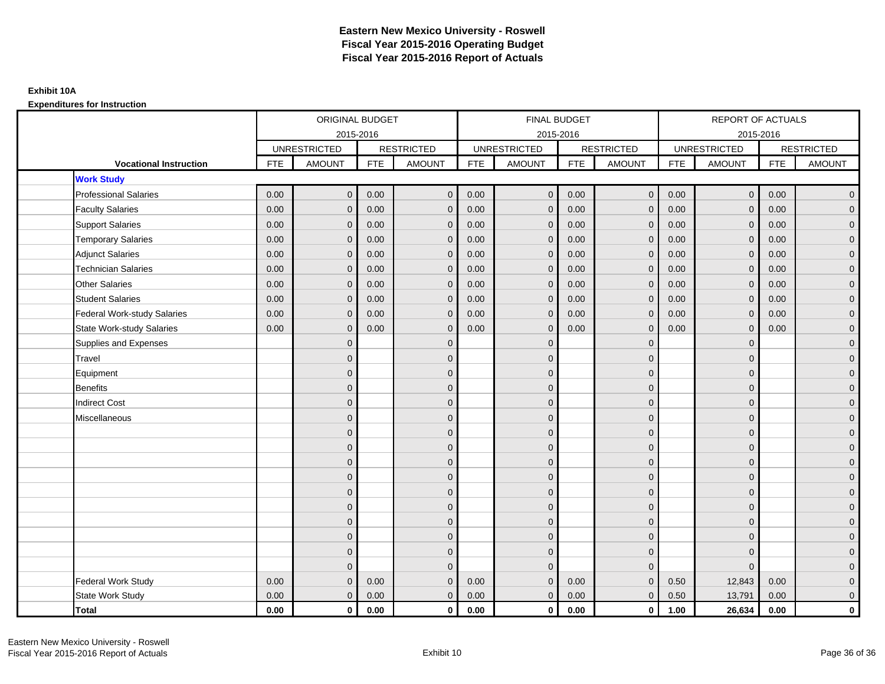# Eastern New Mexico University - Roswell
## Fiscal Year 2015-2016 Operating Budget
## Fiscal Year 2015-2016 Report of Actuals

**Exhibit 10A**

**Expenditures for Instruction**

| | ORIGINAL BUDGET 2015-2016 | | | | FINAL BUDGET 2015-2016 | | | | REPORT OF ACTUALS 2015-2016 | | | |
|---|---|---|---|---|---|---|---|---|---|---|---|---|
| | UNRESTRICTED | | RESTRICTED | | UNRESTRICTED | | RESTRICTED | | UNRESTRICTED | | RESTRICTED | |
| **Vocational Instruction** | FTE | AMOUNT | FTE | AMOUNT | FTE | AMOUNT | FTE | AMOUNT | FTE | AMOUNT | FTE | AMOUNT |
| **Work Study** | | | | | | | | | | | | |
| Professional Salaries | 0.00 | 0 | 0.00 | 0 | 0.00 | 0 | 0.00 | 0 | 0.00 | 0 | 0.00 | 0 |
| Faculty Salaries | 0.00 | 0 | 0.00 | 0 | 0.00 | 0 | 0.00 | 0 | 0.00 | 0 | 0.00 | 0 |
| Support Salaries | 0.00 | 0 | 0.00 | 0 | 0.00 | 0 | 0.00 | 0 | 0.00 | 0 | 0.00 | 0 |
| Temporary Salaries | 0.00 | 0 | 0.00 | 0 | 0.00 | 0 | 0.00 | 0 | 0.00 | 0 | 0.00 | 0 |
| Adjunct Salaries | 0.00 | 0 | 0.00 | 0 | 0.00 | 0 | 0.00 | 0 | 0.00 | 0 | 0.00 | 0 |
| Technician Salaries | 0.00 | 0 | 0.00 | 0 | 0.00 | 0 | 0.00 | 0 | 0.00 | 0 | 0.00 | 0 |
| Other Salaries | 0.00 | 0 | 0.00 | 0 | 0.00 | 0 | 0.00 | 0 | 0.00 | 0 | 0.00 | 0 |
| Student Salaries | 0.00 | 0 | 0.00 | 0 | 0.00 | 0 | 0.00 | 0 | 0.00 | 0 | 0.00 | 0 |
| Federal Work-study Salaries | 0.00 | 0 | 0.00 | 0 | 0.00 | 0 | 0.00 | 0 | 0.00 | 0 | 0.00 | 0 |
| State Work-study Salaries | 0.00 | 0 | 0.00 | 0 | 0.00 | 0 | 0.00 | 0 | 0.00 | 0 | 0.00 | 0 |
| Supplies and Expenses | | 0 | | 0 | | 0 | | 0 | | 0 | | 0 |
| Travel | | 0 | | 0 | | 0 | | 0 | | 0 | | 0 |
| Equipment | | 0 | | 0 | | 0 | | 0 | | 0 | | 0 |
| Benefits | | 0 | | 0 | | 0 | | 0 | | 0 | | 0 |
| Indirect Cost | | 0 | | 0 | | 0 | | 0 | | 0 | | 0 |
| Miscellaneous | | 0 | | 0 | | 0 | | 0 | | 0 | | 0 |
| | | 0 | | 0 | | 0 | | 0 | | 0 | | 0 |
| | | 0 | | 0 | | 0 | | 0 | | 0 | | 0 |
| | | 0 | | 0 | | 0 | | 0 | | 0 | | 0 |
| | | 0 | | 0 | | 0 | | 0 | | 0 | | 0 |
| | | 0 | | 0 | | 0 | | 0 | | 0 | | 0 |
| | | 0 | | 0 | | 0 | | 0 | | 0 | | 0 |
| | | 0 | | 0 | | 0 | | 0 | | 0 | | 0 |
| | | 0 | | 0 | | 0 | | 0 | | 0 | | 0 |
| | | 0 | | 0 | | 0 | | 0 | | 0 | | 0 |
| | | 0 | | 0 | | 0 | | 0 | | 0 | | 0 |
| Federal Work Study | 0.00 | 0 | 0.00 | 0 | 0.00 | 0 | 0.00 | 0 | 0.50 | 12,843 | 0.00 | 0 |
| State Work Study | 0.00 | 0 | 0.00 | 0 | 0.00 | 0 | 0.00 | 0 | 0.50 | 13,791 | 0.00 | 0 |
| **Total** | **0.00** | **0** | **0.00** | **0** | **0.00** | **0** | **0.00** | **0** | **1.00** | **26,634** | **0.00** | **0** |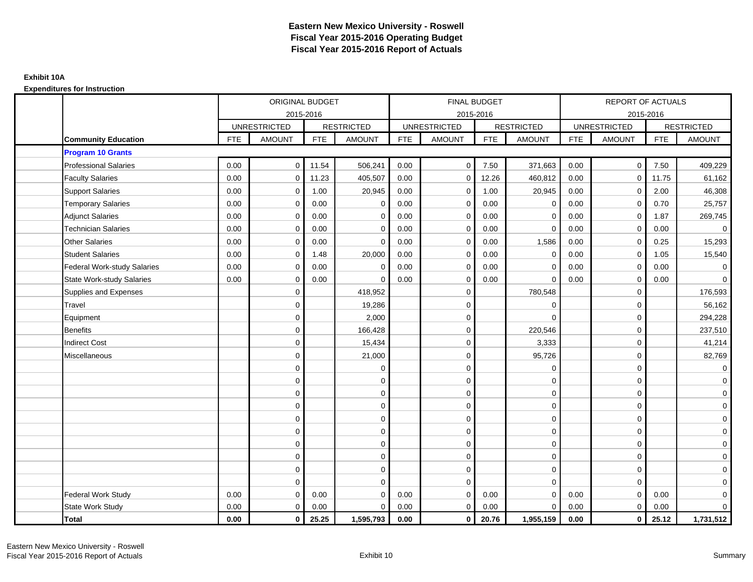# Eastern New Mexico University - Roswell
## Fiscal Year 2015-2016 Operating Budget
## Fiscal Year 2015-2016 Report of Actuals

**Exhibit 10A**

**Expenditures for Instruction**

| | ORIGINAL BUDGET 2015-2016 | | | | FINAL BUDGET 2015-2016 | | | | REPORT OF ACTUALS 2015-2016 | | | |
|---|---|---|---|---|---|---|---|---|---|---|---|---|
| | UNRESTRICTED | | RESTRICTED | | UNRESTRICTED | | RESTRICTED | | UNRESTRICTED | | RESTRICTED | |
| **Community Education** | FTE | AMOUNT | FTE | AMOUNT | FTE | AMOUNT | FTE | AMOUNT | FTE | AMOUNT | FTE | AMOUNT |
| **Program 10 Grants** | | | | | | | | | | | | |
| Professional Salaries | 0.00 | 0 | 11.54 | 506,241 | 0.00 | 0 | 7.50 | 371,663 | 0.00 | 0 | 7.50 | 409,229 |
| Faculty Salaries | 0.00 | 0 | 11.23 | 405,507 | 0.00 | 0 | 12.26 | 460,812 | 0.00 | 0 | 11.75 | 61,162 |
| Support Salaries | 0.00 | 0 | 1.00 | 20,945 | 0.00 | 0 | 1.00 | 20,945 | 0.00 | 0 | 2.00 | 46,308 |
| Temporary Salaries | 0.00 | 0 | 0.00 | 0 | 0.00 | 0 | 0.00 | 0 | 0.00 | 0 | 0.70 | 25,757 |
| Adjunct Salaries | 0.00 | 0 | 0.00 | 0 | 0.00 | 0 | 0.00 | 0 | 0.00 | 0 | 1.87 | 269,745 |
| Technician Salaries | 0.00 | 0 | 0.00 | 0 | 0.00 | 0 | 0.00 | 0 | 0.00 | 0 | 0.00 | 0 |
| Other Salaries | 0.00 | 0 | 0.00 | 0 | 0.00 | 0 | 0.00 | 1,586 | 0.00 | 0 | 0.25 | 15,293 |
| Student Salaries | 0.00 | 0 | 1.48 | 20,000 | 0.00 | 0 | 0.00 | 0 | 0.00 | 0 | 1.05 | 15,540 |
| Federal Work-study Salaries | 0.00 | 0 | 0.00 | 0 | 0.00 | 0 | 0.00 | 0 | 0.00 | 0 | 0.00 | 0 |
| State Work-study Salaries | 0.00 | 0 | 0.00 | 0 | 0.00 | 0 | 0.00 | 0 | 0.00 | 0 | 0.00 | 0 |
| Supplies and Expenses | | 0 | | 418,952 | | 0 | | 780,548 | | 0 | | 176,593 |
| Travel | | 0 | | 19,286 | | 0 | | 0 | | 0 | | 56,162 |
| Equipment | | 0 | | 2,000 | | 0 | | 0 | | 0 | | 294,228 |
| Benefits | | 0 | | 166,428 | | 0 | | 220,546 | | 0 | | 237,510 |
| Indirect Cost | | 0 | | 15,434 | | 0 | | 3,333 | | 0 | | 41,214 |
| Miscellaneous | | 0 | | 21,000 | | 0 | | 95,726 | | 0 | | 82,769 |
| | | 0 | | 0 | | 0 | | 0 | | 0 | | 0 |
| | | 0 | | 0 | | 0 | | 0 | | 0 | | 0 |
| | | 0 | | 0 | | 0 | | 0 | | 0 | | 0 |
| | | 0 | | 0 | | 0 | | 0 | | 0 | | 0 |
| | | 0 | | 0 | | 0 | | 0 | | 0 | | 0 |
| | | 0 | | 0 | | 0 | | 0 | | 0 | | 0 |
| | | 0 | | 0 | | 0 | | 0 | | 0 | | 0 |
| | | 0 | | 0 | | 0 | | 0 | | 0 | | 0 |
| | | 0 | | 0 | | 0 | | 0 | | 0 | | 0 |
| | | 0 | | 0 | | 0 | | 0 | | 0 | | 0 |
| Federal Work Study | 0.00 | 0 | 0.00 | 0 | 0.00 | 0 | 0.00 | 0 | 0.00 | 0 | 0.00 | 0 |
| State Work Study | 0.00 | 0 | 0.00 | 0 | 0.00 | 0 | 0.00 | 0 | 0.00 | 0 | 0.00 | 0 |
| **Total** | **0.00** | **0** | **25.25** | **1,595,793** | **0.00** | **0** | **20.76** | **1,955,159** | **0.00** | **0** | **25.12** | **1,731,512** |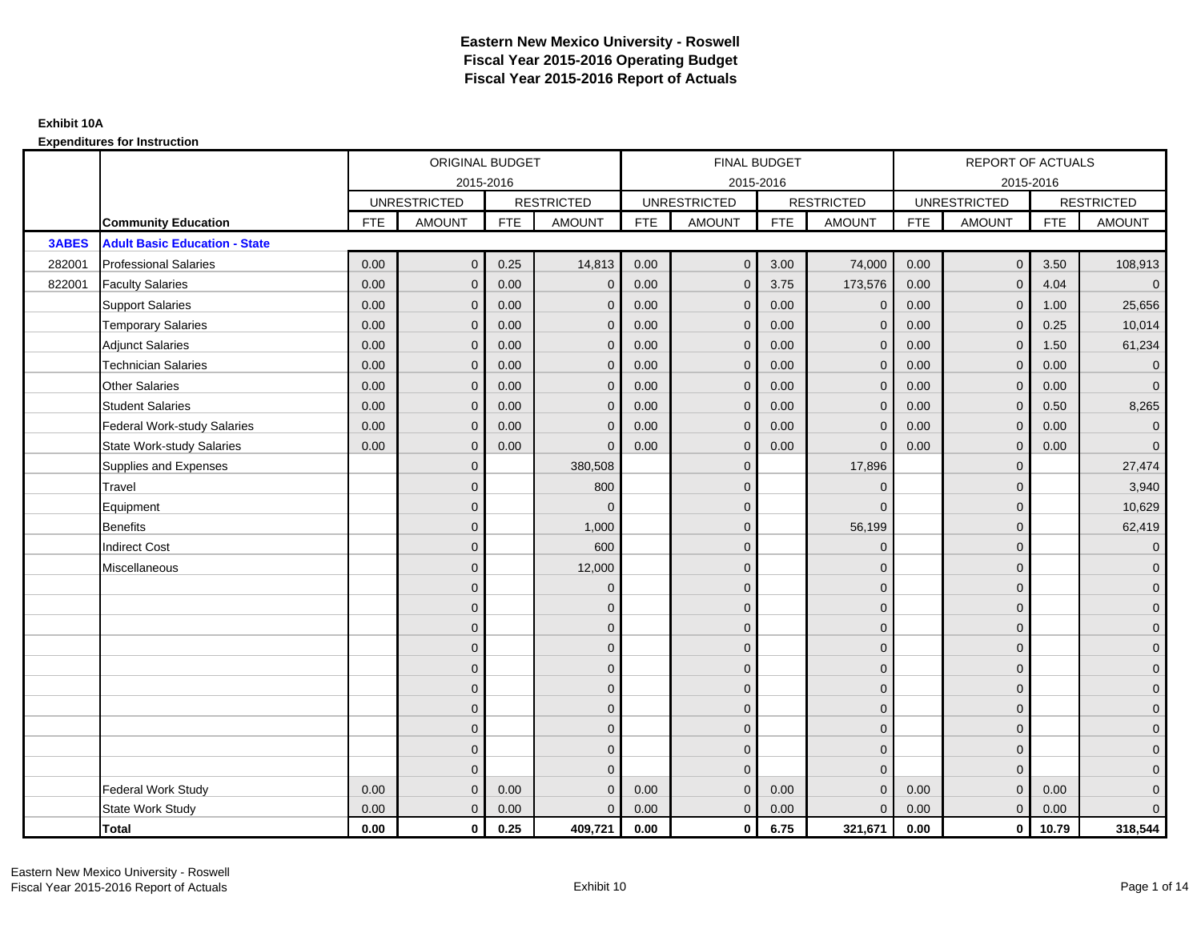# Eastern New Mexico University - Roswell
## Fiscal Year 2015-2016 Operating Budget
## Fiscal Year 2015-2016 Report of Actuals

**Exhibit 10A**

**Expenditures for Instruction**

| | | ORIGINAL BUDGET 2015-2016 | | | | FINAL BUDGET 2015-2016 | | | | REPORT OF ACTUALS 2015-2016 | | | |
|---|---|---|---|---|---|---|---|---|---|---|---|---|---|
| | | UNRESTRICTED | | RESTRICTED | | UNRESTRICTED | | RESTRICTED | | UNRESTRICTED | | RESTRICTED | |
| | **Community Education** | FTE | AMOUNT | FTE | AMOUNT | FTE | AMOUNT | FTE | AMOUNT | FTE | AMOUNT | FTE | AMOUNT |
| **3ABES** | **Adult Basic Education - State** | | | | | | | | | | | | |
| 282001 | Professional Salaries | 0.00 | 0 | 0.25 | 14,813 | 0.00 | 0 | 3.00 | 74,000 | 0.00 | 0 | 3.50 | 108,913 |
| 822001 | Faculty Salaries | 0.00 | 0 | 0.00 | 0 | 0.00 | 0 | 3.75 | 173,576 | 0.00 | 0 | 4.04 | 0 |
| | Support Salaries | 0.00 | 0 | 0.00 | 0 | 0.00 | 0 | 0.00 | 0 | 0.00 | 0 | 1.00 | 25,656 |
| | Temporary Salaries | 0.00 | 0 | 0.00 | 0 | 0.00 | 0 | 0.00 | 0 | 0.00 | 0 | 0.25 | 10,014 |
| | Adjunct Salaries | 0.00 | 0 | 0.00 | 0 | 0.00 | 0 | 0.00 | 0 | 0.00 | 0 | 1.50 | 61,234 |
| | Technician Salaries | 0.00 | 0 | 0.00 | 0 | 0.00 | 0 | 0.00 | 0 | 0.00 | 0 | 0.00 | 0 |
| | Other Salaries | 0.00 | 0 | 0.00 | 0 | 0.00 | 0 | 0.00 | 0 | 0.00 | 0 | 0.00 | 0 |
| | Student Salaries | 0.00 | 0 | 0.00 | 0 | 0.00 | 0 | 0.00 | 0 | 0.00 | 0 | 0.50 | 8,265 |
| | Federal Work-study Salaries | 0.00 | 0 | 0.00 | 0 | 0.00 | 0 | 0.00 | 0 | 0.00 | 0 | 0.00 | 0 |
| | State Work-study Salaries | 0.00 | 0 | 0.00 | 0 | 0.00 | 0 | 0.00 | 0 | 0.00 | 0 | 0.00 | 0 |
| | Supplies and Expenses | | 0 | | 380,508 | | 0 | | 17,896 | | 0 | | 27,474 |
| | Travel | | 0 | | 800 | | 0 | | 0 | | 0 | | 3,940 |
| | Equipment | | 0 | | 0 | | 0 | | 0 | | 0 | | 10,629 |
| | Benefits | | 0 | | 1,000 | | 0 | | 56,199 | | 0 | | 62,419 |
| | Indirect Cost | | 0 | | 600 | | 0 | | 0 | | 0 | | 0 |
| | Miscellaneous | | 0 | | 12,000 | | 0 | | 0 | | 0 | | 0 |
| | | | 0 | | 0 | | 0 | | 0 | | 0 | | 0 |
| | | | 0 | | 0 | | 0 | | 0 | | 0 | | 0 |
| | | | 0 | | 0 | | 0 | | 0 | | 0 | | 0 |
| | | | 0 | | 0 | | 0 | | 0 | | 0 | | 0 |
| | | | 0 | | 0 | | 0 | | 0 | | 0 | | 0 |
| | | | 0 | | 0 | | 0 | | 0 | | 0 | | 0 |
| | | | 0 | | 0 | | 0 | | 0 | | 0 | | 0 |
| | | | 0 | | 0 | | 0 | | 0 | | 0 | | 0 |
| | | | 0 | | 0 | | 0 | | 0 | | 0 | | 0 |
| | | | 0 | | 0 | | 0 | | 0 | | 0 | | 0 |
| | Federal Work Study | 0.00 | 0 | 0.00 | 0 | 0.00 | 0 | 0.00 | 0 | 0.00 | 0 | 0.00 | 0 |
| | State Work Study | 0.00 | 0 | 0.00 | 0 | 0.00 | 0 | 0.00 | 0 | 0.00 | 0 | 0.00 | 0 |
| | **Total** | **0.00** | **0** | **0.25** | **409,721** | **0.00** | **0** | **6.75** | **321,671** | **0.00** | **0** | **10.79** | **318,544** |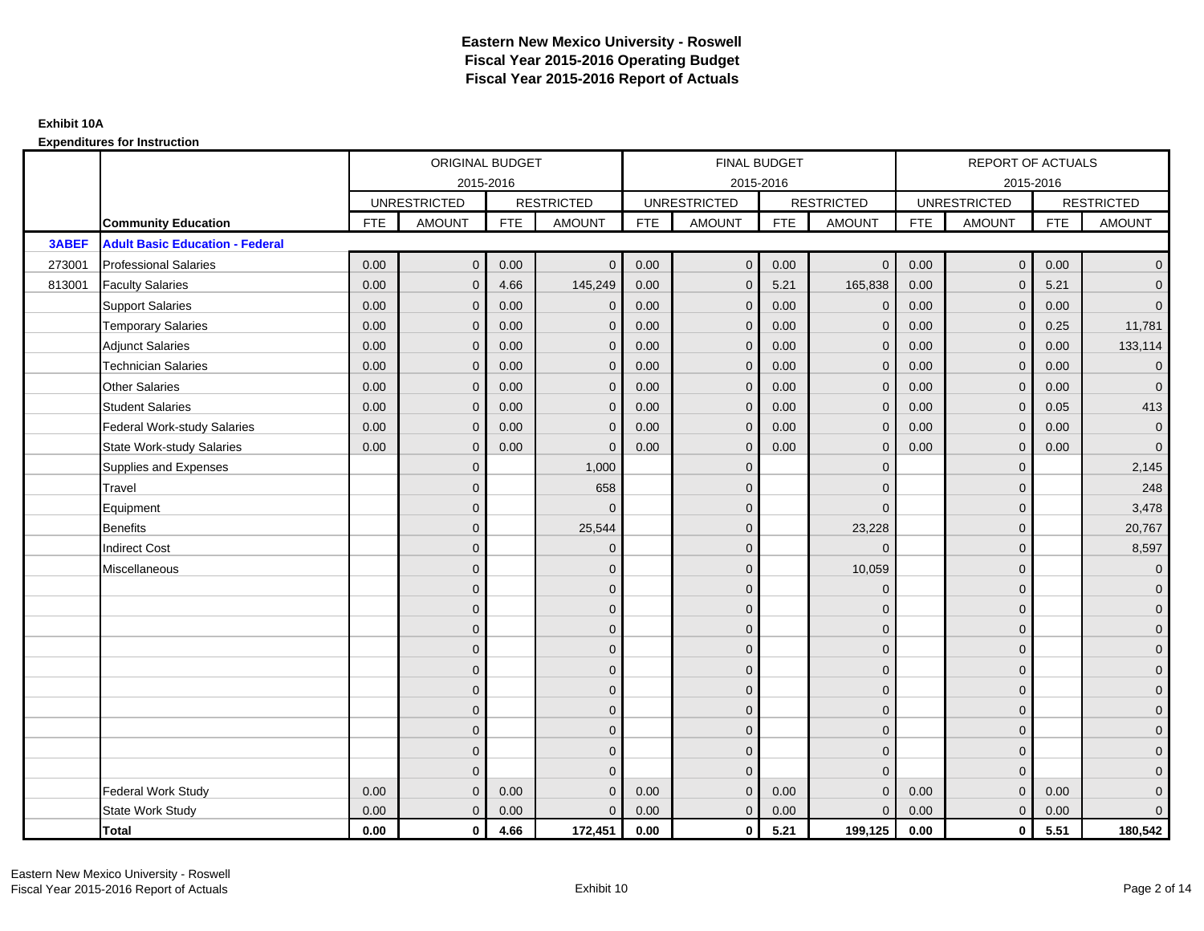# Eastern New Mexico University - Roswell
# Fiscal Year 2015-2016 Operating Budget
# Fiscal Year 2015-2016 Report of Actuals

**Exhibit 10A**

**Expenditures for Instruction**

| | | ORIGINAL BUDGET 2015-2016 | | | | FINAL BUDGET 2015-2016 | | | | REPORT OF ACTUALS 2015-2016 | | | |
|---|---|---|---|---|---|---|---|---|---|---|---|---|---|
| | | UNRESTRICTED | | RESTRICTED | | UNRESTRICTED | | RESTRICTED | | UNRESTRICTED | | RESTRICTED | |
| | **Community Education** | FTE | AMOUNT | FTE | AMOUNT | FTE | AMOUNT | FTE | AMOUNT | FTE | AMOUNT | FTE | AMOUNT |
| **3ABEF** | **Adult Basic Education - Federal** | | | | | | | | | | | | |
| 273001 | Professional Salaries | 0.00 | 0 | 0.00 | 0 | 0.00 | 0 | 0.00 | 0 | 0.00 | 0 | 0.00 | 0 |
| 813001 | Faculty Salaries | 0.00 | 0 | 4.66 | 145,249 | 0.00 | 0 | 5.21 | 165,838 | 0.00 | 0 | 5.21 | 0 |
| | Support Salaries | 0.00 | 0 | 0.00 | 0 | 0.00 | 0 | 0.00 | 0 | 0.00 | 0 | 0.00 | 0 |
| | Temporary Salaries | 0.00 | 0 | 0.00 | 0 | 0.00 | 0 | 0.00 | 0 | 0.00 | 0 | 0.25 | 11,781 |
| | Adjunct Salaries | 0.00 | 0 | 0.00 | 0 | 0.00 | 0 | 0.00 | 0 | 0.00 | 0 | 0.00 | 133,114 |
| | Technician Salaries | 0.00 | 0 | 0.00 | 0 | 0.00 | 0 | 0.00 | 0 | 0.00 | 0 | 0.00 | 0 |
| | Other Salaries | 0.00 | 0 | 0.00 | 0 | 0.00 | 0 | 0.00 | 0 | 0.00 | 0 | 0.00 | 0 |
| | Student Salaries | 0.00 | 0 | 0.00 | 0 | 0.00 | 0 | 0.00 | 0 | 0.00 | 0 | 0.05 | 413 |
| | Federal Work-study Salaries | 0.00 | 0 | 0.00 | 0 | 0.00 | 0 | 0.00 | 0 | 0.00 | 0 | 0.00 | 0 |
| | State Work-study Salaries | 0.00 | 0 | 0.00 | 0 | 0.00 | 0 | 0.00 | 0 | 0.00 | 0 | 0.00 | 0 |
| | Supplies and Expenses | | 0 | | 1,000 | | 0 | | 0 | | 0 | | 2,145 |
| | Travel | | 0 | | 658 | | 0 | | 0 | | 0 | | 248 |
| | Equipment | | 0 | | 0 | | 0 | | 0 | | 0 | | 3,478 |
| | Benefits | | 0 | | 25,544 | | 0 | | 23,228 | | 0 | | 20,767 |
| | Indirect Cost | | 0 | | 0 | | 0 | | 0 | | 0 | | 8,597 |
| | Miscellaneous | | 0 | | 0 | | 0 | | 10,059 | | 0 | | 0 |
| | | | 0 | | 0 | | 0 | | 0 | | 0 | | 0 |
| | | | 0 | | 0 | | 0 | | 0 | | 0 | | 0 |
| | | | 0 | | 0 | | 0 | | 0 | | 0 | | 0 |
| | | | 0 | | 0 | | 0 | | 0 | | 0 | | 0 |
| | | | 0 | | 0 | | 0 | | 0 | | 0 | | 0 |
| | | | 0 | | 0 | | 0 | | 0 | | 0 | | 0 |
| | | | 0 | | 0 | | 0 | | 0 | | 0 | | 0 |
| | | | 0 | | 0 | | 0 | | 0 | | 0 | | 0 |
| | | | 0 | | 0 | | 0 | | 0 | | 0 | | 0 |
| | | | 0 | | 0 | | 0 | | 0 | | 0 | | 0 |
| | Federal Work Study | 0.00 | 0 | 0.00 | 0 | 0.00 | 0 | 0.00 | 0 | 0.00 | 0 | 0.00 | 0 |
| | State Work Study | 0.00 | 0 | 0.00 | 0 | 0.00 | 0 | 0.00 | 0 | 0.00 | 0 | 0.00 | 0 |
| | **Total** | **0.00** | **0** | **4.66** | **172,451** | **0.00** | **0** | **5.21** | **199,125** | **0.00** | **0** | **5.51** | **180,542** |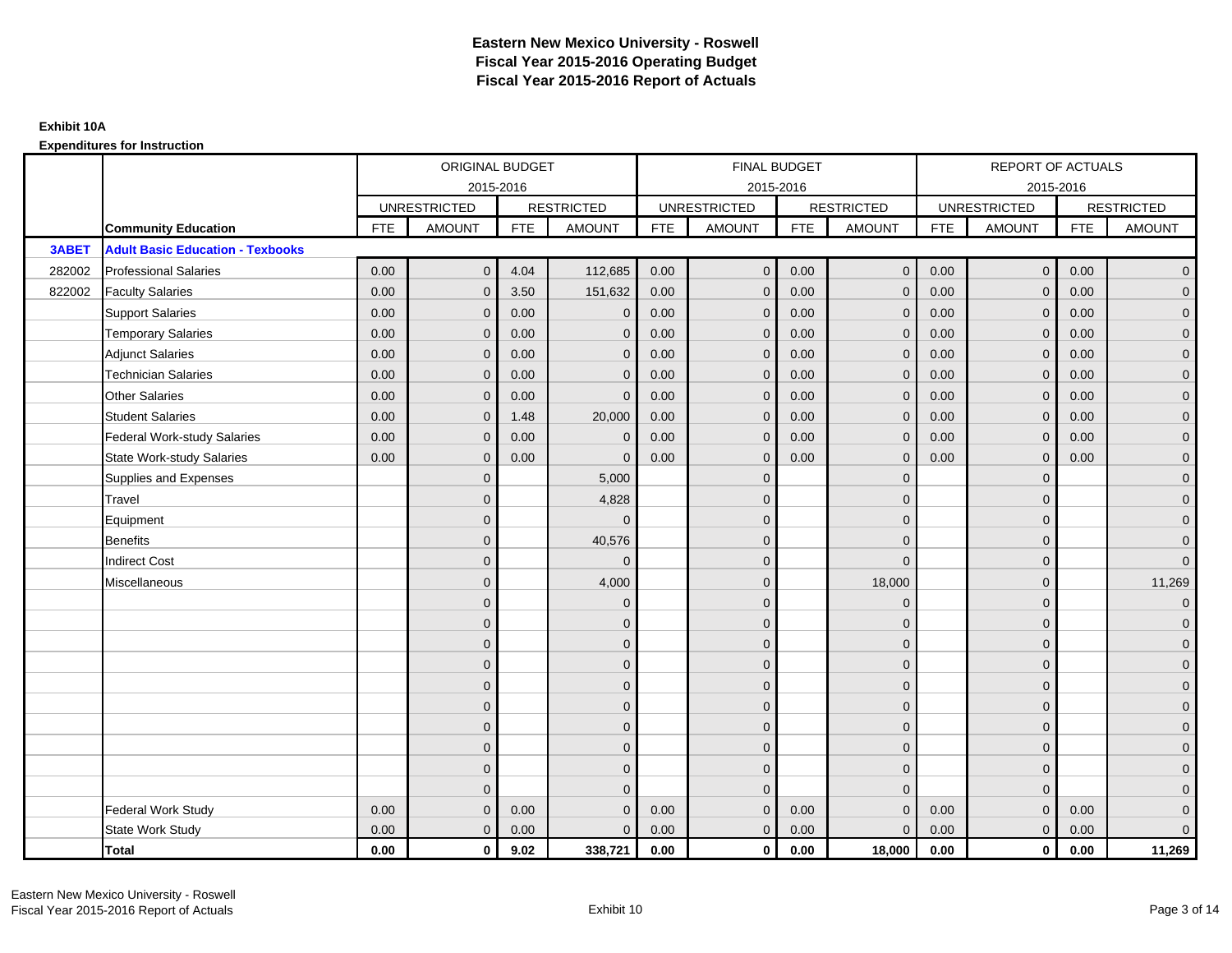# Eastern New Mexico University - Roswell
## Fiscal Year 2015-2016 Operating Budget
## Fiscal Year 2015-2016 Report of Actuals

**Exhibit 10A**

**Expenditures for Instruction**

| | | ORIGINAL BUDGET 2015-2016 | | | | FINAL BUDGET 2015-2016 | | | | REPORT OF ACTUALS 2015-2016 | | | |
|---|---|---|---|---|---|---|---|---|---|---|---|---|---|
| | | UNRESTRICTED | | RESTRICTED | | UNRESTRICTED | | RESTRICTED | | UNRESTRICTED | | RESTRICTED | |
| | **Community Education** | FTE | AMOUNT | FTE | AMOUNT | FTE | AMOUNT | FTE | AMOUNT | FTE | AMOUNT | FTE | AMOUNT |
| **3ABET** | **Adult Basic Education - Texbooks** | | | | | | | | | | | | |
| 282002 | Professional Salaries | 0.00 | 0 | 4.04 | 112,685 | 0.00 | 0 | 0.00 | 0 | 0.00 | 0 | 0.00 | 0 |
| 822002 | Faculty Salaries | 0.00 | 0 | 3.50 | 151,632 | 0.00 | 0 | 0.00 | 0 | 0.00 | 0 | 0.00 | 0 |
| | Support Salaries | 0.00 | 0 | 0.00 | 0 | 0.00 | 0 | 0.00 | 0 | 0.00 | 0 | 0.00 | 0 |
| | Temporary Salaries | 0.00 | 0 | 0.00 | 0 | 0.00 | 0 | 0.00 | 0 | 0.00 | 0 | 0.00 | 0 |
| | Adjunct Salaries | 0.00 | 0 | 0.00 | 0 | 0.00 | 0 | 0.00 | 0 | 0.00 | 0 | 0.00 | 0 |
| | Technician Salaries | 0.00 | 0 | 0.00 | 0 | 0.00 | 0 | 0.00 | 0 | 0.00 | 0 | 0.00 | 0 |
| | Other Salaries | 0.00 | 0 | 0.00 | 0 | 0.00 | 0 | 0.00 | 0 | 0.00 | 0 | 0.00 | 0 |
| | Student Salaries | 0.00 | 0 | 1.48 | 20,000 | 0.00 | 0 | 0.00 | 0 | 0.00 | 0 | 0.00 | 0 |
| | Federal Work-study Salaries | 0.00 | 0 | 0.00 | 0 | 0.00 | 0 | 0.00 | 0 | 0.00 | 0 | 0.00 | 0 |
| | State Work-study Salaries | 0.00 | 0 | 0.00 | 0 | 0.00 | 0 | 0.00 | 0 | 0.00 | 0 | 0.00 | 0 |
| | Supplies and Expenses | | 0 | | 5,000 | | 0 | | 0 | | 0 | | 0 |
| | Travel | | 0 | | 4,828 | | 0 | | 0 | | 0 | | 0 |
| | Equipment | | 0 | | 0 | | 0 | | 0 | | 0 | | 0 |
| | Benefits | | 0 | | 40,576 | | 0 | | 0 | | 0 | | 0 |
| | Indirect Cost | | 0 | | 0 | | 0 | | 0 | | 0 | | 0 |
| | Miscellaneous | | 0 | | 4,000 | | 0 | | 18,000 | | 0 | | 11,269 |
| | | | 0 | | 0 | | 0 | | 0 | | 0 | | 0 |
| | | | 0 | | 0 | | 0 | | 0 | | 0 | | 0 |
| | | | 0 | | 0 | | 0 | | 0 | | 0 | | 0 |
| | | | 0 | | 0 | | 0 | | 0 | | 0 | | 0 |
| | | | 0 | | 0 | | 0 | | 0 | | 0 | | 0 |
| | | | 0 | | 0 | | 0 | | 0 | | 0 | | 0 |
| | | | 0 | | 0 | | 0 | | 0 | | 0 | | 0 |
| | | | 0 | | 0 | | 0 | | 0 | | 0 | | 0 |
| | | | 0 | | 0 | | 0 | | 0 | | 0 | | 0 |
| | | | 0 | | 0 | | 0 | | 0 | | 0 | | 0 |
| | Federal Work Study | 0.00 | 0 | 0.00 | 0 | 0.00 | 0 | 0.00 | 0 | 0.00 | 0 | 0.00 | 0 |
| | State Work Study | 0.00 | 0 | 0.00 | 0 | 0.00 | 0 | 0.00 | 0 | 0.00 | 0 | 0.00 | 0 |
| | **Total** | **0.00** | **0** | **9.02** | **338,721** | **0.00** | **0** | **0.00** | **18,000** | **0.00** | **0** | **0.00** | **11,269** |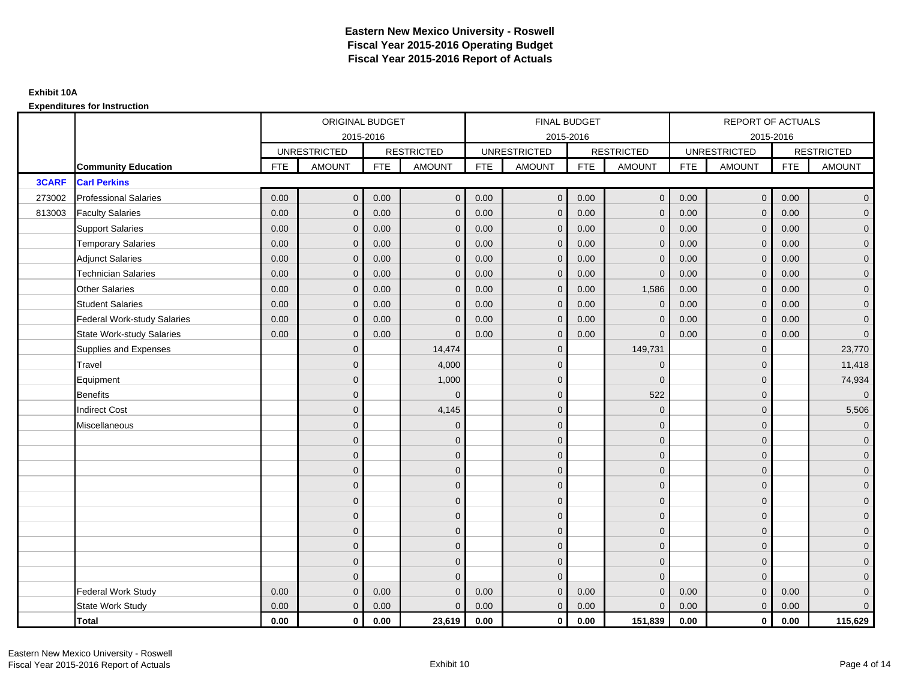# Eastern New Mexico University - Roswell
# Fiscal Year 2015-2016 Operating Budget
# Fiscal Year 2015-2016 Report of Actuals

**Exhibit 10A**

**Expenditures for Instruction**

| | | ORIGINAL BUDGET 2015-2016 | | | | FINAL BUDGET 2015-2016 | | | | REPORT OF ACTUALS 2015-2016 | | | |
|---|---|---|---|---|---|---|---|---|---|---|---|---|---|
| | | UNRESTRICTED | | RESTRICTED | | UNRESTRICTED | | RESTRICTED | | UNRESTRICTED | | RESTRICTED | |
| | **Community Education** | FTE | AMOUNT | FTE | AMOUNT | FTE | AMOUNT | FTE | AMOUNT | FTE | AMOUNT | FTE | AMOUNT |
| **3CARF** | **Carl Perkins** | | | | | | | | | | | | |
| 273002 | Professional Salaries | 0.00 | 0 | 0.00 | 0 | 0.00 | 0 | 0.00 | 0 | 0.00 | 0 | 0.00 | 0 |
| 813003 | Faculty Salaries | 0.00 | 0 | 0.00 | 0 | 0.00 | 0 | 0.00 | 0 | 0.00 | 0 | 0.00 | 0 |
| | Support Salaries | 0.00 | 0 | 0.00 | 0 | 0.00 | 0 | 0.00 | 0 | 0.00 | 0 | 0.00 | 0 |
| | Temporary Salaries | 0.00 | 0 | 0.00 | 0 | 0.00 | 0 | 0.00 | 0 | 0.00 | 0 | 0.00 | 0 |
| | Adjunct Salaries | 0.00 | 0 | 0.00 | 0 | 0.00 | 0 | 0.00 | 0 | 0.00 | 0 | 0.00 | 0 |
| | Technician Salaries | 0.00 | 0 | 0.00 | 0 | 0.00 | 0 | 0.00 | 0 | 0.00 | 0 | 0.00 | 0 |
| | Other Salaries | 0.00 | 0 | 0.00 | 0 | 0.00 | 0 | 0.00 | 1,586 | 0.00 | 0 | 0.00 | 0 |
| | Student Salaries | 0.00 | 0 | 0.00 | 0 | 0.00 | 0 | 0.00 | 0 | 0.00 | 0 | 0.00 | 0 |
| | Federal Work-study Salaries | 0.00 | 0 | 0.00 | 0 | 0.00 | 0 | 0.00 | 0 | 0.00 | 0 | 0.00 | 0 |
| | State Work-study Salaries | 0.00 | 0 | 0.00 | 0 | 0.00 | 0 | 0.00 | 0 | 0.00 | 0 | 0.00 | 0 |
| | Supplies and Expenses | | 0 | | 14,474 | | 0 | | 149,731 | | 0 | | 23,770 |
| | Travel | | 0 | | 4,000 | | 0 | | 0 | | 0 | | 11,418 |
| | Equipment | | 0 | | 1,000 | | 0 | | 0 | | 0 | | 74,934 |
| | Benefits | | 0 | | 0 | | 0 | | 522 | | 0 | | 0 |
| | Indirect Cost | | 0 | | 4,145 | | 0 | | 0 | | 0 | | 5,506 |
| | Miscellaneous | | 0 | | 0 | | 0 | | 0 | | 0 | | 0 |
| | | | 0 | | 0 | | 0 | | 0 | | 0 | | 0 |
| | | | 0 | | 0 | | 0 | | 0 | | 0 | | 0 |
| | | | 0 | | 0 | | 0 | | 0 | | 0 | | 0 |
| | | | 0 | | 0 | | 0 | | 0 | | 0 | | 0 |
| | | | 0 | | 0 | | 0 | | 0 | | 0 | | 0 |
| | | | 0 | | 0 | | 0 | | 0 | | 0 | | 0 |
| | | | 0 | | 0 | | 0 | | 0 | | 0 | | 0 |
| | | | 0 | | 0 | | 0 | | 0 | | 0 | | 0 |
| | | | 0 | | 0 | | 0 | | 0 | | 0 | | 0 |
| | | | 0 | | 0 | | 0 | | 0 | | 0 | | 0 |
| | Federal Work Study | 0.00 | 0 | 0.00 | 0 | 0.00 | 0 | 0.00 | 0 | 0.00 | 0 | 0.00 | 0 |
| | State Work Study | 0.00 | 0 | 0.00 | 0 | 0.00 | 0 | 0.00 | 0 | 0.00 | 0 | 0.00 | 0 |
| | **Total** | **0.00** | **0** | **0.00** | **23,619** | **0.00** | **0** | **0.00** | **151,839** | **0.00** | **0** | **0.00** | **115,629** |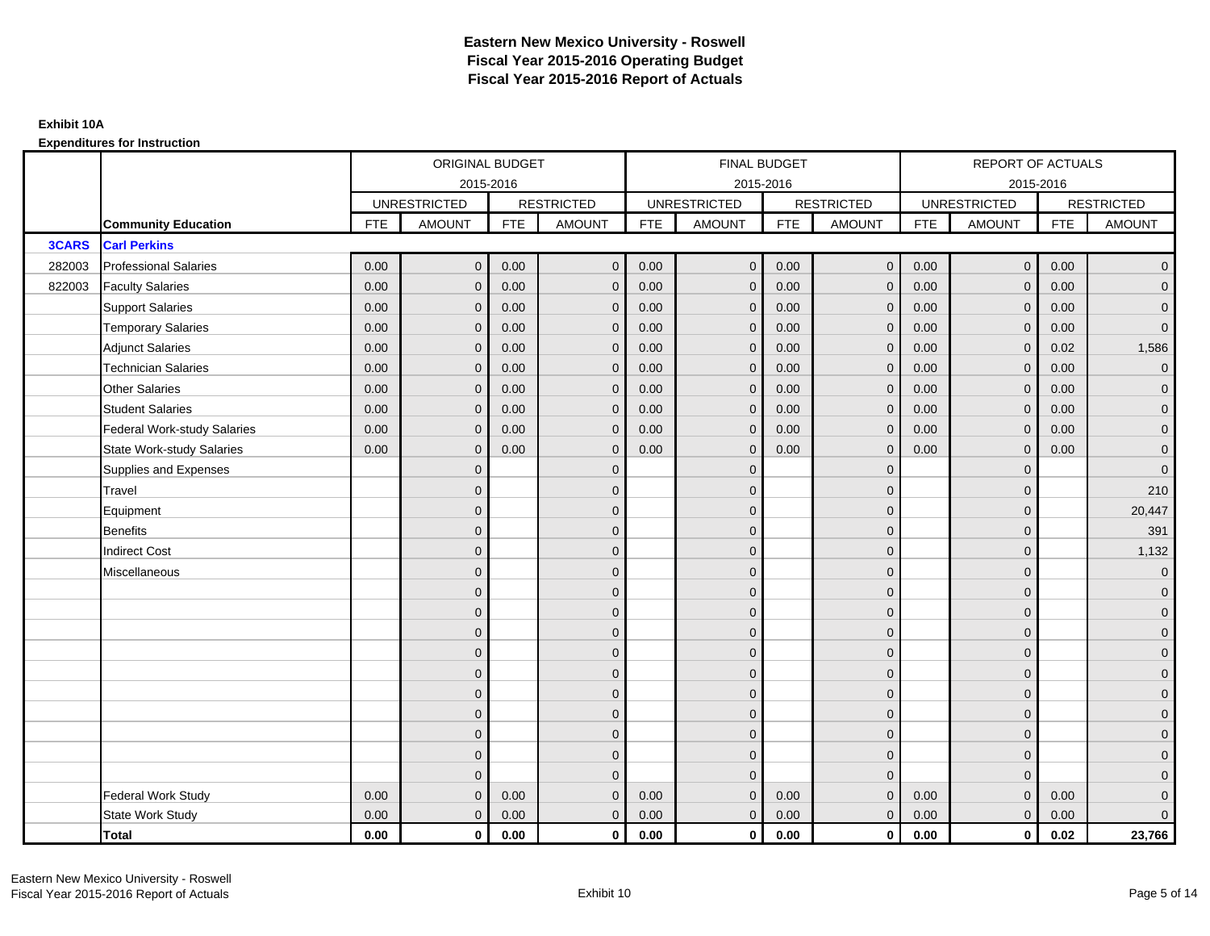# Eastern New Mexico University - Roswell
## Fiscal Year 2015-2016 Operating Budget
## Fiscal Year 2015-2016 Report of Actuals

**Exhibit 10A**

**Expenditures for Instruction**

| | | ORIGINAL BUDGET | | | | FINAL BUDGET | | | | REPORT OF ACTUALS | | | |
|---|---|---|---|---|---|---|---|---|---|---|---|---|---|
| | | 2015-2016 | | | | 2015-2016 | | | | 2015-2016 | | | |
| | | UNRESTRICTED | | RESTRICTED | | UNRESTRICTED | | RESTRICTED | | UNRESTRICTED | | RESTRICTED | |
| | **Community Education** | FTE | AMOUNT | FTE | AMOUNT | FTE | AMOUNT | FTE | AMOUNT | FTE | AMOUNT | FTE | AMOUNT |
| **3CARS** | **Carl Perkins** | | | | | | | | | | | | |
| 282003 | Professional Salaries | 0.00 | 0 | 0.00 | 0 | 0.00 | 0 | 0.00 | 0 | 0.00 | 0 | 0.00 | 0 |
| 822003 | Faculty Salaries | 0.00 | 0 | 0.00 | 0 | 0.00 | 0 | 0.00 | 0 | 0.00 | 0 | 0.00 | 0 |
| | Support Salaries | 0.00 | 0 | 0.00 | 0 | 0.00 | 0 | 0.00 | 0 | 0.00 | 0 | 0.00 | 0 |
| | Temporary Salaries | 0.00 | 0 | 0.00 | 0 | 0.00 | 0 | 0.00 | 0 | 0.00 | 0 | 0.00 | 0 |
| | Adjunct Salaries | 0.00 | 0 | 0.00 | 0 | 0.00 | 0 | 0.00 | 0 | 0.00 | 0 | 0.02 | 1,586 |
| | Technician Salaries | 0.00 | 0 | 0.00 | 0 | 0.00 | 0 | 0.00 | 0 | 0.00 | 0 | 0.00 | 0 |
| | Other Salaries | 0.00 | 0 | 0.00 | 0 | 0.00 | 0 | 0.00 | 0 | 0.00 | 0 | 0.00 | 0 |
| | Student Salaries | 0.00 | 0 | 0.00 | 0 | 0.00 | 0 | 0.00 | 0 | 0.00 | 0 | 0.00 | 0 |
| | Federal Work-study Salaries | 0.00 | 0 | 0.00 | 0 | 0.00 | 0 | 0.00 | 0 | 0.00 | 0 | 0.00 | 0 |
| | State Work-study Salaries | 0.00 | 0 | 0.00 | 0 | 0.00 | 0 | 0.00 | 0 | 0.00 | 0 | 0.00 | 0 |
| | Supplies and Expenses | | 0 | | 0 | | 0 | | 0 | | 0 | | 0 |
| | Travel | | 0 | | 0 | | 0 | | 0 | | 0 | | 210 |
| | Equipment | | 0 | | 0 | | 0 | | 0 | | 0 | | 20,447 |
| | Benefits | | 0 | | 0 | | 0 | | 0 | | 0 | | 391 |
| | Indirect Cost | | 0 | | 0 | | 0 | | 0 | | 0 | | 1,132 |
| | Miscellaneous | | 0 | | 0 | | 0 | | 0 | | 0 | | 0 |
| | | | 0 | | 0 | | 0 | | 0 | | 0 | | 0 |
| | | | 0 | | 0 | | 0 | | 0 | | 0 | | 0 |
| | | | 0 | | 0 | | 0 | | 0 | | 0 | | 0 |
| | | | 0 | | 0 | | 0 | | 0 | | 0 | | 0 |
| | | | 0 | | 0 | | 0 | | 0 | | 0 | | 0 |
| | | | 0 | | 0 | | 0 | | 0 | | 0 | | 0 |
| | | | 0 | | 0 | | 0 | | 0 | | 0 | | 0 |
| | | | 0 | | 0 | | 0 | | 0 | | 0 | | 0 |
| | | | 0 | | 0 | | 0 | | 0 | | 0 | | 0 |
| | | | 0 | | 0 | | 0 | | 0 | | 0 | | 0 |
| | Federal Work Study | 0.00 | 0 | 0.00 | 0 | 0.00 | 0 | 0.00 | 0 | 0.00 | 0 | 0.00 | 0 |
| | State Work Study | 0.00 | 0 | 0.00 | 0 | 0.00 | 0 | 0.00 | 0 | 0.00 | 0 | 0.00 | 0 |
| | **Total** | **0.00** | **0** | **0.00** | **0** | **0.00** | **0** | **0.00** | **0** | **0.00** | **0** | **0.02** | **23,766** |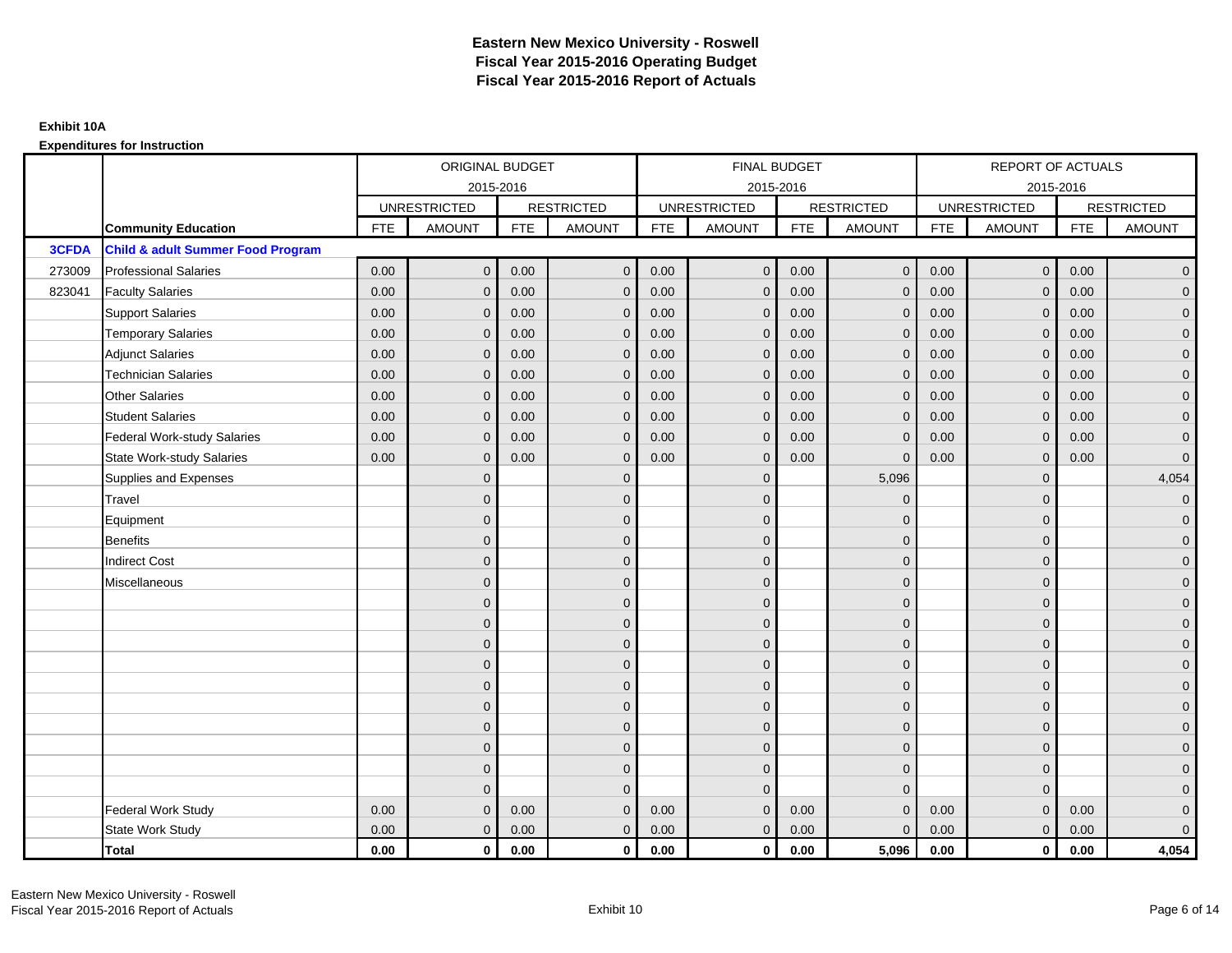# Eastern New Mexico University - Roswell
## Fiscal Year 2015-2016 Operating Budget
## Fiscal Year 2015-2016 Report of Actuals

**Exhibit 10A**

**Expenditures for Instruction**

| | | ORIGINAL BUDGET 2015-2016 | | | | FINAL BUDGET 2015-2016 | | | | REPORT OF ACTUALS 2015-2016 | | | |
|---|---|---|---|---|---|---|---|---|---|---|---|---|---|
| | | UNRESTRICTED | | RESTRICTED | | UNRESTRICTED | | RESTRICTED | | UNRESTRICTED | | RESTRICTED | |
| | **Community Education** | FTE | AMOUNT | FTE | AMOUNT | FTE | AMOUNT | FTE | AMOUNT | FTE | AMOUNT | FTE | AMOUNT |
| **3CFDA** | **Child & adult Summer Food Program** | | | | | | | | | | | | |
| 273009 | Professional Salaries | 0.00 | 0 | 0.00 | 0 | 0.00 | 0 | 0.00 | 0 | 0.00 | 0 | 0.00 | 0 |
| 823041 | Faculty Salaries | 0.00 | 0 | 0.00 | 0 | 0.00 | 0 | 0.00 | 0 | 0.00 | 0 | 0.00 | 0 |
| | Support Salaries | 0.00 | 0 | 0.00 | 0 | 0.00 | 0 | 0.00 | 0 | 0.00 | 0 | 0.00 | 0 |
| | Temporary Salaries | 0.00 | 0 | 0.00 | 0 | 0.00 | 0 | 0.00 | 0 | 0.00 | 0 | 0.00 | 0 |
| | Adjunct Salaries | 0.00 | 0 | 0.00 | 0 | 0.00 | 0 | 0.00 | 0 | 0.00 | 0 | 0.00 | 0 |
| | Technician Salaries | 0.00 | 0 | 0.00 | 0 | 0.00 | 0 | 0.00 | 0 | 0.00 | 0 | 0.00 | 0 |
| | Other Salaries | 0.00 | 0 | 0.00 | 0 | 0.00 | 0 | 0.00 | 0 | 0.00 | 0 | 0.00 | 0 |
| | Student Salaries | 0.00 | 0 | 0.00 | 0 | 0.00 | 0 | 0.00 | 0 | 0.00 | 0 | 0.00 | 0 |
| | Federal Work-study Salaries | 0.00 | 0 | 0.00 | 0 | 0.00 | 0 | 0.00 | 0 | 0.00 | 0 | 0.00 | 0 |
| | State Work-study Salaries | 0.00 | 0 | 0.00 | 0 | 0.00 | 0 | 0.00 | 0 | 0.00 | 0 | 0.00 | 0 |
| | Supplies and Expenses | | 0 | | 0 | | 0 | | 5,096 | | 0 | | 4,054 |
| | Travel | | 0 | | 0 | | 0 | | 0 | | 0 | | 0 |
| | Equipment | | 0 | | 0 | | 0 | | 0 | | 0 | | 0 |
| | Benefits | | 0 | | 0 | | 0 | | 0 | | 0 | | 0 |
| | Indirect Cost | | 0 | | 0 | | 0 | | 0 | | 0 | | 0 |
| | Miscellaneous | | 0 | | 0 | | 0 | | 0 | | 0 | | 0 |
| | | | 0 | | 0 | | 0 | | 0 | | 0 | | 0 |
| | | | 0 | | 0 | | 0 | | 0 | | 0 | | 0 |
| | | | 0 | | 0 | | 0 | | 0 | | 0 | | 0 |
| | | | 0 | | 0 | | 0 | | 0 | | 0 | | 0 |
| | | | 0 | | 0 | | 0 | | 0 | | 0 | | 0 |
| | | | 0 | | 0 | | 0 | | 0 | | 0 | | 0 |
| | | | 0 | | 0 | | 0 | | 0 | | 0 | | 0 |
| | | | 0 | | 0 | | 0 | | 0 | | 0 | | 0 |
| | | | 0 | | 0 | | 0 | | 0 | | 0 | | 0 |
| | | | 0 | | 0 | | 0 | | 0 | | 0 | | 0 |
| | Federal Work Study | 0.00 | 0 | 0.00 | 0 | 0.00 | 0 | 0.00 | 0 | 0.00 | 0 | 0.00 | 0 |
| | State Work Study | 0.00 | 0 | 0.00 | 0 | 0.00 | 0 | 0.00 | 0 | 0.00 | 0 | 0.00 | 0 |
| | **Total** | **0.00** | **0** | **0.00** | **0** | **0.00** | **0** | **0.00** | **5,096** | **0.00** | **0** | **0.00** | **4,054** |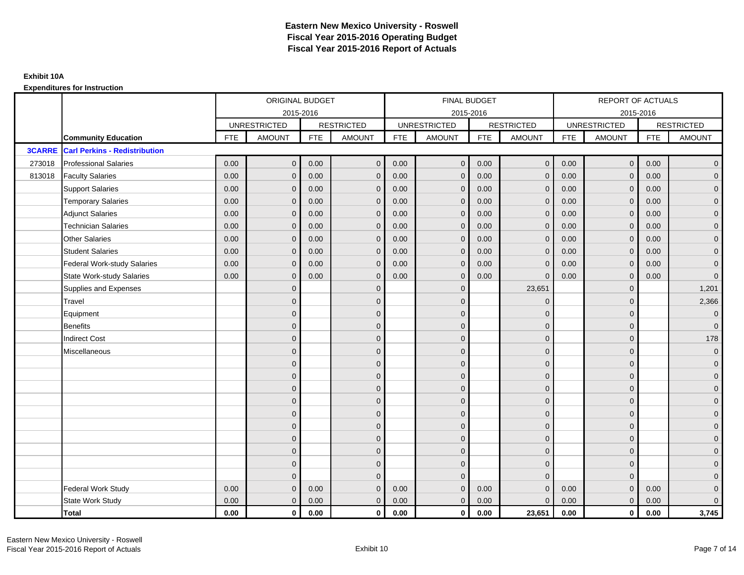# Eastern New Mexico University - Roswell
# Fiscal Year 2015-2016 Operating Budget
# Fiscal Year 2015-2016 Report of Actuals

**Exhibit 10A**

**Expenditures for Instruction**

| | | ORIGINAL BUDGET | | | | FINAL BUDGET | | | | REPORT OF ACTUALS | | | |
|---|---|---|---|---|---|---|---|---|---|---|---|---|---|
| | | 2015-2016 | | | | 2015-2016 | | | | 2015-2016 | | | |
| | | UNRESTRICTED | | RESTRICTED | | UNRESTRICTED | | RESTRICTED | | UNRESTRICTED | | RESTRICTED | |
| | **Community Education** | FTE | AMOUNT | FTE | AMOUNT | FTE | AMOUNT | FTE | AMOUNT | FTE | AMOUNT | FTE | AMOUNT |
| **3CARRE** | **Carl Perkins - Redistribution** | | | | | | | | | | | | |
| 273018 | Professional Salaries | 0.00 | 0 | 0.00 | 0 | 0.00 | 0 | 0.00 | 0 | 0.00 | 0 | 0.00 | 0 |
| 813018 | Faculty Salaries | 0.00 | 0 | 0.00 | 0 | 0.00 | 0 | 0.00 | 0 | 0.00 | 0 | 0.00 | 0 |
| | Support Salaries | 0.00 | 0 | 0.00 | 0 | 0.00 | 0 | 0.00 | 0 | 0.00 | 0 | 0.00 | 0 |
| | Temporary Salaries | 0.00 | 0 | 0.00 | 0 | 0.00 | 0 | 0.00 | 0 | 0.00 | 0 | 0.00 | 0 |
| | Adjunct Salaries | 0.00 | 0 | 0.00 | 0 | 0.00 | 0 | 0.00 | 0 | 0.00 | 0 | 0.00 | 0 |
| | Technician Salaries | 0.00 | 0 | 0.00 | 0 | 0.00 | 0 | 0.00 | 0 | 0.00 | 0 | 0.00 | 0 |
| | Other Salaries | 0.00 | 0 | 0.00 | 0 | 0.00 | 0 | 0.00 | 0 | 0.00 | 0 | 0.00 | 0 |
| | Student Salaries | 0.00 | 0 | 0.00 | 0 | 0.00 | 0 | 0.00 | 0 | 0.00 | 0 | 0.00 | 0 |
| | Federal Work-study Salaries | 0.00 | 0 | 0.00 | 0 | 0.00 | 0 | 0.00 | 0 | 0.00 | 0 | 0.00 | 0 |
| | State Work-study Salaries | 0.00 | 0 | 0.00 | 0 | 0.00 | 0 | 0.00 | 0 | 0.00 | 0 | 0.00 | 0 |
| | Supplies and Expenses | | 0 | | 0 | | 0 | | 23,651 | | 0 | | 1,201 |
| | Travel | | 0 | | 0 | | 0 | | 0 | | 0 | | 2,366 |
| | Equipment | | 0 | | 0 | | 0 | | 0 | | 0 | | 0 |
| | Benefits | | 0 | | 0 | | 0 | | 0 | | 0 | | 0 |
| | Indirect Cost | | 0 | | 0 | | 0 | | 0 | | 0 | | 178 |
| | Miscellaneous | | 0 | | 0 | | 0 | | 0 | | 0 | | 0 |
| | | | 0 | | 0 | | 0 | | 0 | | 0 | | 0 |
| | | | 0 | | 0 | | 0 | | 0 | | 0 | | 0 |
| | | | 0 | | 0 | | 0 | | 0 | | 0 | | 0 |
| | | | 0 | | 0 | | 0 | | 0 | | 0 | | 0 |
| | | | 0 | | 0 | | 0 | | 0 | | 0 | | 0 |
| | | | 0 | | 0 | | 0 | | 0 | | 0 | | 0 |
| | | | 0 | | 0 | | 0 | | 0 | | 0 | | 0 |
| | | | 0 | | 0 | | 0 | | 0 | | 0 | | 0 |
| | | | 0 | | 0 | | 0 | | 0 | | 0 | | 0 |
| | | | 0 | | 0 | | 0 | | 0 | | 0 | | 0 |
| | Federal Work Study | 0.00 | 0 | 0.00 | 0 | 0.00 | 0 | 0.00 | 0 | 0.00 | 0 | 0.00 | 0 |
| | State Work Study | 0.00 | 0 | 0.00 | 0 | 0.00 | 0 | 0.00 | 0 | 0.00 | 0 | 0.00 | 0 |
| | **Total** | **0.00** | **0** | **0.00** | **0** | **0.00** | **0** | **0.00** | **23,651** | **0.00** | **0** | **0.00** | **3,745** |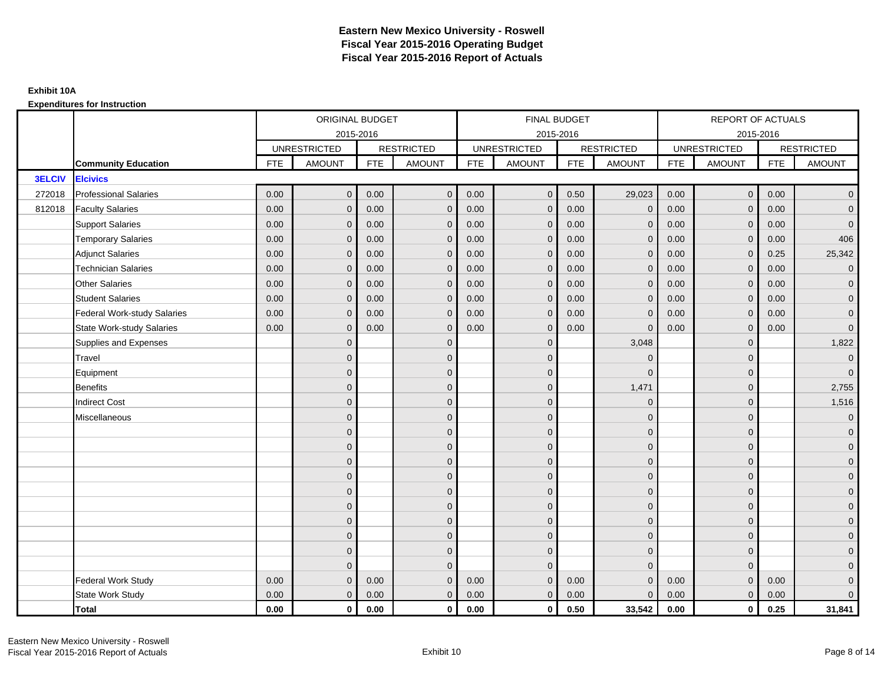# Eastern New Mexico University - Roswell
## Fiscal Year 2015-2016 Operating Budget
## Fiscal Year 2015-2016 Report of Actuals

**Exhibit 10A**

**Expenditures for Instruction**

| | | ORIGINAL BUDGET 2015-2016 | | | | FINAL BUDGET 2015-2016 | | | | REPORT OF ACTUALS 2015-2016 | | | |
|---|---|---|---|---|---|---|---|---|---|---|---|---|---|
| | | UNRESTRICTED | | RESTRICTED | | UNRESTRICTED | | RESTRICTED | | UNRESTRICTED | | RESTRICTED | |
| | **Community Education** | FTE | AMOUNT | FTE | AMOUNT | FTE | AMOUNT | FTE | AMOUNT | FTE | AMOUNT | FTE | AMOUNT |
| **3ELCIV** | **Elcivics** | | | | | | | | | | | | |
| 272018 | Professional Salaries | 0.00 | 0 | 0.00 | 0 | 0.00 | 0 | 0.50 | 29,023 | 0.00 | 0 | 0.00 | 0 |
| 812018 | Faculty Salaries | 0.00 | 0 | 0.00 | 0 | 0.00 | 0 | 0.00 | 0 | 0.00 | 0 | 0.00 | 0 |
| | Support Salaries | 0.00 | 0 | 0.00 | 0 | 0.00 | 0 | 0.00 | 0 | 0.00 | 0 | 0.00 | 0 |
| | Temporary Salaries | 0.00 | 0 | 0.00 | 0 | 0.00 | 0 | 0.00 | 0 | 0.00 | 0 | 0.00 | 406 |
| | Adjunct Salaries | 0.00 | 0 | 0.00 | 0 | 0.00 | 0 | 0.00 | 0 | 0.00 | 0 | 0.25 | 25,342 |
| | Technician Salaries | 0.00 | 0 | 0.00 | 0 | 0.00 | 0 | 0.00 | 0 | 0.00 | 0 | 0.00 | 0 |
| | Other Salaries | 0.00 | 0 | 0.00 | 0 | 0.00 | 0 | 0.00 | 0 | 0.00 | 0 | 0.00 | 0 |
| | Student Salaries | 0.00 | 0 | 0.00 | 0 | 0.00 | 0 | 0.00 | 0 | 0.00 | 0 | 0.00 | 0 |
| | Federal Work-study Salaries | 0.00 | 0 | 0.00 | 0 | 0.00 | 0 | 0.00 | 0 | 0.00 | 0 | 0.00 | 0 |
| | State Work-study Salaries | 0.00 | 0 | 0.00 | 0 | 0.00 | 0 | 0.00 | 0 | 0.00 | 0 | 0.00 | 0 |
| | Supplies and Expenses | | 0 | | 0 | | 0 | | 3,048 | | 0 | | 1,822 |
| | Travel | | 0 | | 0 | | 0 | | 0 | | 0 | | 0 |
| | Equipment | | 0 | | 0 | | 0 | | 0 | | 0 | | 0 |
| | Benefits | | 0 | | 0 | | 0 | | 1,471 | | 0 | | 2,755 |
| | Indirect Cost | | 0 | | 0 | | 0 | | 0 | | 0 | | 1,516 |
| | Miscellaneous | | 0 | | 0 | | 0 | | 0 | | 0 | | 0 |
| | | | 0 | | 0 | | 0 | | 0 | | 0 | | 0 |
| | | | 0 | | 0 | | 0 | | 0 | | 0 | | 0 |
| | | | 0 | | 0 | | 0 | | 0 | | 0 | | 0 |
| | | | 0 | | 0 | | 0 | | 0 | | 0 | | 0 |
| | | | 0 | | 0 | | 0 | | 0 | | 0 | | 0 |
| | | | 0 | | 0 | | 0 | | 0 | | 0 | | 0 |
| | | | 0 | | 0 | | 0 | | 0 | | 0 | | 0 |
| | | | 0 | | 0 | | 0 | | 0 | | 0 | | 0 |
| | | | 0 | | 0 | | 0 | | 0 | | 0 | | 0 |
| | | | 0 | | 0 | | 0 | | 0 | | 0 | | 0 |
| | Federal Work Study | 0.00 | 0 | 0.00 | 0 | 0.00 | 0 | 0.00 | 0 | 0.00 | 0 | 0.00 | 0 |
| | State Work Study | 0.00 | 0 | 0.00 | 0 | 0.00 | 0 | 0.00 | 0 | 0.00 | 0 | 0.00 | 0 |
| | **Total** | **0.00** | **0** | **0.00** | **0** | **0.00** | **0** | **0.50** | **33,542** | **0.00** | **0** | **0.25** | **31,841** |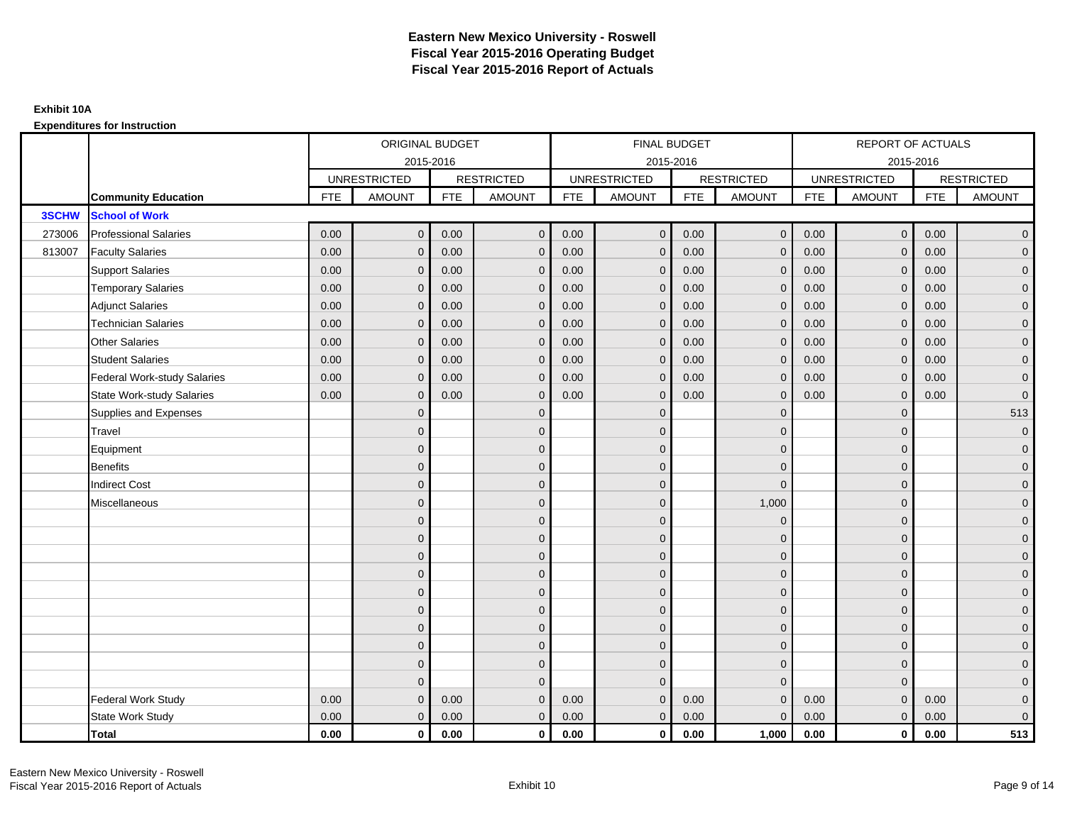# Eastern New Mexico University - Roswell
# Fiscal Year 2015-2016 Operating Budget
# Fiscal Year 2015-2016 Report of Actuals

**Exhibit 10A**

**Expenditures for Instruction**

| | | ORIGINAL BUDGET 2015-2016 | | | | FINAL BUDGET 2015-2016 | | | | REPORT OF ACTUALS 2015-2016 | | | |
|---|---|---|---|---|---|---|---|---|---|---|---|---|---|
| | | UNRESTRICTED | | RESTRICTED | | UNRESTRICTED | | RESTRICTED | | UNRESTRICTED | | RESTRICTED | |
| | **Community Education** | FTE | AMOUNT | FTE | AMOUNT | FTE | AMOUNT | FTE | AMOUNT | FTE | AMOUNT | FTE | AMOUNT |
| **3SCHW** | **School of Work** | | | | | | | | | | | | |
| 273006 | Professional Salaries | 0.00 | 0 | 0.00 | 0 | 0.00 | 0 | 0.00 | 0 | 0.00 | 0 | 0.00 | 0 |
| 813007 | Faculty Salaries | 0.00 | 0 | 0.00 | 0 | 0.00 | 0 | 0.00 | 0 | 0.00 | 0 | 0.00 | 0 |
| | Support Salaries | 0.00 | 0 | 0.00 | 0 | 0.00 | 0 | 0.00 | 0 | 0.00 | 0 | 0.00 | 0 |
| | Temporary Salaries | 0.00 | 0 | 0.00 | 0 | 0.00 | 0 | 0.00 | 0 | 0.00 | 0 | 0.00 | 0 |
| | Adjunct Salaries | 0.00 | 0 | 0.00 | 0 | 0.00 | 0 | 0.00 | 0 | 0.00 | 0 | 0.00 | 0 |
| | Technician Salaries | 0.00 | 0 | 0.00 | 0 | 0.00 | 0 | 0.00 | 0 | 0.00 | 0 | 0.00 | 0 |
| | Other Salaries | 0.00 | 0 | 0.00 | 0 | 0.00 | 0 | 0.00 | 0 | 0.00 | 0 | 0.00 | 0 |
| | Student Salaries | 0.00 | 0 | 0.00 | 0 | 0.00 | 0 | 0.00 | 0 | 0.00 | 0 | 0.00 | 0 |
| | Federal Work-study Salaries | 0.00 | 0 | 0.00 | 0 | 0.00 | 0 | 0.00 | 0 | 0.00 | 0 | 0.00 | 0 |
| | State Work-study Salaries | 0.00 | 0 | 0.00 | 0 | 0.00 | 0 | 0.00 | 0 | 0.00 | 0 | 0.00 | 0 |
| | Supplies and Expenses | | 0 | | 0 | | 0 | | 0 | | 0 | | 513 |
| | Travel | | 0 | | 0 | | 0 | | 0 | | 0 | | 0 |
| | Equipment | | 0 | | 0 | | 0 | | 0 | | 0 | | 0 |
| | Benefits | | 0 | | 0 | | 0 | | 0 | | 0 | | 0 |
| | Indirect Cost | | 0 | | 0 | | 0 | | 0 | | 0 | | 0 |
| | Miscellaneous | | 0 | | 0 | | 0 | | 1,000 | | 0 | | 0 |
| | | | 0 | | 0 | | 0 | | 0 | | 0 | | 0 |
| | | | 0 | | 0 | | 0 | | 0 | | 0 | | 0 |
| | | | 0 | | 0 | | 0 | | 0 | | 0 | | 0 |
| | | | 0 | | 0 | | 0 | | 0 | | 0 | | 0 |
| | | | 0 | | 0 | | 0 | | 0 | | 0 | | 0 |
| | | | 0 | | 0 | | 0 | | 0 | | 0 | | 0 |
| | | | 0 | | 0 | | 0 | | 0 | | 0 | | 0 |
| | | | 0 | | 0 | | 0 | | 0 | | 0 | | 0 |
| | | | 0 | | 0 | | 0 | | 0 | | 0 | | 0 |
| | | | 0 | | 0 | | 0 | | 0 | | 0 | | 0 |
| | Federal Work Study | 0.00 | 0 | 0.00 | 0 | 0.00 | 0 | 0.00 | 0 | 0.00 | 0 | 0.00 | 0 |
| | State Work Study | 0.00 | 0 | 0.00 | 0 | 0.00 | 0 | 0.00 | 0 | 0.00 | 0 | 0.00 | 0 |
| | **Total** | **0.00** | **0** | **0.00** | **0** | **0.00** | **0** | **0.00** | **1,000** | **0.00** | **0** | **0.00** | **513** |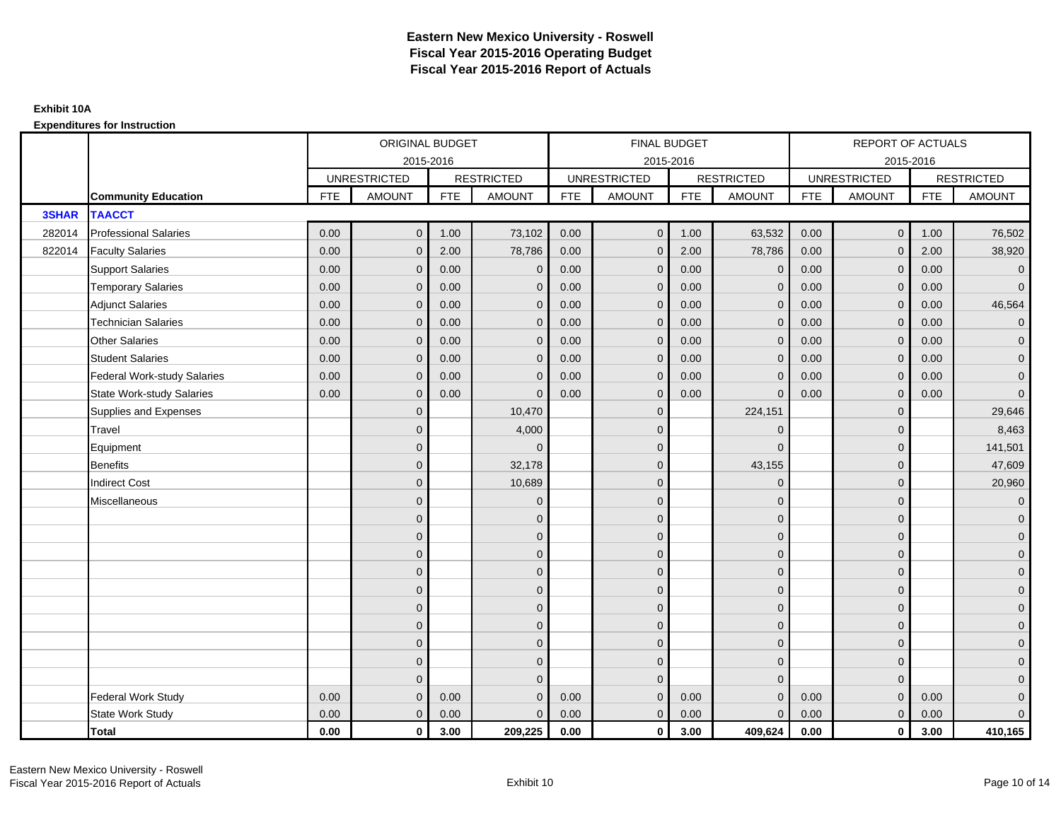# Eastern New Mexico University - Roswell
## Fiscal Year 2015-2016 Operating Budget
## Fiscal Year 2015-2016 Report of Actuals

**Exhibit 10A**

**Expenditures for Instruction**

| | | ORIGINAL BUDGET 2015-2016 | | | | FINAL BUDGET 2015-2016 | | | | REPORT OF ACTUALS 2015-2016 | | | |
|---|---|---|---|---|---|---|---|---|---|---|---|---|---|
| | | UNRESTRICTED | | RESTRICTED | | UNRESTRICTED | | RESTRICTED | | UNRESTRICTED | | RESTRICTED | |
| | **Community Education** | FTE | AMOUNT | FTE | AMOUNT | FTE | AMOUNT | FTE | AMOUNT | FTE | AMOUNT | FTE | AMOUNT |
| **3SHAR** | **TAACCT** | | | | | | | | | | | | |
| 282014 | Professional Salaries | 0.00 | 0 | 1.00 | 73,102 | 0.00 | 0 | 1.00 | 63,532 | 0.00 | 0 | 1.00 | 76,502 |
| 822014 | Faculty Salaries | 0.00 | 0 | 2.00 | 78,786 | 0.00 | 0 | 2.00 | 78,786 | 0.00 | 0 | 2.00 | 38,920 |
| | Support Salaries | 0.00 | 0 | 0.00 | 0 | 0.00 | 0 | 0.00 | 0 | 0.00 | 0 | 0.00 | 0 |
| | Temporary Salaries | 0.00 | 0 | 0.00 | 0 | 0.00 | 0 | 0.00 | 0 | 0.00 | 0 | 0.00 | 0 |
| | Adjunct Salaries | 0.00 | 0 | 0.00 | 0 | 0.00 | 0 | 0.00 | 0 | 0.00 | 0 | 0.00 | 46,564 |
| | Technician Salaries | 0.00 | 0 | 0.00 | 0 | 0.00 | 0 | 0.00 | 0 | 0.00 | 0 | 0.00 | 0 |
| | Other Salaries | 0.00 | 0 | 0.00 | 0 | 0.00 | 0 | 0.00 | 0 | 0.00 | 0 | 0.00 | 0 |
| | Student Salaries | 0.00 | 0 | 0.00 | 0 | 0.00 | 0 | 0.00 | 0 | 0.00 | 0 | 0.00 | 0 |
| | Federal Work-study Salaries | 0.00 | 0 | 0.00 | 0 | 0.00 | 0 | 0.00 | 0 | 0.00 | 0 | 0.00 | 0 |
| | State Work-study Salaries | 0.00 | 0 | 0.00 | 0 | 0.00 | 0 | 0.00 | 0 | 0.00 | 0 | 0.00 | 0 |
| | Supplies and Expenses | | 0 | | 10,470 | | 0 | | 224,151 | | 0 | | 29,646 |
| | Travel | | 0 | | 4,000 | | 0 | | 0 | | 0 | | 8,463 |
| | Equipment | | 0 | | 0 | | 0 | | 0 | | 0 | | 141,501 |
| | Benefits | | 0 | | 32,178 | | 0 | | 43,155 | | 0 | | 47,609 |
| | Indirect Cost | | 0 | | 10,689 | | 0 | | 0 | | 0 | | 20,960 |
| | Miscellaneous | | 0 | | 0 | | 0 | | 0 | | 0 | | 0 |
| | | | 0 | | 0 | | 0 | | 0 | | 0 | | 0 |
| | | | 0 | | 0 | | 0 | | 0 | | 0 | | 0 |
| | | | 0 | | 0 | | 0 | | 0 | | 0 | | 0 |
| | | | 0 | | 0 | | 0 | | 0 | | 0 | | 0 |
| | | | 0 | | 0 | | 0 | | 0 | | 0 | | 0 |
| | | | 0 | | 0 | | 0 | | 0 | | 0 | | 0 |
| | | | 0 | | 0 | | 0 | | 0 | | 0 | | 0 |
| | | | 0 | | 0 | | 0 | | 0 | | 0 | | 0 |
| | | | 0 | | 0 | | 0 | | 0 | | 0 | | 0 |
| | | | 0 | | 0 | | 0 | | 0 | | 0 | | 0 |
| | Federal Work Study | 0.00 | 0 | 0.00 | 0 | 0.00 | 0 | 0.00 | 0 | 0.00 | 0 | 0.00 | 0 |
| | State Work Study | 0.00 | 0 | 0.00 | 0 | 0.00 | 0 | 0.00 | 0 | 0.00 | 0 | 0.00 | 0 |
| | **Total** | **0.00** | **0** | **3.00** | **209,225** | **0.00** | **0** | **3.00** | **409,624** | **0.00** | **0** | **3.00** | **410,165** |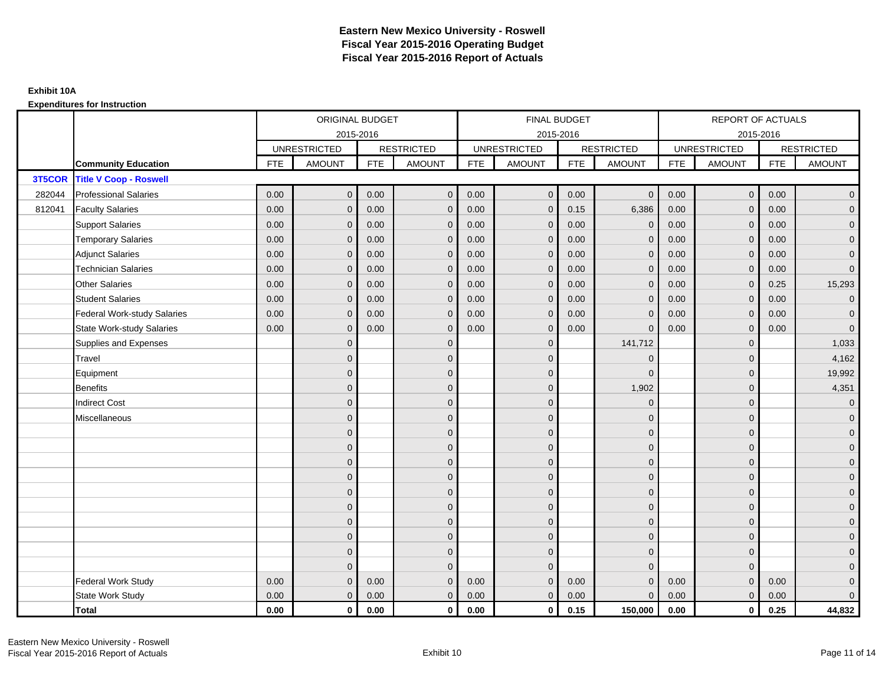# Eastern New Mexico University - Roswell
## Fiscal Year 2015-2016 Operating Budget
## Fiscal Year 2015-2016 Report of Actuals

**Exhibit 10A**

**Expenditures for Instruction**

| | | ORIGINAL BUDGET 2015-2016 | | | | FINAL BUDGET 2015-2016 | | | | REPORT OF ACTUALS 2015-2016 | | | |
|---|---|---|---|---|---|---|---|---|---|---|---|---|---|
| | | UNRESTRICTED | | RESTRICTED | | UNRESTRICTED | | RESTRICTED | | UNRESTRICTED | | RESTRICTED | |
| | **Community Education** | FTE | AMOUNT | FTE | AMOUNT | FTE | AMOUNT | FTE | AMOUNT | FTE | AMOUNT | FTE | AMOUNT |
| **3T5COR** | **Title V Coop - Roswell** | | | | | | | | | | | | |
| 282044 | Professional Salaries | 0.00 | 0 | 0.00 | 0 | 0.00 | 0 | 0.00 | 0 | 0.00 | 0 | 0.00 | 0 |
| 812041 | Faculty Salaries | 0.00 | 0 | 0.00 | 0 | 0.00 | 0 | 0.15 | 6,386 | 0.00 | 0 | 0.00 | 0 |
| | Support Salaries | 0.00 | 0 | 0.00 | 0 | 0.00 | 0 | 0.00 | 0 | 0.00 | 0 | 0.00 | 0 |
| | Temporary Salaries | 0.00 | 0 | 0.00 | 0 | 0.00 | 0 | 0.00 | 0 | 0.00 | 0 | 0.00 | 0 |
| | Adjunct Salaries | 0.00 | 0 | 0.00 | 0 | 0.00 | 0 | 0.00 | 0 | 0.00 | 0 | 0.00 | 0 |
| | Technician Salaries | 0.00 | 0 | 0.00 | 0 | 0.00 | 0 | 0.00 | 0 | 0.00 | 0 | 0.00 | 0 |
| | Other Salaries | 0.00 | 0 | 0.00 | 0 | 0.00 | 0 | 0.00 | 0 | 0.00 | 0 | 0.25 | 15,293 |
| | Student Salaries | 0.00 | 0 | 0.00 | 0 | 0.00 | 0 | 0.00 | 0 | 0.00 | 0 | 0.00 | 0 |
| | Federal Work-study Salaries | 0.00 | 0 | 0.00 | 0 | 0.00 | 0 | 0.00 | 0 | 0.00 | 0 | 0.00 | 0 |
| | State Work-study Salaries | 0.00 | 0 | 0.00 | 0 | 0.00 | 0 | 0.00 | 0 | 0.00 | 0 | 0.00 | 0 |
| | Supplies and Expenses | | 0 | | 0 | | 0 | | 141,712 | | 0 | | 1,033 |
| | Travel | | 0 | | 0 | | 0 | | 0 | | 0 | | 4,162 |
| | Equipment | | 0 | | 0 | | 0 | | 0 | | 0 | | 19,992 |
| | Benefits | | 0 | | 0 | | 0 | | 1,902 | | 0 | | 4,351 |
| | Indirect Cost | | 0 | | 0 | | 0 | | 0 | | 0 | | 0 |
| | Miscellaneous | | 0 | | 0 | | 0 | | 0 | | 0 | | 0 |
| | | | 0 | | 0 | | 0 | | 0 | | 0 | | 0 |
| | | | 0 | | 0 | | 0 | | 0 | | 0 | | 0 |
| | | | 0 | | 0 | | 0 | | 0 | | 0 | | 0 |
| | | | 0 | | 0 | | 0 | | 0 | | 0 | | 0 |
| | | | 0 | | 0 | | 0 | | 0 | | 0 | | 0 |
| | | | 0 | | 0 | | 0 | | 0 | | 0 | | 0 |
| | | | 0 | | 0 | | 0 | | 0 | | 0 | | 0 |
| | | | 0 | | 0 | | 0 | | 0 | | 0 | | 0 |
| | | | 0 | | 0 | | 0 | | 0 | | 0 | | 0 |
| | | | 0 | | 0 | | 0 | | 0 | | 0 | | 0 |
| | Federal Work Study | 0.00 | 0 | 0.00 | 0 | 0.00 | 0 | 0.00 | 0 | 0.00 | 0 | 0.00 | 0 |
| | State Work Study | 0.00 | 0 | 0.00 | 0 | 0.00 | 0 | 0.00 | 0 | 0.00 | 0 | 0.00 | 0 |
| | **Total** | **0.00** | **0** | **0.00** | **0** | **0.00** | **0** | **0.15** | **150,000** | **0.00** | **0** | **0.25** | **44,832** |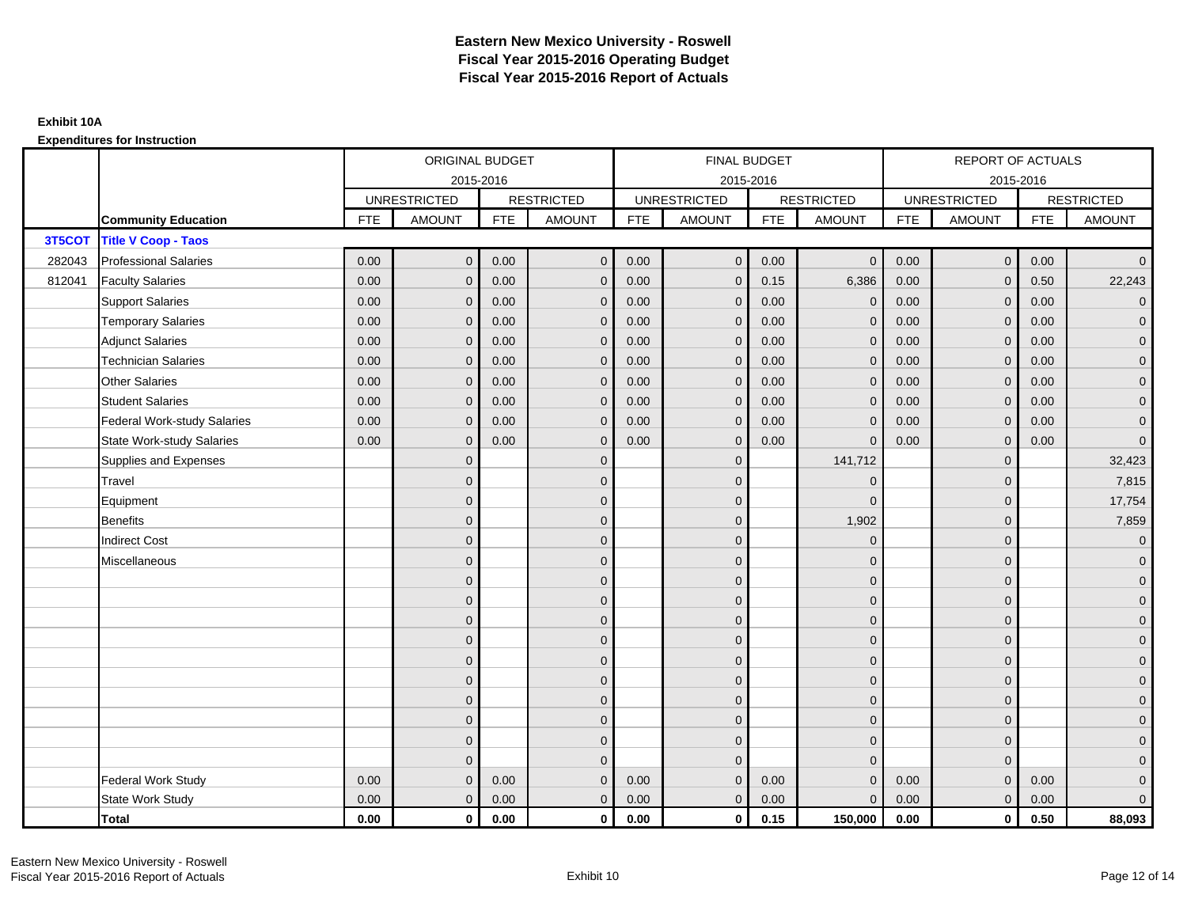# Eastern New Mexico University - Roswell
# Fiscal Year 2015-2016 Operating Budget
# Fiscal Year 2015-2016 Report of Actuals

**Exhibit 10A**

**Expenditures for Instruction**

| | | ORIGINAL BUDGET 2015-2016 | | | | FINAL BUDGET 2015-2016 | | | | REPORT OF ACTUALS 2015-2016 | | | |
|---|---|---|---|---|---|---|---|---|---|---|---|---|---|
| | | UNRESTRICTED | | RESTRICTED | | UNRESTRICTED | | RESTRICTED | | UNRESTRICTED | | RESTRICTED | |
| | **Community Education** | FTE | AMOUNT | FTE | AMOUNT | FTE | AMOUNT | FTE | AMOUNT | FTE | AMOUNT | FTE | AMOUNT |
| **3T5COT** | **Title V Coop - Taos** | | | | | | | | | | | | |
| 282043 | Professional Salaries | 0.00 | 0 | 0.00 | 0 | 0.00 | 0 | 0.00 | 0 | 0.00 | 0 | 0.00 | 0 |
| 812041 | Faculty Salaries | 0.00 | 0 | 0.00 | 0 | 0.00 | 0 | 0.15 | 6,386 | 0.00 | 0 | 0.50 | 22,243 |
| | Support Salaries | 0.00 | 0 | 0.00 | 0 | 0.00 | 0 | 0.00 | 0 | 0.00 | 0 | 0.00 | 0 |
| | Temporary Salaries | 0.00 | 0 | 0.00 | 0 | 0.00 | 0 | 0.00 | 0 | 0.00 | 0 | 0.00 | 0 |
| | Adjunct Salaries | 0.00 | 0 | 0.00 | 0 | 0.00 | 0 | 0.00 | 0 | 0.00 | 0 | 0.00 | 0 |
| | Technician Salaries | 0.00 | 0 | 0.00 | 0 | 0.00 | 0 | 0.00 | 0 | 0.00 | 0 | 0.00 | 0 |
| | Other Salaries | 0.00 | 0 | 0.00 | 0 | 0.00 | 0 | 0.00 | 0 | 0.00 | 0 | 0.00 | 0 |
| | Student Salaries | 0.00 | 0 | 0.00 | 0 | 0.00 | 0 | 0.00 | 0 | 0.00 | 0 | 0.00 | 0 |
| | Federal Work-study Salaries | 0.00 | 0 | 0.00 | 0 | 0.00 | 0 | 0.00 | 0 | 0.00 | 0 | 0.00 | 0 |
| | State Work-study Salaries | 0.00 | 0 | 0.00 | 0 | 0.00 | 0 | 0.00 | 0 | 0.00 | 0 | 0.00 | 0 |
| | Supplies and Expenses | | 0 | | 0 | | 0 | | 141,712 | | 0 | | 32,423 |
| | Travel | | 0 | | 0 | | 0 | | 0 | | 0 | | 7,815 |
| | Equipment | | 0 | | 0 | | 0 | | 0 | | 0 | | 17,754 |
| | Benefits | | 0 | | 0 | | 0 | | 1,902 | | 0 | | 7,859 |
| | Indirect Cost | | 0 | | 0 | | 0 | | 0 | | 0 | | 0 |
| | Miscellaneous | | 0 | | 0 | | 0 | | 0 | | 0 | | 0 |
| | | | 0 | | 0 | | 0 | | 0 | | 0 | | 0 |
| | | | 0 | | 0 | | 0 | | 0 | | 0 | | 0 |
| | | | 0 | | 0 | | 0 | | 0 | | 0 | | 0 |
| | | | 0 | | 0 | | 0 | | 0 | | 0 | | 0 |
| | | | 0 | | 0 | | 0 | | 0 | | 0 | | 0 |
| | | | 0 | | 0 | | 0 | | 0 | | 0 | | 0 |
| | | | 0 | | 0 | | 0 | | 0 | | 0 | | 0 |
| | | | 0 | | 0 | | 0 | | 0 | | 0 | | 0 |
| | | | 0 | | 0 | | 0 | | 0 | | 0 | | 0 |
| | | | 0 | | 0 | | 0 | | 0 | | 0 | | 0 |
| | Federal Work Study | 0.00 | 0 | 0.00 | 0 | 0.00 | 0 | 0.00 | 0 | 0.00 | 0 | 0.00 | 0 |
| | State Work Study | 0.00 | 0 | 0.00 | 0 | 0.00 | 0 | 0.00 | 0 | 0.00 | 0 | 0.00 | 0 |
| | **Total** | **0.00** | **0** | **0.00** | **0** | **0.00** | **0** | **0.15** | **150,000** | **0.00** | **0** | **0.50** | **88,093** |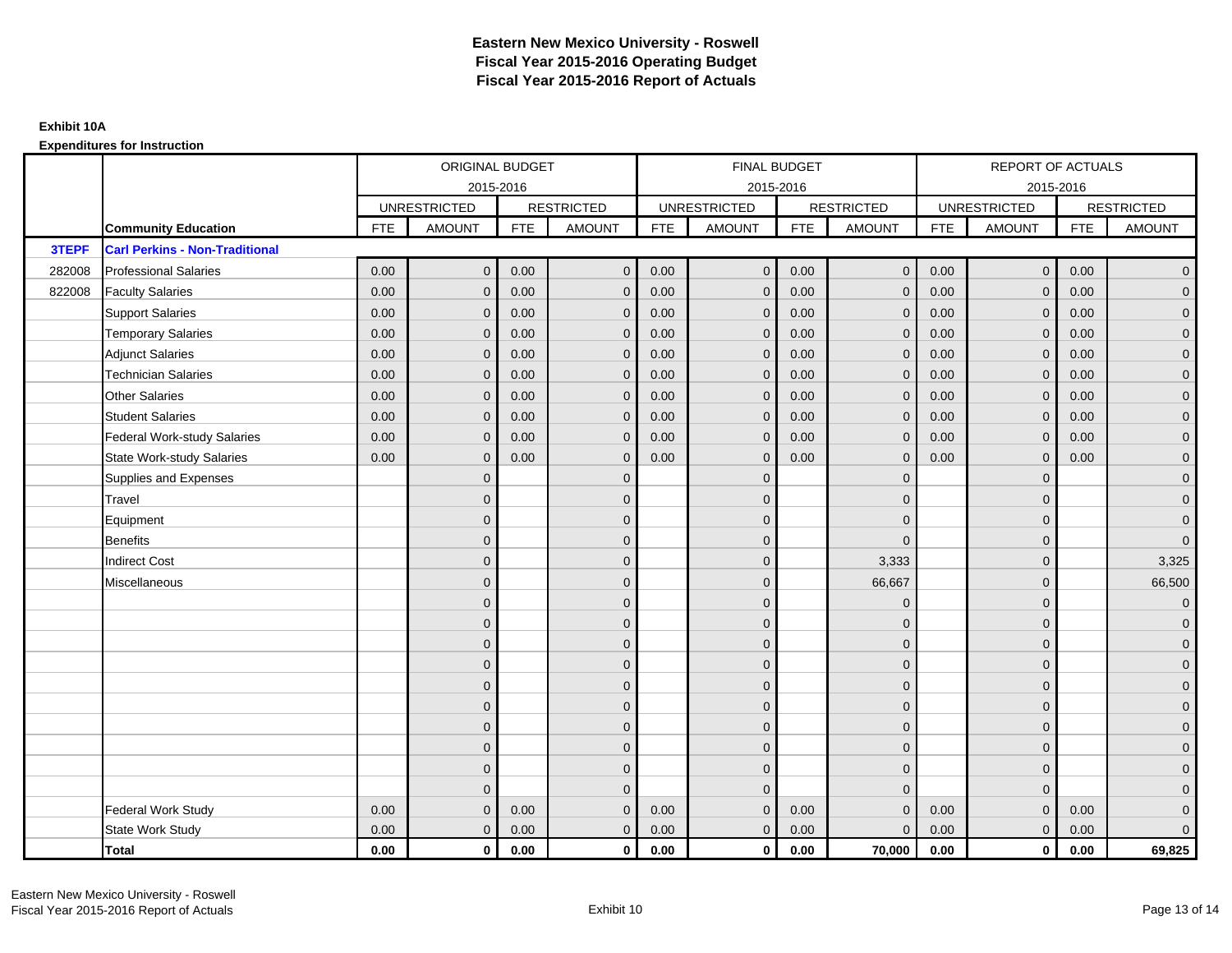# Eastern New Mexico University - Roswell
# Fiscal Year 2015-2016 Operating Budget
# Fiscal Year 2015-2016 Report of Actuals

**Exhibit 10A**

**Expenditures for Instruction**

| | | ORIGINAL BUDGET | | | | FINAL BUDGET | | | | REPORT OF ACTUALS | | | |
|---|---|---|---|---|---|---|---|---|---|---|---|---|---|
| | | 2015-2016 | | | | 2015-2016 | | | | 2015-2016 | | | |
| | | UNRESTRICTED | | RESTRICTED | | UNRESTRICTED | | RESTRICTED | | UNRESTRICTED | | RESTRICTED | |
| | **Community Education** | FTE | AMOUNT | FTE | AMOUNT | FTE | AMOUNT | FTE | AMOUNT | FTE | AMOUNT | FTE | AMOUNT |
| **3TEPF** | **Carl Perkins - Non-Traditional** | | | | | | | | | | | | |
| 282008 | Professional Salaries | 0.00 | 0 | 0.00 | 0 | 0.00 | 0 | 0.00 | 0 | 0.00 | 0 | 0.00 | 0 |
| 822008 | Faculty Salaries | 0.00 | 0 | 0.00 | 0 | 0.00 | 0 | 0.00 | 0 | 0.00 | 0 | 0.00 | 0 |
| | Support Salaries | 0.00 | 0 | 0.00 | 0 | 0.00 | 0 | 0.00 | 0 | 0.00 | 0 | 0.00 | 0 |
| | Temporary Salaries | 0.00 | 0 | 0.00 | 0 | 0.00 | 0 | 0.00 | 0 | 0.00 | 0 | 0.00 | 0 |
| | Adjunct Salaries | 0.00 | 0 | 0.00 | 0 | 0.00 | 0 | 0.00 | 0 | 0.00 | 0 | 0.00 | 0 |
| | Technician Salaries | 0.00 | 0 | 0.00 | 0 | 0.00 | 0 | 0.00 | 0 | 0.00 | 0 | 0.00 | 0 |
| | Other Salaries | 0.00 | 0 | 0.00 | 0 | 0.00 | 0 | 0.00 | 0 | 0.00 | 0 | 0.00 | 0 |
| | Student Salaries | 0.00 | 0 | 0.00 | 0 | 0.00 | 0 | 0.00 | 0 | 0.00 | 0 | 0.00 | 0 |
| | Federal Work-study Salaries | 0.00 | 0 | 0.00 | 0 | 0.00 | 0 | 0.00 | 0 | 0.00 | 0 | 0.00 | 0 |
| | State Work-study Salaries | 0.00 | 0 | 0.00 | 0 | 0.00 | 0 | 0.00 | 0 | 0.00 | 0 | 0.00 | 0 |
| | Supplies and Expenses | | 0 | | 0 | | 0 | | 0 | | 0 | | 0 |
| | Travel | | 0 | | 0 | | 0 | | 0 | | 0 | | 0 |
| | Equipment | | 0 | | 0 | | 0 | | 0 | | 0 | | 0 |
| | Benefits | | 0 | | 0 | | 0 | | 0 | | 0 | | 0 |
| | Indirect Cost | | 0 | | 0 | | 0 | | 3,333 | | 0 | | 3,325 |
| | Miscellaneous | | 0 | | 0 | | 0 | | 66,667 | | 0 | | 66,500 |
| | | | 0 | | 0 | | 0 | | 0 | | 0 | | 0 |
| | | | 0 | | 0 | | 0 | | 0 | | 0 | | 0 |
| | | | 0 | | 0 | | 0 | | 0 | | 0 | | 0 |
| | | | 0 | | 0 | | 0 | | 0 | | 0 | | 0 |
| | | | 0 | | 0 | | 0 | | 0 | | 0 | | 0 |
| | | | 0 | | 0 | | 0 | | 0 | | 0 | | 0 |
| | | | 0 | | 0 | | 0 | | 0 | | 0 | | 0 |
| | | | 0 | | 0 | | 0 | | 0 | | 0 | | 0 |
| | | | 0 | | 0 | | 0 | | 0 | | 0 | | 0 |
| | | | 0 | | 0 | | 0 | | 0 | | 0 | | 0 |
| | Federal Work Study | 0.00 | 0 | 0.00 | 0 | 0.00 | 0 | 0.00 | 0 | 0.00 | 0 | 0.00 | 0 |
| | State Work Study | 0.00 | 0 | 0.00 | 0 | 0.00 | 0 | 0.00 | 0 | 0.00 | 0 | 0.00 | 0 |
| | **Total** | **0.00** | **0** | **0.00** | **0** | **0.00** | **0** | **0.00** | **70,000** | **0.00** | **0** | **0.00** | **69,825** |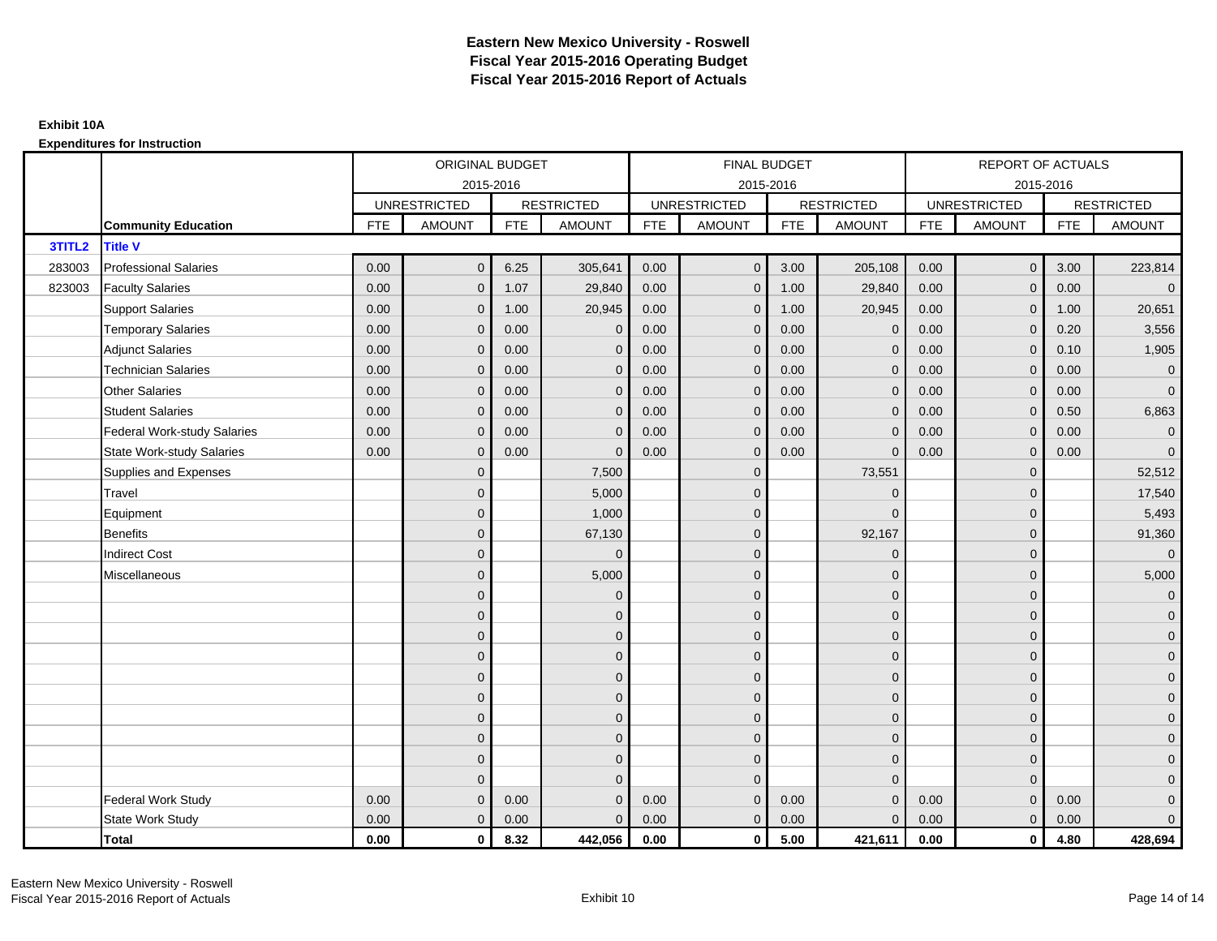# Eastern New Mexico University - Roswell
# Fiscal Year 2015-2016 Operating Budget
# Fiscal Year 2015-2016 Report of Actuals

**Exhibit 10A**

**Expenditures for Instruction**

| | | ORIGINAL BUDGET 2015-2016 | | | | FINAL BUDGET 2015-2016 | | | | REPORT OF ACTUALS 2015-2016 | | | |
|---|---|---|---|---|---|---|---|---|---|---|---|---|---|
| | | UNRESTRICTED | | RESTRICTED | | UNRESTRICTED | | RESTRICTED | | UNRESTRICTED | | RESTRICTED | |
| | **Community Education** | FTE | AMOUNT | FTE | AMOUNT | FTE | AMOUNT | FTE | AMOUNT | FTE | AMOUNT | FTE | AMOUNT |
| **3TITL2** | **Title V** | | | | | | | | | | | | |
| 283003 | Professional Salaries | 0.00 | 0 | 6.25 | 305,641 | 0.00 | 0 | 3.00 | 205,108 | 0.00 | 0 | 3.00 | 223,814 |
| 823003 | Faculty Salaries | 0.00 | 0 | 1.07 | 29,840 | 0.00 | 0 | 1.00 | 29,840 | 0.00 | 0 | 0.00 | 0 |
| | Support Salaries | 0.00 | 0 | 1.00 | 20,945 | 0.00 | 0 | 1.00 | 20,945 | 0.00 | 0 | 1.00 | 20,651 |
| | Temporary Salaries | 0.00 | 0 | 0.00 | 0 | 0.00 | 0 | 0.00 | 0 | 0.00 | 0 | 0.20 | 3,556 |
| | Adjunct Salaries | 0.00 | 0 | 0.00 | 0 | 0.00 | 0 | 0.00 | 0 | 0.00 | 0 | 0.10 | 1,905 |
| | Technician Salaries | 0.00 | 0 | 0.00 | 0 | 0.00 | 0 | 0.00 | 0 | 0.00 | 0 | 0.00 | 0 |
| | Other Salaries | 0.00 | 0 | 0.00 | 0 | 0.00 | 0 | 0.00 | 0 | 0.00 | 0 | 0.00 | 0 |
| | Student Salaries | 0.00 | 0 | 0.00 | 0 | 0.00 | 0 | 0.00 | 0 | 0.00 | 0 | 0.50 | 6,863 |
| | Federal Work-study Salaries | 0.00 | 0 | 0.00 | 0 | 0.00 | 0 | 0.00 | 0 | 0.00 | 0 | 0.00 | 0 |
| | State Work-study Salaries | 0.00 | 0 | 0.00 | 0 | 0.00 | 0 | 0.00 | 0 | 0.00 | 0 | 0.00 | 0 |
| | Supplies and Expenses | | 0 | | 7,500 | | 0 | | 73,551 | | 0 | | 52,512 |
| | Travel | | 0 | | 5,000 | | 0 | | 0 | | 0 | | 17,540 |
| | Equipment | | 0 | | 1,000 | | 0 | | 0 | | 0 | | 5,493 |
| | Benefits | | 0 | | 67,130 | | 0 | | 92,167 | | 0 | | 91,360 |
| | Indirect Cost | | 0 | | 0 | | 0 | | 0 | | 0 | | 0 |
| | Miscellaneous | | 0 | | 5,000 | | 0 | | 0 | | 0 | | 5,000 |
| | | | 0 | | 0 | | 0 | | 0 | | 0 | | 0 |
| | | | 0 | | 0 | | 0 | | 0 | | 0 | | 0 |
| | | | 0 | | 0 | | 0 | | 0 | | 0 | | 0 |
| | | | 0 | | 0 | | 0 | | 0 | | 0 | | 0 |
| | | | 0 | | 0 | | 0 | | 0 | | 0 | | 0 |
| | | | 0 | | 0 | | 0 | | 0 | | 0 | | 0 |
| | | | 0 | | 0 | | 0 | | 0 | | 0 | | 0 |
| | | | 0 | | 0 | | 0 | | 0 | | 0 | | 0 |
| | | | 0 | | 0 | | 0 | | 0 | | 0 | | 0 |
| | | | 0 | | 0 | | 0 | | 0 | | 0 | | 0 |
| | Federal Work Study | 0.00 | 0 | 0.00 | 0 | 0.00 | 0 | 0.00 | 0 | 0.00 | 0 | 0.00 | 0 |
| | State Work Study | 0.00 | 0 | 0.00 | 0 | 0.00 | 0 | 0.00 | 0 | 0.00 | 0 | 0.00 | 0 |
| | **Total** | **0.00** | **0** | **8.32** | **442,056** | **0.00** | **0** | **5.00** | **421,611** | **0.00** | **0** | **4.80** | **428,694** |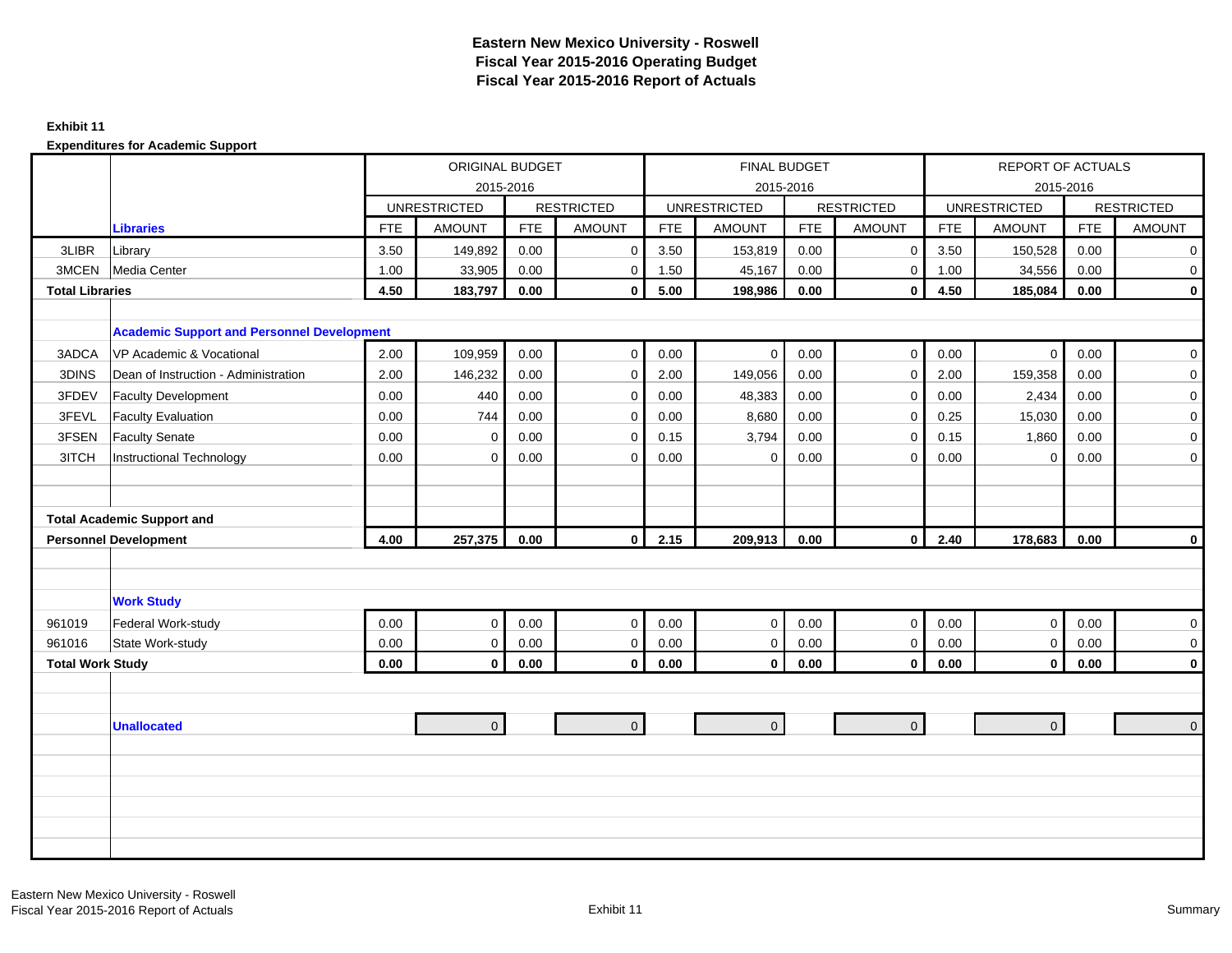# Eastern New Mexico University - Roswell
## Fiscal Year 2015-2016 Operating Budget
## Fiscal Year 2015-2016 Report of Actuals

**Exhibit 11**

**Expenditures for Academic Support**

| | | ORIGINAL BUDGET 2015-2016 | | | | FINAL BUDGET 2015-2016 | | | | REPORT OF ACTUALS 2015-2016 | | | |
|---|---|---|---|---|---|---|---|---|---|---|---|---|---|
| | | UNRESTRICTED | | RESTRICTED | | UNRESTRICTED | | RESTRICTED | | UNRESTRICTED | | RESTRICTED | |
| | **Libraries** | FTE | AMOUNT | FTE | AMOUNT | FTE | AMOUNT | FTE | AMOUNT | FTE | AMOUNT | FTE | AMOUNT |
| 3LIBR | Library | 3.50 | 149,892 | 0.00 | 0 | 3.50 | 153,819 | 0.00 | 0 | 3.50 | 150,528 | 0.00 | 0 |
| 3MCEN | Media Center | 1.00 | 33,905 | 0.00 | 0 | 1.50 | 45,167 | 0.00 | 0 | 1.00 | 34,556 | 0.00 | 0 |
| **Total Libraries** | | **4.50** | **183,797** | **0.00** | **0** | **5.00** | **198,986** | **0.00** | **0** | **4.50** | **185,084** | **0.00** | **0** |
| | **Academic Support and Personnel Development** | | | | | | | | | | | | |
| 3ADCA | VP Academic & Vocational | 2.00 | 109,959 | 0.00 | 0 | 0.00 | 0 | 0.00 | 0 | 0.00 | 0 | 0.00 | 0 |
| 3DINS | Dean of Instruction - Administration | 2.00 | 146,232 | 0.00 | 0 | 2.00 | 149,056 | 0.00 | 0 | 2.00 | 159,358 | 0.00 | 0 |
| 3FDEV | Faculty Development | 0.00 | 440 | 0.00 | 0 | 0.00 | 48,383 | 0.00 | 0 | 0.00 | 2,434 | 0.00 | 0 |
| 3FEVL | Faculty Evaluation | 0.00 | 744 | 0.00 | 0 | 0.00 | 8,680 | 0.00 | 0 | 0.25 | 15,030 | 0.00 | 0 |
| 3FSEN | Faculty Senate | 0.00 | 0 | 0.00 | 0 | 0.15 | 3,794 | 0.00 | 0 | 0.15 | 1,860 | 0.00 | 0 |
| 3ITCH | Instructional Technology | 0.00 | 0 | 0.00 | 0 | 0.00 | 0 | 0.00 | 0 | 0.00 | 0 | 0.00 | 0 |
| **Total Academic Support and Personnel Development** | | **4.00** | **257,375** | **0.00** | **0** | **2.15** | **209,913** | **0.00** | **0** | **2.40** | **178,683** | **0.00** | **0** |
| | **Work Study** | | | | | | | | | | | | |
| 961019 | Federal Work-study | 0.00 | 0 | 0.00 | 0 | 0.00 | 0 | 0.00 | 0 | 0.00 | 0 | 0.00 | 0 |
| 961016 | State Work-study | 0.00 | 0 | 0.00 | 0 | 0.00 | 0 | 0.00 | 0 | 0.00 | 0 | 0.00 | 0 |
| **Total Work Study** | | **0.00** | **0** | **0.00** | **0** | **0.00** | **0** | **0.00** | **0** | **0.00** | **0** | **0.00** | **0** |
| | **Unallocated** | | 0 | | 0 | | 0 | | 0 | | 0 | | 0 |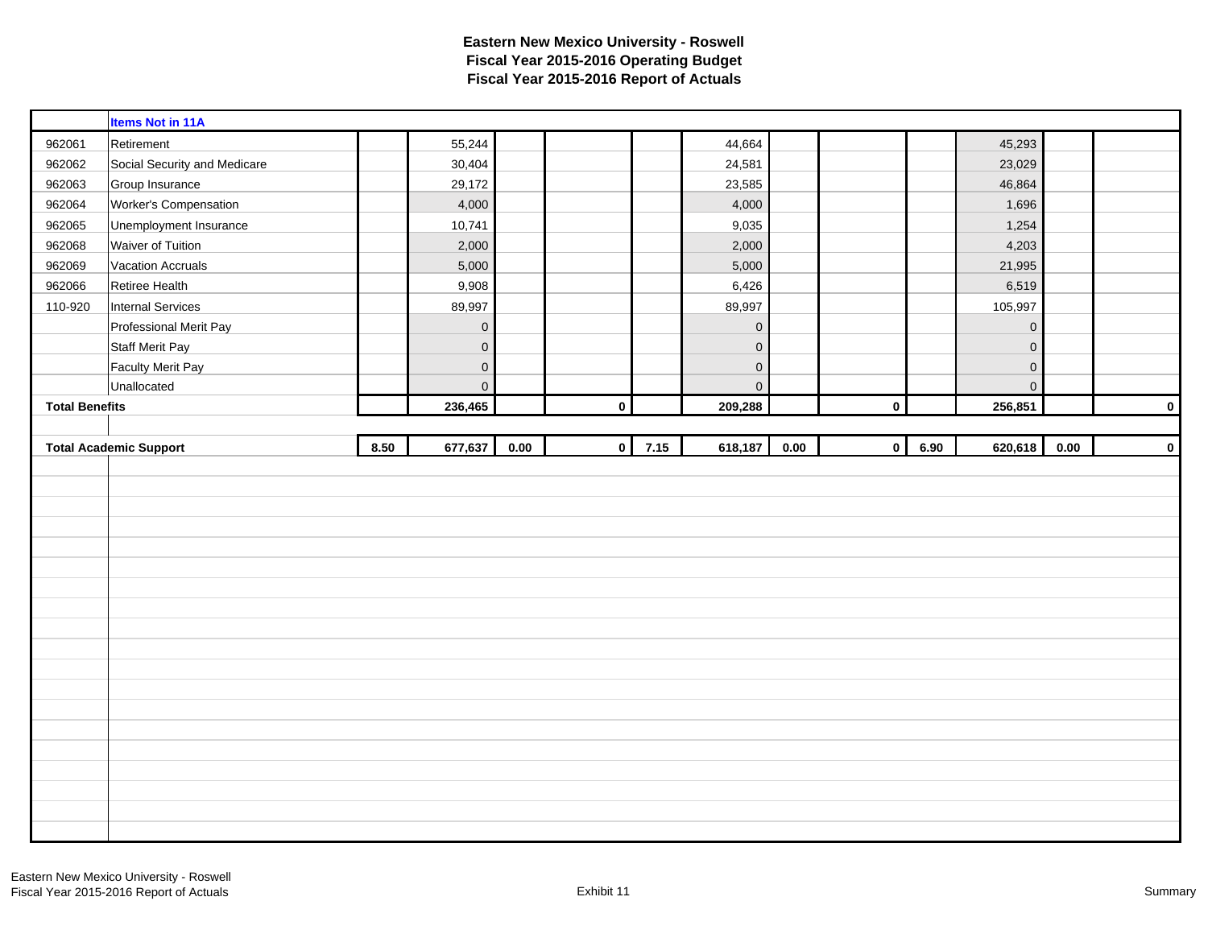# Eastern New Mexico University - Roswell
## Fiscal Year 2015-2016 Operating Budget
## Fiscal Year 2015-2016 Report of Actuals

| | | | | | | | | | | | | | |
|---|---|---|---|---|---|---|---|---|---|---|---|---|---|
| | **Items Not in 11A** | | | | | | | | | | | | |
| 962061 | Retirement | | 55,244 | | | | 44,664 | | | | 45,293 | | |
| 962062 | Social Security and Medicare | | 30,404 | | | | 24,581 | | | | 23,029 | | |
| 962063 | Group Insurance | | 29,172 | | | | 23,585 | | | | 46,864 | | |
| 962064 | Worker's Compensation | | 4,000 | | | | 4,000 | | | | 1,696 | | |
| 962065 | Unemployment Insurance | | 10,741 | | | | 9,035 | | | | 1,254 | | |
| 962068 | Waiver of Tuition | | 2,000 | | | | 2,000 | | | | 4,203 | | |
| 962069 | Vacation Accruals | | 5,000 | | | | 5,000 | | | | 21,995 | | |
| 962066 | Retiree Health | | 9,908 | | | | 6,426 | | | | 6,519 | | |
| 110-920 | Internal Services | | 89,997 | | | | 89,997 | | | | 105,997 | | |
| | Professional Merit Pay | | 0 | | | | 0 | | | | 0 | | |
| | Staff Merit Pay | | 0 | | | | 0 | | | | 0 | | |
| | Faculty Merit Pay | | 0 | | | | 0 | | | | 0 | | |
| | Unallocated | | 0 | | | | 0 | | | | 0 | | |
| **Total Benefits** | | | **236,465** | | **0** | | **209,288** | | **0** | | **256,851** | | **0** |
| | | | | | | | | | | | | | |
| **Total Academic Support** | | **8.50** | **677,637** | **0.00** | **0** | **7.15** | **618,187** | **0.00** | **0** | **6.90** | **620,618** | **0.00** | **0** |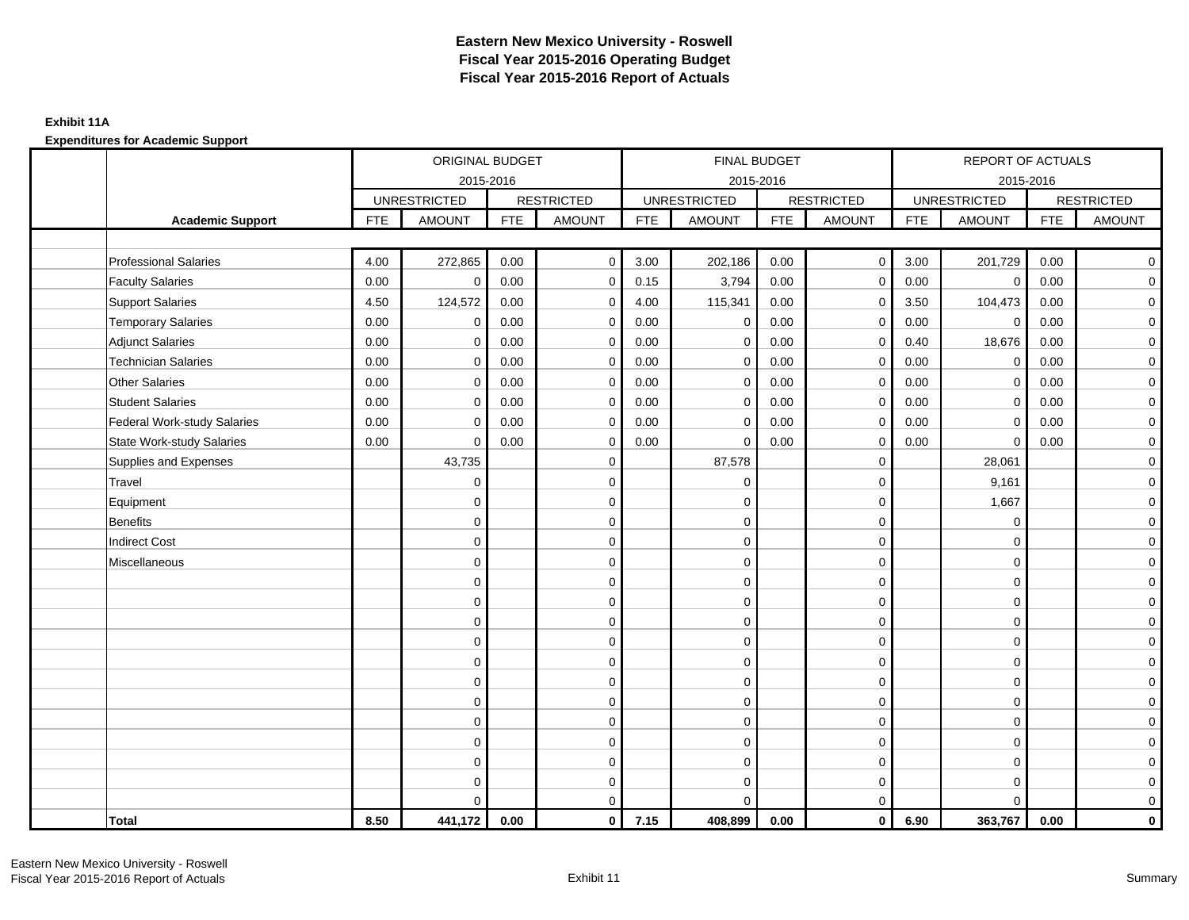# Eastern New Mexico University - Roswell
## Fiscal Year 2015-2016 Operating Budget
## Fiscal Year 2015-2016 Report of Actuals

**Exhibit 11A**

**Expenditures for Academic Support**

| | | ORIGINAL BUDGET 2015-2016 | | | | FINAL BUDGET 2015-2016 | | | | REPORT OF ACTUALS 2015-2016 | | | |
|---|---|---|---|---|---|---|---|---|---|---|---|---|---|
| | | UNRESTRICTED | | RESTRICTED | | UNRESTRICTED | | RESTRICTED | | UNRESTRICTED | | RESTRICTED | |
| | **Academic Support** | FTE | AMOUNT | FTE | AMOUNT | FTE | AMOUNT | FTE | AMOUNT | FTE | AMOUNT | FTE | AMOUNT |
| | Professional Salaries | 4.00 | 272,865 | 0.00 | 0 | 3.00 | 202,186 | 0.00 | 0 | 3.00 | 201,729 | 0.00 | 0 |
| | Faculty Salaries | 0.00 | 0 | 0.00 | 0 | 0.15 | 3,794 | 0.00 | 0 | 0.00 | 0 | 0.00 | 0 |
| | Support Salaries | 4.50 | 124,572 | 0.00 | 0 | 4.00 | 115,341 | 0.00 | 0 | 3.50 | 104,473 | 0.00 | 0 |
| | Temporary Salaries | 0.00 | 0 | 0.00 | 0 | 0.00 | 0 | 0.00 | 0 | 0.00 | 0 | 0.00 | 0 |
| | Adjunct Salaries | 0.00 | 0 | 0.00 | 0 | 0.00 | 0 | 0.00 | 0 | 0.40 | 18,676 | 0.00 | 0 |
| | Technician Salaries | 0.00 | 0 | 0.00 | 0 | 0.00 | 0 | 0.00 | 0 | 0.00 | 0 | 0.00 | 0 |
| | Other Salaries | 0.00 | 0 | 0.00 | 0 | 0.00 | 0 | 0.00 | 0 | 0.00 | 0 | 0.00 | 0 |
| | Student Salaries | 0.00 | 0 | 0.00 | 0 | 0.00 | 0 | 0.00 | 0 | 0.00 | 0 | 0.00 | 0 |
| | Federal Work-study Salaries | 0.00 | 0 | 0.00 | 0 | 0.00 | 0 | 0.00 | 0 | 0.00 | 0 | 0.00 | 0 |
| | State Work-study Salaries | 0.00 | 0 | 0.00 | 0 | 0.00 | 0 | 0.00 | 0 | 0.00 | 0 | 0.00 | 0 |
| | Supplies and Expenses | | 43,735 | | 0 | | 87,578 | | 0 | | 28,061 | | 0 |
| | Travel | | 0 | | 0 | | 0 | | 0 | | 9,161 | | 0 |
| | Equipment | | 0 | | 0 | | 0 | | 0 | | 1,667 | | 0 |
| | Benefits | | 0 | | 0 | | 0 | | 0 | | 0 | | 0 |
| | Indirect Cost | | 0 | | 0 | | 0 | | 0 | | 0 | | 0 |
| | Miscellaneous | | 0 | | 0 | | 0 | | 0 | | 0 | | 0 |
| | | | 0 | | 0 | | 0 | | 0 | | 0 | | 0 |
| | | | 0 | | 0 | | 0 | | 0 | | 0 | | 0 |
| | | | 0 | | 0 | | 0 | | 0 | | 0 | | 0 |
| | | | 0 | | 0 | | 0 | | 0 | | 0 | | 0 |
| | | | 0 | | 0 | | 0 | | 0 | | 0 | | 0 |
| | | | 0 | | 0 | | 0 | | 0 | | 0 | | 0 |
| | | | 0 | | 0 | | 0 | | 0 | | 0 | | 0 |
| | | | 0 | | 0 | | 0 | | 0 | | 0 | | 0 |
| | | | 0 | | 0 | | 0 | | 0 | | 0 | | 0 |
| | | | 0 | | 0 | | 0 | | 0 | | 0 | | 0 |
| | | | 0 | | 0 | | 0 | | 0 | | 0 | | 0 |
| | | | 0 | | 0 | | 0 | | 0 | | 0 | | 0 |
| | **Total** | **8.50** | **441,172** | **0.00** | **0** | **7.15** | **408,899** | **0.00** | **0** | **6.90** | **363,767** | **0.00** | **0** |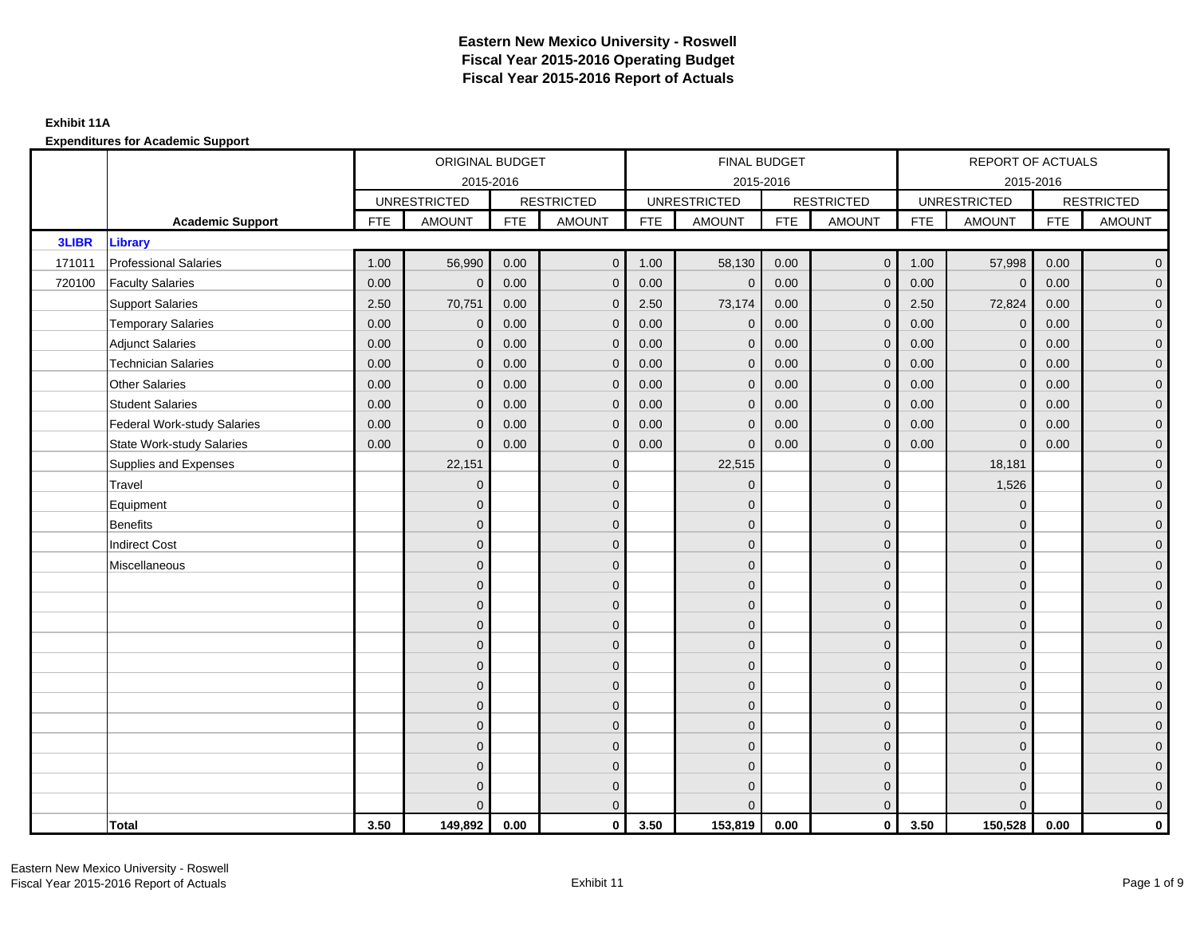# Eastern New Mexico University - Roswell
# Fiscal Year 2015-2016 Operating Budget
# Fiscal Year 2015-2016 Report of Actuals

**Exhibit 11A**

**Expenditures for Academic Support**

| | | ORIGINAL BUDGET 2015-2016 | | | | FINAL BUDGET 2015-2016 | | | | REPORT OF ACTUALS 2015-2016 | | | |
|---|---|---|---|---|---|---|---|---|---|---|---|---|---|
| | | UNRESTRICTED | | RESTRICTED | | UNRESTRICTED | | RESTRICTED | | UNRESTRICTED | | RESTRICTED | |
| | **Academic Support** | FTE | AMOUNT | FTE | AMOUNT | FTE | AMOUNT | FTE | AMOUNT | FTE | AMOUNT | FTE | AMOUNT |
| **3LIBR** | **Library** | | | | | | | | | | | | |
| 171011 | Professional Salaries | 1.00 | 56,990 | 0.00 | 0 | 1.00 | 58,130 | 0.00 | 0 | 1.00 | 57,998 | 0.00 | 0 |
| 720100 | Faculty Salaries | 0.00 | 0 | 0.00 | 0 | 0.00 | 0 | 0.00 | 0 | 0.00 | 0 | 0.00 | 0 |
| | Support Salaries | 2.50 | 70,751 | 0.00 | 0 | 2.50 | 73,174 | 0.00 | 0 | 2.50 | 72,824 | 0.00 | 0 |
| | Temporary Salaries | 0.00 | 0 | 0.00 | 0 | 0.00 | 0 | 0.00 | 0 | 0.00 | 0 | 0.00 | 0 |
| | Adjunct Salaries | 0.00 | 0 | 0.00 | 0 | 0.00 | 0 | 0.00 | 0 | 0.00 | 0 | 0.00 | 0 |
| | Technician Salaries | 0.00 | 0 | 0.00 | 0 | 0.00 | 0 | 0.00 | 0 | 0.00 | 0 | 0.00 | 0 |
| | Other Salaries | 0.00 | 0 | 0.00 | 0 | 0.00 | 0 | 0.00 | 0 | 0.00 | 0 | 0.00 | 0 |
| | Student Salaries | 0.00 | 0 | 0.00 | 0 | 0.00 | 0 | 0.00 | 0 | 0.00 | 0 | 0.00 | 0 |
| | Federal Work-study Salaries | 0.00 | 0 | 0.00 | 0 | 0.00 | 0 | 0.00 | 0 | 0.00 | 0 | 0.00 | 0 |
| | State Work-study Salaries | 0.00 | 0 | 0.00 | 0 | 0.00 | 0 | 0.00 | 0 | 0.00 | 0 | 0.00 | 0 |
| | Supplies and Expenses | | 22,151 | | 0 | | 22,515 | | 0 | | 18,181 | | 0 |
| | Travel | | 0 | | 0 | | 0 | | 0 | | 1,526 | | 0 |
| | Equipment | | 0 | | 0 | | 0 | | 0 | | 0 | | 0 |
| | Benefits | | 0 | | 0 | | 0 | | 0 | | 0 | | 0 |
| | Indirect Cost | | 0 | | 0 | | 0 | | 0 | | 0 | | 0 |
| | Miscellaneous | | 0 | | 0 | | 0 | | 0 | | 0 | | 0 |
| | | | 0 | | 0 | | 0 | | 0 | | 0 | | 0 |
| | | | 0 | | 0 | | 0 | | 0 | | 0 | | 0 |
| | | | 0 | | 0 | | 0 | | 0 | | 0 | | 0 |
| | | | 0 | | 0 | | 0 | | 0 | | 0 | | 0 |
| | | | 0 | | 0 | | 0 | | 0 | | 0 | | 0 |
| | | | 0 | | 0 | | 0 | | 0 | | 0 | | 0 |
| | | | 0 | | 0 | | 0 | | 0 | | 0 | | 0 |
| | | | 0 | | 0 | | 0 | | 0 | | 0 | | 0 |
| | | | 0 | | 0 | | 0 | | 0 | | 0 | | 0 |
| | | | 0 | | 0 | | 0 | | 0 | | 0 | | 0 |
| | | | 0 | | 0 | | 0 | | 0 | | 0 | | 0 |
| | | | 0 | | 0 | | 0 | | 0 | | 0 | | 0 |
| | **Total** | **3.50** | **149,892** | **0.00** | **0** | **3.50** | **153,819** | **0.00** | **0** | **3.50** | **150,528** | **0.00** | **0** |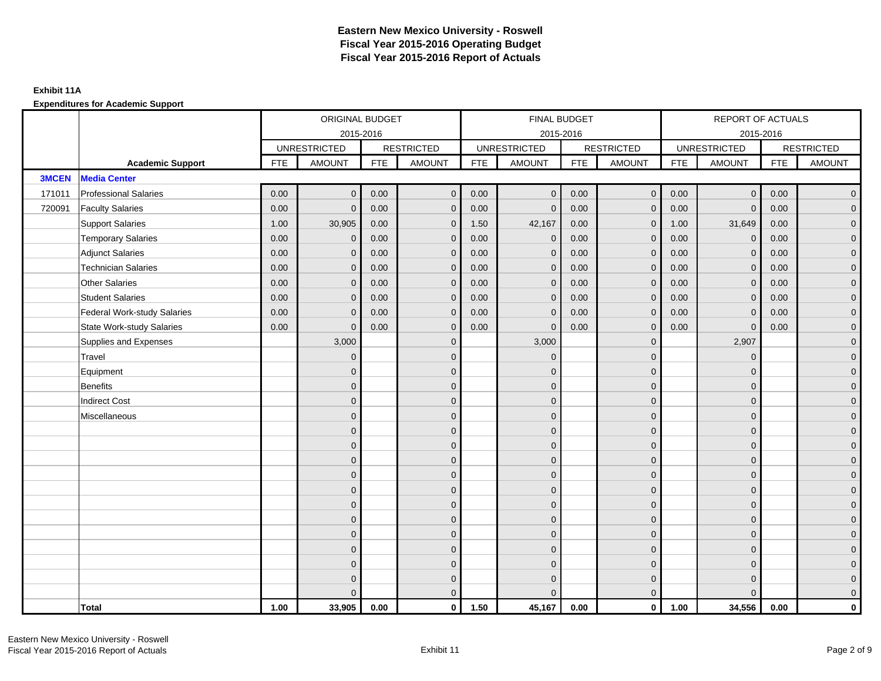# Eastern New Mexico University - Roswell
# Fiscal Year 2015-2016 Operating Budget
# Fiscal Year 2015-2016 Report of Actuals

**Exhibit 11A**

**Expenditures for Academic Support**

| | | ORIGINAL BUDGET 2015-2016 | | | | FINAL BUDGET 2015-2016 | | | | REPORT OF ACTUALS 2015-2016 | | | |
|---|---|---|---|---|---|---|---|---|---|---|---|---|---|
| | | UNRESTRICTED | | RESTRICTED | | UNRESTRICTED | | RESTRICTED | | UNRESTRICTED | | RESTRICTED | |
| | **Academic Support** | FTE | AMOUNT | FTE | AMOUNT | FTE | AMOUNT | FTE | AMOUNT | FTE | AMOUNT | FTE | AMOUNT |
| **3MCEN** | **Media Center** | | | | | | | | | | | | |
| 171011 | Professional Salaries | 0.00 | 0 | 0.00 | 0 | 0.00 | 0 | 0.00 | 0 | 0.00 | 0 | 0.00 | 0 |
| 720091 | Faculty Salaries | 0.00 | 0 | 0.00 | 0 | 0.00 | 0 | 0.00 | 0 | 0.00 | 0 | 0.00 | 0 |
| | Support Salaries | 1.00 | 30,905 | 0.00 | 0 | 1.50 | 42,167 | 0.00 | 0 | 1.00 | 31,649 | 0.00 | 0 |
| | Temporary Salaries | 0.00 | 0 | 0.00 | 0 | 0.00 | 0 | 0.00 | 0 | 0.00 | 0 | 0.00 | 0 |
| | Adjunct Salaries | 0.00 | 0 | 0.00 | 0 | 0.00 | 0 | 0.00 | 0 | 0.00 | 0 | 0.00 | 0 |
| | Technician Salaries | 0.00 | 0 | 0.00 | 0 | 0.00 | 0 | 0.00 | 0 | 0.00 | 0 | 0.00 | 0 |
| | Other Salaries | 0.00 | 0 | 0.00 | 0 | 0.00 | 0 | 0.00 | 0 | 0.00 | 0 | 0.00 | 0 |
| | Student Salaries | 0.00 | 0 | 0.00 | 0 | 0.00 | 0 | 0.00 | 0 | 0.00 | 0 | 0.00 | 0 |
| | Federal Work-study Salaries | 0.00 | 0 | 0.00 | 0 | 0.00 | 0 | 0.00 | 0 | 0.00 | 0 | 0.00 | 0 |
| | State Work-study Salaries | 0.00 | 0 | 0.00 | 0 | 0.00 | 0 | 0.00 | 0 | 0.00 | 0 | 0.00 | 0 |
| | Supplies and Expenses | | 3,000 | | 0 | | 3,000 | | 0 | | 2,907 | | 0 |
| | Travel | | 0 | | 0 | | 0 | | 0 | | 0 | | 0 |
| | Equipment | | 0 | | 0 | | 0 | | 0 | | 0 | | 0 |
| | Benefits | | 0 | | 0 | | 0 | | 0 | | 0 | | 0 |
| | Indirect Cost | | 0 | | 0 | | 0 | | 0 | | 0 | | 0 |
| | Miscellaneous | | 0 | | 0 | | 0 | | 0 | | 0 | | 0 |
| | | | 0 | | 0 | | 0 | | 0 | | 0 | | 0 |
| | | | 0 | | 0 | | 0 | | 0 | | 0 | | 0 |
| | | | 0 | | 0 | | 0 | | 0 | | 0 | | 0 |
| | | | 0 | | 0 | | 0 | | 0 | | 0 | | 0 |
| | | | 0 | | 0 | | 0 | | 0 | | 0 | | 0 |
| | | | 0 | | 0 | | 0 | | 0 | | 0 | | 0 |
| | | | 0 | | 0 | | 0 | | 0 | | 0 | | 0 |
| | | | 0 | | 0 | | 0 | | 0 | | 0 | | 0 |
| | | | 0 | | 0 | | 0 | | 0 | | 0 | | 0 |
| | | | 0 | | 0 | | 0 | | 0 | | 0 | | 0 |
| | | | 0 | | 0 | | 0 | | 0 | | 0 | | 0 |
| | | | 0 | | 0 | | 0 | | 0 | | 0 | | 0 |
| | **Total** | **1.00** | **33,905** | **0.00** | **0** | **1.50** | **45,167** | **0.00** | **0** | **1.00** | **34,556** | **0.00** | **0** |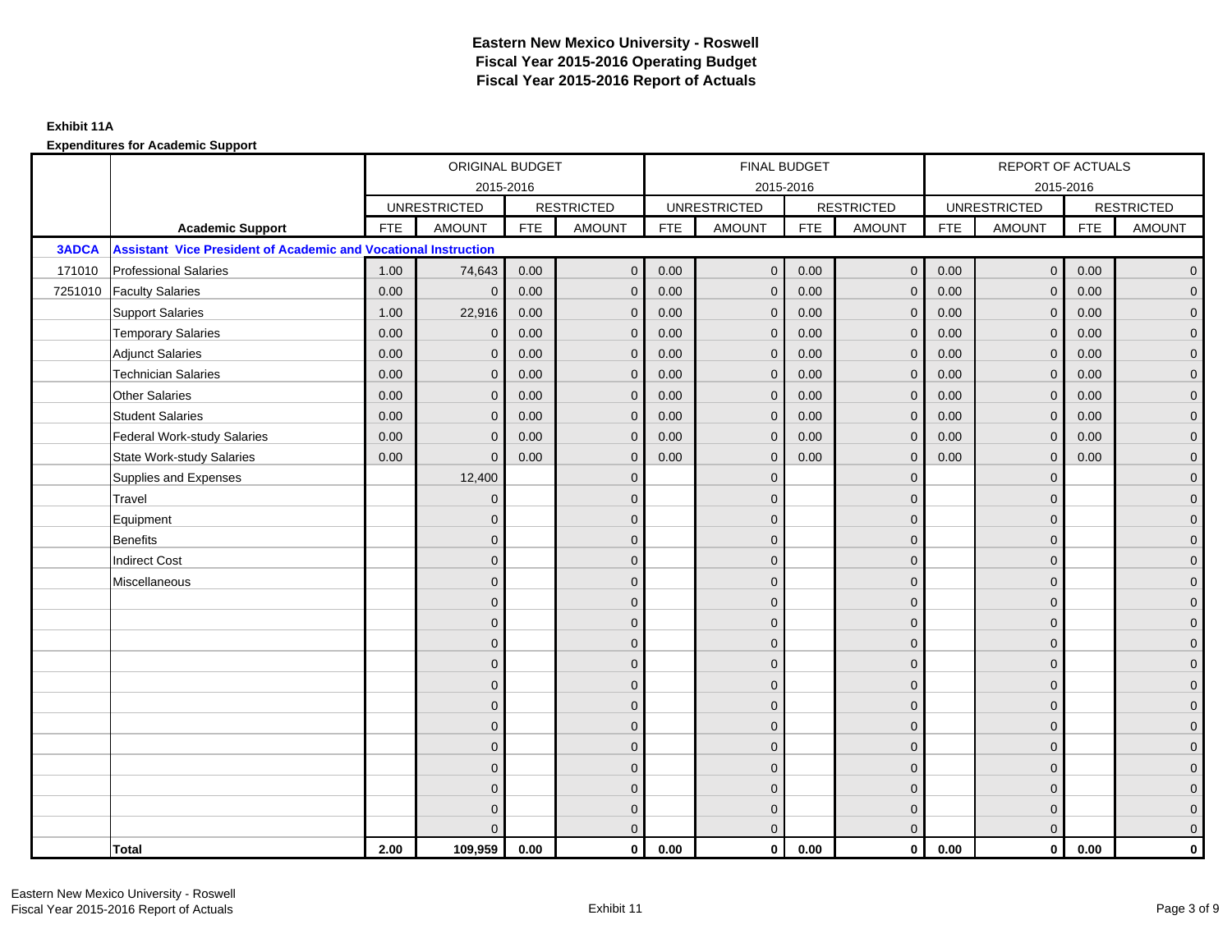# Eastern New Mexico University - Roswell
# Fiscal Year 2015-2016 Operating Budget
# Fiscal Year 2015-2016 Report of Actuals

**Exhibit 11A**

**Expenditures for Academic Support**

| | | ORIGINAL BUDGET 2015-2016 | | | | FINAL BUDGET 2015-2016 | | | | REPORT OF ACTUALS 2015-2016 | | | |
|---|---|---|---|---|---|---|---|---|---|---|---|---|---|
| | | UNRESTRICTED | | RESTRICTED | | UNRESTRICTED | | RESTRICTED | | UNRESTRICTED | | RESTRICTED | |
| | **Academic Support** | FTE | AMOUNT | FTE | AMOUNT | FTE | AMOUNT | FTE | AMOUNT | FTE | AMOUNT | FTE | AMOUNT |
| **3ADCA** | **Assistant Vice President of Academic and Vocational Instruction** | | | | | | | | | | | | |
| 171010 | Professional Salaries | 1.00 | 74,643 | 0.00 | 0 | 0.00 | 0 | 0.00 | 0 | 0.00 | 0 | 0.00 | 0 |
| 7251010 | Faculty Salaries | 0.00 | 0 | 0.00 | 0 | 0.00 | 0 | 0.00 | 0 | 0.00 | 0 | 0.00 | 0 |
| | Support Salaries | 1.00 | 22,916 | 0.00 | 0 | 0.00 | 0 | 0.00 | 0 | 0.00 | 0 | 0.00 | 0 |
| | Temporary Salaries | 0.00 | 0 | 0.00 | 0 | 0.00 | 0 | 0.00 | 0 | 0.00 | 0 | 0.00 | 0 |
| | Adjunct Salaries | 0.00 | 0 | 0.00 | 0 | 0.00 | 0 | 0.00 | 0 | 0.00 | 0 | 0.00 | 0 |
| | Technician Salaries | 0.00 | 0 | 0.00 | 0 | 0.00 | 0 | 0.00 | 0 | 0.00 | 0 | 0.00 | 0 |
| | Other Salaries | 0.00 | 0 | 0.00 | 0 | 0.00 | 0 | 0.00 | 0 | 0.00 | 0 | 0.00 | 0 |
| | Student Salaries | 0.00 | 0 | 0.00 | 0 | 0.00 | 0 | 0.00 | 0 | 0.00 | 0 | 0.00 | 0 |
| | Federal Work-study Salaries | 0.00 | 0 | 0.00 | 0 | 0.00 | 0 | 0.00 | 0 | 0.00 | 0 | 0.00 | 0 |
| | State Work-study Salaries | 0.00 | 0 | 0.00 | 0 | 0.00 | 0 | 0.00 | 0 | 0.00 | 0 | 0.00 | 0 |
| | Supplies and Expenses | | 12,400 | | 0 | | 0 | | 0 | | 0 | | 0 |
| | Travel | | 0 | | 0 | | 0 | | 0 | | 0 | | 0 |
| | Equipment | | 0 | | 0 | | 0 | | 0 | | 0 | | 0 |
| | Benefits | | 0 | | 0 | | 0 | | 0 | | 0 | | 0 |
| | Indirect Cost | | 0 | | 0 | | 0 | | 0 | | 0 | | 0 |
| | Miscellaneous | | 0 | | 0 | | 0 | | 0 | | 0 | | 0 |
| | | | 0 | | 0 | | 0 | | 0 | | 0 | | 0 |
| | | | 0 | | 0 | | 0 | | 0 | | 0 | | 0 |
| | | | 0 | | 0 | | 0 | | 0 | | 0 | | 0 |
| | | | 0 | | 0 | | 0 | | 0 | | 0 | | 0 |
| | | | 0 | | 0 | | 0 | | 0 | | 0 | | 0 |
| | | | 0 | | 0 | | 0 | | 0 | | 0 | | 0 |
| | | | 0 | | 0 | | 0 | | 0 | | 0 | | 0 |
| | | | 0 | | 0 | | 0 | | 0 | | 0 | | 0 |
| | | | 0 | | 0 | | 0 | | 0 | | 0 | | 0 |
| | | | 0 | | 0 | | 0 | | 0 | | 0 | | 0 |
| | | | 0 | | 0 | | 0 | | 0 | | 0 | | 0 |
| | | | 0 | | 0 | | 0 | | 0 | | 0 | | 0 |
| | **Total** | **2.00** | **109,959** | **0.00** | **0** | **0.00** | **0** | **0.00** | **0** | **0.00** | **0** | **0.00** | **0** |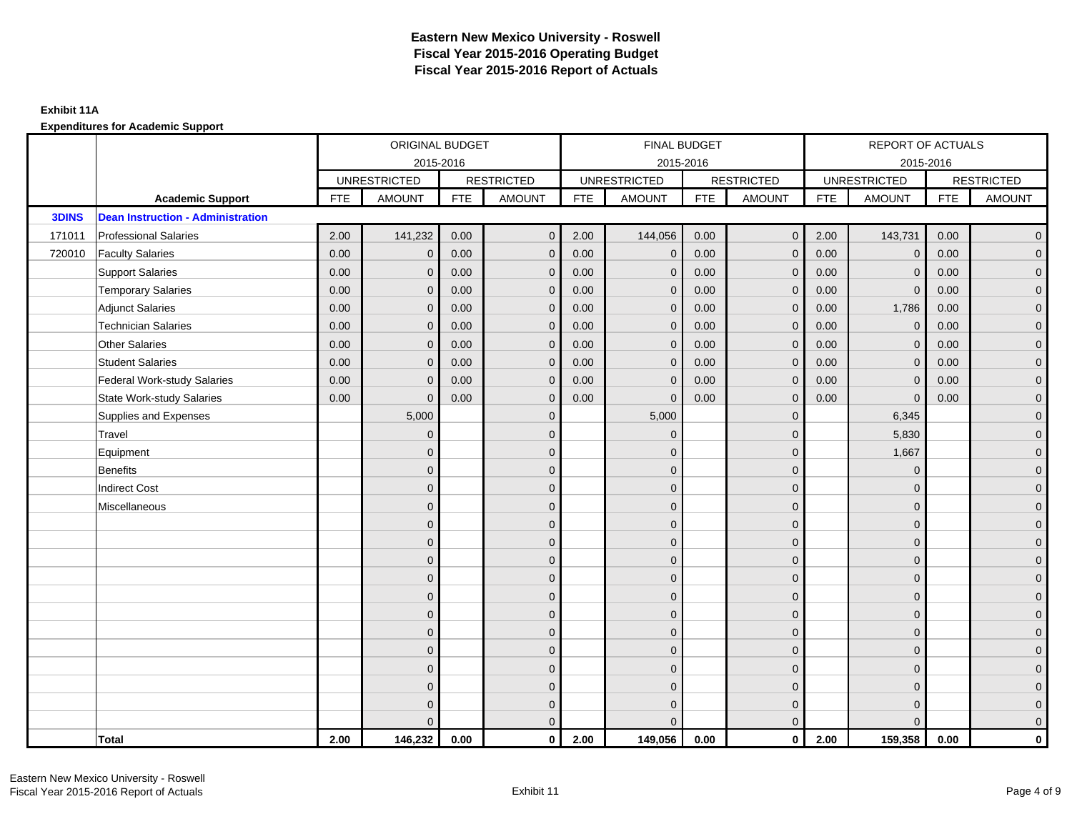# Eastern New Mexico University - Roswell
## Fiscal Year 2015-2016 Operating Budget
## Fiscal Year 2015-2016 Report of Actuals

**Exhibit 11A**

**Expenditures for Academic Support**

| | | ORIGINAL BUDGET 2015-2016 | | | | FINAL BUDGET 2015-2016 | | | | REPORT OF ACTUALS 2015-2016 | | | |
|---|---|---|---|---|---|---|---|---|---|---|---|---|---|
| | | UNRESTRICTED | | RESTRICTED | | UNRESTRICTED | | RESTRICTED | | UNRESTRICTED | | RESTRICTED | |
| | **Academic Support** | FTE | AMOUNT | FTE | AMOUNT | FTE | AMOUNT | FTE | AMOUNT | FTE | AMOUNT | FTE | AMOUNT |
| **3DINS** | **Dean Instruction - Administration** | | | | | | | | | | | | |
| 171011 | Professional Salaries | 2.00 | 141,232 | 0.00 | 0 | 2.00 | 144,056 | 0.00 | 0 | 2.00 | 143,731 | 0.00 | 0 |
| 720010 | Faculty Salaries | 0.00 | 0 | 0.00 | 0 | 0.00 | 0 | 0.00 | 0 | 0.00 | 0 | 0.00 | 0 |
| | Support Salaries | 0.00 | 0 | 0.00 | 0 | 0.00 | 0 | 0.00 | 0 | 0.00 | 0 | 0.00 | 0 |
| | Temporary Salaries | 0.00 | 0 | 0.00 | 0 | 0.00 | 0 | 0.00 | 0 | 0.00 | 0 | 0.00 | 0 |
| | Adjunct Salaries | 0.00 | 0 | 0.00 | 0 | 0.00 | 0 | 0.00 | 0 | 0.00 | 1,786 | 0.00 | 0 |
| | Technician Salaries | 0.00 | 0 | 0.00 | 0 | 0.00 | 0 | 0.00 | 0 | 0.00 | 0 | 0.00 | 0 |
| | Other Salaries | 0.00 | 0 | 0.00 | 0 | 0.00 | 0 | 0.00 | 0 | 0.00 | 0 | 0.00 | 0 |
| | Student Salaries | 0.00 | 0 | 0.00 | 0 | 0.00 | 0 | 0.00 | 0 | 0.00 | 0 | 0.00 | 0 |
| | Federal Work-study Salaries | 0.00 | 0 | 0.00 | 0 | 0.00 | 0 | 0.00 | 0 | 0.00 | 0 | 0.00 | 0 |
| | State Work-study Salaries | 0.00 | 0 | 0.00 | 0 | 0.00 | 0 | 0.00 | 0 | 0.00 | 0 | 0.00 | 0 |
| | Supplies and Expenses | | 5,000 | | 0 | | 5,000 | | 0 | | 6,345 | | 0 |
| | Travel | | 0 | | 0 | | 0 | | 0 | | 5,830 | | 0 |
| | Equipment | | 0 | | 0 | | 0 | | 0 | | 1,667 | | 0 |
| | Benefits | | 0 | | 0 | | 0 | | 0 | | 0 | | 0 |
| | Indirect Cost | | 0 | | 0 | | 0 | | 0 | | 0 | | 0 |
| | Miscellaneous | | 0 | | 0 | | 0 | | 0 | | 0 | | 0 |
| | | | 0 | | 0 | | 0 | | 0 | | 0 | | 0 |
| | | | 0 | | 0 | | 0 | | 0 | | 0 | | 0 |
| | | | 0 | | 0 | | 0 | | 0 | | 0 | | 0 |
| | | | 0 | | 0 | | 0 | | 0 | | 0 | | 0 |
| | | | 0 | | 0 | | 0 | | 0 | | 0 | | 0 |
| | | | 0 | | 0 | | 0 | | 0 | | 0 | | 0 |
| | | | 0 | | 0 | | 0 | | 0 | | 0 | | 0 |
| | | | 0 | | 0 | | 0 | | 0 | | 0 | | 0 |
| | | | 0 | | 0 | | 0 | | 0 | | 0 | | 0 |
| | | | 0 | | 0 | | 0 | | 0 | | 0 | | 0 |
| | | | 0 | | 0 | | 0 | | 0 | | 0 | | 0 |
| | | | 0 | | 0 | | 0 | | 0 | | 0 | | 0 |
| | **Total** | **2.00** | **146,232** | **0.00** | **0** | **2.00** | **149,056** | **0.00** | **0** | **2.00** | **159,358** | **0.00** | **0** |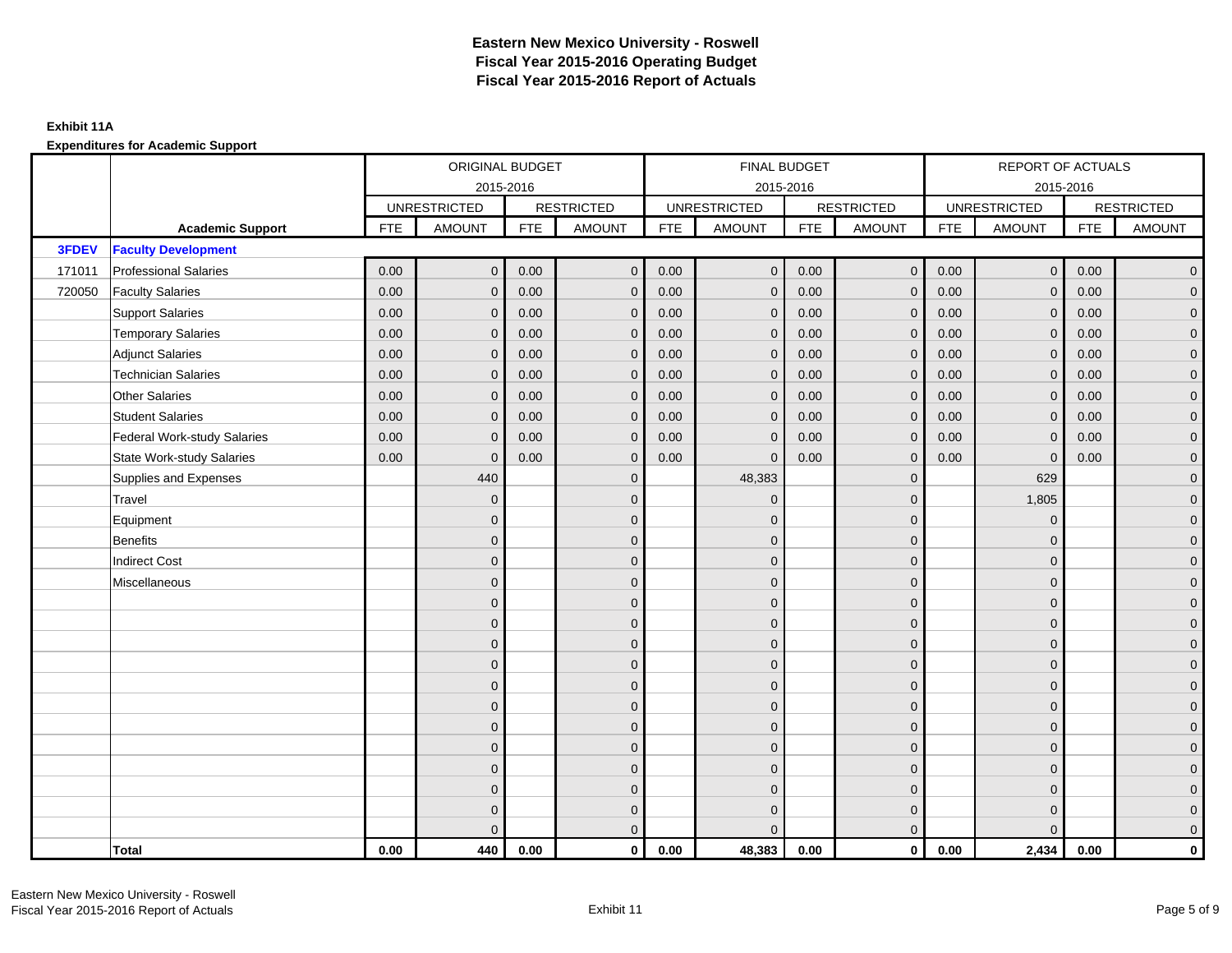# Eastern New Mexico University - Roswell
## Fiscal Year 2015-2016 Operating Budget
## Fiscal Year 2015-2016 Report of Actuals

**Exhibit 11A**

**Expenditures for Academic Support**

| | | ORIGINAL BUDGET 2015-2016 | | | | FINAL BUDGET 2015-2016 | | | | REPORT OF ACTUALS 2015-2016 | | | |
|---|---|---|---|---|---|---|---|---|---|---|---|---|---|
| | | UNRESTRICTED | | RESTRICTED | | UNRESTRICTED | | RESTRICTED | | UNRESTRICTED | | RESTRICTED | |
| | **Academic Support** | FTE | AMOUNT | FTE | AMOUNT | FTE | AMOUNT | FTE | AMOUNT | FTE | AMOUNT | FTE | AMOUNT |
| **3FDEV** | **Faculty Development** | | | | | | | | | | | | |
| 171011 | Professional Salaries | 0.00 | 0 | 0.00 | 0 | 0.00 | 0 | 0.00 | 0 | 0.00 | 0 | 0.00 | 0 |
| 720050 | Faculty Salaries | 0.00 | 0 | 0.00 | 0 | 0.00 | 0 | 0.00 | 0 | 0.00 | 0 | 0.00 | 0 |
| | Support Salaries | 0.00 | 0 | 0.00 | 0 | 0.00 | 0 | 0.00 | 0 | 0.00 | 0 | 0.00 | 0 |
| | Temporary Salaries | 0.00 | 0 | 0.00 | 0 | 0.00 | 0 | 0.00 | 0 | 0.00 | 0 | 0.00 | 0 |
| | Adjunct Salaries | 0.00 | 0 | 0.00 | 0 | 0.00 | 0 | 0.00 | 0 | 0.00 | 0 | 0.00 | 0 |
| | Technician Salaries | 0.00 | 0 | 0.00 | 0 | 0.00 | 0 | 0.00 | 0 | 0.00 | 0 | 0.00 | 0 |
| | Other Salaries | 0.00 | 0 | 0.00 | 0 | 0.00 | 0 | 0.00 | 0 | 0.00 | 0 | 0.00 | 0 |
| | Student Salaries | 0.00 | 0 | 0.00 | 0 | 0.00 | 0 | 0.00 | 0 | 0.00 | 0 | 0.00 | 0 |
| | Federal Work-study Salaries | 0.00 | 0 | 0.00 | 0 | 0.00 | 0 | 0.00 | 0 | 0.00 | 0 | 0.00 | 0 |
| | State Work-study Salaries | 0.00 | 0 | 0.00 | 0 | 0.00 | 0 | 0.00 | 0 | 0.00 | 0 | 0.00 | 0 |
| | Supplies and Expenses | | 440 | | 0 | | 48,383 | | 0 | | 629 | | 0 |
| | Travel | | 0 | | 0 | | 0 | | 0 | | 1,805 | | 0 |
| | Equipment | | 0 | | 0 | | 0 | | 0 | | 0 | | 0 |
| | Benefits | | 0 | | 0 | | 0 | | 0 | | 0 | | 0 |
| | Indirect Cost | | 0 | | 0 | | 0 | | 0 | | 0 | | 0 |
| | Miscellaneous | | 0 | | 0 | | 0 | | 0 | | 0 | | 0 |
| | | | 0 | | 0 | | 0 | | 0 | | 0 | | 0 |
| | | | 0 | | 0 | | 0 | | 0 | | 0 | | 0 |
| | | | 0 | | 0 | | 0 | | 0 | | 0 | | 0 |
| | | | 0 | | 0 | | 0 | | 0 | | 0 | | 0 |
| | | | 0 | | 0 | | 0 | | 0 | | 0 | | 0 |
| | | | 0 | | 0 | | 0 | | 0 | | 0 | | 0 |
| | | | 0 | | 0 | | 0 | | 0 | | 0 | | 0 |
| | | | 0 | | 0 | | 0 | | 0 | | 0 | | 0 |
| | | | 0 | | 0 | | 0 | | 0 | | 0 | | 0 |
| | | | 0 | | 0 | | 0 | | 0 | | 0 | | 0 |
| | | | 0 | | 0 | | 0 | | 0 | | 0 | | 0 |
| | | | 0 | | 0 | | 0 | | 0 | | 0 | | 0 |
| | **Total** | **0.00** | **440** | **0.00** | **0** | **0.00** | **48,383** | **0.00** | **0** | **0.00** | **2,434** | **0.00** | **0** |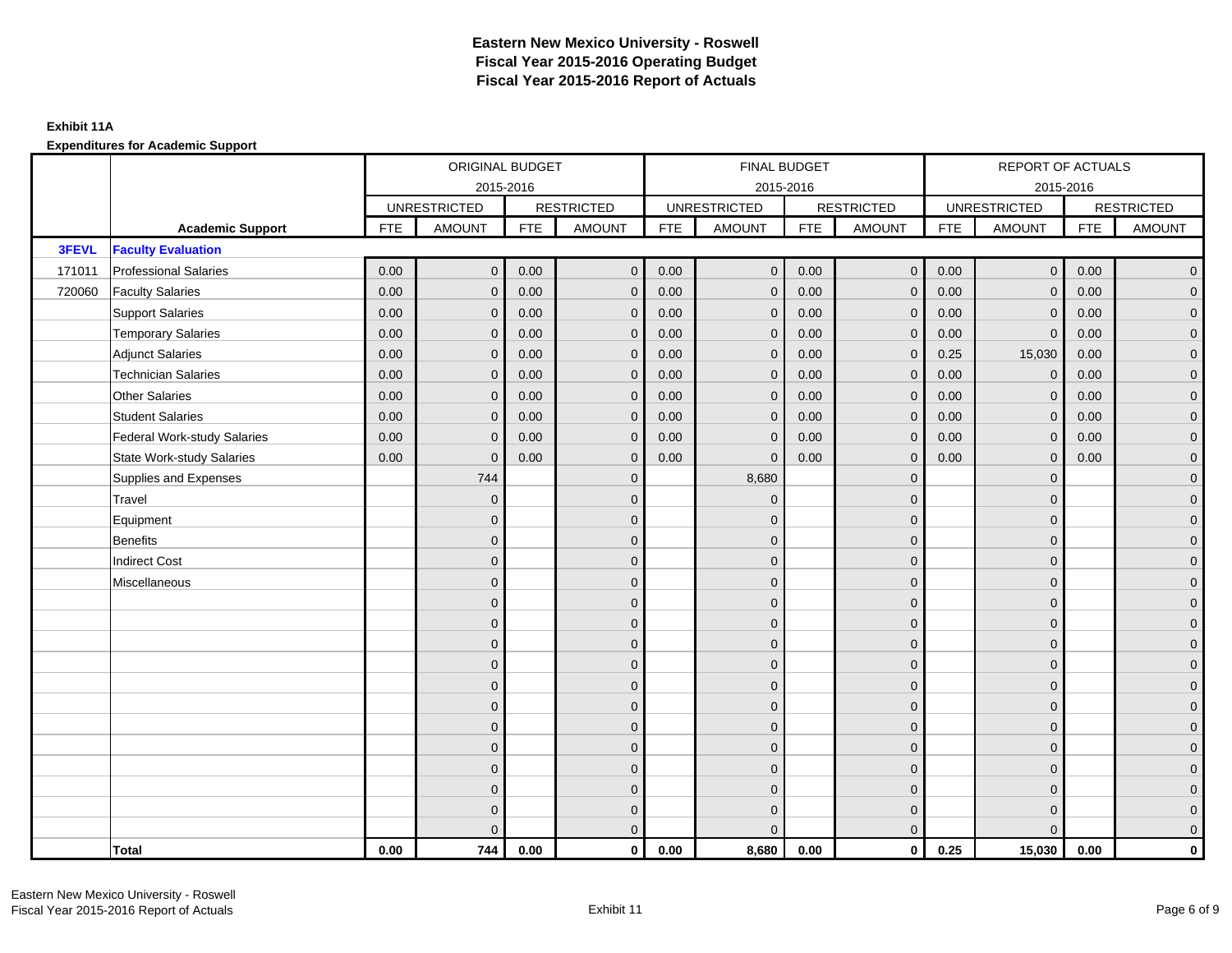# Eastern New Mexico University - Roswell
# Fiscal Year 2015-2016 Operating Budget
# Fiscal Year 2015-2016 Report of Actuals

**Exhibit 11A**

**Expenditures for Academic Support**

| | | ORIGINAL BUDGET 2015-2016 | | | | FINAL BUDGET 2015-2016 | | | | REPORT OF ACTUALS 2015-2016 | | | |
|---|---|---|---|---|---|---|---|---|---|---|---|---|---|
| | | UNRESTRICTED | | RESTRICTED | | UNRESTRICTED | | RESTRICTED | | UNRESTRICTED | | RESTRICTED | |
| | **Academic Support** | FTE | AMOUNT | FTE | AMOUNT | FTE | AMOUNT | FTE | AMOUNT | FTE | AMOUNT | FTE | AMOUNT |
| **3FEVL** | **Faculty Evaluation** | | | | | | | | | | | | |
| 171011 | Professional Salaries | 0.00 | 0 | 0.00 | 0 | 0.00 | 0 | 0.00 | 0 | 0.00 | 0 | 0.00 | 0 |
| 720060 | Faculty Salaries | 0.00 | 0 | 0.00 | 0 | 0.00 | 0 | 0.00 | 0 | 0.00 | 0 | 0.00 | 0 |
| | Support Salaries | 0.00 | 0 | 0.00 | 0 | 0.00 | 0 | 0.00 | 0 | 0.00 | 0 | 0.00 | 0 |
| | Temporary Salaries | 0.00 | 0 | 0.00 | 0 | 0.00 | 0 | 0.00 | 0 | 0.00 | 0 | 0.00 | 0 |
| | Adjunct Salaries | 0.00 | 0 | 0.00 | 0 | 0.00 | 0 | 0.00 | 0 | 0.25 | 15,030 | 0.00 | 0 |
| | Technician Salaries | 0.00 | 0 | 0.00 | 0 | 0.00 | 0 | 0.00 | 0 | 0.00 | 0 | 0.00 | 0 |
| | Other Salaries | 0.00 | 0 | 0.00 | 0 | 0.00 | 0 | 0.00 | 0 | 0.00 | 0 | 0.00 | 0 |
| | Student Salaries | 0.00 | 0 | 0.00 | 0 | 0.00 | 0 | 0.00 | 0 | 0.00 | 0 | 0.00 | 0 |
| | Federal Work-study Salaries | 0.00 | 0 | 0.00 | 0 | 0.00 | 0 | 0.00 | 0 | 0.00 | 0 | 0.00 | 0 |
| | State Work-study Salaries | 0.00 | 0 | 0.00 | 0 | 0.00 | 0 | 0.00 | 0 | 0.00 | 0 | 0.00 | 0 |
| | Supplies and Expenses | | 744 | | 0 | | 8,680 | | 0 | | 0 | | 0 |
| | Travel | | 0 | | 0 | | 0 | | 0 | | 0 | | 0 |
| | Equipment | | 0 | | 0 | | 0 | | 0 | | 0 | | 0 |
| | Benefits | | 0 | | 0 | | 0 | | 0 | | 0 | | 0 |
| | Indirect Cost | | 0 | | 0 | | 0 | | 0 | | 0 | | 0 |
| | Miscellaneous | | 0 | | 0 | | 0 | | 0 | | 0 | | 0 |
| | | | 0 | | 0 | | 0 | | 0 | | 0 | | 0 |
| | | | 0 | | 0 | | 0 | | 0 | | 0 | | 0 |
| | | | 0 | | 0 | | 0 | | 0 | | 0 | | 0 |
| | | | 0 | | 0 | | 0 | | 0 | | 0 | | 0 |
| | | | 0 | | 0 | | 0 | | 0 | | 0 | | 0 |
| | | | 0 | | 0 | | 0 | | 0 | | 0 | | 0 |
| | | | 0 | | 0 | | 0 | | 0 | | 0 | | 0 |
| | | | 0 | | 0 | | 0 | | 0 | | 0 | | 0 |
| | | | 0 | | 0 | | 0 | | 0 | | 0 | | 0 |
| | | | 0 | | 0 | | 0 | | 0 | | 0 | | 0 |
| | | | 0 | | 0 | | 0 | | 0 | | 0 | | 0 |
| | | | 0 | | 0 | | 0 | | 0 | | 0 | | 0 |
| | **Total** | **0.00** | **744** | **0.00** | **0** | **0.00** | **8,680** | **0.00** | **0** | **0.25** | **15,030** | **0.00** | **0** |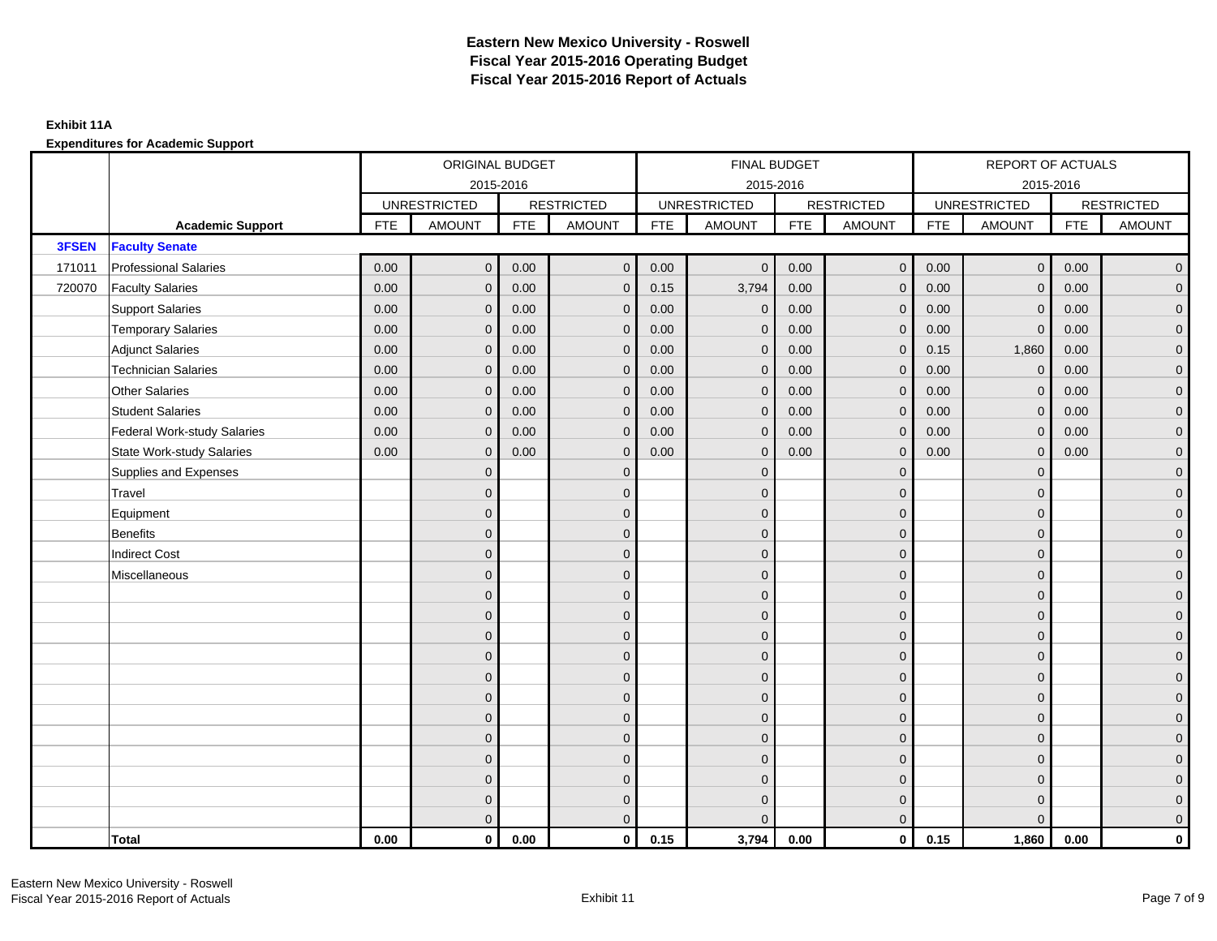# Eastern New Mexico University - Roswell
# Fiscal Year 2015-2016 Operating Budget
# Fiscal Year 2015-2016 Report of Actuals

**Exhibit 11A**

**Expenditures for Academic Support**

| | | ORIGINAL BUDGET 2015-2016 | | | | FINAL BUDGET 2015-2016 | | | | REPORT OF ACTUALS 2015-2016 | | | |
|---|---|---|---|---|---|---|---|---|---|---|---|---|---|
| | | UNRESTRICTED | | RESTRICTED | | UNRESTRICTED | | RESTRICTED | | UNRESTRICTED | | RESTRICTED | |
| | **Academic Support** | FTE | AMOUNT | FTE | AMOUNT | FTE | AMOUNT | FTE | AMOUNT | FTE | AMOUNT | FTE | AMOUNT |
| **3FSEN** | **Faculty Senate** | | | | | | | | | | | | |
| 171011 | Professional Salaries | 0.00 | 0 | 0.00 | 0 | 0.00 | 0 | 0.00 | 0 | 0.00 | 0 | 0.00 | 0 |
| 720070 | Faculty Salaries | 0.00 | 0 | 0.00 | 0 | 0.15 | 3,794 | 0.00 | 0 | 0.00 | 0 | 0.00 | 0 |
| | Support Salaries | 0.00 | 0 | 0.00 | 0 | 0.00 | 0 | 0.00 | 0 | 0.00 | 0 | 0.00 | 0 |
| | Temporary Salaries | 0.00 | 0 | 0.00 | 0 | 0.00 | 0 | 0.00 | 0 | 0.00 | 0 | 0.00 | 0 |
| | Adjunct Salaries | 0.00 | 0 | 0.00 | 0 | 0.00 | 0 | 0.00 | 0 | 0.15 | 1,860 | 0.00 | 0 |
| | Technician Salaries | 0.00 | 0 | 0.00 | 0 | 0.00 | 0 | 0.00 | 0 | 0.00 | 0 | 0.00 | 0 |
| | Other Salaries | 0.00 | 0 | 0.00 | 0 | 0.00 | 0 | 0.00 | 0 | 0.00 | 0 | 0.00 | 0 |
| | Student Salaries | 0.00 | 0 | 0.00 | 0 | 0.00 | 0 | 0.00 | 0 | 0.00 | 0 | 0.00 | 0 |
| | Federal Work-study Salaries | 0.00 | 0 | 0.00 | 0 | 0.00 | 0 | 0.00 | 0 | 0.00 | 0 | 0.00 | 0 |
| | State Work-study Salaries | 0.00 | 0 | 0.00 | 0 | 0.00 | 0 | 0.00 | 0 | 0.00 | 0 | 0.00 | 0 |
| | Supplies and Expenses | | 0 | | 0 | | 0 | | 0 | | 0 | | 0 |
| | Travel | | 0 | | 0 | | 0 | | 0 | | 0 | | 0 |
| | Equipment | | 0 | | 0 | | 0 | | 0 | | 0 | | 0 |
| | Benefits | | 0 | | 0 | | 0 | | 0 | | 0 | | 0 |
| | Indirect Cost | | 0 | | 0 | | 0 | | 0 | | 0 | | 0 |
| | Miscellaneous | | 0 | | 0 | | 0 | | 0 | | 0 | | 0 |
| | | | 0 | | 0 | | 0 | | 0 | | 0 | | 0 |
| | | | 0 | | 0 | | 0 | | 0 | | 0 | | 0 |
| | | | 0 | | 0 | | 0 | | 0 | | 0 | | 0 |
| | | | 0 | | 0 | | 0 | | 0 | | 0 | | 0 |
| | | | 0 | | 0 | | 0 | | 0 | | 0 | | 0 |
| | | | 0 | | 0 | | 0 | | 0 | | 0 | | 0 |
| | | | 0 | | 0 | | 0 | | 0 | | 0 | | 0 |
| | | | 0 | | 0 | | 0 | | 0 | | 0 | | 0 |
| | | | 0 | | 0 | | 0 | | 0 | | 0 | | 0 |
| | | | 0 | | 0 | | 0 | | 0 | | 0 | | 0 |
| | | | 0 | | 0 | | 0 | | 0 | | 0 | | 0 |
| | | | 0 | | 0 | | 0 | | 0 | | 0 | | 0 |
| | **Total** | **0.00** | **0** | **0.00** | **0** | **0.15** | **3,794** | **0.00** | **0** | **0.15** | **1,860** | **0.00** | **0** |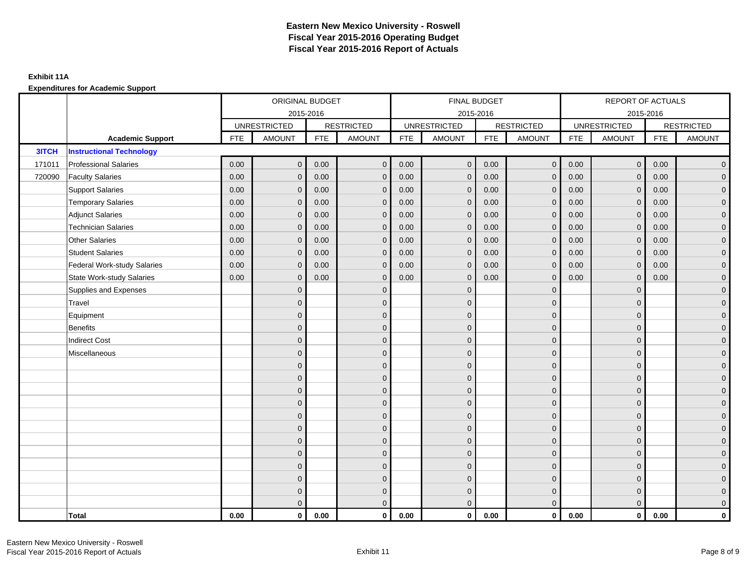# Eastern New Mexico University - Roswell
## Fiscal Year 2015-2016 Operating Budget
## Fiscal Year 2015-2016 Report of Actuals

**Exhibit 11A**

**Expenditures for Academic Support**

| | | ORIGINAL BUDGET 2015-2016 | | | | FINAL BUDGET 2015-2016 | | | | REPORT OF ACTUALS 2015-2016 | | | |
|---|---|---|---|---|---|---|---|---|---|---|---|---|---|
| | | UNRESTRICTED | | RESTRICTED | | UNRESTRICTED | | RESTRICTED | | UNRESTRICTED | | RESTRICTED | |
| | **Academic Support** | FTE | AMOUNT | FTE | AMOUNT | FTE | AMOUNT | FTE | AMOUNT | FTE | AMOUNT | FTE | AMOUNT |
| **3ITCH** | **Instructional Technology** | | | | | | | | | | | | |
| 171011 | Professional Salaries | 0.00 | 0 | 0.00 | 0 | 0.00 | 0 | 0.00 | 0 | 0.00 | 0 | 0.00 | 0 |
| 720090 | Faculty Salaries | 0.00 | 0 | 0.00 | 0 | 0.00 | 0 | 0.00 | 0 | 0.00 | 0 | 0.00 | 0 |
| | Support Salaries | 0.00 | 0 | 0.00 | 0 | 0.00 | 0 | 0.00 | 0 | 0.00 | 0 | 0.00 | 0 |
| | Temporary Salaries | 0.00 | 0 | 0.00 | 0 | 0.00 | 0 | 0.00 | 0 | 0.00 | 0 | 0.00 | 0 |
| | Adjunct Salaries | 0.00 | 0 | 0.00 | 0 | 0.00 | 0 | 0.00 | 0 | 0.00 | 0 | 0.00 | 0 |
| | Technician Salaries | 0.00 | 0 | 0.00 | 0 | 0.00 | 0 | 0.00 | 0 | 0.00 | 0 | 0.00 | 0 |
| | Other Salaries | 0.00 | 0 | 0.00 | 0 | 0.00 | 0 | 0.00 | 0 | 0.00 | 0 | 0.00 | 0 |
| | Student Salaries | 0.00 | 0 | 0.00 | 0 | 0.00 | 0 | 0.00 | 0 | 0.00 | 0 | 0.00 | 0 |
| | Federal Work-study Salaries | 0.00 | 0 | 0.00 | 0 | 0.00 | 0 | 0.00 | 0 | 0.00 | 0 | 0.00 | 0 |
| | State Work-study Salaries | 0.00 | 0 | 0.00 | 0 | 0.00 | 0 | 0.00 | 0 | 0.00 | 0 | 0.00 | 0 |
| | Supplies and Expenses | | 0 | | 0 | | 0 | | 0 | | 0 | | 0 |
| | Travel | | 0 | | 0 | | 0 | | 0 | | 0 | | 0 |
| | Equipment | | 0 | | 0 | | 0 | | 0 | | 0 | | 0 |
| | Benefits | | 0 | | 0 | | 0 | | 0 | | 0 | | 0 |
| | Indirect Cost | | 0 | | 0 | | 0 | | 0 | | 0 | | 0 |
| | Miscellaneous | | 0 | | 0 | | 0 | | 0 | | 0 | | 0 |
| | | | 0 | | 0 | | 0 | | 0 | | 0 | | 0 |
| | | | 0 | | 0 | | 0 | | 0 | | 0 | | 0 |
| | | | 0 | | 0 | | 0 | | 0 | | 0 | | 0 |
| | | | 0 | | 0 | | 0 | | 0 | | 0 | | 0 |
| | | | 0 | | 0 | | 0 | | 0 | | 0 | | 0 |
| | | | 0 | | 0 | | 0 | | 0 | | 0 | | 0 |
| | | | 0 | | 0 | | 0 | | 0 | | 0 | | 0 |
| | | | 0 | | 0 | | 0 | | 0 | | 0 | | 0 |
| | | | 0 | | 0 | | 0 | | 0 | | 0 | | 0 |
| | | | 0 | | 0 | | 0 | | 0 | | 0 | | 0 |
| | | | 0 | | 0 | | 0 | | 0 | | 0 | | 0 |
| | | | 0 | | 0 | | 0 | | 0 | | 0 | | 0 |
| | **Total** | **0.00** | **0** | **0.00** | **0** | **0.00** | **0** | **0.00** | **0** | **0.00** | **0** | **0.00** | **0** |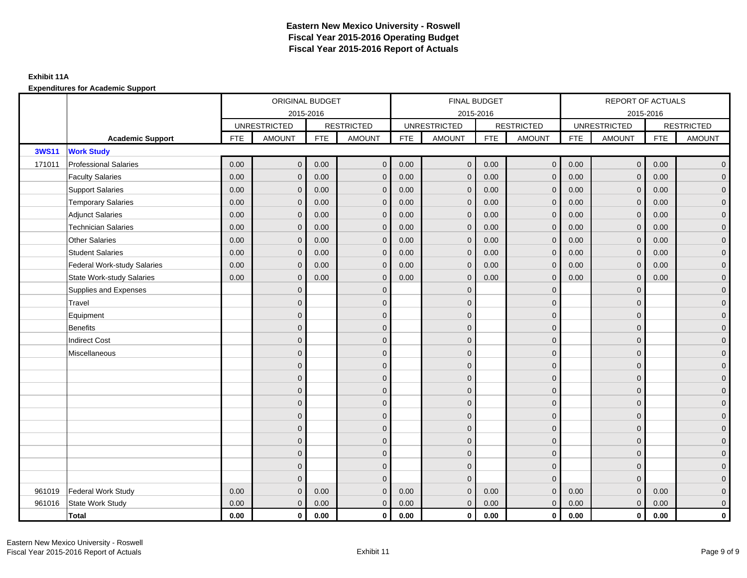# Eastern New Mexico University - Roswell
# Fiscal Year 2015-2016 Operating Budget
# Fiscal Year 2015-2016 Report of Actuals

**Exhibit 11A**

**Expenditures for Academic Support**

| | | ORIGINAL BUDGET 2015-2016 | | | | FINAL BUDGET 2015-2016 | | | | REPORT OF ACTUALS 2015-2016 | | | |
|---|---|---|---|---|---|---|---|---|---|---|---|---|---|
| | | UNRESTRICTED | | RESTRICTED | | UNRESTRICTED | | RESTRICTED | | UNRESTRICTED | | RESTRICTED | |
| | **Academic Support** | FTE | AMOUNT | FTE | AMOUNT | FTE | AMOUNT | FTE | AMOUNT | FTE | AMOUNT | FTE | AMOUNT |
| **3WS11** | **Work Study** | | | | | | | | | | | | |
| 171011 | Professional Salaries | 0.00 | 0 | 0.00 | 0 | 0.00 | 0 | 0.00 | 0 | 0.00 | 0 | 0.00 | 0 |
| | Faculty Salaries | 0.00 | 0 | 0.00 | 0 | 0.00 | 0 | 0.00 | 0 | 0.00 | 0 | 0.00 | 0 |
| | Support Salaries | 0.00 | 0 | 0.00 | 0 | 0.00 | 0 | 0.00 | 0 | 0.00 | 0 | 0.00 | 0 |
| | Temporary Salaries | 0.00 | 0 | 0.00 | 0 | 0.00 | 0 | 0.00 | 0 | 0.00 | 0 | 0.00 | 0 |
| | Adjunct Salaries | 0.00 | 0 | 0.00 | 0 | 0.00 | 0 | 0.00 | 0 | 0.00 | 0 | 0.00 | 0 |
| | Technician Salaries | 0.00 | 0 | 0.00 | 0 | 0.00 | 0 | 0.00 | 0 | 0.00 | 0 | 0.00 | 0 |
| | Other Salaries | 0.00 | 0 | 0.00 | 0 | 0.00 | 0 | 0.00 | 0 | 0.00 | 0 | 0.00 | 0 |
| | Student Salaries | 0.00 | 0 | 0.00 | 0 | 0.00 | 0 | 0.00 | 0 | 0.00 | 0 | 0.00 | 0 |
| | Federal Work-study Salaries | 0.00 | 0 | 0.00 | 0 | 0.00 | 0 | 0.00 | 0 | 0.00 | 0 | 0.00 | 0 |
| | State Work-study Salaries | 0.00 | 0 | 0.00 | 0 | 0.00 | 0 | 0.00 | 0 | 0.00 | 0 | 0.00 | 0 |
| | Supplies and Expenses | | 0 | | 0 | | 0 | | 0 | | 0 | | 0 |
| | Travel | | 0 | | 0 | | 0 | | 0 | | 0 | | 0 |
| | Equipment | | 0 | | 0 | | 0 | | 0 | | 0 | | 0 |
| | Benefits | | 0 | | 0 | | 0 | | 0 | | 0 | | 0 |
| | Indirect Cost | | 0 | | 0 | | 0 | | 0 | | 0 | | 0 |
| | Miscellaneous | | 0 | | 0 | | 0 | | 0 | | 0 | | 0 |
| | | | 0 | | 0 | | 0 | | 0 | | 0 | | 0 |
| | | | 0 | | 0 | | 0 | | 0 | | 0 | | 0 |
| | | | 0 | | 0 | | 0 | | 0 | | 0 | | 0 |
| | | | 0 | | 0 | | 0 | | 0 | | 0 | | 0 |
| | | | 0 | | 0 | | 0 | | 0 | | 0 | | 0 |
| | | | 0 | | 0 | | 0 | | 0 | | 0 | | 0 |
| | | | 0 | | 0 | | 0 | | 0 | | 0 | | 0 |
| | | | 0 | | 0 | | 0 | | 0 | | 0 | | 0 |
| | | | 0 | | 0 | | 0 | | 0 | | 0 | | 0 |
| | | | 0 | | 0 | | 0 | | 0 | | 0 | | 0 |
| 961019 | Federal Work Study | 0.00 | 0 | 0.00 | 0 | 0.00 | 0 | 0.00 | 0 | 0.00 | 0 | 0.00 | 0 |
| 961016 | State Work Study | 0.00 | 0 | 0.00 | 0 | 0.00 | 0 | 0.00 | 0 | 0.00 | 0 | 0.00 | 0 |
| | **Total** | **0.00** | **0** | **0.00** | **0** | **0.00** | **0** | **0.00** | **0** | **0.00** | **0** | **0.00** | **0** |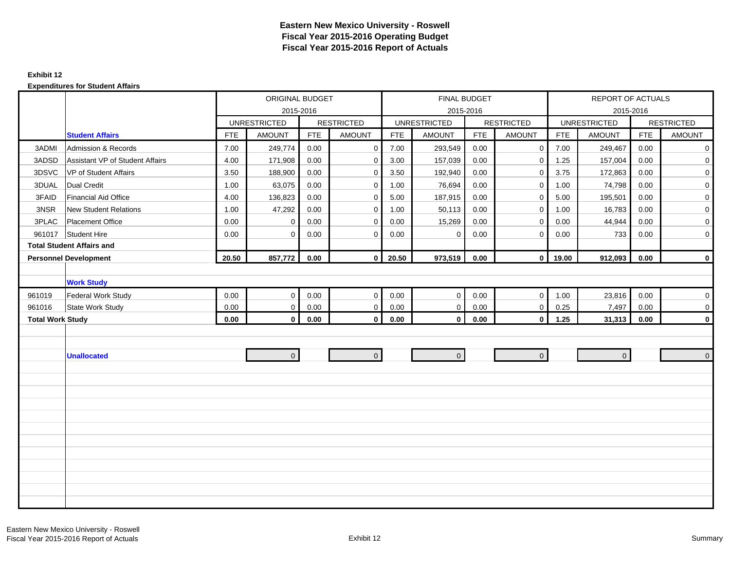# Eastern New Mexico University - Roswell
# Fiscal Year 2015-2016 Operating Budget
# Fiscal Year 2015-2016 Report of Actuals

**Exhibit 12**

**Expenditures for Student Affairs**

| | | ORIGINAL BUDGET 2015-2016 | | | | FINAL BUDGET 2015-2016 | | | | REPORT OF ACTUALS 2015-2016 | | | |
|---|---|---|---|---|---|---|---|---|---|---|---|---|---|
| | | UNRESTRICTED | | RESTRICTED | | UNRESTRICTED | | RESTRICTED | | UNRESTRICTED | | RESTRICTED | |
| | **Student Affairs** | FTE | AMOUNT | FTE | AMOUNT | FTE | AMOUNT | FTE | AMOUNT | FTE | AMOUNT | FTE | AMOUNT |
| 3ADMI | Admission & Records | 7.00 | 249,774 | 0.00 | 0 | 7.00 | 293,549 | 0.00 | 0 | 7.00 | 249,467 | 0.00 | 0 |
| 3ADSD | Assistant VP of Student Affairs | 4.00 | 171,908 | 0.00 | 0 | 3.00 | 157,039 | 0.00 | 0 | 1.25 | 157,004 | 0.00 | 0 |
| 3DSVC | VP of Student Affairs | 3.50 | 188,900 | 0.00 | 0 | 3.50 | 192,940 | 0.00 | 0 | 3.75 | 172,863 | 0.00 | 0 |
| 3DUAL | Dual Credit | 1.00 | 63,075 | 0.00 | 0 | 1.00 | 76,694 | 0.00 | 0 | 1.00 | 74,798 | 0.00 | 0 |
| 3FAID | Financial Aid Office | 4.00 | 136,823 | 0.00 | 0 | 5.00 | 187,915 | 0.00 | 0 | 5.00 | 195,501 | 0.00 | 0 |
| 3NSR | New Student Relations | 1.00 | 47,292 | 0.00 | 0 | 1.00 | 50,113 | 0.00 | 0 | 1.00 | 16,783 | 0.00 | 0 |
| 3PLAC | Placement Office | 0.00 | 0 | 0.00 | 0 | 0.00 | 15,269 | 0.00 | 0 | 0.00 | 44,944 | 0.00 | 0 |
| 961017 | Student Hire | 0.00 | 0 | 0.00 | 0 | 0.00 | 0 | 0.00 | 0 | 0.00 | 733 | 0.00 | 0 |
| **Total Student Affairs and Personnel Development** | | **20.50** | **857,772** | **0.00** | **0** | **20.50** | **973,519** | **0.00** | **0** | **19.00** | **912,093** | **0.00** | **0** |
| | **Work Study** | | | | | | | | | | | | |
| 961019 | Federal Work Study | 0.00 | 0 | 0.00 | 0 | 0.00 | 0 | 0.00 | 0 | 1.00 | 23,816 | 0.00 | 0 |
| 961016 | State Work Study | 0.00 | 0 | 0.00 | 0 | 0.00 | 0 | 0.00 | 0 | 0.25 | 7,497 | 0.00 | 0 |
| **Total Work Study** | | **0.00** | **0** | **0.00** | **0** | **0.00** | **0** | **0.00** | **0** | **1.25** | **31,313** | **0.00** | **0** |
| | **Unallocated** | | 0 | | 0 | | 0 | | 0 | | 0 | | 0 |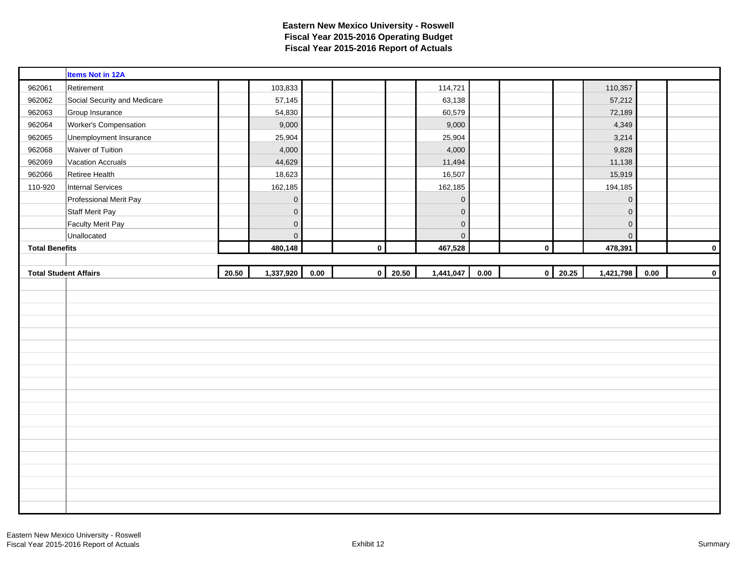# Eastern New Mexico University - Roswell
## Fiscal Year 2015-2016 Operating Budget
## Fiscal Year 2015-2016 Report of Actuals

| | Items Not in 12A | | | | | | | | | | | | |
|---|---|---|---|---|---|---|---|---|---|---|---|---|---|
| 962061 | Retirement | | 103,833 | | | | 114,721 | | | | 110,357 | | |
| 962062 | Social Security and Medicare | | 57,145 | | | | 63,138 | | | | 57,212 | | |
| 962063 | Group Insurance | | 54,830 | | | | 60,579 | | | | 72,189 | | |
| 962064 | Worker's Compensation | | 9,000 | | | | 9,000 | | | | 4,349 | | |
| 962065 | Unemployment Insurance | | 25,904 | | | | 25,904 | | | | 3,214 | | |
| 962068 | Waiver of Tuition | | 4,000 | | | | 4,000 | | | | 9,828 | | |
| 962069 | Vacation Accruals | | 44,629 | | | | 11,494 | | | | 11,138 | | |
| 962066 | Retiree Health | | 18,623 | | | | 16,507 | | | | 15,919 | | |
| 110-920 | Internal Services | | 162,185 | | | | 162,185 | | | | 194,185 | | |
| | Professional Merit Pay | | 0 | | | | 0 | | | | 0 | | |
| | Staff Merit Pay | | 0 | | | | 0 | | | | 0 | | |
| | Faculty Merit Pay | | 0 | | | | 0 | | | | 0 | | |
| | Unallocated | | 0 | | | | 0 | | | | 0 | | |
| **Total Benefits** | | | **480,148** | | **0** | | **467,528** | | **0** | | **478,391** | | **0** |
| | | | | | | | | | | | | | |
| **Total Student Affairs** | | **20.50** | **1,337,920** | **0.00** | **0** | **20.50** | **1,441,047** | **0.00** | **0** | **20.25** | **1,421,798** | **0.00** | **0** |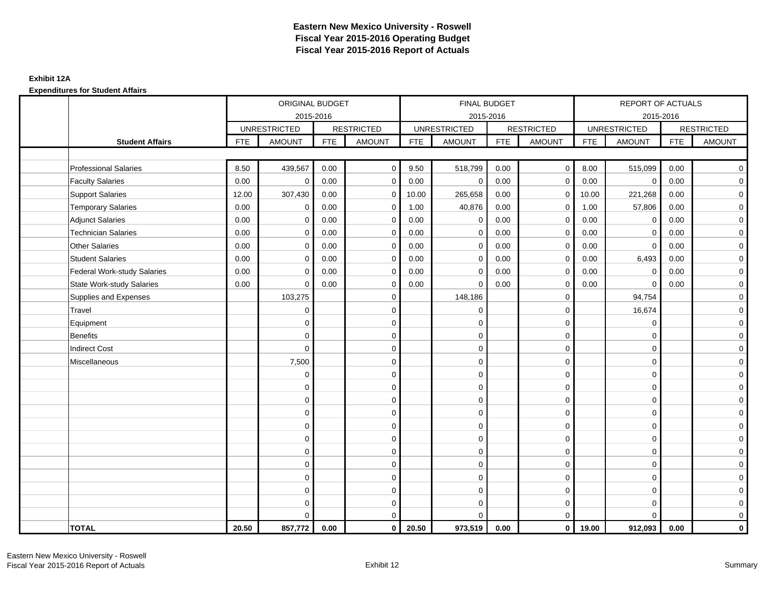# Eastern New Mexico University - Roswell
## Fiscal Year 2015-2016 Operating Budget
## Fiscal Year 2015-2016 Report of Actuals

**Exhibit 12A**

**Expenditures for Student Affairs**

| | ORIGINAL BUDGET 2015-2016 | | | | FINAL BUDGET 2015-2016 | | | | REPORT OF ACTUALS 2015-2016 | | | |
|---|---|---|---|---|---|---|---|---|---|---|---|---|
| | UNRESTRICTED | | RESTRICTED | | UNRESTRICTED | | RESTRICTED | | UNRESTRICTED | | RESTRICTED | |
| **Student Affairs** | FTE | AMOUNT | FTE | AMOUNT | FTE | AMOUNT | FTE | AMOUNT | FTE | AMOUNT | FTE | AMOUNT |
| Professional Salaries | 8.50 | 439,567 | 0.00 | 0 | 9.50 | 518,799 | 0.00 | 0 | 8.00 | 515,099 | 0.00 | 0 |
| Faculty Salaries | 0.00 | 0 | 0.00 | 0 | 0.00 | 0 | 0.00 | 0 | 0.00 | 0 | 0.00 | 0 |
| Support Salaries | 12.00 | 307,430 | 0.00 | 0 | 10.00 | 265,658 | 0.00 | 0 | 10.00 | 221,268 | 0.00 | 0 |
| Temporary Salaries | 0.00 | 0 | 0.00 | 0 | 1.00 | 40,876 | 0.00 | 0 | 1.00 | 57,806 | 0.00 | 0 |
| Adjunct Salaries | 0.00 | 0 | 0.00 | 0 | 0.00 | 0 | 0.00 | 0 | 0.00 | 0 | 0.00 | 0 |
| Technician Salaries | 0.00 | 0 | 0.00 | 0 | 0.00 | 0 | 0.00 | 0 | 0.00 | 0 | 0.00 | 0 |
| Other Salaries | 0.00 | 0 | 0.00 | 0 | 0.00 | 0 | 0.00 | 0 | 0.00 | 0 | 0.00 | 0 |
| Student Salaries | 0.00 | 0 | 0.00 | 0 | 0.00 | 0 | 0.00 | 0 | 0.00 | 6,493 | 0.00 | 0 |
| Federal Work-study Salaries | 0.00 | 0 | 0.00 | 0 | 0.00 | 0 | 0.00 | 0 | 0.00 | 0 | 0.00 | 0 |
| State Work-study Salaries | 0.00 | 0 | 0.00 | 0 | 0.00 | 0 | 0.00 | 0 | 0.00 | 0 | 0.00 | 0 |
| Supplies and Expenses | | 103,275 | | 0 | | 148,186 | | 0 | | 94,754 | | 0 |
| Travel | | 0 | | 0 | | 0 | | 0 | | 16,674 | | 0 |
| Equipment | | 0 | | 0 | | 0 | | 0 | | 0 | | 0 |
| Benefits | | 0 | | 0 | | 0 | | 0 | | 0 | | 0 |
| Indirect Cost | | 0 | | 0 | | 0 | | 0 | | 0 | | 0 |
| Miscellaneous | | 7,500 | | 0 | | 0 | | 0 | | 0 | | 0 |
| | | 0 | | 0 | | 0 | | 0 | | 0 | | 0 |
| | | 0 | | 0 | | 0 | | 0 | | 0 | | 0 |
| | | 0 | | 0 | | 0 | | 0 | | 0 | | 0 |
| | | 0 | | 0 | | 0 | | 0 | | 0 | | 0 |
| | | 0 | | 0 | | 0 | | 0 | | 0 | | 0 |
| | | 0 | | 0 | | 0 | | 0 | | 0 | | 0 |
| | | 0 | | 0 | | 0 | | 0 | | 0 | | 0 |
| | | 0 | | 0 | | 0 | | 0 | | 0 | | 0 |
| | | 0 | | 0 | | 0 | | 0 | | 0 | | 0 |
| | | 0 | | 0 | | 0 | | 0 | | 0 | | 0 |
| | | 0 | | 0 | | 0 | | 0 | | 0 | | 0 |
| | | 0 | | 0 | | 0 | | 0 | | 0 | | 0 |
| **TOTAL** | **20.50** | **857,772** | **0.00** | **0** | **20.50** | **973,519** | **0.00** | **0** | **19.00** | **912,093** | **0.00** | **0** |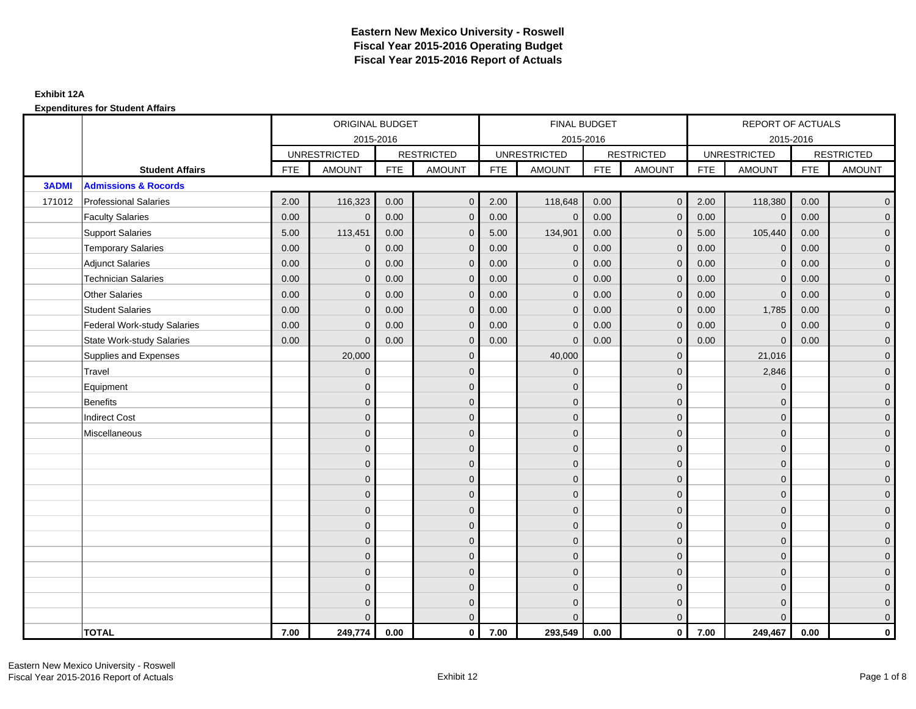# Eastern New Mexico University - Roswell
# Fiscal Year 2015-2016 Operating Budget
# Fiscal Year 2015-2016 Report of Actuals

**Exhibit 12A**

**Expenditures for Student Affairs**

| | | ORIGINAL BUDGET 2015-2016 | | | | FINAL BUDGET 2015-2016 | | | | REPORT OF ACTUALS 2015-2016 | | | |
|---|---|---|---|---|---|---|---|---|---|---|---|---|---|
| | | UNRESTRICTED | | RESTRICTED | | UNRESTRICTED | | RESTRICTED | | UNRESTRICTED | | RESTRICTED | |
| | **Student Affairs** | FTE | AMOUNT | FTE | AMOUNT | FTE | AMOUNT | FTE | AMOUNT | FTE | AMOUNT | FTE | AMOUNT |
| **3ADMI** | **Admissions & Rocords** | | | | | | | | | | | | |
| 171012 | Professional Salaries | 2.00 | 116,323 | 0.00 | 0 | 2.00 | 118,648 | 0.00 | 0 | 2.00 | 118,380 | 0.00 | 0 |
| | Faculty Salaries | 0.00 | 0 | 0.00 | 0 | 0.00 | 0 | 0.00 | 0 | 0.00 | 0 | 0.00 | 0 |
| | Support Salaries | 5.00 | 113,451 | 0.00 | 0 | 5.00 | 134,901 | 0.00 | 0 | 5.00 | 105,440 | 0.00 | 0 |
| | Temporary Salaries | 0.00 | 0 | 0.00 | 0 | 0.00 | 0 | 0.00 | 0 | 0.00 | 0 | 0.00 | 0 |
| | Adjunct Salaries | 0.00 | 0 | 0.00 | 0 | 0.00 | 0 | 0.00 | 0 | 0.00 | 0 | 0.00 | 0 |
| | Technician Salaries | 0.00 | 0 | 0.00 | 0 | 0.00 | 0 | 0.00 | 0 | 0.00 | 0 | 0.00 | 0 |
| | Other Salaries | 0.00 | 0 | 0.00 | 0 | 0.00 | 0 | 0.00 | 0 | 0.00 | 0 | 0.00 | 0 |
| | Student Salaries | 0.00 | 0 | 0.00 | 0 | 0.00 | 0 | 0.00 | 0 | 0.00 | 1,785 | 0.00 | 0 |
| | Federal Work-study Salaries | 0.00 | 0 | 0.00 | 0 | 0.00 | 0 | 0.00 | 0 | 0.00 | 0 | 0.00 | 0 |
| | State Work-study Salaries | 0.00 | 0 | 0.00 | 0 | 0.00 | 0 | 0.00 | 0 | 0.00 | 0 | 0.00 | 0 |
| | Supplies and Expenses | | 20,000 | | 0 | | 40,000 | | 0 | | 21,016 | | 0 |
| | Travel | | 0 | | 0 | | 0 | | 0 | | 2,846 | | 0 |
| | Equipment | | 0 | | 0 | | 0 | | 0 | | 0 | | 0 |
| | Benefits | | 0 | | 0 | | 0 | | 0 | | 0 | | 0 |
| | Indirect Cost | | 0 | | 0 | | 0 | | 0 | | 0 | | 0 |
| | Miscellaneous | | 0 | | 0 | | 0 | | 0 | | 0 | | 0 |
| | | | 0 | | 0 | | 0 | | 0 | | 0 | | 0 |
| | | | 0 | | 0 | | 0 | | 0 | | 0 | | 0 |
| | | | 0 | | 0 | | 0 | | 0 | | 0 | | 0 |
| | | | 0 | | 0 | | 0 | | 0 | | 0 | | 0 |
| | | | 0 | | 0 | | 0 | | 0 | | 0 | | 0 |
| | | | 0 | | 0 | | 0 | | 0 | | 0 | | 0 |
| | | | 0 | | 0 | | 0 | | 0 | | 0 | | 0 |
| | | | 0 | | 0 | | 0 | | 0 | | 0 | | 0 |
| | | | 0 | | 0 | | 0 | | 0 | | 0 | | 0 |
| | | | 0 | | 0 | | 0 | | 0 | | 0 | | 0 |
| | | | 0 | | 0 | | 0 | | 0 | | 0 | | 0 |
| | | | 0 | | 0 | | 0 | | 0 | | 0 | | 0 |
| | **TOTAL** | **7.00** | **249,774** | **0.00** | **0** | **7.00** | **293,549** | **0.00** | **0** | **7.00** | **249,467** | **0.00** | **0** |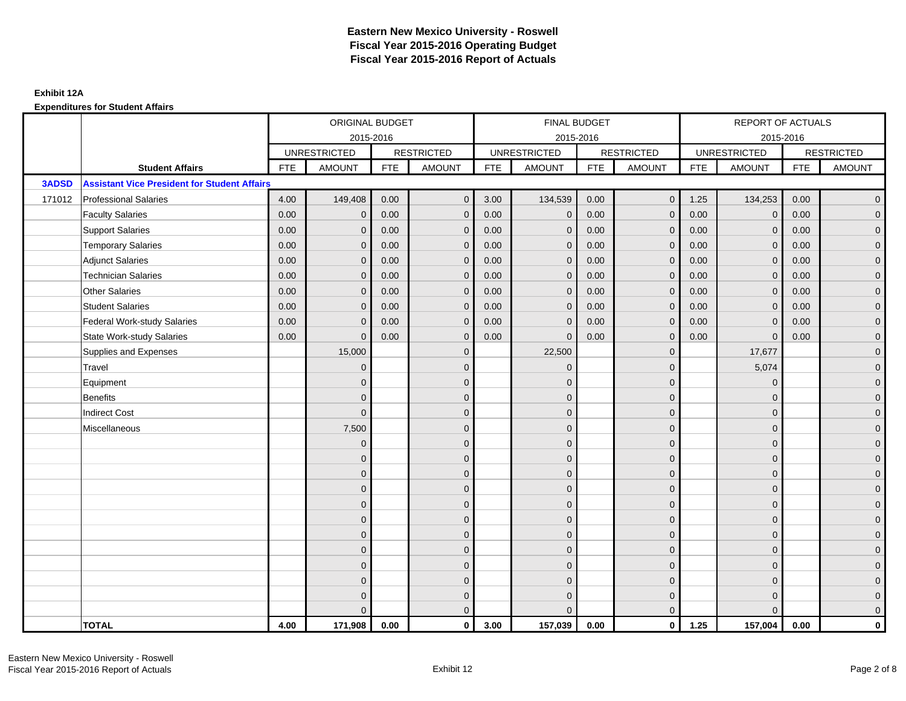# Eastern New Mexico University - Roswell
# Fiscal Year 2015-2016 Operating Budget
# Fiscal Year 2015-2016 Report of Actuals

**Exhibit 12A**

**Expenditures for Student Affairs**

| | | ORIGINAL BUDGET 2015-2016 | | | | FINAL BUDGET 2015-2016 | | | | REPORT OF ACTUALS 2015-2016 | | | |
|---|---|---|---|---|---|---|---|---|---|---|---|---|---|
| | | UNRESTRICTED | | RESTRICTED | | UNRESTRICTED | | RESTRICTED | | UNRESTRICTED | | RESTRICTED | |
| | **Student Affairs** | FTE | AMOUNT | FTE | AMOUNT | FTE | AMOUNT | FTE | AMOUNT | FTE | AMOUNT | FTE | AMOUNT |
| **3ADSD** | **Assistant Vice President for Student Affairs** | | | | | | | | | | | | |
| 171012 | Professional Salaries | 4.00 | 149,408 | 0.00 | 0 | 3.00 | 134,539 | 0.00 | 0 | 1.25 | 134,253 | 0.00 | 0 |
| | Faculty Salaries | 0.00 | 0 | 0.00 | 0 | 0.00 | 0 | 0.00 | 0 | 0.00 | 0 | 0.00 | 0 |
| | Support Salaries | 0.00 | 0 | 0.00 | 0 | 0.00 | 0 | 0.00 | 0 | 0.00 | 0 | 0.00 | 0 |
| | Temporary Salaries | 0.00 | 0 | 0.00 | 0 | 0.00 | 0 | 0.00 | 0 | 0.00 | 0 | 0.00 | 0 |
| | Adjunct Salaries | 0.00 | 0 | 0.00 | 0 | 0.00 | 0 | 0.00 | 0 | 0.00 | 0 | 0.00 | 0 |
| | Technician Salaries | 0.00 | 0 | 0.00 | 0 | 0.00 | 0 | 0.00 | 0 | 0.00 | 0 | 0.00 | 0 |
| | Other Salaries | 0.00 | 0 | 0.00 | 0 | 0.00 | 0 | 0.00 | 0 | 0.00 | 0 | 0.00 | 0 |
| | Student Salaries | 0.00 | 0 | 0.00 | 0 | 0.00 | 0 | 0.00 | 0 | 0.00 | 0 | 0.00 | 0 |
| | Federal Work-study Salaries | 0.00 | 0 | 0.00 | 0 | 0.00 | 0 | 0.00 | 0 | 0.00 | 0 | 0.00 | 0 |
| | State Work-study Salaries | 0.00 | 0 | 0.00 | 0 | 0.00 | 0 | 0.00 | 0 | 0.00 | 0 | 0.00 | 0 |
| | Supplies and Expenses | | 15,000 | | 0 | | 22,500 | | 0 | | 17,677 | | 0 |
| | Travel | | 0 | | 0 | | 0 | | 0 | | 5,074 | | 0 |
| | Equipment | | 0 | | 0 | | 0 | | 0 | | 0 | | 0 |
| | Benefits | | 0 | | 0 | | 0 | | 0 | | 0 | | 0 |
| | Indirect Cost | | 0 | | 0 | | 0 | | 0 | | 0 | | 0 |
| | Miscellaneous | | 7,500 | | 0 | | 0 | | 0 | | 0 | | 0 |
| | | | 0 | | 0 | | 0 | | 0 | | 0 | | 0 |
| | | | 0 | | 0 | | 0 | | 0 | | 0 | | 0 |
| | | | 0 | | 0 | | 0 | | 0 | | 0 | | 0 |
| | | | 0 | | 0 | | 0 | | 0 | | 0 | | 0 |
| | | | 0 | | 0 | | 0 | | 0 | | 0 | | 0 |
| | | | 0 | | 0 | | 0 | | 0 | | 0 | | 0 |
| | | | 0 | | 0 | | 0 | | 0 | | 0 | | 0 |
| | | | 0 | | 0 | | 0 | | 0 | | 0 | | 0 |
| | | | 0 | | 0 | | 0 | | 0 | | 0 | | 0 |
| | | | 0 | | 0 | | 0 | | 0 | | 0 | | 0 |
| | | | 0 | | 0 | | 0 | | 0 | | 0 | | 0 |
| | | | 0 | | 0 | | 0 | | 0 | | 0 | | 0 |
| | **TOTAL** | **4.00** | **171,908** | **0.00** | **0** | **3.00** | **157,039** | **0.00** | **0** | **1.25** | **157,004** | **0.00** | **0** |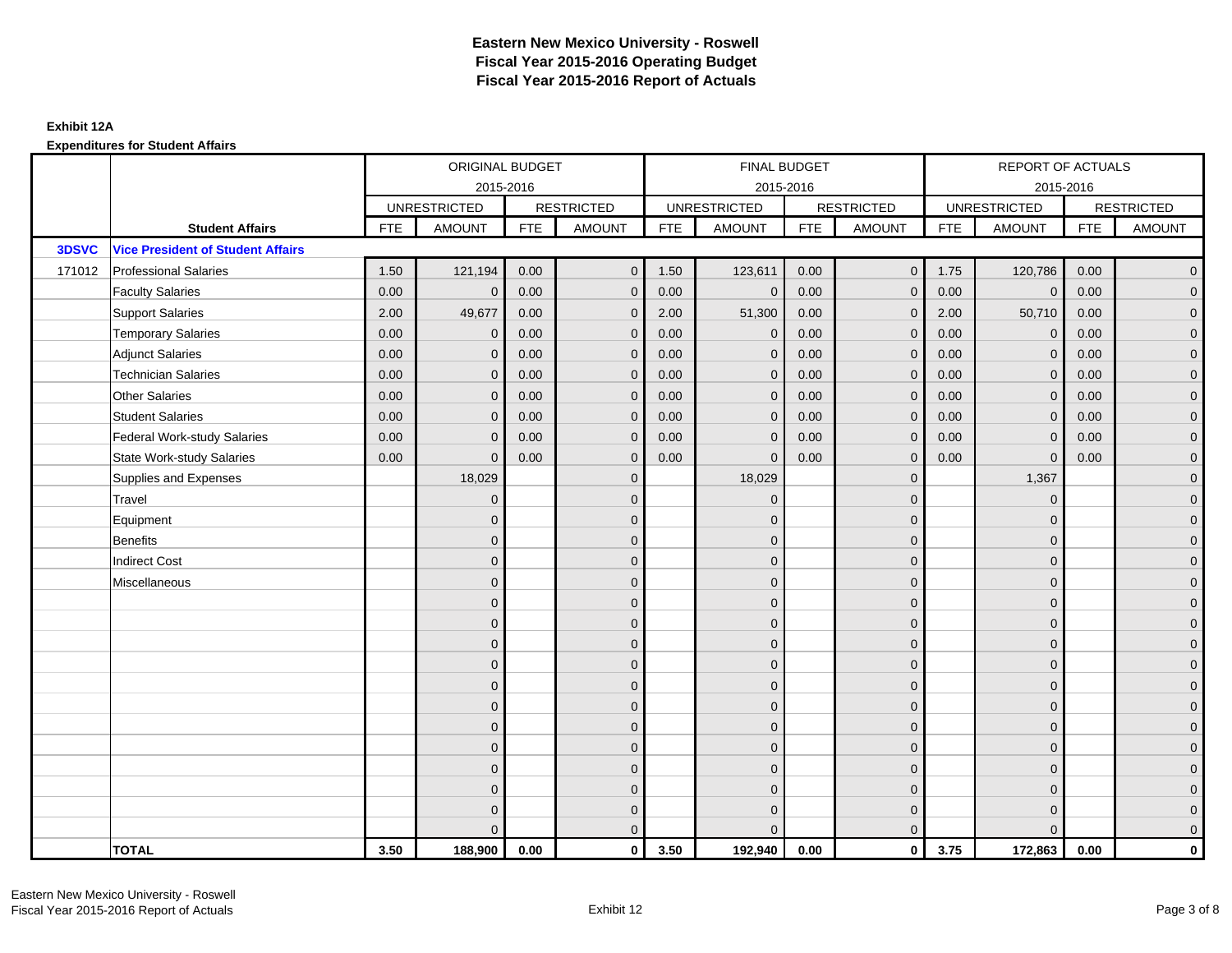# Eastern New Mexico University - Roswell
## Fiscal Year 2015-2016 Operating Budget
## Fiscal Year 2015-2016 Report of Actuals

**Exhibit 12A**

**Expenditures for Student Affairs**

| | | ORIGINAL BUDGET 2015-2016 | | | | FINAL BUDGET 2015-2016 | | | | REPORT OF ACTUALS 2015-2016 | | | |
|---|---|---|---|---|---|---|---|---|---|---|---|---|---|
| | | UNRESTRICTED | | RESTRICTED | | UNRESTRICTED | | RESTRICTED | | UNRESTRICTED | | RESTRICTED | |
| | **Student Affairs** | FTE | AMOUNT | FTE | AMOUNT | FTE | AMOUNT | FTE | AMOUNT | FTE | AMOUNT | FTE | AMOUNT |
| **3DSVC** | **Vice President of Student Affairs** | | | | | | | | | | | | |
| 171012 | Professional Salaries | 1.50 | 121,194 | 0.00 | 0 | 1.50 | 123,611 | 0.00 | 0 | 1.75 | 120,786 | 0.00 | 0 |
| | Faculty Salaries | 0.00 | 0 | 0.00 | 0 | 0.00 | 0 | 0.00 | 0 | 0.00 | 0 | 0.00 | 0 |
| | Support Salaries | 2.00 | 49,677 | 0.00 | 0 | 2.00 | 51,300 | 0.00 | 0 | 2.00 | 50,710 | 0.00 | 0 |
| | Temporary Salaries | 0.00 | 0 | 0.00 | 0 | 0.00 | 0 | 0.00 | 0 | 0.00 | 0 | 0.00 | 0 |
| | Adjunct Salaries | 0.00 | 0 | 0.00 | 0 | 0.00 | 0 | 0.00 | 0 | 0.00 | 0 | 0.00 | 0 |
| | Technician Salaries | 0.00 | 0 | 0.00 | 0 | 0.00 | 0 | 0.00 | 0 | 0.00 | 0 | 0.00 | 0 |
| | Other Salaries | 0.00 | 0 | 0.00 | 0 | 0.00 | 0 | 0.00 | 0 | 0.00 | 0 | 0.00 | 0 |
| | Student Salaries | 0.00 | 0 | 0.00 | 0 | 0.00 | 0 | 0.00 | 0 | 0.00 | 0 | 0.00 | 0 |
| | Federal Work-study Salaries | 0.00 | 0 | 0.00 | 0 | 0.00 | 0 | 0.00 | 0 | 0.00 | 0 | 0.00 | 0 |
| | State Work-study Salaries | 0.00 | 0 | 0.00 | 0 | 0.00 | 0 | 0.00 | 0 | 0.00 | 0 | 0.00 | 0 |
| | Supplies and Expenses | | 18,029 | | 0 | | 18,029 | | 0 | | 1,367 | | 0 |
| | Travel | | 0 | | 0 | | 0 | | 0 | | 0 | | 0 |
| | Equipment | | 0 | | 0 | | 0 | | 0 | | 0 | | 0 |
| | Benefits | | 0 | | 0 | | 0 | | 0 | | 0 | | 0 |
| | Indirect Cost | | 0 | | 0 | | 0 | | 0 | | 0 | | 0 |
| | Miscellaneous | | 0 | | 0 | | 0 | | 0 | | 0 | | 0 |
| | | | 0 | | 0 | | 0 | | 0 | | 0 | | 0 |
| | | | 0 | | 0 | | 0 | | 0 | | 0 | | 0 |
| | | | 0 | | 0 | | 0 | | 0 | | 0 | | 0 |
| | | | 0 | | 0 | | 0 | | 0 | | 0 | | 0 |
| | | | 0 | | 0 | | 0 | | 0 | | 0 | | 0 |
| | | | 0 | | 0 | | 0 | | 0 | | 0 | | 0 |
| | | | 0 | | 0 | | 0 | | 0 | | 0 | | 0 |
| | | | 0 | | 0 | | 0 | | 0 | | 0 | | 0 |
| | | | 0 | | 0 | | 0 | | 0 | | 0 | | 0 |
| | | | 0 | | 0 | | 0 | | 0 | | 0 | | 0 |
| | | | 0 | | 0 | | 0 | | 0 | | 0 | | 0 |
| | | | 0 | | 0 | | 0 | | 0 | | 0 | | 0 |
| | **TOTAL** | **3.50** | **188,900** | **0.00** | **0** | **3.50** | **192,940** | **0.00** | **0** | **3.75** | **172,863** | **0.00** | **0** |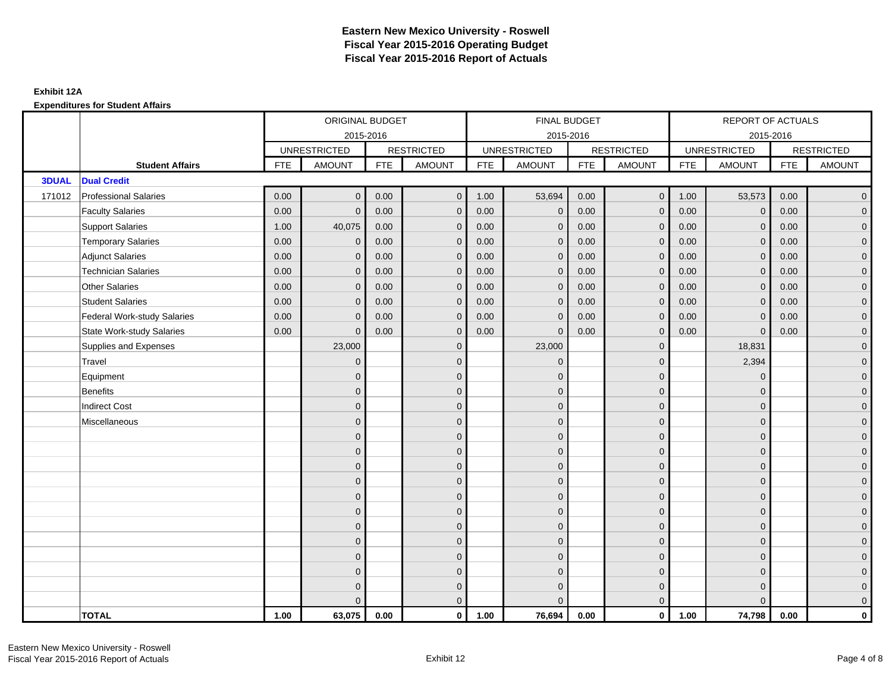# Eastern New Mexico University - Roswell
## Fiscal Year 2015-2016 Operating Budget
## Fiscal Year 2015-2016 Report of Actuals

**Exhibit 12A**

**Expenditures for Student Affairs**

| | | ORIGINAL BUDGET 2015-2016 | | | | FINAL BUDGET 2015-2016 | | | | REPORT OF ACTUALS 2015-2016 | | | |
|---|---|---|---|---|---|---|---|---|---|---|---|---|---|
| | | UNRESTRICTED | | RESTRICTED | | UNRESTRICTED | | RESTRICTED | | UNRESTRICTED | | RESTRICTED | |
| | **Student Affairs** | FTE | AMOUNT | FTE | AMOUNT | FTE | AMOUNT | FTE | AMOUNT | FTE | AMOUNT | FTE | AMOUNT |
| **3DUAL** | **Dual Credit** | | | | | | | | | | | | |
| 171012 | Professional Salaries | 0.00 | 0 | 0.00 | 0 | 1.00 | 53,694 | 0.00 | 0 | 1.00 | 53,573 | 0.00 | 0 |
| | Faculty Salaries | 0.00 | 0 | 0.00 | 0 | 0.00 | 0 | 0.00 | 0 | 0.00 | 0 | 0.00 | 0 |
| | Support Salaries | 1.00 | 40,075 | 0.00 | 0 | 0.00 | 0 | 0.00 | 0 | 0.00 | 0 | 0.00 | 0 |
| | Temporary Salaries | 0.00 | 0 | 0.00 | 0 | 0.00 | 0 | 0.00 | 0 | 0.00 | 0 | 0.00 | 0 |
| | Adjunct Salaries | 0.00 | 0 | 0.00 | 0 | 0.00 | 0 | 0.00 | 0 | 0.00 | 0 | 0.00 | 0 |
| | Technician Salaries | 0.00 | 0 | 0.00 | 0 | 0.00 | 0 | 0.00 | 0 | 0.00 | 0 | 0.00 | 0 |
| | Other Salaries | 0.00 | 0 | 0.00 | 0 | 0.00 | 0 | 0.00 | 0 | 0.00 | 0 | 0.00 | 0 |
| | Student Salaries | 0.00 | 0 | 0.00 | 0 | 0.00 | 0 | 0.00 | 0 | 0.00 | 0 | 0.00 | 0 |
| | Federal Work-study Salaries | 0.00 | 0 | 0.00 | 0 | 0.00 | 0 | 0.00 | 0 | 0.00 | 0 | 0.00 | 0 |
| | State Work-study Salaries | 0.00 | 0 | 0.00 | 0 | 0.00 | 0 | 0.00 | 0 | 0.00 | 0 | 0.00 | 0 |
| | Supplies and Expenses | | 23,000 | | 0 | | 23,000 | | 0 | | 18,831 | | 0 |
| | Travel | | 0 | | 0 | | 0 | | 0 | | 2,394 | | 0 |
| | Equipment | | 0 | | 0 | | 0 | | 0 | | 0 | | 0 |
| | Benefits | | 0 | | 0 | | 0 | | 0 | | 0 | | 0 |
| | Indirect Cost | | 0 | | 0 | | 0 | | 0 | | 0 | | 0 |
| | Miscellaneous | | 0 | | 0 | | 0 | | 0 | | 0 | | 0 |
| | | | 0 | | 0 | | 0 | | 0 | | 0 | | 0 |
| | | | 0 | | 0 | | 0 | | 0 | | 0 | | 0 |
| | | | 0 | | 0 | | 0 | | 0 | | 0 | | 0 |
| | | | 0 | | 0 | | 0 | | 0 | | 0 | | 0 |
| | | | 0 | | 0 | | 0 | | 0 | | 0 | | 0 |
| | | | 0 | | 0 | | 0 | | 0 | | 0 | | 0 |
| | | | 0 | | 0 | | 0 | | 0 | | 0 | | 0 |
| | | | 0 | | 0 | | 0 | | 0 | | 0 | | 0 |
| | | | 0 | | 0 | | 0 | | 0 | | 0 | | 0 |
| | | | 0 | | 0 | | 0 | | 0 | | 0 | | 0 |
| | | | 0 | | 0 | | 0 | | 0 | | 0 | | 0 |
| | | | 0 | | 0 | | 0 | | 0 | | 0 | | 0 |
| | **TOTAL** | **1.00** | **63,075** | **0.00** | **0** | **1.00** | **76,694** | **0.00** | **0** | **1.00** | **74,798** | **0.00** | **0** |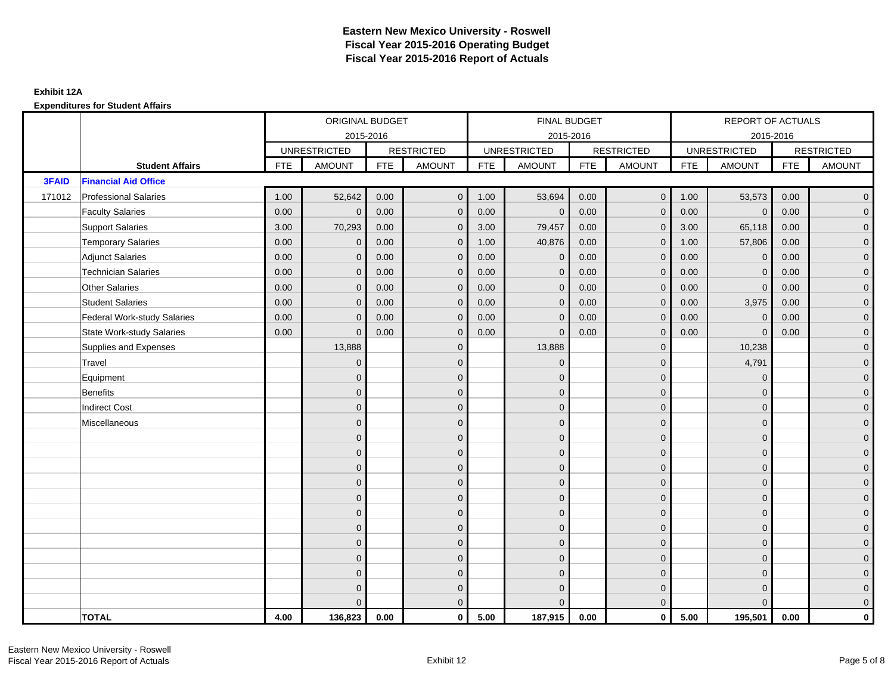# Eastern New Mexico University - Roswell
## Fiscal Year 2015-2016 Operating Budget
## Fiscal Year 2015-2016 Report of Actuals

**Exhibit 12A**

**Expenditures for Student Affairs**

| | | ORIGINAL BUDGET 2015-2016 | | | | FINAL BUDGET 2015-2016 | | | | REPORT OF ACTUALS 2015-2016 | | | |
|---|---|---|---|---|---|---|---|---|---|---|---|---|---|
| | | UNRESTRICTED | | RESTRICTED | | UNRESTRICTED | | RESTRICTED | | UNRESTRICTED | | RESTRICTED | |
| | **Student Affairs** | FTE | AMOUNT | FTE | AMOUNT | FTE | AMOUNT | FTE | AMOUNT | FTE | AMOUNT | FTE | AMOUNT |
| **3FAID** | **Financial Aid Office** | | | | | | | | | | | | |
| 171012 | Professional Salaries | 1.00 | 52,642 | 0.00 | 0 | 1.00 | 53,694 | 0.00 | 0 | 1.00 | 53,573 | 0.00 | 0 |
| | Faculty Salaries | 0.00 | 0 | 0.00 | 0 | 0.00 | 0 | 0.00 | 0 | 0.00 | 0 | 0.00 | 0 |
| | Support Salaries | 3.00 | 70,293 | 0.00 | 0 | 3.00 | 79,457 | 0.00 | 0 | 3.00 | 65,118 | 0.00 | 0 |
| | Temporary Salaries | 0.00 | 0 | 0.00 | 0 | 1.00 | 40,876 | 0.00 | 0 | 1.00 | 57,806 | 0.00 | 0 |
| | Adjunct Salaries | 0.00 | 0 | 0.00 | 0 | 0.00 | 0 | 0.00 | 0 | 0.00 | 0 | 0.00 | 0 |
| | Technician Salaries | 0.00 | 0 | 0.00 | 0 | 0.00 | 0 | 0.00 | 0 | 0.00 | 0 | 0.00 | 0 |
| | Other Salaries | 0.00 | 0 | 0.00 | 0 | 0.00 | 0 | 0.00 | 0 | 0.00 | 0 | 0.00 | 0 |
| | Student Salaries | 0.00 | 0 | 0.00 | 0 | 0.00 | 0 | 0.00 | 0 | 0.00 | 3,975 | 0.00 | 0 |
| | Federal Work-study Salaries | 0.00 | 0 | 0.00 | 0 | 0.00 | 0 | 0.00 | 0 | 0.00 | 0 | 0.00 | 0 |
| | State Work-study Salaries | 0.00 | 0 | 0.00 | 0 | 0.00 | 0 | 0.00 | 0 | 0.00 | 0 | 0.00 | 0 |
| | Supplies and Expenses | | 13,888 | | 0 | | 13,888 | | 0 | | 10,238 | | 0 |
| | Travel | | 0 | | 0 | | 0 | | 0 | | 4,791 | | 0 |
| | Equipment | | 0 | | 0 | | 0 | | 0 | | 0 | | 0 |
| | Benefits | | 0 | | 0 | | 0 | | 0 | | 0 | | 0 |
| | Indirect Cost | | 0 | | 0 | | 0 | | 0 | | 0 | | 0 |
| | Miscellaneous | | 0 | | 0 | | 0 | | 0 | | 0 | | 0 |
| | | | 0 | | 0 | | 0 | | 0 | | 0 | | 0 |
| | | | 0 | | 0 | | 0 | | 0 | | 0 | | 0 |
| | | | 0 | | 0 | | 0 | | 0 | | 0 | | 0 |
| | | | 0 | | 0 | | 0 | | 0 | | 0 | | 0 |
| | | | 0 | | 0 | | 0 | | 0 | | 0 | | 0 |
| | | | 0 | | 0 | | 0 | | 0 | | 0 | | 0 |
| | | | 0 | | 0 | | 0 | | 0 | | 0 | | 0 |
| | | | 0 | | 0 | | 0 | | 0 | | 0 | | 0 |
| | | | 0 | | 0 | | 0 | | 0 | | 0 | | 0 |
| | | | 0 | | 0 | | 0 | | 0 | | 0 | | 0 |
| | | | 0 | | 0 | | 0 | | 0 | | 0 | | 0 |
| | | | 0 | | 0 | | 0 | | 0 | | 0 | | 0 |
| | **TOTAL** | **4.00** | **136,823** | **0.00** | **0** | **5.00** | **187,915** | **0.00** | **0** | **5.00** | **195,501** | **0.00** | **0** |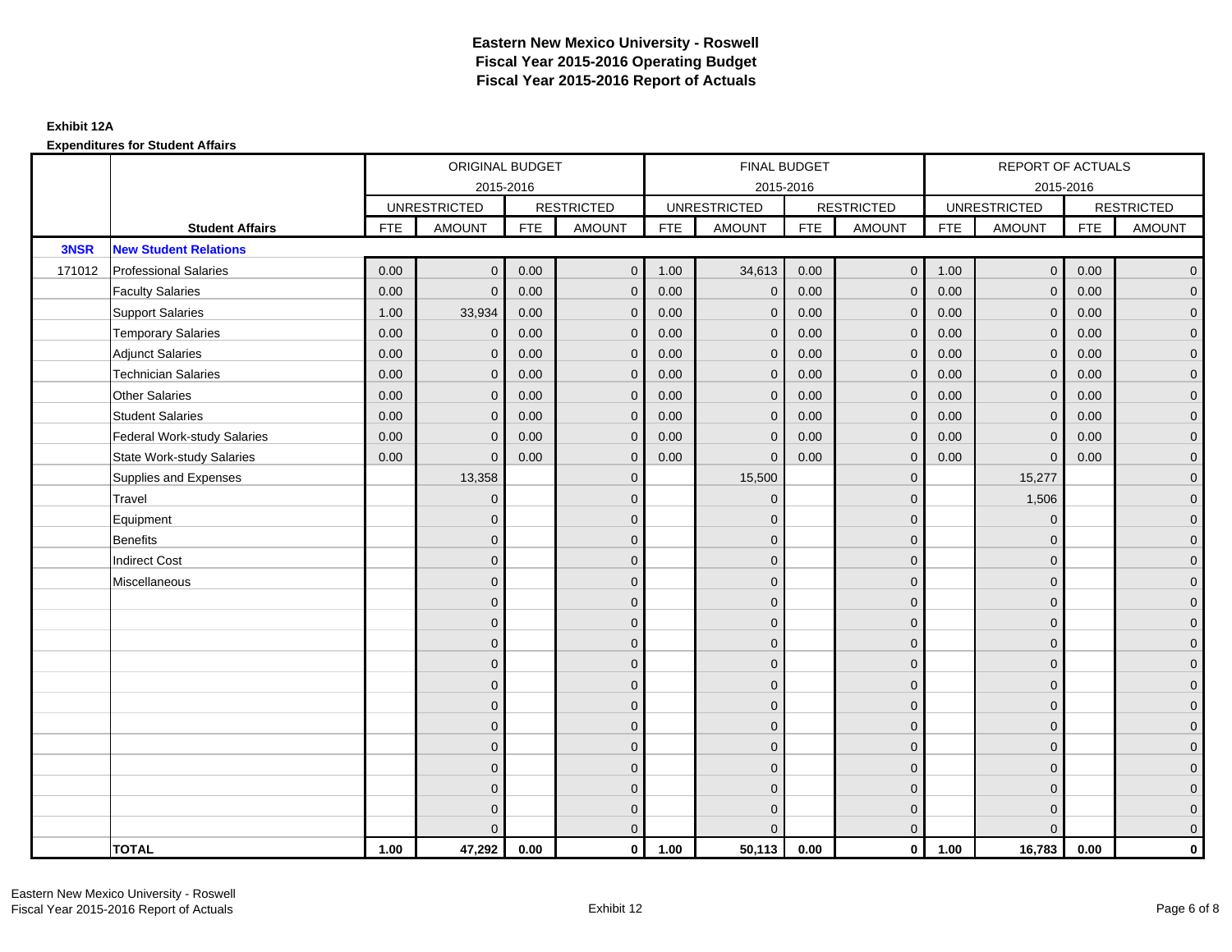# Eastern New Mexico University - Roswell
## Fiscal Year 2015-2016 Operating Budget
## Fiscal Year 2015-2016 Report of Actuals

**Exhibit 12A**

**Expenditures for Student Affairs**

| | | ORIGINAL BUDGET 2015-2016 | | | | FINAL BUDGET 2015-2016 | | | | REPORT OF ACTUALS 2015-2016 | | | |
|---|---|---|---|---|---|---|---|---|---|---|---|---|---|
| | | UNRESTRICTED | | RESTRICTED | | UNRESTRICTED | | RESTRICTED | | UNRESTRICTED | | RESTRICTED | |
| | **Student Affairs** | FTE | AMOUNT | FTE | AMOUNT | FTE | AMOUNT | FTE | AMOUNT | FTE | AMOUNT | FTE | AMOUNT |
| **3NSR** | **New Student Relations** | | | | | | | | | | | | |
| 171012 | Professional Salaries | 0.00 | 0 | 0.00 | 0 | 1.00 | 34,613 | 0.00 | 0 | 1.00 | 0 | 0.00 | 0 |
| | Faculty Salaries | 0.00 | 0 | 0.00 | 0 | 0.00 | 0 | 0.00 | 0 | 0.00 | 0 | 0.00 | 0 |
| | Support Salaries | 1.00 | 33,934 | 0.00 | 0 | 0.00 | 0 | 0.00 | 0 | 0.00 | 0 | 0.00 | 0 |
| | Temporary Salaries | 0.00 | 0 | 0.00 | 0 | 0.00 | 0 | 0.00 | 0 | 0.00 | 0 | 0.00 | 0 |
| | Adjunct Salaries | 0.00 | 0 | 0.00 | 0 | 0.00 | 0 | 0.00 | 0 | 0.00 | 0 | 0.00 | 0 |
| | Technician Salaries | 0.00 | 0 | 0.00 | 0 | 0.00 | 0 | 0.00 | 0 | 0.00 | 0 | 0.00 | 0 |
| | Other Salaries | 0.00 | 0 | 0.00 | 0 | 0.00 | 0 | 0.00 | 0 | 0.00 | 0 | 0.00 | 0 |
| | Student Salaries | 0.00 | 0 | 0.00 | 0 | 0.00 | 0 | 0.00 | 0 | 0.00 | 0 | 0.00 | 0 |
| | Federal Work-study Salaries | 0.00 | 0 | 0.00 | 0 | 0.00 | 0 | 0.00 | 0 | 0.00 | 0 | 0.00 | 0 |
| | State Work-study Salaries | 0.00 | 0 | 0.00 | 0 | 0.00 | 0 | 0.00 | 0 | 0.00 | 0 | 0.00 | 0 |
| | Supplies and Expenses | | 13,358 | | 0 | | 15,500 | | 0 | | 15,277 | | 0 |
| | Travel | | 0 | | 0 | | 0 | | 0 | | 1,506 | | 0 |
| | Equipment | | 0 | | 0 | | 0 | | 0 | | 0 | | 0 |
| | Benefits | | 0 | | 0 | | 0 | | 0 | | 0 | | 0 |
| | Indirect Cost | | 0 | | 0 | | 0 | | 0 | | 0 | | 0 |
| | Miscellaneous | | 0 | | 0 | | 0 | | 0 | | 0 | | 0 |
| | | | 0 | | 0 | | 0 | | 0 | | 0 | | 0 |
| | | | 0 | | 0 | | 0 | | 0 | | 0 | | 0 |
| | | | 0 | | 0 | | 0 | | 0 | | 0 | | 0 |
| | | | 0 | | 0 | | 0 | | 0 | | 0 | | 0 |
| | | | 0 | | 0 | | 0 | | 0 | | 0 | | 0 |
| | | | 0 | | 0 | | 0 | | 0 | | 0 | | 0 |
| | | | 0 | | 0 | | 0 | | 0 | | 0 | | 0 |
| | | | 0 | | 0 | | 0 | | 0 | | 0 | | 0 |
| | | | 0 | | 0 | | 0 | | 0 | | 0 | | 0 |
| | | | 0 | | 0 | | 0 | | 0 | | 0 | | 0 |
| | | | 0 | | 0 | | 0 | | 0 | | 0 | | 0 |
| | | | 0 | | 0 | | 0 | | 0 | | 0 | | 0 |
| | **TOTAL** | **1.00** | **47,292** | **0.00** | **0** | **1.00** | **50,113** | **0.00** | **0** | **1.00** | **16,783** | **0.00** | **0** |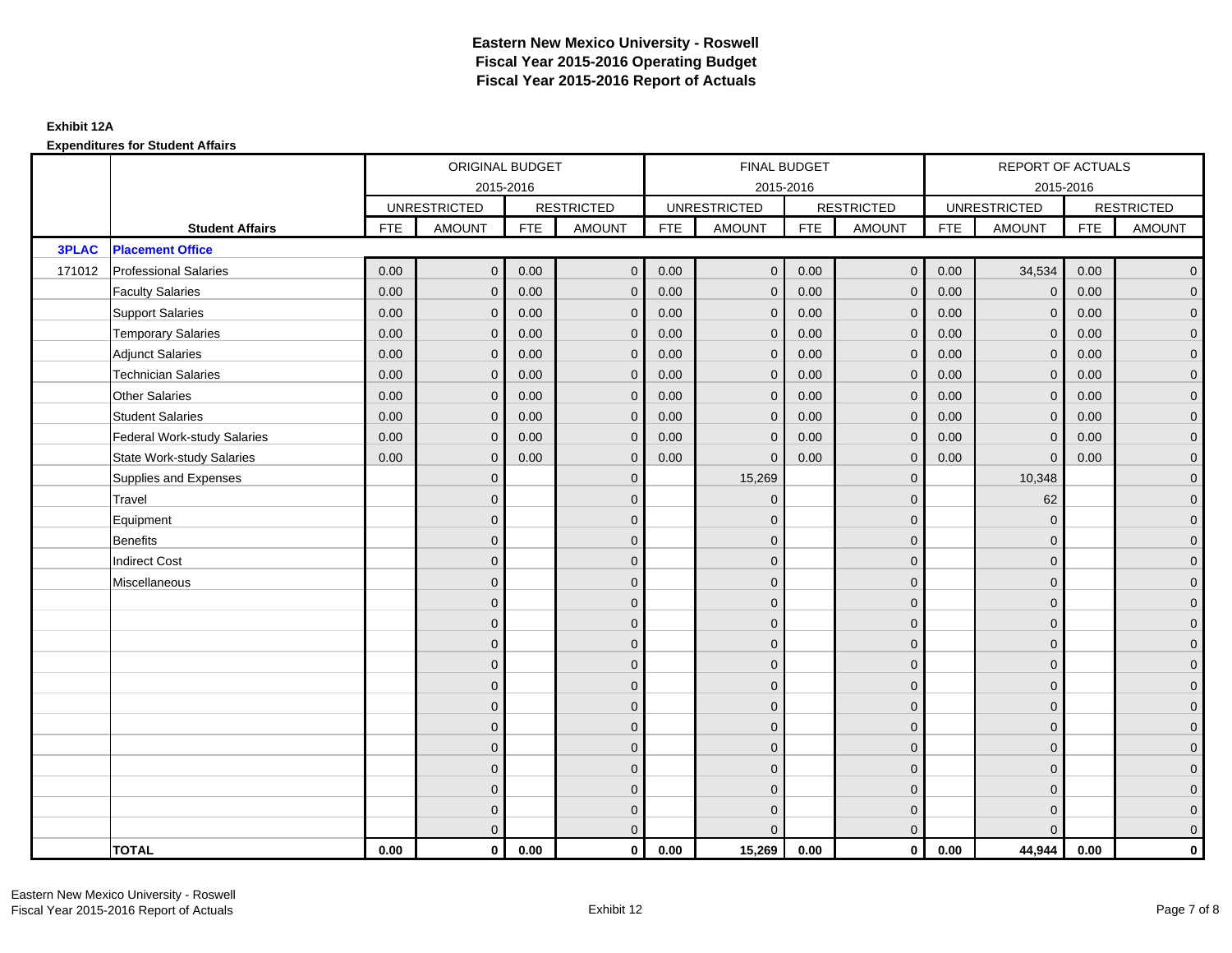# Eastern New Mexico University - Roswell
## Fiscal Year 2015-2016 Operating Budget
## Fiscal Year 2015-2016 Report of Actuals

**Exhibit 12A**

**Expenditures for Student Affairs**

| | | ORIGINAL BUDGET 2015-2016 | | | | FINAL BUDGET 2015-2016 | | | | REPORT OF ACTUALS 2015-2016 | | | |
|---|---|---|---|---|---|---|---|---|---|---|---|---|---|
| | | UNRESTRICTED | | RESTRICTED | | UNRESTRICTED | | RESTRICTED | | UNRESTRICTED | | RESTRICTED | |
| | **Student Affairs** | FTE | AMOUNT | FTE | AMOUNT | FTE | AMOUNT | FTE | AMOUNT | FTE | AMOUNT | FTE | AMOUNT |
| **3PLAC** | **Placement Office** | | | | | | | | | | | | |
| 171012 | Professional Salaries | 0.00 | 0 | 0.00 | 0 | 0.00 | 0 | 0.00 | 0 | 0.00 | 34,534 | 0.00 | 0 |
| | Faculty Salaries | 0.00 | 0 | 0.00 | 0 | 0.00 | 0 | 0.00 | 0 | 0.00 | 0 | 0.00 | 0 |
| | Support Salaries | 0.00 | 0 | 0.00 | 0 | 0.00 | 0 | 0.00 | 0 | 0.00 | 0 | 0.00 | 0 |
| | Temporary Salaries | 0.00 | 0 | 0.00 | 0 | 0.00 | 0 | 0.00 | 0 | 0.00 | 0 | 0.00 | 0 |
| | Adjunct Salaries | 0.00 | 0 | 0.00 | 0 | 0.00 | 0 | 0.00 | 0 | 0.00 | 0 | 0.00 | 0 |
| | Technician Salaries | 0.00 | 0 | 0.00 | 0 | 0.00 | 0 | 0.00 | 0 | 0.00 | 0 | 0.00 | 0 |
| | Other Salaries | 0.00 | 0 | 0.00 | 0 | 0.00 | 0 | 0.00 | 0 | 0.00 | 0 | 0.00 | 0 |
| | Student Salaries | 0.00 | 0 | 0.00 | 0 | 0.00 | 0 | 0.00 | 0 | 0.00 | 0 | 0.00 | 0 |
| | Federal Work-study Salaries | 0.00 | 0 | 0.00 | 0 | 0.00 | 0 | 0.00 | 0 | 0.00 | 0 | 0.00 | 0 |
| | State Work-study Salaries | 0.00 | 0 | 0.00 | 0 | 0.00 | 0 | 0.00 | 0 | 0.00 | 0 | 0.00 | 0 |
| | Supplies and Expenses | | 0 | | 0 | | 15,269 | | 0 | | 10,348 | | 0 |
| | Travel | | 0 | | 0 | | 0 | | 0 | | 62 | | 0 |
| | Equipment | | 0 | | 0 | | 0 | | 0 | | 0 | | 0 |
| | Benefits | | 0 | | 0 | | 0 | | 0 | | 0 | | 0 |
| | Indirect Cost | | 0 | | 0 | | 0 | | 0 | | 0 | | 0 |
| | Miscellaneous | | 0 | | 0 | | 0 | | 0 | | 0 | | 0 |
| | | | 0 | | 0 | | 0 | | 0 | | 0 | | 0 |
| | | | 0 | | 0 | | 0 | | 0 | | 0 | | 0 |
| | | | 0 | | 0 | | 0 | | 0 | | 0 | | 0 |
| | | | 0 | | 0 | | 0 | | 0 | | 0 | | 0 |
| | | | 0 | | 0 | | 0 | | 0 | | 0 | | 0 |
| | | | 0 | | 0 | | 0 | | 0 | | 0 | | 0 |
| | | | 0 | | 0 | | 0 | | 0 | | 0 | | 0 |
| | | | 0 | | 0 | | 0 | | 0 | | 0 | | 0 |
| | | | 0 | | 0 | | 0 | | 0 | | 0 | | 0 |
| | | | 0 | | 0 | | 0 | | 0 | | 0 | | 0 |
| | | | 0 | | 0 | | 0 | | 0 | | 0 | | 0 |
| | | | 0 | | 0 | | 0 | | 0 | | 0 | | 0 |
| | **TOTAL** | **0.00** | **0** | **0.00** | **0** | **0.00** | **15,269** | **0.00** | **0** | **0.00** | **44,944** | **0.00** | **0** |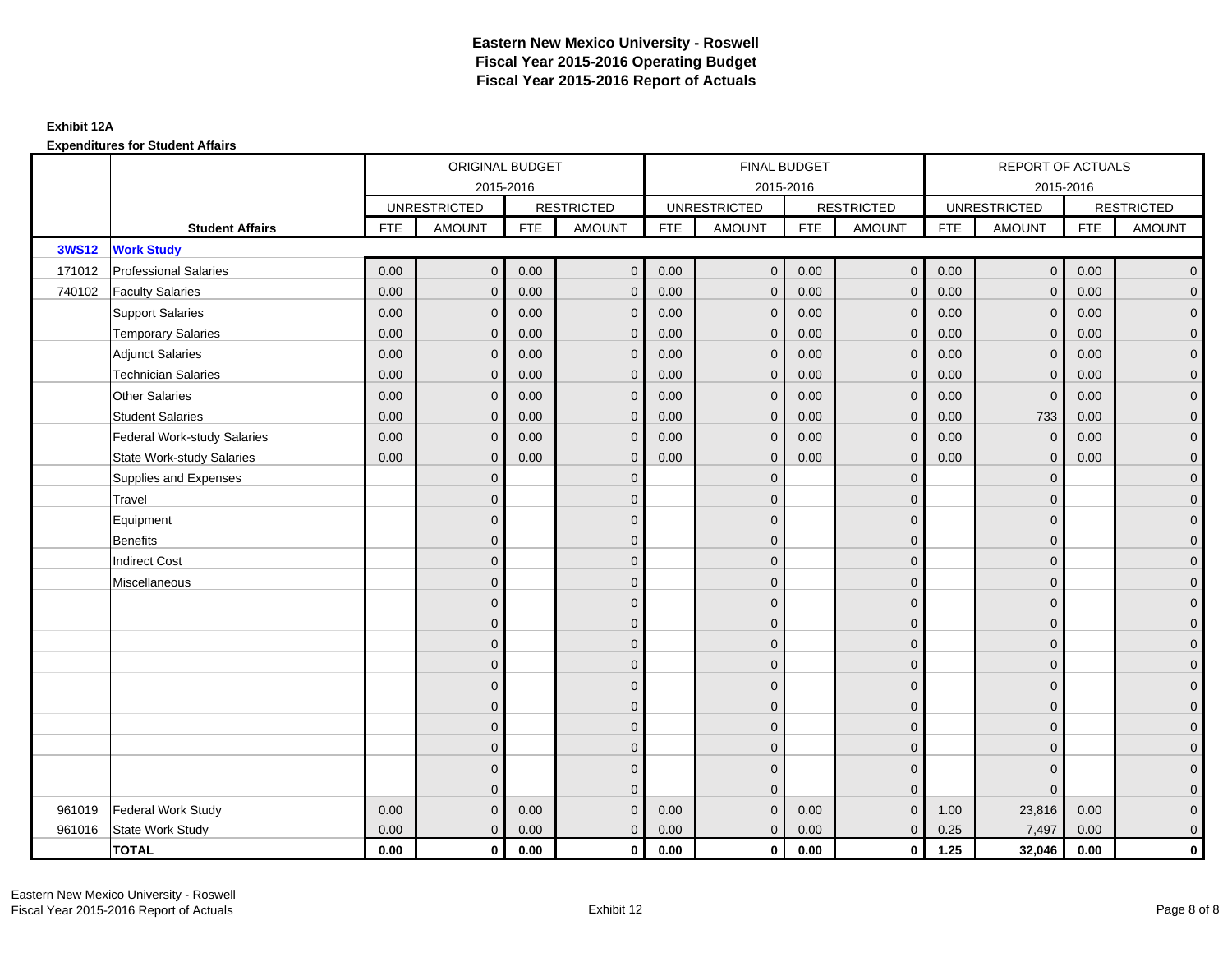# Eastern New Mexico University - Roswell
# Fiscal Year 2015-2016 Operating Budget
# Fiscal Year 2015-2016 Report of Actuals

**Exhibit 12A**

**Expenditures for Student Affairs**

| | | ORIGINAL BUDGET 2015-2016 | | | | FINAL BUDGET 2015-2016 | | | | REPORT OF ACTUALS 2015-2016 | | | |
|---|---|---|---|---|---|---|---|---|---|---|---|---|---|
| | | UNRESTRICTED | | RESTRICTED | | UNRESTRICTED | | RESTRICTED | | UNRESTRICTED | | RESTRICTED | |
| | **Student Affairs** | FTE | AMOUNT | FTE | AMOUNT | FTE | AMOUNT | FTE | AMOUNT | FTE | AMOUNT | FTE | AMOUNT |
| **3WS12** | **Work Study** | | | | | | | | | | | | |
| 171012 | Professional Salaries | 0.00 | 0 | 0.00 | 0 | 0.00 | 0 | 0.00 | 0 | 0.00 | 0 | 0.00 | 0 |
| 740102 | Faculty Salaries | 0.00 | 0 | 0.00 | 0 | 0.00 | 0 | 0.00 | 0 | 0.00 | 0 | 0.00 | 0 |
| | Support Salaries | 0.00 | 0 | 0.00 | 0 | 0.00 | 0 | 0.00 | 0 | 0.00 | 0 | 0.00 | 0 |
| | Temporary Salaries | 0.00 | 0 | 0.00 | 0 | 0.00 | 0 | 0.00 | 0 | 0.00 | 0 | 0.00 | 0 |
| | Adjunct Salaries | 0.00 | 0 | 0.00 | 0 | 0.00 | 0 | 0.00 | 0 | 0.00 | 0 | 0.00 | 0 |
| | Technician Salaries | 0.00 | 0 | 0.00 | 0 | 0.00 | 0 | 0.00 | 0 | 0.00 | 0 | 0.00 | 0 |
| | Other Salaries | 0.00 | 0 | 0.00 | 0 | 0.00 | 0 | 0.00 | 0 | 0.00 | 0 | 0.00 | 0 |
| | Student Salaries | 0.00 | 0 | 0.00 | 0 | 0.00 | 0 | 0.00 | 0 | 0.00 | 733 | 0.00 | 0 |
| | Federal Work-study Salaries | 0.00 | 0 | 0.00 | 0 | 0.00 | 0 | 0.00 | 0 | 0.00 | 0 | 0.00 | 0 |
| | State Work-study Salaries | 0.00 | 0 | 0.00 | 0 | 0.00 | 0 | 0.00 | 0 | 0.00 | 0 | 0.00 | 0 |
| | Supplies and Expenses | | 0 | | 0 | | 0 | | 0 | | 0 | | 0 |
| | Travel | | 0 | | 0 | | 0 | | 0 | | 0 | | 0 |
| | Equipment | | 0 | | 0 | | 0 | | 0 | | 0 | | 0 |
| | Benefits | | 0 | | 0 | | 0 | | 0 | | 0 | | 0 |
| | Indirect Cost | | 0 | | 0 | | 0 | | 0 | | 0 | | 0 |
| | Miscellaneous | | 0 | | 0 | | 0 | | 0 | | 0 | | 0 |
| | | | 0 | | 0 | | 0 | | 0 | | 0 | | 0 |
| | | | 0 | | 0 | | 0 | | 0 | | 0 | | 0 |
| | | | 0 | | 0 | | 0 | | 0 | | 0 | | 0 |
| | | | 0 | | 0 | | 0 | | 0 | | 0 | | 0 |
| | | | 0 | | 0 | | 0 | | 0 | | 0 | | 0 |
| | | | 0 | | 0 | | 0 | | 0 | | 0 | | 0 |
| | | | 0 | | 0 | | 0 | | 0 | | 0 | | 0 |
| | | | 0 | | 0 | | 0 | | 0 | | 0 | | 0 |
| | | | 0 | | 0 | | 0 | | 0 | | 0 | | 0 |
| | | | 0 | | 0 | | 0 | | 0 | | 0 | | 0 |
| 961019 | Federal Work Study | 0.00 | 0 | 0.00 | 0 | 0.00 | 0 | 0.00 | 0 | 1.00 | 23,816 | 0.00 | 0 |
| 961016 | State Work Study | 0.00 | 0 | 0.00 | 0 | 0.00 | 0 | 0.00 | 0 | 0.25 | 7,497 | 0.00 | 0 |
| | **TOTAL** | **0.00** | **0** | **0.00** | **0** | **0.00** | **0** | **0.00** | **0** | **1.25** | **32,046** | **0.00** | **0** |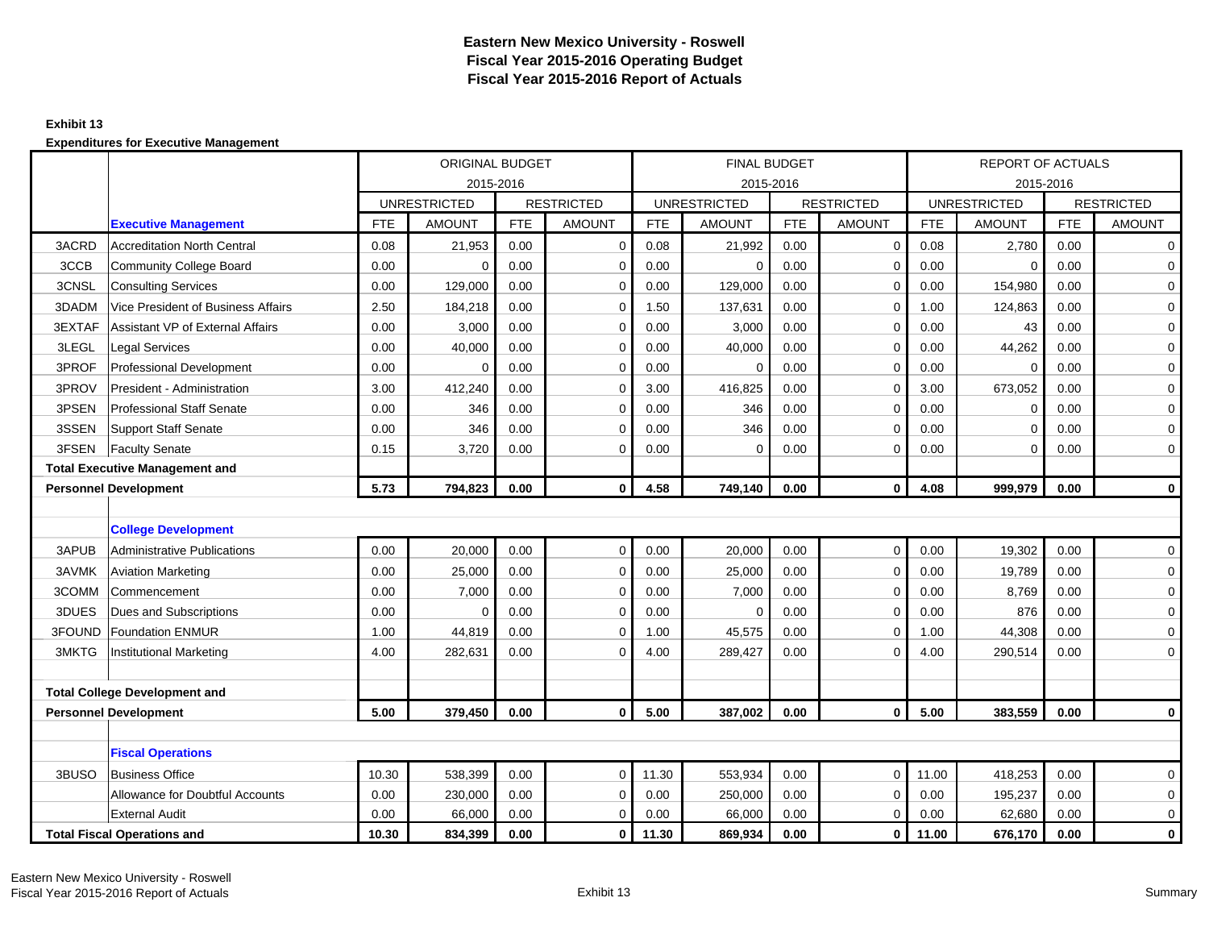# Eastern New Mexico University - Roswell
## Fiscal Year 2015-2016 Operating Budget
## Fiscal Year 2015-2016 Report of Actuals

**Exhibit 13**

**Expenditures for Executive Management**

| | | ORIGINAL BUDGET 2015-2016 | | | | FINAL BUDGET 2015-2016 | | | | REPORT OF ACTUALS 2015-2016 | | | |
|---|---|---|---|---|---|---|---|---|---|---|---|---|---|
| | | UNRESTRICTED | | RESTRICTED | | UNRESTRICTED | | RESTRICTED | | UNRESTRICTED | | RESTRICTED | |
| | **Executive Management** | FTE | AMOUNT | FTE | AMOUNT | FTE | AMOUNT | FTE | AMOUNT | FTE | AMOUNT | FTE | AMOUNT |
| 3ACRD | Accreditation North Central | 0.08 | 21,953 | 0.00 | 0 | 0.08 | 21,992 | 0.00 | 0 | 0.08 | 2,780 | 0.00 | 0 |
| 3CCB | Community College Board | 0.00 | 0 | 0.00 | 0 | 0.00 | 0 | 0.00 | 0 | 0.00 | 0 | 0.00 | 0 |
| 3CNSL | Consulting Services | 0.00 | 129,000 | 0.00 | 0 | 0.00 | 129,000 | 0.00 | 0 | 0.00 | 154,980 | 0.00 | 0 |
| 3DADM | Vice President of Business Affairs | 2.50 | 184,218 | 0.00 | 0 | 1.50 | 137,631 | 0.00 | 0 | 1.00 | 124,863 | 0.00 | 0 |
| 3EXTAF | Assistant VP of External Affairs | 0.00 | 3,000 | 0.00 | 0 | 0.00 | 3,000 | 0.00 | 0 | 0.00 | 43 | 0.00 | 0 |
| 3LEGL | Legal Services | 0.00 | 40,000 | 0.00 | 0 | 0.00 | 40,000 | 0.00 | 0 | 0.00 | 44,262 | 0.00 | 0 |
| 3PROF | Professional Development | 0.00 | 0 | 0.00 | 0 | 0.00 | 0 | 0.00 | 0 | 0.00 | 0 | 0.00 | 0 |
| 3PROV | President - Administration | 3.00 | 412,240 | 0.00 | 0 | 3.00 | 416,825 | 0.00 | 0 | 3.00 | 673,052 | 0.00 | 0 |
| 3PSEN | Professional Staff Senate | 0.00 | 346 | 0.00 | 0 | 0.00 | 346 | 0.00 | 0 | 0.00 | 0 | 0.00 | 0 |
| 3SSEN | Support Staff Senate | 0.00 | 346 | 0.00 | 0 | 0.00 | 346 | 0.00 | 0 | 0.00 | 0 | 0.00 | 0 |
| 3FSEN | Faculty Senate | 0.15 | 3,720 | 0.00 | 0 | 0.00 | 0 | 0.00 | 0 | 0.00 | 0 | 0.00 | 0 |
| **Total Executive Management and Personnel Development** | | **5.73** | **794,823** | **0.00** | **0** | **4.58** | **749,140** | **0.00** | **0** | **4.08** | **999,979** | **0.00** | **0** |
| | **College Development** | | | | | | | | | | | | |
| 3APUB | Administrative Publications | 0.00 | 20,000 | 0.00 | 0 | 0.00 | 20,000 | 0.00 | 0 | 0.00 | 19,302 | 0.00 | 0 |
| 3AVMK | Aviation Marketing | 0.00 | 25,000 | 0.00 | 0 | 0.00 | 25,000 | 0.00 | 0 | 0.00 | 19,789 | 0.00 | 0 |
| 3COMM | Commencement | 0.00 | 7,000 | 0.00 | 0 | 0.00 | 7,000 | 0.00 | 0 | 0.00 | 8,769 | 0.00 | 0 |
| 3DUES | Dues and Subscriptions | 0.00 | 0 | 0.00 | 0 | 0.00 | 0 | 0.00 | 0 | 0.00 | 876 | 0.00 | 0 |
| 3FOUND | Foundation ENMUR | 1.00 | 44,819 | 0.00 | 0 | 1.00 | 45,575 | 0.00 | 0 | 1.00 | 44,308 | 0.00 | 0 |
| 3MKTG | Institutional Marketing | 4.00 | 282,631 | 0.00 | 0 | 4.00 | 289,427 | 0.00 | 0 | 4.00 | 290,514 | 0.00 | 0 |
| **Total College Development and Personnel Development** | | **5.00** | **379,450** | **0.00** | **0** | **5.00** | **387,002** | **0.00** | **0** | **5.00** | **383,559** | **0.00** | **0** |
| | **Fiscal Operations** | | | | | | | | | | | | |
| 3BUSO | Business Office | 10.30 | 538,399 | 0.00 | 0 | 11.30 | 553,934 | 0.00 | 0 | 11.00 | 418,253 | 0.00 | 0 |
| | Allowance for Doubtful Accounts | 0.00 | 230,000 | 0.00 | 0 | 0.00 | 250,000 | 0.00 | 0 | 0.00 | 195,237 | 0.00 | 0 |
| | External Audit | 0.00 | 66,000 | 0.00 | 0 | 0.00 | 66,000 | 0.00 | 0 | 0.00 | 62,680 | 0.00 | 0 |
| **Total Fiscal Operations and** | | **10.30** | **834,399** | **0.00** | **0** | **11.30** | **869,934** | **0.00** | **0** | **11.00** | **676,170** | **0.00** | **0** |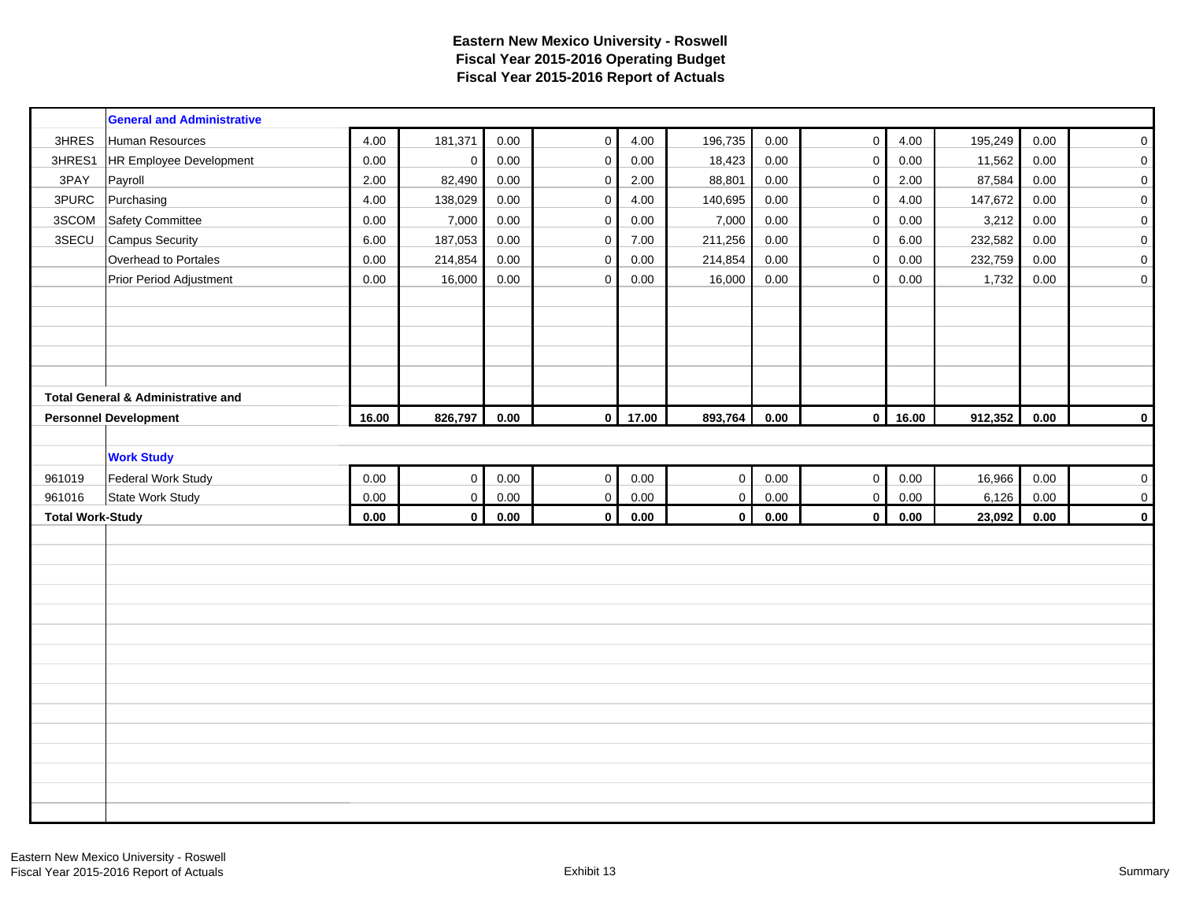# Eastern New Mexico University - Roswell
## Fiscal Year 2015-2016 Operating Budget
## Fiscal Year 2015-2016 Report of Actuals

| | General and Administrative | | | | | | | | | | | | |
|---|---|---|---|---|---|---|---|---|---|---|---|---|---|
| 3HRES | Human Resources | 4.00 | 181,371 | 0.00 | 0 | 4.00 | 196,735 | 0.00 | 0 | 4.00 | 195,249 | 0.00 | 0 |
| 3HRES1 | HR Employee Development | 0.00 | 0 | 0.00 | 0 | 0.00 | 18,423 | 0.00 | 0 | 0.00 | 11,562 | 0.00 | 0 |
| 3PAY | Payroll | 2.00 | 82,490 | 0.00 | 0 | 2.00 | 88,801 | 0.00 | 0 | 2.00 | 87,584 | 0.00 | 0 |
| 3PURC | Purchasing | 4.00 | 138,029 | 0.00 | 0 | 4.00 | 140,695 | 0.00 | 0 | 4.00 | 147,672 | 0.00 | 0 |
| 3SCOM | Safety Committee | 0.00 | 7,000 | 0.00 | 0 | 0.00 | 7,000 | 0.00 | 0 | 0.00 | 3,212 | 0.00 | 0 |
| 3SECU | Campus Security | 6.00 | 187,053 | 0.00 | 0 | 7.00 | 211,256 | 0.00 | 0 | 6.00 | 232,582 | 0.00 | 0 |
| | Overhead to Portales | 0.00 | 214,854 | 0.00 | 0 | 0.00 | 214,854 | 0.00 | 0 | 0.00 | 232,759 | 0.00 | 0 |
| | Prior Period Adjustment | 0.00 | 16,000 | 0.00 | 0 | 0.00 | 16,000 | 0.00 | 0 | 0.00 | 1,732 | 0.00 | 0 |
| **Total General & Administrative and Personnel Development** | | **16.00** | **826,797** | **0.00** | **0** | **17.00** | **893,764** | **0.00** | **0** | **16.00** | **912,352** | **0.00** | **0** |
| | **Work Study** | | | | | | | | | | | | |
| 961019 | Federal Work Study | 0.00 | 0 | 0.00 | 0 | 0.00 | 0 | 0.00 | 0 | 0.00 | 16,966 | 0.00 | 0 |
| 961016 | State Work Study | 0.00 | 0 | 0.00 | 0 | 0.00 | 0 | 0.00 | 0 | 0.00 | 6,126 | 0.00 | 0 |
| **Total Work-Study** | | **0.00** | **0** | **0.00** | **0** | **0.00** | **0** | **0.00** | **0** | **0.00** | **23,092** | **0.00** | **0** |

Exhibit 13

Summary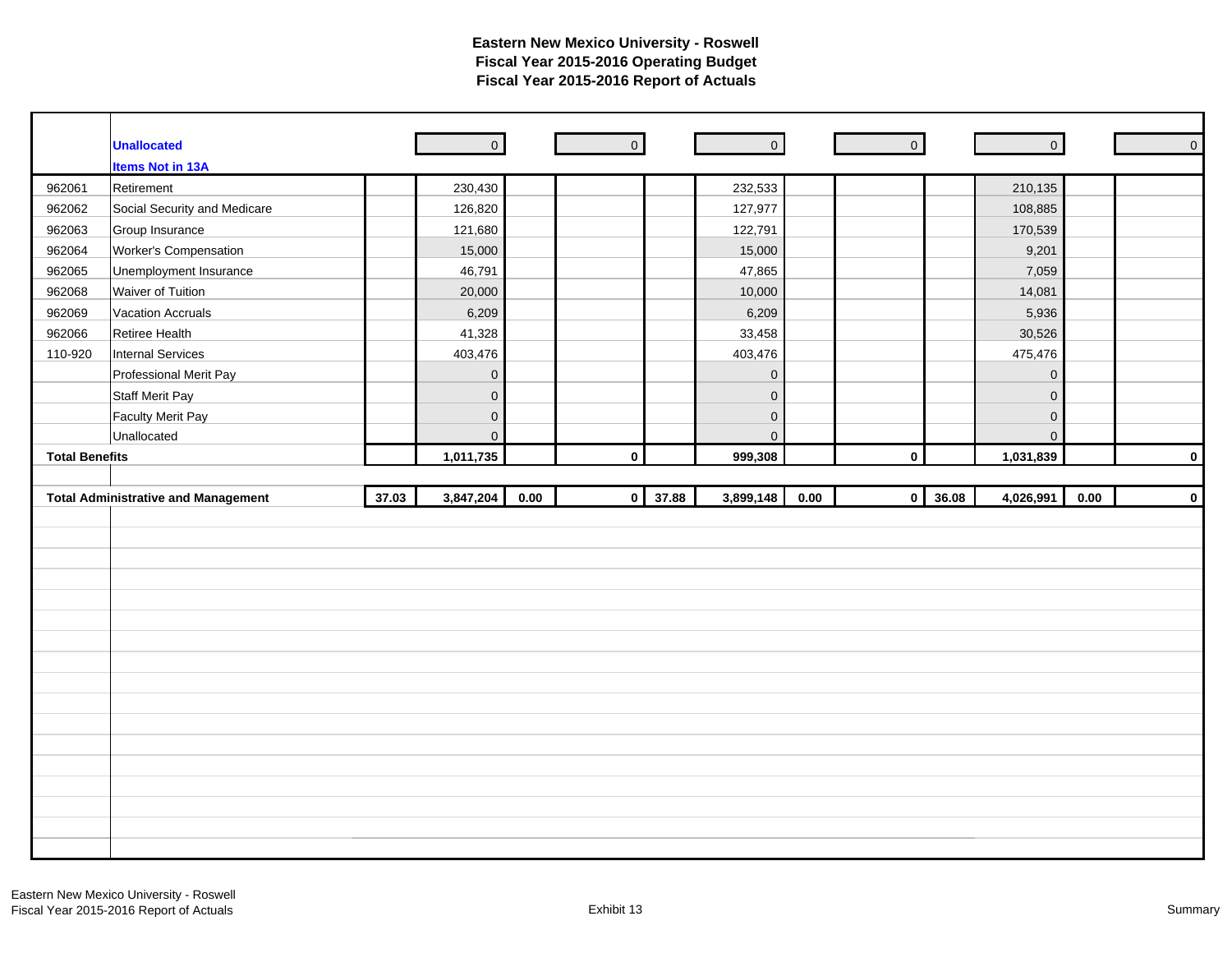# Eastern New Mexico University - Roswell
## Fiscal Year 2015-2016 Operating Budget
## Fiscal Year 2015-2016 Report of Actuals

| | | | | | | | | | | | | | |
|---|---|---|---|---|---|---|---|---|---|---|---|---|---|
| | **Unallocated** | | 0 | | 0 | | 0 | | 0 | | 0 | | 0 |
| | **Items Not in 13A** | | | | | | | | | | | | |
| 962061 | Retirement | | 230,430 | | | | 232,533 | | | | 210,135 | | |
| 962062 | Social Security and Medicare | | 126,820 | | | | 127,977 | | | | 108,885 | | |
| 962063 | Group Insurance | | 121,680 | | | | 122,791 | | | | 170,539 | | |
| 962064 | Worker's Compensation | | 15,000 | | | | 15,000 | | | | 9,201 | | |
| 962065 | Unemployment Insurance | | 46,791 | | | | 47,865 | | | | 7,059 | | |
| 962068 | Waiver of Tuition | | 20,000 | | | | 10,000 | | | | 14,081 | | |
| 962069 | Vacation Accruals | | 6,209 | | | | 6,209 | | | | 5,936 | | |
| 962066 | Retiree Health | | 41,328 | | | | 33,458 | | | | 30,526 | | |
| 110-920 | Internal Services | | 403,476 | | | | 403,476 | | | | 475,476 | | |
| | Professional Merit Pay | | 0 | | | | 0 | | | | 0 | | |
| | Staff Merit Pay | | 0 | | | | 0 | | | | 0 | | |
| | Faculty Merit Pay | | 0 | | | | 0 | | | | 0 | | |
| | Unallocated | | 0 | | | | 0 | | | | 0 | | |
| **Total Benefits** | | | **1,011,735** | | **0** | | **999,308** | | **0** | | **1,031,839** | | **0** |
| | | | | | | | | | | | | | |
| **Total Administrative and Management** | | **37.03** | **3,847,204** | **0.00** | **0** | **37.88** | **3,899,148** | **0.00** | **0** | **36.08** | **4,026,991** | **0.00** | **0** |

Eastern New Mexico University - Roswell
Fiscal Year 2015-2016 Report of Actuals

Exhibit 13

Summary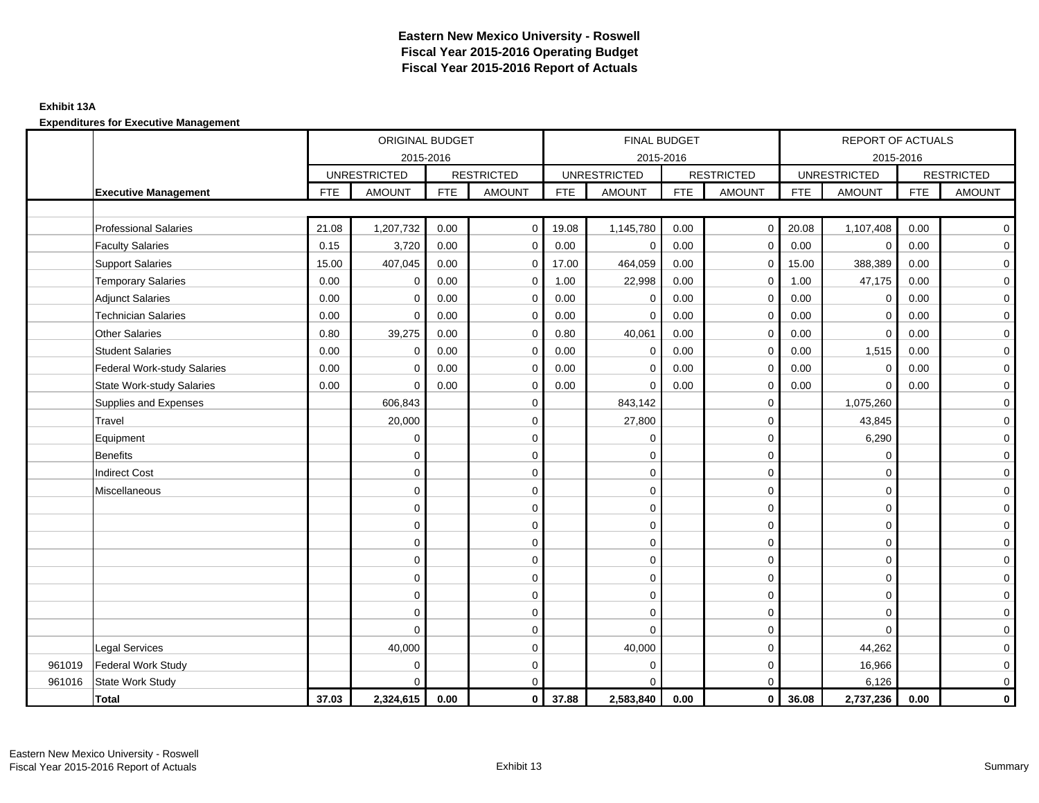# Eastern New Mexico University - Roswell
## Fiscal Year 2015-2016 Operating Budget
## Fiscal Year 2015-2016 Report of Actuals

**Exhibit 13A**

**Expenditures for Executive Management**

| | | ORIGINAL BUDGET 2015-2016 | | | | FINAL BUDGET 2015-2016 | | | | REPORT OF ACTUALS 2015-2016 | | | |
|---|---|---|---|---|---|---|---|---|---|---|---|---|---|
| | | UNRESTRICTED | | RESTRICTED | | UNRESTRICTED | | RESTRICTED | | UNRESTRICTED | | RESTRICTED | |
| | **Executive Management** | FTE | AMOUNT | FTE | AMOUNT | FTE | AMOUNT | FTE | AMOUNT | FTE | AMOUNT | FTE | AMOUNT |
| | Professional Salaries | 21.08 | 1,207,732 | 0.00 | 0 | 19.08 | 1,145,780 | 0.00 | 0 | 20.08 | 1,107,408 | 0.00 | 0 |
| | Faculty Salaries | 0.15 | 3,720 | 0.00 | 0 | 0.00 | 0 | 0.00 | 0 | 0.00 | 0 | 0.00 | 0 |
| | Support Salaries | 15.00 | 407,045 | 0.00 | 0 | 17.00 | 464,059 | 0.00 | 0 | 15.00 | 388,389 | 0.00 | 0 |
| | Temporary Salaries | 0.00 | 0 | 0.00 | 0 | 1.00 | 22,998 | 0.00 | 0 | 1.00 | 47,175 | 0.00 | 0 |
| | Adjunct Salaries | 0.00 | 0 | 0.00 | 0 | 0.00 | 0 | 0.00 | 0 | 0.00 | 0 | 0.00 | 0 |
| | Technician Salaries | 0.00 | 0 | 0.00 | 0 | 0.00 | 0 | 0.00 | 0 | 0.00 | 0 | 0.00 | 0 |
| | Other Salaries | 0.80 | 39,275 | 0.00 | 0 | 0.80 | 40,061 | 0.00 | 0 | 0.00 | 0 | 0.00 | 0 |
| | Student Salaries | 0.00 | 0 | 0.00 | 0 | 0.00 | 0 | 0.00 | 0 | 0.00 | 1,515 | 0.00 | 0 |
| | Federal Work-study Salaries | 0.00 | 0 | 0.00 | 0 | 0.00 | 0 | 0.00 | 0 | 0.00 | 0 | 0.00 | 0 |
| | State Work-study Salaries | 0.00 | 0 | 0.00 | 0 | 0.00 | 0 | 0.00 | 0 | 0.00 | 0 | 0.00 | 0 |
| | Supplies and Expenses | | 606,843 | | 0 | | 843,142 | | 0 | | 1,075,260 | | 0 |
| | Travel | | 20,000 | | 0 | | 27,800 | | 0 | | 43,845 | | 0 |
| | Equipment | | 0 | | 0 | | 0 | | 0 | | 6,290 | | 0 |
| | Benefits | | 0 | | 0 | | 0 | | 0 | | 0 | | 0 |
| | Indirect Cost | | 0 | | 0 | | 0 | | 0 | | 0 | | 0 |
| | Miscellaneous | | 0 | | 0 | | 0 | | 0 | | 0 | | 0 |
| | | | 0 | | 0 | | 0 | | 0 | | 0 | | 0 |
| | | | 0 | | 0 | | 0 | | 0 | | 0 | | 0 |
| | | | 0 | | 0 | | 0 | | 0 | | 0 | | 0 |
| | | | 0 | | 0 | | 0 | | 0 | | 0 | | 0 |
| | | | 0 | | 0 | | 0 | | 0 | | 0 | | 0 |
| | | | 0 | | 0 | | 0 | | 0 | | 0 | | 0 |
| | | | 0 | | 0 | | 0 | | 0 | | 0 | | 0 |
| | | | 0 | | 0 | | 0 | | 0 | | 0 | | 0 |
| | Legal Services | | 40,000 | | 0 | | 40,000 | | 0 | | 44,262 | | 0 |
| 961019 | Federal Work Study | | 0 | | 0 | | 0 | | 0 | | 16,966 | | 0 |
| 961016 | State Work Study | | 0 | | 0 | | 0 | | 0 | | 6,126 | | 0 |
| | **Total** | **37.03** | **2,324,615** | **0.00** | **0** | **37.88** | **2,583,840** | **0.00** | **0** | **36.08** | **2,737,236** | **0.00** | **0** |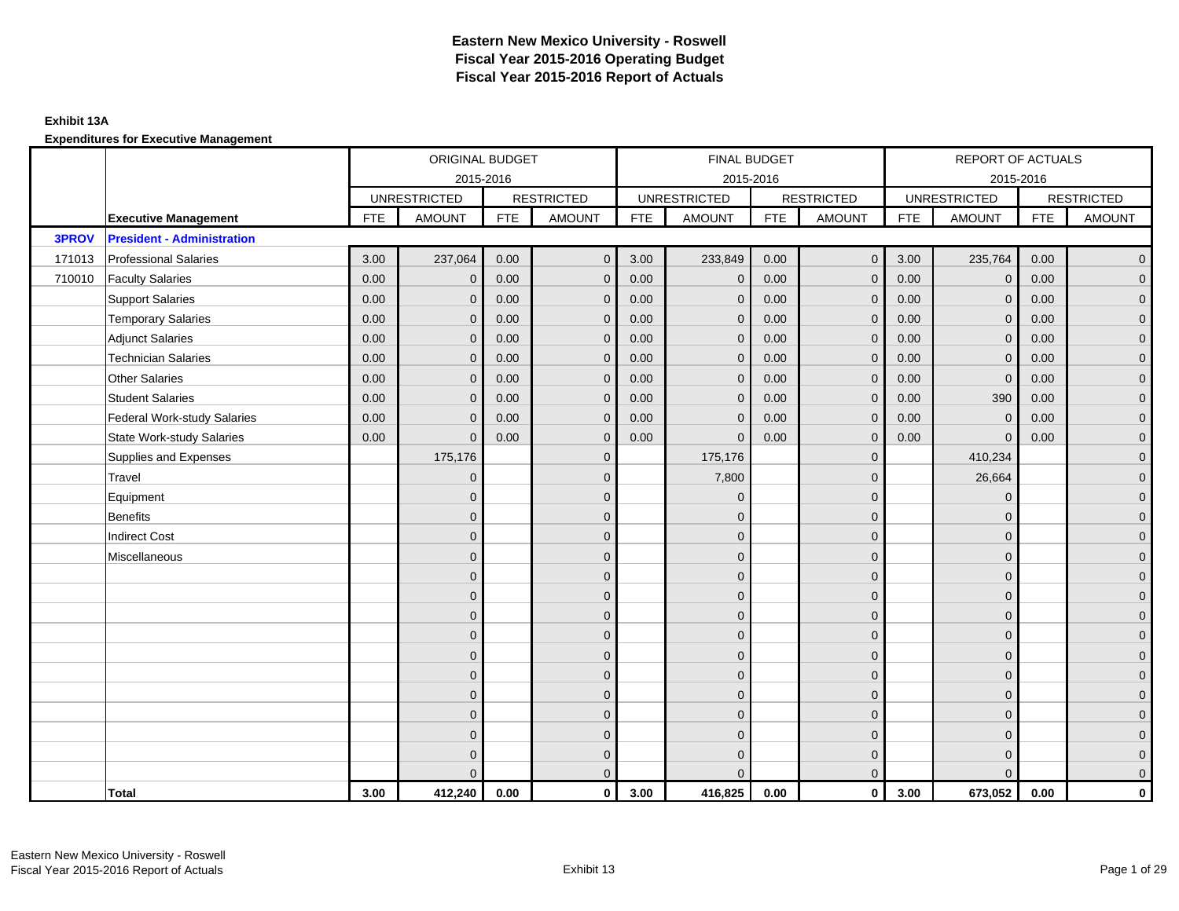# Eastern New Mexico University - Roswell
# Fiscal Year 2015-2016 Operating Budget
# Fiscal Year 2015-2016 Report of Actuals

**Exhibit 13A**

**Expenditures for Executive Management**

| | | ORIGINAL BUDGET 2015-2016 | | | | FINAL BUDGET 2015-2016 | | | | REPORT OF ACTUALS 2015-2016 | | | |
|---|---|---|---|---|---|---|---|---|---|---|---|---|---|
| | | UNRESTRICTED | | RESTRICTED | | UNRESTRICTED | | RESTRICTED | | UNRESTRICTED | | RESTRICTED | |
| | **Executive Management** | FTE | AMOUNT | FTE | AMOUNT | FTE | AMOUNT | FTE | AMOUNT | FTE | AMOUNT | FTE | AMOUNT |
| **3PROV** | **President - Administration** | | | | | | | | | | | | |
| 171013 | Professional Salaries | 3.00 | 237,064 | 0.00 | 0 | 3.00 | 233,849 | 0.00 | 0 | 3.00 | 235,764 | 0.00 | 0 |
| 710010 | Faculty Salaries | 0.00 | 0 | 0.00 | 0 | 0.00 | 0 | 0.00 | 0 | 0.00 | 0 | 0.00 | 0 |
| | Support Salaries | 0.00 | 0 | 0.00 | 0 | 0.00 | 0 | 0.00 | 0 | 0.00 | 0 | 0.00 | 0 |
| | Temporary Salaries | 0.00 | 0 | 0.00 | 0 | 0.00 | 0 | 0.00 | 0 | 0.00 | 0 | 0.00 | 0 |
| | Adjunct Salaries | 0.00 | 0 | 0.00 | 0 | 0.00 | 0 | 0.00 | 0 | 0.00 | 0 | 0.00 | 0 |
| | Technician Salaries | 0.00 | 0 | 0.00 | 0 | 0.00 | 0 | 0.00 | 0 | 0.00 | 0 | 0.00 | 0 |
| | Other Salaries | 0.00 | 0 | 0.00 | 0 | 0.00 | 0 | 0.00 | 0 | 0.00 | 0 | 0.00 | 0 |
| | Student Salaries | 0.00 | 0 | 0.00 | 0 | 0.00 | 0 | 0.00 | 0 | 0.00 | 390 | 0.00 | 0 |
| | Federal Work-study Salaries | 0.00 | 0 | 0.00 | 0 | 0.00 | 0 | 0.00 | 0 | 0.00 | 0 | 0.00 | 0 |
| | State Work-study Salaries | 0.00 | 0 | 0.00 | 0 | 0.00 | 0 | 0.00 | 0 | 0.00 | 0 | 0.00 | 0 |
| | Supplies and Expenses | | 175,176 | | 0 | | 175,176 | | 0 | | 410,234 | | 0 |
| | Travel | | 0 | | 0 | | 7,800 | | 0 | | 26,664 | | 0 |
| | Equipment | | 0 | | 0 | | 0 | | 0 | | 0 | | 0 |
| | Benefits | | 0 | | 0 | | 0 | | 0 | | 0 | | 0 |
| | Indirect Cost | | 0 | | 0 | | 0 | | 0 | | 0 | | 0 |
| | Miscellaneous | | 0 | | 0 | | 0 | | 0 | | 0 | | 0 |
| | | | 0 | | 0 | | 0 | | 0 | | 0 | | 0 |
| | | | 0 | | 0 | | 0 | | 0 | | 0 | | 0 |
| | | | 0 | | 0 | | 0 | | 0 | | 0 | | 0 |
| | | | 0 | | 0 | | 0 | | 0 | | 0 | | 0 |
| | | | 0 | | 0 | | 0 | | 0 | | 0 | | 0 |
| | | | 0 | | 0 | | 0 | | 0 | | 0 | | 0 |
| | | | 0 | | 0 | | 0 | | 0 | | 0 | | 0 |
| | | | 0 | | 0 | | 0 | | 0 | | 0 | | 0 |
| | | | 0 | | 0 | | 0 | | 0 | | 0 | | 0 |
| | | | 0 | | 0 | | 0 | | 0 | | 0 | | 0 |
| | | | 0 | | 0 | | 0 | | 0 | | 0 | | 0 |
| | **Total** | **3.00** | **412,240** | **0.00** | **0** | **3.00** | **416,825** | **0.00** | **0** | **3.00** | **673,052** | **0.00** | **0** |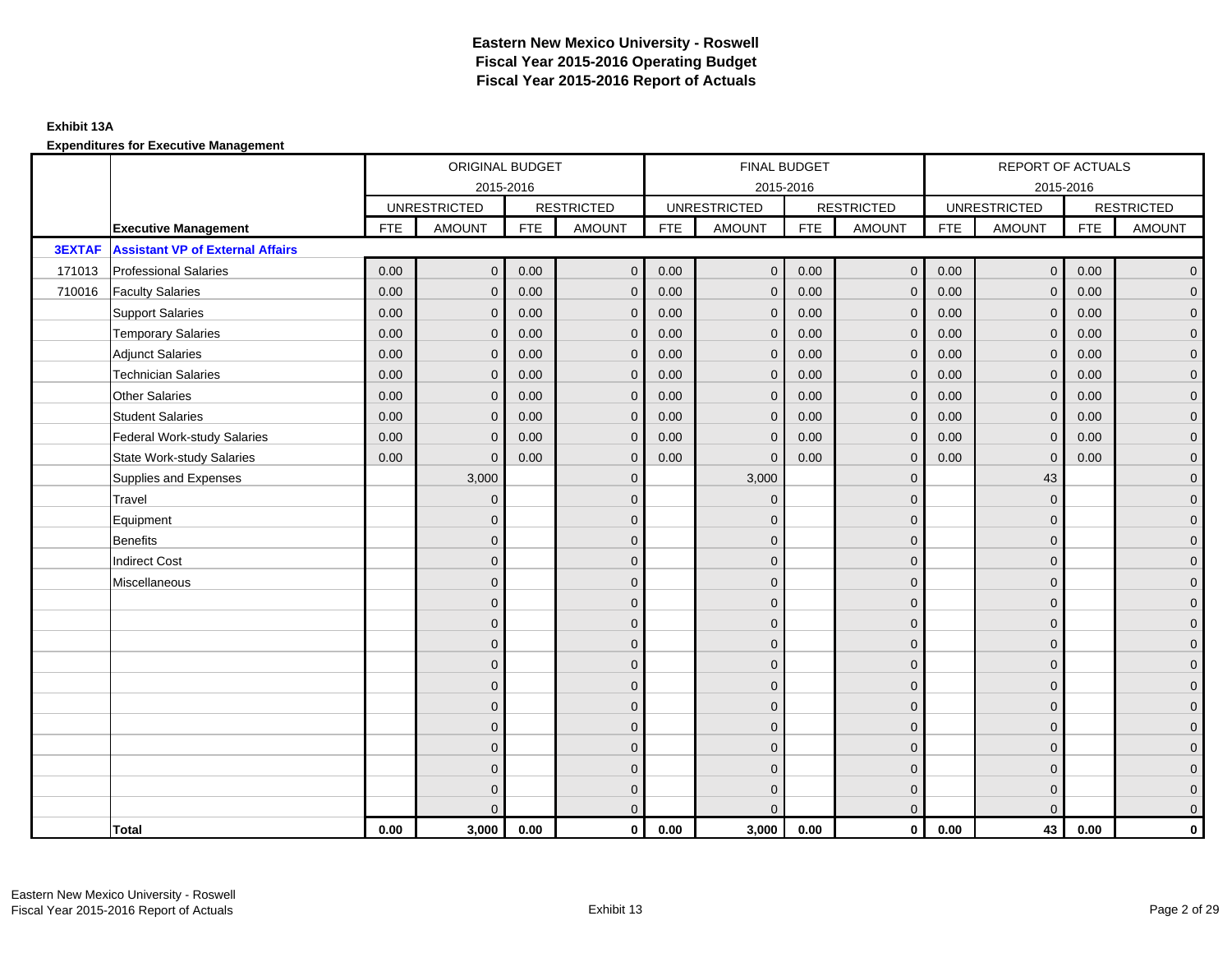# Eastern New Mexico University - Roswell
# Fiscal Year 2015-2016 Operating Budget
# Fiscal Year 2015-2016 Report of Actuals

**Exhibit 13A**

**Expenditures for Executive Management**

| | | ORIGINAL BUDGET 2015-2016 | | | | FINAL BUDGET 2015-2016 | | | | REPORT OF ACTUALS 2015-2016 | | | |
|---|---|---|---|---|---|---|---|---|---|---|---|---|---|
| | | UNRESTRICTED | | RESTRICTED | | UNRESTRICTED | | RESTRICTED | | UNRESTRICTED | | RESTRICTED | |
| | **Executive Management** | FTE | AMOUNT | FTE | AMOUNT | FTE | AMOUNT | FTE | AMOUNT | FTE | AMOUNT | FTE | AMOUNT |
| **3EXTAF** | **Assistant VP of External Affairs** | | | | | | | | | | | | |
| 171013 | Professional Salaries | 0.00 | 0 | 0.00 | 0 | 0.00 | 0 | 0.00 | 0 | 0.00 | 0 | 0.00 | 0 |
| 710016 | Faculty Salaries | 0.00 | 0 | 0.00 | 0 | 0.00 | 0 | 0.00 | 0 | 0.00 | 0 | 0.00 | 0 |
| | Support Salaries | 0.00 | 0 | 0.00 | 0 | 0.00 | 0 | 0.00 | 0 | 0.00 | 0 | 0.00 | 0 |
| | Temporary Salaries | 0.00 | 0 | 0.00 | 0 | 0.00 | 0 | 0.00 | 0 | 0.00 | 0 | 0.00 | 0 |
| | Adjunct Salaries | 0.00 | 0 | 0.00 | 0 | 0.00 | 0 | 0.00 | 0 | 0.00 | 0 | 0.00 | 0 |
| | Technician Salaries | 0.00 | 0 | 0.00 | 0 | 0.00 | 0 | 0.00 | 0 | 0.00 | 0 | 0.00 | 0 |
| | Other Salaries | 0.00 | 0 | 0.00 | 0 | 0.00 | 0 | 0.00 | 0 | 0.00 | 0 | 0.00 | 0 |
| | Student Salaries | 0.00 | 0 | 0.00 | 0 | 0.00 | 0 | 0.00 | 0 | 0.00 | 0 | 0.00 | 0 |
| | Federal Work-study Salaries | 0.00 | 0 | 0.00 | 0 | 0.00 | 0 | 0.00 | 0 | 0.00 | 0 | 0.00 | 0 |
| | State Work-study Salaries | 0.00 | 0 | 0.00 | 0 | 0.00 | 0 | 0.00 | 0 | 0.00 | 0 | 0.00 | 0 |
| | Supplies and Expenses | | 3,000 | | 0 | | 3,000 | | 0 | | 43 | | 0 |
| | Travel | | 0 | | 0 | | 0 | | 0 | | 0 | | 0 |
| | Equipment | | 0 | | 0 | | 0 | | 0 | | 0 | | 0 |
| | Benefits | | 0 | | 0 | | 0 | | 0 | | 0 | | 0 |
| | Indirect Cost | | 0 | | 0 | | 0 | | 0 | | 0 | | 0 |
| | Miscellaneous | | 0 | | 0 | | 0 | | 0 | | 0 | | 0 |
| | | | 0 | | 0 | | 0 | | 0 | | 0 | | 0 |
| | | | 0 | | 0 | | 0 | | 0 | | 0 | | 0 |
| | | | 0 | | 0 | | 0 | | 0 | | 0 | | 0 |
| | | | 0 | | 0 | | 0 | | 0 | | 0 | | 0 |
| | | | 0 | | 0 | | 0 | | 0 | | 0 | | 0 |
| | | | 0 | | 0 | | 0 | | 0 | | 0 | | 0 |
| | | | 0 | | 0 | | 0 | | 0 | | 0 | | 0 |
| | | | 0 | | 0 | | 0 | | 0 | | 0 | | 0 |
| | | | 0 | | 0 | | 0 | | 0 | | 0 | | 0 |
| | | | 0 | | 0 | | 0 | | 0 | | 0 | | 0 |
| | | | 0 | | 0 | | 0 | | 0 | | 0 | | 0 |
| | **Total** | **0.00** | **3,000** | **0.00** | **0** | **0.00** | **3,000** | **0.00** | **0** | **0.00** | **43** | **0.00** | **0** |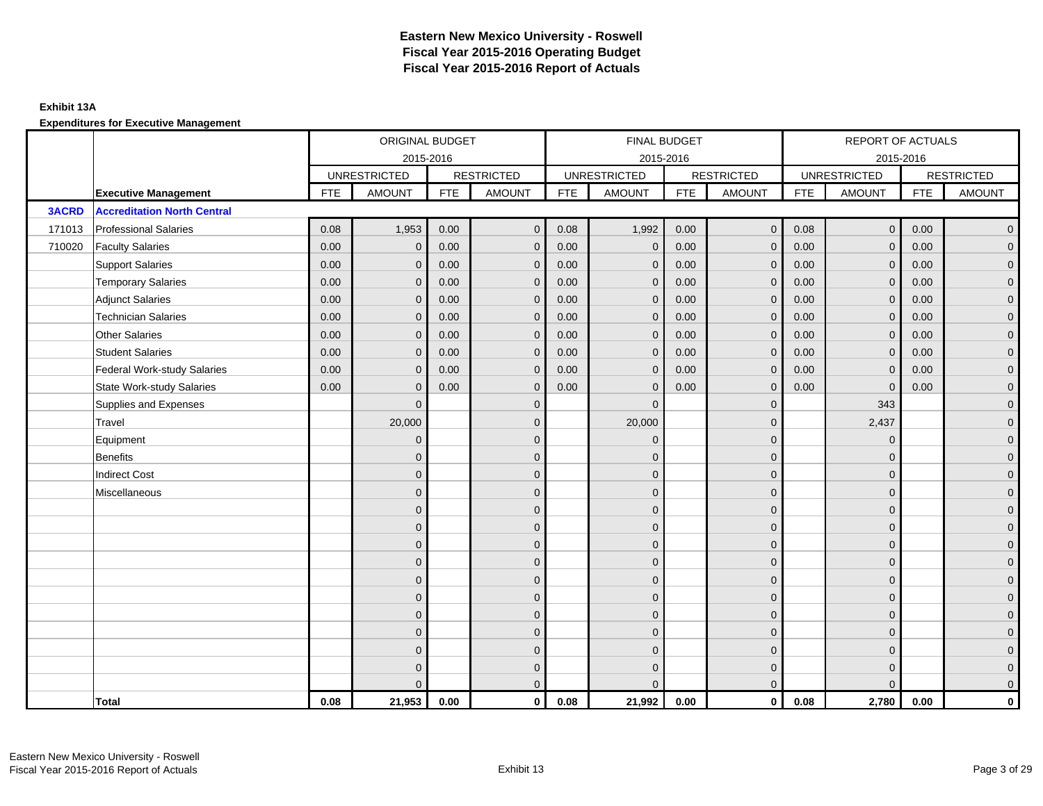# Eastern New Mexico University - Roswell
# Fiscal Year 2015-2016 Operating Budget
# Fiscal Year 2015-2016 Report of Actuals

**Exhibit 13A**

**Expenditures for Executive Management**

| | | ORIGINAL BUDGET 2015-2016 | | | | FINAL BUDGET 2015-2016 | | | | REPORT OF ACTUALS 2015-2016 | | | |
|---|---|---|---|---|---|---|---|---|---|---|---|---|---|
| | | UNRESTRICTED | | RESTRICTED | | UNRESTRICTED | | RESTRICTED | | UNRESTRICTED | | RESTRICTED | |
| | **Executive Management** | FTE | AMOUNT | FTE | AMOUNT | FTE | AMOUNT | FTE | AMOUNT | FTE | AMOUNT | FTE | AMOUNT |
| **3ACRD** | **Accreditation North Central** | | | | | | | | | | | | |
| 171013 | Professional Salaries | 0.08 | 1,953 | 0.00 | 0 | 0.08 | 1,992 | 0.00 | 0 | 0.08 | 0 | 0.00 | 0 |
| 710020 | Faculty Salaries | 0.00 | 0 | 0.00 | 0 | 0.00 | 0 | 0.00 | 0 | 0.00 | 0 | 0.00 | 0 |
| | Support Salaries | 0.00 | 0 | 0.00 | 0 | 0.00 | 0 | 0.00 | 0 | 0.00 | 0 | 0.00 | 0 |
| | Temporary Salaries | 0.00 | 0 | 0.00 | 0 | 0.00 | 0 | 0.00 | 0 | 0.00 | 0 | 0.00 | 0 |
| | Adjunct Salaries | 0.00 | 0 | 0.00 | 0 | 0.00 | 0 | 0.00 | 0 | 0.00 | 0 | 0.00 | 0 |
| | Technician Salaries | 0.00 | 0 | 0.00 | 0 | 0.00 | 0 | 0.00 | 0 | 0.00 | 0 | 0.00 | 0 |
| | Other Salaries | 0.00 | 0 | 0.00 | 0 | 0.00 | 0 | 0.00 | 0 | 0.00 | 0 | 0.00 | 0 |
| | Student Salaries | 0.00 | 0 | 0.00 | 0 | 0.00 | 0 | 0.00 | 0 | 0.00 | 0 | 0.00 | 0 |
| | Federal Work-study Salaries | 0.00 | 0 | 0.00 | 0 | 0.00 | 0 | 0.00 | 0 | 0.00 | 0 | 0.00 | 0 |
| | State Work-study Salaries | 0.00 | 0 | 0.00 | 0 | 0.00 | 0 | 0.00 | 0 | 0.00 | 0 | 0.00 | 0 |
| | Supplies and Expenses | | 0 | | 0 | | 0 | | 0 | | 343 | | 0 |
| | Travel | | 20,000 | | 0 | | 20,000 | | 0 | | 2,437 | | 0 |
| | Equipment | | 0 | | 0 | | 0 | | 0 | | 0 | | 0 |
| | Benefits | | 0 | | 0 | | 0 | | 0 | | 0 | | 0 |
| | Indirect Cost | | 0 | | 0 | | 0 | | 0 | | 0 | | 0 |
| | Miscellaneous | | 0 | | 0 | | 0 | | 0 | | 0 | | 0 |
| | | | 0 | | 0 | | 0 | | 0 | | 0 | | 0 |
| | | | 0 | | 0 | | 0 | | 0 | | 0 | | 0 |
| | | | 0 | | 0 | | 0 | | 0 | | 0 | | 0 |
| | | | 0 | | 0 | | 0 | | 0 | | 0 | | 0 |
| | | | 0 | | 0 | | 0 | | 0 | | 0 | | 0 |
| | | | 0 | | 0 | | 0 | | 0 | | 0 | | 0 |
| | | | 0 | | 0 | | 0 | | 0 | | 0 | | 0 |
| | | | 0 | | 0 | | 0 | | 0 | | 0 | | 0 |
| | | | 0 | | 0 | | 0 | | 0 | | 0 | | 0 |
| | | | 0 | | 0 | | 0 | | 0 | | 0 | | 0 |
| | | | 0 | | 0 | | 0 | | 0 | | 0 | | 0 |
| | **Total** | **0.08** | **21,953** | **0.00** | **0** | **0.08** | **21,992** | **0.00** | **0** | **0.08** | **2,780** | **0.00** | **0** |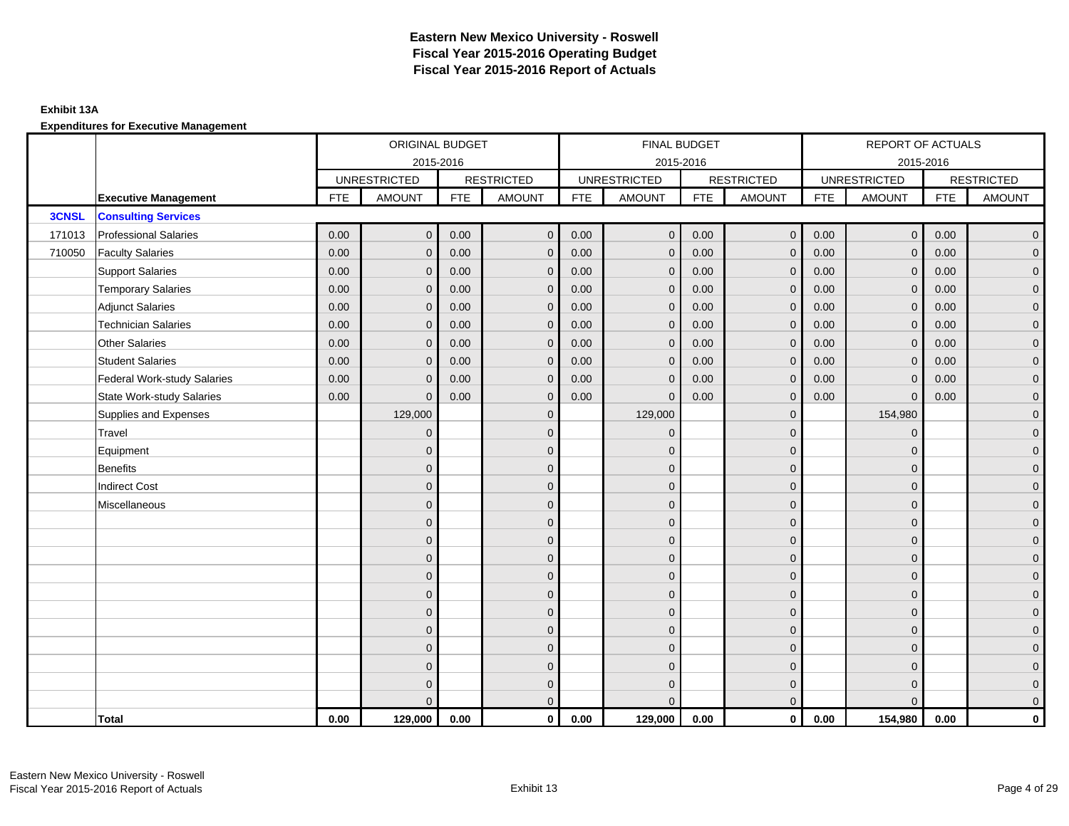# Eastern New Mexico University - Roswell
# Fiscal Year 2015-2016 Operating Budget
# Fiscal Year 2015-2016 Report of Actuals

**Exhibit 13A**

**Expenditures for Executive Management**

| | | ORIGINAL BUDGET 2015-2016 | | | | FINAL BUDGET 2015-2016 | | | | REPORT OF ACTUALS 2015-2016 | | | |
|---|---|---|---|---|---|---|---|---|---|---|---|---|---|
| | | UNRESTRICTED | | RESTRICTED | | UNRESTRICTED | | RESTRICTED | | UNRESTRICTED | | RESTRICTED | |
| | **Executive Management** | FTE | AMOUNT | FTE | AMOUNT | FTE | AMOUNT | FTE | AMOUNT | FTE | AMOUNT | FTE | AMOUNT |
| **3CNSL** | **Consulting Services** | | | | | | | | | | | | |
| 171013 | Professional Salaries | 0.00 | 0 | 0.00 | 0 | 0.00 | 0 | 0.00 | 0 | 0.00 | 0 | 0.00 | 0 |
| 710050 | Faculty Salaries | 0.00 | 0 | 0.00 | 0 | 0.00 | 0 | 0.00 | 0 | 0.00 | 0 | 0.00 | 0 |
| | Support Salaries | 0.00 | 0 | 0.00 | 0 | 0.00 | 0 | 0.00 | 0 | 0.00 | 0 | 0.00 | 0 |
| | Temporary Salaries | 0.00 | 0 | 0.00 | 0 | 0.00 | 0 | 0.00 | 0 | 0.00 | 0 | 0.00 | 0 |
| | Adjunct Salaries | 0.00 | 0 | 0.00 | 0 | 0.00 | 0 | 0.00 | 0 | 0.00 | 0 | 0.00 | 0 |
| | Technician Salaries | 0.00 | 0 | 0.00 | 0 | 0.00 | 0 | 0.00 | 0 | 0.00 | 0 | 0.00 | 0 |
| | Other Salaries | 0.00 | 0 | 0.00 | 0 | 0.00 | 0 | 0.00 | 0 | 0.00 | 0 | 0.00 | 0 |
| | Student Salaries | 0.00 | 0 | 0.00 | 0 | 0.00 | 0 | 0.00 | 0 | 0.00 | 0 | 0.00 | 0 |
| | Federal Work-study Salaries | 0.00 | 0 | 0.00 | 0 | 0.00 | 0 | 0.00 | 0 | 0.00 | 0 | 0.00 | 0 |
| | State Work-study Salaries | 0.00 | 0 | 0.00 | 0 | 0.00 | 0 | 0.00 | 0 | 0.00 | 0 | 0.00 | 0 |
| | Supplies and Expenses | | 129,000 | | 0 | | 129,000 | | 0 | | 154,980 | | 0 |
| | Travel | | 0 | | 0 | | 0 | | 0 | | 0 | | 0 |
| | Equipment | | 0 | | 0 | | 0 | | 0 | | 0 | | 0 |
| | Benefits | | 0 | | 0 | | 0 | | 0 | | 0 | | 0 |
| | Indirect Cost | | 0 | | 0 | | 0 | | 0 | | 0 | | 0 |
| | Miscellaneous | | 0 | | 0 | | 0 | | 0 | | 0 | | 0 |
| | | | 0 | | 0 | | 0 | | 0 | | 0 | | 0 |
| | | | 0 | | 0 | | 0 | | 0 | | 0 | | 0 |
| | | | 0 | | 0 | | 0 | | 0 | | 0 | | 0 |
| | | | 0 | | 0 | | 0 | | 0 | | 0 | | 0 |
| | | | 0 | | 0 | | 0 | | 0 | | 0 | | 0 |
| | | | 0 | | 0 | | 0 | | 0 | | 0 | | 0 |
| | | | 0 | | 0 | | 0 | | 0 | | 0 | | 0 |
| | | | 0 | | 0 | | 0 | | 0 | | 0 | | 0 |
| | | | 0 | | 0 | | 0 | | 0 | | 0 | | 0 |
| | | | 0 | | 0 | | 0 | | 0 | | 0 | | 0 |
| | | | 0 | | 0 | | 0 | | 0 | | 0 | | 0 |
| | **Total** | **0.00** | **129,000** | **0.00** | **0** | **0.00** | **129,000** | **0.00** | **0** | **0.00** | **154,980** | **0.00** | **0** |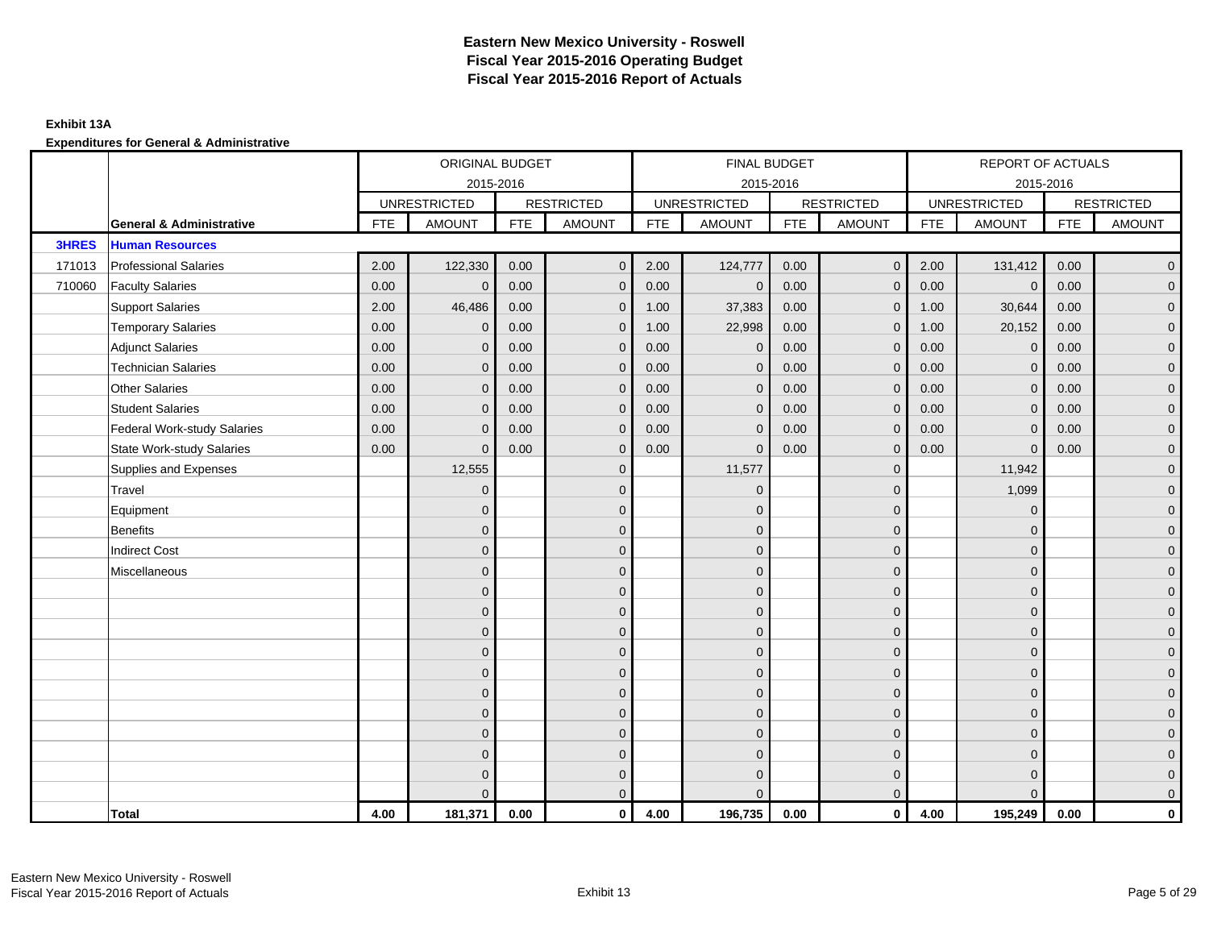# Eastern New Mexico University - Roswell
# Fiscal Year 2015-2016 Operating Budget
# Fiscal Year 2015-2016 Report of Actuals

**Exhibit 13A**

**Expenditures for General & Administrative**

| | | ORIGINAL BUDGET 2015-2016 | | | | FINAL BUDGET 2015-2016 | | | | REPORT OF ACTUALS 2015-2016 | | | |
|---|---|---|---|---|---|---|---|---|---|---|---|---|---|
| | | UNRESTRICTED | | RESTRICTED | | UNRESTRICTED | | RESTRICTED | | UNRESTRICTED | | RESTRICTED | |
| | **General & Administrative** | FTE | AMOUNT | FTE | AMOUNT | FTE | AMOUNT | FTE | AMOUNT | FTE | AMOUNT | FTE | AMOUNT |
| **3HRES** | **Human Resources** | | | | | | | | | | | | |
| 171013 | Professional Salaries | 2.00 | 122,330 | 0.00 | 0 | 2.00 | 124,777 | 0.00 | 0 | 2.00 | 131,412 | 0.00 | 0 |
| 710060 | Faculty Salaries | 0.00 | 0 | 0.00 | 0 | 0.00 | 0 | 0.00 | 0 | 0.00 | 0 | 0.00 | 0 |
| | Support Salaries | 2.00 | 46,486 | 0.00 | 0 | 1.00 | 37,383 | 0.00 | 0 | 1.00 | 30,644 | 0.00 | 0 |
| | Temporary Salaries | 0.00 | 0 | 0.00 | 0 | 1.00 | 22,998 | 0.00 | 0 | 1.00 | 20,152 | 0.00 | 0 |
| | Adjunct Salaries | 0.00 | 0 | 0.00 | 0 | 0.00 | 0 | 0.00 | 0 | 0.00 | 0 | 0.00 | 0 |
| | Technician Salaries | 0.00 | 0 | 0.00 | 0 | 0.00 | 0 | 0.00 | 0 | 0.00 | 0 | 0.00 | 0 |
| | Other Salaries | 0.00 | 0 | 0.00 | 0 | 0.00 | 0 | 0.00 | 0 | 0.00 | 0 | 0.00 | 0 |
| | Student Salaries | 0.00 | 0 | 0.00 | 0 | 0.00 | 0 | 0.00 | 0 | 0.00 | 0 | 0.00 | 0 |
| | Federal Work-study Salaries | 0.00 | 0 | 0.00 | 0 | 0.00 | 0 | 0.00 | 0 | 0.00 | 0 | 0.00 | 0 |
| | State Work-study Salaries | 0.00 | 0 | 0.00 | 0 | 0.00 | 0 | 0.00 | 0 | 0.00 | 0 | 0.00 | 0 |
| | Supplies and Expenses | | 12,555 | | 0 | | 11,577 | | 0 | | 11,942 | | 0 |
| | Travel | | 0 | | 0 | | 0 | | 0 | | 1,099 | | 0 |
| | Equipment | | 0 | | 0 | | 0 | | 0 | | 0 | | 0 |
| | Benefits | | 0 | | 0 | | 0 | | 0 | | 0 | | 0 |
| | Indirect Cost | | 0 | | 0 | | 0 | | 0 | | 0 | | 0 |
| | Miscellaneous | | 0 | | 0 | | 0 | | 0 | | 0 | | 0 |
| | | | 0 | | 0 | | 0 | | 0 | | 0 | | 0 |
| | | | 0 | | 0 | | 0 | | 0 | | 0 | | 0 |
| | | | 0 | | 0 | | 0 | | 0 | | 0 | | 0 |
| | | | 0 | | 0 | | 0 | | 0 | | 0 | | 0 |
| | | | 0 | | 0 | | 0 | | 0 | | 0 | | 0 |
| | | | 0 | | 0 | | 0 | | 0 | | 0 | | 0 |
| | | | 0 | | 0 | | 0 | | 0 | | 0 | | 0 |
| | | | 0 | | 0 | | 0 | | 0 | | 0 | | 0 |
| | | | 0 | | 0 | | 0 | | 0 | | 0 | | 0 |
| | | | 0 | | 0 | | 0 | | 0 | | 0 | | 0 |
| | | | 0 | | 0 | | 0 | | 0 | | 0 | | 0 |
| | **Total** | **4.00** | **181,371** | **0.00** | **0** | **4.00** | **196,735** | **0.00** | **0** | **4.00** | **195,249** | **0.00** | **0** |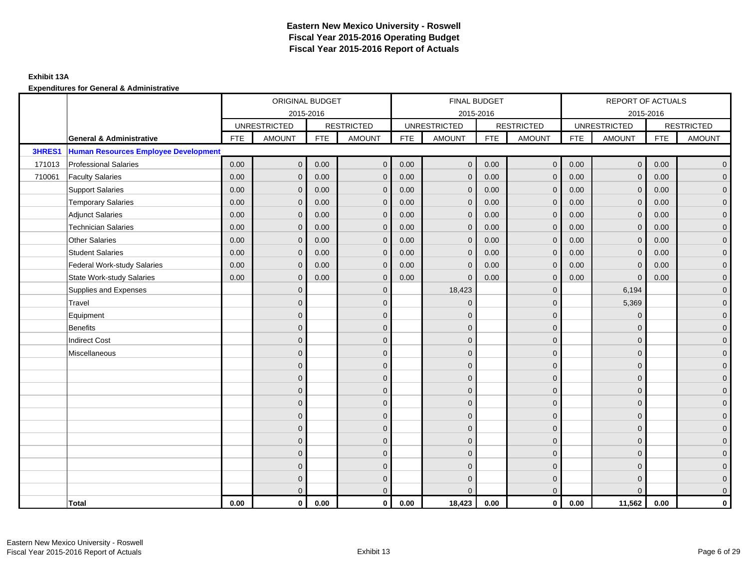# Eastern New Mexico University - Roswell
## Fiscal Year 2015-2016 Operating Budget
## Fiscal Year 2015-2016 Report of Actuals

**Exhibit 13A**

**Expenditures for General & Administrative**

| | | ORIGINAL BUDGET 2015-2016 | | | | FINAL BUDGET 2015-2016 | | | | REPORT OF ACTUALS 2015-2016 | | | |
|---|---|---|---|---|---|---|---|---|---|---|---|---|---|
| | | UNRESTRICTED | | RESTRICTED | | UNRESTRICTED | | RESTRICTED | | UNRESTRICTED | | RESTRICTED | |
| | **General & Administrative** | FTE | AMOUNT | FTE | AMOUNT | FTE | AMOUNT | FTE | AMOUNT | FTE | AMOUNT | FTE | AMOUNT |
| **3HRES1** | **Human Resources Employee Development** | | | | | | | | | | | | |
| 171013 | Professional Salaries | 0.00 | 0 | 0.00 | 0 | 0.00 | 0 | 0.00 | 0 | 0.00 | 0 | 0.00 | 0 |
| 710061 | Faculty Salaries | 0.00 | 0 | 0.00 | 0 | 0.00 | 0 | 0.00 | 0 | 0.00 | 0 | 0.00 | 0 |
| | Support Salaries | 0.00 | 0 | 0.00 | 0 | 0.00 | 0 | 0.00 | 0 | 0.00 | 0 | 0.00 | 0 |
| | Temporary Salaries | 0.00 | 0 | 0.00 | 0 | 0.00 | 0 | 0.00 | 0 | 0.00 | 0 | 0.00 | 0 |
| | Adjunct Salaries | 0.00 | 0 | 0.00 | 0 | 0.00 | 0 | 0.00 | 0 | 0.00 | 0 | 0.00 | 0 |
| | Technician Salaries | 0.00 | 0 | 0.00 | 0 | 0.00 | 0 | 0.00 | 0 | 0.00 | 0 | 0.00 | 0 |
| | Other Salaries | 0.00 | 0 | 0.00 | 0 | 0.00 | 0 | 0.00 | 0 | 0.00 | 0 | 0.00 | 0 |
| | Student Salaries | 0.00 | 0 | 0.00 | 0 | 0.00 | 0 | 0.00 | 0 | 0.00 | 0 | 0.00 | 0 |
| | Federal Work-study Salaries | 0.00 | 0 | 0.00 | 0 | 0.00 | 0 | 0.00 | 0 | 0.00 | 0 | 0.00 | 0 |
| | State Work-study Salaries | 0.00 | 0 | 0.00 | 0 | 0.00 | 0 | 0.00 | 0 | 0.00 | 0 | 0.00 | 0 |
| | Supplies and Expenses | | 0 | | 0 | | 18,423 | | 0 | | 6,194 | | 0 |
| | Travel | | 0 | | 0 | | 0 | | 0 | | 5,369 | | 0 |
| | Equipment | | 0 | | 0 | | 0 | | 0 | | 0 | | 0 |
| | Benefits | | 0 | | 0 | | 0 | | 0 | | 0 | | 0 |
| | Indirect Cost | | 0 | | 0 | | 0 | | 0 | | 0 | | 0 |
| | Miscellaneous | | 0 | | 0 | | 0 | | 0 | | 0 | | 0 |
| | | | 0 | | 0 | | 0 | | 0 | | 0 | | 0 |
| | | | 0 | | 0 | | 0 | | 0 | | 0 | | 0 |
| | | | 0 | | 0 | | 0 | | 0 | | 0 | | 0 |
| | | | 0 | | 0 | | 0 | | 0 | | 0 | | 0 |
| | | | 0 | | 0 | | 0 | | 0 | | 0 | | 0 |
| | | | 0 | | 0 | | 0 | | 0 | | 0 | | 0 |
| | | | 0 | | 0 | | 0 | | 0 | | 0 | | 0 |
| | | | 0 | | 0 | | 0 | | 0 | | 0 | | 0 |
| | | | 0 | | 0 | | 0 | | 0 | | 0 | | 0 |
| | | | 0 | | 0 | | 0 | | 0 | | 0 | | 0 |
| | | | 0 | | 0 | | 0 | | 0 | | 0 | | 0 |
| | **Total** | **0.00** | **0** | **0.00** | **0** | **0.00** | **18,423** | **0.00** | **0** | **0.00** | **11,562** | **0.00** | **0** |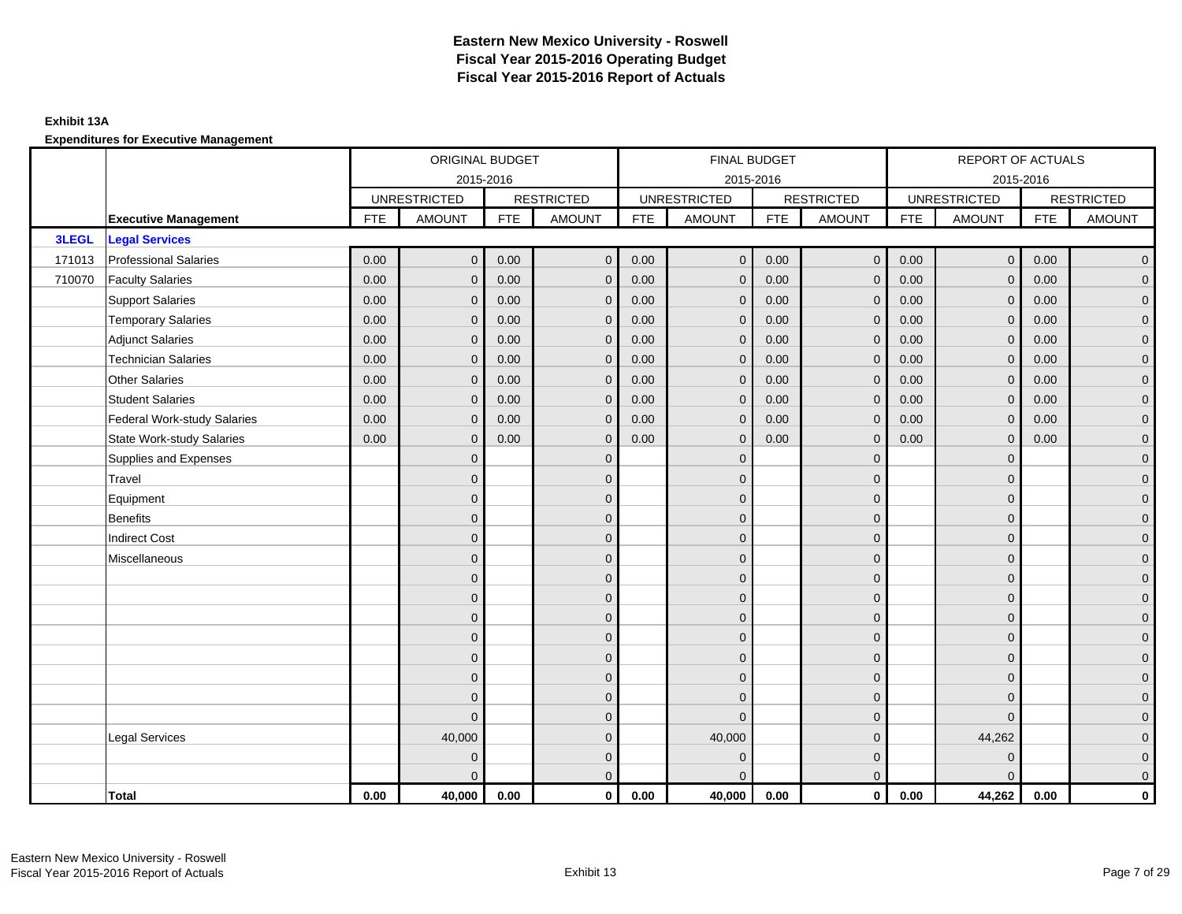# Eastern New Mexico University - Roswell
## Fiscal Year 2015-2016 Operating Budget
## Fiscal Year 2015-2016 Report of Actuals

**Exhibit 13A**

**Expenditures for Executive Management**

| | | ORIGINAL BUDGET 2015-2016 | | | | FINAL BUDGET 2015-2016 | | | | REPORT OF ACTUALS 2015-2016 | | | |
|---|---|---|---|---|---|---|---|---|---|---|---|---|---|
| | | UNRESTRICTED | | RESTRICTED | | UNRESTRICTED | | RESTRICTED | | UNRESTRICTED | | RESTRICTED | |
| | **Executive Management** | FTE | AMOUNT | FTE | AMOUNT | FTE | AMOUNT | FTE | AMOUNT | FTE | AMOUNT | FTE | AMOUNT |
| **3LEGL** | **Legal Services** | | | | | | | | | | | | |
| 171013 | Professional Salaries | 0.00 | 0 | 0.00 | 0 | 0.00 | 0 | 0.00 | 0 | 0.00 | 0 | 0.00 | 0 |
| 710070 | Faculty Salaries | 0.00 | 0 | 0.00 | 0 | 0.00 | 0 | 0.00 | 0 | 0.00 | 0 | 0.00 | 0 |
| | Support Salaries | 0.00 | 0 | 0.00 | 0 | 0.00 | 0 | 0.00 | 0 | 0.00 | 0 | 0.00 | 0 |
| | Temporary Salaries | 0.00 | 0 | 0.00 | 0 | 0.00 | 0 | 0.00 | 0 | 0.00 | 0 | 0.00 | 0 |
| | Adjunct Salaries | 0.00 | 0 | 0.00 | 0 | 0.00 | 0 | 0.00 | 0 | 0.00 | 0 | 0.00 | 0 |
| | Technician Salaries | 0.00 | 0 | 0.00 | 0 | 0.00 | 0 | 0.00 | 0 | 0.00 | 0 | 0.00 | 0 |
| | Other Salaries | 0.00 | 0 | 0.00 | 0 | 0.00 | 0 | 0.00 | 0 | 0.00 | 0 | 0.00 | 0 |
| | Student Salaries | 0.00 | 0 | 0.00 | 0 | 0.00 | 0 | 0.00 | 0 | 0.00 | 0 | 0.00 | 0 |
| | Federal Work-study Salaries | 0.00 | 0 | 0.00 | 0 | 0.00 | 0 | 0.00 | 0 | 0.00 | 0 | 0.00 | 0 |
| | State Work-study Salaries | 0.00 | 0 | 0.00 | 0 | 0.00 | 0 | 0.00 | 0 | 0.00 | 0 | 0.00 | 0 |
| | Supplies and Expenses | | 0 | | 0 | | 0 | | 0 | | 0 | | 0 |
| | Travel | | 0 | | 0 | | 0 | | 0 | | 0 | | 0 |
| | Equipment | | 0 | | 0 | | 0 | | 0 | | 0 | | 0 |
| | Benefits | | 0 | | 0 | | 0 | | 0 | | 0 | | 0 |
| | Indirect Cost | | 0 | | 0 | | 0 | | 0 | | 0 | | 0 |
| | Miscellaneous | | 0 | | 0 | | 0 | | 0 | | 0 | | 0 |
| | | | 0 | | 0 | | 0 | | 0 | | 0 | | 0 |
| | | | 0 | | 0 | | 0 | | 0 | | 0 | | 0 |
| | | | 0 | | 0 | | 0 | | 0 | | 0 | | 0 |
| | | | 0 | | 0 | | 0 | | 0 | | 0 | | 0 |
| | | | 0 | | 0 | | 0 | | 0 | | 0 | | 0 |
| | | | 0 | | 0 | | 0 | | 0 | | 0 | | 0 |
| | | | 0 | | 0 | | 0 | | 0 | | 0 | | 0 |
| | | | 0 | | 0 | | 0 | | 0 | | 0 | | 0 |
| | Legal Services | | 40,000 | | 0 | | 40,000 | | 0 | | 44,262 | | 0 |
| | | | 0 | | 0 | | 0 | | 0 | | 0 | | 0 |
| | | | 0 | | 0 | | 0 | | 0 | | 0 | | 0 |
| | **Total** | **0.00** | **40,000** | **0.00** | **0** | **0.00** | **40,000** | **0.00** | **0** | **0.00** | **44,262** | **0.00** | **0** |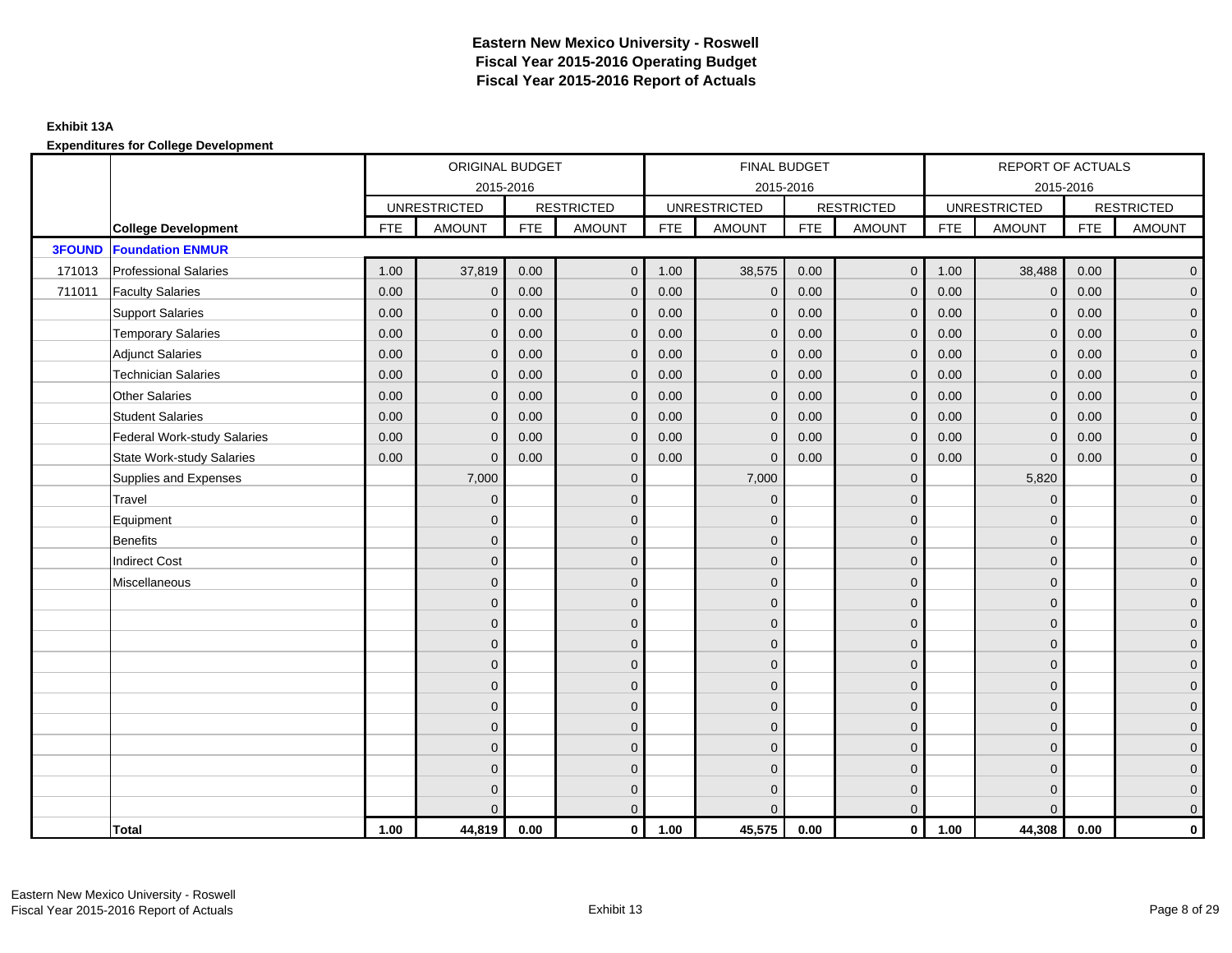# Eastern New Mexico University - Roswell
# Fiscal Year 2015-2016 Operating Budget
# Fiscal Year 2015-2016 Report of Actuals

**Exhibit 13A**

**Expenditures for College Development**

| | | ORIGINAL BUDGET 2015-2016 | | | | FINAL BUDGET 2015-2016 | | | | REPORT OF ACTUALS 2015-2016 | | | |
|---|---|---|---|---|---|---|---|---|---|---|---|---|---|
| | | UNRESTRICTED | | RESTRICTED | | UNRESTRICTED | | RESTRICTED | | UNRESTRICTED | | RESTRICTED | |
| | **College Development** | FTE | AMOUNT | FTE | AMOUNT | FTE | AMOUNT | FTE | AMOUNT | FTE | AMOUNT | FTE | AMOUNT |
| **3FOUND** | **Foundation ENMUR** | | | | | | | | | | | | |
| 171013 | Professional Salaries | 1.00 | 37,819 | 0.00 | 0 | 1.00 | 38,575 | 0.00 | 0 | 1.00 | 38,488 | 0.00 | 0 |
| 711011 | Faculty Salaries | 0.00 | 0 | 0.00 | 0 | 0.00 | 0 | 0.00 | 0 | 0.00 | 0 | 0.00 | 0 |
| | Support Salaries | 0.00 | 0 | 0.00 | 0 | 0.00 | 0 | 0.00 | 0 | 0.00 | 0 | 0.00 | 0 |
| | Temporary Salaries | 0.00 | 0 | 0.00 | 0 | 0.00 | 0 | 0.00 | 0 | 0.00 | 0 | 0.00 | 0 |
| | Adjunct Salaries | 0.00 | 0 | 0.00 | 0 | 0.00 | 0 | 0.00 | 0 | 0.00 | 0 | 0.00 | 0 |
| | Technician Salaries | 0.00 | 0 | 0.00 | 0 | 0.00 | 0 | 0.00 | 0 | 0.00 | 0 | 0.00 | 0 |
| | Other Salaries | 0.00 | 0 | 0.00 | 0 | 0.00 | 0 | 0.00 | 0 | 0.00 | 0 | 0.00 | 0 |
| | Student Salaries | 0.00 | 0 | 0.00 | 0 | 0.00 | 0 | 0.00 | 0 | 0.00 | 0 | 0.00 | 0 |
| | Federal Work-study Salaries | 0.00 | 0 | 0.00 | 0 | 0.00 | 0 | 0.00 | 0 | 0.00 | 0 | 0.00 | 0 |
| | State Work-study Salaries | 0.00 | 0 | 0.00 | 0 | 0.00 | 0 | 0.00 | 0 | 0.00 | 0 | 0.00 | 0 |
| | Supplies and Expenses | | 7,000 | | 0 | | 7,000 | | 0 | | 5,820 | | 0 |
| | Travel | | 0 | | 0 | | 0 | | 0 | | 0 | | 0 |
| | Equipment | | 0 | | 0 | | 0 | | 0 | | 0 | | 0 |
| | Benefits | | 0 | | 0 | | 0 | | 0 | | 0 | | 0 |
| | Indirect Cost | | 0 | | 0 | | 0 | | 0 | | 0 | | 0 |
| | Miscellaneous | | 0 | | 0 | | 0 | | 0 | | 0 | | 0 |
| | | | 0 | | 0 | | 0 | | 0 | | 0 | | 0 |
| | | | 0 | | 0 | | 0 | | 0 | | 0 | | 0 |
| | | | 0 | | 0 | | 0 | | 0 | | 0 | | 0 |
| | | | 0 | | 0 | | 0 | | 0 | | 0 | | 0 |
| | | | 0 | | 0 | | 0 | | 0 | | 0 | | 0 |
| | | | 0 | | 0 | | 0 | | 0 | | 0 | | 0 |
| | | | 0 | | 0 | | 0 | | 0 | | 0 | | 0 |
| | | | 0 | | 0 | | 0 | | 0 | | 0 | | 0 |
| | | | 0 | | 0 | | 0 | | 0 | | 0 | | 0 |
| | | | 0 | | 0 | | 0 | | 0 | | 0 | | 0 |
| | | | 0 | | 0 | | 0 | | 0 | | 0 | | 0 |
| | **Total** | **1.00** | **44,819** | **0.00** | **0** | **1.00** | **45,575** | **0.00** | **0** | **1.00** | **44,308** | **0.00** | **0** |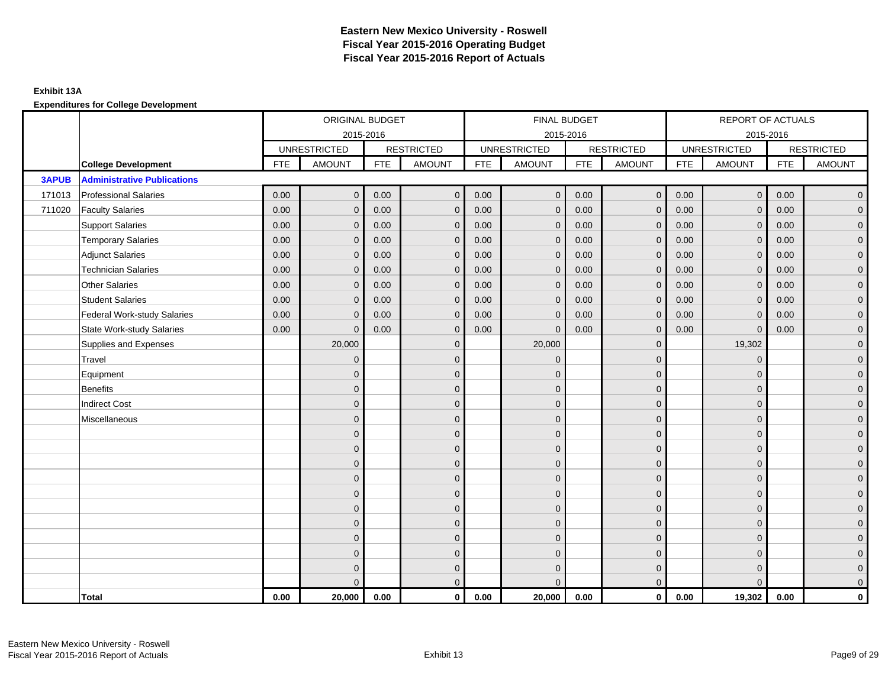# Eastern New Mexico University - Roswell
## Fiscal Year 2015-2016 Operating Budget
## Fiscal Year 2015-2016 Report of Actuals

**Exhibit 13A**

**Expenditures for College Development**

| | | ORIGINAL BUDGET 2015-2016 | | | | FINAL BUDGET 2015-2016 | | | | REPORT OF ACTUALS 2015-2016 | | | |
|---|---|---|---|---|---|---|---|---|---|---|---|---|---|
| | | UNRESTRICTED | | RESTRICTED | | UNRESTRICTED | | RESTRICTED | | UNRESTRICTED | | RESTRICTED | |
| | **College Development** | FTE | AMOUNT | FTE | AMOUNT | FTE | AMOUNT | FTE | AMOUNT | FTE | AMOUNT | FTE | AMOUNT |
| **3APUB** | **Administrative Publications** | | | | | | | | | | | | |
| 171013 | Professional Salaries | 0.00 | 0 | 0.00 | 0 | 0.00 | 0 | 0.00 | 0 | 0.00 | 0 | 0.00 | 0 |
| 711020 | Faculty Salaries | 0.00 | 0 | 0.00 | 0 | 0.00 | 0 | 0.00 | 0 | 0.00 | 0 | 0.00 | 0 |
| | Support Salaries | 0.00 | 0 | 0.00 | 0 | 0.00 | 0 | 0.00 | 0 | 0.00 | 0 | 0.00 | 0 |
| | Temporary Salaries | 0.00 | 0 | 0.00 | 0 | 0.00 | 0 | 0.00 | 0 | 0.00 | 0 | 0.00 | 0 |
| | Adjunct Salaries | 0.00 | 0 | 0.00 | 0 | 0.00 | 0 | 0.00 | 0 | 0.00 | 0 | 0.00 | 0 |
| | Technician Salaries | 0.00 | 0 | 0.00 | 0 | 0.00 | 0 | 0.00 | 0 | 0.00 | 0 | 0.00 | 0 |
| | Other Salaries | 0.00 | 0 | 0.00 | 0 | 0.00 | 0 | 0.00 | 0 | 0.00 | 0 | 0.00 | 0 |
| | Student Salaries | 0.00 | 0 | 0.00 | 0 | 0.00 | 0 | 0.00 | 0 | 0.00 | 0 | 0.00 | 0 |
| | Federal Work-study Salaries | 0.00 | 0 | 0.00 | 0 | 0.00 | 0 | 0.00 | 0 | 0.00 | 0 | 0.00 | 0 |
| | State Work-study Salaries | 0.00 | 0 | 0.00 | 0 | 0.00 | 0 | 0.00 | 0 | 0.00 | 0 | 0.00 | 0 |
| | Supplies and Expenses | | 20,000 | | 0 | | 20,000 | | 0 | | 19,302 | | 0 |
| | Travel | | 0 | | 0 | | 0 | | 0 | | 0 | | 0 |
| | Equipment | | 0 | | 0 | | 0 | | 0 | | 0 | | 0 |
| | Benefits | | 0 | | 0 | | 0 | | 0 | | 0 | | 0 |
| | Indirect Cost | | 0 | | 0 | | 0 | | 0 | | 0 | | 0 |
| | Miscellaneous | | 0 | | 0 | | 0 | | 0 | | 0 | | 0 |
| | | | 0 | | 0 | | 0 | | 0 | | 0 | | 0 |
| | | | 0 | | 0 | | 0 | | 0 | | 0 | | 0 |
| | | | 0 | | 0 | | 0 | | 0 | | 0 | | 0 |
| | | | 0 | | 0 | | 0 | | 0 | | 0 | | 0 |
| | | | 0 | | 0 | | 0 | | 0 | | 0 | | 0 |
| | | | 0 | | 0 | | 0 | | 0 | | 0 | | 0 |
| | | | 0 | | 0 | | 0 | | 0 | | 0 | | 0 |
| | | | 0 | | 0 | | 0 | | 0 | | 0 | | 0 |
| | | | 0 | | 0 | | 0 | | 0 | | 0 | | 0 |
| | | | 0 | | 0 | | 0 | | 0 | | 0 | | 0 |
| | | | 0 | | 0 | | 0 | | 0 | | 0 | | 0 |
| | **Total** | **0.00** | **20,000** | **0.00** | **0** | **0.00** | **20,000** | **0.00** | **0** | **0.00** | **19,302** | **0.00** | **0** |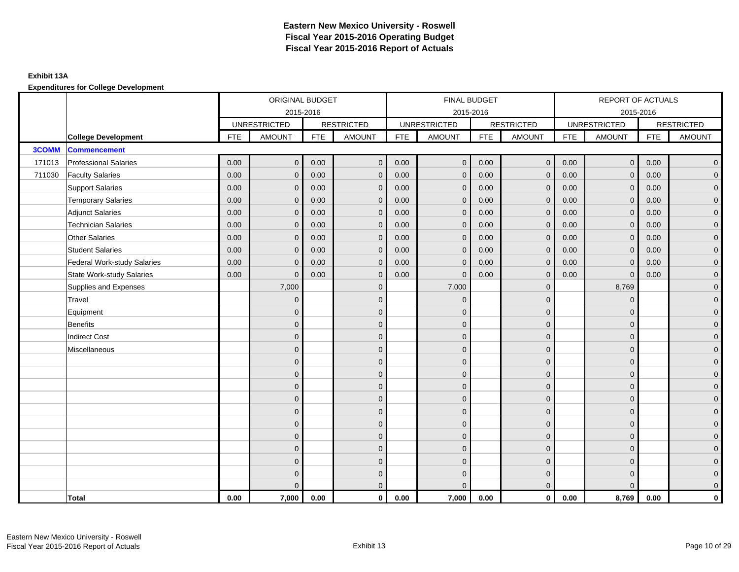# Eastern New Mexico University - Roswell
# Fiscal Year 2015-2016 Operating Budget
# Fiscal Year 2015-2016 Report of Actuals

**Exhibit 13A**

**Expenditures for College Development**

| | | ORIGINAL BUDGET 2015-2016 | | | | FINAL BUDGET 2015-2016 | | | | REPORT OF ACTUALS 2015-2016 | | | |
|---|---|---|---|---|---|---|---|---|---|---|---|---|---|
| | | UNRESTRICTED | | RESTRICTED | | UNRESTRICTED | | RESTRICTED | | UNRESTRICTED | | RESTRICTED | |
| | **College Development** | FTE | AMOUNT | FTE | AMOUNT | FTE | AMOUNT | FTE | AMOUNT | FTE | AMOUNT | FTE | AMOUNT |
| **3COMM** | **Commencement** | | | | | | | | | | | | |
| 171013 | Professional Salaries | 0.00 | 0 | 0.00 | 0 | 0.00 | 0 | 0.00 | 0 | 0.00 | 0 | 0.00 | 0 |
| 711030 | Faculty Salaries | 0.00 | 0 | 0.00 | 0 | 0.00 | 0 | 0.00 | 0 | 0.00 | 0 | 0.00 | 0 |
| | Support Salaries | 0.00 | 0 | 0.00 | 0 | 0.00 | 0 | 0.00 | 0 | 0.00 | 0 | 0.00 | 0 |
| | Temporary Salaries | 0.00 | 0 | 0.00 | 0 | 0.00 | 0 | 0.00 | 0 | 0.00 | 0 | 0.00 | 0 |
| | Adjunct Salaries | 0.00 | 0 | 0.00 | 0 | 0.00 | 0 | 0.00 | 0 | 0.00 | 0 | 0.00 | 0 |
| | Technician Salaries | 0.00 | 0 | 0.00 | 0 | 0.00 | 0 | 0.00 | 0 | 0.00 | 0 | 0.00 | 0 |
| | Other Salaries | 0.00 | 0 | 0.00 | 0 | 0.00 | 0 | 0.00 | 0 | 0.00 | 0 | 0.00 | 0 |
| | Student Salaries | 0.00 | 0 | 0.00 | 0 | 0.00 | 0 | 0.00 | 0 | 0.00 | 0 | 0.00 | 0 |
| | Federal Work-study Salaries | 0.00 | 0 | 0.00 | 0 | 0.00 | 0 | 0.00 | 0 | 0.00 | 0 | 0.00 | 0 |
| | State Work-study Salaries | 0.00 | 0 | 0.00 | 0 | 0.00 | 0 | 0.00 | 0 | 0.00 | 0 | 0.00 | 0 |
| | Supplies and Expenses | | 7,000 | | 0 | | 7,000 | | 0 | | 8,769 | | 0 |
| | Travel | | 0 | | 0 | | 0 | | 0 | | 0 | | 0 |
| | Equipment | | 0 | | 0 | | 0 | | 0 | | 0 | | 0 |
| | Benefits | | 0 | | 0 | | 0 | | 0 | | 0 | | 0 |
| | Indirect Cost | | 0 | | 0 | | 0 | | 0 | | 0 | | 0 |
| | Miscellaneous | | 0 | | 0 | | 0 | | 0 | | 0 | | 0 |
| | | | 0 | | 0 | | 0 | | 0 | | 0 | | 0 |
| | | | 0 | | 0 | | 0 | | 0 | | 0 | | 0 |
| | | | 0 | | 0 | | 0 | | 0 | | 0 | | 0 |
| | | | 0 | | 0 | | 0 | | 0 | | 0 | | 0 |
| | | | 0 | | 0 | | 0 | | 0 | | 0 | | 0 |
| | | | 0 | | 0 | | 0 | | 0 | | 0 | | 0 |
| | | | 0 | | 0 | | 0 | | 0 | | 0 | | 0 |
| | | | 0 | | 0 | | 0 | | 0 | | 0 | | 0 |
| | | | 0 | | 0 | | 0 | | 0 | | 0 | | 0 |
| | | | 0 | | 0 | | 0 | | 0 | | 0 | | 0 |
| | | | 0 | | 0 | | 0 | | 0 | | 0 | | 0 |
| | **Total** | **0.00** | **7,000** | **0.00** | **0** | **0.00** | **7,000** | **0.00** | **0** | **0.00** | **8,769** | **0.00** | **0** |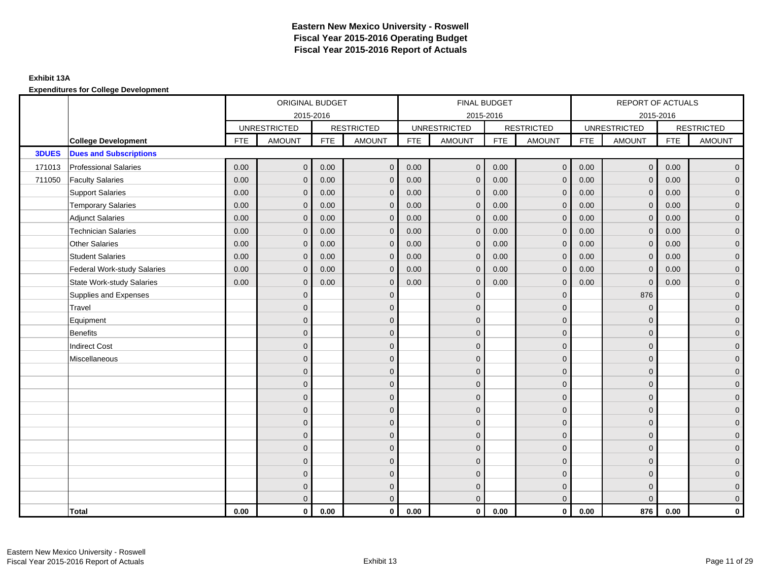# Eastern New Mexico University - Roswell
# Fiscal Year 2015-2016 Operating Budget
# Fiscal Year 2015-2016 Report of Actuals

**Exhibit 13A**

**Expenditures for College Development**

| | | ORIGINAL BUDGET 2015-2016 | | | | FINAL BUDGET 2015-2016 | | | | REPORT OF ACTUALS 2015-2016 | | | |
|---|---|---|---|---|---|---|---|---|---|---|---|---|---|
| | | UNRESTRICTED | | RESTRICTED | | UNRESTRICTED | | RESTRICTED | | UNRESTRICTED | | RESTRICTED | |
| | **College Development** | FTE | AMOUNT | FTE | AMOUNT | FTE | AMOUNT | FTE | AMOUNT | FTE | AMOUNT | FTE | AMOUNT |
| **3DUES** | **Dues and Subscriptions** | | | | | | | | | | | | |
| 171013 | Professional Salaries | 0.00 | 0 | 0.00 | 0 | 0.00 | 0 | 0.00 | 0 | 0.00 | 0 | 0.00 | 0 |
| 711050 | Faculty Salaries | 0.00 | 0 | 0.00 | 0 | 0.00 | 0 | 0.00 | 0 | 0.00 | 0 | 0.00 | 0 |
| | Support Salaries | 0.00 | 0 | 0.00 | 0 | 0.00 | 0 | 0.00 | 0 | 0.00 | 0 | 0.00 | 0 |
| | Temporary Salaries | 0.00 | 0 | 0.00 | 0 | 0.00 | 0 | 0.00 | 0 | 0.00 | 0 | 0.00 | 0 |
| | Adjunct Salaries | 0.00 | 0 | 0.00 | 0 | 0.00 | 0 | 0.00 | 0 | 0.00 | 0 | 0.00 | 0 |
| | Technician Salaries | 0.00 | 0 | 0.00 | 0 | 0.00 | 0 | 0.00 | 0 | 0.00 | 0 | 0.00 | 0 |
| | Other Salaries | 0.00 | 0 | 0.00 | 0 | 0.00 | 0 | 0.00 | 0 | 0.00 | 0 | 0.00 | 0 |
| | Student Salaries | 0.00 | 0 | 0.00 | 0 | 0.00 | 0 | 0.00 | 0 | 0.00 | 0 | 0.00 | 0 |
| | Federal Work-study Salaries | 0.00 | 0 | 0.00 | 0 | 0.00 | 0 | 0.00 | 0 | 0.00 | 0 | 0.00 | 0 |
| | State Work-study Salaries | 0.00 | 0 | 0.00 | 0 | 0.00 | 0 | 0.00 | 0 | 0.00 | 0 | 0.00 | 0 |
| | Supplies and Expenses | | 0 | | 0 | | 0 | | 0 | | 876 | | 0 |
| | Travel | | 0 | | 0 | | 0 | | 0 | | 0 | | 0 |
| | Equipment | | 0 | | 0 | | 0 | | 0 | | 0 | | 0 |
| | Benefits | | 0 | | 0 | | 0 | | 0 | | 0 | | 0 |
| | Indirect Cost | | 0 | | 0 | | 0 | | 0 | | 0 | | 0 |
| | Miscellaneous | | 0 | | 0 | | 0 | | 0 | | 0 | | 0 |
| | | | 0 | | 0 | | 0 | | 0 | | 0 | | 0 |
| | | | 0 | | 0 | | 0 | | 0 | | 0 | | 0 |
| | | | 0 | | 0 | | 0 | | 0 | | 0 | | 0 |
| | | | 0 | | 0 | | 0 | | 0 | | 0 | | 0 |
| | | | 0 | | 0 | | 0 | | 0 | | 0 | | 0 |
| | | | 0 | | 0 | | 0 | | 0 | | 0 | | 0 |
| | | | 0 | | 0 | | 0 | | 0 | | 0 | | 0 |
| | | | 0 | | 0 | | 0 | | 0 | | 0 | | 0 |
| | | | 0 | | 0 | | 0 | | 0 | | 0 | | 0 |
| | | | 0 | | 0 | | 0 | | 0 | | 0 | | 0 |
| | | | 0 | | 0 | | 0 | | 0 | | 0 | | 0 |
| | **Total** | **0.00** | **0** | **0.00** | **0** | **0.00** | **0** | **0.00** | **0** | **0.00** | **876** | **0.00** | **0** |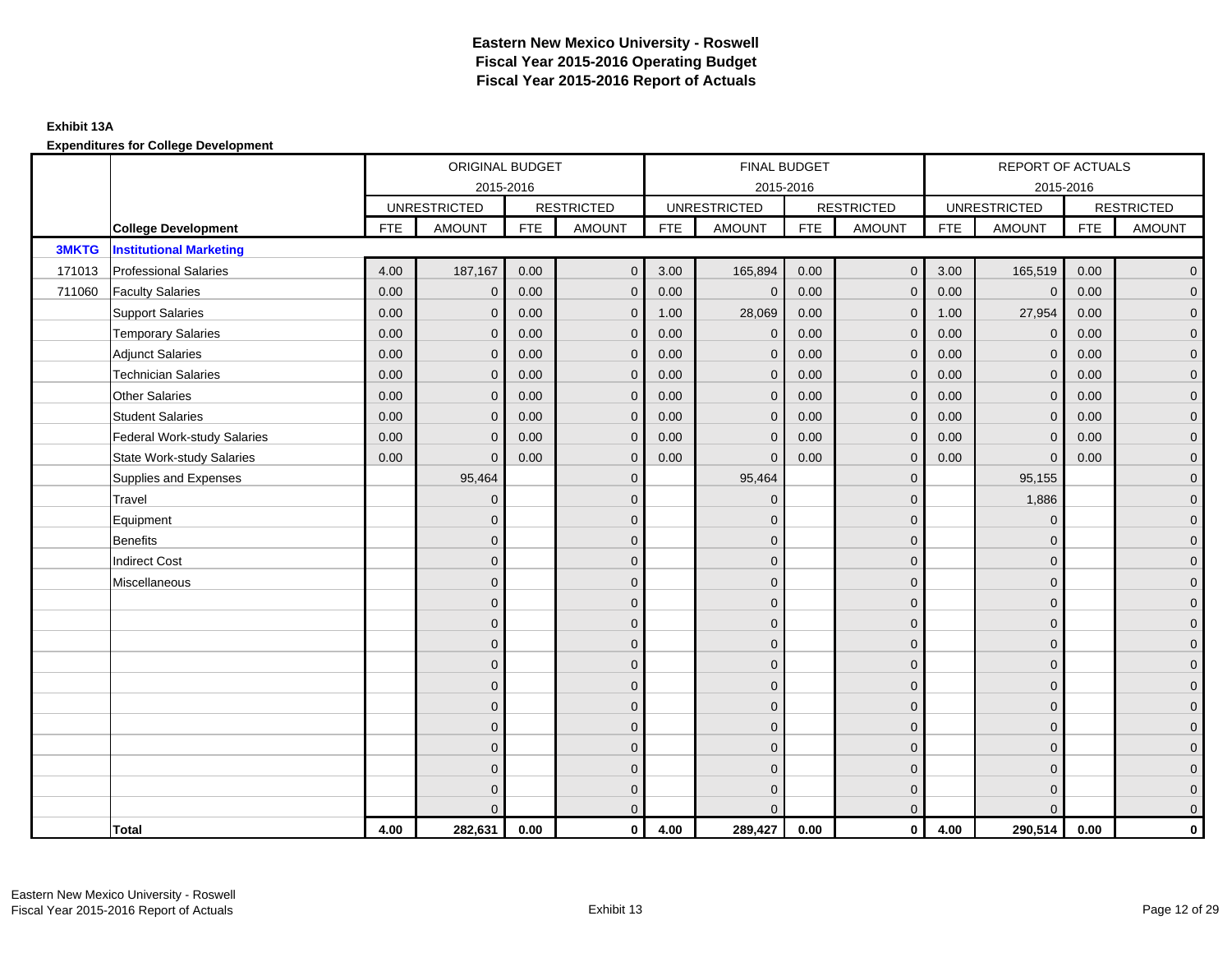# Eastern New Mexico University - Roswell
# Fiscal Year 2015-2016 Operating Budget
# Fiscal Year 2015-2016 Report of Actuals

**Exhibit 13A**

**Expenditures for College Development**

| | | ORIGINAL BUDGET 2015-2016 | | | | FINAL BUDGET 2015-2016 | | | | REPORT OF ACTUALS 2015-2016 | | | |
|---|---|---|---|---|---|---|---|---|---|---|---|---|---|
| | | UNRESTRICTED | | RESTRICTED | | UNRESTRICTED | | RESTRICTED | | UNRESTRICTED | | RESTRICTED | |
| | **College Development** | FTE | AMOUNT | FTE | AMOUNT | FTE | AMOUNT | FTE | AMOUNT | FTE | AMOUNT | FTE | AMOUNT |
| **3MKTG** | **Institutional Marketing** | | | | | | | | | | | | |
| 171013 | Professional Salaries | 4.00 | 187,167 | 0.00 | 0 | 3.00 | 165,894 | 0.00 | 0 | 3.00 | 165,519 | 0.00 | 0 |
| 711060 | Faculty Salaries | 0.00 | 0 | 0.00 | 0 | 0.00 | 0 | 0.00 | 0 | 0.00 | 0 | 0.00 | 0 |
| | Support Salaries | 0.00 | 0 | 0.00 | 0 | 1.00 | 28,069 | 0.00 | 0 | 1.00 | 27,954 | 0.00 | 0 |
| | Temporary Salaries | 0.00 | 0 | 0.00 | 0 | 0.00 | 0 | 0.00 | 0 | 0.00 | 0 | 0.00 | 0 |
| | Adjunct Salaries | 0.00 | 0 | 0.00 | 0 | 0.00 | 0 | 0.00 | 0 | 0.00 | 0 | 0.00 | 0 |
| | Technician Salaries | 0.00 | 0 | 0.00 | 0 | 0.00 | 0 | 0.00 | 0 | 0.00 | 0 | 0.00 | 0 |
| | Other Salaries | 0.00 | 0 | 0.00 | 0 | 0.00 | 0 | 0.00 | 0 | 0.00 | 0 | 0.00 | 0 |
| | Student Salaries | 0.00 | 0 | 0.00 | 0 | 0.00 | 0 | 0.00 | 0 | 0.00 | 0 | 0.00 | 0 |
| | Federal Work-study Salaries | 0.00 | 0 | 0.00 | 0 | 0.00 | 0 | 0.00 | 0 | 0.00 | 0 | 0.00 | 0 |
| | State Work-study Salaries | 0.00 | 0 | 0.00 | 0 | 0.00 | 0 | 0.00 | 0 | 0.00 | 0 | 0.00 | 0 |
| | Supplies and Expenses | | 95,464 | | 0 | | 95,464 | | 0 | | 95,155 | | 0 |
| | Travel | | 0 | | 0 | | 0 | | 0 | | 1,886 | | 0 |
| | Equipment | | 0 | | 0 | | 0 | | 0 | | 0 | | 0 |
| | Benefits | | 0 | | 0 | | 0 | | 0 | | 0 | | 0 |
| | Indirect Cost | | 0 | | 0 | | 0 | | 0 | | 0 | | 0 |
| | Miscellaneous | | 0 | | 0 | | 0 | | 0 | | 0 | | 0 |
| | | | 0 | | 0 | | 0 | | 0 | | 0 | | 0 |
| | | | 0 | | 0 | | 0 | | 0 | | 0 | | 0 |
| | | | 0 | | 0 | | 0 | | 0 | | 0 | | 0 |
| | | | 0 | | 0 | | 0 | | 0 | | 0 | | 0 |
| | | | 0 | | 0 | | 0 | | 0 | | 0 | | 0 |
| | | | 0 | | 0 | | 0 | | 0 | | 0 | | 0 |
| | | | 0 | | 0 | | 0 | | 0 | | 0 | | 0 |
| | | | 0 | | 0 | | 0 | | 0 | | 0 | | 0 |
| | | | 0 | | 0 | | 0 | | 0 | | 0 | | 0 |
| | | | 0 | | 0 | | 0 | | 0 | | 0 | | 0 |
| | | | 0 | | 0 | | 0 | | 0 | | 0 | | 0 |
| | **Total** | **4.00** | **282,631** | **0.00** | **0** | **4.00** | **289,427** | **0.00** | **0** | **4.00** | **290,514** | **0.00** | **0** |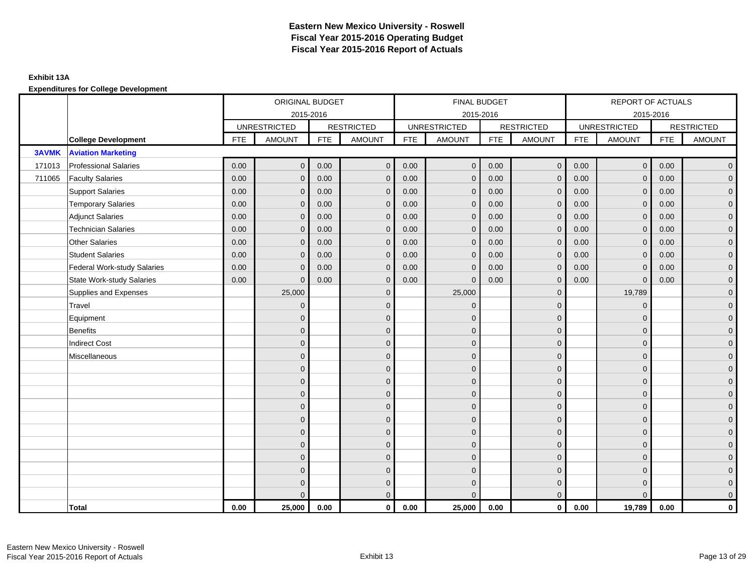# Eastern New Mexico University - Roswell
# Fiscal Year 2015-2016 Operating Budget
# Fiscal Year 2015-2016 Report of Actuals

**Exhibit 13A**

**Expenditures for College Development**

| | | ORIGINAL BUDGET 2015-2016 | | | | FINAL BUDGET 2015-2016 | | | | REPORT OF ACTUALS 2015-2016 | | | |
|---|---|---|---|---|---|---|---|---|---|---|---|---|---|
| | | UNRESTRICTED | | RESTRICTED | | UNRESTRICTED | | RESTRICTED | | UNRESTRICTED | | RESTRICTED | |
| | **College Development** | FTE | AMOUNT | FTE | AMOUNT | FTE | AMOUNT | FTE | AMOUNT | FTE | AMOUNT | FTE | AMOUNT |
| **3AVMK** | **Aviation Marketing** | | | | | | | | | | | | |
| 171013 | Professional Salaries | 0.00 | 0 | 0.00 | 0 | 0.00 | 0 | 0.00 | 0 | 0.00 | 0 | 0.00 | 0 |
| 711065 | Faculty Salaries | 0.00 | 0 | 0.00 | 0 | 0.00 | 0 | 0.00 | 0 | 0.00 | 0 | 0.00 | 0 |
| | Support Salaries | 0.00 | 0 | 0.00 | 0 | 0.00 | 0 | 0.00 | 0 | 0.00 | 0 | 0.00 | 0 |
| | Temporary Salaries | 0.00 | 0 | 0.00 | 0 | 0.00 | 0 | 0.00 | 0 | 0.00 | 0 | 0.00 | 0 |
| | Adjunct Salaries | 0.00 | 0 | 0.00 | 0 | 0.00 | 0 | 0.00 | 0 | 0.00 | 0 | 0.00 | 0 |
| | Technician Salaries | 0.00 | 0 | 0.00 | 0 | 0.00 | 0 | 0.00 | 0 | 0.00 | 0 | 0.00 | 0 |
| | Other Salaries | 0.00 | 0 | 0.00 | 0 | 0.00 | 0 | 0.00 | 0 | 0.00 | 0 | 0.00 | 0 |
| | Student Salaries | 0.00 | 0 | 0.00 | 0 | 0.00 | 0 | 0.00 | 0 | 0.00 | 0 | 0.00 | 0 |
| | Federal Work-study Salaries | 0.00 | 0 | 0.00 | 0 | 0.00 | 0 | 0.00 | 0 | 0.00 | 0 | 0.00 | 0 |
| | State Work-study Salaries | 0.00 | 0 | 0.00 | 0 | 0.00 | 0 | 0.00 | 0 | 0.00 | 0 | 0.00 | 0 |
| | Supplies and Expenses | | 25,000 | | 0 | | 25,000 | | 0 | | 19,789 | | 0 |
| | Travel | | 0 | | 0 | | 0 | | 0 | | 0 | | 0 |
| | Equipment | | 0 | | 0 | | 0 | | 0 | | 0 | | 0 |
| | Benefits | | 0 | | 0 | | 0 | | 0 | | 0 | | 0 |
| | Indirect Cost | | 0 | | 0 | | 0 | | 0 | | 0 | | 0 |
| | Miscellaneous | | 0 | | 0 | | 0 | | 0 | | 0 | | 0 |
| | | | 0 | | 0 | | 0 | | 0 | | 0 | | 0 |
| | | | 0 | | 0 | | 0 | | 0 | | 0 | | 0 |
| | | | 0 | | 0 | | 0 | | 0 | | 0 | | 0 |
| | | | 0 | | 0 | | 0 | | 0 | | 0 | | 0 |
| | | | 0 | | 0 | | 0 | | 0 | | 0 | | 0 |
| | | | 0 | | 0 | | 0 | | 0 | | 0 | | 0 |
| | | | 0 | | 0 | | 0 | | 0 | | 0 | | 0 |
| | | | 0 | | 0 | | 0 | | 0 | | 0 | | 0 |
| | | | 0 | | 0 | | 0 | | 0 | | 0 | | 0 |
| | | | 0 | | 0 | | 0 | | 0 | | 0 | | 0 |
| | | | 0 | | 0 | | 0 | | 0 | | 0 | | 0 |
| | **Total** | **0.00** | **25,000** | **0.00** | **0** | **0.00** | **25,000** | **0.00** | **0** | **0.00** | **19,789** | **0.00** | **0** |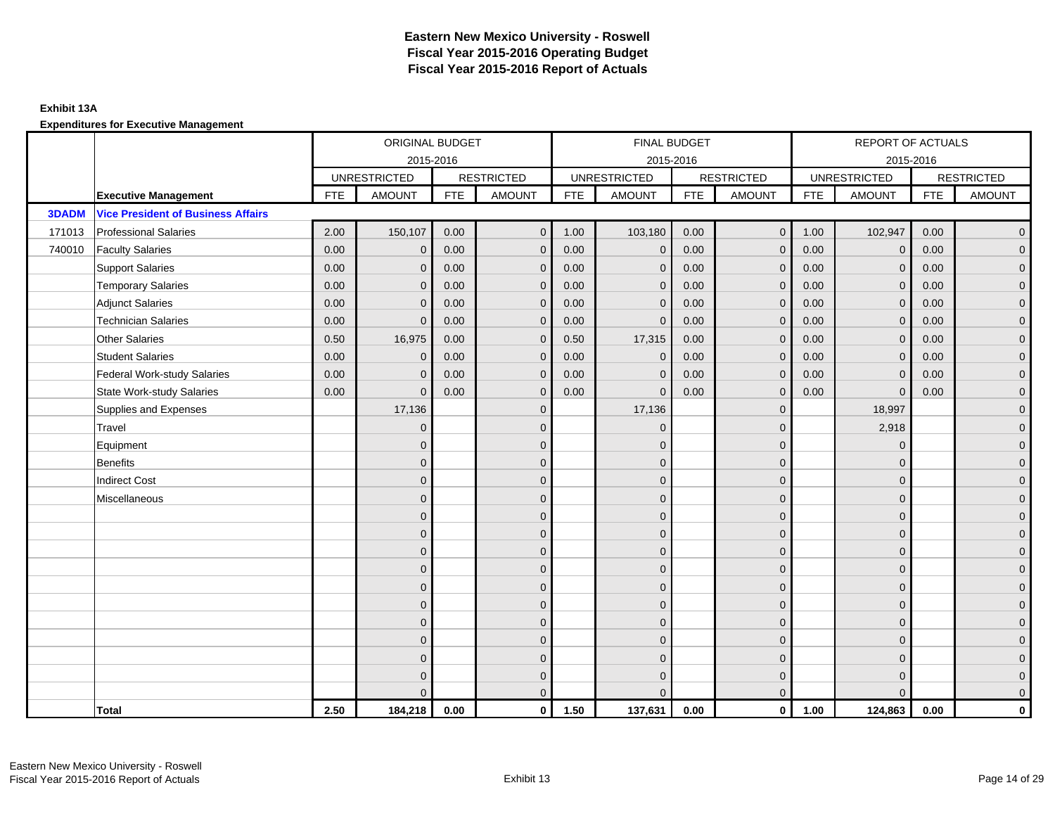# Eastern New Mexico University - Roswell
## Fiscal Year 2015-2016 Operating Budget
## Fiscal Year 2015-2016 Report of Actuals

**Exhibit 13A**

**Expenditures for Executive Management**

| | | ORIGINAL BUDGET 2015-2016 | | | | FINAL BUDGET 2015-2016 | | | | REPORT OF ACTUALS 2015-2016 | | | |
|---|---|---|---|---|---|---|---|---|---|---|---|---|---|
| | | UNRESTRICTED | | RESTRICTED | | UNRESTRICTED | | RESTRICTED | | UNRESTRICTED | | RESTRICTED | |
| | **Executive Management** | FTE | AMOUNT | FTE | AMOUNT | FTE | AMOUNT | FTE | AMOUNT | FTE | AMOUNT | FTE | AMOUNT |
| **3DADM** | **Vice President of Business Affairs** | | | | | | | | | | | | |
| 171013 | Professional Salaries | 2.00 | 150,107 | 0.00 | 0 | 1.00 | 103,180 | 0.00 | 0 | 1.00 | 102,947 | 0.00 | 0 |
| 740010 | Faculty Salaries | 0.00 | 0 | 0.00 | 0 | 0.00 | 0 | 0.00 | 0 | 0.00 | 0 | 0.00 | 0 |
| | Support Salaries | 0.00 | 0 | 0.00 | 0 | 0.00 | 0 | 0.00 | 0 | 0.00 | 0 | 0.00 | 0 |
| | Temporary Salaries | 0.00 | 0 | 0.00 | 0 | 0.00 | 0 | 0.00 | 0 | 0.00 | 0 | 0.00 | 0 |
| | Adjunct Salaries | 0.00 | 0 | 0.00 | 0 | 0.00 | 0 | 0.00 | 0 | 0.00 | 0 | 0.00 | 0 |
| | Technician Salaries | 0.00 | 0 | 0.00 | 0 | 0.00 | 0 | 0.00 | 0 | 0.00 | 0 | 0.00 | 0 |
| | Other Salaries | 0.50 | 16,975 | 0.00 | 0 | 0.50 | 17,315 | 0.00 | 0 | 0.00 | 0 | 0.00 | 0 |
| | Student Salaries | 0.00 | 0 | 0.00 | 0 | 0.00 | 0 | 0.00 | 0 | 0.00 | 0 | 0.00 | 0 |
| | Federal Work-study Salaries | 0.00 | 0 | 0.00 | 0 | 0.00 | 0 | 0.00 | 0 | 0.00 | 0 | 0.00 | 0 |
| | State Work-study Salaries | 0.00 | 0 | 0.00 | 0 | 0.00 | 0 | 0.00 | 0 | 0.00 | 0 | 0.00 | 0 |
| | Supplies and Expenses | | 17,136 | | 0 | | 17,136 | | 0 | | 18,997 | | 0 |
| | Travel | | 0 | | 0 | | 0 | | 0 | | 2,918 | | 0 |
| | Equipment | | 0 | | 0 | | 0 | | 0 | | 0 | | 0 |
| | Benefits | | 0 | | 0 | | 0 | | 0 | | 0 | | 0 |
| | Indirect Cost | | 0 | | 0 | | 0 | | 0 | | 0 | | 0 |
| | Miscellaneous | | 0 | | 0 | | 0 | | 0 | | 0 | | 0 |
| | | | 0 | | 0 | | 0 | | 0 | | 0 | | 0 |
| | | | 0 | | 0 | | 0 | | 0 | | 0 | | 0 |
| | | | 0 | | 0 | | 0 | | 0 | | 0 | | 0 |
| | | | 0 | | 0 | | 0 | | 0 | | 0 | | 0 |
| | | | 0 | | 0 | | 0 | | 0 | | 0 | | 0 |
| | | | 0 | | 0 | | 0 | | 0 | | 0 | | 0 |
| | | | 0 | | 0 | | 0 | | 0 | | 0 | | 0 |
| | | | 0 | | 0 | | 0 | | 0 | | 0 | | 0 |
| | | | 0 | | 0 | | 0 | | 0 | | 0 | | 0 |
| | | | 0 | | 0 | | 0 | | 0 | | 0 | | 0 |
| | | | 0 | | 0 | | 0 | | 0 | | 0 | | 0 |
| | **Total** | **2.50** | **184,218** | **0.00** | **0** | **1.50** | **137,631** | **0.00** | **0** | **1.00** | **124,863** | **0.00** | **0** |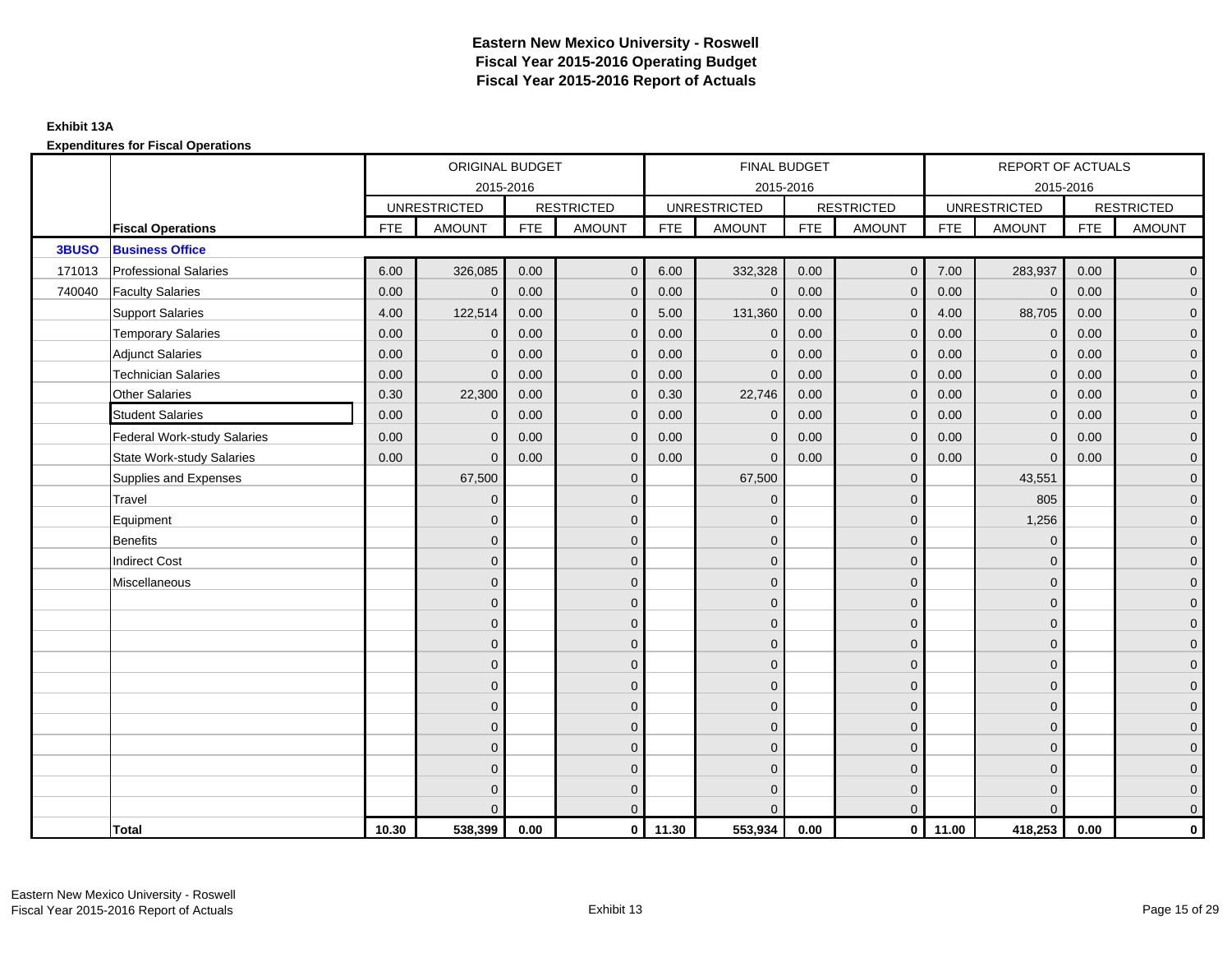# Eastern New Mexico University - Roswell
# Fiscal Year 2015-2016 Operating Budget
# Fiscal Year 2015-2016 Report of Actuals

**Exhibit 13A**

**Expenditures for Fiscal Operations**

| | | ORIGINAL BUDGET 2015-2016 | | | | FINAL BUDGET 2015-2016 | | | | REPORT OF ACTUALS 2015-2016 | | | |
|---|---|---|---|---|---|---|---|---|---|---|---|---|---|
| | | UNRESTRICTED | | RESTRICTED | | UNRESTRICTED | | RESTRICTED | | UNRESTRICTED | | RESTRICTED | |
| | **Fiscal Operations** | FTE | AMOUNT | FTE | AMOUNT | FTE | AMOUNT | FTE | AMOUNT | FTE | AMOUNT | FTE | AMOUNT |
| **3BUSO** | **Business Office** | | | | | | | | | | | | |
| 171013 | Professional Salaries | 6.00 | 326,085 | 0.00 | 0 | 6.00 | 332,328 | 0.00 | 0 | 7.00 | 283,937 | 0.00 | 0 |
| 740040 | Faculty Salaries | 0.00 | 0 | 0.00 | 0 | 0.00 | 0 | 0.00 | 0 | 0.00 | 0 | 0.00 | 0 |
| | Support Salaries | 4.00 | 122,514 | 0.00 | 0 | 5.00 | 131,360 | 0.00 | 0 | 4.00 | 88,705 | 0.00 | 0 |
| | Temporary Salaries | 0.00 | 0 | 0.00 | 0 | 0.00 | 0 | 0.00 | 0 | 0.00 | 0 | 0.00 | 0 |
| | Adjunct Salaries | 0.00 | 0 | 0.00 | 0 | 0.00 | 0 | 0.00 | 0 | 0.00 | 0 | 0.00 | 0 |
| | Technician Salaries | 0.00 | 0 | 0.00 | 0 | 0.00 | 0 | 0.00 | 0 | 0.00 | 0 | 0.00 | 0 |
| | Other Salaries | 0.30 | 22,300 | 0.00 | 0 | 0.30 | 22,746 | 0.00 | 0 | 0.00 | 0 | 0.00 | 0 |
| | Student Salaries | 0.00 | 0 | 0.00 | 0 | 0.00 | 0 | 0.00 | 0 | 0.00 | 0 | 0.00 | 0 |
| | Federal Work-study Salaries | 0.00 | 0 | 0.00 | 0 | 0.00 | 0 | 0.00 | 0 | 0.00 | 0 | 0.00 | 0 |
| | State Work-study Salaries | 0.00 | 0 | 0.00 | 0 | 0.00 | 0 | 0.00 | 0 | 0.00 | 0 | 0.00 | 0 |
| | Supplies and Expenses | | 67,500 | | 0 | | 67,500 | | 0 | | 43,551 | | 0 |
| | Travel | | 0 | | 0 | | 0 | | 0 | | 805 | | 0 |
| | Equipment | | 0 | | 0 | | 0 | | 0 | | 1,256 | | 0 |
| | Benefits | | 0 | | 0 | | 0 | | 0 | | 0 | | 0 |
| | Indirect Cost | | 0 | | 0 | | 0 | | 0 | | 0 | | 0 |
| | Miscellaneous | | 0 | | 0 | | 0 | | 0 | | 0 | | 0 |
| | | | 0 | | 0 | | 0 | | 0 | | 0 | | 0 |
| | | | 0 | | 0 | | 0 | | 0 | | 0 | | 0 |
| | | | 0 | | 0 | | 0 | | 0 | | 0 | | 0 |
| | | | 0 | | 0 | | 0 | | 0 | | 0 | | 0 |
| | | | 0 | | 0 | | 0 | | 0 | | 0 | | 0 |
| | | | 0 | | 0 | | 0 | | 0 | | 0 | | 0 |
| | | | 0 | | 0 | | 0 | | 0 | | 0 | | 0 |
| | | | 0 | | 0 | | 0 | | 0 | | 0 | | 0 |
| | | | 0 | | 0 | | 0 | | 0 | | 0 | | 0 |
| | | | 0 | | 0 | | 0 | | 0 | | 0 | | 0 |
| | | | 0 | | 0 | | 0 | | 0 | | 0 | | 0 |
| | **Total** | **10.30** | **538,399** | **0.00** | **0** | **11.30** | **553,934** | **0.00** | **0** | **11.00** | **418,253** | **0.00** | **0** |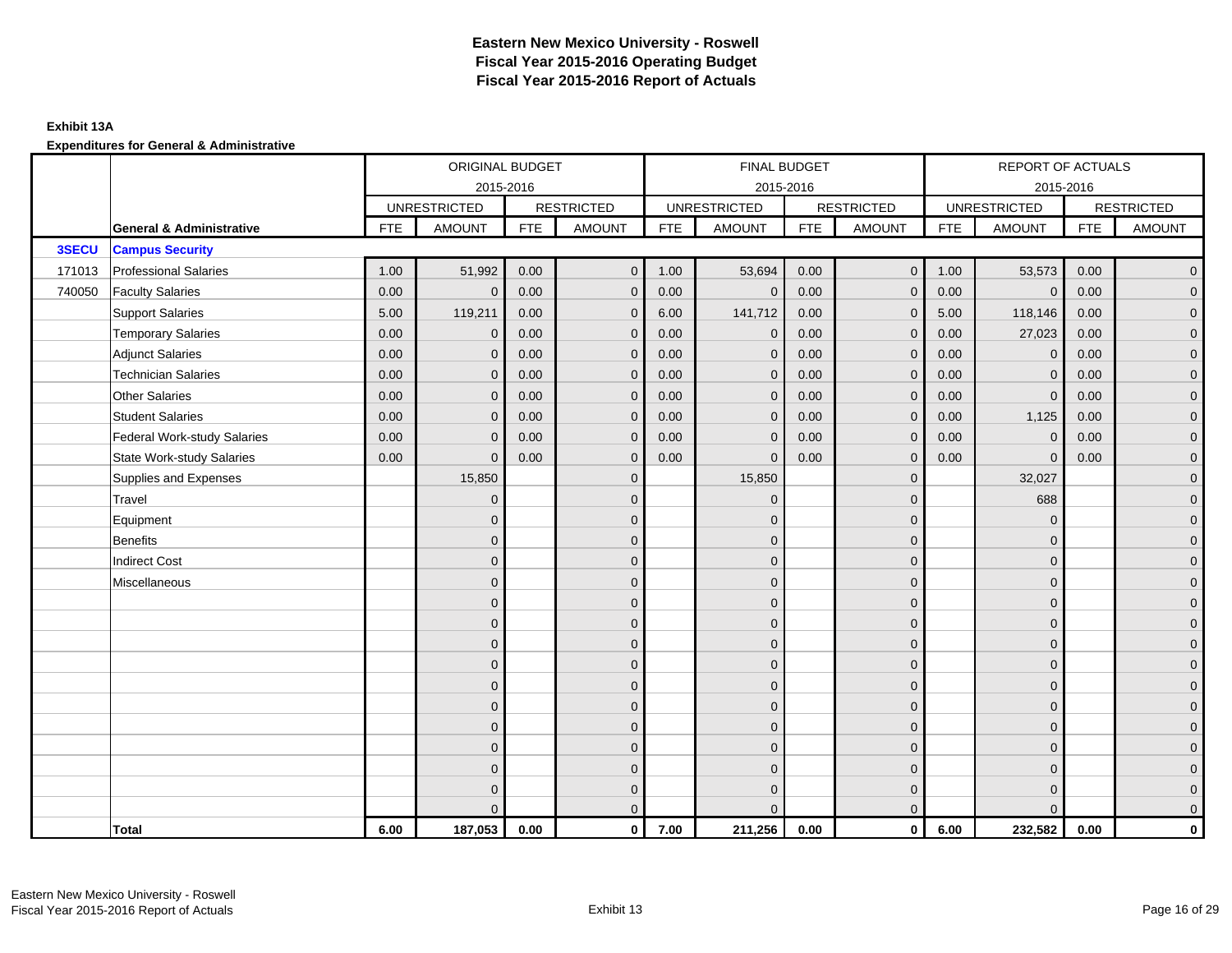# Eastern New Mexico University - Roswell
## Fiscal Year 2015-2016 Operating Budget
## Fiscal Year 2015-2016 Report of Actuals

**Exhibit 13A**

**Expenditures for General & Administrative**

| | | ORIGINAL BUDGET 2015-2016 | | | | FINAL BUDGET 2015-2016 | | | | REPORT OF ACTUALS 2015-2016 | | | |
|---|---|---|---|---|---|---|---|---|---|---|---|---|---|
| | | UNRESTRICTED | | RESTRICTED | | UNRESTRICTED | | RESTRICTED | | UNRESTRICTED | | RESTRICTED | |
| | **General & Administrative** | FTE | AMOUNT | FTE | AMOUNT | FTE | AMOUNT | FTE | AMOUNT | FTE | AMOUNT | FTE | AMOUNT |
| **3SECU** | **Campus Security** | | | | | | | | | | | | |
| 171013 | Professional Salaries | 1.00 | 51,992 | 0.00 | 0 | 1.00 | 53,694 | 0.00 | 0 | 1.00 | 53,573 | 0.00 | 0 |
| 740050 | Faculty Salaries | 0.00 | 0 | 0.00 | 0 | 0.00 | 0 | 0.00 | 0 | 0.00 | 0 | 0.00 | 0 |
| | Support Salaries | 5.00 | 119,211 | 0.00 | 0 | 6.00 | 141,712 | 0.00 | 0 | 5.00 | 118,146 | 0.00 | 0 |
| | Temporary Salaries | 0.00 | 0 | 0.00 | 0 | 0.00 | 0 | 0.00 | 0 | 0.00 | 27,023 | 0.00 | 0 |
| | Adjunct Salaries | 0.00 | 0 | 0.00 | 0 | 0.00 | 0 | 0.00 | 0 | 0.00 | 0 | 0.00 | 0 |
| | Technician Salaries | 0.00 | 0 | 0.00 | 0 | 0.00 | 0 | 0.00 | 0 | 0.00 | 0 | 0.00 | 0 |
| | Other Salaries | 0.00 | 0 | 0.00 | 0 | 0.00 | 0 | 0.00 | 0 | 0.00 | 0 | 0.00 | 0 |
| | Student Salaries | 0.00 | 0 | 0.00 | 0 | 0.00 | 0 | 0.00 | 0 | 0.00 | 1,125 | 0.00 | 0 |
| | Federal Work-study Salaries | 0.00 | 0 | 0.00 | 0 | 0.00 | 0 | 0.00 | 0 | 0.00 | 0 | 0.00 | 0 |
| | State Work-study Salaries | 0.00 | 0 | 0.00 | 0 | 0.00 | 0 | 0.00 | 0 | 0.00 | 0 | 0.00 | 0 |
| | Supplies and Expenses | | 15,850 | | 0 | | 15,850 | | 0 | | 32,027 | | 0 |
| | Travel | | 0 | | 0 | | 0 | | 0 | | 688 | | 0 |
| | Equipment | | 0 | | 0 | | 0 | | 0 | | 0 | | 0 |
| | Benefits | | 0 | | 0 | | 0 | | 0 | | 0 | | 0 |
| | Indirect Cost | | 0 | | 0 | | 0 | | 0 | | 0 | | 0 |
| | Miscellaneous | | 0 | | 0 | | 0 | | 0 | | 0 | | 0 |
| | | | 0 | | 0 | | 0 | | 0 | | 0 | | 0 |
| | | | 0 | | 0 | | 0 | | 0 | | 0 | | 0 |
| | | | 0 | | 0 | | 0 | | 0 | | 0 | | 0 |
| | | | 0 | | 0 | | 0 | | 0 | | 0 | | 0 |
| | | | 0 | | 0 | | 0 | | 0 | | 0 | | 0 |
| | | | 0 | | 0 | | 0 | | 0 | | 0 | | 0 |
| | | | 0 | | 0 | | 0 | | 0 | | 0 | | 0 |
| | | | 0 | | 0 | | 0 | | 0 | | 0 | | 0 |
| | | | 0 | | 0 | | 0 | | 0 | | 0 | | 0 |
| | | | 0 | | 0 | | 0 | | 0 | | 0 | | 0 |
| | | | 0 | | 0 | | 0 | | 0 | | 0 | | 0 |
| | **Total** | **6.00** | **187,053** | **0.00** | **0** | **7.00** | **211,256** | **0.00** | **0** | **6.00** | **232,582** | **0.00** | **0** |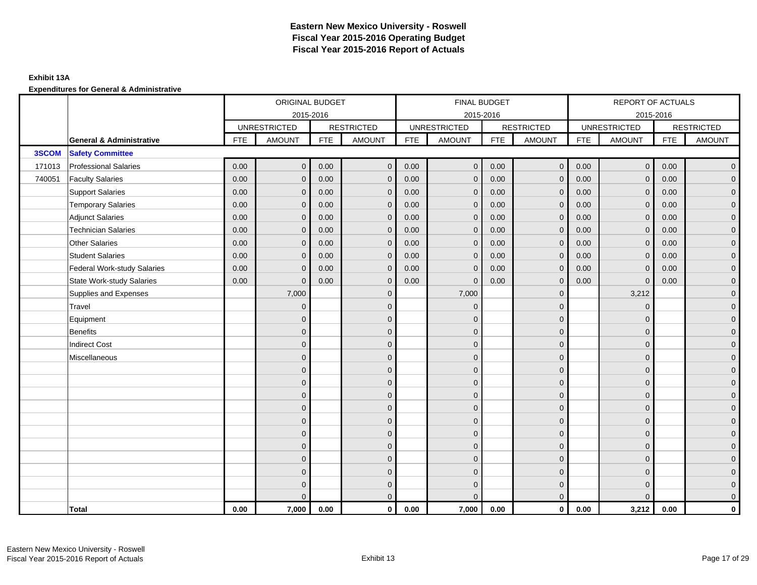# Eastern New Mexico University - Roswell
# Fiscal Year 2015-2016 Operating Budget
# Fiscal Year 2015-2016 Report of Actuals

**Exhibit 13A**

**Expenditures for General & Administrative**

| | | ORIGINAL BUDGET 2015-2016 | | | | FINAL BUDGET 2015-2016 | | | | REPORT OF ACTUALS 2015-2016 | | | |
|---|---|---|---|---|---|---|---|---|---|---|---|---|---|
| | | UNRESTRICTED | | RESTRICTED | | UNRESTRICTED | | RESTRICTED | | UNRESTRICTED | | RESTRICTED | |
| | **General & Administrative** | FTE | AMOUNT | FTE | AMOUNT | FTE | AMOUNT | FTE | AMOUNT | FTE | AMOUNT | FTE | AMOUNT |
| **3SCOM** | **Safety Committee** | | | | | | | | | | | | |
| 171013 | Professional Salaries | 0.00 | 0 | 0.00 | 0 | 0.00 | 0 | 0.00 | 0 | 0.00 | 0 | 0.00 | 0 |
| 740051 | Faculty Salaries | 0.00 | 0 | 0.00 | 0 | 0.00 | 0 | 0.00 | 0 | 0.00 | 0 | 0.00 | 0 |
| | Support Salaries | 0.00 | 0 | 0.00 | 0 | 0.00 | 0 | 0.00 | 0 | 0.00 | 0 | 0.00 | 0 |
| | Temporary Salaries | 0.00 | 0 | 0.00 | 0 | 0.00 | 0 | 0.00 | 0 | 0.00 | 0 | 0.00 | 0 |
| | Adjunct Salaries | 0.00 | 0 | 0.00 | 0 | 0.00 | 0 | 0.00 | 0 | 0.00 | 0 | 0.00 | 0 |
| | Technician Salaries | 0.00 | 0 | 0.00 | 0 | 0.00 | 0 | 0.00 | 0 | 0.00 | 0 | 0.00 | 0 |
| | Other Salaries | 0.00 | 0 | 0.00 | 0 | 0.00 | 0 | 0.00 | 0 | 0.00 | 0 | 0.00 | 0 |
| | Student Salaries | 0.00 | 0 | 0.00 | 0 | 0.00 | 0 | 0.00 | 0 | 0.00 | 0 | 0.00 | 0 |
| | Federal Work-study Salaries | 0.00 | 0 | 0.00 | 0 | 0.00 | 0 | 0.00 | 0 | 0.00 | 0 | 0.00 | 0 |
| | State Work-study Salaries | 0.00 | 0 | 0.00 | 0 | 0.00 | 0 | 0.00 | 0 | 0.00 | 0 | 0.00 | 0 |
| | Supplies and Expenses | | 7,000 | | 0 | | 7,000 | | 0 | | 3,212 | | 0 |
| | Travel | | 0 | | 0 | | 0 | | 0 | | 0 | | 0 |
| | Equipment | | 0 | | 0 | | 0 | | 0 | | 0 | | 0 |
| | Benefits | | 0 | | 0 | | 0 | | 0 | | 0 | | 0 |
| | Indirect Cost | | 0 | | 0 | | 0 | | 0 | | 0 | | 0 |
| | Miscellaneous | | 0 | | 0 | | 0 | | 0 | | 0 | | 0 |
| | | | 0 | | 0 | | 0 | | 0 | | 0 | | 0 |
| | | | 0 | | 0 | | 0 | | 0 | | 0 | | 0 |
| | | | 0 | | 0 | | 0 | | 0 | | 0 | | 0 |
| | | | 0 | | 0 | | 0 | | 0 | | 0 | | 0 |
| | | | 0 | | 0 | | 0 | | 0 | | 0 | | 0 |
| | | | 0 | | 0 | | 0 | | 0 | | 0 | | 0 |
| | | | 0 | | 0 | | 0 | | 0 | | 0 | | 0 |
| | | | 0 | | 0 | | 0 | | 0 | | 0 | | 0 |
| | | | 0 | | 0 | | 0 | | 0 | | 0 | | 0 |
| | | | 0 | | 0 | | 0 | | 0 | | 0 | | 0 |
| | | | 0 | | 0 | | 0 | | 0 | | 0 | | 0 |
| | **Total** | **0.00** | **7,000** | **0.00** | **0** | **0.00** | **7,000** | **0.00** | **0** | **0.00** | **3,212** | **0.00** | **0** |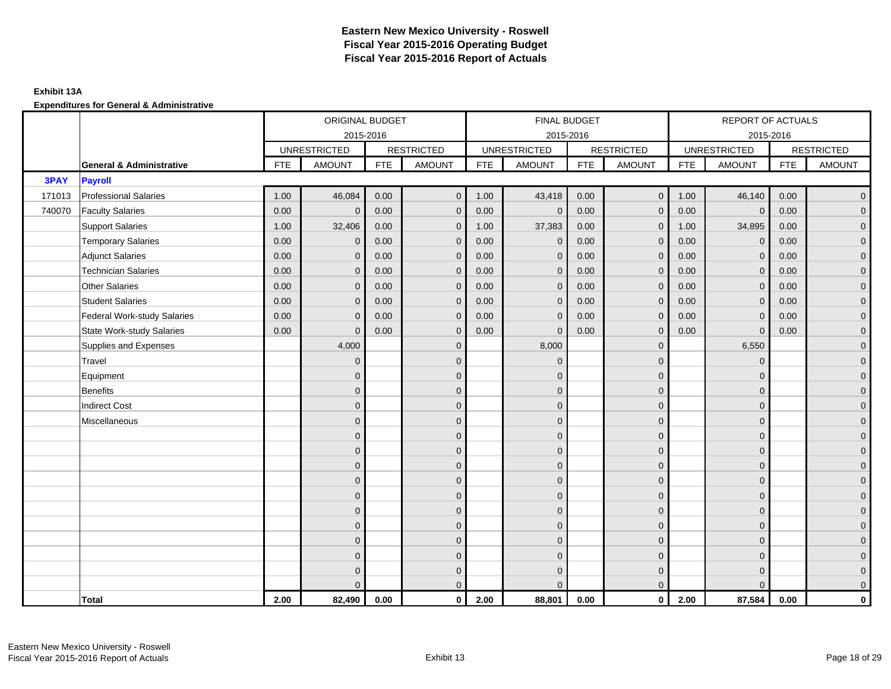# Eastern New Mexico University - Roswell
# Fiscal Year 2015-2016 Operating Budget
# Fiscal Year 2015-2016 Report of Actuals

**Exhibit 13A**

**Expenditures for General & Administrative**

| | | ORIGINAL BUDGET 2015-2016 | | | | FINAL BUDGET 2015-2016 | | | | REPORT OF ACTUALS 2015-2016 | | | |
|---|---|---|---|---|---|---|---|---|---|---|---|---|---|
| | | UNRESTRICTED | | RESTRICTED | | UNRESTRICTED | | RESTRICTED | | UNRESTRICTED | | RESTRICTED | |
| | **General & Administrative** | FTE | AMOUNT | FTE | AMOUNT | FTE | AMOUNT | FTE | AMOUNT | FTE | AMOUNT | FTE | AMOUNT |
| **3PAY** | **Payroll** | | | | | | | | | | | | |
| 171013 | Professional Salaries | 1.00 | 46,084 | 0.00 | 0 | 1.00 | 43,418 | 0.00 | 0 | 1.00 | 46,140 | 0.00 | 0 |
| 740070 | Faculty Salaries | 0.00 | 0 | 0.00 | 0 | 0.00 | 0 | 0.00 | 0 | 0.00 | 0 | 0.00 | 0 |
| | Support Salaries | 1.00 | 32,406 | 0.00 | 0 | 1.00 | 37,383 | 0.00 | 0 | 1.00 | 34,895 | 0.00 | 0 |
| | Temporary Salaries | 0.00 | 0 | 0.00 | 0 | 0.00 | 0 | 0.00 | 0 | 0.00 | 0 | 0.00 | 0 |
| | Adjunct Salaries | 0.00 | 0 | 0.00 | 0 | 0.00 | 0 | 0.00 | 0 | 0.00 | 0 | 0.00 | 0 |
| | Technician Salaries | 0.00 | 0 | 0.00 | 0 | 0.00 | 0 | 0.00 | 0 | 0.00 | 0 | 0.00 | 0 |
| | Other Salaries | 0.00 | 0 | 0.00 | 0 | 0.00 | 0 | 0.00 | 0 | 0.00 | 0 | 0.00 | 0 |
| | Student Salaries | 0.00 | 0 | 0.00 | 0 | 0.00 | 0 | 0.00 | 0 | 0.00 | 0 | 0.00 | 0 |
| | Federal Work-study Salaries | 0.00 | 0 | 0.00 | 0 | 0.00 | 0 | 0.00 | 0 | 0.00 | 0 | 0.00 | 0 |
| | State Work-study Salaries | 0.00 | 0 | 0.00 | 0 | 0.00 | 0 | 0.00 | 0 | 0.00 | 0 | 0.00 | 0 |
| | Supplies and Expenses | | 4,000 | | 0 | | 8,000 | | 0 | | 6,550 | | 0 |
| | Travel | | 0 | | 0 | | 0 | | 0 | | 0 | | 0 |
| | Equipment | | 0 | | 0 | | 0 | | 0 | | 0 | | 0 |
| | Benefits | | 0 | | 0 | | 0 | | 0 | | 0 | | 0 |
| | Indirect Cost | | 0 | | 0 | | 0 | | 0 | | 0 | | 0 |
| | Miscellaneous | | 0 | | 0 | | 0 | | 0 | | 0 | | 0 |
| | | | 0 | | 0 | | 0 | | 0 | | 0 | | 0 |
| | | | 0 | | 0 | | 0 | | 0 | | 0 | | 0 |
| | | | 0 | | 0 | | 0 | | 0 | | 0 | | 0 |
| | | | 0 | | 0 | | 0 | | 0 | | 0 | | 0 |
| | | | 0 | | 0 | | 0 | | 0 | | 0 | | 0 |
| | | | 0 | | 0 | | 0 | | 0 | | 0 | | 0 |
| | | | 0 | | 0 | | 0 | | 0 | | 0 | | 0 |
| | | | 0 | | 0 | | 0 | | 0 | | 0 | | 0 |
| | | | 0 | | 0 | | 0 | | 0 | | 0 | | 0 |
| | | | 0 | | 0 | | 0 | | 0 | | 0 | | 0 |
| | | | 0 | | 0 | | 0 | | 0 | | 0 | | 0 |
| | **Total** | **2.00** | **82,490** | **0.00** | **0** | **2.00** | **88,801** | **0.00** | **0** | **2.00** | **87,584** | **0.00** | **0** |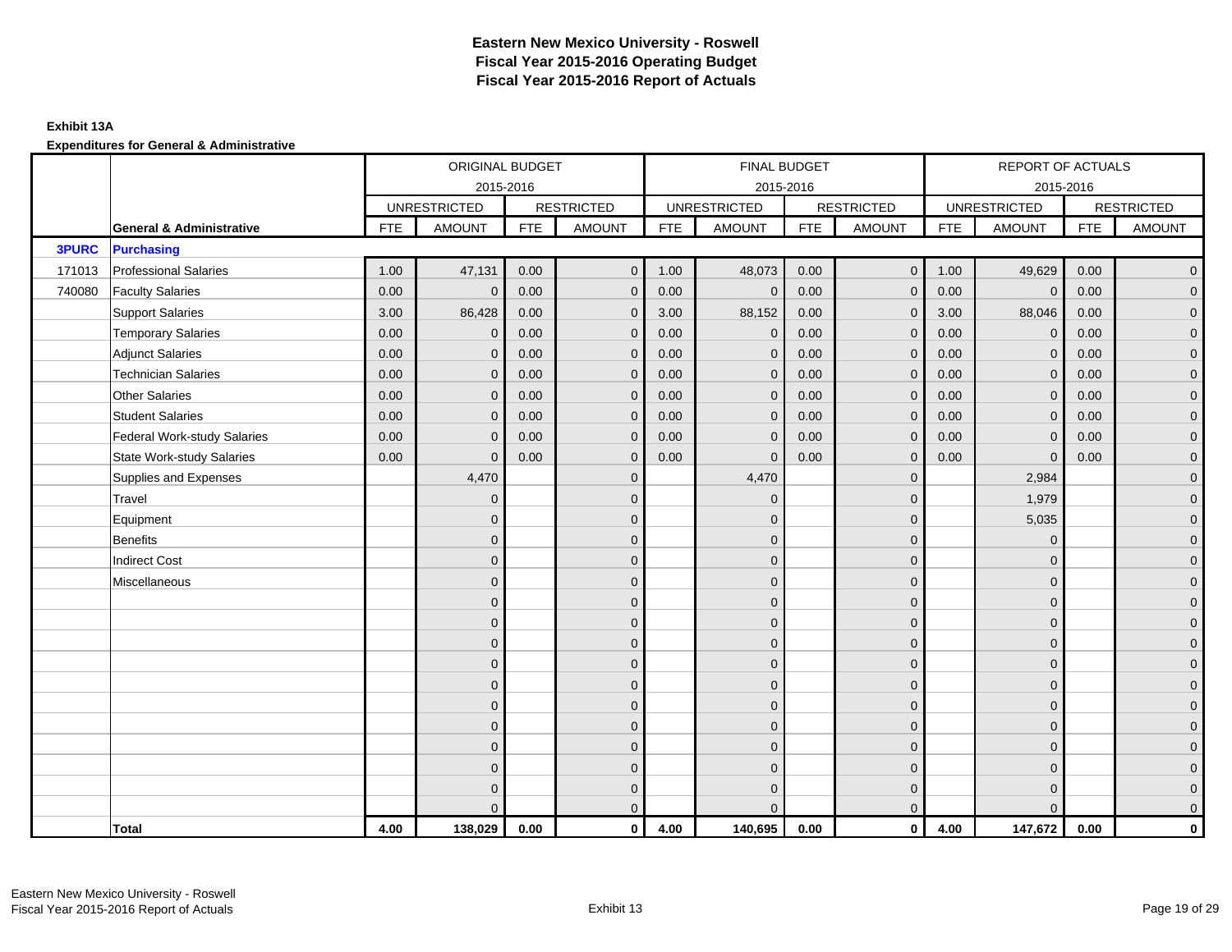# Eastern New Mexico University - Roswell
## Fiscal Year 2015-2016 Operating Budget
## Fiscal Year 2015-2016 Report of Actuals

**Exhibit 13A**

**Expenditures for General & Administrative**

| | | ORIGINAL BUDGET 2015-2016 | | | | FINAL BUDGET 2015-2016 | | | | REPORT OF ACTUALS 2015-2016 | | | |
|---|---|---|---|---|---|---|---|---|---|---|---|---|---|
| | | UNRESTRICTED | | RESTRICTED | | UNRESTRICTED | | RESTRICTED | | UNRESTRICTED | | RESTRICTED | |
| | **General & Administrative** | FTE | AMOUNT | FTE | AMOUNT | FTE | AMOUNT | FTE | AMOUNT | FTE | AMOUNT | FTE | AMOUNT |
| **3PURC** | **Purchasing** | | | | | | | | | | | | |
| 171013 | Professional Salaries | 1.00 | 47,131 | 0.00 | 0 | 1.00 | 48,073 | 0.00 | 0 | 1.00 | 49,629 | 0.00 | 0 |
| 740080 | Faculty Salaries | 0.00 | 0 | 0.00 | 0 | 0.00 | 0 | 0.00 | 0 | 0.00 | 0 | 0.00 | 0 |
| | Support Salaries | 3.00 | 86,428 | 0.00 | 0 | 3.00 | 88,152 | 0.00 | 0 | 3.00 | 88,046 | 0.00 | 0 |
| | Temporary Salaries | 0.00 | 0 | 0.00 | 0 | 0.00 | 0 | 0.00 | 0 | 0.00 | 0 | 0.00 | 0 |
| | Adjunct Salaries | 0.00 | 0 | 0.00 | 0 | 0.00 | 0 | 0.00 | 0 | 0.00 | 0 | 0.00 | 0 |
| | Technician Salaries | 0.00 | 0 | 0.00 | 0 | 0.00 | 0 | 0.00 | 0 | 0.00 | 0 | 0.00 | 0 |
| | Other Salaries | 0.00 | 0 | 0.00 | 0 | 0.00 | 0 | 0.00 | 0 | 0.00 | 0 | 0.00 | 0 |
| | Student Salaries | 0.00 | 0 | 0.00 | 0 | 0.00 | 0 | 0.00 | 0 | 0.00 | 0 | 0.00 | 0 |
| | Federal Work-study Salaries | 0.00 | 0 | 0.00 | 0 | 0.00 | 0 | 0.00 | 0 | 0.00 | 0 | 0.00 | 0 |
| | State Work-study Salaries | 0.00 | 0 | 0.00 | 0 | 0.00 | 0 | 0.00 | 0 | 0.00 | 0 | 0.00 | 0 |
| | Supplies and Expenses | | 4,470 | | 0 | | 4,470 | | 0 | | 2,984 | | 0 |
| | Travel | | 0 | | 0 | | 0 | | 0 | | 1,979 | | 0 |
| | Equipment | | 0 | | 0 | | 0 | | 0 | | 5,035 | | 0 |
| | Benefits | | 0 | | 0 | | 0 | | 0 | | 0 | | 0 |
| | Indirect Cost | | 0 | | 0 | | 0 | | 0 | | 0 | | 0 |
| | Miscellaneous | | 0 | | 0 | | 0 | | 0 | | 0 | | 0 |
| | | | 0 | | 0 | | 0 | | 0 | | 0 | | 0 |
| | | | 0 | | 0 | | 0 | | 0 | | 0 | | 0 |
| | | | 0 | | 0 | | 0 | | 0 | | 0 | | 0 |
| | | | 0 | | 0 | | 0 | | 0 | | 0 | | 0 |
| | | | 0 | | 0 | | 0 | | 0 | | 0 | | 0 |
| | | | 0 | | 0 | | 0 | | 0 | | 0 | | 0 |
| | | | 0 | | 0 | | 0 | | 0 | | 0 | | 0 |
| | | | 0 | | 0 | | 0 | | 0 | | 0 | | 0 |
| | | | 0 | | 0 | | 0 | | 0 | | 0 | | 0 |
| | | | 0 | | 0 | | 0 | | 0 | | 0 | | 0 |
| | | | 0 | | 0 | | 0 | | 0 | | 0 | | 0 |
| | **Total** | **4.00** | **138,029** | **0.00** | **0** | **4.00** | **140,695** | **0.00** | **0** | **4.00** | **147,672** | **0.00** | **0** |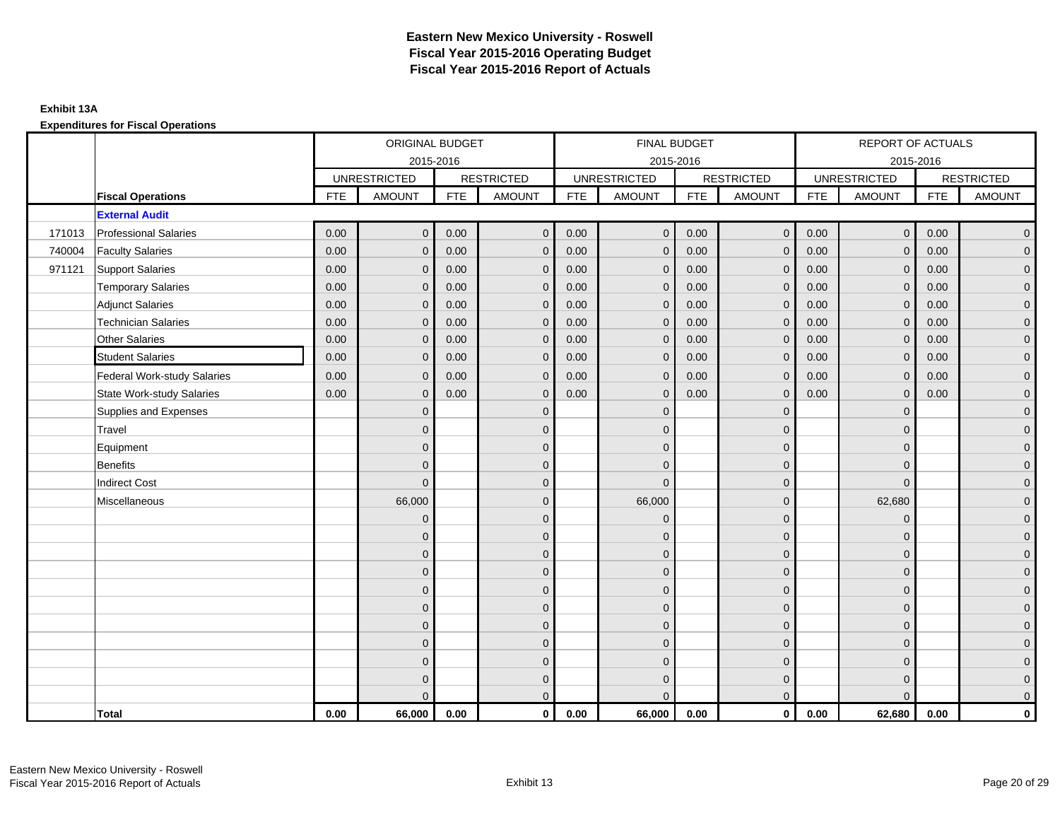# Eastern New Mexico University - Roswell
# Fiscal Year 2015-2016 Operating Budget
# Fiscal Year 2015-2016 Report of Actuals

**Exhibit 13A**

**Expenditures for Fiscal Operations**

| | | ORIGINAL BUDGET 2015-2016 | | | | FINAL BUDGET 2015-2016 | | | | REPORT OF ACTUALS 2015-2016 | | | |
|---|---|---|---|---|---|---|---|---|---|---|---|---|---|
| | | UNRESTRICTED | | RESTRICTED | | UNRESTRICTED | | RESTRICTED | | UNRESTRICTED | | RESTRICTED | |
| | **Fiscal Operations** | FTE | AMOUNT | FTE | AMOUNT | FTE | AMOUNT | FTE | AMOUNT | FTE | AMOUNT | FTE | AMOUNT |
| | **External Audit** | | | | | | | | | | | | |
| 171013 | Professional Salaries | 0.00 | 0 | 0.00 | 0 | 0.00 | 0 | 0.00 | 0 | 0.00 | 0 | 0.00 | 0 |
| 740004 | Faculty Salaries | 0.00 | 0 | 0.00 | 0 | 0.00 | 0 | 0.00 | 0 | 0.00 | 0 | 0.00 | 0 |
| 971121 | Support Salaries | 0.00 | 0 | 0.00 | 0 | 0.00 | 0 | 0.00 | 0 | 0.00 | 0 | 0.00 | 0 |
| | Temporary Salaries | 0.00 | 0 | 0.00 | 0 | 0.00 | 0 | 0.00 | 0 | 0.00 | 0 | 0.00 | 0 |
| | Adjunct Salaries | 0.00 | 0 | 0.00 | 0 | 0.00 | 0 | 0.00 | 0 | 0.00 | 0 | 0.00 | 0 |
| | Technician Salaries | 0.00 | 0 | 0.00 | 0 | 0.00 | 0 | 0.00 | 0 | 0.00 | 0 | 0.00 | 0 |
| | Other Salaries | 0.00 | 0 | 0.00 | 0 | 0.00 | 0 | 0.00 | 0 | 0.00 | 0 | 0.00 | 0 |
| | Student Salaries | 0.00 | 0 | 0.00 | 0 | 0.00 | 0 | 0.00 | 0 | 0.00 | 0 | 0.00 | 0 |
| | Federal Work-study Salaries | 0.00 | 0 | 0.00 | 0 | 0.00 | 0 | 0.00 | 0 | 0.00 | 0 | 0.00 | 0 |
| | State Work-study Salaries | 0.00 | 0 | 0.00 | 0 | 0.00 | 0 | 0.00 | 0 | 0.00 | 0 | 0.00 | 0 |
| | Supplies and Expenses | | 0 | | 0 | | 0 | | 0 | | 0 | | 0 |
| | Travel | | 0 | | 0 | | 0 | | 0 | | 0 | | 0 |
| | Equipment | | 0 | | 0 | | 0 | | 0 | | 0 | | 0 |
| | Benefits | | 0 | | 0 | | 0 | | 0 | | 0 | | 0 |
| | Indirect Cost | | 0 | | 0 | | 0 | | 0 | | 0 | | 0 |
| | Miscellaneous | | 66,000 | | 0 | | 66,000 | | 0 | | 62,680 | | 0 |
| | | | 0 | | 0 | | 0 | | 0 | | 0 | | 0 |
| | | | 0 | | 0 | | 0 | | 0 | | 0 | | 0 |
| | | | 0 | | 0 | | 0 | | 0 | | 0 | | 0 |
| | | | 0 | | 0 | | 0 | | 0 | | 0 | | 0 |
| | | | 0 | | 0 | | 0 | | 0 | | 0 | | 0 |
| | | | 0 | | 0 | | 0 | | 0 | | 0 | | 0 |
| | | | 0 | | 0 | | 0 | | 0 | | 0 | | 0 |
| | | | 0 | | 0 | | 0 | | 0 | | 0 | | 0 |
| | | | 0 | | 0 | | 0 | | 0 | | 0 | | 0 |
| | | | 0 | | 0 | | 0 | | 0 | | 0 | | 0 |
| | | | 0 | | 0 | | 0 | | 0 | | 0 | | 0 |
| | **Total** | **0.00** | **66,000** | **0.00** | **0** | **0.00** | **66,000** | **0.00** | **0** | **0.00** | **62,680** | **0.00** | **0** |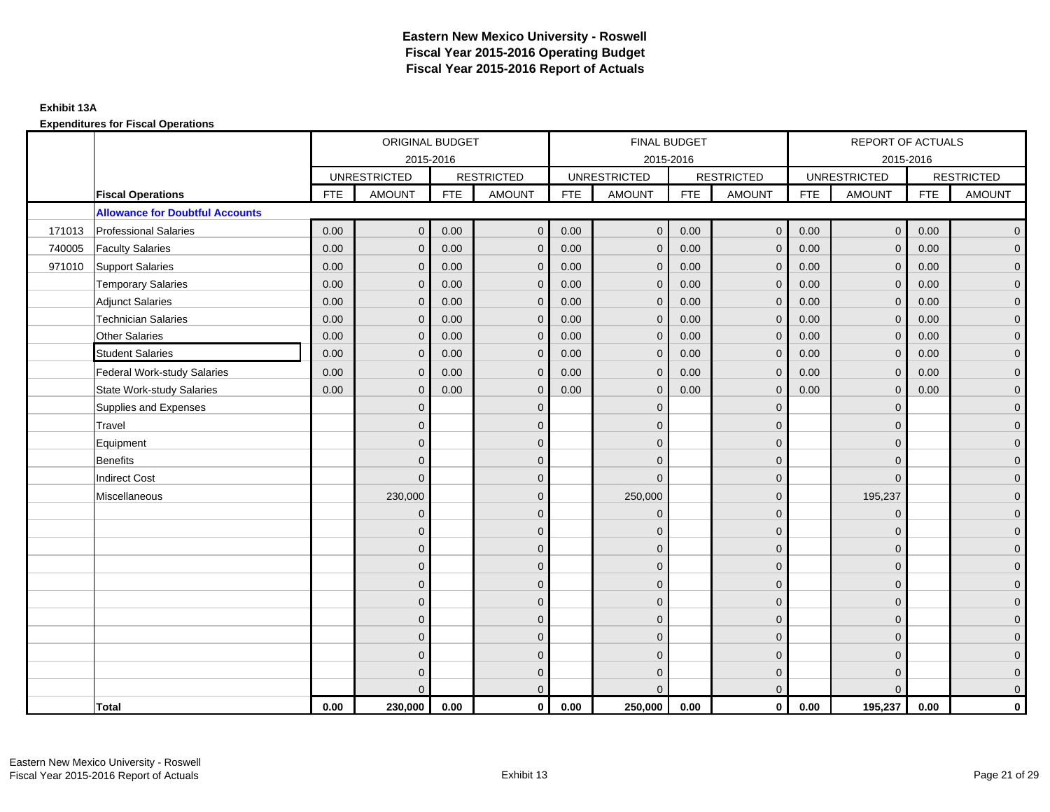# Eastern New Mexico University - Roswell
## Fiscal Year 2015-2016 Operating Budget
## Fiscal Year 2015-2016 Report of Actuals

**Exhibit 13A**

**Expenditures for Fiscal Operations**

| | | ORIGINAL BUDGET 2015-2016 | | | | FINAL BUDGET 2015-2016 | | | | REPORT OF ACTUALS 2015-2016 | | | |
|---|---|---|---|---|---|---|---|---|---|---|---|---|---|
| | | UNRESTRICTED | | RESTRICTED | | UNRESTRICTED | | RESTRICTED | | UNRESTRICTED | | RESTRICTED | |
| | **Fiscal Operations** | FTE | AMOUNT | FTE | AMOUNT | FTE | AMOUNT | FTE | AMOUNT | FTE | AMOUNT | FTE | AMOUNT |
| | **Allowance for Doubtful Accounts** | | | | | | | | | | | | |
| 171013 | Professional Salaries | 0.00 | 0 | 0.00 | 0 | 0.00 | 0 | 0.00 | 0 | 0.00 | 0 | 0.00 | 0 |
| 740005 | Faculty Salaries | 0.00 | 0 | 0.00 | 0 | 0.00 | 0 | 0.00 | 0 | 0.00 | 0 | 0.00 | 0 |
| 971010 | Support Salaries | 0.00 | 0 | 0.00 | 0 | 0.00 | 0 | 0.00 | 0 | 0.00 | 0 | 0.00 | 0 |
| | Temporary Salaries | 0.00 | 0 | 0.00 | 0 | 0.00 | 0 | 0.00 | 0 | 0.00 | 0 | 0.00 | 0 |
| | Adjunct Salaries | 0.00 | 0 | 0.00 | 0 | 0.00 | 0 | 0.00 | 0 | 0.00 | 0 | 0.00 | 0 |
| | Technician Salaries | 0.00 | 0 | 0.00 | 0 | 0.00 | 0 | 0.00 | 0 | 0.00 | 0 | 0.00 | 0 |
| | Other Salaries | 0.00 | 0 | 0.00 | 0 | 0.00 | 0 | 0.00 | 0 | 0.00 | 0 | 0.00 | 0 |
| | Student Salaries | 0.00 | 0 | 0.00 | 0 | 0.00 | 0 | 0.00 | 0 | 0.00 | 0 | 0.00 | 0 |
| | Federal Work-study Salaries | 0.00 | 0 | 0.00 | 0 | 0.00 | 0 | 0.00 | 0 | 0.00 | 0 | 0.00 | 0 |
| | State Work-study Salaries | 0.00 | 0 | 0.00 | 0 | 0.00 | 0 | 0.00 | 0 | 0.00 | 0 | 0.00 | 0 |
| | Supplies and Expenses | | 0 | | 0 | | 0 | | 0 | | 0 | | 0 |
| | Travel | | 0 | | 0 | | 0 | | 0 | | 0 | | 0 |
| | Equipment | | 0 | | 0 | | 0 | | 0 | | 0 | | 0 |
| | Benefits | | 0 | | 0 | | 0 | | 0 | | 0 | | 0 |
| | Indirect Cost | | 0 | | 0 | | 0 | | 0 | | 0 | | 0 |
| | Miscellaneous | | 230,000 | | 0 | | 250,000 | | 0 | | 195,237 | | 0 |
| | | | 0 | | 0 | | 0 | | 0 | | 0 | | 0 |
| | | | 0 | | 0 | | 0 | | 0 | | 0 | | 0 |
| | | | 0 | | 0 | | 0 | | 0 | | 0 | | 0 |
| | | | 0 | | 0 | | 0 | | 0 | | 0 | | 0 |
| | | | 0 | | 0 | | 0 | | 0 | | 0 | | 0 |
| | | | 0 | | 0 | | 0 | | 0 | | 0 | | 0 |
| | | | 0 | | 0 | | 0 | | 0 | | 0 | | 0 |
| | | | 0 | | 0 | | 0 | | 0 | | 0 | | 0 |
| | | | 0 | | 0 | | 0 | | 0 | | 0 | | 0 |
| | | | 0 | | 0 | | 0 | | 0 | | 0 | | 0 |
| | | | 0 | | 0 | | 0 | | 0 | | 0 | | 0 |
| | **Total** | **0.00** | **230,000** | **0.00** | **0** | **0.00** | **250,000** | **0.00** | **0** | **0.00** | **195,237** | **0.00** | **0** |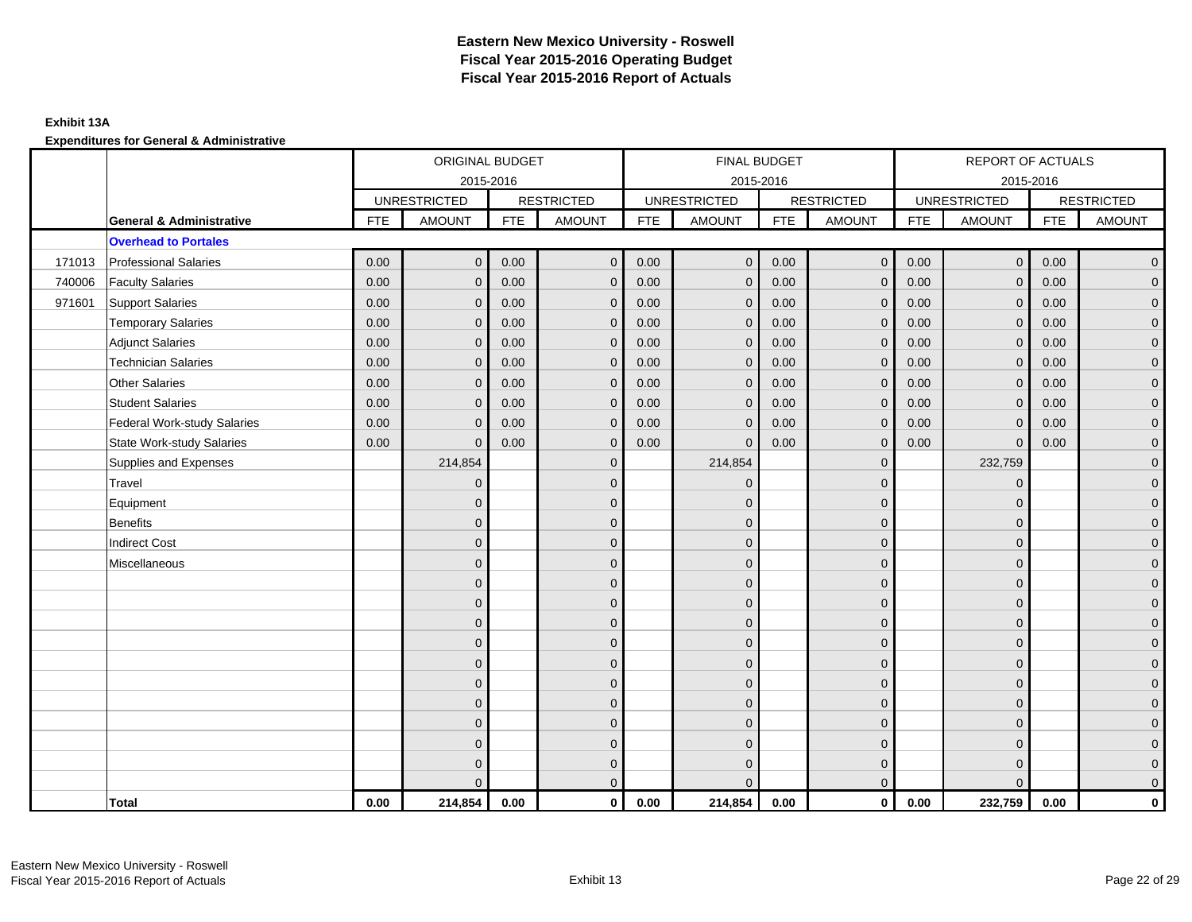# Eastern New Mexico University - Roswell
# Fiscal Year 2015-2016 Operating Budget
# Fiscal Year 2015-2016 Report of Actuals

**Exhibit 13A**

**Expenditures for General & Administrative**

| | | ORIGINAL BUDGET 2015-2016 | | | | FINAL BUDGET 2015-2016 | | | | REPORT OF ACTUALS 2015-2016 | | | |
|---|---|---|---|---|---|---|---|---|---|---|---|---|---|
| | | UNRESTRICTED | | RESTRICTED | | UNRESTRICTED | | RESTRICTED | | UNRESTRICTED | | RESTRICTED | |
| | **General & Administrative** | FTE | AMOUNT | FTE | AMOUNT | FTE | AMOUNT | FTE | AMOUNT | FTE | AMOUNT | FTE | AMOUNT |
| | **Overhead to Portales** | | | | | | | | | | | | |
| 171013 | Professional Salaries | 0.00 | 0 | 0.00 | 0 | 0.00 | 0 | 0.00 | 0 | 0.00 | 0 | 0.00 | 0 |
| 740006 | Faculty Salaries | 0.00 | 0 | 0.00 | 0 | 0.00 | 0 | 0.00 | 0 | 0.00 | 0 | 0.00 | 0 |
| 971601 | Support Salaries | 0.00 | 0 | 0.00 | 0 | 0.00 | 0 | 0.00 | 0 | 0.00 | 0 | 0.00 | 0 |
| | Temporary Salaries | 0.00 | 0 | 0.00 | 0 | 0.00 | 0 | 0.00 | 0 | 0.00 | 0 | 0.00 | 0 |
| | Adjunct Salaries | 0.00 | 0 | 0.00 | 0 | 0.00 | 0 | 0.00 | 0 | 0.00 | 0 | 0.00 | 0 |
| | Technician Salaries | 0.00 | 0 | 0.00 | 0 | 0.00 | 0 | 0.00 | 0 | 0.00 | 0 | 0.00 | 0 |
| | Other Salaries | 0.00 | 0 | 0.00 | 0 | 0.00 | 0 | 0.00 | 0 | 0.00 | 0 | 0.00 | 0 |
| | Student Salaries | 0.00 | 0 | 0.00 | 0 | 0.00 | 0 | 0.00 | 0 | 0.00 | 0 | 0.00 | 0 |
| | Federal Work-study Salaries | 0.00 | 0 | 0.00 | 0 | 0.00 | 0 | 0.00 | 0 | 0.00 | 0 | 0.00 | 0 |
| | State Work-study Salaries | 0.00 | 0 | 0.00 | 0 | 0.00 | 0 | 0.00 | 0 | 0.00 | 0 | 0.00 | 0 |
| | Supplies and Expenses | | 214,854 | | 0 | | 214,854 | | 0 | | 232,759 | | 0 |
| | Travel | | 0 | | 0 | | 0 | | 0 | | 0 | | 0 |
| | Equipment | | 0 | | 0 | | 0 | | 0 | | 0 | | 0 |
| | Benefits | | 0 | | 0 | | 0 | | 0 | | 0 | | 0 |
| | Indirect Cost | | 0 | | 0 | | 0 | | 0 | | 0 | | 0 |
| | Miscellaneous | | 0 | | 0 | | 0 | | 0 | | 0 | | 0 |
| | | | 0 | | 0 | | 0 | | 0 | | 0 | | 0 |
| | | | 0 | | 0 | | 0 | | 0 | | 0 | | 0 |
| | | | 0 | | 0 | | 0 | | 0 | | 0 | | 0 |
| | | | 0 | | 0 | | 0 | | 0 | | 0 | | 0 |
| | | | 0 | | 0 | | 0 | | 0 | | 0 | | 0 |
| | | | 0 | | 0 | | 0 | | 0 | | 0 | | 0 |
| | | | 0 | | 0 | | 0 | | 0 | | 0 | | 0 |
| | | | 0 | | 0 | | 0 | | 0 | | 0 | | 0 |
| | | | 0 | | 0 | | 0 | | 0 | | 0 | | 0 |
| | | | 0 | | 0 | | 0 | | 0 | | 0 | | 0 |
| | | | 0 | | 0 | | 0 | | 0 | | 0 | | 0 |
| | **Total** | **0.00** | **214,854** | **0.00** | **0** | **0.00** | **214,854** | **0.00** | **0** | **0.00** | **232,759** | **0.00** | **0** |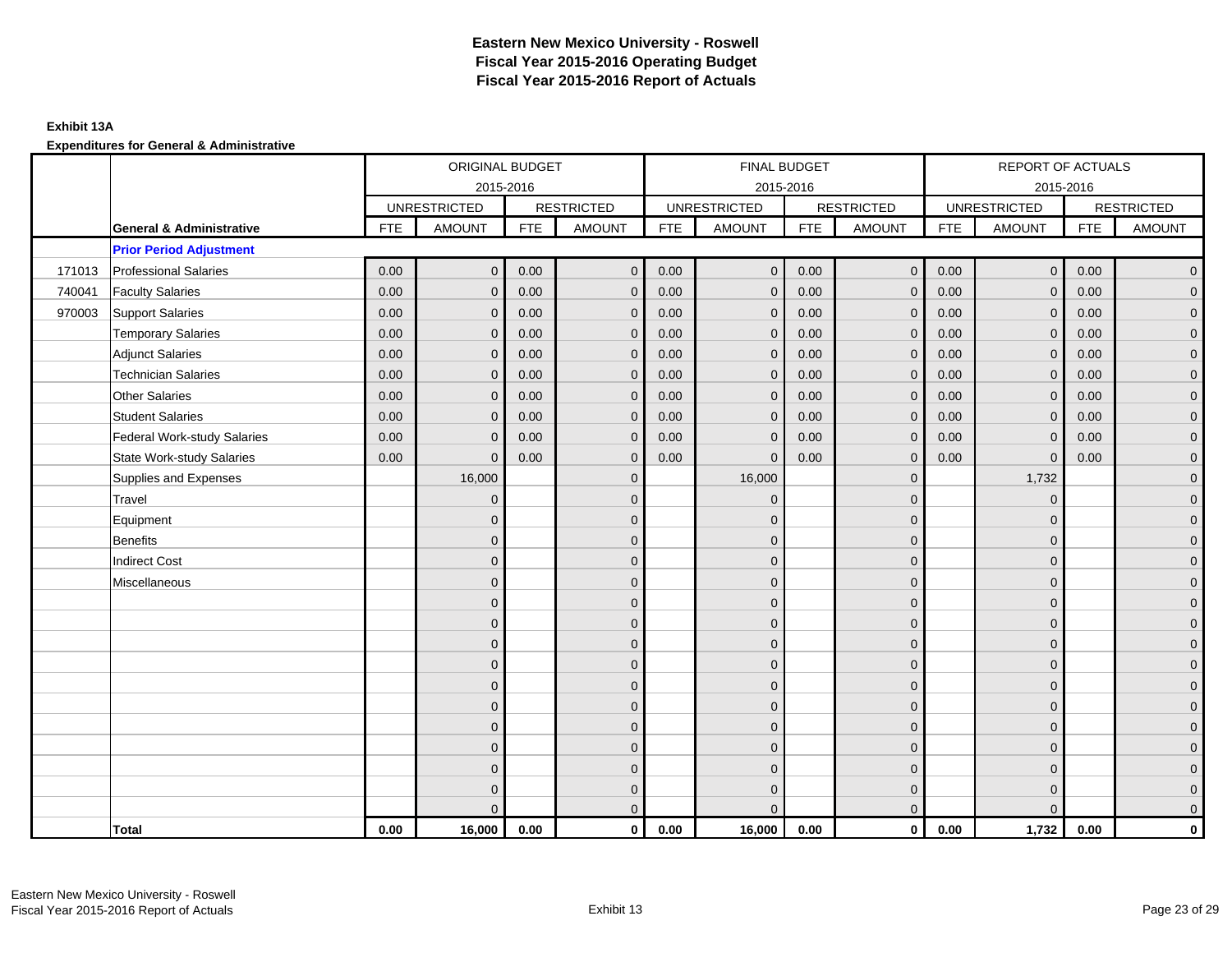# Eastern New Mexico University - Roswell
## Fiscal Year 2015-2016 Operating Budget
## Fiscal Year 2015-2016 Report of Actuals

**Exhibit 13A**

**Expenditures for General & Administrative**

| | | ORIGINAL BUDGET 2015-2016 | | | | FINAL BUDGET 2015-2016 | | | | REPORT OF ACTUALS 2015-2016 | | | |
|---|---|---|---|---|---|---|---|---|---|---|---|---|---|
| | | UNRESTRICTED | | RESTRICTED | | UNRESTRICTED | | RESTRICTED | | UNRESTRICTED | | RESTRICTED | |
| | **General & Administrative** | FTE | AMOUNT | FTE | AMOUNT | FTE | AMOUNT | FTE | AMOUNT | FTE | AMOUNT | FTE | AMOUNT |
| | **Prior Period Adjustment** | | | | | | | | | | | | |
| 171013 | Professional Salaries | 0.00 | 0 | 0.00 | 0 | 0.00 | 0 | 0.00 | 0 | 0.00 | 0 | 0.00 | 0 |
| 740041 | Faculty Salaries | 0.00 | 0 | 0.00 | 0 | 0.00 | 0 | 0.00 | 0 | 0.00 | 0 | 0.00 | 0 |
| 970003 | Support Salaries | 0.00 | 0 | 0.00 | 0 | 0.00 | 0 | 0.00 | 0 | 0.00 | 0 | 0.00 | 0 |
| | Temporary Salaries | 0.00 | 0 | 0.00 | 0 | 0.00 | 0 | 0.00 | 0 | 0.00 | 0 | 0.00 | 0 |
| | Adjunct Salaries | 0.00 | 0 | 0.00 | 0 | 0.00 | 0 | 0.00 | 0 | 0.00 | 0 | 0.00 | 0 |
| | Technician Salaries | 0.00 | 0 | 0.00 | 0 | 0.00 | 0 | 0.00 | 0 | 0.00 | 0 | 0.00 | 0 |
| | Other Salaries | 0.00 | 0 | 0.00 | 0 | 0.00 | 0 | 0.00 | 0 | 0.00 | 0 | 0.00 | 0 |
| | Student Salaries | 0.00 | 0 | 0.00 | 0 | 0.00 | 0 | 0.00 | 0 | 0.00 | 0 | 0.00 | 0 |
| | Federal Work-study Salaries | 0.00 | 0 | 0.00 | 0 | 0.00 | 0 | 0.00 | 0 | 0.00 | 0 | 0.00 | 0 |
| | State Work-study Salaries | 0.00 | 0 | 0.00 | 0 | 0.00 | 0 | 0.00 | 0 | 0.00 | 0 | 0.00 | 0 |
| | Supplies and Expenses | | 16,000 | | 0 | | 16,000 | | 0 | | 1,732 | | 0 |
| | Travel | | 0 | | 0 | | 0 | | 0 | | 0 | | 0 |
| | Equipment | | 0 | | 0 | | 0 | | 0 | | 0 | | 0 |
| | Benefits | | 0 | | 0 | | 0 | | 0 | | 0 | | 0 |
| | Indirect Cost | | 0 | | 0 | | 0 | | 0 | | 0 | | 0 |
| | Miscellaneous | | 0 | | 0 | | 0 | | 0 | | 0 | | 0 |
| | | | 0 | | 0 | | 0 | | 0 | | 0 | | 0 |
| | | | 0 | | 0 | | 0 | | 0 | | 0 | | 0 |
| | | | 0 | | 0 | | 0 | | 0 | | 0 | | 0 |
| | | | 0 | | 0 | | 0 | | 0 | | 0 | | 0 |
| | | | 0 | | 0 | | 0 | | 0 | | 0 | | 0 |
| | | | 0 | | 0 | | 0 | | 0 | | 0 | | 0 |
| | | | 0 | | 0 | | 0 | | 0 | | 0 | | 0 |
| | | | 0 | | 0 | | 0 | | 0 | | 0 | | 0 |
| | | | 0 | | 0 | | 0 | | 0 | | 0 | | 0 |
| | | | 0 | | 0 | | 0 | | 0 | | 0 | | 0 |
| | | | 0 | | 0 | | 0 | | 0 | | 0 | | 0 |
| | **Total** | **0.00** | **16,000** | **0.00** | **0** | **0.00** | **16,000** | **0.00** | **0** | **0.00** | **1,732** | **0.00** | **0** |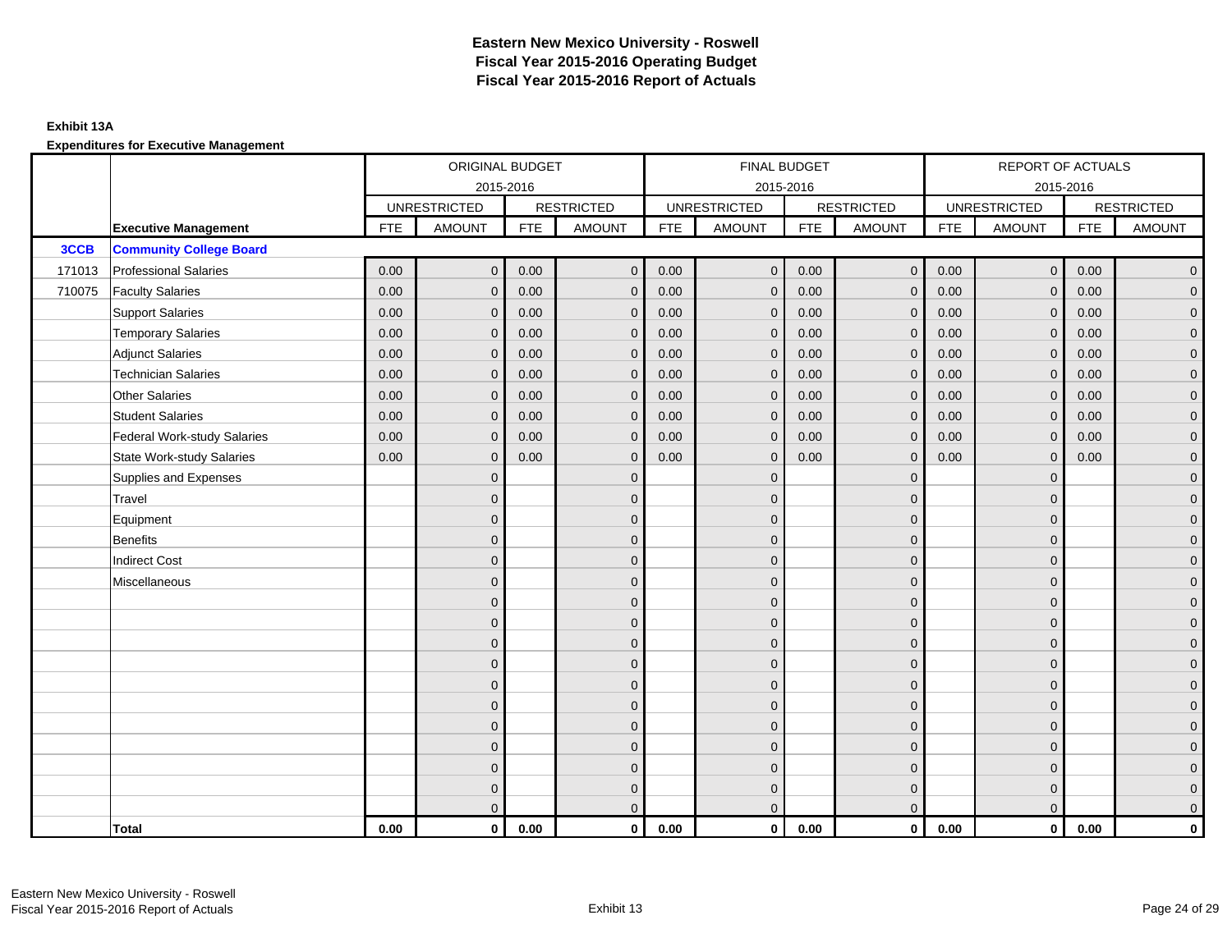# Eastern New Mexico University - Roswell
## Fiscal Year 2015-2016 Operating Budget
## Fiscal Year 2015-2016 Report of Actuals

**Exhibit 13A**

**Expenditures for Executive Management**

| | | ORIGINAL BUDGET 2015-2016 | | | | FINAL BUDGET 2015-2016 | | | | REPORT OF ACTUALS 2015-2016 | | | |
|---|---|---|---|---|---|---|---|---|---|---|---|---|---|
| | | UNRESTRICTED | | RESTRICTED | | UNRESTRICTED | | RESTRICTED | | UNRESTRICTED | | RESTRICTED | |
| | **Executive Management** | FTE | AMOUNT | FTE | AMOUNT | FTE | AMOUNT | FTE | AMOUNT | FTE | AMOUNT | FTE | AMOUNT |
| **3CCB** | **Community College Board** | | | | | | | | | | | | |
| 171013 | Professional Salaries | 0.00 | 0 | 0.00 | 0 | 0.00 | 0 | 0.00 | 0 | 0.00 | 0 | 0.00 | 0 |
| 710075 | Faculty Salaries | 0.00 | 0 | 0.00 | 0 | 0.00 | 0 | 0.00 | 0 | 0.00 | 0 | 0.00 | 0 |
| | Support Salaries | 0.00 | 0 | 0.00 | 0 | 0.00 | 0 | 0.00 | 0 | 0.00 | 0 | 0.00 | 0 |
| | Temporary Salaries | 0.00 | 0 | 0.00 | 0 | 0.00 | 0 | 0.00 | 0 | 0.00 | 0 | 0.00 | 0 |
| | Adjunct Salaries | 0.00 | 0 | 0.00 | 0 | 0.00 | 0 | 0.00 | 0 | 0.00 | 0 | 0.00 | 0 |
| | Technician Salaries | 0.00 | 0 | 0.00 | 0 | 0.00 | 0 | 0.00 | 0 | 0.00 | 0 | 0.00 | 0 |
| | Other Salaries | 0.00 | 0 | 0.00 | 0 | 0.00 | 0 | 0.00 | 0 | 0.00 | 0 | 0.00 | 0 |
| | Student Salaries | 0.00 | 0 | 0.00 | 0 | 0.00 | 0 | 0.00 | 0 | 0.00 | 0 | 0.00 | 0 |
| | Federal Work-study Salaries | 0.00 | 0 | 0.00 | 0 | 0.00 | 0 | 0.00 | 0 | 0.00 | 0 | 0.00 | 0 |
| | State Work-study Salaries | 0.00 | 0 | 0.00 | 0 | 0.00 | 0 | 0.00 | 0 | 0.00 | 0 | 0.00 | 0 |
| | Supplies and Expenses | | 0 | | 0 | | 0 | | 0 | | 0 | | 0 |
| | Travel | | 0 | | 0 | | 0 | | 0 | | 0 | | 0 |
| | Equipment | | 0 | | 0 | | 0 | | 0 | | 0 | | 0 |
| | Benefits | | 0 | | 0 | | 0 | | 0 | | 0 | | 0 |
| | Indirect Cost | | 0 | | 0 | | 0 | | 0 | | 0 | | 0 |
| | Miscellaneous | | 0 | | 0 | | 0 | | 0 | | 0 | | 0 |
| | | | 0 | | 0 | | 0 | | 0 | | 0 | | 0 |
| | | | 0 | | 0 | | 0 | | 0 | | 0 | | 0 |
| | | | 0 | | 0 | | 0 | | 0 | | 0 | | 0 |
| | | | 0 | | 0 | | 0 | | 0 | | 0 | | 0 |
| | | | 0 | | 0 | | 0 | | 0 | | 0 | | 0 |
| | | | 0 | | 0 | | 0 | | 0 | | 0 | | 0 |
| | | | 0 | | 0 | | 0 | | 0 | | 0 | | 0 |
| | | | 0 | | 0 | | 0 | | 0 | | 0 | | 0 |
| | | | 0 | | 0 | | 0 | | 0 | | 0 | | 0 |
| | | | 0 | | 0 | | 0 | | 0 | | 0 | | 0 |
| | | | 0 | | 0 | | 0 | | 0 | | 0 | | 0 |
| | **Total** | **0.00** | **0** | **0.00** | **0** | **0.00** | **0** | **0.00** | **0** | **0.00** | **0** | **0.00** | **0** |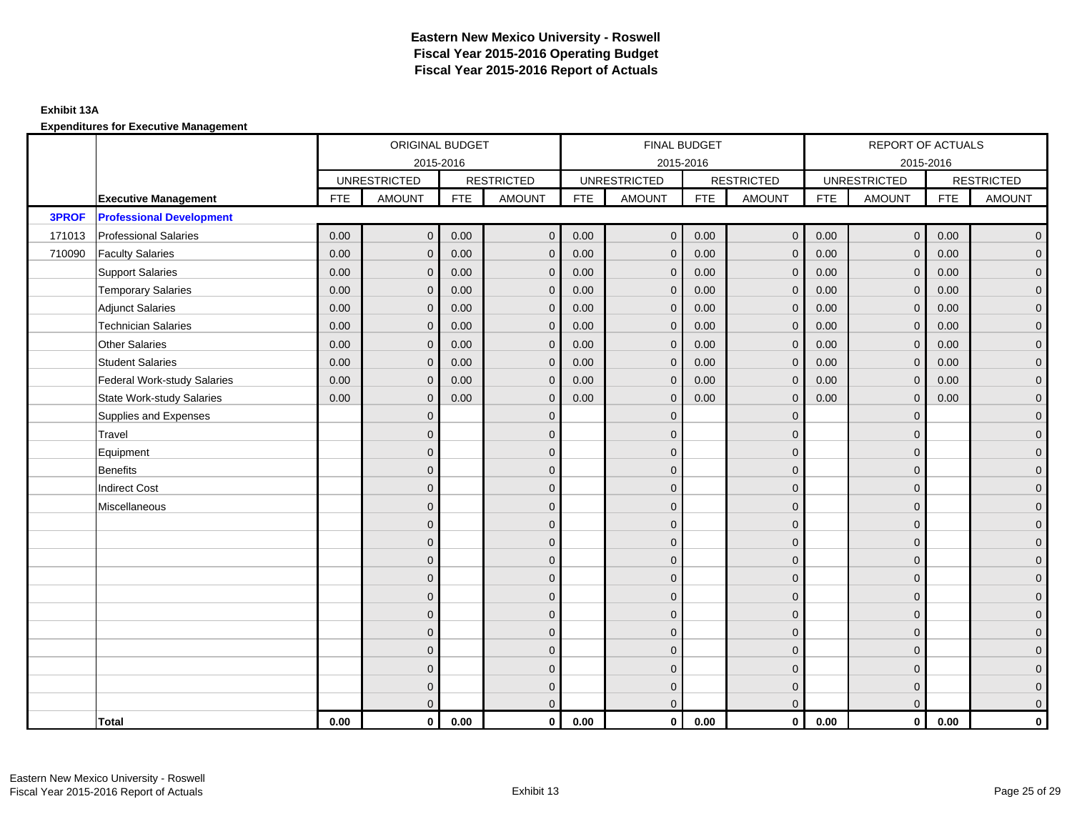# Eastern New Mexico University - Roswell
## Fiscal Year 2015-2016 Operating Budget
## Fiscal Year 2015-2016 Report of Actuals

**Exhibit 13A**

**Expenditures for Executive Management**

| | | ORIGINAL BUDGET 2015-2016 | | | | FINAL BUDGET 2015-2016 | | | | REPORT OF ACTUALS 2015-2016 | | | |
|---|---|---|---|---|---|---|---|---|---|---|---|---|---|
| | | UNRESTRICTED | | RESTRICTED | | UNRESTRICTED | | RESTRICTED | | UNRESTRICTED | | RESTRICTED | |
| | **Executive Management** | FTE | AMOUNT | FTE | AMOUNT | FTE | AMOUNT | FTE | AMOUNT | FTE | AMOUNT | FTE | AMOUNT |
| **3PROF** | **Professional Development** | | | | | | | | | | | | |
| 171013 | Professional Salaries | 0.00 | 0 | 0.00 | 0 | 0.00 | 0 | 0.00 | 0 | 0.00 | 0 | 0.00 | 0 |
| 710090 | Faculty Salaries | 0.00 | 0 | 0.00 | 0 | 0.00 | 0 | 0.00 | 0 | 0.00 | 0 | 0.00 | 0 |
| | Support Salaries | 0.00 | 0 | 0.00 | 0 | 0.00 | 0 | 0.00 | 0 | 0.00 | 0 | 0.00 | 0 |
| | Temporary Salaries | 0.00 | 0 | 0.00 | 0 | 0.00 | 0 | 0.00 | 0 | 0.00 | 0 | 0.00 | 0 |
| | Adjunct Salaries | 0.00 | 0 | 0.00 | 0 | 0.00 | 0 | 0.00 | 0 | 0.00 | 0 | 0.00 | 0 |
| | Technician Salaries | 0.00 | 0 | 0.00 | 0 | 0.00 | 0 | 0.00 | 0 | 0.00 | 0 | 0.00 | 0 |
| | Other Salaries | 0.00 | 0 | 0.00 | 0 | 0.00 | 0 | 0.00 | 0 | 0.00 | 0 | 0.00 | 0 |
| | Student Salaries | 0.00 | 0 | 0.00 | 0 | 0.00 | 0 | 0.00 | 0 | 0.00 | 0 | 0.00 | 0 |
| | Federal Work-study Salaries | 0.00 | 0 | 0.00 | 0 | 0.00 | 0 | 0.00 | 0 | 0.00 | 0 | 0.00 | 0 |
| | State Work-study Salaries | 0.00 | 0 | 0.00 | 0 | 0.00 | 0 | 0.00 | 0 | 0.00 | 0 | 0.00 | 0 |
| | Supplies and Expenses | | 0 | | 0 | | 0 | | 0 | | 0 | | 0 |
| | Travel | | 0 | | 0 | | 0 | | 0 | | 0 | | 0 |
| | Equipment | | 0 | | 0 | | 0 | | 0 | | 0 | | 0 |
| | Benefits | | 0 | | 0 | | 0 | | 0 | | 0 | | 0 |
| | Indirect Cost | | 0 | | 0 | | 0 | | 0 | | 0 | | 0 |
| | Miscellaneous | | 0 | | 0 | | 0 | | 0 | | 0 | | 0 |
| | | | 0 | | 0 | | 0 | | 0 | | 0 | | 0 |
| | | | 0 | | 0 | | 0 | | 0 | | 0 | | 0 |
| | | | 0 | | 0 | | 0 | | 0 | | 0 | | 0 |
| | | | 0 | | 0 | | 0 | | 0 | | 0 | | 0 |
| | | | 0 | | 0 | | 0 | | 0 | | 0 | | 0 |
| | | | 0 | | 0 | | 0 | | 0 | | 0 | | 0 |
| | | | 0 | | 0 | | 0 | | 0 | | 0 | | 0 |
| | | | 0 | | 0 | | 0 | | 0 | | 0 | | 0 |
| | | | 0 | | 0 | | 0 | | 0 | | 0 | | 0 |
| | | | 0 | | 0 | | 0 | | 0 | | 0 | | 0 |
| | | | 0 | | 0 | | 0 | | 0 | | 0 | | 0 |
| | **Total** | **0.00** | **0** | **0.00** | **0** | **0.00** | **0** | **0.00** | **0** | **0.00** | **0** | **0.00** | **0** |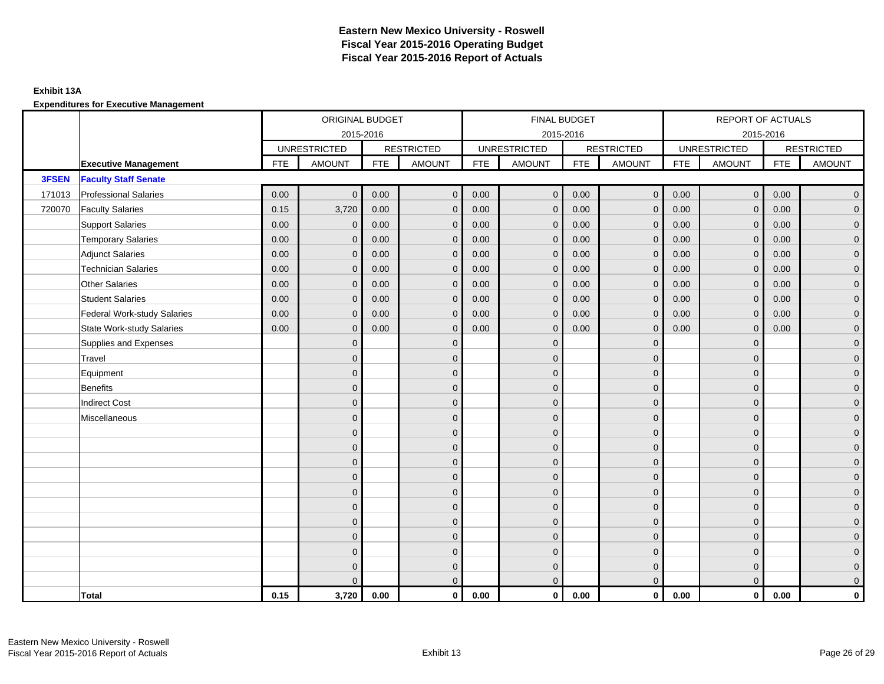# Eastern New Mexico University - Roswell
# Fiscal Year 2015-2016 Operating Budget
# Fiscal Year 2015-2016 Report of Actuals

**Exhibit 13A**

**Expenditures for Executive Management**

| | | ORIGINAL BUDGET 2015-2016 | | | | FINAL BUDGET 2015-2016 | | | | REPORT OF ACTUALS 2015-2016 | | | |
|---|---|---|---|---|---|---|---|---|---|---|---|---|---|
| | | UNRESTRICTED | | RESTRICTED | | UNRESTRICTED | | RESTRICTED | | UNRESTRICTED | | RESTRICTED | |
| | **Executive Management** | FTE | AMOUNT | FTE | AMOUNT | FTE | AMOUNT | FTE | AMOUNT | FTE | AMOUNT | FTE | AMOUNT |
| **3FSEN** | **Faculty Staff Senate** | | | | | | | | | | | | |
| 171013 | Professional Salaries | 0.00 | 0 | 0.00 | 0 | 0.00 | 0 | 0.00 | 0 | 0.00 | 0 | 0.00 | 0 |
| 720070 | Faculty Salaries | 0.15 | 3,720 | 0.00 | 0 | 0.00 | 0 | 0.00 | 0 | 0.00 | 0 | 0.00 | 0 |
| | Support Salaries | 0.00 | 0 | 0.00 | 0 | 0.00 | 0 | 0.00 | 0 | 0.00 | 0 | 0.00 | 0 |
| | Temporary Salaries | 0.00 | 0 | 0.00 | 0 | 0.00 | 0 | 0.00 | 0 | 0.00 | 0 | 0.00 | 0 |
| | Adjunct Salaries | 0.00 | 0 | 0.00 | 0 | 0.00 | 0 | 0.00 | 0 | 0.00 | 0 | 0.00 | 0 |
| | Technician Salaries | 0.00 | 0 | 0.00 | 0 | 0.00 | 0 | 0.00 | 0 | 0.00 | 0 | 0.00 | 0 |
| | Other Salaries | 0.00 | 0 | 0.00 | 0 | 0.00 | 0 | 0.00 | 0 | 0.00 | 0 | 0.00 | 0 |
| | Student Salaries | 0.00 | 0 | 0.00 | 0 | 0.00 | 0 | 0.00 | 0 | 0.00 | 0 | 0.00 | 0 |
| | Federal Work-study Salaries | 0.00 | 0 | 0.00 | 0 | 0.00 | 0 | 0.00 | 0 | 0.00 | 0 | 0.00 | 0 |
| | State Work-study Salaries | 0.00 | 0 | 0.00 | 0 | 0.00 | 0 | 0.00 | 0 | 0.00 | 0 | 0.00 | 0 |
| | Supplies and Expenses | | 0 | | 0 | | 0 | | 0 | | 0 | | 0 |
| | Travel | | 0 | | 0 | | 0 | | 0 | | 0 | | 0 |
| | Equipment | | 0 | | 0 | | 0 | | 0 | | 0 | | 0 |
| | Benefits | | 0 | | 0 | | 0 | | 0 | | 0 | | 0 |
| | Indirect Cost | | 0 | | 0 | | 0 | | 0 | | 0 | | 0 |
| | Miscellaneous | | 0 | | 0 | | 0 | | 0 | | 0 | | 0 |
| | | | 0 | | 0 | | 0 | | 0 | | 0 | | 0 |
| | | | 0 | | 0 | | 0 | | 0 | | 0 | | 0 |
| | | | 0 | | 0 | | 0 | | 0 | | 0 | | 0 |
| | | | 0 | | 0 | | 0 | | 0 | | 0 | | 0 |
| | | | 0 | | 0 | | 0 | | 0 | | 0 | | 0 |
| | | | 0 | | 0 | | 0 | | 0 | | 0 | | 0 |
| | | | 0 | | 0 | | 0 | | 0 | | 0 | | 0 |
| | | | 0 | | 0 | | 0 | | 0 | | 0 | | 0 |
| | | | 0 | | 0 | | 0 | | 0 | | 0 | | 0 |
| | | | 0 | | 0 | | 0 | | 0 | | 0 | | 0 |
| | | | 0 | | 0 | | 0 | | 0 | | 0 | | 0 |
| | **Total** | **0.15** | **3,720** | **0.00** | **0** | **0.00** | **0** | **0.00** | **0** | **0.00** | **0** | **0.00** | **0** |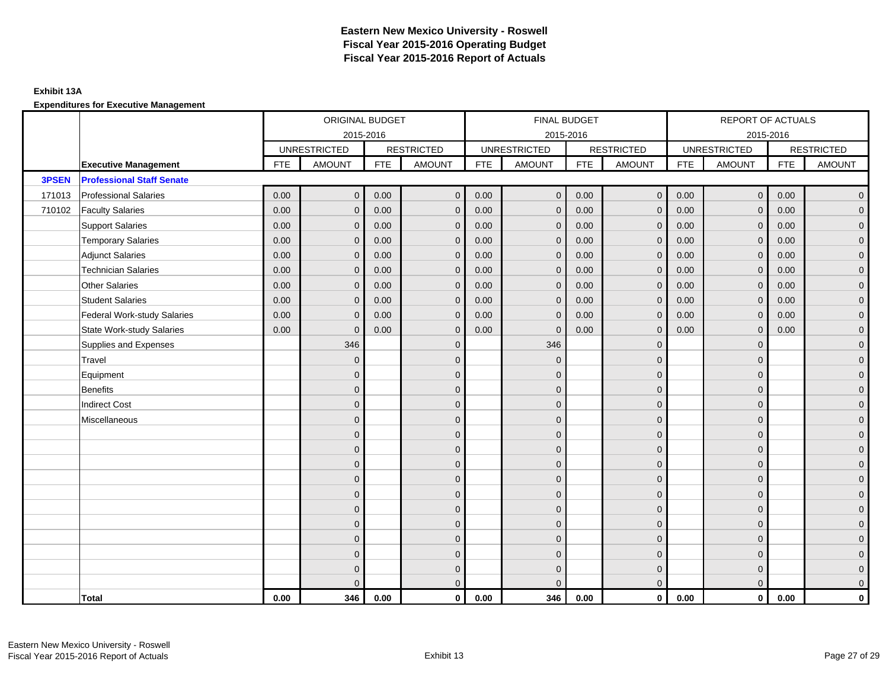# Eastern New Mexico University - Roswell
## Fiscal Year 2015-2016 Operating Budget
## Fiscal Year 2015-2016 Report of Actuals

**Exhibit 13A**

**Expenditures for Executive Management**

| | | ORIGINAL BUDGET 2015-2016 | | | | FINAL BUDGET 2015-2016 | | | | REPORT OF ACTUALS 2015-2016 | | | |
|---|---|---|---|---|---|---|---|---|---|---|---|---|---|
| | | UNRESTRICTED | | RESTRICTED | | UNRESTRICTED | | RESTRICTED | | UNRESTRICTED | | RESTRICTED | |
| | **Executive Management** | FTE | AMOUNT | FTE | AMOUNT | FTE | AMOUNT | FTE | AMOUNT | FTE | AMOUNT | FTE | AMOUNT |
| **3PSEN** | **Professional Staff Senate** | | | | | | | | | | | | |
| 171013 | Professional Salaries | 0.00 | 0 | 0.00 | 0 | 0.00 | 0 | 0.00 | 0 | 0.00 | 0 | 0.00 | 0 |
| 710102 | Faculty Salaries | 0.00 | 0 | 0.00 | 0 | 0.00 | 0 | 0.00 | 0 | 0.00 | 0 | 0.00 | 0 |
| | Support Salaries | 0.00 | 0 | 0.00 | 0 | 0.00 | 0 | 0.00 | 0 | 0.00 | 0 | 0.00 | 0 |
| | Temporary Salaries | 0.00 | 0 | 0.00 | 0 | 0.00 | 0 | 0.00 | 0 | 0.00 | 0 | 0.00 | 0 |
| | Adjunct Salaries | 0.00 | 0 | 0.00 | 0 | 0.00 | 0 | 0.00 | 0 | 0.00 | 0 | 0.00 | 0 |
| | Technician Salaries | 0.00 | 0 | 0.00 | 0 | 0.00 | 0 | 0.00 | 0 | 0.00 | 0 | 0.00 | 0 |
| | Other Salaries | 0.00 | 0 | 0.00 | 0 | 0.00 | 0 | 0.00 | 0 | 0.00 | 0 | 0.00 | 0 |
| | Student Salaries | 0.00 | 0 | 0.00 | 0 | 0.00 | 0 | 0.00 | 0 | 0.00 | 0 | 0.00 | 0 |
| | Federal Work-study Salaries | 0.00 | 0 | 0.00 | 0 | 0.00 | 0 | 0.00 | 0 | 0.00 | 0 | 0.00 | 0 |
| | State Work-study Salaries | 0.00 | 0 | 0.00 | 0 | 0.00 | 0 | 0.00 | 0 | 0.00 | 0 | 0.00 | 0 |
| | Supplies and Expenses | | 346 | | 0 | | 346 | | 0 | | 0 | | 0 |
| | Travel | | 0 | | 0 | | 0 | | 0 | | 0 | | 0 |
| | Equipment | | 0 | | 0 | | 0 | | 0 | | 0 | | 0 |
| | Benefits | | 0 | | 0 | | 0 | | 0 | | 0 | | 0 |
| | Indirect Cost | | 0 | | 0 | | 0 | | 0 | | 0 | | 0 |
| | Miscellaneous | | 0 | | 0 | | 0 | | 0 | | 0 | | 0 |
| | | | 0 | | 0 | | 0 | | 0 | | 0 | | 0 |
| | | | 0 | | 0 | | 0 | | 0 | | 0 | | 0 |
| | | | 0 | | 0 | | 0 | | 0 | | 0 | | 0 |
| | | | 0 | | 0 | | 0 | | 0 | | 0 | | 0 |
| | | | 0 | | 0 | | 0 | | 0 | | 0 | | 0 |
| | | | 0 | | 0 | | 0 | | 0 | | 0 | | 0 |
| | | | 0 | | 0 | | 0 | | 0 | | 0 | | 0 |
| | | | 0 | | 0 | | 0 | | 0 | | 0 | | 0 |
| | | | 0 | | 0 | | 0 | | 0 | | 0 | | 0 |
| | | | 0 | | 0 | | 0 | | 0 | | 0 | | 0 |
| | | | 0 | | 0 | | 0 | | 0 | | 0 | | 0 |
| | **Total** | **0.00** | **346** | **0.00** | **0** | **0.00** | **346** | **0.00** | **0** | **0.00** | **0** | **0.00** | **0** |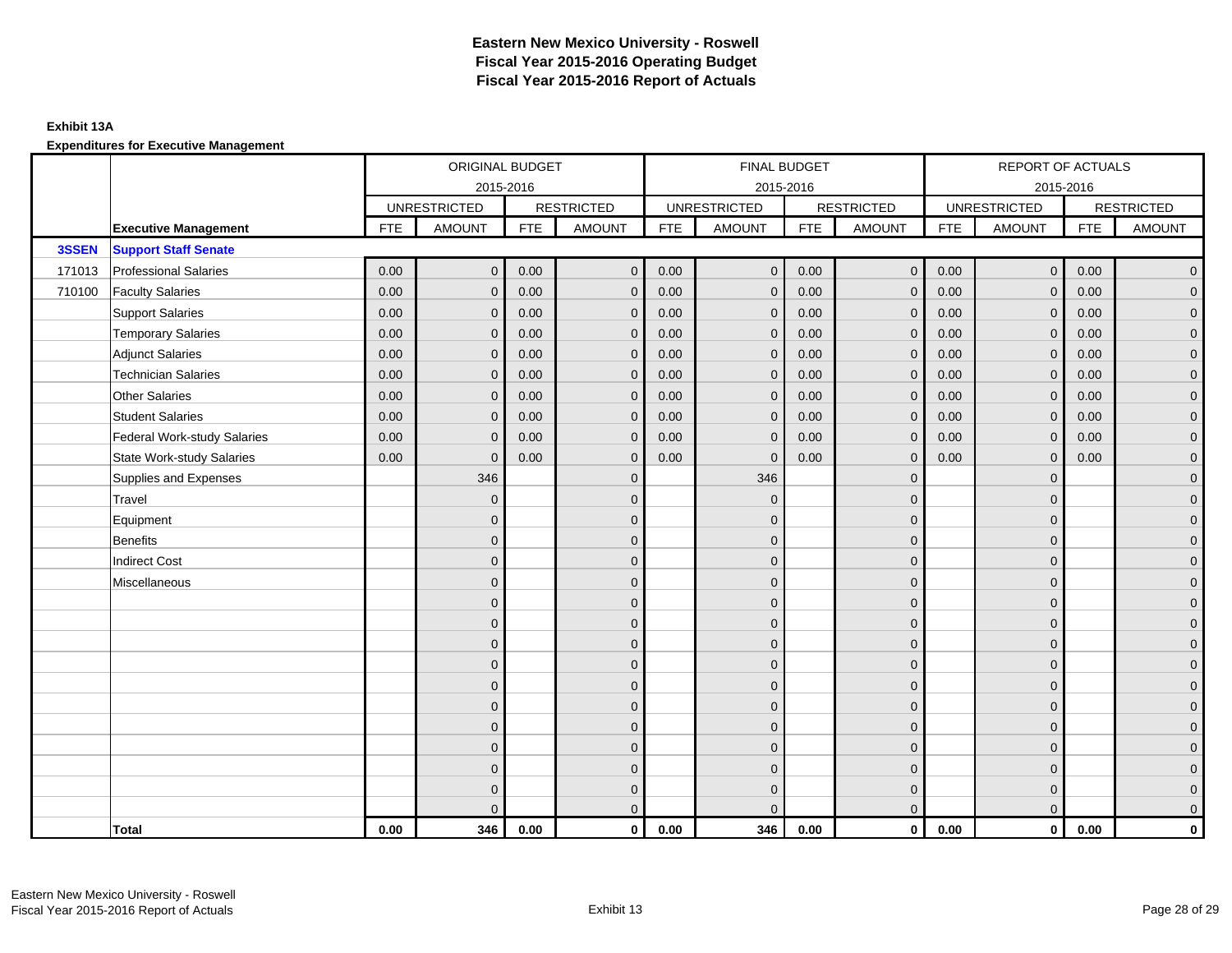# Eastern New Mexico University - Roswell
## Fiscal Year 2015-2016 Operating Budget
## Fiscal Year 2015-2016 Report of Actuals

**Exhibit 13A**

**Expenditures for Executive Management**

| | | ORIGINAL BUDGET 2015-2016 | | | | FINAL BUDGET 2015-2016 | | | | REPORT OF ACTUALS 2015-2016 | | | |
|---|---|---|---|---|---|---|---|---|---|---|---|---|---|
| | | UNRESTRICTED | | RESTRICTED | | UNRESTRICTED | | RESTRICTED | | UNRESTRICTED | | RESTRICTED | |
| | **Executive Management** | FTE | AMOUNT | FTE | AMOUNT | FTE | AMOUNT | FTE | AMOUNT | FTE | AMOUNT | FTE | AMOUNT |
| **3SSEN** | **Support Staff Senate** | | | | | | | | | | | | |
| 171013 | Professional Salaries | 0.00 | 0 | 0.00 | 0 | 0.00 | 0 | 0.00 | 0 | 0.00 | 0 | 0.00 | 0 |
| 710100 | Faculty Salaries | 0.00 | 0 | 0.00 | 0 | 0.00 | 0 | 0.00 | 0 | 0.00 | 0 | 0.00 | 0 |
| | Support Salaries | 0.00 | 0 | 0.00 | 0 | 0.00 | 0 | 0.00 | 0 | 0.00 | 0 | 0.00 | 0 |
| | Temporary Salaries | 0.00 | 0 | 0.00 | 0 | 0.00 | 0 | 0.00 | 0 | 0.00 | 0 | 0.00 | 0 |
| | Adjunct Salaries | 0.00 | 0 | 0.00 | 0 | 0.00 | 0 | 0.00 | 0 | 0.00 | 0 | 0.00 | 0 |
| | Technician Salaries | 0.00 | 0 | 0.00 | 0 | 0.00 | 0 | 0.00 | 0 | 0.00 | 0 | 0.00 | 0 |
| | Other Salaries | 0.00 | 0 | 0.00 | 0 | 0.00 | 0 | 0.00 | 0 | 0.00 | 0 | 0.00 | 0 |
| | Student Salaries | 0.00 | 0 | 0.00 | 0 | 0.00 | 0 | 0.00 | 0 | 0.00 | 0 | 0.00 | 0 |
| | Federal Work-study Salaries | 0.00 | 0 | 0.00 | 0 | 0.00 | 0 | 0.00 | 0 | 0.00 | 0 | 0.00 | 0 |
| | State Work-study Salaries | 0.00 | 0 | 0.00 | 0 | 0.00 | 0 | 0.00 | 0 | 0.00 | 0 | 0.00 | 0 |
| | Supplies and Expenses | | 346 | | 0 | | 346 | | 0 | | 0 | | 0 |
| | Travel | | 0 | | 0 | | 0 | | 0 | | 0 | | 0 |
| | Equipment | | 0 | | 0 | | 0 | | 0 | | 0 | | 0 |
| | Benefits | | 0 | | 0 | | 0 | | 0 | | 0 | | 0 |
| | Indirect Cost | | 0 | | 0 | | 0 | | 0 | | 0 | | 0 |
| | Miscellaneous | | 0 | | 0 | | 0 | | 0 | | 0 | | 0 |
| | | | 0 | | 0 | | 0 | | 0 | | 0 | | 0 |
| | | | 0 | | 0 | | 0 | | 0 | | 0 | | 0 |
| | | | 0 | | 0 | | 0 | | 0 | | 0 | | 0 |
| | | | 0 | | 0 | | 0 | | 0 | | 0 | | 0 |
| | | | 0 | | 0 | | 0 | | 0 | | 0 | | 0 |
| | | | 0 | | 0 | | 0 | | 0 | | 0 | | 0 |
| | | | 0 | | 0 | | 0 | | 0 | | 0 | | 0 |
| | | | 0 | | 0 | | 0 | | 0 | | 0 | | 0 |
| | | | 0 | | 0 | | 0 | | 0 | | 0 | | 0 |
| | | | 0 | | 0 | | 0 | | 0 | | 0 | | 0 |
| | | | 0 | | 0 | | 0 | | 0 | | 0 | | 0 |
| | **Total** | **0.00** | **346** | **0.00** | **0** | **0.00** | **346** | **0.00** | **0** | **0.00** | **0** | **0.00** | **0** |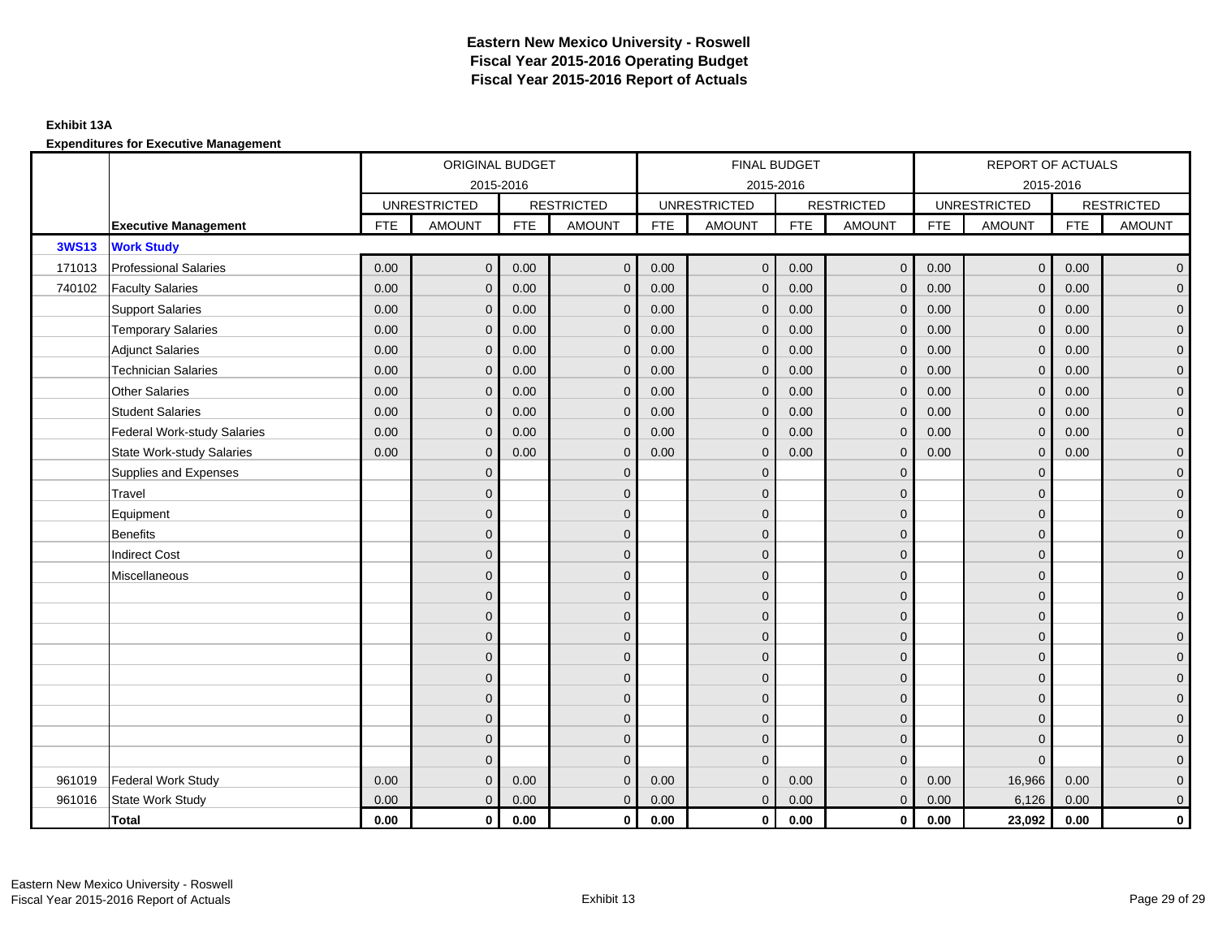# Eastern New Mexico University - Roswell
## Fiscal Year 2015-2016 Operating Budget
## Fiscal Year 2015-2016 Report of Actuals

**Exhibit 13A**

**Expenditures for Executive Management**

| | | ORIGINAL BUDGET 2015-2016 | | | | FINAL BUDGET 2015-2016 | | | | REPORT OF ACTUALS 2015-2016 | | | |
|---|---|---|---|---|---|---|---|---|---|---|---|---|---|
| | | UNRESTRICTED | | RESTRICTED | | UNRESTRICTED | | RESTRICTED | | UNRESTRICTED | | RESTRICTED | |
| | **Executive Management** | FTE | AMOUNT | FTE | AMOUNT | FTE | AMOUNT | FTE | AMOUNT | FTE | AMOUNT | FTE | AMOUNT |
| **3WS13** | **Work Study** | | | | | | | | | | | | |
| 171013 | Professional Salaries | 0.00 | 0 | 0.00 | 0 | 0.00 | 0 | 0.00 | 0 | 0.00 | 0 | 0.00 | 0 |
| 740102 | Faculty Salaries | 0.00 | 0 | 0.00 | 0 | 0.00 | 0 | 0.00 | 0 | 0.00 | 0 | 0.00 | 0 |
| | Support Salaries | 0.00 | 0 | 0.00 | 0 | 0.00 | 0 | 0.00 | 0 | 0.00 | 0 | 0.00 | 0 |
| | Temporary Salaries | 0.00 | 0 | 0.00 | 0 | 0.00 | 0 | 0.00 | 0 | 0.00 | 0 | 0.00 | 0 |
| | Adjunct Salaries | 0.00 | 0 | 0.00 | 0 | 0.00 | 0 | 0.00 | 0 | 0.00 | 0 | 0.00 | 0 |
| | Technician Salaries | 0.00 | 0 | 0.00 | 0 | 0.00 | 0 | 0.00 | 0 | 0.00 | 0 | 0.00 | 0 |
| | Other Salaries | 0.00 | 0 | 0.00 | 0 | 0.00 | 0 | 0.00 | 0 | 0.00 | 0 | 0.00 | 0 |
| | Student Salaries | 0.00 | 0 | 0.00 | 0 | 0.00 | 0 | 0.00 | 0 | 0.00 | 0 | 0.00 | 0 |
| | Federal Work-study Salaries | 0.00 | 0 | 0.00 | 0 | 0.00 | 0 | 0.00 | 0 | 0.00 | 0 | 0.00 | 0 |
| | State Work-study Salaries | 0.00 | 0 | 0.00 | 0 | 0.00 | 0 | 0.00 | 0 | 0.00 | 0 | 0.00 | 0 |
| | Supplies and Expenses | | 0 | | 0 | | 0 | | 0 | | 0 | | 0 |
| | Travel | | 0 | | 0 | | 0 | | 0 | | 0 | | 0 |
| | Equipment | | 0 | | 0 | | 0 | | 0 | | 0 | | 0 |
| | Benefits | | 0 | | 0 | | 0 | | 0 | | 0 | | 0 |
| | Indirect Cost | | 0 | | 0 | | 0 | | 0 | | 0 | | 0 |
| | Miscellaneous | | 0 | | 0 | | 0 | | 0 | | 0 | | 0 |
| | | | 0 | | 0 | | 0 | | 0 | | 0 | | 0 |
| | | | 0 | | 0 | | 0 | | 0 | | 0 | | 0 |
| | | | 0 | | 0 | | 0 | | 0 | | 0 | | 0 |
| | | | 0 | | 0 | | 0 | | 0 | | 0 | | 0 |
| | | | 0 | | 0 | | 0 | | 0 | | 0 | | 0 |
| | | | 0 | | 0 | | 0 | | 0 | | 0 | | 0 |
| | | | 0 | | 0 | | 0 | | 0 | | 0 | | 0 |
| | | | 0 | | 0 | | 0 | | 0 | | 0 | | 0 |
| | | | 0 | | 0 | | 0 | | 0 | | 0 | | 0 |
| 961019 | Federal Work Study | 0.00 | 0 | 0.00 | 0 | 0.00 | 0 | 0.00 | 0 | 0.00 | 16,966 | 0.00 | 0 |
| 961016 | State Work Study | 0.00 | 0 | 0.00 | 0 | 0.00 | 0 | 0.00 | 0 | 0.00 | 6,126 | 0.00 | 0 |
| | **Total** | **0.00** | **0** | **0.00** | **0** | **0.00** | **0** | **0.00** | **0** | **0.00** | **23,092** | **0.00** | **0** |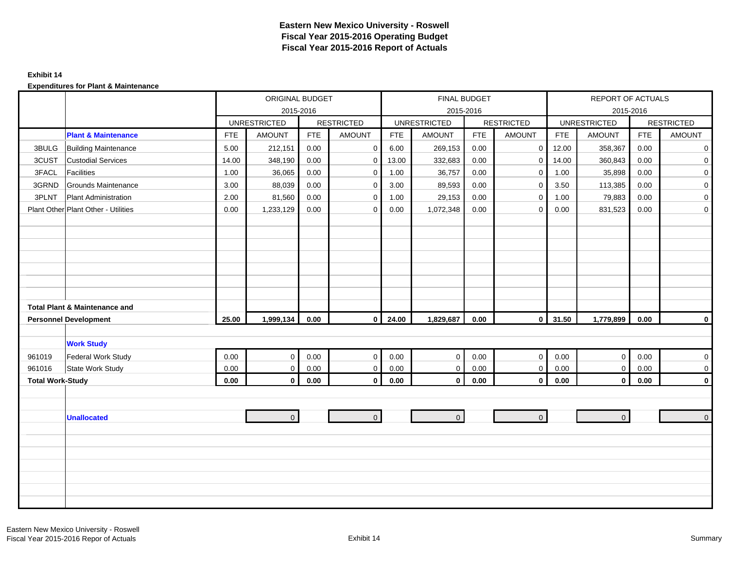# Eastern New Mexico University - Roswell
# Fiscal Year 2015-2016 Operating Budget
# Fiscal Year 2015-2016 Report of Actuals

**Exhibit 14**

**Expenditures for Plant & Maintenance**

| | | ORIGINAL BUDGET 2015-2016 | | | | FINAL BUDGET 2015-2016 | | | | REPORT OF ACTUALS 2015-2016 | | | |
|---|---|---|---|---|---|---|---|---|---|---|---|---|---|
| | | UNRESTRICTED | | RESTRICTED | | UNRESTRICTED | | RESTRICTED | | UNRESTRICTED | | RESTRICTED | |
| | **Plant & Maintenance** | FTE | AMOUNT | FTE | AMOUNT | FTE | AMOUNT | FTE | AMOUNT | FTE | AMOUNT | FTE | AMOUNT |
| 3BULG | Building Maintenance | 5.00 | 212,151 | 0.00 | 0 | 6.00 | 269,153 | 0.00 | 0 | 12.00 | 358,367 | 0.00 | 0 |
| 3CUST | Custodial Services | 14.00 | 348,190 | 0.00 | 0 | 13.00 | 332,683 | 0.00 | 0 | 14.00 | 360,843 | 0.00 | 0 |
| 3FACL | Facilities | 1.00 | 36,065 | 0.00 | 0 | 1.00 | 36,757 | 0.00 | 0 | 1.00 | 35,898 | 0.00 | 0 |
| 3GRND | Grounds Maintenance | 3.00 | 88,039 | 0.00 | 0 | 3.00 | 89,593 | 0.00 | 0 | 3.50 | 113,385 | 0.00 | 0 |
| 3PLNT | Plant Administration | 2.00 | 81,560 | 0.00 | 0 | 1.00 | 29,153 | 0.00 | 0 | 1.00 | 79,883 | 0.00 | 0 |
| Plant Other | Plant Other - Utilities | 0.00 | 1,233,129 | 0.00 | 0 | 0.00 | 1,072,348 | 0.00 | 0 | 0.00 | 831,523 | 0.00 | 0 |
| **Total Plant & Maintenance and Personnel Development** | | **25.00** | **1,999,134** | **0.00** | **0** | **24.00** | **1,829,687** | **0.00** | **0** | **31.50** | **1,779,899** | **0.00** | **0** |
| | **Work Study** | | | | | | | | | | | | |
| 961019 | Federal Work Study | 0.00 | 0 | 0.00 | 0 | 0.00 | 0 | 0.00 | 0 | 0.00 | 0 | 0.00 | 0 |
| 961016 | State Work Study | 0.00 | 0 | 0.00 | 0 | 0.00 | 0 | 0.00 | 0 | 0.00 | 0 | 0.00 | 0 |
| **Total Work-Study** | | **0.00** | **0** | **0.00** | **0** | **0.00** | **0** | **0.00** | **0** | **0.00** | **0** | **0.00** | **0** |
| | **Unallocated** | | 0 | | 0 | | 0 | | 0 | | 0 | | 0 |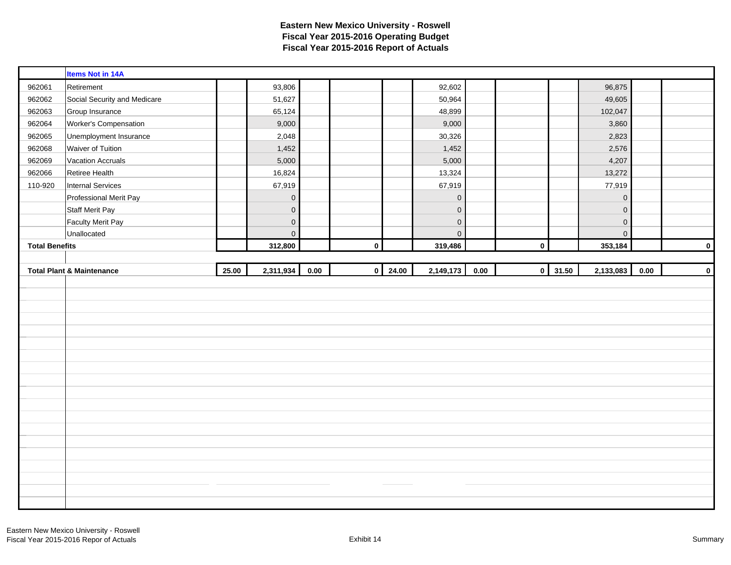**Eastern New Mexico University - Roswell**
**Fiscal Year 2015-2016 Operating Budget**
**Fiscal Year 2015-2016 Report of Actuals**

| | **Items Not in 14A** | | | | | | | | | | | | |
|---|---|---|---|---|---|---|---|---|---|---|---|---|---|
| 962061 | Retirement | | 93,806 | | | | 92,602 | | | | 96,875 | | |
| 962062 | Social Security and Medicare | | 51,627 | | | | 50,964 | | | | 49,605 | | |
| 962063 | Group Insurance | | 65,124 | | | | 48,899 | | | | 102,047 | | |
| 962064 | Worker's Compensation | | 9,000 | | | | 9,000 | | | | 3,860 | | |
| 962065 | Unemployment Insurance | | 2,048 | | | | 30,326 | | | | 2,823 | | |
| 962068 | Waiver of Tuition | | 1,452 | | | | 1,452 | | | | 2,576 | | |
| 962069 | Vacation Accruals | | 5,000 | | | | 5,000 | | | | 4,207 | | |
| 962066 | Retiree Health | | 16,824 | | | | 13,324 | | | | 13,272 | | |
| 110-920 | Internal Services | | 67,919 | | | | 67,919 | | | | 77,919 | | |
| | Professional Merit Pay | | 0 | | | | 0 | | | | 0 | | |
| | Staff Merit Pay | | 0 | | | | 0 | | | | 0 | | |
| | Faculty Merit Pay | | 0 | | | | 0 | | | | 0 | | |
| | Unallocated | | 0 | | | | 0 | | | | 0 | | |
| **Total Benefits** | | | **312,800** | | **0** | | **319,486** | | **0** | | **353,184** | | **0** |
| | | | | | | | | | | | | | |
| **Total Plant & Maintenance** | | **25.00** | **2,311,934** | **0.00** | **0** | **24.00** | **2,149,173** | **0.00** | **0** | **31.50** | **2,133,083** | **0.00** | **0** |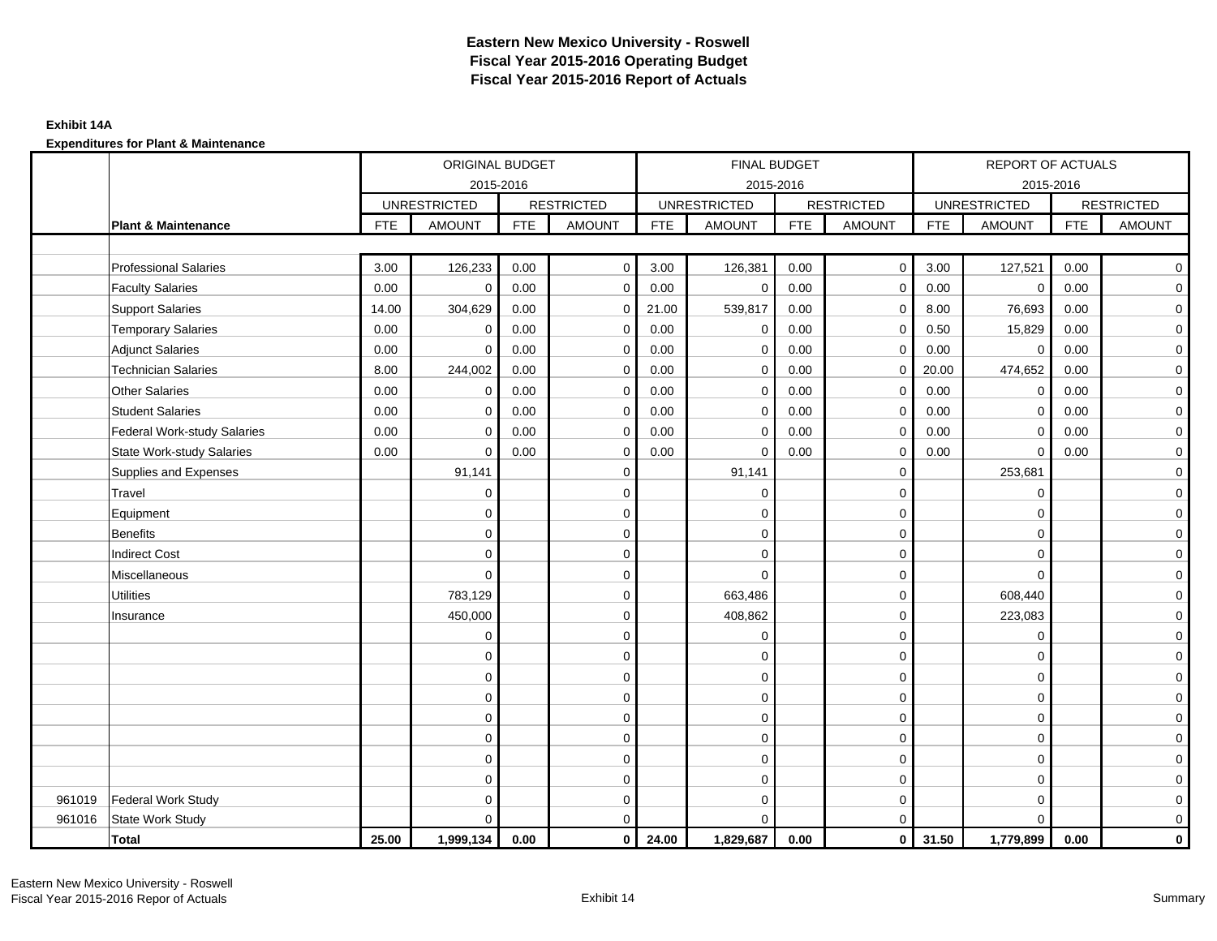# Eastern New Mexico University - Roswell
## Fiscal Year 2015-2016 Operating Budget
## Fiscal Year 2015-2016 Report of Actuals

**Exhibit 14A**

**Expenditures for Plant & Maintenance**

| | | ORIGINAL BUDGET 2015-2016 | | | | FINAL BUDGET 2015-2016 | | | | REPORT OF ACTUALS 2015-2016 | | | |
|---|---|---|---|---|---|---|---|---|---|---|---|---|---|
| | | UNRESTRICTED | | RESTRICTED | | UNRESTRICTED | | RESTRICTED | | UNRESTRICTED | | RESTRICTED | |
| | **Plant & Maintenance** | FTE | AMOUNT | FTE | AMOUNT | FTE | AMOUNT | FTE | AMOUNT | FTE | AMOUNT | FTE | AMOUNT |
| | Professional Salaries | 3.00 | 126,233 | 0.00 | 0 | 3.00 | 126,381 | 0.00 | 0 | 3.00 | 127,521 | 0.00 | 0 |
| | Faculty Salaries | 0.00 | 0 | 0.00 | 0 | 0.00 | 0 | 0.00 | 0 | 0.00 | 0 | 0.00 | 0 |
| | Support Salaries | 14.00 | 304,629 | 0.00 | 0 | 21.00 | 539,817 | 0.00 | 0 | 8.00 | 76,693 | 0.00 | 0 |
| | Temporary Salaries | 0.00 | 0 | 0.00 | 0 | 0.00 | 0 | 0.00 | 0 | 0.50 | 15,829 | 0.00 | 0 |
| | Adjunct Salaries | 0.00 | 0 | 0.00 | 0 | 0.00 | 0 | 0.00 | 0 | 0.00 | 0 | 0.00 | 0 |
| | Technician Salaries | 8.00 | 244,002 | 0.00 | 0 | 0.00 | 0 | 0.00 | 0 | 20.00 | 474,652 | 0.00 | 0 |
| | Other Salaries | 0.00 | 0 | 0.00 | 0 | 0.00 | 0 | 0.00 | 0 | 0.00 | 0 | 0.00 | 0 |
| | Student Salaries | 0.00 | 0 | 0.00 | 0 | 0.00 | 0 | 0.00 | 0 | 0.00 | 0 | 0.00 | 0 |
| | Federal Work-study Salaries | 0.00 | 0 | 0.00 | 0 | 0.00 | 0 | 0.00 | 0 | 0.00 | 0 | 0.00 | 0 |
| | State Work-study Salaries | 0.00 | 0 | 0.00 | 0 | 0.00 | 0 | 0.00 | 0 | 0.00 | 0 | 0.00 | 0 |
| | Supplies and Expenses | | 91,141 | | 0 | | 91,141 | | 0 | | 253,681 | | 0 |
| | Travel | | 0 | | 0 | | 0 | | 0 | | 0 | | 0 |
| | Equipment | | 0 | | 0 | | 0 | | 0 | | 0 | | 0 |
| | Benefits | | 0 | | 0 | | 0 | | 0 | | 0 | | 0 |
| | Indirect Cost | | 0 | | 0 | | 0 | | 0 | | 0 | | 0 |
| | Miscellaneous | | 0 | | 0 | | 0 | | 0 | | 0 | | 0 |
| | Utilities | | 783,129 | | 0 | | 663,486 | | 0 | | 608,440 | | 0 |
| | Insurance | | 450,000 | | 0 | | 408,862 | | 0 | | 223,083 | | 0 |
| | | | 0 | | 0 | | 0 | | 0 | | 0 | | 0 |
| | | | 0 | | 0 | | 0 | | 0 | | 0 | | 0 |
| | | | 0 | | 0 | | 0 | | 0 | | 0 | | 0 |
| | | | 0 | | 0 | | 0 | | 0 | | 0 | | 0 |
| | | | 0 | | 0 | | 0 | | 0 | | 0 | | 0 |
| | | | 0 | | 0 | | 0 | | 0 | | 0 | | 0 |
| | | | 0 | | 0 | | 0 | | 0 | | 0 | | 0 |
| | | | 0 | | 0 | | 0 | | 0 | | 0 | | 0 |
| 961019 | Federal Work Study | | 0 | | 0 | | 0 | | 0 | | 0 | | 0 |
| 961016 | State Work Study | | 0 | | 0 | | 0 | | 0 | | 0 | | 0 |
| | **Total** | **25.00** | **1,999,134** | **0.00** | **0** | **24.00** | **1,829,687** | **0.00** | **0** | **31.50** | **1,779,899** | **0.00** | **0** |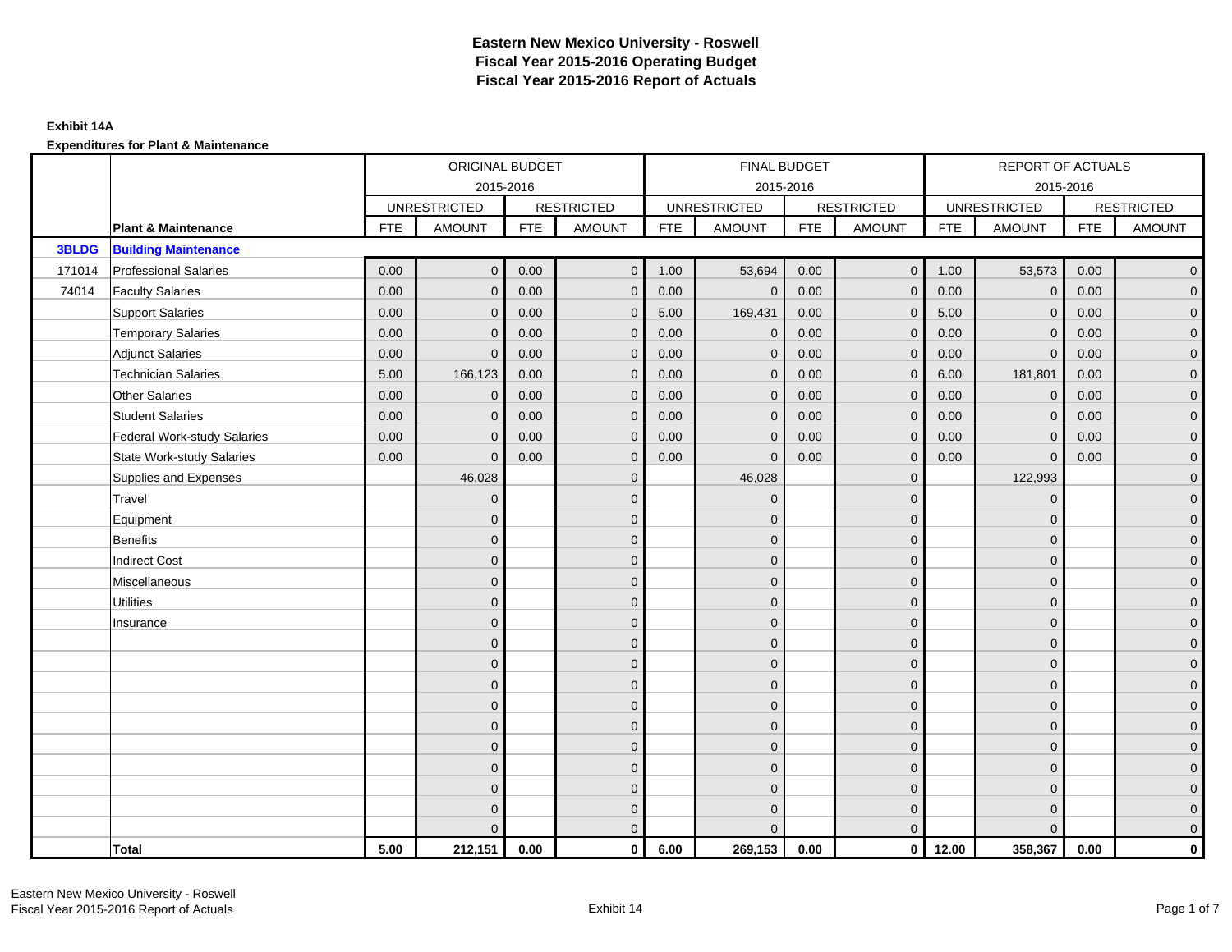# Eastern New Mexico University - Roswell
## Fiscal Year 2015-2016 Operating Budget
## Fiscal Year 2015-2016 Report of Actuals

**Exhibit 14A**

**Expenditures for Plant & Maintenance**

| | | ORIGINAL BUDGET 2015-2016 | | | | FINAL BUDGET 2015-2016 | | | | REPORT OF ACTUALS 2015-2016 | | | |
|---|---|---|---|---|---|---|---|---|---|---|---|---|---|
| | | UNRESTRICTED | | RESTRICTED | | UNRESTRICTED | | RESTRICTED | | UNRESTRICTED | | RESTRICTED | |
| | **Plant & Maintenance** | FTE | AMOUNT | FTE | AMOUNT | FTE | AMOUNT | FTE | AMOUNT | FTE | AMOUNT | FTE | AMOUNT |
| **3BLDG** | **Building Maintenance** | | | | | | | | | | | | |
| 171014 | Professional Salaries | 0.00 | 0 | 0.00 | 0 | 1.00 | 53,694 | 0.00 | 0 | 1.00 | 53,573 | 0.00 | 0 |
| 74014 | Faculty Salaries | 0.00 | 0 | 0.00 | 0 | 0.00 | 0 | 0.00 | 0 | 0.00 | 0 | 0.00 | 0 |
| | Support Salaries | 0.00 | 0 | 0.00 | 0 | 5.00 | 169,431 | 0.00 | 0 | 5.00 | 0 | 0.00 | 0 |
| | Temporary Salaries | 0.00 | 0 | 0.00 | 0 | 0.00 | 0 | 0.00 | 0 | 0.00 | 0 | 0.00 | 0 |
| | Adjunct Salaries | 0.00 | 0 | 0.00 | 0 | 0.00 | 0 | 0.00 | 0 | 0.00 | 0 | 0.00 | 0 |
| | Technician Salaries | 5.00 | 166,123 | 0.00 | 0 | 0.00 | 0 | 0.00 | 0 | 6.00 | 181,801 | 0.00 | 0 |
| | Other Salaries | 0.00 | 0 | 0.00 | 0 | 0.00 | 0 | 0.00 | 0 | 0.00 | 0 | 0.00 | 0 |
| | Student Salaries | 0.00 | 0 | 0.00 | 0 | 0.00 | 0 | 0.00 | 0 | 0.00 | 0 | 0.00 | 0 |
| | Federal Work-study Salaries | 0.00 | 0 | 0.00 | 0 | 0.00 | 0 | 0.00 | 0 | 0.00 | 0 | 0.00 | 0 |
| | State Work-study Salaries | 0.00 | 0 | 0.00 | 0 | 0.00 | 0 | 0.00 | 0 | 0.00 | 0 | 0.00 | 0 |
| | Supplies and Expenses | | 46,028 | | 0 | | 46,028 | | 0 | | 122,993 | | 0 |
| | Travel | | 0 | | 0 | | 0 | | 0 | | 0 | | 0 |
| | Equipment | | 0 | | 0 | | 0 | | 0 | | 0 | | 0 |
| | Benefits | | 0 | | 0 | | 0 | | 0 | | 0 | | 0 |
| | Indirect Cost | | 0 | | 0 | | 0 | | 0 | | 0 | | 0 |
| | Miscellaneous | | 0 | | 0 | | 0 | | 0 | | 0 | | 0 |
| | Utilities | | 0 | | 0 | | 0 | | 0 | | 0 | | 0 |
| | Insurance | | 0 | | 0 | | 0 | | 0 | | 0 | | 0 |
| | | | 0 | | 0 | | 0 | | 0 | | 0 | | 0 |
| | | | 0 | | 0 | | 0 | | 0 | | 0 | | 0 |
| | | | 0 | | 0 | | 0 | | 0 | | 0 | | 0 |
| | | | 0 | | 0 | | 0 | | 0 | | 0 | | 0 |
| | | | 0 | | 0 | | 0 | | 0 | | 0 | | 0 |
| | | | 0 | | 0 | | 0 | | 0 | | 0 | | 0 |
| | | | 0 | | 0 | | 0 | | 0 | | 0 | | 0 |
| | | | 0 | | 0 | | 0 | | 0 | | 0 | | 0 |
| | | | 0 | | 0 | | 0 | | 0 | | 0 | | 0 |
| | | | 0 | | 0 | | 0 | | 0 | | 0 | | 0 |
| | **Total** | **5.00** | **212,151** | **0.00** | **0** | **6.00** | **269,153** | **0.00** | **0** | **12.00** | **358,367** | **0.00** | **0** |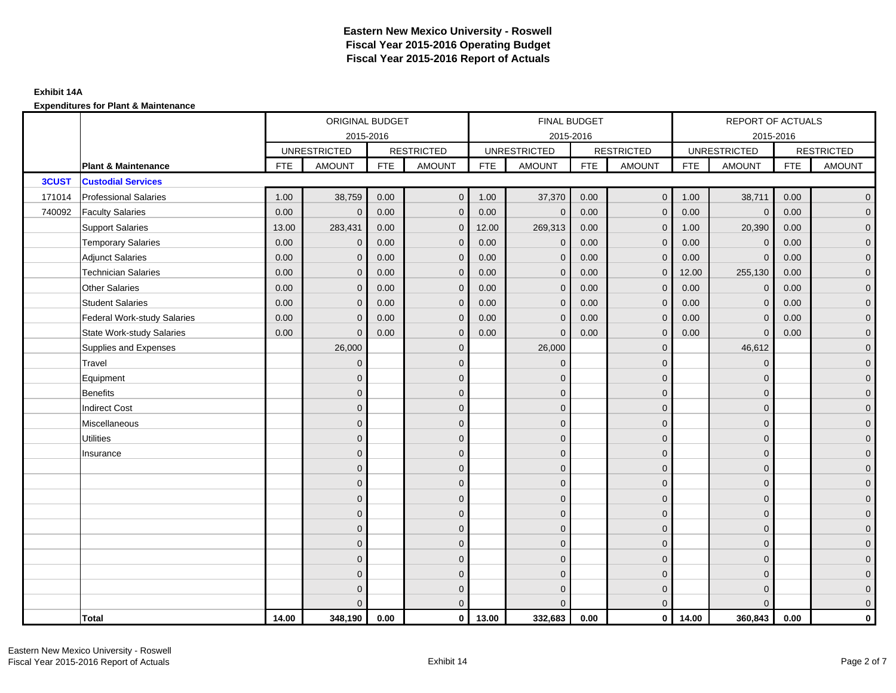# Eastern New Mexico University - Roswell
## Fiscal Year 2015-2016 Operating Budget
## Fiscal Year 2015-2016 Report of Actuals

**Exhibit 14A**

**Expenditures for Plant & Maintenance**

| | | ORIGINAL BUDGET 2015-2016 | | | | FINAL BUDGET 2015-2016 | | | | REPORT OF ACTUALS 2015-2016 | | | |
|---|---|---|---|---|---|---|---|---|---|---|---|---|---|
| | | UNRESTRICTED | | RESTRICTED | | UNRESTRICTED | | RESTRICTED | | UNRESTRICTED | | RESTRICTED | |
| | **Plant & Maintenance** | FTE | AMOUNT | FTE | AMOUNT | FTE | AMOUNT | FTE | AMOUNT | FTE | AMOUNT | FTE | AMOUNT |
| **3CUST** | **Custodial Services** | | | | | | | | | | | | |
| 171014 | Professional Salaries | 1.00 | 38,759 | 0.00 | 0 | 1.00 | 37,370 | 0.00 | 0 | 1.00 | 38,711 | 0.00 | 0 |
| 740092 | Faculty Salaries | 0.00 | 0 | 0.00 | 0 | 0.00 | 0 | 0.00 | 0 | 0.00 | 0 | 0.00 | 0 |
| | Support Salaries | 13.00 | 283,431 | 0.00 | 0 | 12.00 | 269,313 | 0.00 | 0 | 1.00 | 20,390 | 0.00 | 0 |
| | Temporary Salaries | 0.00 | 0 | 0.00 | 0 | 0.00 | 0 | 0.00 | 0 | 0.00 | 0 | 0.00 | 0 |
| | Adjunct Salaries | 0.00 | 0 | 0.00 | 0 | 0.00 | 0 | 0.00 | 0 | 0.00 | 0 | 0.00 | 0 |
| | Technician Salaries | 0.00 | 0 | 0.00 | 0 | 0.00 | 0 | 0.00 | 0 | 12.00 | 255,130 | 0.00 | 0 |
| | Other Salaries | 0.00 | 0 | 0.00 | 0 | 0.00 | 0 | 0.00 | 0 | 0.00 | 0 | 0.00 | 0 |
| | Student Salaries | 0.00 | 0 | 0.00 | 0 | 0.00 | 0 | 0.00 | 0 | 0.00 | 0 | 0.00 | 0 |
| | Federal Work-study Salaries | 0.00 | 0 | 0.00 | 0 | 0.00 | 0 | 0.00 | 0 | 0.00 | 0 | 0.00 | 0 |
| | State Work-study Salaries | 0.00 | 0 | 0.00 | 0 | 0.00 | 0 | 0.00 | 0 | 0.00 | 0 | 0.00 | 0 |
| | Supplies and Expenses | | 26,000 | | 0 | | 26,000 | | 0 | | 46,612 | | 0 |
| | Travel | | 0 | | 0 | | 0 | | 0 | | 0 | | 0 |
| | Equipment | | 0 | | 0 | | 0 | | 0 | | 0 | | 0 |
| | Benefits | | 0 | | 0 | | 0 | | 0 | | 0 | | 0 |
| | Indirect Cost | | 0 | | 0 | | 0 | | 0 | | 0 | | 0 |
| | Miscellaneous | | 0 | | 0 | | 0 | | 0 | | 0 | | 0 |
| | Utilities | | 0 | | 0 | | 0 | | 0 | | 0 | | 0 |
| | Insurance | | 0 | | 0 | | 0 | | 0 | | 0 | | 0 |
| | | | 0 | | 0 | | 0 | | 0 | | 0 | | 0 |
| | | | 0 | | 0 | | 0 | | 0 | | 0 | | 0 |
| | | | 0 | | 0 | | 0 | | 0 | | 0 | | 0 |
| | | | 0 | | 0 | | 0 | | 0 | | 0 | | 0 |
| | | | 0 | | 0 | | 0 | | 0 | | 0 | | 0 |
| | | | 0 | | 0 | | 0 | | 0 | | 0 | | 0 |
| | | | 0 | | 0 | | 0 | | 0 | | 0 | | 0 |
| | | | 0 | | 0 | | 0 | | 0 | | 0 | | 0 |
| | | | 0 | | 0 | | 0 | | 0 | | 0 | | 0 |
| | | | 0 | | 0 | | 0 | | 0 | | 0 | | 0 |
| | **Total** | **14.00** | **348,190** | **0.00** | **0** | **13.00** | **332,683** | **0.00** | **0** | **14.00** | **360,843** | **0.00** | **0** |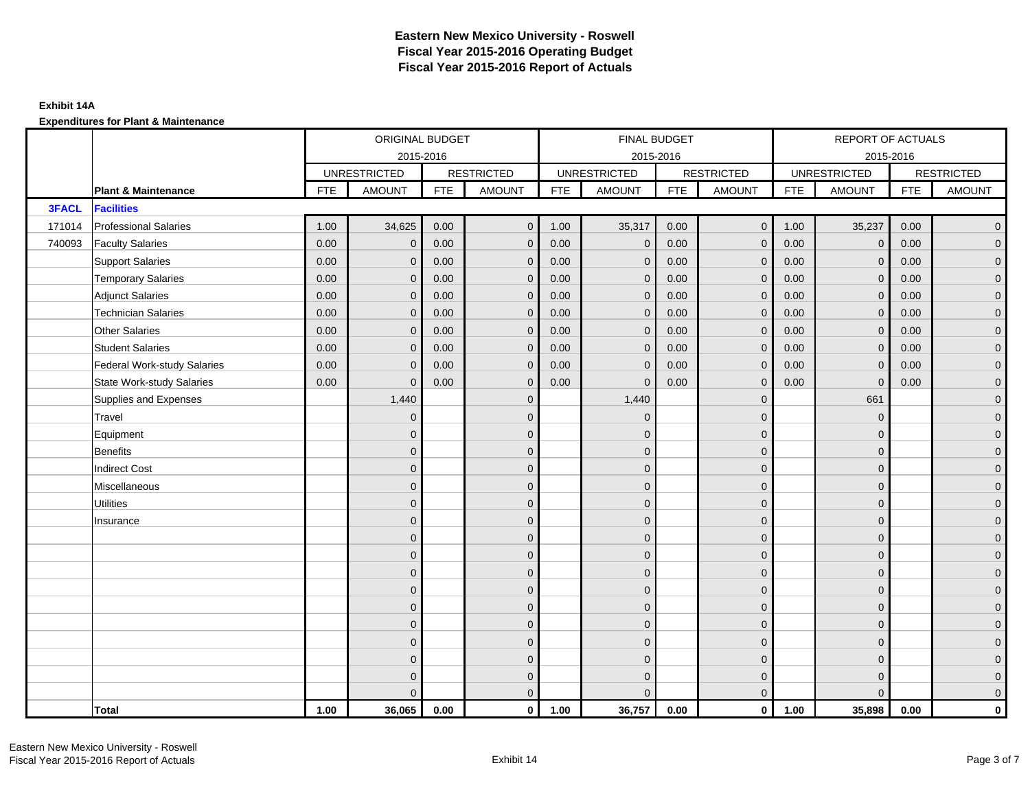# Eastern New Mexico University - Roswell
## Fiscal Year 2015-2016 Operating Budget
## Fiscal Year 2015-2016 Report of Actuals

**Exhibit 14A**

**Expenditures for Plant & Maintenance**

| | | ORIGINAL BUDGET 2015-2016 | | | | FINAL BUDGET 2015-2016 | | | | REPORT OF ACTUALS 2015-2016 | | | |
|---|---|---|---|---|---|---|---|---|---|---|---|---|---|
| | | UNRESTRICTED | | RESTRICTED | | UNRESTRICTED | | RESTRICTED | | UNRESTRICTED | | RESTRICTED | |
| | **Plant & Maintenance** | FTE | AMOUNT | FTE | AMOUNT | FTE | AMOUNT | FTE | AMOUNT | FTE | AMOUNT | FTE | AMOUNT |
| **3FACL** | **Facilities** | | | | | | | | | | | | |
| 171014 | Professional Salaries | 1.00 | 34,625 | 0.00 | 0 | 1.00 | 35,317 | 0.00 | 0 | 1.00 | 35,237 | 0.00 | 0 |
| 740093 | Faculty Salaries | 0.00 | 0 | 0.00 | 0 | 0.00 | 0 | 0.00 | 0 | 0.00 | 0 | 0.00 | 0 |
| | Support Salaries | 0.00 | 0 | 0.00 | 0 | 0.00 | 0 | 0.00 | 0 | 0.00 | 0 | 0.00 | 0 |
| | Temporary Salaries | 0.00 | 0 | 0.00 | 0 | 0.00 | 0 | 0.00 | 0 | 0.00 | 0 | 0.00 | 0 |
| | Adjunct Salaries | 0.00 | 0 | 0.00 | 0 | 0.00 | 0 | 0.00 | 0 | 0.00 | 0 | 0.00 | 0 |
| | Technician Salaries | 0.00 | 0 | 0.00 | 0 | 0.00 | 0 | 0.00 | 0 | 0.00 | 0 | 0.00 | 0 |
| | Other Salaries | 0.00 | 0 | 0.00 | 0 | 0.00 | 0 | 0.00 | 0 | 0.00 | 0 | 0.00 | 0 |
| | Student Salaries | 0.00 | 0 | 0.00 | 0 | 0.00 | 0 | 0.00 | 0 | 0.00 | 0 | 0.00 | 0 |
| | Federal Work-study Salaries | 0.00 | 0 | 0.00 | 0 | 0.00 | 0 | 0.00 | 0 | 0.00 | 0 | 0.00 | 0 |
| | State Work-study Salaries | 0.00 | 0 | 0.00 | 0 | 0.00 | 0 | 0.00 | 0 | 0.00 | 0 | 0.00 | 0 |
| | Supplies and Expenses | | 1,440 | | 0 | | 1,440 | | 0 | | 661 | | 0 |
| | Travel | | 0 | | 0 | | 0 | | 0 | | 0 | | 0 |
| | Equipment | | 0 | | 0 | | 0 | | 0 | | 0 | | 0 |
| | Benefits | | 0 | | 0 | | 0 | | 0 | | 0 | | 0 |
| | Indirect Cost | | 0 | | 0 | | 0 | | 0 | | 0 | | 0 |
| | Miscellaneous | | 0 | | 0 | | 0 | | 0 | | 0 | | 0 |
| | Utilities | | 0 | | 0 | | 0 | | 0 | | 0 | | 0 |
| | Insurance | | 0 | | 0 | | 0 | | 0 | | 0 | | 0 |
| | | | 0 | | 0 | | 0 | | 0 | | 0 | | 0 |
| | | | 0 | | 0 | | 0 | | 0 | | 0 | | 0 |
| | | | 0 | | 0 | | 0 | | 0 | | 0 | | 0 |
| | | | 0 | | 0 | | 0 | | 0 | | 0 | | 0 |
| | | | 0 | | 0 | | 0 | | 0 | | 0 | | 0 |
| | | | 0 | | 0 | | 0 | | 0 | | 0 | | 0 |
| | | | 0 | | 0 | | 0 | | 0 | | 0 | | 0 |
| | | | 0 | | 0 | | 0 | | 0 | | 0 | | 0 |
| | | | 0 | | 0 | | 0 | | 0 | | 0 | | 0 |
| | | | 0 | | 0 | | 0 | | 0 | | 0 | | 0 |
| | **Total** | **1.00** | **36,065** | **0.00** | **0** | **1.00** | **36,757** | **0.00** | **0** | **1.00** | **35,898** | **0.00** | **0** |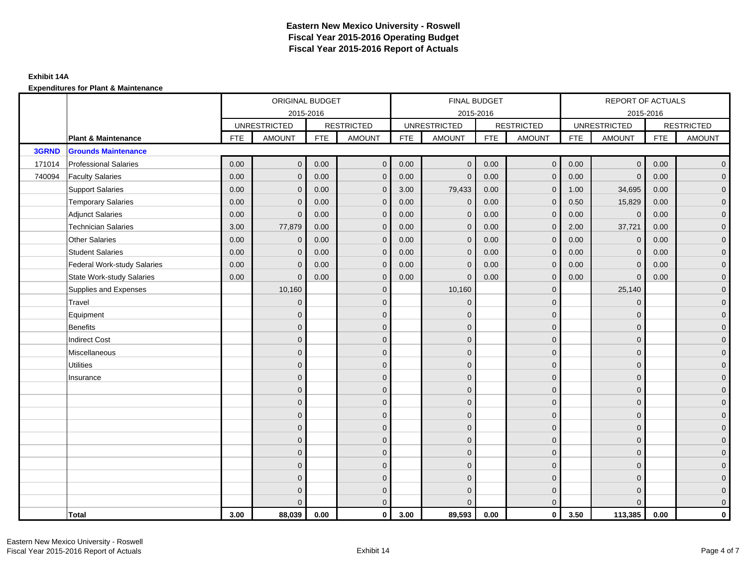# Eastern New Mexico University - Roswell
## Fiscal Year 2015-2016 Operating Budget
## Fiscal Year 2015-2016 Report of Actuals

**Exhibit 14A**

**Expenditures for Plant & Maintenance**

| | | ORIGINAL BUDGET 2015-2016 | | | | FINAL BUDGET 2015-2016 | | | | REPORT OF ACTUALS 2015-2016 | | | |
|---|---|---|---|---|---|---|---|---|---|---|---|---|---|
| | | UNRESTRICTED | | RESTRICTED | | UNRESTRICTED | | RESTRICTED | | UNRESTRICTED | | RESTRICTED | |
| | **Plant & Maintenance** | FTE | AMOUNT | FTE | AMOUNT | FTE | AMOUNT | FTE | AMOUNT | FTE | AMOUNT | FTE | AMOUNT |
| **3GRND** | **Grounds Maintenance** | | | | | | | | | | | | |
| 171014 | Professional Salaries | 0.00 | 0 | 0.00 | 0 | 0.00 | 0 | 0.00 | 0 | 0.00 | 0 | 0.00 | 0 |
| 740094 | Faculty Salaries | 0.00 | 0 | 0.00 | 0 | 0.00 | 0 | 0.00 | 0 | 0.00 | 0 | 0.00 | 0 |
| | Support Salaries | 0.00 | 0 | 0.00 | 0 | 3.00 | 79,433 | 0.00 | 0 | 1.00 | 34,695 | 0.00 | 0 |
| | Temporary Salaries | 0.00 | 0 | 0.00 | 0 | 0.00 | 0 | 0.00 | 0 | 0.50 | 15,829 | 0.00 | 0 |
| | Adjunct Salaries | 0.00 | 0 | 0.00 | 0 | 0.00 | 0 | 0.00 | 0 | 0.00 | 0 | 0.00 | 0 |
| | Technician Salaries | 3.00 | 77,879 | 0.00 | 0 | 0.00 | 0 | 0.00 | 0 | 2.00 | 37,721 | 0.00 | 0 |
| | Other Salaries | 0.00 | 0 | 0.00 | 0 | 0.00 | 0 | 0.00 | 0 | 0.00 | 0 | 0.00 | 0 |
| | Student Salaries | 0.00 | 0 | 0.00 | 0 | 0.00 | 0 | 0.00 | 0 | 0.00 | 0 | 0.00 | 0 |
| | Federal Work-study Salaries | 0.00 | 0 | 0.00 | 0 | 0.00 | 0 | 0.00 | 0 | 0.00 | 0 | 0.00 | 0 |
| | State Work-study Salaries | 0.00 | 0 | 0.00 | 0 | 0.00 | 0 | 0.00 | 0 | 0.00 | 0 | 0.00 | 0 |
| | Supplies and Expenses | | 10,160 | | 0 | | 10,160 | | 0 | | 25,140 | | 0 |
| | Travel | | 0 | | 0 | | 0 | | 0 | | 0 | | 0 |
| | Equipment | | 0 | | 0 | | 0 | | 0 | | 0 | | 0 |
| | Benefits | | 0 | | 0 | | 0 | | 0 | | 0 | | 0 |
| | Indirect Cost | | 0 | | 0 | | 0 | | 0 | | 0 | | 0 |
| | Miscellaneous | | 0 | | 0 | | 0 | | 0 | | 0 | | 0 |
| | Utilities | | 0 | | 0 | | 0 | | 0 | | 0 | | 0 |
| | Insurance | | 0 | | 0 | | 0 | | 0 | | 0 | | 0 |
| | | | 0 | | 0 | | 0 | | 0 | | 0 | | 0 |
| | | | 0 | | 0 | | 0 | | 0 | | 0 | | 0 |
| | | | 0 | | 0 | | 0 | | 0 | | 0 | | 0 |
| | | | 0 | | 0 | | 0 | | 0 | | 0 | | 0 |
| | | | 0 | | 0 | | 0 | | 0 | | 0 | | 0 |
| | | | 0 | | 0 | | 0 | | 0 | | 0 | | 0 |
| | | | 0 | | 0 | | 0 | | 0 | | 0 | | 0 |
| | | | 0 | | 0 | | 0 | | 0 | | 0 | | 0 |
| | | | 0 | | 0 | | 0 | | 0 | | 0 | | 0 |
| | | | 0 | | 0 | | 0 | | 0 | | 0 | | 0 |
| | **Total** | **3.00** | **88,039** | **0.00** | **0** | **3.00** | **89,593** | **0.00** | **0** | **3.50** | **113,385** | **0.00** | **0** |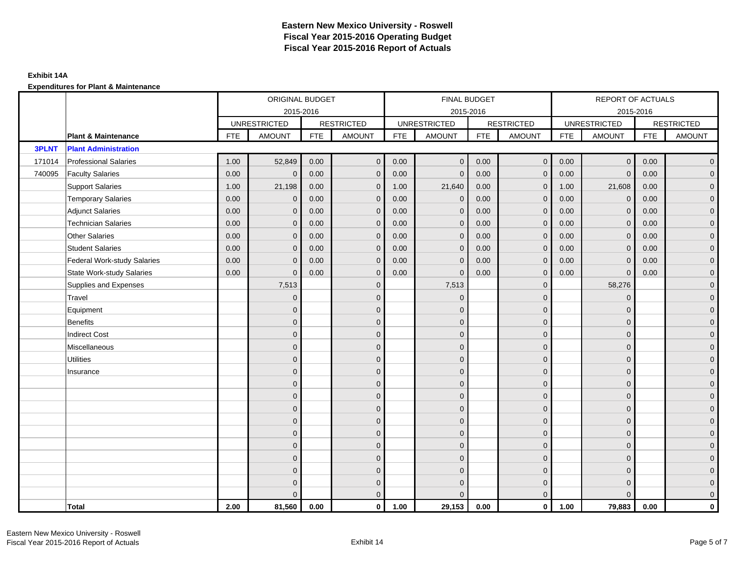# Eastern New Mexico University - Roswell
# Fiscal Year 2015-2016 Operating Budget
# Fiscal Year 2015-2016 Report of Actuals

**Exhibit 14A**

**Expenditures for Plant & Maintenance**

| | | ORIGINAL BUDGET 2015-2016 | | | | FINAL BUDGET 2015-2016 | | | | REPORT OF ACTUALS 2015-2016 | | | |
|---|---|---|---|---|---|---|---|---|---|---|---|---|---|
| | | UNRESTRICTED | | RESTRICTED | | UNRESTRICTED | | RESTRICTED | | UNRESTRICTED | | RESTRICTED | |
| | **Plant & Maintenance** | FTE | AMOUNT | FTE | AMOUNT | FTE | AMOUNT | FTE | AMOUNT | FTE | AMOUNT | FTE | AMOUNT |
| **3PLNT** | **Plant Administration** | | | | | | | | | | | | |
| 171014 | Professional Salaries | 1.00 | 52,849 | 0.00 | 0 | 0.00 | 0 | 0.00 | 0 | 0.00 | 0 | 0.00 | 0 |
| 740095 | Faculty Salaries | 0.00 | 0 | 0.00 | 0 | 0.00 | 0 | 0.00 | 0 | 0.00 | 0 | 0.00 | 0 |
| | Support Salaries | 1.00 | 21,198 | 0.00 | 0 | 1.00 | 21,640 | 0.00 | 0 | 1.00 | 21,608 | 0.00 | 0 |
| | Temporary Salaries | 0.00 | 0 | 0.00 | 0 | 0.00 | 0 | 0.00 | 0 | 0.00 | 0 | 0.00 | 0 |
| | Adjunct Salaries | 0.00 | 0 | 0.00 | 0 | 0.00 | 0 | 0.00 | 0 | 0.00 | 0 | 0.00 | 0 |
| | Technician Salaries | 0.00 | 0 | 0.00 | 0 | 0.00 | 0 | 0.00 | 0 | 0.00 | 0 | 0.00 | 0 |
| | Other Salaries | 0.00 | 0 | 0.00 | 0 | 0.00 | 0 | 0.00 | 0 | 0.00 | 0 | 0.00 | 0 |
| | Student Salaries | 0.00 | 0 | 0.00 | 0 | 0.00 | 0 | 0.00 | 0 | 0.00 | 0 | 0.00 | 0 |
| | Federal Work-study Salaries | 0.00 | 0 | 0.00 | 0 | 0.00 | 0 | 0.00 | 0 | 0.00 | 0 | 0.00 | 0 |
| | State Work-study Salaries | 0.00 | 0 | 0.00 | 0 | 0.00 | 0 | 0.00 | 0 | 0.00 | 0 | 0.00 | 0 |
| | Supplies and Expenses | | 7,513 | | 0 | | 7,513 | | 0 | | 58,276 | | 0 |
| | Travel | | 0 | | 0 | | 0 | | 0 | | 0 | | 0 |
| | Equipment | | 0 | | 0 | | 0 | | 0 | | 0 | | 0 |
| | Benefits | | 0 | | 0 | | 0 | | 0 | | 0 | | 0 |
| | Indirect Cost | | 0 | | 0 | | 0 | | 0 | | 0 | | 0 |
| | Miscellaneous | | 0 | | 0 | | 0 | | 0 | | 0 | | 0 |
| | Utilities | | 0 | | 0 | | 0 | | 0 | | 0 | | 0 |
| | Insurance | | 0 | | 0 | | 0 | | 0 | | 0 | | 0 |
| | | | 0 | | 0 | | 0 | | 0 | | 0 | | 0 |
| | | | 0 | | 0 | | 0 | | 0 | | 0 | | 0 |
| | | | 0 | | 0 | | 0 | | 0 | | 0 | | 0 |
| | | | 0 | | 0 | | 0 | | 0 | | 0 | | 0 |
| | | | 0 | | 0 | | 0 | | 0 | | 0 | | 0 |
| | | | 0 | | 0 | | 0 | | 0 | | 0 | | 0 |
| | | | 0 | | 0 | | 0 | | 0 | | 0 | | 0 |
| | | | 0 | | 0 | | 0 | | 0 | | 0 | | 0 |
| | | | 0 | | 0 | | 0 | | 0 | | 0 | | 0 |
| | | | 0 | | 0 | | 0 | | 0 | | 0 | | 0 |
| | **Total** | **2.00** | **81,560** | **0.00** | **0** | **1.00** | **29,153** | **0.00** | **0** | **1.00** | **79,883** | **0.00** | **0** |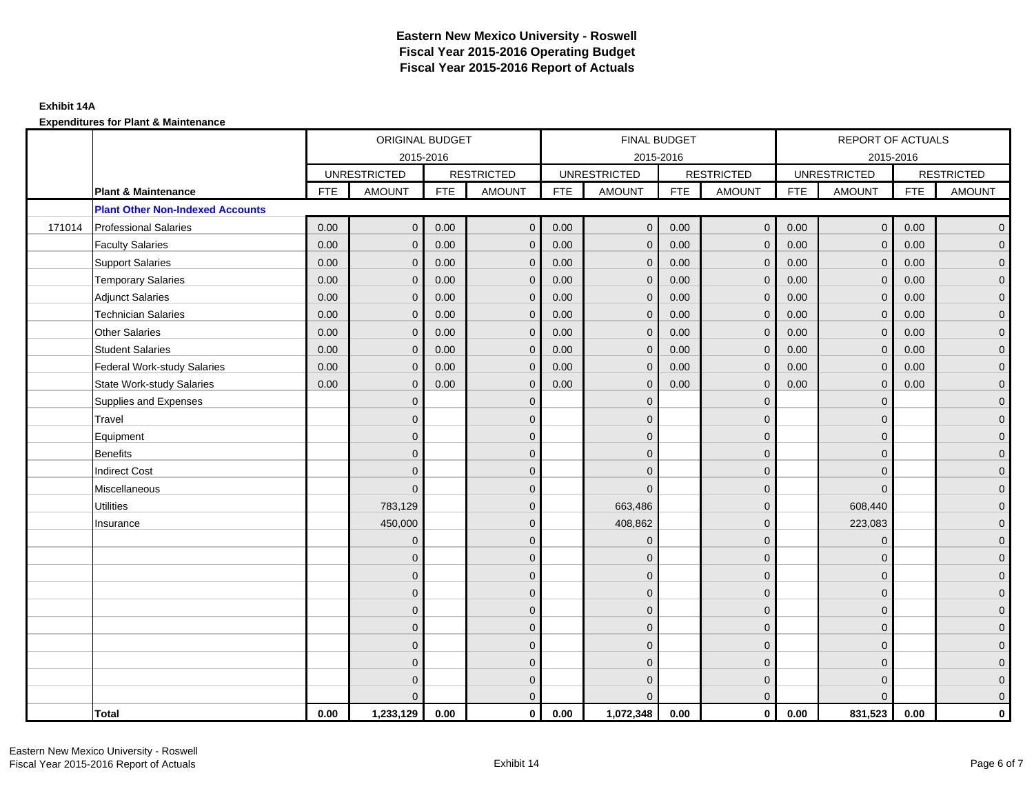# Eastern New Mexico University - Roswell
## Fiscal Year 2015-2016 Operating Budget
## Fiscal Year 2015-2016 Report of Actuals

**Exhibit 14A**

**Expenditures for Plant & Maintenance**

| | | ORIGINAL BUDGET 2015-2016 | | | | FINAL BUDGET 2015-2016 | | | | REPORT OF ACTUALS 2015-2016 | | | |
|---|---|---|---|---|---|---|---|---|---|---|---|---|---|
| | | UNRESTRICTED | | RESTRICTED | | UNRESTRICTED | | RESTRICTED | | UNRESTRICTED | | RESTRICTED | |
| | **Plant & Maintenance** | FTE | AMOUNT | FTE | AMOUNT | FTE | AMOUNT | FTE | AMOUNT | FTE | AMOUNT | FTE | AMOUNT |
| | **Plant Other Non-Indexed Accounts** | | | | | | | | | | | | |
| 171014 | Professional Salaries | 0.00 | 0 | 0.00 | 0 | 0.00 | 0 | 0.00 | 0 | 0.00 | 0 | 0.00 | 0 |
| | Faculty Salaries | 0.00 | 0 | 0.00 | 0 | 0.00 | 0 | 0.00 | 0 | 0.00 | 0 | 0.00 | 0 |
| | Support Salaries | 0.00 | 0 | 0.00 | 0 | 0.00 | 0 | 0.00 | 0 | 0.00 | 0 | 0.00 | 0 |
| | Temporary Salaries | 0.00 | 0 | 0.00 | 0 | 0.00 | 0 | 0.00 | 0 | 0.00 | 0 | 0.00 | 0 |
| | Adjunct Salaries | 0.00 | 0 | 0.00 | 0 | 0.00 | 0 | 0.00 | 0 | 0.00 | 0 | 0.00 | 0 |
| | Technician Salaries | 0.00 | 0 | 0.00 | 0 | 0.00 | 0 | 0.00 | 0 | 0.00 | 0 | 0.00 | 0 |
| | Other Salaries | 0.00 | 0 | 0.00 | 0 | 0.00 | 0 | 0.00 | 0 | 0.00 | 0 | 0.00 | 0 |
| | Student Salaries | 0.00 | 0 | 0.00 | 0 | 0.00 | 0 | 0.00 | 0 | 0.00 | 0 | 0.00 | 0 |
| | Federal Work-study Salaries | 0.00 | 0 | 0.00 | 0 | 0.00 | 0 | 0.00 | 0 | 0.00 | 0 | 0.00 | 0 |
| | State Work-study Salaries | 0.00 | 0 | 0.00 | 0 | 0.00 | 0 | 0.00 | 0 | 0.00 | 0 | 0.00 | 0 |
| | Supplies and Expenses | | 0 | | 0 | | 0 | | 0 | | 0 | | 0 |
| | Travel | | 0 | | 0 | | 0 | | 0 | | 0 | | 0 |
| | Equipment | | 0 | | 0 | | 0 | | 0 | | 0 | | 0 |
| | Benefits | | 0 | | 0 | | 0 | | 0 | | 0 | | 0 |
| | Indirect Cost | | 0 | | 0 | | 0 | | 0 | | 0 | | 0 |
| | Miscellaneous | | 0 | | 0 | | 0 | | 0 | | 0 | | 0 |
| | Utilities | | 783,129 | | 0 | | 663,486 | | 0 | | 608,440 | | 0 |
| | Insurance | | 450,000 | | 0 | | 408,862 | | 0 | | 223,083 | | 0 |
| | | | 0 | | 0 | | 0 | | 0 | | 0 | | 0 |
| | | | 0 | | 0 | | 0 | | 0 | | 0 | | 0 |
| | | | 0 | | 0 | | 0 | | 0 | | 0 | | 0 |
| | | | 0 | | 0 | | 0 | | 0 | | 0 | | 0 |
| | | | 0 | | 0 | | 0 | | 0 | | 0 | | 0 |
| | | | 0 | | 0 | | 0 | | 0 | | 0 | | 0 |
| | | | 0 | | 0 | | 0 | | 0 | | 0 | | 0 |
| | | | 0 | | 0 | | 0 | | 0 | | 0 | | 0 |
| | | | 0 | | 0 | | 0 | | 0 | | 0 | | 0 |
| | | | 0 | | 0 | | 0 | | 0 | | 0 | | 0 |
| | **Total** | **0.00** | **1,233,129** | **0.00** | **0** | **0.00** | **1,072,348** | **0.00** | **0** | **0.00** | **831,523** | **0.00** | **0** |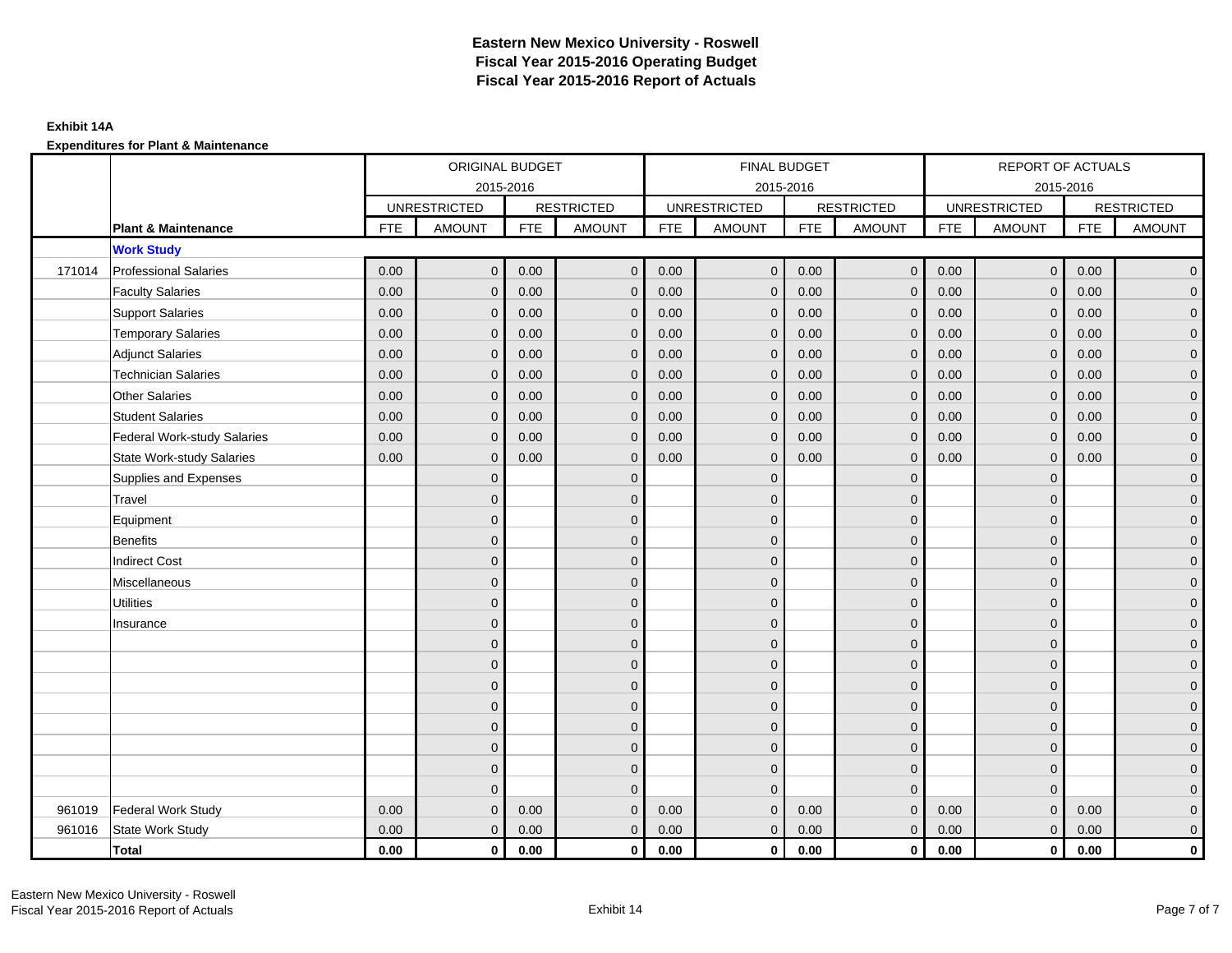# Eastern New Mexico University - Roswell
# Fiscal Year 2015-2016 Operating Budget
# Fiscal Year 2015-2016 Report of Actuals

**Exhibit 14A**

**Expenditures for Plant & Maintenance**

| | | ORIGINAL BUDGET 2015-2016 | | | | FINAL BUDGET 2015-2016 | | | | REPORT OF ACTUALS 2015-2016 | | | |
|---|---|---|---|---|---|---|---|---|---|---|---|---|---|
| | | UNRESTRICTED | | RESTRICTED | | UNRESTRICTED | | RESTRICTED | | UNRESTRICTED | | RESTRICTED | |
| | **Plant & Maintenance** | FTE | AMOUNT | FTE | AMOUNT | FTE | AMOUNT | FTE | AMOUNT | FTE | AMOUNT | FTE | AMOUNT |
| | **Work Study** | | | | | | | | | | | | |
| 171014 | Professional Salaries | 0.00 | 0 | 0.00 | 0 | 0.00 | 0 | 0.00 | 0 | 0.00 | 0 | 0.00 | 0 |
| | Faculty Salaries | 0.00 | 0 | 0.00 | 0 | 0.00 | 0 | 0.00 | 0 | 0.00 | 0 | 0.00 | 0 |
| | Support Salaries | 0.00 | 0 | 0.00 | 0 | 0.00 | 0 | 0.00 | 0 | 0.00 | 0 | 0.00 | 0 |
| | Temporary Salaries | 0.00 | 0 | 0.00 | 0 | 0.00 | 0 | 0.00 | 0 | 0.00 | 0 | 0.00 | 0 |
| | Adjunct Salaries | 0.00 | 0 | 0.00 | 0 | 0.00 | 0 | 0.00 | 0 | 0.00 | 0 | 0.00 | 0 |
| | Technician Salaries | 0.00 | 0 | 0.00 | 0 | 0.00 | 0 | 0.00 | 0 | 0.00 | 0 | 0.00 | 0 |
| | Other Salaries | 0.00 | 0 | 0.00 | 0 | 0.00 | 0 | 0.00 | 0 | 0.00 | 0 | 0.00 | 0 |
| | Student Salaries | 0.00 | 0 | 0.00 | 0 | 0.00 | 0 | 0.00 | 0 | 0.00 | 0 | 0.00 | 0 |
| | Federal Work-study Salaries | 0.00 | 0 | 0.00 | 0 | 0.00 | 0 | 0.00 | 0 | 0.00 | 0 | 0.00 | 0 |
| | State Work-study Salaries | 0.00 | 0 | 0.00 | 0 | 0.00 | 0 | 0.00 | 0 | 0.00 | 0 | 0.00 | 0 |
| | Supplies and Expenses | | 0 | | 0 | | 0 | | 0 | | 0 | | 0 |
| | Travel | | 0 | | 0 | | 0 | | 0 | | 0 | | 0 |
| | Equipment | | 0 | | 0 | | 0 | | 0 | | 0 | | 0 |
| | Benefits | | 0 | | 0 | | 0 | | 0 | | 0 | | 0 |
| | Indirect Cost | | 0 | | 0 | | 0 | | 0 | | 0 | | 0 |
| | Miscellaneous | | 0 | | 0 | | 0 | | 0 | | 0 | | 0 |
| | Utilities | | 0 | | 0 | | 0 | | 0 | | 0 | | 0 |
| | Insurance | | 0 | | 0 | | 0 | | 0 | | 0 | | 0 |
| | | | 0 | | 0 | | 0 | | 0 | | 0 | | 0 |
| | | | 0 | | 0 | | 0 | | 0 | | 0 | | 0 |
| | | | 0 | | 0 | | 0 | | 0 | | 0 | | 0 |
| | | | 0 | | 0 | | 0 | | 0 | | 0 | | 0 |
| | | | 0 | | 0 | | 0 | | 0 | | 0 | | 0 |
| | | | 0 | | 0 | | 0 | | 0 | | 0 | | 0 |
| | | | 0 | | 0 | | 0 | | 0 | | 0 | | 0 |
| | | | 0 | | 0 | | 0 | | 0 | | 0 | | 0 |
| 961019 | Federal Work Study | 0.00 | 0 | 0.00 | 0 | 0.00 | 0 | 0.00 | 0 | 0.00 | 0 | 0.00 | 0 |
| 961016 | State Work Study | 0.00 | 0 | 0.00 | 0 | 0.00 | 0 | 0.00 | 0 | 0.00 | 0 | 0.00 | 0 |
| | **Total** | **0.00** | **0** | **0.00** | **0** | **0.00** | **0** | **0.00** | **0** | **0.00** | **0** | **0.00** | **0** |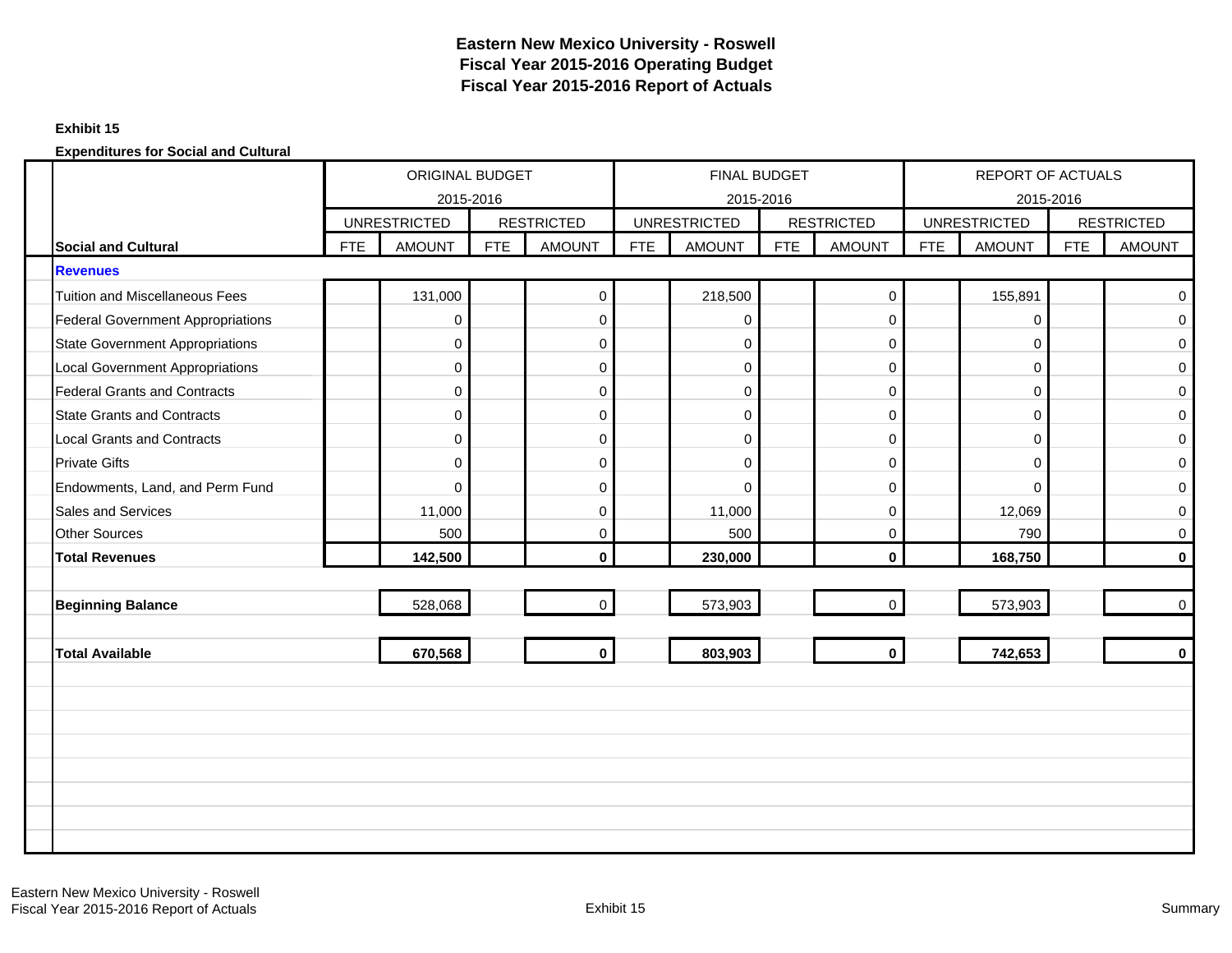# Eastern New Mexico University - Roswell
## Fiscal Year 2015-2016 Operating Budget
## Fiscal Year 2015-2016 Report of Actuals

**Exhibit 15**

**Expenditures for Social and Cultural**

| | ORIGINAL BUDGET 2015-2016 | | | | FINAL BUDGET 2015-2016 | | | | REPORT OF ACTUALS 2015-2016 | | | |
|---|---|---|---|---|---|---|---|---|---|---|---|---|
| | UNRESTRICTED | | RESTRICTED | | UNRESTRICTED | | RESTRICTED | | UNRESTRICTED | | RESTRICTED | |
| **Social and Cultural** | FTE | AMOUNT | FTE | AMOUNT | FTE | AMOUNT | FTE | AMOUNT | FTE | AMOUNT | FTE | AMOUNT |
| **Revenues** | | | | | | | | | | | | |
| Tuition and Miscellaneous Fees | | 131,000 | | 0 | | 218,500 | | 0 | | 155,891 | | 0 |
| Federal Government Appropriations | | 0 | | 0 | | 0 | | 0 | | 0 | | 0 |
| State Government Appropriations | | 0 | | 0 | | 0 | | 0 | | 0 | | 0 |
| Local Government Appropriations | | 0 | | 0 | | 0 | | 0 | | 0 | | 0 |
| Federal Grants and Contracts | | 0 | | 0 | | 0 | | 0 | | 0 | | 0 |
| State Grants and Contracts | | 0 | | 0 | | 0 | | 0 | | 0 | | 0 |
| Local Grants and Contracts | | 0 | | 0 | | 0 | | 0 | | 0 | | 0 |
| Private Gifts | | 0 | | 0 | | 0 | | 0 | | 0 | | 0 |
| Endowments, Land, and Perm Fund | | 0 | | 0 | | 0 | | 0 | | 0 | | 0 |
| Sales and Services | | 11,000 | | 0 | | 11,000 | | 0 | | 12,069 | | 0 |
| Other Sources | | 500 | | 0 | | 500 | | 0 | | 790 | | 0 |
| **Total Revenues** | | **142,500** | | **0** | | **230,000** | | **0** | | **168,750** | | **0** |
| | | | | | | | | | | | | |
| **Beginning Balance** | | 528,068 | | 0 | | 573,903 | | 0 | | 573,903 | | 0 |
| | | | | | | | | | | | | |
| **Total Available** | | **670,568** | | **0** | | **803,903** | | **0** | | **742,653** | | **0** |

Eastern New Mexico University - Roswell
Fiscal Year 2015-2016 Report of Actuals

Exhibit 15

Summary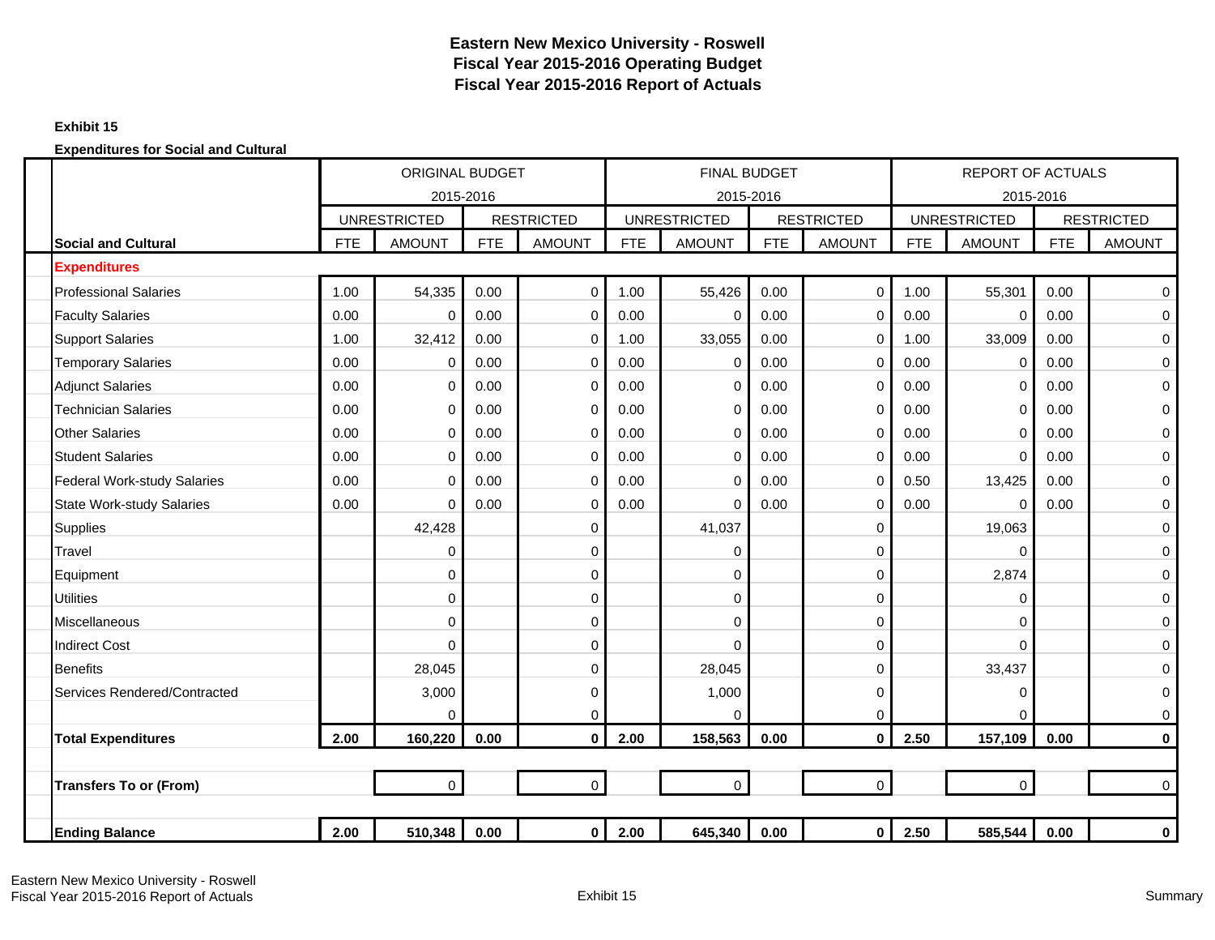# Eastern New Mexico University - Roswell
## Fiscal Year 2015-2016 Operating Budget
## Fiscal Year 2015-2016 Report of Actuals

**Exhibit 15**

**Expenditures for Social and Cultural**

| | ORIGINAL BUDGET 2015-2016 | | | | FINAL BUDGET 2015-2016 | | | | REPORT OF ACTUALS 2015-2016 | | | |
|---|---|---|---|---|---|---|---|---|---|---|---|---|
| | UNRESTRICTED | | RESTRICTED | | UNRESTRICTED | | RESTRICTED | | UNRESTRICTED | | RESTRICTED | |
| **Social and Cultural** | FTE | AMOUNT | FTE | AMOUNT | FTE | AMOUNT | FTE | AMOUNT | FTE | AMOUNT | FTE | AMOUNT |
| **Expenditures** | | | | | | | | | | | | |
| Professional Salaries | 1.00 | 54,335 | 0.00 | 0 | 1.00 | 55,426 | 0.00 | 0 | 1.00 | 55,301 | 0.00 | 0 |
| Faculty Salaries | 0.00 | 0 | 0.00 | 0 | 0.00 | 0 | 0.00 | 0 | 0.00 | 0 | 0.00 | 0 |
| Support Salaries | 1.00 | 32,412 | 0.00 | 0 | 1.00 | 33,055 | 0.00 | 0 | 1.00 | 33,009 | 0.00 | 0 |
| Temporary Salaries | 0.00 | 0 | 0.00 | 0 | 0.00 | 0 | 0.00 | 0 | 0.00 | 0 | 0.00 | 0 |
| Adjunct Salaries | 0.00 | 0 | 0.00 | 0 | 0.00 | 0 | 0.00 | 0 | 0.00 | 0 | 0.00 | 0 |
| Technician Salaries | 0.00 | 0 | 0.00 | 0 | 0.00 | 0 | 0.00 | 0 | 0.00 | 0 | 0.00 | 0 |
| Other Salaries | 0.00 | 0 | 0.00 | 0 | 0.00 | 0 | 0.00 | 0 | 0.00 | 0 | 0.00 | 0 |
| Student Salaries | 0.00 | 0 | 0.00 | 0 | 0.00 | 0 | 0.00 | 0 | 0.00 | 0 | 0.00 | 0 |
| Federal Work-study Salaries | 0.00 | 0 | 0.00 | 0 | 0.00 | 0 | 0.00 | 0 | 0.50 | 13,425 | 0.00 | 0 |
| State Work-study Salaries | 0.00 | 0 | 0.00 | 0 | 0.00 | 0 | 0.00 | 0 | 0.00 | 0 | 0.00 | 0 |
| Supplies | | 42,428 | | 0 | | 41,037 | | 0 | | 19,063 | | 0 |
| Travel | | 0 | | 0 | | 0 | | 0 | | 0 | | 0 |
| Equipment | | 0 | | 0 | | 0 | | 0 | | 2,874 | | 0 |
| Utilities | | 0 | | 0 | | 0 | | 0 | | 0 | | 0 |
| Miscellaneous | | 0 | | 0 | | 0 | | 0 | | 0 | | 0 |
| Indirect Cost | | 0 | | 0 | | 0 | | 0 | | 0 | | 0 |
| Benefits | | 28,045 | | 0 | | 28,045 | | 0 | | 33,437 | | 0 |
| Services Rendered/Contracted | | 3,000 | | 0 | | 1,000 | | 0 | | 0 | | 0 |
| | | 0 | | 0 | | 0 | | 0 | | 0 | | 0 |
| **Total Expenditures** | **2.00** | **160,220** | **0.00** | **0** | **2.00** | **158,563** | **0.00** | **0** | **2.50** | **157,109** | **0.00** | **0** |
| | | | | | | | | | | | | |
| **Transfers To or (From)** | | 0 | | 0 | | 0 | | 0 | | 0 | | 0 |
| | | | | | | | | | | | | |
| **Ending Balance** | **2.00** | **510,348** | **0.00** | **0** | **2.00** | **645,340** | **0.00** | **0** | **2.50** | **585,544** | **0.00** | **0** |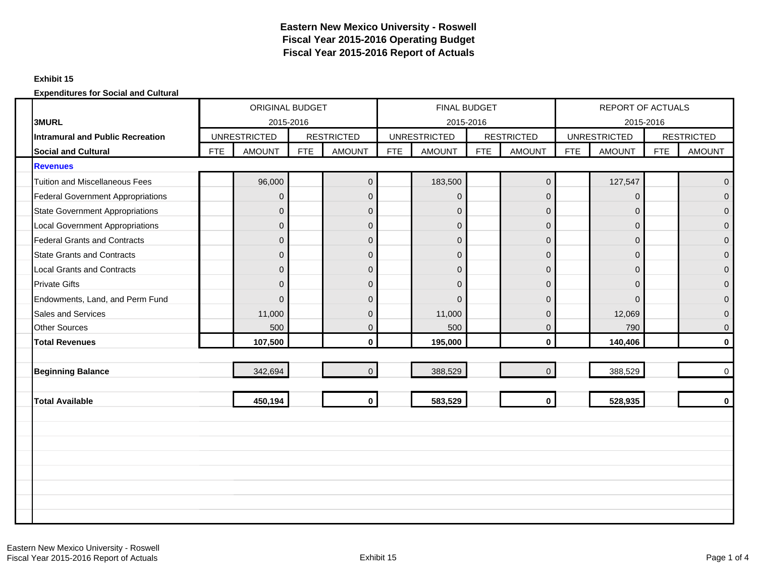# Eastern New Mexico University - Roswell
## Fiscal Year 2015-2016 Operating Budget
## Fiscal Year 2015-2016 Report of Actuals

**Exhibit 15**

**Expenditures for Social and Cultural**

| 3MURL | ORIGINAL BUDGET 2015-2016 | | | | FINAL BUDGET 2015-2016 | | | | REPORT OF ACTUALS 2015-2016 | | | |
|---|---|---|---|---|---|---|---|---|---|---|---|---|
| **Intramural and Public Recreation** | UNRESTRICTED | | RESTRICTED | | UNRESTRICTED | | RESTRICTED | | UNRESTRICTED | | RESTRICTED | |
| **Social and Cultural** | FTE | AMOUNT | FTE | AMOUNT | FTE | AMOUNT | FTE | AMOUNT | FTE | AMOUNT | FTE | AMOUNT |
| **Revenues** | | | | | | | | | | | | |
| Tuition and Miscellaneous Fees | | 96,000 | | 0 | | 183,500 | | 0 | | 127,547 | | 0 |
| Federal Government Appropriations | | 0 | | 0 | | 0 | | 0 | | 0 | | 0 |
| State Government Appropriations | | 0 | | 0 | | 0 | | 0 | | 0 | | 0 |
| Local Government Appropriations | | 0 | | 0 | | 0 | | 0 | | 0 | | 0 |
| Federal Grants and Contracts | | 0 | | 0 | | 0 | | 0 | | 0 | | 0 |
| State Grants and Contracts | | 0 | | 0 | | 0 | | 0 | | 0 | | 0 |
| Local Grants and Contracts | | 0 | | 0 | | 0 | | 0 | | 0 | | 0 |
| Private Gifts | | 0 | | 0 | | 0 | | 0 | | 0 | | 0 |
| Endowments, Land, and Perm Fund | | 0 | | 0 | | 0 | | 0 | | 0 | | 0 |
| Sales and Services | | 11,000 | | 0 | | 11,000 | | 0 | | 12,069 | | 0 |
| Other Sources | | 500 | | 0 | | 500 | | 0 | | 790 | | 0 |
| **Total Revenues** | | **107,500** | | **0** | | **195,000** | | **0** | | **140,406** | | **0** |
| **Beginning Balance** | | 342,694 | | 0 | | 388,529 | | 0 | | 388,529 | | 0 |
| **Total Available** | | **450,194** | | **0** | | **583,529** | | **0** | | **528,935** | | **0** |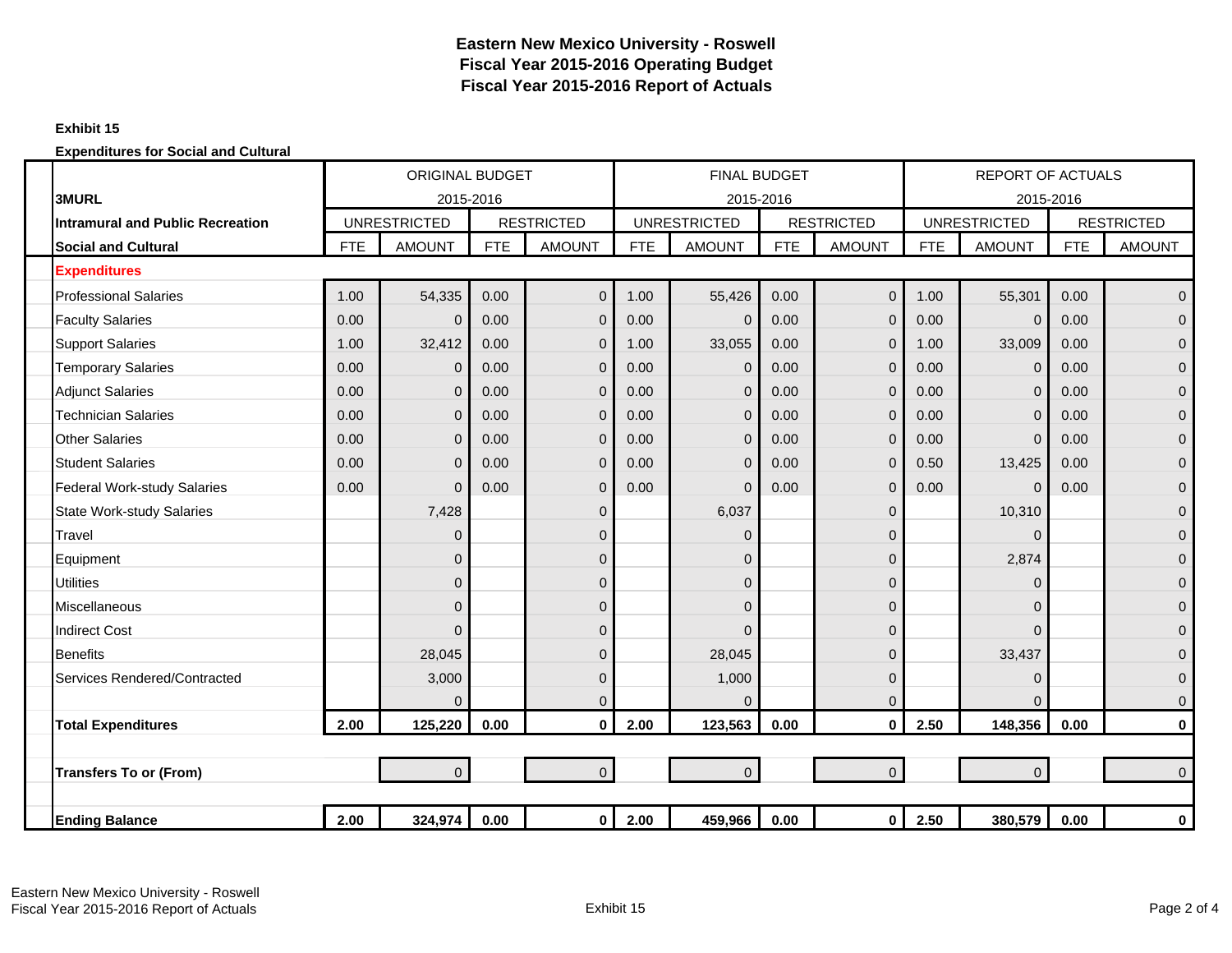# Eastern New Mexico University - Roswell
## Fiscal Year 2015-2016 Operating Budget
## Fiscal Year 2015-2016 Report of Actuals

**Exhibit 15**

**Expenditures for Social and Cultural**

| | ORIGINAL BUDGET 2015-2016 | | | | FINAL BUDGET 2015-2016 | | | | REPORT OF ACTUALS 2015-2016 | | | |
|---|---|---|---|---|---|---|---|---|---|---|---|---|
| **3MURL** | UNRESTRICTED | | RESTRICTED | | UNRESTRICTED | | RESTRICTED | | UNRESTRICTED | | RESTRICTED | |
| **Intramural and Public Recreation** | | | | | | | | | | | | |
| **Social and Cultural** | FTE | AMOUNT | FTE | AMOUNT | FTE | AMOUNT | FTE | AMOUNT | FTE | AMOUNT | FTE | AMOUNT |
| **Expenditures** | | | | | | | | | | | | |
| Professional Salaries | 1.00 | 54,335 | 0.00 | 0 | 1.00 | 55,426 | 0.00 | 0 | 1.00 | 55,301 | 0.00 | 0 |
| Faculty Salaries | 0.00 | 0 | 0.00 | 0 | 0.00 | 0 | 0.00 | 0 | 0.00 | 0 | 0.00 | 0 |
| Support Salaries | 1.00 | 32,412 | 0.00 | 0 | 1.00 | 33,055 | 0.00 | 0 | 1.00 | 33,009 | 0.00 | 0 |
| Temporary Salaries | 0.00 | 0 | 0.00 | 0 | 0.00 | 0 | 0.00 | 0 | 0.00 | 0 | 0.00 | 0 |
| Adjunct Salaries | 0.00 | 0 | 0.00 | 0 | 0.00 | 0 | 0.00 | 0 | 0.00 | 0 | 0.00 | 0 |
| Technician Salaries | 0.00 | 0 | 0.00 | 0 | 0.00 | 0 | 0.00 | 0 | 0.00 | 0 | 0.00 | 0 |
| Other Salaries | 0.00 | 0 | 0.00 | 0 | 0.00 | 0 | 0.00 | 0 | 0.00 | 0 | 0.00 | 0 |
| Student Salaries | 0.00 | 0 | 0.00 | 0 | 0.00 | 0 | 0.00 | 0 | 0.50 | 13,425 | 0.00 | 0 |
| Federal Work-study Salaries | 0.00 | 0 | 0.00 | 0 | 0.00 | 0 | 0.00 | 0 | 0.00 | 0 | 0.00 | 0 |
| State Work-study Salaries | | 7,428 | | 0 | | 6,037 | | 0 | | 10,310 | | 0 |
| Travel | | 0 | | 0 | | 0 | | 0 | | 0 | | 0 |
| Equipment | | 0 | | 0 | | 0 | | 0 | | 2,874 | | 0 |
| Utilities | | 0 | | 0 | | 0 | | 0 | | 0 | | 0 |
| Miscellaneous | | 0 | | 0 | | 0 | | 0 | | 0 | | 0 |
| Indirect Cost | | 0 | | 0 | | 0 | | 0 | | 0 | | 0 |
| Benefits | | 28,045 | | 0 | | 28,045 | | 0 | | 33,437 | | 0 |
| Services Rendered/Contracted | | 3,000 | | 0 | | 1,000 | | 0 | | 0 | | 0 |
| | | 0 | | 0 | | 0 | | 0 | | 0 | | 0 |
| **Total Expenditures** | **2.00** | **125,220** | **0.00** | **0** | **2.00** | **123,563** | **0.00** | **0** | **2.50** | **148,356** | **0.00** | **0** |
| | | | | | | | | | | | | |
| **Transfers To or (From)** | | 0 | | 0 | | 0 | | 0 | | 0 | | 0 |
| | | | | | | | | | | | | |
| **Ending Balance** | **2.00** | **324,974** | **0.00** | **0** | **2.00** | **459,966** | **0.00** | **0** | **2.50** | **380,579** | **0.00** | **0** |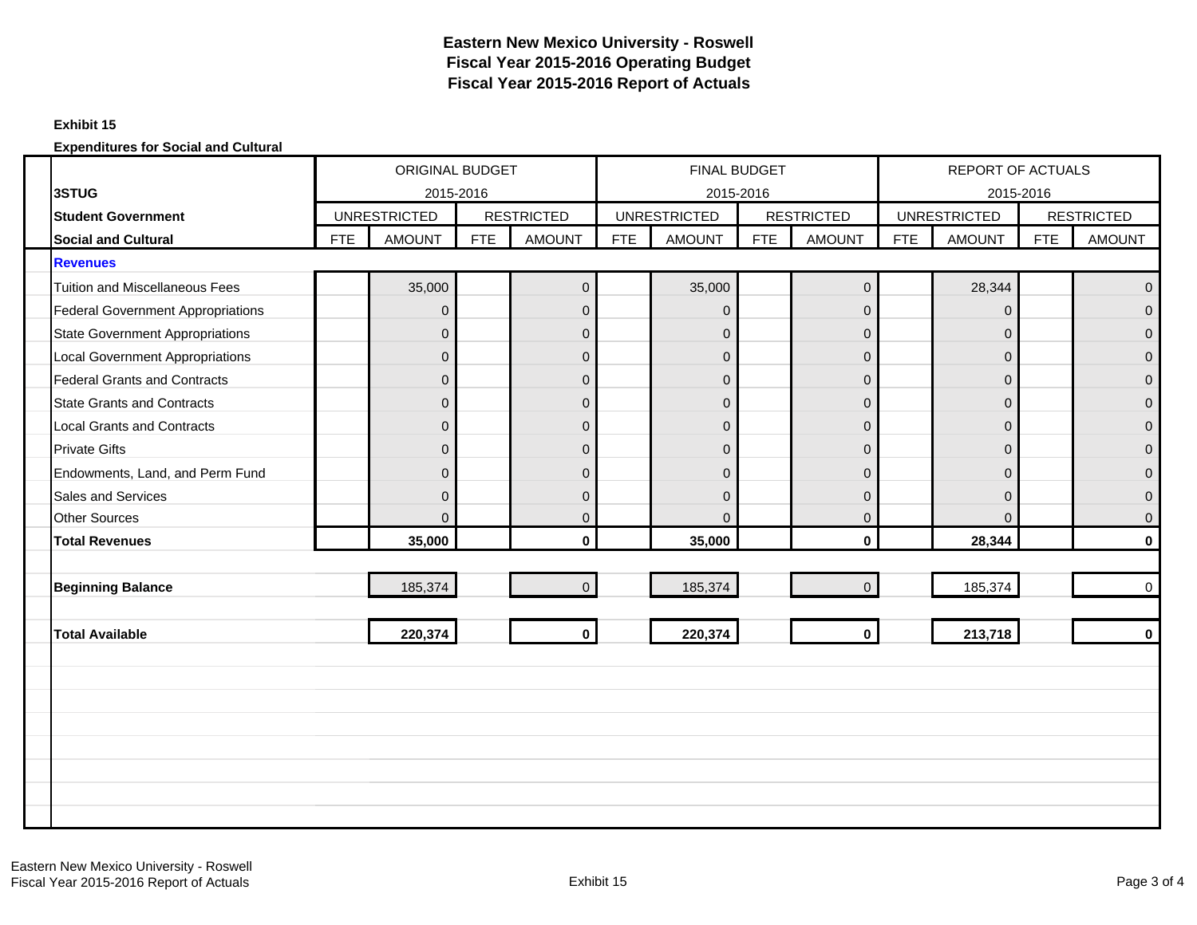# Eastern New Mexico University - Roswell
## Fiscal Year 2015-2016 Operating Budget
## Fiscal Year 2015-2016 Report of Actuals

**Exhibit 15**

**Expenditures for Social and Cultural**

| | ORIGINAL BUDGET 2015-2016 | | | | FINAL BUDGET 2015-2016 | | | | REPORT OF ACTUALS 2015-2016 | | | |
|---|---|---|---|---|---|---|---|---|---|---|---|---|
| **3STUG** | | | | | | | | | | | | |
| **Student Government** | UNRESTRICTED | | RESTRICTED | | UNRESTRICTED | | RESTRICTED | | UNRESTRICTED | | RESTRICTED | |
| **Social and Cultural** | FTE | AMOUNT | FTE | AMOUNT | FTE | AMOUNT | FTE | AMOUNT | FTE | AMOUNT | FTE | AMOUNT |
| **Revenues** | | | | | | | | | | | | |
| Tuition and Miscellaneous Fees | | 35,000 | | 0 | | 35,000 | | 0 | | 28,344 | | 0 |
| Federal Government Appropriations | | 0 | | 0 | | 0 | | 0 | | 0 | | 0 |
| State Government Appropriations | | 0 | | 0 | | 0 | | 0 | | 0 | | 0 |
| Local Government Appropriations | | 0 | | 0 | | 0 | | 0 | | 0 | | 0 |
| Federal Grants and Contracts | | 0 | | 0 | | 0 | | 0 | | 0 | | 0 |
| State Grants and Contracts | | 0 | | 0 | | 0 | | 0 | | 0 | | 0 |
| Local Grants and Contracts | | 0 | | 0 | | 0 | | 0 | | 0 | | 0 |
| Private Gifts | | 0 | | 0 | | 0 | | 0 | | 0 | | 0 |
| Endowments, Land, and Perm Fund | | 0 | | 0 | | 0 | | 0 | | 0 | | 0 |
| Sales and Services | | 0 | | 0 | | 0 | | 0 | | 0 | | 0 |
| Other Sources | | 0 | | 0 | | 0 | | 0 | | 0 | | 0 |
| **Total Revenues** | | **35,000** | | **0** | | **35,000** | | **0** | | **28,344** | | **0** |
| **Beginning Balance** | | 185,374 | | 0 | | 185,374 | | 0 | | 185,374 | | 0 |
| **Total Available** | | **220,374** | | **0** | | **220,374** | | **0** | | **213,718** | | **0** |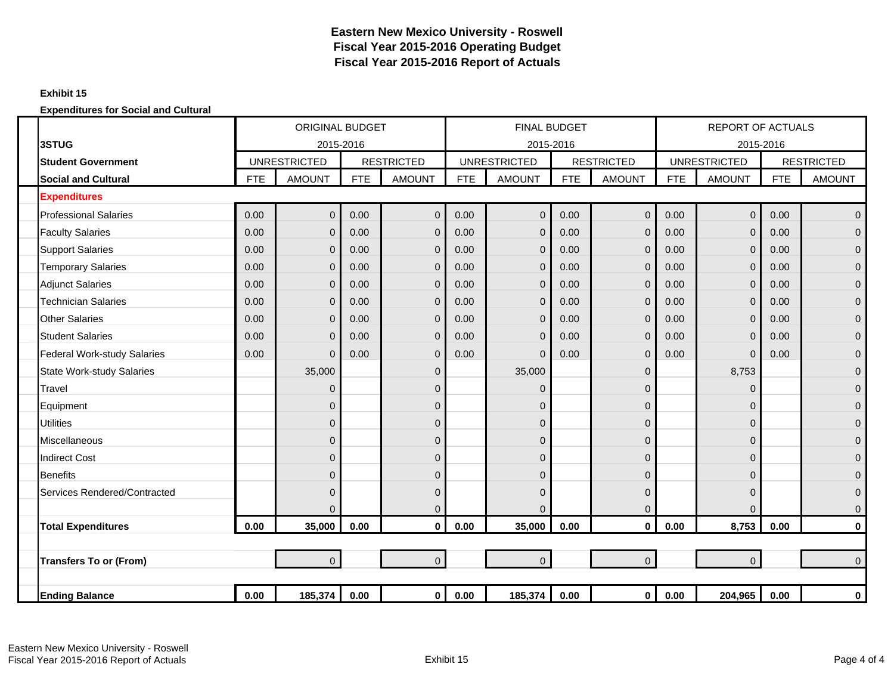# Eastern New Mexico University - Roswell
## Fiscal Year 2015-2016 Operating Budget
## Fiscal Year 2015-2016 Report of Actuals

**Exhibit 15**

**Expenditures for Social and Cultural**

| | ORIGINAL BUDGET | | | | FINAL BUDGET | | | | REPORT OF ACTUALS | | | |
|---|---|---|---|---|---|---|---|---|---|---|---|---|
| **3STUG** | 2015-2016 | | | | 2015-2016 | | | | 2015-2016 | | | |
| **Student Government** | UNRESTRICTED | | RESTRICTED | | UNRESTRICTED | | RESTRICTED | | UNRESTRICTED | | RESTRICTED | |
| **Social and Cultural** | FTE | AMOUNT | FTE | AMOUNT | FTE | AMOUNT | FTE | AMOUNT | FTE | AMOUNT | FTE | AMOUNT |
| **Expenditures** | | | | | | | | | | | | |
| Professional Salaries | 0.00 | 0 | 0.00 | 0 | 0.00 | 0 | 0.00 | 0 | 0.00 | 0 | 0.00 | 0 |
| Faculty Salaries | 0.00 | 0 | 0.00 | 0 | 0.00 | 0 | 0.00 | 0 | 0.00 | 0 | 0.00 | 0 |
| Support Salaries | 0.00 | 0 | 0.00 | 0 | 0.00 | 0 | 0.00 | 0 | 0.00 | 0 | 0.00 | 0 |
| Temporary Salaries | 0.00 | 0 | 0.00 | 0 | 0.00 | 0 | 0.00 | 0 | 0.00 | 0 | 0.00 | 0 |
| Adjunct Salaries | 0.00 | 0 | 0.00 | 0 | 0.00 | 0 | 0.00 | 0 | 0.00 | 0 | 0.00 | 0 |
| Technician Salaries | 0.00 | 0 | 0.00 | 0 | 0.00 | 0 | 0.00 | 0 | 0.00 | 0 | 0.00 | 0 |
| Other Salaries | 0.00 | 0 | 0.00 | 0 | 0.00 | 0 | 0.00 | 0 | 0.00 | 0 | 0.00 | 0 |
| Student Salaries | 0.00 | 0 | 0.00 | 0 | 0.00 | 0 | 0.00 | 0 | 0.00 | 0 | 0.00 | 0 |
| Federal Work-study Salaries | 0.00 | 0 | 0.00 | 0 | 0.00 | 0 | 0.00 | 0 | 0.00 | 0 | 0.00 | 0 |
| State Work-study Salaries | | 35,000 | | 0 | | 35,000 | | 0 | | 8,753 | | 0 |
| Travel | | 0 | | 0 | | 0 | | 0 | | 0 | | 0 |
| Equipment | | 0 | | 0 | | 0 | | 0 | | 0 | | 0 |
| Utilities | | 0 | | 0 | | 0 | | 0 | | 0 | | 0 |
| Miscellaneous | | 0 | | 0 | | 0 | | 0 | | 0 | | 0 |
| Indirect Cost | | 0 | | 0 | | 0 | | 0 | | 0 | | 0 |
| Benefits | | 0 | | 0 | | 0 | | 0 | | 0 | | 0 |
| Services Rendered/Contracted | | 0 | | 0 | | 0 | | 0 | | 0 | | 0 |
| | | 0 | | 0 | | 0 | | 0 | | 0 | | 0 |
| **Total Expenditures** | **0.00** | **35,000** | **0.00** | **0** | **0.00** | **35,000** | **0.00** | **0** | **0.00** | **8,753** | **0.00** | **0** |
| | | | | | | | | | | | | |
| **Transfers To or (From)** | | 0 | | 0 | | 0 | | 0 | | 0 | | 0 |
| | | | | | | | | | | | | |
| **Ending Balance** | **0.00** | **185,374** | **0.00** | **0** | **0.00** | **185,374** | **0.00** | **0** | **0.00** | **204,965** | **0.00** | **0** |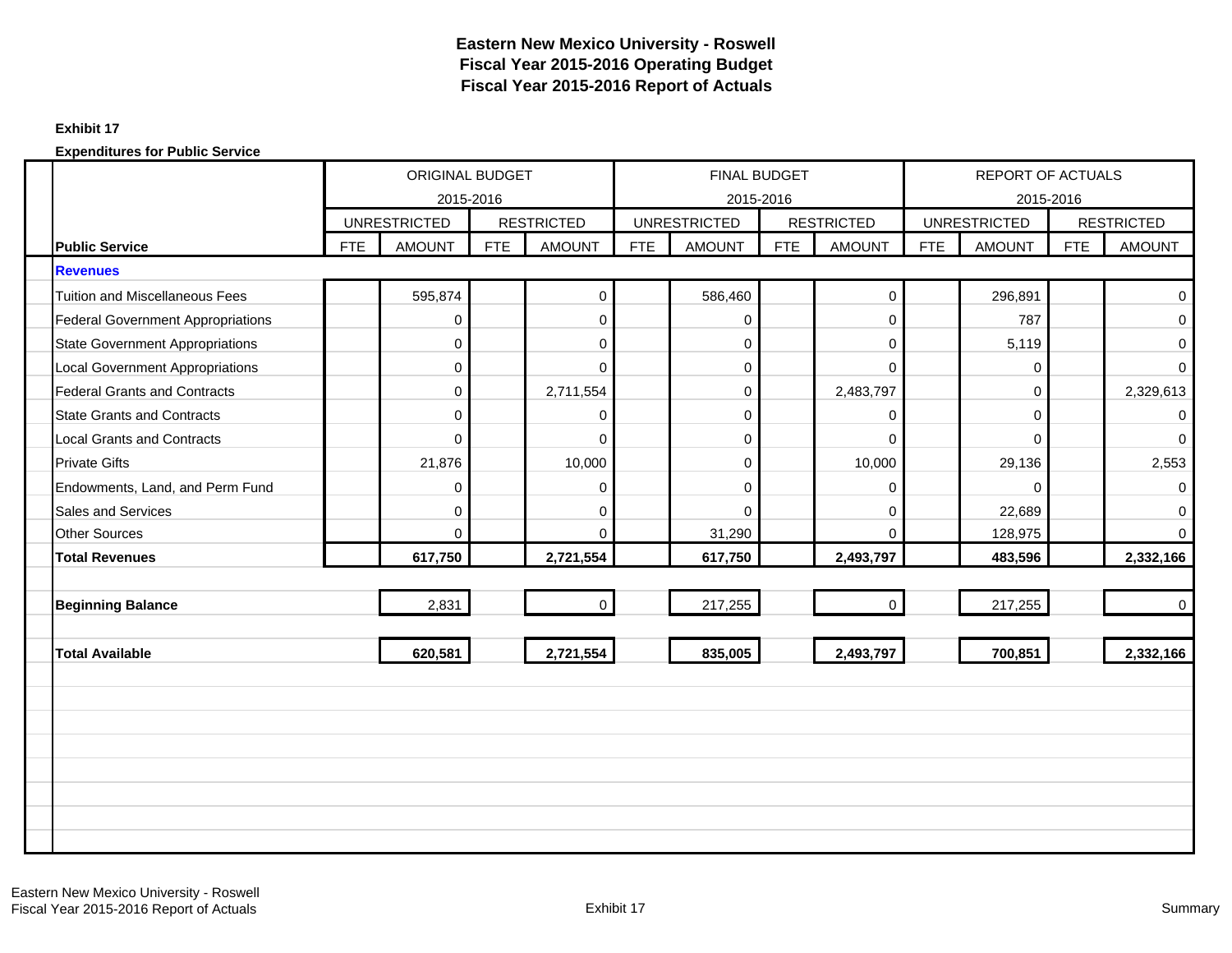# Eastern New Mexico University - Roswell
## Fiscal Year 2015-2016 Operating Budget
## Fiscal Year 2015-2016 Report of Actuals

**Exhibit 17**

**Expenditures for Public Service**

| | ORIGINAL BUDGET 2015-2016 | | | | FINAL BUDGET 2015-2016 | | | | REPORT OF ACTUALS 2015-2016 | | | |
|---|---|---|---|---|---|---|---|---|---|---|---|---|
| | UNRESTRICTED | | RESTRICTED | | UNRESTRICTED | | RESTRICTED | | UNRESTRICTED | | RESTRICTED | |
| **Public Service** | FTE | AMOUNT | FTE | AMOUNT | FTE | AMOUNT | FTE | AMOUNT | FTE | AMOUNT | FTE | AMOUNT |
| **Revenues** | | | | | | | | | | | | |
| Tuition and Miscellaneous Fees | | 595,874 | | 0 | | 586,460 | | 0 | | 296,891 | | 0 |
| Federal Government Appropriations | | 0 | | 0 | | 0 | | 0 | | 787 | | 0 |
| State Government Appropriations | | 0 | | 0 | | 0 | | 0 | | 5,119 | | 0 |
| Local Government Appropriations | | 0 | | 0 | | 0 | | 0 | | 0 | | 0 |
| Federal Grants and Contracts | | 0 | | 2,711,554 | | 0 | | 2,483,797 | | 0 | | 2,329,613 |
| State Grants and Contracts | | 0 | | 0 | | 0 | | 0 | | 0 | | 0 |
| Local Grants and Contracts | | 0 | | 0 | | 0 | | 0 | | 0 | | 0 |
| Private Gifts | | 21,876 | | 10,000 | | 0 | | 10,000 | | 29,136 | | 2,553 |
| Endowments, Land, and Perm Fund | | 0 | | 0 | | 0 | | 0 | | 0 | | 0 |
| Sales and Services | | 0 | | 0 | | 0 | | 0 | | 22,689 | | 0 |
| Other Sources | | 0 | | 0 | | 31,290 | | 0 | | 128,975 | | 0 |
| **Total Revenues** | | **617,750** | | **2,721,554** | | **617,750** | | **2,493,797** | | **483,596** | | **2,332,166** |
| **Beginning Balance** | | 2,831 | | 0 | | 217,255 | | 0 | | 217,255 | | 0 |
| **Total Available** | | **620,581** | | **2,721,554** | | **835,005** | | **2,493,797** | | **700,851** | | **2,332,166** |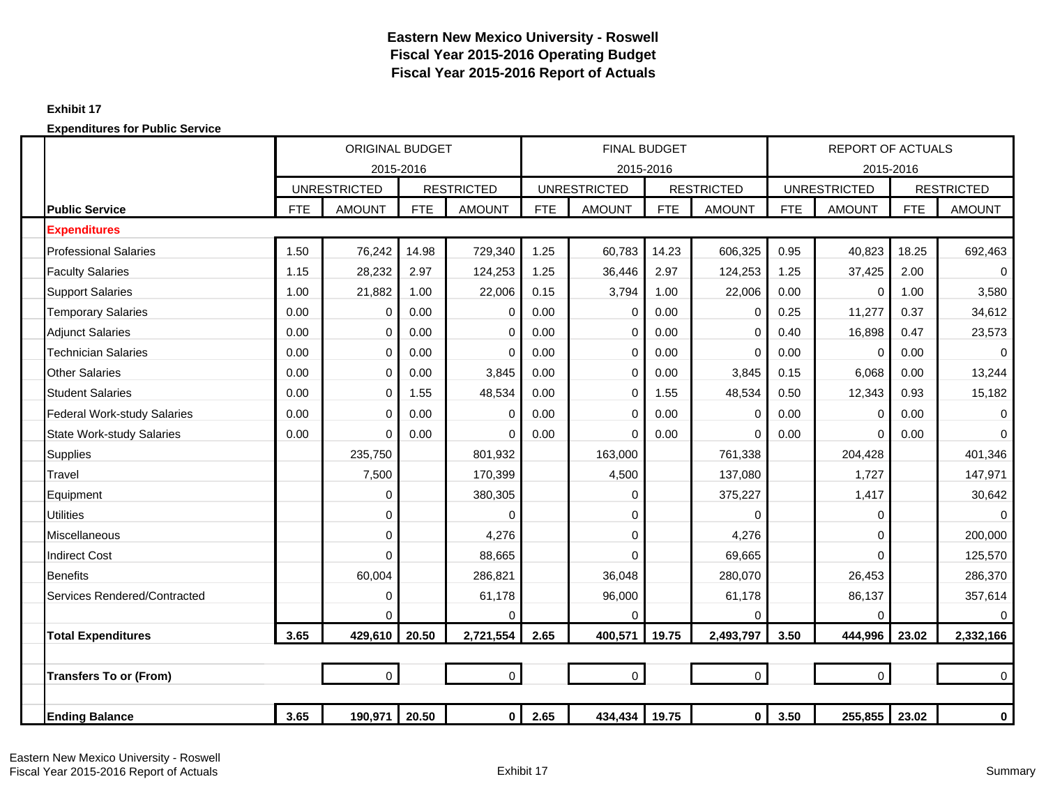# Eastern New Mexico University - Roswell
## Fiscal Year 2015-2016 Operating Budget
## Fiscal Year 2015-2016 Report of Actuals

**Exhibit 17**

**Expenditures for Public Service**

| Public Service | ORIGINAL BUDGET 2015-2016 | | | | FINAL BUDGET 2015-2016 | | | | REPORT OF ACTUALS 2015-2016 | | | |
|---|---|---|---|---|---|---|---|---|---|---|---|---|
| | UNRESTRICTED | | RESTRICTED | | UNRESTRICTED | | RESTRICTED | | UNRESTRICTED | | RESTRICTED | |
| | FTE | AMOUNT | FTE | AMOUNT | FTE | AMOUNT | FTE | AMOUNT | FTE | AMOUNT | FTE | AMOUNT |
| **Expenditures** | | | | | | | | | | | | |
| Professional Salaries | 1.50 | 76,242 | 14.98 | 729,340 | 1.25 | 60,783 | 14.23 | 606,325 | 0.95 | 40,823 | 18.25 | 692,463 |
| Faculty Salaries | 1.15 | 28,232 | 2.97 | 124,253 | 1.25 | 36,446 | 2.97 | 124,253 | 1.25 | 37,425 | 2.00 | 0 |
| Support Salaries | 1.00 | 21,882 | 1.00 | 22,006 | 0.15 | 3,794 | 1.00 | 22,006 | 0.00 | 0 | 1.00 | 3,580 |
| Temporary Salaries | 0.00 | 0 | 0.00 | 0 | 0.00 | 0 | 0.00 | 0 | 0.25 | 11,277 | 0.37 | 34,612 |
| Adjunct Salaries | 0.00 | 0 | 0.00 | 0 | 0.00 | 0 | 0.00 | 0 | 0.40 | 16,898 | 0.47 | 23,573 |
| Technician Salaries | 0.00 | 0 | 0.00 | 0 | 0.00 | 0 | 0.00 | 0 | 0.00 | 0 | 0.00 | 0 |
| Other Salaries | 0.00 | 0 | 0.00 | 3,845 | 0.00 | 0 | 0.00 | 3,845 | 0.15 | 6,068 | 0.00 | 13,244 |
| Student Salaries | 0.00 | 0 | 1.55 | 48,534 | 0.00 | 0 | 1.55 | 48,534 | 0.50 | 12,343 | 0.93 | 15,182 |
| Federal Work-study Salaries | 0.00 | 0 | 0.00 | 0 | 0.00 | 0 | 0.00 | 0 | 0.00 | 0 | 0.00 | 0 |
| State Work-study Salaries | 0.00 | 0 | 0.00 | 0 | 0.00 | 0 | 0.00 | 0 | 0.00 | 0 | 0.00 | 0 |
| Supplies | | 235,750 | | 801,932 | | 163,000 | | 761,338 | | 204,428 | | 401,346 |
| Travel | | 7,500 | | 170,399 | | 4,500 | | 137,080 | | 1,727 | | 147,971 |
| Equipment | | 0 | | 380,305 | | 0 | | 375,227 | | 1,417 | | 30,642 |
| Utilities | | 0 | | 0 | | 0 | | 0 | | 0 | | 0 |
| Miscellaneous | | 0 | | 4,276 | | 0 | | 4,276 | | 0 | | 200,000 |
| Indirect Cost | | 0 | | 88,665 | | 0 | | 69,665 | | 0 | | 125,570 |
| Benefits | | 60,004 | | 286,821 | | 36,048 | | 280,070 | | 26,453 | | 286,370 |
| Services Rendered/Contracted | | 0 | | 61,178 | | 96,000 | | 61,178 | | 86,137 | | 357,614 |
| | | 0 | | 0 | | 0 | | 0 | | 0 | | 0 |
| **Total Expenditures** | **3.65** | **429,610** | **20.50** | **2,721,554** | **2.65** | **400,571** | **19.75** | **2,493,797** | **3.50** | **444,996** | **23.02** | **2,332,166** |
| **Transfers To or (From)** | | 0 | | 0 | | 0 | | 0 | | 0 | | 0 |
| **Ending Balance** | **3.65** | **190,971** | **20.50** | **0** | **2.65** | **434,434** | **19.75** | **0** | **3.50** | **255,855** | **23.02** | **0** |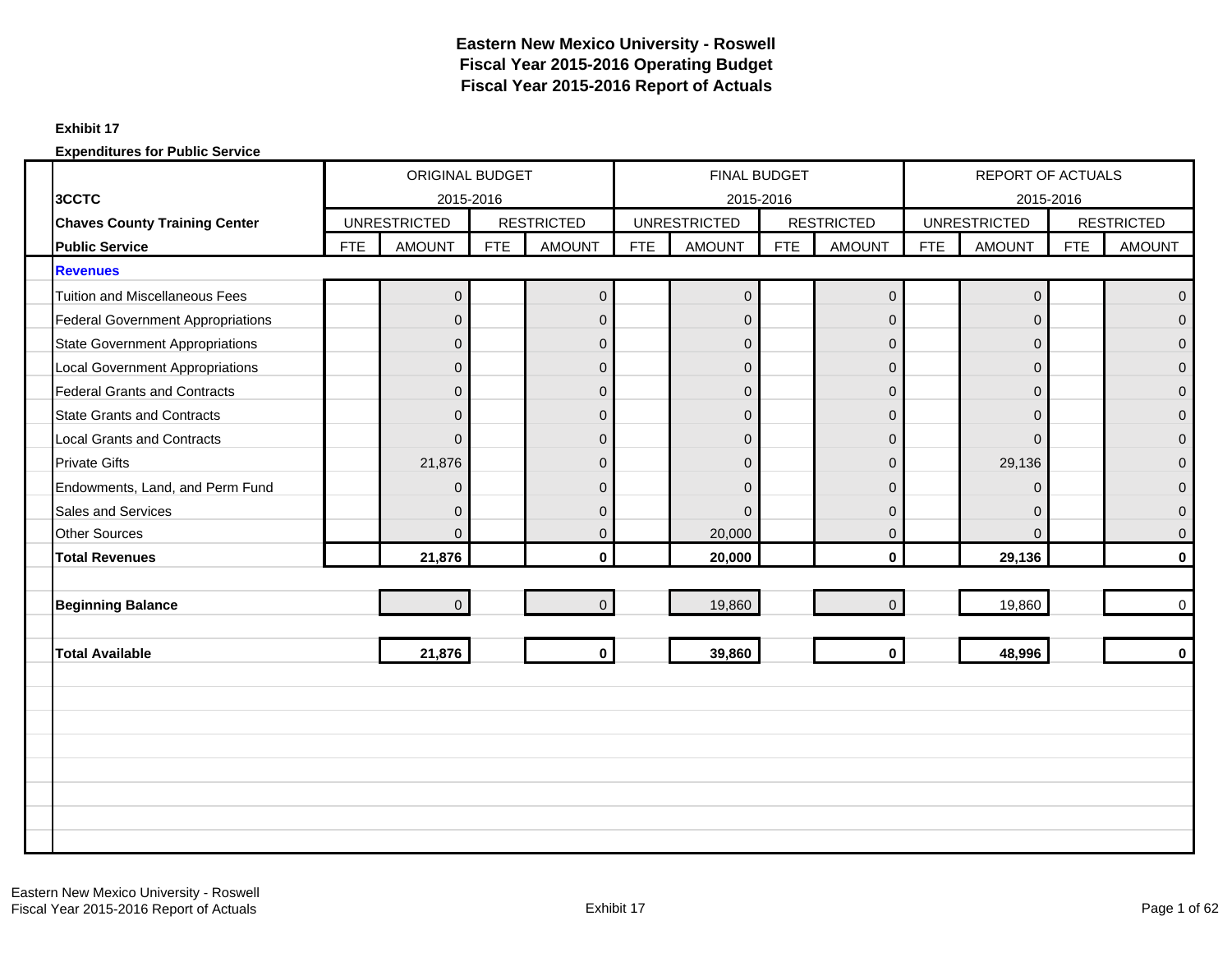# Eastern New Mexico University - Roswell
## Fiscal Year 2015-2016 Operating Budget
## Fiscal Year 2015-2016 Report of Actuals

**Exhibit 17**

**Expenditures for Public Service**

| 3CCTC | ORIGINAL BUDGET 2015-2016 | | | | FINAL BUDGET 2015-2016 | | | | REPORT OF ACTUALS 2015-2016 | | | |
|---|---|---|---|---|---|---|---|---|---|---|---|---|
| **Chaves County Training Center** | UNRESTRICTED | | RESTRICTED | | UNRESTRICTED | | RESTRICTED | | UNRESTRICTED | | RESTRICTED | |
| **Public Service** | FTE | AMOUNT | FTE | AMOUNT | FTE | AMOUNT | FTE | AMOUNT | FTE | AMOUNT | FTE | AMOUNT |
| **Revenues** | | | | | | | | | | | | |
| Tuition and Miscellaneous Fees | | 0 | | 0 | | 0 | | 0 | | 0 | | 0 |
| Federal Government Appropriations | | 0 | | 0 | | 0 | | 0 | | 0 | | 0 |
| State Government Appropriations | | 0 | | 0 | | 0 | | 0 | | 0 | | 0 |
| Local Government Appropriations | | 0 | | 0 | | 0 | | 0 | | 0 | | 0 |
| Federal Grants and Contracts | | 0 | | 0 | | 0 | | 0 | | 0 | | 0 |
| State Grants and Contracts | | 0 | | 0 | | 0 | | 0 | | 0 | | 0 |
| Local Grants and Contracts | | 0 | | 0 | | 0 | | 0 | | 0 | | 0 |
| Private Gifts | | 21,876 | | 0 | | 0 | | 0 | | 29,136 | | 0 |
| Endowments, Land, and Perm Fund | | 0 | | 0 | | 0 | | 0 | | 0 | | 0 |
| Sales and Services | | 0 | | 0 | | 0 | | 0 | | 0 | | 0 |
| Other Sources | | 0 | | 0 | | 20,000 | | 0 | | 0 | | 0 |
| **Total Revenues** | | **21,876** | | **0** | | **20,000** | | **0** | | **29,136** | | **0** |
| **Beginning Balance** | | 0 | | 0 | | 19,860 | | 0 | | 19,860 | | 0 |
| **Total Available** | | **21,876** | | **0** | | **39,860** | | **0** | | **48,996** | | **0** |

Eastern New Mexico University - Roswell
Fiscal Year 2015-2016 Report of Actuals

Exhibit 17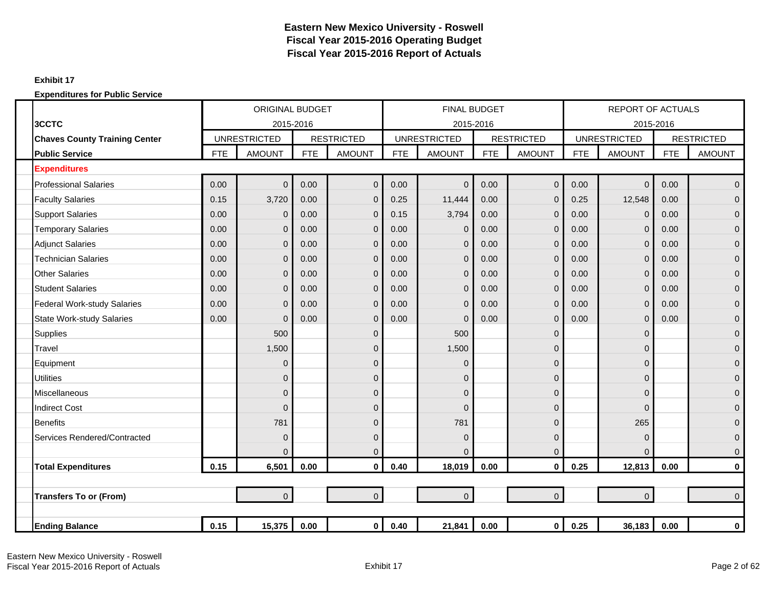# Eastern New Mexico University - Roswell
## Fiscal Year 2015-2016 Operating Budget
## Fiscal Year 2015-2016 Report of Actuals

**Exhibit 17**

**Expenditures for Public Service**

| | ORIGINAL BUDGET | | | | FINAL BUDGET | | | | REPORT OF ACTUALS | | | |
|---|---|---|---|---|---|---|---|---|---|---|---|---|
| **3CCTC** | 2015-2016 | | | | 2015-2016 | | | | 2015-2016 | | | |
| **Chaves County Training Center** | UNRESTRICTED | | RESTRICTED | | UNRESTRICTED | | RESTRICTED | | UNRESTRICTED | | RESTRICTED | |
| **Public Service** | FTE | AMOUNT | FTE | AMOUNT | FTE | AMOUNT | FTE | AMOUNT | FTE | AMOUNT | FTE | AMOUNT |
| **Expenditures** | | | | | | | | | | | | |
| Professional Salaries | 0.00 | 0 | 0.00 | 0 | 0.00 | 0 | 0.00 | 0 | 0.00 | 0 | 0.00 | 0 |
| Faculty Salaries | 0.15 | 3,720 | 0.00 | 0 | 0.25 | 11,444 | 0.00 | 0 | 0.25 | 12,548 | 0.00 | 0 |
| Support Salaries | 0.00 | 0 | 0.00 | 0 | 0.15 | 3,794 | 0.00 | 0 | 0.00 | 0 | 0.00 | 0 |
| Temporary Salaries | 0.00 | 0 | 0.00 | 0 | 0.00 | 0 | 0.00 | 0 | 0.00 | 0 | 0.00 | 0 |
| Adjunct Salaries | 0.00 | 0 | 0.00 | 0 | 0.00 | 0 | 0.00 | 0 | 0.00 | 0 | 0.00 | 0 |
| Technician Salaries | 0.00 | 0 | 0.00 | 0 | 0.00 | 0 | 0.00 | 0 | 0.00 | 0 | 0.00 | 0 |
| Other Salaries | 0.00 | 0 | 0.00 | 0 | 0.00 | 0 | 0.00 | 0 | 0.00 | 0 | 0.00 | 0 |
| Student Salaries | 0.00 | 0 | 0.00 | 0 | 0.00 | 0 | 0.00 | 0 | 0.00 | 0 | 0.00 | 0 |
| Federal Work-study Salaries | 0.00 | 0 | 0.00 | 0 | 0.00 | 0 | 0.00 | 0 | 0.00 | 0 | 0.00 | 0 |
| State Work-study Salaries | 0.00 | 0 | 0.00 | 0 | 0.00 | 0 | 0.00 | 0 | 0.00 | 0 | 0.00 | 0 |
| Supplies | | 500 | | 0 | | 500 | | 0 | | 0 | | 0 |
| Travel | | 1,500 | | 0 | | 1,500 | | 0 | | 0 | | 0 |
| Equipment | | 0 | | 0 | | 0 | | 0 | | 0 | | 0 |
| Utilities | | 0 | | 0 | | 0 | | 0 | | 0 | | 0 |
| Miscellaneous | | 0 | | 0 | | 0 | | 0 | | 0 | | 0 |
| Indirect Cost | | 0 | | 0 | | 0 | | 0 | | 0 | | 0 |
| Benefits | | 781 | | 0 | | 781 | | 0 | | 265 | | 0 |
| Services Rendered/Contracted | | 0 | | 0 | | 0 | | 0 | | 0 | | 0 |
| | | 0 | | 0 | | 0 | | 0 | | 0 | | 0 |
| **Total Expenditures** | **0.15** | **6,501** | **0.00** | **0** | **0.40** | **18,019** | **0.00** | **0** | **0.25** | **12,813** | **0.00** | **0** |
| | | | | | | | | | | | | |
| **Transfers To or (From)** | | 0 | | 0 | | 0 | | 0 | | 0 | | 0 |
| | | | | | | | | | | | | |
| **Ending Balance** | **0.15** | **15,375** | **0.00** | **0** | **0.40** | **21,841** | **0.00** | **0** | **0.25** | **36,183** | **0.00** | **0** |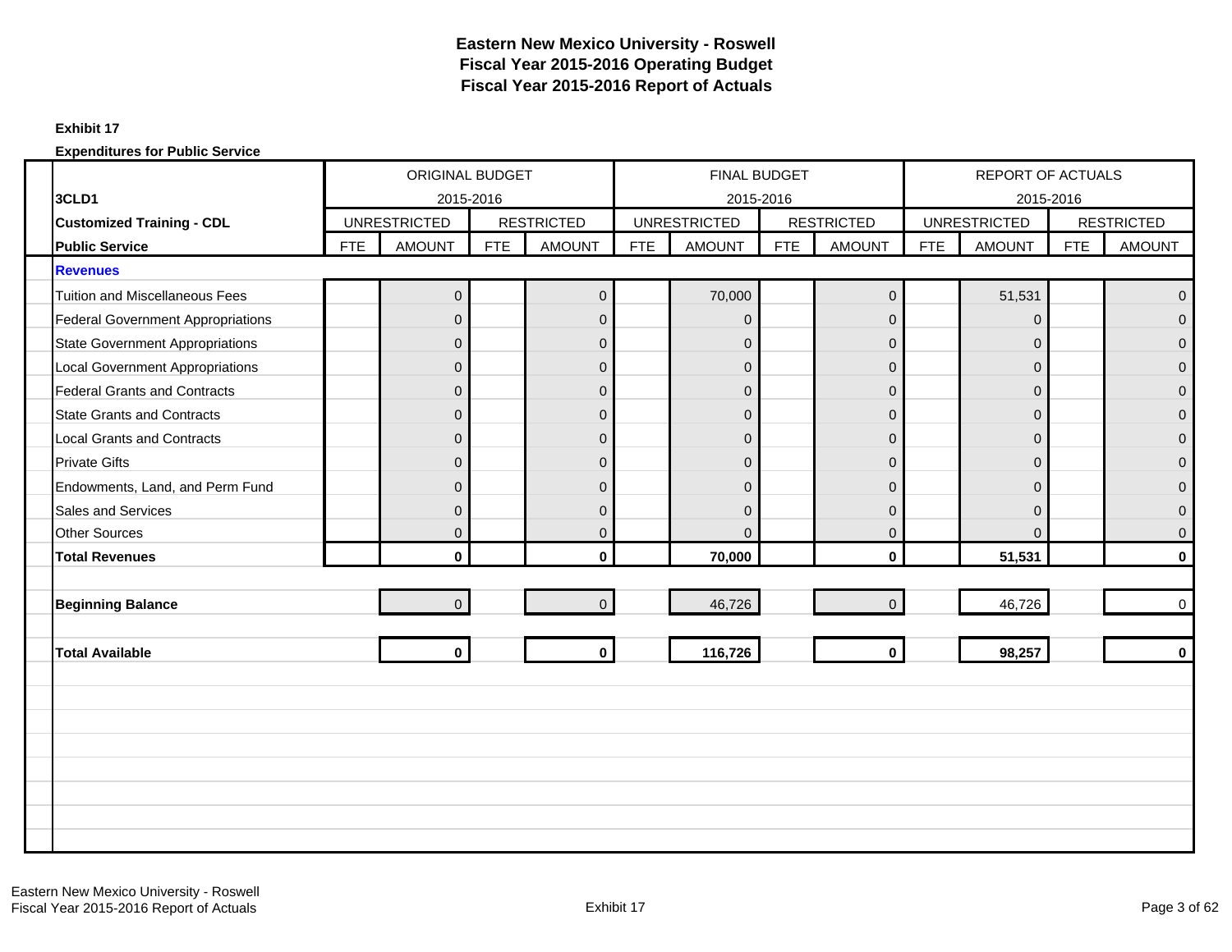# Eastern New Mexico University - Roswell
# Fiscal Year 2015-2016 Operating Budget
# Fiscal Year 2015-2016 Report of Actuals

**Exhibit 17**

**Expenditures for Public Service**

| | ORIGINAL BUDGET | | | | FINAL BUDGET | | | | REPORT OF ACTUALS | | | |
|---|---|---|---|---|---|---|---|---|---|---|---|---|
| **3CLD1** | 2015-2016 | | | | 2015-2016 | | | | 2015-2016 | | | |
| **Customized Training - CDL** | UNRESTRICTED | | RESTRICTED | | UNRESTRICTED | | RESTRICTED | | UNRESTRICTED | | RESTRICTED | |
| **Public Service** | FTE | AMOUNT | FTE | AMOUNT | FTE | AMOUNT | FTE | AMOUNT | FTE | AMOUNT | FTE | AMOUNT |
| **Revenues** | | | | | | | | | | | | |
| Tuition and Miscellaneous Fees | | 0 | | 0 | | 70,000 | | 0 | | 51,531 | | 0 |
| Federal Government Appropriations | | 0 | | 0 | | 0 | | 0 | | 0 | | 0 |
| State Government Appropriations | | 0 | | 0 | | 0 | | 0 | | 0 | | 0 |
| Local Government Appropriations | | 0 | | 0 | | 0 | | 0 | | 0 | | 0 |
| Federal Grants and Contracts | | 0 | | 0 | | 0 | | 0 | | 0 | | 0 |
| State Grants and Contracts | | 0 | | 0 | | 0 | | 0 | | 0 | | 0 |
| Local Grants and Contracts | | 0 | | 0 | | 0 | | 0 | | 0 | | 0 |
| Private Gifts | | 0 | | 0 | | 0 | | 0 | | 0 | | 0 |
| Endowments, Land, and Perm Fund | | 0 | | 0 | | 0 | | 0 | | 0 | | 0 |
| Sales and Services | | 0 | | 0 | | 0 | | 0 | | 0 | | 0 |
| Other Sources | | 0 | | 0 | | 0 | | 0 | | 0 | | 0 |
| **Total Revenues** | | **0** | | **0** | | **70,000** | | **0** | | **51,531** | | **0** |
| **Beginning Balance** | | 0 | | 0 | | 46,726 | | 0 | | 46,726 | | 0 |
| **Total Available** | | **0** | | **0** | | **116,726** | | **0** | | **98,257** | | **0** |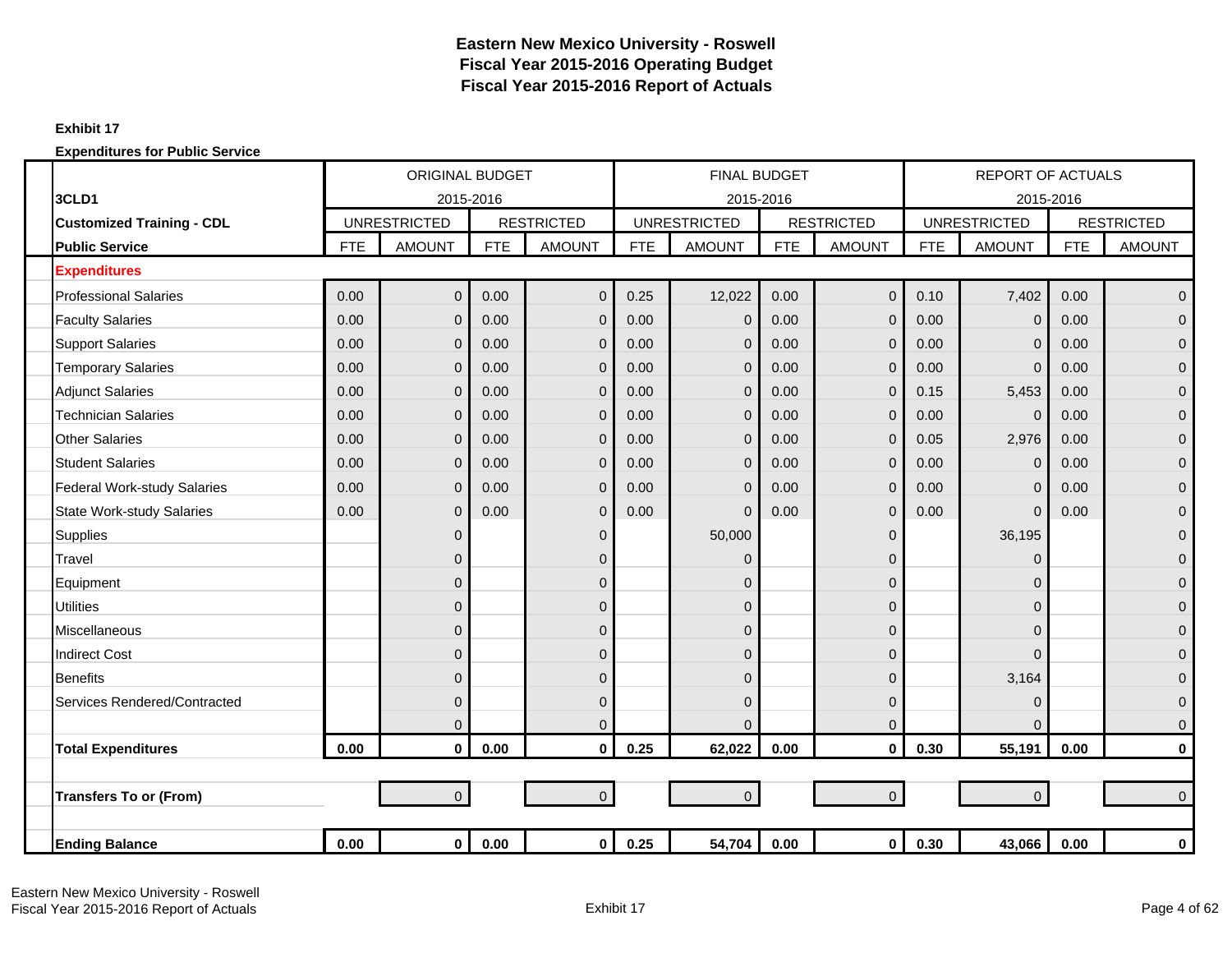**Eastern New Mexico University - Roswell**
**Fiscal Year 2015-2016 Operating Budget**
**Fiscal Year 2015-2016 Report of Actuals**

**Exhibit 17**

**Expenditures for Public Service**

| | ORIGINAL BUDGET | | | | FINAL BUDGET | | | | REPORT OF ACTUALS | | | |
|---|---|---|---|---|---|---|---|---|---|---|---|---|
| **3CLD1** | 2015-2016 | | | | 2015-2016 | | | | 2015-2016 | | | |
| **Customized Training - CDL** | UNRESTRICTED | | RESTRICTED | | UNRESTRICTED | | RESTRICTED | | UNRESTRICTED | | RESTRICTED | |
| **Public Service** | FTE | AMOUNT | FTE | AMOUNT | FTE | AMOUNT | FTE | AMOUNT | FTE | AMOUNT | FTE | AMOUNT |
| **Expenditures** | | | | | | | | | | | | |
| Professional Salaries | 0.00 | 0 | 0.00 | 0 | 0.25 | 12,022 | 0.00 | 0 | 0.10 | 7,402 | 0.00 | 0 |
| Faculty Salaries | 0.00 | 0 | 0.00 | 0 | 0.00 | 0 | 0.00 | 0 | 0.00 | 0 | 0.00 | 0 |
| Support Salaries | 0.00 | 0 | 0.00 | 0 | 0.00 | 0 | 0.00 | 0 | 0.00 | 0 | 0.00 | 0 |
| Temporary Salaries | 0.00 | 0 | 0.00 | 0 | 0.00 | 0 | 0.00 | 0 | 0.00 | 0 | 0.00 | 0 |
| Adjunct Salaries | 0.00 | 0 | 0.00 | 0 | 0.00 | 0 | 0.00 | 0 | 0.15 | 5,453 | 0.00 | 0 |
| Technician Salaries | 0.00 | 0 | 0.00 | 0 | 0.00 | 0 | 0.00 | 0 | 0.00 | 0 | 0.00 | 0 |
| Other Salaries | 0.00 | 0 | 0.00 | 0 | 0.00 | 0 | 0.00 | 0 | 0.05 | 2,976 | 0.00 | 0 |
| Student Salaries | 0.00 | 0 | 0.00 | 0 | 0.00 | 0 | 0.00 | 0 | 0.00 | 0 | 0.00 | 0 |
| Federal Work-study Salaries | 0.00 | 0 | 0.00 | 0 | 0.00 | 0 | 0.00 | 0 | 0.00 | 0 | 0.00 | 0 |
| State Work-study Salaries | 0.00 | 0 | 0.00 | 0 | 0.00 | 0 | 0.00 | 0 | 0.00 | 0 | 0.00 | 0 |
| Supplies | | 0 | | 0 | | 50,000 | | 0 | | 36,195 | | 0 |
| Travel | | 0 | | 0 | | 0 | | 0 | | 0 | | 0 |
| Equipment | | 0 | | 0 | | 0 | | 0 | | 0 | | 0 |
| Utilities | | 0 | | 0 | | 0 | | 0 | | 0 | | 0 |
| Miscellaneous | | 0 | | 0 | | 0 | | 0 | | 0 | | 0 |
| Indirect Cost | | 0 | | 0 | | 0 | | 0 | | 0 | | 0 |
| Benefits | | 0 | | 0 | | 0 | | 0 | | 3,164 | | 0 |
| Services Rendered/Contracted | | 0 | | 0 | | 0 | | 0 | | 0 | | 0 |
| | | 0 | | 0 | | 0 | | 0 | | 0 | | 0 |
| **Total Expenditures** | **0.00** | **0** | **0.00** | **0** | **0.25** | **62,022** | **0.00** | **0** | **0.30** | **55,191** | **0.00** | **0** |
| | | | | | | | | | | | | |
| **Transfers To or (From)** | | 0 | | 0 | | 0 | | 0 | | 0 | | 0 |
| | | | | | | | | | | | | |
| **Ending Balance** | **0.00** | **0** | **0.00** | **0** | **0.25** | **54,704** | **0.00** | **0** | **0.30** | **43,066** | **0.00** | **0** |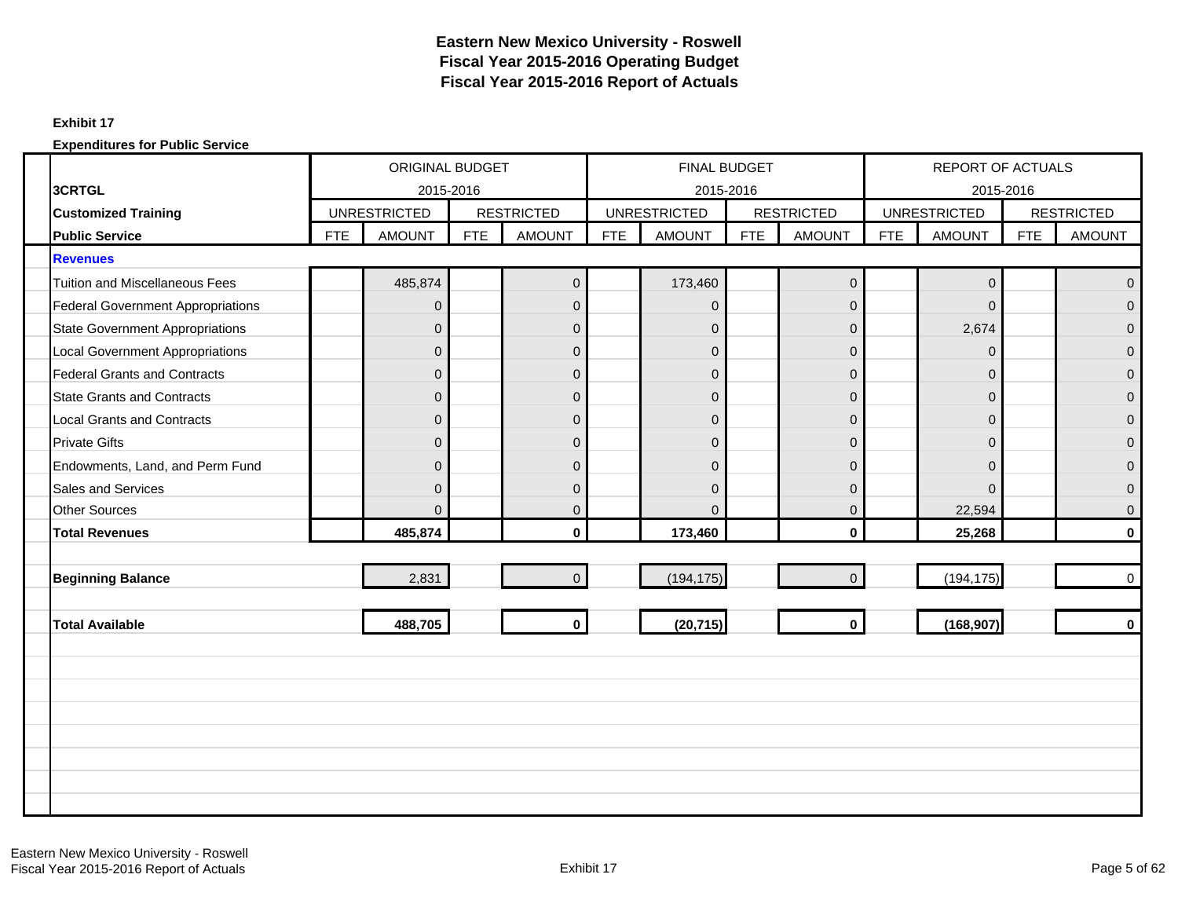# Eastern New Mexico University - Roswell
## Fiscal Year 2015-2016 Operating Budget
## Fiscal Year 2015-2016 Report of Actuals

**Exhibit 17**

**Expenditures for Public Service**

| | ORIGINAL BUDGET 2015-2016 | | | | FINAL BUDGET 2015-2016 | | | | REPORT OF ACTUALS 2015-2016 | | | |
|---|---|---|---|---|---|---|---|---|---|---|---|---|
| **3CRTGL** | UNRESTRICTED | | RESTRICTED | | UNRESTRICTED | | RESTRICTED | | UNRESTRICTED | | RESTRICTED | |
| **Customized Training** | | | | | | | | | | | | |
| **Public Service** | FTE | AMOUNT | FTE | AMOUNT | FTE | AMOUNT | FTE | AMOUNT | FTE | AMOUNT | FTE | AMOUNT |
| **Revenues** | | | | | | | | | | | | |
| Tuition and Miscellaneous Fees | | 485,874 | | 0 | | 173,460 | | 0 | | 0 | | 0 |
| Federal Government Appropriations | | 0 | | 0 | | 0 | | 0 | | 0 | | 0 |
| State Government Appropriations | | 0 | | 0 | | 0 | | 0 | | 2,674 | | 0 |
| Local Government Appropriations | | 0 | | 0 | | 0 | | 0 | | 0 | | 0 |
| Federal Grants and Contracts | | 0 | | 0 | | 0 | | 0 | | 0 | | 0 |
| State Grants and Contracts | | 0 | | 0 | | 0 | | 0 | | 0 | | 0 |
| Local Grants and Contracts | | 0 | | 0 | | 0 | | 0 | | 0 | | 0 |
| Private Gifts | | 0 | | 0 | | 0 | | 0 | | 0 | | 0 |
| Endowments, Land, and Perm Fund | | 0 | | 0 | | 0 | | 0 | | 0 | | 0 |
| Sales and Services | | 0 | | 0 | | 0 | | 0 | | 0 | | 0 |
| Other Sources | | 0 | | 0 | | 0 | | 0 | | 22,594 | | 0 |
| **Total Revenues** | | **485,874** | | **0** | | **173,460** | | **0** | | **25,268** | | **0** |
| **Beginning Balance** | | 2,831 | | 0 | | (194,175) | | 0 | | (194,175) | | 0 |
| **Total Available** | | **488,705** | | **0** | | **(20,715)** | | **0** | | **(168,907)** | | **0** |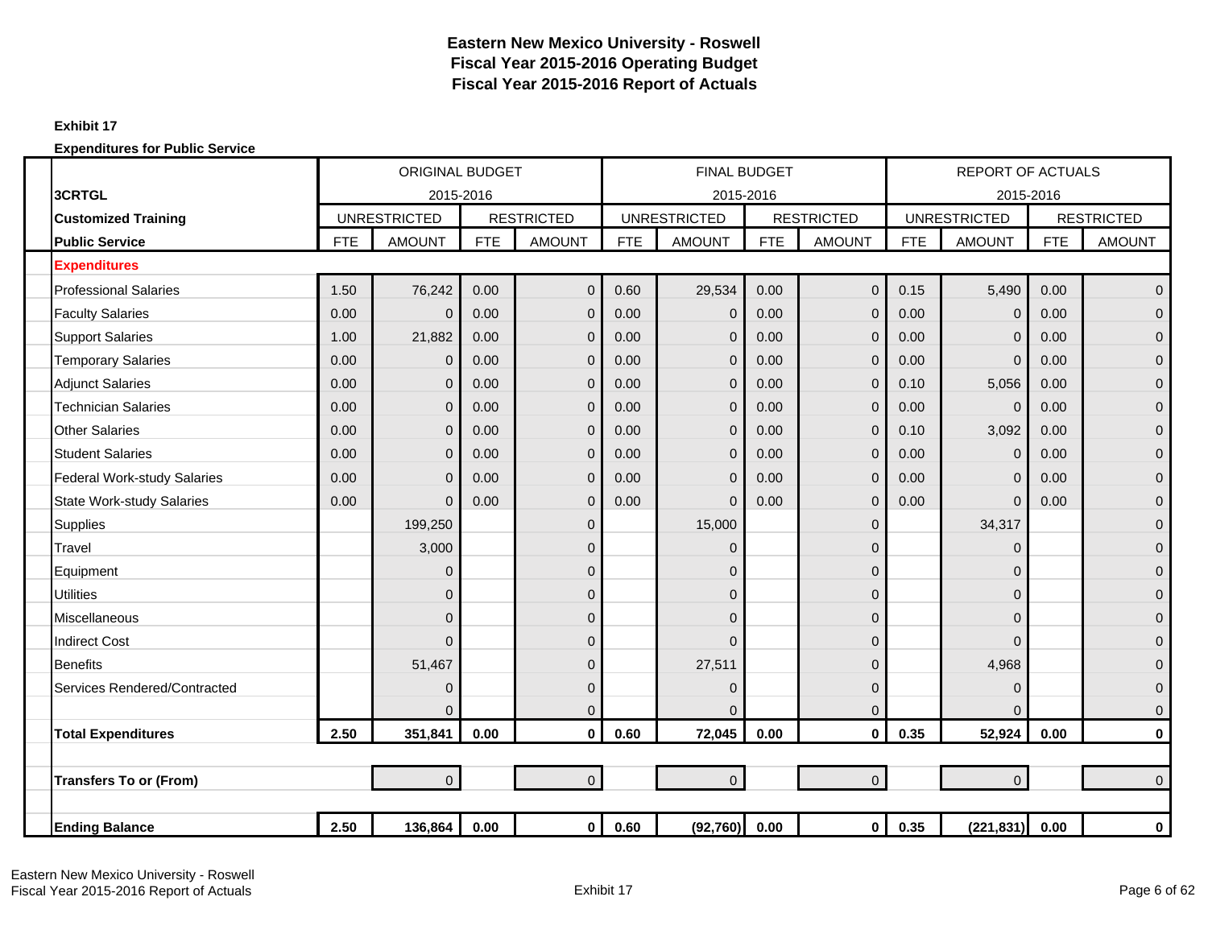# Eastern New Mexico University - Roswell
## Fiscal Year 2015-2016 Operating Budget
## Fiscal Year 2015-2016 Report of Actuals

**Exhibit 17**

**Expenditures for Public Service**

| **3CRTGL** | ORIGINAL BUDGET 2015-2016 | | | | FINAL BUDGET 2015-2016 | | | | REPORT OF ACTUALS 2015-2016 | | | |
|---|---|---|---|---|---|---|---|---|---|---|---|---|
| **Customized Training** | UNRESTRICTED | | RESTRICTED | | UNRESTRICTED | | RESTRICTED | | UNRESTRICTED | | RESTRICTED | |
| **Public Service** | FTE | AMOUNT | FTE | AMOUNT | FTE | AMOUNT | FTE | AMOUNT | FTE | AMOUNT | FTE | AMOUNT |
| **Expenditures** | | | | | | | | | | | | |
| Professional Salaries | 1.50 | 76,242 | 0.00 | 0 | 0.60 | 29,534 | 0.00 | 0 | 0.15 | 5,490 | 0.00 | 0 |
| Faculty Salaries | 0.00 | 0 | 0.00 | 0 | 0.00 | 0 | 0.00 | 0 | 0.00 | 0 | 0.00 | 0 |
| Support Salaries | 1.00 | 21,882 | 0.00 | 0 | 0.00 | 0 | 0.00 | 0 | 0.00 | 0 | 0.00 | 0 |
| Temporary Salaries | 0.00 | 0 | 0.00 | 0 | 0.00 | 0 | 0.00 | 0 | 0.00 | 0 | 0.00 | 0 |
| Adjunct Salaries | 0.00 | 0 | 0.00 | 0 | 0.00 | 0 | 0.00 | 0 | 0.10 | 5,056 | 0.00 | 0 |
| Technician Salaries | 0.00 | 0 | 0.00 | 0 | 0.00 | 0 | 0.00 | 0 | 0.00 | 0 | 0.00 | 0 |
| Other Salaries | 0.00 | 0 | 0.00 | 0 | 0.00 | 0 | 0.00 | 0 | 0.10 | 3,092 | 0.00 | 0 |
| Student Salaries | 0.00 | 0 | 0.00 | 0 | 0.00 | 0 | 0.00 | 0 | 0.00 | 0 | 0.00 | 0 |
| Federal Work-study Salaries | 0.00 | 0 | 0.00 | 0 | 0.00 | 0 | 0.00 | 0 | 0.00 | 0 | 0.00 | 0 |
| State Work-study Salaries | 0.00 | 0 | 0.00 | 0 | 0.00 | 0 | 0.00 | 0 | 0.00 | 0 | 0.00 | 0 |
| Supplies | | 199,250 | | 0 | | 15,000 | | 0 | | 34,317 | | 0 |
| Travel | | 3,000 | | 0 | | 0 | | 0 | | 0 | | 0 |
| Equipment | | 0 | | 0 | | 0 | | 0 | | 0 | | 0 |
| Utilities | | 0 | | 0 | | 0 | | 0 | | 0 | | 0 |
| Miscellaneous | | 0 | | 0 | | 0 | | 0 | | 0 | | 0 |
| Indirect Cost | | 0 | | 0 | | 0 | | 0 | | 0 | | 0 |
| Benefits | | 51,467 | | 0 | | 27,511 | | 0 | | 4,968 | | 0 |
| Services Rendered/Contracted | | 0 | | 0 | | 0 | | 0 | | 0 | | 0 |
| | | 0 | | 0 | | 0 | | 0 | | 0 | | 0 |
| **Total Expenditures** | **2.50** | **351,841** | **0.00** | **0** | **0.60** | **72,045** | **0.00** | **0** | **0.35** | **52,924** | **0.00** | **0** |
| **Transfers To or (From)** | | 0 | | 0 | | 0 | | 0 | | 0 | | 0 |
| **Ending Balance** | **2.50** | **136,864** | **0.00** | **0** | **0.60** | **(92,760)** | **0.00** | **0** | **0.35** | **(221,831)** | **0.00** | **0** |

Eastern New Mexico University - Roswell
Fiscal Year 2015-2016 Report of Actuals

Exhibit 17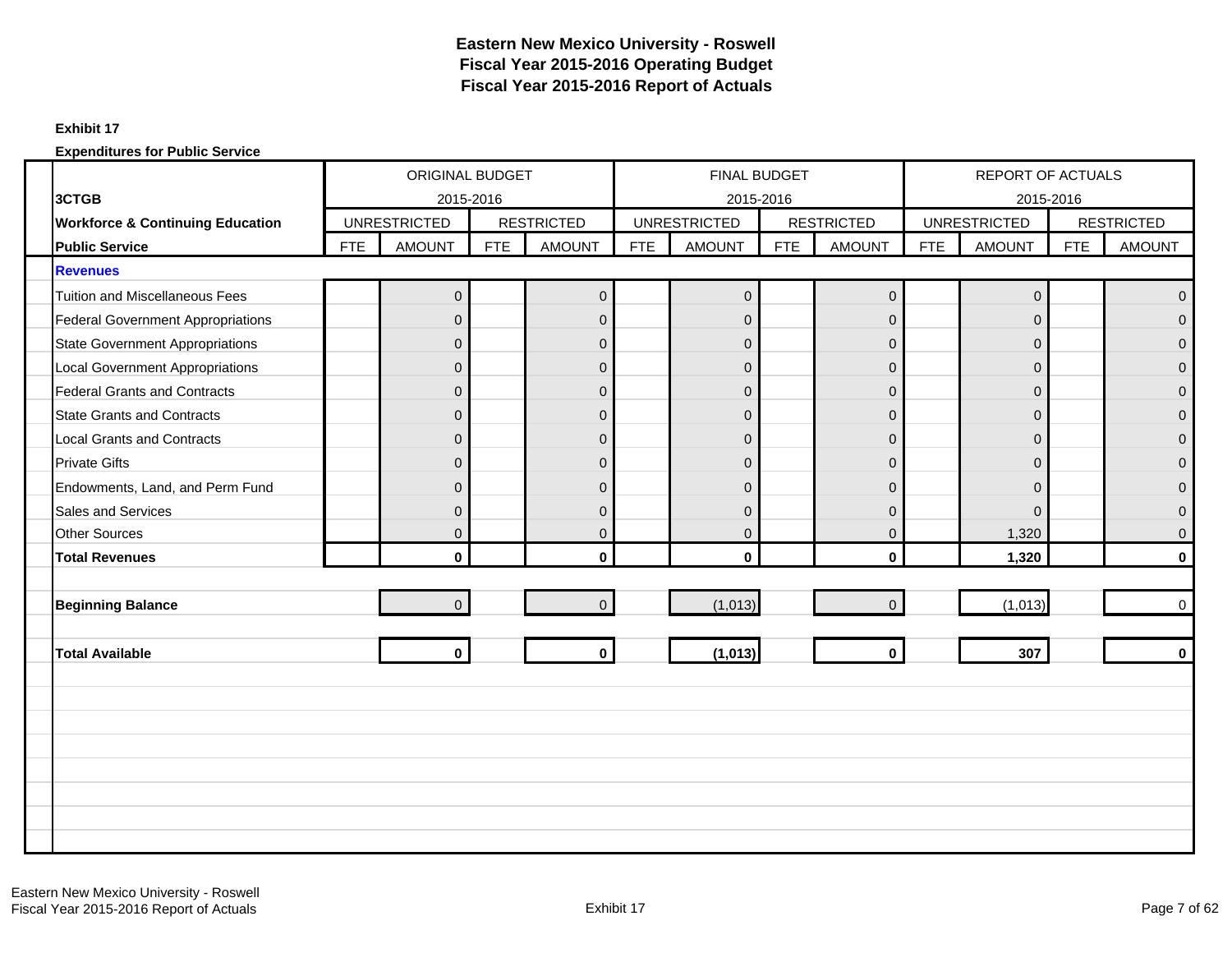# Eastern New Mexico University - Roswell
## Fiscal Year 2015-2016 Operating Budget
## Fiscal Year 2015-2016 Report of Actuals

**Exhibit 17**

**Expenditures for Public Service**

| 3CTGB | ORIGINAL BUDGET 2015-2016 | | | | FINAL BUDGET 2015-2016 | | | | REPORT OF ACTUALS 2015-2016 | | | |
|---|---|---|---|---|---|---|---|---|---|---|---|---|
| **Workforce & Continuing Education** | UNRESTRICTED | | RESTRICTED | | UNRESTRICTED | | RESTRICTED | | UNRESTRICTED | | RESTRICTED | |
| **Public Service** | FTE | AMOUNT | FTE | AMOUNT | FTE | AMOUNT | FTE | AMOUNT | FTE | AMOUNT | FTE | AMOUNT |
| **Revenues** | | | | | | | | | | | | |
| Tuition and Miscellaneous Fees | | 0 | | 0 | | 0 | | 0 | | 0 | | 0 |
| Federal Government Appropriations | | 0 | | 0 | | 0 | | 0 | | 0 | | 0 |
| State Government Appropriations | | 0 | | 0 | | 0 | | 0 | | 0 | | 0 |
| Local Government Appropriations | | 0 | | 0 | | 0 | | 0 | | 0 | | 0 |
| Federal Grants and Contracts | | 0 | | 0 | | 0 | | 0 | | 0 | | 0 |
| State Grants and Contracts | | 0 | | 0 | | 0 | | 0 | | 0 | | 0 |
| Local Grants and Contracts | | 0 | | 0 | | 0 | | 0 | | 0 | | 0 |
| Private Gifts | | 0 | | 0 | | 0 | | 0 | | 0 | | 0 |
| Endowments, Land, and Perm Fund | | 0 | | 0 | | 0 | | 0 | | 0 | | 0 |
| Sales and Services | | 0 | | 0 | | 0 | | 0 | | 0 | | 0 |
| Other Sources | | 0 | | 0 | | 0 | | 0 | | 1,320 | | 0 |
| **Total Revenues** | | **0** | | **0** | | **0** | | **0** | | **1,320** | | **0** |
| **Beginning Balance** | | 0 | | 0 | | (1,013) | | 0 | | (1,013) | | 0 |
| **Total Available** | | **0** | | **0** | | **(1,013)** | | **0** | | **307** | | **0** |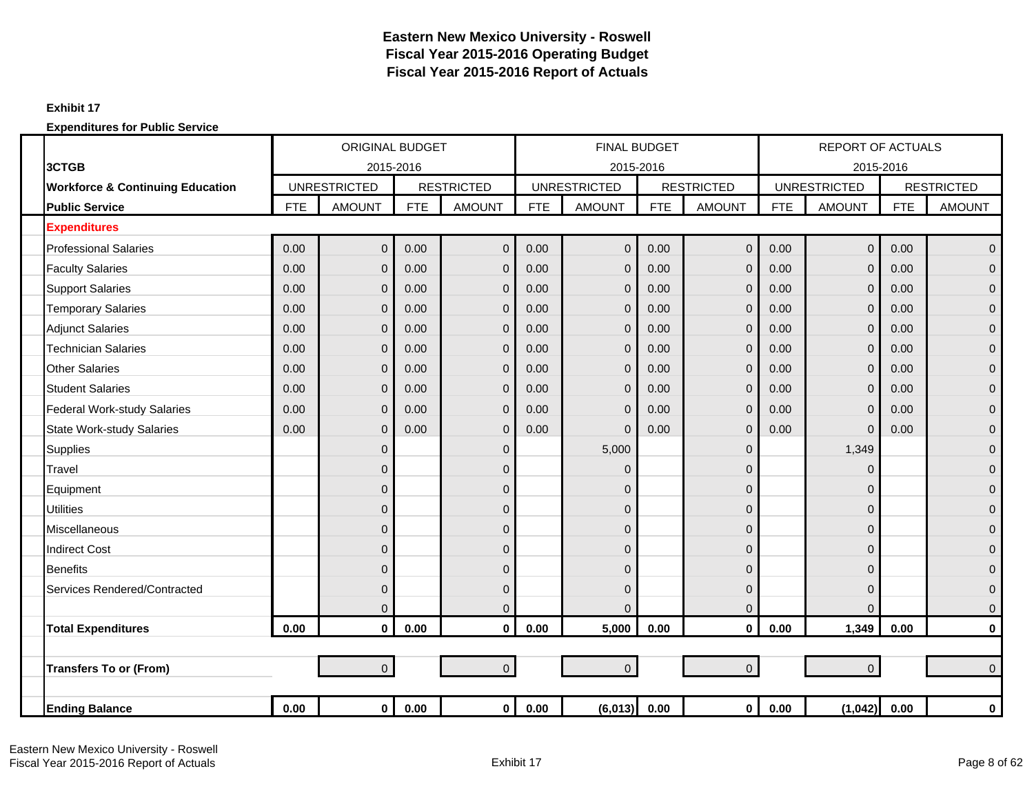# Eastern New Mexico University - Roswell
## Fiscal Year 2015-2016 Operating Budget
## Fiscal Year 2015-2016 Report of Actuals

**Exhibit 17**

**Expenditures for Public Service**

| **3CTGB** | ORIGINAL BUDGET 2015-2016 | | | | FINAL BUDGET 2015-2016 | | | | REPORT OF ACTUALS 2015-2016 | | | |
|---|---|---|---|---|---|---|---|---|---|---|---|---|
| **Workforce & Continuing Education** | UNRESTRICTED | | RESTRICTED | | UNRESTRICTED | | RESTRICTED | | UNRESTRICTED | | RESTRICTED | |
| **Public Service** | FTE | AMOUNT | FTE | AMOUNT | FTE | AMOUNT | FTE | AMOUNT | FTE | AMOUNT | FTE | AMOUNT |
| **Expenditures** | | | | | | | | | | | | |
| Professional Salaries | 0.00 | 0 | 0.00 | 0 | 0.00 | 0 | 0.00 | 0 | 0.00 | 0 | 0.00 | 0 |
| Faculty Salaries | 0.00 | 0 | 0.00 | 0 | 0.00 | 0 | 0.00 | 0 | 0.00 | 0 | 0.00 | 0 |
| Support Salaries | 0.00 | 0 | 0.00 | 0 | 0.00 | 0 | 0.00 | 0 | 0.00 | 0 | 0.00 | 0 |
| Temporary Salaries | 0.00 | 0 | 0.00 | 0 | 0.00 | 0 | 0.00 | 0 | 0.00 | 0 | 0.00 | 0 |
| Adjunct Salaries | 0.00 | 0 | 0.00 | 0 | 0.00 | 0 | 0.00 | 0 | 0.00 | 0 | 0.00 | 0 |
| Technician Salaries | 0.00 | 0 | 0.00 | 0 | 0.00 | 0 | 0.00 | 0 | 0.00 | 0 | 0.00 | 0 |
| Other Salaries | 0.00 | 0 | 0.00 | 0 | 0.00 | 0 | 0.00 | 0 | 0.00 | 0 | 0.00 | 0 |
| Student Salaries | 0.00 | 0 | 0.00 | 0 | 0.00 | 0 | 0.00 | 0 | 0.00 | 0 | 0.00 | 0 |
| Federal Work-study Salaries | 0.00 | 0 | 0.00 | 0 | 0.00 | 0 | 0.00 | 0 | 0.00 | 0 | 0.00 | 0 |
| State Work-study Salaries | 0.00 | 0 | 0.00 | 0 | 0.00 | 0 | 0.00 | 0 | 0.00 | 0 | 0.00 | 0 |
| Supplies | | 0 | | 0 | | 5,000 | | 0 | | 1,349 | | 0 |
| Travel | | 0 | | 0 | | 0 | | 0 | | 0 | | 0 |
| Equipment | | 0 | | 0 | | 0 | | 0 | | 0 | | 0 |
| Utilities | | 0 | | 0 | | 0 | | 0 | | 0 | | 0 |
| Miscellaneous | | 0 | | 0 | | 0 | | 0 | | 0 | | 0 |
| Indirect Cost | | 0 | | 0 | | 0 | | 0 | | 0 | | 0 |
| Benefits | | 0 | | 0 | | 0 | | 0 | | 0 | | 0 |
| Services Rendered/Contracted | | 0 | | 0 | | 0 | | 0 | | 0 | | 0 |
| | | 0 | | 0 | | 0 | | 0 | | 0 | | 0 |
| **Total Expenditures** | **0.00** | **0** | **0.00** | **0** | **0.00** | **5,000** | **0.00** | **0** | **0.00** | **1,349** | **0.00** | **0** |
| **Transfers To or (From)** | | 0 | | 0 | | 0 | | 0 | | 0 | | 0 |
| **Ending Balance** | **0.00** | **0** | **0.00** | **0** | **0.00** | **(6,013)** | **0.00** | **0** | **0.00** | **(1,042)** | **0.00** | **0** |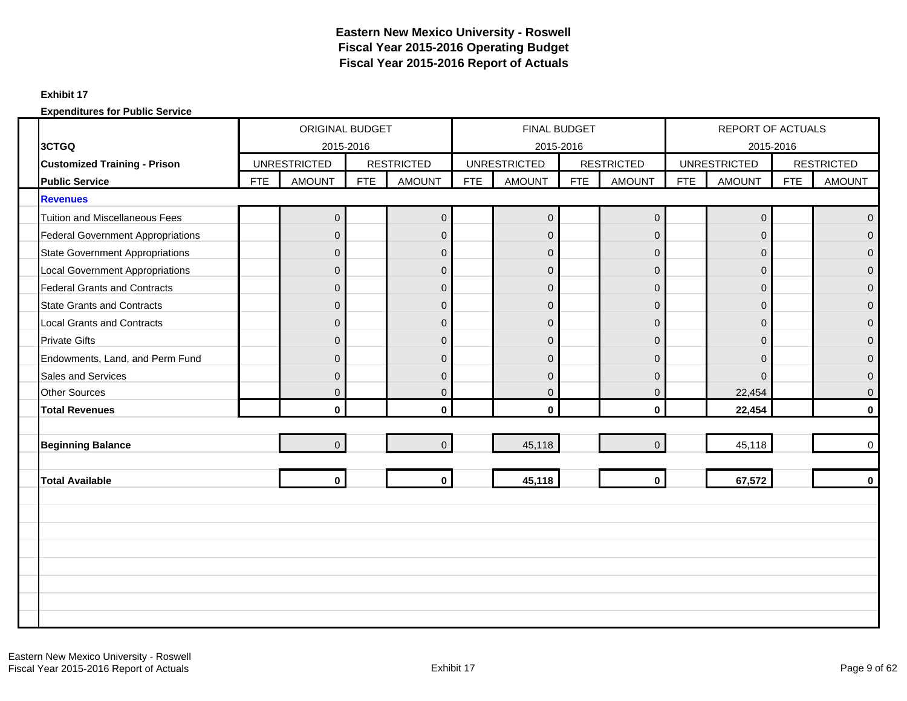# Eastern New Mexico University - Roswell
## Fiscal Year 2015-2016 Operating Budget
## Fiscal Year 2015-2016 Report of Actuals

**Exhibit 17**

**Expenditures for Public Service**

| | ORIGINAL BUDGET 2015-2016 | | | | FINAL BUDGET 2015-2016 | | | | REPORT OF ACTUALS 2015-2016 | | | |
|---|---|---|---|---|---|---|---|---|---|---|---|---|
| **3CTGQ** | UNRESTRICTED | | RESTRICTED | | UNRESTRICTED | | RESTRICTED | | UNRESTRICTED | | RESTRICTED | |
| **Customized Training - Prison** **Public Service** | FTE | AMOUNT | FTE | AMOUNT | FTE | AMOUNT | FTE | AMOUNT | FTE | AMOUNT | FTE | AMOUNT |
| **Revenues** | | | | | | | | | | | | |
| Tuition and Miscellaneous Fees | | 0 | | 0 | | 0 | | 0 | | 0 | | 0 |
| Federal Government Appropriations | | 0 | | 0 | | 0 | | 0 | | 0 | | 0 |
| State Government Appropriations | | 0 | | 0 | | 0 | | 0 | | 0 | | 0 |
| Local Government Appropriations | | 0 | | 0 | | 0 | | 0 | | 0 | | 0 |
| Federal Grants and Contracts | | 0 | | 0 | | 0 | | 0 | | 0 | | 0 |
| State Grants and Contracts | | 0 | | 0 | | 0 | | 0 | | 0 | | 0 |
| Local Grants and Contracts | | 0 | | 0 | | 0 | | 0 | | 0 | | 0 |
| Private Gifts | | 0 | | 0 | | 0 | | 0 | | 0 | | 0 |
| Endowments, Land, and Perm Fund | | 0 | | 0 | | 0 | | 0 | | 0 | | 0 |
| Sales and Services | | 0 | | 0 | | 0 | | 0 | | 0 | | 0 |
| Other Sources | | 0 | | 0 | | 0 | | 0 | | 22,454 | | 0 |
| **Total Revenues** | | **0** | | **0** | | **0** | | **0** | | **22,454** | | **0** |
| | | | | | | | | | | | | |
| **Beginning Balance** | | 0 | | 0 | | 45,118 | | 0 | | 45,118 | | 0 |
| | | | | | | | | | | | | |
| **Total Available** | | **0** | | **0** | | **45,118** | | **0** | | **67,572** | | **0** |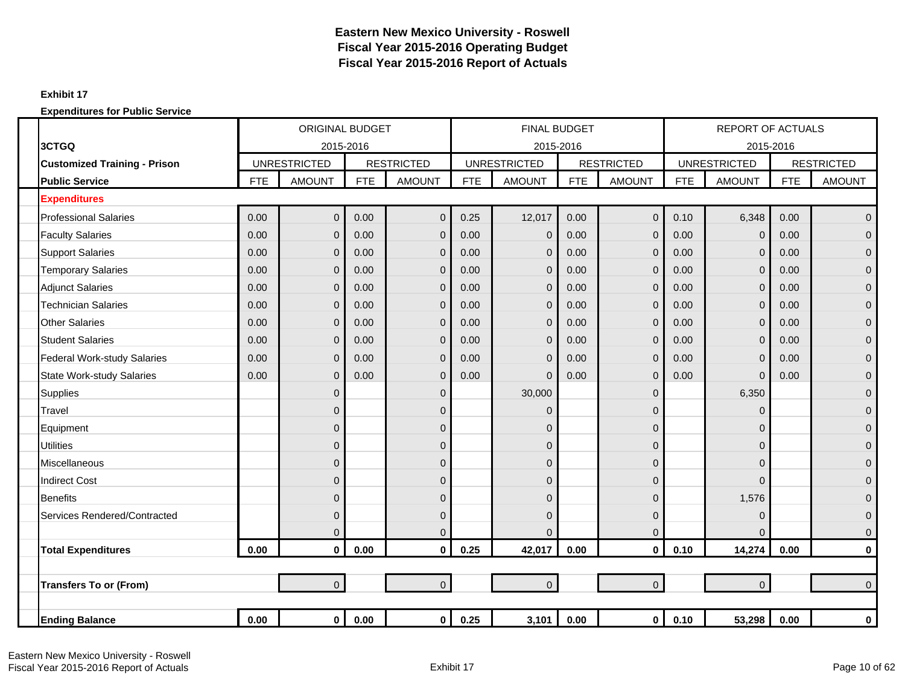# Eastern New Mexico University - Roswell
## Fiscal Year 2015-2016 Operating Budget
## Fiscal Year 2015-2016 Report of Actuals

**Exhibit 17**

**Expenditures for Public Service**

| 3CTGQ | ORIGINAL BUDGET 2015-2016 | | | | FINAL BUDGET 2015-2016 | | | | REPORT OF ACTUALS 2015-2016 | | | |
|---|---|---|---|---|---|---|---|---|---|---|---|---|
| **Customized Training - Prison** | UNRESTRICTED | | RESTRICTED | | UNRESTRICTED | | RESTRICTED | | UNRESTRICTED | | RESTRICTED | |
| **Public Service** | FTE | AMOUNT | FTE | AMOUNT | FTE | AMOUNT | FTE | AMOUNT | FTE | AMOUNT | FTE | AMOUNT |
| **Expenditures** | | | | | | | | | | | | |
| Professional Salaries | 0.00 | 0 | 0.00 | 0 | 0.25 | 12,017 | 0.00 | 0 | 0.10 | 6,348 | 0.00 | 0 |
| Faculty Salaries | 0.00 | 0 | 0.00 | 0 | 0.00 | 0 | 0.00 | 0 | 0.00 | 0 | 0.00 | 0 |
| Support Salaries | 0.00 | 0 | 0.00 | 0 | 0.00 | 0 | 0.00 | 0 | 0.00 | 0 | 0.00 | 0 |
| Temporary Salaries | 0.00 | 0 | 0.00 | 0 | 0.00 | 0 | 0.00 | 0 | 0.00 | 0 | 0.00 | 0 |
| Adjunct Salaries | 0.00 | 0 | 0.00 | 0 | 0.00 | 0 | 0.00 | 0 | 0.00 | 0 | 0.00 | 0 |
| Technician Salaries | 0.00 | 0 | 0.00 | 0 | 0.00 | 0 | 0.00 | 0 | 0.00 | 0 | 0.00 | 0 |
| Other Salaries | 0.00 | 0 | 0.00 | 0 | 0.00 | 0 | 0.00 | 0 | 0.00 | 0 | 0.00 | 0 |
| Student Salaries | 0.00 | 0 | 0.00 | 0 | 0.00 | 0 | 0.00 | 0 | 0.00 | 0 | 0.00 | 0 |
| Federal Work-study Salaries | 0.00 | 0 | 0.00 | 0 | 0.00 | 0 | 0.00 | 0 | 0.00 | 0 | 0.00 | 0 |
| State Work-study Salaries | 0.00 | 0 | 0.00 | 0 | 0.00 | 0 | 0.00 | 0 | 0.00 | 0 | 0.00 | 0 |
| Supplies | | 0 | | 0 | | 30,000 | | 0 | | 6,350 | | 0 |
| Travel | | 0 | | 0 | | 0 | | 0 | | 0 | | 0 |
| Equipment | | 0 | | 0 | | 0 | | 0 | | 0 | | 0 |
| Utilities | | 0 | | 0 | | 0 | | 0 | | 0 | | 0 |
| Miscellaneous | | 0 | | 0 | | 0 | | 0 | | 0 | | 0 |
| Indirect Cost | | 0 | | 0 | | 0 | | 0 | | 0 | | 0 |
| Benefits | | 0 | | 0 | | 0 | | 0 | | 1,576 | | 0 |
| Services Rendered/Contracted | | 0 | | 0 | | 0 | | 0 | | 0 | | 0 |
| | | 0 | | 0 | | 0 | | 0 | | 0 | | 0 |
| **Total Expenditures** | **0.00** | **0** | **0.00** | **0** | **0.25** | **42,017** | **0.00** | **0** | **0.10** | **14,274** | **0.00** | **0** |
| | | | | | | | | | | | | |
| **Transfers To or (From)** | | 0 | | 0 | | 0 | | 0 | | 0 | | 0 |
| | | | | | | | | | | | | |
| **Ending Balance** | **0.00** | **0** | **0.00** | **0** | **0.25** | **3,101** | **0.00** | **0** | **0.10** | **53,298** | **0.00** | **0** |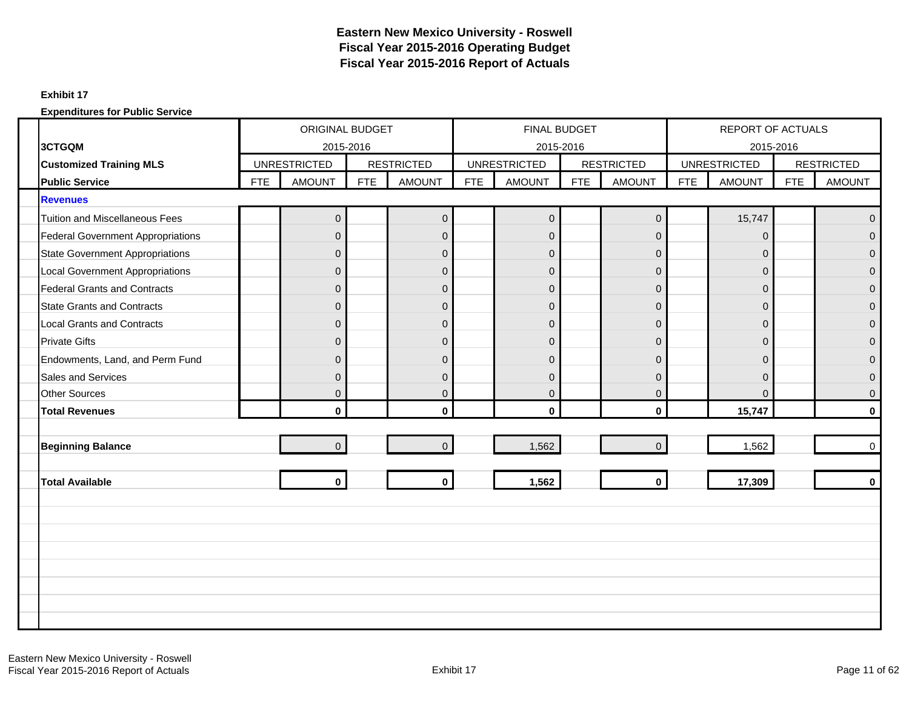# Eastern New Mexico University - Roswell
## Fiscal Year 2015-2016 Operating Budget
## Fiscal Year 2015-2016 Report of Actuals

**Exhibit 17**

**Expenditures for Public Service**

| | ORIGINAL BUDGET 2015-2016 | | | | FINAL BUDGET 2015-2016 | | | | REPORT OF ACTUALS 2015-2016 | | | |
|---|---|---|---|---|---|---|---|---|---|---|---|---|
| **3CTGQM** | UNRESTRICTED | | RESTRICTED | | UNRESTRICTED | | RESTRICTED | | UNRESTRICTED | | RESTRICTED | |
| **Customized Training MLS** **Public Service** | FTE | AMOUNT | FTE | AMOUNT | FTE | AMOUNT | FTE | AMOUNT | FTE | AMOUNT | FTE | AMOUNT |
| **Revenues** | | | | | | | | | | | | |
| Tuition and Miscellaneous Fees | | 0 | | 0 | | 0 | | 0 | | 15,747 | | 0 |
| Federal Government Appropriations | | 0 | | 0 | | 0 | | 0 | | 0 | | 0 |
| State Government Appropriations | | 0 | | 0 | | 0 | | 0 | | 0 | | 0 |
| Local Government Appropriations | | 0 | | 0 | | 0 | | 0 | | 0 | | 0 |
| Federal Grants and Contracts | | 0 | | 0 | | 0 | | 0 | | 0 | | 0 |
| State Grants and Contracts | | 0 | | 0 | | 0 | | 0 | | 0 | | 0 |
| Local Grants and Contracts | | 0 | | 0 | | 0 | | 0 | | 0 | | 0 |
| Private Gifts | | 0 | | 0 | | 0 | | 0 | | 0 | | 0 |
| Endowments, Land, and Perm Fund | | 0 | | 0 | | 0 | | 0 | | 0 | | 0 |
| Sales and Services | | 0 | | 0 | | 0 | | 0 | | 0 | | 0 |
| Other Sources | | 0 | | 0 | | 0 | | 0 | | 0 | | 0 |
| **Total Revenues** | | **0** | | **0** | | **0** | | **0** | | **15,747** | | **0** |
| **Beginning Balance** | | 0 | | 0 | | 1,562 | | 0 | | 1,562 | | 0 |
| **Total Available** | | **0** | | **0** | | **1,562** | | **0** | | **17,309** | | **0** |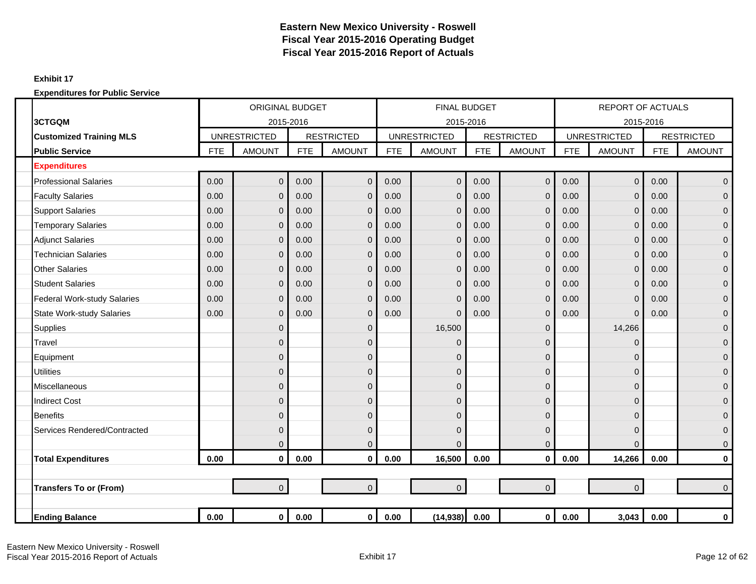# Eastern New Mexico University - Roswell
## Fiscal Year 2015-2016 Operating Budget
## Fiscal Year 2015-2016 Report of Actuals

**Exhibit 17**

**Expenditures for Public Service**

| 3CTGQM | ORIGINAL BUDGET 2015-2016 | | | | FINAL BUDGET 2015-2016 | | | | REPORT OF ACTUALS 2015-2016 | | | |
|---|---|---|---|---|---|---|---|---|---|---|---|---|
| **Customized Training MLS** | UNRESTRICTED | | RESTRICTED | | UNRESTRICTED | | RESTRICTED | | UNRESTRICTED | | RESTRICTED | |
| **Public Service** | FTE | AMOUNT | FTE | AMOUNT | FTE | AMOUNT | FTE | AMOUNT | FTE | AMOUNT | FTE | AMOUNT |
| **Expenditures** | | | | | | | | | | | | |
| Professional Salaries | 0.00 | 0 | 0.00 | 0 | 0.00 | 0 | 0.00 | 0 | 0.00 | 0 | 0.00 | 0 |
| Faculty Salaries | 0.00 | 0 | 0.00 | 0 | 0.00 | 0 | 0.00 | 0 | 0.00 | 0 | 0.00 | 0 |
| Support Salaries | 0.00 | 0 | 0.00 | 0 | 0.00 | 0 | 0.00 | 0 | 0.00 | 0 | 0.00 | 0 |
| Temporary Salaries | 0.00 | 0 | 0.00 | 0 | 0.00 | 0 | 0.00 | 0 | 0.00 | 0 | 0.00 | 0 |
| Adjunct Salaries | 0.00 | 0 | 0.00 | 0 | 0.00 | 0 | 0.00 | 0 | 0.00 | 0 | 0.00 | 0 |
| Technician Salaries | 0.00 | 0 | 0.00 | 0 | 0.00 | 0 | 0.00 | 0 | 0.00 | 0 | 0.00 | 0 |
| Other Salaries | 0.00 | 0 | 0.00 | 0 | 0.00 | 0 | 0.00 | 0 | 0.00 | 0 | 0.00 | 0 |
| Student Salaries | 0.00 | 0 | 0.00 | 0 | 0.00 | 0 | 0.00 | 0 | 0.00 | 0 | 0.00 | 0 |
| Federal Work-study Salaries | 0.00 | 0 | 0.00 | 0 | 0.00 | 0 | 0.00 | 0 | 0.00 | 0 | 0.00 | 0 |
| State Work-study Salaries | 0.00 | 0 | 0.00 | 0 | 0.00 | 0 | 0.00 | 0 | 0.00 | 0 | 0.00 | 0 |
| Supplies | | 0 | | 0 | | 16,500 | | 0 | | 14,266 | | 0 |
| Travel | | 0 | | 0 | | 0 | | 0 | | 0 | | 0 |
| Equipment | | 0 | | 0 | | 0 | | 0 | | 0 | | 0 |
| Utilities | | 0 | | 0 | | 0 | | 0 | | 0 | | 0 |
| Miscellaneous | | 0 | | 0 | | 0 | | 0 | | 0 | | 0 |
| Indirect Cost | | 0 | | 0 | | 0 | | 0 | | 0 | | 0 |
| Benefits | | 0 | | 0 | | 0 | | 0 | | 0 | | 0 |
| Services Rendered/Contracted | | 0 | | 0 | | 0 | | 0 | | 0 | | 0 |
| | | 0 | | 0 | | 0 | | 0 | | 0 | | 0 |
| **Total Expenditures** | **0.00** | **0** | **0.00** | **0** | **0.00** | **16,500** | **0.00** | **0** | **0.00** | **14,266** | **0.00** | **0** |
| | | | | | | | | | | | | |
| **Transfers To or (From)** | | 0 | | 0 | | 0 | | 0 | | 0 | | 0 |
| | | | | | | | | | | | | |
| **Ending Balance** | **0.00** | **0** | **0.00** | **0** | **0.00** | **(14,938)** | **0.00** | **0** | **0.00** | **3,043** | **0.00** | **0** |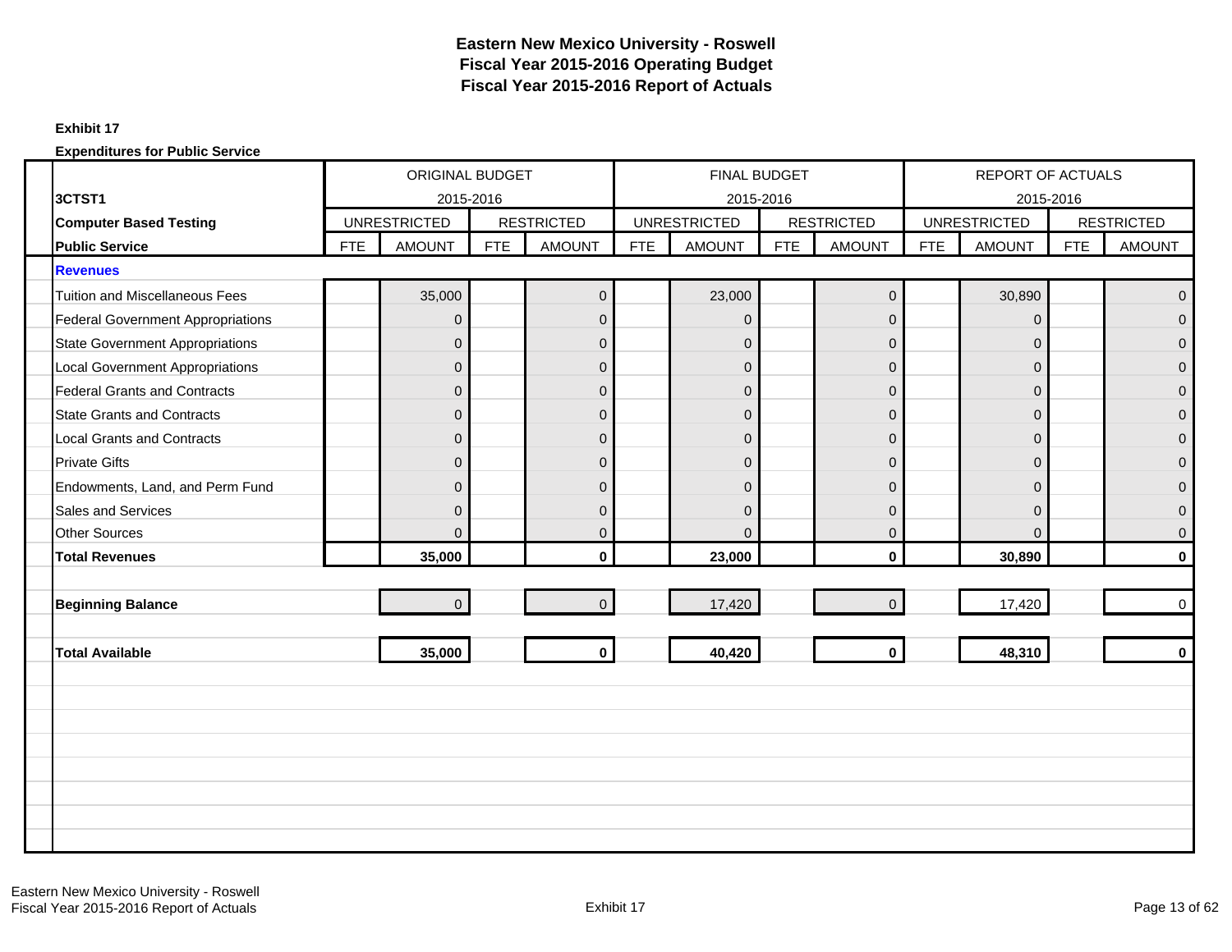# Eastern New Mexico University - Roswell
## Fiscal Year 2015-2016 Operating Budget
## Fiscal Year 2015-2016 Report of Actuals

**Exhibit 17**

**Expenditures for Public Service**

| **3CTST1** | ORIGINAL BUDGET 2015-2016 | | | | FINAL BUDGET 2015-2016 | | | | REPORT OF ACTUALS 2015-2016 | | | |
|---|---|---|---|---|---|---|---|---|---|---|---|---|
| **Computer Based Testing** | UNRESTRICTED | | RESTRICTED | | UNRESTRICTED | | RESTRICTED | | UNRESTRICTED | | RESTRICTED | |
| **Public Service** | FTE | AMOUNT | FTE | AMOUNT | FTE | AMOUNT | FTE | AMOUNT | FTE | AMOUNT | FTE | AMOUNT |
| **Revenues** | | | | | | | | | | | | |
| Tuition and Miscellaneous Fees | | 35,000 | | 0 | | 23,000 | | 0 | | 30,890 | | 0 |
| Federal Government Appropriations | | 0 | | 0 | | 0 | | 0 | | 0 | | 0 |
| State Government Appropriations | | 0 | | 0 | | 0 | | 0 | | 0 | | 0 |
| Local Government Appropriations | | 0 | | 0 | | 0 | | 0 | | 0 | | 0 |
| Federal Grants and Contracts | | 0 | | 0 | | 0 | | 0 | | 0 | | 0 |
| State Grants and Contracts | | 0 | | 0 | | 0 | | 0 | | 0 | | 0 |
| Local Grants and Contracts | | 0 | | 0 | | 0 | | 0 | | 0 | | 0 |
| Private Gifts | | 0 | | 0 | | 0 | | 0 | | 0 | | 0 |
| Endowments, Land, and Perm Fund | | 0 | | 0 | | 0 | | 0 | | 0 | | 0 |
| Sales and Services | | 0 | | 0 | | 0 | | 0 | | 0 | | 0 |
| Other Sources | | 0 | | 0 | | 0 | | 0 | | 0 | | 0 |
| **Total Revenues** | | **35,000** | | **0** | | **23,000** | | **0** | | **30,890** | | **0** |
| **Beginning Balance** | | 0 | | 0 | | 17,420 | | 0 | | 17,420 | | 0 |
| **Total Available** | | **35,000** | | **0** | | **40,420** | | **0** | | **48,310** | | **0** |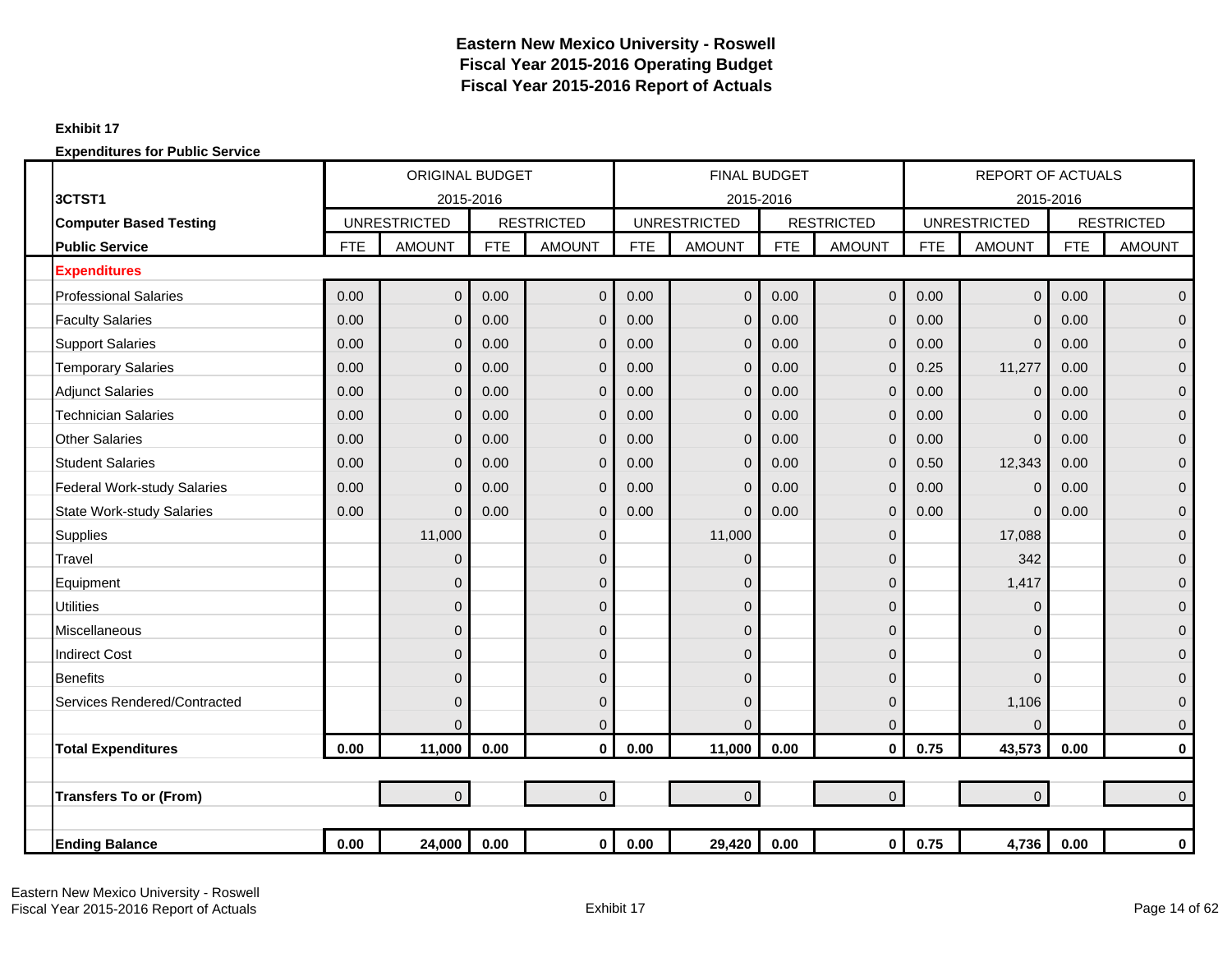# Eastern New Mexico University - Roswell
# Fiscal Year 2015-2016 Operating Budget
# Fiscal Year 2015-2016 Report of Actuals

**Exhibit 17**

**Expenditures for Public Service**

| **3CTST1** | ORIGINAL BUDGET 2015-2016 | | | | FINAL BUDGET 2015-2016 | | | | REPORT OF ACTUALS 2015-2016 | | | |
|---|---|---|---|---|---|---|---|---|---|---|---|---|
| **Computer Based Testing** | UNRESTRICTED | | RESTRICTED | | UNRESTRICTED | | RESTRICTED | | UNRESTRICTED | | RESTRICTED | |
| **Public Service** | FTE | AMOUNT | FTE | AMOUNT | FTE | AMOUNT | FTE | AMOUNT | FTE | AMOUNT | FTE | AMOUNT |
| **Expenditures** | | | | | | | | | | | | |
| Professional Salaries | 0.00 | 0 | 0.00 | 0 | 0.00 | 0 | 0.00 | 0 | 0.00 | 0 | 0.00 | 0 |
| Faculty Salaries | 0.00 | 0 | 0.00 | 0 | 0.00 | 0 | 0.00 | 0 | 0.00 | 0 | 0.00 | 0 |
| Support Salaries | 0.00 | 0 | 0.00 | 0 | 0.00 | 0 | 0.00 | 0 | 0.00 | 0 | 0.00 | 0 |
| Temporary Salaries | 0.00 | 0 | 0.00 | 0 | 0.00 | 0 | 0.00 | 0 | 0.25 | 11,277 | 0.00 | 0 |
| Adjunct Salaries | 0.00 | 0 | 0.00 | 0 | 0.00 | 0 | 0.00 | 0 | 0.00 | 0 | 0.00 | 0 |
| Technician Salaries | 0.00 | 0 | 0.00 | 0 | 0.00 | 0 | 0.00 | 0 | 0.00 | 0 | 0.00 | 0 |
| Other Salaries | 0.00 | 0 | 0.00 | 0 | 0.00 | 0 | 0.00 | 0 | 0.00 | 0 | 0.00 | 0 |
| Student Salaries | 0.00 | 0 | 0.00 | 0 | 0.00 | 0 | 0.00 | 0 | 0.50 | 12,343 | 0.00 | 0 |
| Federal Work-study Salaries | 0.00 | 0 | 0.00 | 0 | 0.00 | 0 | 0.00 | 0 | 0.00 | 0 | 0.00 | 0 |
| State Work-study Salaries | 0.00 | 0 | 0.00 | 0 | 0.00 | 0 | 0.00 | 0 | 0.00 | 0 | 0.00 | 0 |
| Supplies | | 11,000 | | 0 | | 11,000 | | 0 | | 17,088 | | 0 |
| Travel | | 0 | | 0 | | 0 | | 0 | | 342 | | 0 |
| Equipment | | 0 | | 0 | | 0 | | 0 | | 1,417 | | 0 |
| Utilities | | 0 | | 0 | | 0 | | 0 | | 0 | | 0 |
| Miscellaneous | | 0 | | 0 | | 0 | | 0 | | 0 | | 0 |
| Indirect Cost | | 0 | | 0 | | 0 | | 0 | | 0 | | 0 |
| Benefits | | 0 | | 0 | | 0 | | 0 | | 0 | | 0 |
| Services Rendered/Contracted | | 0 | | 0 | | 0 | | 0 | | 1,106 | | 0 |
| | | 0 | | 0 | | 0 | | 0 | | 0 | | 0 |
| **Total Expenditures** | **0.00** | **11,000** | **0.00** | **0** | **0.00** | **11,000** | **0.00** | **0** | **0.75** | **43,573** | **0.00** | **0** |
| **Transfers To or (From)** | | 0 | | 0 | | 0 | | 0 | | 0 | | 0 |
| **Ending Balance** | **0.00** | **24,000** | **0.00** | **0** | **0.00** | **29,420** | **0.00** | **0** | **0.75** | **4,736** | **0.00** | **0** |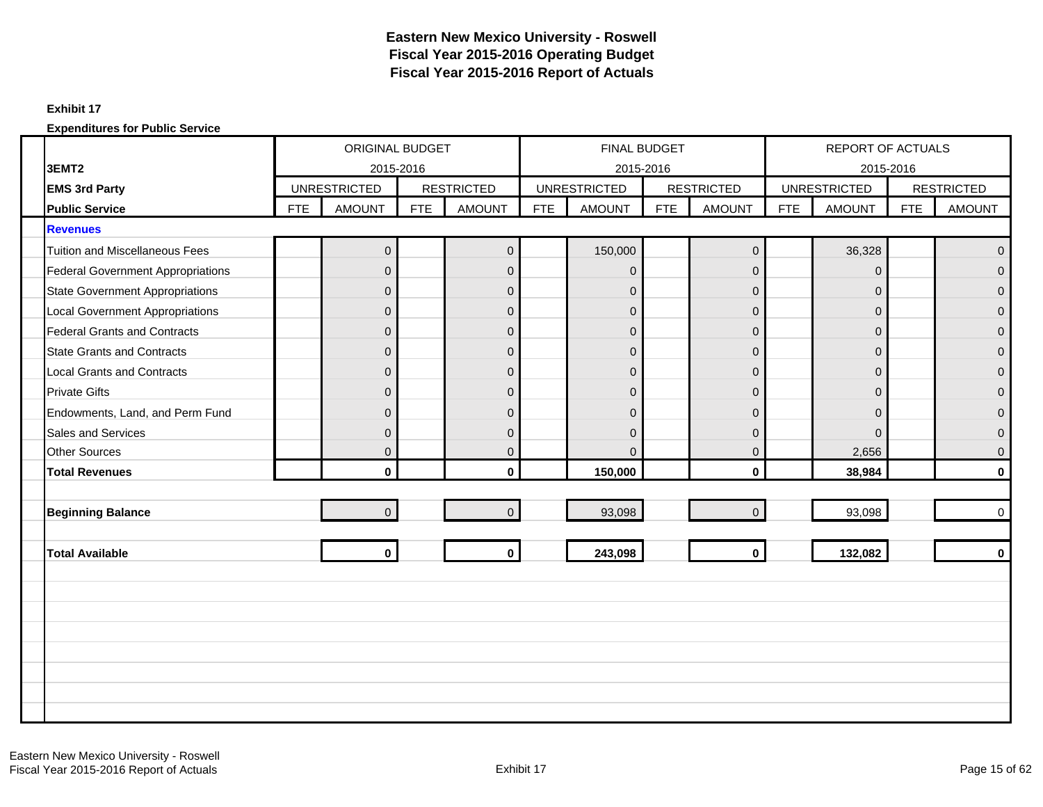# Eastern New Mexico University - Roswell
## Fiscal Year 2015-2016 Operating Budget
## Fiscal Year 2015-2016 Report of Actuals

**Exhibit 17**

**Expenditures for Public Service**

| | ORIGINAL BUDGET 2015-2016 | | | | FINAL BUDGET 2015-2016 | | | | REPORT OF ACTUALS 2015-2016 | | | |
|---|---|---|---|---|---|---|---|---|---|---|---|---|
| **3EMT2** | UNRESTRICTED | | RESTRICTED | | UNRESTRICTED | | RESTRICTED | | UNRESTRICTED | | RESTRICTED | |
| **EMS 3rd Party** | | | | | | | | | | | | |
| **Public Service** | FTE | AMOUNT | FTE | AMOUNT | FTE | AMOUNT | FTE | AMOUNT | FTE | AMOUNT | FTE | AMOUNT |
| **Revenues** | | | | | | | | | | | | |
| Tuition and Miscellaneous Fees | | 0 | | 0 | | 150,000 | | 0 | | 36,328 | | 0 |
| Federal Government Appropriations | | 0 | | 0 | | 0 | | 0 | | 0 | | 0 |
| State Government Appropriations | | 0 | | 0 | | 0 | | 0 | | 0 | | 0 |
| Local Government Appropriations | | 0 | | 0 | | 0 | | 0 | | 0 | | 0 |
| Federal Grants and Contracts | | 0 | | 0 | | 0 | | 0 | | 0 | | 0 |
| State Grants and Contracts | | 0 | | 0 | | 0 | | 0 | | 0 | | 0 |
| Local Grants and Contracts | | 0 | | 0 | | 0 | | 0 | | 0 | | 0 |
| Private Gifts | | 0 | | 0 | | 0 | | 0 | | 0 | | 0 |
| Endowments, Land, and Perm Fund | | 0 | | 0 | | 0 | | 0 | | 0 | | 0 |
| Sales and Services | | 0 | | 0 | | 0 | | 0 | | 0 | | 0 |
| Other Sources | | 0 | | 0 | | 0 | | 0 | | 2,656 | | 0 |
| **Total Revenues** | | **0** | | **0** | | **150,000** | | **0** | | **38,984** | | **0** |
| **Beginning Balance** | | 0 | | 0 | | 93,098 | | 0 | | 93,098 | | 0 |
| **Total Available** | | **0** | | **0** | | **243,098** | | **0** | | **132,082** | | **0** |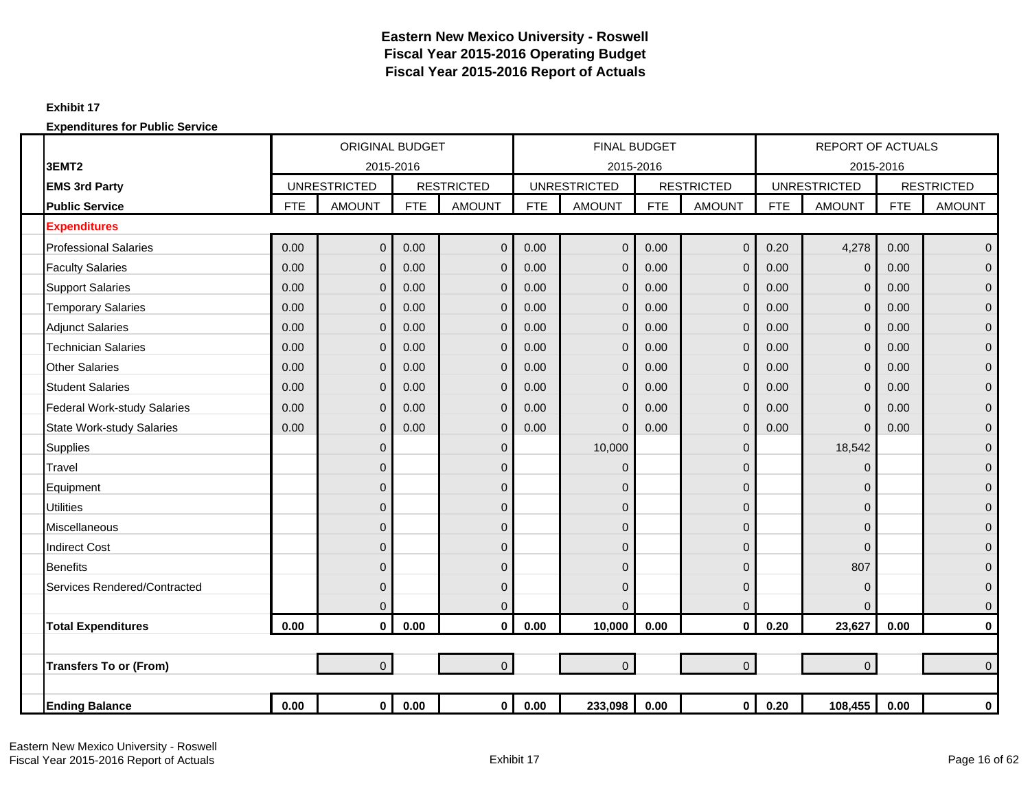# Eastern New Mexico University - Roswell
## Fiscal Year 2015-2016 Operating Budget
## Fiscal Year 2015-2016 Report of Actuals

**Exhibit 17**

**Expenditures for Public Service**

| | ORIGINAL BUDGET 2015-2016 | | | | FINAL BUDGET 2015-2016 | | | | REPORT OF ACTUALS 2015-2016 | | | |
|---|---|---|---|---|---|---|---|---|---|---|---|---|
| **3EMT2** | UNRESTRICTED | | RESTRICTED | | UNRESTRICTED | | RESTRICTED | | UNRESTRICTED | | RESTRICTED | |
| **EMS 3rd Party** | | | | | | | | | | | | |
| **Public Service** | FTE | AMOUNT | FTE | AMOUNT | FTE | AMOUNT | FTE | AMOUNT | FTE | AMOUNT | FTE | AMOUNT |
| **Expenditures** | | | | | | | | | | | | |
| Professional Salaries | 0.00 | 0 | 0.00 | 0 | 0.00 | 0 | 0.00 | 0 | 0.20 | 4,278 | 0.00 | 0 |
| Faculty Salaries | 0.00 | 0 | 0.00 | 0 | 0.00 | 0 | 0.00 | 0 | 0.00 | 0 | 0.00 | 0 |
| Support Salaries | 0.00 | 0 | 0.00 | 0 | 0.00 | 0 | 0.00 | 0 | 0.00 | 0 | 0.00 | 0 |
| Temporary Salaries | 0.00 | 0 | 0.00 | 0 | 0.00 | 0 | 0.00 | 0 | 0.00 | 0 | 0.00 | 0 |
| Adjunct Salaries | 0.00 | 0 | 0.00 | 0 | 0.00 | 0 | 0.00 | 0 | 0.00 | 0 | 0.00 | 0 |
| Technician Salaries | 0.00 | 0 | 0.00 | 0 | 0.00 | 0 | 0.00 | 0 | 0.00 | 0 | 0.00 | 0 |
| Other Salaries | 0.00 | 0 | 0.00 | 0 | 0.00 | 0 | 0.00 | 0 | 0.00 | 0 | 0.00 | 0 |
| Student Salaries | 0.00 | 0 | 0.00 | 0 | 0.00 | 0 | 0.00 | 0 | 0.00 | 0 | 0.00 | 0 |
| Federal Work-study Salaries | 0.00 | 0 | 0.00 | 0 | 0.00 | 0 | 0.00 | 0 | 0.00 | 0 | 0.00 | 0 |
| State Work-study Salaries | 0.00 | 0 | 0.00 | 0 | 0.00 | 0 | 0.00 | 0 | 0.00 | 0 | 0.00 | 0 |
| Supplies | | 0 | | 0 | | 10,000 | | 0 | | 18,542 | | 0 |
| Travel | | 0 | | 0 | | 0 | | 0 | | 0 | | 0 |
| Equipment | | 0 | | 0 | | 0 | | 0 | | 0 | | 0 |
| Utilities | | 0 | | 0 | | 0 | | 0 | | 0 | | 0 |
| Miscellaneous | | 0 | | 0 | | 0 | | 0 | | 0 | | 0 |
| Indirect Cost | | 0 | | 0 | | 0 | | 0 | | 0 | | 0 |
| Benefits | | 0 | | 0 | | 0 | | 0 | | 807 | | 0 |
| Services Rendered/Contracted | | 0 | | 0 | | 0 | | 0 | | 0 | | 0 |
| | | 0 | | 0 | | 0 | | 0 | | 0 | | 0 |
| **Total Expenditures** | **0.00** | **0** | **0.00** | **0** | **0.00** | **10,000** | **0.00** | **0** | **0.20** | **23,627** | **0.00** | **0** |
| | | | | | | | | | | | | |
| **Transfers To or (From)** | | 0 | | 0 | | 0 | | 0 | | 0 | | 0 |
| | | | | | | | | | | | | |
| **Ending Balance** | **0.00** | **0** | **0.00** | **0** | **0.00** | **233,098** | **0.00** | **0** | **0.20** | **108,455** | **0.00** | **0** |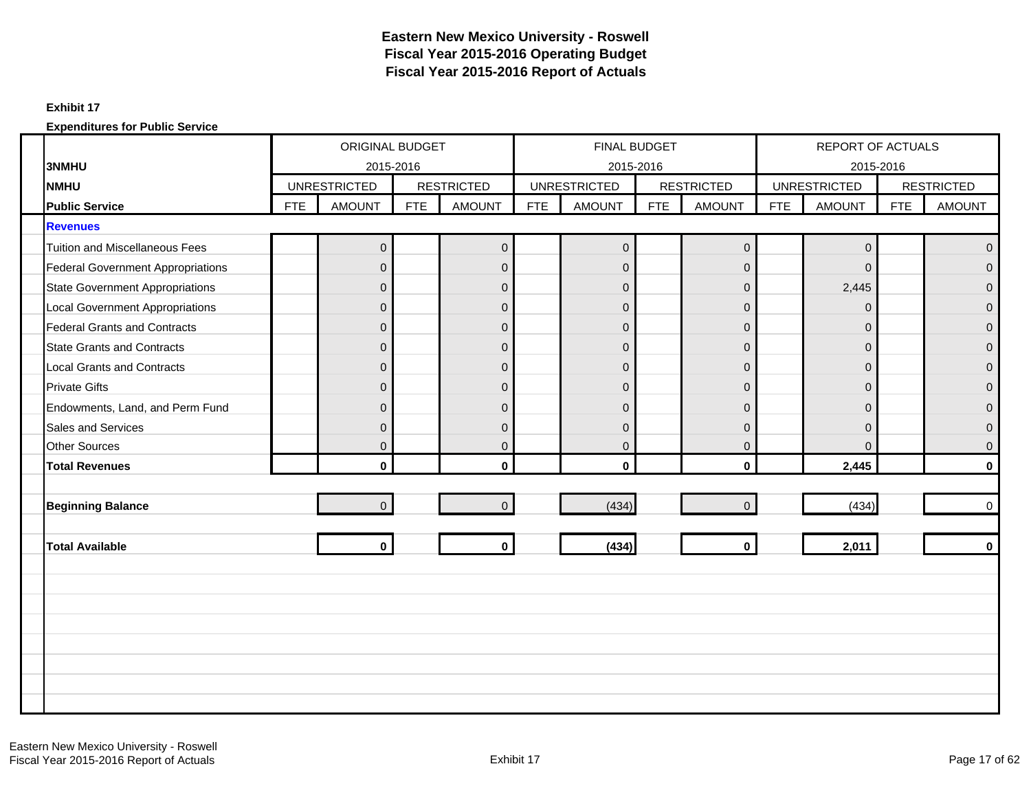# Eastern New Mexico University - Roswell
## Fiscal Year 2015-2016 Operating Budget
## Fiscal Year 2015-2016 Report of Actuals

**Exhibit 17**

**Expenditures for Public Service**

| | ORIGINAL BUDGET 2015-2016 | | | | FINAL BUDGET 2015-2016 | | | | REPORT OF ACTUALS 2015-2016 | | | |
|---|---|---|---|---|---|---|---|---|---|---|---|---|
| **3NMHU** | UNRESTRICTED | | RESTRICTED | | UNRESTRICTED | | RESTRICTED | | UNRESTRICTED | | RESTRICTED | |
| **NMHU** | | | | | | | | | | | | |
| **Public Service** | FTE | AMOUNT | FTE | AMOUNT | FTE | AMOUNT | FTE | AMOUNT | FTE | AMOUNT | FTE | AMOUNT |
| **Revenues** | | | | | | | | | | | | |
| Tuition and Miscellaneous Fees | | 0 | | 0 | | 0 | | 0 | | 0 | | 0 |
| Federal Government Appropriations | | 0 | | 0 | | 0 | | 0 | | 0 | | 0 |
| State Government Appropriations | | 0 | | 0 | | 0 | | 0 | | 2,445 | | 0 |
| Local Government Appropriations | | 0 | | 0 | | 0 | | 0 | | 0 | | 0 |
| Federal Grants and Contracts | | 0 | | 0 | | 0 | | 0 | | 0 | | 0 |
| State Grants and Contracts | | 0 | | 0 | | 0 | | 0 | | 0 | | 0 |
| Local Grants and Contracts | | 0 | | 0 | | 0 | | 0 | | 0 | | 0 |
| Private Gifts | | 0 | | 0 | | 0 | | 0 | | 0 | | 0 |
| Endowments, Land, and Perm Fund | | 0 | | 0 | | 0 | | 0 | | 0 | | 0 |
| Sales and Services | | 0 | | 0 | | 0 | | 0 | | 0 | | 0 |
| Other Sources | | 0 | | 0 | | 0 | | 0 | | 0 | | 0 |
| **Total Revenues** | | **0** | | **0** | | **0** | | **0** | | **2,445** | | **0** |
| **Beginning Balance** | | 0 | | 0 | | (434) | | 0 | | (434) | | 0 |
| **Total Available** | | **0** | | **0** | | **(434)** | | **0** | | **2,011** | | **0** |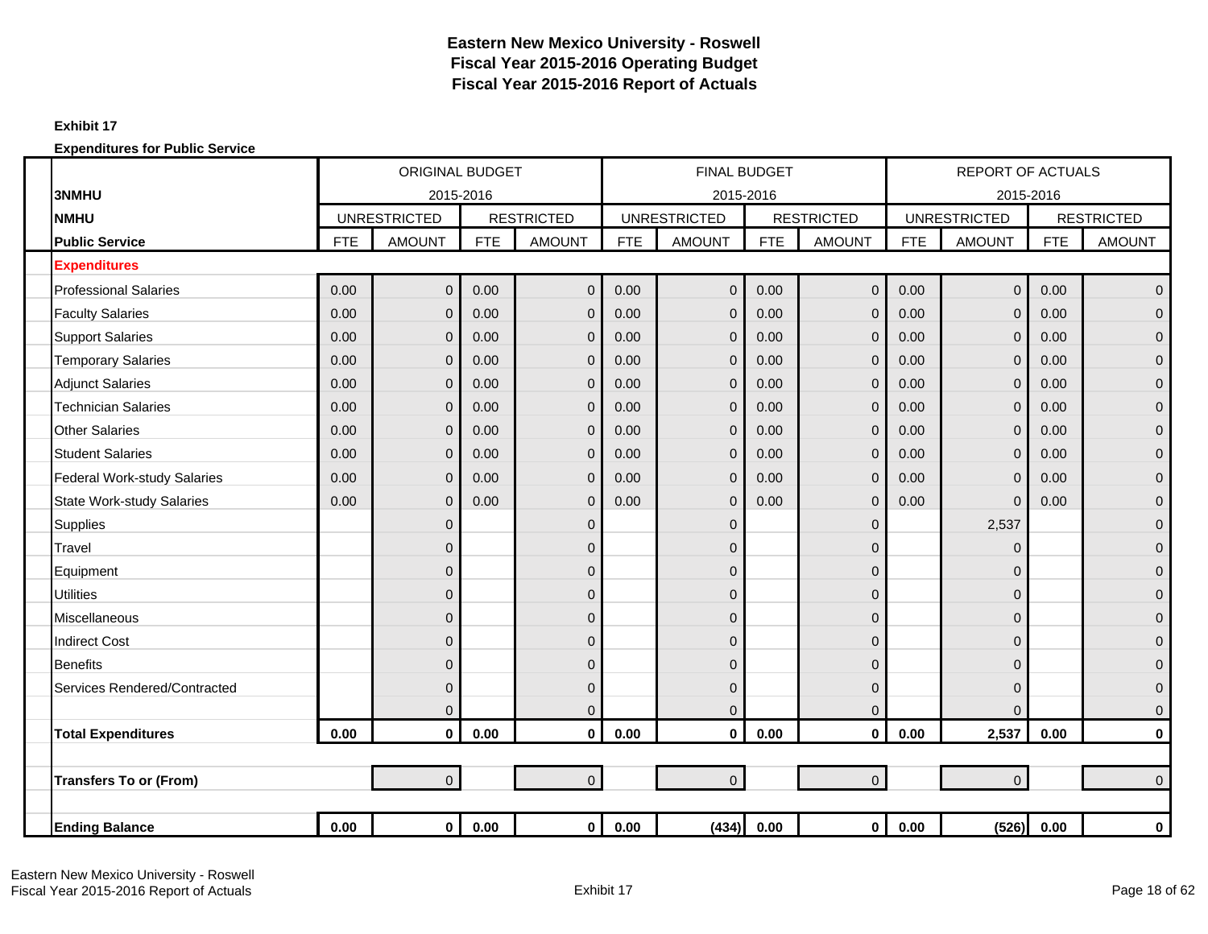# Eastern New Mexico University - Roswell
## Fiscal Year 2015-2016 Operating Budget
## Fiscal Year 2015-2016 Report of Actuals

**Exhibit 17**

**Expenditures for Public Service**

| | ORIGINAL BUDGET 2015-2016 | | | | FINAL BUDGET 2015-2016 | | | | REPORT OF ACTUALS 2015-2016 | | | |
|---|---|---|---|---|---|---|---|---|---|---|---|---|
| **3NMHU** | UNRESTRICTED | | RESTRICTED | | UNRESTRICTED | | RESTRICTED | | UNRESTRICTED | | RESTRICTED | |
| **NMHU** | FTE | AMOUNT | FTE | AMOUNT | FTE | AMOUNT | FTE | AMOUNT | FTE | AMOUNT | FTE | AMOUNT |
| **Public Service** | | | | | | | | | | | | |
| **Expenditures** | | | | | | | | | | | | |
| Professional Salaries | 0.00 | 0 | 0.00 | 0 | 0.00 | 0 | 0.00 | 0 | 0.00 | 0 | 0.00 | 0 |
| Faculty Salaries | 0.00 | 0 | 0.00 | 0 | 0.00 | 0 | 0.00 | 0 | 0.00 | 0 | 0.00 | 0 |
| Support Salaries | 0.00 | 0 | 0.00 | 0 | 0.00 | 0 | 0.00 | 0 | 0.00 | 0 | 0.00 | 0 |
| Temporary Salaries | 0.00 | 0 | 0.00 | 0 | 0.00 | 0 | 0.00 | 0 | 0.00 | 0 | 0.00 | 0 |
| Adjunct Salaries | 0.00 | 0 | 0.00 | 0 | 0.00 | 0 | 0.00 | 0 | 0.00 | 0 | 0.00 | 0 |
| Technician Salaries | 0.00 | 0 | 0.00 | 0 | 0.00 | 0 | 0.00 | 0 | 0.00 | 0 | 0.00 | 0 |
| Other Salaries | 0.00 | 0 | 0.00 | 0 | 0.00 | 0 | 0.00 | 0 | 0.00 | 0 | 0.00 | 0 |
| Student Salaries | 0.00 | 0 | 0.00 | 0 | 0.00 | 0 | 0.00 | 0 | 0.00 | 0 | 0.00 | 0 |
| Federal Work-study Salaries | 0.00 | 0 | 0.00 | 0 | 0.00 | 0 | 0.00 | 0 | 0.00 | 0 | 0.00 | 0 |
| State Work-study Salaries | 0.00 | 0 | 0.00 | 0 | 0.00 | 0 | 0.00 | 0 | 0.00 | 0 | 0.00 | 0 |
| Supplies | | 0 | | 0 | | 0 | | 0 | | 2,537 | | 0 |
| Travel | | 0 | | 0 | | 0 | | 0 | | 0 | | 0 |
| Equipment | | 0 | | 0 | | 0 | | 0 | | 0 | | 0 |
| Utilities | | 0 | | 0 | | 0 | | 0 | | 0 | | 0 |
| Miscellaneous | | 0 | | 0 | | 0 | | 0 | | 0 | | 0 |
| Indirect Cost | | 0 | | 0 | | 0 | | 0 | | 0 | | 0 |
| Benefits | | 0 | | 0 | | 0 | | 0 | | 0 | | 0 |
| Services Rendered/Contracted | | 0 | | 0 | | 0 | | 0 | | 0 | | 0 |
| | | 0 | | 0 | | 0 | | 0 | | 0 | | 0 |
| **Total Expenditures** | **0.00** | **0** | **0.00** | **0** | **0.00** | **0** | **0.00** | **0** | **0.00** | **2,537** | **0.00** | **0** |
| **Transfers To or (From)** | | 0 | | 0 | | 0 | | 0 | | 0 | | 0 |
| **Ending Balance** | **0.00** | **0** | **0.00** | **0** | **0.00** | **(434)** | **0.00** | **0** | **0.00** | **(526)** | **0.00** | **0** |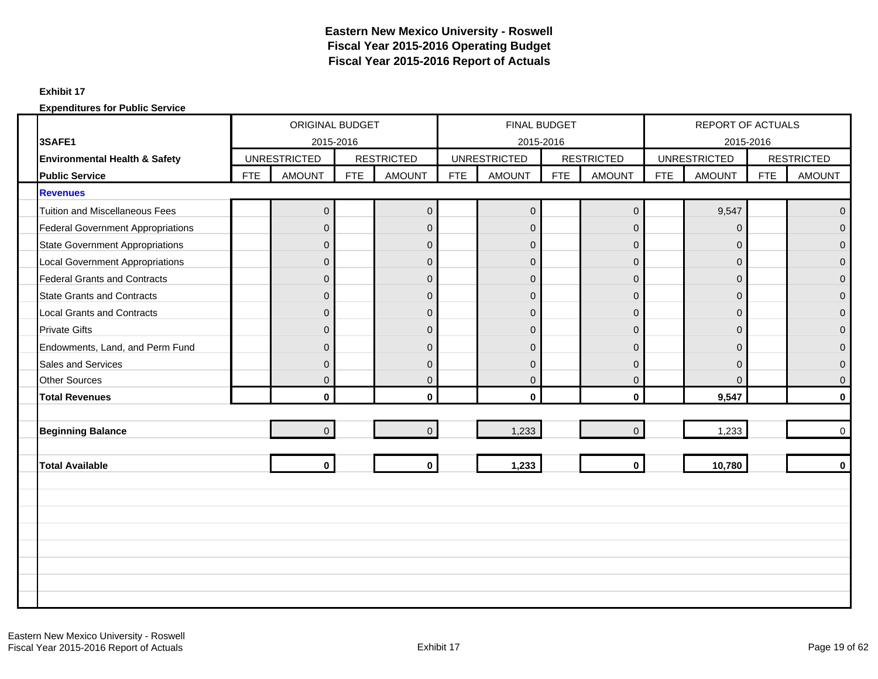# Eastern New Mexico University - Roswell
## Fiscal Year 2015-2016 Operating Budget
## Fiscal Year 2015-2016 Report of Actuals

**Exhibit 17**

**Expenditures for Public Service**

| 3SAFE1 / Environmental Health & Safety / Public Service | ORIGINAL BUDGET 2015-2016 | | | | FINAL BUDGET 2015-2016 | | | | REPORT OF ACTUALS 2015-2016 | | | |
|---|---|---|---|---|---|---|---|---|---|---|---|---|
| | UNRESTRICTED | | RESTRICTED | | UNRESTRICTED | | RESTRICTED | | UNRESTRICTED | | RESTRICTED | |
| | FTE | AMOUNT | FTE | AMOUNT | FTE | AMOUNT | FTE | AMOUNT | FTE | AMOUNT | FTE | AMOUNT |
| **Revenues** | | | | | | | | | | | | |
| Tuition and Miscellaneous Fees | | 0 | | 0 | | 0 | | 0 | | 9,547 | | 0 |
| Federal Government Appropriations | | 0 | | 0 | | 0 | | 0 | | 0 | | 0 |
| State Government Appropriations | | 0 | | 0 | | 0 | | 0 | | 0 | | 0 |
| Local Government Appropriations | | 0 | | 0 | | 0 | | 0 | | 0 | | 0 |
| Federal Grants and Contracts | | 0 | | 0 | | 0 | | 0 | | 0 | | 0 |
| State Grants and Contracts | | 0 | | 0 | | 0 | | 0 | | 0 | | 0 |
| Local Grants and Contracts | | 0 | | 0 | | 0 | | 0 | | 0 | | 0 |
| Private Gifts | | 0 | | 0 | | 0 | | 0 | | 0 | | 0 |
| Endowments, Land, and Perm Fund | | 0 | | 0 | | 0 | | 0 | | 0 | | 0 |
| Sales and Services | | 0 | | 0 | | 0 | | 0 | | 0 | | 0 |
| Other Sources | | 0 | | 0 | | 0 | | 0 | | 0 | | 0 |
| **Total Revenues** | | **0** | | **0** | | **0** | | **0** | | **9,547** | | **0** |
| **Beginning Balance** | | 0 | | 0 | | 1,233 | | 0 | | 1,233 | | 0 |
| **Total Available** | | **0** | | **0** | | **1,233** | | **0** | | **10,780** | | **0** |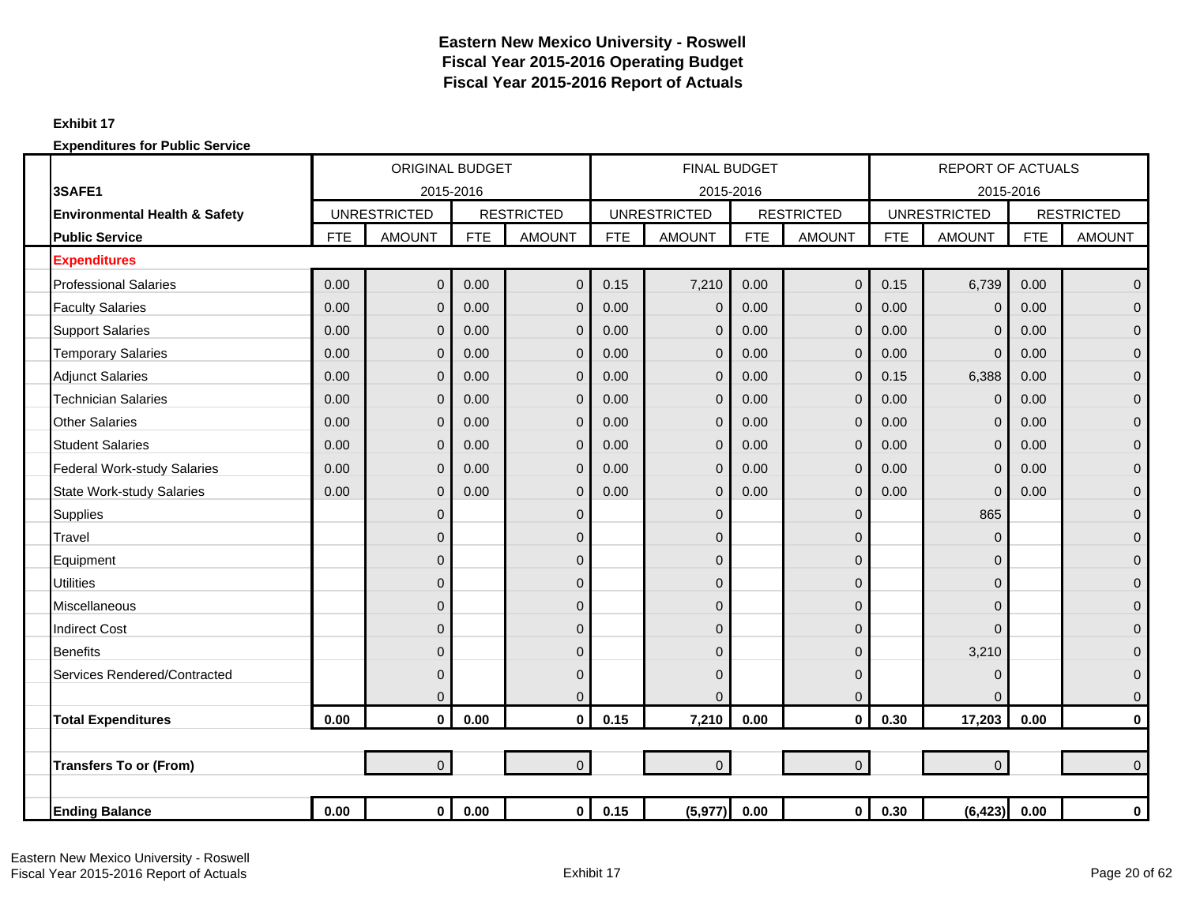# Eastern New Mexico University - Roswell
# Fiscal Year 2015-2016 Operating Budget
# Fiscal Year 2015-2016 Report of Actuals

**Exhibit 17**

**Expenditures for Public Service**

| | ORIGINAL BUDGET | | | | FINAL BUDGET | | | | REPORT OF ACTUALS | | | |
|---|---|---|---|---|---|---|---|---|---|---|---|---|
| **3SAFE1** | 2015-2016 | | | | 2015-2016 | | | | 2015-2016 | | | |
| **Environmental Health & Safety** | UNRESTRICTED | | RESTRICTED | | UNRESTRICTED | | RESTRICTED | | UNRESTRICTED | | RESTRICTED | |
| **Public Service** | FTE | AMOUNT | FTE | AMOUNT | FTE | AMOUNT | FTE | AMOUNT | FTE | AMOUNT | FTE | AMOUNT |
| **Expenditures** | | | | | | | | | | | | |
| Professional Salaries | 0.00 | 0 | 0.00 | 0 | 0.15 | 7,210 | 0.00 | 0 | 0.15 | 6,739 | 0.00 | 0 |
| Faculty Salaries | 0.00 | 0 | 0.00 | 0 | 0.00 | 0 | 0.00 | 0 | 0.00 | 0 | 0.00 | 0 |
| Support Salaries | 0.00 | 0 | 0.00 | 0 | 0.00 | 0 | 0.00 | 0 | 0.00 | 0 | 0.00 | 0 |
| Temporary Salaries | 0.00 | 0 | 0.00 | 0 | 0.00 | 0 | 0.00 | 0 | 0.00 | 0 | 0.00 | 0 |
| Adjunct Salaries | 0.00 | 0 | 0.00 | 0 | 0.00 | 0 | 0.00 | 0 | 0.15 | 6,388 | 0.00 | 0 |
| Technician Salaries | 0.00 | 0 | 0.00 | 0 | 0.00 | 0 | 0.00 | 0 | 0.00 | 0 | 0.00 | 0 |
| Other Salaries | 0.00 | 0 | 0.00 | 0 | 0.00 | 0 | 0.00 | 0 | 0.00 | 0 | 0.00 | 0 |
| Student Salaries | 0.00 | 0 | 0.00 | 0 | 0.00 | 0 | 0.00 | 0 | 0.00 | 0 | 0.00 | 0 |
| Federal Work-study Salaries | 0.00 | 0 | 0.00 | 0 | 0.00 | 0 | 0.00 | 0 | 0.00 | 0 | 0.00 | 0 |
| State Work-study Salaries | 0.00 | 0 | 0.00 | 0 | 0.00 | 0 | 0.00 | 0 | 0.00 | 0 | 0.00 | 0 |
| Supplies | | 0 | | 0 | | 0 | | 0 | | 865 | | 0 |
| Travel | | 0 | | 0 | | 0 | | 0 | | 0 | | 0 |
| Equipment | | 0 | | 0 | | 0 | | 0 | | 0 | | 0 |
| Utilities | | 0 | | 0 | | 0 | | 0 | | 0 | | 0 |
| Miscellaneous | | 0 | | 0 | | 0 | | 0 | | 0 | | 0 |
| Indirect Cost | | 0 | | 0 | | 0 | | 0 | | 0 | | 0 |
| Benefits | | 0 | | 0 | | 0 | | 0 | | 3,210 | | 0 |
| Services Rendered/Contracted | | 0 | | 0 | | 0 | | 0 | | 0 | | 0 |
| | | 0 | | 0 | | 0 | | 0 | | 0 | | 0 |
| **Total Expenditures** | **0.00** | **0** | **0.00** | **0** | **0.15** | **7,210** | **0.00** | **0** | **0.30** | **17,203** | **0.00** | **0** |
| | | | | | | | | | | | | |
| **Transfers To or (From)** | | 0 | | 0 | | 0 | | 0 | | 0 | | 0 |
| | | | | | | | | | | | | |
| **Ending Balance** | **0.00** | **0** | **0.00** | **0** | **0.15** | **(5,977)** | **0.00** | **0** | **0.30** | **(6,423)** | **0.00** | **0** |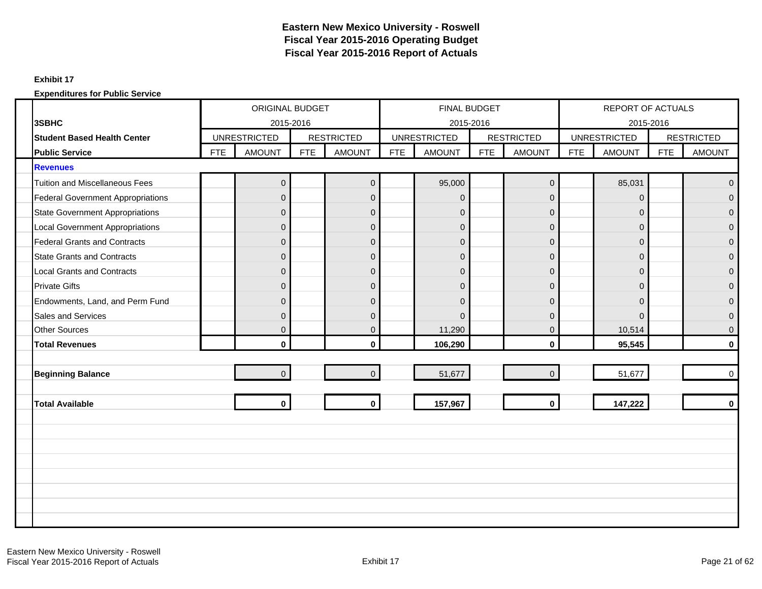# Eastern New Mexico University - Roswell
## Fiscal Year 2015-2016 Operating Budget
## Fiscal Year 2015-2016 Report of Actuals

**Exhibit 17**

**Expenditures for Public Service**

| | ORIGINAL BUDGET 2015-2016 | | | | FINAL BUDGET 2015-2016 | | | | REPORT OF ACTUALS 2015-2016 | | | |
|---|---|---|---|---|---|---|---|---|---|---|---|---|
| **3SBHC** | UNRESTRICTED | | RESTRICTED | | UNRESTRICTED | | RESTRICTED | | UNRESTRICTED | | RESTRICTED | |
| **Student Based Health Center** | FTE | AMOUNT | FTE | AMOUNT | FTE | AMOUNT | FTE | AMOUNT | FTE | AMOUNT | FTE | AMOUNT |
| **Public Service** | | | | | | | | | | | | |
| **Revenues** | | | | | | | | | | | | |
| Tuition and Miscellaneous Fees | | 0 | | 0 | | 95,000 | | 0 | | 85,031 | | 0 |
| Federal Government Appropriations | | 0 | | 0 | | 0 | | 0 | | 0 | | 0 |
| State Government Appropriations | | 0 | | 0 | | 0 | | 0 | | 0 | | 0 |
| Local Government Appropriations | | 0 | | 0 | | 0 | | 0 | | 0 | | 0 |
| Federal Grants and Contracts | | 0 | | 0 | | 0 | | 0 | | 0 | | 0 |
| State Grants and Contracts | | 0 | | 0 | | 0 | | 0 | | 0 | | 0 |
| Local Grants and Contracts | | 0 | | 0 | | 0 | | 0 | | 0 | | 0 |
| Private Gifts | | 0 | | 0 | | 0 | | 0 | | 0 | | 0 |
| Endowments, Land, and Perm Fund | | 0 | | 0 | | 0 | | 0 | | 0 | | 0 |
| Sales and Services | | 0 | | 0 | | 0 | | 0 | | 0 | | 0 |
| Other Sources | | 0 | | 0 | | 11,290 | | 0 | | 10,514 | | 0 |
| **Total Revenues** | | **0** | | **0** | | **106,290** | | **0** | | **95,545** | | **0** |
| **Beginning Balance** | | 0 | | 0 | | 51,677 | | 0 | | 51,677 | | 0 |
| **Total Available** | | **0** | | **0** | | **157,967** | | **0** | | **147,222** | | **0** |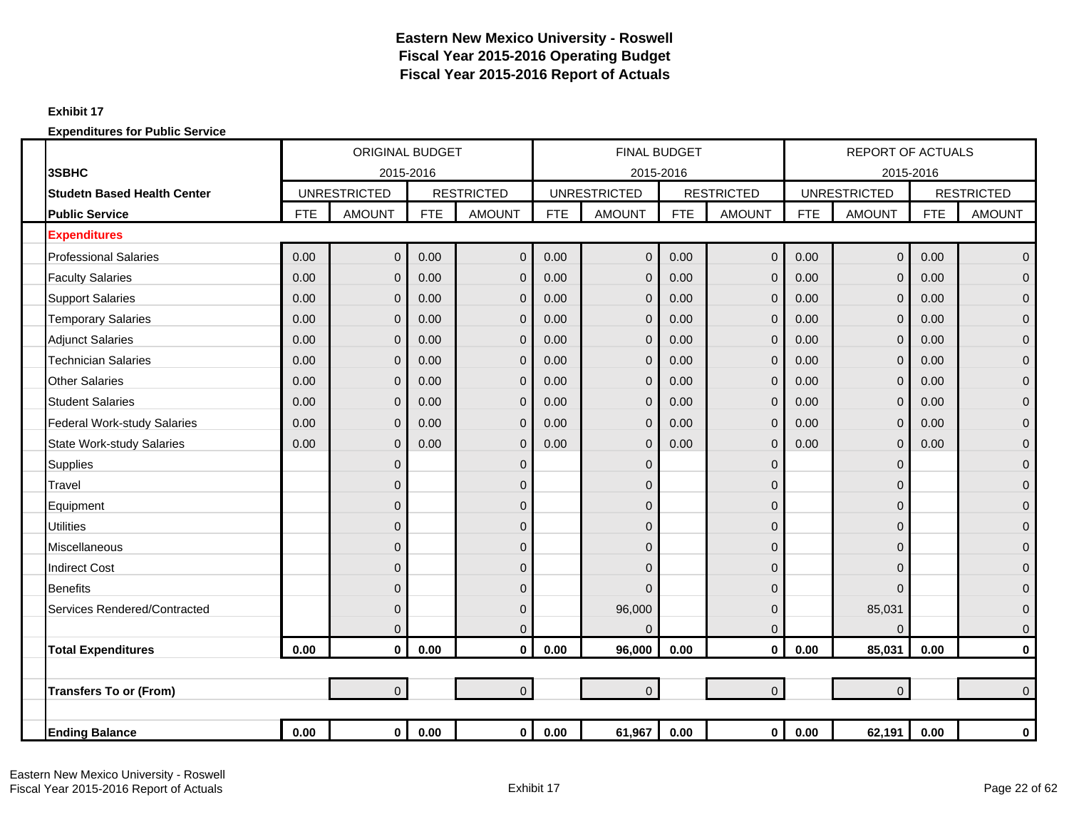# Eastern New Mexico University - Roswell
## Fiscal Year 2015-2016 Operating Budget
## Fiscal Year 2015-2016 Report of Actuals

**Exhibit 17**

**Expenditures for Public Service**

| **3SBHC** | ORIGINAL BUDGET 2015-2016 | | | | FINAL BUDGET 2015-2016 | | | | REPORT OF ACTUALS 2015-2016 | | | |
|---|---|---|---|---|---|---|---|---|---|---|---|---|
| **Studetn Based Health Center** | UNRESTRICTED | | RESTRICTED | | UNRESTRICTED | | RESTRICTED | | UNRESTRICTED | | RESTRICTED | |
| **Public Service** | FTE | AMOUNT | FTE | AMOUNT | FTE | AMOUNT | FTE | AMOUNT | FTE | AMOUNT | FTE | AMOUNT |
| **Expenditures** | | | | | | | | | | | | |
| Professional Salaries | 0.00 | 0 | 0.00 | 0 | 0.00 | 0 | 0.00 | 0 | 0.00 | 0 | 0.00 | 0 |
| Faculty Salaries | 0.00 | 0 | 0.00 | 0 | 0.00 | 0 | 0.00 | 0 | 0.00 | 0 | 0.00 | 0 |
| Support Salaries | 0.00 | 0 | 0.00 | 0 | 0.00 | 0 | 0.00 | 0 | 0.00 | 0 | 0.00 | 0 |
| Temporary Salaries | 0.00 | 0 | 0.00 | 0 | 0.00 | 0 | 0.00 | 0 | 0.00 | 0 | 0.00 | 0 |
| Adjunct Salaries | 0.00 | 0 | 0.00 | 0 | 0.00 | 0 | 0.00 | 0 | 0.00 | 0 | 0.00 | 0 |
| Technician Salaries | 0.00 | 0 | 0.00 | 0 | 0.00 | 0 | 0.00 | 0 | 0.00 | 0 | 0.00 | 0 |
| Other Salaries | 0.00 | 0 | 0.00 | 0 | 0.00 | 0 | 0.00 | 0 | 0.00 | 0 | 0.00 | 0 |
| Student Salaries | 0.00 | 0 | 0.00 | 0 | 0.00 | 0 | 0.00 | 0 | 0.00 | 0 | 0.00 | 0 |
| Federal Work-study Salaries | 0.00 | 0 | 0.00 | 0 | 0.00 | 0 | 0.00 | 0 | 0.00 | 0 | 0.00 | 0 |
| State Work-study Salaries | 0.00 | 0 | 0.00 | 0 | 0.00 | 0 | 0.00 | 0 | 0.00 | 0 | 0.00 | 0 |
| Supplies | | 0 | | 0 | | 0 | | 0 | | 0 | | 0 |
| Travel | | 0 | | 0 | | 0 | | 0 | | 0 | | 0 |
| Equipment | | 0 | | 0 | | 0 | | 0 | | 0 | | 0 |
| Utilities | | 0 | | 0 | | 0 | | 0 | | 0 | | 0 |
| Miscellaneous | | 0 | | 0 | | 0 | | 0 | | 0 | | 0 |
| Indirect Cost | | 0 | | 0 | | 0 | | 0 | | 0 | | 0 |
| Benefits | | 0 | | 0 | | 0 | | 0 | | 0 | | 0 |
| Services Rendered/Contracted | | 0 | | 0 | | 96,000 | | 0 | | 85,031 | | 0 |
| | | 0 | | 0 | | 0 | | 0 | | 0 | | 0 |
| **Total Expenditures** | **0.00** | **0** | **0.00** | **0** | **0.00** | **96,000** | **0.00** | **0** | **0.00** | **85,031** | **0.00** | **0** |
| | | | | | | | | | | | | |
| **Transfers To or (From)** | | 0 | | 0 | | 0 | | 0 | | 0 | | 0 |
| | | | | | | | | | | | | |
| **Ending Balance** | **0.00** | **0** | **0.00** | **0** | **0.00** | **61,967** | **0.00** | **0** | **0.00** | **62,191** | **0.00** | **0** |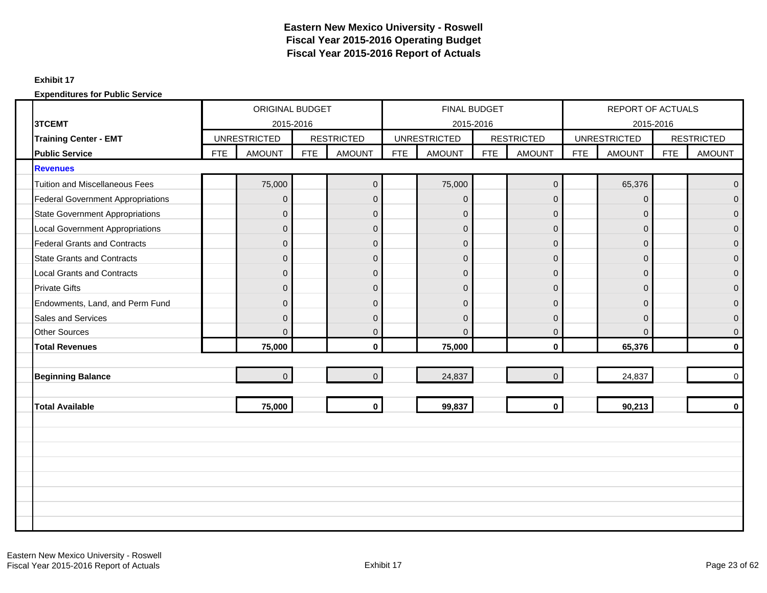# Eastern New Mexico University - Roswell
## Fiscal Year 2015-2016 Operating Budget
## Fiscal Year 2015-2016 Report of Actuals

**Exhibit 17**

**Expenditures for Public Service**

| **3TCEMT** | ORIGINAL BUDGET 2015-2016 | | | | FINAL BUDGET 2015-2016 | | | | REPORT OF ACTUALS 2015-2016 | | | |
|---|---|---|---|---|---|---|---|---|---|---|---|---|
| **Training Center - EMT** | UNRESTRICTED | | RESTRICTED | | UNRESTRICTED | | RESTRICTED | | UNRESTRICTED | | RESTRICTED | |
| **Public Service** | FTE | AMOUNT | FTE | AMOUNT | FTE | AMOUNT | FTE | AMOUNT | FTE | AMOUNT | FTE | AMOUNT |
| **Revenues** | | | | | | | | | | | | |
| Tuition and Miscellaneous Fees | | 75,000 | | 0 | | 75,000 | | 0 | | 65,376 | | 0 |
| Federal Government Appropriations | | 0 | | 0 | | 0 | | 0 | | 0 | | 0 |
| State Government Appropriations | | 0 | | 0 | | 0 | | 0 | | 0 | | 0 |
| Local Government Appropriations | | 0 | | 0 | | 0 | | 0 | | 0 | | 0 |
| Federal Grants and Contracts | | 0 | | 0 | | 0 | | 0 | | 0 | | 0 |
| State Grants and Contracts | | 0 | | 0 | | 0 | | 0 | | 0 | | 0 |
| Local Grants and Contracts | | 0 | | 0 | | 0 | | 0 | | 0 | | 0 |
| Private Gifts | | 0 | | 0 | | 0 | | 0 | | 0 | | 0 |
| Endowments, Land, and Perm Fund | | 0 | | 0 | | 0 | | 0 | | 0 | | 0 |
| Sales and Services | | 0 | | 0 | | 0 | | 0 | | 0 | | 0 |
| Other Sources | | 0 | | 0 | | 0 | | 0 | | 0 | | 0 |
| **Total Revenues** | | **75,000** | | **0** | | **75,000** | | **0** | | **65,376** | | **0** |
| **Beginning Balance** | | 0 | | 0 | | 24,837 | | 0 | | 24,837 | | 0 |
| **Total Available** | | **75,000** | | **0** | | **99,837** | | **0** | | **90,213** | | **0** |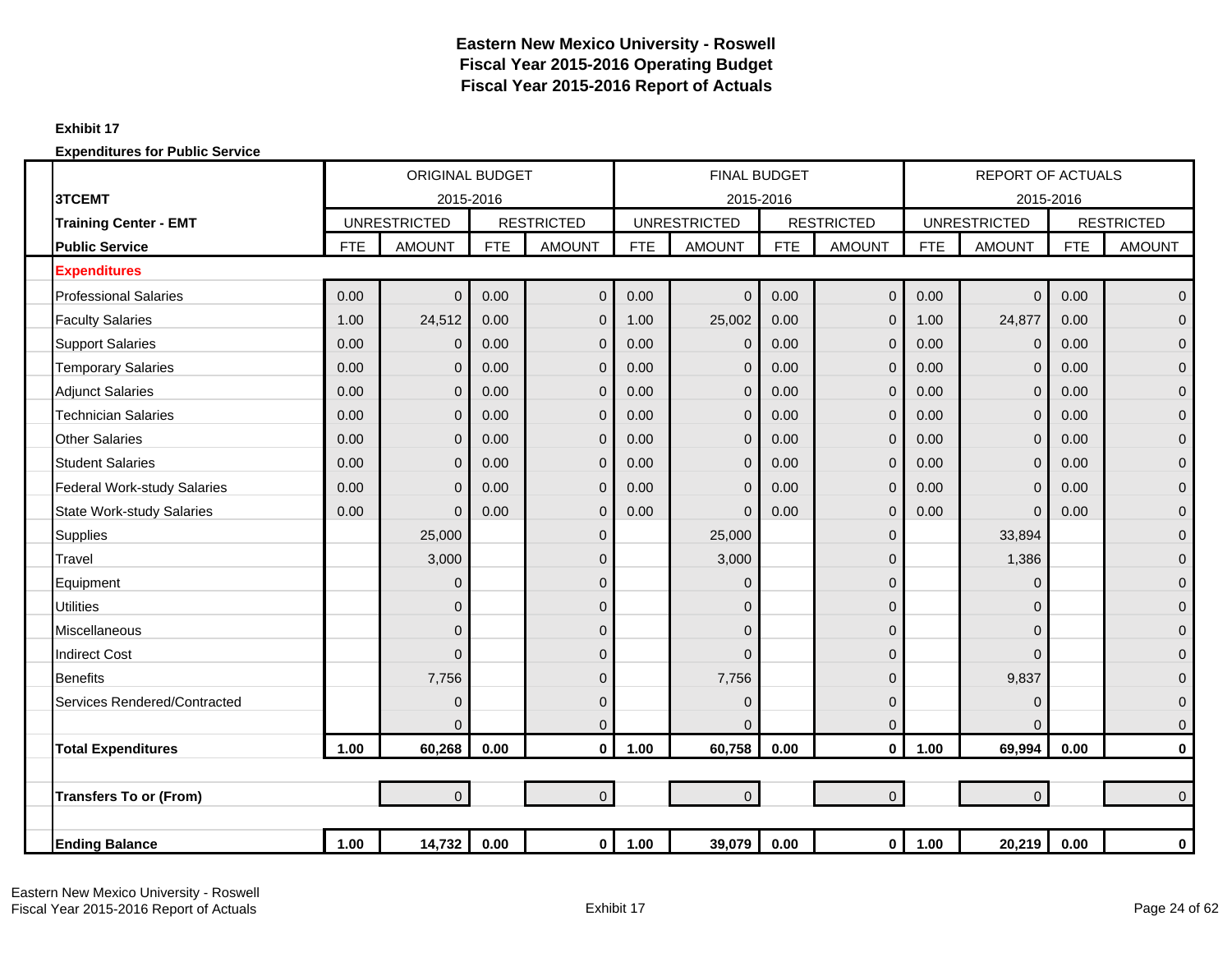# Eastern New Mexico University - Roswell
## Fiscal Year 2015-2016 Operating Budget
## Fiscal Year 2015-2016 Report of Actuals

**Exhibit 17**

**Expenditures for Public Service**

| 3TCEMT | ORIGINAL BUDGET 2015-2016 | | | | FINAL BUDGET 2015-2016 | | | | REPORT OF ACTUALS 2015-2016 | | | |
|---|---|---|---|---|---|---|---|---|---|---|---|---|
| **Training Center - EMT** | UNRESTRICTED | | RESTRICTED | | UNRESTRICTED | | RESTRICTED | | UNRESTRICTED | | RESTRICTED | |
| **Public Service** | FTE | AMOUNT | FTE | AMOUNT | FTE | AMOUNT | FTE | AMOUNT | FTE | AMOUNT | FTE | AMOUNT |
| **Expenditures** | | | | | | | | | | | | |
| Professional Salaries | 0.00 | 0 | 0.00 | 0 | 0.00 | 0 | 0.00 | 0 | 0.00 | 0 | 0.00 | 0 |
| Faculty Salaries | 1.00 | 24,512 | 0.00 | 0 | 1.00 | 25,002 | 0.00 | 0 | 1.00 | 24,877 | 0.00 | 0 |
| Support Salaries | 0.00 | 0 | 0.00 | 0 | 0.00 | 0 | 0.00 | 0 | 0.00 | 0 | 0.00 | 0 |
| Temporary Salaries | 0.00 | 0 | 0.00 | 0 | 0.00 | 0 | 0.00 | 0 | 0.00 | 0 | 0.00 | 0 |
| Adjunct Salaries | 0.00 | 0 | 0.00 | 0 | 0.00 | 0 | 0.00 | 0 | 0.00 | 0 | 0.00 | 0 |
| Technician Salaries | 0.00 | 0 | 0.00 | 0 | 0.00 | 0 | 0.00 | 0 | 0.00 | 0 | 0.00 | 0 |
| Other Salaries | 0.00 | 0 | 0.00 | 0 | 0.00 | 0 | 0.00 | 0 | 0.00 | 0 | 0.00 | 0 |
| Student Salaries | 0.00 | 0 | 0.00 | 0 | 0.00 | 0 | 0.00 | 0 | 0.00 | 0 | 0.00 | 0 |
| Federal Work-study Salaries | 0.00 | 0 | 0.00 | 0 | 0.00 | 0 | 0.00 | 0 | 0.00 | 0 | 0.00 | 0 |
| State Work-study Salaries | 0.00 | 0 | 0.00 | 0 | 0.00 | 0 | 0.00 | 0 | 0.00 | 0 | 0.00 | 0 |
| Supplies | | 25,000 | | 0 | | 25,000 | | 0 | | 33,894 | | 0 |
| Travel | | 3,000 | | 0 | | 3,000 | | 0 | | 1,386 | | 0 |
| Equipment | | 0 | | 0 | | 0 | | 0 | | 0 | | 0 |
| Utilities | | 0 | | 0 | | 0 | | 0 | | 0 | | 0 |
| Miscellaneous | | 0 | | 0 | | 0 | | 0 | | 0 | | 0 |
| Indirect Cost | | 0 | | 0 | | 0 | | 0 | | 0 | | 0 |
| Benefits | | 7,756 | | 0 | | 7,756 | | 0 | | 9,837 | | 0 |
| Services Rendered/Contracted | | 0 | | 0 | | 0 | | 0 | | 0 | | 0 |
| | | 0 | | 0 | | 0 | | 0 | | 0 | | 0 |
| **Total Expenditures** | **1.00** | **60,268** | **0.00** | **0** | **1.00** | **60,758** | **0.00** | **0** | **1.00** | **69,994** | **0.00** | **0** |
| | | | | | | | | | | | | |
| **Transfers To or (From)** | | 0 | | 0 | | 0 | | 0 | | 0 | | 0 |
| | | | | | | | | | | | | |
| **Ending Balance** | **1.00** | **14,732** | **0.00** | **0** | **1.00** | **39,079** | **0.00** | **0** | **1.00** | **20,219** | **0.00** | **0** |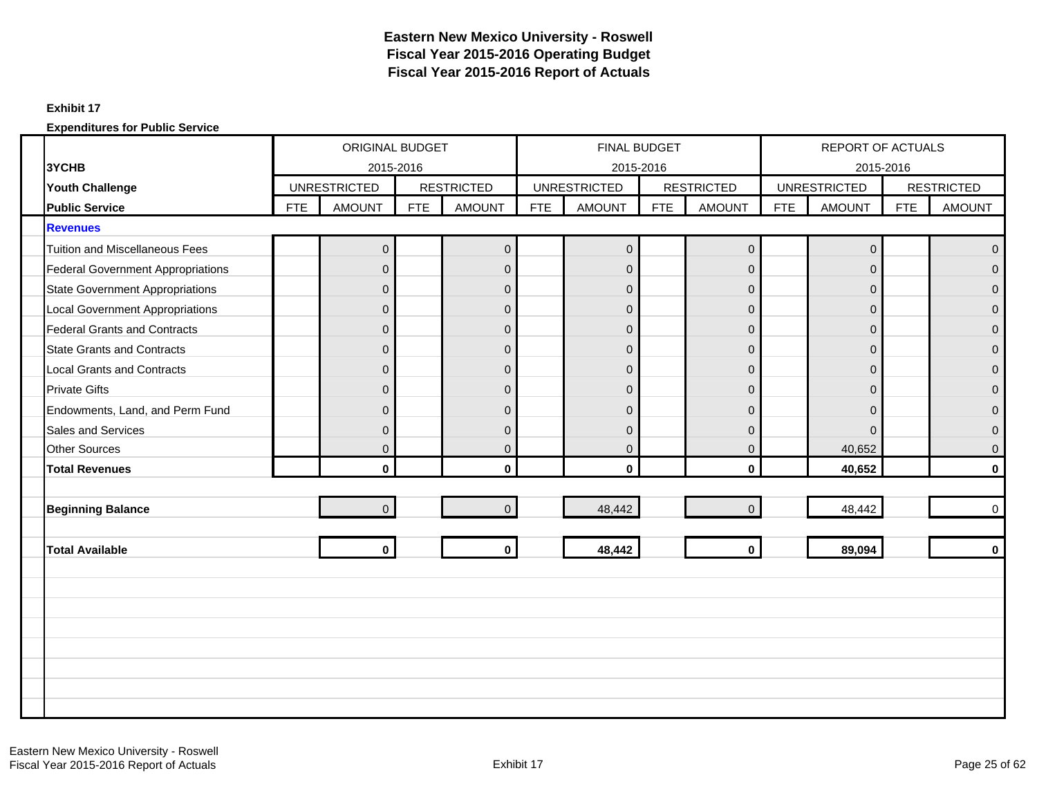# Eastern New Mexico University - Roswell
## Fiscal Year 2015-2016 Operating Budget
## Fiscal Year 2015-2016 Report of Actuals

**Exhibit 17**

**Expenditures for Public Service**

| | ORIGINAL BUDGET 2015-2016 | | | | FINAL BUDGET 2015-2016 | | | | REPORT OF ACTUALS 2015-2016 | | | |
|---|---|---|---|---|---|---|---|---|---|---|---|---|
| **3YCHB** | UNRESTRICTED | | RESTRICTED | | UNRESTRICTED | | RESTRICTED | | UNRESTRICTED | | RESTRICTED | |
| **Youth Challenge** | | | | | | | | | | | | |
| **Public Service** | FTE | AMOUNT | FTE | AMOUNT | FTE | AMOUNT | FTE | AMOUNT | FTE | AMOUNT | FTE | AMOUNT |
| **Revenues** | | | | | | | | | | | | |
| Tuition and Miscellaneous Fees | | 0 | | 0 | | 0 | | 0 | | 0 | | 0 |
| Federal Government Appropriations | | 0 | | 0 | | 0 | | 0 | | 0 | | 0 |
| State Government Appropriations | | 0 | | 0 | | 0 | | 0 | | 0 | | 0 |
| Local Government Appropriations | | 0 | | 0 | | 0 | | 0 | | 0 | | 0 |
| Federal Grants and Contracts | | 0 | | 0 | | 0 | | 0 | | 0 | | 0 |
| State Grants and Contracts | | 0 | | 0 | | 0 | | 0 | | 0 | | 0 |
| Local Grants and Contracts | | 0 | | 0 | | 0 | | 0 | | 0 | | 0 |
| Private Gifts | | 0 | | 0 | | 0 | | 0 | | 0 | | 0 |
| Endowments, Land, and Perm Fund | | 0 | | 0 | | 0 | | 0 | | 0 | | 0 |
| Sales and Services | | 0 | | 0 | | 0 | | 0 | | 0 | | 0 |
| Other Sources | | 0 | | 0 | | 0 | | 0 | | 40,652 | | 0 |
| **Total Revenues** | | **0** | | **0** | | **0** | | **0** | | **40,652** | | **0** |
| **Beginning Balance** | | 0 | | 0 | | 48,442 | | 0 | | 48,442 | | 0 |
| **Total Available** | | **0** | | **0** | | **48,442** | | **0** | | **89,094** | | **0** |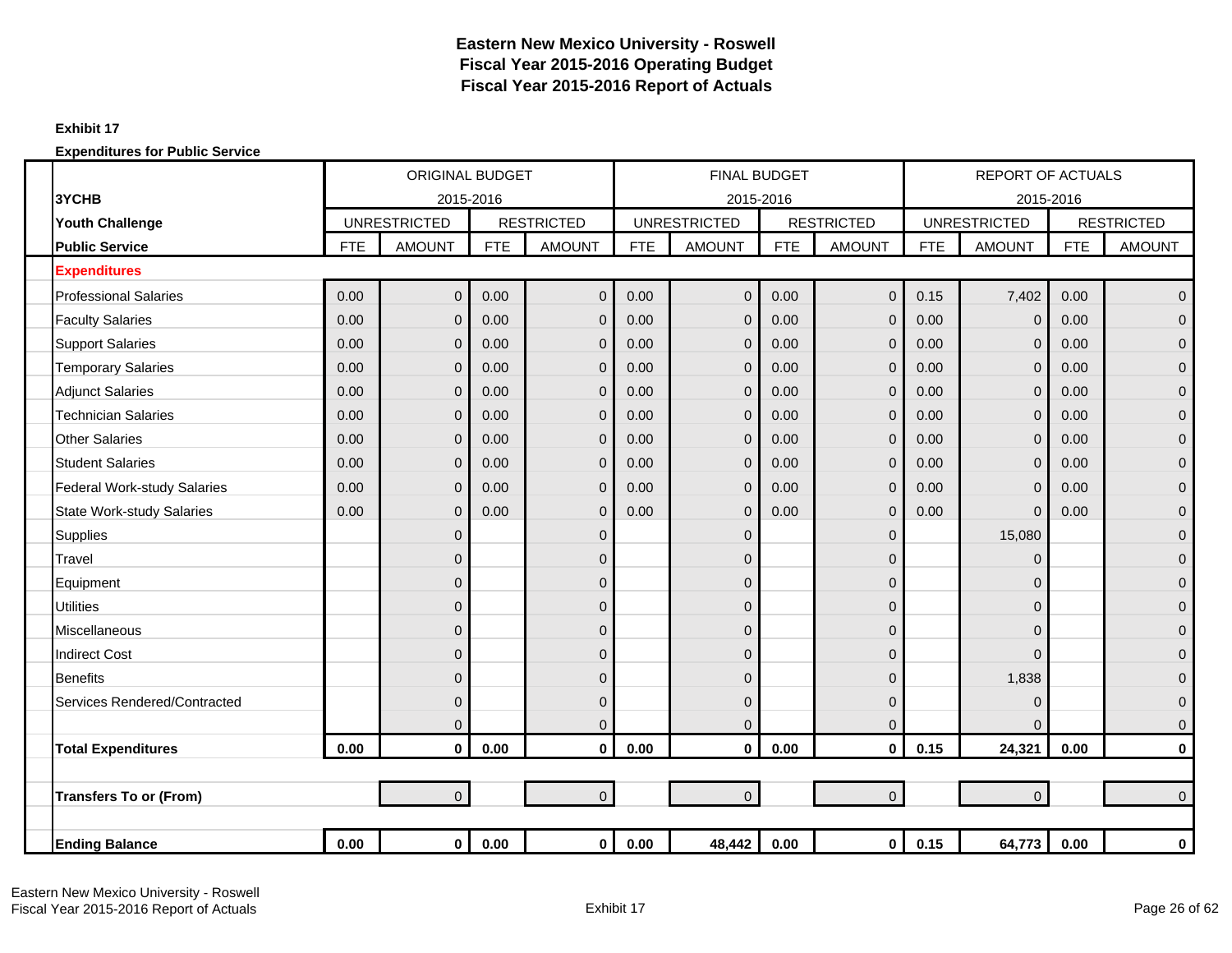# Eastern New Mexico University - Roswell
## Fiscal Year 2015-2016 Operating Budget
## Fiscal Year 2015-2016 Report of Actuals

**Exhibit 17**

**Expenditures for Public Service**

| | ORIGINAL BUDGET 2015-2016 | | | | FINAL BUDGET 2015-2016 | | | | REPORT OF ACTUALS 2015-2016 | | | |
|---|---|---|---|---|---|---|---|---|---|---|---|---|
| **3YCHB** | UNRESTRICTED | | RESTRICTED | | UNRESTRICTED | | RESTRICTED | | UNRESTRICTED | | RESTRICTED | |
| **Youth Challenge Public Service** | FTE | AMOUNT | FTE | AMOUNT | FTE | AMOUNT | FTE | AMOUNT | FTE | AMOUNT | FTE | AMOUNT |
| **Expenditures** | | | | | | | | | | | | |
| Professional Salaries | 0.00 | 0 | 0.00 | 0 | 0.00 | 0 | 0.00 | 0 | 0.15 | 7,402 | 0.00 | 0 |
| Faculty Salaries | 0.00 | 0 | 0.00 | 0 | 0.00 | 0 | 0.00 | 0 | 0.00 | 0 | 0.00 | 0 |
| Support Salaries | 0.00 | 0 | 0.00 | 0 | 0.00 | 0 | 0.00 | 0 | 0.00 | 0 | 0.00 | 0 |
| Temporary Salaries | 0.00 | 0 | 0.00 | 0 | 0.00 | 0 | 0.00 | 0 | 0.00 | 0 | 0.00 | 0 |
| Adjunct Salaries | 0.00 | 0 | 0.00 | 0 | 0.00 | 0 | 0.00 | 0 | 0.00 | 0 | 0.00 | 0 |
| Technician Salaries | 0.00 | 0 | 0.00 | 0 | 0.00 | 0 | 0.00 | 0 | 0.00 | 0 | 0.00 | 0 |
| Other Salaries | 0.00 | 0 | 0.00 | 0 | 0.00 | 0 | 0.00 | 0 | 0.00 | 0 | 0.00 | 0 |
| Student Salaries | 0.00 | 0 | 0.00 | 0 | 0.00 | 0 | 0.00 | 0 | 0.00 | 0 | 0.00 | 0 |
| Federal Work-study Salaries | 0.00 | 0 | 0.00 | 0 | 0.00 | 0 | 0.00 | 0 | 0.00 | 0 | 0.00 | 0 |
| State Work-study Salaries | 0.00 | 0 | 0.00 | 0 | 0.00 | 0 | 0.00 | 0 | 0.00 | 0 | 0.00 | 0 |
| Supplies | | 0 | | 0 | | 0 | | 0 | | 15,080 | | 0 |
| Travel | | 0 | | 0 | | 0 | | 0 | | 0 | | 0 |
| Equipment | | 0 | | 0 | | 0 | | 0 | | 0 | | 0 |
| Utilities | | 0 | | 0 | | 0 | | 0 | | 0 | | 0 |
| Miscellaneous | | 0 | | 0 | | 0 | | 0 | | 0 | | 0 |
| Indirect Cost | | 0 | | 0 | | 0 | | 0 | | 0 | | 0 |
| Benefits | | 0 | | 0 | | 0 | | 0 | | 1,838 | | 0 |
| Services Rendered/Contracted | | 0 | | 0 | | 0 | | 0 | | 0 | | 0 |
| | | 0 | | 0 | | 0 | | 0 | | 0 | | 0 |
| **Total Expenditures** | **0.00** | **0** | **0.00** | **0** | **0.00** | **0** | **0.00** | **0** | **0.15** | **24,321** | **0.00** | **0** |
| | | | | | | | | | | | | |
| **Transfers To or (From)** | | 0 | | 0 | | 0 | | 0 | | 0 | | 0 |
| | | | | | | | | | | | | |
| **Ending Balance** | **0.00** | **0** | **0.00** | **0** | **0.00** | **48,442** | **0.00** | **0** | **0.15** | **64,773** | **0.00** | **0** |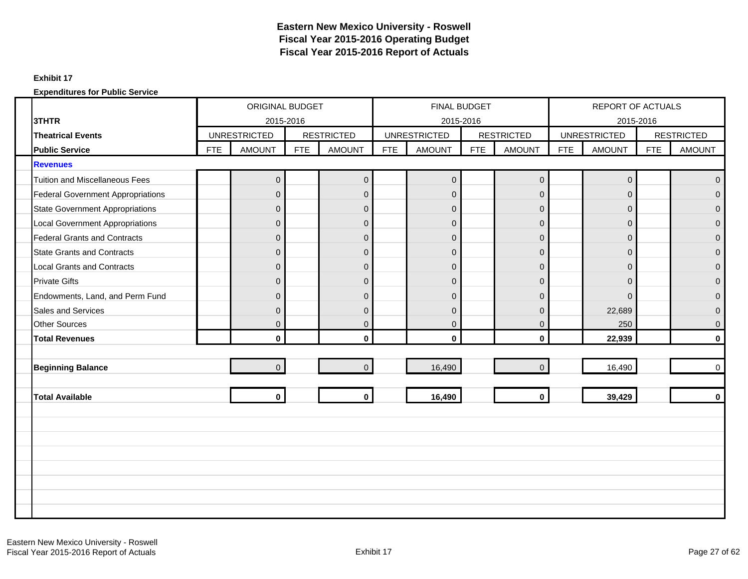# Eastern New Mexico University - Roswell
## Fiscal Year 2015-2016 Operating Budget
## Fiscal Year 2015-2016 Report of Actuals

**Exhibit 17**

**Expenditures for Public Service**

| 3THTR | ORIGINAL BUDGET 2015-2016 | | | | FINAL BUDGET 2015-2016 | | | | REPORT OF ACTUALS 2015-2016 | | | |
|---|---|---|---|---|---|---|---|---|---|---|---|---|
| **Theatrical Events** | UNRESTRICTED | | RESTRICTED | | UNRESTRICTED | | RESTRICTED | | UNRESTRICTED | | RESTRICTED | |
| **Public Service** | FTE | AMOUNT | FTE | AMOUNT | FTE | AMOUNT | FTE | AMOUNT | FTE | AMOUNT | FTE | AMOUNT |
| **Revenues** | | | | | | | | | | | | |
| Tuition and Miscellaneous Fees | | 0 | | 0 | | 0 | | 0 | | 0 | | 0 |
| Federal Government Appropriations | | 0 | | 0 | | 0 | | 0 | | 0 | | 0 |
| State Government Appropriations | | 0 | | 0 | | 0 | | 0 | | 0 | | 0 |
| Local Government Appropriations | | 0 | | 0 | | 0 | | 0 | | 0 | | 0 |
| Federal Grants and Contracts | | 0 | | 0 | | 0 | | 0 | | 0 | | 0 |
| State Grants and Contracts | | 0 | | 0 | | 0 | | 0 | | 0 | | 0 |
| Local Grants and Contracts | | 0 | | 0 | | 0 | | 0 | | 0 | | 0 |
| Private Gifts | | 0 | | 0 | | 0 | | 0 | | 0 | | 0 |
| Endowments, Land, and Perm Fund | | 0 | | 0 | | 0 | | 0 | | 0 | | 0 |
| Sales and Services | | 0 | | 0 | | 0 | | 0 | | 22,689 | | 0 |
| Other Sources | | 0 | | 0 | | 0 | | 0 | | 250 | | 0 |
| **Total Revenues** | | **0** | | **0** | | **0** | | **0** | | **22,939** | | **0** |
| **Beginning Balance** | | 0 | | 0 | | 16,490 | | 0 | | 16,490 | | 0 |
| **Total Available** | | **0** | | **0** | | **16,490** | | **0** | | **39,429** | | **0** |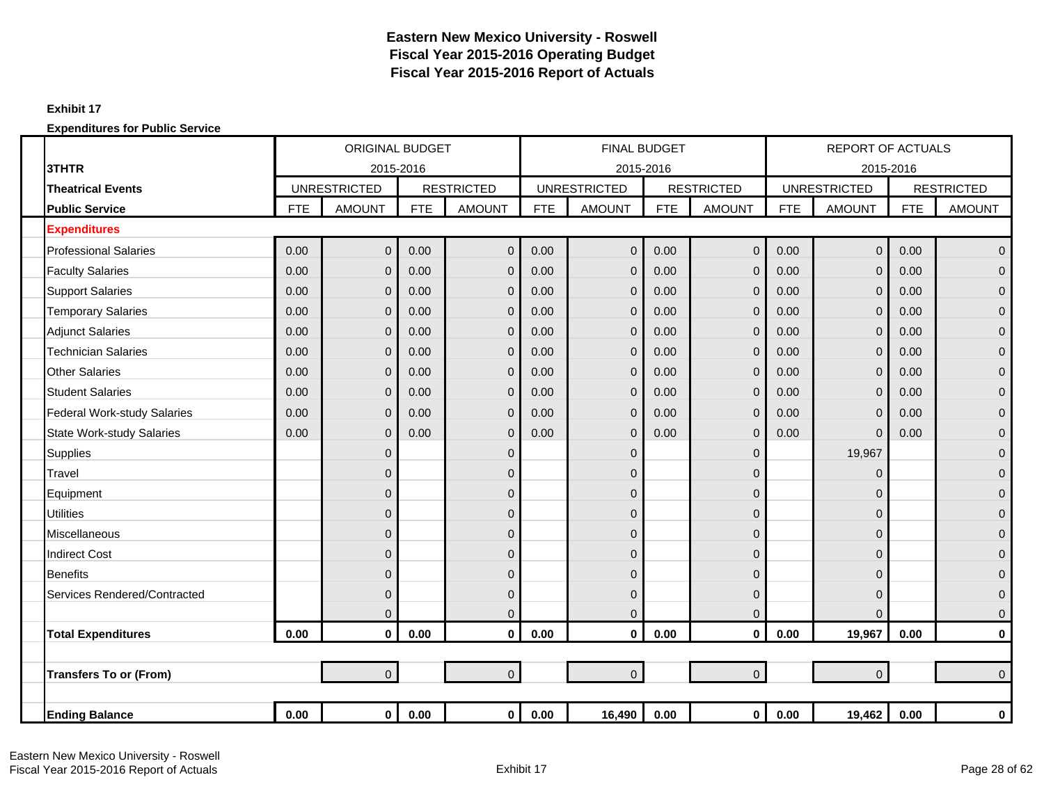# Eastern New Mexico University - Roswell
# Fiscal Year 2015-2016 Operating Budget
# Fiscal Year 2015-2016 Report of Actuals

**Exhibit 17**

**Expenditures for Public Service**

| | ORIGINAL BUDGET 2015-2016 | | | | FINAL BUDGET 2015-2016 | | | | REPORT OF ACTUALS 2015-2016 | | | |
|---|---|---|---|---|---|---|---|---|---|---|---|---|
| **3THTR** | UNRESTRICTED | | RESTRICTED | | UNRESTRICTED | | RESTRICTED | | UNRESTRICTED | | RESTRICTED | |
| **Theatrical Events** | | | | | | | | | | | | |
| **Public Service** | FTE | AMOUNT | FTE | AMOUNT | FTE | AMOUNT | FTE | AMOUNT | FTE | AMOUNT | FTE | AMOUNT |
| **Expenditures** | | | | | | | | | | | | |
| Professional Salaries | 0.00 | 0 | 0.00 | 0 | 0.00 | 0 | 0.00 | 0 | 0.00 | 0 | 0.00 | 0 |
| Faculty Salaries | 0.00 | 0 | 0.00 | 0 | 0.00 | 0 | 0.00 | 0 | 0.00 | 0 | 0.00 | 0 |
| Support Salaries | 0.00 | 0 | 0.00 | 0 | 0.00 | 0 | 0.00 | 0 | 0.00 | 0 | 0.00 | 0 |
| Temporary Salaries | 0.00 | 0 | 0.00 | 0 | 0.00 | 0 | 0.00 | 0 | 0.00 | 0 | 0.00 | 0 |
| Adjunct Salaries | 0.00 | 0 | 0.00 | 0 | 0.00 | 0 | 0.00 | 0 | 0.00 | 0 | 0.00 | 0 |
| Technician Salaries | 0.00 | 0 | 0.00 | 0 | 0.00 | 0 | 0.00 | 0 | 0.00 | 0 | 0.00 | 0 |
| Other Salaries | 0.00 | 0 | 0.00 | 0 | 0.00 | 0 | 0.00 | 0 | 0.00 | 0 | 0.00 | 0 |
| Student Salaries | 0.00 | 0 | 0.00 | 0 | 0.00 | 0 | 0.00 | 0 | 0.00 | 0 | 0.00 | 0 |
| Federal Work-study Salaries | 0.00 | 0 | 0.00 | 0 | 0.00 | 0 | 0.00 | 0 | 0.00 | 0 | 0.00 | 0 |
| State Work-study Salaries | 0.00 | 0 | 0.00 | 0 | 0.00 | 0 | 0.00 | 0 | 0.00 | 0 | 0.00 | 0 |
| Supplies | | 0 | | 0 | | 0 | | 0 | | 19,967 | | 0 |
| Travel | | 0 | | 0 | | 0 | | 0 | | 0 | | 0 |
| Equipment | | 0 | | 0 | | 0 | | 0 | | 0 | | 0 |
| Utilities | | 0 | | 0 | | 0 | | 0 | | 0 | | 0 |
| Miscellaneous | | 0 | | 0 | | 0 | | 0 | | 0 | | 0 |
| Indirect Cost | | 0 | | 0 | | 0 | | 0 | | 0 | | 0 |
| Benefits | | 0 | | 0 | | 0 | | 0 | | 0 | | 0 |
| Services Rendered/Contracted | | 0 | | 0 | | 0 | | 0 | | 0 | | 0 |
| | | 0 | | 0 | | 0 | | 0 | | 0 | | 0 |
| **Total Expenditures** | **0.00** | **0** | **0.00** | **0** | **0.00** | **0** | **0.00** | **0** | **0.00** | **19,967** | **0.00** | **0** |
| | | | | | | | | | | | | |
| **Transfers To or (From)** | | 0 | | 0 | | 0 | | 0 | | 0 | | 0 |
| | | | | | | | | | | | | |
| **Ending Balance** | **0.00** | **0** | **0.00** | **0** | **0.00** | **16,490** | **0.00** | **0** | **0.00** | **19,462** | **0.00** | **0** |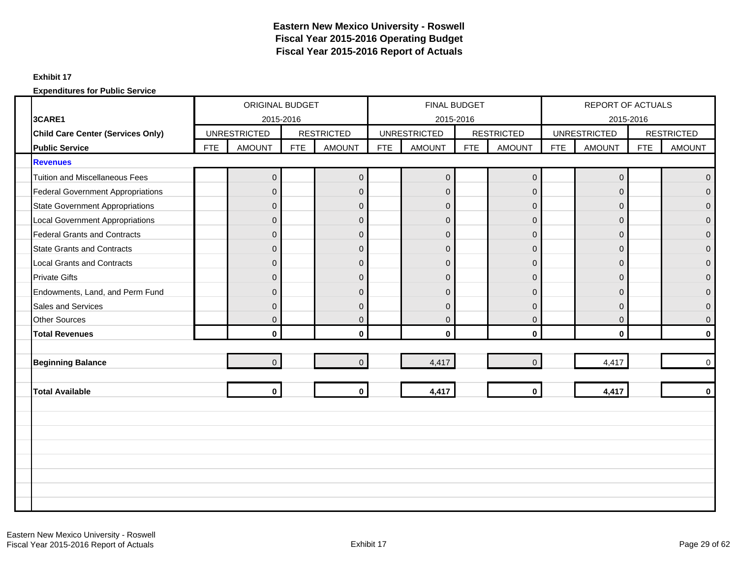# Eastern New Mexico University - Roswell
## Fiscal Year 2015-2016 Operating Budget
## Fiscal Year 2015-2016 Report of Actuals

**Exhibit 17**

**Expenditures for Public Service**

| 3CARE1 | ORIGINAL BUDGET 2015-2016 | | | | FINAL BUDGET 2015-2016 | | | | REPORT OF ACTUALS 2015-2016 | | | |
|---|---|---|---|---|---|---|---|---|---|---|---|---|
| **Child Care Center (Services Only)** | UNRESTRICTED | | RESTRICTED | | UNRESTRICTED | | RESTRICTED | | UNRESTRICTED | | RESTRICTED | |
| **Public Service** | FTE | AMOUNT | FTE | AMOUNT | FTE | AMOUNT | FTE | AMOUNT | FTE | AMOUNT | FTE | AMOUNT |
| **Revenues** | | | | | | | | | | | | |
| Tuition and Miscellaneous Fees | | 0 | | 0 | | 0 | | 0 | | 0 | | 0 |
| Federal Government Appropriations | | 0 | | 0 | | 0 | | 0 | | 0 | | 0 |
| State Government Appropriations | | 0 | | 0 | | 0 | | 0 | | 0 | | 0 |
| Local Government Appropriations | | 0 | | 0 | | 0 | | 0 | | 0 | | 0 |
| Federal Grants and Contracts | | 0 | | 0 | | 0 | | 0 | | 0 | | 0 |
| State Grants and Contracts | | 0 | | 0 | | 0 | | 0 | | 0 | | 0 |
| Local Grants and Contracts | | 0 | | 0 | | 0 | | 0 | | 0 | | 0 |
| Private Gifts | | 0 | | 0 | | 0 | | 0 | | 0 | | 0 |
| Endowments, Land, and Perm Fund | | 0 | | 0 | | 0 | | 0 | | 0 | | 0 |
| Sales and Services | | 0 | | 0 | | 0 | | 0 | | 0 | | 0 |
| Other Sources | | 0 | | 0 | | 0 | | 0 | | 0 | | 0 |
| **Total Revenues** | | **0** | | **0** | | **0** | | **0** | | **0** | | **0** |
| **Beginning Balance** | | 0 | | 0 | | 4,417 | | 0 | | 4,417 | | 0 |
| **Total Available** | | **0** | | **0** | | **4,417** | | **0** | | **4,417** | | **0** |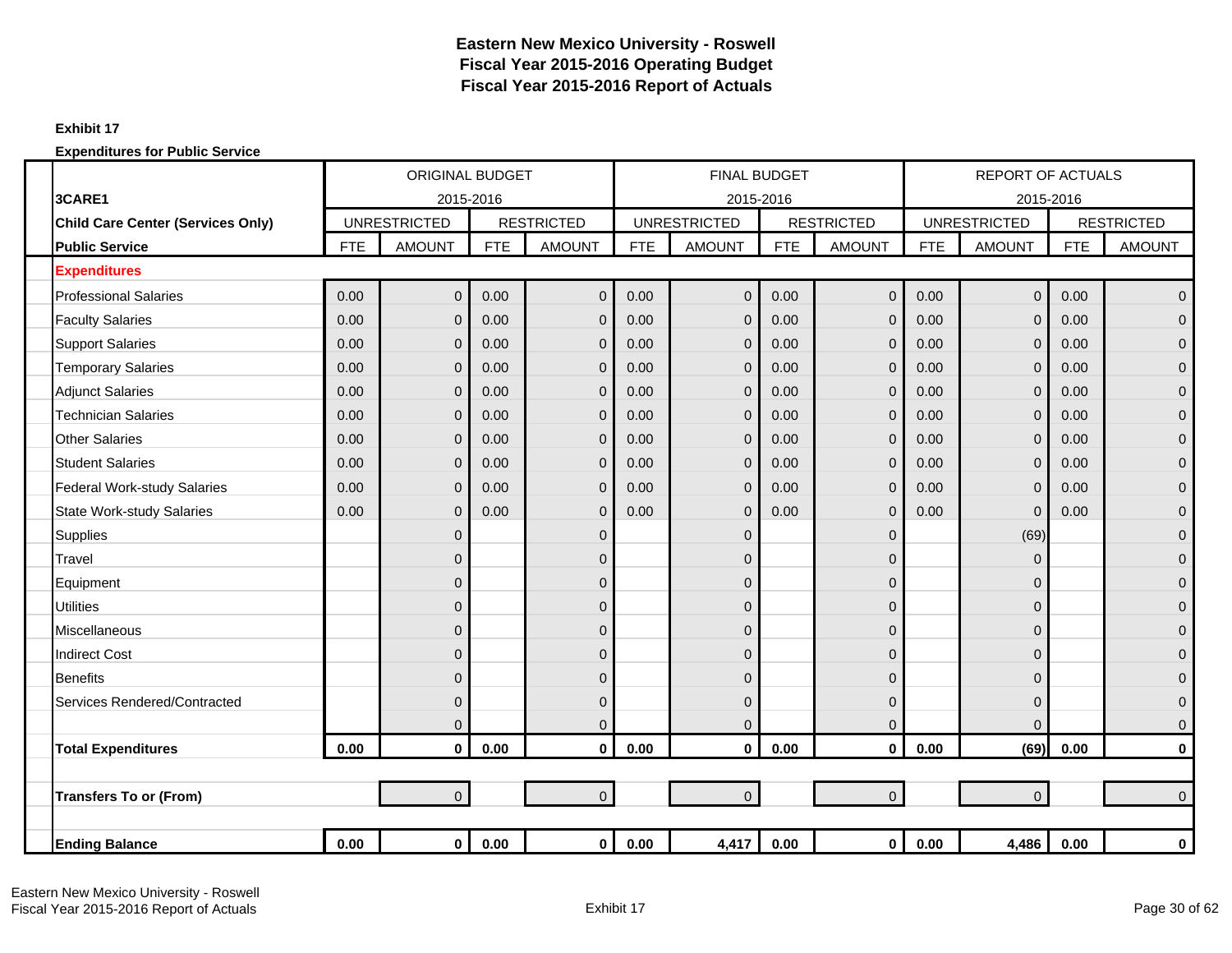# Eastern New Mexico University - Roswell
# Fiscal Year 2015-2016 Operating Budget
# Fiscal Year 2015-2016 Report of Actuals

**Exhibit 17**

**Expenditures for Public Service**

| | ORIGINAL BUDGET 2015-2016 | | | | FINAL BUDGET 2015-2016 | | | | REPORT OF ACTUALS 2015-2016 | | | |
|---|---|---|---|---|---|---|---|---|---|---|---|---|
| **3CARE1** | | | | | | | | | | | | |
| **Child Care Center (Services Only)** | UNRESTRICTED | | RESTRICTED | | UNRESTRICTED | | RESTRICTED | | UNRESTRICTED | | RESTRICTED | |
| **Public Service** | FTE | AMOUNT | FTE | AMOUNT | FTE | AMOUNT | FTE | AMOUNT | FTE | AMOUNT | FTE | AMOUNT |
| **Expenditures** | | | | | | | | | | | | |
| Professional Salaries | 0.00 | 0 | 0.00 | 0 | 0.00 | 0 | 0.00 | 0 | 0.00 | 0 | 0.00 | 0 |
| Faculty Salaries | 0.00 | 0 | 0.00 | 0 | 0.00 | 0 | 0.00 | 0 | 0.00 | 0 | 0.00 | 0 |
| Support Salaries | 0.00 | 0 | 0.00 | 0 | 0.00 | 0 | 0.00 | 0 | 0.00 | 0 | 0.00 | 0 |
| Temporary Salaries | 0.00 | 0 | 0.00 | 0 | 0.00 | 0 | 0.00 | 0 | 0.00 | 0 | 0.00 | 0 |
| Adjunct Salaries | 0.00 | 0 | 0.00 | 0 | 0.00 | 0 | 0.00 | 0 | 0.00 | 0 | 0.00 | 0 |
| Technician Salaries | 0.00 | 0 | 0.00 | 0 | 0.00 | 0 | 0.00 | 0 | 0.00 | 0 | 0.00 | 0 |
| Other Salaries | 0.00 | 0 | 0.00 | 0 | 0.00 | 0 | 0.00 | 0 | 0.00 | 0 | 0.00 | 0 |
| Student Salaries | 0.00 | 0 | 0.00 | 0 | 0.00 | 0 | 0.00 | 0 | 0.00 | 0 | 0.00 | 0 |
| Federal Work-study Salaries | 0.00 | 0 | 0.00 | 0 | 0.00 | 0 | 0.00 | 0 | 0.00 | 0 | 0.00 | 0 |
| State Work-study Salaries | 0.00 | 0 | 0.00 | 0 | 0.00 | 0 | 0.00 | 0 | 0.00 | 0 | 0.00 | 0 |
| Supplies | | 0 | | 0 | | 0 | | 0 | | (69) | | 0 |
| Travel | | 0 | | 0 | | 0 | | 0 | | 0 | | 0 |
| Equipment | | 0 | | 0 | | 0 | | 0 | | 0 | | 0 |
| Utilities | | 0 | | 0 | | 0 | | 0 | | 0 | | 0 |
| Miscellaneous | | 0 | | 0 | | 0 | | 0 | | 0 | | 0 |
| Indirect Cost | | 0 | | 0 | | 0 | | 0 | | 0 | | 0 |
| Benefits | | 0 | | 0 | | 0 | | 0 | | 0 | | 0 |
| Services Rendered/Contracted | | 0 | | 0 | | 0 | | 0 | | 0 | | 0 |
| | | 0 | | 0 | | 0 | | 0 | | 0 | | 0 |
| **Total Expenditures** | **0.00** | **0** | **0.00** | **0** | **0.00** | **0** | **0.00** | **0** | **0.00** | **(69)** | **0.00** | **0** |
| **Transfers To or (From)** | | 0 | | 0 | | 0 | | 0 | | 0 | | 0 |
| **Ending Balance** | **0.00** | **0** | **0.00** | **0** | **0.00** | **4,417** | **0.00** | **0** | **0.00** | **4,486** | **0.00** | **0** |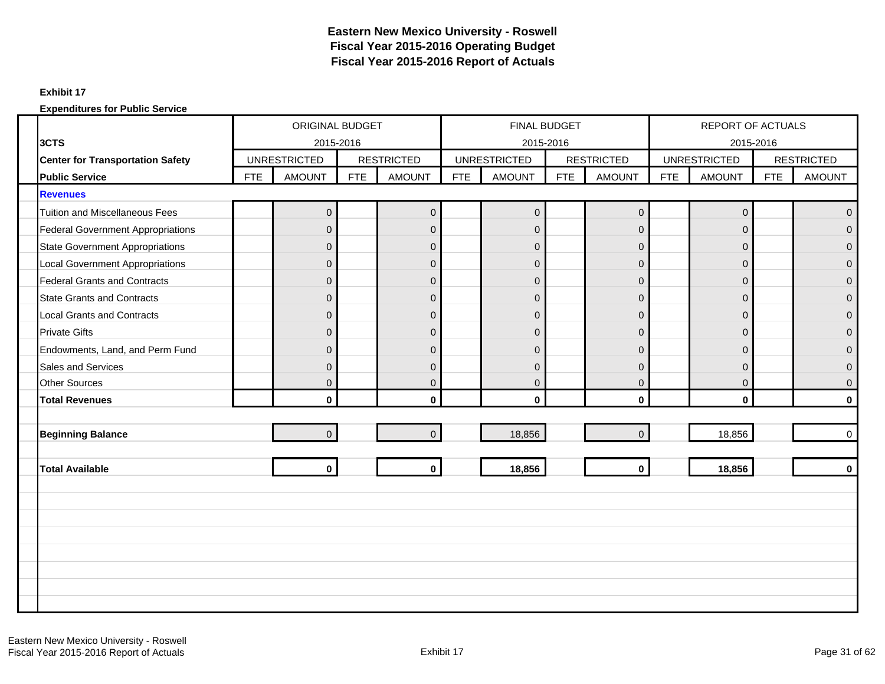# Eastern New Mexico University - Roswell
## Fiscal Year 2015-2016 Operating Budget
## Fiscal Year 2015-2016 Report of Actuals

**Exhibit 17**

**Expenditures for Public Service**

| | ORIGINAL BUDGET 2015-2016 | | | | FINAL BUDGET 2015-2016 | | | | REPORT OF ACTUALS 2015-2016 | | | |
|---|---|---|---|---|---|---|---|---|---|---|---|---|
| **3CTS** | UNRESTRICTED | | RESTRICTED | | UNRESTRICTED | | RESTRICTED | | UNRESTRICTED | | RESTRICTED | |
| **Center for Transportation Safety Public Service** | FTE | AMOUNT | FTE | AMOUNT | FTE | AMOUNT | FTE | AMOUNT | FTE | AMOUNT | FTE | AMOUNT |
| **Revenues** | | | | | | | | | | | | |
| Tuition and Miscellaneous Fees | | 0 | | 0 | | 0 | | 0 | | 0 | | 0 |
| Federal Government Appropriations | | 0 | | 0 | | 0 | | 0 | | 0 | | 0 |
| State Government Appropriations | | 0 | | 0 | | 0 | | 0 | | 0 | | 0 |
| Local Government Appropriations | | 0 | | 0 | | 0 | | 0 | | 0 | | 0 |
| Federal Grants and Contracts | | 0 | | 0 | | 0 | | 0 | | 0 | | 0 |
| State Grants and Contracts | | 0 | | 0 | | 0 | | 0 | | 0 | | 0 |
| Local Grants and Contracts | | 0 | | 0 | | 0 | | 0 | | 0 | | 0 |
| Private Gifts | | 0 | | 0 | | 0 | | 0 | | 0 | | 0 |
| Endowments, Land, and Perm Fund | | 0 | | 0 | | 0 | | 0 | | 0 | | 0 |
| Sales and Services | | 0 | | 0 | | 0 | | 0 | | 0 | | 0 |
| Other Sources | | 0 | | 0 | | 0 | | 0 | | 0 | | 0 |
| **Total Revenues** | | **0** | | **0** | | **0** | | **0** | | **0** | | **0** |
| **Beginning Balance** | | 0 | | 0 | | 18,856 | | 0 | | 18,856 | | 0 |
| **Total Available** | | **0** | | **0** | | **18,856** | | **0** | | **18,856** | | **0** |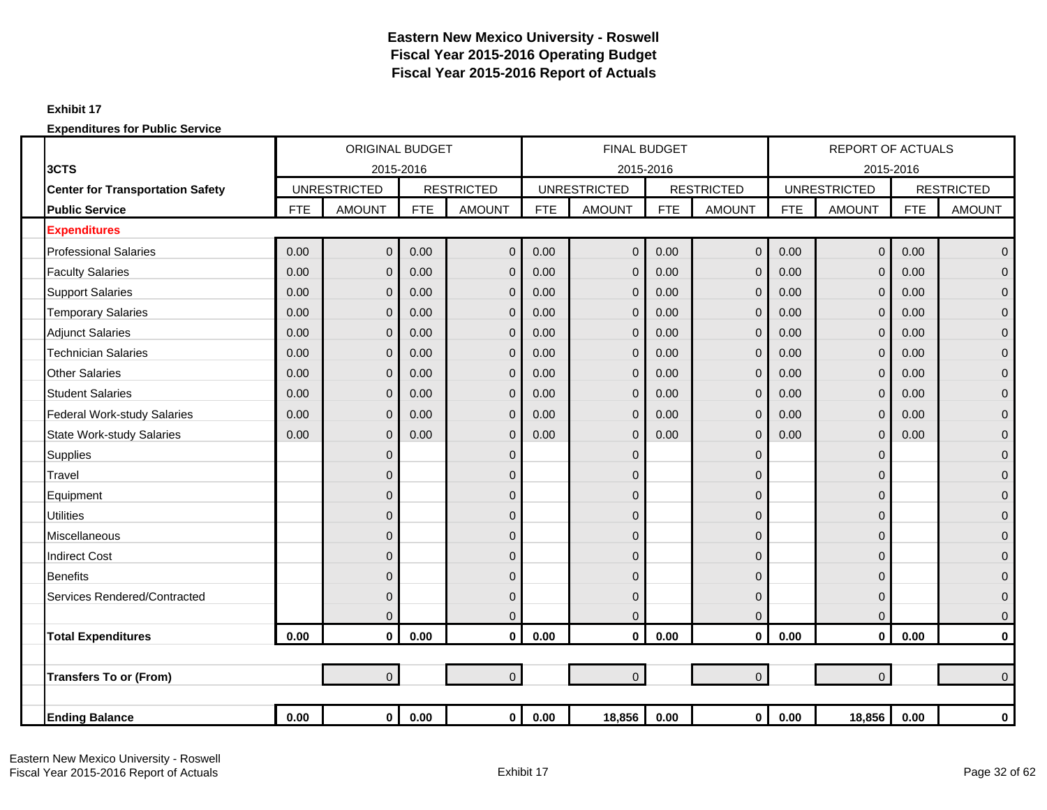# Eastern New Mexico University - Roswell
## Fiscal Year 2015-2016 Operating Budget
## Fiscal Year 2015-2016 Report of Actuals

**Exhibit 17**

**Expenditures for Public Service**

| 3CTS<br>**Center for Transportation Safety**<br>**Public Service** | ORIGINAL BUDGET 2015-2016 | | | | FINAL BUDGET 2015-2016 | | | | REPORT OF ACTUALS 2015-2016 | | | |
|---|---|---|---|---|---|---|---|---|---|---|---|---|
| | UNRESTRICTED | | RESTRICTED | | UNRESTRICTED | | RESTRICTED | | UNRESTRICTED | | RESTRICTED | |
| | FTE | AMOUNT | FTE | AMOUNT | FTE | AMOUNT | FTE | AMOUNT | FTE | AMOUNT | FTE | AMOUNT |
| **Expenditures** | | | | | | | | | | | | |
| Professional Salaries | 0.00 | 0 | 0.00 | 0 | 0.00 | 0 | 0.00 | 0 | 0.00 | 0 | 0.00 | 0 |
| Faculty Salaries | 0.00 | 0 | 0.00 | 0 | 0.00 | 0 | 0.00 | 0 | 0.00 | 0 | 0.00 | 0 |
| Support Salaries | 0.00 | 0 | 0.00 | 0 | 0.00 | 0 | 0.00 | 0 | 0.00 | 0 | 0.00 | 0 |
| Temporary Salaries | 0.00 | 0 | 0.00 | 0 | 0.00 | 0 | 0.00 | 0 | 0.00 | 0 | 0.00 | 0 |
| Adjunct Salaries | 0.00 | 0 | 0.00 | 0 | 0.00 | 0 | 0.00 | 0 | 0.00 | 0 | 0.00 | 0 |
| Technician Salaries | 0.00 | 0 | 0.00 | 0 | 0.00 | 0 | 0.00 | 0 | 0.00 | 0 | 0.00 | 0 |
| Other Salaries | 0.00 | 0 | 0.00 | 0 | 0.00 | 0 | 0.00 | 0 | 0.00 | 0 | 0.00 | 0 |
| Student Salaries | 0.00 | 0 | 0.00 | 0 | 0.00 | 0 | 0.00 | 0 | 0.00 | 0 | 0.00 | 0 |
| Federal Work-study Salaries | 0.00 | 0 | 0.00 | 0 | 0.00 | 0 | 0.00 | 0 | 0.00 | 0 | 0.00 | 0 |
| State Work-study Salaries | 0.00 | 0 | 0.00 | 0 | 0.00 | 0 | 0.00 | 0 | 0.00 | 0 | 0.00 | 0 |
| Supplies | | 0 | | 0 | | 0 | | 0 | | 0 | | 0 |
| Travel | | 0 | | 0 | | 0 | | 0 | | 0 | | 0 |
| Equipment | | 0 | | 0 | | 0 | | 0 | | 0 | | 0 |
| Utilities | | 0 | | 0 | | 0 | | 0 | | 0 | | 0 |
| Miscellaneous | | 0 | | 0 | | 0 | | 0 | | 0 | | 0 |
| Indirect Cost | | 0 | | 0 | | 0 | | 0 | | 0 | | 0 |
| Benefits | | 0 | | 0 | | 0 | | 0 | | 0 | | 0 |
| Services Rendered/Contracted | | 0 | | 0 | | 0 | | 0 | | 0 | | 0 |
| | | 0 | | 0 | | 0 | | 0 | | 0 | | 0 |
| **Total Expenditures** | **0.00** | **0** | **0.00** | **0** | **0.00** | **0** | **0.00** | **0** | **0.00** | **0** | **0.00** | **0** |
| | | | | | | | | | | | | |
| **Transfers To or (From)** | | 0 | | 0 | | 0 | | 0 | | 0 | | 0 |
| | | | | | | | | | | | | |
| **Ending Balance** | **0.00** | **0** | **0.00** | **0** | **0.00** | **18,856** | **0.00** | **0** | **0.00** | **18,856** | **0.00** | **0** |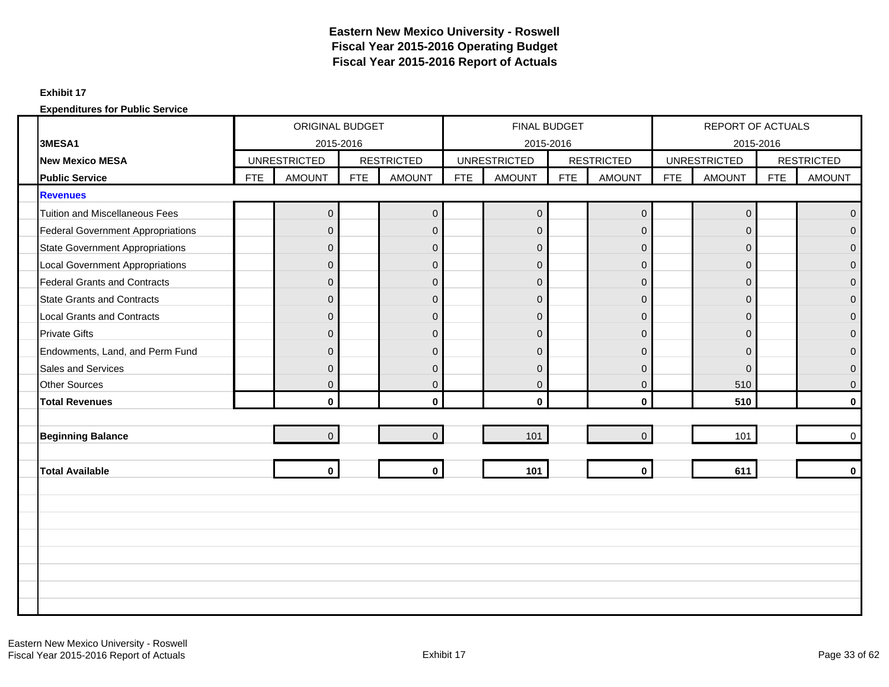# Eastern New Mexico University - Roswell
## Fiscal Year 2015-2016 Operating Budget
## Fiscal Year 2015-2016 Report of Actuals

**Exhibit 17**

**Expenditures for Public Service**

| 3MESA1 | ORIGINAL BUDGET 2015-2016 | | | | FINAL BUDGET 2015-2016 | | | | REPORT OF ACTUALS 2015-2016 | | | |
|---|---|---|---|---|---|---|---|---|---|---|---|---|
| **New Mexico MESA** | UNRESTRICTED | | RESTRICTED | | UNRESTRICTED | | RESTRICTED | | UNRESTRICTED | | RESTRICTED | |
| **Public Service** | FTE | AMOUNT | FTE | AMOUNT | FTE | AMOUNT | FTE | AMOUNT | FTE | AMOUNT | FTE | AMOUNT |
| **Revenues** | | | | | | | | | | | | |
| Tuition and Miscellaneous Fees | | 0 | | 0 | | 0 | | 0 | | 0 | | 0 |
| Federal Government Appropriations | | 0 | | 0 | | 0 | | 0 | | 0 | | 0 |
| State Government Appropriations | | 0 | | 0 | | 0 | | 0 | | 0 | | 0 |
| Local Government Appropriations | | 0 | | 0 | | 0 | | 0 | | 0 | | 0 |
| Federal Grants and Contracts | | 0 | | 0 | | 0 | | 0 | | 0 | | 0 |
| State Grants and Contracts | | 0 | | 0 | | 0 | | 0 | | 0 | | 0 |
| Local Grants and Contracts | | 0 | | 0 | | 0 | | 0 | | 0 | | 0 |
| Private Gifts | | 0 | | 0 | | 0 | | 0 | | 0 | | 0 |
| Endowments, Land, and Perm Fund | | 0 | | 0 | | 0 | | 0 | | 0 | | 0 |
| Sales and Services | | 0 | | 0 | | 0 | | 0 | | 0 | | 0 |
| Other Sources | | 0 | | 0 | | 0 | | 0 | | 510 | | 0 |
| **Total Revenues** | | **0** | | **0** | | **0** | | **0** | | **510** | | **0** |
| **Beginning Balance** | | 0 | | 0 | | 101 | | 0 | | 101 | | 0 |
| **Total Available** | | **0** | | **0** | | **101** | | **0** | | **611** | | **0** |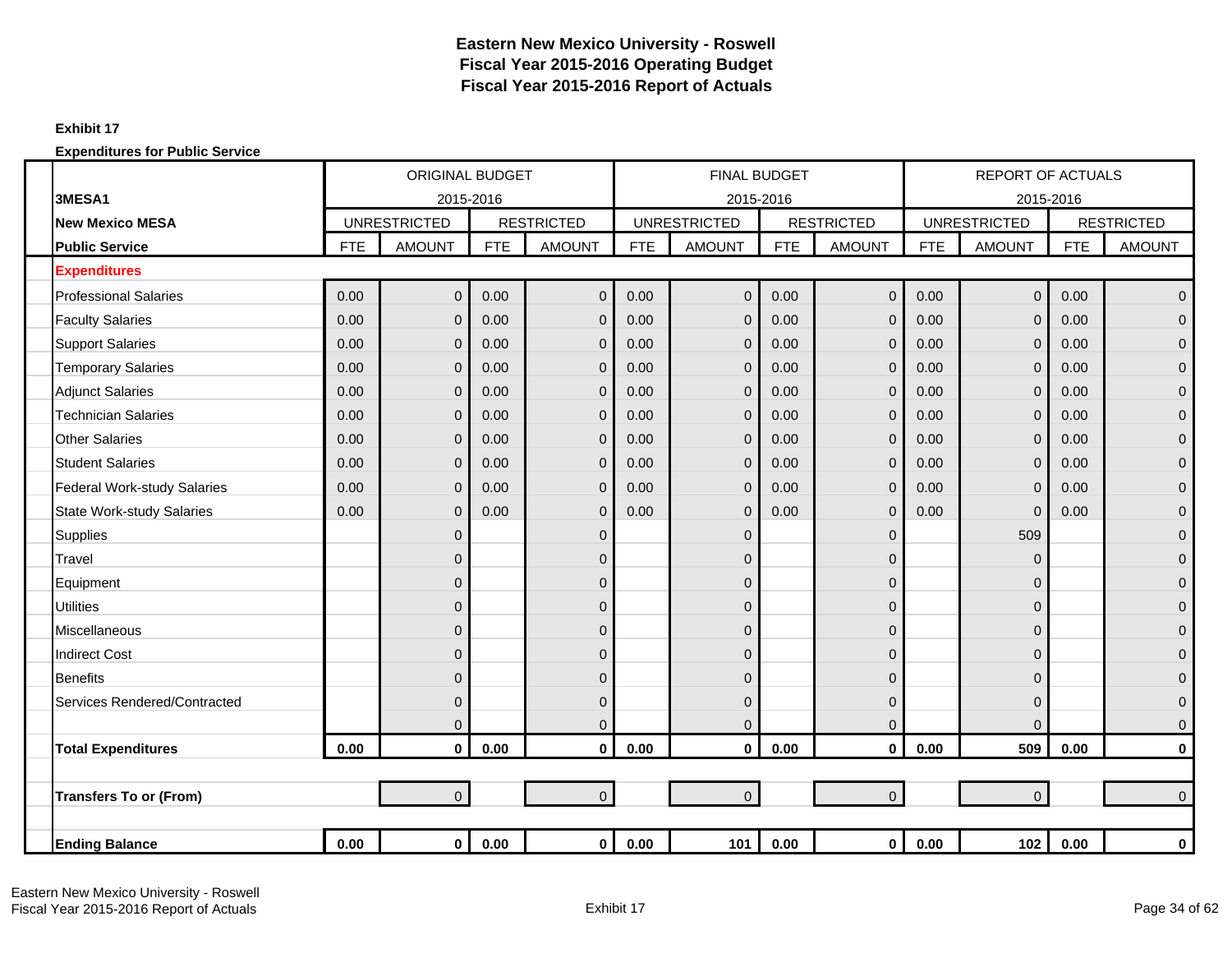# Eastern New Mexico University - Roswell
# Fiscal Year 2015-2016 Operating Budget
# Fiscal Year 2015-2016 Report of Actuals

**Exhibit 17**

**Expenditures for Public Service**

| | ORIGINAL BUDGET 2015-2016 | | | | FINAL BUDGET 2015-2016 | | | | REPORT OF ACTUALS 2015-2016 | | | |
|---|---|---|---|---|---|---|---|---|---|---|---|---|
| **3MESA1** | UNRESTRICTED | | RESTRICTED | | UNRESTRICTED | | RESTRICTED | | UNRESTRICTED | | RESTRICTED | |
| **New Mexico MESA Public Service** | FTE | AMOUNT | FTE | AMOUNT | FTE | AMOUNT | FTE | AMOUNT | FTE | AMOUNT | FTE | AMOUNT |
| **Expenditures** | | | | | | | | | | | | |
| Professional Salaries | 0.00 | 0 | 0.00 | 0 | 0.00 | 0 | 0.00 | 0 | 0.00 | 0 | 0.00 | 0 |
| Faculty Salaries | 0.00 | 0 | 0.00 | 0 | 0.00 | 0 | 0.00 | 0 | 0.00 | 0 | 0.00 | 0 |
| Support Salaries | 0.00 | 0 | 0.00 | 0 | 0.00 | 0 | 0.00 | 0 | 0.00 | 0 | 0.00 | 0 |
| Temporary Salaries | 0.00 | 0 | 0.00 | 0 | 0.00 | 0 | 0.00 | 0 | 0.00 | 0 | 0.00 | 0 |
| Adjunct Salaries | 0.00 | 0 | 0.00 | 0 | 0.00 | 0 | 0.00 | 0 | 0.00 | 0 | 0.00 | 0 |
| Technician Salaries | 0.00 | 0 | 0.00 | 0 | 0.00 | 0 | 0.00 | 0 | 0.00 | 0 | 0.00 | 0 |
| Other Salaries | 0.00 | 0 | 0.00 | 0 | 0.00 | 0 | 0.00 | 0 | 0.00 | 0 | 0.00 | 0 |
| Student Salaries | 0.00 | 0 | 0.00 | 0 | 0.00 | 0 | 0.00 | 0 | 0.00 | 0 | 0.00 | 0 |
| Federal Work-study Salaries | 0.00 | 0 | 0.00 | 0 | 0.00 | 0 | 0.00 | 0 | 0.00 | 0 | 0.00 | 0 |
| State Work-study Salaries | 0.00 | 0 | 0.00 | 0 | 0.00 | 0 | 0.00 | 0 | 0.00 | 0 | 0.00 | 0 |
| Supplies | | 0 | | 0 | | 0 | | 0 | | 509 | | 0 |
| Travel | | 0 | | 0 | | 0 | | 0 | | 0 | | 0 |
| Equipment | | 0 | | 0 | | 0 | | 0 | | 0 | | 0 |
| Utilities | | 0 | | 0 | | 0 | | 0 | | 0 | | 0 |
| Miscellaneous | | 0 | | 0 | | 0 | | 0 | | 0 | | 0 |
| Indirect Cost | | 0 | | 0 | | 0 | | 0 | | 0 | | 0 |
| Benefits | | 0 | | 0 | | 0 | | 0 | | 0 | | 0 |
| Services Rendered/Contracted | | 0 | | 0 | | 0 | | 0 | | 0 | | 0 |
| | | 0 | | 0 | | 0 | | 0 | | 0 | | 0 |
| **Total Expenditures** | **0.00** | **0** | **0.00** | **0** | **0.00** | **0** | **0.00** | **0** | **0.00** | **509** | **0.00** | **0** |
| **Transfers To or (From)** | | 0 | | 0 | | 0 | | 0 | | 0 | | 0 |
| **Ending Balance** | **0.00** | **0** | **0.00** | **0** | **0.00** | **101** | **0.00** | **0** | **0.00** | **102** | **0.00** | **0** |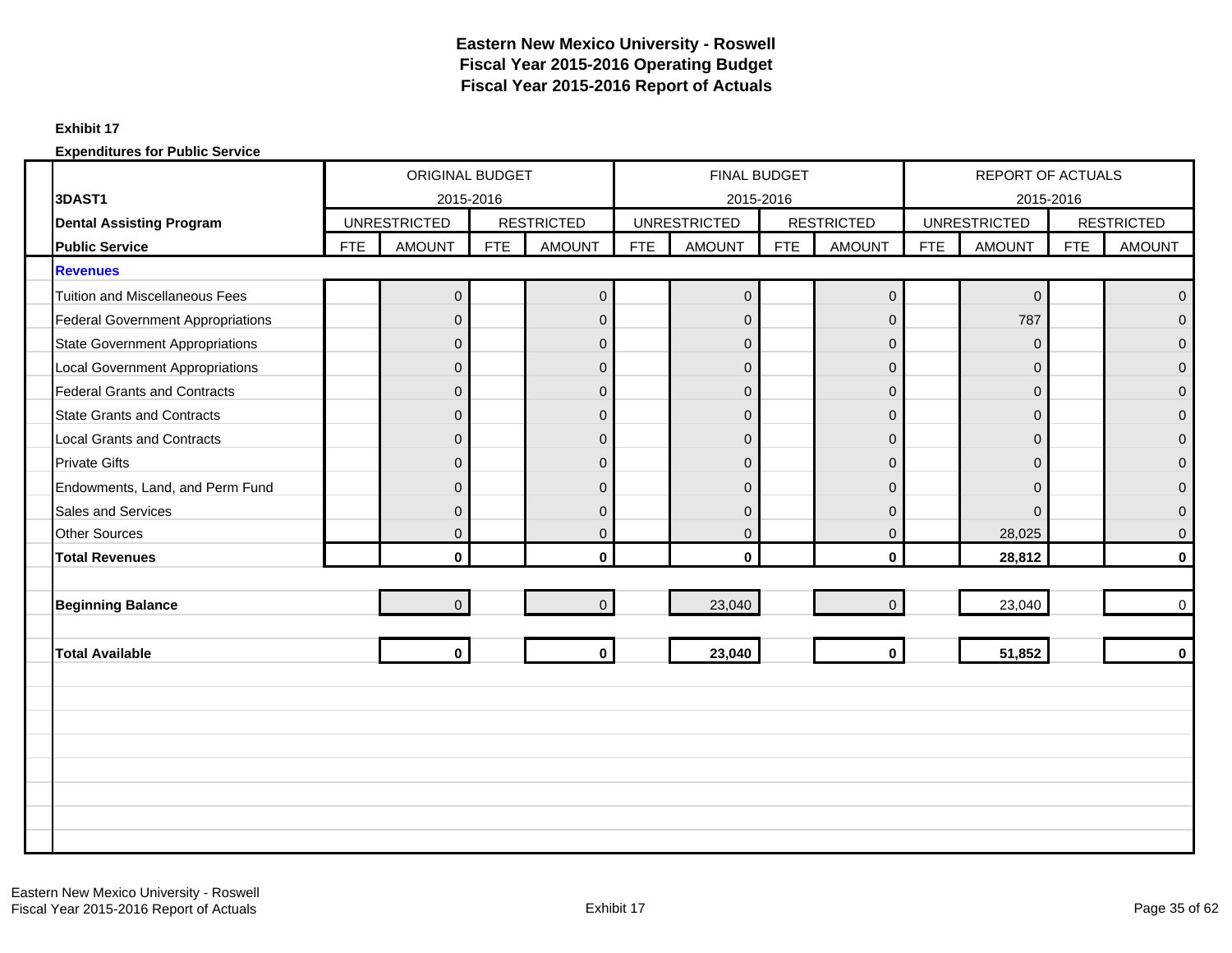# Eastern New Mexico University - Roswell
## Fiscal Year 2015-2016 Operating Budget
## Fiscal Year 2015-2016 Report of Actuals

**Exhibit 17**

**Expenditures for Public Service**

| | ORIGINAL BUDGET 2015-2016 | | | | FINAL BUDGET 2015-2016 | | | | REPORT OF ACTUALS 2015-2016 | | | |
|---|---|---|---|---|---|---|---|---|---|---|---|---|
| **3DAST1** | UNRESTRICTED | | RESTRICTED | | UNRESTRICTED | | RESTRICTED | | UNRESTRICTED | | RESTRICTED | |
| **Dental Assisting Program Public Service** | FTE | AMOUNT | FTE | AMOUNT | FTE | AMOUNT | FTE | AMOUNT | FTE | AMOUNT | FTE | AMOUNT |
| **Revenues** | | | | | | | | | | | | |
| Tuition and Miscellaneous Fees | | 0 | | 0 | | 0 | | 0 | | 0 | | 0 |
| Federal Government Appropriations | | 0 | | 0 | | 0 | | 0 | | 787 | | 0 |
| State Government Appropriations | | 0 | | 0 | | 0 | | 0 | | 0 | | 0 |
| Local Government Appropriations | | 0 | | 0 | | 0 | | 0 | | 0 | | 0 |
| Federal Grants and Contracts | | 0 | | 0 | | 0 | | 0 | | 0 | | 0 |
| State Grants and Contracts | | 0 | | 0 | | 0 | | 0 | | 0 | | 0 |
| Local Grants and Contracts | | 0 | | 0 | | 0 | | 0 | | 0 | | 0 |
| Private Gifts | | 0 | | 0 | | 0 | | 0 | | 0 | | 0 |
| Endowments, Land, and Perm Fund | | 0 | | 0 | | 0 | | 0 | | 0 | | 0 |
| Sales and Services | | 0 | | 0 | | 0 | | 0 | | 0 | | 0 |
| Other Sources | | 0 | | 0 | | 0 | | 0 | | 28,025 | | 0 |
| **Total Revenues** | | **0** | | **0** | | **0** | | **0** | | **28,812** | | **0** |
| **Beginning Balance** | | 0 | | 0 | | 23,040 | | 0 | | 23,040 | | 0 |
| **Total Available** | | **0** | | **0** | | **23,040** | | **0** | | **51,852** | | **0** |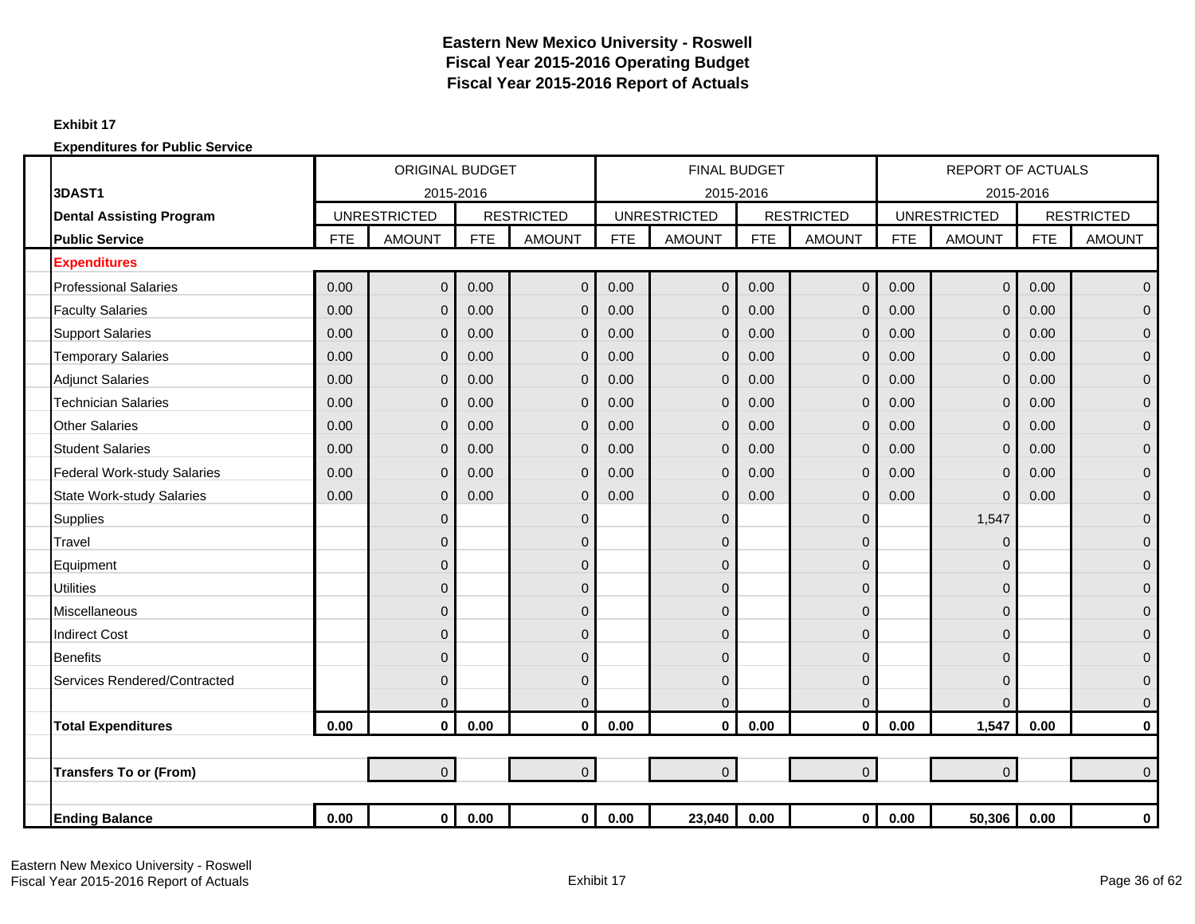# Eastern New Mexico University - Roswell
## Fiscal Year 2015-2016 Operating Budget
## Fiscal Year 2015-2016 Report of Actuals

**Exhibit 17**

**Expenditures for Public Service**

| 3DAST1 | ORIGINAL BUDGET 2015-2016 | | | | FINAL BUDGET 2015-2016 | | | | REPORT OF ACTUALS 2015-2016 | | | |
|---|---|---|---|---|---|---|---|---|---|---|---|---|
| **Dental Assisting Program** | UNRESTRICTED | | RESTRICTED | | UNRESTRICTED | | RESTRICTED | | UNRESTRICTED | | RESTRICTED | |
| **Public Service** | FTE | AMOUNT | FTE | AMOUNT | FTE | AMOUNT | FTE | AMOUNT | FTE | AMOUNT | FTE | AMOUNT |
| **Expenditures** | | | | | | | | | | | | |
| Professional Salaries | 0.00 | 0 | 0.00 | 0 | 0.00 | 0 | 0.00 | 0 | 0.00 | 0 | 0.00 | 0 |
| Faculty Salaries | 0.00 | 0 | 0.00 | 0 | 0.00 | 0 | 0.00 | 0 | 0.00 | 0 | 0.00 | 0 |
| Support Salaries | 0.00 | 0 | 0.00 | 0 | 0.00 | 0 | 0.00 | 0 | 0.00 | 0 | 0.00 | 0 |
| Temporary Salaries | 0.00 | 0 | 0.00 | 0 | 0.00 | 0 | 0.00 | 0 | 0.00 | 0 | 0.00 | 0 |
| Adjunct Salaries | 0.00 | 0 | 0.00 | 0 | 0.00 | 0 | 0.00 | 0 | 0.00 | 0 | 0.00 | 0 |
| Technician Salaries | 0.00 | 0 | 0.00 | 0 | 0.00 | 0 | 0.00 | 0 | 0.00 | 0 | 0.00 | 0 |
| Other Salaries | 0.00 | 0 | 0.00 | 0 | 0.00 | 0 | 0.00 | 0 | 0.00 | 0 | 0.00 | 0 |
| Student Salaries | 0.00 | 0 | 0.00 | 0 | 0.00 | 0 | 0.00 | 0 | 0.00 | 0 | 0.00 | 0 |
| Federal Work-study Salaries | 0.00 | 0 | 0.00 | 0 | 0.00 | 0 | 0.00 | 0 | 0.00 | 0 | 0.00 | 0 |
| State Work-study Salaries | 0.00 | 0 | 0.00 | 0 | 0.00 | 0 | 0.00 | 0 | 0.00 | 0 | 0.00 | 0 |
| Supplies | | 0 | | 0 | | 0 | | 0 | | 1,547 | | 0 |
| Travel | | 0 | | 0 | | 0 | | 0 | | 0 | | 0 |
| Equipment | | 0 | | 0 | | 0 | | 0 | | 0 | | 0 |
| Utilities | | 0 | | 0 | | 0 | | 0 | | 0 | | 0 |
| Miscellaneous | | 0 | | 0 | | 0 | | 0 | | 0 | | 0 |
| Indirect Cost | | 0 | | 0 | | 0 | | 0 | | 0 | | 0 |
| Benefits | | 0 | | 0 | | 0 | | 0 | | 0 | | 0 |
| Services Rendered/Contracted | | 0 | | 0 | | 0 | | 0 | | 0 | | 0 |
| | | 0 | | 0 | | 0 | | 0 | | 0 | | 0 |
| **Total Expenditures** | **0.00** | **0** | **0.00** | **0** | **0.00** | **0** | **0.00** | **0** | **0.00** | **1,547** | **0.00** | **0** |
| **Transfers To or (From)** | | 0 | | 0 | | 0 | | 0 | | 0 | | 0 |
| **Ending Balance** | **0.00** | **0** | **0.00** | **0** | **0.00** | **23,040** | **0.00** | **0** | **0.00** | **50,306** | **0.00** | **0** |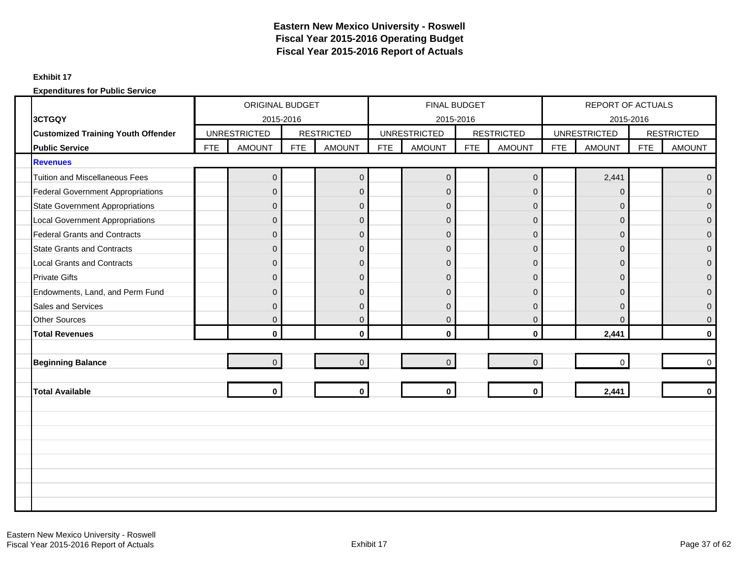# Eastern New Mexico University - Roswell
## Fiscal Year 2015-2016 Operating Budget
## Fiscal Year 2015-2016 Report of Actuals

**Exhibit 17**

**Expenditures for Public Service**

| 3CTGQY | ORIGINAL BUDGET 2015-2016 | | | | FINAL BUDGET 2015-2016 | | | | REPORT OF ACTUALS 2015-2016 | | | |
|---|---|---|---|---|---|---|---|---|---|---|---|---|
| **Customized Training Youth Offender** | UNRESTRICTED | | RESTRICTED | | UNRESTRICTED | | RESTRICTED | | UNRESTRICTED | | RESTRICTED | |
| **Public Service** | FTE | AMOUNT | FTE | AMOUNT | FTE | AMOUNT | FTE | AMOUNT | FTE | AMOUNT | FTE | AMOUNT |
| **Revenues** | | | | | | | | | | | | |
| Tuition and Miscellaneous Fees | | 0 | | 0 | | 0 | | 0 | | 2,441 | | 0 |
| Federal Government Appropriations | | 0 | | 0 | | 0 | | 0 | | 0 | | 0 |
| State Government Appropriations | | 0 | | 0 | | 0 | | 0 | | 0 | | 0 |
| Local Government Appropriations | | 0 | | 0 | | 0 | | 0 | | 0 | | 0 |
| Federal Grants and Contracts | | 0 | | 0 | | 0 | | 0 | | 0 | | 0 |
| State Grants and Contracts | | 0 | | 0 | | 0 | | 0 | | 0 | | 0 |
| Local Grants and Contracts | | 0 | | 0 | | 0 | | 0 | | 0 | | 0 |
| Private Gifts | | 0 | | 0 | | 0 | | 0 | | 0 | | 0 |
| Endowments, Land, and Perm Fund | | 0 | | 0 | | 0 | | 0 | | 0 | | 0 |
| Sales and Services | | 0 | | 0 | | 0 | | 0 | | 0 | | 0 |
| Other Sources | | 0 | | 0 | | 0 | | 0 | | 0 | | 0 |
| **Total Revenues** | | **0** | | **0** | | **0** | | **0** | | **2,441** | | **0** |
| **Beginning Balance** | | 0 | | 0 | | 0 | | 0 | | 0 | | 0 |
| **Total Available** | | **0** | | **0** | | **0** | | **0** | | **2,441** | | **0** |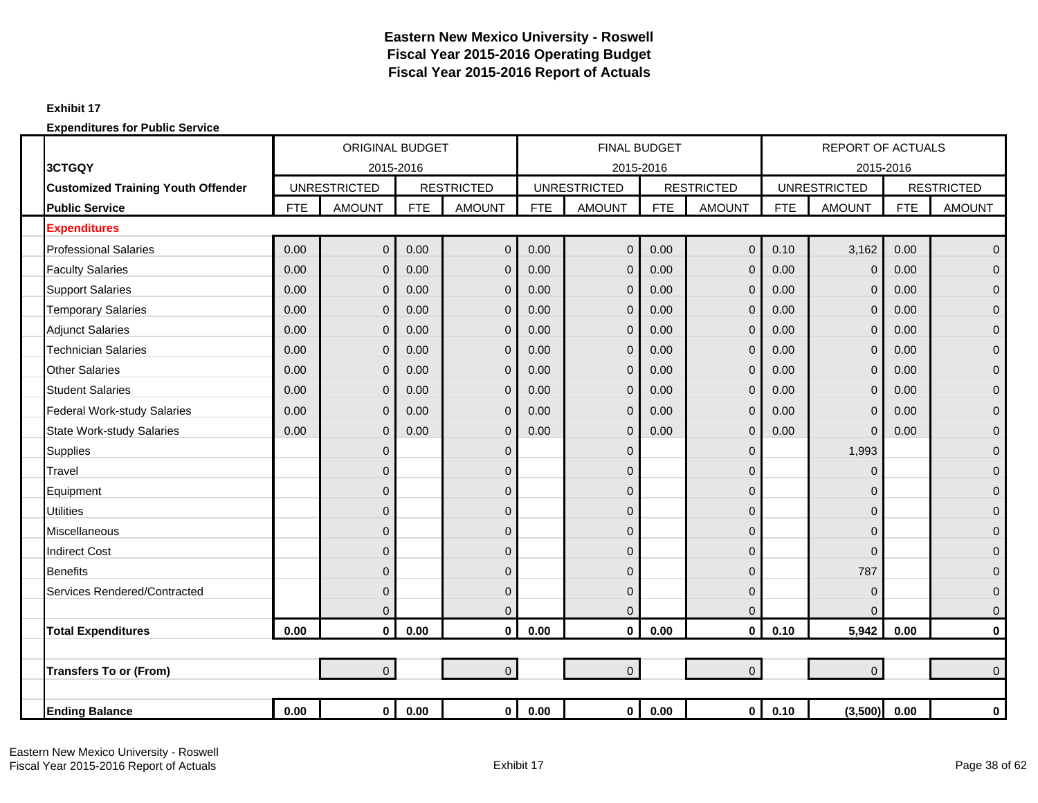# Eastern New Mexico University - Roswell
## Fiscal Year 2015-2016 Operating Budget
## Fiscal Year 2015-2016 Report of Actuals

**Exhibit 17**

**Expenditures for Public Service**

| 3CTGQY | ORIGINAL BUDGET 2015-2016 | | | | FINAL BUDGET 2015-2016 | | | | REPORT OF ACTUALS 2015-2016 | | | |
|---|---|---|---|---|---|---|---|---|---|---|---|---|
| **Customized Training Youth Offender** | UNRESTRICTED | | RESTRICTED | | UNRESTRICTED | | RESTRICTED | | UNRESTRICTED | | RESTRICTED | |
| **Public Service** | FTE | AMOUNT | FTE | AMOUNT | FTE | AMOUNT | FTE | AMOUNT | FTE | AMOUNT | FTE | AMOUNT |
| **Expenditures** | | | | | | | | | | | | |
| Professional Salaries | 0.00 | 0 | 0.00 | 0 | 0.00 | 0 | 0.00 | 0 | 0.10 | 3,162 | 0.00 | 0 |
| Faculty Salaries | 0.00 | 0 | 0.00 | 0 | 0.00 | 0 | 0.00 | 0 | 0.00 | 0 | 0.00 | 0 |
| Support Salaries | 0.00 | 0 | 0.00 | 0 | 0.00 | 0 | 0.00 | 0 | 0.00 | 0 | 0.00 | 0 |
| Temporary Salaries | 0.00 | 0 | 0.00 | 0 | 0.00 | 0 | 0.00 | 0 | 0.00 | 0 | 0.00 | 0 |
| Adjunct Salaries | 0.00 | 0 | 0.00 | 0 | 0.00 | 0 | 0.00 | 0 | 0.00 | 0 | 0.00 | 0 |
| Technician Salaries | 0.00 | 0 | 0.00 | 0 | 0.00 | 0 | 0.00 | 0 | 0.00 | 0 | 0.00 | 0 |
| Other Salaries | 0.00 | 0 | 0.00 | 0 | 0.00 | 0 | 0.00 | 0 | 0.00 | 0 | 0.00 | 0 |
| Student Salaries | 0.00 | 0 | 0.00 | 0 | 0.00 | 0 | 0.00 | 0 | 0.00 | 0 | 0.00 | 0 |
| Federal Work-study Salaries | 0.00 | 0 | 0.00 | 0 | 0.00 | 0 | 0.00 | 0 | 0.00 | 0 | 0.00 | 0 |
| State Work-study Salaries | 0.00 | 0 | 0.00 | 0 | 0.00 | 0 | 0.00 | 0 | 0.00 | 0 | 0.00 | 0 |
| Supplies | | 0 | | 0 | | 0 | | 0 | | 1,993 | | 0 |
| Travel | | 0 | | 0 | | 0 | | 0 | | 0 | | 0 |
| Equipment | | 0 | | 0 | | 0 | | 0 | | 0 | | 0 |
| Utilities | | 0 | | 0 | | 0 | | 0 | | 0 | | 0 |
| Miscellaneous | | 0 | | 0 | | 0 | | 0 | | 0 | | 0 |
| Indirect Cost | | 0 | | 0 | | 0 | | 0 | | 0 | | 0 |
| Benefits | | 0 | | 0 | | 0 | | 0 | | 787 | | 0 |
| Services Rendered/Contracted | | 0 | | 0 | | 0 | | 0 | | 0 | | 0 |
| | | 0 | | 0 | | 0 | | 0 | | 0 | | 0 |
| **Total Expenditures** | **0.00** | **0** | **0.00** | **0** | **0.00** | **0** | **0.00** | **0** | **0.10** | **5,942** | **0.00** | **0** |
| | | | | | | | | | | | | |
| **Transfers To or (From)** | | 0 | | 0 | | 0 | | 0 | | 0 | | 0 |
| | | | | | | | | | | | | |
| **Ending Balance** | **0.00** | **0** | **0.00** | **0** | **0.00** | **0** | **0.00** | **0** | **0.10** | **(3,500)** | **0.00** | **0** |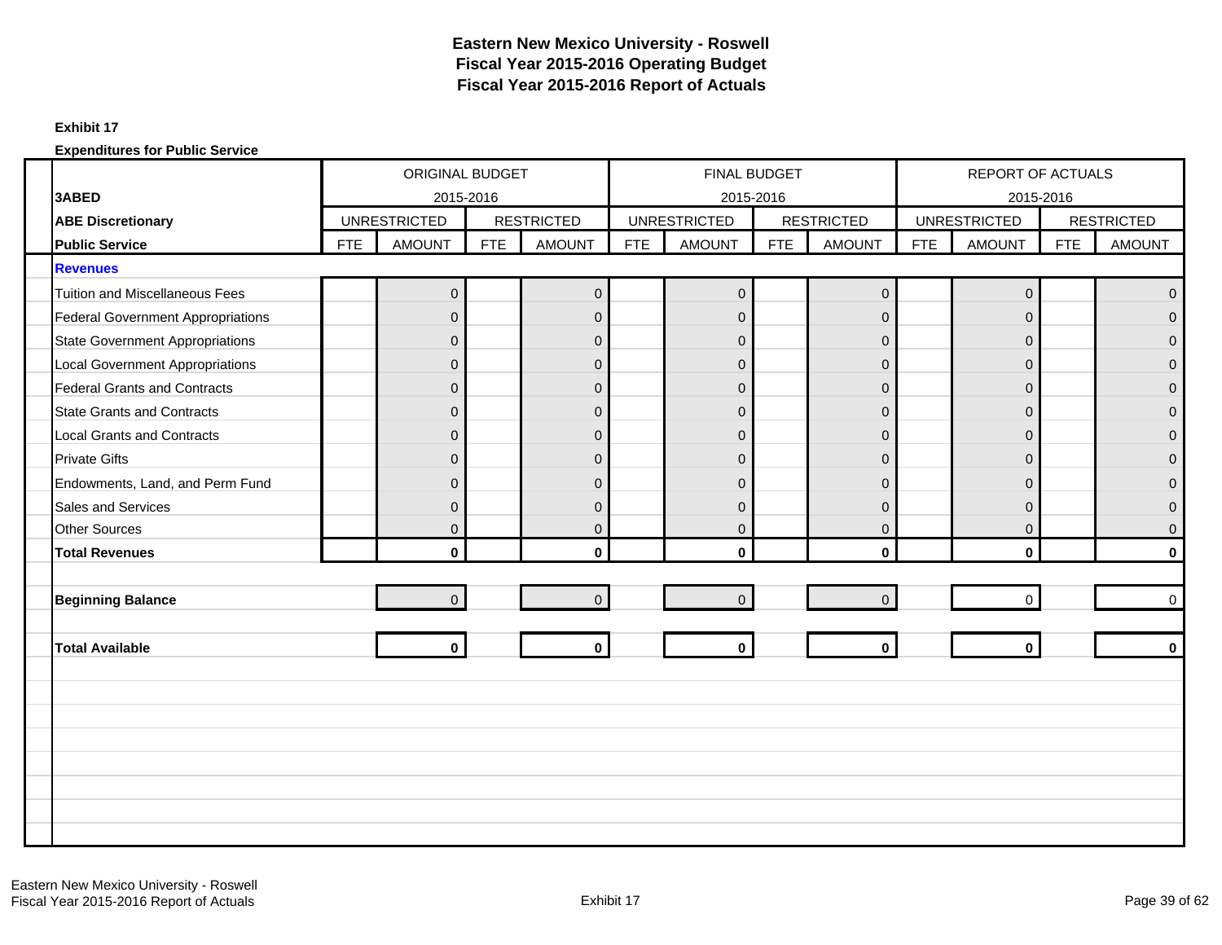# Eastern New Mexico University - Roswell
# Fiscal Year 2015-2016 Operating Budget
# Fiscal Year 2015-2016 Report of Actuals

**Exhibit 17**

**Expenditures for Public Service**

| 3ABED | ORIGINAL BUDGET 2015-2016 | | | | FINAL BUDGET 2015-2016 | | | | REPORT OF ACTUALS 2015-2016 | | | |
|---|---|---|---|---|---|---|---|---|---|---|---|---|
| **ABE Discretionary** | UNRESTRICTED | | RESTRICTED | | UNRESTRICTED | | RESTRICTED | | UNRESTRICTED | | RESTRICTED | |
| **Public Service** | FTE | AMOUNT | FTE | AMOUNT | FTE | AMOUNT | FTE | AMOUNT | FTE | AMOUNT | FTE | AMOUNT |
| **Revenues** | | | | | | | | | | | | |
| Tuition and Miscellaneous Fees | | 0 | | 0 | | 0 | | 0 | | 0 | | 0 |
| Federal Government Appropriations | | 0 | | 0 | | 0 | | 0 | | 0 | | 0 |
| State Government Appropriations | | 0 | | 0 | | 0 | | 0 | | 0 | | 0 |
| Local Government Appropriations | | 0 | | 0 | | 0 | | 0 | | 0 | | 0 |
| Federal Grants and Contracts | | 0 | | 0 | | 0 | | 0 | | 0 | | 0 |
| State Grants and Contracts | | 0 | | 0 | | 0 | | 0 | | 0 | | 0 |
| Local Grants and Contracts | | 0 | | 0 | | 0 | | 0 | | 0 | | 0 |
| Private Gifts | | 0 | | 0 | | 0 | | 0 | | 0 | | 0 |
| Endowments, Land, and Perm Fund | | 0 | | 0 | | 0 | | 0 | | 0 | | 0 |
| Sales and Services | | 0 | | 0 | | 0 | | 0 | | 0 | | 0 |
| Other Sources | | 0 | | 0 | | 0 | | 0 | | 0 | | 0 |
| **Total Revenues** | | **0** | | **0** | | **0** | | **0** | | **0** | | **0** |
| **Beginning Balance** | | 0 | | 0 | | 0 | | 0 | | 0 | | 0 |
| **Total Available** | | **0** | | **0** | | **0** | | **0** | | **0** | | **0** |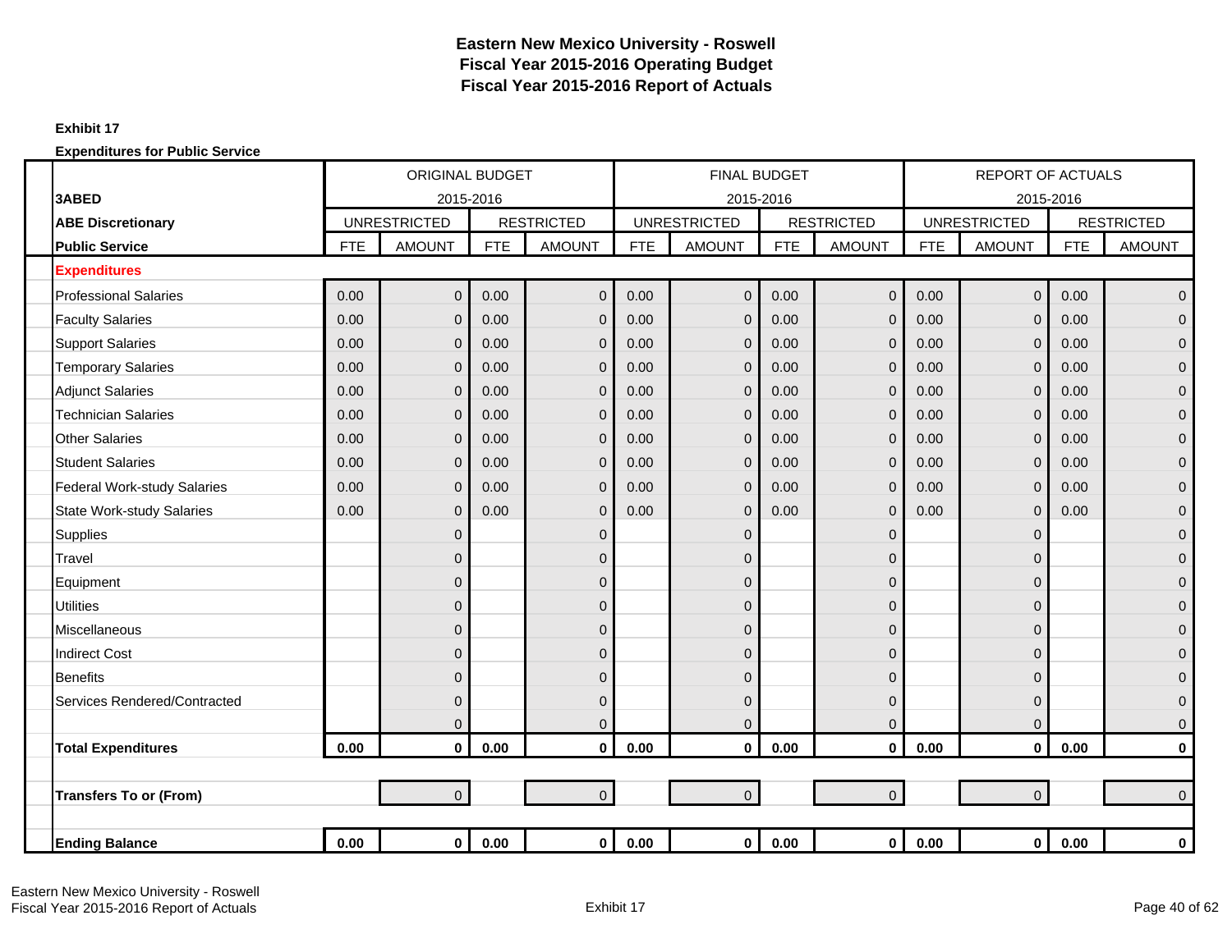# Eastern New Mexico University - Roswell
# Fiscal Year 2015-2016 Operating Budget
# Fiscal Year 2015-2016 Report of Actuals

**Exhibit 17**

**Expenditures for Public Service**

| | ORIGINAL BUDGET | | | | FINAL BUDGET | | | | REPORT OF ACTUALS | | | |
|---|---|---|---|---|---|---|---|---|---|---|---|---|
| **3ABED** | 2015-2016 | | | | 2015-2016 | | | | 2015-2016 | | | |
| **ABE Discretionary** | UNRESTRICTED | | RESTRICTED | | UNRESTRICTED | | RESTRICTED | | UNRESTRICTED | | RESTRICTED | |
| **Public Service** | FTE | AMOUNT | FTE | AMOUNT | FTE | AMOUNT | FTE | AMOUNT | FTE | AMOUNT | FTE | AMOUNT |
| **Expenditures** | | | | | | | | | | | | |
| Professional Salaries | 0.00 | 0 | 0.00 | 0 | 0.00 | 0 | 0.00 | 0 | 0.00 | 0 | 0.00 | 0 |
| Faculty Salaries | 0.00 | 0 | 0.00 | 0 | 0.00 | 0 | 0.00 | 0 | 0.00 | 0 | 0.00 | 0 |
| Support Salaries | 0.00 | 0 | 0.00 | 0 | 0.00 | 0 | 0.00 | 0 | 0.00 | 0 | 0.00 | 0 |
| Temporary Salaries | 0.00 | 0 | 0.00 | 0 | 0.00 | 0 | 0.00 | 0 | 0.00 | 0 | 0.00 | 0 |
| Adjunct Salaries | 0.00 | 0 | 0.00 | 0 | 0.00 | 0 | 0.00 | 0 | 0.00 | 0 | 0.00 | 0 |
| Technician Salaries | 0.00 | 0 | 0.00 | 0 | 0.00 | 0 | 0.00 | 0 | 0.00 | 0 | 0.00 | 0 |
| Other Salaries | 0.00 | 0 | 0.00 | 0 | 0.00 | 0 | 0.00 | 0 | 0.00 | 0 | 0.00 | 0 |
| Student Salaries | 0.00 | 0 | 0.00 | 0 | 0.00 | 0 | 0.00 | 0 | 0.00 | 0 | 0.00 | 0 |
| Federal Work-study Salaries | 0.00 | 0 | 0.00 | 0 | 0.00 | 0 | 0.00 | 0 | 0.00 | 0 | 0.00 | 0 |
| State Work-study Salaries | 0.00 | 0 | 0.00 | 0 | 0.00 | 0 | 0.00 | 0 | 0.00 | 0 | 0.00 | 0 |
| Supplies | | 0 | | 0 | | 0 | | 0 | | 0 | | 0 |
| Travel | | 0 | | 0 | | 0 | | 0 | | 0 | | 0 |
| Equipment | | 0 | | 0 | | 0 | | 0 | | 0 | | 0 |
| Utilities | | 0 | | 0 | | 0 | | 0 | | 0 | | 0 |
| Miscellaneous | | 0 | | 0 | | 0 | | 0 | | 0 | | 0 |
| Indirect Cost | | 0 | | 0 | | 0 | | 0 | | 0 | | 0 |
| Benefits | | 0 | | 0 | | 0 | | 0 | | 0 | | 0 |
| Services Rendered/Contracted | | 0 | | 0 | | 0 | | 0 | | 0 | | 0 |
| | | 0 | | 0 | | 0 | | 0 | | 0 | | 0 |
| **Total Expenditures** | **0.00** | **0** | **0.00** | **0** | **0.00** | **0** | **0.00** | **0** | **0.00** | **0** | **0.00** | **0** |
| **Transfers To or (From)** | | 0 | | 0 | | 0 | | 0 | | 0 | | 0 |
| **Ending Balance** | **0.00** | **0** | **0.00** | **0** | **0.00** | **0** | **0.00** | **0** | **0.00** | **0** | **0.00** | **0** |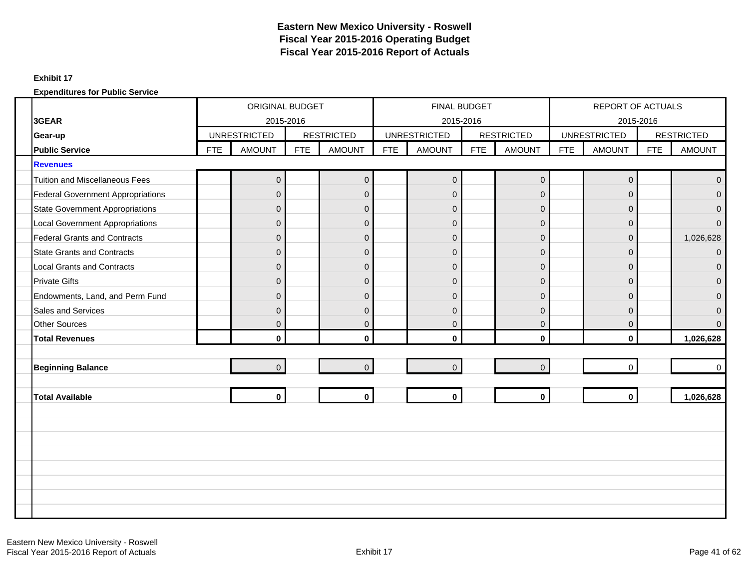# Eastern New Mexico University - Roswell
## Fiscal Year 2015-2016 Operating Budget
## Fiscal Year 2015-2016 Report of Actuals

**Exhibit 17**

**Expenditures for Public Service**

| 3GEAR | ORIGINAL BUDGET 2015-2016 | | | | FINAL BUDGET 2015-2016 | | | | REPORT OF ACTUALS 2015-2016 | | | |
|---|---|---|---|---|---|---|---|---|---|---|---|---|
| **Gear-up** | UNRESTRICTED | | RESTRICTED | | UNRESTRICTED | | RESTRICTED | | UNRESTRICTED | | RESTRICTED | |
| **Public Service** | FTE | AMOUNT | FTE | AMOUNT | FTE | AMOUNT | FTE | AMOUNT | FTE | AMOUNT | FTE | AMOUNT |
| **Revenues** | | | | | | | | | | | | |
| Tuition and Miscellaneous Fees | | 0 | | 0 | | 0 | | 0 | | 0 | | 0 |
| Federal Government Appropriations | | 0 | | 0 | | 0 | | 0 | | 0 | | 0 |
| State Government Appropriations | | 0 | | 0 | | 0 | | 0 | | 0 | | 0 |
| Local Government Appropriations | | 0 | | 0 | | 0 | | 0 | | 0 | | 0 |
| Federal Grants and Contracts | | 0 | | 0 | | 0 | | 0 | | 0 | | 1,026,628 |
| State Grants and Contracts | | 0 | | 0 | | 0 | | 0 | | 0 | | 0 |
| Local Grants and Contracts | | 0 | | 0 | | 0 | | 0 | | 0 | | 0 |
| Private Gifts | | 0 | | 0 | | 0 | | 0 | | 0 | | 0 |
| Endowments, Land, and Perm Fund | | 0 | | 0 | | 0 | | 0 | | 0 | | 0 |
| Sales and Services | | 0 | | 0 | | 0 | | 0 | | 0 | | 0 |
| Other Sources | | 0 | | 0 | | 0 | | 0 | | 0 | | 0 |
| **Total Revenues** | | **0** | | **0** | | **0** | | **0** | | **0** | | **1,026,628** |
| **Beginning Balance** | | 0 | | 0 | | 0 | | 0 | | 0 | | 0 |
| **Total Available** | | **0** | | **0** | | **0** | | **0** | | **0** | | **1,026,628** |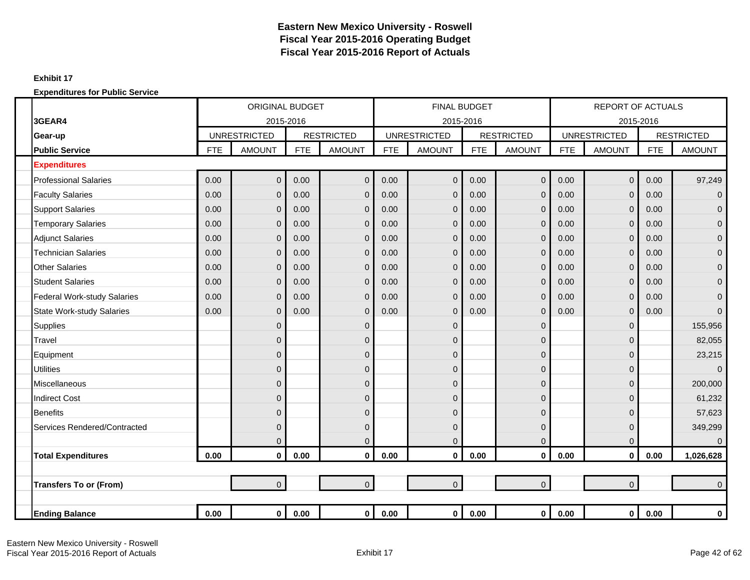# Eastern New Mexico University - Roswell
# Fiscal Year 2015-2016 Operating Budget
# Fiscal Year 2015-2016 Report of Actuals

**Exhibit 17**

**Expenditures for Public Service**

| | ORIGINAL BUDGET | | | | FINAL BUDGET | | | | REPORT OF ACTUALS | | | |
|---|---|---|---|---|---|---|---|---|---|---|---|---|
| **3GEAR4** | 2015-2016 | | | | 2015-2016 | | | | 2015-2016 | | | |
| **Gear-up** | UNRESTRICTED | | RESTRICTED | | UNRESTRICTED | | RESTRICTED | | UNRESTRICTED | | RESTRICTED | |
| **Public Service** | FTE | AMOUNT | FTE | AMOUNT | FTE | AMOUNT | FTE | AMOUNT | FTE | AMOUNT | FTE | AMOUNT |
| **Expenditures** | | | | | | | | | | | | |
| Professional Salaries | 0.00 | 0 | 0.00 | 0 | 0.00 | 0 | 0.00 | 0 | 0.00 | 0 | 0.00 | 97,249 |
| Faculty Salaries | 0.00 | 0 | 0.00 | 0 | 0.00 | 0 | 0.00 | 0 | 0.00 | 0 | 0.00 | 0 |
| Support Salaries | 0.00 | 0 | 0.00 | 0 | 0.00 | 0 | 0.00 | 0 | 0.00 | 0 | 0.00 | 0 |
| Temporary Salaries | 0.00 | 0 | 0.00 | 0 | 0.00 | 0 | 0.00 | 0 | 0.00 | 0 | 0.00 | 0 |
| Adjunct Salaries | 0.00 | 0 | 0.00 | 0 | 0.00 | 0 | 0.00 | 0 | 0.00 | 0 | 0.00 | 0 |
| Technician Salaries | 0.00 | 0 | 0.00 | 0 | 0.00 | 0 | 0.00 | 0 | 0.00 | 0 | 0.00 | 0 |
| Other Salaries | 0.00 | 0 | 0.00 | 0 | 0.00 | 0 | 0.00 | 0 | 0.00 | 0 | 0.00 | 0 |
| Student Salaries | 0.00 | 0 | 0.00 | 0 | 0.00 | 0 | 0.00 | 0 | 0.00 | 0 | 0.00 | 0 |
| Federal Work-study Salaries | 0.00 | 0 | 0.00 | 0 | 0.00 | 0 | 0.00 | 0 | 0.00 | 0 | 0.00 | 0 |
| State Work-study Salaries | 0.00 | 0 | 0.00 | 0 | 0.00 | 0 | 0.00 | 0 | 0.00 | 0 | 0.00 | 0 |
| Supplies | | 0 | | 0 | | 0 | | 0 | | 0 | | 155,956 |
| Travel | | 0 | | 0 | | 0 | | 0 | | 0 | | 82,055 |
| Equipment | | 0 | | 0 | | 0 | | 0 | | 0 | | 23,215 |
| Utilities | | 0 | | 0 | | 0 | | 0 | | 0 | | 0 |
| Miscellaneous | | 0 | | 0 | | 0 | | 0 | | 0 | | 200,000 |
| Indirect Cost | | 0 | | 0 | | 0 | | 0 | | 0 | | 61,232 |
| Benefits | | 0 | | 0 | | 0 | | 0 | | 0 | | 57,623 |
| Services Rendered/Contracted | | 0 | | 0 | | 0 | | 0 | | 0 | | 349,299 |
| | | 0 | | 0 | | 0 | | 0 | | 0 | | 0 |
| **Total Expenditures** | **0.00** | **0** | **0.00** | **0** | **0.00** | **0** | **0.00** | **0** | **0.00** | **0** | **0.00** | **1,026,628** |
| | | | | | | | | | | | | |
| **Transfers To or (From)** | | 0 | | 0 | | 0 | | 0 | | 0 | | 0 |
| | | | | | | | | | | | | |
| **Ending Balance** | **0.00** | **0** | **0.00** | **0** | **0.00** | **0** | **0.00** | **0** | **0.00** | **0** | **0.00** | **0** |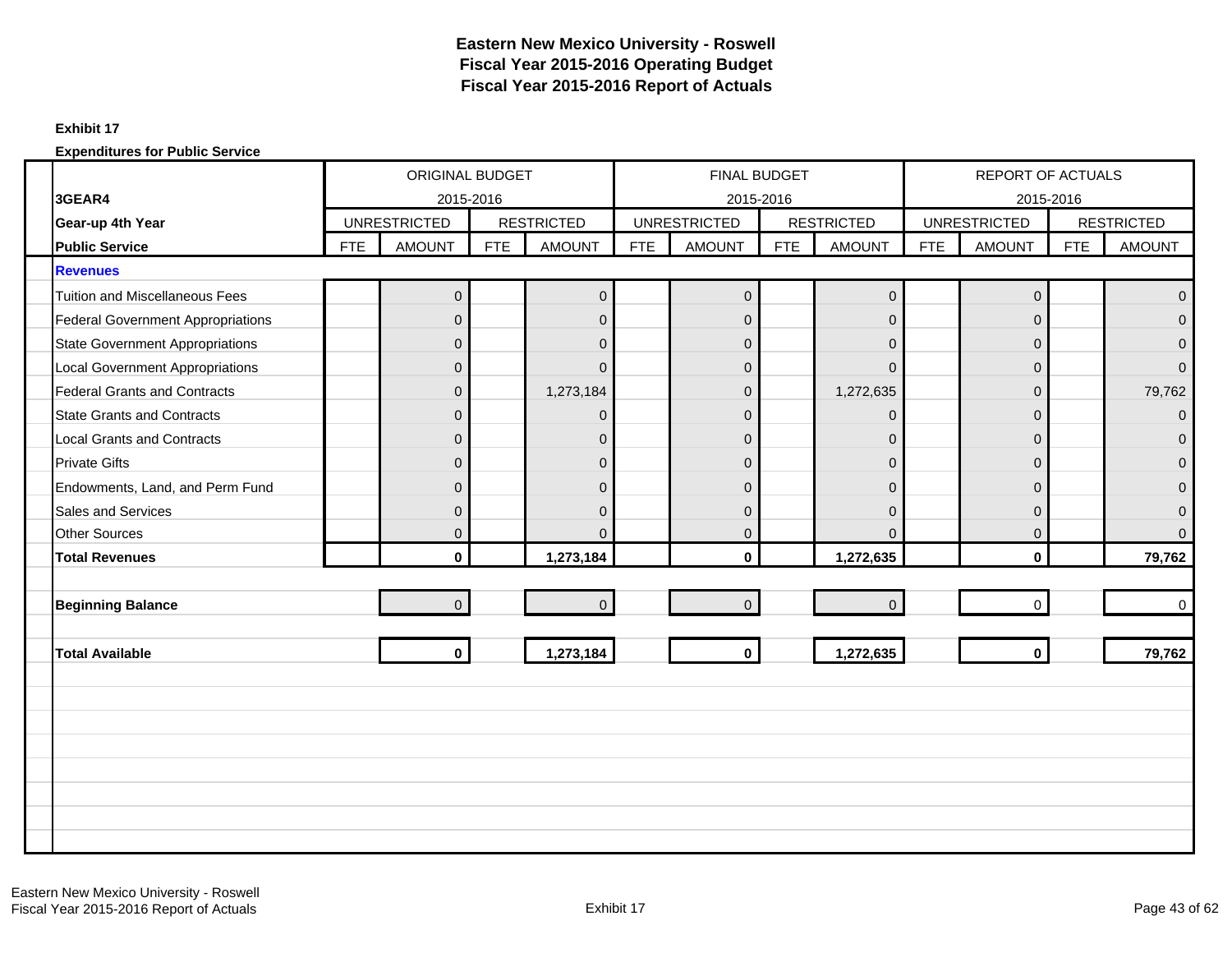# Eastern New Mexico University - Roswell
## Fiscal Year 2015-2016 Operating Budget
## Fiscal Year 2015-2016 Report of Actuals

**Exhibit 17**

**Expenditures for Public Service**

| 3GEAR4 | ORIGINAL BUDGET 2015-2016 | | | | FINAL BUDGET 2015-2016 | | | | REPORT OF ACTUALS 2015-2016 | | | |
|---|---|---|---|---|---|---|---|---|---|---|---|---|
| **Gear-up 4th Year** | UNRESTRICTED | | RESTRICTED | | UNRESTRICTED | | RESTRICTED | | UNRESTRICTED | | RESTRICTED | |
| **Public Service** | FTE | AMOUNT | FTE | AMOUNT | FTE | AMOUNT | FTE | AMOUNT | FTE | AMOUNT | FTE | AMOUNT |
| **Revenues** | | | | | | | | | | | | |
| Tuition and Miscellaneous Fees | | 0 | | 0 | | 0 | | 0 | | 0 | | 0 |
| Federal Government Appropriations | | 0 | | 0 | | 0 | | 0 | | 0 | | 0 |
| State Government Appropriations | | 0 | | 0 | | 0 | | 0 | | 0 | | 0 |
| Local Government Appropriations | | 0 | | 0 | | 0 | | 0 | | 0 | | 0 |
| Federal Grants and Contracts | | 0 | | 1,273,184 | | 0 | | 1,272,635 | | 0 | | 79,762 |
| State Grants and Contracts | | 0 | | 0 | | 0 | | 0 | | 0 | | 0 |
| Local Grants and Contracts | | 0 | | 0 | | 0 | | 0 | | 0 | | 0 |
| Private Gifts | | 0 | | 0 | | 0 | | 0 | | 0 | | 0 |
| Endowments, Land, and Perm Fund | | 0 | | 0 | | 0 | | 0 | | 0 | | 0 |
| Sales and Services | | 0 | | 0 | | 0 | | 0 | | 0 | | 0 |
| Other Sources | | 0 | | 0 | | 0 | | 0 | | 0 | | 0 |
| **Total Revenues** | | **0** | | **1,273,184** | | **0** | | **1,272,635** | | **0** | | **79,762** |
| **Beginning Balance** | | 0 | | 0 | | 0 | | 0 | | 0 | | 0 |
| **Total Available** | | **0** | | **1,273,184** | | **0** | | **1,272,635** | | **0** | | **79,762** |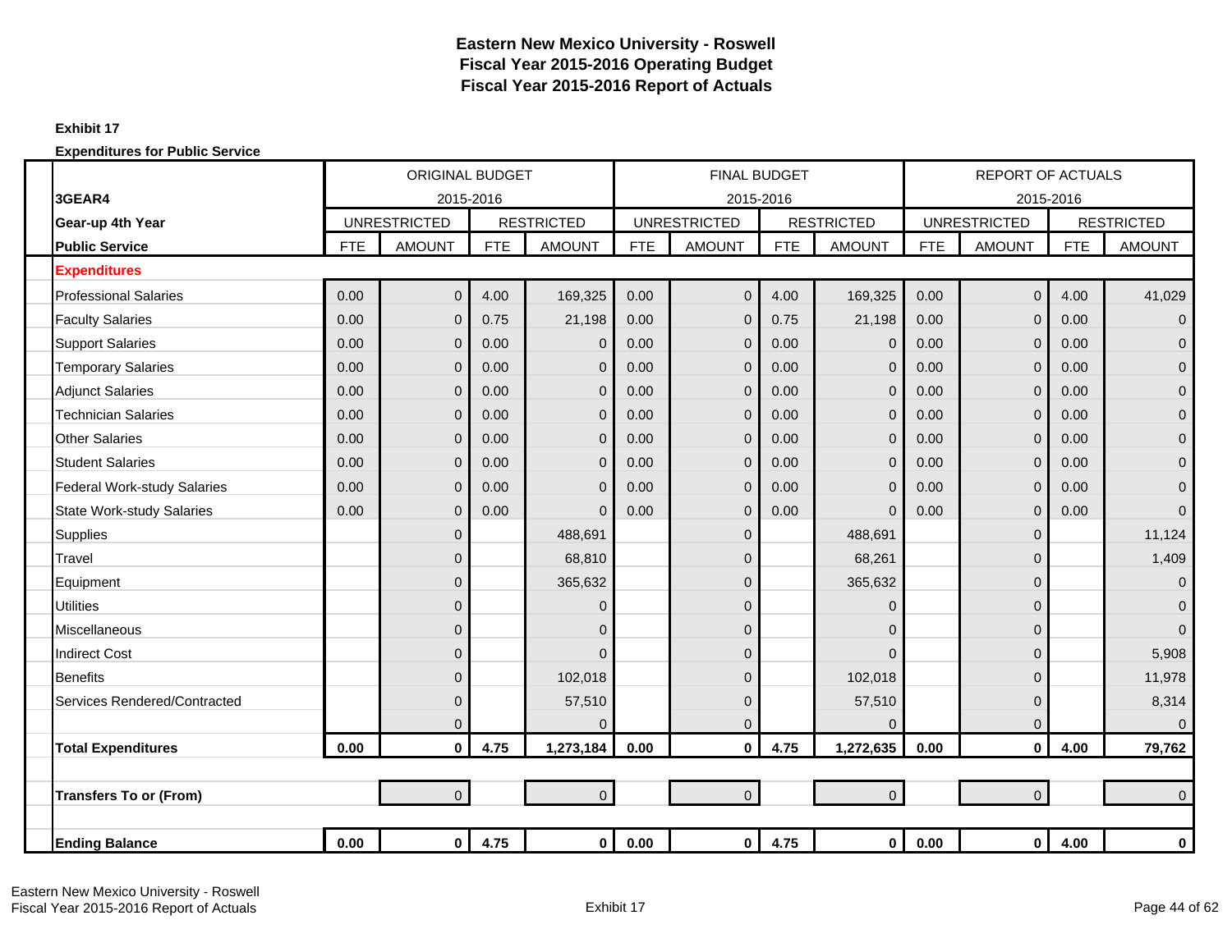# Eastern New Mexico University - Roswell
## Fiscal Year 2015-2016 Operating Budget
## Fiscal Year 2015-2016 Report of Actuals

**Exhibit 17**

**Expenditures for Public Service**

| 3GEAR4 | ORIGINAL BUDGET 2015-2016 | | | | FINAL BUDGET 2015-2016 | | | | REPORT OF ACTUALS 2015-2016 | | | |
|---|---|---|---|---|---|---|---|---|---|---|---|---|
| **Gear-up 4th Year** | UNRESTRICTED | | RESTRICTED | | UNRESTRICTED | | RESTRICTED | | UNRESTRICTED | | RESTRICTED | |
| **Public Service** | FTE | AMOUNT | FTE | AMOUNT | FTE | AMOUNT | FTE | AMOUNT | FTE | AMOUNT | FTE | AMOUNT |
| **Expenditures** | | | | | | | | | | | | |
| Professional Salaries | 0.00 | 0 | 4.00 | 169,325 | 0.00 | 0 | 4.00 | 169,325 | 0.00 | 0 | 4.00 | 41,029 |
| Faculty Salaries | 0.00 | 0 | 0.75 | 21,198 | 0.00 | 0 | 0.75 | 21,198 | 0.00 | 0 | 0.00 | 0 |
| Support Salaries | 0.00 | 0 | 0.00 | 0 | 0.00 | 0 | 0.00 | 0 | 0.00 | 0 | 0.00 | 0 |
| Temporary Salaries | 0.00 | 0 | 0.00 | 0 | 0.00 | 0 | 0.00 | 0 | 0.00 | 0 | 0.00 | 0 |
| Adjunct Salaries | 0.00 | 0 | 0.00 | 0 | 0.00 | 0 | 0.00 | 0 | 0.00 | 0 | 0.00 | 0 |
| Technician Salaries | 0.00 | 0 | 0.00 | 0 | 0.00 | 0 | 0.00 | 0 | 0.00 | 0 | 0.00 | 0 |
| Other Salaries | 0.00 | 0 | 0.00 | 0 | 0.00 | 0 | 0.00 | 0 | 0.00 | 0 | 0.00 | 0 |
| Student Salaries | 0.00 | 0 | 0.00 | 0 | 0.00 | 0 | 0.00 | 0 | 0.00 | 0 | 0.00 | 0 |
| Federal Work-study Salaries | 0.00 | 0 | 0.00 | 0 | 0.00 | 0 | 0.00 | 0 | 0.00 | 0 | 0.00 | 0 |
| State Work-study Salaries | 0.00 | 0 | 0.00 | 0 | 0.00 | 0 | 0.00 | 0 | 0.00 | 0 | 0.00 | 0 |
| Supplies | | 0 | | 488,691 | | 0 | | 488,691 | | 0 | | 11,124 |
| Travel | | 0 | | 68,810 | | 0 | | 68,261 | | 0 | | 1,409 |
| Equipment | | 0 | | 365,632 | | 0 | | 365,632 | | 0 | | 0 |
| Utilities | | 0 | | 0 | | 0 | | 0 | | 0 | | 0 |
| Miscellaneous | | 0 | | 0 | | 0 | | 0 | | 0 | | 0 |
| Indirect Cost | | 0 | | 0 | | 0 | | 0 | | 0 | | 5,908 |
| Benefits | | 0 | | 102,018 | | 0 | | 102,018 | | 0 | | 11,978 |
| Services Rendered/Contracted | | 0 | | 57,510 | | 0 | | 57,510 | | 0 | | 8,314 |
| | | 0 | | 0 | | 0 | | 0 | | 0 | | 0 |
| **Total Expenditures** | **0.00** | **0** | **4.75** | **1,273,184** | **0.00** | **0** | **4.75** | **1,272,635** | **0.00** | **0** | **4.00** | **79,762** |
| | | | | | | | | | | | | |
| **Transfers To or (From)** | | 0 | | 0 | | 0 | | 0 | | 0 | | 0 |
| | | | | | | | | | | | | |
| **Ending Balance** | **0.00** | **0** | **4.75** | **0** | **0.00** | **0** | **4.75** | **0** | **0.00** | **0** | **4.00** | **0** |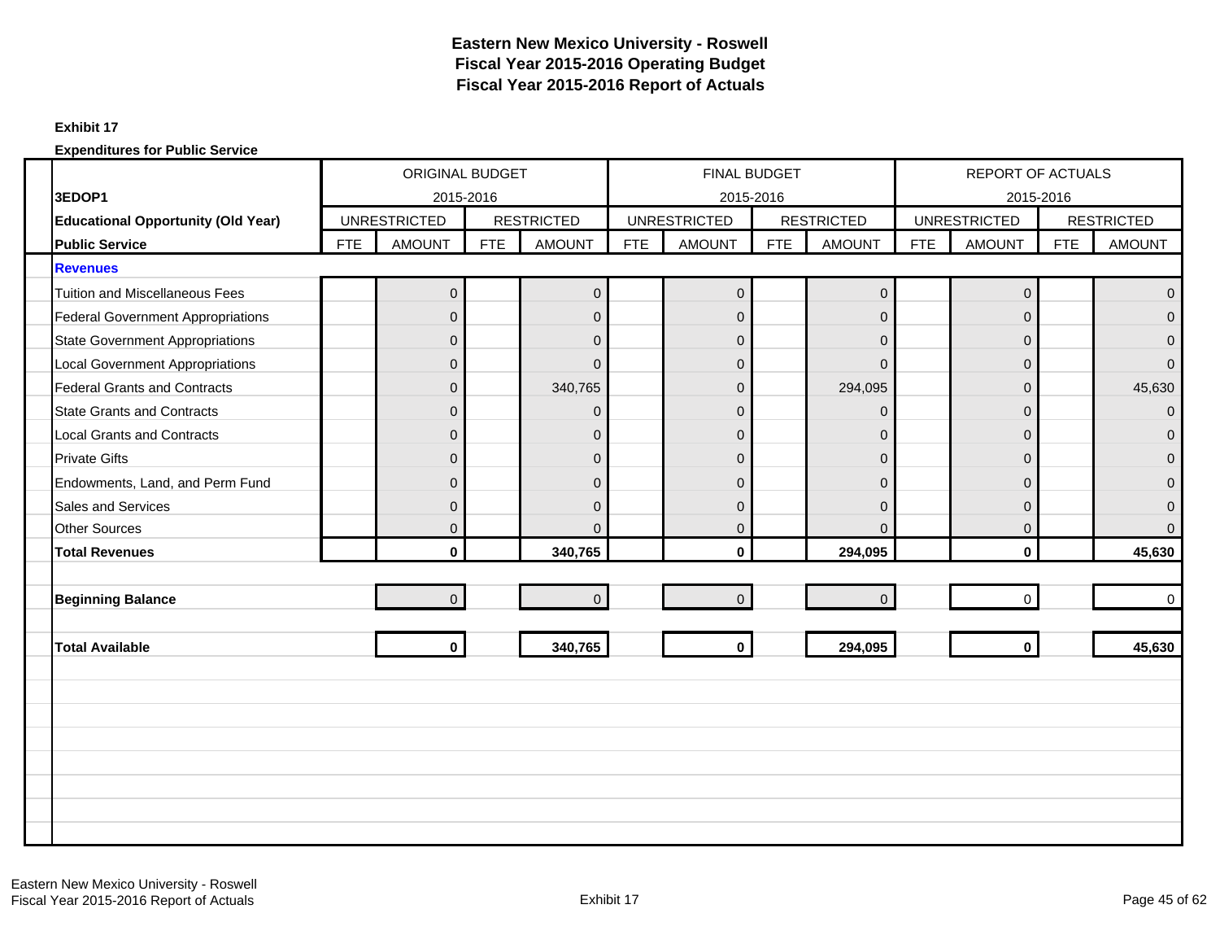# Eastern New Mexico University - Roswell
## Fiscal Year 2015-2016 Operating Budget
## Fiscal Year 2015-2016 Report of Actuals

**Exhibit 17**

**Expenditures for Public Service**

| | ORIGINAL BUDGET 2015-2016 | | | | FINAL BUDGET 2015-2016 | | | | REPORT OF ACTUALS 2015-2016 | | | |
|---|---|---|---|---|---|---|---|---|---|---|---|---|
| **3EDOP1** | UNRESTRICTED | | RESTRICTED | | UNRESTRICTED | | RESTRICTED | | UNRESTRICTED | | RESTRICTED | |
| **Educational Opportunity (Old Year)** | | | | | | | | | | | | |
| **Public Service** | FTE | AMOUNT | FTE | AMOUNT | FTE | AMOUNT | FTE | AMOUNT | FTE | AMOUNT | FTE | AMOUNT |
| **Revenues** | | | | | | | | | | | | |
| Tuition and Miscellaneous Fees | | 0 | | 0 | | 0 | | 0 | | 0 | | 0 |
| Federal Government Appropriations | | 0 | | 0 | | 0 | | 0 | | 0 | | 0 |
| State Government Appropriations | | 0 | | 0 | | 0 | | 0 | | 0 | | 0 |
| Local Government Appropriations | | 0 | | 0 | | 0 | | 0 | | 0 | | 0 |
| Federal Grants and Contracts | | 0 | | 340,765 | | 0 | | 294,095 | | 0 | | 45,630 |
| State Grants and Contracts | | 0 | | 0 | | 0 | | 0 | | 0 | | 0 |
| Local Grants and Contracts | | 0 | | 0 | | 0 | | 0 | | 0 | | 0 |
| Private Gifts | | 0 | | 0 | | 0 | | 0 | | 0 | | 0 |
| Endowments, Land, and Perm Fund | | 0 | | 0 | | 0 | | 0 | | 0 | | 0 |
| Sales and Services | | 0 | | 0 | | 0 | | 0 | | 0 | | 0 |
| Other Sources | | 0 | | 0 | | 0 | | 0 | | 0 | | 0 |
| **Total Revenues** | | **0** | | **340,765** | | **0** | | **294,095** | | **0** | | **45,630** |
| **Beginning Balance** | | 0 | | 0 | | 0 | | 0 | | 0 | | 0 |
| **Total Available** | | **0** | | **340,765** | | **0** | | **294,095** | | **0** | | **45,630** |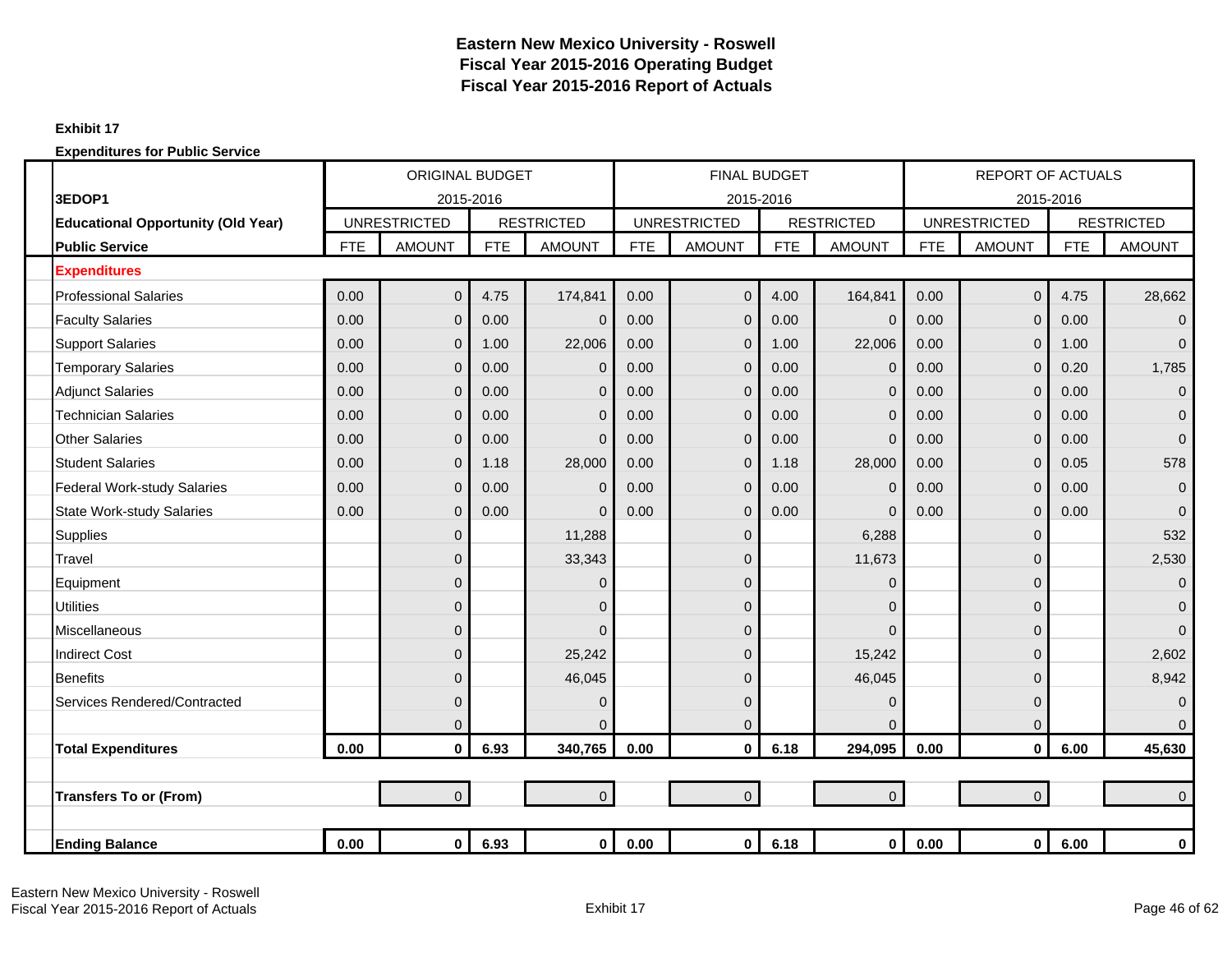# Eastern New Mexico University - Roswell
## Fiscal Year 2015-2016 Operating Budget
## Fiscal Year 2015-2016 Report of Actuals

**Exhibit 17**

**Expenditures for Public Service**

| **3EDOP1** | ORIGINAL BUDGET 2015-2016 | | | | FINAL BUDGET 2015-2016 | | | | REPORT OF ACTUALS 2015-2016 | | | |
|---|---|---|---|---|---|---|---|---|---|---|---|---|
| **Educational Opportunity (Old Year)** | UNRESTRICTED | | RESTRICTED | | UNRESTRICTED | | RESTRICTED | | UNRESTRICTED | | RESTRICTED | |
| **Public Service** | FTE | AMOUNT | FTE | AMOUNT | FTE | AMOUNT | FTE | AMOUNT | FTE | AMOUNT | FTE | AMOUNT |
| **Expenditures** | | | | | | | | | | | | |
| Professional Salaries | 0.00 | 0 | 4.75 | 174,841 | 0.00 | 0 | 4.00 | 164,841 | 0.00 | 0 | 4.75 | 28,662 |
| Faculty Salaries | 0.00 | 0 | 0.00 | 0 | 0.00 | 0 | 0.00 | 0 | 0.00 | 0 | 0.00 | 0 |
| Support Salaries | 0.00 | 0 | 1.00 | 22,006 | 0.00 | 0 | 1.00 | 22,006 | 0.00 | 0 | 1.00 | 0 |
| Temporary Salaries | 0.00 | 0 | 0.00 | 0 | 0.00 | 0 | 0.00 | 0 | 0.00 | 0 | 0.20 | 1,785 |
| Adjunct Salaries | 0.00 | 0 | 0.00 | 0 | 0.00 | 0 | 0.00 | 0 | 0.00 | 0 | 0.00 | 0 |
| Technician Salaries | 0.00 | 0 | 0.00 | 0 | 0.00 | 0 | 0.00 | 0 | 0.00 | 0 | 0.00 | 0 |
| Other Salaries | 0.00 | 0 | 0.00 | 0 | 0.00 | 0 | 0.00 | 0 | 0.00 | 0 | 0.00 | 0 |
| Student Salaries | 0.00 | 0 | 1.18 | 28,000 | 0.00 | 0 | 1.18 | 28,000 | 0.00 | 0 | 0.05 | 578 |
| Federal Work-study Salaries | 0.00 | 0 | 0.00 | 0 | 0.00 | 0 | 0.00 | 0 | 0.00 | 0 | 0.00 | 0 |
| State Work-study Salaries | 0.00 | 0 | 0.00 | 0 | 0.00 | 0 | 0.00 | 0 | 0.00 | 0 | 0.00 | 0 |
| Supplies | | 0 | | 11,288 | | 0 | | 6,288 | | 0 | | 532 |
| Travel | | 0 | | 33,343 | | 0 | | 11,673 | | 0 | | 2,530 |
| Equipment | | 0 | | 0 | | 0 | | 0 | | 0 | | 0 |
| Utilities | | 0 | | 0 | | 0 | | 0 | | 0 | | 0 |
| Miscellaneous | | 0 | | 0 | | 0 | | 0 | | 0 | | 0 |
| Indirect Cost | | 0 | | 25,242 | | 0 | | 15,242 | | 0 | | 2,602 |
| Benefits | | 0 | | 46,045 | | 0 | | 46,045 | | 0 | | 8,942 |
| Services Rendered/Contracted | | 0 | | 0 | | 0 | | 0 | | 0 | | 0 |
| | | 0 | | 0 | | 0 | | 0 | | 0 | | 0 |
| **Total Expenditures** | **0.00** | **0** | **6.93** | **340,765** | **0.00** | **0** | **6.18** | **294,095** | **0.00** | **0** | **6.00** | **45,630** |
| | | | | | | | | | | | | |
| **Transfers To or (From)** | | 0 | | 0 | | 0 | | 0 | | 0 | | 0 |
| | | | | | | | | | | | | |
| **Ending Balance** | **0.00** | **0** | **6.93** | **0** | **0.00** | **0** | **6.18** | **0** | **0.00** | **0** | **6.00** | **0** |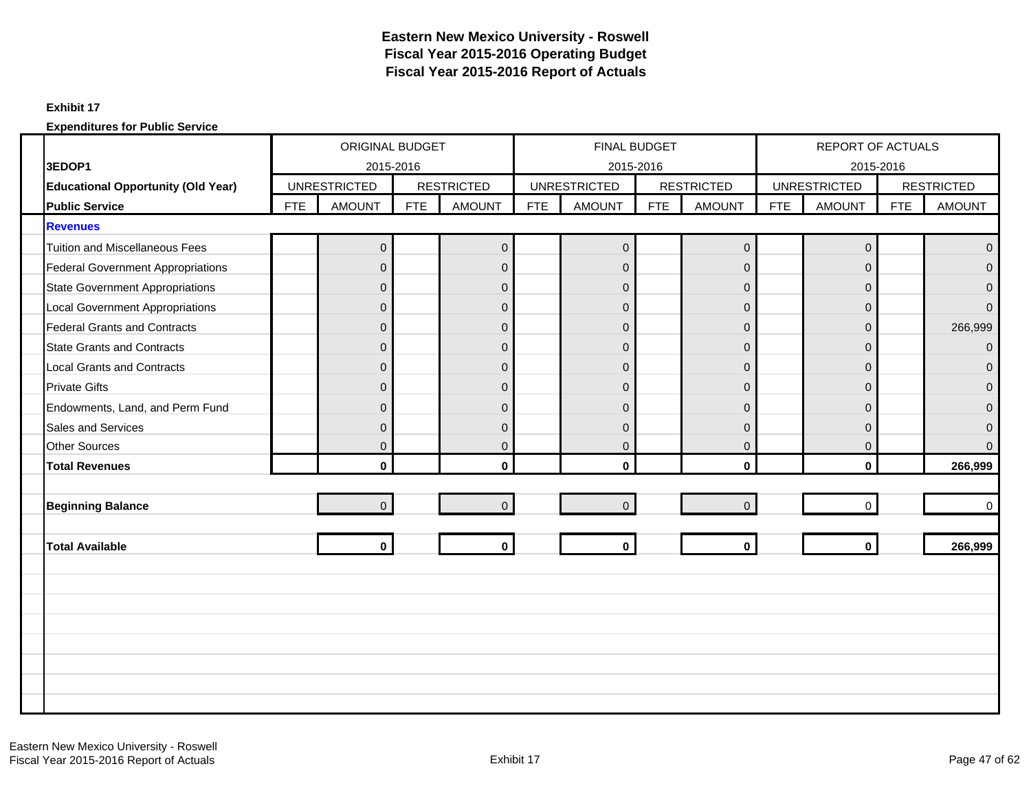# Eastern New Mexico University - Roswell
## Fiscal Year 2015-2016 Operating Budget
## Fiscal Year 2015-2016 Report of Actuals

**Exhibit 17**

**Expenditures for Public Service**

| 3EDOP1 | ORIGINAL BUDGET 2015-2016 | | | | FINAL BUDGET 2015-2016 | | | | REPORT OF ACTUALS 2015-2016 | | | |
|---|---|---|---|---|---|---|---|---|---|---|---|---|
| **Educational Opportunity (Old Year)** | UNRESTRICTED | | RESTRICTED | | UNRESTRICTED | | RESTRICTED | | UNRESTRICTED | | RESTRICTED | |
| **Public Service** | FTE | AMOUNT | FTE | AMOUNT | FTE | AMOUNT | FTE | AMOUNT | FTE | AMOUNT | FTE | AMOUNT |
| **Revenues** | | | | | | | | | | | | |
| Tuition and Miscellaneous Fees | | 0 | | 0 | | 0 | | 0 | | 0 | | 0 |
| Federal Government Appropriations | | 0 | | 0 | | 0 | | 0 | | 0 | | 0 |
| State Government Appropriations | | 0 | | 0 | | 0 | | 0 | | 0 | | 0 |
| Local Government Appropriations | | 0 | | 0 | | 0 | | 0 | | 0 | | 0 |
| Federal Grants and Contracts | | 0 | | 0 | | 0 | | 0 | | 0 | | 266,999 |
| State Grants and Contracts | | 0 | | 0 | | 0 | | 0 | | 0 | | 0 |
| Local Grants and Contracts | | 0 | | 0 | | 0 | | 0 | | 0 | | 0 |
| Private Gifts | | 0 | | 0 | | 0 | | 0 | | 0 | | 0 |
| Endowments, Land, and Perm Fund | | 0 | | 0 | | 0 | | 0 | | 0 | | 0 |
| Sales and Services | | 0 | | 0 | | 0 | | 0 | | 0 | | 0 |
| Other Sources | | 0 | | 0 | | 0 | | 0 | | 0 | | 0 |
| **Total Revenues** | | **0** | | **0** | | **0** | | **0** | | **0** | | **266,999** |
| **Beginning Balance** | | 0 | | 0 | | 0 | | 0 | | 0 | | 0 |
| **Total Available** | | **0** | | **0** | | **0** | | **0** | | **0** | | **266,999** |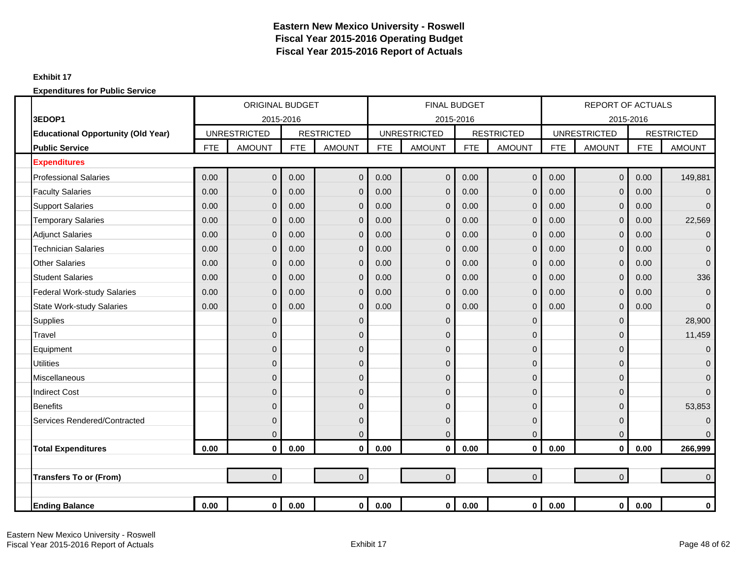**Eastern New Mexico University - Roswell**
**Fiscal Year 2015-2016 Operating Budget**
**Fiscal Year 2015-2016 Report of Actuals**

**Exhibit 17**

**Expenditures for Public Service**

| 3EDOP1 | ORIGINAL BUDGET 2015-2016 | | | | FINAL BUDGET 2015-2016 | | | | REPORT OF ACTUALS 2015-2016 | | | |
|---|---|---|---|---|---|---|---|---|---|---|---|---|
| **Educational Opportunity (Old Year)** | UNRESTRICTED | | RESTRICTED | | UNRESTRICTED | | RESTRICTED | | UNRESTRICTED | | RESTRICTED | |
| **Public Service** | FTE | AMOUNT | FTE | AMOUNT | FTE | AMOUNT | FTE | AMOUNT | FTE | AMOUNT | FTE | AMOUNT |
| **Expenditures** | | | | | | | | | | | | |
| Professional Salaries | 0.00 | 0 | 0.00 | 0 | 0.00 | 0 | 0.00 | 0 | 0.00 | 0 | 0.00 | 149,881 |
| Faculty Salaries | 0.00 | 0 | 0.00 | 0 | 0.00 | 0 | 0.00 | 0 | 0.00 | 0 | 0.00 | 0 |
| Support Salaries | 0.00 | 0 | 0.00 | 0 | 0.00 | 0 | 0.00 | 0 | 0.00 | 0 | 0.00 | 0 |
| Temporary Salaries | 0.00 | 0 | 0.00 | 0 | 0.00 | 0 | 0.00 | 0 | 0.00 | 0 | 0.00 | 22,569 |
| Adjunct Salaries | 0.00 | 0 | 0.00 | 0 | 0.00 | 0 | 0.00 | 0 | 0.00 | 0 | 0.00 | 0 |
| Technician Salaries | 0.00 | 0 | 0.00 | 0 | 0.00 | 0 | 0.00 | 0 | 0.00 | 0 | 0.00 | 0 |
| Other Salaries | 0.00 | 0 | 0.00 | 0 | 0.00 | 0 | 0.00 | 0 | 0.00 | 0 | 0.00 | 0 |
| Student Salaries | 0.00 | 0 | 0.00 | 0 | 0.00 | 0 | 0.00 | 0 | 0.00 | 0 | 0.00 | 336 |
| Federal Work-study Salaries | 0.00 | 0 | 0.00 | 0 | 0.00 | 0 | 0.00 | 0 | 0.00 | 0 | 0.00 | 0 |
| State Work-study Salaries | 0.00 | 0 | 0.00 | 0 | 0.00 | 0 | 0.00 | 0 | 0.00 | 0 | 0.00 | 0 |
| Supplies | | 0 | | 0 | | 0 | | 0 | | 0 | | 28,900 |
| Travel | | 0 | | 0 | | 0 | | 0 | | 0 | | 11,459 |
| Equipment | | 0 | | 0 | | 0 | | 0 | | 0 | | 0 |
| Utilities | | 0 | | 0 | | 0 | | 0 | | 0 | | 0 |
| Miscellaneous | | 0 | | 0 | | 0 | | 0 | | 0 | | 0 |
| Indirect Cost | | 0 | | 0 | | 0 | | 0 | | 0 | | 0 |
| Benefits | | 0 | | 0 | | 0 | | 0 | | 0 | | 53,853 |
| Services Rendered/Contracted | | 0 | | 0 | | 0 | | 0 | | 0 | | 0 |
| | | 0 | | 0 | | 0 | | 0 | | 0 | | 0 |
| **Total Expenditures** | **0.00** | **0** | **0.00** | **0** | **0.00** | **0** | **0.00** | **0** | **0.00** | **0** | **0.00** | **266,999** |
| | | | | | | | | | | | | |
| **Transfers To or (From)** | | 0 | | 0 | | 0 | | 0 | | 0 | | 0 |
| | | | | | | | | | | | | |
| **Ending Balance** | **0.00** | **0** | **0.00** | **0** | **0.00** | **0** | **0.00** | **0** | **0.00** | **0** | **0.00** | **0** |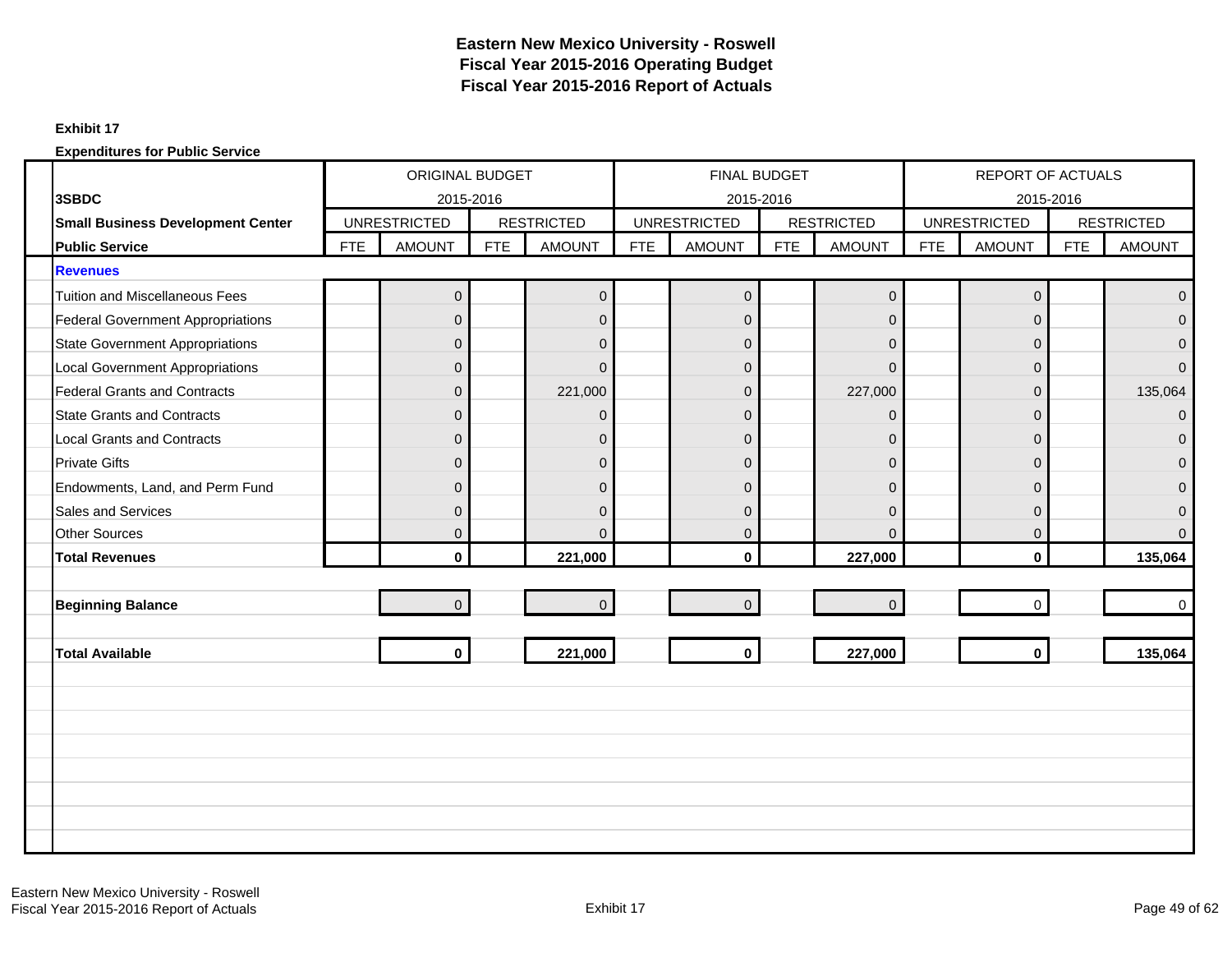# Eastern New Mexico University - Roswell
## Fiscal Year 2015-2016 Operating Budget
## Fiscal Year 2015-2016 Report of Actuals

**Exhibit 17**

**Expenditures for Public Service**

| | ORIGINAL BUDGET 2015-2016 | | | | FINAL BUDGET 2015-2016 | | | | REPORT OF ACTUALS 2015-2016 | | | |
|---|---|---|---|---|---|---|---|---|---|---|---|---|
| **3SBDC** | | | | | | | | | | | | |
| **Small Business Development Center** | UNRESTRICTED | | RESTRICTED | | UNRESTRICTED | | RESTRICTED | | UNRESTRICTED | | RESTRICTED | |
| **Public Service** | FTE | AMOUNT | FTE | AMOUNT | FTE | AMOUNT | FTE | AMOUNT | FTE | AMOUNT | FTE | AMOUNT |
| **Revenues** | | | | | | | | | | | | |
| Tuition and Miscellaneous Fees | | 0 | | 0 | | 0 | | 0 | | 0 | | 0 |
| Federal Government Appropriations | | 0 | | 0 | | 0 | | 0 | | 0 | | 0 |
| State Government Appropriations | | 0 | | 0 | | 0 | | 0 | | 0 | | 0 |
| Local Government Appropriations | | 0 | | 0 | | 0 | | 0 | | 0 | | 0 |
| Federal Grants and Contracts | | 0 | | 221,000 | | 0 | | 227,000 | | 0 | | 135,064 |
| State Grants and Contracts | | 0 | | 0 | | 0 | | 0 | | 0 | | 0 |
| Local Grants and Contracts | | 0 | | 0 | | 0 | | 0 | | 0 | | 0 |
| Private Gifts | | 0 | | 0 | | 0 | | 0 | | 0 | | 0 |
| Endowments, Land, and Perm Fund | | 0 | | 0 | | 0 | | 0 | | 0 | | 0 |
| Sales and Services | | 0 | | 0 | | 0 | | 0 | | 0 | | 0 |
| Other Sources | | 0 | | 0 | | 0 | | 0 | | 0 | | 0 |
| **Total Revenues** | | **0** | | **221,000** | | **0** | | **227,000** | | **0** | | **135,064** |
| **Beginning Balance** | | 0 | | 0 | | 0 | | 0 | | 0 | | 0 |
| **Total Available** | | **0** | | **221,000** | | **0** | | **227,000** | | **0** | | **135,064** |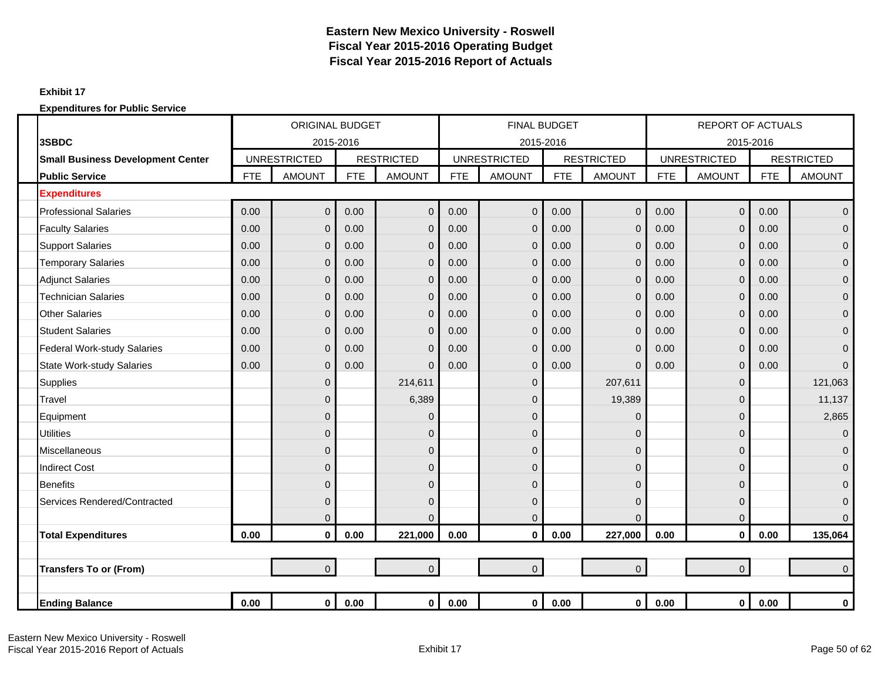# Eastern New Mexico University - Roswell
## Fiscal Year 2015-2016 Operating Budget
## Fiscal Year 2015-2016 Report of Actuals

**Exhibit 17**

**Expenditures for Public Service**

| **3SBDC** | ORIGINAL BUDGET 2015-2016 | | | | FINAL BUDGET 2015-2016 | | | | REPORT OF ACTUALS 2015-2016 | | | |
|---|---|---|---|---|---|---|---|---|---|---|---|---|
| **Small Business Development Center** | UNRESTRICTED | | RESTRICTED | | UNRESTRICTED | | RESTRICTED | | UNRESTRICTED | | RESTRICTED | |
| **Public Service** | FTE | AMOUNT | FTE | AMOUNT | FTE | AMOUNT | FTE | AMOUNT | FTE | AMOUNT | FTE | AMOUNT |
| **Expenditures** | | | | | | | | | | | | |
| Professional Salaries | 0.00 | 0 | 0.00 | 0 | 0.00 | 0 | 0.00 | 0 | 0.00 | 0 | 0.00 | 0 |
| Faculty Salaries | 0.00 | 0 | 0.00 | 0 | 0.00 | 0 | 0.00 | 0 | 0.00 | 0 | 0.00 | 0 |
| Support Salaries | 0.00 | 0 | 0.00 | 0 | 0.00 | 0 | 0.00 | 0 | 0.00 | 0 | 0.00 | 0 |
| Temporary Salaries | 0.00 | 0 | 0.00 | 0 | 0.00 | 0 | 0.00 | 0 | 0.00 | 0 | 0.00 | 0 |
| Adjunct Salaries | 0.00 | 0 | 0.00 | 0 | 0.00 | 0 | 0.00 | 0 | 0.00 | 0 | 0.00 | 0 |
| Technician Salaries | 0.00 | 0 | 0.00 | 0 | 0.00 | 0 | 0.00 | 0 | 0.00 | 0 | 0.00 | 0 |
| Other Salaries | 0.00 | 0 | 0.00 | 0 | 0.00 | 0 | 0.00 | 0 | 0.00 | 0 | 0.00 | 0 |
| Student Salaries | 0.00 | 0 | 0.00 | 0 | 0.00 | 0 | 0.00 | 0 | 0.00 | 0 | 0.00 | 0 |
| Federal Work-study Salaries | 0.00 | 0 | 0.00 | 0 | 0.00 | 0 | 0.00 | 0 | 0.00 | 0 | 0.00 | 0 |
| State Work-study Salaries | 0.00 | 0 | 0.00 | 0 | 0.00 | 0 | 0.00 | 0 | 0.00 | 0 | 0.00 | 0 |
| Supplies | | 0 | | 214,611 | | 0 | | 207,611 | | 0 | | 121,063 |
| Travel | | 0 | | 6,389 | | 0 | | 19,389 | | 0 | | 11,137 |
| Equipment | | 0 | | 0 | | 0 | | 0 | | 0 | | 2,865 |
| Utilities | | 0 | | 0 | | 0 | | 0 | | 0 | | 0 |
| Miscellaneous | | 0 | | 0 | | 0 | | 0 | | 0 | | 0 |
| Indirect Cost | | 0 | | 0 | | 0 | | 0 | | 0 | | 0 |
| Benefits | | 0 | | 0 | | 0 | | 0 | | 0 | | 0 |
| Services Rendered/Contracted | | 0 | | 0 | | 0 | | 0 | | 0 | | 0 |
| | | 0 | | 0 | | 0 | | 0 | | 0 | | 0 |
| **Total Expenditures** | **0.00** | **0** | **0.00** | **221,000** | **0.00** | **0** | **0.00** | **227,000** | **0.00** | **0** | **0.00** | **135,064** |
| | | | | | | | | | | | | |
| **Transfers To or (From)** | | 0 | | 0 | | 0 | | 0 | | 0 | | 0 |
| | | | | | | | | | | | | |
| **Ending Balance** | **0.00** | **0** | **0.00** | **0** | **0.00** | **0** | **0.00** | **0** | **0.00** | **0** | **0.00** | **0** |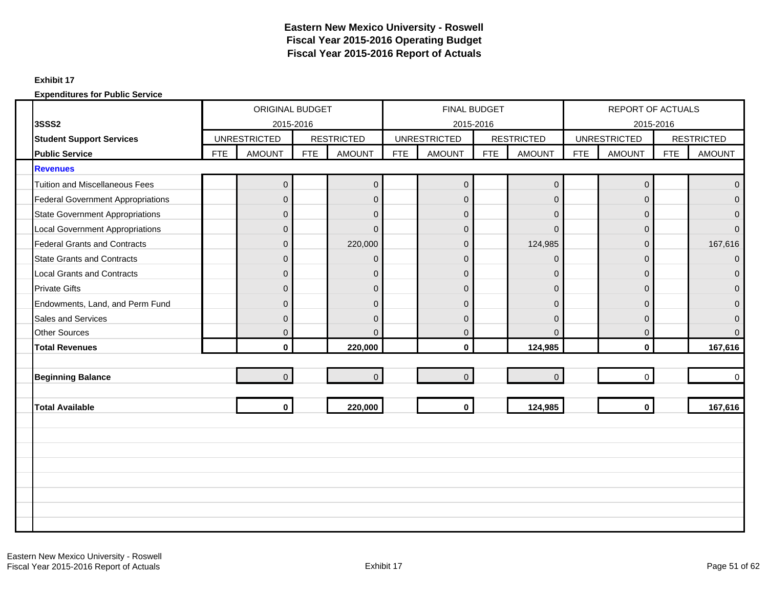# Eastern New Mexico University - Roswell
## Fiscal Year 2015-2016 Operating Budget
## Fiscal Year 2015-2016 Report of Actuals

**Exhibit 17**

**Expenditures for Public Service**

| | ORIGINAL BUDGET 2015-2016 | | | | FINAL BUDGET 2015-2016 | | | | REPORT OF ACTUALS 2015-2016 | | | |
|---|---|---|---|---|---|---|---|---|---|---|---|---|
| **3SSS2** | UNRESTRICTED | | RESTRICTED | | UNRESTRICTED | | RESTRICTED | | UNRESTRICTED | | RESTRICTED | |
| **Student Support Services** | | | | | | | | | | | | |
| **Public Service** | FTE | AMOUNT | FTE | AMOUNT | FTE | AMOUNT | FTE | AMOUNT | FTE | AMOUNT | FTE | AMOUNT |
| **Revenues** | | | | | | | | | | | | |
| Tuition and Miscellaneous Fees | | 0 | | 0 | | 0 | | 0 | | 0 | | 0 |
| Federal Government Appropriations | | 0 | | 0 | | 0 | | 0 | | 0 | | 0 |
| State Government Appropriations | | 0 | | 0 | | 0 | | 0 | | 0 | | 0 |
| Local Government Appropriations | | 0 | | 0 | | 0 | | 0 | | 0 | | 0 |
| Federal Grants and Contracts | | 0 | | 220,000 | | 0 | | 124,985 | | 0 | | 167,616 |
| State Grants and Contracts | | 0 | | 0 | | 0 | | 0 | | 0 | | 0 |
| Local Grants and Contracts | | 0 | | 0 | | 0 | | 0 | | 0 | | 0 |
| Private Gifts | | 0 | | 0 | | 0 | | 0 | | 0 | | 0 |
| Endowments, Land, and Perm Fund | | 0 | | 0 | | 0 | | 0 | | 0 | | 0 |
| Sales and Services | | 0 | | 0 | | 0 | | 0 | | 0 | | 0 |
| Other Sources | | 0 | | 0 | | 0 | | 0 | | 0 | | 0 |
| **Total Revenues** | | **0** | | **220,000** | | **0** | | **124,985** | | **0** | | **167,616** |
| **Beginning Balance** | | 0 | | 0 | | 0 | | 0 | | 0 | | 0 |
| **Total Available** | | **0** | | **220,000** | | **0** | | **124,985** | | **0** | | **167,616** |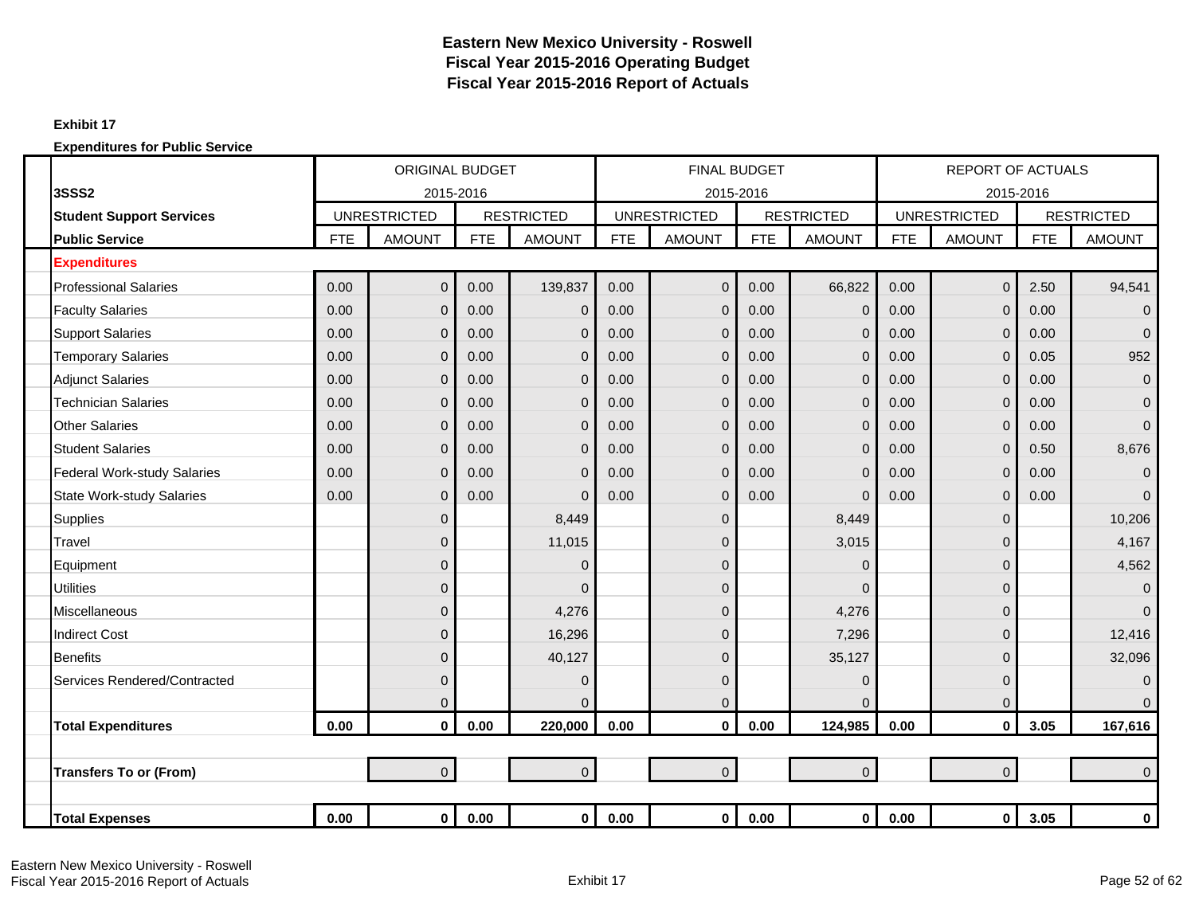# Eastern New Mexico University - Roswell
## Fiscal Year 2015-2016 Operating Budget
## Fiscal Year 2015-2016 Report of Actuals

**Exhibit 17**

**Expenditures for Public Service**

| 3SSS2 | ORIGINAL BUDGET 2015-2016 | | | | FINAL BUDGET 2015-2016 | | | | REPORT OF ACTUALS 2015-2016 | | | |
|---|---|---|---|---|---|---|---|---|---|---|---|---|
| **Student Support Services** | UNRESTRICTED | | RESTRICTED | | UNRESTRICTED | | RESTRICTED | | UNRESTRICTED | | RESTRICTED | |
| **Public Service** | FTE | AMOUNT | FTE | AMOUNT | FTE | AMOUNT | FTE | AMOUNT | FTE | AMOUNT | FTE | AMOUNT |
| **Expenditures** | | | | | | | | | | | | |
| Professional Salaries | 0.00 | 0 | 0.00 | 139,837 | 0.00 | 0 | 0.00 | 66,822 | 0.00 | 0 | 2.50 | 94,541 |
| Faculty Salaries | 0.00 | 0 | 0.00 | 0 | 0.00 | 0 | 0.00 | 0 | 0.00 | 0 | 0.00 | 0 |
| Support Salaries | 0.00 | 0 | 0.00 | 0 | 0.00 | 0 | 0.00 | 0 | 0.00 | 0 | 0.00 | 0 |
| Temporary Salaries | 0.00 | 0 | 0.00 | 0 | 0.00 | 0 | 0.00 | 0 | 0.00 | 0 | 0.05 | 952 |
| Adjunct Salaries | 0.00 | 0 | 0.00 | 0 | 0.00 | 0 | 0.00 | 0 | 0.00 | 0 | 0.00 | 0 |
| Technician Salaries | 0.00 | 0 | 0.00 | 0 | 0.00 | 0 | 0.00 | 0 | 0.00 | 0 | 0.00 | 0 |
| Other Salaries | 0.00 | 0 | 0.00 | 0 | 0.00 | 0 | 0.00 | 0 | 0.00 | 0 | 0.00 | 0 |
| Student Salaries | 0.00 | 0 | 0.00 | 0 | 0.00 | 0 | 0.00 | 0 | 0.00 | 0 | 0.50 | 8,676 |
| Federal Work-study Salaries | 0.00 | 0 | 0.00 | 0 | 0.00 | 0 | 0.00 | 0 | 0.00 | 0 | 0.00 | 0 |
| State Work-study Salaries | 0.00 | 0 | 0.00 | 0 | 0.00 | 0 | 0.00 | 0 | 0.00 | 0 | 0.00 | 0 |
| Supplies | | 0 | | 8,449 | | 0 | | 8,449 | | 0 | | 10,206 |
| Travel | | 0 | | 11,015 | | 0 | | 3,015 | | 0 | | 4,167 |
| Equipment | | 0 | | 0 | | 0 | | 0 | | 0 | | 4,562 |
| Utilities | | 0 | | 0 | | 0 | | 0 | | 0 | | 0 |
| Miscellaneous | | 0 | | 4,276 | | 0 | | 4,276 | | 0 | | 0 |
| Indirect Cost | | 0 | | 16,296 | | 0 | | 7,296 | | 0 | | 12,416 |
| Benefits | | 0 | | 40,127 | | 0 | | 35,127 | | 0 | | 32,096 |
| Services Rendered/Contracted | | 0 | | 0 | | 0 | | 0 | | 0 | | 0 |
| | | 0 | | 0 | | 0 | | 0 | | 0 | | 0 |
| **Total Expenditures** | **0.00** | **0** | **0.00** | **220,000** | **0.00** | **0** | **0.00** | **124,985** | **0.00** | **0** | **3.05** | **167,616** |
| | | | | | | | | | | | | |
| **Transfers To or (From)** | | 0 | | 0 | | 0 | | 0 | | 0 | | 0 |
| | | | | | | | | | | | | |
| **Total Expenses** | **0.00** | **0** | **0.00** | **0** | **0.00** | **0** | **0.00** | **0** | **0.00** | **0** | **3.05** | **0** |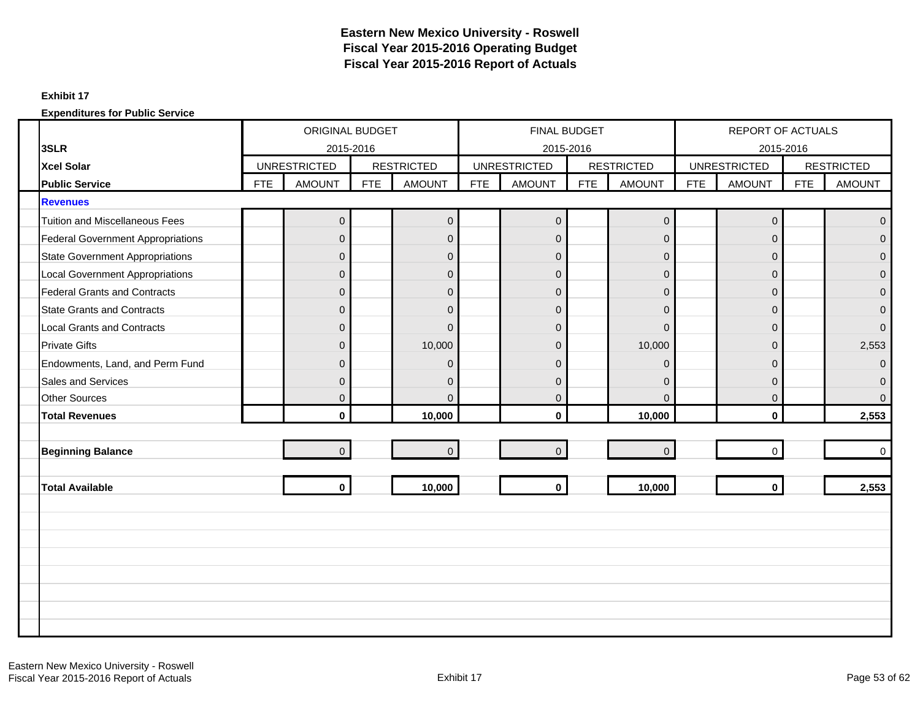# Eastern New Mexico University - Roswell
## Fiscal Year 2015-2016 Operating Budget
## Fiscal Year 2015-2016 Report of Actuals

**Exhibit 17**

**Expenditures for Public Service**

| | ORIGINAL BUDGET 2015-2016 | | | | FINAL BUDGET 2015-2016 | | | | REPORT OF ACTUALS 2015-2016 | | | |
|---|---|---|---|---|---|---|---|---|---|---|---|---|
| **3SLR** | UNRESTRICTED | | RESTRICTED | | UNRESTRICTED | | RESTRICTED | | UNRESTRICTED | | RESTRICTED | |
| **Xcel Solar** | | | | | | | | | | | | |
| **Public Service** | FTE | AMOUNT | FTE | AMOUNT | FTE | AMOUNT | FTE | AMOUNT | FTE | AMOUNT | FTE | AMOUNT |
| **Revenues** | | | | | | | | | | | | |
| Tuition and Miscellaneous Fees | | 0 | | 0 | | 0 | | 0 | | 0 | | 0 |
| Federal Government Appropriations | | 0 | | 0 | | 0 | | 0 | | 0 | | 0 |
| State Government Appropriations | | 0 | | 0 | | 0 | | 0 | | 0 | | 0 |
| Local Government Appropriations | | 0 | | 0 | | 0 | | 0 | | 0 | | 0 |
| Federal Grants and Contracts | | 0 | | 0 | | 0 | | 0 | | 0 | | 0 |
| State Grants and Contracts | | 0 | | 0 | | 0 | | 0 | | 0 | | 0 |
| Local Grants and Contracts | | 0 | | 0 | | 0 | | 0 | | 0 | | 0 |
| Private Gifts | | 0 | | 10,000 | | 0 | | 10,000 | | 0 | | 2,553 |
| Endowments, Land, and Perm Fund | | 0 | | 0 | | 0 | | 0 | | 0 | | 0 |
| Sales and Services | | 0 | | 0 | | 0 | | 0 | | 0 | | 0 |
| Other Sources | | 0 | | 0 | | 0 | | 0 | | 0 | | 0 |
| **Total Revenues** | | **0** | | **10,000** | | **0** | | **10,000** | | **0** | | **2,553** |
| **Beginning Balance** | | 0 | | 0 | | 0 | | 0 | | 0 | | 0 |
| **Total Available** | | **0** | | **10,000** | | **0** | | **10,000** | | **0** | | **2,553** |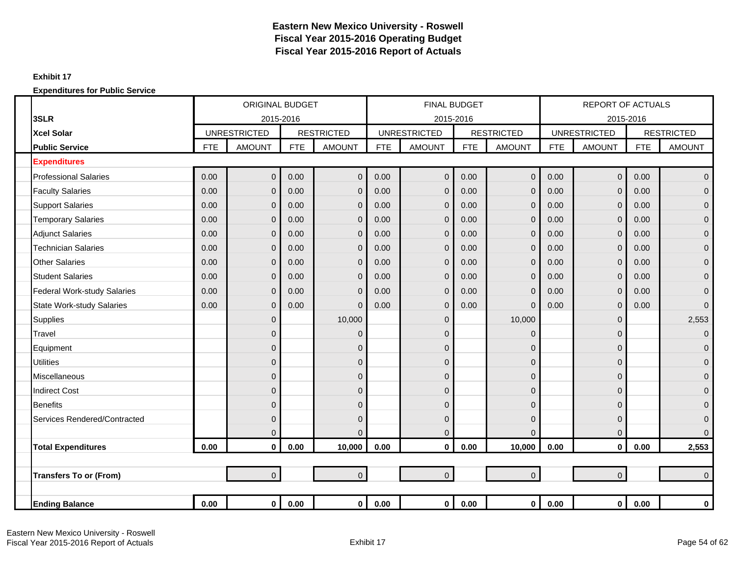# Eastern New Mexico University - Roswell
## Fiscal Year 2015-2016 Operating Budget
## Fiscal Year 2015-2016 Report of Actuals

**Exhibit 17**

**Expenditures for Public Service**

| 3SLR / Xcel Solar / Public Service | ORIGINAL BUDGET 2015-2016 | | | | FINAL BUDGET 2015-2016 | | | | REPORT OF ACTUALS 2015-2016 | | | |
|---|---|---|---|---|---|---|---|---|---|---|---|---|
| | UNRESTRICTED | | RESTRICTED | | UNRESTRICTED | | RESTRICTED | | UNRESTRICTED | | RESTRICTED | |
| | FTE | AMOUNT | FTE | AMOUNT | FTE | AMOUNT | FTE | AMOUNT | FTE | AMOUNT | FTE | AMOUNT |
| **Expenditures** | | | | | | | | | | | | |
| Professional Salaries | 0.00 | 0 | 0.00 | 0 | 0.00 | 0 | 0.00 | 0 | 0.00 | 0 | 0.00 | 0 |
| Faculty Salaries | 0.00 | 0 | 0.00 | 0 | 0.00 | 0 | 0.00 | 0 | 0.00 | 0 | 0.00 | 0 |
| Support Salaries | 0.00 | 0 | 0.00 | 0 | 0.00 | 0 | 0.00 | 0 | 0.00 | 0 | 0.00 | 0 |
| Temporary Salaries | 0.00 | 0 | 0.00 | 0 | 0.00 | 0 | 0.00 | 0 | 0.00 | 0 | 0.00 | 0 |
| Adjunct Salaries | 0.00 | 0 | 0.00 | 0 | 0.00 | 0 | 0.00 | 0 | 0.00 | 0 | 0.00 | 0 |
| Technician Salaries | 0.00 | 0 | 0.00 | 0 | 0.00 | 0 | 0.00 | 0 | 0.00 | 0 | 0.00 | 0 |
| Other Salaries | 0.00 | 0 | 0.00 | 0 | 0.00 | 0 | 0.00 | 0 | 0.00 | 0 | 0.00 | 0 |
| Student Salaries | 0.00 | 0 | 0.00 | 0 | 0.00 | 0 | 0.00 | 0 | 0.00 | 0 | 0.00 | 0 |
| Federal Work-study Salaries | 0.00 | 0 | 0.00 | 0 | 0.00 | 0 | 0.00 | 0 | 0.00 | 0 | 0.00 | 0 |
| State Work-study Salaries | 0.00 | 0 | 0.00 | 0 | 0.00 | 0 | 0.00 | 0 | 0.00 | 0 | 0.00 | 0 |
| Supplies | | 0 | | 10,000 | | 0 | | 10,000 | | 0 | | 2,553 |
| Travel | | 0 | | 0 | | 0 | | 0 | | 0 | | 0 |
| Equipment | | 0 | | 0 | | 0 | | 0 | | 0 | | 0 |
| Utilities | | 0 | | 0 | | 0 | | 0 | | 0 | | 0 |
| Miscellaneous | | 0 | | 0 | | 0 | | 0 | | 0 | | 0 |
| Indirect Cost | | 0 | | 0 | | 0 | | 0 | | 0 | | 0 |
| Benefits | | 0 | | 0 | | 0 | | 0 | | 0 | | 0 |
| Services Rendered/Contracted | | 0 | | 0 | | 0 | | 0 | | 0 | | 0 |
| | | 0 | | 0 | | 0 | | 0 | | 0 | | 0 |
| **Total Expenditures** | **0.00** | **0** | **0.00** | **10,000** | **0.00** | **0** | **0.00** | **10,000** | **0.00** | **0** | **0.00** | **2,553** |
| | | | | | | | | | | | | |
| **Transfers To or (From)** | | 0 | | 0 | | 0 | | 0 | | 0 | | 0 |
| | | | | | | | | | | | | |
| **Ending Balance** | **0.00** | **0** | **0.00** | **0** | **0.00** | **0** | **0.00** | **0** | **0.00** | **0** | **0.00** | **0** |

Eastern New Mexico University - Roswell
Fiscal Year 2015-2016 Report of Actuals

Exhibit 17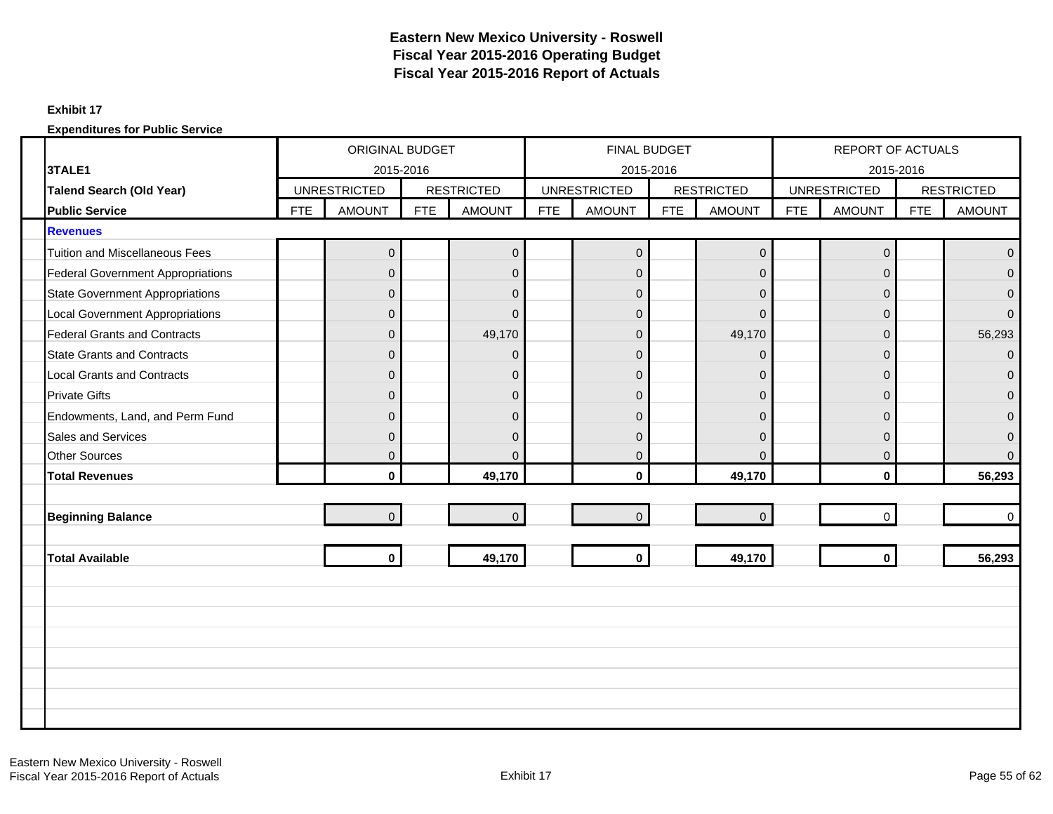# Eastern New Mexico University - Roswell
## Fiscal Year 2015-2016 Operating Budget
## Fiscal Year 2015-2016 Report of Actuals

**Exhibit 17**

**Expenditures for Public Service**

| **3TALE1** | ORIGINAL BUDGET 2015-2016 | | | | FINAL BUDGET 2015-2016 | | | | REPORT OF ACTUALS 2015-2016 | | | |
|---|---|---|---|---|---|---|---|---|---|---|---|---|
| **Talend Search (Old Year)** | UNRESTRICTED | | RESTRICTED | | UNRESTRICTED | | RESTRICTED | | UNRESTRICTED | | RESTRICTED | |
| **Public Service** | FTE | AMOUNT | FTE | AMOUNT | FTE | AMOUNT | FTE | AMOUNT | FTE | AMOUNT | FTE | AMOUNT |
| **Revenues** | | | | | | | | | | | | |
| Tuition and Miscellaneous Fees | | 0 | | 0 | | 0 | | 0 | | 0 | | 0 |
| Federal Government Appropriations | | 0 | | 0 | | 0 | | 0 | | 0 | | 0 |
| State Government Appropriations | | 0 | | 0 | | 0 | | 0 | | 0 | | 0 |
| Local Government Appropriations | | 0 | | 0 | | 0 | | 0 | | 0 | | 0 |
| Federal Grants and Contracts | | 0 | | 49,170 | | 0 | | 49,170 | | 0 | | 56,293 |
| State Grants and Contracts | | 0 | | 0 | | 0 | | 0 | | 0 | | 0 |
| Local Grants and Contracts | | 0 | | 0 | | 0 | | 0 | | 0 | | 0 |
| Private Gifts | | 0 | | 0 | | 0 | | 0 | | 0 | | 0 |
| Endowments, Land, and Perm Fund | | 0 | | 0 | | 0 | | 0 | | 0 | | 0 |
| Sales and Services | | 0 | | 0 | | 0 | | 0 | | 0 | | 0 |
| Other Sources | | 0 | | 0 | | 0 | | 0 | | 0 | | 0 |
| **Total Revenues** | | **0** | | **49,170** | | **0** | | **49,170** | | **0** | | **56,293** |
| **Beginning Balance** | | 0 | | 0 | | 0 | | 0 | | 0 | | 0 |
| **Total Available** | | **0** | | **49,170** | | **0** | | **49,170** | | **0** | | **56,293** |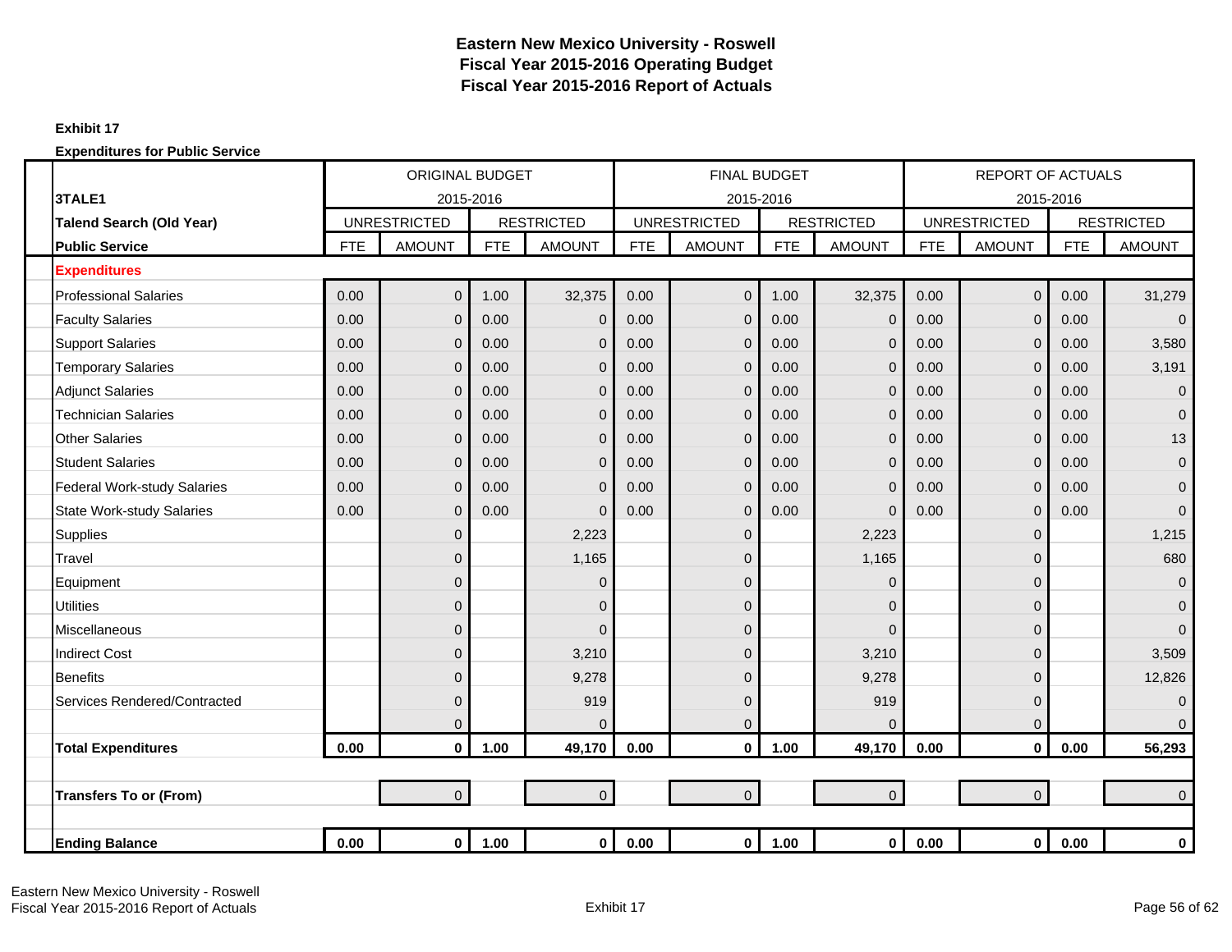# Eastern New Mexico University - Roswell
## Fiscal Year 2015-2016 Operating Budget
## Fiscal Year 2015-2016 Report of Actuals

**Exhibit 17**

**Expenditures for Public Service**

| | ORIGINAL BUDGET 2015-2016 | | | | FINAL BUDGET 2015-2016 | | | | REPORT OF ACTUALS 2015-2016 | | | |
|---|---|---|---|---|---|---|---|---|---|---|---|---|
| **3TALE1** | UNRESTRICTED | | RESTRICTED | | UNRESTRICTED | | RESTRICTED | | UNRESTRICTED | | RESTRICTED | |
| **Talend Search (Old Year)** | | | | | | | | | | | | |
| **Public Service** | FTE | AMOUNT | FTE | AMOUNT | FTE | AMOUNT | FTE | AMOUNT | FTE | AMOUNT | FTE | AMOUNT |
| **Expenditures** | | | | | | | | | | | | |
| Professional Salaries | 0.00 | 0 | 1.00 | 32,375 | 0.00 | 0 | 1.00 | 32,375 | 0.00 | 0 | 0.00 | 31,279 |
| Faculty Salaries | 0.00 | 0 | 0.00 | 0 | 0.00 | 0 | 0.00 | 0 | 0.00 | 0 | 0.00 | 0 |
| Support Salaries | 0.00 | 0 | 0.00 | 0 | 0.00 | 0 | 0.00 | 0 | 0.00 | 0 | 0.00 | 3,580 |
| Temporary Salaries | 0.00 | 0 | 0.00 | 0 | 0.00 | 0 | 0.00 | 0 | 0.00 | 0 | 0.00 | 3,191 |
| Adjunct Salaries | 0.00 | 0 | 0.00 | 0 | 0.00 | 0 | 0.00 | 0 | 0.00 | 0 | 0.00 | 0 |
| Technician Salaries | 0.00 | 0 | 0.00 | 0 | 0.00 | 0 | 0.00 | 0 | 0.00 | 0 | 0.00 | 0 |
| Other Salaries | 0.00 | 0 | 0.00 | 0 | 0.00 | 0 | 0.00 | 0 | 0.00 | 0 | 0.00 | 13 |
| Student Salaries | 0.00 | 0 | 0.00 | 0 | 0.00 | 0 | 0.00 | 0 | 0.00 | 0 | 0.00 | 0 |
| Federal Work-study Salaries | 0.00 | 0 | 0.00 | 0 | 0.00 | 0 | 0.00 | 0 | 0.00 | 0 | 0.00 | 0 |
| State Work-study Salaries | 0.00 | 0 | 0.00 | 0 | 0.00 | 0 | 0.00 | 0 | 0.00 | 0 | 0.00 | 0 |
| Supplies | | 0 | | 2,223 | | 0 | | 2,223 | | 0 | | 1,215 |
| Travel | | 0 | | 1,165 | | 0 | | 1,165 | | 0 | | 680 |
| Equipment | | 0 | | 0 | | 0 | | 0 | | 0 | | 0 |
| Utilities | | 0 | | 0 | | 0 | | 0 | | 0 | | 0 |
| Miscellaneous | | 0 | | 0 | | 0 | | 0 | | 0 | | 0 |
| Indirect Cost | | 0 | | 3,210 | | 0 | | 3,210 | | 0 | | 3,509 |
| Benefits | | 0 | | 9,278 | | 0 | | 9,278 | | 0 | | 12,826 |
| Services Rendered/Contracted | | 0 | | 919 | | 0 | | 919 | | 0 | | 0 |
| | | 0 | | 0 | | 0 | | 0 | | 0 | | 0 |
| **Total Expenditures** | **0.00** | **0** | **1.00** | **49,170** | **0.00** | **0** | **1.00** | **49,170** | **0.00** | **0** | **0.00** | **56,293** |
| | | | | | | | | | | | | |
| **Transfers To or (From)** | | 0 | | 0 | | 0 | | 0 | | 0 | | 0 |
| | | | | | | | | | | | | |
| **Ending Balance** | **0.00** | **0** | **1.00** | **0** | **0.00** | **0** | **1.00** | **0** | **0.00** | **0** | **0.00** | **0** |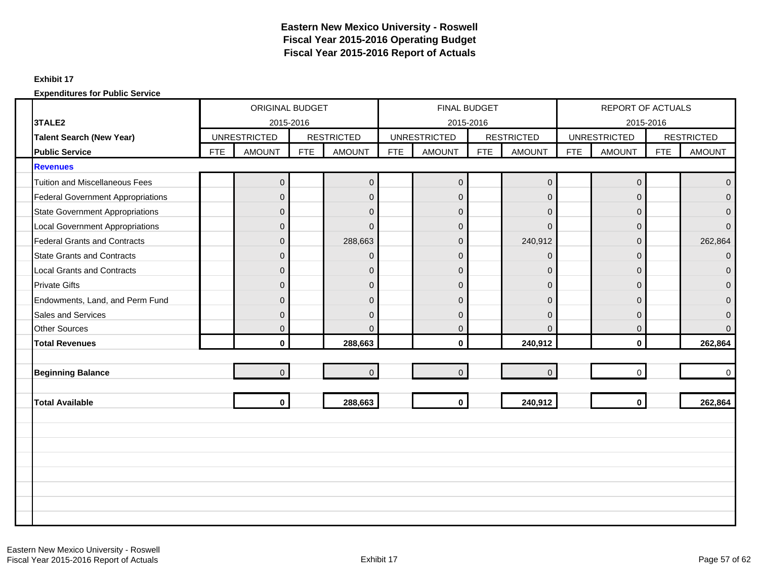# Eastern New Mexico University - Roswell
## Fiscal Year 2015-2016 Operating Budget
## Fiscal Year 2015-2016 Report of Actuals

**Exhibit 17**

**Expenditures for Public Service**

| | ORIGINAL BUDGET 2015-2016 | | | | FINAL BUDGET 2015-2016 | | | | REPORT OF ACTUALS 2015-2016 | | | |
|---|---|---|---|---|---|---|---|---|---|---|---|---|
| **3TALE2** | UNRESTRICTED | | RESTRICTED | | UNRESTRICTED | | RESTRICTED | | UNRESTRICTED | | RESTRICTED | |
| **Talent Search (New Year)** | | | | | | | | | | | | |
| **Public Service** | FTE | AMOUNT | FTE | AMOUNT | FTE | AMOUNT | FTE | AMOUNT | FTE | AMOUNT | FTE | AMOUNT |
| **Revenues** | | | | | | | | | | | | |
| Tuition and Miscellaneous Fees | | 0 | | 0 | | 0 | | 0 | | 0 | | 0 |
| Federal Government Appropriations | | 0 | | 0 | | 0 | | 0 | | 0 | | 0 |
| State Government Appropriations | | 0 | | 0 | | 0 | | 0 | | 0 | | 0 |
| Local Government Appropriations | | 0 | | 0 | | 0 | | 0 | | 0 | | 0 |
| Federal Grants and Contracts | | 0 | | 288,663 | | 0 | | 240,912 | | 0 | | 262,864 |
| State Grants and Contracts | | 0 | | 0 | | 0 | | 0 | | 0 | | 0 |
| Local Grants and Contracts | | 0 | | 0 | | 0 | | 0 | | 0 | | 0 |
| Private Gifts | | 0 | | 0 | | 0 | | 0 | | 0 | | 0 |
| Endowments, Land, and Perm Fund | | 0 | | 0 | | 0 | | 0 | | 0 | | 0 |
| Sales and Services | | 0 | | 0 | | 0 | | 0 | | 0 | | 0 |
| Other Sources | | 0 | | 0 | | 0 | | 0 | | 0 | | 0 |
| **Total Revenues** | | **0** | | **288,663** | | **0** | | **240,912** | | **0** | | **262,864** |
| **Beginning Balance** | | 0 | | 0 | | 0 | | 0 | | 0 | | 0 |
| **Total Available** | | **0** | | **288,663** | | **0** | | **240,912** | | **0** | | **262,864** |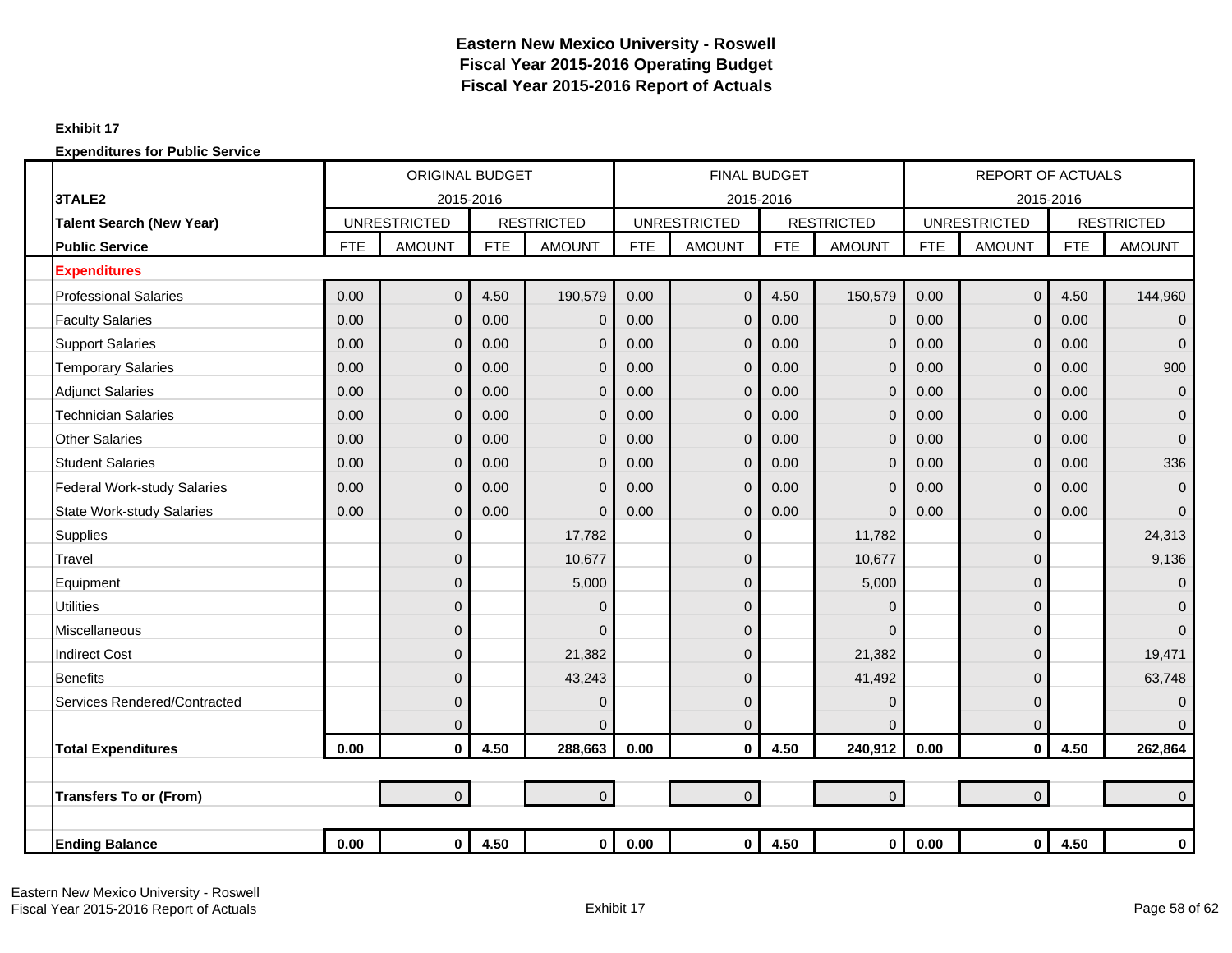# Eastern New Mexico University - Roswell
## Fiscal Year 2015-2016 Operating Budget
## Fiscal Year 2015-2016 Report of Actuals

**Exhibit 17**

**Expenditures for Public Service**

| | ORIGINAL BUDGET 2015-2016 | | | | FINAL BUDGET 2015-2016 | | | | REPORT OF ACTUALS 2015-2016 | | | |
|---|---|---|---|---|---|---|---|---|---|---|---|---|
| **3TALE2** | | | | | | | | | | | | |
| **Talent Search (New Year)** | UNRESTRICTED | | RESTRICTED | | UNRESTRICTED | | RESTRICTED | | UNRESTRICTED | | RESTRICTED | |
| **Public Service** | FTE | AMOUNT | FTE | AMOUNT | FTE | AMOUNT | FTE | AMOUNT | FTE | AMOUNT | FTE | AMOUNT |
| **Expenditures** | | | | | | | | | | | | |
| Professional Salaries | 0.00 | 0 | 4.50 | 190,579 | 0.00 | 0 | 4.50 | 150,579 | 0.00 | 0 | 4.50 | 144,960 |
| Faculty Salaries | 0.00 | 0 | 0.00 | 0 | 0.00 | 0 | 0.00 | 0 | 0.00 | 0 | 0.00 | 0 |
| Support Salaries | 0.00 | 0 | 0.00 | 0 | 0.00 | 0 | 0.00 | 0 | 0.00 | 0 | 0.00 | 0 |
| Temporary Salaries | 0.00 | 0 | 0.00 | 0 | 0.00 | 0 | 0.00 | 0 | 0.00 | 0 | 0.00 | 900 |
| Adjunct Salaries | 0.00 | 0 | 0.00 | 0 | 0.00 | 0 | 0.00 | 0 | 0.00 | 0 | 0.00 | 0 |
| Technician Salaries | 0.00 | 0 | 0.00 | 0 | 0.00 | 0 | 0.00 | 0 | 0.00 | 0 | 0.00 | 0 |
| Other Salaries | 0.00 | 0 | 0.00 | 0 | 0.00 | 0 | 0.00 | 0 | 0.00 | 0 | 0.00 | 0 |
| Student Salaries | 0.00 | 0 | 0.00 | 0 | 0.00 | 0 | 0.00 | 0 | 0.00 | 0 | 0.00 | 336 |
| Federal Work-study Salaries | 0.00 | 0 | 0.00 | 0 | 0.00 | 0 | 0.00 | 0 | 0.00 | 0 | 0.00 | 0 |
| State Work-study Salaries | 0.00 | 0 | 0.00 | 0 | 0.00 | 0 | 0.00 | 0 | 0.00 | 0 | 0.00 | 0 |
| Supplies | | 0 | | 17,782 | | 0 | | 11,782 | | 0 | | 24,313 |
| Travel | | 0 | | 10,677 | | 0 | | 10,677 | | 0 | | 9,136 |
| Equipment | | 0 | | 5,000 | | 0 | | 5,000 | | 0 | | 0 |
| Utilities | | 0 | | 0 | | 0 | | 0 | | 0 | | 0 |
| Miscellaneous | | 0 | | 0 | | 0 | | 0 | | 0 | | 0 |
| Indirect Cost | | 0 | | 21,382 | | 0 | | 21,382 | | 0 | | 19,471 |
| Benefits | | 0 | | 43,243 | | 0 | | 41,492 | | 0 | | 63,748 |
| Services Rendered/Contracted | | 0 | | 0 | | 0 | | 0 | | 0 | | 0 |
| | | 0 | | 0 | | 0 | | 0 | | 0 | | 0 |
| **Total Expenditures** | **0.00** | **0** | **4.50** | **288,663** | **0.00** | **0** | **4.50** | **240,912** | **0.00** | **0** | **4.50** | **262,864** |
| | | | | | | | | | | | | |
| **Transfers To or (From)** | | 0 | | 0 | | 0 | | 0 | | 0 | | 0 |
| | | | | | | | | | | | | |
| **Ending Balance** | **0.00** | **0** | **4.50** | **0** | **0.00** | **0** | **4.50** | **0** | **0.00** | **0** | **4.50** | **0** |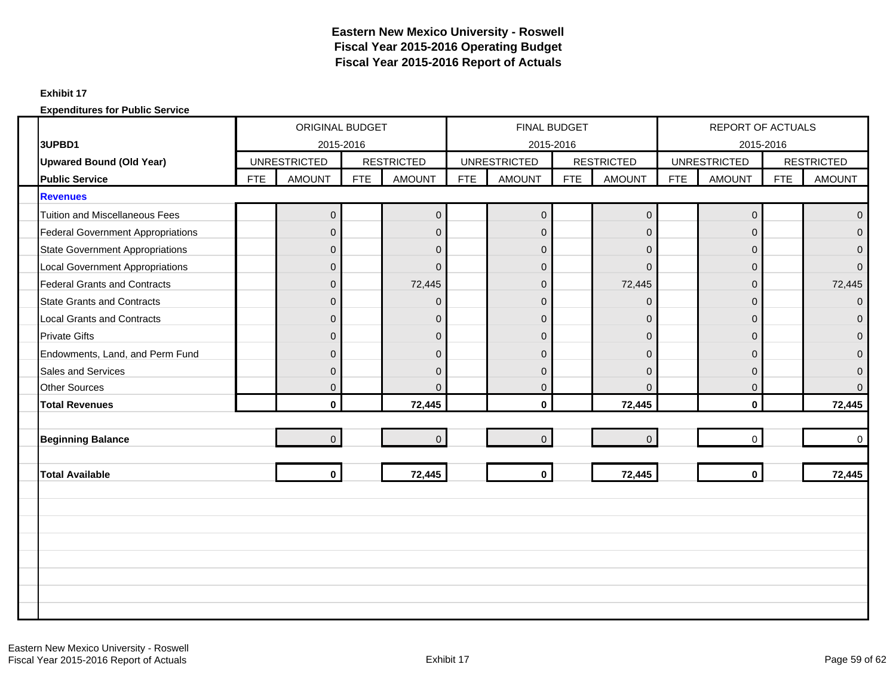# Eastern New Mexico University - Roswell
## Fiscal Year 2015-2016 Operating Budget
## Fiscal Year 2015-2016 Report of Actuals

**Exhibit 17**

**Expenditures for Public Service**

| | ORIGINAL BUDGET 2015-2016 | | | | FINAL BUDGET 2015-2016 | | | | REPORT OF ACTUALS 2015-2016 | | | |
|---|---|---|---|---|---|---|---|---|---|---|---|---|
| **3UPBD1** | UNRESTRICTED | | RESTRICTED | | UNRESTRICTED | | RESTRICTED | | UNRESTRICTED | | RESTRICTED | |
| **Upwared Bound (Old Year)** | | | | | | | | | | | | |
| **Public Service** | FTE | AMOUNT | FTE | AMOUNT | FTE | AMOUNT | FTE | AMOUNT | FTE | AMOUNT | FTE | AMOUNT |
| **Revenues** | | | | | | | | | | | | |
| Tuition and Miscellaneous Fees | | 0 | | 0 | | 0 | | 0 | | 0 | | 0 |
| Federal Government Appropriations | | 0 | | 0 | | 0 | | 0 | | 0 | | 0 |
| State Government Appropriations | | 0 | | 0 | | 0 | | 0 | | 0 | | 0 |
| Local Government Appropriations | | 0 | | 0 | | 0 | | 0 | | 0 | | 0 |
| Federal Grants and Contracts | | 0 | | 72,445 | | 0 | | 72,445 | | 0 | | 72,445 |
| State Grants and Contracts | | 0 | | 0 | | 0 | | 0 | | 0 | | 0 |
| Local Grants and Contracts | | 0 | | 0 | | 0 | | 0 | | 0 | | 0 |
| Private Gifts | | 0 | | 0 | | 0 | | 0 | | 0 | | 0 |
| Endowments, Land, and Perm Fund | | 0 | | 0 | | 0 | | 0 | | 0 | | 0 |
| Sales and Services | | 0 | | 0 | | 0 | | 0 | | 0 | | 0 |
| Other Sources | | 0 | | 0 | | 0 | | 0 | | 0 | | 0 |
| **Total Revenues** | | **0** | | **72,445** | | **0** | | **72,445** | | **0** | | **72,445** |
| **Beginning Balance** | | 0 | | 0 | | 0 | | 0 | | 0 | | 0 |
| **Total Available** | | **0** | | **72,445** | | **0** | | **72,445** | | **0** | | **72,445** |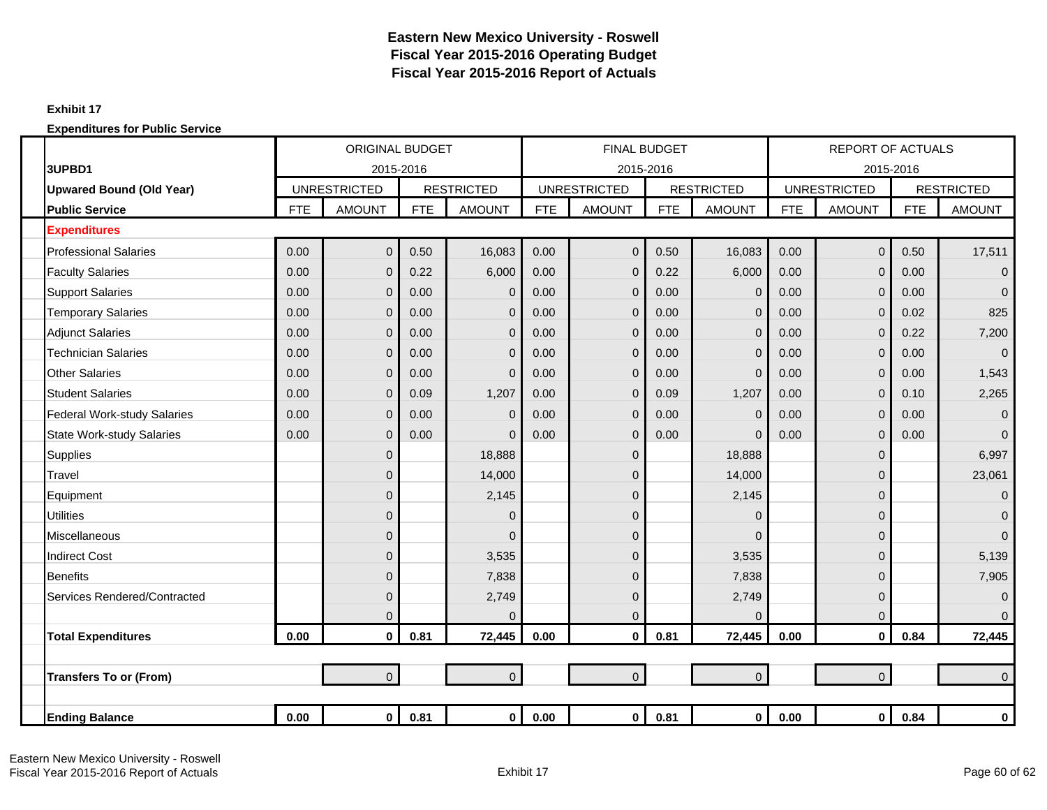# Eastern New Mexico University - Roswell
## Fiscal Year 2015-2016 Operating Budget
## Fiscal Year 2015-2016 Report of Actuals

**Exhibit 17**

**Expenditures for Public Service**

| 3UPBD1 | ORIGINAL BUDGET 2015-2016 | | | | FINAL BUDGET 2015-2016 | | | | REPORT OF ACTUALS 2015-2016 | | | |
|---|---|---|---|---|---|---|---|---|---|---|---|---|
| **Upwared Bound (Old Year)** | UNRESTRICTED | | RESTRICTED | | UNRESTRICTED | | RESTRICTED | | UNRESTRICTED | | RESTRICTED | |
| **Public Service** | FTE | AMOUNT | FTE | AMOUNT | FTE | AMOUNT | FTE | AMOUNT | FTE | AMOUNT | FTE | AMOUNT |
| **Expenditures** | | | | | | | | | | | | |
| Professional Salaries | 0.00 | 0 | 0.50 | 16,083 | 0.00 | 0 | 0.50 | 16,083 | 0.00 | 0 | 0.50 | 17,511 |
| Faculty Salaries | 0.00 | 0 | 0.22 | 6,000 | 0.00 | 0 | 0.22 | 6,000 | 0.00 | 0 | 0.00 | 0 |
| Support Salaries | 0.00 | 0 | 0.00 | 0 | 0.00 | 0 | 0.00 | 0 | 0.00 | 0 | 0.00 | 0 |
| Temporary Salaries | 0.00 | 0 | 0.00 | 0 | 0.00 | 0 | 0.00 | 0 | 0.00 | 0 | 0.02 | 825 |
| Adjunct Salaries | 0.00 | 0 | 0.00 | 0 | 0.00 | 0 | 0.00 | 0 | 0.00 | 0 | 0.22 | 7,200 |
| Technician Salaries | 0.00 | 0 | 0.00 | 0 | 0.00 | 0 | 0.00 | 0 | 0.00 | 0 | 0.00 | 0 |
| Other Salaries | 0.00 | 0 | 0.00 | 0 | 0.00 | 0 | 0.00 | 0 | 0.00 | 0 | 0.00 | 1,543 |
| Student Salaries | 0.00 | 0 | 0.09 | 1,207 | 0.00 | 0 | 0.09 | 1,207 | 0.00 | 0 | 0.10 | 2,265 |
| Federal Work-study Salaries | 0.00 | 0 | 0.00 | 0 | 0.00 | 0 | 0.00 | 0 | 0.00 | 0 | 0.00 | 0 |
| State Work-study Salaries | 0.00 | 0 | 0.00 | 0 | 0.00 | 0 | 0.00 | 0 | 0.00 | 0 | 0.00 | 0 |
| Supplies | | 0 | | 18,888 | | 0 | | 18,888 | | 0 | | 6,997 |
| Travel | | 0 | | 14,000 | | 0 | | 14,000 | | 0 | | 23,061 |
| Equipment | | 0 | | 2,145 | | 0 | | 2,145 | | 0 | | 0 |
| Utilities | | 0 | | 0 | | 0 | | 0 | | 0 | | 0 |
| Miscellaneous | | 0 | | 0 | | 0 | | 0 | | 0 | | 0 |
| Indirect Cost | | 0 | | 3,535 | | 0 | | 3,535 | | 0 | | 5,139 |
| Benefits | | 0 | | 7,838 | | 0 | | 7,838 | | 0 | | 7,905 |
| Services Rendered/Contracted | | 0 | | 2,749 | | 0 | | 2,749 | | 0 | | 0 |
| | | 0 | | 0 | | 0 | | 0 | | 0 | | 0 |
| **Total Expenditures** | **0.00** | **0** | **0.81** | **72,445** | **0.00** | **0** | **0.81** | **72,445** | **0.00** | **0** | **0.84** | **72,445** |
| | | | | | | | | | | | | |
| **Transfers To or (From)** | | 0 | | 0 | | 0 | | 0 | | 0 | | 0 |
| | | | | | | | | | | | | |
| **Ending Balance** | **0.00** | **0** | **0.81** | **0** | **0.00** | **0** | **0.81** | **0** | **0.00** | **0** | **0.84** | **0** |

Eastern New Mexico University - Roswell
Fiscal Year 2015-2016 Report of Actuals

Exhibit 17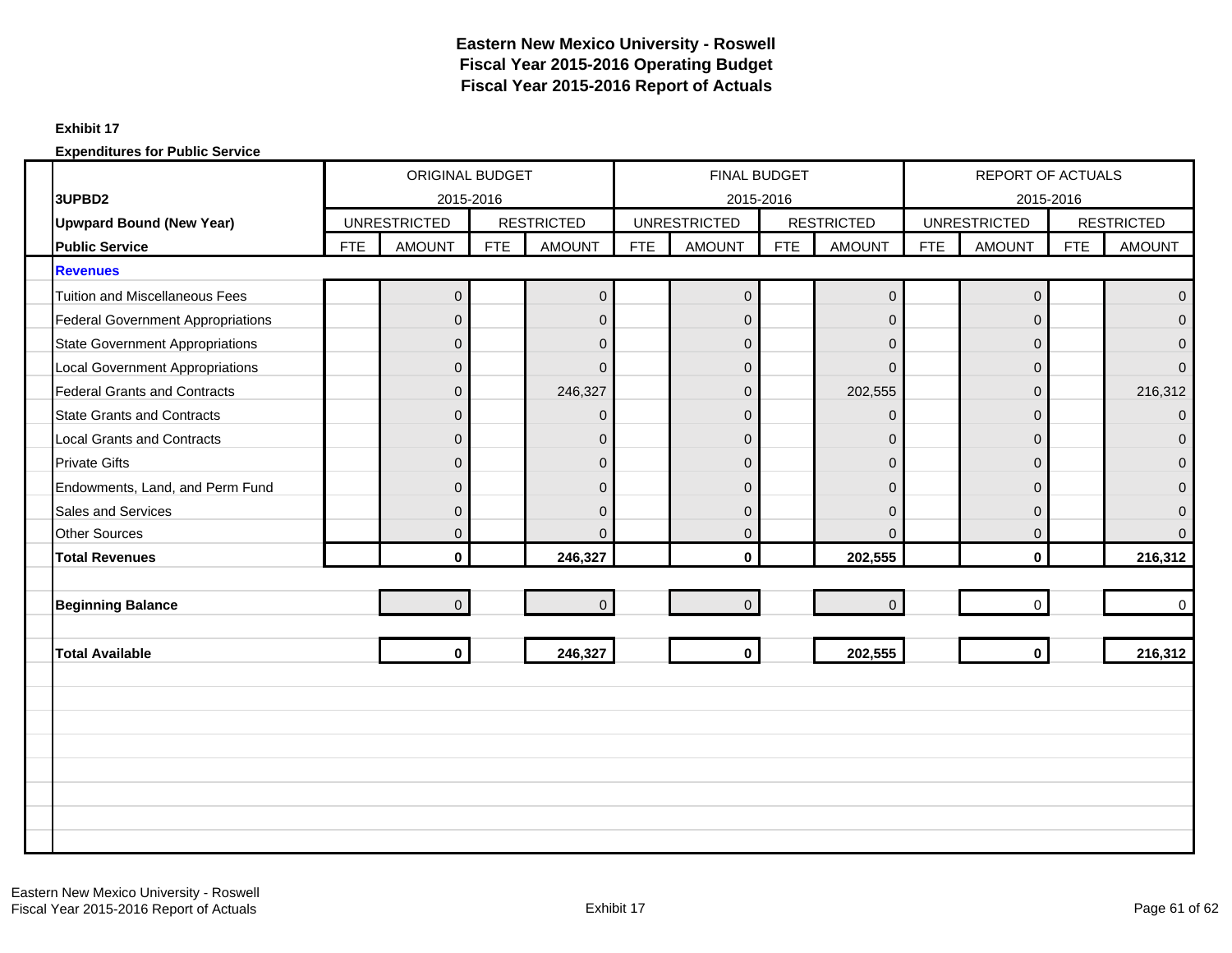# Eastern New Mexico University - Roswell
# Fiscal Year 2015-2016 Operating Budget
# Fiscal Year 2015-2016 Report of Actuals

**Exhibit 17**

**Expenditures for Public Service**

| | ORIGINAL BUDGET 2015-2016 | | | | FINAL BUDGET 2015-2016 | | | | REPORT OF ACTUALS 2015-2016 | | | |
|---|---|---|---|---|---|---|---|---|---|---|---|---|
| **3UPBD2** | UNRESTRICTED | | RESTRICTED | | UNRESTRICTED | | RESTRICTED | | UNRESTRICTED | | RESTRICTED | |
| **Upwpard Bound (New Year)** | | | | | | | | | | | | |
| **Public Service** | FTE | AMOUNT | FTE | AMOUNT | FTE | AMOUNT | FTE | AMOUNT | FTE | AMOUNT | FTE | AMOUNT |
| **Revenues** | | | | | | | | | | | | |
| Tuition and Miscellaneous Fees | | 0 | | 0 | | 0 | | 0 | | 0 | | 0 |
| Federal Government Appropriations | | 0 | | 0 | | 0 | | 0 | | 0 | | 0 |
| State Government Appropriations | | 0 | | 0 | | 0 | | 0 | | 0 | | 0 |
| Local Government Appropriations | | 0 | | 0 | | 0 | | 0 | | 0 | | 0 |
| Federal Grants and Contracts | | 0 | | 246,327 | | 0 | | 202,555 | | 0 | | 216,312 |
| State Grants and Contracts | | 0 | | 0 | | 0 | | 0 | | 0 | | 0 |
| Local Grants and Contracts | | 0 | | 0 | | 0 | | 0 | | 0 | | 0 |
| Private Gifts | | 0 | | 0 | | 0 | | 0 | | 0 | | 0 |
| Endowments, Land, and Perm Fund | | 0 | | 0 | | 0 | | 0 | | 0 | | 0 |
| Sales and Services | | 0 | | 0 | | 0 | | 0 | | 0 | | 0 |
| Other Sources | | 0 | | 0 | | 0 | | 0 | | 0 | | 0 |
| **Total Revenues** | | **0** | | **246,327** | | **0** | | **202,555** | | **0** | | **216,312** |
| **Beginning Balance** | | 0 | | 0 | | 0 | | 0 | | 0 | | 0 |
| **Total Available** | | **0** | | **246,327** | | **0** | | **202,555** | | **0** | | **216,312** |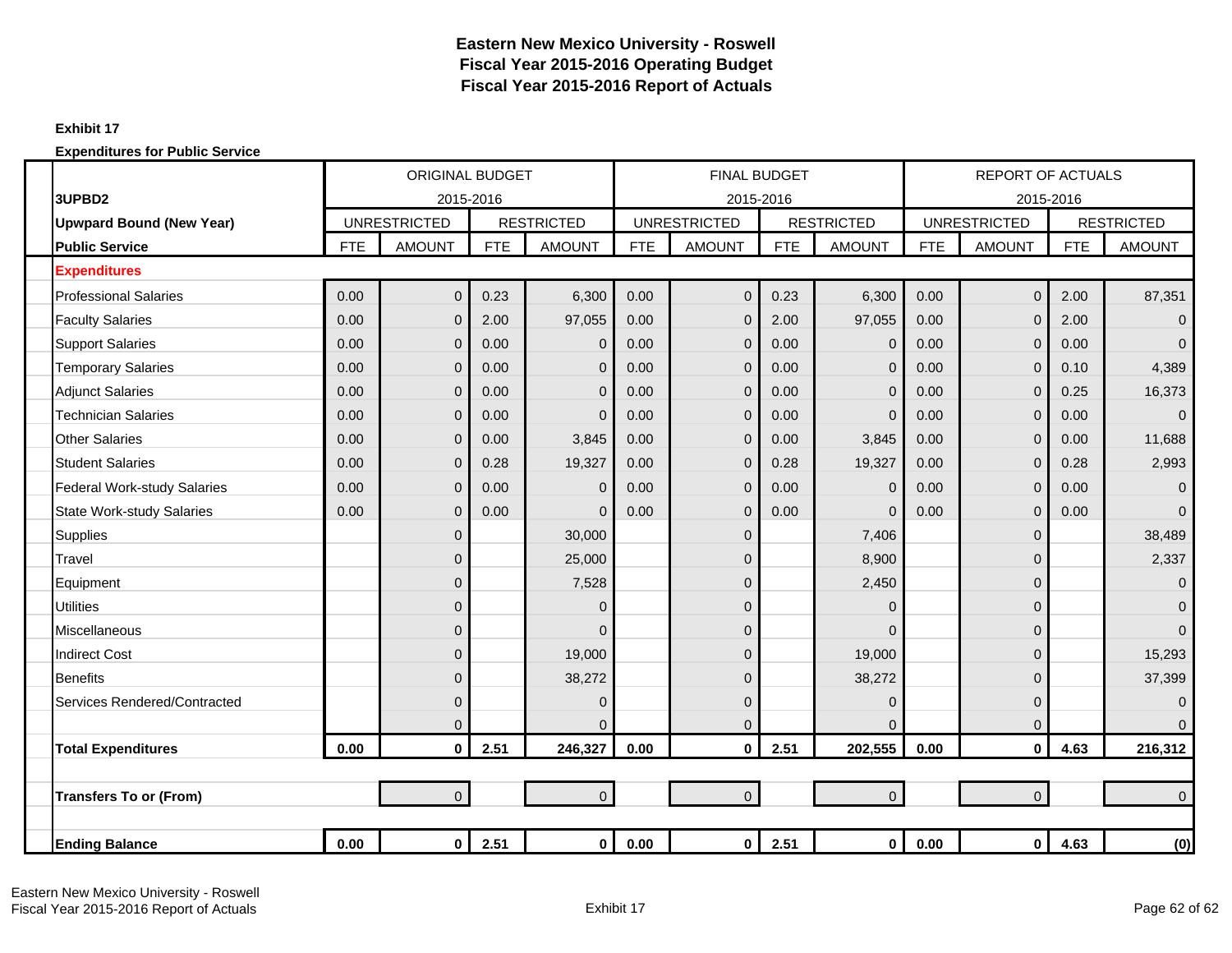# Eastern New Mexico University - Roswell
## Fiscal Year 2015-2016 Operating Budget
## Fiscal Year 2015-2016 Report of Actuals

**Exhibit 17**

**Expenditures for Public Service**

| | ORIGINAL BUDGET 2015-2016 | | | | FINAL BUDGET 2015-2016 | | | | REPORT OF ACTUALS 2015-2016 | | | |
|---|---|---|---|---|---|---|---|---|---|---|---|---|
| **3UPBD2** | | | | | | | | | | | | |
| **Upwpard Bound (New Year)** | UNRESTRICTED | | RESTRICTED | | UNRESTRICTED | | RESTRICTED | | UNRESTRICTED | | RESTRICTED | |
| **Public Service** | FTE | AMOUNT | FTE | AMOUNT | FTE | AMOUNT | FTE | AMOUNT | FTE | AMOUNT | FTE | AMOUNT |
| **Expenditures** | | | | | | | | | | | | |
| Professional Salaries | 0.00 | 0 | 0.23 | 6,300 | 0.00 | 0 | 0.23 | 6,300 | 0.00 | 0 | 2.00 | 87,351 |
| Faculty Salaries | 0.00 | 0 | 2.00 | 97,055 | 0.00 | 0 | 2.00 | 97,055 | 0.00 | 0 | 2.00 | 0 |
| Support Salaries | 0.00 | 0 | 0.00 | 0 | 0.00 | 0 | 0.00 | 0 | 0.00 | 0 | 0.00 | 0 |
| Temporary Salaries | 0.00 | 0 | 0.00 | 0 | 0.00 | 0 | 0.00 | 0 | 0.00 | 0 | 0.10 | 4,389 |
| Adjunct Salaries | 0.00 | 0 | 0.00 | 0 | 0.00 | 0 | 0.00 | 0 | 0.00 | 0 | 0.25 | 16,373 |
| Technician Salaries | 0.00 | 0 | 0.00 | 0 | 0.00 | 0 | 0.00 | 0 | 0.00 | 0 | 0.00 | 0 |
| Other Salaries | 0.00 | 0 | 0.00 | 3,845 | 0.00 | 0 | 0.00 | 3,845 | 0.00 | 0 | 0.00 | 11,688 |
| Student Salaries | 0.00 | 0 | 0.28 | 19,327 | 0.00 | 0 | 0.28 | 19,327 | 0.00 | 0 | 0.28 | 2,993 |
| Federal Work-study Salaries | 0.00 | 0 | 0.00 | 0 | 0.00 | 0 | 0.00 | 0 | 0.00 | 0 | 0.00 | 0 |
| State Work-study Salaries | 0.00 | 0 | 0.00 | 0 | 0.00 | 0 | 0.00 | 0 | 0.00 | 0 | 0.00 | 0 |
| Supplies | | 0 | | 30,000 | | 0 | | 7,406 | | 0 | | 38,489 |
| Travel | | 0 | | 25,000 | | 0 | | 8,900 | | 0 | | 2,337 |
| Equipment | | 0 | | 7,528 | | 0 | | 2,450 | | 0 | | 0 |
| Utilities | | 0 | | 0 | | 0 | | 0 | | 0 | | 0 |
| Miscellaneous | | 0 | | 0 | | 0 | | 0 | | 0 | | 0 |
| Indirect Cost | | 0 | | 19,000 | | 0 | | 19,000 | | 0 | | 15,293 |
| Benefits | | 0 | | 38,272 | | 0 | | 38,272 | | 0 | | 37,399 |
| Services Rendered/Contracted | | 0 | | 0 | | 0 | | 0 | | 0 | | 0 |
| | | 0 | | 0 | | 0 | | 0 | | 0 | | 0 |
| **Total Expenditures** | **0.00** | **0** | **2.51** | **246,327** | **0.00** | **0** | **2.51** | **202,555** | **0.00** | **0** | **4.63** | **216,312** |
| | | | | | | | | | | | | |
| **Transfers To or (From)** | | 0 | | 0 | | 0 | | 0 | | 0 | | 0 |
| | | | | | | | | | | | | |
| **Ending Balance** | **0.00** | **0** | **2.51** | **0** | **0.00** | **0** | **2.51** | **0** | **0.00** | **0** | **4.63** | **(0)** |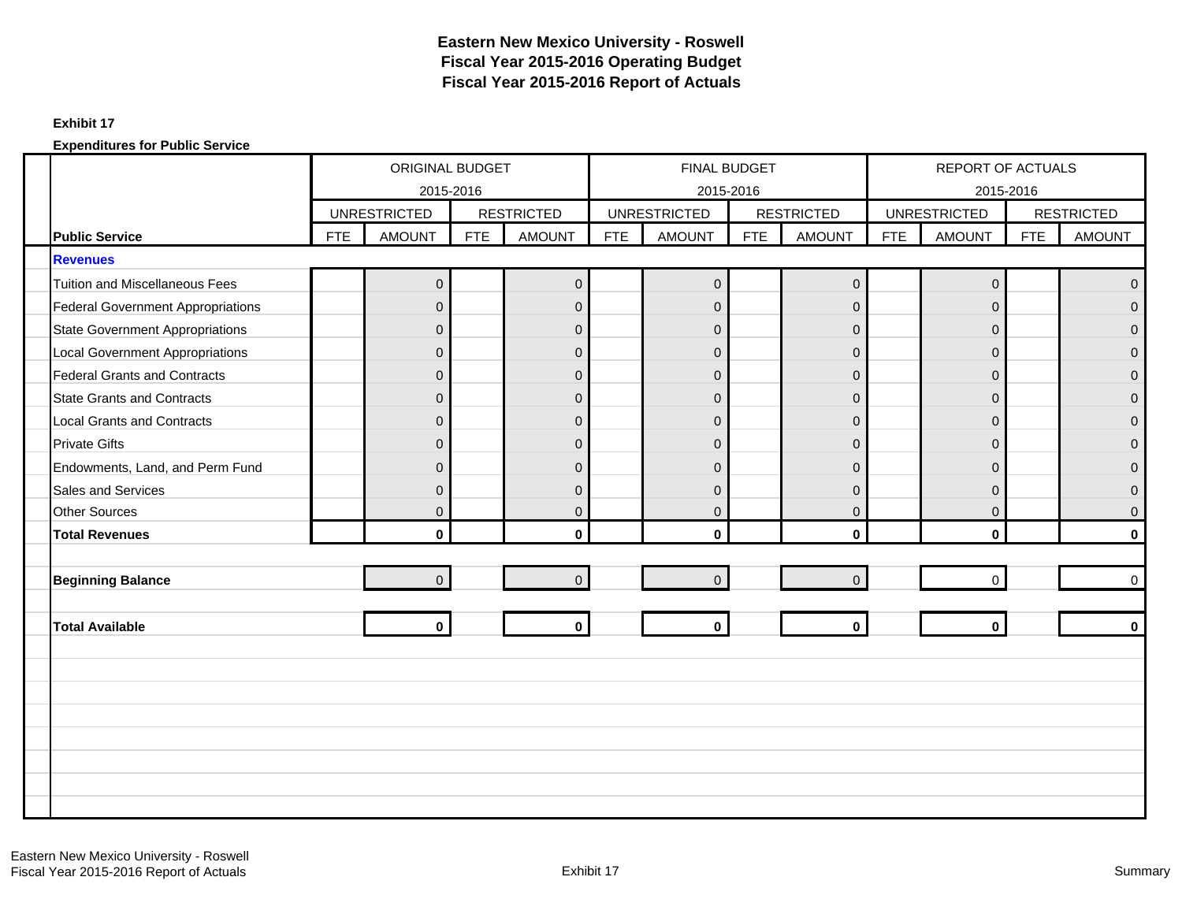# Eastern New Mexico University - Roswell
# Fiscal Year 2015-2016 Operating Budget
# Fiscal Year 2015-2016 Report of Actuals

**Exhibit 17**

**Expenditures for Public Service**

| | ORIGINAL BUDGET 2015-2016 | | | | FINAL BUDGET 2015-2016 | | | | REPORT OF ACTUALS 2015-2016 | | | |
|---|---|---|---|---|---|---|---|---|---|---|---|---|
| | UNRESTRICTED | | RESTRICTED | | UNRESTRICTED | | RESTRICTED | | UNRESTRICTED | | RESTRICTED | |
| **Public Service** | FTE | AMOUNT | FTE | AMOUNT | FTE | AMOUNT | FTE | AMOUNT | FTE | AMOUNT | FTE | AMOUNT |
| **Revenues** | | | | | | | | | | | | |
| Tuition and Miscellaneous Fees | | 0 | | 0 | | 0 | | 0 | | 0 | | 0 |
| Federal Government Appropriations | | 0 | | 0 | | 0 | | 0 | | 0 | | 0 |
| State Government Appropriations | | 0 | | 0 | | 0 | | 0 | | 0 | | 0 |
| Local Government Appropriations | | 0 | | 0 | | 0 | | 0 | | 0 | | 0 |
| Federal Grants and Contracts | | 0 | | 0 | | 0 | | 0 | | 0 | | 0 |
| State Grants and Contracts | | 0 | | 0 | | 0 | | 0 | | 0 | | 0 |
| Local Grants and Contracts | | 0 | | 0 | | 0 | | 0 | | 0 | | 0 |
| Private Gifts | | 0 | | 0 | | 0 | | 0 | | 0 | | 0 |
| Endowments, Land, and Perm Fund | | 0 | | 0 | | 0 | | 0 | | 0 | | 0 |
| Sales and Services | | 0 | | 0 | | 0 | | 0 | | 0 | | 0 |
| Other Sources | | 0 | | 0 | | 0 | | 0 | | 0 | | 0 |
| **Total Revenues** | | **0** | | **0** | | **0** | | **0** | | **0** | | **0** |
| **Beginning Balance** | | 0 | | 0 | | 0 | | 0 | | 0 | | 0 |
| **Total Available** | | **0** | | **0** | | **0** | | **0** | | **0** | | **0** |

Eastern New Mexico University - Roswell
Fiscal Year 2015-2016 Report of Actuals

Exhibit 17

Summary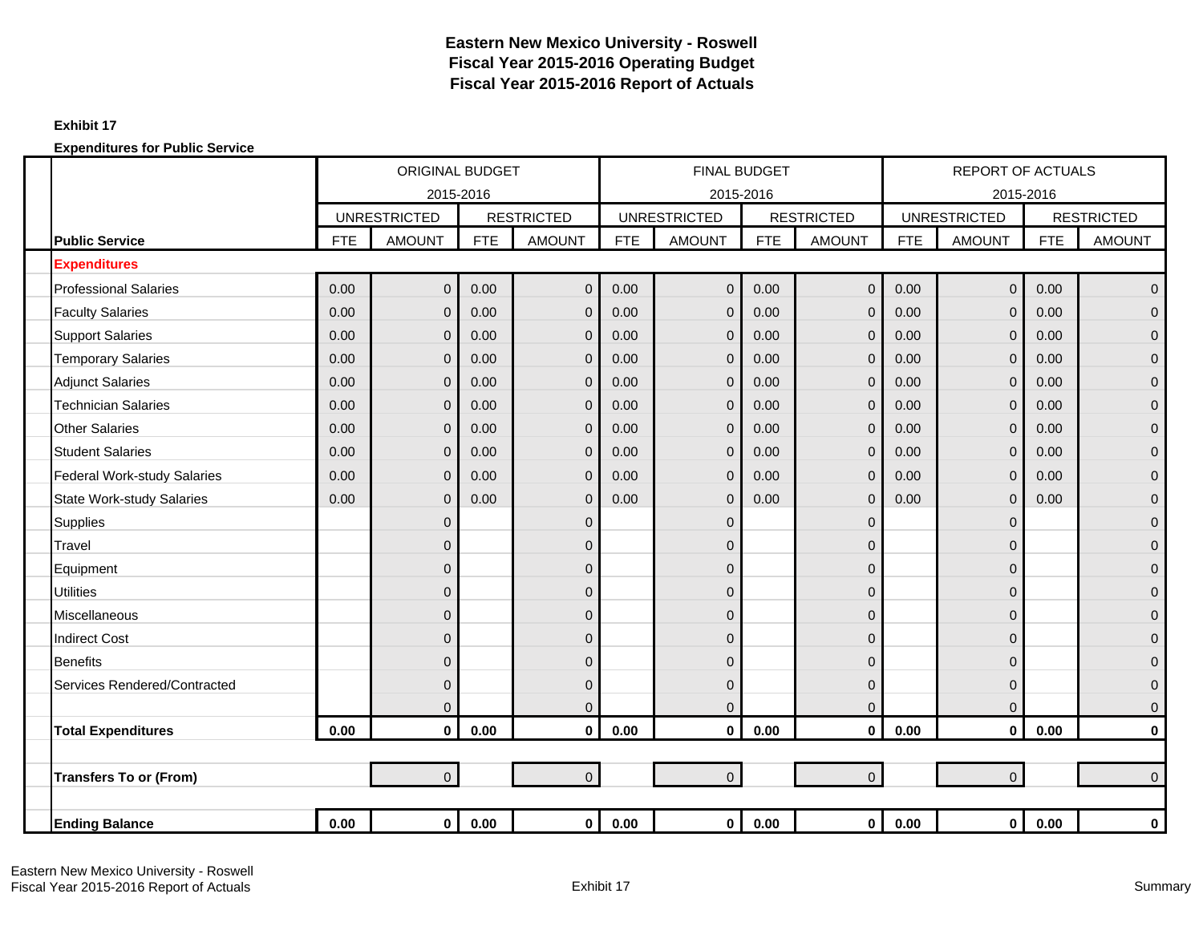**Eastern New Mexico University - Roswell**
**Fiscal Year 2015-2016 Operating Budget**
**Fiscal Year 2015-2016 Report of Actuals**

**Exhibit 17**

**Expenditures for Public Service**

| | ORIGINAL BUDGET 2015-2016 | | | | FINAL BUDGET 2015-2016 | | | | REPORT OF ACTUALS 2015-2016 | | | |
|---|---|---|---|---|---|---|---|---|---|---|---|---|
| | UNRESTRICTED | | RESTRICTED | | UNRESTRICTED | | RESTRICTED | | UNRESTRICTED | | RESTRICTED | |
| **Public Service** | FTE | AMOUNT | FTE | AMOUNT | FTE | AMOUNT | FTE | AMOUNT | FTE | AMOUNT | FTE | AMOUNT |
| **Expenditures** | | | | | | | | | | | | |
| Professional Salaries | 0.00 | 0 | 0.00 | 0 | 0.00 | 0 | 0.00 | 0 | 0.00 | 0 | 0.00 | 0 |
| Faculty Salaries | 0.00 | 0 | 0.00 | 0 | 0.00 | 0 | 0.00 | 0 | 0.00 | 0 | 0.00 | 0 |
| Support Salaries | 0.00 | 0 | 0.00 | 0 | 0.00 | 0 | 0.00 | 0 | 0.00 | 0 | 0.00 | 0 |
| Temporary Salaries | 0.00 | 0 | 0.00 | 0 | 0.00 | 0 | 0.00 | 0 | 0.00 | 0 | 0.00 | 0 |
| Adjunct Salaries | 0.00 | 0 | 0.00 | 0 | 0.00 | 0 | 0.00 | 0 | 0.00 | 0 | 0.00 | 0 |
| Technician Salaries | 0.00 | 0 | 0.00 | 0 | 0.00 | 0 | 0.00 | 0 | 0.00 | 0 | 0.00 | 0 |
| Other Salaries | 0.00 | 0 | 0.00 | 0 | 0.00 | 0 | 0.00 | 0 | 0.00 | 0 | 0.00 | 0 |
| Student Salaries | 0.00 | 0 | 0.00 | 0 | 0.00 | 0 | 0.00 | 0 | 0.00 | 0 | 0.00 | 0 |
| Federal Work-study Salaries | 0.00 | 0 | 0.00 | 0 | 0.00 | 0 | 0.00 | 0 | 0.00 | 0 | 0.00 | 0 |
| State Work-study Salaries | 0.00 | 0 | 0.00 | 0 | 0.00 | 0 | 0.00 | 0 | 0.00 | 0 | 0.00 | 0 |
| Supplies | | 0 | | 0 | | 0 | | 0 | | 0 | | 0 |
| Travel | | 0 | | 0 | | 0 | | 0 | | 0 | | 0 |
| Equipment | | 0 | | 0 | | 0 | | 0 | | 0 | | 0 |
| Utilities | | 0 | | 0 | | 0 | | 0 | | 0 | | 0 |
| Miscellaneous | | 0 | | 0 | | 0 | | 0 | | 0 | | 0 |
| Indirect Cost | | 0 | | 0 | | 0 | | 0 | | 0 | | 0 |
| Benefits | | 0 | | 0 | | 0 | | 0 | | 0 | | 0 |
| Services Rendered/Contracted | | 0 | | 0 | | 0 | | 0 | | 0 | | 0 |
| | | 0 | | 0 | | 0 | | 0 | | 0 | | 0 |
| **Total Expenditures** | **0.00** | **0** | **0.00** | **0** | **0.00** | **0** | **0.00** | **0** | **0.00** | **0** | **0.00** | **0** |
| | | | | | | | | | | | | |
| **Transfers To or (From)** | | 0 | | 0 | | 0 | | 0 | | 0 | | 0 |
| | | | | | | | | | | | | |
| **Ending Balance** | **0.00** | **0** | **0.00** | **0** | **0.00** | **0** | **0.00** | **0** | **0.00** | **0** | **0.00** | **0** |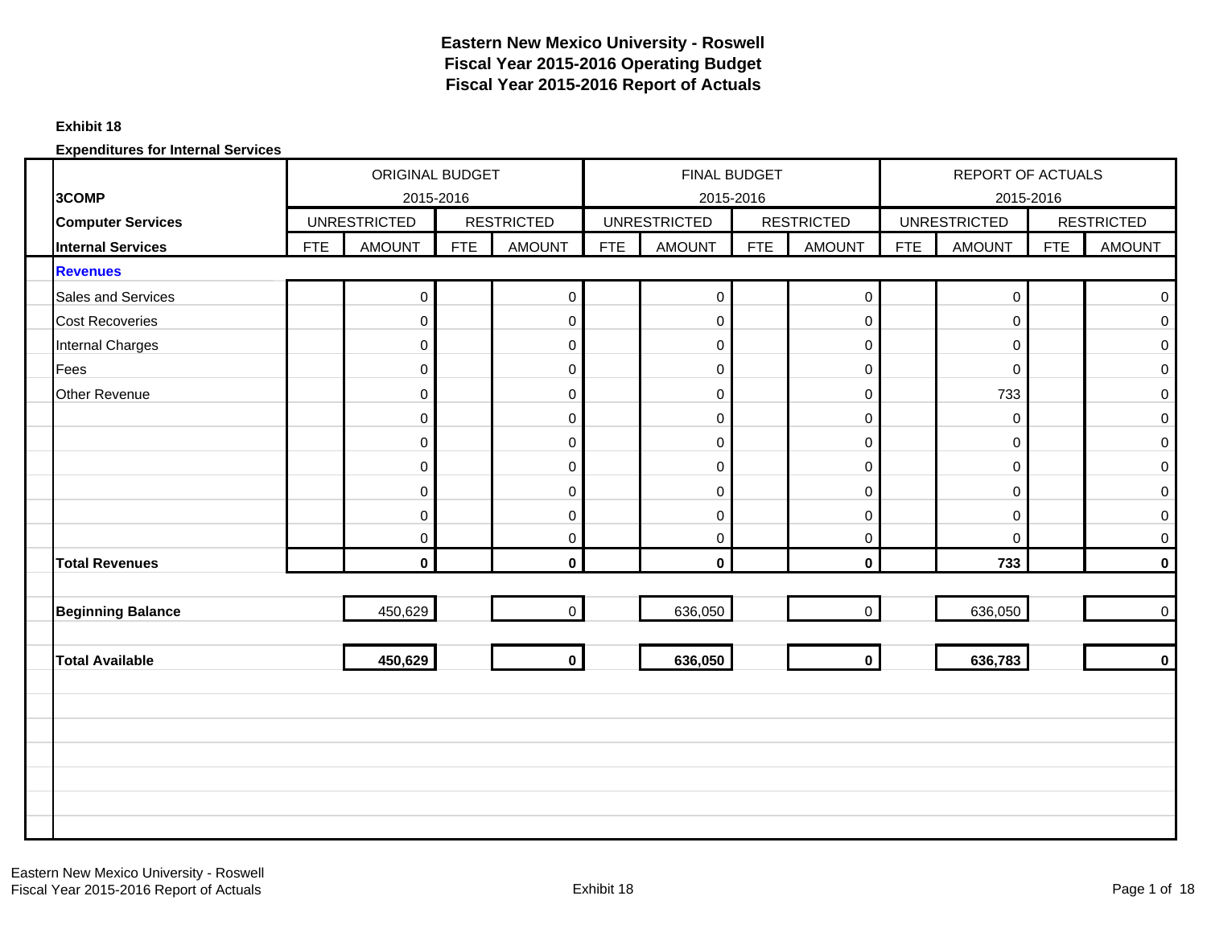# Eastern New Mexico University - Roswell
## Fiscal Year 2015-2016 Operating Budget
## Fiscal Year 2015-2016 Report of Actuals

**Exhibit 18**

**Expenditures for Internal Services**

| | ORIGINAL BUDGET 2015-2016 | | | | FINAL BUDGET 2015-2016 | | | | REPORT OF ACTUALS 2015-2016 | | | |
|---|---|---|---|---|---|---|---|---|---|---|---|---|
| **3COMP** | | | | | | | | | | | | |
| **Computer Services** | UNRESTRICTED | | RESTRICTED | | UNRESTRICTED | | RESTRICTED | | UNRESTRICTED | | RESTRICTED | |
| **Internal Services** | FTE | AMOUNT | FTE | AMOUNT | FTE | AMOUNT | FTE | AMOUNT | FTE | AMOUNT | FTE | AMOUNT |
| **Revenues** | | | | | | | | | | | | |
| Sales and Services | | 0 | | 0 | | 0 | | 0 | | 0 | | 0 |
| Cost Recoveries | | 0 | | 0 | | 0 | | 0 | | 0 | | 0 |
| Internal Charges | | 0 | | 0 | | 0 | | 0 | | 0 | | 0 |
| Fees | | 0 | | 0 | | 0 | | 0 | | 0 | | 0 |
| Other Revenue | | 0 | | 0 | | 0 | | 0 | | 733 | | 0 |
| | | 0 | | 0 | | 0 | | 0 | | 0 | | 0 |
| | | 0 | | 0 | | 0 | | 0 | | 0 | | 0 |
| | | 0 | | 0 | | 0 | | 0 | | 0 | | 0 |
| | | 0 | | 0 | | 0 | | 0 | | 0 | | 0 |
| | | 0 | | 0 | | 0 | | 0 | | 0 | | 0 |
| | | 0 | | 0 | | 0 | | 0 | | 0 | | 0 |
| **Total Revenues** | | **0** | | **0** | | **0** | | **0** | | **733** | | **0** |
| **Beginning Balance** | | 450,629 | | 0 | | 636,050 | | 0 | | 636,050 | | 0 |
| **Total Available** | | **450,629** | | **0** | | **636,050** | | **0** | | **636,783** | | **0** |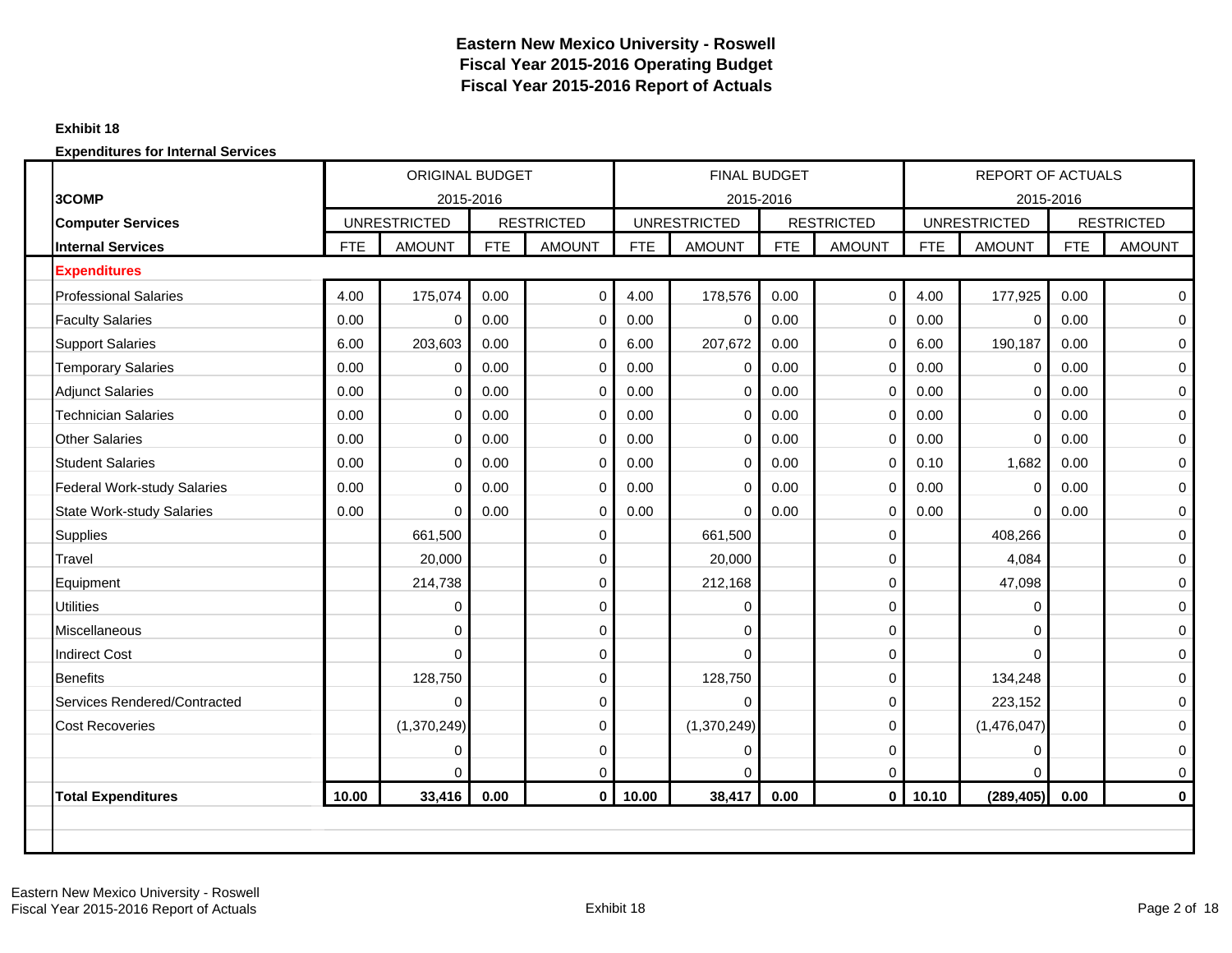# Eastern New Mexico University - Roswell
## Fiscal Year 2015-2016 Operating Budget
## Fiscal Year 2015-2016 Report of Actuals

**Exhibit 18**

**Expenditures for Internal Services**

| 3COMP | ORIGINAL BUDGET 2015-2016 | | | | FINAL BUDGET 2015-2016 | | | | REPORT OF ACTUALS 2015-2016 | | | |
|---|---|---|---|---|---|---|---|---|---|---|---|---|
| **Computer Services** | UNRESTRICTED | | RESTRICTED | | UNRESTRICTED | | RESTRICTED | | UNRESTRICTED | | RESTRICTED | |
| **Internal Services** | FTE | AMOUNT | FTE | AMOUNT | FTE | AMOUNT | FTE | AMOUNT | FTE | AMOUNT | FTE | AMOUNT |
| **Expenditures** | | | | | | | | | | | | |
| Professional Salaries | 4.00 | 175,074 | 0.00 | 0 | 4.00 | 178,576 | 0.00 | 0 | 4.00 | 177,925 | 0.00 | 0 |
| Faculty Salaries | 0.00 | 0 | 0.00 | 0 | 0.00 | 0 | 0.00 | 0 | 0.00 | 0 | 0.00 | 0 |
| Support Salaries | 6.00 | 203,603 | 0.00 | 0 | 6.00 | 207,672 | 0.00 | 0 | 6.00 | 190,187 | 0.00 | 0 |
| Temporary Salaries | 0.00 | 0 | 0.00 | 0 | 0.00 | 0 | 0.00 | 0 | 0.00 | 0 | 0.00 | 0 |
| Adjunct Salaries | 0.00 | 0 | 0.00 | 0 | 0.00 | 0 | 0.00 | 0 | 0.00 | 0 | 0.00 | 0 |
| Technician Salaries | 0.00 | 0 | 0.00 | 0 | 0.00 | 0 | 0.00 | 0 | 0.00 | 0 | 0.00 | 0 |
| Other Salaries | 0.00 | 0 | 0.00 | 0 | 0.00 | 0 | 0.00 | 0 | 0.00 | 0 | 0.00 | 0 |
| Student Salaries | 0.00 | 0 | 0.00 | 0 | 0.00 | 0 | 0.00 | 0 | 0.10 | 1,682 | 0.00 | 0 |
| Federal Work-study Salaries | 0.00 | 0 | 0.00 | 0 | 0.00 | 0 | 0.00 | 0 | 0.00 | 0 | 0.00 | 0 |
| State Work-study Salaries | 0.00 | 0 | 0.00 | 0 | 0.00 | 0 | 0.00 | 0 | 0.00 | 0 | 0.00 | 0 |
| Supplies | | 661,500 | | 0 | | 661,500 | | 0 | | 408,266 | | 0 |
| Travel | | 20,000 | | 0 | | 20,000 | | 0 | | 4,084 | | 0 |
| Equipment | | 214,738 | | 0 | | 212,168 | | 0 | | 47,098 | | 0 |
| Utilities | | 0 | | 0 | | 0 | | 0 | | 0 | | 0 |
| Miscellaneous | | 0 | | 0 | | 0 | | 0 | | 0 | | 0 |
| Indirect Cost | | 0 | | 0 | | 0 | | 0 | | 0 | | 0 |
| Benefits | | 128,750 | | 0 | | 128,750 | | 0 | | 134,248 | | 0 |
| Services Rendered/Contracted | | 0 | | 0 | | 0 | | 0 | | 223,152 | | 0 |
| Cost Recoveries | | (1,370,249) | | 0 | | (1,370,249) | | 0 | | (1,476,047) | | 0 |
| | | 0 | | 0 | | 0 | | 0 | | 0 | | 0 |
| | | 0 | | 0 | | 0 | | 0 | | 0 | | 0 |
| **Total Expenditures** | **10.00** | **33,416** | **0.00** | **0** | **10.00** | **38,417** | **0.00** | **0** | **10.10** | **(289,405)** | **0.00** | **0** |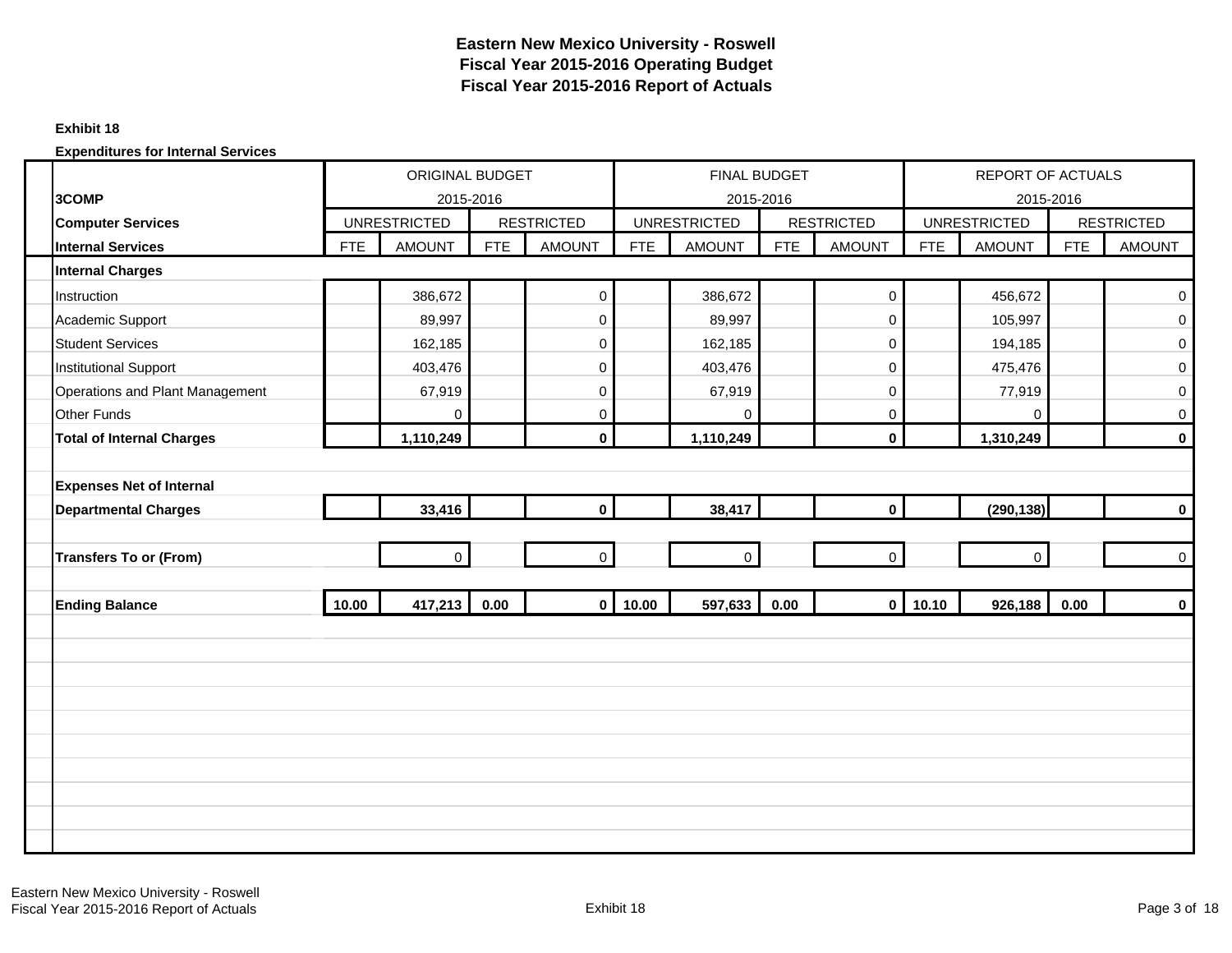# Eastern New Mexico University - Roswell
## Fiscal Year 2015-2016 Operating Budget
## Fiscal Year 2015-2016 Report of Actuals

**Exhibit 18**

**Expenditures for Internal Services**

| | ORIGINAL BUDGET 2015-2016 | | | | FINAL BUDGET 2015-2016 | | | | REPORT OF ACTUALS 2015-2016 | | | |
|---|---|---|---|---|---|---|---|---|---|---|---|---|
| **3COMP** | UNRESTRICTED | | RESTRICTED | | UNRESTRICTED | | RESTRICTED | | UNRESTRICTED | | RESTRICTED | |
| **Computer Services** | | | | | | | | | | | | |
| **Internal Services** | FTE | AMOUNT | FTE | AMOUNT | FTE | AMOUNT | FTE | AMOUNT | FTE | AMOUNT | FTE | AMOUNT |
| **Internal Charges** | | | | | | | | | | | | |
| Instruction | | 386,672 | | 0 | | 386,672 | | 0 | | 456,672 | | 0 |
| Academic Support | | 89,997 | | 0 | | 89,997 | | 0 | | 105,997 | | 0 |
| Student Services | | 162,185 | | 0 | | 162,185 | | 0 | | 194,185 | | 0 |
| Institutional Support | | 403,476 | | 0 | | 403,476 | | 0 | | 475,476 | | 0 |
| Operations and Plant Management | | 67,919 | | 0 | | 67,919 | | 0 | | 77,919 | | 0 |
| Other Funds | | 0 | | 0 | | 0 | | 0 | | 0 | | 0 |
| **Total of Internal Charges** | | **1,110,249** | | **0** | | **1,110,249** | | **0** | | **1,310,249** | | **0** |
| **Expenses Net of Internal Departmental Charges** | | **33,416** | | **0** | | **38,417** | | **0** | | **(290,138)** | | **0** |
| **Transfers To or (From)** | | 0 | | 0 | | 0 | | 0 | | 0 | | 0 |
| **Ending Balance** | **10.00** | **417,213** | **0.00** | **0** | **10.00** | **597,633** | **0.00** | **0** | **10.10** | **926,188** | **0.00** | **0** |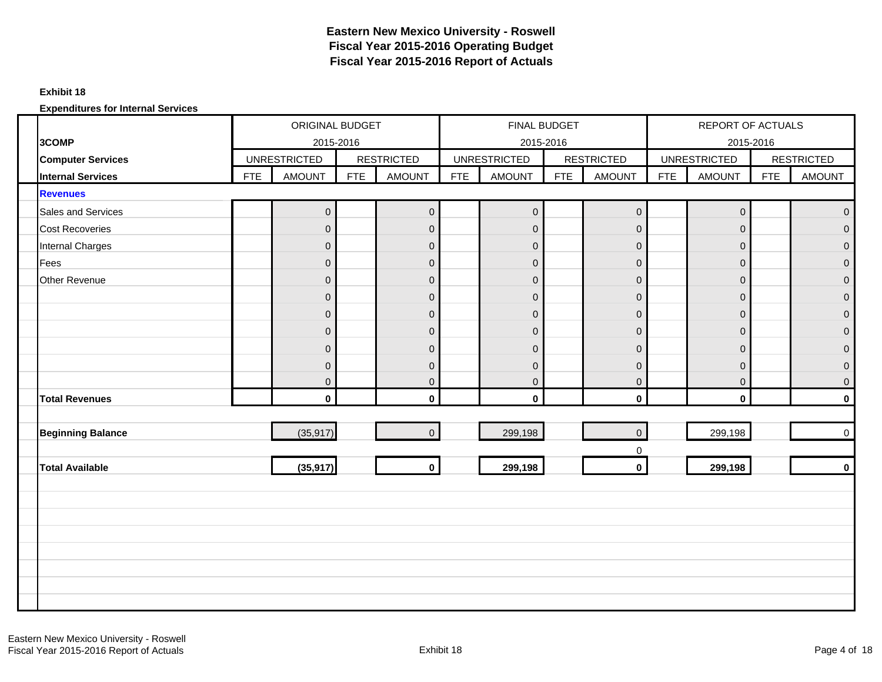# Eastern New Mexico University - Roswell
## Fiscal Year 2015-2016 Operating Budget
## Fiscal Year 2015-2016 Report of Actuals

**Exhibit 18**

**Expenditures for Internal Services**

| | ORIGINAL BUDGET 2015-2016 | | | | FINAL BUDGET 2015-2016 | | | | REPORT OF ACTUALS 2015-2016 | | | |
|---|---|---|---|---|---|---|---|---|---|---|---|---|
| **3COMP** | | | | | | | | | | | | |
| **Computer Services** | UNRESTRICTED | | RESTRICTED | | UNRESTRICTED | | RESTRICTED | | UNRESTRICTED | | RESTRICTED | |
| **Internal Services** | FTE | AMOUNT | FTE | AMOUNT | FTE | AMOUNT | FTE | AMOUNT | FTE | AMOUNT | FTE | AMOUNT |
| **Revenues** | | | | | | | | | | | | |
| Sales and Services | | 0 | | 0 | | 0 | | 0 | | 0 | | 0 |
| Cost Recoveries | | 0 | | 0 | | 0 | | 0 | | 0 | | 0 |
| Internal Charges | | 0 | | 0 | | 0 | | 0 | | 0 | | 0 |
| Fees | | 0 | | 0 | | 0 | | 0 | | 0 | | 0 |
| Other Revenue | | 0 | | 0 | | 0 | | 0 | | 0 | | 0 |
| | | 0 | | 0 | | 0 | | 0 | | 0 | | 0 |
| | | 0 | | 0 | | 0 | | 0 | | 0 | | 0 |
| | | 0 | | 0 | | 0 | | 0 | | 0 | | 0 |
| | | 0 | | 0 | | 0 | | 0 | | 0 | | 0 |
| | | 0 | | 0 | | 0 | | 0 | | 0 | | 0 |
| | | 0 | | 0 | | 0 | | 0 | | 0 | | 0 |
| **Total Revenues** | | **0** | | **0** | | **0** | | **0** | | **0** | | **0** |
| **Beginning Balance** | | (35,917) | | 0 | | 299,198 | | 0 | | 299,198 | | 0 |
| | | | | | | | | 0 | | | | |
| **Total Available** | | **(35,917)** | | **0** | | **299,198** | | **0** | | **299,198** | | **0** |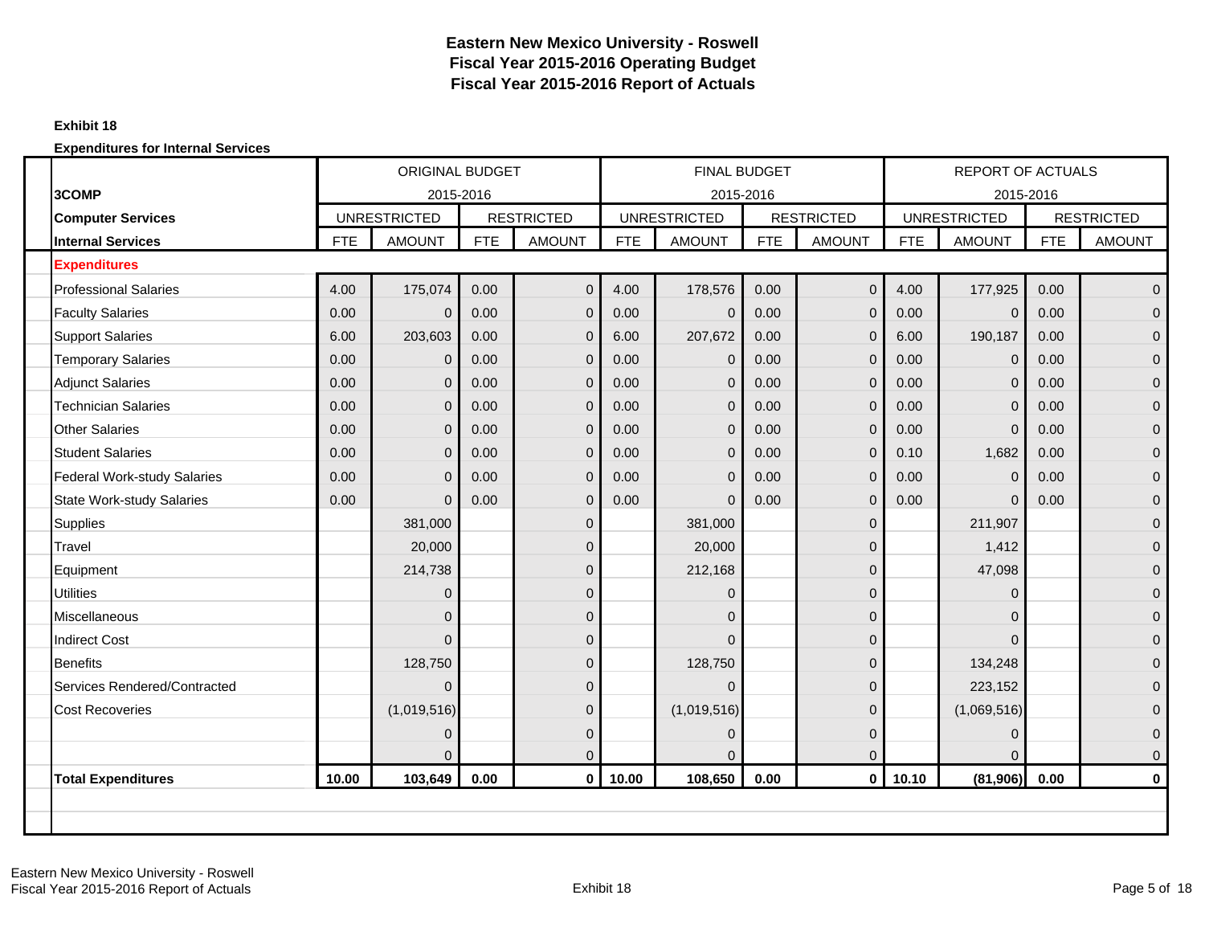# Eastern New Mexico University - Roswell
## Fiscal Year 2015-2016 Operating Budget
## Fiscal Year 2015-2016 Report of Actuals

**Exhibit 18**

**Expenditures for Internal Services**

| 3COMP | ORIGINAL BUDGET 2015-2016 | | | | FINAL BUDGET 2015-2016 | | | | REPORT OF ACTUALS 2015-2016 | | | |
|---|---|---|---|---|---|---|---|---|---|---|---|---|
| **Computer Services** | UNRESTRICTED | | RESTRICTED | | UNRESTRICTED | | RESTRICTED | | UNRESTRICTED | | RESTRICTED | |
| **Internal Services** | FTE | AMOUNT | FTE | AMOUNT | FTE | AMOUNT | FTE | AMOUNT | FTE | AMOUNT | FTE | AMOUNT |
| **Expenditures** | | | | | | | | | | | | |
| Professional Salaries | 4.00 | 175,074 | 0.00 | 0 | 4.00 | 178,576 | 0.00 | 0 | 4.00 | 177,925 | 0.00 | 0 |
| Faculty Salaries | 0.00 | 0 | 0.00 | 0 | 0.00 | 0 | 0.00 | 0 | 0.00 | 0 | 0.00 | 0 |
| Support Salaries | 6.00 | 203,603 | 0.00 | 0 | 6.00 | 207,672 | 0.00 | 0 | 6.00 | 190,187 | 0.00 | 0 |
| Temporary Salaries | 0.00 | 0 | 0.00 | 0 | 0.00 | 0 | 0.00 | 0 | 0.00 | 0 | 0.00 | 0 |
| Adjunct Salaries | 0.00 | 0 | 0.00 | 0 | 0.00 | 0 | 0.00 | 0 | 0.00 | 0 | 0.00 | 0 |
| Technician Salaries | 0.00 | 0 | 0.00 | 0 | 0.00 | 0 | 0.00 | 0 | 0.00 | 0 | 0.00 | 0 |
| Other Salaries | 0.00 | 0 | 0.00 | 0 | 0.00 | 0 | 0.00 | 0 | 0.00 | 0 | 0.00 | 0 |
| Student Salaries | 0.00 | 0 | 0.00 | 0 | 0.00 | 0 | 0.00 | 0 | 0.10 | 1,682 | 0.00 | 0 |
| Federal Work-study Salaries | 0.00 | 0 | 0.00 | 0 | 0.00 | 0 | 0.00 | 0 | 0.00 | 0 | 0.00 | 0 |
| State Work-study Salaries | 0.00 | 0 | 0.00 | 0 | 0.00 | 0 | 0.00 | 0 | 0.00 | 0 | 0.00 | 0 |
| Supplies | | 381,000 | | 0 | | 381,000 | | 0 | | 211,907 | | 0 |
| Travel | | 20,000 | | 0 | | 20,000 | | 0 | | 1,412 | | 0 |
| Equipment | | 214,738 | | 0 | | 212,168 | | 0 | | 47,098 | | 0 |
| Utilities | | 0 | | 0 | | 0 | | 0 | | 0 | | 0 |
| Miscellaneous | | 0 | | 0 | | 0 | | 0 | | 0 | | 0 |
| Indirect Cost | | 0 | | 0 | | 0 | | 0 | | 0 | | 0 |
| Benefits | | 128,750 | | 0 | | 128,750 | | 0 | | 134,248 | | 0 |
| Services Rendered/Contracted | | 0 | | 0 | | 0 | | 0 | | 223,152 | | 0 |
| Cost Recoveries | | (1,019,516) | | 0 | | (1,019,516) | | 0 | | (1,069,516) | | 0 |
| | | 0 | | 0 | | 0 | | 0 | | 0 | | 0 |
| | | 0 | | 0 | | 0 | | 0 | | 0 | | 0 |
| **Total Expenditures** | **10.00** | **103,649** | **0.00** | **0** | **10.00** | **108,650** | **0.00** | **0** | **10.10** | **(81,906)** | **0.00** | **0** |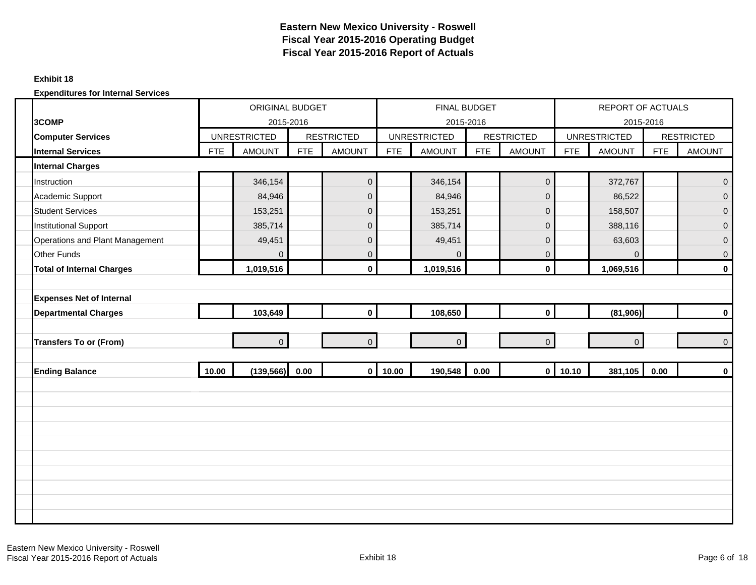# Eastern New Mexico University - Roswell
## Fiscal Year 2015-2016 Operating Budget
## Fiscal Year 2015-2016 Report of Actuals

**Exhibit 18**

**Expenditures for Internal Services**

| 3COMP | ORIGINAL BUDGET 2015-2016 | | | | FINAL BUDGET 2015-2016 | | | | REPORT OF ACTUALS 2015-2016 | | | |
|---|---|---|---|---|---|---|---|---|---|---|---|---|
| **Computer Services** | UNRESTRICTED | | RESTRICTED | | UNRESTRICTED | | RESTRICTED | | UNRESTRICTED | | RESTRICTED | |
| **Internal Services** | FTE | AMOUNT | FTE | AMOUNT | FTE | AMOUNT | FTE | AMOUNT | FTE | AMOUNT | FTE | AMOUNT |
| **Internal Charges** | | | | | | | | | | | | |
| Instruction | | 346,154 | | 0 | | 346,154 | | 0 | | 372,767 | | 0 |
| Academic Support | | 84,946 | | 0 | | 84,946 | | 0 | | 86,522 | | 0 |
| Student Services | | 153,251 | | 0 | | 153,251 | | 0 | | 158,507 | | 0 |
| Institutional Support | | 385,714 | | 0 | | 385,714 | | 0 | | 388,116 | | 0 |
| Operations and Plant Management | | 49,451 | | 0 | | 49,451 | | 0 | | 63,603 | | 0 |
| Other Funds | | 0 | | 0 | | 0 | | 0 | | 0 | | 0 |
| **Total of Internal Charges** | | **1,019,516** | | **0** | | **1,019,516** | | **0** | | **1,069,516** | | **0** |
| | | | | | | | | | | | | |
| **Expenses Net of Internal Departmental Charges** | | **103,649** | | **0** | | **108,650** | | **0** | | **(81,906)** | | **0** |
| | | | | | | | | | | | | |
| **Transfers To or (From)** | | 0 | | 0 | | 0 | | 0 | | 0 | | 0 |
| | | | | | | | | | | | | |
| **Ending Balance** | **10.00** | **(139,566)** | **0.00** | **0** | **10.00** | **190,548** | **0.00** | **0** | **10.10** | **381,105** | **0.00** | **0** |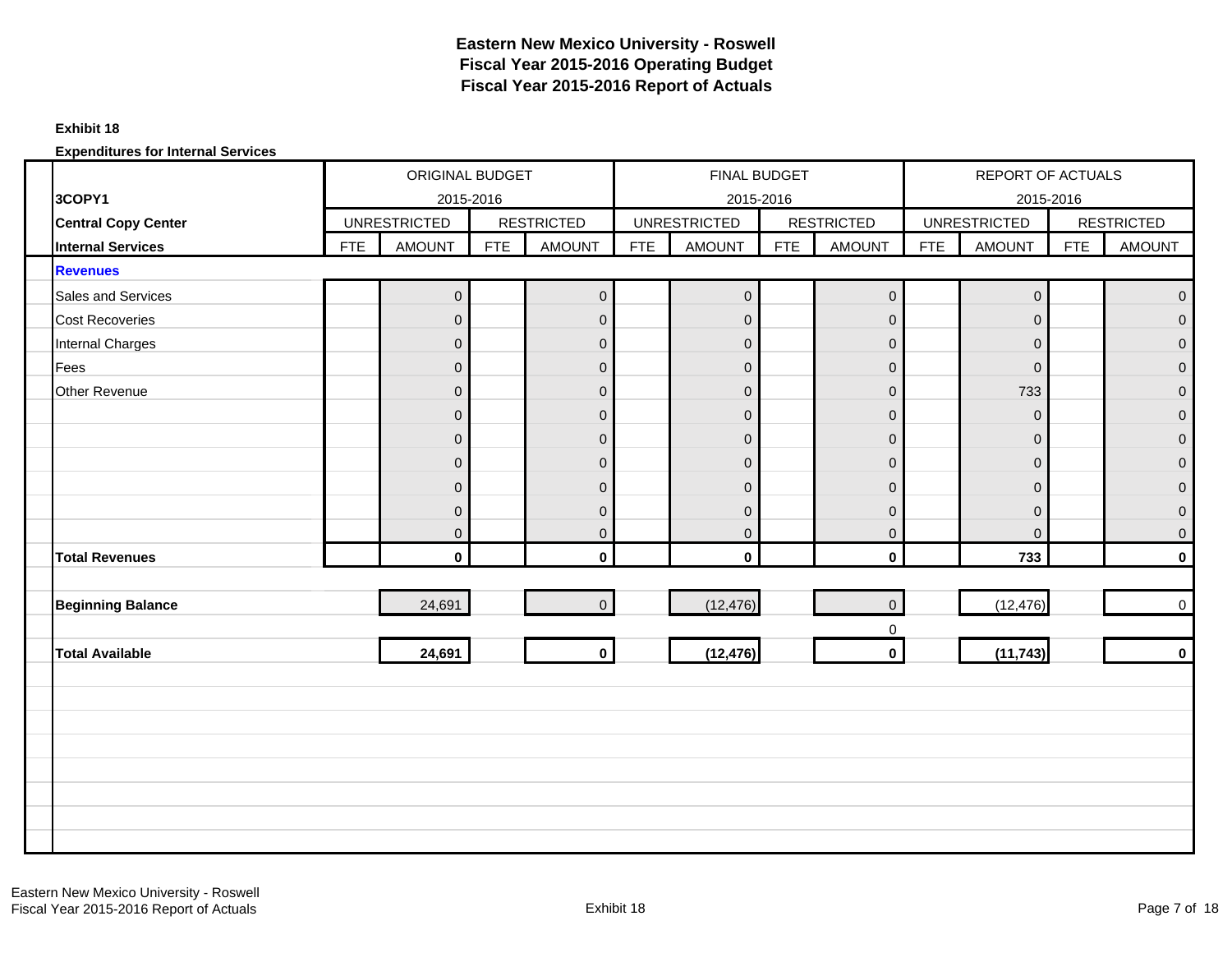# Eastern New Mexico University - Roswell
## Fiscal Year 2015-2016 Operating Budget
## Fiscal Year 2015-2016 Report of Actuals

**Exhibit 18**

**Expenditures for Internal Services**

| **3COPY1** | ORIGINAL BUDGET 2015-2016 | | | | FINAL BUDGET 2015-2016 | | | | REPORT OF ACTUALS 2015-2016 | | | |
|---|---|---|---|---|---|---|---|---|---|---|---|---|
| **Central Copy Center** | UNRESTRICTED | | RESTRICTED | | UNRESTRICTED | | RESTRICTED | | UNRESTRICTED | | RESTRICTED | |
| **Internal Services** | FTE | AMOUNT | FTE | AMOUNT | FTE | AMOUNT | FTE | AMOUNT | FTE | AMOUNT | FTE | AMOUNT |
| **Revenues** | | | | | | | | | | | | |
| Sales and Services | | 0 | | 0 | | 0 | | 0 | | 0 | | 0 |
| Cost Recoveries | | 0 | | 0 | | 0 | | 0 | | 0 | | 0 |
| Internal Charges | | 0 | | 0 | | 0 | | 0 | | 0 | | 0 |
| Fees | | 0 | | 0 | | 0 | | 0 | | 0 | | 0 |
| Other Revenue | | 0 | | 0 | | 0 | | 0 | | 733 | | 0 |
| | | 0 | | 0 | | 0 | | 0 | | 0 | | 0 |
| | | 0 | | 0 | | 0 | | 0 | | 0 | | 0 |
| | | 0 | | 0 | | 0 | | 0 | | 0 | | 0 |
| | | 0 | | 0 | | 0 | | 0 | | 0 | | 0 |
| | | 0 | | 0 | | 0 | | 0 | | 0 | | 0 |
| | | 0 | | 0 | | 0 | | 0 | | 0 | | 0 |
| **Total Revenues** | | **0** | | **0** | | **0** | | **0** | | **733** | | **0** |
| **Beginning Balance** | | 24,691 | | 0 | | (12,476) | | 0 | | (12,476) | | 0 |
| | | | | | | | | 0 | | | | |
| **Total Available** | | **24,691** | | **0** | | **(12,476)** | | **0** | | **(11,743)** | | **0** |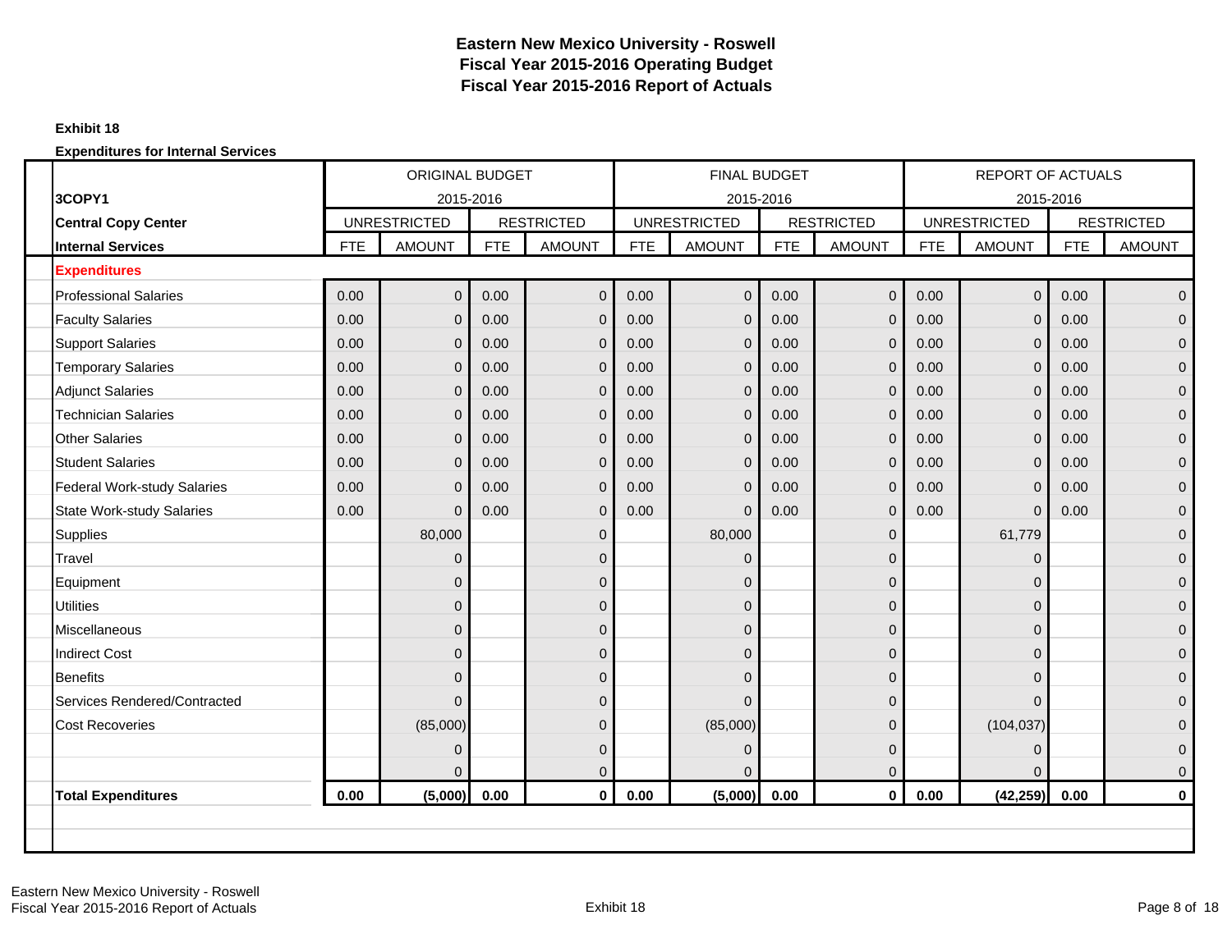# Eastern New Mexico University - Roswell
# Fiscal Year 2015-2016 Operating Budget
# Fiscal Year 2015-2016 Report of Actuals

**Exhibit 18**

**Expenditures for Internal Services**

| | ORIGINAL BUDGET | | | | FINAL BUDGET | | | | REPORT OF ACTUALS | | | |
|---|---|---|---|---|---|---|---|---|---|---|---|---|
| **3COPY1** | 2015-2016 | | | | 2015-2016 | | | | 2015-2016 | | | |
| **Central Copy Center** | UNRESTRICTED | | RESTRICTED | | UNRESTRICTED | | RESTRICTED | | UNRESTRICTED | | RESTRICTED | |
| **Internal Services** | FTE | AMOUNT | FTE | AMOUNT | FTE | AMOUNT | FTE | AMOUNT | FTE | AMOUNT | FTE | AMOUNT |
| **Expenditures** | | | | | | | | | | | | |
| Professional Salaries | 0.00 | 0 | 0.00 | 0 | 0.00 | 0 | 0.00 | 0 | 0.00 | 0 | 0.00 | 0 |
| Faculty Salaries | 0.00 | 0 | 0.00 | 0 | 0.00 | 0 | 0.00 | 0 | 0.00 | 0 | 0.00 | 0 |
| Support Salaries | 0.00 | 0 | 0.00 | 0 | 0.00 | 0 | 0.00 | 0 | 0.00 | 0 | 0.00 | 0 |
| Temporary Salaries | 0.00 | 0 | 0.00 | 0 | 0.00 | 0 | 0.00 | 0 | 0.00 | 0 | 0.00 | 0 |
| Adjunct Salaries | 0.00 | 0 | 0.00 | 0 | 0.00 | 0 | 0.00 | 0 | 0.00 | 0 | 0.00 | 0 |
| Technician Salaries | 0.00 | 0 | 0.00 | 0 | 0.00 | 0 | 0.00 | 0 | 0.00 | 0 | 0.00 | 0 |
| Other Salaries | 0.00 | 0 | 0.00 | 0 | 0.00 | 0 | 0.00 | 0 | 0.00 | 0 | 0.00 | 0 |
| Student Salaries | 0.00 | 0 | 0.00 | 0 | 0.00 | 0 | 0.00 | 0 | 0.00 | 0 | 0.00 | 0 |
| Federal Work-study Salaries | 0.00 | 0 | 0.00 | 0 | 0.00 | 0 | 0.00 | 0 | 0.00 | 0 | 0.00 | 0 |
| State Work-study Salaries | 0.00 | 0 | 0.00 | 0 | 0.00 | 0 | 0.00 | 0 | 0.00 | 0 | 0.00 | 0 |
| Supplies | | 80,000 | | 0 | | 80,000 | | 0 | | 61,779 | | 0 |
| Travel | | 0 | | 0 | | 0 | | 0 | | 0 | | 0 |
| Equipment | | 0 | | 0 | | 0 | | 0 | | 0 | | 0 |
| Utilities | | 0 | | 0 | | 0 | | 0 | | 0 | | 0 |
| Miscellaneous | | 0 | | 0 | | 0 | | 0 | | 0 | | 0 |
| Indirect Cost | | 0 | | 0 | | 0 | | 0 | | 0 | | 0 |
| Benefits | | 0 | | 0 | | 0 | | 0 | | 0 | | 0 |
| Services Rendered/Contracted | | 0 | | 0 | | 0 | | 0 | | 0 | | 0 |
| Cost Recoveries | | (85,000) | | 0 | | (85,000) | | 0 | | (104,037) | | 0 |
| | | 0 | | 0 | | 0 | | 0 | | 0 | | 0 |
| | | 0 | | 0 | | 0 | | 0 | | 0 | | 0 |
| **Total Expenditures** | **0.00** | **(5,000)** | **0.00** | **0** | **0.00** | **(5,000)** | **0.00** | **0** | **0.00** | **(42,259)** | **0.00** | **0** |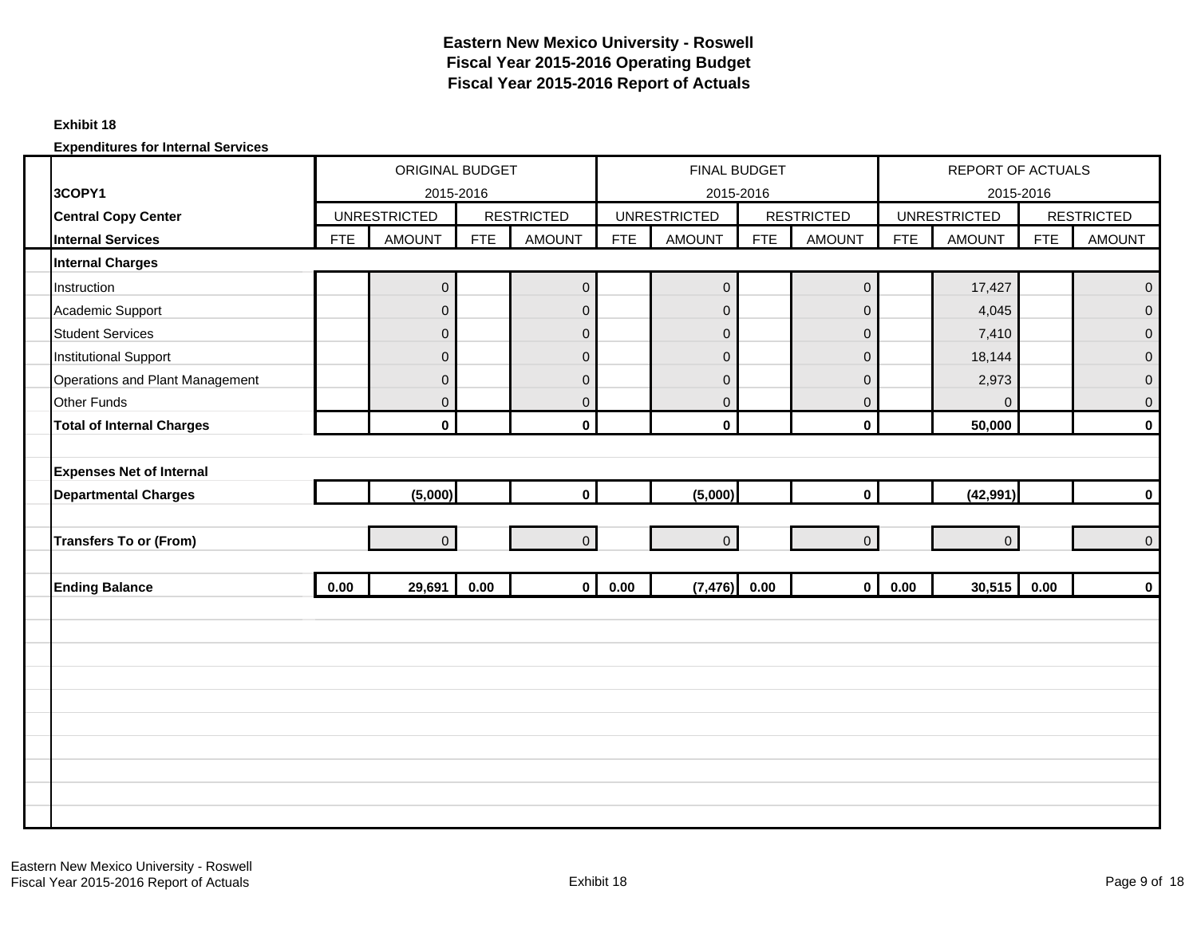# Eastern New Mexico University - Roswell
## Fiscal Year 2015-2016 Operating Budget
## Fiscal Year 2015-2016 Report of Actuals

**Exhibit 18**

**Expenditures for Internal Services**

| | ORIGINAL BUDGET | | | | FINAL BUDGET | | | | REPORT OF ACTUALS | | | |
|---|---|---|---|---|---|---|---|---|---|---|---|---|
| **3COPY1** | 2015-2016 | | | | 2015-2016 | | | | 2015-2016 | | | |
| **Central Copy Center** | UNRESTRICTED | | RESTRICTED | | UNRESTRICTED | | RESTRICTED | | UNRESTRICTED | | RESTRICTED | |
| **Internal Services** | FTE | AMOUNT | FTE | AMOUNT | FTE | AMOUNT | FTE | AMOUNT | FTE | AMOUNT | FTE | AMOUNT |
| **Internal Charges** | | | | | | | | | | | | |
| Instruction | | 0 | | 0 | | 0 | | 0 | | 17,427 | | 0 |
| Academic Support | | 0 | | 0 | | 0 | | 0 | | 4,045 | | 0 |
| Student Services | | 0 | | 0 | | 0 | | 0 | | 7,410 | | 0 |
| Institutional Support | | 0 | | 0 | | 0 | | 0 | | 18,144 | | 0 |
| Operations and Plant Management | | 0 | | 0 | | 0 | | 0 | | 2,973 | | 0 |
| Other Funds | | 0 | | 0 | | 0 | | 0 | | 0 | | 0 |
| **Total of Internal Charges** | | **0** | | **0** | | **0** | | **0** | | **50,000** | | **0** |
| **Expenses Net of Internal Departmental Charges** | | **(5,000)** | | **0** | | **(5,000)** | | **0** | | **(42,991)** | | **0** |
| **Transfers To or (From)** | | 0 | | 0 | | 0 | | 0 | | 0 | | 0 |
| **Ending Balance** | **0.00** | **29,691** | **0.00** | **0** | **0.00** | **(7,476)** | **0.00** | **0** | **0.00** | **30,515** | **0.00** | **0** |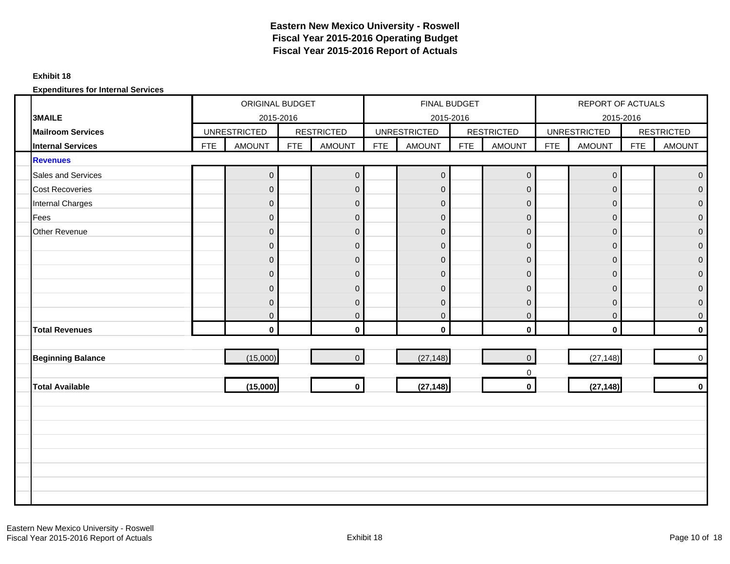# Eastern New Mexico University - Roswell
## Fiscal Year 2015-2016 Operating Budget
## Fiscal Year 2015-2016 Report of Actuals

**Exhibit 18**

**Expenditures for Internal Services**

| | ORIGINAL BUDGET 2015-2016 | | | | FINAL BUDGET 2015-2016 | | | | REPORT OF ACTUALS 2015-2016 | | | |
|---|---|---|---|---|---|---|---|---|---|---|---|---|
| **3MAILE** | | | | | | | | | | | | |
| **Mailroom Services** | UNRESTRICTED | | RESTRICTED | | UNRESTRICTED | | RESTRICTED | | UNRESTRICTED | | RESTRICTED | |
| **Internal Services** | FTE | AMOUNT | FTE | AMOUNT | FTE | AMOUNT | FTE | AMOUNT | FTE | AMOUNT | FTE | AMOUNT |
| **Revenues** | | | | | | | | | | | | |
| Sales and Services | | 0 | | 0 | | 0 | | 0 | | 0 | | 0 |
| Cost Recoveries | | 0 | | 0 | | 0 | | 0 | | 0 | | 0 |
| Internal Charges | | 0 | | 0 | | 0 | | 0 | | 0 | | 0 |
| Fees | | 0 | | 0 | | 0 | | 0 | | 0 | | 0 |
| Other Revenue | | 0 | | 0 | | 0 | | 0 | | 0 | | 0 |
| | | 0 | | 0 | | 0 | | 0 | | 0 | | 0 |
| | | 0 | | 0 | | 0 | | 0 | | 0 | | 0 |
| | | 0 | | 0 | | 0 | | 0 | | 0 | | 0 |
| | | 0 | | 0 | | 0 | | 0 | | 0 | | 0 |
| | | 0 | | 0 | | 0 | | 0 | | 0 | | 0 |
| | | 0 | | 0 | | 0 | | 0 | | 0 | | 0 |
| **Total Revenues** | | **0** | | **0** | | **0** | | **0** | | **0** | | **0** |
| **Beginning Balance** | | (15,000) | | 0 | | (27,148) | | 0 | | (27,148) | | 0 |
| | | | | | | | | 0 | | | | |
| **Total Available** | | **(15,000)** | | **0** | | **(27,148)** | | **0** | | **(27,148)** | | **0** |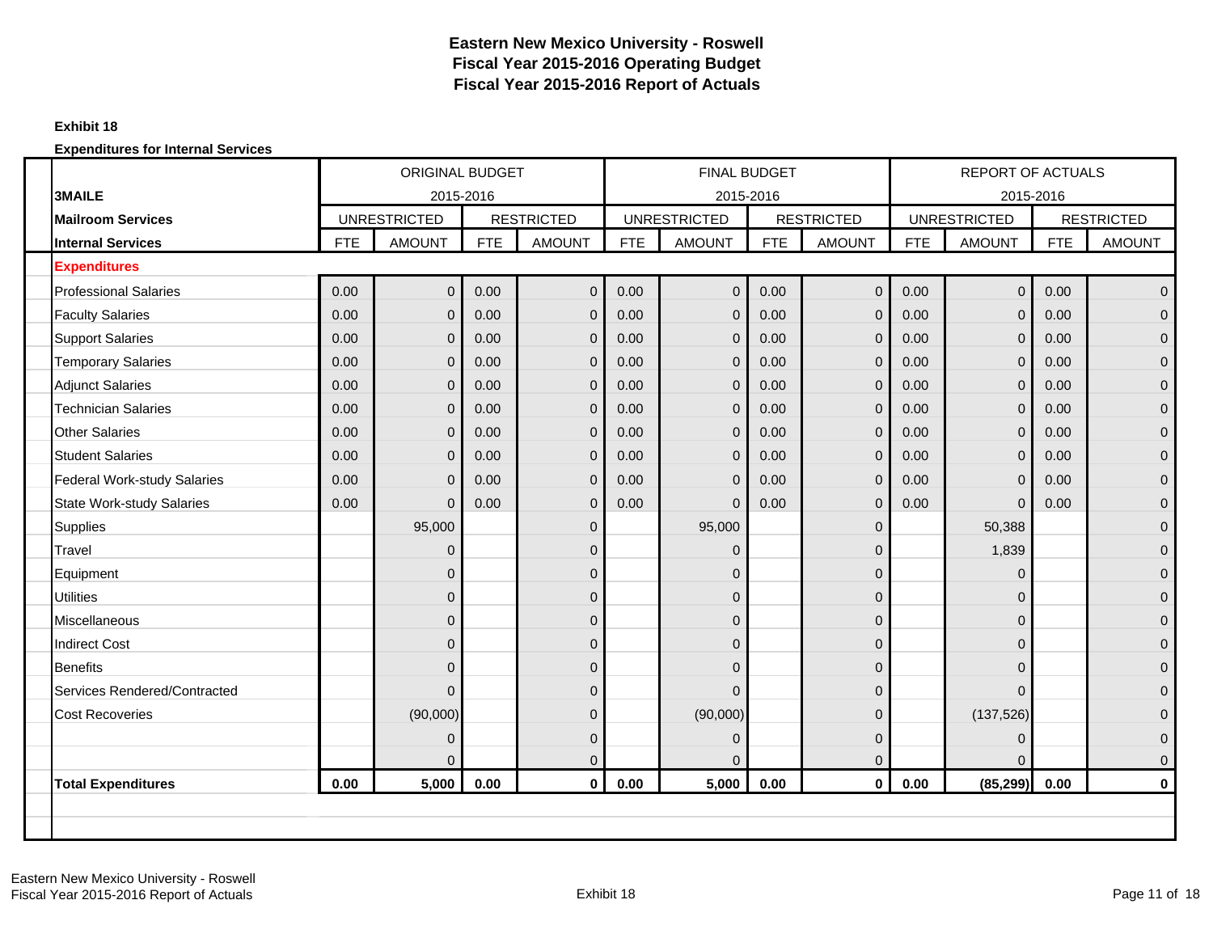# Eastern New Mexico University - Roswell
## Fiscal Year 2015-2016 Operating Budget
## Fiscal Year 2015-2016 Report of Actuals

**Exhibit 18**

**Expenditures for Internal Services**

| | ORIGINAL BUDGET 2015-2016 | | | | FINAL BUDGET 2015-2016 | | | | REPORT OF ACTUALS 2015-2016 | | | |
|---|---|---|---|---|---|---|---|---|---|---|---|---|
| **3MAILE** | | | | | | | | | | | | |
| **Mailroom Services** | UNRESTRICTED | | RESTRICTED | | UNRESTRICTED | | RESTRICTED | | UNRESTRICTED | | RESTRICTED | |
| **Internal Services** | FTE | AMOUNT | FTE | AMOUNT | FTE | AMOUNT | FTE | AMOUNT | FTE | AMOUNT | FTE | AMOUNT |
| **Expenditures** | | | | | | | | | | | | |
| Professional Salaries | 0.00 | 0 | 0.00 | 0 | 0.00 | 0 | 0.00 | 0 | 0.00 | 0 | 0.00 | 0 |
| Faculty Salaries | 0.00 | 0 | 0.00 | 0 | 0.00 | 0 | 0.00 | 0 | 0.00 | 0 | 0.00 | 0 |
| Support Salaries | 0.00 | 0 | 0.00 | 0 | 0.00 | 0 | 0.00 | 0 | 0.00 | 0 | 0.00 | 0 |
| Temporary Salaries | 0.00 | 0 | 0.00 | 0 | 0.00 | 0 | 0.00 | 0 | 0.00 | 0 | 0.00 | 0 |
| Adjunct Salaries | 0.00 | 0 | 0.00 | 0 | 0.00 | 0 | 0.00 | 0 | 0.00 | 0 | 0.00 | 0 |
| Technician Salaries | 0.00 | 0 | 0.00 | 0 | 0.00 | 0 | 0.00 | 0 | 0.00 | 0 | 0.00 | 0 |
| Other Salaries | 0.00 | 0 | 0.00 | 0 | 0.00 | 0 | 0.00 | 0 | 0.00 | 0 | 0.00 | 0 |
| Student Salaries | 0.00 | 0 | 0.00 | 0 | 0.00 | 0 | 0.00 | 0 | 0.00 | 0 | 0.00 | 0 |
| Federal Work-study Salaries | 0.00 | 0 | 0.00 | 0 | 0.00 | 0 | 0.00 | 0 | 0.00 | 0 | 0.00 | 0 |
| State Work-study Salaries | 0.00 | 0 | 0.00 | 0 | 0.00 | 0 | 0.00 | 0 | 0.00 | 0 | 0.00 | 0 |
| Supplies | | 95,000 | | 0 | | 95,000 | | 0 | | 50,388 | | 0 |
| Travel | | 0 | | 0 | | 0 | | 0 | | 1,839 | | 0 |
| Equipment | | 0 | | 0 | | 0 | | 0 | | 0 | | 0 |
| Utilities | | 0 | | 0 | | 0 | | 0 | | 0 | | 0 |
| Miscellaneous | | 0 | | 0 | | 0 | | 0 | | 0 | | 0 |
| Indirect Cost | | 0 | | 0 | | 0 | | 0 | | 0 | | 0 |
| Benefits | | 0 | | 0 | | 0 | | 0 | | 0 | | 0 |
| Services Rendered/Contracted | | 0 | | 0 | | 0 | | 0 | | 0 | | 0 |
| Cost Recoveries | | (90,000) | | 0 | | (90,000) | | 0 | | (137,526) | | 0 |
| | | 0 | | 0 | | 0 | | 0 | | 0 | | 0 |
| | | 0 | | 0 | | 0 | | 0 | | 0 | | 0 |
| **Total Expenditures** | **0.00** | **5,000** | **0.00** | **0** | **0.00** | **5,000** | **0.00** | **0** | **0.00** | **(85,299)** | **0.00** | **0** |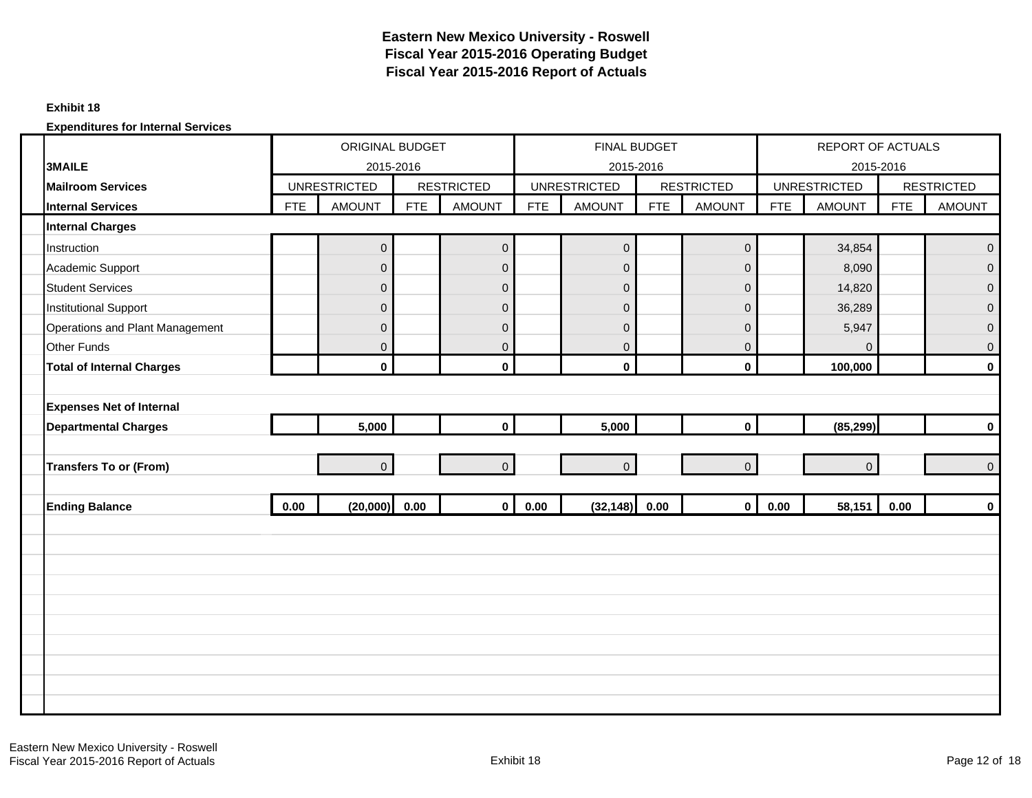# Eastern New Mexico University - Roswell
## Fiscal Year 2015-2016 Operating Budget
## Fiscal Year 2015-2016 Report of Actuals

**Exhibit 18**

**Expenditures for Internal Services**

| **3MAILE** | ORIGINAL BUDGET 2015-2016 | | | | FINAL BUDGET 2015-2016 | | | | REPORT OF ACTUALS 2015-2016 | | | |
|---|---|---|---|---|---|---|---|---|---|---|---|---|
| **Mailroom Services** | UNRESTRICTED | | RESTRICTED | | UNRESTRICTED | | RESTRICTED | | UNRESTRICTED | | RESTRICTED | |
| **Internal Services** | FTE | AMOUNT | FTE | AMOUNT | FTE | AMOUNT | FTE | AMOUNT | FTE | AMOUNT | FTE | AMOUNT |
| **Internal Charges** | | | | | | | | | | | | |
| Instruction | | 0 | | 0 | | 0 | | 0 | | 34,854 | | 0 |
| Academic Support | | 0 | | 0 | | 0 | | 0 | | 8,090 | | 0 |
| Student Services | | 0 | | 0 | | 0 | | 0 | | 14,820 | | 0 |
| Institutional Support | | 0 | | 0 | | 0 | | 0 | | 36,289 | | 0 |
| Operations and Plant Management | | 0 | | 0 | | 0 | | 0 | | 5,947 | | 0 |
| Other Funds | | 0 | | 0 | | 0 | | 0 | | 0 | | 0 |
| **Total of Internal Charges** | | **0** | | **0** | | **0** | | **0** | | **100,000** | | **0** |
| **Expenses Net of Internal Departmental Charges** | | **5,000** | | **0** | | **5,000** | | **0** | | **(85,299)** | | **0** |
| **Transfers To or (From)** | | 0 | | 0 | | 0 | | 0 | | 0 | | 0 |
| **Ending Balance** | **0.00** | **(20,000)** | **0.00** | **0** | **0.00** | **(32,148)** | **0.00** | **0** | **0.00** | **58,151** | **0.00** | **0** |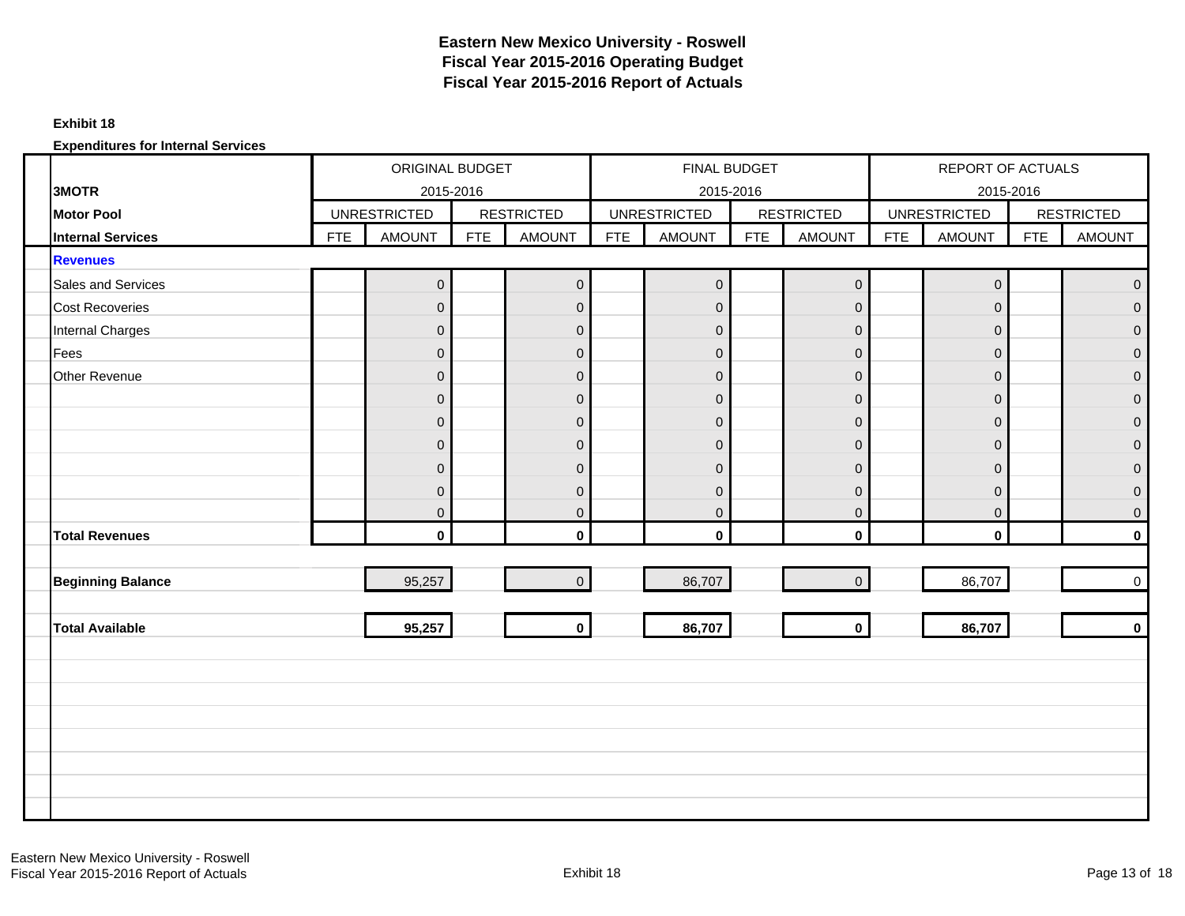# Eastern New Mexico University - Roswell
## Fiscal Year 2015-2016 Operating Budget
## Fiscal Year 2015-2016 Report of Actuals

**Exhibit 18**

**Expenditures for Internal Services**

| | ORIGINAL BUDGET 2015-2016 | | | | FINAL BUDGET 2015-2016 | | | | REPORT OF ACTUALS 2015-2016 | | | |
|---|---|---|---|---|---|---|---|---|---|---|---|---|
| **3MOTR** | UNRESTRICTED | | RESTRICTED | | UNRESTRICTED | | RESTRICTED | | UNRESTRICTED | | RESTRICTED | |
| **Motor Pool** | | | | | | | | | | | | |
| **Internal Services** | FTE | AMOUNT | FTE | AMOUNT | FTE | AMOUNT | FTE | AMOUNT | FTE | AMOUNT | FTE | AMOUNT |
| **Revenues** | | | | | | | | | | | | |
| Sales and Services | | 0 | | 0 | | 0 | | 0 | | 0 | | 0 |
| Cost Recoveries | | 0 | | 0 | | 0 | | 0 | | 0 | | 0 |
| Internal Charges | | 0 | | 0 | | 0 | | 0 | | 0 | | 0 |
| Fees | | 0 | | 0 | | 0 | | 0 | | 0 | | 0 |
| Other Revenue | | 0 | | 0 | | 0 | | 0 | | 0 | | 0 |
| | | 0 | | 0 | | 0 | | 0 | | 0 | | 0 |
| | | 0 | | 0 | | 0 | | 0 | | 0 | | 0 |
| | | 0 | | 0 | | 0 | | 0 | | 0 | | 0 |
| | | 0 | | 0 | | 0 | | 0 | | 0 | | 0 |
| | | 0 | | 0 | | 0 | | 0 | | 0 | | 0 |
| | | 0 | | 0 | | 0 | | 0 | | 0 | | 0 |
| **Total Revenues** | | **0** | | **0** | | **0** | | **0** | | **0** | | **0** |
| **Beginning Balance** | | 95,257 | | 0 | | 86,707 | | 0 | | 86,707 | | 0 |
| **Total Available** | | **95,257** | | **0** | | **86,707** | | **0** | | **86,707** | | **0** |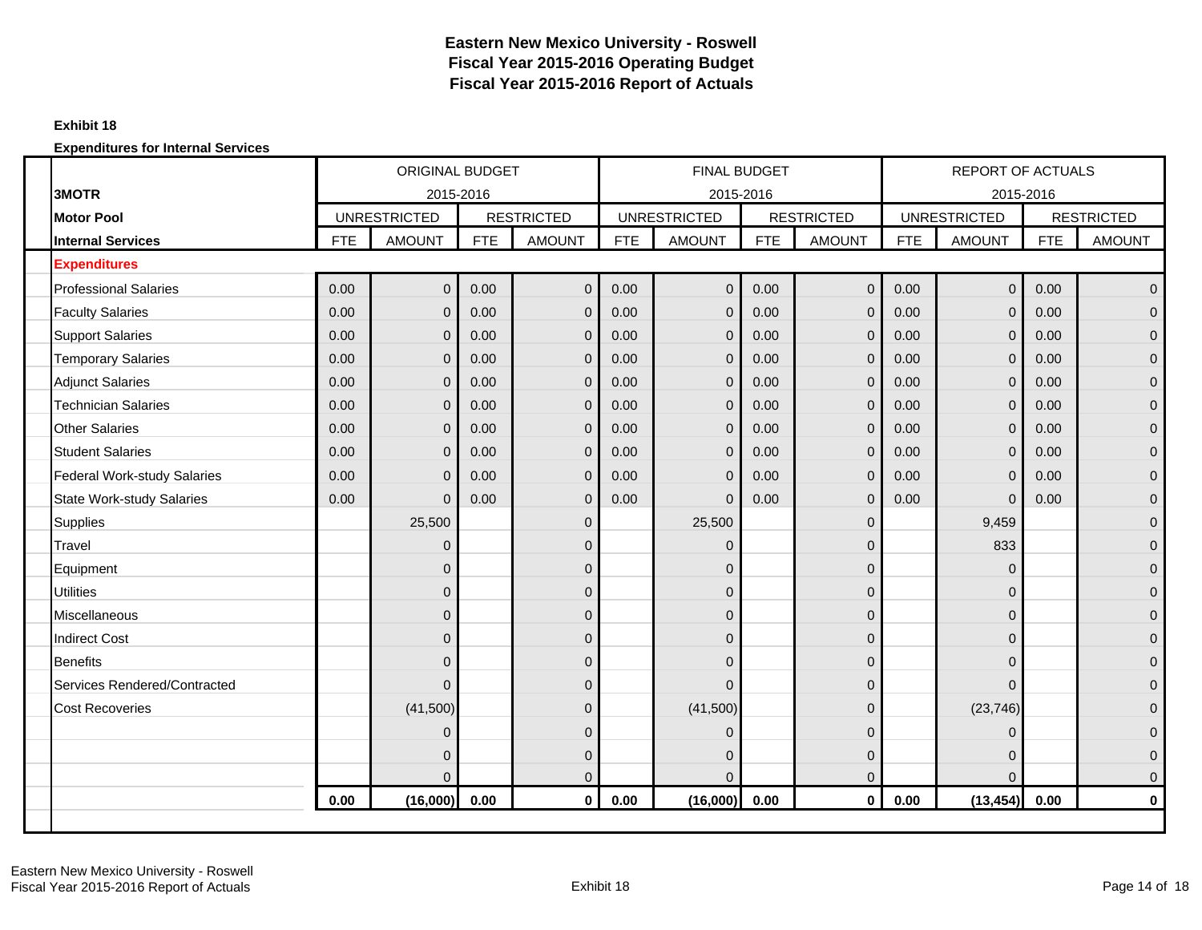# Eastern New Mexico University - Roswell
## Fiscal Year 2015-2016 Operating Budget
## Fiscal Year 2015-2016 Report of Actuals

**Exhibit 18**

**Expenditures for Internal Services**

| | ORIGINAL BUDGET 2015-2016 | | | | FINAL BUDGET 2015-2016 | | | | REPORT OF ACTUALS 2015-2016 | | | |
|---|---|---|---|---|---|---|---|---|---|---|---|---|
| **3MOTR** | UNRESTRICTED | | RESTRICTED | | UNRESTRICTED | | RESTRICTED | | UNRESTRICTED | | RESTRICTED | |
| **Motor Pool** | | | | | | | | | | | | |
| **Internal Services** | FTE | AMOUNT | FTE | AMOUNT | FTE | AMOUNT | FTE | AMOUNT | FTE | AMOUNT | FTE | AMOUNT |
| **Expenditures** | | | | | | | | | | | | |
| Professional Salaries | 0.00 | 0 | 0.00 | 0 | 0.00 | 0 | 0.00 | 0 | 0.00 | 0 | 0.00 | 0 |
| Faculty Salaries | 0.00 | 0 | 0.00 | 0 | 0.00 | 0 | 0.00 | 0 | 0.00 | 0 | 0.00 | 0 |
| Support Salaries | 0.00 | 0 | 0.00 | 0 | 0.00 | 0 | 0.00 | 0 | 0.00 | 0 | 0.00 | 0 |
| Temporary Salaries | 0.00 | 0 | 0.00 | 0 | 0.00 | 0 | 0.00 | 0 | 0.00 | 0 | 0.00 | 0 |
| Adjunct Salaries | 0.00 | 0 | 0.00 | 0 | 0.00 | 0 | 0.00 | 0 | 0.00 | 0 | 0.00 | 0 |
| Technician Salaries | 0.00 | 0 | 0.00 | 0 | 0.00 | 0 | 0.00 | 0 | 0.00 | 0 | 0.00 | 0 |
| Other Salaries | 0.00 | 0 | 0.00 | 0 | 0.00 | 0 | 0.00 | 0 | 0.00 | 0 | 0.00 | 0 |
| Student Salaries | 0.00 | 0 | 0.00 | 0 | 0.00 | 0 | 0.00 | 0 | 0.00 | 0 | 0.00 | 0 |
| Federal Work-study Salaries | 0.00 | 0 | 0.00 | 0 | 0.00 | 0 | 0.00 | 0 | 0.00 | 0 | 0.00 | 0 |
| State Work-study Salaries | 0.00 | 0 | 0.00 | 0 | 0.00 | 0 | 0.00 | 0 | 0.00 | 0 | 0.00 | 0 |
| Supplies | | 25,500 | | 0 | | 25,500 | | 0 | | 9,459 | | 0 |
| Travel | | 0 | | 0 | | 0 | | 0 | | 833 | | 0 |
| Equipment | | 0 | | 0 | | 0 | | 0 | | 0 | | 0 |
| Utilities | | 0 | | 0 | | 0 | | 0 | | 0 | | 0 |
| Miscellaneous | | 0 | | 0 | | 0 | | 0 | | 0 | | 0 |
| Indirect Cost | | 0 | | 0 | | 0 | | 0 | | 0 | | 0 |
| Benefits | | 0 | | 0 | | 0 | | 0 | | 0 | | 0 |
| Services Rendered/Contracted | | 0 | | 0 | | 0 | | 0 | | 0 | | 0 |
| Cost Recoveries | | (41,500) | | 0 | | (41,500) | | 0 | | (23,746) | | 0 |
| | | 0 | | 0 | | 0 | | 0 | | 0 | | 0 |
| | | 0 | | 0 | | 0 | | 0 | | 0 | | 0 |
| | | 0 | | 0 | | 0 | | 0 | | 0 | | 0 |
| | **0.00** | **(16,000)** | **0.00** | **0** | **0.00** | **(16,000)** | **0.00** | **0** | **0.00** | **(13,454)** | **0.00** | **0** |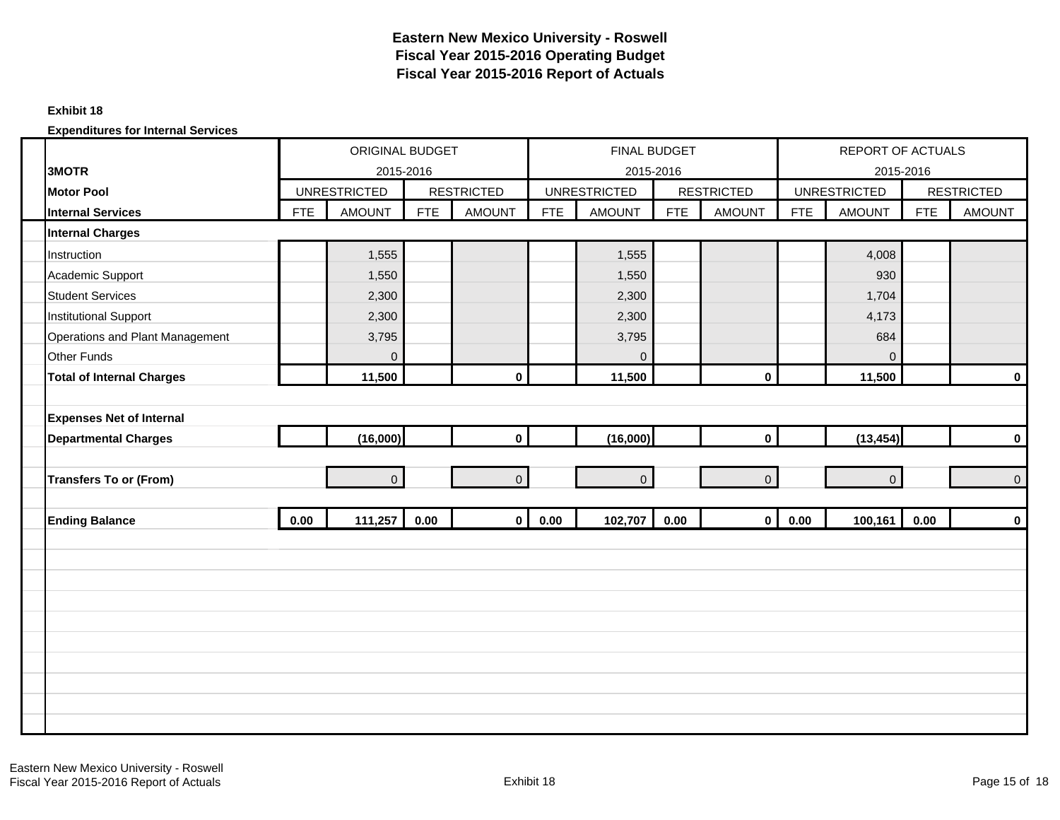# Eastern New Mexico University - Roswell
## Fiscal Year 2015-2016 Operating Budget
## Fiscal Year 2015-2016 Report of Actuals

**Exhibit 18**

**Expenditures for Internal Services**

| 3MOTR | ORIGINAL BUDGET 2015-2016 | | | | FINAL BUDGET 2015-2016 | | | | REPORT OF ACTUALS 2015-2016 | | | |
|---|---|---|---|---|---|---|---|---|---|---|---|---|
| **Motor Pool** | UNRESTRICTED | | RESTRICTED | | UNRESTRICTED | | RESTRICTED | | UNRESTRICTED | | RESTRICTED | |
| **Internal Services** | FTE | AMOUNT | FTE | AMOUNT | FTE | AMOUNT | FTE | AMOUNT | FTE | AMOUNT | FTE | AMOUNT |
| **Internal Charges** | | | | | | | | | | | | |
| Instruction | | 1,555 | | | | 1,555 | | | | 4,008 | | |
| Academic Support | | 1,550 | | | | 1,550 | | | | 930 | | |
| Student Services | | 2,300 | | | | 2,300 | | | | 1,704 | | |
| Institutional Support | | 2,300 | | | | 2,300 | | | | 4,173 | | |
| Operations and Plant Management | | 3,795 | | | | 3,795 | | | | 684 | | |
| Other Funds | | 0 | | | | 0 | | | | 0 | | |
| **Total of Internal Charges** | | **11,500** | | **0** | | **11,500** | | **0** | | **11,500** | | **0** |
| **Expenses Net of Internal Departmental Charges** | | **(16,000)** | | **0** | | **(16,000)** | | **0** | | **(13,454)** | | **0** |
| **Transfers To or (From)** | | 0 | | 0 | | 0 | | 0 | | 0 | | 0 |
| **Ending Balance** | **0.00** | **111,257** | **0.00** | **0** | **0.00** | **102,707** | **0.00** | **0** | **0.00** | **100,161** | **0.00** | **0** |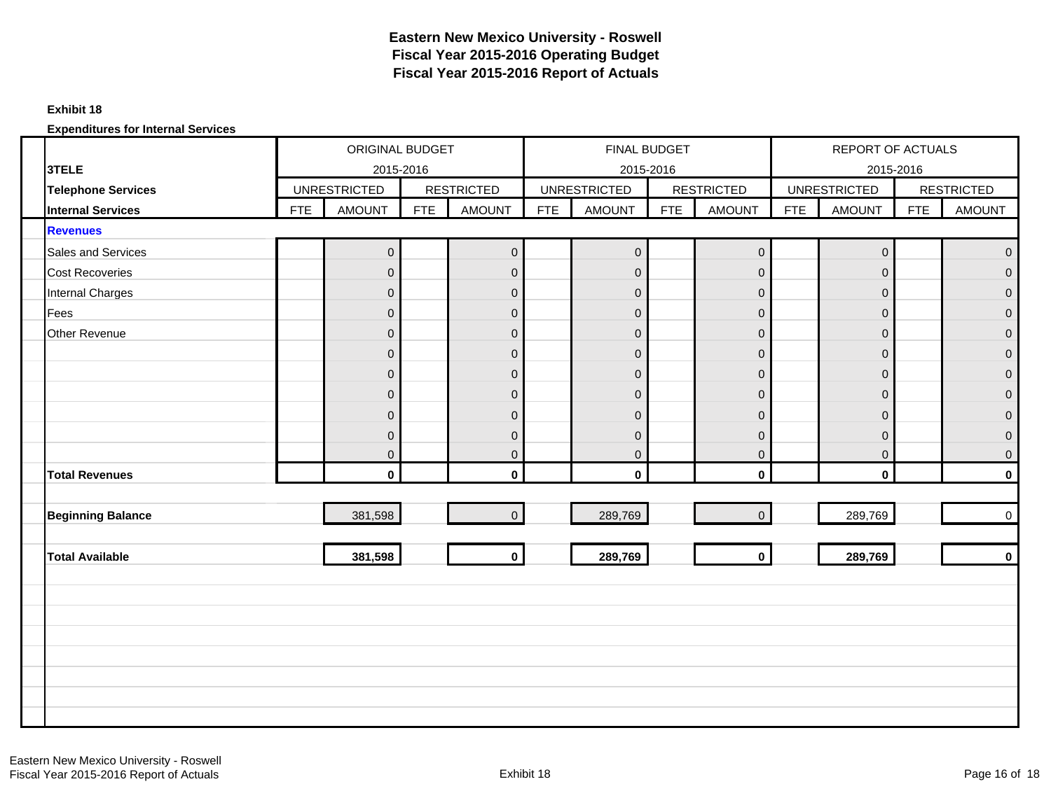# Eastern New Mexico University - Roswell
# Fiscal Year 2015-2016 Operating Budget
# Fiscal Year 2015-2016 Report of Actuals

**Exhibit 18**

**Expenditures for Internal Services**

| | ORIGINAL BUDGET 2015-2016 | | | | FINAL BUDGET 2015-2016 | | | | REPORT OF ACTUALS 2015-2016 | | | |
|---|---|---|---|---|---|---|---|---|---|---|---|---|
| **3TELE** | UNRESTRICTED | | RESTRICTED | | UNRESTRICTED | | RESTRICTED | | UNRESTRICTED | | RESTRICTED | |
| **Telephone Services** **Internal Services** | FTE | AMOUNT | FTE | AMOUNT | FTE | AMOUNT | FTE | AMOUNT | FTE | AMOUNT | FTE | AMOUNT |
| **Revenues** | | | | | | | | | | | | |
| Sales and Services | | 0 | | 0 | | 0 | | 0 | | 0 | | 0 |
| Cost Recoveries | | 0 | | 0 | | 0 | | 0 | | 0 | | 0 |
| Internal Charges | | 0 | | 0 | | 0 | | 0 | | 0 | | 0 |
| Fees | | 0 | | 0 | | 0 | | 0 | | 0 | | 0 |
| Other Revenue | | 0 | | 0 | | 0 | | 0 | | 0 | | 0 |
| | | 0 | | 0 | | 0 | | 0 | | 0 | | 0 |
| | | 0 | | 0 | | 0 | | 0 | | 0 | | 0 |
| | | 0 | | 0 | | 0 | | 0 | | 0 | | 0 |
| | | 0 | | 0 | | 0 | | 0 | | 0 | | 0 |
| | | 0 | | 0 | | 0 | | 0 | | 0 | | 0 |
| | | 0 | | 0 | | 0 | | 0 | | 0 | | 0 |
| **Total Revenues** | | **0** | | **0** | | **0** | | **0** | | **0** | | **0** |
| **Beginning Balance** | | 381,598 | | 0 | | 289,769 | | 0 | | 289,769 | | 0 |
| **Total Available** | | **381,598** | | **0** | | **289,769** | | **0** | | **289,769** | | **0** |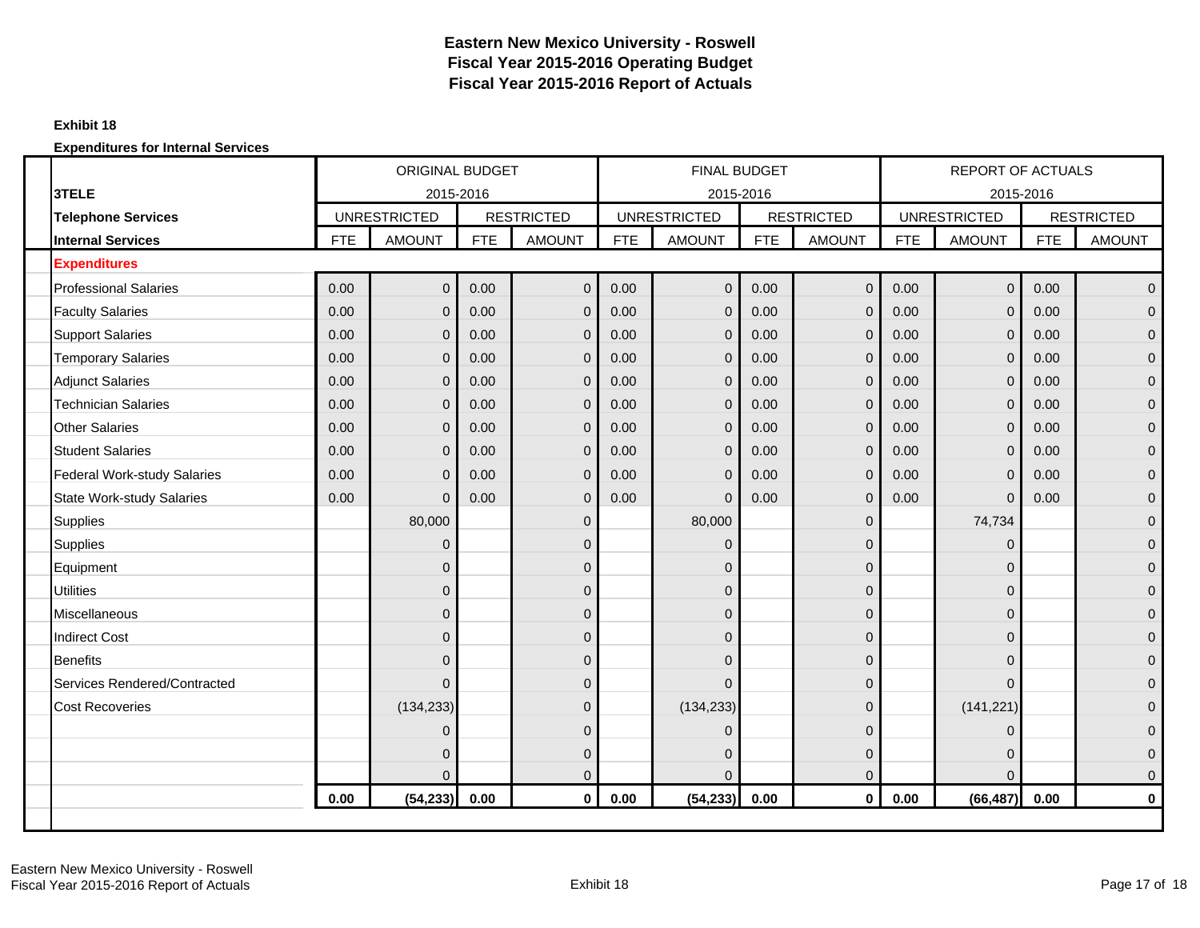# Eastern New Mexico University - Roswell
## Fiscal Year 2015-2016 Operating Budget
## Fiscal Year 2015-2016 Report of Actuals

**Exhibit 18**

**Expenditures for Internal Services**

| | ORIGINAL BUDGET 2015-2016 | | | | FINAL BUDGET 2015-2016 | | | | REPORT OF ACTUALS 2015-2016 | | | |
|---|---|---|---|---|---|---|---|---|---|---|---|---|
| **3TELE** | UNRESTRICTED | | RESTRICTED | | UNRESTRICTED | | RESTRICTED | | UNRESTRICTED | | RESTRICTED | |
| **Telephone Services** | | | | | | | | | | | | |
| **Internal Services** | FTE | AMOUNT | FTE | AMOUNT | FTE | AMOUNT | FTE | AMOUNT | FTE | AMOUNT | FTE | AMOUNT |
| **Expenditures** | | | | | | | | | | | | |
| Professional Salaries | 0.00 | 0 | 0.00 | 0 | 0.00 | 0 | 0.00 | 0 | 0.00 | 0 | 0.00 | 0 |
| Faculty Salaries | 0.00 | 0 | 0.00 | 0 | 0.00 | 0 | 0.00 | 0 | 0.00 | 0 | 0.00 | 0 |
| Support Salaries | 0.00 | 0 | 0.00 | 0 | 0.00 | 0 | 0.00 | 0 | 0.00 | 0 | 0.00 | 0 |
| Temporary Salaries | 0.00 | 0 | 0.00 | 0 | 0.00 | 0 | 0.00 | 0 | 0.00 | 0 | 0.00 | 0 |
| Adjunct Salaries | 0.00 | 0 | 0.00 | 0 | 0.00 | 0 | 0.00 | 0 | 0.00 | 0 | 0.00 | 0 |
| Technician Salaries | 0.00 | 0 | 0.00 | 0 | 0.00 | 0 | 0.00 | 0 | 0.00 | 0 | 0.00 | 0 |
| Other Salaries | 0.00 | 0 | 0.00 | 0 | 0.00 | 0 | 0.00 | 0 | 0.00 | 0 | 0.00 | 0 |
| Student Salaries | 0.00 | 0 | 0.00 | 0 | 0.00 | 0 | 0.00 | 0 | 0.00 | 0 | 0.00 | 0 |
| Federal Work-study Salaries | 0.00 | 0 | 0.00 | 0 | 0.00 | 0 | 0.00 | 0 | 0.00 | 0 | 0.00 | 0 |
| State Work-study Salaries | 0.00 | 0 | 0.00 | 0 | 0.00 | 0 | 0.00 | 0 | 0.00 | 0 | 0.00 | 0 |
| Supplies | | 80,000 | | 0 | | 80,000 | | 0 | | 74,734 | | 0 |
| Supplies | | 0 | | 0 | | 0 | | 0 | | 0 | | 0 |
| Equipment | | 0 | | 0 | | 0 | | 0 | | 0 | | 0 |
| Utilities | | 0 | | 0 | | 0 | | 0 | | 0 | | 0 |
| Miscellaneous | | 0 | | 0 | | 0 | | 0 | | 0 | | 0 |
| Indirect Cost | | 0 | | 0 | | 0 | | 0 | | 0 | | 0 |
| Benefits | | 0 | | 0 | | 0 | | 0 | | 0 | | 0 |
| Services Rendered/Contracted | | 0 | | 0 | | 0 | | 0 | | 0 | | 0 |
| Cost Recoveries | | (134,233) | | 0 | | (134,233) | | 0 | | (141,221) | | 0 |
| | | 0 | | 0 | | 0 | | 0 | | 0 | | 0 |
| | | 0 | | 0 | | 0 | | 0 | | 0 | | 0 |
| | | 0 | | 0 | | 0 | | 0 | | 0 | | 0 |
| | **0.00** | **(54,233)** | **0.00** | **0** | **0.00** | **(54,233)** | **0.00** | **0** | **0.00** | **(66,487)** | **0.00** | **0** |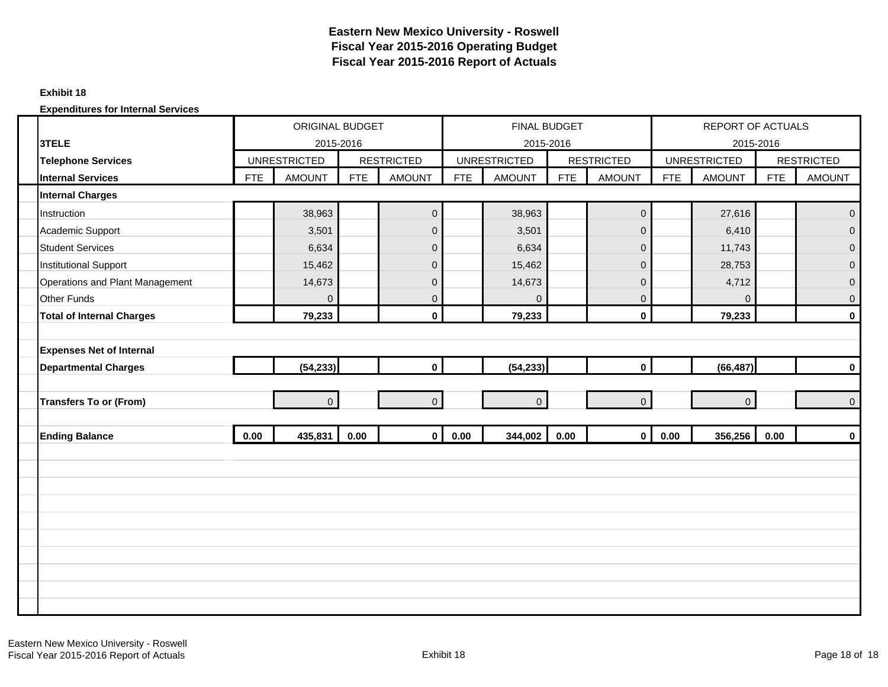# Eastern New Mexico University - Roswell
## Fiscal Year 2015-2016 Operating Budget
## Fiscal Year 2015-2016 Report of Actuals

**Exhibit 18**

**Expenditures for Internal Services**

| | ORIGINAL BUDGET 2015-2016 | | | | FINAL BUDGET 2015-2016 | | | | REPORT OF ACTUALS 2015-2016 | | | |
|---|---|---|---|---|---|---|---|---|---|---|---|---|
| **3TELE** | UNRESTRICTED | | RESTRICTED | | UNRESTRICTED | | RESTRICTED | | UNRESTRICTED | | RESTRICTED | |
| **Telephone Services** | | | | | | | | | | | | |
| **Internal Services** | FTE | AMOUNT | FTE | AMOUNT | FTE | AMOUNT | FTE | AMOUNT | FTE | AMOUNT | FTE | AMOUNT |
| **Internal Charges** | | | | | | | | | | | | |
| Instruction | | 38,963 | | 0 | | 38,963 | | 0 | | 27,616 | | 0 |
| Academic Support | | 3,501 | | 0 | | 3,501 | | 0 | | 6,410 | | 0 |
| Student Services | | 6,634 | | 0 | | 6,634 | | 0 | | 11,743 | | 0 |
| Institutional Support | | 15,462 | | 0 | | 15,462 | | 0 | | 28,753 | | 0 |
| Operations and Plant Management | | 14,673 | | 0 | | 14,673 | | 0 | | 4,712 | | 0 |
| Other Funds | | 0 | | 0 | | 0 | | 0 | | 0 | | 0 |
| **Total of Internal Charges** | | **79,233** | | **0** | | **79,233** | | **0** | | **79,233** | | **0** |
| | | | | | | | | | | | | |
| **Expenses Net of Internal Departmental Charges** | | **(54,233)** | | **0** | | **(54,233)** | | **0** | | **(66,487)** | | **0** |
| | | | | | | | | | | | | |
| **Transfers To or (From)** | | 0 | | 0 | | 0 | | 0 | | 0 | | 0 |
| | | | | | | | | | | | | |
| **Ending Balance** | **0.00** | **435,831** | **0.00** | **0** | **0.00** | **344,002** | **0.00** | **0** | **0.00** | **356,256** | **0.00** | **0** |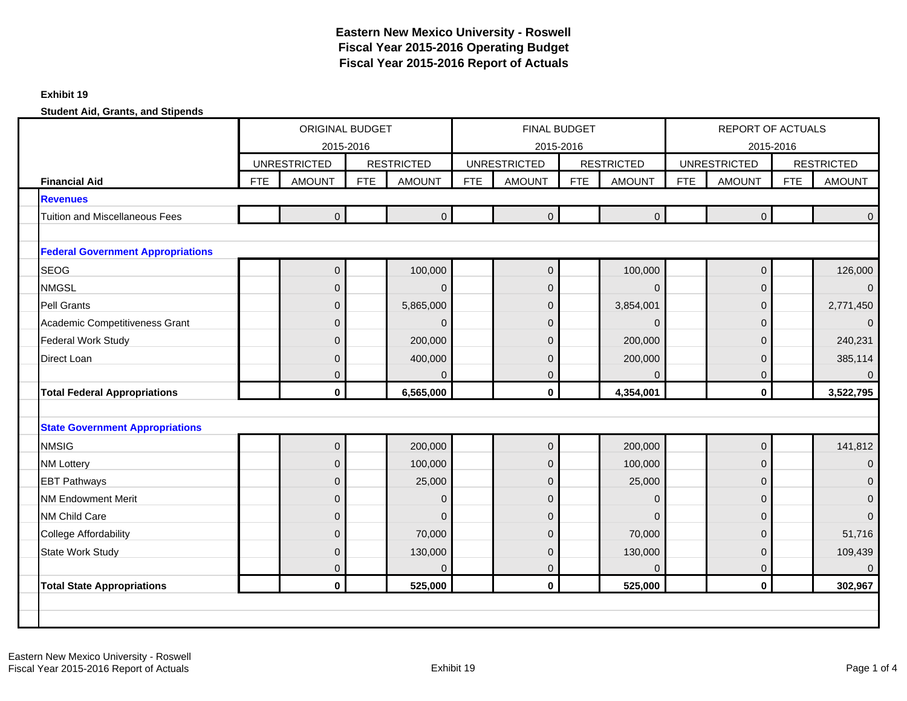**Eastern New Mexico University - Roswell**
**Fiscal Year 2015-2016 Operating Budget**
**Fiscal Year 2015-2016 Report of Actuals**

**Exhibit 19**

**Student Aid, Grants, and Stipends**

| | ORIGINAL BUDGET 2015-2016 | | | | FINAL BUDGET 2015-2016 | | | | REPORT OF ACTUALS 2015-2016 | | | |
|---|---|---|---|---|---|---|---|---|---|---|---|---|
| | UNRESTRICTED | | RESTRICTED | | UNRESTRICTED | | RESTRICTED | | UNRESTRICTED | | RESTRICTED | |
| **Financial Aid** | FTE | AMOUNT | FTE | AMOUNT | FTE | AMOUNT | FTE | AMOUNT | FTE | AMOUNT | FTE | AMOUNT |
| **Revenues** | | | | | | | | | | | | |
| Tuition and Miscellaneous Fees | | 0 | | 0 | | 0 | | 0 | | 0 | | 0 |
| | | | | | | | | | | | | |
| **Federal Government Appropriations** | | | | | | | | | | | | |
| SEOG | | 0 | | 100,000 | | 0 | | 100,000 | | 0 | | 126,000 |
| NMGSL | | 0 | | 0 | | 0 | | 0 | | 0 | | 0 |
| Pell Grants | | 0 | | 5,865,000 | | 0 | | 3,854,001 | | 0 | | 2,771,450 |
| Academic Competitiveness Grant | | 0 | | 0 | | 0 | | 0 | | 0 | | 0 |
| Federal Work Study | | 0 | | 200,000 | | 0 | | 200,000 | | 0 | | 240,231 |
| Direct Loan | | 0 | | 400,000 | | 0 | | 200,000 | | 0 | | 385,114 |
| | | 0 | | 0 | | 0 | | 0 | | 0 | | 0 |
| **Total Federal Appropriations** | | **0** | | **6,565,000** | | **0** | | **4,354,001** | | **0** | | **3,522,795** |
| | | | | | | | | | | | | |
| **State Government Appropriations** | | | | | | | | | | | | |
| NMSIG | | 0 | | 200,000 | | 0 | | 200,000 | | 0 | | 141,812 |
| NM Lottery | | 0 | | 100,000 | | 0 | | 100,000 | | 0 | | 0 |
| EBT Pathways | | 0 | | 25,000 | | 0 | | 25,000 | | 0 | | 0 |
| NM Endowment Merit | | 0 | | 0 | | 0 | | 0 | | 0 | | 0 |
| NM Child Care | | 0 | | 0 | | 0 | | 0 | | 0 | | 0 |
| College Affordability | | 0 | | 70,000 | | 0 | | 70,000 | | 0 | | 51,716 |
| State Work Study | | 0 | | 130,000 | | 0 | | 130,000 | | 0 | | 109,439 |
| | | 0 | | 0 | | 0 | | 0 | | 0 | | 0 |
| **Total State Appropriations** | | **0** | | **525,000** | | **0** | | **525,000** | | **0** | | **302,967** |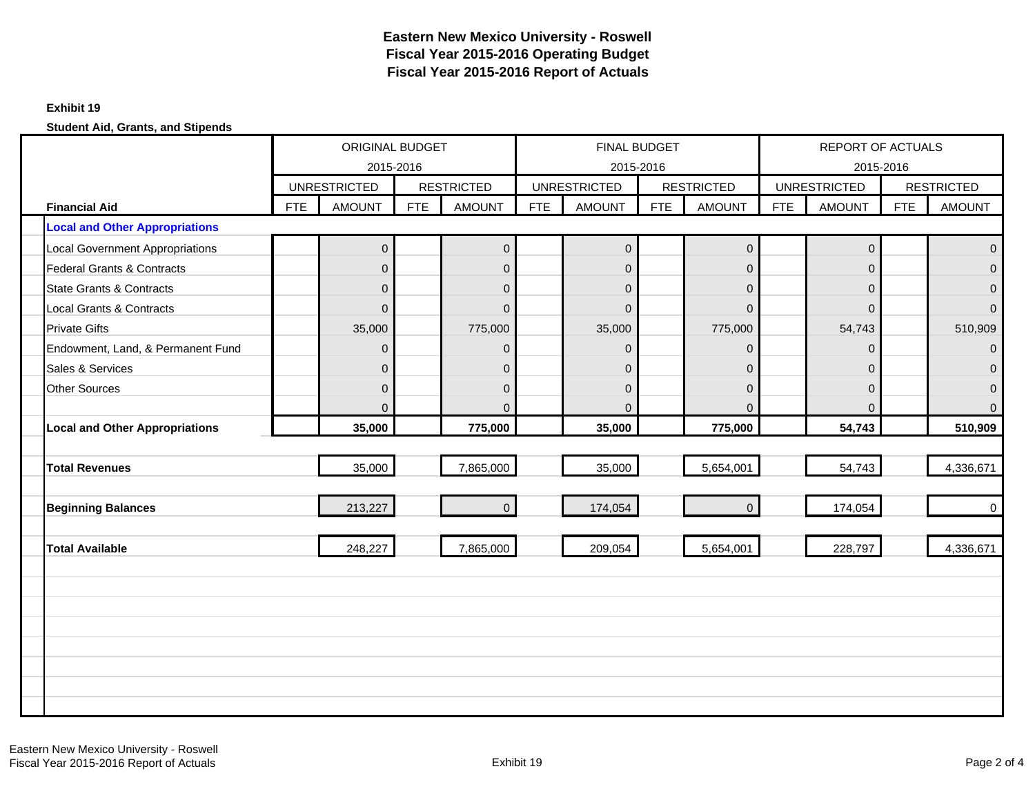# Eastern New Mexico University - Roswell
# Fiscal Year 2015-2016 Operating Budget
# Fiscal Year 2015-2016 Report of Actuals

**Exhibit 19**

**Student Aid, Grants, and Stipends**

| | ORIGINAL BUDGET 2015-2016 | | | | FINAL BUDGET 2015-2016 | | | | REPORT OF ACTUALS 2015-2016 | | | |
|---|---|---|---|---|---|---|---|---|---|---|---|---|
| | UNRESTRICTED | | RESTRICTED | | UNRESTRICTED | | RESTRICTED | | UNRESTRICTED | | RESTRICTED | |
| **Financial Aid** | FTE | AMOUNT | FTE | AMOUNT | FTE | AMOUNT | FTE | AMOUNT | FTE | AMOUNT | FTE | AMOUNT |
| **Local and Other Appropriations** | | | | | | | | | | | | |
| Local Government Appropriations | | 0 | | 0 | | 0 | | 0 | | 0 | | 0 |
| Federal Grants & Contracts | | 0 | | 0 | | 0 | | 0 | | 0 | | 0 |
| State Grants & Contracts | | 0 | | 0 | | 0 | | 0 | | 0 | | 0 |
| Local Grants & Contracts | | 0 | | 0 | | 0 | | 0 | | 0 | | 0 |
| Private Gifts | | 35,000 | | 775,000 | | 35,000 | | 775,000 | | 54,743 | | 510,909 |
| Endowment, Land, & Permanent Fund | | 0 | | 0 | | 0 | | 0 | | 0 | | 0 |
| Sales & Services | | 0 | | 0 | | 0 | | 0 | | 0 | | 0 |
| Other Sources | | 0 | | 0 | | 0 | | 0 | | 0 | | 0 |
| | | 0 | | 0 | | 0 | | 0 | | 0 | | 0 |
| **Local and Other Appropriations** | | **35,000** | | **775,000** | | **35,000** | | **775,000** | | **54,743** | | **510,909** |
| **Total Revenues** | | 35,000 | | 7,865,000 | | 35,000 | | 5,654,001 | | 54,743 | | 4,336,671 |
| **Beginning Balances** | | 213,227 | | 0 | | 174,054 | | 0 | | 174,054 | | 0 |
| **Total Available** | | 248,227 | | 7,865,000 | | 209,054 | | 5,654,001 | | 228,797 | | 4,336,671 |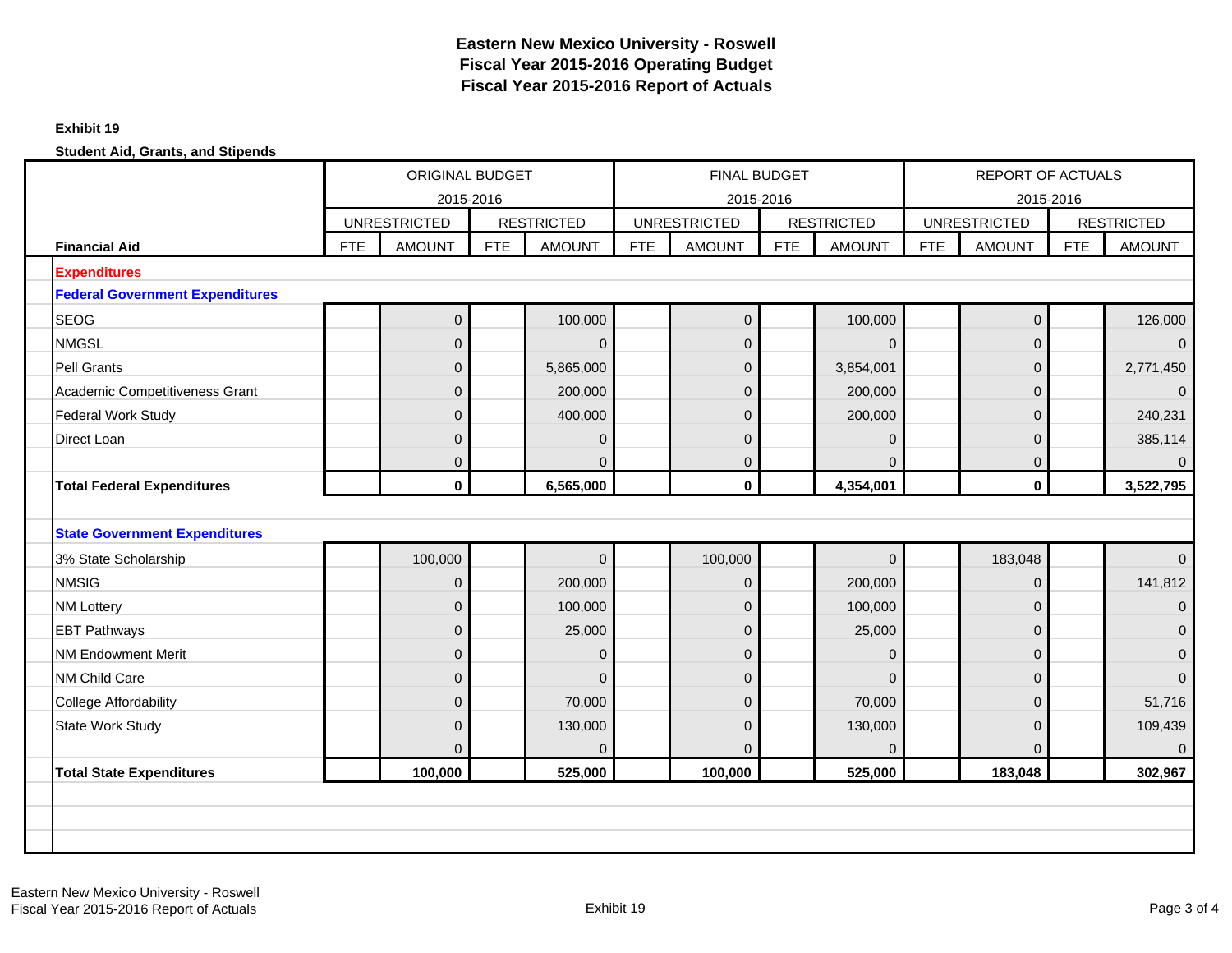# Eastern New Mexico University - Roswell
## Fiscal Year 2015-2016 Operating Budget
## Fiscal Year 2015-2016 Report of Actuals

**Exhibit 19**

**Student Aid, Grants, and Stipends**

| | ORIGINAL BUDGET 2015-2016 | | | | FINAL BUDGET 2015-2016 | | | | REPORT OF ACTUALS 2015-2016 | | | |
|---|---|---|---|---|---|---|---|---|---|---|---|---|
| | UNRESTRICTED | | RESTRICTED | | UNRESTRICTED | | RESTRICTED | | UNRESTRICTED | | RESTRICTED | |
| **Financial Aid** | FTE | AMOUNT | FTE | AMOUNT | FTE | AMOUNT | FTE | AMOUNT | FTE | AMOUNT | FTE | AMOUNT |
| **Expenditures** | | | | | | | | | | | | |
| **Federal Government Expenditures** | | | | | | | | | | | | |
| SEOG | | 0 | | 100,000 | | 0 | | 100,000 | | 0 | | 126,000 |
| NMGSL | | 0 | | 0 | | 0 | | 0 | | 0 | | 0 |
| Pell Grants | | 0 | | 5,865,000 | | 0 | | 3,854,001 | | 0 | | 2,771,450 |
| Academic Competitiveness Grant | | 0 | | 200,000 | | 0 | | 200,000 | | 0 | | 0 |
| Federal Work Study | | 0 | | 400,000 | | 0 | | 200,000 | | 0 | | 240,231 |
| Direct Loan | | 0 | | 0 | | 0 | | 0 | | 0 | | 385,114 |
| | | 0 | | 0 | | 0 | | 0 | | 0 | | 0 |
| **Total Federal Expenditures** | | **0** | | **6,565,000** | | **0** | | **4,354,001** | | **0** | | **3,522,795** |
| | | | | | | | | | | | | |
| **State Government Expenditures** | | | | | | | | | | | | |
| 3% State Scholarship | | 100,000 | | 0 | | 100,000 | | 0 | | 183,048 | | 0 |
| NMSIG | | 0 | | 200,000 | | 0 | | 200,000 | | 0 | | 141,812 |
| NM Lottery | | 0 | | 100,000 | | 0 | | 100,000 | | 0 | | 0 |
| EBT Pathways | | 0 | | 25,000 | | 0 | | 25,000 | | 0 | | 0 |
| NM Endowment Merit | | 0 | | 0 | | 0 | | 0 | | 0 | | 0 |
| NM Child Care | | 0 | | 0 | | 0 | | 0 | | 0 | | 0 |
| College Affordability | | 0 | | 70,000 | | 0 | | 70,000 | | 0 | | 51,716 |
| State Work Study | | 0 | | 130,000 | | 0 | | 130,000 | | 0 | | 109,439 |
| | | 0 | | 0 | | 0 | | 0 | | 0 | | 0 |
| **Total State Expenditures** | | **100,000** | | **525,000** | | **100,000** | | **525,000** | | **183,048** | | **302,967** |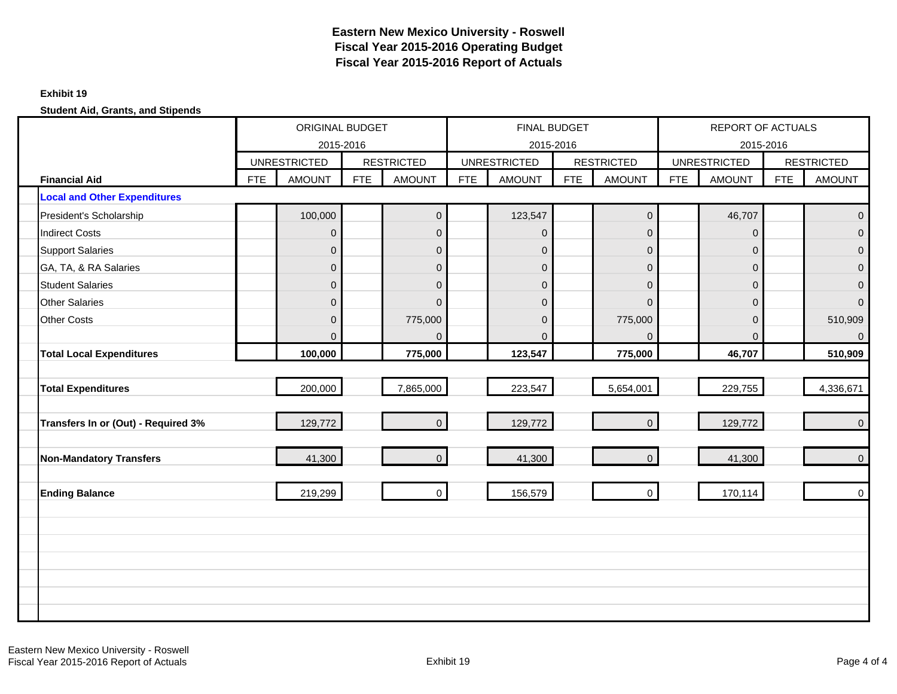# Eastern New Mexico University - Roswell
## Fiscal Year 2015-2016 Operating Budget
## Fiscal Year 2015-2016 Report of Actuals

**Exhibit 19**

**Student Aid, Grants, and Stipends**

| | ORIGINAL BUDGET 2015-2016 | | | | FINAL BUDGET 2015-2016 | | | | REPORT OF ACTUALS 2015-2016 | | | |
|---|---|---|---|---|---|---|---|---|---|---|---|---|
| | UNRESTRICTED | | RESTRICTED | | UNRESTRICTED | | RESTRICTED | | UNRESTRICTED | | RESTRICTED | |
| **Financial Aid** | FTE | AMOUNT | FTE | AMOUNT | FTE | AMOUNT | FTE | AMOUNT | FTE | AMOUNT | FTE | AMOUNT |
| **Local and Other Expenditures** | | | | | | | | | | | | |
| President's Scholarship | | 100,000 | | 0 | | 123,547 | | 0 | | 46,707 | | 0 |
| Indirect Costs | | 0 | | 0 | | 0 | | 0 | | 0 | | 0 |
| Support Salaries | | 0 | | 0 | | 0 | | 0 | | 0 | | 0 |
| GA, TA, & RA Salaries | | 0 | | 0 | | 0 | | 0 | | 0 | | 0 |
| Student Salaries | | 0 | | 0 | | 0 | | 0 | | 0 | | 0 |
| Other Salaries | | 0 | | 0 | | 0 | | 0 | | 0 | | 0 |
| Other Costs | | 0 | | 775,000 | | 0 | | 775,000 | | 0 | | 510,909 |
| | | 0 | | 0 | | 0 | | 0 | | 0 | | 0 |
| **Total Local Expenditures** | | **100,000** | | **775,000** | | **123,547** | | **775,000** | | **46,707** | | **510,909** |
| **Total Expenditures** | | 200,000 | | 7,865,000 | | 223,547 | | 5,654,001 | | 229,755 | | 4,336,671 |
| **Transfers In or (Out) - Required 3%** | | 129,772 | | 0 | | 129,772 | | 0 | | 129,772 | | 0 |
| **Non-Mandatory Transfers** | | 41,300 | | 0 | | 41,300 | | 0 | | 41,300 | | 0 |
| **Ending Balance** | | 219,299 | | 0 | | 156,579 | | 0 | | 170,114 | | 0 |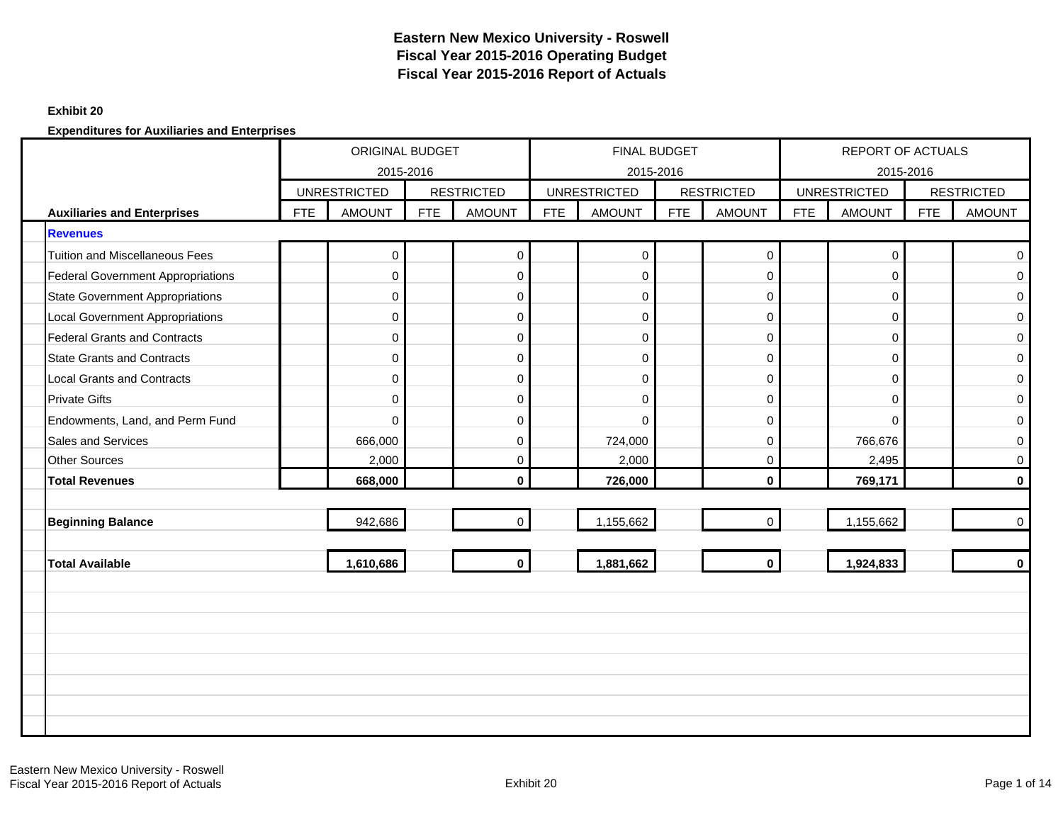# Eastern New Mexico University - Roswell
## Fiscal Year 2015-2016 Operating Budget
## Fiscal Year 2015-2016 Report of Actuals

**Exhibit 20**

**Expenditures for Auxiliaries and Enterprises**

| | ORIGINAL BUDGET 2015-2016 | | | | FINAL BUDGET 2015-2016 | | | | REPORT OF ACTUALS 2015-2016 | | | |
|---|---|---|---|---|---|---|---|---|---|---|---|---|
| | UNRESTRICTED | | RESTRICTED | | UNRESTRICTED | | RESTRICTED | | UNRESTRICTED | | RESTRICTED | |
| **Auxiliaries and Enterprises** | FTE | AMOUNT | FTE | AMOUNT | FTE | AMOUNT | FTE | AMOUNT | FTE | AMOUNT | FTE | AMOUNT |
| **Revenues** | | | | | | | | | | | | |
| Tuition and Miscellaneous Fees | | 0 | | 0 | | 0 | | 0 | | 0 | | 0 |
| Federal Government Appropriations | | 0 | | 0 | | 0 | | 0 | | 0 | | 0 |
| State Government Appropriations | | 0 | | 0 | | 0 | | 0 | | 0 | | 0 |
| Local Government Appropriations | | 0 | | 0 | | 0 | | 0 | | 0 | | 0 |
| Federal Grants and Contracts | | 0 | | 0 | | 0 | | 0 | | 0 | | 0 |
| State Grants and Contracts | | 0 | | 0 | | 0 | | 0 | | 0 | | 0 |
| Local Grants and Contracts | | 0 | | 0 | | 0 | | 0 | | 0 | | 0 |
| Private Gifts | | 0 | | 0 | | 0 | | 0 | | 0 | | 0 |
| Endowments, Land, and Perm Fund | | 0 | | 0 | | 0 | | 0 | | 0 | | 0 |
| Sales and Services | | 666,000 | | 0 | | 724,000 | | 0 | | 766,676 | | 0 |
| Other Sources | | 2,000 | | 0 | | 2,000 | | 0 | | 2,495 | | 0 |
| **Total Revenues** | | **668,000** | | **0** | | **726,000** | | **0** | | **769,171** | | **0** |
| **Beginning Balance** | | 942,686 | | 0 | | 1,155,662 | | 0 | | 1,155,662 | | 0 |
| **Total Available** | | **1,610,686** | | **0** | | **1,881,662** | | **0** | | **1,924,833** | | **0** |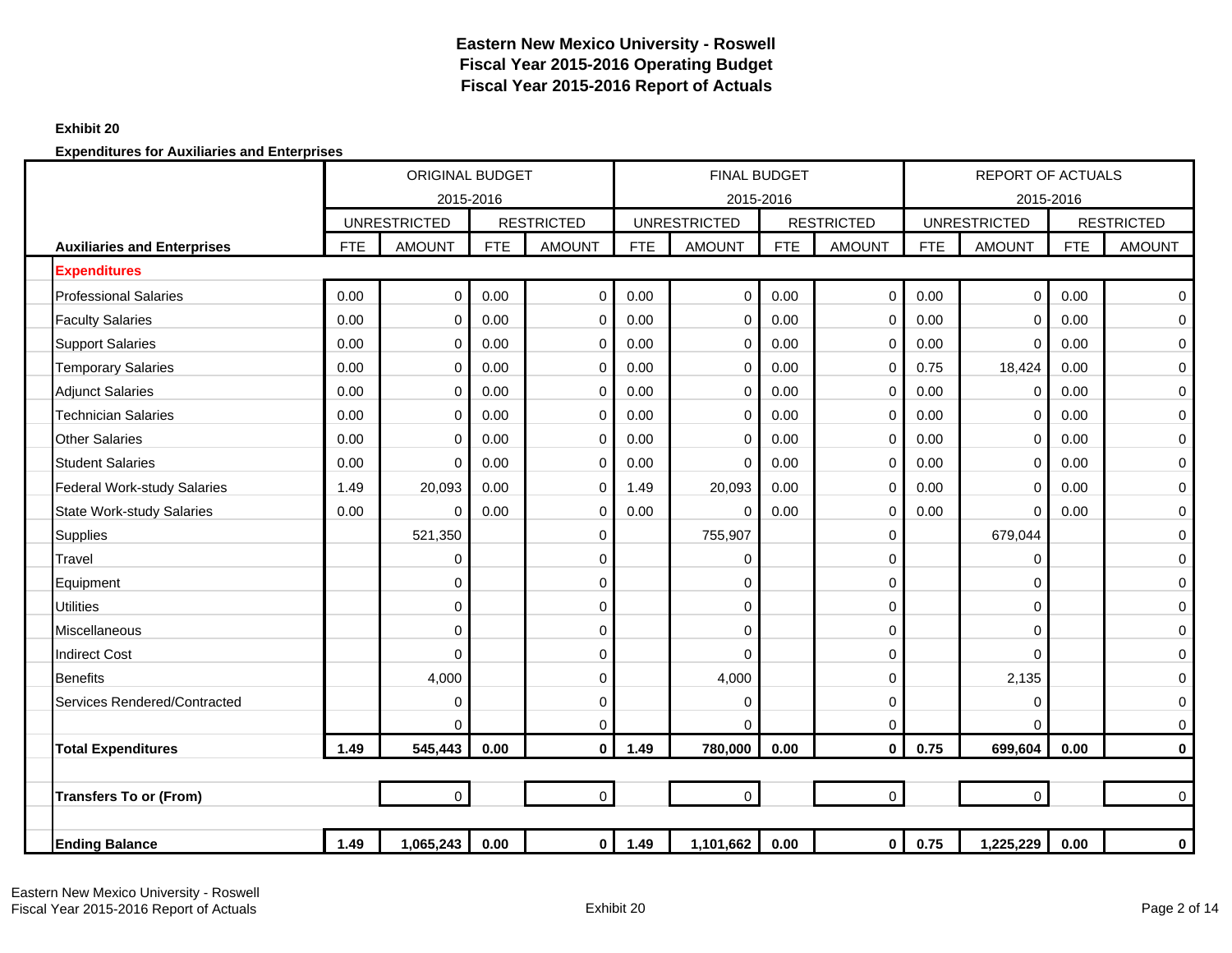**Eastern New Mexico University - Roswell**
**Fiscal Year 2015-2016 Operating Budget**
**Fiscal Year 2015-2016 Report of Actuals**

**Exhibit 20**

**Expenditures for Auxiliaries and Enterprises**

| | ORIGINAL BUDGET 2015-2016 | | | | FINAL BUDGET 2015-2016 | | | | REPORT OF ACTUALS 2015-2016 | | | |
|---|---|---|---|---|---|---|---|---|---|---|---|---|
| | UNRESTRICTED | | RESTRICTED | | UNRESTRICTED | | RESTRICTED | | UNRESTRICTED | | RESTRICTED | |
| **Auxiliaries and Enterprises** | FTE | AMOUNT | FTE | AMOUNT | FTE | AMOUNT | FTE | AMOUNT | FTE | AMOUNT | FTE | AMOUNT |
| **Expenditures** | | | | | | | | | | | | |
| Professional Salaries | 0.00 | 0 | 0.00 | 0 | 0.00 | 0 | 0.00 | 0 | 0.00 | 0 | 0.00 | 0 |
| Faculty Salaries | 0.00 | 0 | 0.00 | 0 | 0.00 | 0 | 0.00 | 0 | 0.00 | 0 | 0.00 | 0 |
| Support Salaries | 0.00 | 0 | 0.00 | 0 | 0.00 | 0 | 0.00 | 0 | 0.00 | 0 | 0.00 | 0 |
| Temporary Salaries | 0.00 | 0 | 0.00 | 0 | 0.00 | 0 | 0.00 | 0 | 0.75 | 18,424 | 0.00 | 0 |
| Adjunct Salaries | 0.00 | 0 | 0.00 | 0 | 0.00 | 0 | 0.00 | 0 | 0.00 | 0 | 0.00 | 0 |
| Technician Salaries | 0.00 | 0 | 0.00 | 0 | 0.00 | 0 | 0.00 | 0 | 0.00 | 0 | 0.00 | 0 |
| Other Salaries | 0.00 | 0 | 0.00 | 0 | 0.00 | 0 | 0.00 | 0 | 0.00 | 0 | 0.00 | 0 |
| Student Salaries | 0.00 | 0 | 0.00 | 0 | 0.00 | 0 | 0.00 | 0 | 0.00 | 0 | 0.00 | 0 |
| Federal Work-study Salaries | 1.49 | 20,093 | 0.00 | 0 | 1.49 | 20,093 | 0.00 | 0 | 0.00 | 0 | 0.00 | 0 |
| State Work-study Salaries | 0.00 | 0 | 0.00 | 0 | 0.00 | 0 | 0.00 | 0 | 0.00 | 0 | 0.00 | 0 |
| Supplies | | 521,350 | | 0 | | 755,907 | | 0 | | 679,044 | | 0 |
| Travel | | 0 | | 0 | | 0 | | 0 | | 0 | | 0 |
| Equipment | | 0 | | 0 | | 0 | | 0 | | 0 | | 0 |
| Utilities | | 0 | | 0 | | 0 | | 0 | | 0 | | 0 |
| Miscellaneous | | 0 | | 0 | | 0 | | 0 | | 0 | | 0 |
| Indirect Cost | | 0 | | 0 | | 0 | | 0 | | 0 | | 0 |
| Benefits | | 4,000 | | 0 | | 4,000 | | 0 | | 2,135 | | 0 |
| Services Rendered/Contracted | | 0 | | 0 | | 0 | | 0 | | 0 | | 0 |
| | | 0 | | 0 | | 0 | | 0 | | 0 | | 0 |
| **Total Expenditures** | **1.49** | **545,443** | **0.00** | **0** | **1.49** | **780,000** | **0.00** | **0** | **0.75** | **699,604** | **0.00** | **0** |
| | | | | | | | | | | | | |
| **Transfers To or (From)** | | 0 | | 0 | | 0 | | 0 | | 0 | | 0 |
| | | | | | | | | | | | | |
| **Ending Balance** | **1.49** | **1,065,243** | **0.00** | **0** | **1.49** | **1,101,662** | **0.00** | **0** | **0.75** | **1,225,229** | **0.00** | **0** |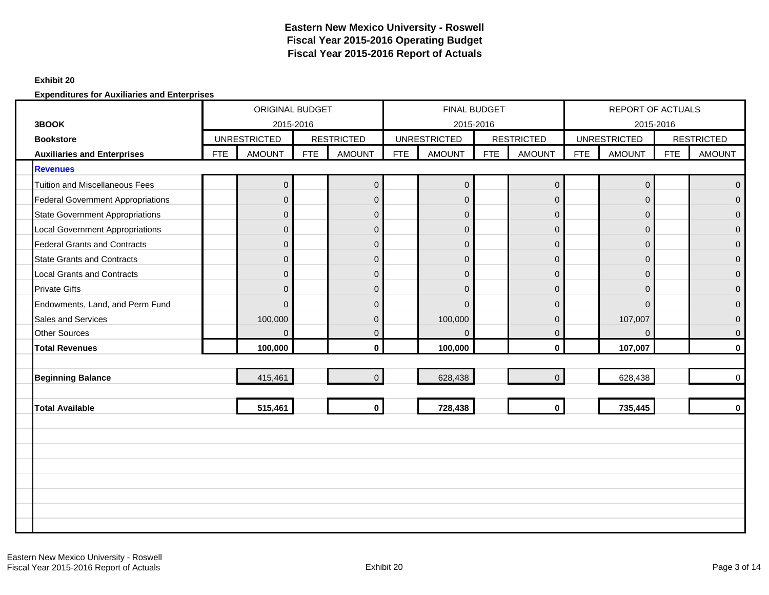# Eastern New Mexico University - Roswell
## Fiscal Year 2015-2016 Operating Budget
## Fiscal Year 2015-2016 Report of Actuals

**Exhibit 20**

**Expenditures for Auxiliaries and Enterprises**

| **3BOOK** | ORIGINAL BUDGET 2015-2016 | | | | FINAL BUDGET 2015-2016 | | | | REPORT OF ACTUALS 2015-2016 | | | |
|---|---|---|---|---|---|---|---|---|---|---|---|---|
| **Bookstore** | UNRESTRICTED | | RESTRICTED | | UNRESTRICTED | | RESTRICTED | | UNRESTRICTED | | RESTRICTED | |
| **Auxiliaries and Enterprises** | FTE | AMOUNT | FTE | AMOUNT | FTE | AMOUNT | FTE | AMOUNT | FTE | AMOUNT | FTE | AMOUNT |
| **Revenues** | | | | | | | | | | | | |
| Tuition and Miscellaneous Fees | | 0 | | 0 | | 0 | | 0 | | 0 | | 0 |
| Federal Government Appropriations | | 0 | | 0 | | 0 | | 0 | | 0 | | 0 |
| State Government Appropriations | | 0 | | 0 | | 0 | | 0 | | 0 | | 0 |
| Local Government Appropriations | | 0 | | 0 | | 0 | | 0 | | 0 | | 0 |
| Federal Grants and Contracts | | 0 | | 0 | | 0 | | 0 | | 0 | | 0 |
| State Grants and Contracts | | 0 | | 0 | | 0 | | 0 | | 0 | | 0 |
| Local Grants and Contracts | | 0 | | 0 | | 0 | | 0 | | 0 | | 0 |
| Private Gifts | | 0 | | 0 | | 0 | | 0 | | 0 | | 0 |
| Endowments, Land, and Perm Fund | | 0 | | 0 | | 0 | | 0 | | 0 | | 0 |
| Sales and Services | | 100,000 | | 0 | | 100,000 | | 0 | | 107,007 | | 0 |
| Other Sources | | 0 | | 0 | | 0 | | 0 | | 0 | | 0 |
| **Total Revenues** | | **100,000** | | **0** | | **100,000** | | **0** | | **107,007** | | **0** |
| **Beginning Balance** | | 415,461 | | 0 | | 628,438 | | 0 | | 628,438 | | 0 |
| **Total Available** | | **515,461** | | **0** | | **728,438** | | **0** | | **735,445** | | **0** |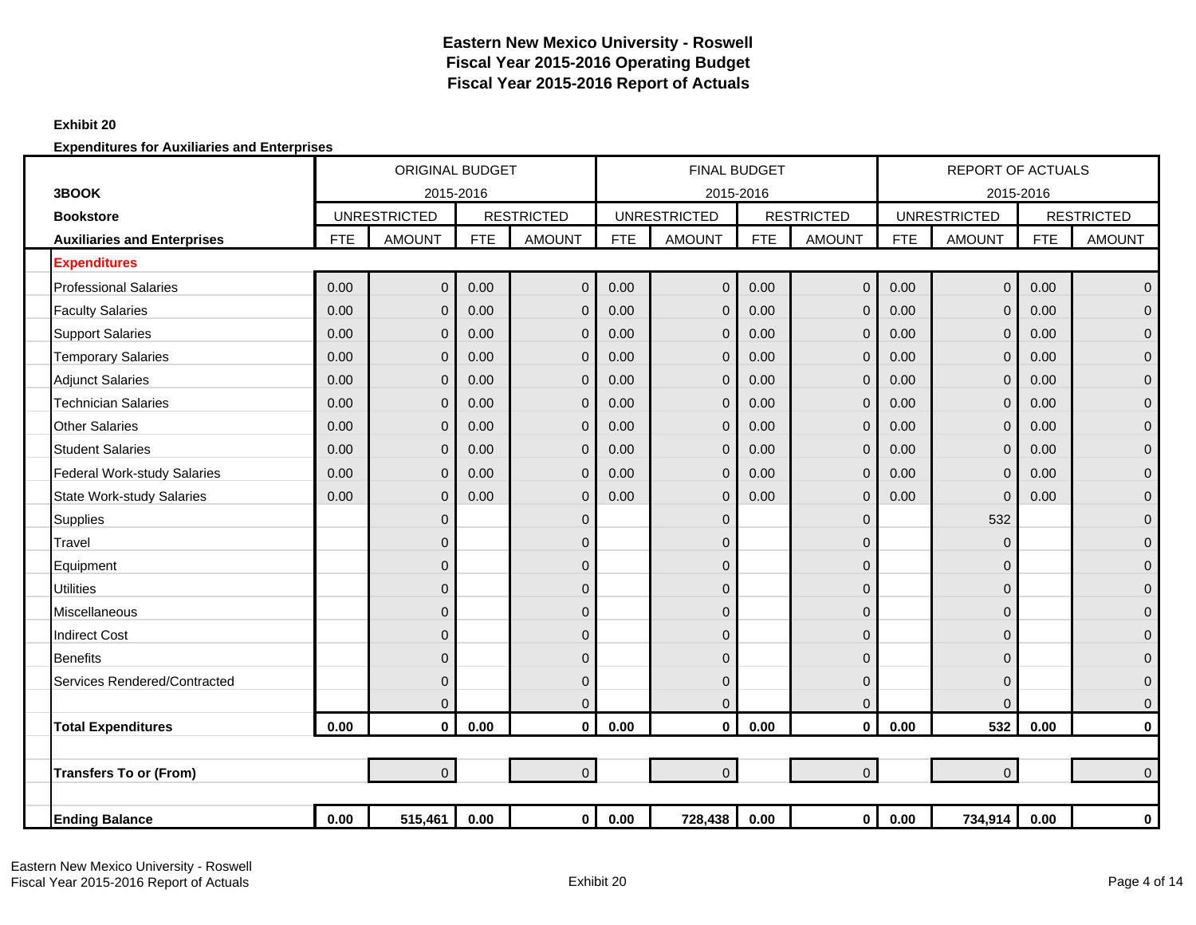# Eastern New Mexico University - Roswell
## Fiscal Year 2015-2016 Operating Budget
## Fiscal Year 2015-2016 Report of Actuals

**Exhibit 20**

**Expenditures for Auxiliaries and Enterprises**

| **3BOOK** | ORIGINAL BUDGET 2015-2016 | | | | FINAL BUDGET 2015-2016 | | | | REPORT OF ACTUALS 2015-2016 | | | |
|---|---|---|---|---|---|---|---|---|---|---|---|---|
| **Bookstore** | UNRESTRICTED | | RESTRICTED | | UNRESTRICTED | | RESTRICTED | | UNRESTRICTED | | RESTRICTED | |
| **Auxiliaries and Enterprises** | FTE | AMOUNT | FTE | AMOUNT | FTE | AMOUNT | FTE | AMOUNT | FTE | AMOUNT | FTE | AMOUNT |
| **Expenditures** | | | | | | | | | | | | |
| Professional Salaries | 0.00 | 0 | 0.00 | 0 | 0.00 | 0 | 0.00 | 0 | 0.00 | 0 | 0.00 | 0 |
| Faculty Salaries | 0.00 | 0 | 0.00 | 0 | 0.00 | 0 | 0.00 | 0 | 0.00 | 0 | 0.00 | 0 |
| Support Salaries | 0.00 | 0 | 0.00 | 0 | 0.00 | 0 | 0.00 | 0 | 0.00 | 0 | 0.00 | 0 |
| Temporary Salaries | 0.00 | 0 | 0.00 | 0 | 0.00 | 0 | 0.00 | 0 | 0.00 | 0 | 0.00 | 0 |
| Adjunct Salaries | 0.00 | 0 | 0.00 | 0 | 0.00 | 0 | 0.00 | 0 | 0.00 | 0 | 0.00 | 0 |
| Technician Salaries | 0.00 | 0 | 0.00 | 0 | 0.00 | 0 | 0.00 | 0 | 0.00 | 0 | 0.00 | 0 |
| Other Salaries | 0.00 | 0 | 0.00 | 0 | 0.00 | 0 | 0.00 | 0 | 0.00 | 0 | 0.00 | 0 |
| Student Salaries | 0.00 | 0 | 0.00 | 0 | 0.00 | 0 | 0.00 | 0 | 0.00 | 0 | 0.00 | 0 |
| Federal Work-study Salaries | 0.00 | 0 | 0.00 | 0 | 0.00 | 0 | 0.00 | 0 | 0.00 | 0 | 0.00 | 0 |
| State Work-study Salaries | 0.00 | 0 | 0.00 | 0 | 0.00 | 0 | 0.00 | 0 | 0.00 | 0 | 0.00 | 0 |
| Supplies | | 0 | | 0 | | 0 | | 0 | | 532 | | 0 |
| Travel | | 0 | | 0 | | 0 | | 0 | | 0 | | 0 |
| Equipment | | 0 | | 0 | | 0 | | 0 | | 0 | | 0 |
| Utilities | | 0 | | 0 | | 0 | | 0 | | 0 | | 0 |
| Miscellaneous | | 0 | | 0 | | 0 | | 0 | | 0 | | 0 |
| Indirect Cost | | 0 | | 0 | | 0 | | 0 | | 0 | | 0 |
| Benefits | | 0 | | 0 | | 0 | | 0 | | 0 | | 0 |
| Services Rendered/Contracted | | 0 | | 0 | | 0 | | 0 | | 0 | | 0 |
| | | 0 | | 0 | | 0 | | 0 | | 0 | | 0 |
| **Total Expenditures** | **0.00** | **0** | **0.00** | **0** | **0.00** | **0** | **0.00** | **0** | **0.00** | **532** | **0.00** | **0** |
| | | | | | | | | | | | | |
| **Transfers To or (From)** | | 0 | | 0 | | 0 | | 0 | | 0 | | 0 |
| | | | | | | | | | | | | |
| **Ending Balance** | **0.00** | **515,461** | **0.00** | **0** | **0.00** | **728,438** | **0.00** | **0** | **0.00** | **734,914** | **0.00** | **0** |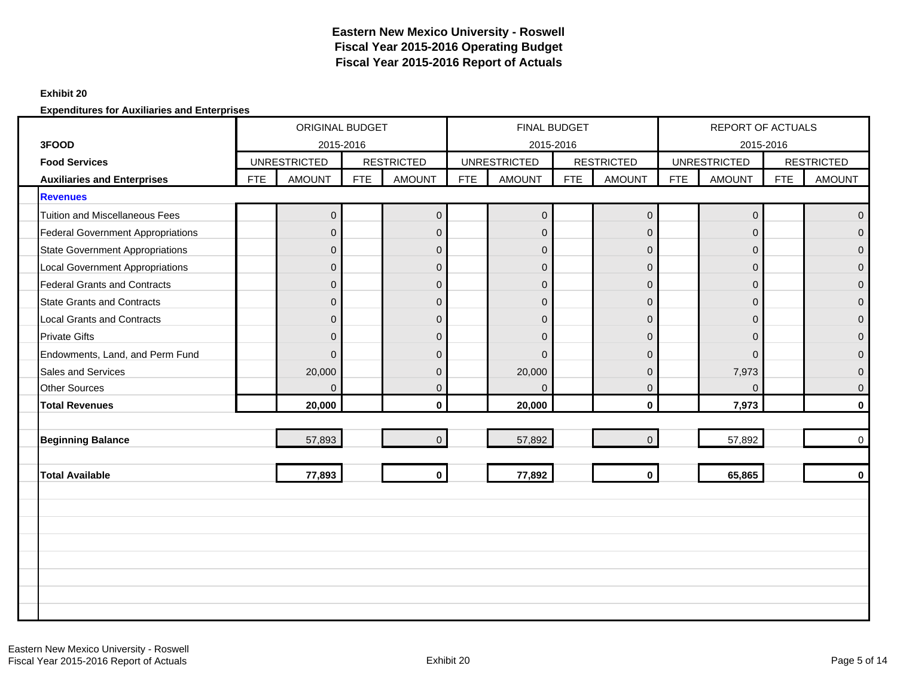# Eastern New Mexico University - Roswell
## Fiscal Year 2015-2016 Operating Budget
## Fiscal Year 2015-2016 Report of Actuals

**Exhibit 20**

**Expenditures for Auxiliaries and Enterprises**

| 3FOOD | ORIGINAL BUDGET 2015-2016 | | | | FINAL BUDGET 2015-2016 | | | | REPORT OF ACTUALS 2015-2016 | | | |
|---|---|---|---|---|---|---|---|---|---|---|---|---|
| **Food Services** | UNRESTRICTED | | RESTRICTED | | UNRESTRICTED | | RESTRICTED | | UNRESTRICTED | | RESTRICTED | |
| **Auxiliaries and Enterprises** | FTE | AMOUNT | FTE | AMOUNT | FTE | AMOUNT | FTE | AMOUNT | FTE | AMOUNT | FTE | AMOUNT |
| **Revenues** | | | | | | | | | | | | |
| Tuition and Miscellaneous Fees | | 0 | | 0 | | 0 | | 0 | | 0 | | 0 |
| Federal Government Appropriations | | 0 | | 0 | | 0 | | 0 | | 0 | | 0 |
| State Government Appropriations | | 0 | | 0 | | 0 | | 0 | | 0 | | 0 |
| Local Government Appropriations | | 0 | | 0 | | 0 | | 0 | | 0 | | 0 |
| Federal Grants and Contracts | | 0 | | 0 | | 0 | | 0 | | 0 | | 0 |
| State Grants and Contracts | | 0 | | 0 | | 0 | | 0 | | 0 | | 0 |
| Local Grants and Contracts | | 0 | | 0 | | 0 | | 0 | | 0 | | 0 |
| Private Gifts | | 0 | | 0 | | 0 | | 0 | | 0 | | 0 |
| Endowments, Land, and Perm Fund | | 0 | | 0 | | 0 | | 0 | | 0 | | 0 |
| Sales and Services | | 20,000 | | 0 | | 20,000 | | 0 | | 7,973 | | 0 |
| Other Sources | | 0 | | 0 | | 0 | | 0 | | 0 | | 0 |
| **Total Revenues** | | **20,000** | | **0** | | **20,000** | | **0** | | **7,973** | | **0** |
| **Beginning Balance** | | 57,893 | | 0 | | 57,892 | | 0 | | 57,892 | | 0 |
| **Total Available** | | **77,893** | | **0** | | **77,892** | | **0** | | **65,865** | | **0** |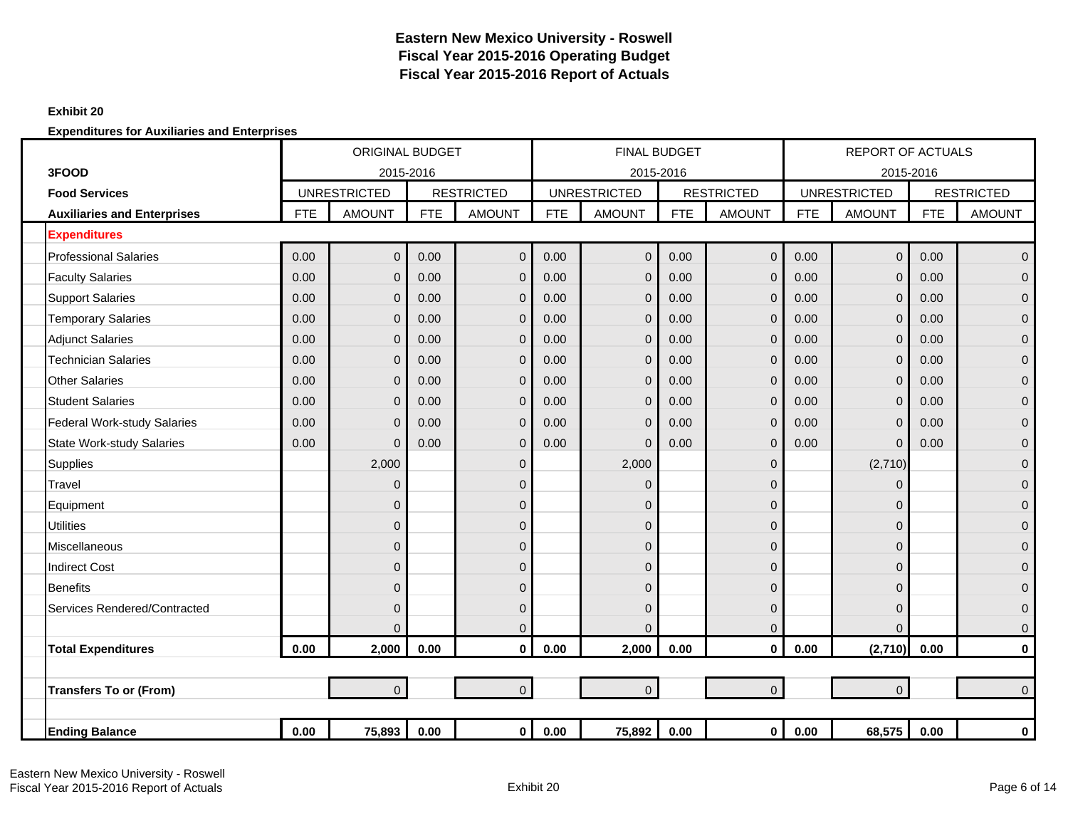# Eastern New Mexico University - Roswell
## Fiscal Year 2015-2016 Operating Budget
## Fiscal Year 2015-2016 Report of Actuals

**Exhibit 20**

**Expenditures for Auxiliaries and Enterprises**

| | ORIGINAL BUDGET 2015-2016 | | | | FINAL BUDGET 2015-2016 | | | | REPORT OF ACTUALS 2015-2016 | | | |
|---|---|---|---|---|---|---|---|---|---|---|---|---|
| **3FOOD** | | | | | | | | | | | | |
| **Food Services** | UNRESTRICTED | | RESTRICTED | | UNRESTRICTED | | RESTRICTED | | UNRESTRICTED | | RESTRICTED | |
| **Auxiliaries and Enterprises** | FTE | AMOUNT | FTE | AMOUNT | FTE | AMOUNT | FTE | AMOUNT | FTE | AMOUNT | FTE | AMOUNT |
| **Expenditures** | | | | | | | | | | | | |
| Professional Salaries | 0.00 | 0 | 0.00 | 0 | 0.00 | 0 | 0.00 | 0 | 0.00 | 0 | 0.00 | 0 |
| Faculty Salaries | 0.00 | 0 | 0.00 | 0 | 0.00 | 0 | 0.00 | 0 | 0.00 | 0 | 0.00 | 0 |
| Support Salaries | 0.00 | 0 | 0.00 | 0 | 0.00 | 0 | 0.00 | 0 | 0.00 | 0 | 0.00 | 0 |
| Temporary Salaries | 0.00 | 0 | 0.00 | 0 | 0.00 | 0 | 0.00 | 0 | 0.00 | 0 | 0.00 | 0 |
| Adjunct Salaries | 0.00 | 0 | 0.00 | 0 | 0.00 | 0 | 0.00 | 0 | 0.00 | 0 | 0.00 | 0 |
| Technician Salaries | 0.00 | 0 | 0.00 | 0 | 0.00 | 0 | 0.00 | 0 | 0.00 | 0 | 0.00 | 0 |
| Other Salaries | 0.00 | 0 | 0.00 | 0 | 0.00 | 0 | 0.00 | 0 | 0.00 | 0 | 0.00 | 0 |
| Student Salaries | 0.00 | 0 | 0.00 | 0 | 0.00 | 0 | 0.00 | 0 | 0.00 | 0 | 0.00 | 0 |
| Federal Work-study Salaries | 0.00 | 0 | 0.00 | 0 | 0.00 | 0 | 0.00 | 0 | 0.00 | 0 | 0.00 | 0 |
| State Work-study Salaries | 0.00 | 0 | 0.00 | 0 | 0.00 | 0 | 0.00 | 0 | 0.00 | 0 | 0.00 | 0 |
| Supplies | | 2,000 | | 0 | | 2,000 | | 0 | | (2,710) | | 0 |
| Travel | | 0 | | 0 | | 0 | | 0 | | 0 | | 0 |
| Equipment | | 0 | | 0 | | 0 | | 0 | | 0 | | 0 |
| Utilities | | 0 | | 0 | | 0 | | 0 | | 0 | | 0 |
| Miscellaneous | | 0 | | 0 | | 0 | | 0 | | 0 | | 0 |
| Indirect Cost | | 0 | | 0 | | 0 | | 0 | | 0 | | 0 |
| Benefits | | 0 | | 0 | | 0 | | 0 | | 0 | | 0 |
| Services Rendered/Contracted | | 0 | | 0 | | 0 | | 0 | | 0 | | 0 |
| | | 0 | | 0 | | 0 | | 0 | | 0 | | 0 |
| **Total Expenditures** | **0.00** | **2,000** | **0.00** | **0** | **0.00** | **2,000** | **0.00** | **0** | **0.00** | **(2,710)** | **0.00** | **0** |
| | | | | | | | | | | | | |
| **Transfers To or (From)** | | 0 | | 0 | | 0 | | 0 | | 0 | | 0 |
| | | | | | | | | | | | | |
| **Ending Balance** | **0.00** | **75,893** | **0.00** | **0** | **0.00** | **75,892** | **0.00** | **0** | **0.00** | **68,575** | **0.00** | **0** |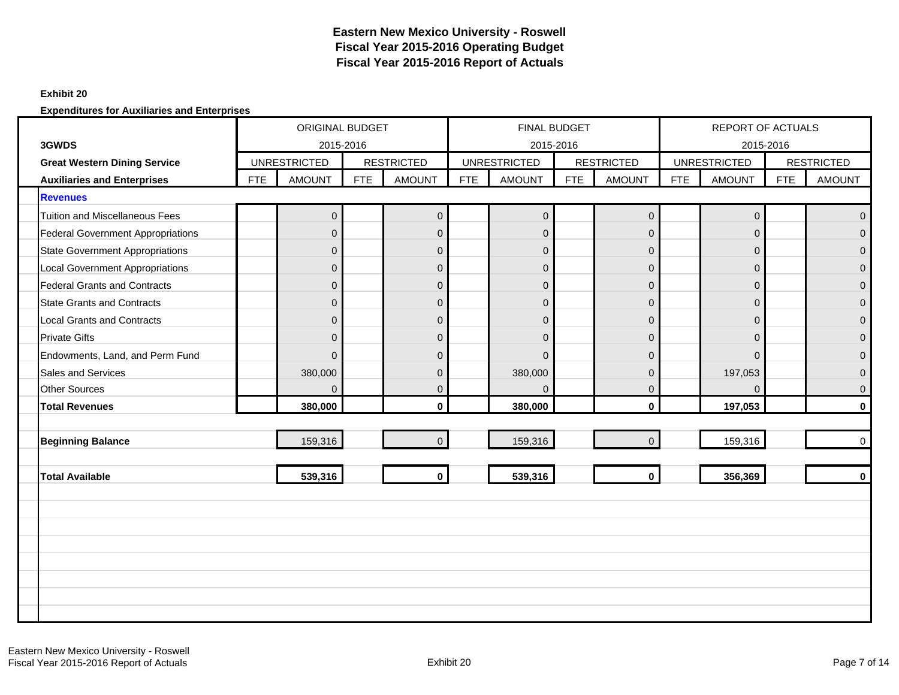# Eastern New Mexico University - Roswell
## Fiscal Year 2015-2016 Operating Budget
## Fiscal Year 2015-2016 Report of Actuals

**Exhibit 20**

**Expenditures for Auxiliaries and Enterprises**

| 3GWDS | ORIGINAL BUDGET 2015-2016 | | | | FINAL BUDGET 2015-2016 | | | | REPORT OF ACTUALS 2015-2016 | | | |
|---|---|---|---|---|---|---|---|---|---|---|---|---|
| **Great Western Dining Service** | UNRESTRICTED | | RESTRICTED | | UNRESTRICTED | | RESTRICTED | | UNRESTRICTED | | RESTRICTED | |
| **Auxiliaries and Enterprises** | FTE | AMOUNT | FTE | AMOUNT | FTE | AMOUNT | FTE | AMOUNT | FTE | AMOUNT | FTE | AMOUNT |
| **Revenues** | | | | | | | | | | | | |
| Tuition and Miscellaneous Fees | | 0 | | 0 | | 0 | | 0 | | 0 | | 0 |
| Federal Government Appropriations | | 0 | | 0 | | 0 | | 0 | | 0 | | 0 |
| State Government Appropriations | | 0 | | 0 | | 0 | | 0 | | 0 | | 0 |
| Local Government Appropriations | | 0 | | 0 | | 0 | | 0 | | 0 | | 0 |
| Federal Grants and Contracts | | 0 | | 0 | | 0 | | 0 | | 0 | | 0 |
| State Grants and Contracts | | 0 | | 0 | | 0 | | 0 | | 0 | | 0 |
| Local Grants and Contracts | | 0 | | 0 | | 0 | | 0 | | 0 | | 0 |
| Private Gifts | | 0 | | 0 | | 0 | | 0 | | 0 | | 0 |
| Endowments, Land, and Perm Fund | | 0 | | 0 | | 0 | | 0 | | 0 | | 0 |
| Sales and Services | | 380,000 | | 0 | | 380,000 | | 0 | | 197,053 | | 0 |
| Other Sources | | 0 | | 0 | | 0 | | 0 | | 0 | | 0 |
| **Total Revenues** | | **380,000** | | **0** | | **380,000** | | **0** | | **197,053** | | **0** |
| **Beginning Balance** | | 159,316 | | 0 | | 159,316 | | 0 | | 159,316 | | 0 |
| **Total Available** | | **539,316** | | **0** | | **539,316** | | **0** | | **356,369** | | **0** |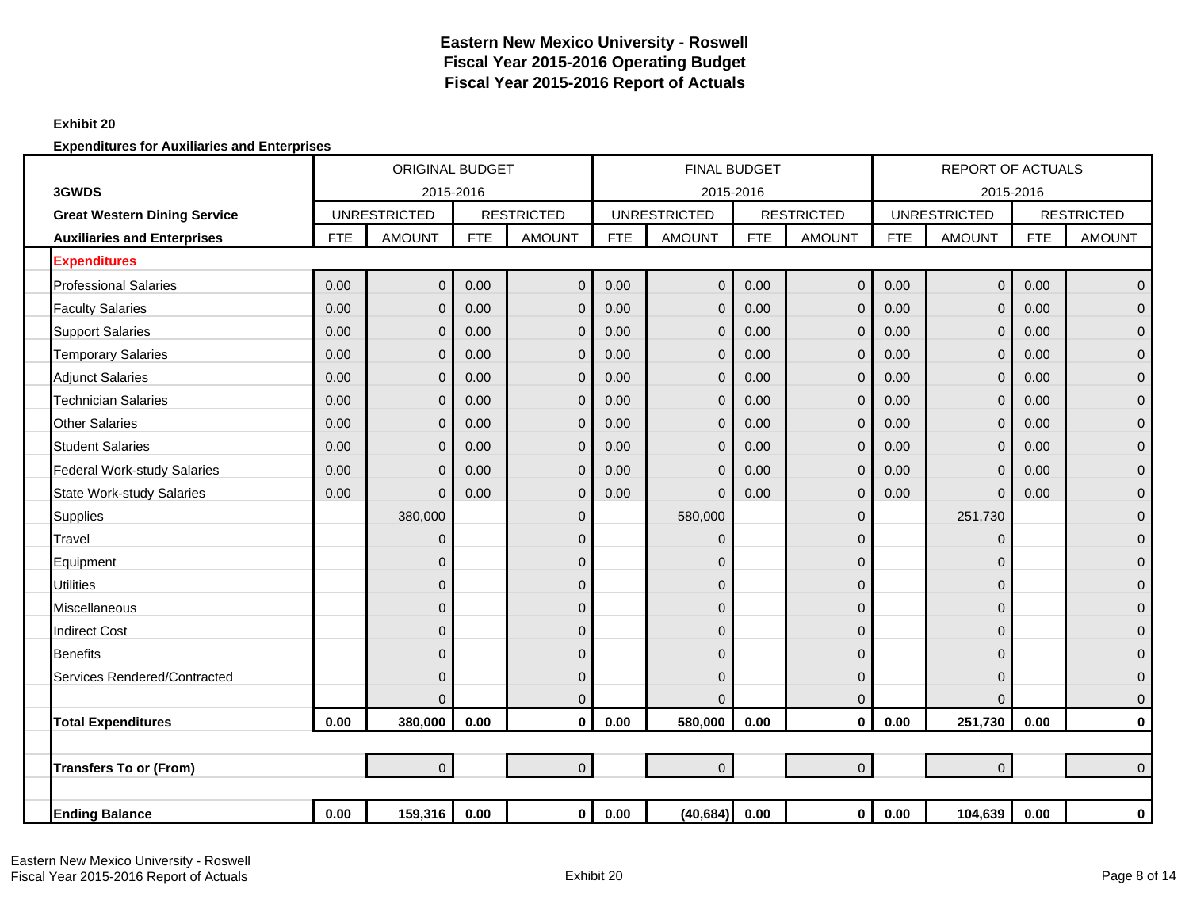# Eastern New Mexico University - Roswell
## Fiscal Year 2015-2016 Operating Budget
## Fiscal Year 2015-2016 Report of Actuals

**Exhibit 20**

**Expenditures for Auxiliaries and Enterprises**

| | ORIGINAL BUDGET 2015-2016 | | | | FINAL BUDGET 2015-2016 | | | | REPORT OF ACTUALS 2015-2016 | | | |
|---|---|---|---|---|---|---|---|---|---|---|---|---|
| **3GWDS** | UNRESTRICTED | | RESTRICTED | | UNRESTRICTED | | RESTRICTED | | UNRESTRICTED | | RESTRICTED | |
| **Great Western Dining Service** | | | | | | | | | | | | |
| **Auxiliaries and Enterprises** | FTE | AMOUNT | FTE | AMOUNT | FTE | AMOUNT | FTE | AMOUNT | FTE | AMOUNT | FTE | AMOUNT |
| **Expenditures** | | | | | | | | | | | | |
| Professional Salaries | 0.00 | 0 | 0.00 | 0 | 0.00 | 0 | 0.00 | 0 | 0.00 | 0 | 0.00 | 0 |
| Faculty Salaries | 0.00 | 0 | 0.00 | 0 | 0.00 | 0 | 0.00 | 0 | 0.00 | 0 | 0.00 | 0 |
| Support Salaries | 0.00 | 0 | 0.00 | 0 | 0.00 | 0 | 0.00 | 0 | 0.00 | 0 | 0.00 | 0 |
| Temporary Salaries | 0.00 | 0 | 0.00 | 0 | 0.00 | 0 | 0.00 | 0 | 0.00 | 0 | 0.00 | 0 |
| Adjunct Salaries | 0.00 | 0 | 0.00 | 0 | 0.00 | 0 | 0.00 | 0 | 0.00 | 0 | 0.00 | 0 |
| Technician Salaries | 0.00 | 0 | 0.00 | 0 | 0.00 | 0 | 0.00 | 0 | 0.00 | 0 | 0.00 | 0 |
| Other Salaries | 0.00 | 0 | 0.00 | 0 | 0.00 | 0 | 0.00 | 0 | 0.00 | 0 | 0.00 | 0 |
| Student Salaries | 0.00 | 0 | 0.00 | 0 | 0.00 | 0 | 0.00 | 0 | 0.00 | 0 | 0.00 | 0 |
| Federal Work-study Salaries | 0.00 | 0 | 0.00 | 0 | 0.00 | 0 | 0.00 | 0 | 0.00 | 0 | 0.00 | 0 |
| State Work-study Salaries | 0.00 | 0 | 0.00 | 0 | 0.00 | 0 | 0.00 | 0 | 0.00 | 0 | 0.00 | 0 |
| Supplies | | 380,000 | | 0 | | 580,000 | | 0 | | 251,730 | | 0 |
| Travel | | 0 | | 0 | | 0 | | 0 | | 0 | | 0 |
| Equipment | | 0 | | 0 | | 0 | | 0 | | 0 | | 0 |
| Utilities | | 0 | | 0 | | 0 | | 0 | | 0 | | 0 |
| Miscellaneous | | 0 | | 0 | | 0 | | 0 | | 0 | | 0 |
| Indirect Cost | | 0 | | 0 | | 0 | | 0 | | 0 | | 0 |
| Benefits | | 0 | | 0 | | 0 | | 0 | | 0 | | 0 |
| Services Rendered/Contracted | | 0 | | 0 | | 0 | | 0 | | 0 | | 0 |
| | | 0 | | 0 | | 0 | | 0 | | 0 | | 0 |
| **Total Expenditures** | **0.00** | **380,000** | **0.00** | **0** | **0.00** | **580,000** | **0.00** | **0** | **0.00** | **251,730** | **0.00** | **0** |
| | | | | | | | | | | | | |
| **Transfers To or (From)** | | 0 | | 0 | | 0 | | 0 | | 0 | | 0 |
| | | | | | | | | | | | | |
| **Ending Balance** | **0.00** | **159,316** | **0.00** | **0** | **0.00** | **(40,684)** | **0.00** | **0** | **0.00** | **104,639** | **0.00** | **0** |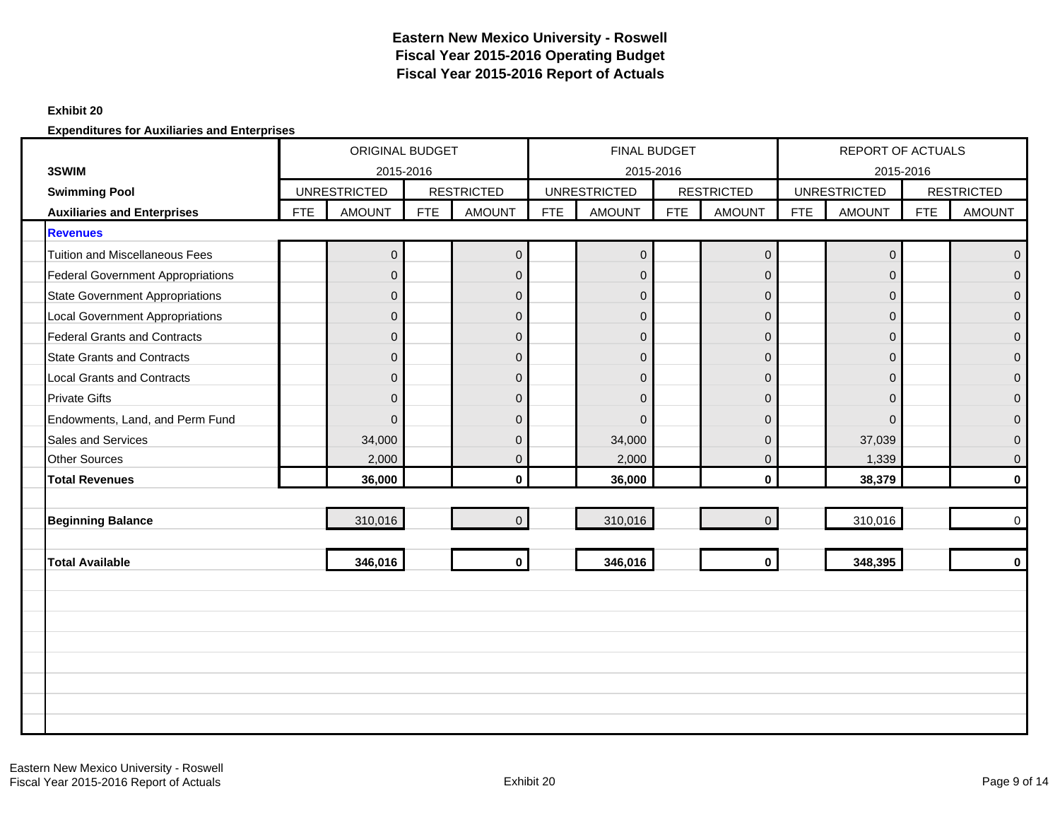# Eastern New Mexico University - Roswell
## Fiscal Year 2015-2016 Operating Budget
## Fiscal Year 2015-2016 Report of Actuals

**Exhibit 20**

**Expenditures for Auxiliaries and Enterprises**

| 3SWIM | ORIGINAL BUDGET 2015-2016 | | | | FINAL BUDGET 2015-2016 | | | | REPORT OF ACTUALS 2015-2016 | | | |
|---|---|---|---|---|---|---|---|---|---|---|---|---|
| **Swimming Pool** | UNRESTRICTED | | RESTRICTED | | UNRESTRICTED | | RESTRICTED | | UNRESTRICTED | | RESTRICTED | |
| **Auxiliaries and Enterprises** | FTE | AMOUNT | FTE | AMOUNT | FTE | AMOUNT | FTE | AMOUNT | FTE | AMOUNT | FTE | AMOUNT |
| **Revenues** | | | | | | | | | | | | |
| Tuition and Miscellaneous Fees | | 0 | | 0 | | 0 | | 0 | | 0 | | 0 |
| Federal Government Appropriations | | 0 | | 0 | | 0 | | 0 | | 0 | | 0 |
| State Government Appropriations | | 0 | | 0 | | 0 | | 0 | | 0 | | 0 |
| Local Government Appropriations | | 0 | | 0 | | 0 | | 0 | | 0 | | 0 |
| Federal Grants and Contracts | | 0 | | 0 | | 0 | | 0 | | 0 | | 0 |
| State Grants and Contracts | | 0 | | 0 | | 0 | | 0 | | 0 | | 0 |
| Local Grants and Contracts | | 0 | | 0 | | 0 | | 0 | | 0 | | 0 |
| Private Gifts | | 0 | | 0 | | 0 | | 0 | | 0 | | 0 |
| Endowments, Land, and Perm Fund | | 0 | | 0 | | 0 | | 0 | | 0 | | 0 |
| Sales and Services | | 34,000 | | 0 | | 34,000 | | 0 | | 37,039 | | 0 |
| Other Sources | | 2,000 | | 0 | | 2,000 | | 0 | | 1,339 | | 0 |
| **Total Revenues** | | **36,000** | | **0** | | **36,000** | | **0** | | **38,379** | | **0** |
| **Beginning Balance** | | 310,016 | | 0 | | 310,016 | | 0 | | 310,016 | | 0 |
| **Total Available** | | **346,016** | | **0** | | **346,016** | | **0** | | **348,395** | | **0** |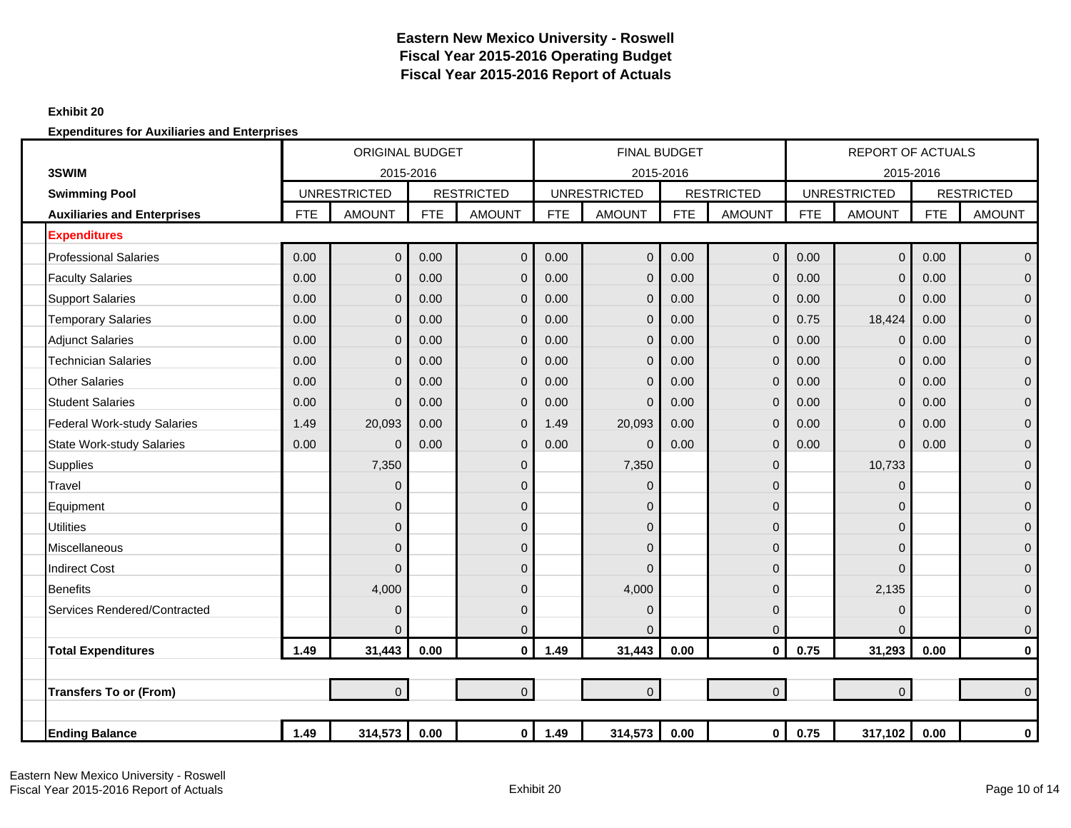# Eastern New Mexico University - Roswell
## Fiscal Year 2015-2016 Operating Budget
## Fiscal Year 2015-2016 Report of Actuals

**Exhibit 20**

**Expenditures for Auxiliaries and Enterprises**

| **3SWIM** | ORIGINAL BUDGET 2015-2016 | | | | FINAL BUDGET 2015-2016 | | | | REPORT OF ACTUALS 2015-2016 | | | |
|---|---|---|---|---|---|---|---|---|---|---|---|---|
| **Swimming Pool** | UNRESTRICTED | | RESTRICTED | | UNRESTRICTED | | RESTRICTED | | UNRESTRICTED | | RESTRICTED | |
| **Auxiliaries and Enterprises** | FTE | AMOUNT | FTE | AMOUNT | FTE | AMOUNT | FTE | AMOUNT | FTE | AMOUNT | FTE | AMOUNT |
| **Expenditures** | | | | | | | | | | | | |
| Professional Salaries | 0.00 | 0 | 0.00 | 0 | 0.00 | 0 | 0.00 | 0 | 0.00 | 0 | 0.00 | 0 |
| Faculty Salaries | 0.00 | 0 | 0.00 | 0 | 0.00 | 0 | 0.00 | 0 | 0.00 | 0 | 0.00 | 0 |
| Support Salaries | 0.00 | 0 | 0.00 | 0 | 0.00 | 0 | 0.00 | 0 | 0.00 | 0 | 0.00 | 0 |
| Temporary Salaries | 0.00 | 0 | 0.00 | 0 | 0.00 | 0 | 0.00 | 0 | 0.75 | 18,424 | 0.00 | 0 |
| Adjunct Salaries | 0.00 | 0 | 0.00 | 0 | 0.00 | 0 | 0.00 | 0 | 0.00 | 0 | 0.00 | 0 |
| Technician Salaries | 0.00 | 0 | 0.00 | 0 | 0.00 | 0 | 0.00 | 0 | 0.00 | 0 | 0.00 | 0 |
| Other Salaries | 0.00 | 0 | 0.00 | 0 | 0.00 | 0 | 0.00 | 0 | 0.00 | 0 | 0.00 | 0 |
| Student Salaries | 0.00 | 0 | 0.00 | 0 | 0.00 | 0 | 0.00 | 0 | 0.00 | 0 | 0.00 | 0 |
| Federal Work-study Salaries | 1.49 | 20,093 | 0.00 | 0 | 1.49 | 20,093 | 0.00 | 0 | 0.00 | 0 | 0.00 | 0 |
| State Work-study Salaries | 0.00 | 0 | 0.00 | 0 | 0.00 | 0 | 0.00 | 0 | 0.00 | 0 | 0.00 | 0 |
| Supplies | | 7,350 | | 0 | | 7,350 | | 0 | | 10,733 | | 0 |
| Travel | | 0 | | 0 | | 0 | | 0 | | 0 | | 0 |
| Equipment | | 0 | | 0 | | 0 | | 0 | | 0 | | 0 |
| Utilities | | 0 | | 0 | | 0 | | 0 | | 0 | | 0 |
| Miscellaneous | | 0 | | 0 | | 0 | | 0 | | 0 | | 0 |
| Indirect Cost | | 0 | | 0 | | 0 | | 0 | | 0 | | 0 |
| Benefits | | 4,000 | | 0 | | 4,000 | | 0 | | 2,135 | | 0 |
| Services Rendered/Contracted | | 0 | | 0 | | 0 | | 0 | | 0 | | 0 |
| | | 0 | | 0 | | 0 | | 0 | | 0 | | 0 |
| **Total Expenditures** | **1.49** | **31,443** | **0.00** | **0** | **1.49** | **31,443** | **0.00** | **0** | **0.75** | **31,293** | **0.00** | **0** |
| **Transfers To or (From)** | | 0 | | 0 | | 0 | | 0 | | 0 | | 0 |
| **Ending Balance** | **1.49** | **314,573** | **0.00** | **0** | **1.49** | **314,573** | **0.00** | **0** | **0.75** | **317,102** | **0.00** | **0** |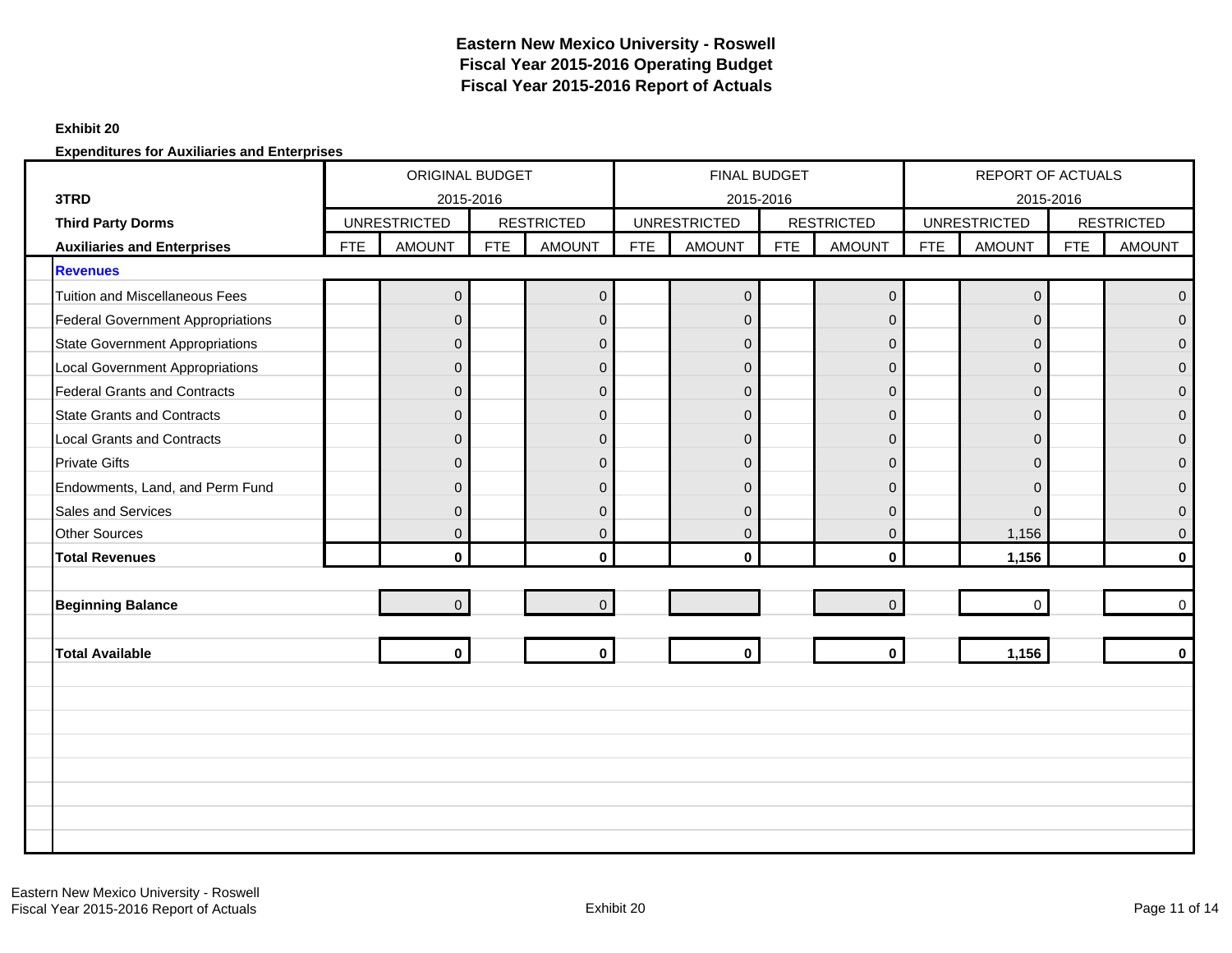# Eastern New Mexico University - Roswell
## Fiscal Year 2015-2016 Operating Budget
## Fiscal Year 2015-2016 Report of Actuals

**Exhibit 20**

**Expenditures for Auxiliaries and Enterprises**

| | ORIGINAL BUDGET 2015-2016 | | | | FINAL BUDGET 2015-2016 | | | | REPORT OF ACTUALS 2015-2016 | | | |
|---|---|---|---|---|---|---|---|---|---|---|---|---|
| **3TRD** | UNRESTRICTED | | RESTRICTED | | UNRESTRICTED | | RESTRICTED | | UNRESTRICTED | | RESTRICTED | |
| **Third Party Dorms** | | | | | | | | | | | | |
| **Auxiliaries and Enterprises** | FTE | AMOUNT | FTE | AMOUNT | FTE | AMOUNT | FTE | AMOUNT | FTE | AMOUNT | FTE | AMOUNT |
| **Revenues** | | | | | | | | | | | | |
| Tuition and Miscellaneous Fees | | 0 | | 0 | | 0 | | 0 | | 0 | | 0 |
| Federal Government Appropriations | | 0 | | 0 | | 0 | | 0 | | 0 | | 0 |
| State Government Appropriations | | 0 | | 0 | | 0 | | 0 | | 0 | | 0 |
| Local Government Appropriations | | 0 | | 0 | | 0 | | 0 | | 0 | | 0 |
| Federal Grants and Contracts | | 0 | | 0 | | 0 | | 0 | | 0 | | 0 |
| State Grants and Contracts | | 0 | | 0 | | 0 | | 0 | | 0 | | 0 |
| Local Grants and Contracts | | 0 | | 0 | | 0 | | 0 | | 0 | | 0 |
| Private Gifts | | 0 | | 0 | | 0 | | 0 | | 0 | | 0 |
| Endowments, Land, and Perm Fund | | 0 | | 0 | | 0 | | 0 | | 0 | | 0 |
| Sales and Services | | 0 | | 0 | | 0 | | 0 | | 0 | | 0 |
| Other Sources | | 0 | | 0 | | 0 | | 0 | | 1,156 | | 0 |
| **Total Revenues** | | **0** | | **0** | | **0** | | **0** | | **1,156** | | **0** |
| **Beginning Balance** | | 0 | | 0 | | | | 0 | | 0 | | 0 |
| **Total Available** | | **0** | | **0** | | **0** | | **0** | | **1,156** | | **0** |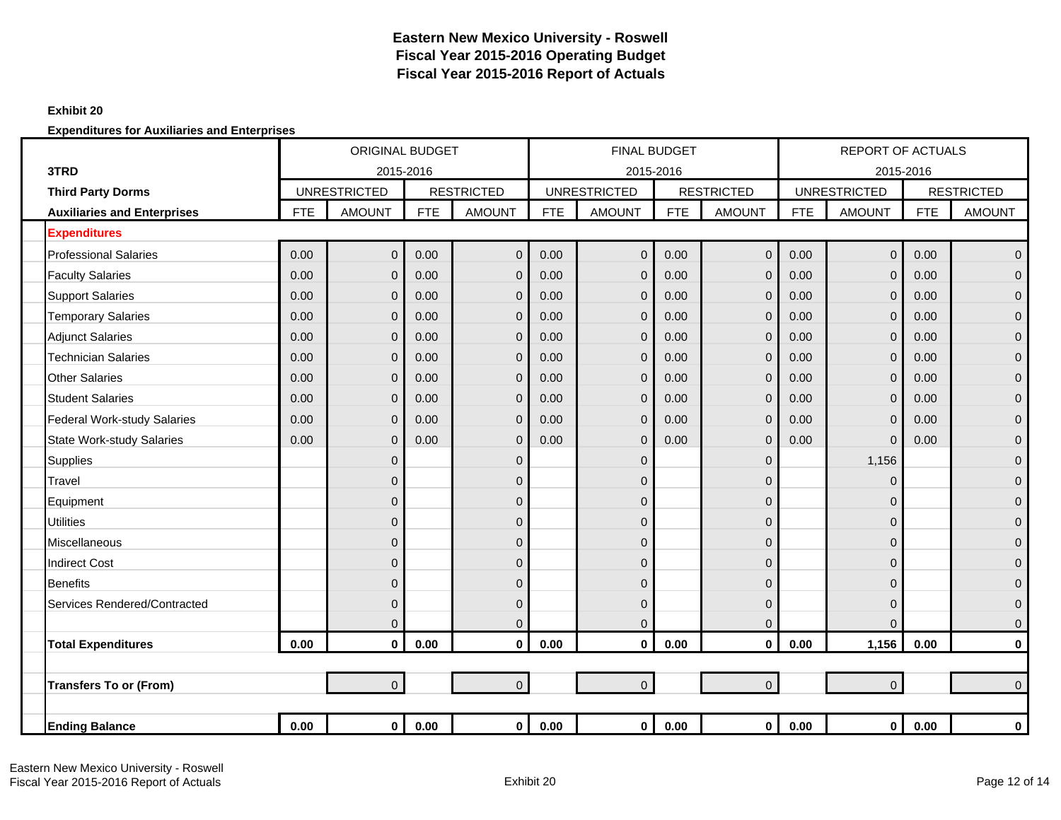# Eastern New Mexico University - Roswell
## Fiscal Year 2015-2016 Operating Budget
## Fiscal Year 2015-2016 Report of Actuals

**Exhibit 20**

**Expenditures for Auxiliaries and Enterprises**

| | ORIGINAL BUDGET 2015-2016 | | | | FINAL BUDGET 2015-2016 | | | | REPORT OF ACTUALS 2015-2016 | | | |
|---|---|---|---|---|---|---|---|---|---|---|---|---|
| **3TRD** | | | | | | | | | | | | |
| **Third Party Dorms** | UNRESTRICTED | | RESTRICTED | | UNRESTRICTED | | RESTRICTED | | UNRESTRICTED | | RESTRICTED | |
| **Auxiliaries and Enterprises** | FTE | AMOUNT | FTE | AMOUNT | FTE | AMOUNT | FTE | AMOUNT | FTE | AMOUNT | FTE | AMOUNT |
| **Expenditures** | | | | | | | | | | | | |
| Professional Salaries | 0.00 | 0 | 0.00 | 0 | 0.00 | 0 | 0.00 | 0 | 0.00 | 0 | 0.00 | 0 |
| Faculty Salaries | 0.00 | 0 | 0.00 | 0 | 0.00 | 0 | 0.00 | 0 | 0.00 | 0 | 0.00 | 0 |
| Support Salaries | 0.00 | 0 | 0.00 | 0 | 0.00 | 0 | 0.00 | 0 | 0.00 | 0 | 0.00 | 0 |
| Temporary Salaries | 0.00 | 0 | 0.00 | 0 | 0.00 | 0 | 0.00 | 0 | 0.00 | 0 | 0.00 | 0 |
| Adjunct Salaries | 0.00 | 0 | 0.00 | 0 | 0.00 | 0 | 0.00 | 0 | 0.00 | 0 | 0.00 | 0 |
| Technician Salaries | 0.00 | 0 | 0.00 | 0 | 0.00 | 0 | 0.00 | 0 | 0.00 | 0 | 0.00 | 0 |
| Other Salaries | 0.00 | 0 | 0.00 | 0 | 0.00 | 0 | 0.00 | 0 | 0.00 | 0 | 0.00 | 0 |
| Student Salaries | 0.00 | 0 | 0.00 | 0 | 0.00 | 0 | 0.00 | 0 | 0.00 | 0 | 0.00 | 0 |
| Federal Work-study Salaries | 0.00 | 0 | 0.00 | 0 | 0.00 | 0 | 0.00 | 0 | 0.00 | 0 | 0.00 | 0 |
| State Work-study Salaries | 0.00 | 0 | 0.00 | 0 | 0.00 | 0 | 0.00 | 0 | 0.00 | 0 | 0.00 | 0 |
| Supplies | | 0 | | 0 | | 0 | | 0 | | 1,156 | | 0 |
| Travel | | 0 | | 0 | | 0 | | 0 | | 0 | | 0 |
| Equipment | | 0 | | 0 | | 0 | | 0 | | 0 | | 0 |
| Utilities | | 0 | | 0 | | 0 | | 0 | | 0 | | 0 |
| Miscellaneous | | 0 | | 0 | | 0 | | 0 | | 0 | | 0 |
| Indirect Cost | | 0 | | 0 | | 0 | | 0 | | 0 | | 0 |
| Benefits | | 0 | | 0 | | 0 | | 0 | | 0 | | 0 |
| Services Rendered/Contracted | | 0 | | 0 | | 0 | | 0 | | 0 | | 0 |
| | | 0 | | 0 | | 0 | | 0 | | 0 | | 0 |
| **Total Expenditures** | **0.00** | **0** | **0.00** | **0** | **0.00** | **0** | **0.00** | **0** | **0.00** | **1,156** | **0.00** | **0** |
| | | | | | | | | | | | | |
| **Transfers To or (From)** | | 0 | | 0 | | 0 | | 0 | | 0 | | 0 |
| | | | | | | | | | | | | |
| **Ending Balance** | **0.00** | **0** | **0.00** | **0** | **0.00** | **0** | **0.00** | **0** | **0.00** | **0** | **0.00** | **0** |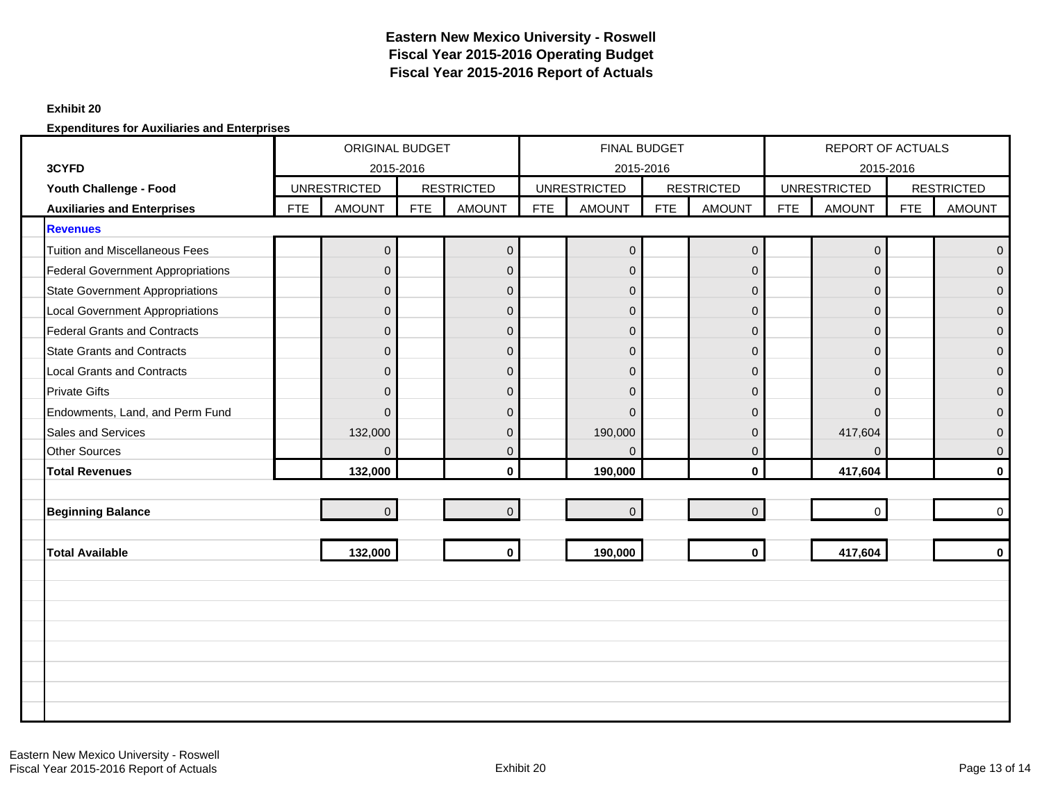# Eastern New Mexico University - Roswell
## Fiscal Year 2015-2016 Operating Budget
## Fiscal Year 2015-2016 Report of Actuals

**Exhibit 20**

**Expenditures for Auxiliaries and Enterprises**

| **3CYFD** | ORIGINAL BUDGET 2015-2016 | | | | FINAL BUDGET 2015-2016 | | | | REPORT OF ACTUALS 2015-2016 | | | |
|---|---|---|---|---|---|---|---|---|---|---|---|---|
| **Youth Challenge - Food** | UNRESTRICTED | | RESTRICTED | | UNRESTRICTED | | RESTRICTED | | UNRESTRICTED | | RESTRICTED | |
| **Auxiliaries and Enterprises** | FTE | AMOUNT | FTE | AMOUNT | FTE | AMOUNT | FTE | AMOUNT | FTE | AMOUNT | FTE | AMOUNT |
| **Revenues** | | | | | | | | | | | | |
| Tuition and Miscellaneous Fees | | 0 | | 0 | | 0 | | 0 | | 0 | | 0 |
| Federal Government Appropriations | | 0 | | 0 | | 0 | | 0 | | 0 | | 0 |
| State Government Appropriations | | 0 | | 0 | | 0 | | 0 | | 0 | | 0 |
| Local Government Appropriations | | 0 | | 0 | | 0 | | 0 | | 0 | | 0 |
| Federal Grants and Contracts | | 0 | | 0 | | 0 | | 0 | | 0 | | 0 |
| State Grants and Contracts | | 0 | | 0 | | 0 | | 0 | | 0 | | 0 |
| Local Grants and Contracts | | 0 | | 0 | | 0 | | 0 | | 0 | | 0 |
| Private Gifts | | 0 | | 0 | | 0 | | 0 | | 0 | | 0 |
| Endowments, Land, and Perm Fund | | 0 | | 0 | | 0 | | 0 | | 0 | | 0 |
| Sales and Services | | 132,000 | | 0 | | 190,000 | | 0 | | 417,604 | | 0 |
| Other Sources | | 0 | | 0 | | 0 | | 0 | | 0 | | 0 |
| **Total Revenues** | | **132,000** | | **0** | | **190,000** | | **0** | | **417,604** | | **0** |
| **Beginning Balance** | | 0 | | 0 | | 0 | | 0 | | 0 | | 0 |
| **Total Available** | | **132,000** | | **0** | | **190,000** | | **0** | | **417,604** | | **0** |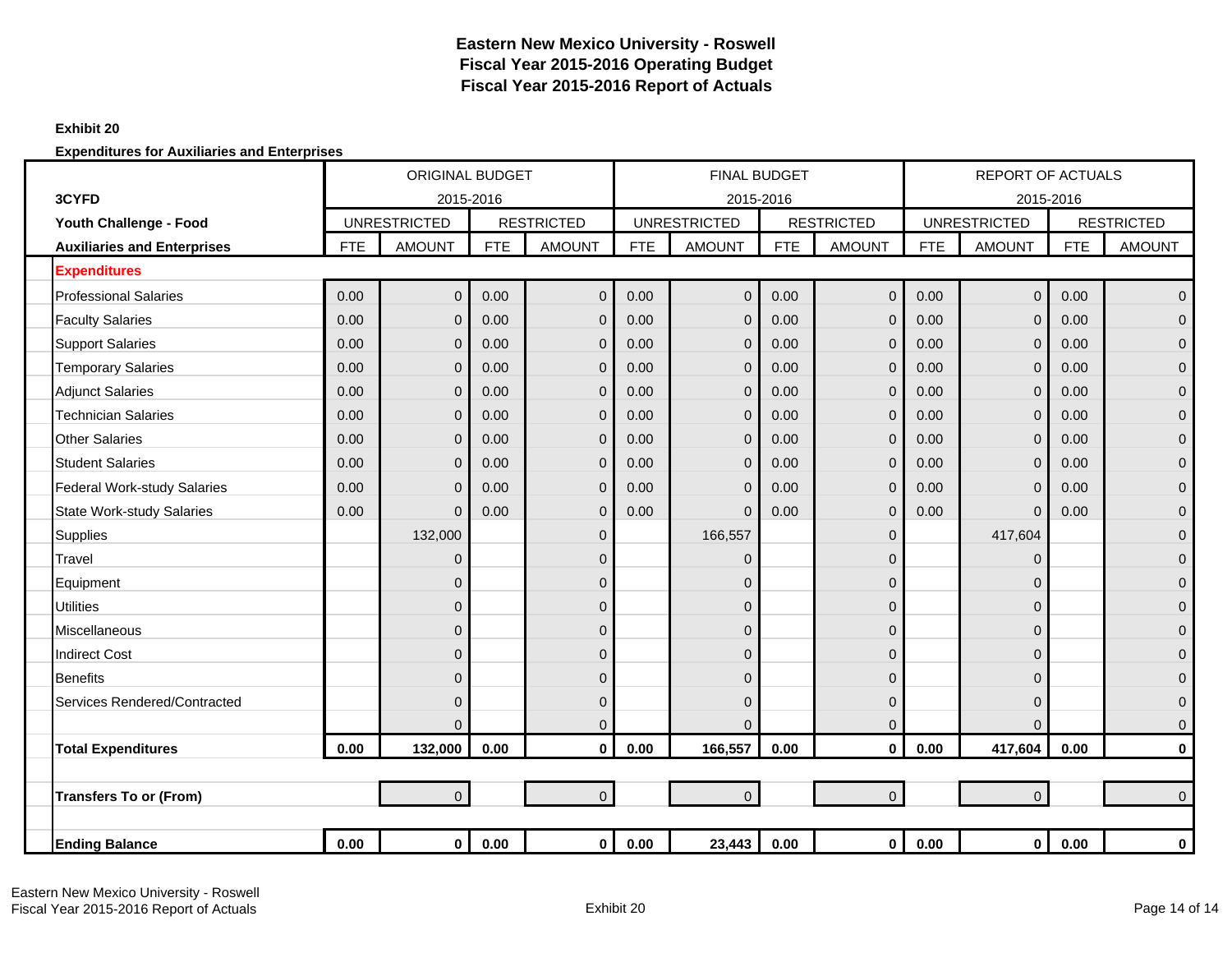# Eastern New Mexico University - Roswell
# Fiscal Year 2015-2016 Operating Budget
# Fiscal Year 2015-2016 Report of Actuals

**Exhibit 20**

**Expenditures for Auxiliaries and Enterprises**

| 3CYFD | ORIGINAL BUDGET 2015-2016 | | | | FINAL BUDGET 2015-2016 | | | | REPORT OF ACTUALS 2015-2016 | | | |
|---|---|---|---|---|---|---|---|---|---|---|---|---|
| **Youth Challenge - Food** | UNRESTRICTED | | RESTRICTED | | UNRESTRICTED | | RESTRICTED | | UNRESTRICTED | | RESTRICTED | |
| **Auxiliaries and Enterprises** | FTE | AMOUNT | FTE | AMOUNT | FTE | AMOUNT | FTE | AMOUNT | FTE | AMOUNT | FTE | AMOUNT |
| **Expenditures** | | | | | | | | | | | | |
| Professional Salaries | 0.00 | 0 | 0.00 | 0 | 0.00 | 0 | 0.00 | 0 | 0.00 | 0 | 0.00 | 0 |
| Faculty Salaries | 0.00 | 0 | 0.00 | 0 | 0.00 | 0 | 0.00 | 0 | 0.00 | 0 | 0.00 | 0 |
| Support Salaries | 0.00 | 0 | 0.00 | 0 | 0.00 | 0 | 0.00 | 0 | 0.00 | 0 | 0.00 | 0 |
| Temporary Salaries | 0.00 | 0 | 0.00 | 0 | 0.00 | 0 | 0.00 | 0 | 0.00 | 0 | 0.00 | 0 |
| Adjunct Salaries | 0.00 | 0 | 0.00 | 0 | 0.00 | 0 | 0.00 | 0 | 0.00 | 0 | 0.00 | 0 |
| Technician Salaries | 0.00 | 0 | 0.00 | 0 | 0.00 | 0 | 0.00 | 0 | 0.00 | 0 | 0.00 | 0 |
| Other Salaries | 0.00 | 0 | 0.00 | 0 | 0.00 | 0 | 0.00 | 0 | 0.00 | 0 | 0.00 | 0 |
| Student Salaries | 0.00 | 0 | 0.00 | 0 | 0.00 | 0 | 0.00 | 0 | 0.00 | 0 | 0.00 | 0 |
| Federal Work-study Salaries | 0.00 | 0 | 0.00 | 0 | 0.00 | 0 | 0.00 | 0 | 0.00 | 0 | 0.00 | 0 |
| State Work-study Salaries | 0.00 | 0 | 0.00 | 0 | 0.00 | 0 | 0.00 | 0 | 0.00 | 0 | 0.00 | 0 |
| Supplies | | 132,000 | | 0 | | 166,557 | | 0 | | 417,604 | | 0 |
| Travel | | 0 | | 0 | | 0 | | 0 | | 0 | | 0 |
| Equipment | | 0 | | 0 | | 0 | | 0 | | 0 | | 0 |
| Utilities | | 0 | | 0 | | 0 | | 0 | | 0 | | 0 |
| Miscellaneous | | 0 | | 0 | | 0 | | 0 | | 0 | | 0 |
| Indirect Cost | | 0 | | 0 | | 0 | | 0 | | 0 | | 0 |
| Benefits | | 0 | | 0 | | 0 | | 0 | | 0 | | 0 |
| Services Rendered/Contracted | | 0 | | 0 | | 0 | | 0 | | 0 | | 0 |
| | | 0 | | 0 | | 0 | | 0 | | 0 | | 0 |
| **Total Expenditures** | **0.00** | **132,000** | **0.00** | **0** | **0.00** | **166,557** | **0.00** | **0** | **0.00** | **417,604** | **0.00** | **0** |
| | | | | | | | | | | | | |
| **Transfers To or (From)** | | 0 | | 0 | | 0 | | 0 | | 0 | | 0 |
| | | | | | | | | | | | | |
| **Ending Balance** | **0.00** | **0** | **0.00** | **0** | **0.00** | **23,443** | **0.00** | **0** | **0.00** | **0** | **0.00** | **0** |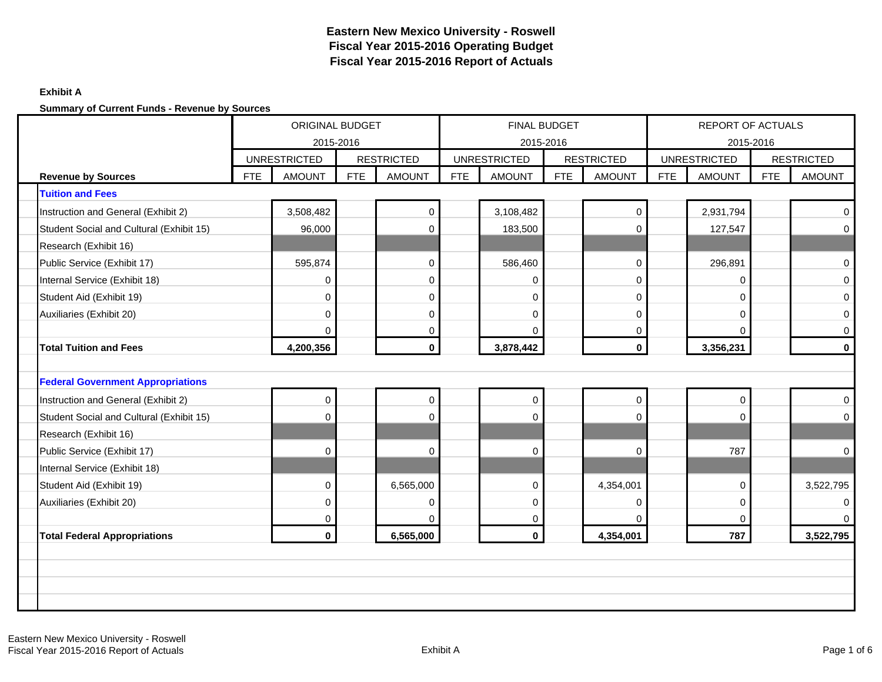# Eastern New Mexico University - Roswell
## Fiscal Year 2015-2016 Operating Budget
## Fiscal Year 2015-2016 Report of Actuals

**Exhibit A**

**Summary of Current Funds - Revenue by Sources**

| | ORIGINAL BUDGET 2015-2016 | | | | FINAL BUDGET 2015-2016 | | | | REPORT OF ACTUALS 2015-2016 | | | |
|---|---|---|---|---|---|---|---|---|---|---|---|---|
| | UNRESTRICTED | | RESTRICTED | | UNRESTRICTED | | RESTRICTED | | UNRESTRICTED | | RESTRICTED | |
| **Revenue by Sources** | FTE | AMOUNT | FTE | AMOUNT | FTE | AMOUNT | FTE | AMOUNT | FTE | AMOUNT | FTE | AMOUNT |
| **Tuition and Fees** | | | | | | | | | | | | |
| Instruction and General (Exhibit 2) | | 3,508,482 | | 0 | | 3,108,482 | | 0 | | 2,931,794 | | 0 |
| Student Social and Cultural (Exhibit 15) | | 96,000 | | 0 | | 183,500 | | 0 | | 127,547 | | 0 |
| Research (Exhibit 16) | | | | | | | | | | | | |
| Public Service (Exhibit 17) | | 595,874 | | 0 | | 586,460 | | 0 | | 296,891 | | 0 |
| Internal Service (Exhibit 18) | | 0 | | 0 | | 0 | | 0 | | 0 | | 0 |
| Student Aid (Exhibit 19) | | 0 | | 0 | | 0 | | 0 | | 0 | | 0 |
| Auxiliaries (Exhibit 20) | | 0 | | 0 | | 0 | | 0 | | 0 | | 0 |
| | | 0 | | 0 | | 0 | | 0 | | 0 | | 0 |
| **Total Tuition and Fees** | | **4,200,356** | | **0** | | **3,878,442** | | **0** | | **3,356,231** | | **0** |
| | | | | | | | | | | | | |
| **Federal Government Appropriations** | | | | | | | | | | | | |
| Instruction and General (Exhibit 2) | | 0 | | 0 | | 0 | | 0 | | 0 | | 0 |
| Student Social and Cultural (Exhibit 15) | | 0 | | 0 | | 0 | | 0 | | 0 | | 0 |
| Research (Exhibit 16) | | | | | | | | | | | | |
| Public Service (Exhibit 17) | | 0 | | 0 | | 0 | | 0 | | 787 | | 0 |
| Internal Service (Exhibit 18) | | | | | | | | | | | | |
| Student Aid (Exhibit 19) | | 0 | | 6,565,000 | | 0 | | 4,354,001 | | 0 | | 3,522,795 |
| Auxiliaries (Exhibit 20) | | 0 | | 0 | | 0 | | 0 | | 0 | | 0 |
| | | 0 | | 0 | | 0 | | 0 | | 0 | | 0 |
| **Total Federal Appropriations** | | **0** | | **6,565,000** | | **0** | | **4,354,001** | | **787** | | **3,522,795** |

Eastern New Mexico University - Roswell
Fiscal Year 2015-2016 Report of Actuals

Exhibit A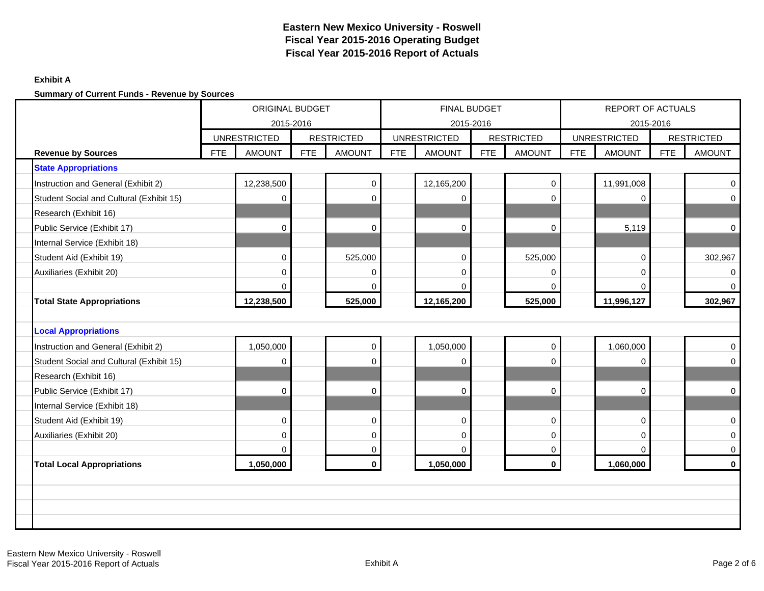# Eastern New Mexico University - Roswell
## Fiscal Year 2015-2016 Operating Budget
## Fiscal Year 2015-2016 Report of Actuals

**Exhibit A**

**Summary of Current Funds - Revenue by Sources**

| | ORIGINAL BUDGET 2015-2016 | | | | FINAL BUDGET 2015-2016 | | | | REPORT OF ACTUALS 2015-2016 | | | |
|---|---|---|---|---|---|---|---|---|---|---|---|---|
| | UNRESTRICTED | | RESTRICTED | | UNRESTRICTED | | RESTRICTED | | UNRESTRICTED | | RESTRICTED | |
| **Revenue by Sources** | FTE | AMOUNT | FTE | AMOUNT | FTE | AMOUNT | FTE | AMOUNT | FTE | AMOUNT | FTE | AMOUNT |
| **State Appropriations** | | | | | | | | | | | | |
| Instruction and General (Exhibit 2) | | 12,238,500 | | 0 | | 12,165,200 | | 0 | | 11,991,008 | | 0 |
| Student Social and Cultural (Exhibit 15) | | 0 | | 0 | | 0 | | 0 | | 0 | | 0 |
| Research (Exhibit 16) | | | | | | | | | | | | |
| Public Service (Exhibit 17) | | 0 | | 0 | | 0 | | 0 | | 5,119 | | 0 |
| Internal Service (Exhibit 18) | | | | | | | | | | | | |
| Student Aid (Exhibit 19) | | 0 | | 525,000 | | 0 | | 525,000 | | 0 | | 302,967 |
| Auxiliaries (Exhibit 20) | | 0 | | 0 | | 0 | | 0 | | 0 | | 0 |
| | | 0 | | 0 | | 0 | | 0 | | 0 | | 0 |
| **Total State Appropriations** | | **12,238,500** | | **525,000** | | **12,165,200** | | **525,000** | | **11,996,127** | | **302,967** |
| | | | | | | | | | | | | |
| **Local Appropriations** | | | | | | | | | | | | |
| Instruction and General (Exhibit 2) | | 1,050,000 | | 0 | | 1,050,000 | | 0 | | 1,060,000 | | 0 |
| Student Social and Cultural (Exhibit 15) | | 0 | | 0 | | 0 | | 0 | | 0 | | 0 |
| Research (Exhibit 16) | | | | | | | | | | | | |
| Public Service (Exhibit 17) | | 0 | | 0 | | 0 | | 0 | | 0 | | 0 |
| Internal Service (Exhibit 18) | | | | | | | | | | | | |
| Student Aid (Exhibit 19) | | 0 | | 0 | | 0 | | 0 | | 0 | | 0 |
| Auxiliaries (Exhibit 20) | | 0 | | 0 | | 0 | | 0 | | 0 | | 0 |
| | | 0 | | 0 | | 0 | | 0 | | 0 | | 0 |
| **Total Local Appropriations** | | **1,050,000** | | **0** | | **1,050,000** | | **0** | | **1,060,000** | | **0** |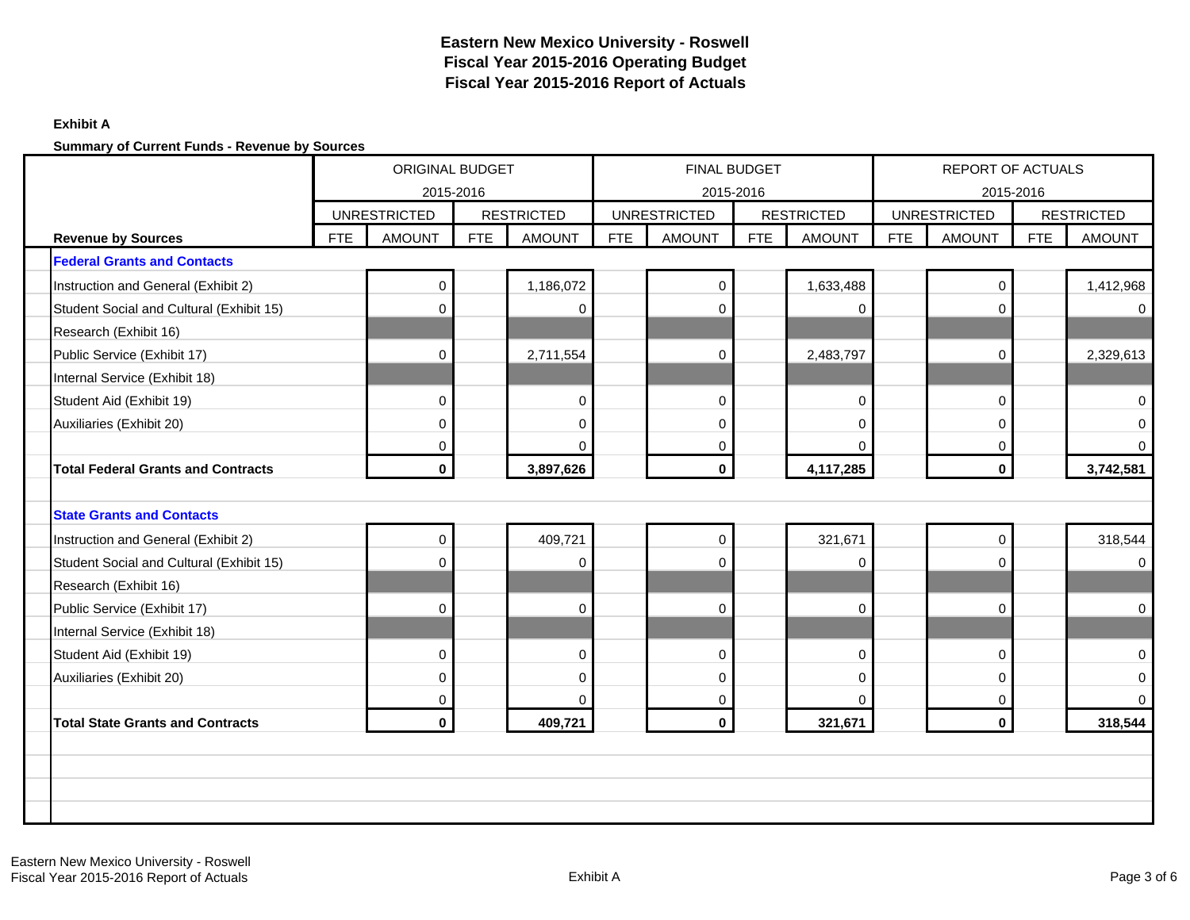# Eastern New Mexico University - Roswell
## Fiscal Year 2015-2016 Operating Budget
## Fiscal Year 2015-2016 Report of Actuals

**Exhibit A**

**Summary of Current Funds - Revenue by Sources**

| | ORIGINAL BUDGET 2015-2016 | | | | FINAL BUDGET 2015-2016 | | | | REPORT OF ACTUALS 2015-2016 | | | |
|---|---|---|---|---|---|---|---|---|---|---|---|---|
| | UNRESTRICTED | | RESTRICTED | | UNRESTRICTED | | RESTRICTED | | UNRESTRICTED | | RESTRICTED | |
| **Revenue by Sources** | FTE | AMOUNT | FTE | AMOUNT | FTE | AMOUNT | FTE | AMOUNT | FTE | AMOUNT | FTE | AMOUNT |
| **Federal Grants and Contacts** | | | | | | | | | | | | |
| Instruction and General (Exhibit 2) | | 0 | | 1,186,072 | | 0 | | 1,633,488 | | 0 | | 1,412,968 |
| Student Social and Cultural (Exhibit 15) | | 0 | | 0 | | 0 | | 0 | | 0 | | 0 |
| Research (Exhibit 16) | | | | | | | | | | | | |
| Public Service (Exhibit 17) | | 0 | | 2,711,554 | | 0 | | 2,483,797 | | 0 | | 2,329,613 |
| Internal Service (Exhibit 18) | | | | | | | | | | | | |
| Student Aid (Exhibit 19) | | 0 | | 0 | | 0 | | 0 | | 0 | | 0 |
| Auxiliaries (Exhibit 20) | | 0 | | 0 | | 0 | | 0 | | 0 | | 0 |
| | | 0 | | 0 | | 0 | | 0 | | 0 | | 0 |
| **Total Federal Grants and Contracts** | | **0** | | **3,897,626** | | **0** | | **4,117,285** | | **0** | | **3,742,581** |
| | | | | | | | | | | | | |
| **State Grants and Contacts** | | | | | | | | | | | | |
| Instruction and General (Exhibit 2) | | 0 | | 409,721 | | 0 | | 321,671 | | 0 | | 318,544 |
| Student Social and Cultural (Exhibit 15) | | 0 | | 0 | | 0 | | 0 | | 0 | | 0 |
| Research (Exhibit 16) | | | | | | | | | | | | |
| Public Service (Exhibit 17) | | 0 | | 0 | | 0 | | 0 | | 0 | | 0 |
| Internal Service (Exhibit 18) | | | | | | | | | | | | |
| Student Aid (Exhibit 19) | | 0 | | 0 | | 0 | | 0 | | 0 | | 0 |
| Auxiliaries (Exhibit 20) | | 0 | | 0 | | 0 | | 0 | | 0 | | 0 |
| | | 0 | | 0 | | 0 | | 0 | | 0 | | 0 |
| **Total State Grants and Contracts** | | **0** | | **409,721** | | **0** | | **321,671** | | **0** | | **318,544** |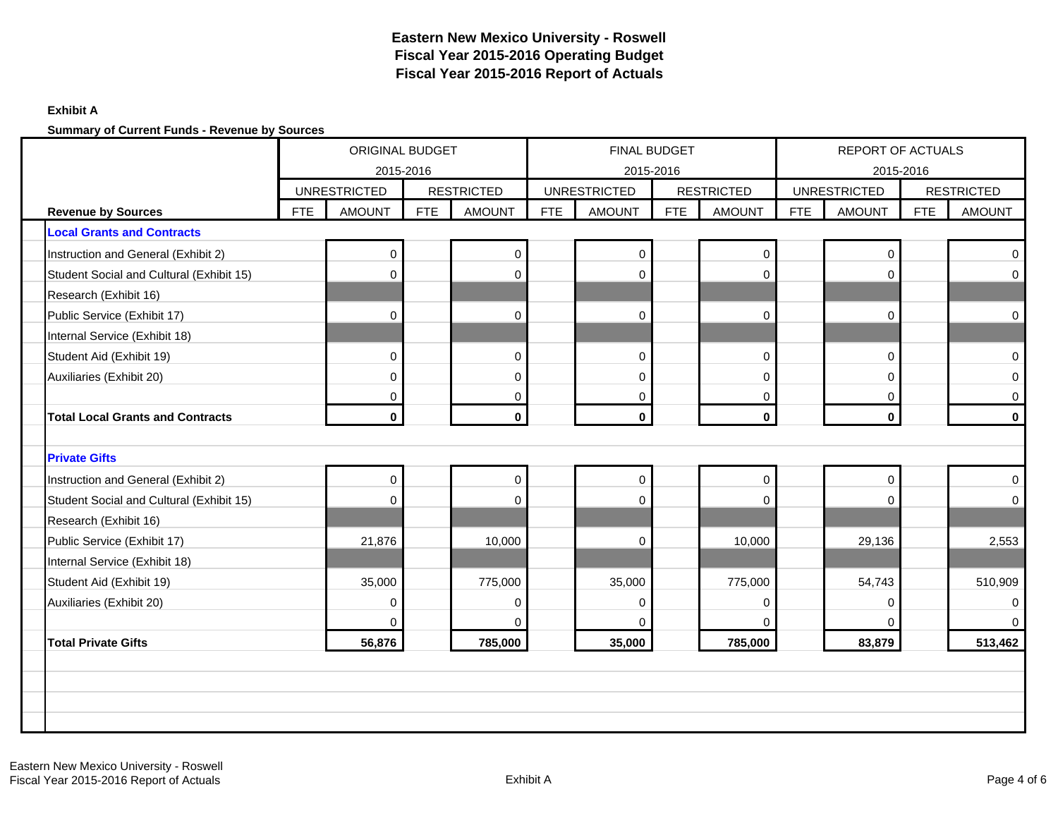# Eastern New Mexico University - Roswell
# Fiscal Year 2015-2016 Operating Budget
# Fiscal Year 2015-2016 Report of Actuals

**Exhibit A**

**Summary of Current Funds - Revenue by Sources**

| | ORIGINAL BUDGET 2015-2016 | | | | FINAL BUDGET 2015-2016 | | | | REPORT OF ACTUALS 2015-2016 | | | |
|---|---|---|---|---|---|---|---|---|---|---|---|---|
| | UNRESTRICTED | | RESTRICTED | | UNRESTRICTED | | RESTRICTED | | UNRESTRICTED | | RESTRICTED | |
| **Revenue by Sources** | FTE | AMOUNT | FTE | AMOUNT | FTE | AMOUNT | FTE | AMOUNT | FTE | AMOUNT | FTE | AMOUNT |
| **Local Grants and Contracts** | | | | | | | | | | | | |
| Instruction and General (Exhibit 2) | | 0 | | 0 | | 0 | | 0 | | 0 | | 0 |
| Student Social and Cultural (Exhibit 15) | | 0 | | 0 | | 0 | | 0 | | 0 | | 0 |
| Research (Exhibit 16) | | | | | | | | | | | | |
| Public Service (Exhibit 17) | | 0 | | 0 | | 0 | | 0 | | 0 | | 0 |
| Internal Service (Exhibit 18) | | | | | | | | | | | | |
| Student Aid (Exhibit 19) | | 0 | | 0 | | 0 | | 0 | | 0 | | 0 |
| Auxiliaries (Exhibit 20) | | 0 | | 0 | | 0 | | 0 | | 0 | | 0 |
| | | 0 | | 0 | | 0 | | 0 | | 0 | | 0 |
| **Total Local Grants and Contracts** | | **0** | | **0** | | **0** | | **0** | | **0** | | **0** |
| **Private Gifts** | | | | | | | | | | | | |
| Instruction and General (Exhibit 2) | | 0 | | 0 | | 0 | | 0 | | 0 | | 0 |
| Student Social and Cultural (Exhibit 15) | | 0 | | 0 | | 0 | | 0 | | 0 | | 0 |
| Research (Exhibit 16) | | | | | | | | | | | | |
| Public Service (Exhibit 17) | | 21,876 | | 10,000 | | 0 | | 10,000 | | 29,136 | | 2,553 |
| Internal Service (Exhibit 18) | | | | | | | | | | | | |
| Student Aid (Exhibit 19) | | 35,000 | | 775,000 | | 35,000 | | 775,000 | | 54,743 | | 510,909 |
| Auxiliaries (Exhibit 20) | | 0 | | 0 | | 0 | | 0 | | 0 | | 0 |
| | | 0 | | 0 | | 0 | | 0 | | 0 | | 0 |
| **Total Private Gifts** | | **56,876** | | **785,000** | | **35,000** | | **785,000** | | **83,879** | | **513,462** |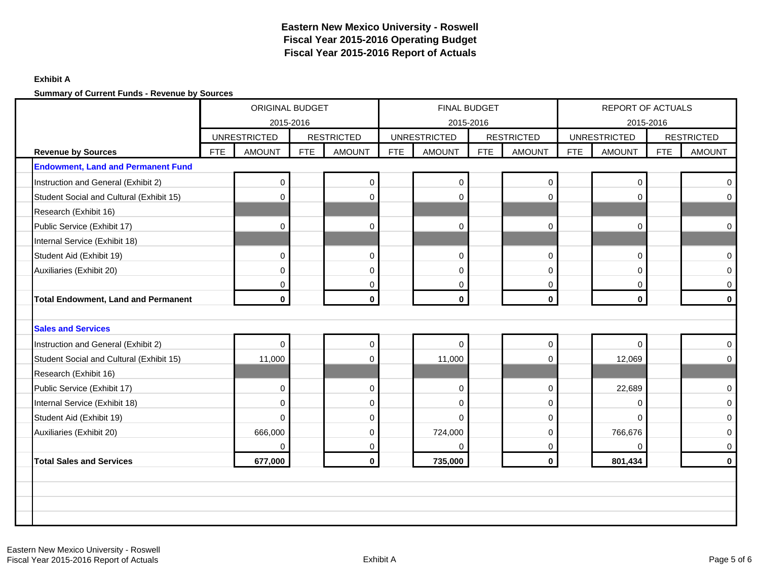# Eastern New Mexico University - Roswell
# Fiscal Year 2015-2016 Operating Budget
# Fiscal Year 2015-2016 Report of Actuals

**Exhibit A**

**Summary of Current Funds - Revenue by Sources**

| | ORIGINAL BUDGET 2015-2016 | | | | FINAL BUDGET 2015-2016 | | | | REPORT OF ACTUALS 2015-2016 | | | |
|---|---|---|---|---|---|---|---|---|---|---|---|---|
| | UNRESTRICTED | | RESTRICTED | | UNRESTRICTED | | RESTRICTED | | UNRESTRICTED | | RESTRICTED | |
| **Revenue by Sources** | FTE | AMOUNT | FTE | AMOUNT | FTE | AMOUNT | FTE | AMOUNT | FTE | AMOUNT | FTE | AMOUNT |
| **Endowment, Land and Permanent Fund** | | | | | | | | | | | | |
| Instruction and General (Exhibit 2) | | 0 | | 0 | | 0 | | 0 | | 0 | | 0 |
| Student Social and Cultural (Exhibit 15) | | 0 | | 0 | | 0 | | 0 | | 0 | | 0 |
| Research (Exhibit 16) | | | | | | | | | | | | |
| Public Service (Exhibit 17) | | 0 | | 0 | | 0 | | 0 | | 0 | | 0 |
| Internal Service (Exhibit 18) | | | | | | | | | | | | |
| Student Aid (Exhibit 19) | | 0 | | 0 | | 0 | | 0 | | 0 | | 0 |
| Auxiliaries (Exhibit 20) | | 0 | | 0 | | 0 | | 0 | | 0 | | 0 |
| | | 0 | | 0 | | 0 | | 0 | | 0 | | 0 |
| **Total Endowment, Land and Permanent** | | **0** | | **0** | | **0** | | **0** | | **0** | | **0** |
| **Sales and Services** | | | | | | | | | | | | |
| Instruction and General (Exhibit 2) | | 0 | | 0 | | 0 | | 0 | | 0 | | 0 |
| Student Social and Cultural (Exhibit 15) | | 11,000 | | 0 | | 11,000 | | 0 | | 12,069 | | 0 |
| Research (Exhibit 16) | | | | | | | | | | | | |
| Public Service (Exhibit 17) | | 0 | | 0 | | 0 | | 0 | | 22,689 | | 0 |
| Internal Service (Exhibit 18) | | 0 | | 0 | | 0 | | 0 | | 0 | | 0 |
| Student Aid (Exhibit 19) | | 0 | | 0 | | 0 | | 0 | | 0 | | 0 |
| Auxiliaries (Exhibit 20) | | 666,000 | | 0 | | 724,000 | | 0 | | 766,676 | | 0 |
| | | 0 | | 0 | | 0 | | 0 | | 0 | | 0 |
| **Total Sales and Services** | | **677,000** | | **0** | | **735,000** | | **0** | | **801,434** | | **0** |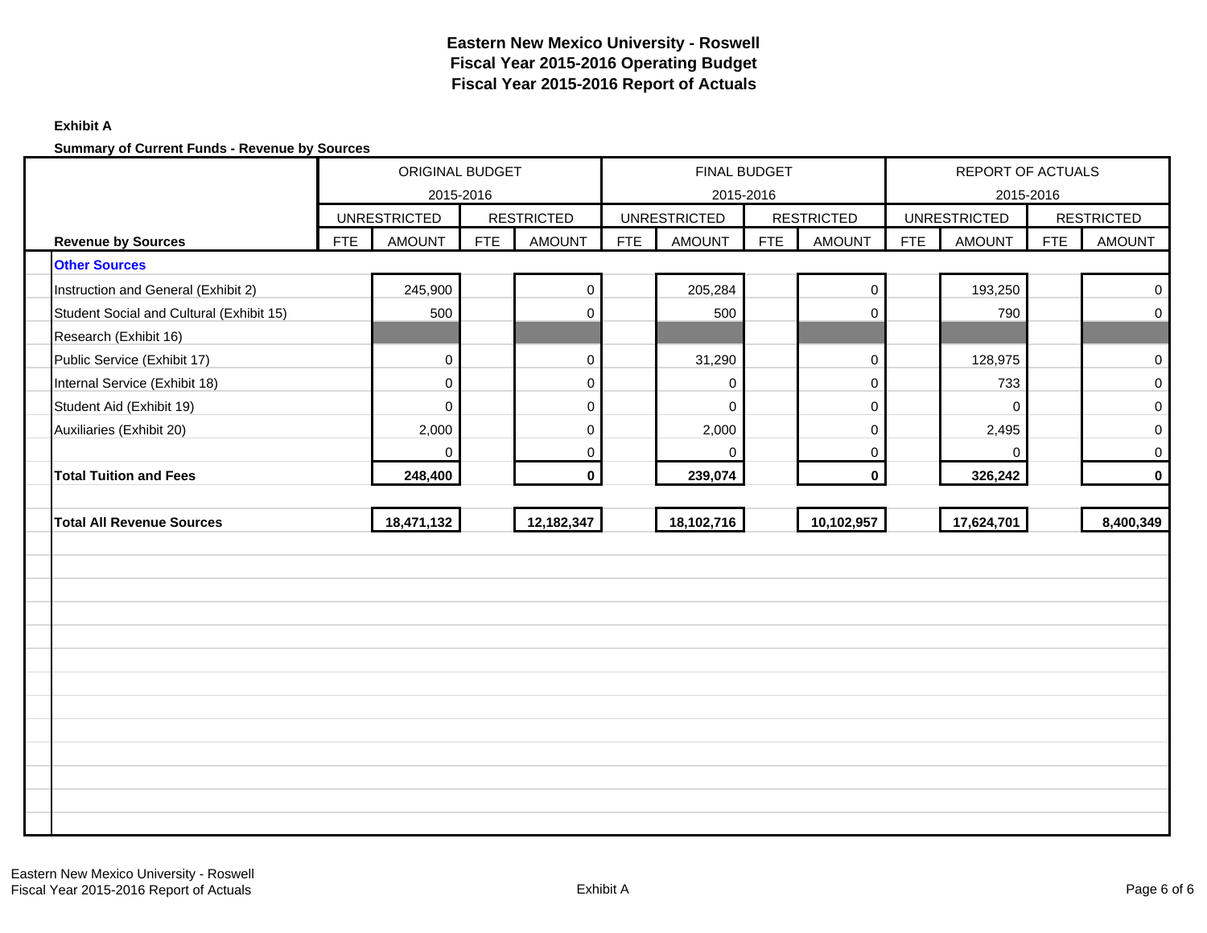**Eastern New Mexico University - Roswell**
**Fiscal Year 2015-2016 Operating Budget**
**Fiscal Year 2015-2016 Report of Actuals**

**Exhibit A**

**Summary of Current Funds - Revenue by Sources**

| | ORIGINAL BUDGET 2015-2016 | | | | FINAL BUDGET 2015-2016 | | | | REPORT OF ACTUALS 2015-2016 | | | |
|---|---|---|---|---|---|---|---|---|---|---|---|---|
| | UNRESTRICTED | | RESTRICTED | | UNRESTRICTED | | RESTRICTED | | UNRESTRICTED | | RESTRICTED | |
| **Revenue by Sources** | FTE | AMOUNT | FTE | AMOUNT | FTE | AMOUNT | FTE | AMOUNT | FTE | AMOUNT | FTE | AMOUNT |
| **Other Sources** | | | | | | | | | | | | |
| Instruction and General (Exhibit 2) | | 245,900 | | 0 | | 205,284 | | 0 | | 193,250 | | 0 |
| Student Social and Cultural (Exhibit 15) | | 500 | | 0 | | 500 | | 0 | | 790 | | 0 |
| Research (Exhibit 16) | | | | | | | | | | | | |
| Public Service (Exhibit 17) | | 0 | | 0 | | 31,290 | | 0 | | 128,975 | | 0 |
| Internal Service (Exhibit 18) | | 0 | | 0 | | 0 | | 0 | | 733 | | 0 |
| Student Aid (Exhibit 19) | | 0 | | 0 | | 0 | | 0 | | 0 | | 0 |
| Auxiliaries (Exhibit 20) | | 2,000 | | 0 | | 2,000 | | 0 | | 2,495 | | 0 |
| | | 0 | | 0 | | 0 | | 0 | | 0 | | 0 |
| **Total Tuition and Fees** | | **248,400** | | **0** | | **239,074** | | **0** | | **326,242** | | **0** |
| | | | | | | | | | | | | |
| **Total All Revenue Sources** | | **18,471,132** | | **12,182,347** | | **18,102,716** | | **10,102,957** | | **17,624,701** | | **8,400,349** |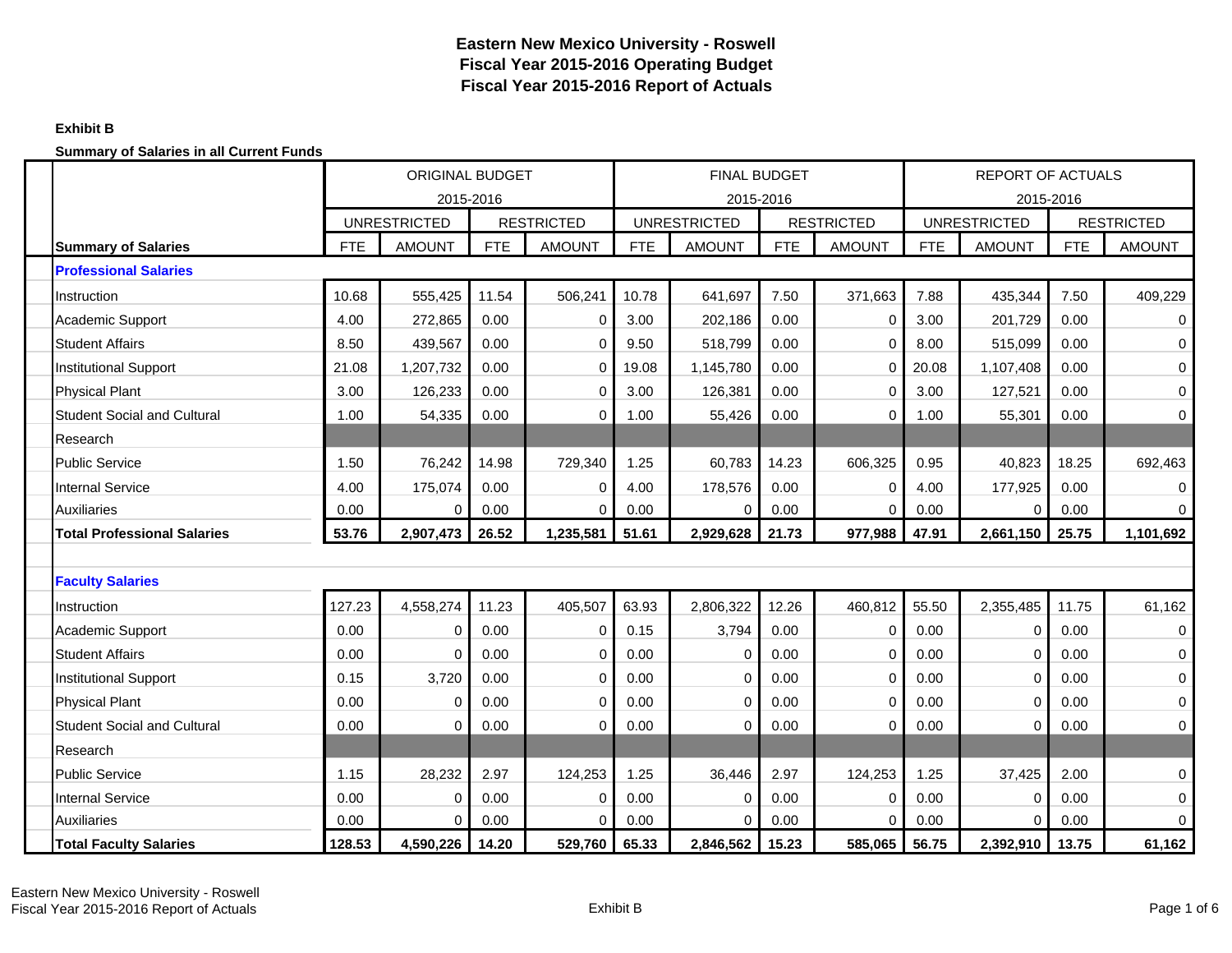**Eastern New Mexico University - Roswell**
**Fiscal Year 2015-2016 Operating Budget**
**Fiscal Year 2015-2016 Report of Actuals**

**Exhibit B**

**Summary of Salaries in all Current Funds**

| | ORIGINAL BUDGET 2015-2016 | | | | FINAL BUDGET 2015-2016 | | | | REPORT OF ACTUALS 2015-2016 | | | |
|---|---|---|---|---|---|---|---|---|---|---|---|---|
| | UNRESTRICTED | | RESTRICTED | | UNRESTRICTED | | RESTRICTED | | UNRESTRICTED | | RESTRICTED | |
| **Summary of Salaries** | FTE | AMOUNT | FTE | AMOUNT | FTE | AMOUNT | FTE | AMOUNT | FTE | AMOUNT | FTE | AMOUNT |
| **Professional Salaries** | | | | | | | | | | | | |
| Instruction | 10.68 | 555,425 | 11.54 | 506,241 | 10.78 | 641,697 | 7.50 | 371,663 | 7.88 | 435,344 | 7.50 | 409,229 |
| Academic Support | 4.00 | 272,865 | 0.00 | 0 | 3.00 | 202,186 | 0.00 | 0 | 3.00 | 201,729 | 0.00 | 0 |
| Student Affairs | 8.50 | 439,567 | 0.00 | 0 | 9.50 | 518,799 | 0.00 | 0 | 8.00 | 515,099 | 0.00 | 0 |
| Institutional Support | 21.08 | 1,207,732 | 0.00 | 0 | 19.08 | 1,145,780 | 0.00 | 0 | 20.08 | 1,107,408 | 0.00 | 0 |
| Physical Plant | 3.00 | 126,233 | 0.00 | 0 | 3.00 | 126,381 | 0.00 | 0 | 3.00 | 127,521 | 0.00 | 0 |
| Student Social and Cultural | 1.00 | 54,335 | 0.00 | 0 | 1.00 | 55,426 | 0.00 | 0 | 1.00 | 55,301 | 0.00 | 0 |
| Research | | | | | | | | | | | | |
| Public Service | 1.50 | 76,242 | 14.98 | 729,340 | 1.25 | 60,783 | 14.23 | 606,325 | 0.95 | 40,823 | 18.25 | 692,463 |
| Internal Service | 4.00 | 175,074 | 0.00 | 0 | 4.00 | 178,576 | 0.00 | 0 | 4.00 | 177,925 | 0.00 | 0 |
| Auxiliaries | 0.00 | 0 | 0.00 | 0 | 0.00 | 0 | 0.00 | 0 | 0.00 | 0 | 0.00 | 0 |
| **Total Professional Salaries** | **53.76** | **2,907,473** | **26.52** | **1,235,581** | **51.61** | **2,929,628** | **21.73** | **977,988** | **47.91** | **2,661,150** | **25.75** | **1,101,692** |
| **Faculty Salaries** | | | | | | | | | | | | |
| Instruction | 127.23 | 4,558,274 | 11.23 | 405,507 | 63.93 | 2,806,322 | 12.26 | 460,812 | 55.50 | 2,355,485 | 11.75 | 61,162 |
| Academic Support | 0.00 | 0 | 0.00 | 0 | 0.15 | 3,794 | 0.00 | 0 | 0.00 | 0 | 0.00 | 0 |
| Student Affairs | 0.00 | 0 | 0.00 | 0 | 0.00 | 0 | 0.00 | 0 | 0.00 | 0 | 0.00 | 0 |
| Institutional Support | 0.15 | 3,720 | 0.00 | 0 | 0.00 | 0 | 0.00 | 0 | 0.00 | 0 | 0.00 | 0 |
| Physical Plant | 0.00 | 0 | 0.00 | 0 | 0.00 | 0 | 0.00 | 0 | 0.00 | 0 | 0.00 | 0 |
| Student Social and Cultural | 0.00 | 0 | 0.00 | 0 | 0.00 | 0 | 0.00 | 0 | 0.00 | 0 | 0.00 | 0 |
| Research | | | | | | | | | | | | |
| Public Service | 1.15 | 28,232 | 2.97 | 124,253 | 1.25 | 36,446 | 2.97 | 124,253 | 1.25 | 37,425 | 2.00 | 0 |
| Internal Service | 0.00 | 0 | 0.00 | 0 | 0.00 | 0 | 0.00 | 0 | 0.00 | 0 | 0.00 | 0 |
| Auxiliaries | 0.00 | 0 | 0.00 | 0 | 0.00 | 0 | 0.00 | 0 | 0.00 | 0 | 0.00 | 0 |
| **Total Faculty Salaries** | **128.53** | **4,590,226** | **14.20** | **529,760** | **65.33** | **2,846,562** | **15.23** | **585,065** | **56.75** | **2,392,910** | **13.75** | **61,162** |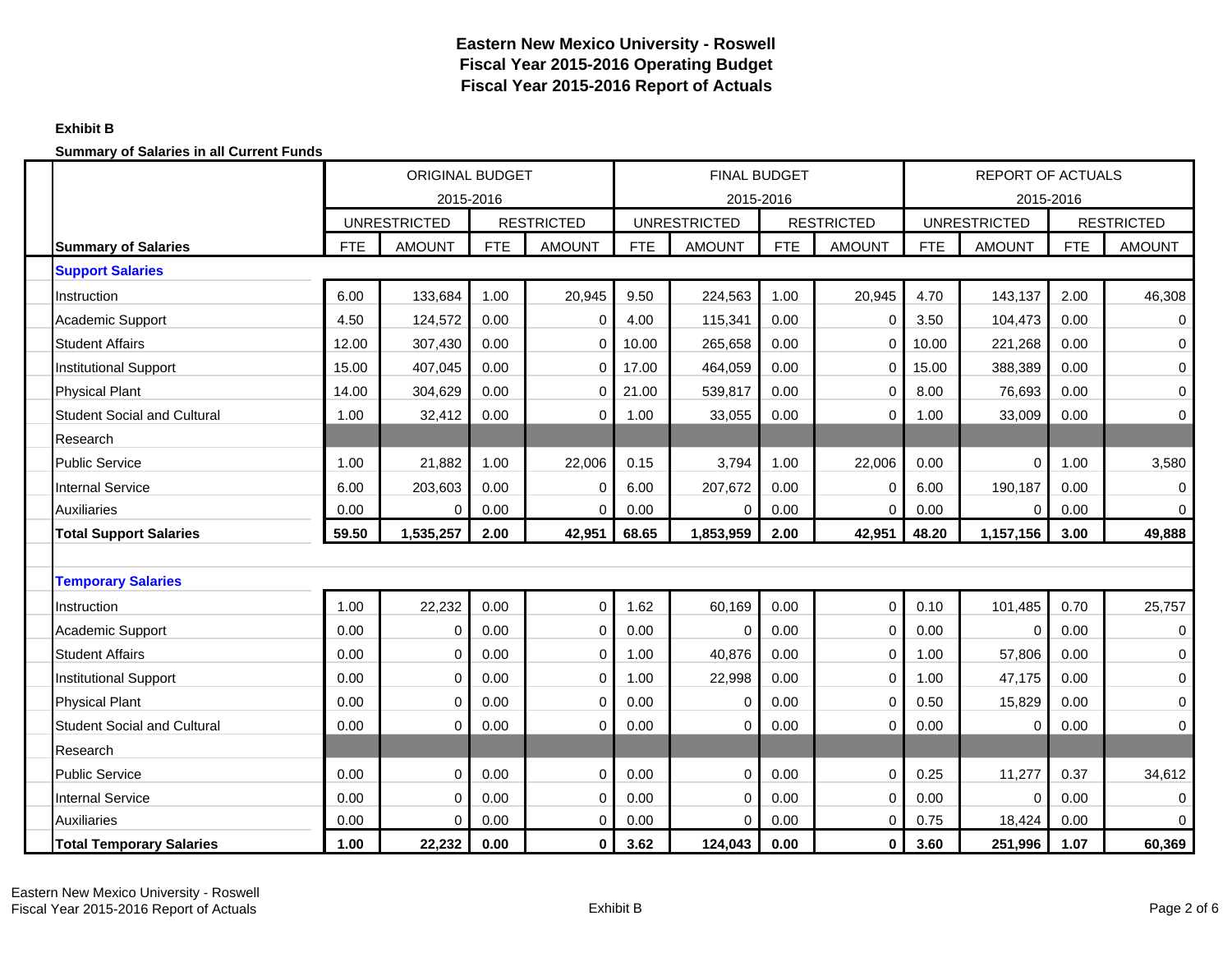# Eastern New Mexico University - Roswell
## Fiscal Year 2015-2016 Operating Budget
## Fiscal Year 2015-2016 Report of Actuals

**Exhibit B**

**Summary of Salaries in all Current Funds**

| | ORIGINAL BUDGET 2015-2016 | | | | FINAL BUDGET 2015-2016 | | | | REPORT OF ACTUALS 2015-2016 | | | |
|---|---|---|---|---|---|---|---|---|---|---|---|---|
| | UNRESTRICTED | | RESTRICTED | | UNRESTRICTED | | RESTRICTED | | UNRESTRICTED | | RESTRICTED | |
| **Summary of Salaries** | FTE | AMOUNT | FTE | AMOUNT | FTE | AMOUNT | FTE | AMOUNT | FTE | AMOUNT | FTE | AMOUNT |
| **Support Salaries** | | | | | | | | | | | | |
| Instruction | 6.00 | 133,684 | 1.00 | 20,945 | 9.50 | 224,563 | 1.00 | 20,945 | 4.70 | 143,137 | 2.00 | 46,308 |
| Academic Support | 4.50 | 124,572 | 0.00 | 0 | 4.00 | 115,341 | 0.00 | 0 | 3.50 | 104,473 | 0.00 | 0 |
| Student Affairs | 12.00 | 307,430 | 0.00 | 0 | 10.00 | 265,658 | 0.00 | 0 | 10.00 | 221,268 | 0.00 | 0 |
| Institutional Support | 15.00 | 407,045 | 0.00 | 0 | 17.00 | 464,059 | 0.00 | 0 | 15.00 | 388,389 | 0.00 | 0 |
| Physical Plant | 14.00 | 304,629 | 0.00 | 0 | 21.00 | 539,817 | 0.00 | 0 | 8.00 | 76,693 | 0.00 | 0 |
| Student Social and Cultural | 1.00 | 32,412 | 0.00 | 0 | 1.00 | 33,055 | 0.00 | 0 | 1.00 | 33,009 | 0.00 | 0 |
| Research | | | | | | | | | | | | |
| Public Service | 1.00 | 21,882 | 1.00 | 22,006 | 0.15 | 3,794 | 1.00 | 22,006 | 0.00 | 0 | 1.00 | 3,580 |
| Internal Service | 6.00 | 203,603 | 0.00 | 0 | 6.00 | 207,672 | 0.00 | 0 | 6.00 | 190,187 | 0.00 | 0 |
| Auxiliaries | 0.00 | 0 | 0.00 | 0 | 0.00 | 0 | 0.00 | 0 | 0.00 | 0 | 0.00 | 0 |
| **Total Support Salaries** | **59.50** | **1,535,257** | **2.00** | **42,951** | **68.65** | **1,853,959** | **2.00** | **42,951** | **48.20** | **1,157,156** | **3.00** | **49,888** |
| | | | | | | | | | | | | |
| **Temporary Salaries** | | | | | | | | | | | | |
| Instruction | 1.00 | 22,232 | 0.00 | 0 | 1.62 | 60,169 | 0.00 | 0 | 0.10 | 101,485 | 0.70 | 25,757 |
| Academic Support | 0.00 | 0 | 0.00 | 0 | 0.00 | 0 | 0.00 | 0 | 0.00 | 0 | 0.00 | 0 |
| Student Affairs | 0.00 | 0 | 0.00 | 0 | 1.00 | 40,876 | 0.00 | 0 | 1.00 | 57,806 | 0.00 | 0 |
| Institutional Support | 0.00 | 0 | 0.00 | 0 | 1.00 | 22,998 | 0.00 | 0 | 1.00 | 47,175 | 0.00 | 0 |
| Physical Plant | 0.00 | 0 | 0.00 | 0 | 0.00 | 0 | 0.00 | 0 | 0.50 | 15,829 | 0.00 | 0 |
| Student Social and Cultural | 0.00 | 0 | 0.00 | 0 | 0.00 | 0 | 0.00 | 0 | 0.00 | 0 | 0.00 | 0 |
| Research | | | | | | | | | | | | |
| Public Service | 0.00 | 0 | 0.00 | 0 | 0.00 | 0 | 0.00 | 0 | 0.25 | 11,277 | 0.37 | 34,612 |
| Internal Service | 0.00 | 0 | 0.00 | 0 | 0.00 | 0 | 0.00 | 0 | 0.00 | 0 | 0.00 | 0 |
| Auxiliaries | 0.00 | 0 | 0.00 | 0 | 0.00 | 0 | 0.00 | 0 | 0.75 | 18,424 | 0.00 | 0 |
| **Total Temporary Salaries** | **1.00** | **22,232** | **0.00** | **0** | **3.62** | **124,043** | **0.00** | **0** | **3.60** | **251,996** | **1.07** | **60,369** |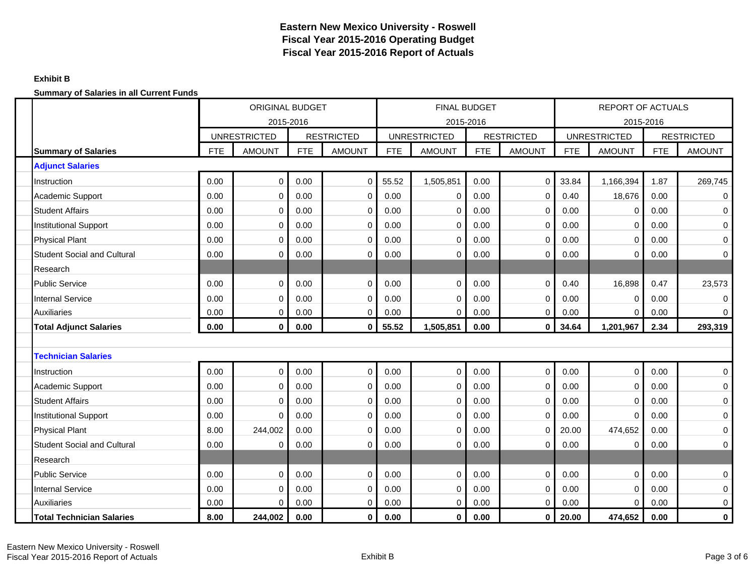# Eastern New Mexico University - Roswell
## Fiscal Year 2015-2016 Operating Budget
## Fiscal Year 2015-2016 Report of Actuals

**Exhibit B**

**Summary of Salaries in all Current Funds**

| | ORIGINAL BUDGET 2015-2016 | | | | FINAL BUDGET 2015-2016 | | | | REPORT OF ACTUALS 2015-2016 | | | |
|---|---|---|---|---|---|---|---|---|---|---|---|---|
| | UNRESTRICTED | | RESTRICTED | | UNRESTRICTED | | RESTRICTED | | UNRESTRICTED | | RESTRICTED | |
| **Summary of Salaries** | FTE | AMOUNT | FTE | AMOUNT | FTE | AMOUNT | FTE | AMOUNT | FTE | AMOUNT | FTE | AMOUNT |
| **Adjunct Salaries** | | | | | | | | | | | | |
| Instruction | 0.00 | 0 | 0.00 | 0 | 55.52 | 1,505,851 | 0.00 | 0 | 33.84 | 1,166,394 | 1.87 | 269,745 |
| Academic Support | 0.00 | 0 | 0.00 | 0 | 0.00 | 0 | 0.00 | 0 | 0.40 | 18,676 | 0.00 | 0 |
| Student Affairs | 0.00 | 0 | 0.00 | 0 | 0.00 | 0 | 0.00 | 0 | 0.00 | 0 | 0.00 | 0 |
| Institutional Support | 0.00 | 0 | 0.00 | 0 | 0.00 | 0 | 0.00 | 0 | 0.00 | 0 | 0.00 | 0 |
| Physical Plant | 0.00 | 0 | 0.00 | 0 | 0.00 | 0 | 0.00 | 0 | 0.00 | 0 | 0.00 | 0 |
| Student Social and Cultural | 0.00 | 0 | 0.00 | 0 | 0.00 | 0 | 0.00 | 0 | 0.00 | 0 | 0.00 | 0 |
| Research | | | | | | | | | | | | |
| Public Service | 0.00 | 0 | 0.00 | 0 | 0.00 | 0 | 0.00 | 0 | 0.40 | 16,898 | 0.47 | 23,573 |
| Internal Service | 0.00 | 0 | 0.00 | 0 | 0.00 | 0 | 0.00 | 0 | 0.00 | 0 | 0.00 | 0 |
| Auxiliaries | 0.00 | 0 | 0.00 | 0 | 0.00 | 0 | 0.00 | 0 | 0.00 | 0 | 0.00 | 0 |
| **Total Adjunct Salaries** | **0.00** | **0** | **0.00** | **0** | **55.52** | **1,505,851** | **0.00** | **0** | **34.64** | **1,201,967** | **2.34** | **293,319** |
| | | | | | | | | | | | | |
| **Technician Salaries** | | | | | | | | | | | | |
| Instruction | 0.00 | 0 | 0.00 | 0 | 0.00 | 0 | 0.00 | 0 | 0.00 | 0 | 0.00 | 0 |
| Academic Support | 0.00 | 0 | 0.00 | 0 | 0.00 | 0 | 0.00 | 0 | 0.00 | 0 | 0.00 | 0 |
| Student Affairs | 0.00 | 0 | 0.00 | 0 | 0.00 | 0 | 0.00 | 0 | 0.00 | 0 | 0.00 | 0 |
| Institutional Support | 0.00 | 0 | 0.00 | 0 | 0.00 | 0 | 0.00 | 0 | 0.00 | 0 | 0.00 | 0 |
| Physical Plant | 8.00 | 244,002 | 0.00 | 0 | 0.00 | 0 | 0.00 | 0 | 20.00 | 474,652 | 0.00 | 0 |
| Student Social and Cultural | 0.00 | 0 | 0.00 | 0 | 0.00 | 0 | 0.00 | 0 | 0.00 | 0 | 0.00 | 0 |
| Research | | | | | | | | | | | | |
| Public Service | 0.00 | 0 | 0.00 | 0 | 0.00 | 0 | 0.00 | 0 | 0.00 | 0 | 0.00 | 0 |
| Internal Service | 0.00 | 0 | 0.00 | 0 | 0.00 | 0 | 0.00 | 0 | 0.00 | 0 | 0.00 | 0 |
| Auxiliaries | 0.00 | 0 | 0.00 | 0 | 0.00 | 0 | 0.00 | 0 | 0.00 | 0 | 0.00 | 0 |
| **Total Technician Salaries** | **8.00** | **244,002** | **0.00** | **0** | **0.00** | **0** | **0.00** | **0** | **20.00** | **474,652** | **0.00** | **0** |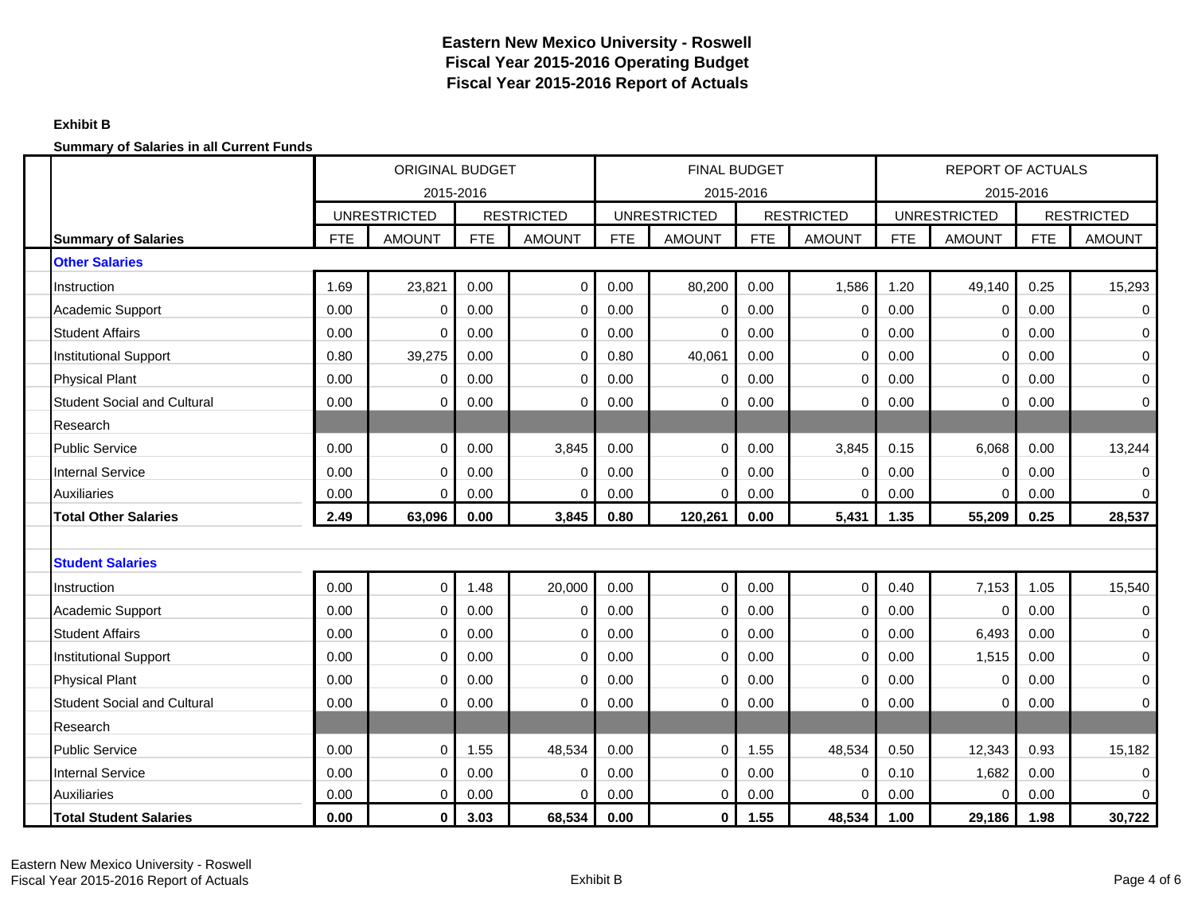**Eastern New Mexico University - Roswell**
**Fiscal Year 2015-2016 Operating Budget**
**Fiscal Year 2015-2016 Report of Actuals**

**Exhibit B**

**Summary of Salaries in all Current Funds**

| | ORIGINAL BUDGET 2015-2016 | | | | FINAL BUDGET 2015-2016 | | | | REPORT OF ACTUALS 2015-2016 | | | |
|---|---|---|---|---|---|---|---|---|---|---|---|---|
| | UNRESTRICTED | | RESTRICTED | | UNRESTRICTED | | RESTRICTED | | UNRESTRICTED | | RESTRICTED | |
| **Summary of Salaries** | FTE | AMOUNT | FTE | AMOUNT | FTE | AMOUNT | FTE | AMOUNT | FTE | AMOUNT | FTE | AMOUNT |
| **Other Salaries** | | | | | | | | | | | | |
| Instruction | 1.69 | 23,821 | 0.00 | 0 | 0.00 | 80,200 | 0.00 | 1,586 | 1.20 | 49,140 | 0.25 | 15,293 |
| Academic Support | 0.00 | 0 | 0.00 | 0 | 0.00 | 0 | 0.00 | 0 | 0.00 | 0 | 0.00 | 0 |
| Student Affairs | 0.00 | 0 | 0.00 | 0 | 0.00 | 0 | 0.00 | 0 | 0.00 | 0 | 0.00 | 0 |
| Institutional Support | 0.80 | 39,275 | 0.00 | 0 | 0.80 | 40,061 | 0.00 | 0 | 0.00 | 0 | 0.00 | 0 |
| Physical Plant | 0.00 | 0 | 0.00 | 0 | 0.00 | 0 | 0.00 | 0 | 0.00 | 0 | 0.00 | 0 |
| Student Social and Cultural | 0.00 | 0 | 0.00 | 0 | 0.00 | 0 | 0.00 | 0 | 0.00 | 0 | 0.00 | 0 |
| Research | | | | | | | | | | | | |
| Public Service | 0.00 | 0 | 0.00 | 3,845 | 0.00 | 0 | 0.00 | 3,845 | 0.15 | 6,068 | 0.00 | 13,244 |
| Internal Service | 0.00 | 0 | 0.00 | 0 | 0.00 | 0 | 0.00 | 0 | 0.00 | 0 | 0.00 | 0 |
| Auxiliaries | 0.00 | 0 | 0.00 | 0 | 0.00 | 0 | 0.00 | 0 | 0.00 | 0 | 0.00 | 0 |
| **Total Other Salaries** | **2.49** | **63,096** | **0.00** | **3,845** | **0.80** | **120,261** | **0.00** | **5,431** | **1.35** | **55,209** | **0.25** | **28,537** |
| **Student Salaries** | | | | | | | | | | | | |
| Instruction | 0.00 | 0 | 1.48 | 20,000 | 0.00 | 0 | 0.00 | 0 | 0.40 | 7,153 | 1.05 | 15,540 |
| Academic Support | 0.00 | 0 | 0.00 | 0 | 0.00 | 0 | 0.00 | 0 | 0.00 | 0 | 0.00 | 0 |
| Student Affairs | 0.00 | 0 | 0.00 | 0 | 0.00 | 0 | 0.00 | 0 | 0.00 | 6,493 | 0.00 | 0 |
| Institutional Support | 0.00 | 0 | 0.00 | 0 | 0.00 | 0 | 0.00 | 0 | 0.00 | 1,515 | 0.00 | 0 |
| Physical Plant | 0.00 | 0 | 0.00 | 0 | 0.00 | 0 | 0.00 | 0 | 0.00 | 0 | 0.00 | 0 |
| Student Social and Cultural | 0.00 | 0 | 0.00 | 0 | 0.00 | 0 | 0.00 | 0 | 0.00 | 0 | 0.00 | 0 |
| Research | | | | | | | | | | | | |
| Public Service | 0.00 | 0 | 1.55 | 48,534 | 0.00 | 0 | 1.55 | 48,534 | 0.50 | 12,343 | 0.93 | 15,182 |
| Internal Service | 0.00 | 0 | 0.00 | 0 | 0.00 | 0 | 0.00 | 0 | 0.10 | 1,682 | 0.00 | 0 |
| Auxiliaries | 0.00 | 0 | 0.00 | 0 | 0.00 | 0 | 0.00 | 0 | 0.00 | 0 | 0.00 | 0 |
| **Total Student Salaries** | **0.00** | **0** | **3.03** | **68,534** | **0.00** | **0** | **1.55** | **48,534** | **1.00** | **29,186** | **1.98** | **30,722** |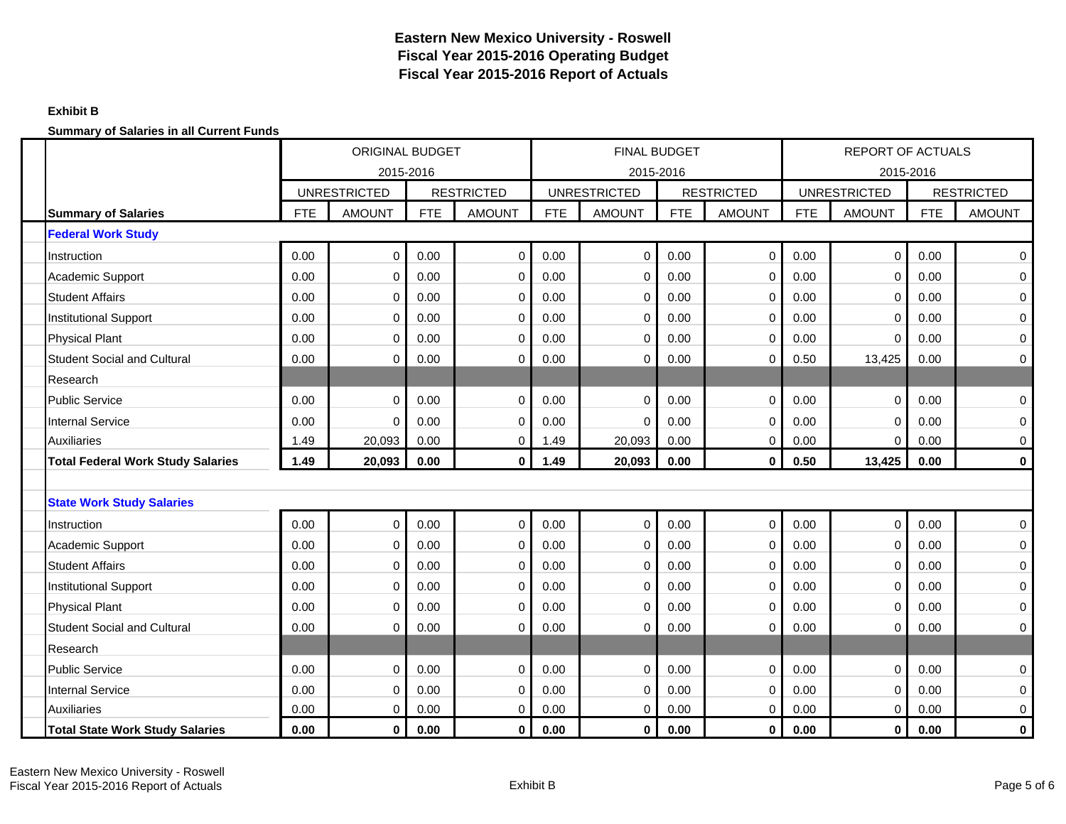# Eastern New Mexico University - Roswell
# Fiscal Year 2015-2016 Operating Budget
# Fiscal Year 2015-2016 Report of Actuals

**Exhibit B**

**Summary of Salaries in all Current Funds**

| | ORIGINAL BUDGET 2015-2016 | | | | FINAL BUDGET 2015-2016 | | | | REPORT OF ACTUALS 2015-2016 | | | |
|---|---|---|---|---|---|---|---|---|---|---|---|---|
| | UNRESTRICTED | | RESTRICTED | | UNRESTRICTED | | RESTRICTED | | UNRESTRICTED | | RESTRICTED | |
| **Summary of Salaries** | FTE | AMOUNT | FTE | AMOUNT | FTE | AMOUNT | FTE | AMOUNT | FTE | AMOUNT | FTE | AMOUNT |
| **Federal Work Study** | | | | | | | | | | | | |
| Instruction | 0.00 | 0 | 0.00 | 0 | 0.00 | 0 | 0.00 | 0 | 0.00 | 0 | 0.00 | 0 |
| Academic Support | 0.00 | 0 | 0.00 | 0 | 0.00 | 0 | 0.00 | 0 | 0.00 | 0 | 0.00 | 0 |
| Student Affairs | 0.00 | 0 | 0.00 | 0 | 0.00 | 0 | 0.00 | 0 | 0.00 | 0 | 0.00 | 0 |
| Institutional Support | 0.00 | 0 | 0.00 | 0 | 0.00 | 0 | 0.00 | 0 | 0.00 | 0 | 0.00 | 0 |
| Physical Plant | 0.00 | 0 | 0.00 | 0 | 0.00 | 0 | 0.00 | 0 | 0.00 | 0 | 0.00 | 0 |
| Student Social and Cultural | 0.00 | 0 | 0.00 | 0 | 0.00 | 0 | 0.00 | 0 | 0.50 | 13,425 | 0.00 | 0 |
| Research | | | | | | | | | | | | |
| Public Service | 0.00 | 0 | 0.00 | 0 | 0.00 | 0 | 0.00 | 0 | 0.00 | 0 | 0.00 | 0 |
| Internal Service | 0.00 | 0 | 0.00 | 0 | 0.00 | 0 | 0.00 | 0 | 0.00 | 0 | 0.00 | 0 |
| Auxiliaries | 1.49 | 20,093 | 0.00 | 0 | 1.49 | 20,093 | 0.00 | 0 | 0.00 | 0 | 0.00 | 0 |
| **Total Federal Work Study Salaries** | **1.49** | **20,093** | **0.00** | **0** | **1.49** | **20,093** | **0.00** | **0** | **0.50** | **13,425** | **0.00** | **0** |
| | | | | | | | | | | | | |
| **State Work Study Salaries** | | | | | | | | | | | | |
| Instruction | 0.00 | 0 | 0.00 | 0 | 0.00 | 0 | 0.00 | 0 | 0.00 | 0 | 0.00 | 0 |
| Academic Support | 0.00 | 0 | 0.00 | 0 | 0.00 | 0 | 0.00 | 0 | 0.00 | 0 | 0.00 | 0 |
| Student Affairs | 0.00 | 0 | 0.00 | 0 | 0.00 | 0 | 0.00 | 0 | 0.00 | 0 | 0.00 | 0 |
| Institutional Support | 0.00 | 0 | 0.00 | 0 | 0.00 | 0 | 0.00 | 0 | 0.00 | 0 | 0.00 | 0 |
| Physical Plant | 0.00 | 0 | 0.00 | 0 | 0.00 | 0 | 0.00 | 0 | 0.00 | 0 | 0.00 | 0 |
| Student Social and Cultural | 0.00 | 0 | 0.00 | 0 | 0.00 | 0 | 0.00 | 0 | 0.00 | 0 | 0.00 | 0 |
| Research | | | | | | | | | | | | |
| Public Service | 0.00 | 0 | 0.00 | 0 | 0.00 | 0 | 0.00 | 0 | 0.00 | 0 | 0.00 | 0 |
| Internal Service | 0.00 | 0 | 0.00 | 0 | 0.00 | 0 | 0.00 | 0 | 0.00 | 0 | 0.00 | 0 |
| Auxiliaries | 0.00 | 0 | 0.00 | 0 | 0.00 | 0 | 0.00 | 0 | 0.00 | 0 | 0.00 | 0 |
| **Total State Work Study Salaries** | **0.00** | **0** | **0.00** | **0** | **0.00** | **0** | **0.00** | **0** | **0.00** | **0** | **0.00** | **0** |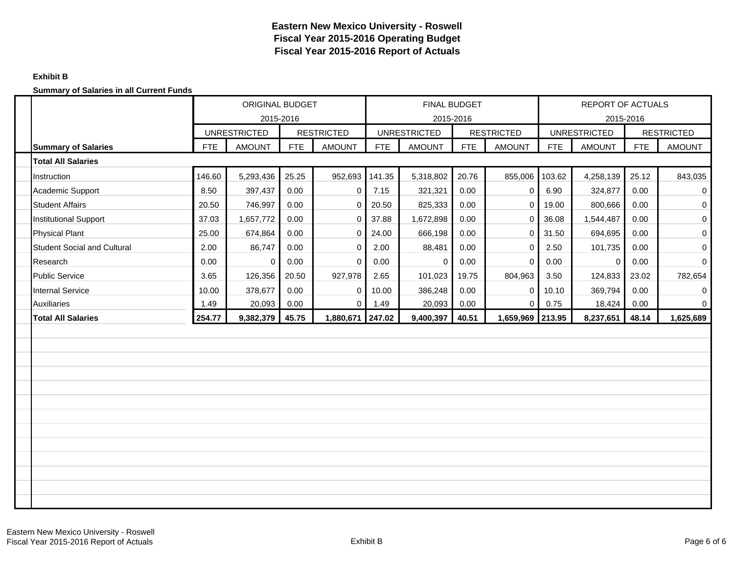# Eastern New Mexico University - Roswell
## Fiscal Year 2015-2016 Operating Budget
## Fiscal Year 2015-2016 Report of Actuals

**Exhibit B**

**Summary of Salaries in all Current Funds**

| | ORIGINAL BUDGET 2015-2016 | | | | FINAL BUDGET 2015-2016 | | | | REPORT OF ACTUALS 2015-2016 | | | |
|---|---|---|---|---|---|---|---|---|---|---|---|---|
| | UNRESTRICTED | | RESTRICTED | | UNRESTRICTED | | RESTRICTED | | UNRESTRICTED | | RESTRICTED | |
| **Summary of Salaries** | FTE | AMOUNT | FTE | AMOUNT | FTE | AMOUNT | FTE | AMOUNT | FTE | AMOUNT | FTE | AMOUNT |
| **Total All Salaries** | | | | | | | | | | | | |
| Instruction | 146.60 | 5,293,436 | 25.25 | 952,693 | 141.35 | 5,318,802 | 20.76 | 855,006 | 103.62 | 4,258,139 | 25.12 | 843,035 |
| Academic Support | 8.50 | 397,437 | 0.00 | 0 | 7.15 | 321,321 | 0.00 | 0 | 6.90 | 324,877 | 0.00 | 0 |
| Student Affairs | 20.50 | 746,997 | 0.00 | 0 | 20.50 | 825,333 | 0.00 | 0 | 19.00 | 800,666 | 0.00 | 0 |
| Institutional Support | 37.03 | 1,657,772 | 0.00 | 0 | 37.88 | 1,672,898 | 0.00 | 0 | 36.08 | 1,544,487 | 0.00 | 0 |
| Physical Plant | 25.00 | 674,864 | 0.00 | 0 | 24.00 | 666,198 | 0.00 | 0 | 31.50 | 694,695 | 0.00 | 0 |
| Student Social and Cultural | 2.00 | 86,747 | 0.00 | 0 | 2.00 | 88,481 | 0.00 | 0 | 2.50 | 101,735 | 0.00 | 0 |
| Research | 0.00 | 0 | 0.00 | 0 | 0.00 | 0 | 0.00 | 0 | 0.00 | 0 | 0.00 | 0 |
| Public Service | 3.65 | 126,356 | 20.50 | 927,978 | 2.65 | 101,023 | 19.75 | 804,963 | 3.50 | 124,833 | 23.02 | 782,654 |
| Internal Service | 10.00 | 378,677 | 0.00 | 0 | 10.00 | 386,248 | 0.00 | 0 | 10.10 | 369,794 | 0.00 | 0 |
| Auxiliaries | 1.49 | 20,093 | 0.00 | 0 | 1.49 | 20,093 | 0.00 | 0 | 0.75 | 18,424 | 0.00 | 0 |
| **Total All Salaries** | **254.77** | **9,382,379** | **45.75** | **1,880,671** | **247.02** | **9,400,397** | **40.51** | **1,659,969** | **213.95** | **8,237,651** | **48.14** | **1,625,689** |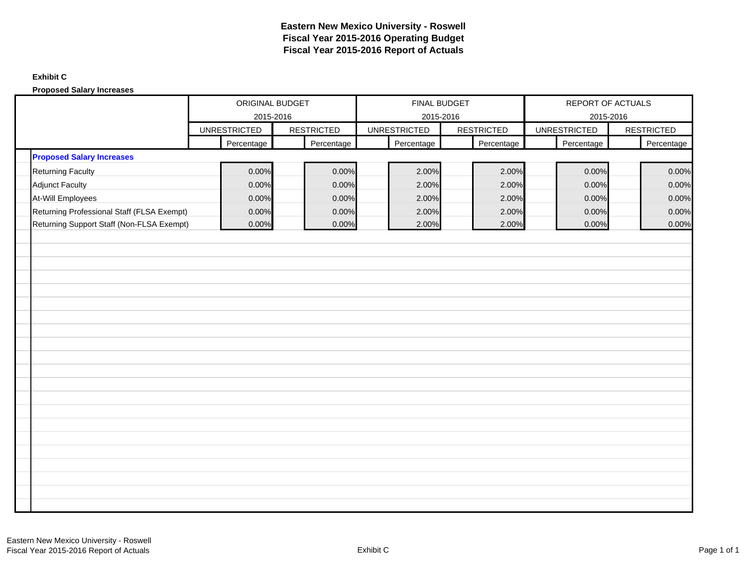# Eastern New Mexico University - Roswell
## Fiscal Year 2015-2016 Operating Budget
## Fiscal Year 2015-2016 Report of Actuals

**Exhibit C**

**Proposed Salary Increases**

| | ORIGINAL BUDGET 2015-2016 | | FINAL BUDGET 2015-2016 | | REPORT OF ACTUALS 2015-2016 | |
|---|---|---|---|---|---|---|
| | UNRESTRICTED | RESTRICTED | UNRESTRICTED | RESTRICTED | UNRESTRICTED | RESTRICTED |
| | Percentage | Percentage | Percentage | Percentage | Percentage | Percentage |
| **Proposed Salary Increases** | | | | | | |
| Returning Faculty | 0.00% | 0.00% | 2.00% | 2.00% | 0.00% | 0.00% |
| Adjunct Faculty | 0.00% | 0.00% | 2.00% | 2.00% | 0.00% | 0.00% |
| At-Will Employees | 0.00% | 0.00% | 2.00% | 2.00% | 0.00% | 0.00% |
| Returning Professional Staff (FLSA Exempt) | 0.00% | 0.00% | 2.00% | 2.00% | 0.00% | 0.00% |
| Returning Support Staff (Non-FLSA Exempt) | 0.00% | 0.00% | 2.00% | 2.00% | 0.00% | 0.00% |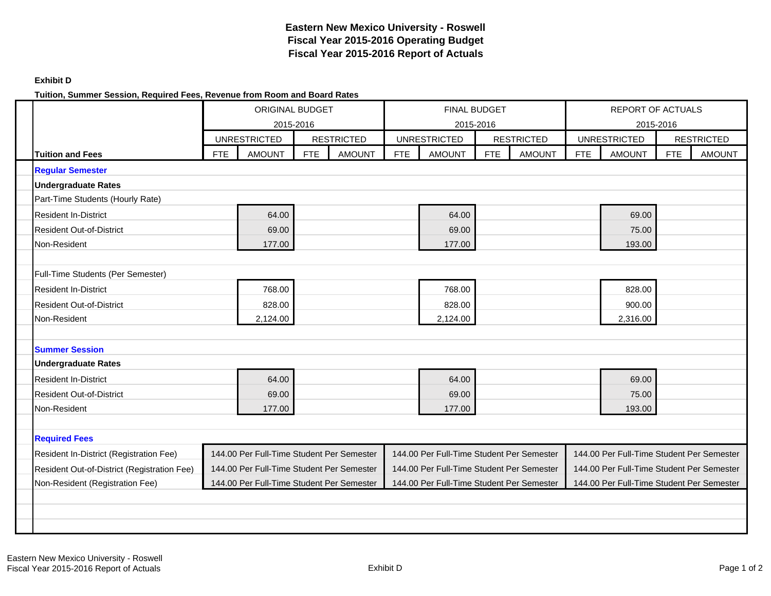**Eastern New Mexico University - Roswell**
**Fiscal Year 2015-2016 Operating Budget**
**Fiscal Year 2015-2016 Report of Actuals**

**Exhibit D**

**Tuition, Summer Session, Required Fees, Revenue from Room and Board Rates**

| | ORIGINAL BUDGET 2015-2016 | | | | FINAL BUDGET 2015-2016 | | | | REPORT OF ACTUALS 2015-2016 | | | |
|---|---|---|---|---|---|---|---|---|---|---|---|---|
| | UNRESTRICTED | | RESTRICTED | | UNRESTRICTED | | RESTRICTED | | UNRESTRICTED | | RESTRICTED | |
| **Tuition and Fees** | FTE | AMOUNT | FTE | AMOUNT | FTE | AMOUNT | FTE | AMOUNT | FTE | AMOUNT | FTE | AMOUNT |
| **Regular Semester** | | | | | | | | | | | | |
| **Undergraduate Rates** | | | | | | | | | | | | |
| Part-Time Students (Hourly Rate) | | | | | | | | | | | | |
| Resident In-District | | 64.00 | | | | 64.00 | | | | 69.00 | | |
| Resident Out-of-District | | 69.00 | | | | 69.00 | | | | 75.00 | | |
| Non-Resident | | 177.00 | | | | 177.00 | | | | 193.00 | | |
| | | | | | | | | | | | | |
| Full-Time Students (Per Semester) | | | | | | | | | | | | |
| Resident In-District | | 768.00 | | | | 768.00 | | | | 828.00 | | |
| Resident Out-of-District | | 828.00 | | | | 828.00 | | | | 900.00 | | |
| Non-Resident | | 2,124.00 | | | | 2,124.00 | | | | 2,316.00 | | |
| | | | | | | | | | | | | |
| **Summer Session** | | | | | | | | | | | | |
| **Undergraduate Rates** | | | | | | | | | | | | |
| Resident In-District | | 64.00 | | | | 64.00 | | | | 69.00 | | |
| Resident Out-of-District | | 69.00 | | | | 69.00 | | | | 75.00 | | |
| Non-Resident | | 177.00 | | | | 177.00 | | | | 193.00 | | |
| | | | | | | | | | | | | |
| **Required Fees** | | | | | | | | | | | | |
| Resident In-District (Registration Fee) | 144.00 Per Full-Time Student Per Semester | | | | 144.00 Per Full-Time Student Per Semester | | | | 144.00 Per Full-Time Student Per Semester | | | |
| Resident Out-of-District (Registration Fee) | 144.00 Per Full-Time Student Per Semester | | | | 144.00 Per Full-Time Student Per Semester | | | | 144.00 Per Full-Time Student Per Semester | | | |
| Non-Resident (Registration Fee) | 144.00 Per Full-Time Student Per Semester | | | | 144.00 Per Full-Time Student Per Semester | | | | 144.00 Per Full-Time Student Per Semester | | | |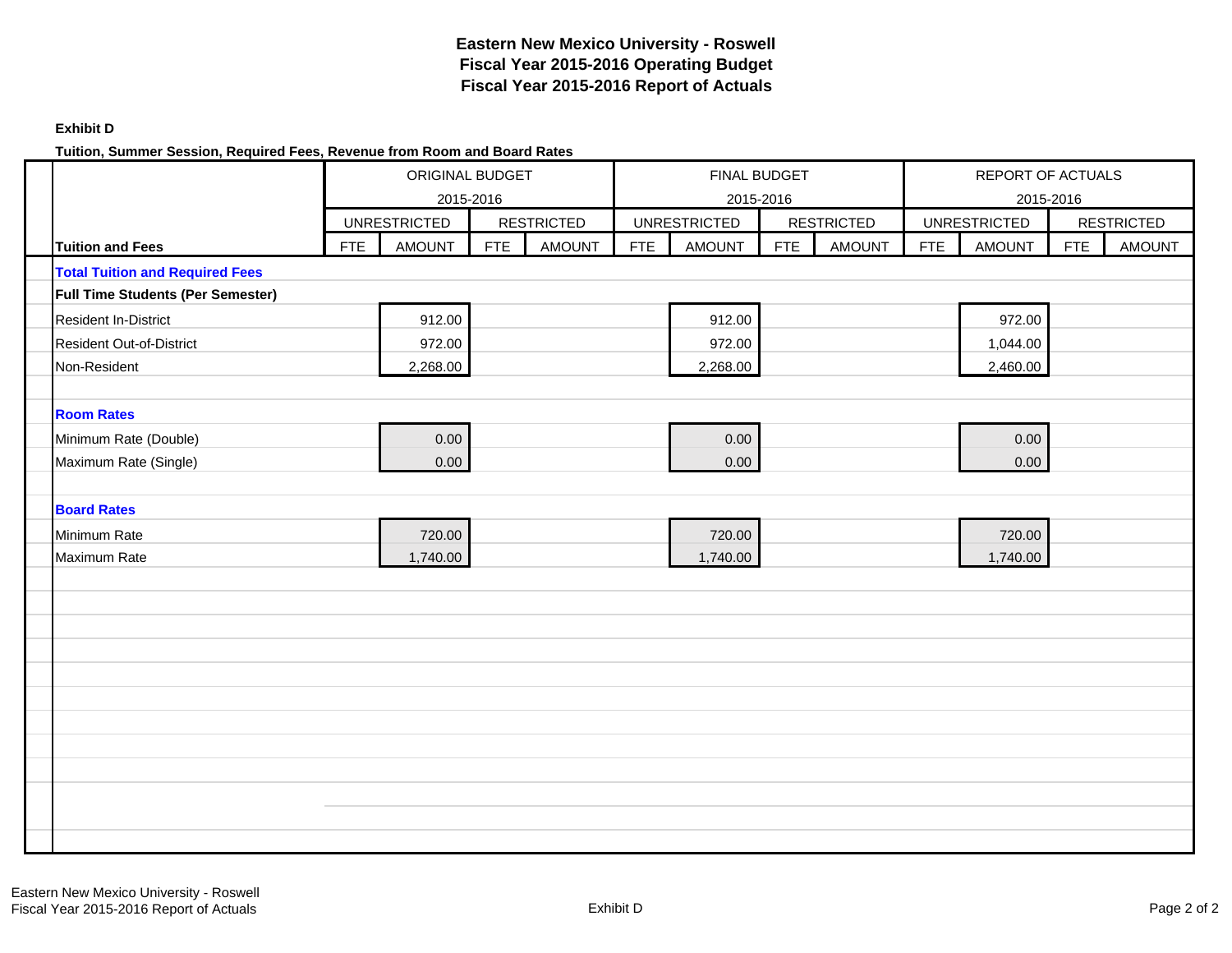# Eastern New Mexico University - Roswell
# Fiscal Year 2015-2016 Operating Budget
# Fiscal Year 2015-2016 Report of Actuals

**Exhibit D**

**Tuition, Summer Session, Required Fees, Revenue from Room and Board Rates**

| | ORIGINAL BUDGET 2015-2016 | | | | FINAL BUDGET 2015-2016 | | | | REPORT OF ACTUALS 2015-2016 | | | |
|---|---|---|---|---|---|---|---|---|---|---|---|---|
| | UNRESTRICTED | | RESTRICTED | | UNRESTRICTED | | RESTRICTED | | UNRESTRICTED | | RESTRICTED | |
| **Tuition and Fees** | FTE | AMOUNT | FTE | AMOUNT | FTE | AMOUNT | FTE | AMOUNT | FTE | AMOUNT | FTE | AMOUNT |
| **Total Tuition and Required Fees** | | | | | | | | | | | | |
| **Full Time Students (Per Semester)** | | | | | | | | | | | | |
| Resident In-District | | 912.00 | | | | 912.00 | | | | 972.00 | | |
| Resident Out-of-District | | 972.00 | | | | 972.00 | | | | 1,044.00 | | |
| Non-Resident | | 2,268.00 | | | | 2,268.00 | | | | 2,460.00 | | |
| | | | | | | | | | | | | |
| **Room Rates** | | | | | | | | | | | | |
| Minimum Rate (Double) | | 0.00 | | | | 0.00 | | | | 0.00 | | |
| Maximum Rate (Single) | | 0.00 | | | | 0.00 | | | | 0.00 | | |
| | | | | | | | | | | | | |
| **Board Rates** | | | | | | | | | | | | |
| Minimum Rate | | 720.00 | | | | 720.00 | | | | 720.00 | | |
| Maximum Rate | | 1,740.00 | | | | 1,740.00 | | | | 1,740.00 | | |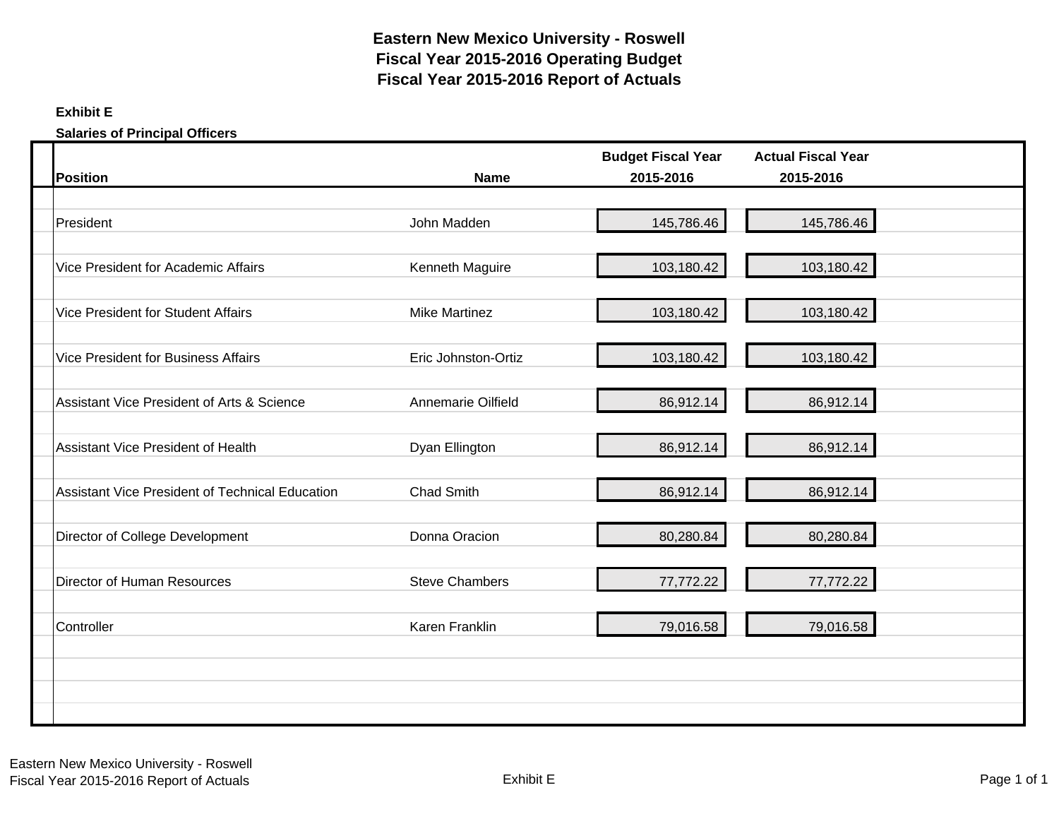# Eastern New Mexico University - Roswell
# Fiscal Year 2015-2016 Operating Budget
# Fiscal Year 2015-2016 Report of Actuals

**Exhibit E**

**Salaries of Principal Officers**

| Position | Name | Budget Fiscal Year 2015-2016 | Actual Fiscal Year 2015-2016 |
|---|---|---|---|
| President | John Madden | 145,786.46 | 145,786.46 |
| Vice President for Academic Affairs | Kenneth Maguire | 103,180.42 | 103,180.42 |
| Vice President for Student Affairs | Mike Martinez | 103,180.42 | 103,180.42 |
| Vice President for Business Affairs | Eric Johnston-Ortiz | 103,180.42 | 103,180.42 |
| Assistant Vice President of Arts & Science | Annemarie Oilfield | 86,912.14 | 86,912.14 |
| Assistant Vice President of Health | Dyan Ellington | 86,912.14 | 86,912.14 |
| Assistant Vice President of Technical Education | Chad Smith | 86,912.14 | 86,912.14 |
| Director of College Development | Donna Oracion | 80,280.84 | 80,280.84 |
| Director of Human Resources | Steve Chambers | 77,772.22 | 77,772.22 |
| Controller | Karen Franklin | 79,016.58 | 79,016.58 |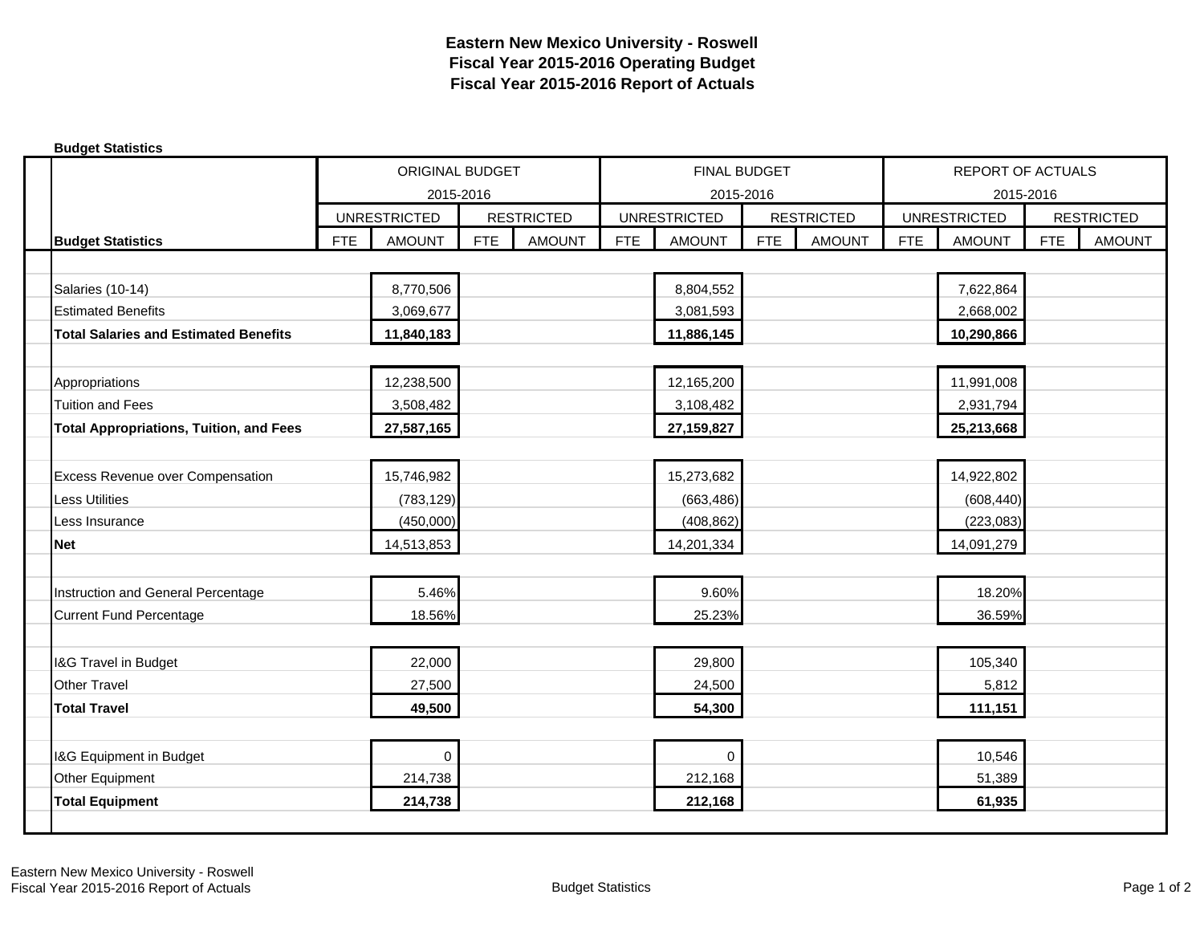# Eastern New Mexico University - Roswell
## Fiscal Year 2015-2016 Operating Budget
## Fiscal Year 2015-2016 Report of Actuals

**Budget Statistics**

| | ORIGINAL BUDGET 2015-2016 | | | | FINAL BUDGET 2015-2016 | | | | REPORT OF ACTUALS 2015-2016 | | | |
|---|---|---|---|---|---|---|---|---|---|---|---|---|
| | UNRESTRICTED | | RESTRICTED | | UNRESTRICTED | | RESTRICTED | | UNRESTRICTED | | RESTRICTED | |
| **Budget Statistics** | FTE | AMOUNT | FTE | AMOUNT | FTE | AMOUNT | FTE | AMOUNT | FTE | AMOUNT | FTE | AMOUNT |
| Salaries (10-14) | | 8,770,506 | | | | 8,804,552 | | | | 7,622,864 | | |
| Estimated Benefits | | 3,069,677 | | | | 3,081,593 | | | | 2,668,002 | | |
| **Total Salaries and Estimated Benefits** | | **11,840,183** | | | | **11,886,145** | | | | **10,290,866** | | |
| Appropriations | | 12,238,500 | | | | 12,165,200 | | | | 11,991,008 | | |
| Tuition and Fees | | 3,508,482 | | | | 3,108,482 | | | | 2,931,794 | | |
| **Total Appropriations, Tuition, and Fees** | | **27,587,165** | | | | **27,159,827** | | | | **25,213,668** | | |
| Excess Revenue over Compensation | | 15,746,982 | | | | 15,273,682 | | | | 14,922,802 | | |
| Less Utilities | | (783,129) | | | | (663,486) | | | | (608,440) | | |
| Less Insurance | | (450,000) | | | | (408,862) | | | | (223,083) | | |
| **Net** | | 14,513,853 | | | | 14,201,334 | | | | 14,091,279 | | |
| Instruction and General Percentage | | 5.46% | | | | 9.60% | | | | 18.20% | | |
| Current Fund Percentage | | 18.56% | | | | 25.23% | | | | 36.59% | | |
| I&G Travel in Budget | | 22,000 | | | | 29,800 | | | | 105,340 | | |
| Other Travel | | 27,500 | | | | 24,500 | | | | 5,812 | | |
| **Total Travel** | | **49,500** | | | | **54,300** | | | | **111,151** | | |
| I&G Equipment in Budget | | 0 | | | | 0 | | | | 10,546 | | |
| Other Equipment | | 214,738 | | | | 212,168 | | | | 51,389 | | |
| **Total Equipment** | | **214,738** | | | | **212,168** | | | | **61,935** | | |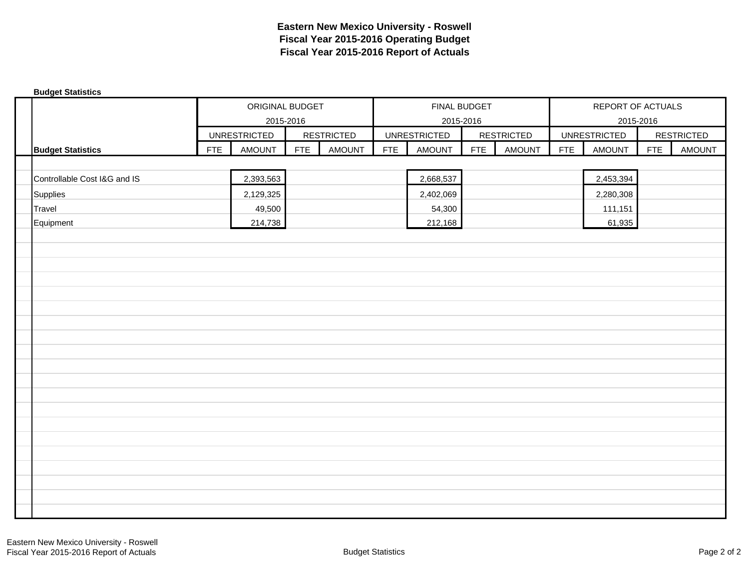# Eastern New Mexico University - Roswell
# Fiscal Year 2015-2016 Operating Budget
# Fiscal Year 2015-2016 Report of Actuals

**Budget Statistics**

| | ORIGINAL BUDGET 2015-2016 | | | | FINAL BUDGET 2015-2016 | | | | REPORT OF ACTUALS 2015-2016 | | | |
|---|---|---|---|---|---|---|---|---|---|---|---|---|
| | UNRESTRICTED | | RESTRICTED | | UNRESTRICTED | | RESTRICTED | | UNRESTRICTED | | RESTRICTED | |
| **Budget Statistics** | FTE | AMOUNT | FTE | AMOUNT | FTE | AMOUNT | FTE | AMOUNT | FTE | AMOUNT | FTE | AMOUNT |
| Controllable Cost I&G and IS | | 2,393,563 | | | | 2,668,537 | | | | 2,453,394 | | |
| Supplies | | 2,129,325 | | | | 2,402,069 | | | | 2,280,308 | | |
| Travel | | 49,500 | | | | 54,300 | | | | 111,151 | | |
| Equipment | | 214,738 | | | | 212,168 | | | | 61,935 | | |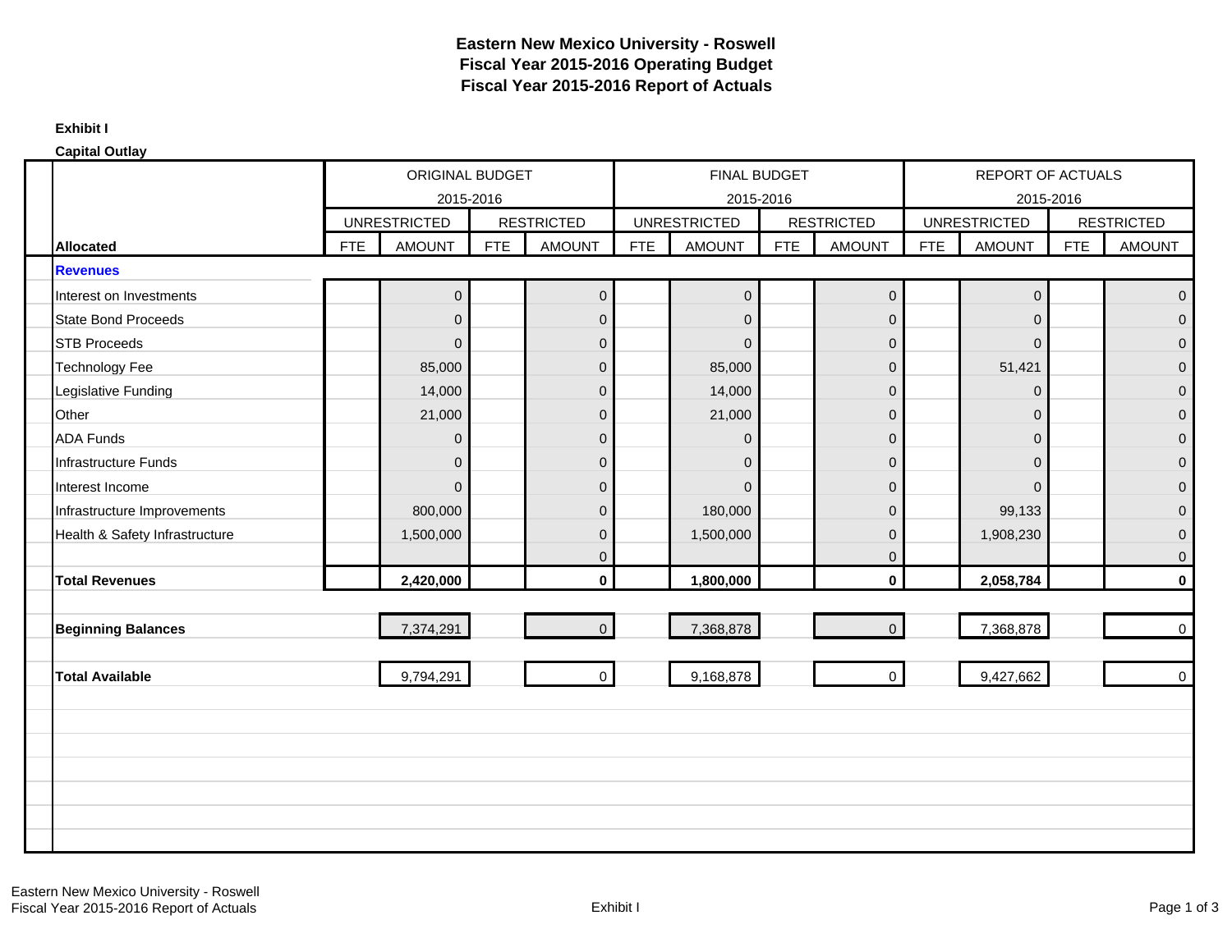# Eastern New Mexico University - Roswell
## Fiscal Year 2015-2016 Operating Budget
## Fiscal Year 2015-2016 Report of Actuals

**Exhibit I**

**Capital Outlay**

| | ORIGINAL BUDGET 2015-2016 | | | | FINAL BUDGET 2015-2016 | | | | REPORT OF ACTUALS 2015-2016 | | | |
|---|---|---|---|---|---|---|---|---|---|---|---|---|
| | UNRESTRICTED | | RESTRICTED | | UNRESTRICTED | | RESTRICTED | | UNRESTRICTED | | RESTRICTED | |
| **Allocated** | FTE | AMOUNT | FTE | AMOUNT | FTE | AMOUNT | FTE | AMOUNT | FTE | AMOUNT | FTE | AMOUNT |
| **Revenues** | | | | | | | | | | | | |
| Interest on Investments | | 0 | | 0 | | 0 | | 0 | | 0 | | 0 |
| State Bond Proceeds | | 0 | | 0 | | 0 | | 0 | | 0 | | 0 |
| STB Proceeds | | 0 | | 0 | | 0 | | 0 | | 0 | | 0 |
| Technology Fee | | 85,000 | | 0 | | 85,000 | | 0 | | 51,421 | | 0 |
| Legislative Funding | | 14,000 | | 0 | | 14,000 | | 0 | | 0 | | 0 |
| Other | | 21,000 | | 0 | | 21,000 | | 0 | | 0 | | 0 |
| ADA Funds | | 0 | | 0 | | 0 | | 0 | | 0 | | 0 |
| Infrastructure Funds | | 0 | | 0 | | 0 | | 0 | | 0 | | 0 |
| Interest Income | | 0 | | 0 | | 0 | | 0 | | 0 | | 0 |
| Infrastructure Improvements | | 800,000 | | 0 | | 180,000 | | 0 | | 99,133 | | 0 |
| Health & Safety Infrastructure | | 1,500,000 | | 0 | | 1,500,000 | | 0 | | 1,908,230 | | 0 |
| | | | | 0 | | | | 0 | | | | 0 |
| **Total Revenues** | | **2,420,000** | | **0** | | **1,800,000** | | **0** | | **2,058,784** | | **0** |
| **Beginning Balances** | | 7,374,291 | | 0 | | 7,368,878 | | 0 | | 7,368,878 | | 0 |
| **Total Available** | | 9,794,291 | | 0 | | 9,168,878 | | 0 | | 9,427,662 | | 0 |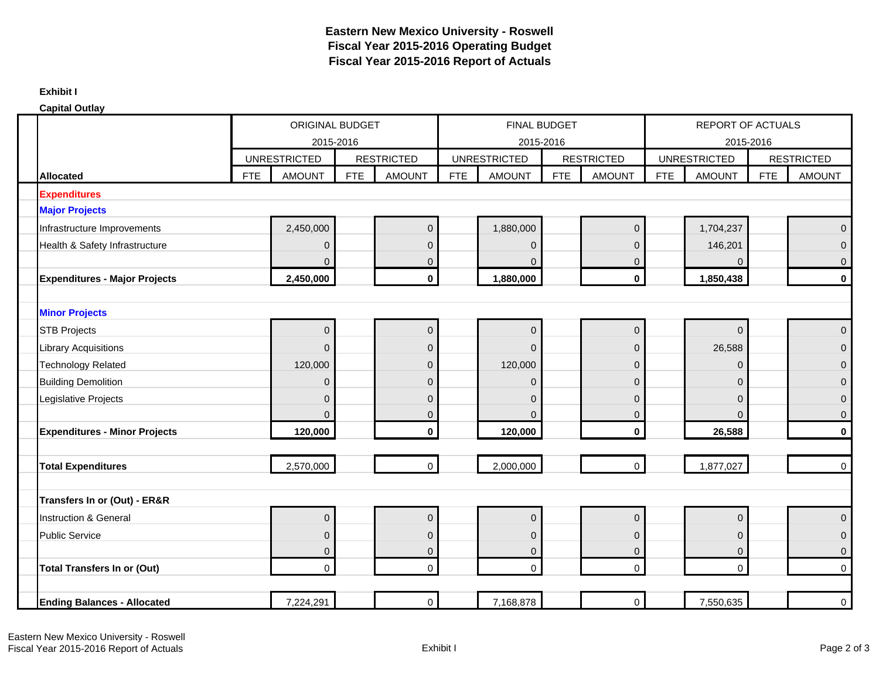# Eastern New Mexico University - Roswell
## Fiscal Year 2015-2016 Operating Budget
## Fiscal Year 2015-2016 Report of Actuals

**Exhibit I**

**Capital Outlay**

| | ORIGINAL BUDGET 2015-2016 | | | | FINAL BUDGET 2015-2016 | | | | REPORT OF ACTUALS 2015-2016 | | | |
|---|---|---|---|---|---|---|---|---|---|---|---|---|
| | UNRESTRICTED | | RESTRICTED | | UNRESTRICTED | | RESTRICTED | | UNRESTRICTED | | RESTRICTED | |
| **Allocated** | FTE | AMOUNT | FTE | AMOUNT | FTE | AMOUNT | FTE | AMOUNT | FTE | AMOUNT | FTE | AMOUNT |
| **Expenditures** | | | | | | | | | | | | |
| **Major Projects** | | | | | | | | | | | | |
| Infrastructure Improvements | | 2,450,000 | | 0 | | 1,880,000 | | 0 | | 1,704,237 | | 0 |
| Health & Safety Infrastructure | | 0 | | 0 | | 0 | | 0 | | 146,201 | | 0 |
| | | 0 | | 0 | | 0 | | 0 | | 0 | | 0 |
| **Expenditures - Major Projects** | | **2,450,000** | | **0** | | **1,880,000** | | **0** | | **1,850,438** | | **0** |
| **Minor Projects** | | | | | | | | | | | | |
| STB Projects | | 0 | | 0 | | 0 | | 0 | | 0 | | 0 |
| Library Acquisitions | | 0 | | 0 | | 0 | | 0 | | 26,588 | | 0 |
| Technology Related | | 120,000 | | 0 | | 120,000 | | 0 | | 0 | | 0 |
| Building Demolition | | 0 | | 0 | | 0 | | 0 | | 0 | | 0 |
| Legislative Projects | | 0 | | 0 | | 0 | | 0 | | 0 | | 0 |
| | | 0 | | 0 | | 0 | | 0 | | 0 | | 0 |
| **Expenditures - Minor Projects** | | **120,000** | | **0** | | **120,000** | | **0** | | **26,588** | | **0** |
| **Total Expenditures** | | 2,570,000 | | 0 | | 2,000,000 | | 0 | | 1,877,027 | | 0 |
| **Transfers In or (Out) - ER&R** | | | | | | | | | | | | |
| Instruction & General | | 0 | | 0 | | 0 | | 0 | | 0 | | 0 |
| Public Service | | 0 | | 0 | | 0 | | 0 | | 0 | | 0 |
| | | 0 | | 0 | | 0 | | 0 | | 0 | | 0 |
| **Total Transfers In or (Out)** | | 0 | | 0 | | 0 | | 0 | | 0 | | 0 |
| **Ending Balances - Allocated** | | 7,224,291 | | 0 | | 7,168,878 | | 0 | | 7,550,635 | | 0 |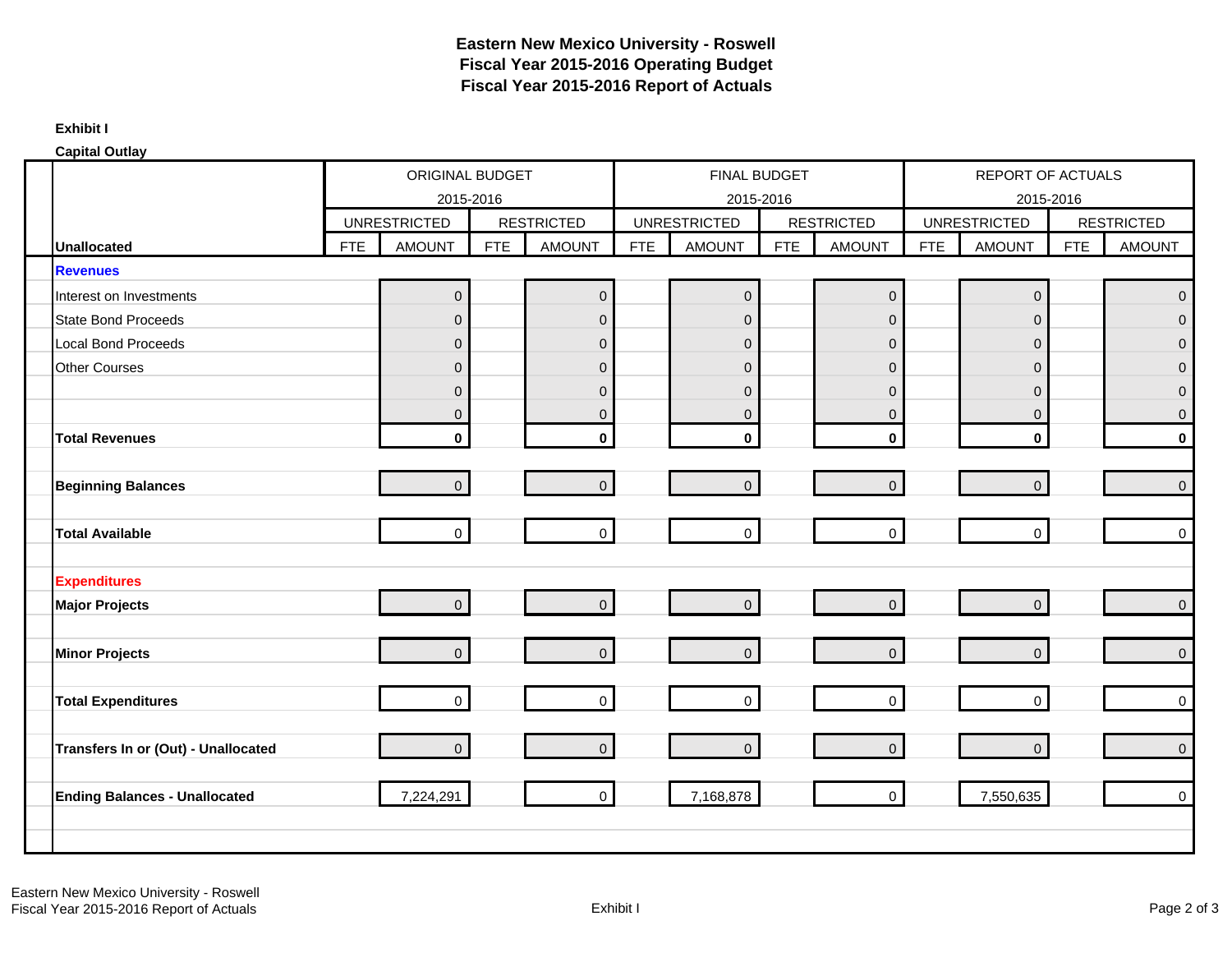# Eastern New Mexico University - Roswell
## Fiscal Year 2015-2016 Operating Budget
## Fiscal Year 2015-2016 Report of Actuals

**Exhibit I**

**Capital Outlay**

| | ORIGINAL BUDGET 2015-2016 | | | | FINAL BUDGET 2015-2016 | | | | REPORT OF ACTUALS 2015-2016 | | | |
|---|---|---|---|---|---|---|---|---|---|---|---|---|
| | UNRESTRICTED | | RESTRICTED | | UNRESTRICTED | | RESTRICTED | | UNRESTRICTED | | RESTRICTED | |
| **Unallocated** | FTE | AMOUNT | FTE | AMOUNT | FTE | AMOUNT | FTE | AMOUNT | FTE | AMOUNT | FTE | AMOUNT |
| **Revenues** | | | | | | | | | | | | |
| Interest on Investments | | 0 | | 0 | | 0 | | 0 | | 0 | | 0 |
| State Bond Proceeds | | 0 | | 0 | | 0 | | 0 | | 0 | | 0 |
| Local Bond Proceeds | | 0 | | 0 | | 0 | | 0 | | 0 | | 0 |
| Other Courses | | 0 | | 0 | | 0 | | 0 | | 0 | | 0 |
| | | 0 | | 0 | | 0 | | 0 | | 0 | | 0 |
| | | 0 | | 0 | | 0 | | 0 | | 0 | | 0 |
| **Total Revenues** | | **0** | | **0** | | **0** | | **0** | | **0** | | **0** |
| **Beginning Balances** | | 0 | | 0 | | 0 | | 0 | | 0 | | 0 |
| **Total Available** | | 0 | | 0 | | 0 | | 0 | | 0 | | 0 |
| **Expenditures** | | | | | | | | | | | | |
| **Major Projects** | | 0 | | 0 | | 0 | | 0 | | 0 | | 0 |
| **Minor Projects** | | 0 | | 0 | | 0 | | 0 | | 0 | | 0 |
| **Total Expenditures** | | 0 | | 0 | | 0 | | 0 | | 0 | | 0 |
| **Transfers In or (Out) - Unallocated** | | 0 | | 0 | | 0 | | 0 | | 0 | | 0 |
| **Ending Balances - Unallocated** | | 7,224,291 | | 0 | | 7,168,878 | | 0 | | 7,550,635 | | 0 |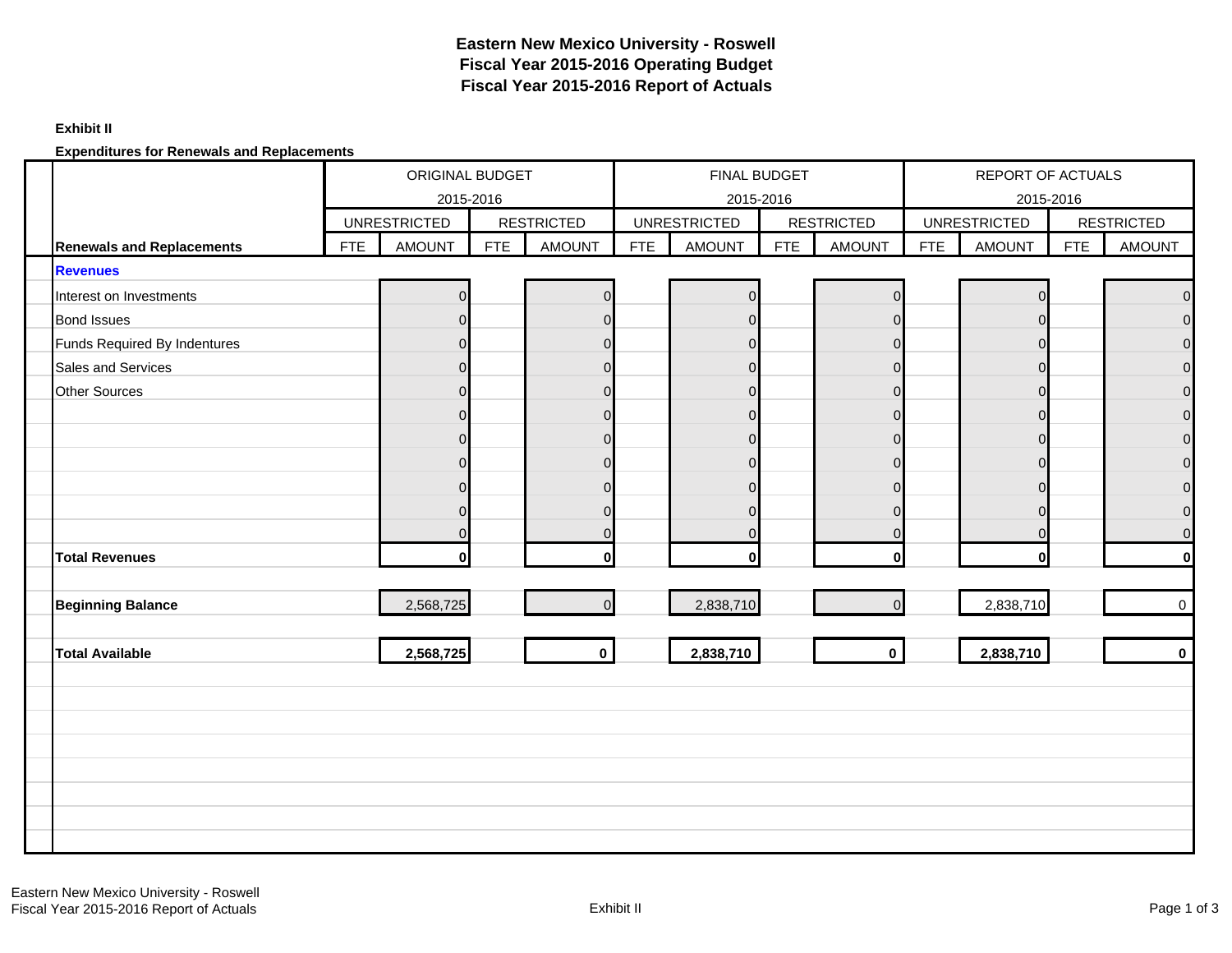# Eastern New Mexico University - Roswell
## Fiscal Year 2015-2016 Operating Budget
## Fiscal Year 2015-2016 Report of Actuals

**Exhibit II**

**Expenditures for Renewals and Replacements**

| | ORIGINAL BUDGET 2015-2016 | | | | FINAL BUDGET 2015-2016 | | | | REPORT OF ACTUALS 2015-2016 | | | |
|---|---|---|---|---|---|---|---|---|---|---|---|---|
| | UNRESTRICTED | | RESTRICTED | | UNRESTRICTED | | RESTRICTED | | UNRESTRICTED | | RESTRICTED | |
| **Renewals and Replacements** | FTE | AMOUNT | FTE | AMOUNT | FTE | AMOUNT | FTE | AMOUNT | FTE | AMOUNT | FTE | AMOUNT |
| **Revenues** | | | | | | | | | | | | |
| Interest on Investments | | 0 | | 0 | | 0 | | 0 | | 0 | | 0 |
| Bond Issues | | 0 | | 0 | | 0 | | 0 | | 0 | | 0 |
| Funds Required By Indentures | | 0 | | 0 | | 0 | | 0 | | 0 | | 0 |
| Sales and Services | | 0 | | 0 | | 0 | | 0 | | 0 | | 0 |
| Other Sources | | 0 | | 0 | | 0 | | 0 | | 0 | | 0 |
| | | 0 | | 0 | | 0 | | 0 | | 0 | | 0 |
| | | 0 | | 0 | | 0 | | 0 | | 0 | | 0 |
| | | 0 | | 0 | | 0 | | 0 | | 0 | | 0 |
| | | 0 | | 0 | | 0 | | 0 | | 0 | | 0 |
| | | 0 | | 0 | | 0 | | 0 | | 0 | | 0 |
| | | 0 | | 0 | | 0 | | 0 | | 0 | | 0 |
| **Total Revenues** | | **0** | | **0** | | **0** | | **0** | | **0** | | **0** |
| **Beginning Balance** | | 2,568,725 | | 0 | | 2,838,710 | | 0 | | 2,838,710 | | 0 |
| **Total Available** | | **2,568,725** | | **0** | | **2,838,710** | | **0** | | **2,838,710** | | **0** |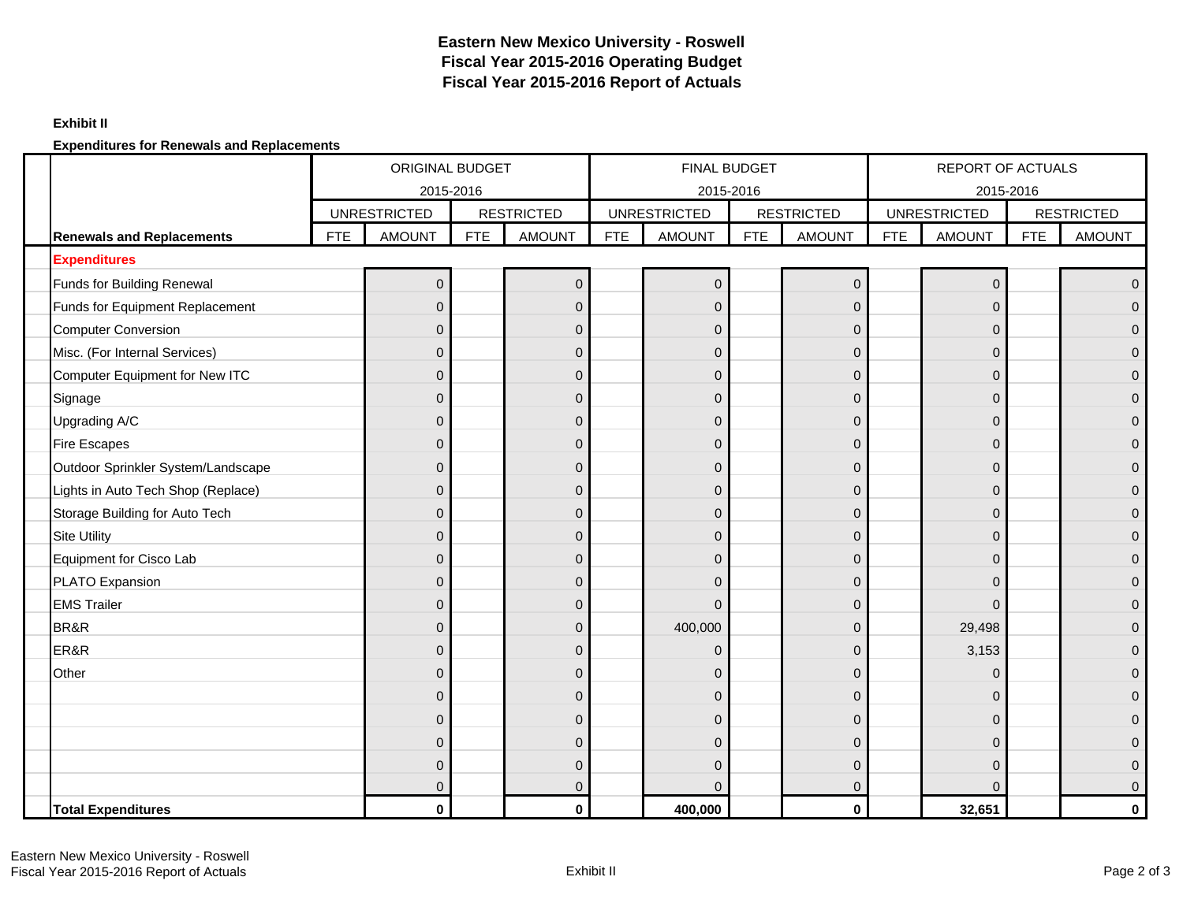# Eastern New Mexico University - Roswell
# Fiscal Year 2015-2016 Operating Budget
# Fiscal Year 2015-2016 Report of Actuals

**Exhibit II**

**Expenditures for Renewals and Replacements**

| | ORIGINAL BUDGET 2015-2016 | | | | FINAL BUDGET 2015-2016 | | | | REPORT OF ACTUALS 2015-2016 | | | |
|---|---|---|---|---|---|---|---|---|---|---|---|---|
| | UNRESTRICTED | | RESTRICTED | | UNRESTRICTED | | RESTRICTED | | UNRESTRICTED | | RESTRICTED | |
| **Renewals and Replacements** | FTE | AMOUNT | FTE | AMOUNT | FTE | AMOUNT | FTE | AMOUNT | FTE | AMOUNT | FTE | AMOUNT |
| **Expenditures** | | | | | | | | | | | | |
| Funds for Building Renewal | | 0 | | 0 | | 0 | | 0 | | 0 | | 0 |
| Funds for Equipment Replacement | | 0 | | 0 | | 0 | | 0 | | 0 | | 0 |
| Computer Conversion | | 0 | | 0 | | 0 | | 0 | | 0 | | 0 |
| Misc. (For Internal Services) | | 0 | | 0 | | 0 | | 0 | | 0 | | 0 |
| Computer Equipment for New ITC | | 0 | | 0 | | 0 | | 0 | | 0 | | 0 |
| Signage | | 0 | | 0 | | 0 | | 0 | | 0 | | 0 |
| Upgrading A/C | | 0 | | 0 | | 0 | | 0 | | 0 | | 0 |
| Fire Escapes | | 0 | | 0 | | 0 | | 0 | | 0 | | 0 |
| Outdoor Sprinkler System/Landscape | | 0 | | 0 | | 0 | | 0 | | 0 | | 0 |
| Lights in Auto Tech Shop (Replace) | | 0 | | 0 | | 0 | | 0 | | 0 | | 0 |
| Storage Building for Auto Tech | | 0 | | 0 | | 0 | | 0 | | 0 | | 0 |
| Site Utility | | 0 | | 0 | | 0 | | 0 | | 0 | | 0 |
| Equipment for Cisco Lab | | 0 | | 0 | | 0 | | 0 | | 0 | | 0 |
| PLATO Expansion | | 0 | | 0 | | 0 | | 0 | | 0 | | 0 |
| EMS Trailer | | 0 | | 0 | | 0 | | 0 | | 0 | | 0 |
| BR&R | | 0 | | 0 | | 400,000 | | 0 | | 29,498 | | 0 |
| ER&R | | 0 | | 0 | | 0 | | 0 | | 3,153 | | 0 |
| Other | | 0 | | 0 | | 0 | | 0 | | 0 | | 0 |
| | | 0 | | 0 | | 0 | | 0 | | 0 | | 0 |
| | | 0 | | 0 | | 0 | | 0 | | 0 | | 0 |
| | | 0 | | 0 | | 0 | | 0 | | 0 | | 0 |
| | | 0 | | 0 | | 0 | | 0 | | 0 | | 0 |
| | | 0 | | 0 | | 0 | | 0 | | 0 | | 0 |
| **Total Expenditures** | | **0** | | **0** | | **400,000** | | **0** | | **32,651** | | **0** |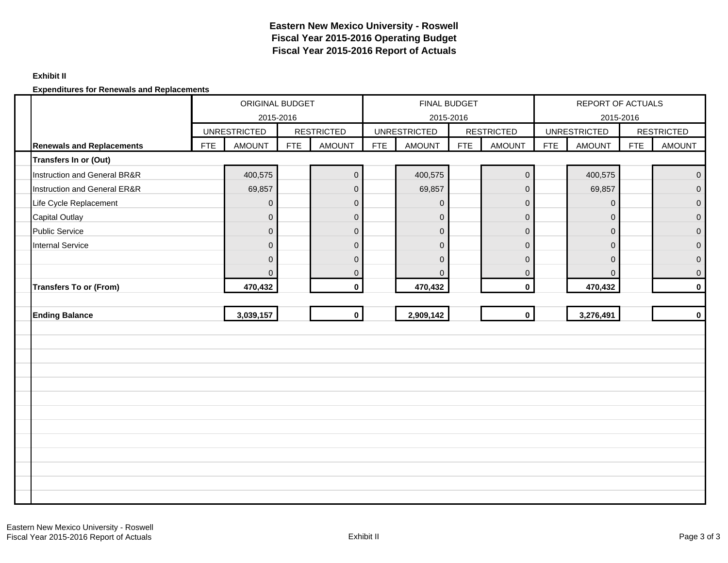# Eastern New Mexico University - Roswell
## Fiscal Year 2015-2016 Operating Budget
## Fiscal Year 2015-2016 Report of Actuals

**Exhibit II**

**Expenditures for Renewals and Replacements**

| | ORIGINAL BUDGET 2015-2016 | | | | FINAL BUDGET 2015-2016 | | | | REPORT OF ACTUALS 2015-2016 | | | |
|---|---|---|---|---|---|---|---|---|---|---|---|---|
| | UNRESTRICTED | | RESTRICTED | | UNRESTRICTED | | RESTRICTED | | UNRESTRICTED | | RESTRICTED | |
| **Renewals and Replacements** | FTE | AMOUNT | FTE | AMOUNT | FTE | AMOUNT | FTE | AMOUNT | FTE | AMOUNT | FTE | AMOUNT |
| **Transfers In or (Out)** | | | | | | | | | | | | |
| Instruction and General BR&R | | 400,575 | | 0 | | 400,575 | | 0 | | 400,575 | | 0 |
| Instruction and General ER&R | | 69,857 | | 0 | | 69,857 | | 0 | | 69,857 | | 0 |
| Life Cycle Replacement | | 0 | | 0 | | 0 | | 0 | | 0 | | 0 |
| Capital Outlay | | 0 | | 0 | | 0 | | 0 | | 0 | | 0 |
| Public Service | | 0 | | 0 | | 0 | | 0 | | 0 | | 0 |
| Internal Service | | 0 | | 0 | | 0 | | 0 | | 0 | | 0 |
| | | 0 | | 0 | | 0 | | 0 | | 0 | | 0 |
| | | 0 | | 0 | | 0 | | 0 | | 0 | | 0 |
| **Transfers To or (From)** | | **470,432** | | **0** | | **470,432** | | **0** | | **470,432** | | **0** |
| | | | | | | | | | | | | |
| **Ending Balance** | | **3,039,157** | | **0** | | **2,909,142** | | **0** | | **3,276,491** | | **0** |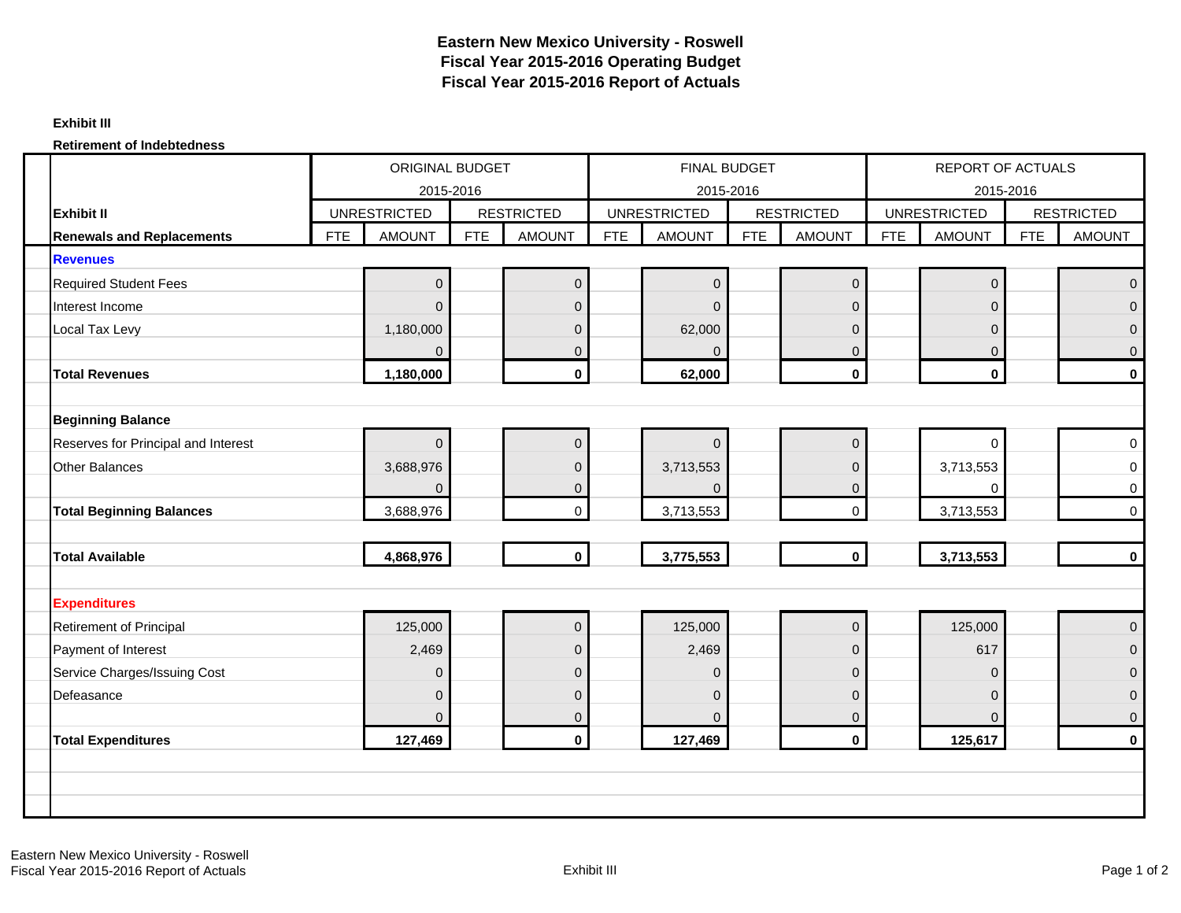# Eastern New Mexico University - Roswell
## Fiscal Year 2015-2016 Operating Budget
## Fiscal Year 2015-2016 Report of Actuals

**Exhibit III**

**Retirement of Indebtedness**

| | ORIGINAL BUDGET 2015-2016 | | | | FINAL BUDGET 2015-2016 | | | | REPORT OF ACTUALS 2015-2016 | | | |
|---|---|---|---|---|---|---|---|---|---|---|---|---|
| **Exhibit II** | UNRESTRICTED | | RESTRICTED | | UNRESTRICTED | | RESTRICTED | | UNRESTRICTED | | RESTRICTED | |
| **Renewals and Replacements** | FTE | AMOUNT | FTE | AMOUNT | FTE | AMOUNT | FTE | AMOUNT | FTE | AMOUNT | FTE | AMOUNT |
| **Revenues** | | | | | | | | | | | | |
| Required Student Fees | | 0 | | 0 | | 0 | | 0 | | 0 | | 0 |
| Interest Income | | 0 | | 0 | | 0 | | 0 | | 0 | | 0 |
| Local Tax Levy | | 1,180,000 | | 0 | | 62,000 | | 0 | | 0 | | 0 |
| | | 0 | | 0 | | 0 | | 0 | | 0 | | 0 |
| **Total Revenues** | | **1,180,000** | | **0** | | **62,000** | | **0** | | **0** | | **0** |
| | | | | | | | | | | | | |
| **Beginning Balance** | | | | | | | | | | | | |
| Reserves for Principal and Interest | | 0 | | 0 | | 0 | | 0 | | 0 | | 0 |
| Other Balances | | 3,688,976 | | 0 | | 3,713,553 | | 0 | | 3,713,553 | | 0 |
| | | 0 | | 0 | | 0 | | 0 | | 0 | | 0 |
| **Total Beginning Balances** | | 3,688,976 | | 0 | | 3,713,553 | | 0 | | 3,713,553 | | 0 |
| | | | | | | | | | | | | |
| **Total Available** | | **4,868,976** | | **0** | | **3,775,553** | | **0** | | **3,713,553** | | **0** |
| | | | | | | | | | | | | |
| **Expenditures** | | | | | | | | | | | | |
| Retirement of Principal | | 125,000 | | 0 | | 125,000 | | 0 | | 125,000 | | 0 |
| Payment of Interest | | 2,469 | | 0 | | 2,469 | | 0 | | 617 | | 0 |
| Service Charges/Issuing Cost | | 0 | | 0 | | 0 | | 0 | | 0 | | 0 |
| Defeasance | | 0 | | 0 | | 0 | | 0 | | 0 | | 0 |
| | | 0 | | 0 | | 0 | | 0 | | 0 | | 0 |
| **Total Expenditures** | | **127,469** | | **0** | | **127,469** | | **0** | | **125,617** | | **0** |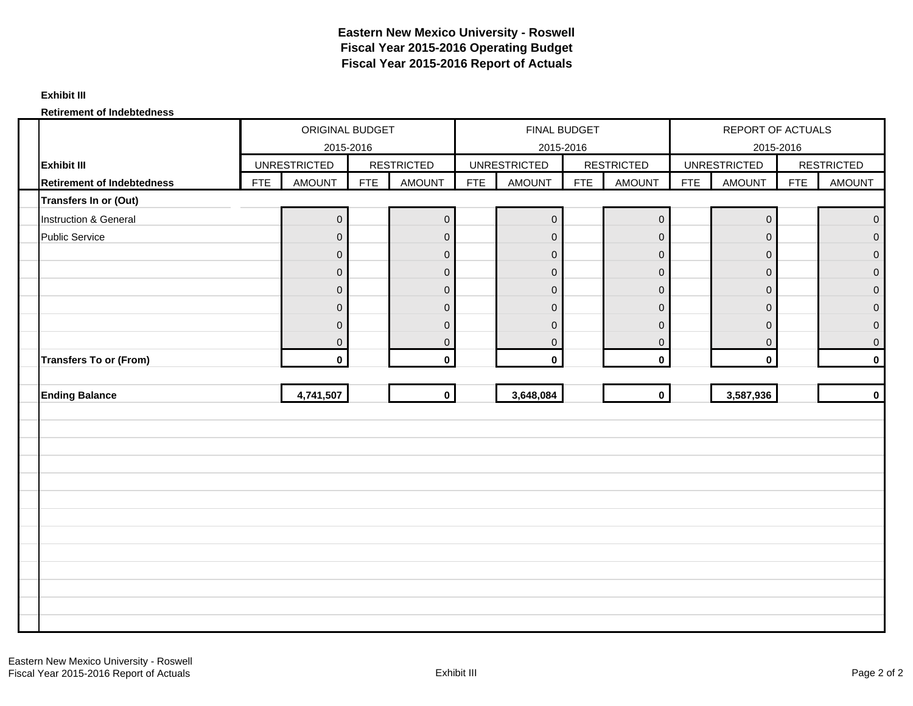# Eastern New Mexico University - Roswell
# Fiscal Year 2015-2016 Operating Budget
# Fiscal Year 2015-2016 Report of Actuals

**Exhibit III**

**Retirement of Indebtedness**

| | ORIGINAL BUDGET 2015-2016 | | | | FINAL BUDGET 2015-2016 | | | | REPORT OF ACTUALS 2015-2016 | | | |
|---|---|---|---|---|---|---|---|---|---|---|---|---|
| | UNRESTRICTED | | RESTRICTED | | UNRESTRICTED | | RESTRICTED | | UNRESTRICTED | | RESTRICTED | |
| **Exhibit III Retirement of Indebtedness** | FTE | AMOUNT | FTE | AMOUNT | FTE | AMOUNT | FTE | AMOUNT | FTE | AMOUNT | FTE | AMOUNT |
| **Transfers In or (Out)** | | | | | | | | | | | | |
| Instruction & General | | 0 | | 0 | | 0 | | 0 | | 0 | | 0 |
| Public Service | | 0 | | 0 | | 0 | | 0 | | 0 | | 0 |
| | | 0 | | 0 | | 0 | | 0 | | 0 | | 0 |
| | | 0 | | 0 | | 0 | | 0 | | 0 | | 0 |
| | | 0 | | 0 | | 0 | | 0 | | 0 | | 0 |
| | | 0 | | 0 | | 0 | | 0 | | 0 | | 0 |
| | | 0 | | 0 | | 0 | | 0 | | 0 | | 0 |
| | | 0 | | 0 | | 0 | | 0 | | 0 | | 0 |
| **Transfers To or (From)** | | **0** | | **0** | | **0** | | **0** | | **0** | | **0** |
| **Ending Balance** | | **4,741,507** | | **0** | | **3,648,084** | | **0** | | **3,587,936** | | **0** |